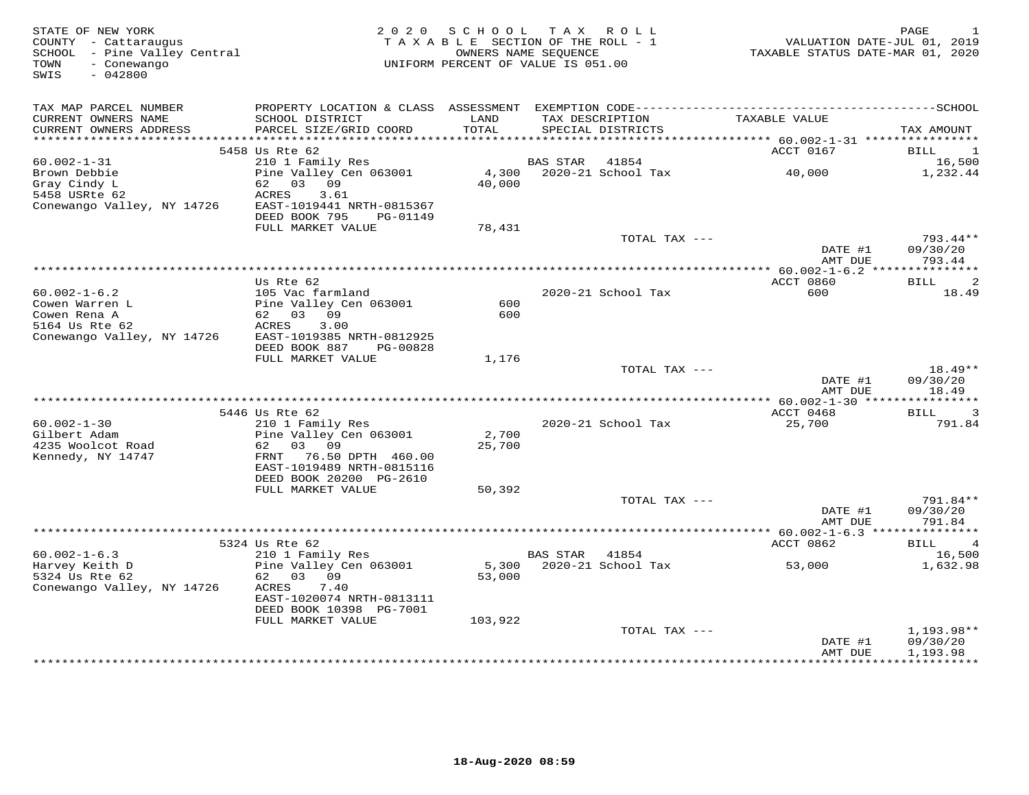STATE OF NEW YORK
COUNTY - Cattaraugus
SCHOOL - Pine Valley Central
TOWN - Conewango
SWIS - 042800

2020 SCHOOL TAX ROLL
TAXABLE SECTION OF THE ROLL - 1
OWNERS NAME SEQUENCE
UNIFORM PERCENT OF VALUE IS 051.00

VALUATION DATE-JUL 01, 2019
TAXABLE STATUS DATE-MAR 01, 2020

| TAX MAP PARCEL NUMBER / CURRENT OWNERS NAME / CURRENT OWNERS ADDRESS | PROPERTY LOCATION & CLASS / SCHOOL DISTRICT / PARCEL SIZE/GRID COORD | ASSESSMENT LAND / TOTAL | EXEMPTION CODE / TAX DESCRIPTION / SPECIAL DISTRICTS | TAXABLE VALUE | TAX AMOUNT |
|---|---|---|---|---|---|
| **60.002-1-31** | 5458 Us Rte 62 | | | ACCT 0167 | BILL 1 |
| 60.002-1-31 | 210 1 Family Res | | BAS STAR 41854 | | 16,500 |
| Brown Debbie | Pine Valley Cen 063001 | 4,300 | 2020-21 School Tax | 40,000 | 1,232.44 |
| Gray Cindy L | 62 03 09 | 40,000 | | | |
| 5458 USRte 62 | ACRES 3.61 | | | | |
| Conewango Valley, NY 14726 | EAST-1019441 NRTH-0815367 | | | | |
| | DEED BOOK 795 PG-01149 | | | | |
| | FULL MARKET VALUE | 78,431 | | | |
| | | | TOTAL TAX --- | | 793.44** |
| | | | | DATE #1 | 09/30/20 |
| | | | | AMT DUE | 793.44 |
| **60.002-1-6.2** | Us Rte 62 | | | ACCT 0860 | BILL 2 |
| 60.002-1-6.2 | 105 Vac farmland | | 2020-21 School Tax | 600 | 18.49 |
| Cowen Warren L | Pine Valley Cen 063001 | 600 | | | |
| Cowen Rena A | 62 03 09 | 600 | | | |
| 5164 Us Rte 62 | ACRES 3.00 | | | | |
| Conewango Valley, NY 14726 | EAST-1019385 NRTH-0812925 | | | | |
| | DEED BOOK 887 PG-00828 | | | | |
| | FULL MARKET VALUE | 1,176 | | | |
| | | | TOTAL TAX --- | | 18.49** |
| | | | | DATE #1 | 09/30/20 |
| | | | | AMT DUE | 18.49 |
| **60.002-1-30** | 5446 Us Rte 62 | | | ACCT 0468 | BILL 3 |
| 60.002-1-30 | 210 1 Family Res | | 2020-21 School Tax | 25,700 | 791.84 |
| Gilbert Adam | Pine Valley Cen 063001 | 2,700 | | | |
| 4235 Woolcot Road | 62 03 09 | 25,700 | | | |
| Kennedy, NY 14747 | FRNT 76.50 DPTH 460.00 | | | | |
| | EAST-1019489 NRTH-0815116 | | | | |
| | DEED BOOK 20200 PG-2610 | | | | |
| | FULL MARKET VALUE | 50,392 | | | |
| | | | TOTAL TAX --- | | 791.84** |
| | | | | DATE #1 | 09/30/20 |
| | | | | AMT DUE | 791.84 |
| **60.002-1-6.3** | 5324 Us Rte 62 | | | ACCT 0862 | BILL 4 |
| 60.002-1-6.3 | 210 1 Family Res | | BAS STAR 41854 | | 16,500 |
| Harvey Keith D | Pine Valley Cen 063001 | 5,300 | 2020-21 School Tax | 53,000 | 1,632.98 |
| 5324 Us Rte 62 | 62 03 09 | 53,000 | | | |
| Conewango Valley, NY 14726 | ACRES 7.40 | | | | |
| | EAST-1020074 NRTH-0813111 | | | | |
| | DEED BOOK 10398 PG-7001 | | | | |
| | FULL MARKET VALUE | 103,922 | | | |
| | | | TOTAL TAX --- | | 1,193.98** |
| | | | | DATE #1 | 09/30/20 |
| | | | | AMT DUE | 1,193.98 |

18-Aug-2020 08:59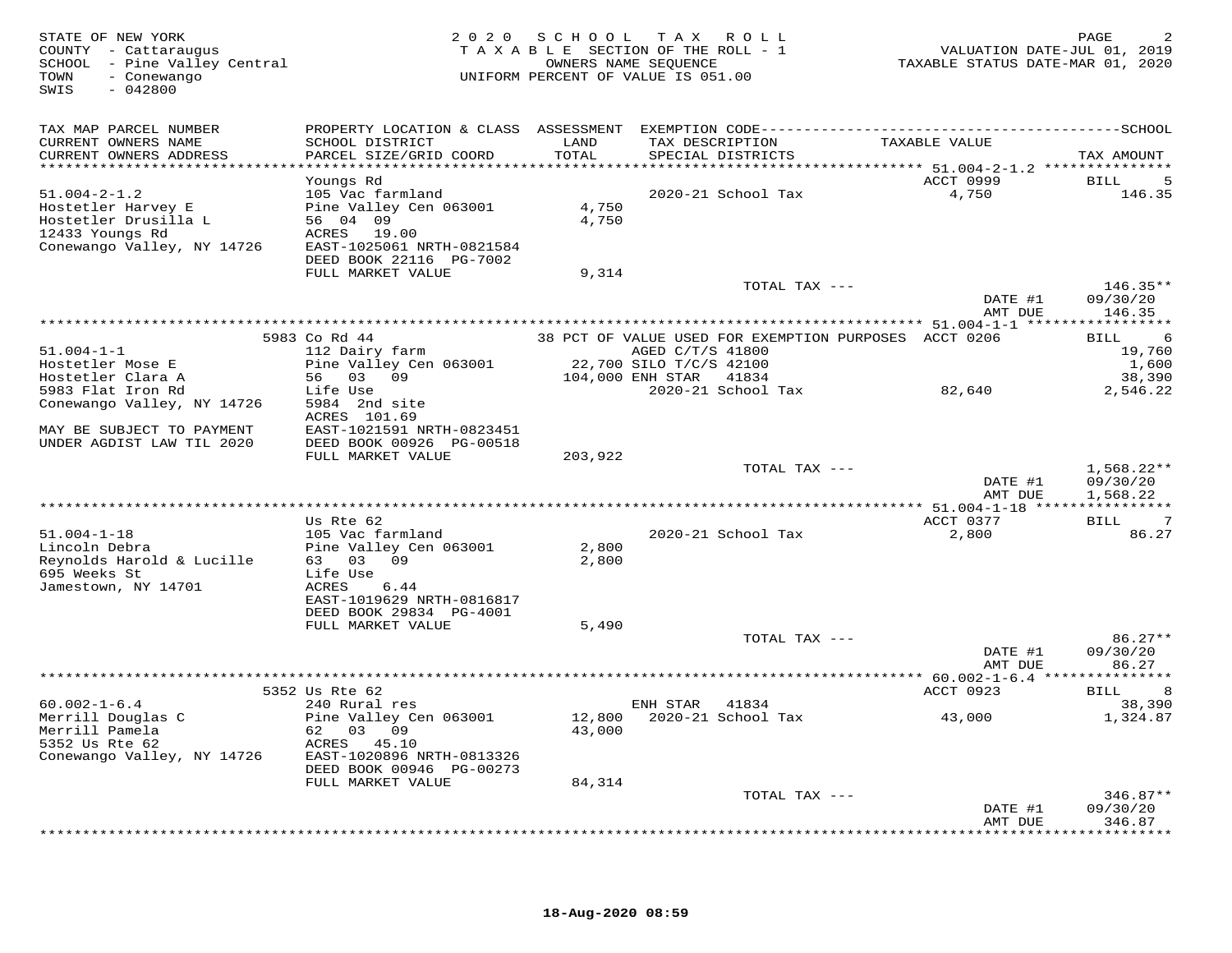STATE OF NEW YORK
COUNTY - Cattaraugus
SCHOOL - Pine Valley Central
TOWN - Conewango
SWIS - 042800

2020 SCHOOL TAX ROLL
TAXABLE SECTION OF THE ROLL - 1
OWNERS NAME SEQUENCE
UNIFORM PERCENT OF VALUE IS 051.00

VALUATION DATE-JUL 01, 2019
TAXABLE STATUS DATE-MAR 01, 2020

```
TAX MAP PARCEL NUMBER          PROPERTY LOCATION & CLASS  ASSESSMENT  EXEMPTION CODE------------------------------------------------SCHOOL
CURRENT OWNERS NAME            SCHOOL DISTRICT               LAND      TAX DESCRIPTION                  TAXABLE VALUE
CURRENT OWNERS ADDRESS         PARCEL SIZE/GRID COORD        TOTAL     SPECIAL DISTRICTS                                        TAX AMOUNT
************************************************************************************************ 51.004-2-1.2 ***************
                               Youngs Rd                                                                ACCT 0999          BILL     5
51.004-2-1.2                   105 Vac farmland                        2020-21 School Tax                 4,750                  146.35
Hostetler Harvey E             Pine Valley Cen 063001        4,750
Hostetler Drusilla L           56  04  09                    4,750
12433 Youngs Rd                ACRES   19.00
Conewango Valley, NY 14726     EAST-1025061 NRTH-0821584
                               DEED BOOK 22116  PG-7002
                               FULL MARKET VALUE             9,314
                                                                       TOTAL TAX ---                                          146.35**
                                                                                                         DATE #1           09/30/20
                                                                                                         AMT DUE             146.35
************************************************************************************************ 51.004-1-1 *****************
                          5983 Co Rd 44                       38 PCT OF VALUE USED FOR EXEMPTION PURPOSES  ACCT 0206          BILL     6
51.004-1-1                     112 Dairy farm                          AGED C/T/S 41800                                          19,760
Hostetler Mose E               Pine Valley Cen 063001       22,700 SILO T/C/S 42100                                               1,600
Hostetler Clara A              56   03   09                104,000 ENH STAR   41834                                              38,390
5983 Flat Iron Rd              Life Use                                2020-21 School Tax                82,640               2,546.22
Conewango Valley, NY 14726     5984  2nd site
                               ACRES 101.69
MAY BE SUBJECT TO PAYMENT      EAST-1021591 NRTH-0823451
UNDER AGDIST LAW TIL 2020      DEED BOOK 00926  PG-00518
                               FULL MARKET VALUE           203,922
                                                                       TOTAL TAX ---                                        1,568.22**
                                                                                                         DATE #1           09/30/20
                                                                                                         AMT DUE           1,568.22
************************************************************************************************ 51.004-1-18 ****************
                               Us Rte 62                                                                ACCT 0377          BILL     7
51.004-1-18                    105 Vac farmland                        2020-21 School Tax                 2,800                   86.27
Lincoln Debra                  Pine Valley Cen 063001        2,800
Reynolds Harold & Lucille      63   03   09                  2,800
695 Weeks St                   Life Use
Jamestown, NY 14701            ACRES     6.44
                               EAST-1019629 NRTH-0816817
                               DEED BOOK 29834  PG-4001
                               FULL MARKET VALUE             5,490
                                                                       TOTAL TAX ---                                           86.27**
                                                                                                         DATE #1           09/30/20
                                                                                                         AMT DUE              86.27
************************************************************************************************ 60.002-1-6.4 ***************
                          5352 Us Rte 62                                                                ACCT 0923          BILL     8
60.002-1-6.4                   240 Rural res                           ENH STAR   41834                                          38,390
Merrill Douglas C              Pine Valley Cen 063001       12,800    2020-21 School Tax                 43,000               1,324.87
Merrill Pamela                 62   03   09                 43,000
5352 Us Rte 62                 ACRES   45.10
Conewango Valley, NY 14726     EAST-1020896 NRTH-0813326
                               DEED BOOK 00946  PG-00273
                               FULL MARKET VALUE            84,314
                                                                       TOTAL TAX ---                                          346.87**
                                                                                                         DATE #1           09/30/20
                                                                                                         AMT DUE             346.87
******************************************************************************************************************************
```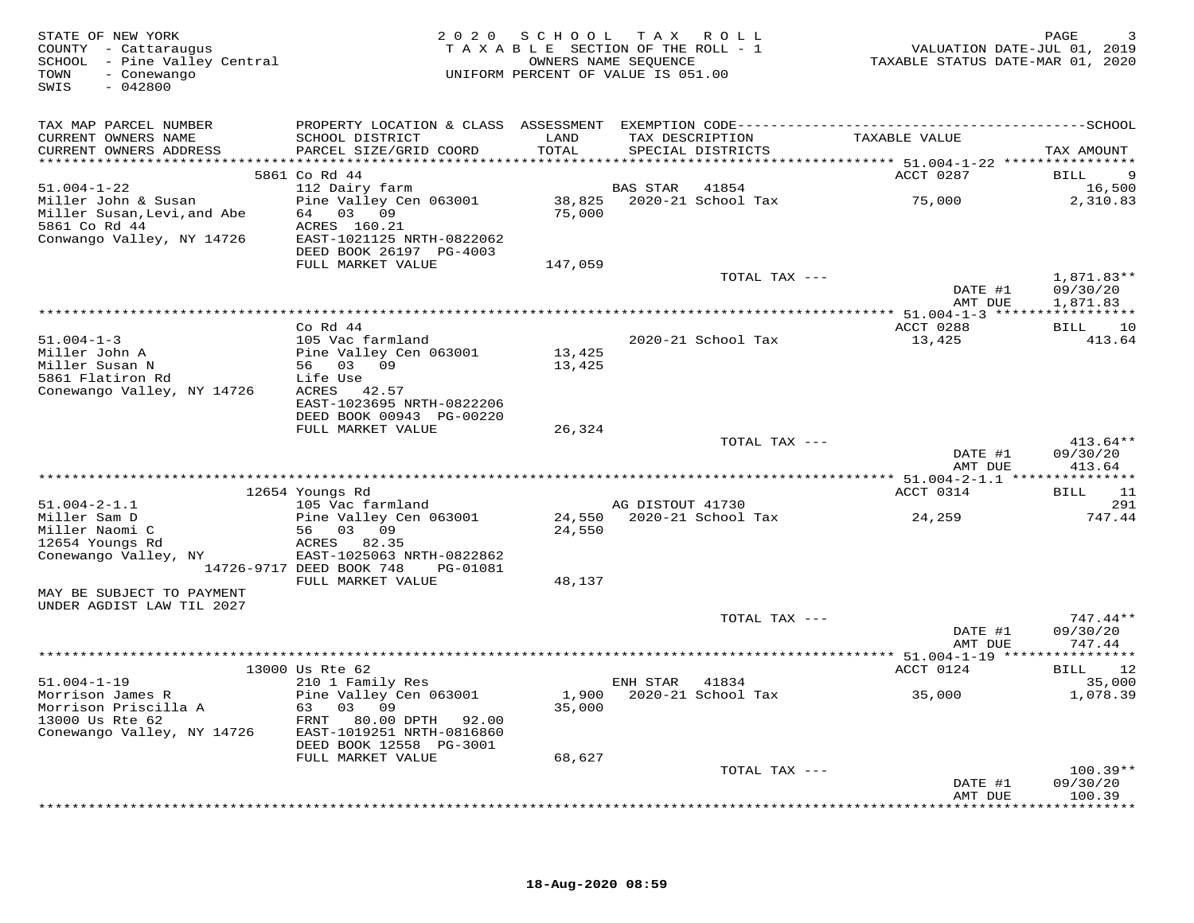STATE OF NEW YORK
COUNTY - Cattaraugus
SCHOOL - Pine Valley Central
TOWN - Conewango
SWIS - 042800

2 0 2 0 S C H O O L T A X R O L L
T A X A B L E SECTION OF THE ROLL - 1
OWNERS NAME SEQUENCE
UNIFORM PERCENT OF VALUE IS 051.00

VALUATION DATE-JUL 01, 2019
TAXABLE STATUS DATE-MAR 01, 2020

| TAX MAP PARCEL NUMBER / CURRENT OWNERS NAME / CURRENT OWNERS ADDRESS | PROPERTY LOCATION & CLASS / SCHOOL DISTRICT / PARCEL SIZE/GRID COORD | ASSESSMENT LAND / TOTAL | EXEMPTION CODE / TAX DESCRIPTION / SPECIAL DISTRICTS | TAXABLE VALUE | SCHOOL TAX AMOUNT |
|---|---|---|---|---|---|
| | 5861 Co Rd 44 | | | ACCT 0287 | BILL 9 |
| 51.004-1-22 | 112 Dairy farm | | BAS STAR 41854 | | 16,500 |
| Miller John & Susan | Pine Valley Cen 063001 | 38,825 | 2020-21 School Tax | 75,000 | 2,310.83 |
| Miller Susan,Levi,and Abe | 64 03 09 | 75,000 | | | |
| 5861 Co Rd 44 | ACRES 160.21 | | | | |
| Conwango Valley, NY 14726 | EAST-1021125 NRTH-0822062 | | | | |
| | DEED BOOK 26197 PG-4003 | | | | |
| | FULL MARKET VALUE | 147,059 | | | |
| | | | TOTAL TAX --- | | 1,871.83** |
| | | | | DATE #1 | 09/30/20 |
| | | | | AMT DUE | 1,871.83 |
| | Co Rd 44 | | | ACCT 0288 | BILL 10 |
| 51.004-1-3 | 105 Vac farmland | | 2020-21 School Tax | 13,425 | 413.64 |
| Miller John A | Pine Valley Cen 063001 | 13,425 | | | |
| Miller Susan N | 56 03 09 | 13,425 | | | |
| 5861 Flatiron Rd | Life Use | | | | |
| Conewango Valley, NY 14726 | ACRES 42.57 | | | | |
| | EAST-1023695 NRTH-0822206 | | | | |
| | DEED BOOK 00943 PG-00220 | | | | |
| | FULL MARKET VALUE | 26,324 | | | |
| | | | TOTAL TAX --- | | 413.64** |
| | | | | DATE #1 | 09/30/20 |
| | | | | AMT DUE | 413.64 |
| | 12654 Youngs Rd | | | ACCT 0314 | BILL 11 |
| 51.004-2-1.1 | 105 Vac farmland | | AG DISTOUT 41730 | | 291 |
| Miller Sam D | Pine Valley Cen 063001 | 24,550 | 2020-21 School Tax | 24,259 | 747.44 |
| Miller Naomi C | 56 03 09 | 24,550 | | | |
| 12654 Youngs Rd | ACRES 82.35 | | | | |
| Conewango Valley, NY | EAST-1025063 NRTH-0822862 | | | | |
| 14726-9717 | DEED BOOK 748 PG-01081 | | | | |
| | FULL MARKET VALUE | 48,137 | | | |
| MAY BE SUBJECT TO PAYMENT UNDER AGDIST LAW TIL 2027 | | | | | |
| | | | TOTAL TAX --- | | 747.44** |
| | | | | DATE #1 | 09/30/20 |
| | | | | AMT DUE | 747.44 |
| | 13000 Us Rte 62 | | | ACCT 0124 | BILL 12 |
| 51.004-1-19 | 210 1 Family Res | | ENH STAR 41834 | | 35,000 |
| Morrison James R | Pine Valley Cen 063001 | 1,900 | 2020-21 School Tax | 35,000 | 1,078.39 |
| Morrison Priscilla A | 63 03 09 | 35,000 | | | |
| 13000 Us Rte 62 | FRNT 80.00 DPTH 92.00 | | | | |
| Conewango Valley, NY 14726 | EAST-1019251 NRTH-0816860 | | | | |
| | DEED BOOK 12558 PG-3001 | | | | |
| | FULL MARKET VALUE | 68,627 | | | |
| | | | TOTAL TAX --- | | 100.39** |
| | | | | DATE #1 | 09/30/20 |
| | | | | AMT DUE | 100.39 |

18-Aug-2020 08:59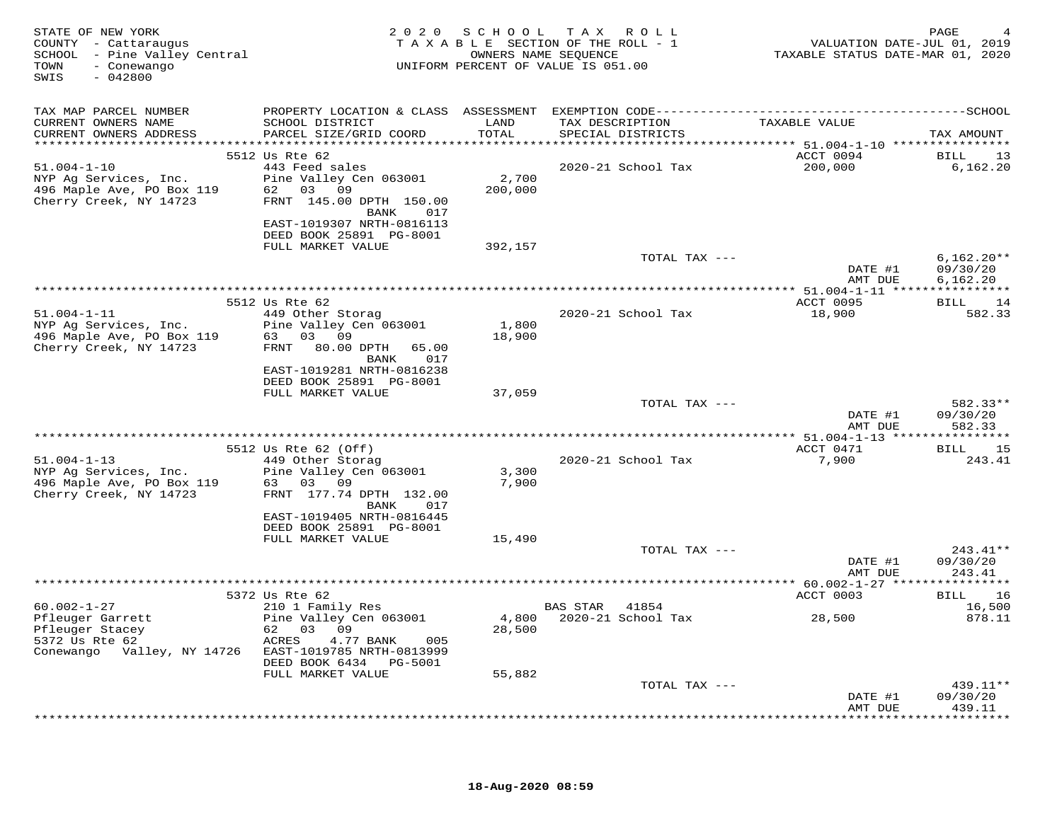STATE OF NEW YORK
COUNTY - Cattaraugus
SCHOOL - Pine Valley Central
TOWN - Conewango
SWIS - 042800

2020 SCHOOL TAX ROLL
TAXABLE SECTION OF THE ROLL - 1
OWNERS NAME SEQUENCE
UNIFORM PERCENT OF VALUE IS 051.00

VALUATION DATE-JUL 01, 2019
TAXABLE STATUS DATE-MAR 01, 2020

| TAX MAP PARCEL NUMBER / CURRENT OWNERS NAME / CURRENT OWNERS ADDRESS | PROPERTY LOCATION & CLASS / SCHOOL DISTRICT / PARCEL SIZE/GRID COORD | ASSESSMENT LAND / TOTAL | EXEMPTION CODE / TAX DESCRIPTION / SPECIAL DISTRICTS | TAXABLE VALUE | SCHOOL TAX AMOUNT |
|---|---|---|---|---|---|
| | 5512 Us Rte 62 | | | ACCT 0094 | BILL 13 |
| 51.004-1-10 | 443 Feed sales | | 2020-21 School Tax | 200,000 | 6,162.20 |
| NYP Ag Services, Inc. | Pine Valley Cen 063001 | 2,700 | | | |
| 496 Maple Ave, PO Box 119 | 62 03 09 | 200,000 | | | |
| Cherry Creek, NY 14723 | FRNT 145.00 DPTH 150.00 BANK 017 | | | | |
| | EAST-1019307 NRTH-0816113 | | | | |
| | DEED BOOK 25891 PG-8001 | | | | |
| | FULL MARKET VALUE | 392,157 | | | |
| | | | TOTAL TAX --- | | 6,162.20** |
| | | | | DATE #1 | 09/30/20 |
| | | | | AMT DUE | 6,162.20 |
| | 5512 Us Rte 62 | | | ACCT 0095 | BILL 14 |
| 51.004-1-11 | 449 Other Storag | | 2020-21 School Tax | 18,900 | 582.33 |
| NYP Ag Services, Inc. | Pine Valley Cen 063001 | 1,800 | | | |
| 496 Maple Ave, PO Box 119 | 63 03 09 | 18,900 | | | |
| Cherry Creek, NY 14723 | FRNT 80.00 DPTH 65.00 BANK 017 | | | | |
| | EAST-1019281 NRTH-0816238 | | | | |
| | DEED BOOK 25891 PG-8001 | | | | |
| | FULL MARKET VALUE | 37,059 | | | |
| | | | TOTAL TAX --- | | 582.33** |
| | | | | DATE #1 | 09/30/20 |
| | | | | AMT DUE | 582.33 |
| | 5512 Us Rte 62 (Off) | | | ACCT 0471 | BILL 15 |
| 51.004-1-13 | 449 Other Storag | | 2020-21 School Tax | 7,900 | 243.41 |
| NYP Ag Services, Inc. | Pine Valley Cen 063001 | 3,300 | | | |
| 496 Maple Ave, PO Box 119 | 63 03 09 | 7,900 | | | |
| Cherry Creek, NY 14723 | FRNT 177.74 DPTH 132.00 BANK 017 | | | | |
| | EAST-1019405 NRTH-0816445 | | | | |
| | DEED BOOK 25891 PG-8001 | | | | |
| | FULL MARKET VALUE | 15,490 | | | |
| | | | TOTAL TAX --- | | 243.41** |
| | | | | DATE #1 | 09/30/20 |
| | | | | AMT DUE | 243.41 |
| | 5372 Us Rte 62 | | | ACCT 0003 | BILL 16 |
| 60.002-1-27 | 210 1 Family Res | | BAS STAR 41854 | | 16,500 |
| Pfleuger Garrett | Pine Valley Cen 063001 | 4,800 | 2020-21 School Tax | 28,500 | 878.11 |
| Pfleuger Stacey | 62 03 09 | 28,500 | | | |
| 5372 Us Rte 62 | ACRES 4.77 BANK 005 | | | | |
| Conewango Valley, NY 14726 | EAST-1019785 NRTH-0813999 | | | | |
| | DEED BOOK 6434 PG-5001 | | | | |
| | FULL MARKET VALUE | 55,882 | | | |
| | | | TOTAL TAX --- | | 439.11** |
| | | | | DATE #1 | 09/30/20 |
| | | | | AMT DUE | 439.11 |

18-Aug-2020 08:59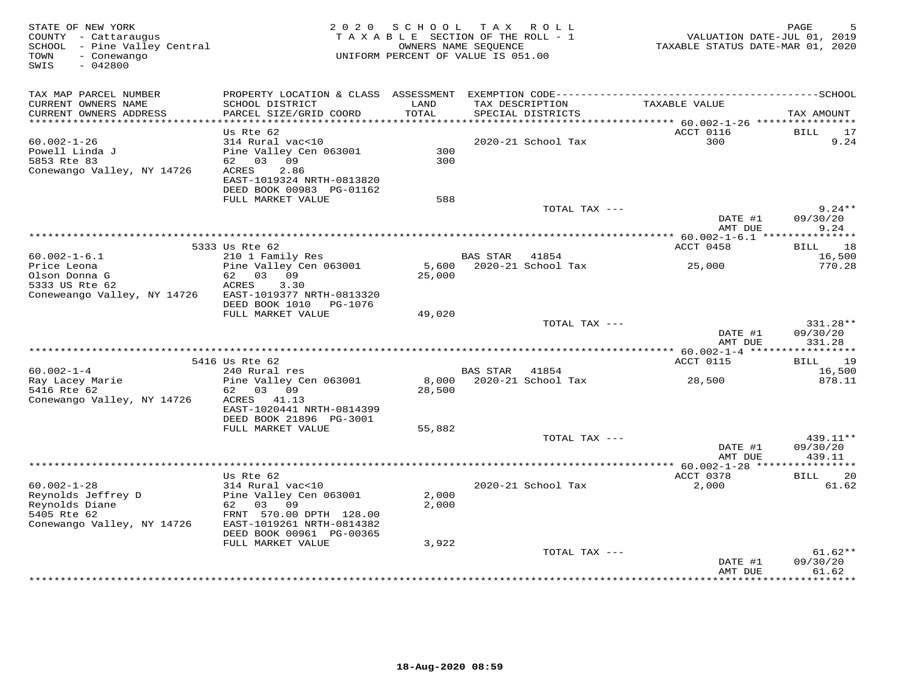STATE OF NEW YORK
COUNTY - Cattaraugus
SCHOOL - Pine Valley Central
TOWN - Conewango
SWIS - 042800

2 0 2 0 S C H O O L T A X R O L L
T A X A B L E SECTION OF THE ROLL - 1
OWNERS NAME SEQUENCE
UNIFORM PERCENT OF VALUE IS 051.00

VALUATION DATE-JUL 01, 2019
TAXABLE STATUS DATE-MAR 01, 2020

| TAX MAP PARCEL NUMBER / CURRENT OWNERS NAME / CURRENT OWNERS ADDRESS | PROPERTY LOCATION & CLASS / SCHOOL DISTRICT / PARCEL SIZE/GRID COORD | ASSESSMENT LAND / TOTAL | EXEMPTION CODE / TAX DESCRIPTION / SPECIAL DISTRICTS | TAXABLE VALUE | TAX AMOUNT |
|---|---|---|---|---|---|
| **60.002-1-26** | Us Rte 62 | | | ACCT 0116 | BILL 17 |
| 60.002-1-26 | 314 Rural vac<10 | | 2020-21 School Tax | 300 | 9.24 |
| Powell Linda J | Pine Valley Cen 063001 | 300 | | | |
| 5853 Rte 83 | 62 03 09 | 300 | | | |
| Conewango Valley, NY 14726 | ACRES 2.86 | | | | |
| | EAST-1019324 NRTH-0813820 | | | | |
| | DEED BOOK 00983 PG-01162 | | | | |
| | FULL MARKET VALUE | 588 | | | |
| | | | TOTAL TAX --- | | 9.24** |
| | | | | DATE #1 | 09/30/20 |
| | | | | AMT DUE | 9.24 |
| **60.002-1-6.1** | 5333 Us Rte 62 | | | ACCT 0458 | BILL 18 |
| 60.002-1-6.1 | 210 1 Family Res | | BAS STAR 41854 | | 16,500 |
| Price Leona | Pine Valley Cen 063001 | 5,600 | 2020-21 School Tax | 25,000 | 770.28 |
| Olson Donna G | 62 03 09 | 25,000 | | | |
| 5333 US Rte 62 | ACRES 3.30 | | | | |
| Coneweango Valley, NY 14726 | EAST-1019377 NRTH-0813320 | | | | |
| | DEED BOOK 1010 PG-1076 | | | | |
| | FULL MARKET VALUE | 49,020 | | | |
| | | | TOTAL TAX --- | | 331.28** |
| | | | | DATE #1 | 09/30/20 |
| | | | | AMT DUE | 331.28 |
| **60.002-1-4** | 5416 Us Rte 62 | | | ACCT 0115 | BILL 19 |
| 60.002-1-4 | 240 Rural res | | BAS STAR 41854 | | 16,500 |
| Ray Lacey Marie | Pine Valley Cen 063001 | 8,000 | 2020-21 School Tax | 28,500 | 878.11 |
| 5416 Rte 62 | 62 03 09 | 28,500 | | | |
| Conewango Valley, NY 14726 | ACRES 41.13 | | | | |
| | EAST-1020441 NRTH-0814399 | | | | |
| | DEED BOOK 21896 PG-3001 | | | | |
| | FULL MARKET VALUE | 55,882 | | | |
| | | | TOTAL TAX --- | | 439.11** |
| | | | | DATE #1 | 09/30/20 |
| | | | | AMT DUE | 439.11 |
| **60.002-1-28** | Us Rte 62 | | | ACCT 0378 | BILL 20 |
| 60.002-1-28 | 314 Rural vac<10 | | 2020-21 School Tax | 2,000 | 61.62 |
| Reynolds Jeffrey D | Pine Valley Cen 063001 | 2,000 | | | |
| Reynolds Diane | 62 03 09 | 2,000 | | | |
| 5405 Rte 62 | FRNT 570.00 DPTH 128.00 | | | | |
| Conewango Valley, NY 14726 | EAST-1019261 NRTH-0814382 | | | | |
| | DEED BOOK 00961 PG-00365 | | | | |
| | FULL MARKET VALUE | 3,922 | | | |
| | | | TOTAL TAX --- | | 61.62** |
| | | | | DATE #1 | 09/30/20 |
| | | | | AMT DUE | 61.62 |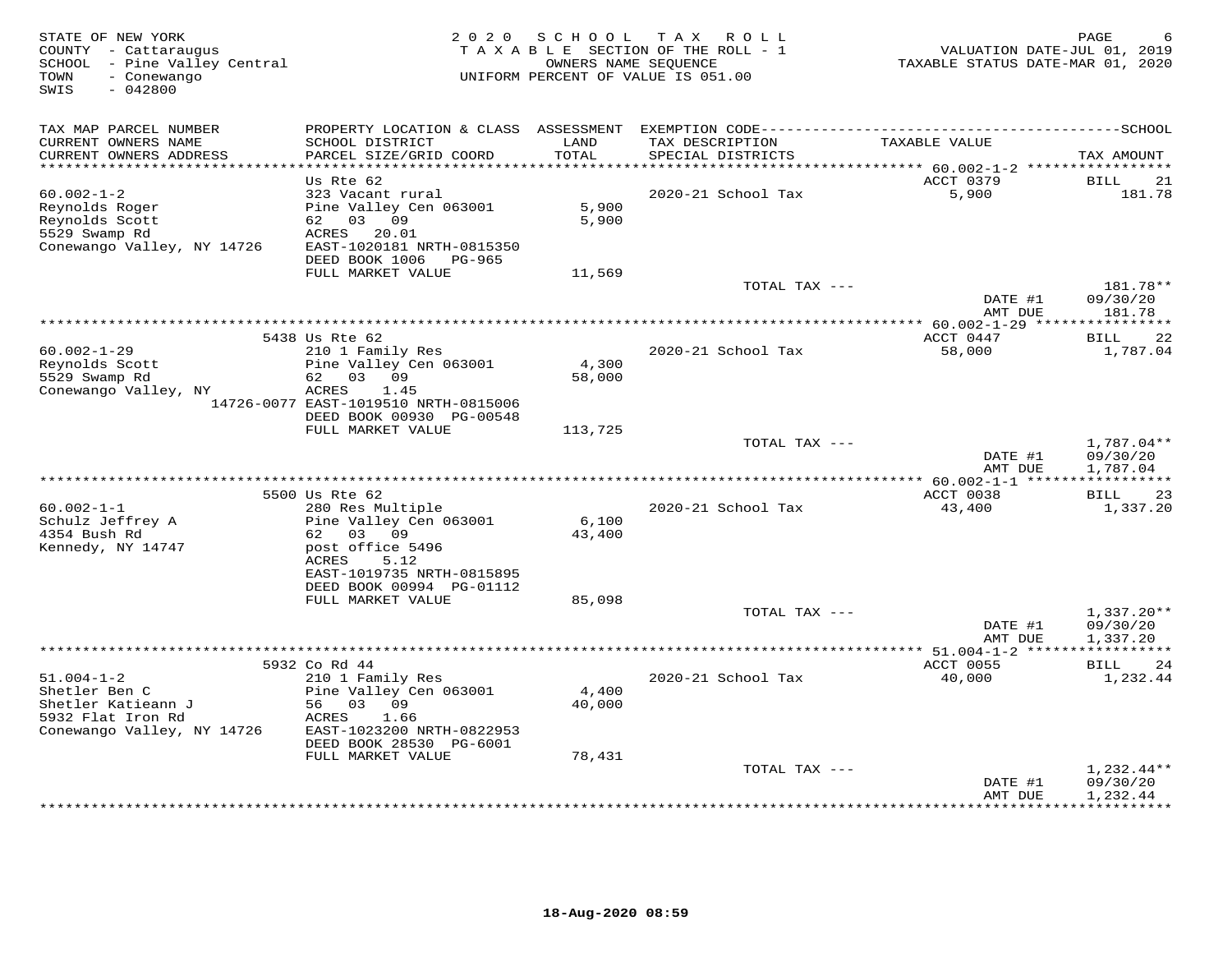STATE OF NEW YORK
COUNTY - Cattaraugus
SCHOOL - Pine Valley Central
TOWN - Conewango
SWIS - 042800

2020 SCHOOL TAX ROLL
TAXABLE SECTION OF THE ROLL - 1
OWNERS NAME SEQUENCE
UNIFORM PERCENT OF VALUE IS 051.00

VALUATION DATE-JUL 01, 2019
TAXABLE STATUS DATE-MAR 01, 2020

| TAX MAP PARCEL NUMBER / CURRENT OWNERS NAME / CURRENT OWNERS ADDRESS | PROPERTY LOCATION & CLASS / SCHOOL DISTRICT / PARCEL SIZE/GRID COORD | ASSESSMENT LAND / TOTAL | EXEMPTION CODE / TAX DESCRIPTION / SPECIAL DISTRICTS | TAXABLE VALUE | TAX AMOUNT |
|---|---|---|---|---|---|
| 60.002-1-2 | Us Rte 62 | | | ACCT 0379 | BILL 21 |
| Reynolds Roger | 323 Vacant rural | | 2020-21 School Tax | 5,900 | 181.78 |
| Reynolds Scott | Pine Valley Cen 063001 | 5,900 | | | |
| 5529 Swamp Rd | 62 03 09 | 5,900 | | | |
| Conewango Valley, NY 14726 | ACRES 20.01 | | | | |
| | EAST-1020181 NRTH-0815350 | | | | |
| | DEED BOOK 1006 PG-965 | | | | |
| | FULL MARKET VALUE | 11,569 | | | |
| | | | TOTAL TAX --- | | 181.78** |
| | | | | DATE #1 | 09/30/20 |
| | | | | AMT DUE | 181.78 |
| 60.002-1-29 | 5438 Us Rte 62 | | | ACCT 0447 | BILL 22 |
| Reynolds Scott | 210 1 Family Res | | 2020-21 School Tax | 58,000 | 1,787.04 |
| 5529 Swamp Rd | Pine Valley Cen 063001 | 4,300 | | | |
| Conewango Valley, NY 14726-0077 | 62 03 09 | 58,000 | | | |
| | ACRES 1.45 | | | | |
| | EAST-1019510 NRTH-0815006 | | | | |
| | DEED BOOK 00930 PG-00548 | | | | |
| | FULL MARKET VALUE | 113,725 | | | |
| | | | TOTAL TAX --- | | 1,787.04** |
| | | | | DATE #1 | 09/30/20 |
| | | | | AMT DUE | 1,787.04 |
| 60.002-1-1 | 5500 Us Rte 62 | | | ACCT 0038 | BILL 23 |
| Schulz Jeffrey A | 280 Res Multiple | | 2020-21 School Tax | 43,400 | 1,337.20 |
| 4354 Bush Rd | Pine Valley Cen 063001 | 6,100 | | | |
| Kennedy, NY 14747 | 62 03 09 | 43,400 | | | |
| | post office 5496 | | | | |
| | ACRES 5.12 | | | | |
| | EAST-1019735 NRTH-0815895 | | | | |
| | DEED BOOK 00994 PG-01112 | | | | |
| | FULL MARKET VALUE | 85,098 | | | |
| | | | TOTAL TAX --- | | 1,337.20** |
| | | | | DATE #1 | 09/30/20 |
| | | | | AMT DUE | 1,337.20 |
| 51.004-1-2 | 5932 Co Rd 44 | | | ACCT 0055 | BILL 24 |
| Shetler Ben C | 210 1 Family Res | | 2020-21 School Tax | 40,000 | 1,232.44 |
| Shetler Katieann J | Pine Valley Cen 063001 | 4,400 | | | |
| 5932 Flat Iron Rd | 56 03 09 | 40,000 | | | |
| Conewango Valley, NY 14726 | ACRES 1.66 | | | | |
| | EAST-1023200 NRTH-0822953 | | | | |
| | DEED BOOK 28530 PG-6001 | | | | |
| | FULL MARKET VALUE | 78,431 | | | |
| | | | TOTAL TAX --- | | 1,232.44** |
| | | | | DATE #1 | 09/30/20 |
| | | | | AMT DUE | 1,232.44 |

18-Aug-2020 08:59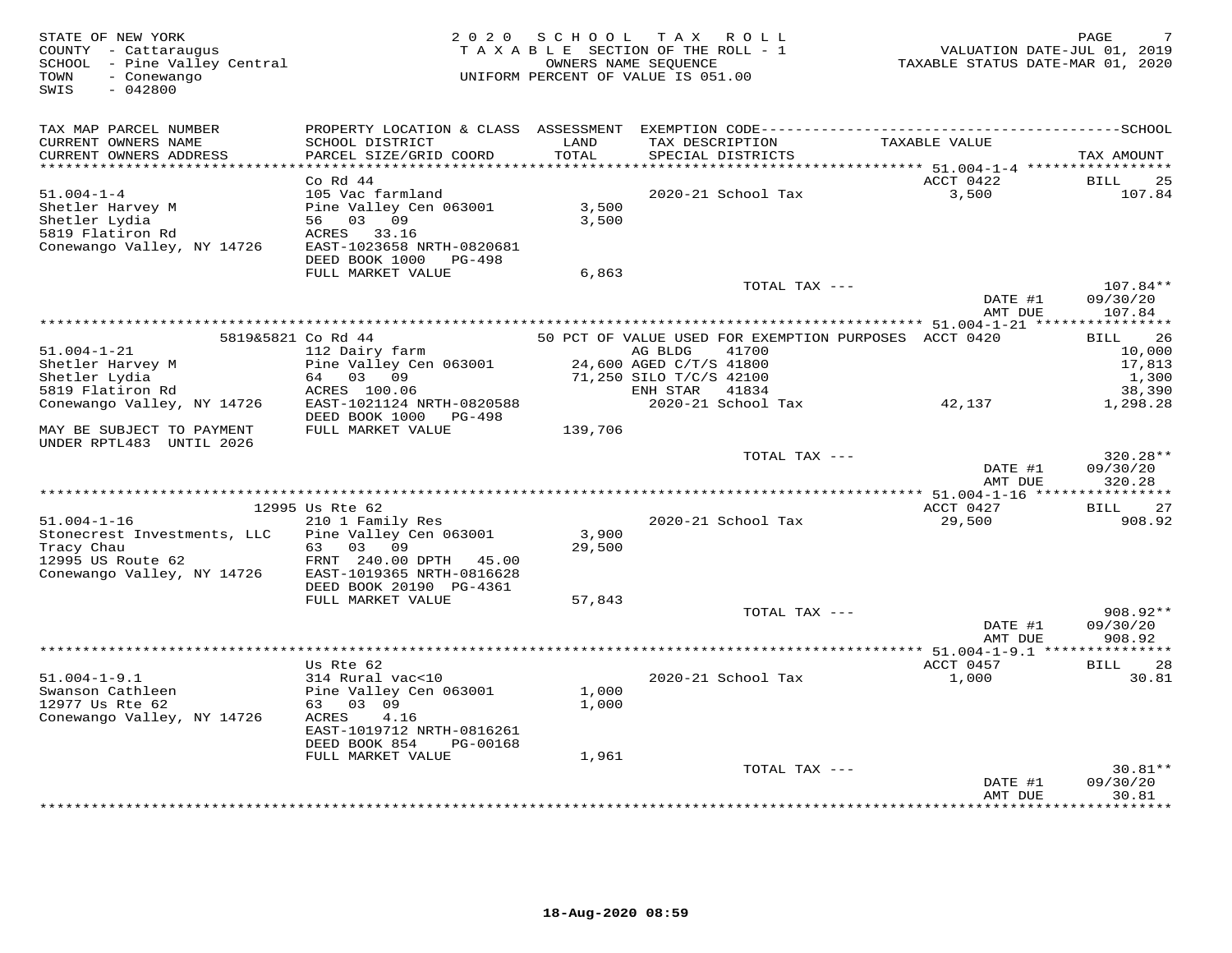STATE OF NEW YORK
COUNTY - Cattaraugus
SCHOOL - Pine Valley Central
TOWN - Conewango
SWIS - 042800

2020 SCHOOL TAX ROLL
TAXABLE SECTION OF THE ROLL - 1
OWNERS NAME SEQUENCE
UNIFORM PERCENT OF VALUE IS 051.00

VALUATION DATE-JUL 01, 2019
TAXABLE STATUS DATE-MAR 01, 2020

| TAX MAP PARCEL NUMBER / CURRENT OWNERS NAME / CURRENT OWNERS ADDRESS | PROPERTY LOCATION & CLASS / SCHOOL DISTRICT / PARCEL SIZE/GRID COORD | ASSESSMENT LAND / TOTAL | EXEMPTION CODE / TAX DESCRIPTION / SPECIAL DISTRICTS | TAXABLE VALUE | SCHOOL TAX AMOUNT |
|---|---|---|---|---|---|
| | Co Rd 44 | | | ACCT 0422 | BILL 25 |
| 51.004-1-4 | 105 Vac farmland | | 2020-21 School Tax | 3,500 | 107.84 |
| Shetler Harvey M | Pine Valley Cen 063001 | 3,500 | | | |
| Shetler Lydia | 56 03 09 | 3,500 | | | |
| 5819 Flatiron Rd | ACRES 33.16 | | | | |
| Conewango Valley, NY 14726 | EAST-1023658 NRTH-0820681 | | | | |
| | DEED BOOK 1000 PG-498 | | | | |
| | FULL MARKET VALUE | 6,863 | | | |
| | | | TOTAL TAX --- | | 107.84** |
| | | | | DATE #1 | 09/30/20 |
| | | | | AMT DUE | 107.84 |
| | 5819&5821 Co Rd 44 | | 50 PCT OF VALUE USED FOR EXEMPTION PURPOSES | ACCT 0420 | BILL 26 |
| 51.004-1-21 | 112 Dairy farm | | AG BLDG 41700 | | 10,000 |
| Shetler Harvey M | Pine Valley Cen 063001 | 24,600 | AGED C/T/S 41800 | | 17,813 |
| Shetler Lydia | 64 03 09 | 71,250 | SILO T/C/S 42100 | | 1,300 |
| 5819 Flatiron Rd | ACRES 100.06 | | ENH STAR 41834 | | 38,390 |
| Conewango Valley, NY 14726 | EAST-1021124 NRTH-0820588 | | 2020-21 School Tax | 42,137 | 1,298.28 |
| | DEED BOOK 1000 PG-498 | | | | |
| MAY BE SUBJECT TO PAYMENT | FULL MARKET VALUE | 139,706 | | | |
| UNDER RPTL483 UNTIL 2026 | | | | | |
| | | | TOTAL TAX --- | | 320.28** |
| | | | | DATE #1 | 09/30/20 |
| | | | | AMT DUE | 320.28 |
| | 12995 Us Rte 62 | | | ACCT 0427 | BILL 27 |
| 51.004-1-16 | 210 1 Family Res | | 2020-21 School Tax | 29,500 | 908.92 |
| Stonecrest Investments, LLC | Pine Valley Cen 063001 | 3,900 | | | |
| Tracy Chau | 63 03 09 | 29,500 | | | |
| 12995 US Route 62 | FRNT 240.00 DPTH 45.00 | | | | |
| Conewango Valley, NY 14726 | EAST-1019365 NRTH-0816628 | | | | |
| | DEED BOOK 20190 PG-4361 | | | | |
| | FULL MARKET VALUE | 57,843 | | | |
| | | | TOTAL TAX --- | | 908.92** |
| | | | | DATE #1 | 09/30/20 |
| | | | | AMT DUE | 908.92 |
| | Us Rte 62 | | | ACCT 0457 | BILL 28 |
| 51.004-1-9.1 | 314 Rural vac<10 | | 2020-21 School Tax | 1,000 | 30.81 |
| Swanson Cathleen | Pine Valley Cen 063001 | 1,000 | | | |
| 12977 Us Rte 62 | 63 03 09 | 1,000 | | | |
| Conewango Valley, NY 14726 | ACRES 4.16 | | | | |
| | EAST-1019712 NRTH-0816261 | | | | |
| | DEED BOOK 854 PG-00168 | | | | |
| | FULL MARKET VALUE | 1,961 | | | |
| | | | TOTAL TAX --- | | 30.81** |
| | | | | DATE #1 | 09/30/20 |
| | | | | AMT DUE | 30.81 |

18-Aug-2020 08:59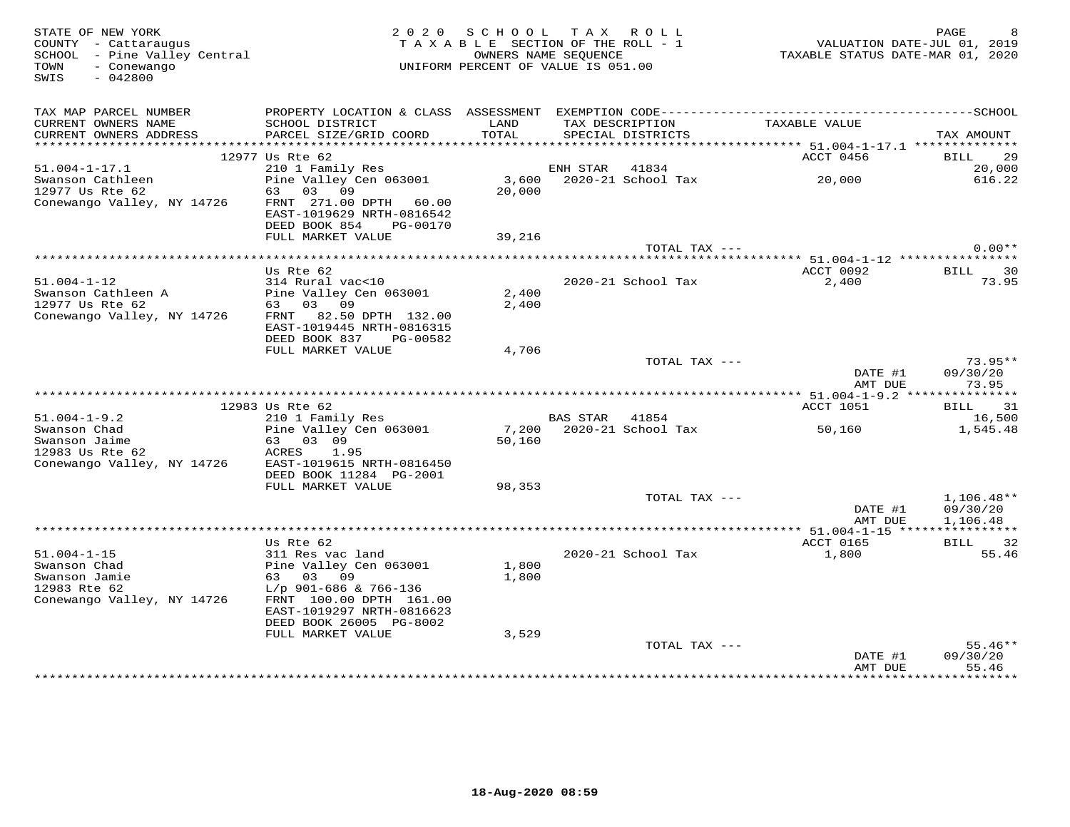STATE OF NEW YORK
COUNTY - Cattaraugus
SCHOOL - Pine Valley Central
TOWN - Conewango
SWIS - 042800

2020 SCHOOL TAX ROLL
TAXABLE SECTION OF THE ROLL - 1
OWNERS NAME SEQUENCE
UNIFORM PERCENT OF VALUE IS 051.00

VALUATION DATE-JUL 01, 2019
TAXABLE STATUS DATE-MAR 01, 2020

| TAX MAP PARCEL NUMBER / CURRENT OWNERS NAME / CURRENT OWNERS ADDRESS | PROPERTY LOCATION & CLASS / SCHOOL DISTRICT / PARCEL SIZE/GRID COORD | ASSESSMENT LAND / TOTAL | EXEMPTION CODE / TAX DESCRIPTION / SPECIAL DISTRICTS | TAXABLE VALUE | SCHOOL TAX AMOUNT |
|---|---|---|---|---|---|
| | 12977 Us Rte 62 | | | ACCT 0456 | BILL 29 |
| 51.004-1-17.1 | 210 1 Family Res | | ENH STAR 41834 | | 20,000 |
| Swanson Cathleen | Pine Valley Cen 063001 | 3,600 | 2020-21 School Tax | 20,000 | 616.22 |
| 12977 Us Rte 62 | 63 03 09 | 20,000 | | | |
| Conewango Valley, NY 14726 | FRNT 271.00 DPTH 60.00 | | | | |
| | EAST-1019629 NRTH-0816542 | | | | |
| | DEED BOOK 854 PG-00170 | | | | |
| | FULL MARKET VALUE | 39,216 | | | |
| | | | TOTAL TAX --- | | 0.00** |
| | Us Rte 62 | | | ACCT 0092 | BILL 30 |
| 51.004-1-12 | 314 Rural vac<10 | | 2020-21 School Tax | 2,400 | 73.95 |
| Swanson Cathleen A | Pine Valley Cen 063001 | 2,400 | | | |
| 12977 Us Rte 62 | 63 03 09 | 2,400 | | | |
| Conewango Valley, NY 14726 | FRNT 82.50 DPTH 132.00 | | | | |
| | EAST-1019445 NRTH-0816315 | | | | |
| | DEED BOOK 837 PG-00582 | | | | |
| | FULL MARKET VALUE | 4,706 | | | |
| | | | TOTAL TAX --- | | 73.95** |
| | | | | DATE #1 | 09/30/20 |
| | | | | AMT DUE | 73.95 |
| | 12983 Us Rte 62 | | | ACCT 1051 | BILL 31 |
| 51.004-1-9.2 | 210 1 Family Res | | BAS STAR 41854 | | 16,500 |
| Swanson Chad | Pine Valley Cen 063001 | 7,200 | 2020-21 School Tax | 50,160 | 1,545.48 |
| Swanson Jaime | 63 03 09 | 50,160 | | | |
| 12983 Us Rte 62 | ACRES 1.95 | | | | |
| Conewango Valley, NY 14726 | EAST-1019615 NRTH-0816450 | | | | |
| | DEED BOOK 11284 PG-2001 | | | | |
| | FULL MARKET VALUE | 98,353 | | | |
| | | | TOTAL TAX --- | | 1,106.48** |
| | | | | DATE #1 | 09/30/20 |
| | | | | AMT DUE | 1,106.48 |
| | Us Rte 62 | | | ACCT 0165 | BILL 32 |
| 51.004-1-15 | 311 Res vac land | | 2020-21 School Tax | 1,800 | 55.46 |
| Swanson Chad | Pine Valley Cen 063001 | 1,800 | | | |
| Swanson Jamie | 63 03 09 | 1,800 | | | |
| 12983 Rte 62 | L/p 901-686 & 766-136 | | | | |
| Conewango Valley, NY 14726 | FRNT 100.00 DPTH 161.00 | | | | |
| | EAST-1019297 NRTH-0816623 | | | | |
| | DEED BOOK 26005 PG-8002 | | | | |
| | FULL MARKET VALUE | 3,529 | | | |
| | | | TOTAL TAX --- | | 55.46** |
| | | | | DATE #1 | 09/30/20 |
| | | | | AMT DUE | 55.46 |

18-Aug-2020 08:59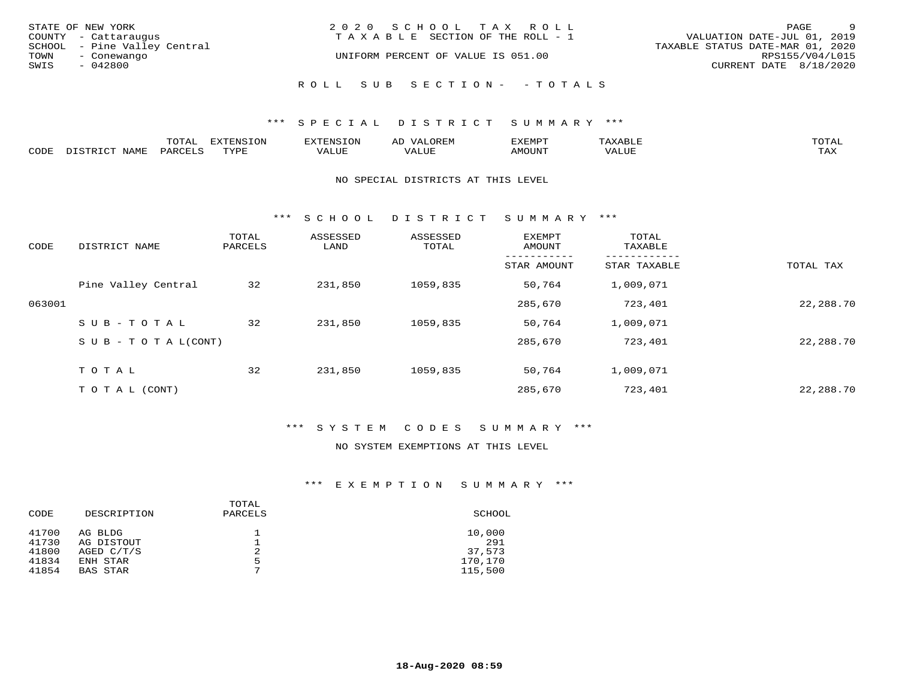STATE OF NEW YORK
COUNTY - Cattaraugus
SCHOOL - Pine Valley Central
TOWN - Conewango
SWIS - 042800

2 0 2 0 S C H O O L T A X R O L L
T A X A B L E SECTION OF THE ROLL - 1
UNIFORM PERCENT OF VALUE IS 051.00

VALUATION DATE-JUL 01, 2019
TAXABLE STATUS DATE-MAR 01, 2020
RPS155/V04/L015
CURRENT DATE 8/18/2020

R O L L S U B S E C T I O N - - T O T A L S

*** S P E C I A L D I S T R I C T S U M M A R Y ***

| CODE | DISTRICT NAME | TOTAL PARCELS | EXTENSION TYPE | EXTENSION VALUE | AD VALOREM VALUE | EXEMPT AMOUNT | TAXABLE VALUE | TOTAL TAX |
|---|---|---|---|---|---|---|---|---|

NO SPECIAL DISTRICTS AT THIS LEVEL

*** S C H O O L D I S T R I C T S U M M A R Y ***

| CODE | DISTRICT NAME | TOTAL PARCELS | ASSESSED LAND | ASSESSED TOTAL | EXEMPT AMOUNT / STAR AMOUNT | TOTAL TAXABLE / STAR TAXABLE | TOTAL TAX |
|---|---|---|---|---|---|---|---|
| | Pine Valley Central | 32 | 231,850 | 1059,835 | 50,764 | 1,009,071 | |
| 063001 | | | | | 285,670 | 723,401 | 22,288.70 |
| | S U B - T O T A L | 32 | 231,850 | 1059,835 | 50,764 | 1,009,071 | |
| | S U B - T O T A L(CONT) | | | | 285,670 | 723,401 | 22,288.70 |
| | T O T A L | 32 | 231,850 | 1059,835 | 50,764 | 1,009,071 | |
| | T O T A L (CONT) | | | | 285,670 | 723,401 | 22,288.70 |

*** S Y S T E M C O D E S S U M M A R Y ***

NO SYSTEM EXEMPTIONS AT THIS LEVEL

*** E X E M P T I O N S U M M A R Y ***

| CODE | DESCRIPTION | TOTAL PARCELS | SCHOOL |
|---|---|---|---|
| 41700 | AG BLDG | 1 | 10,000 |
| 41730 | AG DISTOUT | 1 | 291 |
| 41800 | AGED C/T/S | 2 | 37,573 |
| 41834 | ENH STAR | 5 | 170,170 |
| 41854 | BAS STAR | 7 | 115,500 |

18-Aug-2020 08:59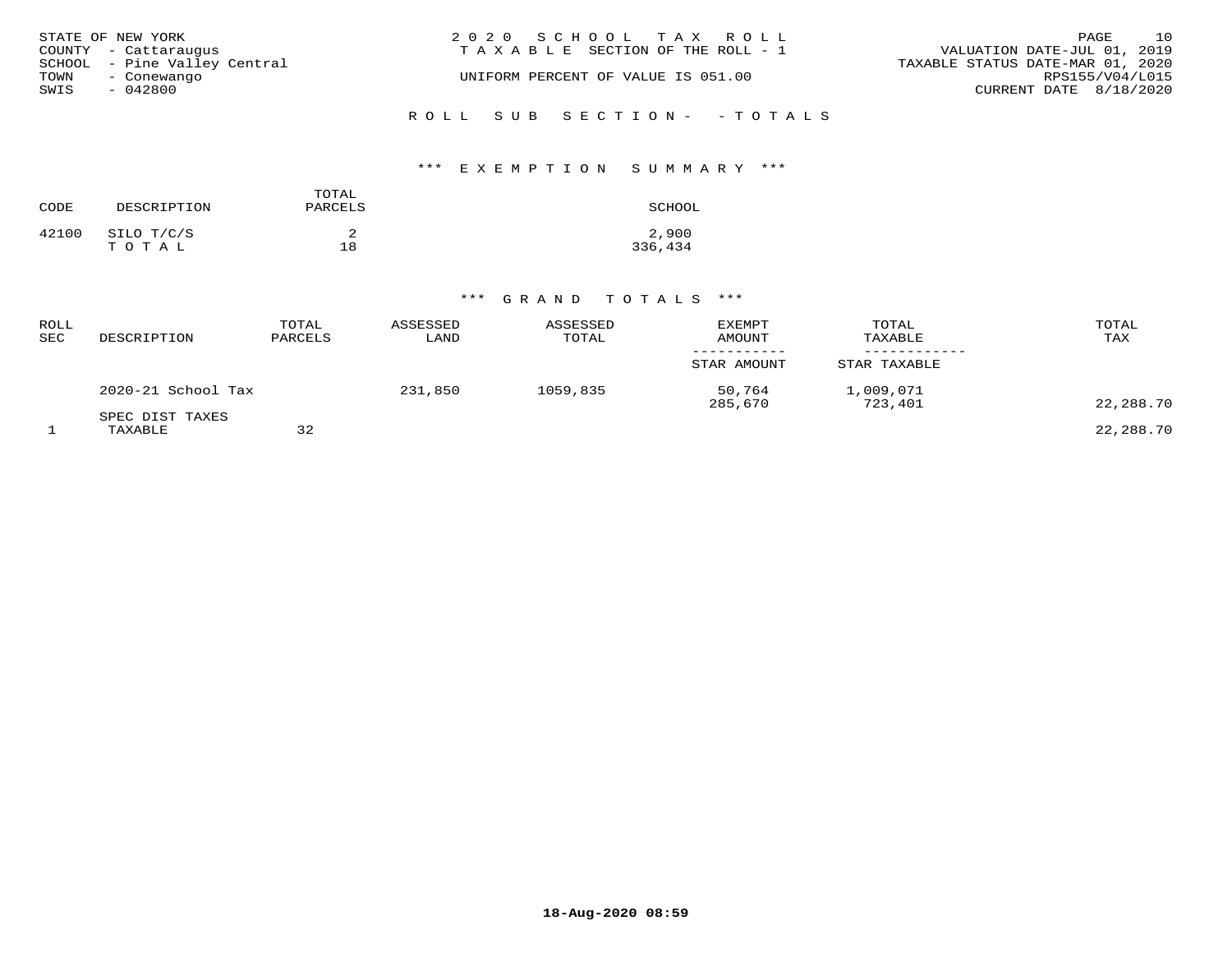STATE OF NEW YORK
COUNTY - Cattaraugus
SCHOOL - Pine Valley Central
TOWN - Conewango
SWIS - 042800

2 0 2 0 S C H O O L T A X R O L L
T A X A B L E SECTION OF THE ROLL - 1

UNIFORM PERCENT OF VALUE IS 051.00

VALUATION DATE-JUL 01, 2019
TAXABLE STATUS DATE-MAR 01, 2020
RPS155/V04/L015
CURRENT DATE 8/18/2020

R O L L S U B S E C T I O N - - T O T A L S

*** E X E M P T I O N S U M M A R Y ***

| CODE | DESCRIPTION | TOTAL PARCELS | SCHOOL |
|---|---|---|---|
| 42100 | SILO T/C/S | 2 | 2,900 |
| | T O T A L | 18 | 336,434 |

*** G R A N D T O T A L S ***

| ROLL SEC | DESCRIPTION | TOTAL PARCELS | ASSESSED LAND | ASSESSED TOTAL | EXEMPT AMOUNT / STAR AMOUNT | TOTAL TAXABLE / STAR TAXABLE | TOTAL TAX |
|---|---|---|---|---|---|---|---|
| | 2020-21 School Tax | | 231,850 | 1059,835 | 50,764 | 1,009,071 | |
| | | | | | 285,670 | 723,401 | 22,288.70 |
| | SPEC DIST TAXES | | | | | | |
| 1 | TAXABLE | 32 | | | | | 22,288.70 |

18-Aug-2020 08:59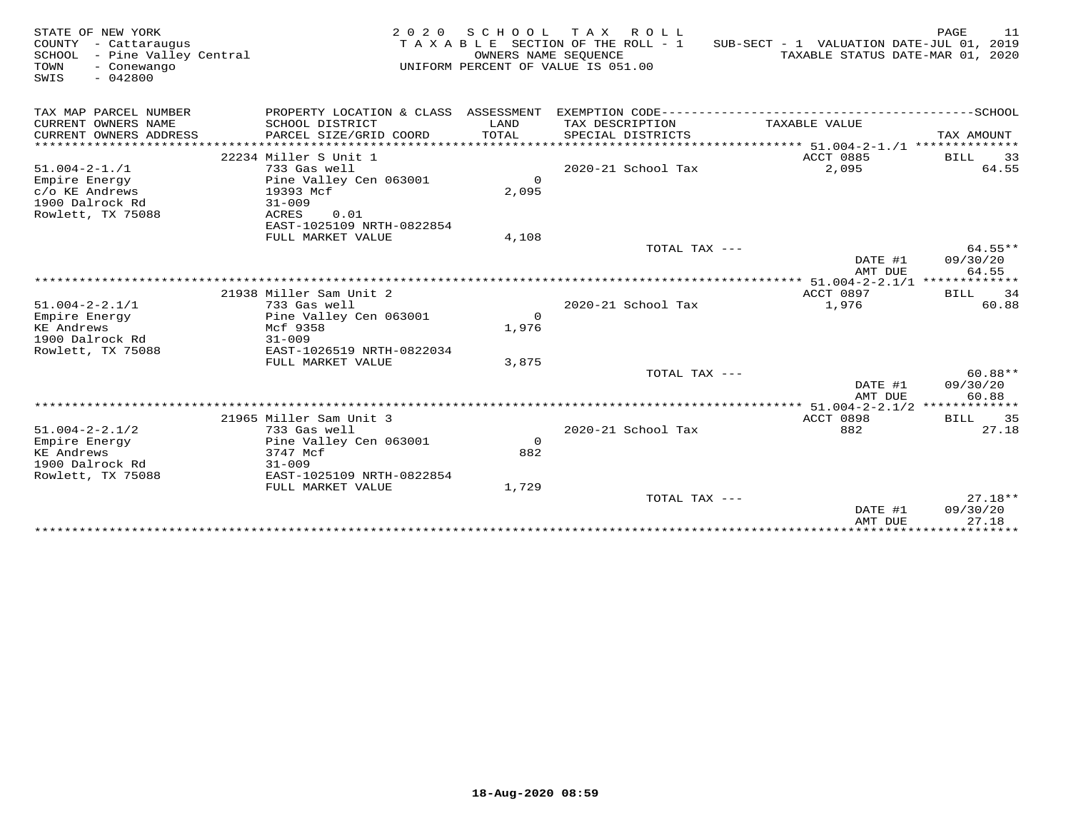STATE OF NEW YORK
COUNTY - Cattaraugus
SCHOOL - Pine Valley Central
TOWN - Conewango
SWIS - 042800

2020 SCHOOL TAX ROLL
TAXABLE SECTION OF THE ROLL - 1
OWNERS NAME SEQUENCE
UNIFORM PERCENT OF VALUE IS 051.00

SUB-SECT - 1 VALUATION DATE-JUL 01, 2019
TAXABLE STATUS DATE-MAR 01, 2020

| TAX MAP PARCEL NUMBER / CURRENT OWNERS NAME / CURRENT OWNERS ADDRESS | PROPERTY LOCATION & CLASS / SCHOOL DISTRICT / PARCEL SIZE/GRID COORD | ASSESSMENT LAND / TOTAL | EXEMPTION CODE / TAX DESCRIPTION / SPECIAL DISTRICTS | TAXABLE VALUE | SCHOOL TAX AMOUNT |
|---|---|---|---|---|---|
| 51.004-2-1./1 | 22234 Miller S Unit 1 | | | ACCT 0885 | BILL 33 |
| Empire Energy | 733 Gas well | | 2020-21 School Tax | 2,095 | 64.55 |
| c/o KE Andrews | Pine Valley Cen 063001 | 0 | | | |
| 1900 Dalrock Rd | 19393 Mcf | 2,095 | | | |
| Rowlett, TX 75088 | 31-009 | | | | |
| | ACRES 0.01 | | | | |
| | EAST-1025109 NRTH-0822854 | | | | |
| | FULL MARKET VALUE | 4,108 | | | |
| | | | TOTAL TAX --- | | 64.55** |
| | | | | DATE #1 | 09/30/20 |
| | | | | AMT DUE | 64.55 |
| 51.004-2-2.1/1 | 21938 Miller Sam Unit 2 | | | ACCT 0897 | BILL 34 |
| Empire Energy | 733 Gas well | | 2020-21 School Tax | 1,976 | 60.88 |
| KE Andrews | Pine Valley Cen 063001 | 0 | | | |
| 1900 Dalrock Rd | Mcf 9358 | 1,976 | | | |
| Rowlett, TX 75088 | 31-009 | | | | |
| | EAST-1026519 NRTH-0822034 | | | | |
| | FULL MARKET VALUE | 3,875 | | | |
| | | | TOTAL TAX --- | | 60.88** |
| | | | | DATE #1 | 09/30/20 |
| | | | | AMT DUE | 60.88 |
| 51.004-2-2.1/2 | 21965 Miller Sam Unit 3 | | | ACCT 0898 | BILL 35 |
| Empire Energy | 733 Gas well | | 2020-21 School Tax | 882 | 27.18 |
| KE Andrews | Pine Valley Cen 063001 | 0 | | | |
| 1900 Dalrock Rd | 3747 Mcf | 882 | | | |
| Rowlett, TX 75088 | 31-009 | | | | |
| | EAST-1025109 NRTH-0822854 | | | | |
| | FULL MARKET VALUE | 1,729 | | | |
| | | | TOTAL TAX --- | | 27.18** |
| | | | | DATE #1 | 09/30/20 |
| | | | | AMT DUE | 27.18 |

18-Aug-2020 08:59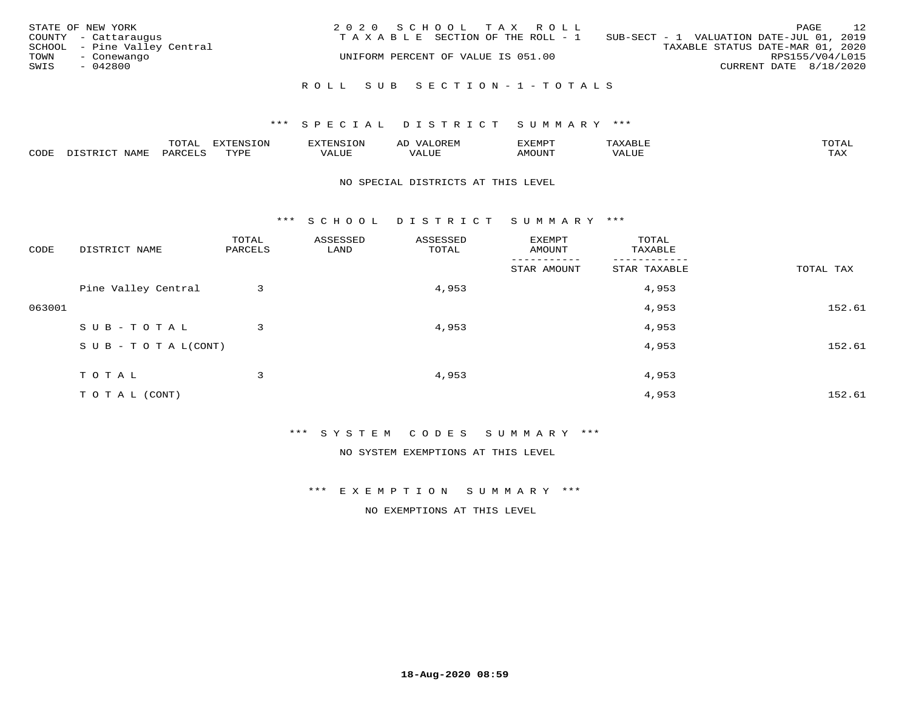STATE OF NEW YORK
COUNTY - Cattaraugus
SCHOOL - Pine Valley Central
TOWN - Conewango
SWIS - 042800

2020 SCHOOL TAX ROLL
TAXABLE SECTION OF THE ROLL - 1
UNIFORM PERCENT OF VALUE IS 051.00

SUB-SECT - 1 VALUATION DATE-JUL 01, 2019
TAXABLE STATUS DATE-MAR 01, 2020
RPS155/V04/L015
CURRENT DATE 8/18/2020

## ROLL SUB SECTION-1-TOTALS

### *** SPECIAL DISTRICT SUMMARY ***

| CODE | DISTRICT NAME | TOTAL PARCELS | EXTENSION TYPE | EXTENSION VALUE | AD VALOREM VALUE | EXEMPT AMOUNT | TAXABLE VALUE | TOTAL TAX |
|---|---|---|---|---|---|---|---|---|

NO SPECIAL DISTRICTS AT THIS LEVEL

### *** SCHOOL DISTRICT SUMMARY ***

| CODE | DISTRICT NAME | TOTAL PARCELS | ASSESSED LAND | ASSESSED TOTAL | EXEMPT AMOUNT / STAR AMOUNT | TOTAL TAXABLE / STAR TAXABLE | TOTAL TAX |
|---|---|---|---|---|---|---|---|
| | Pine Valley Central | 3 | | 4,953 | | 4,953 | |
| 063001 | | | | | | 4,953 | 152.61 |
| | SUB-TOTAL | 3 | | 4,953 | | 4,953 | |
| | SUB-TOTAL(CONT) | | | | | 4,953 | 152.61 |
| | TOTAL | 3 | | 4,953 | | 4,953 | |
| | TOTAL (CONT) | | | | | 4,953 | 152.61 |

### *** SYSTEM CODES SUMMARY ***

NO SYSTEM EXEMPTIONS AT THIS LEVEL

### *** EXEMPTION SUMMARY ***

NO EXEMPTIONS AT THIS LEVEL

18-Aug-2020 08:59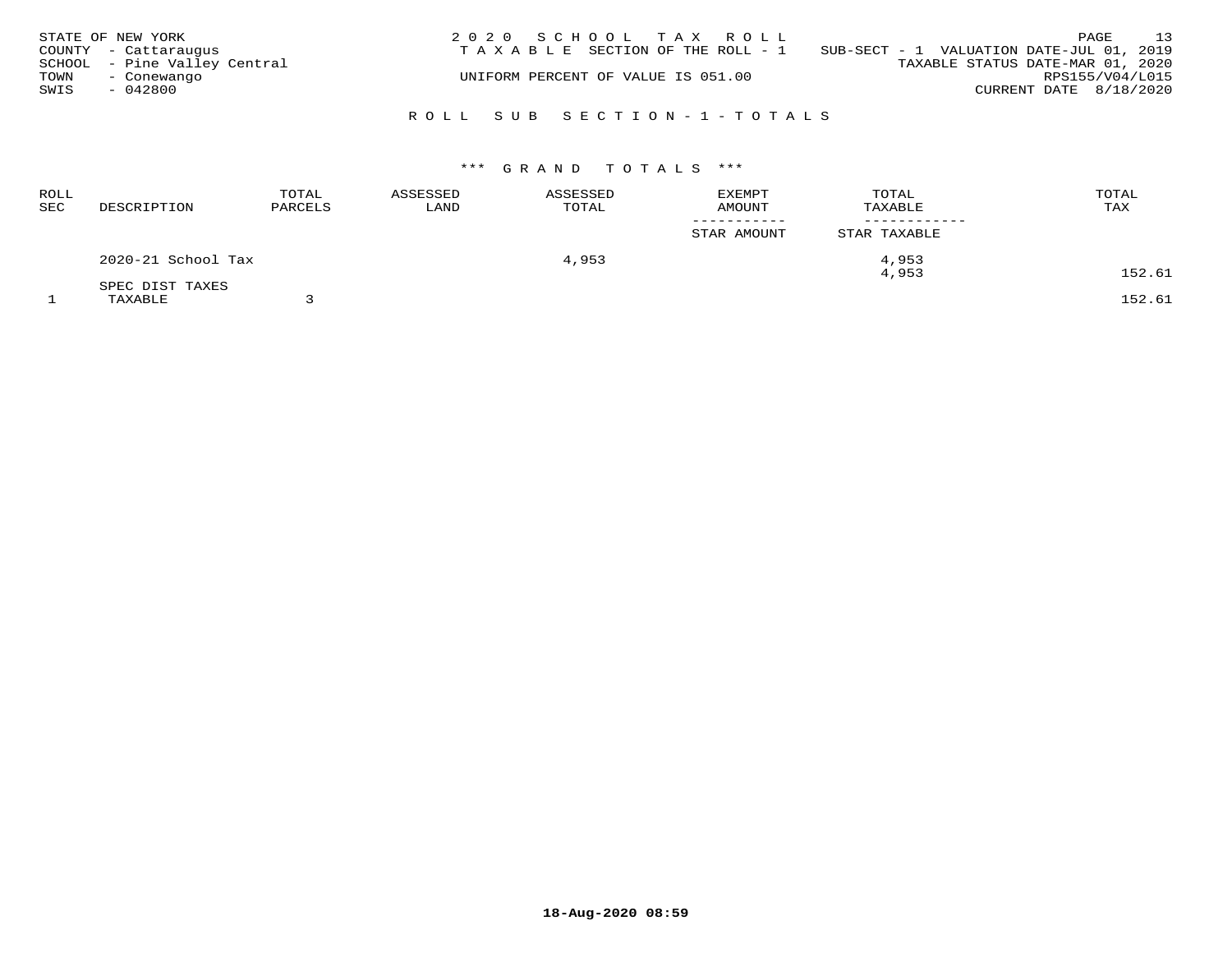STATE OF NEW YORK
COUNTY - Cattaraugus
SCHOOL - Pine Valley Central
TOWN - Conewango
SWIS - 042800

2 0 2 0 S C H O O L T A X R O L L
T A X A B L E SECTION OF THE ROLL - 1
UNIFORM PERCENT OF VALUE IS 051.00

SUB-SECT - 1 VALUATION DATE-JUL 01, 2019
TAXABLE STATUS DATE-MAR 01, 2020
RPS155/V04/L015
CURRENT DATE 8/18/2020

R O L L S U B S E C T I O N - 1 - T O T A L S

*** G R A N D T O T A L S ***

| ROLL SEC | DESCRIPTION | TOTAL PARCELS | ASSESSED LAND | ASSESSED TOTAL | EXEMPT AMOUNT / STAR AMOUNT | TOTAL TAXABLE / STAR TAXABLE | TOTAL TAX |
|---|---|---|---|---|---|---|---|
| | 2020-21 School Tax | | | 4,953 | | 4,953 | |
| | | | | | | 4,953 | 152.61 |
| | SPEC DIST TAXES | | | | | | |
| 1 | TAXABLE | 3 | | | | | 152.61 |

18-Aug-2020 08:59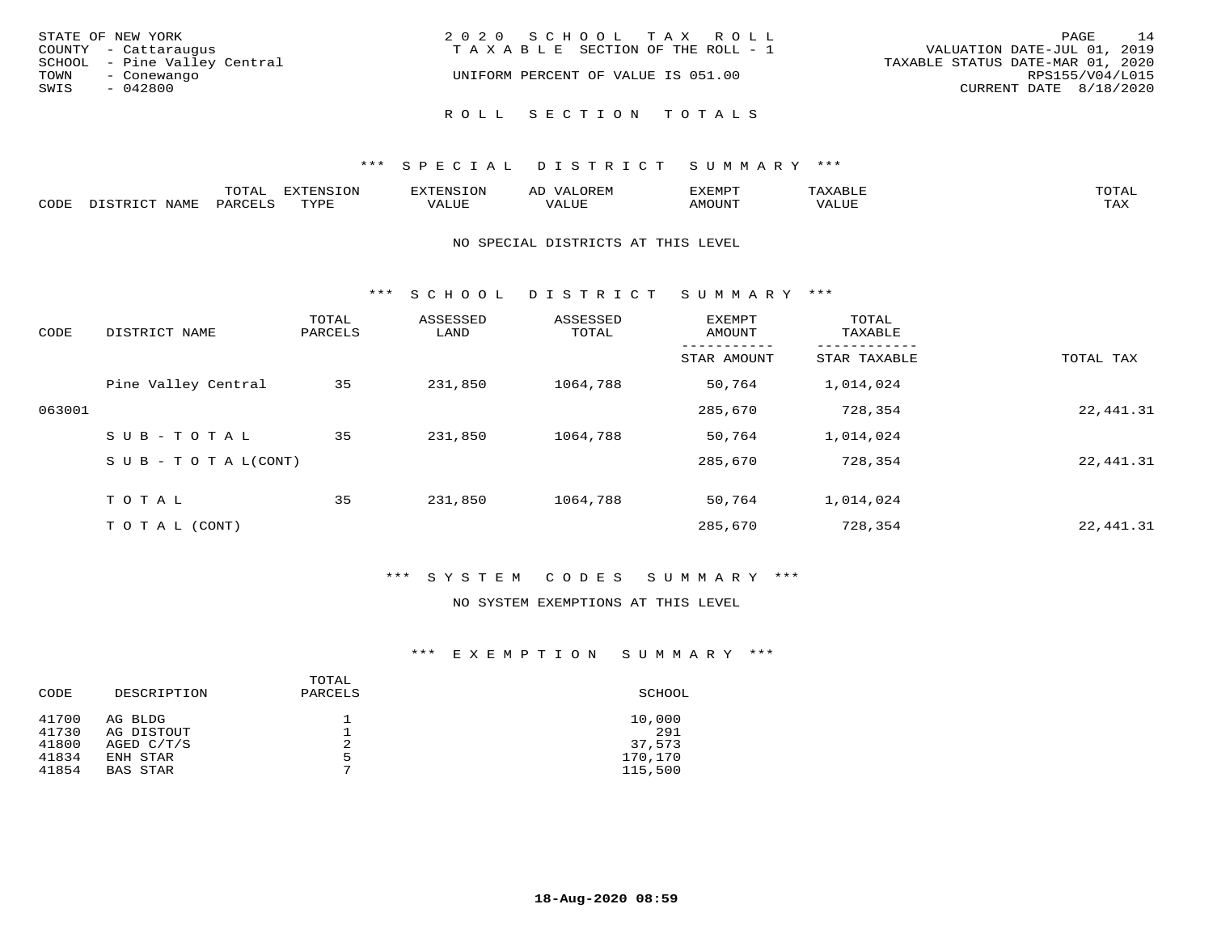STATE OF NEW YORK — 2020 SCHOOL TAX ROLL — TAXABLE SECTION OF THE ROLL - 1
COUNTY - Cattaraugus
SCHOOL - Pine Valley Central
TOWN - Conewango
SWIS - 042800

UNIFORM PERCENT OF VALUE IS 051.00

VALUATION DATE-JUL 01, 2019
TAXABLE STATUS DATE-MAR 01, 2020
RPS155/V04/L015
CURRENT DATE 8/18/2020

## ROLL SECTION TOTALS

### *** SPECIAL DISTRICT SUMMARY ***

| CODE | DISTRICT NAME | TOTAL PARCELS | EXTENSION TYPE | EXTENSION VALUE | AD VALOREM VALUE | EXEMPT AMOUNT | TAXABLE VALUE | TOTAL TAX |
|---|---|---|---|---|---|---|---|---|

NO SPECIAL DISTRICTS AT THIS LEVEL

### *** SCHOOL DISTRICT SUMMARY ***

| CODE | DISTRICT NAME | TOTAL PARCELS | ASSESSED LAND | ASSESSED TOTAL | EXEMPT AMOUNT / STAR AMOUNT | TOTAL TAXABLE / STAR TAXABLE | TOTAL TAX |
|---|---|---|---|---|---|---|---|
| | Pine Valley Central | 35 | 231,850 | 1064,788 | 50,764 | 1,014,024 | |
| 063001 | | | | | 285,670 | 728,354 | 22,441.31 |
| | SUB-TOTAL | 35 | 231,850 | 1064,788 | 50,764 | 1,014,024 | |
| | SUB-TOTAL(CONT) | | | | 285,670 | 728,354 | 22,441.31 |
| | TOTAL | 35 | 231,850 | 1064,788 | 50,764 | 1,014,024 | |
| | TOTAL (CONT) | | | | 285,670 | 728,354 | 22,441.31 |

### *** SYSTEM CODES SUMMARY ***

NO SYSTEM EXEMPTIONS AT THIS LEVEL

### *** EXEMPTION SUMMARY ***

| CODE | DESCRIPTION | TOTAL PARCELS | SCHOOL |
|---|---|---|---|
| 41700 | AG BLDG | 1 | 10,000 |
| 41730 | AG DISTOUT | 1 | 291 |
| 41800 | AGED C/T/S | 2 | 37,573 |
| 41834 | ENH STAR | 5 | 170,170 |
| 41854 | BAS STAR | 7 | 115,500 |

18-Aug-2020 08:59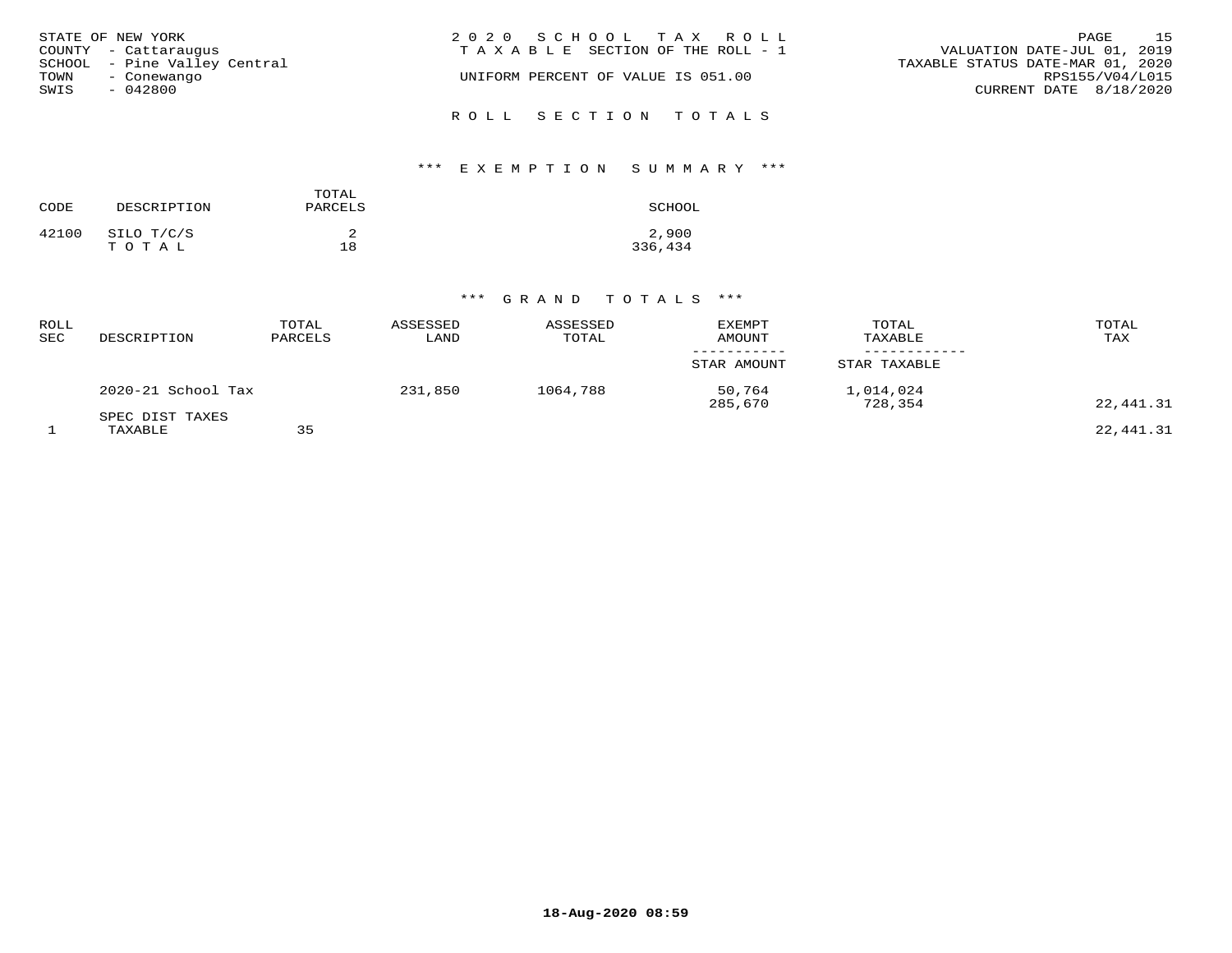STATE OF NEW YORK
COUNTY - Cattaraugus
SCHOOL - Pine Valley Central
TOWN - Conewango
SWIS - 042800

2020 SCHOOL TAX ROLL
TAXABLE SECTION OF THE ROLL - 1

UNIFORM PERCENT OF VALUE IS 051.00

VALUATION DATE-JUL 01, 2019
TAXABLE STATUS DATE-MAR 01, 2020
RPS155/V04/L015
CURRENT DATE 8/18/2020

## ROLL SECTION TOTALS

### *** EXEMPTION SUMMARY ***

| CODE | DESCRIPTION | TOTAL PARCELS | SCHOOL |
|---|---|---|---|
| 42100 | SILO T/C/S | 2 | 2,900 |
| | T O T A L | 18 | 336,434 |

### *** GRAND TOTALS ***

| ROLL SEC | DESCRIPTION | TOTAL PARCELS | ASSESSED LAND | ASSESSED TOTAL | EXEMPT AMOUNT / STAR AMOUNT | TOTAL TAXABLE / STAR TAXABLE | TOTAL TAX |
|---|---|---|---|---|---|---|---|
| | 2020-21 School Tax | | 231,850 | 1064,788 | 50,764 | 1,014,024 | |
| | | | | | 285,670 | 728,354 | 22,441.31 |
| | SPEC DIST TAXES | | | | | | |
| 1 | TAXABLE | 35 | | | | | 22,441.31 |

18-Aug-2020 08:59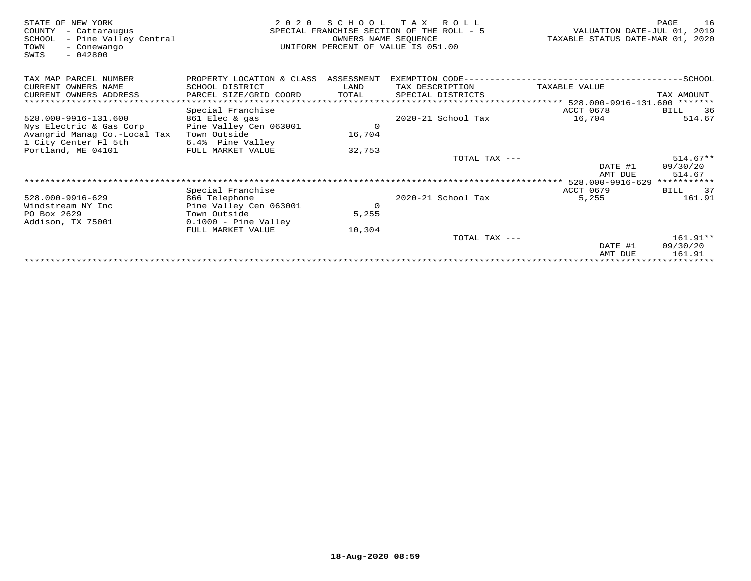STATE OF NEW YORK
COUNTY - Cattaraugus
SCHOOL - Pine Valley Central
TOWN - Conewango
SWIS - 042800

2020 SCHOOL TAX ROLL
SPECIAL FRANCHISE SECTION OF THE ROLL - 5
OWNERS NAME SEQUENCE
UNIFORM PERCENT OF VALUE IS 051.00

VALUATION DATE-JUL 01, 2019
TAXABLE STATUS DATE-MAR 01, 2020

| TAX MAP PARCEL NUMBER / CURRENT OWNERS NAME / CURRENT OWNERS ADDRESS | PROPERTY LOCATION & CLASS / SCHOOL DISTRICT / PARCEL SIZE/GRID COORD | ASSESSMENT LAND / TOTAL | EXEMPTION CODE / TAX DESCRIPTION / SPECIAL DISTRICTS | TAXABLE VALUE | TAX AMOUNT |
|---|---|---|---|---|---|
| 528.000-9916-131.600 | Special Franchise | | | ACCT 0678 | BILL 36 |
| 528.000-9916-131.600 | 861 Elec & gas | | 2020-21 School Tax | 16,704 | 514.67 |
| Nys Electric & Gas Corp | Pine Valley Cen 063001 | 0 | | | |
| Avangrid Manag Co.-Local Tax | Town Outside | 16,704 | | | |
| 1 City Center Fl 5th | 6.4% Pine Valley | | | | |
| Portland, ME 04101 | FULL MARKET VALUE | 32,753 | | | |
| | | | TOTAL TAX --- | | 514.67** |
| | | | | DATE #1 | 09/30/20 |
| | | | | AMT DUE | 514.67 |
| 528.000-9916-629 | Special Franchise | | | ACCT 0679 | BILL 37 |
| 528.000-9916-629 | 866 Telephone | | 2020-21 School Tax | 5,255 | 161.91 |
| Windstream NY Inc | Pine Valley Cen 063001 | 0 | | | |
| PO Box 2629 | Town Outside | 5,255 | | | |
| Addison, TX 75001 | 0.1000 - Pine Valley | | | | |
| | FULL MARKET VALUE | 10,304 | | | |
| | | | TOTAL TAX --- | | 161.91** |
| | | | | DATE #1 | 09/30/20 |
| | | | | AMT DUE | 161.91 |

18-Aug-2020 08:59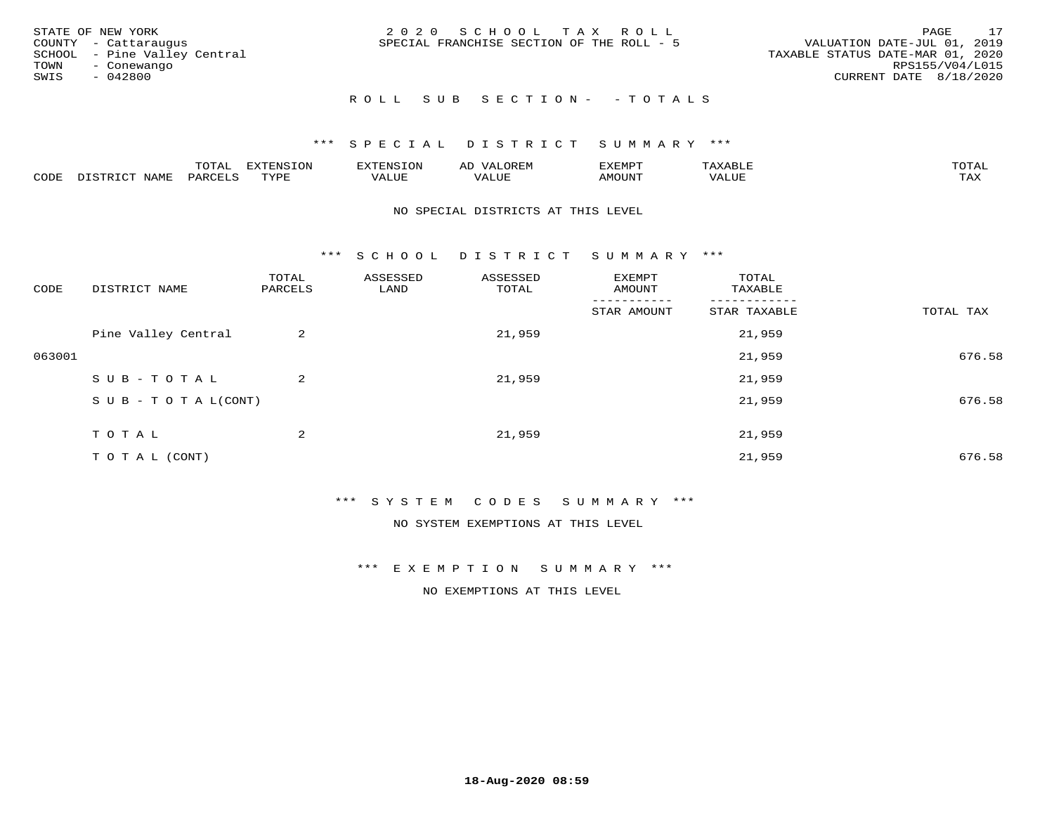STATE OF NEW YORK
COUNTY - Cattaraugus
SCHOOL - Pine Valley Central
TOWN - Conewango
SWIS - 042800

2020 SCHOOL TAX ROLL
SPECIAL FRANCHISE SECTION OF THE ROLL - 5

VALUATION DATE-JUL 01, 2019
TAXABLE STATUS DATE-MAR 01, 2020
RPS155/V04/L015
CURRENT DATE 8/18/2020

ROLL SUB SECTION- - TOTALS

*** SPECIAL DISTRICT SUMMARY ***

| CODE | DISTRICT NAME | TOTAL PARCELS | EXTENSION TYPE | EXTENSION VALUE | AD VALOREM VALUE | EXEMPT AMOUNT | TAXABLE VALUE | TOTAL TAX |
|---|---|---|---|---|---|---|---|---|

NO SPECIAL DISTRICTS AT THIS LEVEL

*** SCHOOL DISTRICT SUMMARY ***

| CODE | DISTRICT NAME | TOTAL PARCELS | ASSESSED LAND | ASSESSED TOTAL | EXEMPT AMOUNT / STAR AMOUNT | TOTAL TAXABLE / STAR TAXABLE | TOTAL TAX |
|---|---|---|---|---|---|---|---|
| | Pine Valley Central | 2 | | 21,959 | | 21,959 | |
| 063001 | | | | | | 21,959 | 676.58 |
| | SUB-TOTAL | 2 | | 21,959 | | 21,959 | |
| | SUB-TOTAL(CONT) | | | | | 21,959 | 676.58 |
| | TOTAL | 2 | | 21,959 | | 21,959 | |
| | TOTAL (CONT) | | | | | 21,959 | 676.58 |

*** SYSTEM CODES SUMMARY ***

NO SYSTEM EXEMPTIONS AT THIS LEVEL

*** EXEMPTION SUMMARY ***

NO EXEMPTIONS AT THIS LEVEL

18-Aug-2020 08:59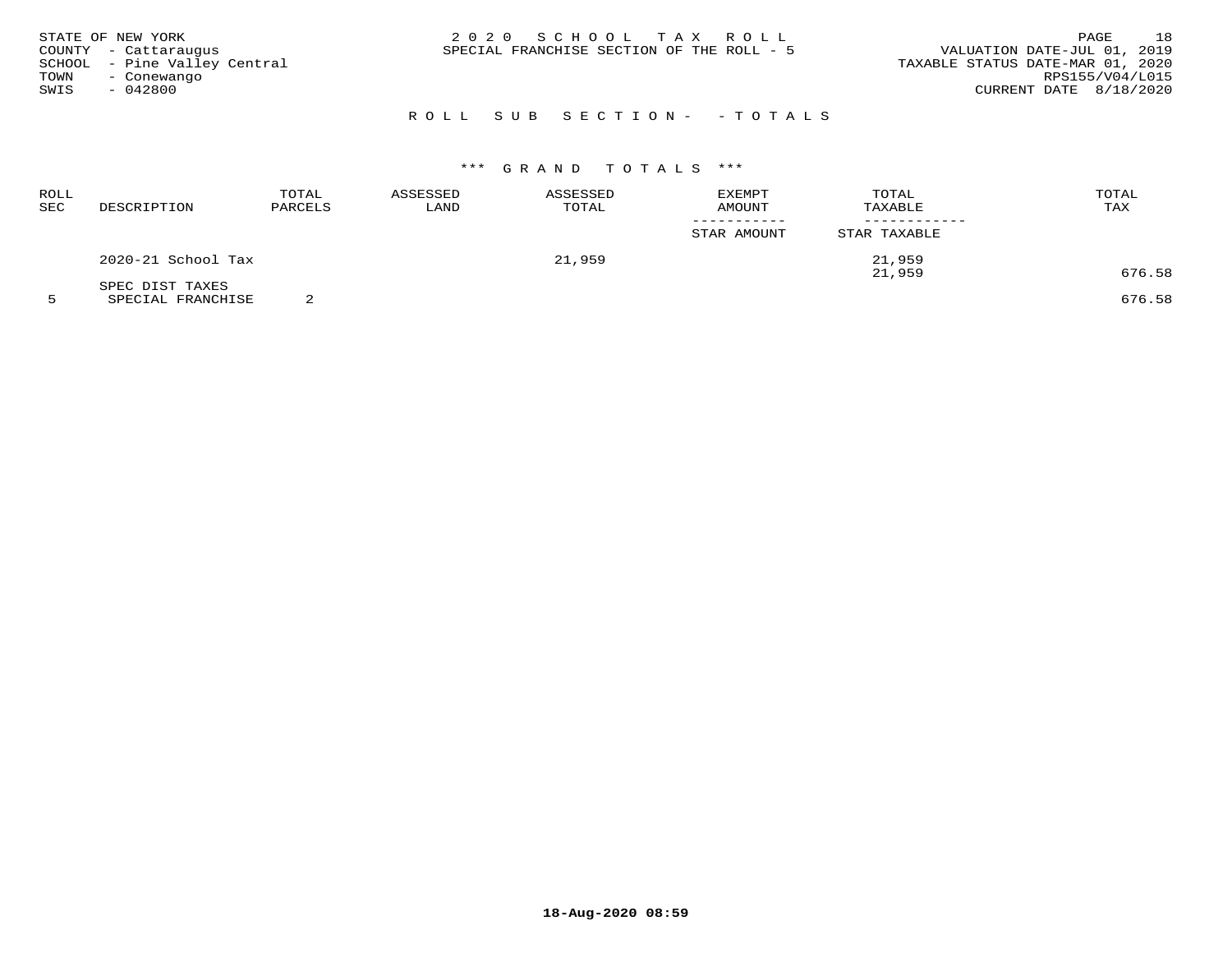STATE OF NEW YORK
COUNTY - Cattaraugus
SCHOOL - Pine Valley Central
TOWN - Conewango
SWIS - 042800

2020 SCHOOL TAX ROLL
SPECIAL FRANCHISE SECTION OF THE ROLL - 5

VALUATION DATE-JUL 01, 2019
TAXABLE STATUS DATE-MAR 01, 2020
RPS155/V04/L015
CURRENT DATE 8/18/2020

ROLL SUB SECTION- - TOTALS

*** GRAND TOTALS ***

| ROLL SEC | DESCRIPTION | TOTAL PARCELS | ASSESSED LAND | ASSESSED TOTAL | EXEMPT AMOUNT / STAR AMOUNT | TOTAL TAXABLE / STAR TAXABLE | TOTAL TAX |
|---|---|---|---|---|---|---|---|
| | 2020-21 School Tax | | | 21,959 | | 21,959 | |
| | | | | | | 21,959 | 676.58 |
| | SPEC DIST TAXES | | | | | | |
| 5 | SPECIAL FRANCHISE | 2 | | | | | 676.58 |

18-Aug-2020 08:59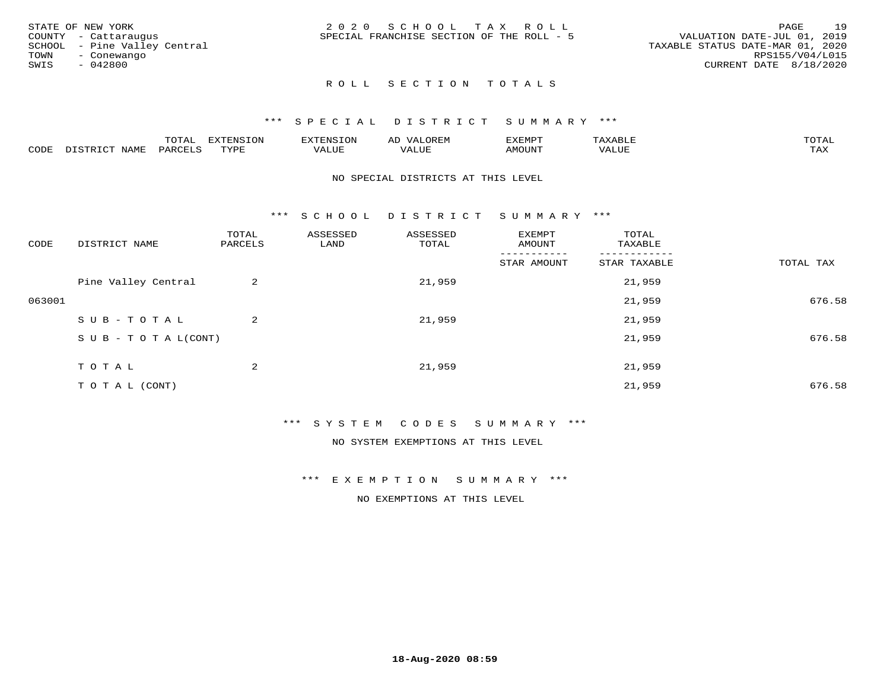STATE OF NEW YORK
COUNTY - Cattaraugus
SCHOOL - Pine Valley Central
TOWN - Conewango
SWIS - 042800

2 0 2 0 S C H O O L T A X R O L L
SPECIAL FRANCHISE SECTION OF THE ROLL - 5

VALUATION DATE-JUL 01, 2019
TAXABLE STATUS DATE-MAR 01, 2020
RPS155/V04/L015
CURRENT DATE 8/18/2020

## R O L L S E C T I O N T O T A L S

### *** S P E C I A L D I S T R I C T S U M M A R Y ***

| CODE | DISTRICT NAME | TOTAL PARCELS | EXTENSION TYPE | EXTENSION VALUE | AD VALOREM VALUE | EXEMPT AMOUNT | TAXABLE VALUE | TOTAL TAX |
|---|---|---|---|---|---|---|---|---|

NO SPECIAL DISTRICTS AT THIS LEVEL

### *** S C H O O L D I S T R I C T S U M M A R Y ***

| CODE | DISTRICT NAME | TOTAL PARCELS | ASSESSED LAND | ASSESSED TOTAL | EXEMPT AMOUNT / STAR AMOUNT | TOTAL TAXABLE / STAR TAXABLE | TOTAL TAX |
|---|---|---|---|---|---|---|---|
| | Pine Valley Central | 2 | | 21,959 | | 21,959 | |
| 063001 | | | | | | 21,959 | 676.58 |
| | S U B - T O T A L | 2 | | 21,959 | | 21,959 | |
| | S U B - T O T A L(CONT) | | | | | 21,959 | 676.58 |
| | T O T A L | 2 | | 21,959 | | 21,959 | |
| | T O T A L (CONT) | | | | | 21,959 | 676.58 |

### *** S Y S T E M C O D E S S U M M A R Y ***

NO SYSTEM EXEMPTIONS AT THIS LEVEL

### *** E X E M P T I O N S U M M A R Y ***

NO EXEMPTIONS AT THIS LEVEL

18-Aug-2020 08:59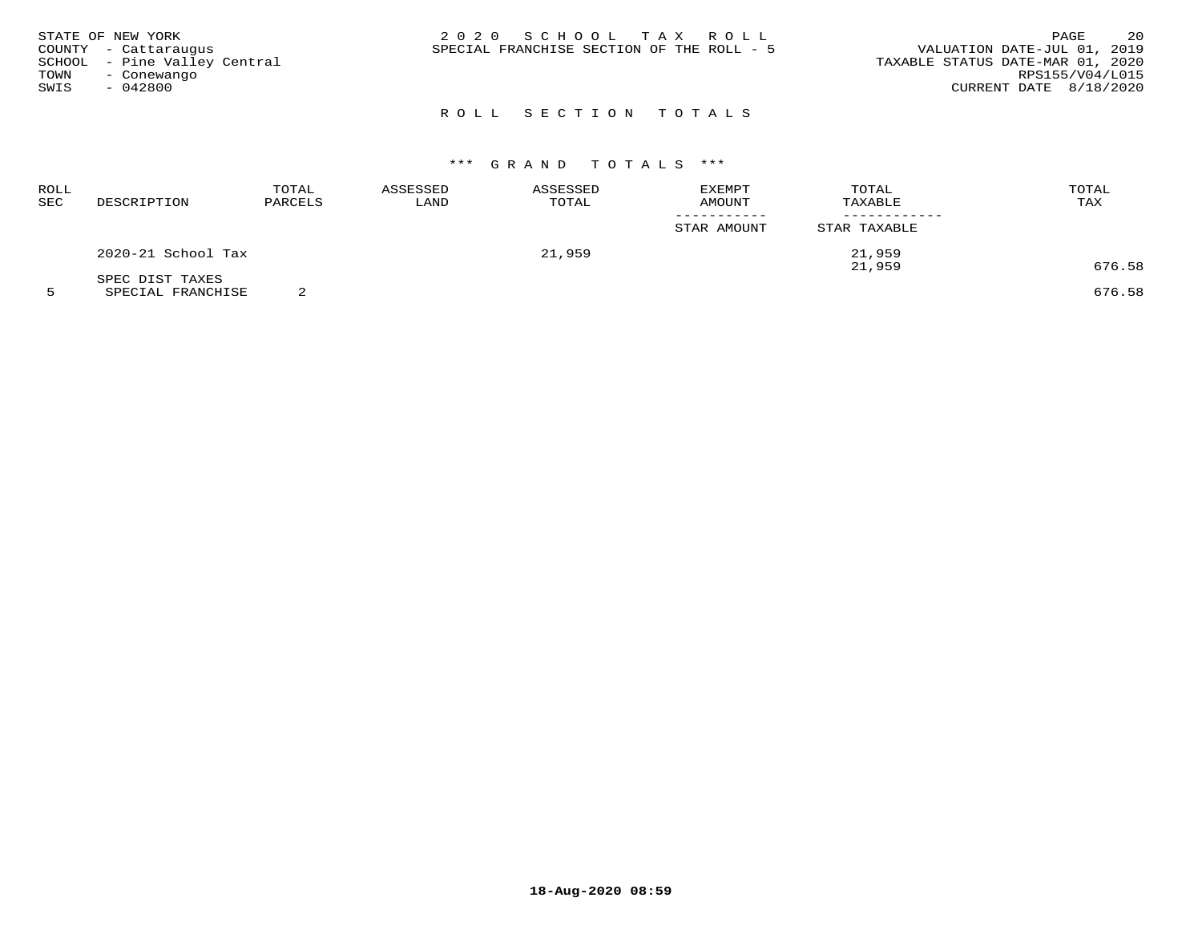STATE OF NEW YORK
COUNTY - Cattaraugus
SCHOOL - Pine Valley Central
TOWN - Conewango
SWIS - 042800

2 0 2 0 S C H O O L T A X R O L L
SPECIAL FRANCHISE SECTION OF THE ROLL - 5

VALUATION DATE-JUL 01, 2019
TAXABLE STATUS DATE-MAR 01, 2020
RPS155/V04/L015
CURRENT DATE 8/18/2020

## R O L L S E C T I O N T O T A L S

### \*\*\* G R A N D T O T A L S \*\*\*

| ROLL SEC | DESCRIPTION | TOTAL PARCELS | ASSESSED LAND | ASSESSED TOTAL | EXEMPT AMOUNT / STAR AMOUNT | TOTAL TAXABLE / STAR TAXABLE | TOTAL TAX |
|---|---|---|---|---|---|---|---|
| | 2020-21 School Tax | | | 21,959 | | 21,959<br>21,959 | 676.58 |
| 5 | SPEC DIST TAXES<br>SPECIAL FRANCHISE | 2 | | | | | 676.58 |

18-Aug-2020 08:59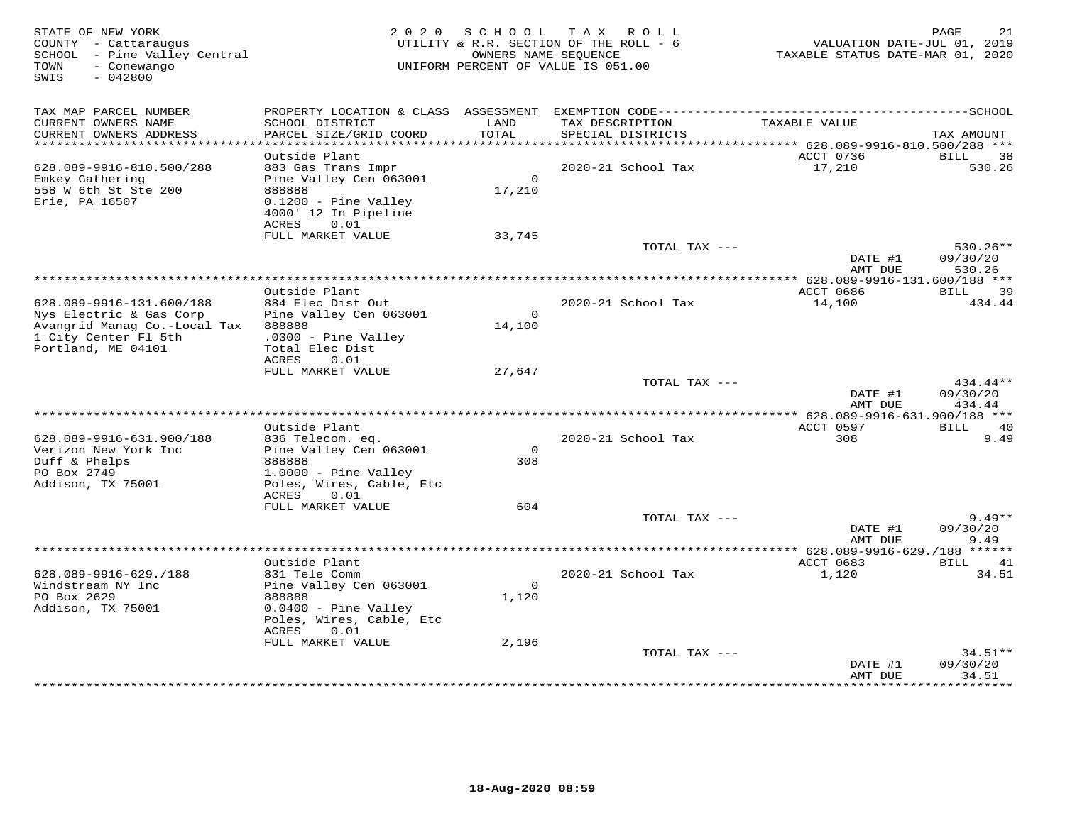STATE OF NEW YORK
COUNTY - Cattaraugus
SCHOOL - Pine Valley Central
TOWN - Conewango
SWIS - 042800

2 0 2 0 S C H O O L T A X R O L L
UTILITY & R.R. SECTION OF THE ROLL - 6
OWNERS NAME SEQUENCE
UNIFORM PERCENT OF VALUE IS 051.00

VALUATION DATE-JUL 01, 2019
TAXABLE STATUS DATE-MAR 01, 2020

| TAX MAP PARCEL NUMBER / CURRENT OWNERS NAME / CURRENT OWNERS ADDRESS | PROPERTY LOCATION & CLASS / SCHOOL DISTRICT / PARCEL SIZE/GRID COORD | ASSESSMENT LAND / TOTAL | EXEMPTION CODE / TAX DESCRIPTION / SPECIAL DISTRICTS | TAXABLE VALUE | SCHOOL TAX AMOUNT |
|---|---|---|---|---|---|
| **628.089-9916-810.500/288** | Outside Plant | | | ACCT 0736 | BILL 38 |
| 628.089-9916-810.500/288 | 883 Gas Trans Impr | | 2020-21 School Tax | 17,210 | 530.26 |
| Emkey Gathering | Pine Valley Cen 063001 | 0 | | | |
| 558 W 6th St Ste 200 | 888888 | 17,210 | | | |
| Erie, PA 16507 | 0.1200 - Pine Valley | | | | |
| | 4000' 12 In Pipeline | | | | |
| | ACRES 0.01 | | | | |
| | FULL MARKET VALUE | 33,745 | | | |
| | | | TOTAL TAX --- | | 530.26** |
| | | | | DATE #1 | 09/30/20 |
| | | | | AMT DUE | 530.26 |
| **628.089-9916-131.600/188** | Outside Plant | | | ACCT 0686 | BILL 39 |
| 628.089-9916-131.600/188 | 884 Elec Dist Out | | 2020-21 School Tax | 14,100 | 434.44 |
| Nys Electric & Gas Corp | Pine Valley Cen 063001 | 0 | | | |
| Avangrid Manag Co.-Local Tax | 888888 | 14,100 | | | |
| 1 City Center Fl 5th | .0300 - Pine Valley | | | | |
| Portland, ME 04101 | Total Elec Dist | | | | |
| | ACRES 0.01 | | | | |
| | FULL MARKET VALUE | 27,647 | | | |
| | | | TOTAL TAX --- | | 434.44** |
| | | | | DATE #1 | 09/30/20 |
| | | | | AMT DUE | 434.44 |
| **628.089-9916-631.900/188** | Outside Plant | | | ACCT 0597 | BILL 40 |
| 628.089-9916-631.900/188 | 836 Telecom. eq. | | 2020-21 School Tax | 308 | 9.49 |
| Verizon New York Inc | Pine Valley Cen 063001 | 0 | | | |
| Duff & Phelps | 888888 | 308 | | | |
| PO Box 2749 | 1.0000 - Pine Valley | | | | |
| Addison, TX 75001 | Poles, Wires, Cable, Etc | | | | |
| | ACRES 0.01 | | | | |
| | FULL MARKET VALUE | 604 | | | |
| | | | TOTAL TAX --- | | 9.49** |
| | | | | DATE #1 | 09/30/20 |
| | | | | AMT DUE | 9.49 |
| **628.089-9916-629./188** | Outside Plant | | | ACCT 0683 | BILL 41 |
| 628.089-9916-629./188 | 831 Tele Comm | | 2020-21 School Tax | 1,120 | 34.51 |
| Windstream NY Inc | Pine Valley Cen 063001 | 0 | | | |
| PO Box 2629 | 888888 | 1,120 | | | |
| Addison, TX 75001 | 0.0400 - Pine Valley | | | | |
| | Poles, Wires, Cable, Etc | | | | |
| | ACRES 0.01 | | | | |
| | FULL MARKET VALUE | 2,196 | | | |
| | | | TOTAL TAX --- | | 34.51** |
| | | | | DATE #1 | 09/30/20 |
| | | | | AMT DUE | 34.51 |

18-Aug-2020 08:59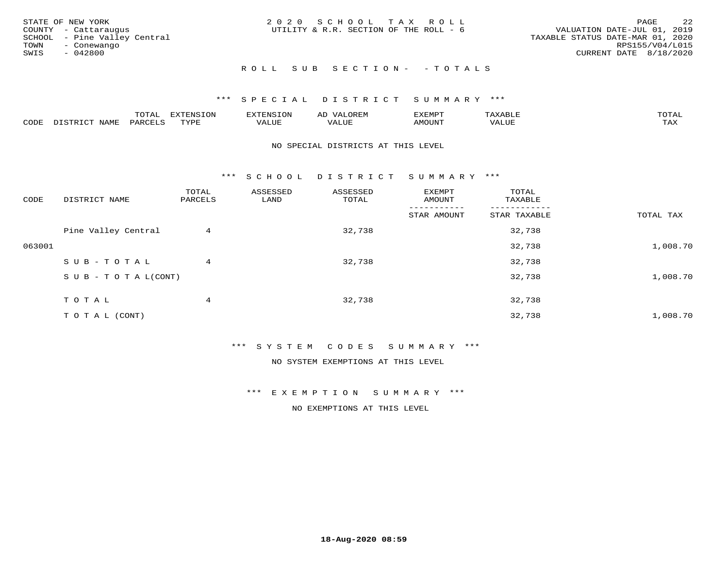STATE OF NEW YORK
COUNTY - Cattaraugus
SCHOOL - Pine Valley Central
TOWN - Conewango
SWIS - 042800

2 0 2 0 S C H O O L T A X R O L L
UTILITY & R.R. SECTION OF THE ROLL - 6

VALUATION DATE-JUL 01, 2019
TAXABLE STATUS DATE-MAR 01, 2020
RPS155/V04/L015
CURRENT DATE 8/18/2020

R O L L S U B S E C T I O N - - T O T A L S

*** S P E C I A L D I S T R I C T S U M M A R Y ***

| CODE | DISTRICT NAME | TOTAL PARCELS | EXTENSION TYPE | EXTENSION VALUE | AD VALOREM VALUE | EXEMPT AMOUNT | TAXABLE VALUE | TOTAL TAX |
|---|---|---|---|---|---|---|---|---|

NO SPECIAL DISTRICTS AT THIS LEVEL

*** S C H O O L D I S T R I C T S U M M A R Y ***

| CODE | DISTRICT NAME | TOTAL PARCELS | ASSESSED LAND | ASSESSED TOTAL | EXEMPT AMOUNT / STAR AMOUNT | TOTAL TAXABLE / STAR TAXABLE | TOTAL TAX |
|---|---|---|---|---|---|---|---|
| | Pine Valley Central | 4 | | 32,738 | | 32,738 | |
| 063001 | | | | | | 32,738 | 1,008.70 |
| | S U B - T O T A L | 4 | | 32,738 | | 32,738 | |
| | S U B - T O T A L(CONT) | | | | | 32,738 | 1,008.70 |
| | T O T A L | 4 | | 32,738 | | 32,738 | |
| | T O T A L (CONT) | | | | | 32,738 | 1,008.70 |

*** S Y S T E M C O D E S S U M M A R Y ***

NO SYSTEM EXEMPTIONS AT THIS LEVEL

*** E X E M P T I O N S U M M A R Y ***

NO EXEMPTIONS AT THIS LEVEL

18-Aug-2020 08:59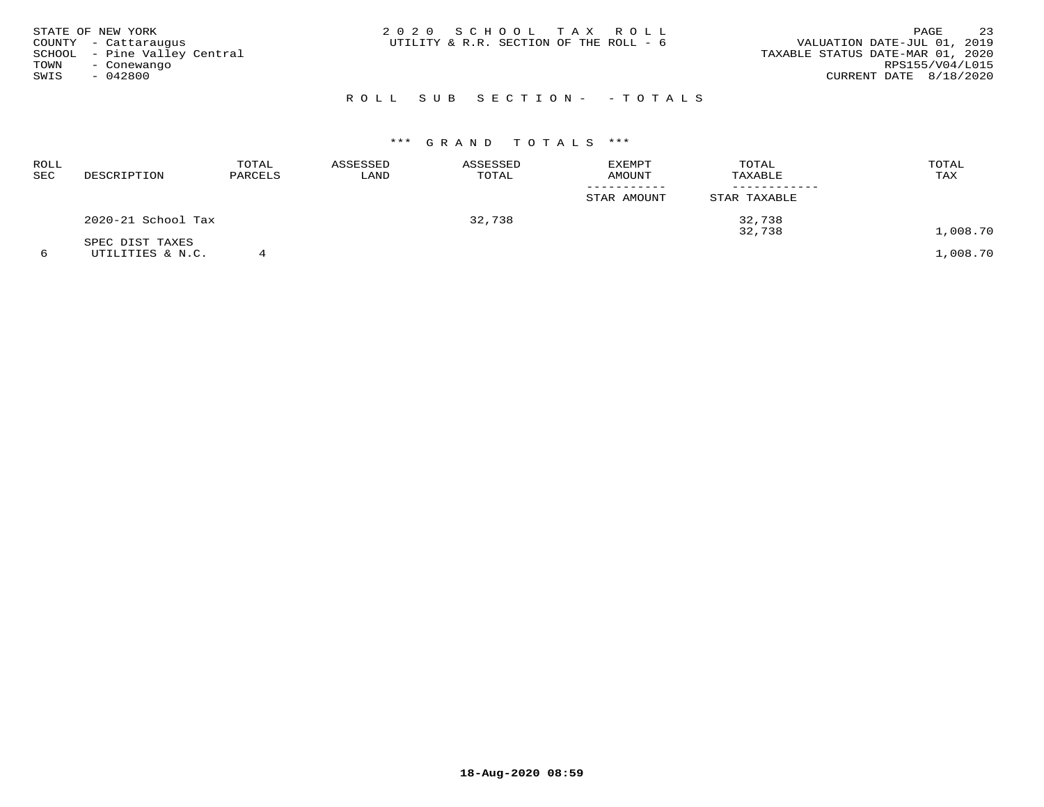STATE OF NEW YORK
COUNTY - Cattaraugus
SCHOOL - Pine Valley Central
TOWN - Conewango
SWIS - 042800

2020 SCHOOL TAX ROLL
UTILITY & R.R. SECTION OF THE ROLL - 6

VALUATION DATE-JUL 01, 2019
TAXABLE STATUS DATE-MAR 01, 2020
RPS155/V04/L015
CURRENT DATE 8/18/2020

ROLL SUB SECTION- - TOTALS

*** GRAND TOTALS ***

| ROLL SEC | DESCRIPTION | TOTAL PARCELS | ASSESSED LAND | ASSESSED TOTAL | EXEMPT AMOUNT / STAR AMOUNT | TOTAL TAXABLE / STAR TAXABLE | TOTAL TAX |
|---|---|---|---|---|---|---|---|
| | 2020-21 School Tax | | | 32,738 | | 32,738 | |
| | | | | | | 32,738 | 1,008.70 |
| | SPEC DIST TAXES | | | | | | |
| 6 | UTILITIES & N.C. | 4 | | | | | 1,008.70 |

18-Aug-2020 08:59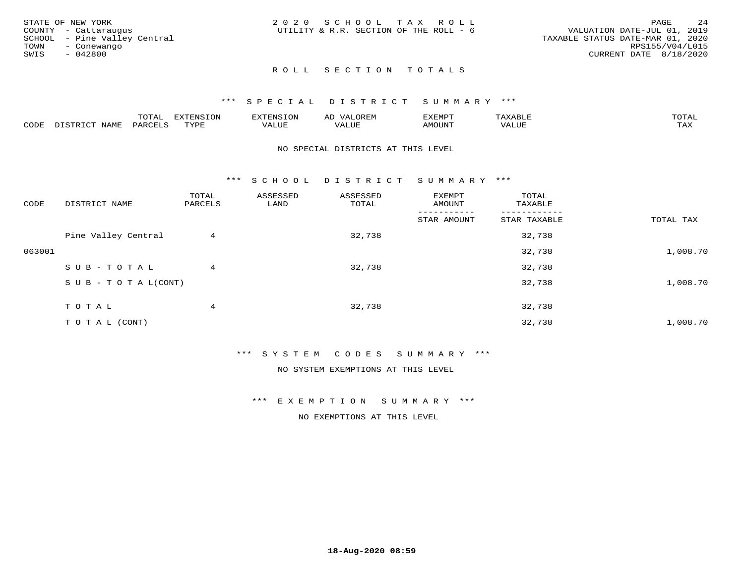STATE OF NEW YORK
COUNTY - Cattaraugus
SCHOOL - Pine Valley Central
TOWN - Conewango
SWIS - 042800

2020 SCHOOL TAX ROLL
UTILITY & R.R. SECTION OF THE ROLL - 6

VALUATION DATE-JUL 01, 2019
TAXABLE STATUS DATE-MAR 01, 2020
RPS155/V04/L015
CURRENT DATE 8/18/2020

## ROLL SECTION TOTALS

### *** SPECIAL DISTRICT SUMMARY ***

| CODE | DISTRICT NAME | TOTAL PARCELS | EXTENSION TYPE | EXTENSION VALUE | AD VALOREM VALUE | EXEMPT AMOUNT | TAXABLE VALUE | TOTAL TAX |
|---|---|---|---|---|---|---|---|---|

NO SPECIAL DISTRICTS AT THIS LEVEL

### *** SCHOOL DISTRICT SUMMARY ***

| CODE | DISTRICT NAME | TOTAL PARCELS | ASSESSED LAND | ASSESSED TOTAL | EXEMPT AMOUNT / STAR AMOUNT | TOTAL TAXABLE / STAR TAXABLE | TOTAL TAX |
|---|---|---|---|---|---|---|---|
| | Pine Valley Central | 4 | | 32,738 | | 32,738 | |
| 063001 | | | | | | 32,738 | 1,008.70 |
| | SUB-TOTAL | 4 | | 32,738 | | 32,738 | |
| | SUB-TOTAL(CONT) | | | | | 32,738 | 1,008.70 |
| | TOTAL | 4 | | 32,738 | | 32,738 | |
| | TOTAL (CONT) | | | | | 32,738 | 1,008.70 |

### *** SYSTEM CODES SUMMARY ***

NO SYSTEM EXEMPTIONS AT THIS LEVEL

### *** EXEMPTION SUMMARY ***

NO EXEMPTIONS AT THIS LEVEL

18-Aug-2020 08:59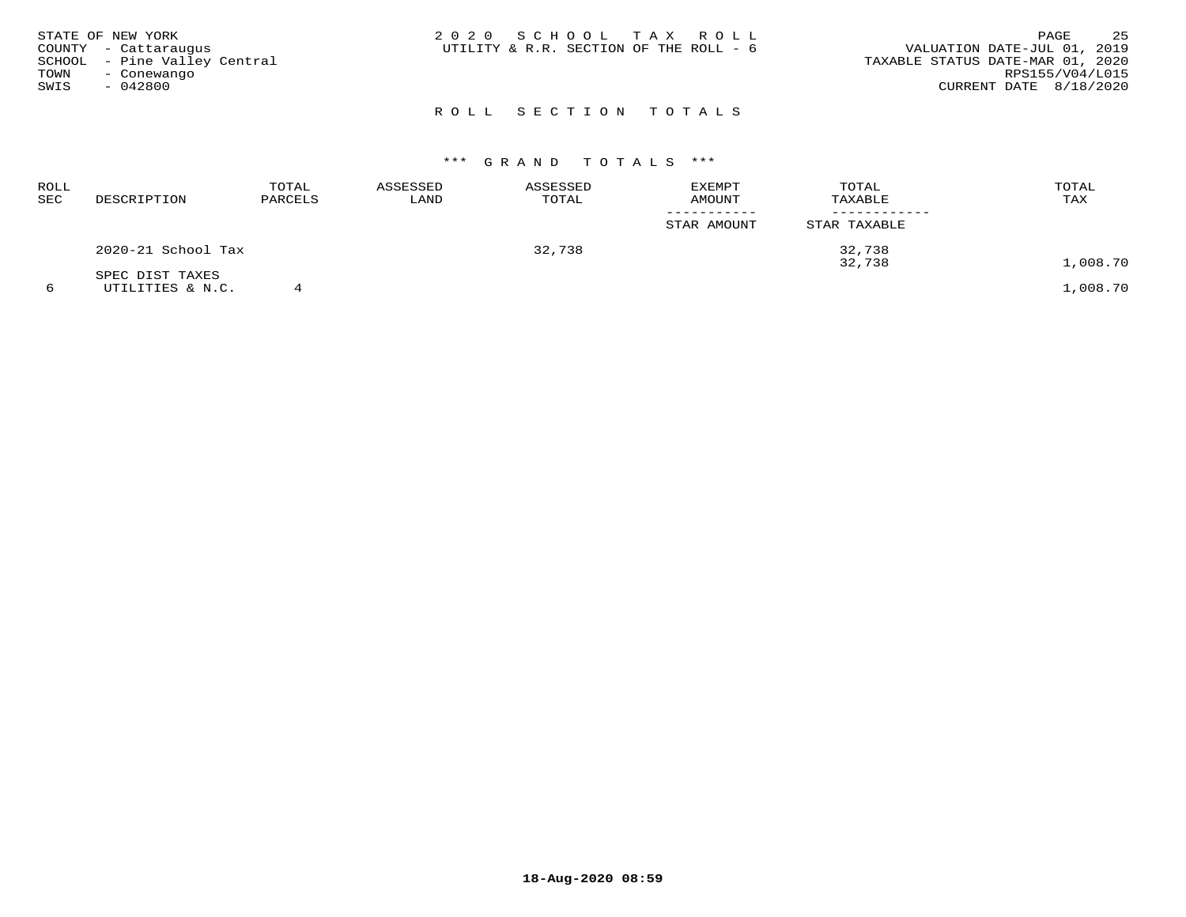STATE OF NEW YORK
COUNTY - Cattaraugus
SCHOOL - Pine Valley Central
TOWN - Conewango
SWIS - 042800

2 0 2 0 S C H O O L T A X R O L L
UTILITY & R.R. SECTION OF THE ROLL - 6

VALUATION DATE-JUL 01, 2019
TAXABLE STATUS DATE-MAR 01, 2020
RPS155/V04/L015
CURRENT DATE 8/18/2020

R O L L S E C T I O N T O T A L S

*** G R A N D T O T A L S ***

| ROLL SEC | DESCRIPTION | TOTAL PARCELS | ASSESSED LAND | ASSESSED TOTAL | EXEMPT AMOUNT / STAR AMOUNT | TOTAL TAXABLE / STAR TAXABLE | TOTAL TAX |
|---|---|---|---|---|---|---|---|
| | 2020-21 School Tax | | | 32,738 | | 32,738 | |
| | | | | | | 32,738 | 1,008.70 |
| | SPEC DIST TAXES | | | | | | |
| 6 | UTILITIES & N.C. | 4 | | | | | 1,008.70 |

18-Aug-2020 08:59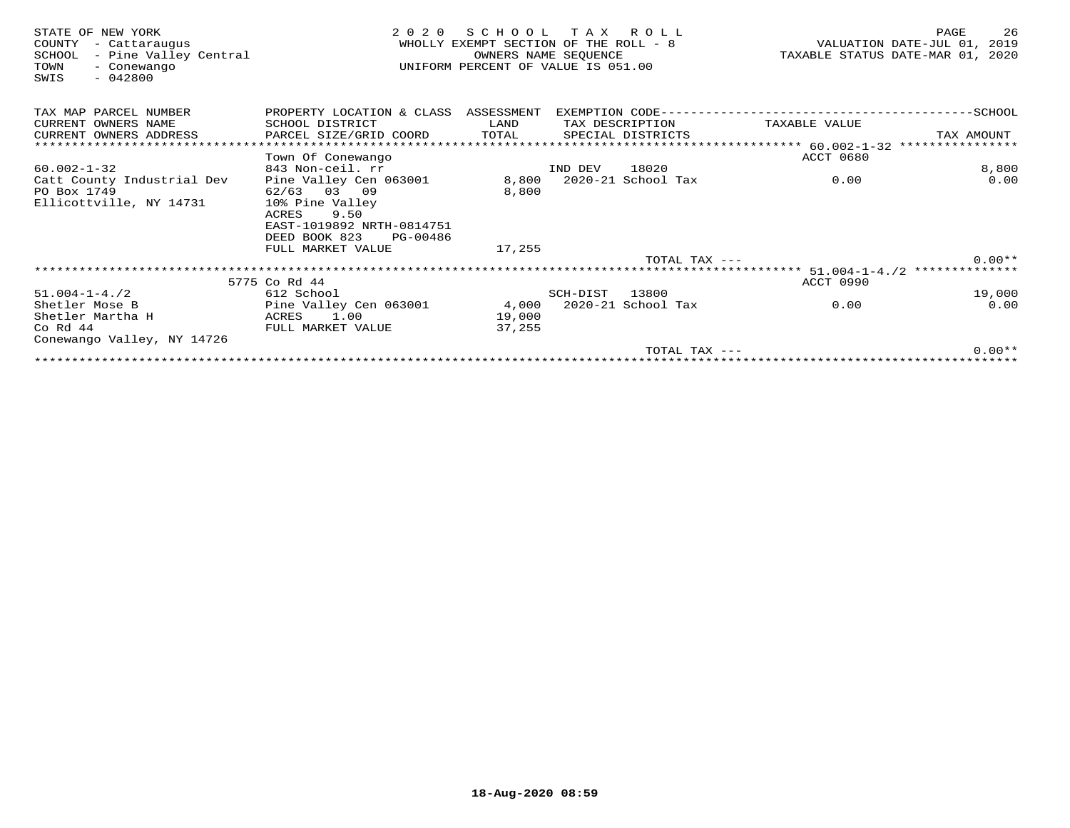STATE OF NEW YORK
COUNTY - Cattaraugus
SCHOOL - Pine Valley Central
TOWN - Conewango
SWIS - 042800

# 2020 SCHOOL TAX ROLL

WHOLLY EXEMPT SECTION OF THE ROLL - 8
OWNERS NAME SEQUENCE
UNIFORM PERCENT OF VALUE IS 051.00

VALUATION DATE-JUL 01, 2019
TAXABLE STATUS DATE-MAR 01, 2020

| TAX MAP PARCEL NUMBER<br>CURRENT OWNERS NAME<br>CURRENT OWNERS ADDRESS | PROPERTY LOCATION & CLASS<br>SCHOOL DISTRICT<br>PARCEL SIZE/GRID COORD | ASSESSMENT<br>LAND<br>TOTAL | EXEMPTION CODE<br>TAX DESCRIPTION<br>SPECIAL DISTRICTS | TAXABLE VALUE | SCHOOL<br>TAX AMOUNT |
|---|---|---|---|---|---|
| **60.002-1-32** | Town Of Conewango | | | ACCT 0680 | |
| 60.002-1-32 | 843 Non-ceil. rr | | IND DEV 18020 | | 8,800 |
| Catt County Industrial Dev | Pine Valley Cen 063001 | 8,800 | 2020-21 School Tax | 0.00 | 0.00 |
| PO Box 1749 | 62/63 03 09 | 8,800 | | | |
| Ellicottville, NY 14731 | 10% Pine Valley | | | | |
| | ACRES 9.50 | | | | |
| | EAST-1019892 NRTH-0814751 | | | | |
| | DEED BOOK 823 PG-00486 | | | | |
| | FULL MARKET VALUE | 17,255 | | | |
| | | | TOTAL TAX --- | | 0.00** |
| **51.004-1-4./2** | 5775 Co Rd 44 | | | ACCT 0990 | |
| 51.004-1-4./2 | 612 School | | SCH-DIST 13800 | | 19,000 |
| Shetler Mose B | Pine Valley Cen 063001 | 4,000 | 2020-21 School Tax | 0.00 | 0.00 |
| Shetler Martha H | ACRES 1.00 | 19,000 | | | |
| Co Rd 44 | FULL MARKET VALUE | 37,255 | | | |
| Conewango Valley, NY 14726 | | | | | |
| | | | TOTAL TAX --- | | 0.00** |

18-Aug-2020 08:59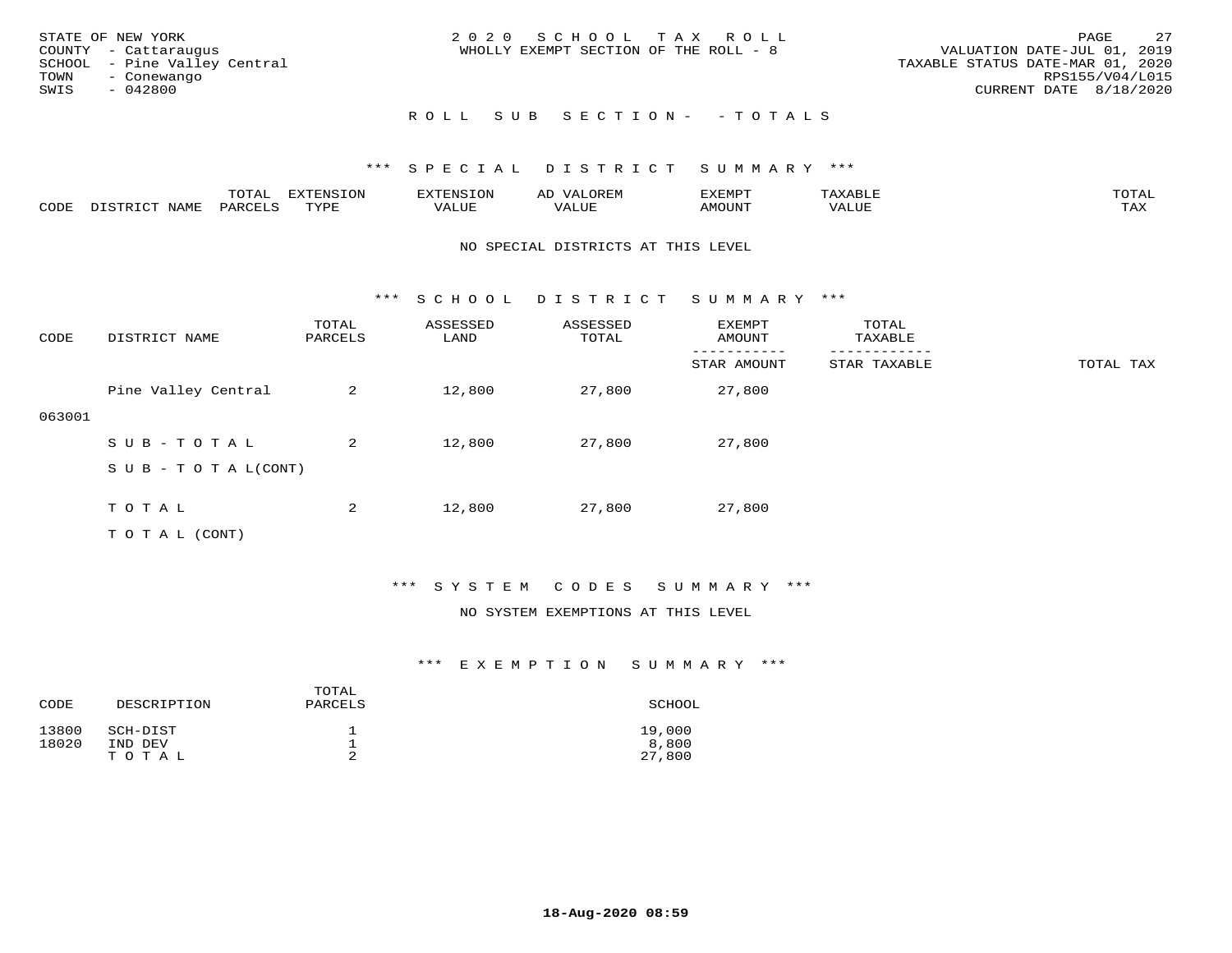STATE OF NEW YORK
COUNTY - Cattaraugus
SCHOOL - Pine Valley Central
TOWN - Conewango
SWIS - 042800

2 0 2 0 S C H O O L T A X R O L L
WHOLLY EXEMPT SECTION OF THE ROLL - 8

VALUATION DATE-JUL 01, 2019
TAXABLE STATUS DATE-MAR 01, 2020
RPS155/V04/L015
CURRENT DATE 8/18/2020

## R O L L S U B S E C T I O N - - T O T A L S

### \*\*\* S P E C I A L D I S T R I C T S U M M A R Y \*\*\*

| CODE | DISTRICT NAME | TOTAL PARCELS | EXTENSION TYPE | EXTENSION VALUE | AD VALOREM VALUE | EXEMPT AMOUNT | TAXABLE VALUE | TOTAL TAX |
|---|---|---|---|---|---|---|---|---|

NO SPECIAL DISTRICTS AT THIS LEVEL

### \*\*\* S C H O O L D I S T R I C T S U M M A R Y \*\*\*

| CODE | DISTRICT NAME | TOTAL PARCELS | ASSESSED LAND | ASSESSED TOTAL | EXEMPT AMOUNT / STAR AMOUNT | TOTAL TAXABLE / STAR TAXABLE | TOTAL TAX |
|---|---|---|---|---|---|---|---|
| 063001 | Pine Valley Central | 2 | 12,800 | 27,800 | 27,800 | | |
| | S U B - T O T A L | 2 | 12,800 | 27,800 | 27,800 | | |
| | S U B - T O T A L(CONT) | | | | | | |
| | T O T A L | 2 | 12,800 | 27,800 | 27,800 | | |
| | T O T A L (CONT) | | | | | | |

### \*\*\* S Y S T E M C O D E S S U M M A R Y \*\*\*

NO SYSTEM EXEMPTIONS AT THIS LEVEL

### \*\*\* E X E M P T I O N S U M M A R Y \*\*\*

| CODE | DESCRIPTION | TOTAL PARCELS | SCHOOL |
|---|---|---|---|
| 13800 | SCH-DIST | 1 | 19,000 |
| 18020 | IND DEV | 1 | 8,800 |
| | T O T A L | 2 | 27,800 |

18-Aug-2020 08:59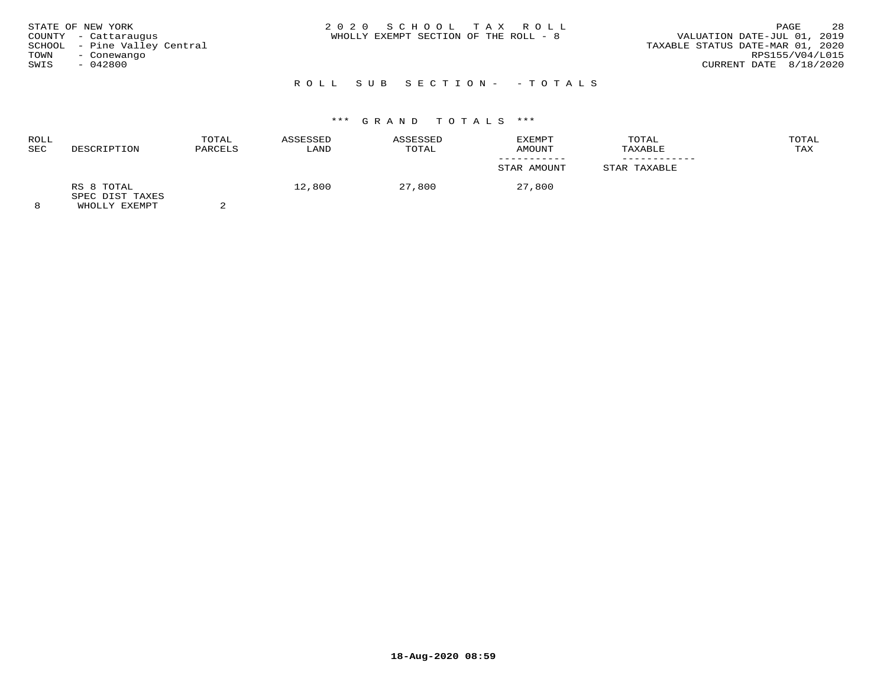STATE OF NEW YORK
COUNTY - Cattaraugus
SCHOOL - Pine Valley Central
TOWN - Conewango
SWIS - 042800

2 0 2 0 S C H O O L T A X R O L L
WHOLLY EXEMPT SECTION OF THE ROLL - 8

VALUATION DATE-JUL 01, 2019
TAXABLE STATUS DATE-MAR 01, 2020
RPS155/V04/L015
CURRENT DATE 8/18/2020

R O L L S U B S E C T I O N - - T O T A L S

\*\*\* G R A N D T O T A L S \*\*\*

| ROLL SEC | DESCRIPTION | TOTAL PARCELS | ASSESSED LAND | ASSESSED TOTAL | EXEMPT AMOUNT / STAR AMOUNT | TOTAL TAXABLE / STAR TAXABLE | TOTAL TAX |
|---|---|---|---|---|---|---|---|
| 8 | RS 8 TOTAL SPEC DIST TAXES WHOLLY EXEMPT | 2 | 12,800 | 27,800 | 27,800 | | |

18-Aug-2020 08:59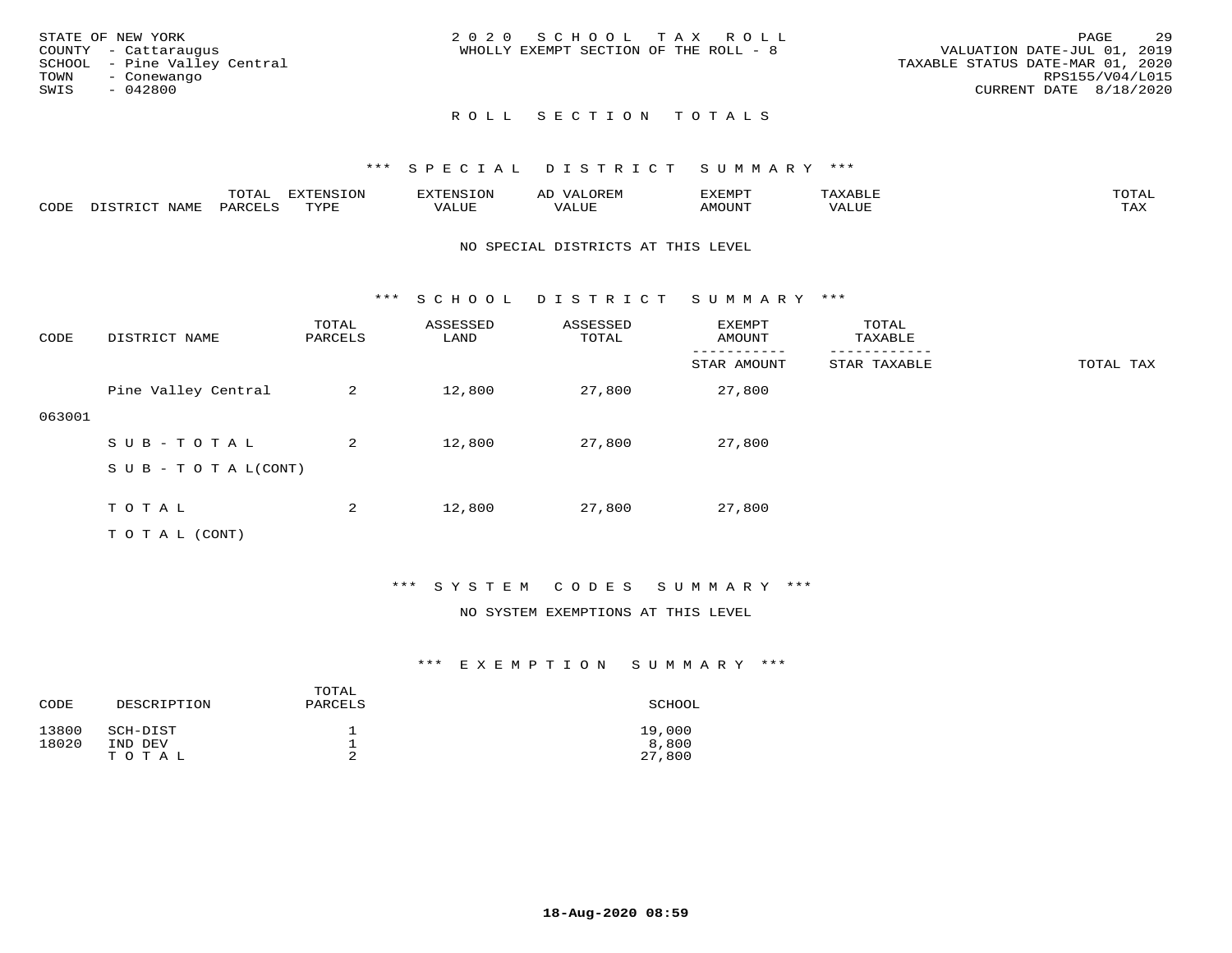STATE OF NEW YORK
COUNTY - Cattaraugus
SCHOOL - Pine Valley Central
TOWN - Conewango
SWIS - 042800

2020 SCHOOL TAX ROLL
WHOLLY EXEMPT SECTION OF THE ROLL - 8

VALUATION DATE-JUL 01, 2019
TAXABLE STATUS DATE-MAR 01, 2020
RPS155/V04/L015
CURRENT DATE 8/18/2020

## ROLL SECTION TOTALS

### *** SPECIAL DISTRICT SUMMARY ***

| CODE | DISTRICT NAME | TOTAL PARCELS | EXTENSION TYPE | EXTENSION VALUE | AD VALOREM VALUE | EXEMPT AMOUNT | TAXABLE VALUE | TOTAL TAX |
|---|---|---|---|---|---|---|---|---|

NO SPECIAL DISTRICTS AT THIS LEVEL

### *** SCHOOL DISTRICT SUMMARY ***

| CODE | DISTRICT NAME | TOTAL PARCELS | ASSESSED LAND | ASSESSED TOTAL | EXEMPT AMOUNT / STAR AMOUNT | TOTAL TAXABLE / STAR TAXABLE | TOTAL TAX |
|---|---|---|---|---|---|---|---|
| 063001 | Pine Valley Central | 2 | 12,800 | 27,800 | 27,800 | | |
| | SUB-TOTAL | 2 | 12,800 | 27,800 | 27,800 | | |
| | SUB-TOTAL(CONT) | | | | | | |
| | TOTAL | 2 | 12,800 | 27,800 | 27,800 | | |
| | TOTAL (CONT) | | | | | | |

### *** SYSTEM CODES SUMMARY ***

NO SYSTEM EXEMPTIONS AT THIS LEVEL

### *** EXEMPTION SUMMARY ***

| CODE | DESCRIPTION | TOTAL PARCELS | SCHOOL |
|---|---|---|---|
| 13800 | SCH-DIST | 1 | 19,000 |
| 18020 | IND DEV | 1 | 8,800 |
| | TOTAL | 2 | 27,800 |

18-Aug-2020 08:59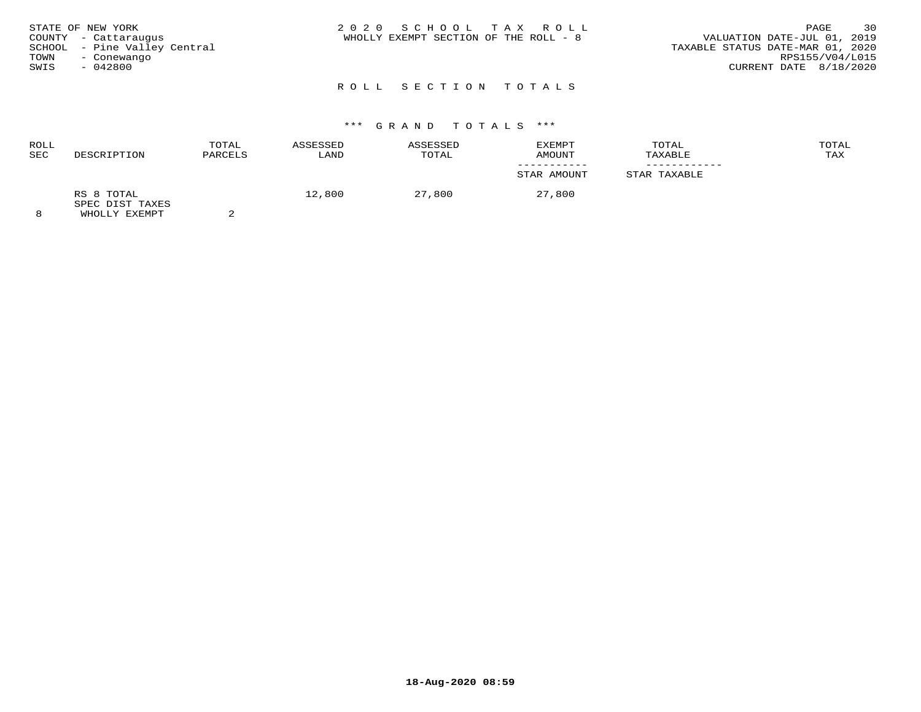STATE OF NEW YORK
COUNTY - Cattaraugus
SCHOOL - Pine Valley Central
TOWN - Conewango
SWIS - 042800

2 0 2 0 S C H O O L T A X R O L L
WHOLLY EXEMPT SECTION OF THE ROLL - 8

VALUATION DATE-JUL 01, 2019
TAXABLE STATUS DATE-MAR 01, 2020
RPS155/V04/L015
CURRENT DATE 8/18/2020

## R O L L S E C T I O N T O T A L S

### *** G R A N D T O T A L S ***

| ROLL SEC | DESCRIPTION | TOTAL PARCELS | ASSESSED LAND | ASSESSED TOTAL | EXEMPT AMOUNT / STAR AMOUNT | TOTAL TAXABLE / STAR TAXABLE | TOTAL TAX |
|---|---|---|---|---|---|---|---|
| 8 | RS 8 TOTAL SPEC DIST TAXES WHOLLY EXEMPT | 2 | 12,800 | 27,800 | 27,800 | | |

18-Aug-2020 08:59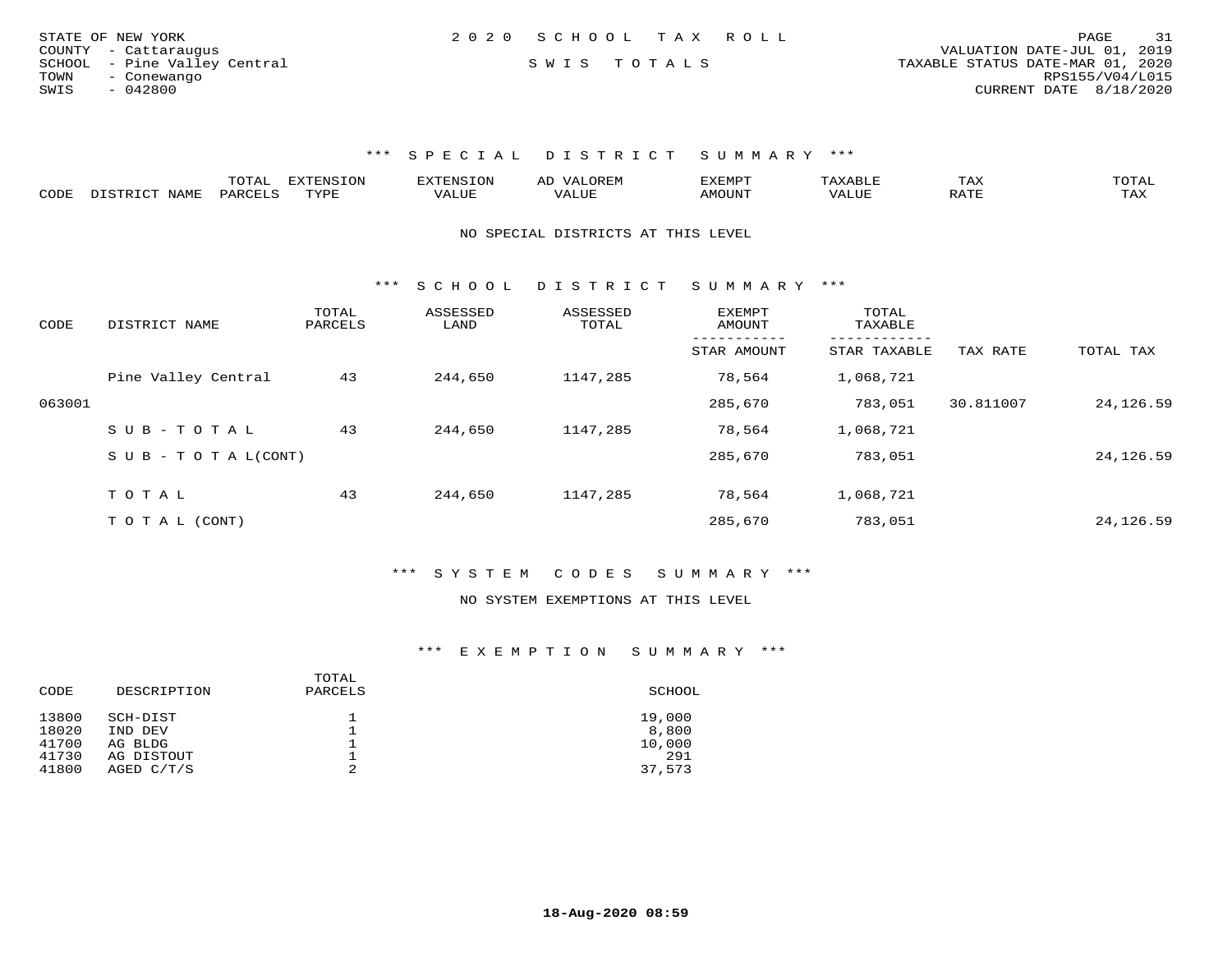STATE OF NEW YORK
COUNTY - Cattaraugus
SCHOOL - Pine Valley Central
TOWN - Conewango
SWIS - 042800

2020 SCHOOL TAX ROLL

SWIS TOTALS

VALUATION DATE-JUL 01, 2019
TAXABLE STATUS DATE-MAR 01, 2020
RPS155/V04/L015
CURRENT DATE 8/18/2020

### *** SPECIAL DISTRICT SUMMARY ***

| CODE | DISTRICT NAME | TOTAL PARCELS | EXTENSION TYPE | EXTENSION VALUE | AD VALOREM VALUE | EXEMPT AMOUNT | TAXABLE VALUE | TAX RATE | TOTAL TAX |
|---|---|---|---|---|---|---|---|---|---|

NO SPECIAL DISTRICTS AT THIS LEVEL

### *** SCHOOL DISTRICT SUMMARY ***

| CODE | DISTRICT NAME | TOTAL PARCELS | ASSESSED LAND | ASSESSED TOTAL | EXEMPT AMOUNT / STAR AMOUNT | TOTAL TAXABLE / STAR TAXABLE | TAX RATE | TOTAL TAX |
|---|---|---|---|---|---|---|---|---|
| | Pine Valley Central | 43 | 244,650 | 1147,285 | 78,564 | 1,068,721 | | |
| 063001 | | | | | 285,670 | 783,051 | 30.811007 | 24,126.59 |
| | SUB-TOTAL | 43 | 244,650 | 1147,285 | 78,564 | 1,068,721 | | |
| | SUB-TOTAL(CONT) | | | | 285,670 | 783,051 | | 24,126.59 |
| | TOTAL | 43 | 244,650 | 1147,285 | 78,564 | 1,068,721 | | |
| | TOTAL (CONT) | | | | 285,670 | 783,051 | | 24,126.59 |

### *** SYSTEM CODES SUMMARY ***

NO SYSTEM EXEMPTIONS AT THIS LEVEL

### *** EXEMPTION SUMMARY ***

| CODE | DESCRIPTION | TOTAL PARCELS | SCHOOL |
|---|---|---|---|
| 13800 | SCH-DIST | 1 | 19,000 |
| 18020 | IND DEV | 1 | 8,800 |
| 41700 | AG BLDG | 1 | 10,000 |
| 41730 | AG DISTOUT | 1 | 291 |
| 41800 | AGED C/T/S | 2 | 37,573 |

18-Aug-2020 08:59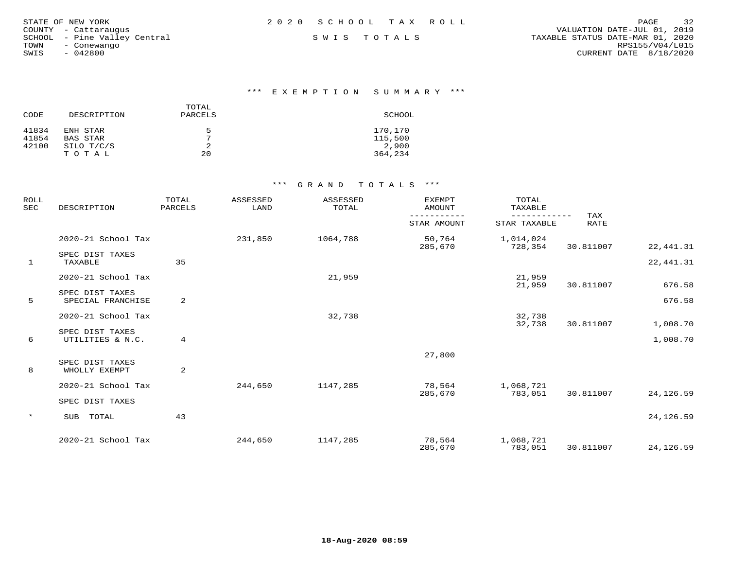STATE OF NEW YORK
COUNTY - Cattaraugus
SCHOOL - Pine Valley Central
TOWN - Conewango
SWIS - 042800

2020 SCHOOL TAX ROLL

SWIS TOTALS

VALUATION DATE-JUL 01, 2019
TAXABLE STATUS DATE-MAR 01, 2020
RPS155/V04/L015
CURRENT DATE 8/18/2020

## *** EXEMPTION SUMMARY ***

| CODE | DESCRIPTION | TOTAL PARCELS | SCHOOL |
|---|---|---|---|
| 41834 | ENH STAR | 5 | 170,170 |
| 41854 | BAS STAR | 7 | 115,500 |
| 42100 | SILO T/C/S | 2 | 2,900 |
| | T O T A L | 20 | 364,234 |

## *** GRAND TOTALS ***

| ROLL SEC | DESCRIPTION | TOTAL PARCELS | ASSESSED LAND | ASSESSED TOTAL | EXEMPT AMOUNT / STAR AMOUNT | TOTAL TAXABLE / STAR TAXABLE | TAX RATE | |
|---|---|---|---|---|---|---|---|---|
| | 2020-21 School Tax | | 231,850 | 1064,788 | 50,764 / 285,670 | 1,014,024 / 728,354 | 30.811007 | 22,441.31 |
| 1 | SPEC DIST TAXES TAXABLE | 35 | | | | | | 22,441.31 |
| | 2020-21 School Tax | | | 21,959 | | 21,959 / 21,959 | 30.811007 | 676.58 |
| 5 | SPEC DIST TAXES SPECIAL FRANCHISE | 2 | | | | | | 676.58 |
| | 2020-21 School Tax | | | 32,738 | | 32,738 / 32,738 | 30.811007 | 1,008.70 |
| 6 | SPEC DIST TAXES UTILITIES & N.C. | 4 | | | | | | 1,008.70 |
| | | | | | 27,800 | | | |
| 8 | SPEC DIST TAXES WHOLLY EXEMPT | 2 | | | | | | |
| | 2020-21 School Tax | | 244,650 | 1147,285 | 78,564 / 285,670 | 1,068,721 / 783,051 | 30.811007 | 24,126.59 |
| | SPEC DIST TAXES | | | | | | | |
| * | SUB TOTAL | 43 | | | | | | 24,126.59 |
| | 2020-21 School Tax | | 244,650 | 1147,285 | 78,564 / 285,670 | 1,068,721 / 783,051 | 30.811007 | 24,126.59 |

18-Aug-2020 08:59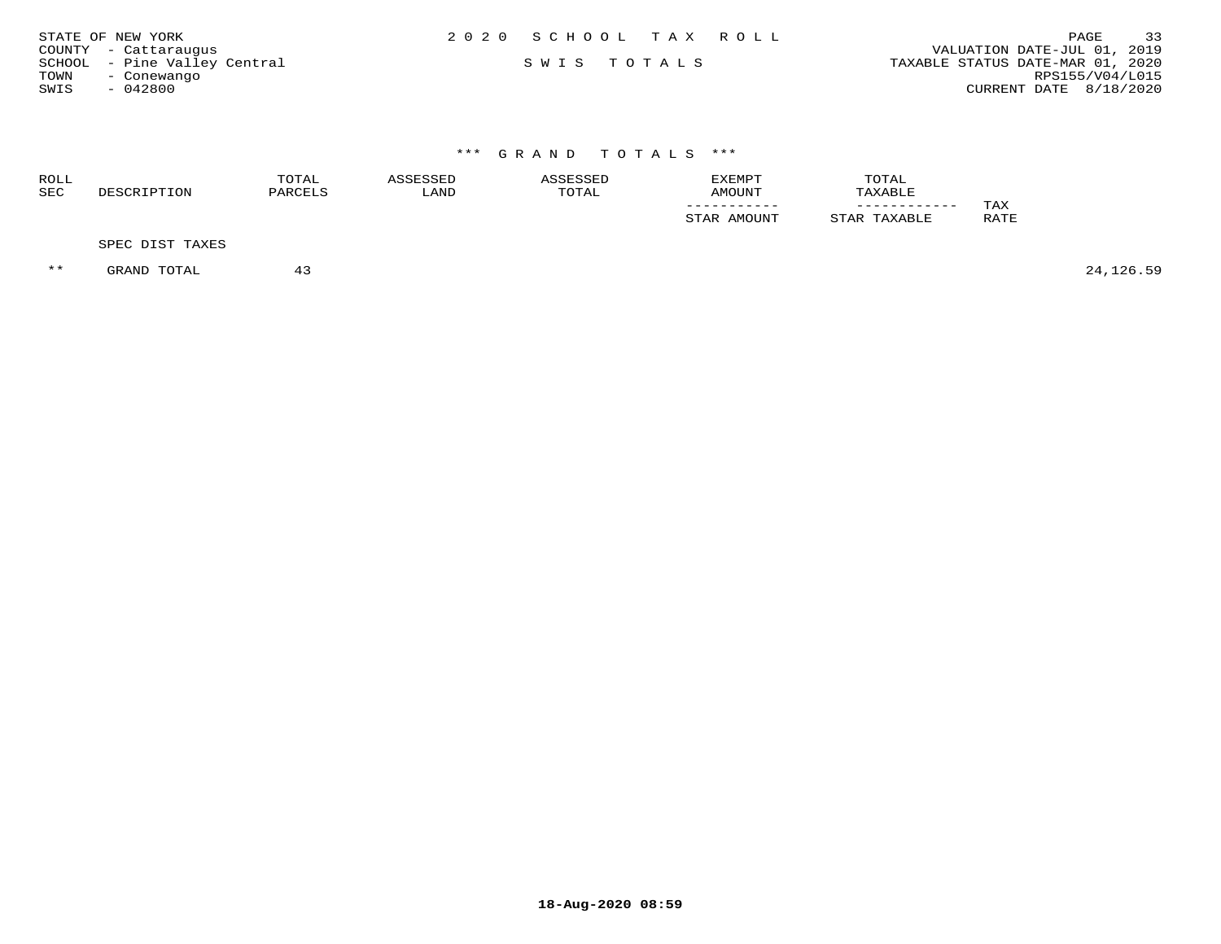STATE OF NEW YORK
COUNTY - Cattaraugus
SCHOOL - Pine Valley Central
TOWN - Conewango
SWIS - 042800

2 0 2 0 S C H O O L T A X R O L L

S W I S T O T A L S

VALUATION DATE-JUL 01, 2019
TAXABLE STATUS DATE-MAR 01, 2020
RPS155/V04/L015
CURRENT DATE 8/18/2020

*** G R A N D T O T A L S ***

| ROLL SEC | DESCRIPTION | TOTAL PARCELS | ASSESSED LAND | ASSESSED TOTAL | EXEMPT AMOUNT / STAR AMOUNT | TOTAL TAXABLE / STAR TAXABLE | TAX RATE | |
|---|---|---|---|---|---|---|---|---|
| | SPEC DIST TAXES | | | | | | | |
| ** | GRAND TOTAL | 43 | | | | | | 24,126.59 |

18-Aug-2020 08:59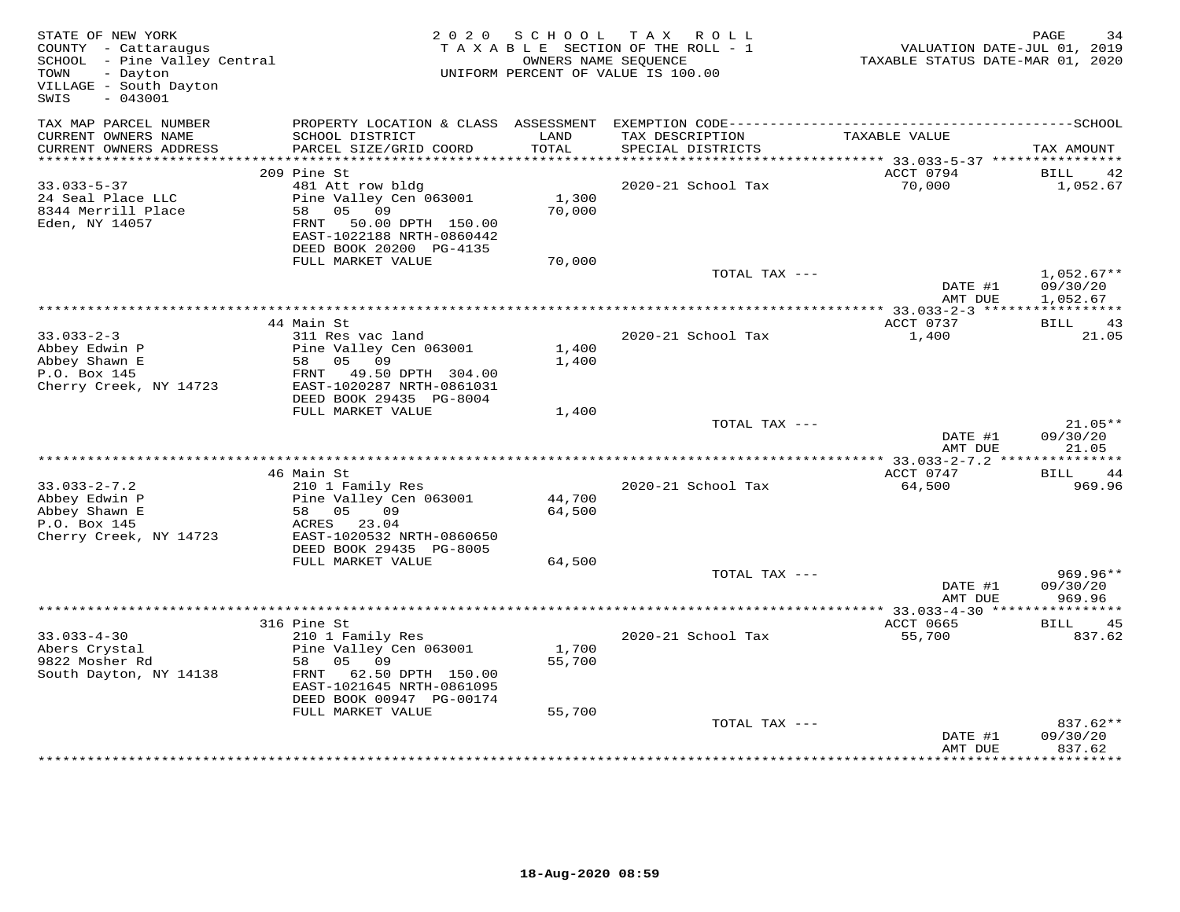STATE OF NEW YORK
COUNTY - Cattaraugus
SCHOOL - Pine Valley Central
TOWN - Dayton
VILLAGE - South Dayton
SWIS - 043001

2020 SCHOOL TAX ROLL
TAXABLE SECTION OF THE ROLL - 1
OWNERS NAME SEQUENCE
UNIFORM PERCENT OF VALUE IS 100.00

VALUATION DATE-JUL 01, 2019
TAXABLE STATUS DATE-MAR 01, 2020

| TAX MAP PARCEL NUMBER / CURRENT OWNERS NAME / CURRENT OWNERS ADDRESS | PROPERTY LOCATION & CLASS / SCHOOL DISTRICT / PARCEL SIZE/GRID COORD | ASSESSMENT LAND / TOTAL | EXEMPTION CODE / TAX DESCRIPTION / SPECIAL DISTRICTS | TAXABLE VALUE | TAX AMOUNT |
|---|---|---|---|---|---|
| | 209 Pine St | | | ACCT 0794 | BILL 42 |
| 33.033-5-37 | 481 Att row bldg | | 2020-21 School Tax | 70,000 | 1,052.67 |
| 24 Seal Place LLC | Pine Valley Cen 063001 | 1,300 | | | |
| 8344 Merrill Place | 58 05 09 | 70,000 | | | |
| Eden, NY 14057 | FRNT 50.00 DPTH 150.00 | | | | |
| | EAST-1022188 NRTH-0860442 | | | | |
| | DEED BOOK 20200 PG-4135 | | | | |
| | FULL MARKET VALUE | 70,000 | | | |
| | | | TOTAL TAX --- | | 1,052.67** |
| | | | | DATE #1 | 09/30/20 |
| | | | | AMT DUE | 1,052.67 |
| | 44 Main St | | | ACCT 0737 | BILL 43 |
| 33.033-2-3 | 311 Res vac land | | 2020-21 School Tax | 1,400 | 21.05 |
| Abbey Edwin P | Pine Valley Cen 063001 | 1,400 | | | |
| Abbey Shawn E | 58 05 09 | 1,400 | | | |
| P.O. Box 145 | FRNT 49.50 DPTH 304.00 | | | | |
| Cherry Creek, NY 14723 | EAST-1020287 NRTH-0861031 | | | | |
| | DEED BOOK 29435 PG-8004 | | | | |
| | FULL MARKET VALUE | 1,400 | | | |
| | | | TOTAL TAX --- | | 21.05** |
| | | | | DATE #1 | 09/30/20 |
| | | | | AMT DUE | 21.05 |
| | 46 Main St | | | ACCT 0747 | BILL 44 |
| 33.033-2-7.2 | 210 1 Family Res | | 2020-21 School Tax | 64,500 | 969.96 |
| Abbey Edwin P | Pine Valley Cen 063001 | 44,700 | | | |
| Abbey Shawn E | 58 05 09 | 64,500 | | | |
| P.O. Box 145 | ACRES 23.04 | | | | |
| Cherry Creek, NY 14723 | EAST-1020532 NRTH-0860650 | | | | |
| | DEED BOOK 29435 PG-8005 | | | | |
| | FULL MARKET VALUE | 64,500 | | | |
| | | | TOTAL TAX --- | | 969.96** |
| | | | | DATE #1 | 09/30/20 |
| | | | | AMT DUE | 969.96 |
| | 316 Pine St | | | ACCT 0665 | BILL 45 |
| 33.033-4-30 | 210 1 Family Res | | 2020-21 School Tax | 55,700 | 837.62 |
| Abers Crystal | Pine Valley Cen 063001 | 1,700 | | | |
| 9822 Mosher Rd | 58 05 09 | 55,700 | | | |
| South Dayton, NY 14138 | FRNT 62.50 DPTH 150.00 | | | | |
| | EAST-1021645 NRTH-0861095 | | | | |
| | DEED BOOK 00947 PG-00174 | | | | |
| | FULL MARKET VALUE | 55,700 | | | |
| | | | TOTAL TAX --- | | 837.62** |
| | | | | DATE #1 | 09/30/20 |
| | | | | AMT DUE | 837.62 |

18-Aug-2020 08:59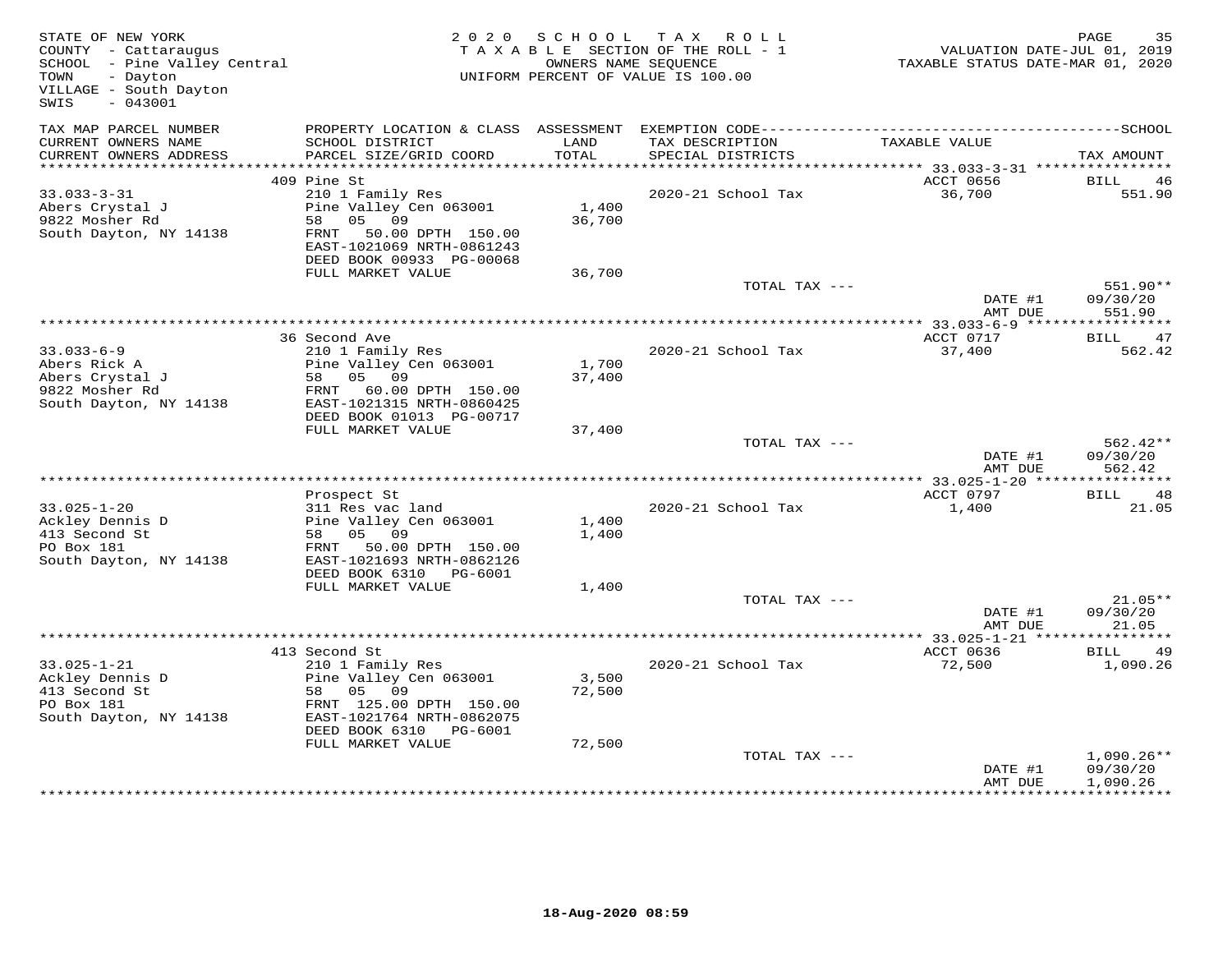STATE OF NEW YORK
COUNTY - Cattaraugus
SCHOOL - Pine Valley Central
TOWN - Dayton
VILLAGE - South Dayton
SWIS - 043001

2020 SCHOOL TAX ROLL
TAXABLE SECTION OF THE ROLL - 1
OWNERS NAME SEQUENCE
UNIFORM PERCENT OF VALUE IS 100.00

VALUATION DATE-JUL 01, 2019
TAXABLE STATUS DATE-MAR 01, 2020

| TAX MAP PARCEL NUMBER / CURRENT OWNERS NAME / CURRENT OWNERS ADDRESS | PROPERTY LOCATION & CLASS / SCHOOL DISTRICT / PARCEL SIZE/GRID COORD | ASSESSMENT LAND / TOTAL | EXEMPTION CODE / TAX DESCRIPTION / SPECIAL DISTRICTS | TAXABLE VALUE | TAX AMOUNT |
|---|---|---|---|---|---|
| **33.033-3-31** | 409 Pine St | | | ACCT 0656 | BILL 46 |
| 33.033-3-31 | 210 1 Family Res | | 2020-21 School Tax | 36,700 | 551.90 |
| Abers Crystal J | Pine Valley Cen 063001 | 1,400 | | | |
| 9822 Mosher Rd | 58 05 09 | 36,700 | | | |
| South Dayton, NY 14138 | FRNT 50.00 DPTH 150.00 | | | | |
| | EAST-1021069 NRTH-0861243 | | | | |
| | DEED BOOK 00933 PG-00068 | | | | |
| | FULL MARKET VALUE | 36,700 | | | |
| | | | TOTAL TAX --- | | 551.90** |
| | | | | DATE #1 | 09/30/20 |
| | | | | AMT DUE | 551.90 |
| **33.033-6-9** | 36 Second Ave | | | ACCT 0717 | BILL 47 |
| 33.033-6-9 | 210 1 Family Res | | 2020-21 School Tax | 37,400 | 562.42 |
| Abers Rick A | Pine Valley Cen 063001 | 1,700 | | | |
| Abers Crystal J | 58 05 09 | 37,400 | | | |
| 9822 Mosher Rd | FRNT 60.00 DPTH 150.00 | | | | |
| South Dayton, NY 14138 | EAST-1021315 NRTH-0860425 | | | | |
| | DEED BOOK 01013 PG-00717 | | | | |
| | FULL MARKET VALUE | 37,400 | | | |
| | | | TOTAL TAX --- | | 562.42** |
| | | | | DATE #1 | 09/30/20 |
| | | | | AMT DUE | 562.42 |
| **33.025-1-20** | Prospect St | | | ACCT 0797 | BILL 48 |
| 33.025-1-20 | 311 Res vac land | | 2020-21 School Tax | 1,400 | 21.05 |
| Ackley Dennis D | Pine Valley Cen 063001 | 1,400 | | | |
| 413 Second St | 58 05 09 | 1,400 | | | |
| PO Box 181 | FRNT 50.00 DPTH 150.00 | | | | |
| South Dayton, NY 14138 | EAST-1021693 NRTH-0862126 | | | | |
| | DEED BOOK 6310 PG-6001 | | | | |
| | FULL MARKET VALUE | 1,400 | | | |
| | | | TOTAL TAX --- | | 21.05** |
| | | | | DATE #1 | 09/30/20 |
| | | | | AMT DUE | 21.05 |
| **33.025-1-21** | 413 Second St | | | ACCT 0636 | BILL 49 |
| 33.025-1-21 | 210 1 Family Res | | 2020-21 School Tax | 72,500 | 1,090.26 |
| Ackley Dennis D | Pine Valley Cen 063001 | 3,500 | | | |
| 413 Second St | 58 05 09 | 72,500 | | | |
| PO Box 181 | FRNT 125.00 DPTH 150.00 | | | | |
| South Dayton, NY 14138 | EAST-1021764 NRTH-0862075 | | | | |
| | DEED BOOK 6310 PG-6001 | | | | |
| | FULL MARKET VALUE | 72,500 | | | |
| | | | TOTAL TAX --- | | 1,090.26** |
| | | | | DATE #1 | 09/30/20 |
| | | | | AMT DUE | 1,090.26 |

18-Aug-2020 08:59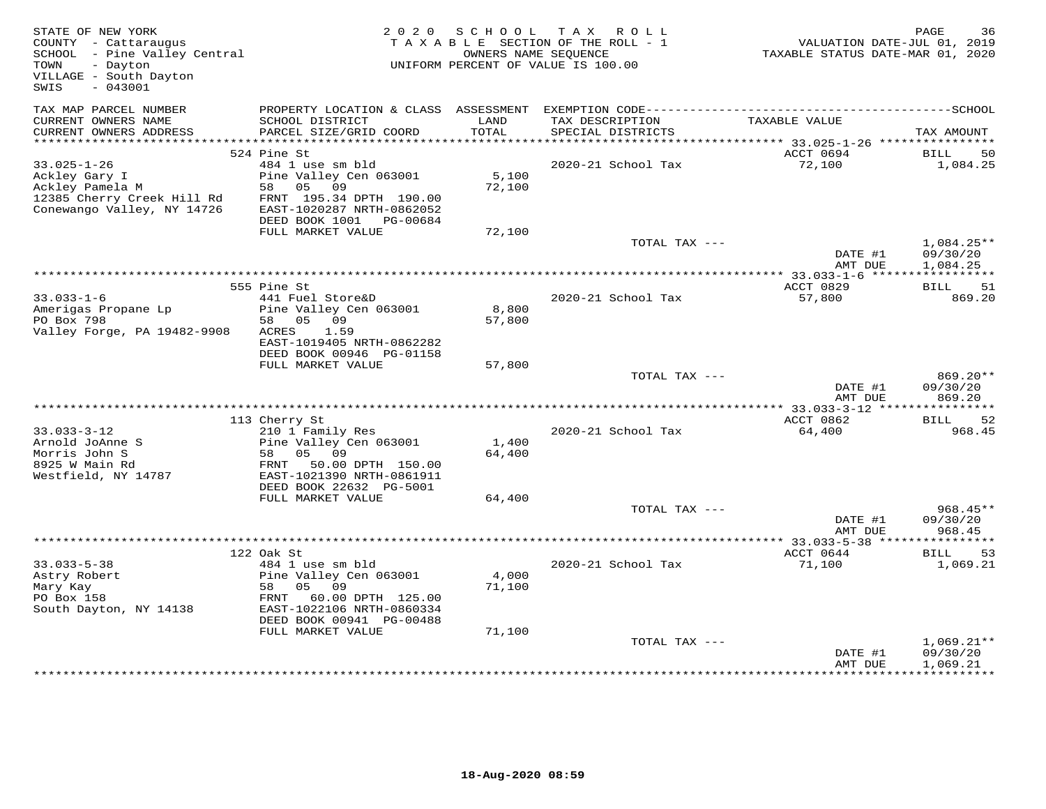STATE OF NEW YORK
COUNTY - Cattaraugus
SCHOOL - Pine Valley Central
TOWN - Dayton
VILLAGE - South Dayton
SWIS - 043001

2020 SCHOOL TAX ROLL
TAXABLE SECTION OF THE ROLL - 1
OWNERS NAME SEQUENCE
UNIFORM PERCENT OF VALUE IS 100.00

VALUATION DATE-JUL 01, 2019
TAXABLE STATUS DATE-MAR 01, 2020

| TAX MAP PARCEL NUMBER / CURRENT OWNERS NAME / CURRENT OWNERS ADDRESS | PROPERTY LOCATION & CLASS / SCHOOL DISTRICT / PARCEL SIZE/GRID COORD | ASSESSMENT LAND / TOTAL | EXEMPTION CODE / TAX DESCRIPTION / SPECIAL DISTRICTS | TAXABLE VALUE | TAX AMOUNT |
|---|---|---|---|---|---|
| | 524 Pine St | | | ACCT 0694 | BILL 50 |
| 33.025-1-26 | 484 1 use sm bld | | 2020-21 School Tax | 72,100 | 1,084.25 |
| Ackley Gary I | Pine Valley Cen 063001 | 5,100 | | | |
| Ackley Pamela M | 58 05 09 | 72,100 | | | |
| 12385 Cherry Creek Hill Rd | FRNT 195.34 DPTH 190.00 | | | | |
| Conewango Valley, NY 14726 | EAST-1020287 NRTH-0862052 | | | | |
| | DEED BOOK 1001 PG-00684 | | | | |
| | FULL MARKET VALUE | 72,100 | | | |
| | | | TOTAL TAX --- | | 1,084.25** |
| | | | | DATE #1 | 09/30/20 |
| | | | | AMT DUE | 1,084.25 |
| | 555 Pine St | | | ACCT 0829 | BILL 51 |
| 33.033-1-6 | 441 Fuel Store&D | | 2020-21 School Tax | 57,800 | 869.20 |
| Amerigas Propane Lp | Pine Valley Cen 063001 | 8,800 | | | |
| PO Box 798 | 58 05 09 | 57,800 | | | |
| Valley Forge, PA 19482-9908 | ACRES 1.59 | | | | |
| | EAST-1019405 NRTH-0862282 | | | | |
| | DEED BOOK 00946 PG-01158 | | | | |
| | FULL MARKET VALUE | 57,800 | | | |
| | | | TOTAL TAX --- | | 869.20** |
| | | | | DATE #1 | 09/30/20 |
| | | | | AMT DUE | 869.20 |
| | 113 Cherry St | | | ACCT 0862 | BILL 52 |
| 33.033-3-12 | 210 1 Family Res | | 2020-21 School Tax | 64,400 | 968.45 |
| Arnold JoAnne S | Pine Valley Cen 063001 | 1,400 | | | |
| Morris John S | 58 05 09 | 64,400 | | | |
| 8925 W Main Rd | FRNT 50.00 DPTH 150.00 | | | | |
| Westfield, NY 14787 | EAST-1021390 NRTH-0861911 | | | | |
| | DEED BOOK 22632 PG-5001 | | | | |
| | FULL MARKET VALUE | 64,400 | | | |
| | | | TOTAL TAX --- | | 968.45** |
| | | | | DATE #1 | 09/30/20 |
| | | | | AMT DUE | 968.45 |
| | 122 Oak St | | | ACCT 0644 | BILL 53 |
| 33.033-5-38 | 484 1 use sm bld | | 2020-21 School Tax | 71,100 | 1,069.21 |
| Astry Robert | Pine Valley Cen 063001 | 4,000 | | | |
| Mary Kay | 58 05 09 | 71,100 | | | |
| PO Box 158 | FRNT 60.00 DPTH 125.00 | | | | |
| South Dayton, NY 14138 | EAST-1022106 NRTH-0860334 | | | | |
| | DEED BOOK 00941 PG-00488 | | | | |
| | FULL MARKET VALUE | 71,100 | | | |
| | | | TOTAL TAX --- | | 1,069.21** |
| | | | | DATE #1 | 09/30/20 |
| | | | | AMT DUE | 1,069.21 |

18-Aug-2020 08:59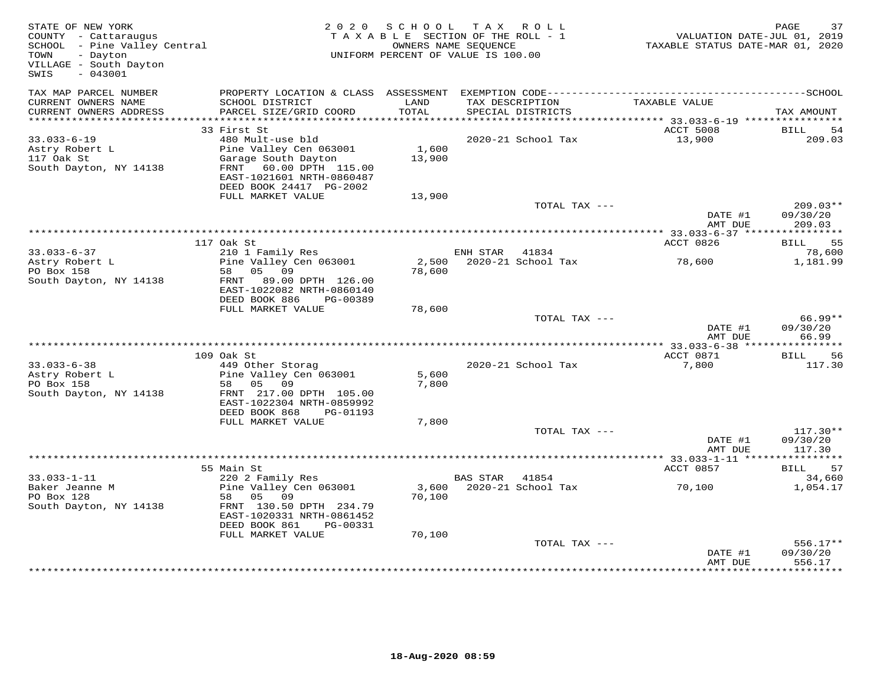STATE OF NEW YORK
COUNTY - Cattaraugus
SCHOOL - Pine Valley Central
TOWN - Dayton
VILLAGE - South Dayton
SWIS - 043001

2020 SCHOOL TAX ROLL
TAXABLE SECTION OF THE ROLL - 1
OWNERS NAME SEQUENCE
UNIFORM PERCENT OF VALUE IS 100.00

VALUATION DATE-JUL 01, 2019
TAXABLE STATUS DATE-MAR 01, 2020

| TAX MAP PARCEL NUMBER / CURRENT OWNERS NAME / CURRENT OWNERS ADDRESS | PROPERTY LOCATION & CLASS / SCHOOL DISTRICT / PARCEL SIZE/GRID COORD | ASSESSMENT LAND / TOTAL | EXEMPTION CODE / TAX DESCRIPTION / SPECIAL DISTRICTS | TAXABLE VALUE | TAX AMOUNT |
|---|---|---|---|---|---|
| | 33 First St | | | ACCT 5008 | BILL 54 |
| 33.033-6-19 | 480 Mult-use bld | | 2020-21 School Tax | 13,900 | 209.03 |
| Astry Robert L | Pine Valley Cen 063001 | 1,600 | | | |
| 117 Oak St | Garage South Dayton | 13,900 | | | |
| South Dayton, NY 14138 | FRNT 60.00 DPTH 115.00 | | | | |
| | EAST-1021601 NRTH-0860487 | | | | |
| | DEED BOOK 24417 PG-2002 | | | | |
| | FULL MARKET VALUE | 13,900 | | | |
| | | | TOTAL TAX --- | | 209.03** |
| | | | | DATE #1 | 09/30/20 |
| | | | | AMT DUE | 209.03 |
| | 117 Oak St | | | ACCT 0826 | BILL 55 |
| 33.033-6-37 | 210 1 Family Res | | ENH STAR 41834 | | 78,600 |
| Astry Robert L | Pine Valley Cen 063001 | 2,500 | 2020-21 School Tax | 78,600 | 1,181.99 |
| PO Box 158 | 58 05 09 | 78,600 | | | |
| South Dayton, NY 14138 | FRNT 89.00 DPTH 126.00 | | | | |
| | EAST-1022082 NRTH-0860140 | | | | |
| | DEED BOOK 886 PG-00389 | | | | |
| | FULL MARKET VALUE | 78,600 | | | |
| | | | TOTAL TAX --- | | 66.99** |
| | | | | DATE #1 | 09/30/20 |
| | | | | AMT DUE | 66.99 |
| | 109 Oak St | | | ACCT 0871 | BILL 56 |
| 33.033-6-38 | 449 Other Storag | | 2020-21 School Tax | 7,800 | 117.30 |
| Astry Robert L | Pine Valley Cen 063001 | 5,600 | | | |
| PO Box 158 | 58 05 09 | 7,800 | | | |
| South Dayton, NY 14138 | FRNT 217.00 DPTH 105.00 | | | | |
| | EAST-1022304 NRTH-0859992 | | | | |
| | DEED BOOK 868 PG-01193 | | | | |
| | FULL MARKET VALUE | 7,800 | | | |
| | | | TOTAL TAX --- | | 117.30** |
| | | | | DATE #1 | 09/30/20 |
| | | | | AMT DUE | 117.30 |
| | 55 Main St | | | ACCT 0857 | BILL 57 |
| 33.033-1-11 | 220 2 Family Res | | BAS STAR 41854 | | 34,660 |
| Baker Jeanne M | Pine Valley Cen 063001 | 3,600 | 2020-21 School Tax | 70,100 | 1,054.17 |
| PO Box 128 | 58 05 09 | 70,100 | | | |
| South Dayton, NY 14138 | FRNT 130.50 DPTH 234.79 | | | | |
| | EAST-1020331 NRTH-0861452 | | | | |
| | DEED BOOK 861 PG-00331 | | | | |
| | FULL MARKET VALUE | 70,100 | | | |
| | | | TOTAL TAX --- | | 556.17** |
| | | | | DATE #1 | 09/30/20 |
| | | | | AMT DUE | 556.17 |

18-Aug-2020 08:59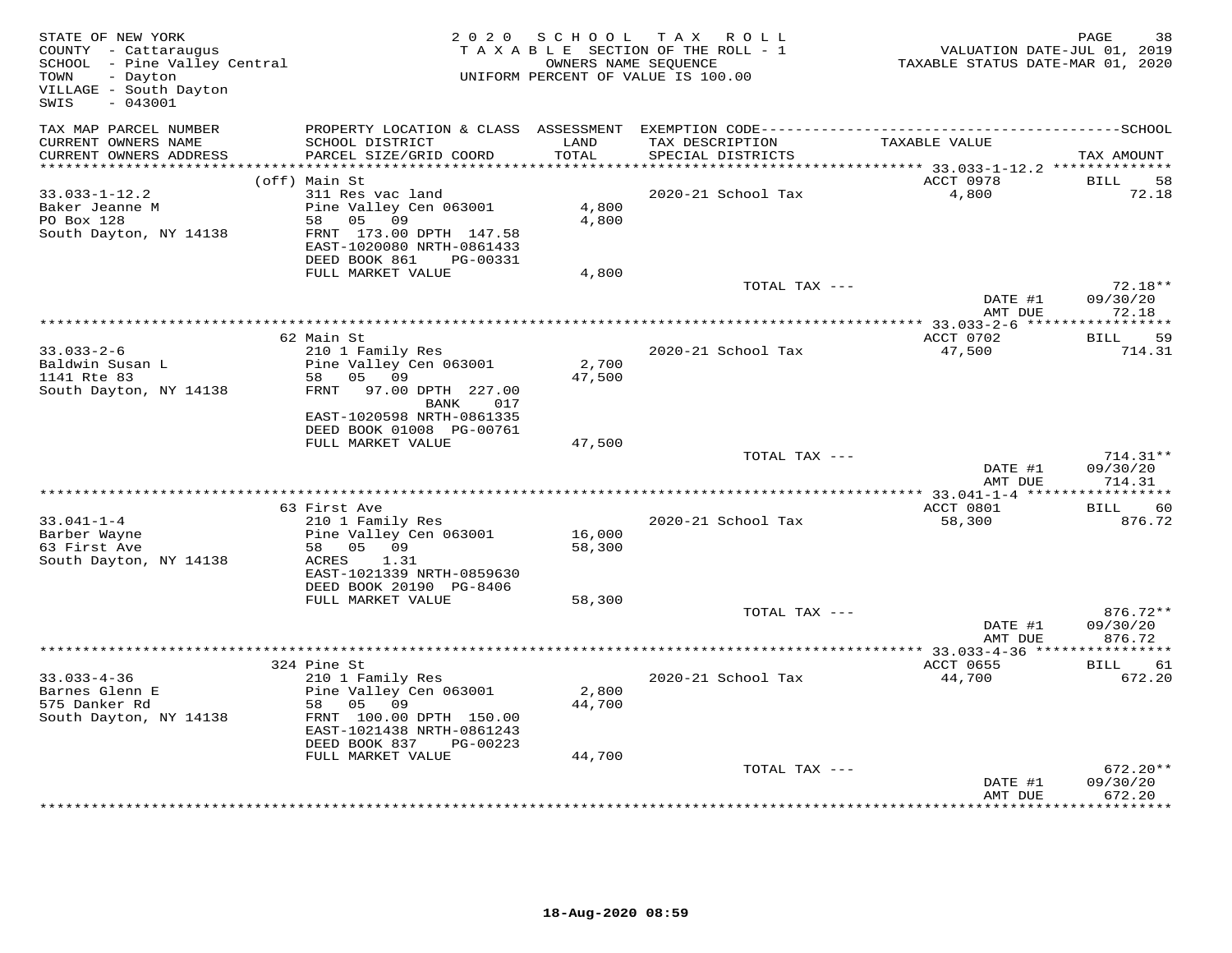STATE OF NEW YORK
COUNTY - Cattaraugus
SCHOOL - Pine Valley Central
TOWN - Dayton
VILLAGE - South Dayton
SWIS - 043001

2020 SCHOOL TAX ROLL
TAXABLE SECTION OF THE ROLL - 1
OWNERS NAME SEQUENCE
UNIFORM PERCENT OF VALUE IS 100.00

VALUATION DATE-JUL 01, 2019
TAXABLE STATUS DATE-MAR 01, 2020

| TAX MAP PARCEL NUMBER / CURRENT OWNERS NAME / CURRENT OWNERS ADDRESS | PROPERTY LOCATION & CLASS / SCHOOL DISTRICT / PARCEL SIZE/GRID COORD | ASSESSMENT LAND / TOTAL | EXEMPTION CODE / TAX DESCRIPTION / SPECIAL DISTRICTS | TAXABLE VALUE | SCHOOL TAX AMOUNT |
|---|---|---|---|---|---|
| | (off) Main St | | | ACCT 0978 | BILL 58 |
| 33.033-1-12.2 | 311 Res vac land | | 2020-21 School Tax | 4,800 | 72.18 |
| Baker Jeanne M | Pine Valley Cen 063001 | 4,800 | | | |
| PO Box 128 | 58 05 09 | 4,800 | | | |
| South Dayton, NY 14138 | FRNT 173.00 DPTH 147.58 | | | | |
| | EAST-1020080 NRTH-0861433 | | | | |
| | DEED BOOK 861 PG-00331 | | | | |
| | FULL MARKET VALUE | 4,800 | | | |
| | | | TOTAL TAX --- | | 72.18** |
| | | | | DATE #1 | 09/30/20 |
| | | | | AMT DUE | 72.18 |
| | 62 Main St | | | ACCT 0702 | BILL 59 |
| 33.033-2-6 | 210 1 Family Res | | 2020-21 School Tax | 47,500 | 714.31 |
| Baldwin Susan L | Pine Valley Cen 063001 | 2,700 | | | |
| 1141 Rte 83 | 58 05 09 | 47,500 | | | |
| South Dayton, NY 14138 | FRNT 97.00 DPTH 227.00 | | | | |
| | BANK 017 | | | | |
| | EAST-1020598 NRTH-0861335 | | | | |
| | DEED BOOK 01008 PG-00761 | | | | |
| | FULL MARKET VALUE | 47,500 | | | |
| | | | TOTAL TAX --- | | 714.31** |
| | | | | DATE #1 | 09/30/20 |
| | | | | AMT DUE | 714.31 |
| | 63 First Ave | | | ACCT 0801 | BILL 60 |
| 33.041-1-4 | 210 1 Family Res | | 2020-21 School Tax | 58,300 | 876.72 |
| Barber Wayne | Pine Valley Cen 063001 | 16,000 | | | |
| 63 First Ave | 58 05 09 | 58,300 | | | |
| South Dayton, NY 14138 | ACRES 1.31 | | | | |
| | EAST-1021339 NRTH-0859630 | | | | |
| | DEED BOOK 20190 PG-8406 | | | | |
| | FULL MARKET VALUE | 58,300 | | | |
| | | | TOTAL TAX --- | | 876.72** |
| | | | | DATE #1 | 09/30/20 |
| | | | | AMT DUE | 876.72 |
| | 324 Pine St | | | ACCT 0655 | BILL 61 |
| 33.033-4-36 | 210 1 Family Res | | 2020-21 School Tax | 44,700 | 672.20 |
| Barnes Glenn E | Pine Valley Cen 063001 | 2,800 | | | |
| 575 Danker Rd | 58 05 09 | 44,700 | | | |
| South Dayton, NY 14138 | FRNT 100.00 DPTH 150.00 | | | | |
| | EAST-1021438 NRTH-0861243 | | | | |
| | DEED BOOK 837 PG-00223 | | | | |
| | FULL MARKET VALUE | 44,700 | | | |
| | | | TOTAL TAX --- | | 672.20** |
| | | | | DATE #1 | 09/30/20 |
| | | | | AMT DUE | 672.20 |

18-Aug-2020 08:59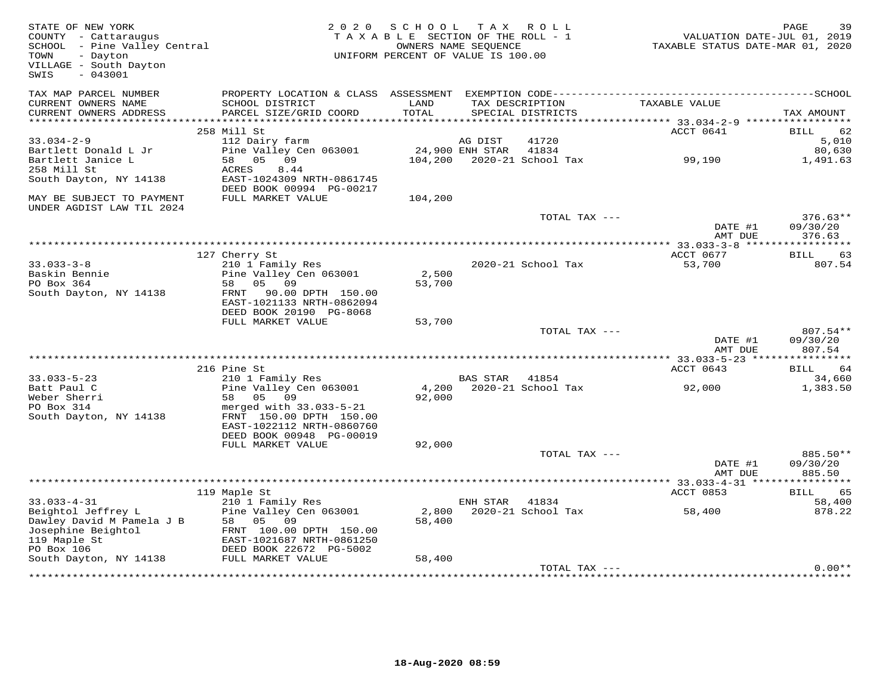STATE OF NEW YORK
COUNTY - Cattaraugus
SCHOOL - Pine Valley Central
TOWN - Dayton
VILLAGE - South Dayton
SWIS - 043001

2020 SCHOOL TAX ROLL
TAXABLE SECTION OF THE ROLL - 1
OWNERS NAME SEQUENCE
UNIFORM PERCENT OF VALUE IS 100.00

VALUATION DATE-JUL 01, 2019
TAXABLE STATUS DATE-MAR 01, 2020

| TAX MAP PARCEL NUMBER / CURRENT OWNERS NAME / CURRENT OWNERS ADDRESS | PROPERTY LOCATION & CLASS / SCHOOL DISTRICT / PARCEL SIZE/GRID COORD | ASSESSMENT LAND / TOTAL | EXEMPTION CODE / TAX DESCRIPTION / SPECIAL DISTRICTS | TAXABLE VALUE | TAX AMOUNT |
|---|---|---|---|---|---|
| 33.034-2-9 | 258 Mill St | | | ACCT 0641 | BILL 62 |
| Bartlett Donald L Jr | 112 Dairy farm | | AG DIST 41720 | | 5,010 |
| Bartlett Janice L | Pine Valley Cen 063001 | 24,900 | ENH STAR 41834 | | 80,630 |
| 258 Mill St | 58 05 09 | 104,200 | 2020-21 School Tax | 99,190 | 1,491.63 |
| South Dayton, NY 14138 | ACRES 8.44 | | | | |
| | EAST-1024309 NRTH-0861745 | | | | |
| | DEED BOOK 00994 PG-00217 | | | | |
| MAY BE SUBJECT TO PAYMENT UNDER AGDIST LAW TIL 2024 | FULL MARKET VALUE | 104,200 | | | |
| | | | TOTAL TAX --- | | 376.63** |
| | | | | DATE #1 | 09/30/20 |
| | | | | AMT DUE | 376.63 |
| 33.033-3-8 | 127 Cherry St | | | ACCT 0677 | BILL 63 |
| Baskin Bennie | 210 1 Family Res | | 2020-21 School Tax | 53,700 | 807.54 |
| PO Box 364 | Pine Valley Cen 063001 | 2,500 | | | |
| South Dayton, NY 14138 | 58 05 09 | 53,700 | | | |
| | FRNT 90.00 DPTH 150.00 | | | | |
| | EAST-1021133 NRTH-0862094 | | | | |
| | DEED BOOK 20190 PG-8068 | | | | |
| | FULL MARKET VALUE | 53,700 | | | |
| | | | TOTAL TAX --- | | 807.54** |
| | | | | DATE #1 | 09/30/20 |
| | | | | AMT DUE | 807.54 |
| 33.033-5-23 | 216 Pine St | | | ACCT 0643 | BILL 64 |
| Batt Paul C | 210 1 Family Res | | BAS STAR 41854 | | 34,660 |
| Weber Sherri | Pine Valley Cen 063001 | 4,200 | 2020-21 School Tax | 92,000 | 1,383.50 |
| PO Box 314 | 58 05 09 | 92,000 | | | |
| South Dayton, NY 14138 | merged with 33.033-5-21 | | | | |
| | FRNT 150.00 DPTH 150.00 | | | | |
| | EAST-1022112 NRTH-0860760 | | | | |
| | DEED BOOK 00948 PG-00019 | | | | |
| | FULL MARKET VALUE | 92,000 | | | |
| | | | TOTAL TAX --- | | 885.50** |
| | | | | DATE #1 | 09/30/20 |
| | | | | AMT DUE | 885.50 |
| 33.033-4-31 | 119 Maple St | | | ACCT 0853 | BILL 65 |
| Beightol Jeffrey L | 210 1 Family Res | | ENH STAR 41834 | | 58,400 |
| Dawley David M Pamela J B | Pine Valley Cen 063001 | 2,800 | 2020-21 School Tax | 58,400 | 878.22 |
| Josephine Beightol | 58 05 09 | 58,400 | | | |
| 119 Maple St | FRNT 100.00 DPTH 150.00 | | | | |
| PO Box 106 | EAST-1021687 NRTH-0861250 | | | | |
| South Dayton, NY 14138 | DEED BOOK 22672 PG-5002 | | | | |
| | FULL MARKET VALUE | 58,400 | | | |
| | | | TOTAL TAX --- | | 0.00** |

18-Aug-2020 08:59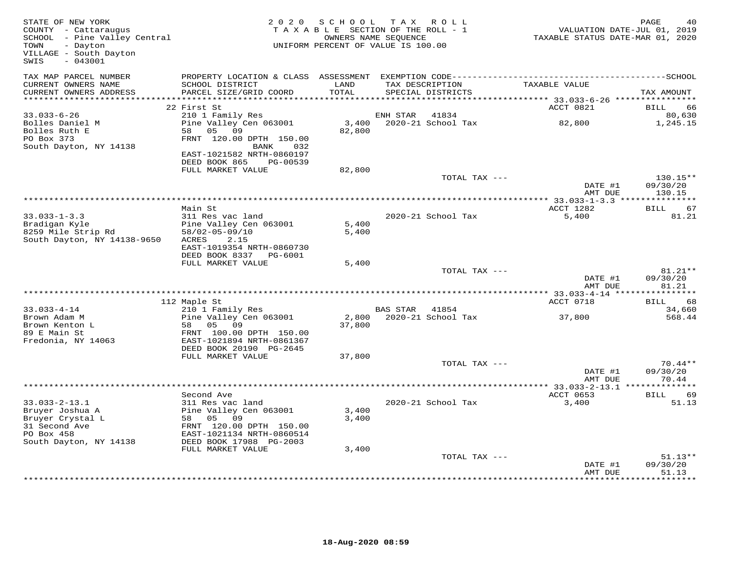STATE OF NEW YORK
COUNTY - Cattaraugus
SCHOOL - Pine Valley Central
TOWN - Dayton
VILLAGE - South Dayton
SWIS - 043001

2020 SCHOOL TAX ROLL
TAXABLE SECTION OF THE ROLL - 1
OWNERS NAME SEQUENCE
UNIFORM PERCENT OF VALUE IS 100.00

VALUATION DATE-JUL 01, 2019
TAXABLE STATUS DATE-MAR 01, 2020

| TAX MAP PARCEL NUMBER / CURRENT OWNERS NAME / CURRENT OWNERS ADDRESS | PROPERTY LOCATION & CLASS / SCHOOL DISTRICT / PARCEL SIZE/GRID COORD | ASSESSMENT LAND / TOTAL | EXEMPTION CODE / TAX DESCRIPTION / SPECIAL DISTRICTS | TAXABLE VALUE | SCHOOL TAX AMOUNT |
|---|---|---|---|---|---|
| **33.033-6-26** | 22 First St | | | ACCT 0821 | BILL 66 |
| | 210 1 Family Res | | ENH STAR 41834 | | 80,630 |
| Bolles Daniel M | Pine Valley Cen 063001 | 3,400 | 2020-21 School Tax | 82,800 | 1,245.15 |
| Bolles Ruth E | 58 05 09 | 82,800 | | | |
| PO Box 373 | FRNT 120.00 DPTH 150.00 | | | | |
| South Dayton, NY 14138 | BANK 032 | | | | |
| | EAST-1021582 NRTH-0860197 | | | | |
| | DEED BOOK 865 PG-00539 | | | | |
| | FULL MARKET VALUE | 82,800 | | | |
| | | | TOTAL TAX --- | | 130.15** |
| | | | | DATE #1 | 09/30/20 |
| | | | | AMT DUE | 130.15 |
| **33.033-1-3.3** | Main St | | | ACCT 1282 | BILL 67 |
| | 311 Res vac land | | 2020-21 School Tax | 5,400 | 81.21 |
| Bradigan Kyle | Pine Valley Cen 063001 | 5,400 | | | |
| 8259 Mile Strip Rd | 58/02-05-09/10 | 5,400 | | | |
| South Dayton, NY 14138-9650 | ACRES 2.15 | | | | |
| | EAST-1019354 NRTH-0860730 | | | | |
| | DEED BOOK 8337 PG-6001 | | | | |
| | FULL MARKET VALUE | 5,400 | | | |
| | | | TOTAL TAX --- | | 81.21** |
| | | | | DATE #1 | 09/30/20 |
| | | | | AMT DUE | 81.21 |
| **33.033-4-14** | 112 Maple St | | | ACCT 0718 | BILL 68 |
| | 210 1 Family Res | | BAS STAR 41854 | | 34,660 |
| Brown Adam M | Pine Valley Cen 063001 | 2,800 | 2020-21 School Tax | 37,800 | 568.44 |
| Brown Kenton L | 58 05 09 | 37,800 | | | |
| 89 E Main St | FRNT 100.00 DPTH 150.00 | | | | |
| Fredonia, NY 14063 | EAST-1021894 NRTH-0861367 | | | | |
| | DEED BOOK 20190 PG-2645 | | | | |
| | FULL MARKET VALUE | 37,800 | | | |
| | | | TOTAL TAX --- | | 70.44** |
| | | | | DATE #1 | 09/30/20 |
| | | | | AMT DUE | 70.44 |
| **33.033-2-13.1** | Second Ave | | | ACCT 0653 | BILL 69 |
| | 311 Res vac land | | 2020-21 School Tax | 3,400 | 51.13 |
| Bruyer Joshua A | Pine Valley Cen 063001 | 3,400 | | | |
| Bruyer Crystal L | 58 05 09 | 3,400 | | | |
| 31 Second Ave | FRNT 120.00 DPTH 150.00 | | | | |
| PO Box 458 | EAST-1021134 NRTH-0860514 | | | | |
| South Dayton, NY 14138 | DEED BOOK 17988 PG-2003 | | | | |
| | FULL MARKET VALUE | 3,400 | | | |
| | | | TOTAL TAX --- | | 51.13** |
| | | | | DATE #1 | 09/30/20 |
| | | | | AMT DUE | 51.13 |

18-Aug-2020 08:59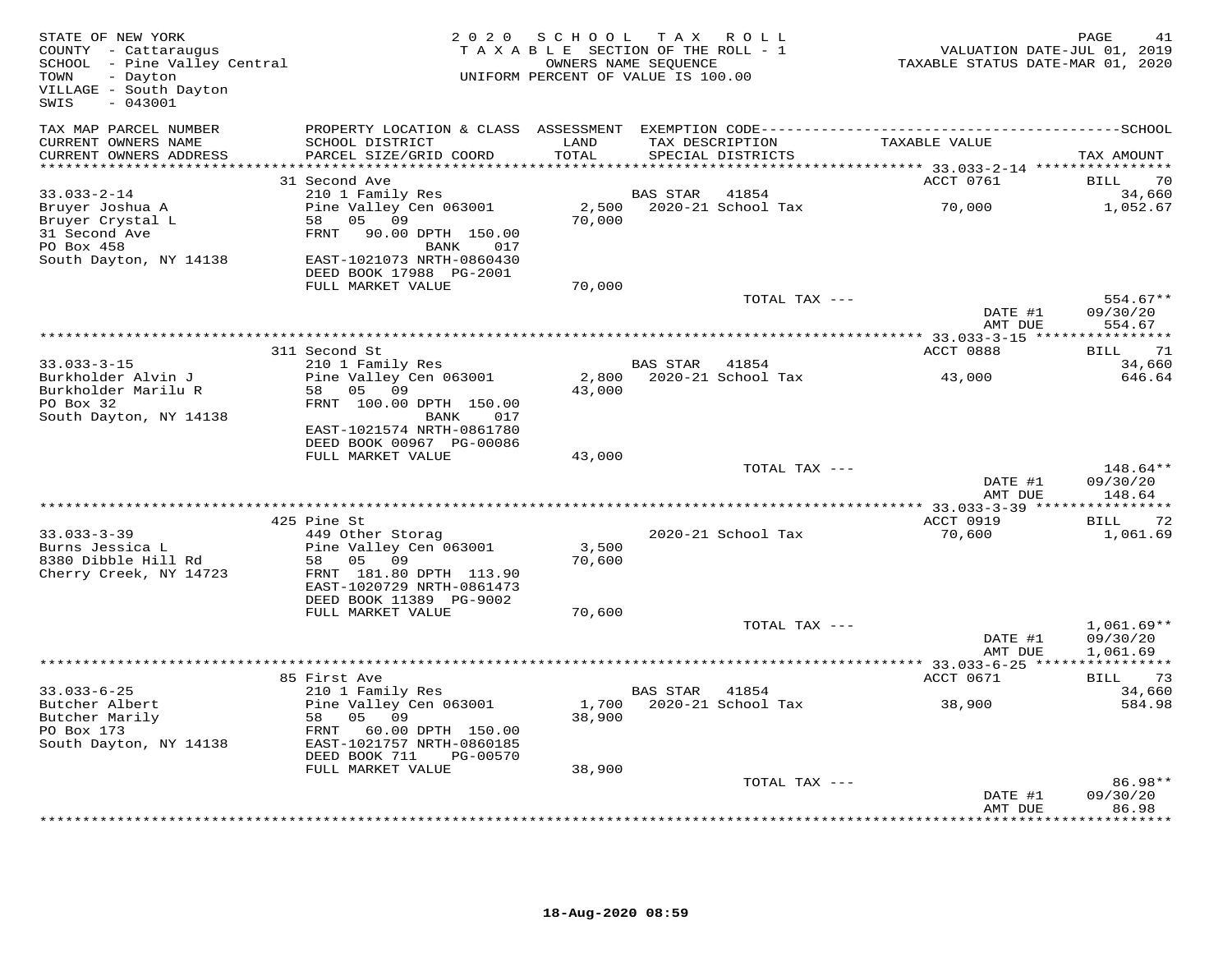STATE OF NEW YORK
COUNTY - Cattaraugus
SCHOOL - Pine Valley Central
TOWN - Dayton
VILLAGE - South Dayton
SWIS - 043001

2020 SCHOOL TAX ROLL
TAXABLE SECTION OF THE ROLL - 1
OWNERS NAME SEQUENCE
UNIFORM PERCENT OF VALUE IS 100.00

VALUATION DATE-JUL 01, 2019
TAXABLE STATUS DATE-MAR 01, 2020

| TAX MAP PARCEL NUMBER / CURRENT OWNERS NAME / CURRENT OWNERS ADDRESS | PROPERTY LOCATION & CLASS / SCHOOL DISTRICT / PARCEL SIZE/GRID COORD | ASSESSMENT LAND / TOTAL | EXEMPTION CODE / TAX DESCRIPTION / SPECIAL DISTRICTS | TAXABLE VALUE | SCHOOL TAX AMOUNT |
|---|---|---|---|---|---|
| | 31 Second Ave | | | ACCT 0761 | BILL 70 |
| 33.033-2-14 | 210 1 Family Res | | BAS STAR 41854 | | 34,660 |
| Bruyer Joshua A | Pine Valley Cen 063001 | 2,500 | 2020-21 School Tax | 70,000 | 1,052.67 |
| Bruyer Crystal L | 58 05 09 | 70,000 | | | |
| 31 Second Ave | FRNT 90.00 DPTH 150.00 | | | | |
| PO Box 458 | BANK 017 | | | | |
| South Dayton, NY 14138 | EAST-1021073 NRTH-0860430 | | | | |
| | DEED BOOK 17988 PG-2001 | | | | |
| | FULL MARKET VALUE | 70,000 | | | |
| | | | TOTAL TAX --- | | 554.67** |
| | | | | DATE #1 | 09/30/20 |
| | | | | AMT DUE | 554.67 |
| | 311 Second St | | | ACCT 0888 | BILL 71 |
| 33.033-3-15 | 210 1 Family Res | | BAS STAR 41854 | | 34,660 |
| Burkholder Alvin J | Pine Valley Cen 063001 | 2,800 | 2020-21 School Tax | 43,000 | 646.64 |
| Burkholder Marilu R | 58 05 09 | 43,000 | | | |
| PO Box 32 | FRNT 100.00 DPTH 150.00 | | | | |
| South Dayton, NY 14138 | BANK 017 | | | | |
| | EAST-1021574 NRTH-0861780 | | | | |
| | DEED BOOK 00967 PG-00086 | | | | |
| | FULL MARKET VALUE | 43,000 | | | |
| | | | TOTAL TAX --- | | 148.64** |
| | | | | DATE #1 | 09/30/20 |
| | | | | AMT DUE | 148.64 |
| | 425 Pine St | | | ACCT 0919 | BILL 72 |
| 33.033-3-39 | 449 Other Storag | | 2020-21 School Tax | 70,600 | 1,061.69 |
| Burns Jessica L | Pine Valley Cen 063001 | 3,500 | | | |
| 8380 Dibble Hill Rd | 58 05 09 | 70,600 | | | |
| Cherry Creek, NY 14723 | FRNT 181.80 DPTH 113.90 | | | | |
| | EAST-1020729 NRTH-0861473 | | | | |
| | DEED BOOK 11389 PG-9002 | | | | |
| | FULL MARKET VALUE | 70,600 | | | |
| | | | TOTAL TAX --- | | 1,061.69** |
| | | | | DATE #1 | 09/30/20 |
| | | | | AMT DUE | 1,061.69 |
| | 85 First Ave | | | ACCT 0671 | BILL 73 |
| 33.033-6-25 | 210 1 Family Res | | BAS STAR 41854 | | 34,660 |
| Butcher Albert | Pine Valley Cen 063001 | 1,700 | 2020-21 School Tax | 38,900 | 584.98 |
| Butcher Marily | 58 05 09 | 38,900 | | | |
| PO Box 173 | FRNT 60.00 DPTH 150.00 | | | | |
| South Dayton, NY 14138 | EAST-1021757 NRTH-0860185 | | | | |
| | DEED BOOK 711 PG-00570 | | | | |
| | FULL MARKET VALUE | 38,900 | | | |
| | | | TOTAL TAX --- | | 86.98** |
| | | | | DATE #1 | 09/30/20 |
| | | | | AMT DUE | 86.98 |

18-Aug-2020 08:59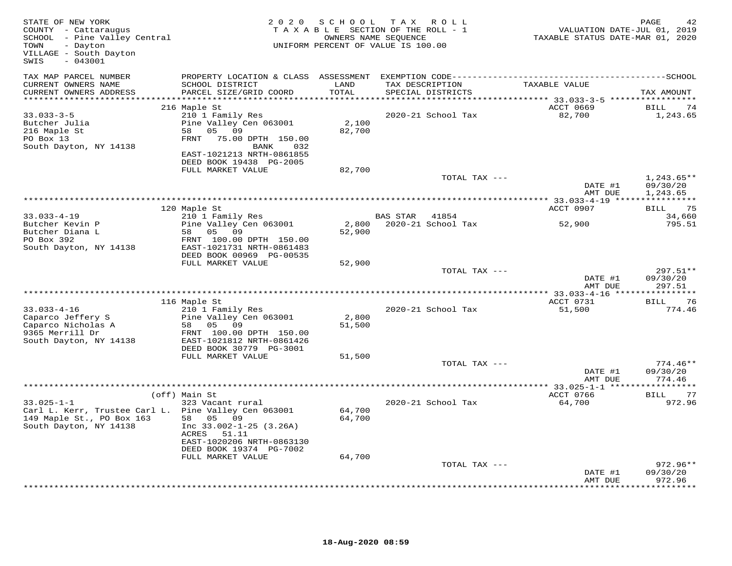STATE OF NEW YORK
COUNTY - Cattaraugus
SCHOOL - Pine Valley Central
TOWN - Dayton
VILLAGE - South Dayton
SWIS - 043001

2020 SCHOOL TAX ROLL
TAXABLE SECTION OF THE ROLL - 1
OWNERS NAME SEQUENCE
UNIFORM PERCENT OF VALUE IS 100.00

VALUATION DATE-JUL 01, 2019
TAXABLE STATUS DATE-MAR 01, 2020

| TAX MAP PARCEL NUMBER / CURRENT OWNERS NAME / CURRENT OWNERS ADDRESS | PROPERTY LOCATION & CLASS / SCHOOL DISTRICT / PARCEL SIZE/GRID COORD | ASSESSMENT LAND / TOTAL | EXEMPTION CODE / TAX DESCRIPTION / SPECIAL DISTRICTS | TAXABLE VALUE | TAX AMOUNT |
|---|---|---|---|---|---|
| | 216 Maple St | | | ACCT 0669 | BILL 74 |
| 33.033-3-5 | 210 1 Family Res | | 2020-21 School Tax | 82,700 | 1,243.65 |
| Butcher Julia | Pine Valley Cen 063001 | 2,100 | | | |
| 216 Maple St | 58 05 09 | 82,700 | | | |
| PO Box 13 | FRNT 75.00 DPTH 150.00 | | | | |
| South Dayton, NY 14138 | BANK 032 | | | | |
| | EAST-1021213 NRTH-0861855 | | | | |
| | DEED BOOK 19438 PG-2005 | | | | |
| | FULL MARKET VALUE | 82,700 | | | |
| | | | TOTAL TAX --- | | 1,243.65** |
| | | | | DATE #1 | 09/30/20 |
| | | | | AMT DUE | 1,243.65 |
| | 120 Maple St | | | ACCT 0907 | BILL 75 |
| 33.033-4-19 | 210 1 Family Res | | BAS STAR 41854 | | 34,660 |
| Butcher Kevin P | Pine Valley Cen 063001 | 2,800 | 2020-21 School Tax | 52,900 | 795.51 |
| Butcher Diana L | 58 05 09 | 52,900 | | | |
| PO Box 392 | FRNT 100.00 DPTH 150.00 | | | | |
| South Dayton, NY 14138 | EAST-1021731 NRTH-0861483 | | | | |
| | DEED BOOK 00969 PG-00535 | | | | |
| | FULL MARKET VALUE | 52,900 | | | |
| | | | TOTAL TAX --- | | 297.51** |
| | | | | DATE #1 | 09/30/20 |
| | | | | AMT DUE | 297.51 |
| | 116 Maple St | | | ACCT 0731 | BILL 76 |
| 33.033-4-16 | 210 1 Family Res | | 2020-21 School Tax | 51,500 | 774.46 |
| Caparco Jeffery S | Pine Valley Cen 063001 | 2,800 | | | |
| Caparco Nicholas A | 58 05 09 | 51,500 | | | |
| 9365 Merrill Dr | FRNT 100.00 DPTH 150.00 | | | | |
| South Dayton, NY 14138 | EAST-1021812 NRTH-0861426 | | | | |
| | DEED BOOK 30779 PG-3001 | | | | |
| | FULL MARKET VALUE | 51,500 | | | |
| | | | TOTAL TAX --- | | 774.46** |
| | | | | DATE #1 | 09/30/20 |
| | | | | AMT DUE | 774.46 |
| | (off) Main St | | | ACCT 0766 | BILL 77 |
| 33.025-1-1 | 323 Vacant rural | | 2020-21 School Tax | 64,700 | 972.96 |
| Carl L. Kerr, Trustee Carl L. | Pine Valley Cen 063001 | 64,700 | | | |
| 149 Maple St., PO Box 163 | 58 05 09 | 64,700 | | | |
| South Dayton, NY 14138 | Inc 33.002-1-25 (3.26A) | | | | |
| | ACRES 51.11 | | | | |
| | EAST-1020206 NRTH-0863130 | | | | |
| | DEED BOOK 19374 PG-7002 | | | | |
| | FULL MARKET VALUE | 64,700 | | | |
| | | | TOTAL TAX --- | | 972.96** |
| | | | | DATE #1 | 09/30/20 |
| | | | | AMT DUE | 972.96 |

18-Aug-2020 08:59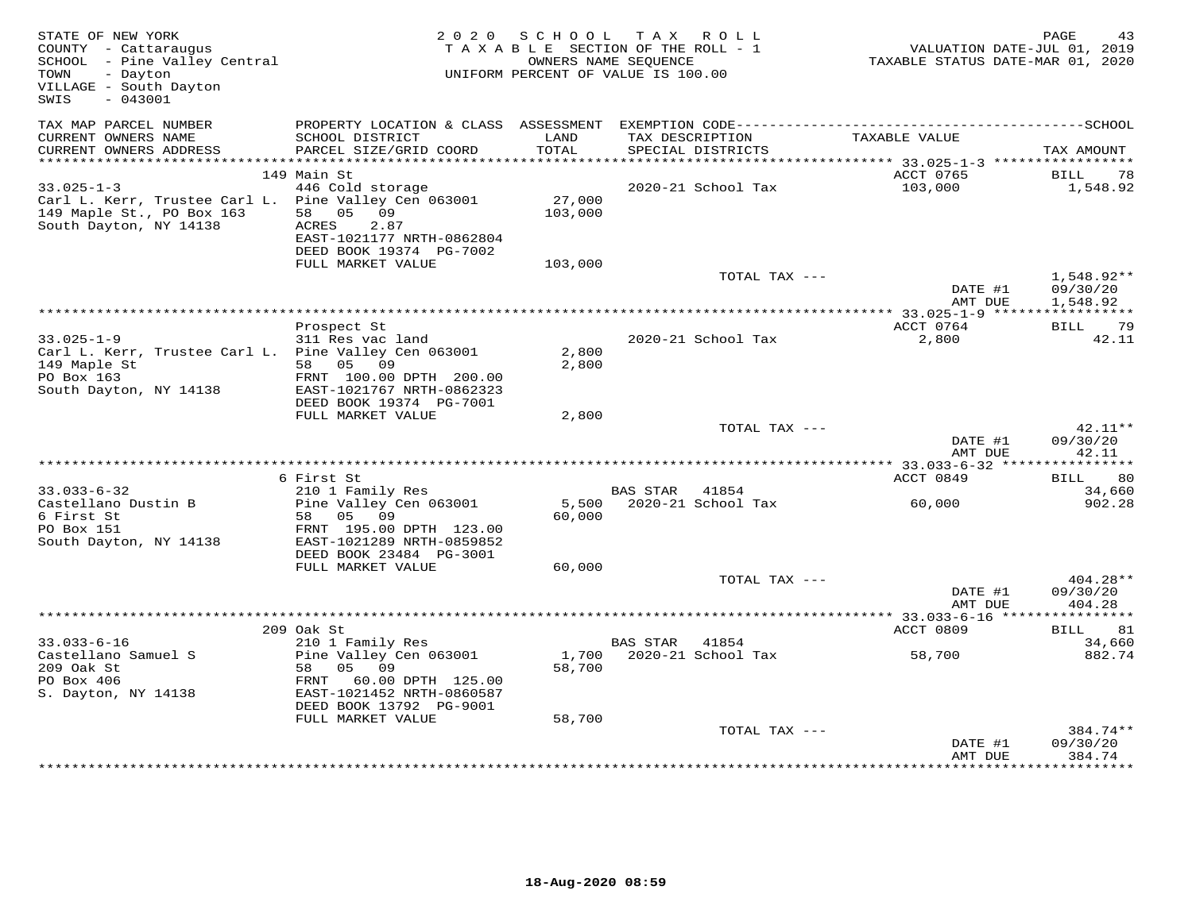STATE OF NEW YORK
COUNTY - Cattaraugus
SCHOOL - Pine Valley Central
TOWN - Dayton
VILLAGE - South Dayton
SWIS - 043001

2020 SCHOOL TAX ROLL
TAXABLE SECTION OF THE ROLL - 1
OWNERS NAME SEQUENCE
UNIFORM PERCENT OF VALUE IS 100.00

VALUATION DATE-JUL 01, 2019
TAXABLE STATUS DATE-MAR 01, 2020

| TAX MAP PARCEL NUMBER / CURRENT OWNERS NAME / CURRENT OWNERS ADDRESS | PROPERTY LOCATION & CLASS / SCHOOL DISTRICT / PARCEL SIZE/GRID COORD | ASSESSMENT LAND / TOTAL | EXEMPTION CODE / TAX DESCRIPTION / SPECIAL DISTRICTS | TAXABLE VALUE | SCHOOL TAX AMOUNT |
|---|---|---|---|---|---|
| | 149 Main St | | | ACCT 0765 | BILL 78 |
| 33.025-1-3 | 446 Cold storage | | 2020-21 School Tax | 103,000 | 1,548.92 |
| Carl L. Kerr, Trustee Carl L. | Pine Valley Cen 063001 | 27,000 | | | |
| 149 Maple St., PO Box 163 | 58 05 09 | 103,000 | | | |
| South Dayton, NY 14138 | ACRES 2.87 | | | | |
| | EAST-1021177 NRTH-0862804 | | | | |
| | DEED BOOK 19374 PG-7002 | | | | |
| | FULL MARKET VALUE | 103,000 | | | |
| | | | TOTAL TAX --- | | 1,548.92** |
| | | | | DATE #1 | 09/30/20 |
| | | | | AMT DUE | 1,548.92 |
| | Prospect St | | | ACCT 0764 | BILL 79 |
| 33.025-1-9 | 311 Res vac land | | 2020-21 School Tax | 2,800 | 42.11 |
| Carl L. Kerr, Trustee Carl L. | Pine Valley Cen 063001 | 2,800 | | | |
| 149 Maple St | 58 05 09 | 2,800 | | | |
| PO Box 163 | FRNT 100.00 DPTH 200.00 | | | | |
| South Dayton, NY 14138 | EAST-1021767 NRTH-0862323 | | | | |
| | DEED BOOK 19374 PG-7001 | | | | |
| | FULL MARKET VALUE | 2,800 | | | |
| | | | TOTAL TAX --- | | 42.11** |
| | | | | DATE #1 | 09/30/20 |
| | | | | AMT DUE | 42.11 |
| | 6 First St | | | ACCT 0849 | BILL 80 |
| 33.033-6-32 | 210 1 Family Res | | BAS STAR 41854 | | 34,660 |
| Castellano Dustin B | Pine Valley Cen 063001 | 5,500 | 2020-21 School Tax | 60,000 | 902.28 |
| 6 First St | 58 05 09 | 60,000 | | | |
| PO Box 151 | FRNT 195.00 DPTH 123.00 | | | | |
| South Dayton, NY 14138 | EAST-1021289 NRTH-0859852 | | | | |
| | DEED BOOK 23484 PG-3001 | | | | |
| | FULL MARKET VALUE | 60,000 | | | |
| | | | TOTAL TAX --- | | 404.28** |
| | | | | DATE #1 | 09/30/20 |
| | | | | AMT DUE | 404.28 |
| | 209 Oak St | | | ACCT 0809 | BILL 81 |
| 33.033-6-16 | 210 1 Family Res | | BAS STAR 41854 | | 34,660 |
| Castellano Samuel S | Pine Valley Cen 063001 | 1,700 | 2020-21 School Tax | 58,700 | 882.74 |
| 209 Oak St | 58 05 09 | 58,700 | | | |
| PO Box 406 | FRNT 60.00 DPTH 125.00 | | | | |
| S. Dayton, NY 14138 | EAST-1021452 NRTH-0860587 | | | | |
| | DEED BOOK 13792 PG-9001 | | | | |
| | FULL MARKET VALUE | 58,700 | | | |
| | | | TOTAL TAX --- | | 384.74** |
| | | | | DATE #1 | 09/30/20 |
| | | | | AMT DUE | 384.74 |

18-Aug-2020 08:59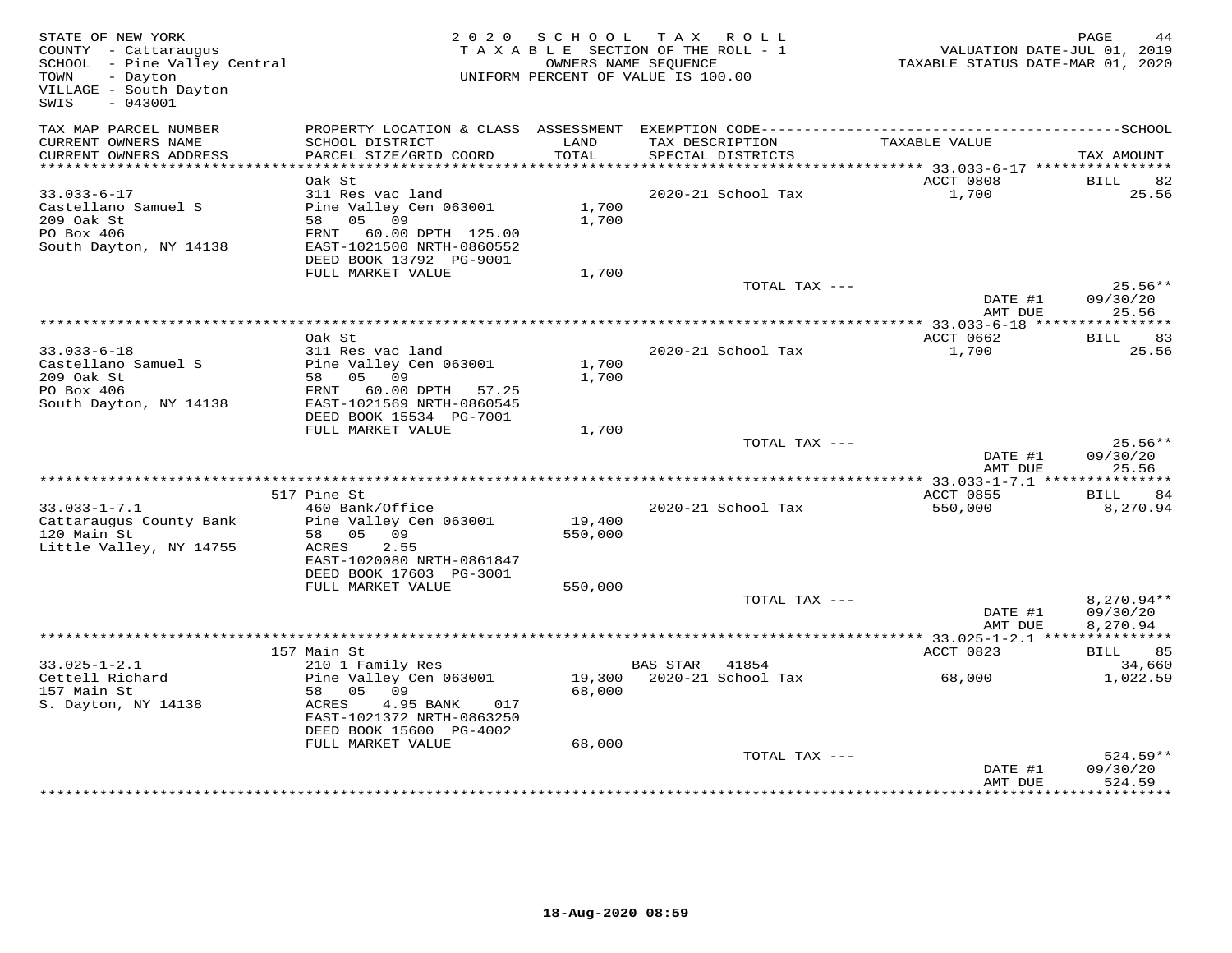STATE OF NEW YORK
COUNTY - Cattaraugus
SCHOOL - Pine Valley Central
TOWN - Dayton
VILLAGE - South Dayton
SWIS - 043001

2020 SCHOOL TAX ROLL
TAXABLE SECTION OF THE ROLL - 1
OWNERS NAME SEQUENCE
UNIFORM PERCENT OF VALUE IS 100.00

VALUATION DATE-JUL 01, 2019
TAXABLE STATUS DATE-MAR 01, 2020

| TAX MAP PARCEL NUMBER / CURRENT OWNERS NAME / CURRENT OWNERS ADDRESS | PROPERTY LOCATION & CLASS / SCHOOL DISTRICT / PARCEL SIZE/GRID COORD | ASSESSMENT LAND / TOTAL | EXEMPTION CODE / TAX DESCRIPTION / SPECIAL DISTRICTS | TAXABLE VALUE | TAX AMOUNT |
|---|---|---|---|---|---|
| 33.033-6-17 | Oak St | | | ACCT 0808 | BILL 82 |
| | 311 Res vac land | | | | |
| Castellano Samuel S | Pine Valley Cen 063001 | 1,700 | 2020-21 School Tax | 1,700 | 25.56 |
| 209 Oak St | 58 05 09 | 1,700 | | | |
| PO Box 406 | FRNT 60.00 DPTH 125.00 | | | | |
| South Dayton, NY 14138 | EAST-1021500 NRTH-0860552 | | | | |
| | DEED BOOK 13792 PG-9001 | | | | |
| | FULL MARKET VALUE | 1,700 | | | |
| | | | TOTAL TAX --- | | 25.56** |
| | | | | DATE #1 | 09/30/20 |
| | | | | AMT DUE | 25.56 |
| 33.033-6-18 | Oak St | | | ACCT 0662 | BILL 83 |
| | 311 Res vac land | | | | |
| Castellano Samuel S | Pine Valley Cen 063001 | 1,700 | 2020-21 School Tax | 1,700 | 25.56 |
| 209 Oak St | 58 05 09 | 1,700 | | | |
| PO Box 406 | FRNT 60.00 DPTH 57.25 | | | | |
| South Dayton, NY 14138 | EAST-1021569 NRTH-0860545 | | | | |
| | DEED BOOK 15534 PG-7001 | | | | |
| | FULL MARKET VALUE | 1,700 | | | |
| | | | TOTAL TAX --- | | 25.56** |
| | | | | DATE #1 | 09/30/20 |
| | | | | AMT DUE | 25.56 |
| 33.033-1-7.1 | 517 Pine St | | | ACCT 0855 | BILL 84 |
| | 460 Bank/Office | | | | |
| Cattaraugus County Bank | Pine Valley Cen 063001 | 19,400 | 2020-21 School Tax | 550,000 | 8,270.94 |
| 120 Main St | 58 05 09 | 550,000 | | | |
| Little Valley, NY 14755 | ACRES 2.55 | | | | |
| | EAST-1020080 NRTH-0861847 | | | | |
| | DEED BOOK 17603 PG-3001 | | | | |
| | FULL MARKET VALUE | 550,000 | | | |
| | | | TOTAL TAX --- | | 8,270.94** |
| | | | | DATE #1 | 09/30/20 |
| | | | | AMT DUE | 8,270.94 |
| 33.025-1-2.1 | 157 Main St | | | ACCT 0823 | BILL 85 |
| | 210 1 Family Res | | BAS STAR 41854 | | 34,660 |
| Cettell Richard | Pine Valley Cen 063001 | 19,300 | 2020-21 School Tax | 68,000 | 1,022.59 |
| 157 Main St | 58 05 09 | 68,000 | | | |
| S. Dayton, NY 14138 | ACRES 4.95 BANK 017 | | | | |
| | EAST-1021372 NRTH-0863250 | | | | |
| | DEED BOOK 15600 PG-4002 | | | | |
| | FULL MARKET VALUE | 68,000 | | | |
| | | | TOTAL TAX --- | | 524.59** |
| | | | | DATE #1 | 09/30/20 |
| | | | | AMT DUE | 524.59 |

18-Aug-2020 08:59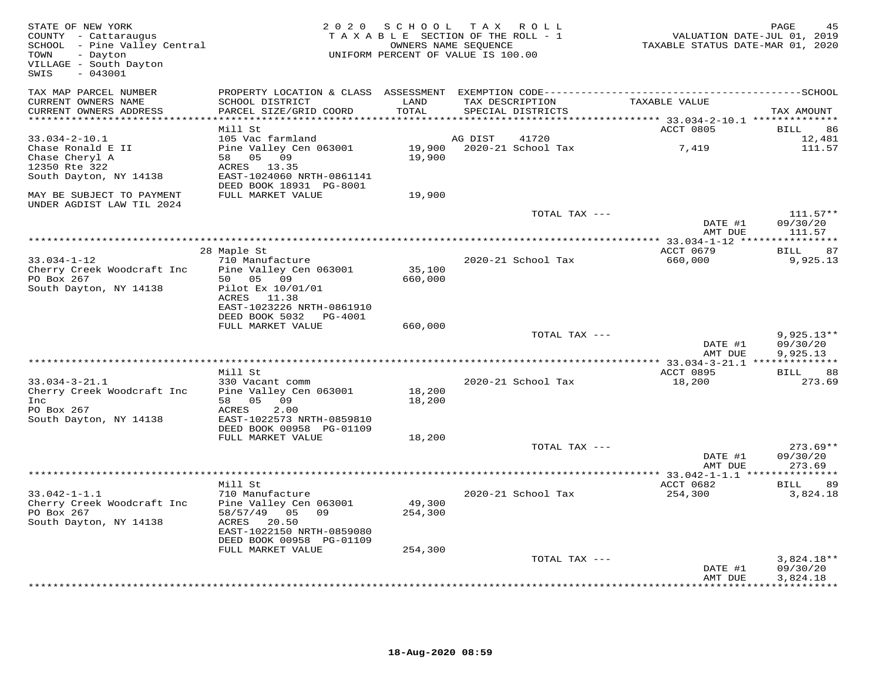STATE OF NEW YORK
COUNTY - Cattaraugus
SCHOOL - Pine Valley Central
TOWN - Dayton
VILLAGE - South Dayton
SWIS - 043001

2 0 2 0 S C H O O L T A X R O L L
T A X A B L E SECTION OF THE ROLL - 1
OWNERS NAME SEQUENCE
UNIFORM PERCENT OF VALUE IS 100.00

VALUATION DATE-JUL 01, 2019
TAXABLE STATUS DATE-MAR 01, 2020

| TAX MAP PARCEL NUMBER / CURRENT OWNERS NAME / CURRENT OWNERS ADDRESS | PROPERTY LOCATION & CLASS / SCHOOL DISTRICT / PARCEL SIZE/GRID COORD | ASSESSMENT LAND / TOTAL | EXEMPTION CODE / TAX DESCRIPTION / SPECIAL DISTRICTS | TAXABLE VALUE | TAX AMOUNT |
|---|---|---|---|---|---|
| 33.034-2-10.1 | Mill St | | | ACCT 0805 | BILL 86 |
| 33.034-2-10.1 | 105 Vac farmland | | AG DIST 41720 | | 12,481 |
| Chase Ronald E II | Pine Valley Cen 063001 | 19,900 | 2020-21 School Tax | 7,419 | 111.57 |
| Chase Cheryl A | 58 05 09 | 19,900 | | | |
| 12350 Rte 322 | ACRES 13.35 | | | | |
| South Dayton, NY 14138 | EAST-1024060 NRTH-0861141 | | | | |
| | DEED BOOK 18931 PG-8001 | | | | |
| MAY BE SUBJECT TO PAYMENT UNDER AGDIST LAW TIL 2024 | FULL MARKET VALUE | 19,900 | | | |
| | | | TOTAL TAX --- | | 111.57** |
| | | | | DATE #1 | 09/30/20 |
| | | | | AMT DUE | 111.57 |
| 33.034-1-12 | 28 Maple St | | | ACCT 0679 | BILL 87 |
| 33.034-1-12 | 710 Manufacture | | 2020-21 School Tax | 660,000 | 9,925.13 |
| Cherry Creek Woodcraft Inc | Pine Valley Cen 063001 | 35,100 | | | |
| PO Box 267 | 50 05 09 | 660,000 | | | |
| South Dayton, NY 14138 | Pilot Ex 10/01/01 | | | | |
| | ACRES 11.38 | | | | |
| | EAST-1023226 NRTH-0861910 | | | | |
| | DEED BOOK 5032 PG-4001 | | | | |
| | FULL MARKET VALUE | 660,000 | | | |
| | | | TOTAL TAX --- | | 9,925.13** |
| | | | | DATE #1 | 09/30/20 |
| | | | | AMT DUE | 9,925.13 |
| 33.034-3-21.1 | Mill St | | | ACCT 0895 | BILL 88 |
| 33.034-3-21.1 | 330 Vacant comm | | 2020-21 School Tax | 18,200 | 273.69 |
| Cherry Creek Woodcraft Inc Inc | Pine Valley Cen 063001 | 18,200 | | | |
| | 58 05 09 | 18,200 | | | |
| PO Box 267 | ACRES 2.00 | | | | |
| South Dayton, NY 14138 | EAST-1022573 NRTH-0859810 | | | | |
| | DEED BOOK 00958 PG-01109 | | | | |
| | FULL MARKET VALUE | 18,200 | | | |
| | | | TOTAL TAX --- | | 273.69** |
| | | | | DATE #1 | 09/30/20 |
| | | | | AMT DUE | 273.69 |
| 33.042-1-1.1 | Mill St | | | ACCT 0682 | BILL 89 |
| 33.042-1-1.1 | 710 Manufacture | | 2020-21 School Tax | 254,300 | 3,824.18 |
| Cherry Creek Woodcraft Inc | Pine Valley Cen 063001 | 49,300 | | | |
| PO Box 267 | 58/57/49 05 09 | 254,300 | | | |
| South Dayton, NY 14138 | ACRES 20.50 | | | | |
| | EAST-1022150 NRTH-0859080 | | | | |
| | DEED BOOK 00958 PG-01109 | | | | |
| | FULL MARKET VALUE | 254,300 | | | |
| | | | TOTAL TAX --- | | 3,824.18** |
| | | | | DATE #1 | 09/30/20 |
| | | | | AMT DUE | 3,824.18 |

18-Aug-2020 08:59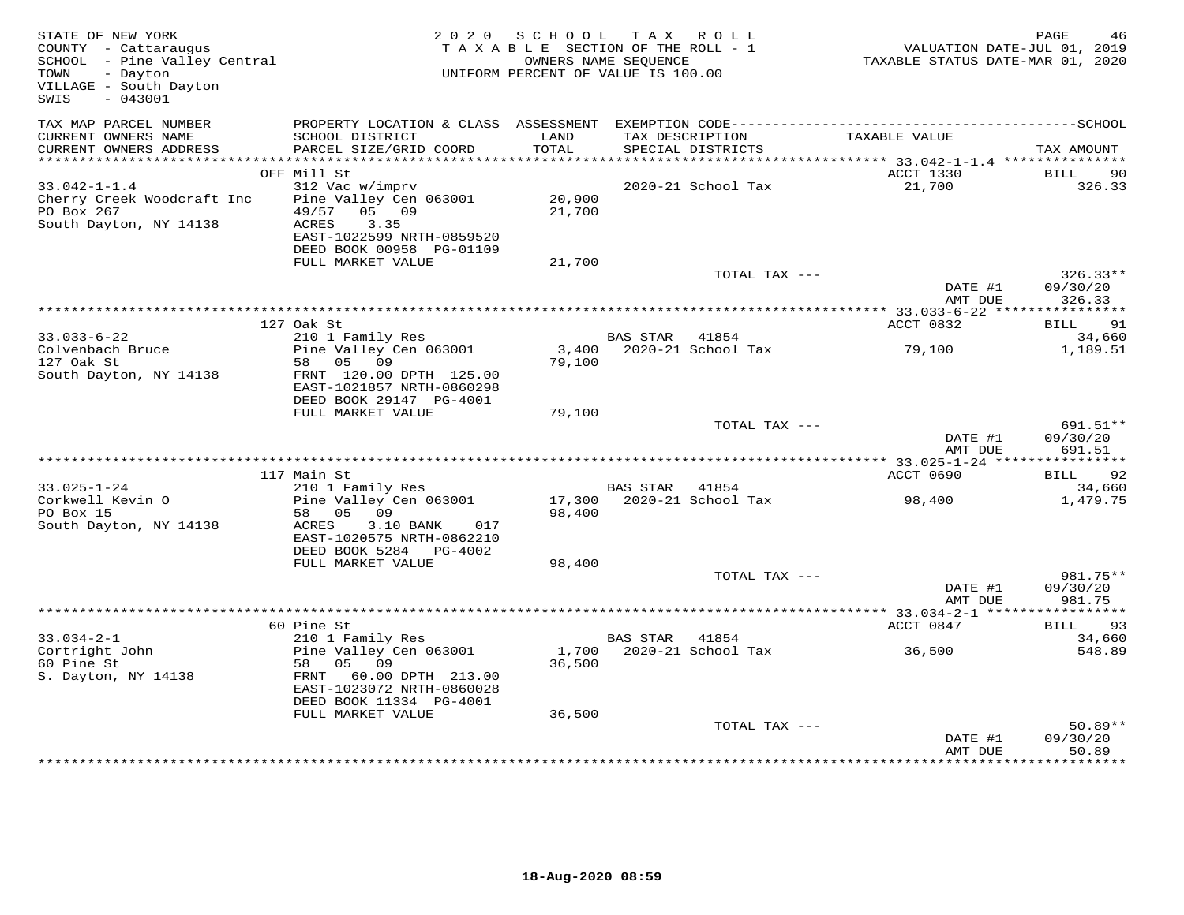STATE OF NEW YORK
COUNTY - Cattaraugus
SCHOOL - Pine Valley Central
TOWN - Dayton
VILLAGE - South Dayton
SWIS - 043001

2020 SCHOOL TAX ROLL
TAXABLE SECTION OF THE ROLL - 1
OWNERS NAME SEQUENCE
UNIFORM PERCENT OF VALUE IS 100.00

VALUATION DATE-JUL 01, 2019
TAXABLE STATUS DATE-MAR 01, 2020

| TAX MAP PARCEL NUMBER / CURRENT OWNERS NAME / CURRENT OWNERS ADDRESS | PROPERTY LOCATION & CLASS / SCHOOL DISTRICT / PARCEL SIZE/GRID COORD | ASSESSMENT LAND / TOTAL | EXEMPTION CODE / TAX DESCRIPTION / SPECIAL DISTRICTS | TAXABLE VALUE | TAX AMOUNT |
|---|---|---|---|---|---|
| **33.042-1-1.4** | OFF Mill St | | | ACCT 1330 | BILL 90 |
| 33.042-1-1.4 | 312 Vac w/imprv | | 2020-21 School Tax | 21,700 | 326.33 |
| Cherry Creek Woodcraft Inc | Pine Valley Cen 063001 | 20,900 | | | |
| PO Box 267 | 49/57 05 09 | 21,700 | | | |
| South Dayton, NY 14138 | ACRES 3.35 | | | | |
| | EAST-1022599 NRTH-0859520 | | | | |
| | DEED BOOK 00958 PG-01109 | | | | |
| | FULL MARKET VALUE | 21,700 | | | |
| | | | TOTAL TAX --- | | 326.33** |
| | | | | DATE #1 | 09/30/20 |
| | | | | AMT DUE | 326.33 |
| **33.033-6-22** | 127 Oak St | | | ACCT 0832 | BILL 91 |
| 33.033-6-22 | 210 1 Family Res | | BAS STAR 41854 | | 34,660 |
| Colvenbach Bruce | Pine Valley Cen 063001 | 3,400 | 2020-21 School Tax | 79,100 | 1,189.51 |
| 127 Oak St | 58 05 09 | 79,100 | | | |
| South Dayton, NY 14138 | FRNT 120.00 DPTH 125.00 | | | | |
| | EAST-1021857 NRTH-0860298 | | | | |
| | DEED BOOK 29147 PG-4001 | | | | |
| | FULL MARKET VALUE | 79,100 | | | |
| | | | TOTAL TAX --- | | 691.51** |
| | | | | DATE #1 | 09/30/20 |
| | | | | AMT DUE | 691.51 |
| **33.025-1-24** | 117 Main St | | | ACCT 0690 | BILL 92 |
| 33.025-1-24 | 210 1 Family Res | | BAS STAR 41854 | | 34,660 |
| Corkwell Kevin O | Pine Valley Cen 063001 | 17,300 | 2020-21 School Tax | 98,400 | 1,479.75 |
| PO Box 15 | 58 05 09 | 98,400 | | | |
| South Dayton, NY 14138 | ACRES 3.10 BANK 017 | | | | |
| | EAST-1020575 NRTH-0862210 | | | | |
| | DEED BOOK 5284 PG-4002 | | | | |
| | FULL MARKET VALUE | 98,400 | | | |
| | | | TOTAL TAX --- | | 981.75** |
| | | | | DATE #1 | 09/30/20 |
| | | | | AMT DUE | 981.75 |
| **33.034-2-1** | 60 Pine St | | | ACCT 0847 | BILL 93 |
| 33.034-2-1 | 210 1 Family Res | | BAS STAR 41854 | | 34,660 |
| Cortright John | Pine Valley Cen 063001 | 1,700 | 2020-21 School Tax | 36,500 | 548.89 |
| 60 Pine St | 58 05 09 | 36,500 | | | |
| S. Dayton, NY 14138 | FRNT 60.00 DPTH 213.00 | | | | |
| | EAST-1023072 NRTH-0860028 | | | | |
| | DEED BOOK 11334 PG-4001 | | | | |
| | FULL MARKET VALUE | 36,500 | | | |
| | | | TOTAL TAX --- | | 50.89** |
| | | | | DATE #1 | 09/30/20 |
| | | | | AMT DUE | 50.89 |

18-Aug-2020 08:59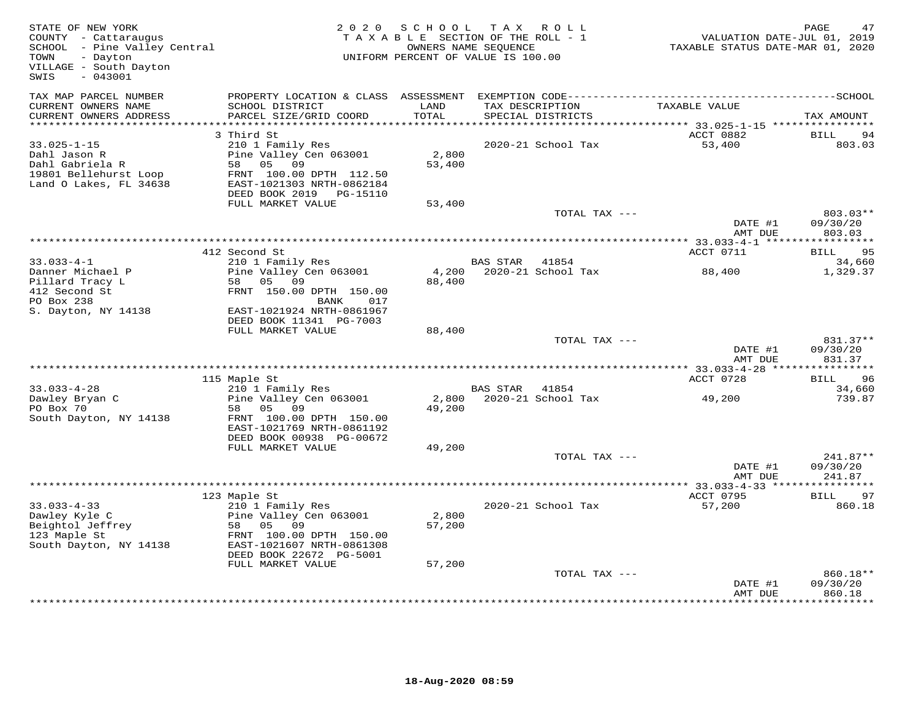STATE OF NEW YORK
COUNTY - Cattaraugus
SCHOOL - Pine Valley Central
TOWN - Dayton
VILLAGE - South Dayton
SWIS - 043001

2020 SCHOOL TAX ROLL
TAXABLE SECTION OF THE ROLL - 1
OWNERS NAME SEQUENCE
UNIFORM PERCENT OF VALUE IS 100.00

VALUATION DATE-JUL 01, 2019
TAXABLE STATUS DATE-MAR 01, 2020

| TAX MAP PARCEL NUMBER / CURRENT OWNERS NAME / CURRENT OWNERS ADDRESS | PROPERTY LOCATION & CLASS / SCHOOL DISTRICT / PARCEL SIZE/GRID COORD | ASSESSMENT LAND / TOTAL | EXEMPTION CODE / TAX DESCRIPTION / SPECIAL DISTRICTS | TAXABLE VALUE | SCHOOL TAX AMOUNT |
|---|---|---|---|---|---|
| | 3 Third St | | | ACCT 0882 | BILL 94 |
| 33.025-1-15 | 210 1 Family Res | | 2020-21 School Tax | 53,400 | 803.03 |
| Dahl Jason R | Pine Valley Cen 063001 | 2,800 | | | |
| Dahl Gabriela R | 58 05 09 | 53,400 | | | |
| 19801 Bellehurst Loop | FRNT 100.00 DPTH 112.50 | | | | |
| Land O Lakes, FL 34638 | EAST-1021303 NRTH-0862184 | | | | |
| | DEED BOOK 2019 PG-15110 | | | | |
| | FULL MARKET VALUE | 53,400 | | | |
| | | | TOTAL TAX --- | | 803.03** |
| | | | | DATE #1 | 09/30/20 |
| | | | | AMT DUE | 803.03 |
| | 412 Second St | | | ACCT 0711 | BILL 95 |
| 33.033-4-1 | 210 1 Family Res | | BAS STAR 41854 | | 34,660 |
| Danner Michael P | Pine Valley Cen 063001 | 4,200 | 2020-21 School Tax | 88,400 | 1,329.37 |
| Pillard Tracy L | 58 05 09 | 88,400 | | | |
| 412 Second St | FRNT 150.00 DPTH 150.00 | | | | |
| PO Box 238 | BANK 017 | | | | |
| S. Dayton, NY 14138 | EAST-1021924 NRTH-0861967 | | | | |
| | DEED BOOK 11341 PG-7003 | | | | |
| | FULL MARKET VALUE | 88,400 | | | |
| | | | TOTAL TAX --- | | 831.37** |
| | | | | DATE #1 | 09/30/20 |
| | | | | AMT DUE | 831.37 |
| | 115 Maple St | | | ACCT 0728 | BILL 96 |
| 33.033-4-28 | 210 1 Family Res | | BAS STAR 41854 | | 34,660 |
| Dawley Bryan C | Pine Valley Cen 063001 | 2,800 | 2020-21 School Tax | 49,200 | 739.87 |
| PO Box 70 | 58 05 09 | 49,200 | | | |
| South Dayton, NY 14138 | FRNT 100.00 DPTH 150.00 | | | | |
| | EAST-1021769 NRTH-0861192 | | | | |
| | DEED BOOK 00938 PG-00672 | | | | |
| | FULL MARKET VALUE | 49,200 | | | |
| | | | TOTAL TAX --- | | 241.87** |
| | | | | DATE #1 | 09/30/20 |
| | | | | AMT DUE | 241.87 |
| | 123 Maple St | | | ACCT 0795 | BILL 97 |
| 33.033-4-33 | 210 1 Family Res | | 2020-21 School Tax | 57,200 | 860.18 |
| Dawley Kyle C | Pine Valley Cen 063001 | 2,800 | | | |
| Beightol Jeffrey | 58 05 09 | 57,200 | | | |
| 123 Maple St | FRNT 100.00 DPTH 150.00 | | | | |
| South Dayton, NY 14138 | EAST-1021607 NRTH-0861308 | | | | |
| | DEED BOOK 22672 PG-5001 | | | | |
| | FULL MARKET VALUE | 57,200 | | | |
| | | | TOTAL TAX --- | | 860.18** |
| | | | | DATE #1 | 09/30/20 |
| | | | | AMT DUE | 860.18 |

18-Aug-2020 08:59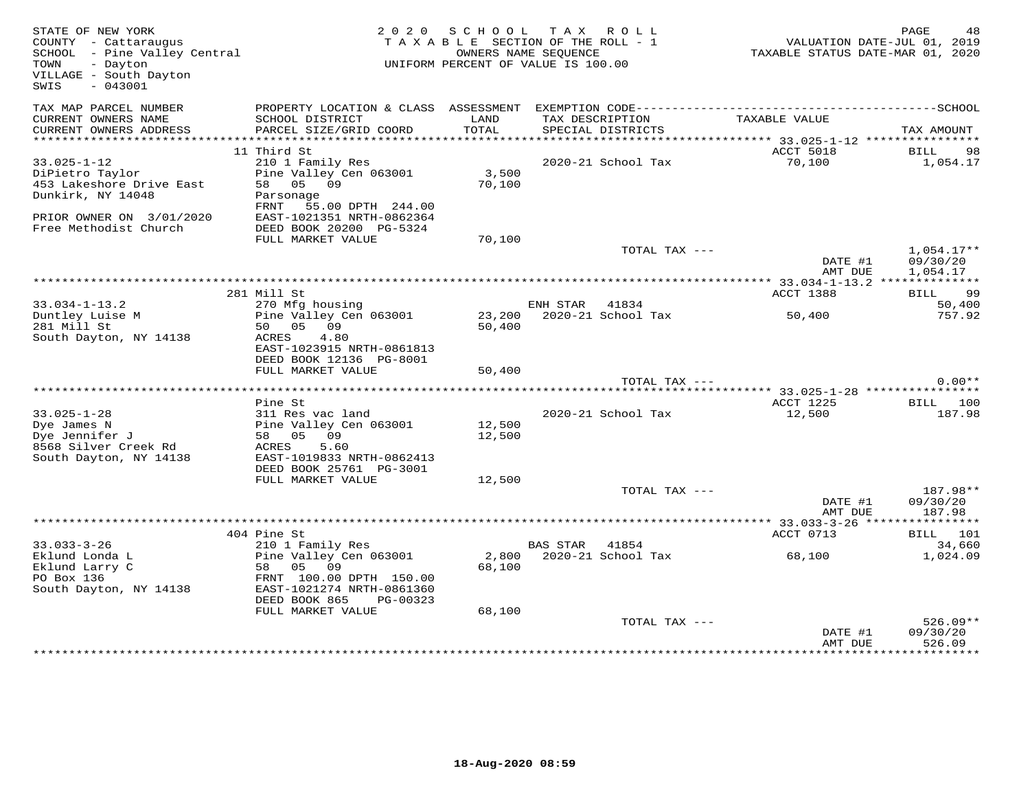STATE OF NEW YORK
COUNTY - Cattaraugus
SCHOOL - Pine Valley Central
TOWN - Dayton
VILLAGE - South Dayton
SWIS - 043001

2 0 2 0 S C H O O L T A X R O L L
T A X A B L E SECTION OF THE ROLL - 1
OWNERS NAME SEQUENCE
UNIFORM PERCENT OF VALUE IS 100.00

VALUATION DATE-JUL 01, 2019
TAXABLE STATUS DATE-MAR 01, 2020

| TAX MAP PARCEL NUMBER / CURRENT OWNERS NAME / CURRENT OWNERS ADDRESS | PROPERTY LOCATION & CLASS / SCHOOL DISTRICT / PARCEL SIZE/GRID COORD | ASSESSMENT LAND / TOTAL | EXEMPTION CODE / TAX DESCRIPTION / SPECIAL DISTRICTS | TAXABLE VALUE | TAX AMOUNT |
|---|---|---|---|---|---|
| | 11 Third St | | | ACCT 5018 | BILL 98 |
| 33.025-1-12 | 210 1 Family Res | | 2020-21 School Tax | 70,100 | 1,054.17 |
| DiPietro Taylor | Pine Valley Cen 063001 | 3,500 | | | |
| 453 Lakeshore Drive East | 58 05 09 | 70,100 | | | |
| Dunkirk, NY 14048 | Parsonage | | | | |
| | FRNT 55.00 DPTH 244.00 | | | | |
| PRIOR OWNER ON 3/01/2020 | EAST-1021351 NRTH-0862364 | | | | |
| Free Methodist Church | DEED BOOK 20200 PG-5324 | | | | |
| | FULL MARKET VALUE | 70,100 | | | |
| | | | TOTAL TAX --- | | 1,054.17** |
| | | | | DATE #1 | 09/30/20 |
| | | | | AMT DUE | 1,054.17 |
| | 281 Mill St | | | ACCT 1388 | BILL 99 |
| 33.034-1-13.2 | 270 Mfg housing | | ENH STAR 41834 | | 50,400 |
| Duntley Luise M | Pine Valley Cen 063001 | 23,200 | 2020-21 School Tax | 50,400 | 757.92 |
| 281 Mill St | 50 05 09 | 50,400 | | | |
| South Dayton, NY 14138 | ACRES 4.80 | | | | |
| | EAST-1023915 NRTH-0861813 | | | | |
| | DEED BOOK 12136 PG-8001 | | | | |
| | FULL MARKET VALUE | 50,400 | | | |
| | | | TOTAL TAX --- | | 0.00** |
| | Pine St | | | ACCT 1225 | BILL 100 |
| 33.025-1-28 | 311 Res vac land | | 2020-21 School Tax | 12,500 | 187.98 |
| Dye James N | Pine Valley Cen 063001 | 12,500 | | | |
| Dye Jennifer J | 58 05 09 | 12,500 | | | |
| 8568 Silver Creek Rd | ACRES 5.60 | | | | |
| South Dayton, NY 14138 | EAST-1019833 NRTH-0862413 | | | | |
| | DEED BOOK 25761 PG-3001 | | | | |
| | FULL MARKET VALUE | 12,500 | | | |
| | | | TOTAL TAX --- | | 187.98** |
| | | | | DATE #1 | 09/30/20 |
| | | | | AMT DUE | 187.98 |
| | 404 Pine St | | | ACCT 0713 | BILL 101 |
| 33.033-3-26 | 210 1 Family Res | | BAS STAR 41854 | | 34,660 |
| Eklund Londa L | Pine Valley Cen 063001 | 2,800 | 2020-21 School Tax | 68,100 | 1,024.09 |
| Eklund Larry C | 58 05 09 | 68,100 | | | |
| PO Box 136 | FRNT 100.00 DPTH 150.00 | | | | |
| South Dayton, NY 14138 | EAST-1021274 NRTH-0861360 | | | | |
| | DEED BOOK 865 PG-00323 | | | | |
| | FULL MARKET VALUE | 68,100 | | | |
| | | | TOTAL TAX --- | | 526.09** |
| | | | | DATE #1 | 09/30/20 |
| | | | | AMT DUE | 526.09 |

18-Aug-2020 08:59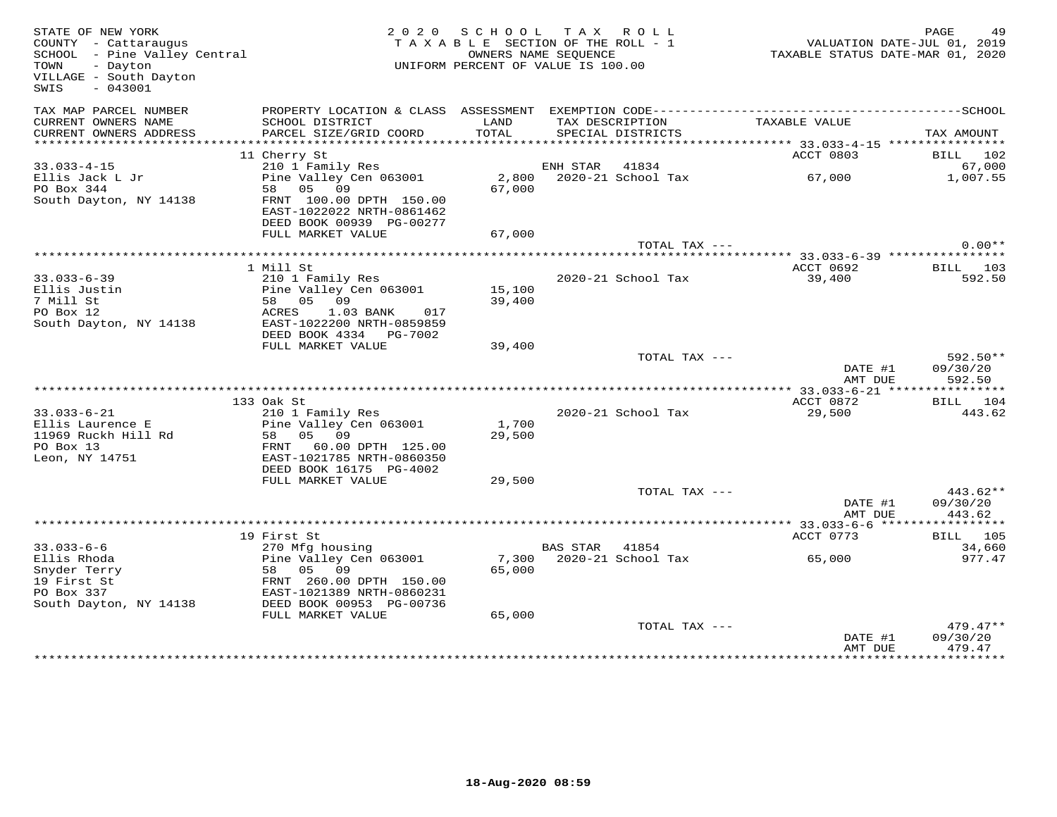STATE OF NEW YORK
COUNTY - Cattaraugus
SCHOOL - Pine Valley Central
TOWN - Dayton
VILLAGE - South Dayton
SWIS - 043001

2020 SCHOOL TAX ROLL
TAXABLE SECTION OF THE ROLL - 1
OWNERS NAME SEQUENCE
UNIFORM PERCENT OF VALUE IS 100.00

VALUATION DATE-JUL 01, 2019
TAXABLE STATUS DATE-MAR 01, 2020

| TAX MAP PARCEL NUMBER / CURRENT OWNERS NAME / CURRENT OWNERS ADDRESS | PROPERTY LOCATION & CLASS / SCHOOL DISTRICT / PARCEL SIZE/GRID COORD | ASSESSMENT LAND / TOTAL | EXEMPTION CODE / TAX DESCRIPTION / SPECIAL DISTRICTS | TAXABLE VALUE | TAX AMOUNT |
|---|---|---|---|---|---|
| | 11 Cherry St | | | ACCT 0803 | BILL 102 |
| 33.033-4-15 | 210 1 Family Res | | ENH STAR 41834 | | 67,000 |
| Ellis Jack L Jr | Pine Valley Cen 063001 | 2,800 | 2020-21 School Tax | 67,000 | 1,007.55 |
| PO Box 344 | 58 05 09 | 67,000 | | | |
| South Dayton, NY 14138 | FRNT 100.00 DPTH 150.00 | | | | |
| | EAST-1022022 NRTH-0861462 | | | | |
| | DEED BOOK 00939 PG-00277 | | | | |
| | FULL MARKET VALUE | 67,000 | | | |
| | | | TOTAL TAX --- | | 0.00** |
| | 1 Mill St | | | ACCT 0692 | BILL 103 |
| 33.033-6-39 | 210 1 Family Res | | 2020-21 School Tax | 39,400 | 592.50 |
| Ellis Justin | Pine Valley Cen 063001 | 15,100 | | | |
| 7 Mill St | 58 05 09 | 39,400 | | | |
| PO Box 12 | ACRES 1.03 BANK 017 | | | | |
| South Dayton, NY 14138 | EAST-1022200 NRTH-0859859 | | | | |
| | DEED BOOK 4334 PG-7002 | | | | |
| | FULL MARKET VALUE | 39,400 | | | |
| | | | TOTAL TAX --- | | 592.50** |
| | | | | DATE #1 | 09/30/20 |
| | | | | AMT DUE | 592.50 |
| | 133 Oak St | | | ACCT 0872 | BILL 104 |
| 33.033-6-21 | 210 1 Family Res | | 2020-21 School Tax | 29,500 | 443.62 |
| Ellis Laurence E | Pine Valley Cen 063001 | 1,700 | | | |
| 11969 Ruckh Hill Rd | 58 05 09 | 29,500 | | | |
| PO Box 13 | FRNT 60.00 DPTH 125.00 | | | | |
| Leon, NY 14751 | EAST-1021785 NRTH-0860350 | | | | |
| | DEED BOOK 16175 PG-4002 | | | | |
| | FULL MARKET VALUE | 29,500 | | | |
| | | | TOTAL TAX --- | | 443.62** |
| | | | | DATE #1 | 09/30/20 |
| | | | | AMT DUE | 443.62 |
| | 19 First St | | | ACCT 0773 | BILL 105 |
| 33.033-6-6 | 270 Mfg housing | | BAS STAR 41854 | | 34,660 |
| Ellis Rhoda | Pine Valley Cen 063001 | 7,300 | 2020-21 School Tax | 65,000 | 977.47 |
| Snyder Terry | 58 05 09 | 65,000 | | | |
| 19 First St | FRNT 260.00 DPTH 150.00 | | | | |
| PO Box 337 | EAST-1021389 NRTH-0860231 | | | | |
| South Dayton, NY 14138 | DEED BOOK 00953 PG-00736 | | | | |
| | FULL MARKET VALUE | 65,000 | | | |
| | | | TOTAL TAX --- | | 479.47** |
| | | | | DATE #1 | 09/30/20 |
| | | | | AMT DUE | 479.47 |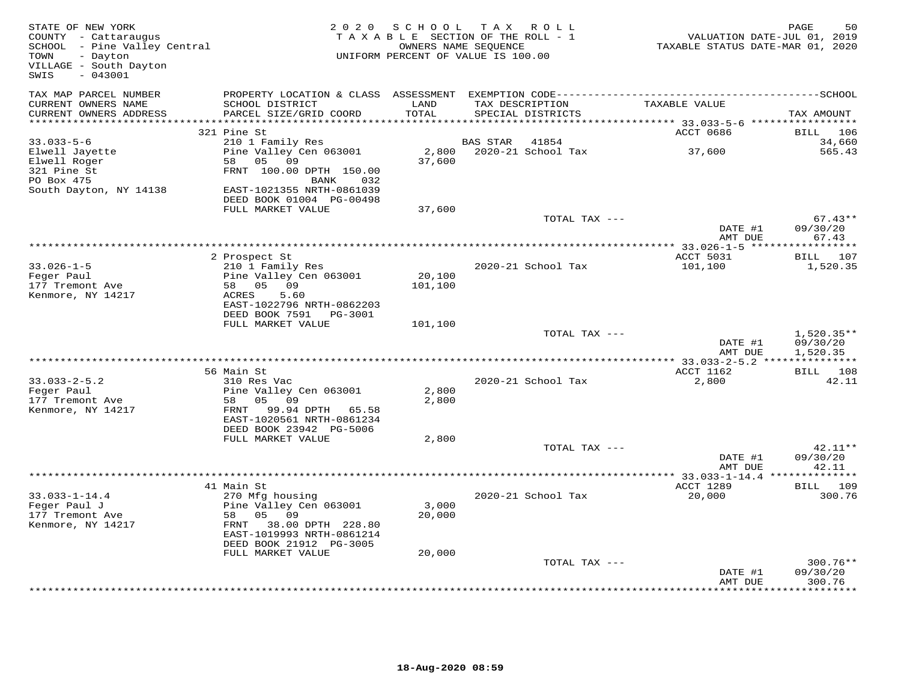STATE OF NEW YORK
COUNTY - Cattaraugus
SCHOOL - Pine Valley Central
TOWN - Dayton
VILLAGE - South Dayton
SWIS - 043001

2020 SCHOOL TAX ROLL
TAXABLE SECTION OF THE ROLL - 1
OWNERS NAME SEQUENCE
UNIFORM PERCENT OF VALUE IS 100.00

VALUATION DATE-JUL 01, 2019
TAXABLE STATUS DATE-MAR 01, 2020

| TAX MAP PARCEL NUMBER / CURRENT OWNERS NAME / CURRENT OWNERS ADDRESS | PROPERTY LOCATION & CLASS / SCHOOL DISTRICT / PARCEL SIZE/GRID COORD | ASSESSMENT LAND / TOTAL | EXEMPTION CODE / TAX DESCRIPTION / SPECIAL DISTRICTS | TAXABLE VALUE | TAX AMOUNT |
|---|---|---|---|---|---|
| **33.033-5-6** | 321 Pine St | | | ACCT 0686 | BILL 106 |
| | 210 1 Family Res | | BAS STAR 41854 | | 34,660 |
| Elwell Jayette | Pine Valley Cen 063001 | 2,800 | 2020-21 School Tax | 37,600 | 565.43 |
| Elwell Roger | 58 05 09 | 37,600 | | | |
| 321 Pine St | FRNT 100.00 DPTH 150.00 | | | | |
| PO Box 475 | BANK 032 | | | | |
| South Dayton, NY 14138 | EAST-1021355 NRTH-0861039 | | | | |
| | DEED BOOK 01004 PG-00498 | | | | |
| | FULL MARKET VALUE | 37,600 | | | |
| | | | TOTAL TAX --- | | 67.43** |
| | | | | DATE #1 | 09/30/20 |
| | | | | AMT DUE | 67.43 |
| **33.026-1-5** | 2 Prospect St | | | ACCT 5031 | BILL 107 |
| | 210 1 Family Res | | 2020-21 School Tax | 101,100 | 1,520.35 |
| Feger Paul | Pine Valley Cen 063001 | 20,100 | | | |
| 177 Tremont Ave | 58 05 09 | 101,100 | | | |
| Kenmore, NY 14217 | ACRES 5.60 | | | | |
| | EAST-1022796 NRTH-0862203 | | | | |
| | DEED BOOK 7591 PG-3001 | | | | |
| | FULL MARKET VALUE | 101,100 | | | |
| | | | TOTAL TAX --- | | 1,520.35** |
| | | | | DATE #1 | 09/30/20 |
| | | | | AMT DUE | 1,520.35 |
| **33.033-2-5.2** | 56 Main St | | | ACCT 1162 | BILL 108 |
| | 310 Res Vac | | 2020-21 School Tax | 2,800 | 42.11 |
| Feger Paul | Pine Valley Cen 063001 | 2,800 | | | |
| 177 Tremont Ave | 58 05 09 | 2,800 | | | |
| Kenmore, NY 14217 | FRNT 99.94 DPTH 65.58 | | | | |
| | EAST-1020561 NRTH-0861234 | | | | |
| | DEED BOOK 23942 PG-5006 | | | | |
| | FULL MARKET VALUE | 2,800 | | | |
| | | | TOTAL TAX --- | | 42.11** |
| | | | | DATE #1 | 09/30/20 |
| | | | | AMT DUE | 42.11 |
| **33.033-1-14.4** | 41 Main St | | | ACCT 1289 | BILL 109 |
| | 270 Mfg housing | | 2020-21 School Tax | 20,000 | 300.76 |
| Feger Paul J | Pine Valley Cen 063001 | 3,000 | | | |
| 177 Tremont Ave | 58 05 09 | 20,000 | | | |
| Kenmore, NY 14217 | FRNT 38.00 DPTH 228.80 | | | | |
| | EAST-1019993 NRTH-0861214 | | | | |
| | DEED BOOK 21912 PG-3005 | | | | |
| | FULL MARKET VALUE | 20,000 | | | |
| | | | TOTAL TAX --- | | 300.76** |
| | | | | DATE #1 | 09/30/20 |
| | | | | AMT DUE | 300.76 |

18-Aug-2020 08:59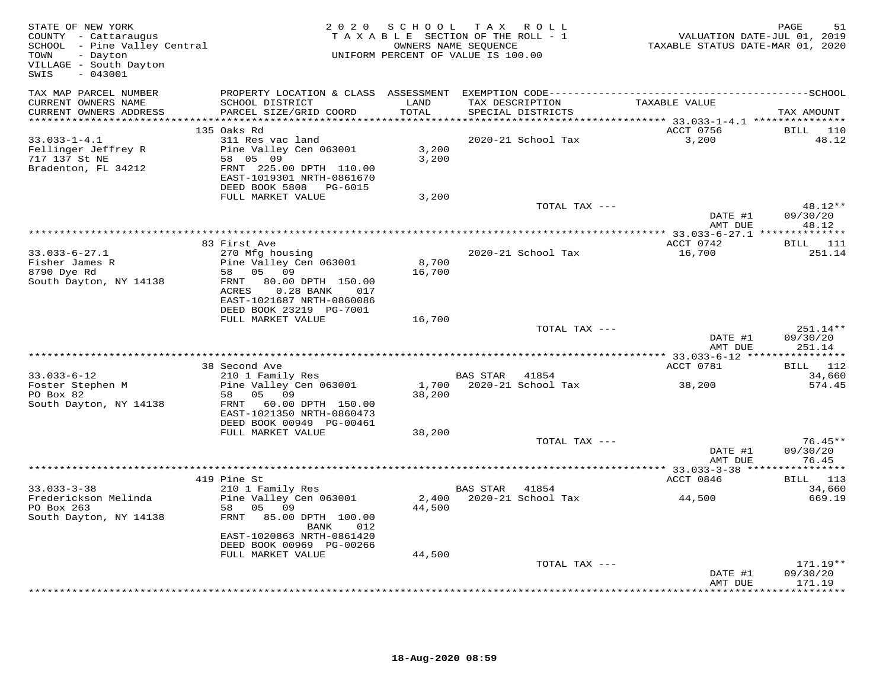STATE OF NEW YORK
COUNTY - Cattaraugus
SCHOOL - Pine Valley Central
TOWN - Dayton
VILLAGE - South Dayton
SWIS - 043001

2020 SCHOOL TAX ROLL
TAXABLE SECTION OF THE ROLL - 1
OWNERS NAME SEQUENCE
UNIFORM PERCENT OF VALUE IS 100.00

VALUATION DATE-JUL 01, 2019
TAXABLE STATUS DATE-MAR 01, 2020

| TAX MAP PARCEL NUMBER / CURRENT OWNERS NAME / CURRENT OWNERS ADDRESS | PROPERTY LOCATION & CLASS / SCHOOL DISTRICT / PARCEL SIZE/GRID COORD | ASSESSMENT LAND / TOTAL | EXEMPTION CODE / TAX DESCRIPTION / SPECIAL DISTRICTS | TAXABLE VALUE | TAX AMOUNT |
|---|---|---|---|---|---|
| | 135 Oaks Rd | | | ACCT 0756 | BILL 110 |
| 33.033-1-4.1 | 311 Res vac land | | 2020-21 School Tax | 3,200 | 48.12 |
| Fellinger Jeffrey R | Pine Valley Cen 063001 | 3,200 | | | |
| 717 137 St NE | 58 05 09 | 3,200 | | | |
| Bradenton, FL 34212 | FRNT 225.00 DPTH 110.00 | | | | |
| | EAST-1019301 NRTH-0861670 | | | | |
| | DEED BOOK 5808 PG-6015 | | | | |
| | FULL MARKET VALUE | 3,200 | | | |
| | | | TOTAL TAX --- | | 48.12** |
| | | | | DATE #1 | 09/30/20 |
| | | | | AMT DUE | 48.12 |
| | 83 First Ave | | | ACCT 0742 | BILL 111 |
| 33.033-6-27.1 | 270 Mfg housing | | 2020-21 School Tax | 16,700 | 251.14 |
| Fisher James R | Pine Valley Cen 063001 | 8,700 | | | |
| 8790 Dye Rd | 58 05 09 | 16,700 | | | |
| South Dayton, NY 14138 | FRNT 80.00 DPTH 150.00 | | | | |
| | ACRES 0.28 BANK 017 | | | | |
| | EAST-1021687 NRTH-0860086 | | | | |
| | DEED BOOK 23219 PG-7001 | | | | |
| | FULL MARKET VALUE | 16,700 | | | |
| | | | TOTAL TAX --- | | 251.14** |
| | | | | DATE #1 | 09/30/20 |
| | | | | AMT DUE | 251.14 |
| | 38 Second Ave | | | ACCT 0781 | BILL 112 |
| 33.033-6-12 | 210 1 Family Res | | BAS STAR 41854 | | 34,660 |
| Foster Stephen M | Pine Valley Cen 063001 | 1,700 | 2020-21 School Tax | 38,200 | 574.45 |
| PO Box 82 | 58 05 09 | 38,200 | | | |
| South Dayton, NY 14138 | FRNT 60.00 DPTH 150.00 | | | | |
| | EAST-1021350 NRTH-0860473 | | | | |
| | DEED BOOK 00949 PG-00461 | | | | |
| | FULL MARKET VALUE | 38,200 | | | |
| | | | TOTAL TAX --- | | 76.45** |
| | | | | DATE #1 | 09/30/20 |
| | | | | AMT DUE | 76.45 |
| | 419 Pine St | | | ACCT 0846 | BILL 113 |
| 33.033-3-38 | 210 1 Family Res | | BAS STAR 41854 | | 34,660 |
| Frederickson Melinda | Pine Valley Cen 063001 | 2,400 | 2020-21 School Tax | 44,500 | 669.19 |
| PO Box 263 | 58 05 09 | 44,500 | | | |
| South Dayton, NY 14138 | FRNT 85.00 DPTH 100.00 | | | | |
| | BANK 012 | | | | |
| | EAST-1020863 NRTH-0861420 | | | | |
| | DEED BOOK 00969 PG-00266 | | | | |
| | FULL MARKET VALUE | 44,500 | | | |
| | | | TOTAL TAX --- | | 171.19** |
| | | | | DATE #1 | 09/30/20 |
| | | | | AMT DUE | 171.19 |

18-Aug-2020 08:59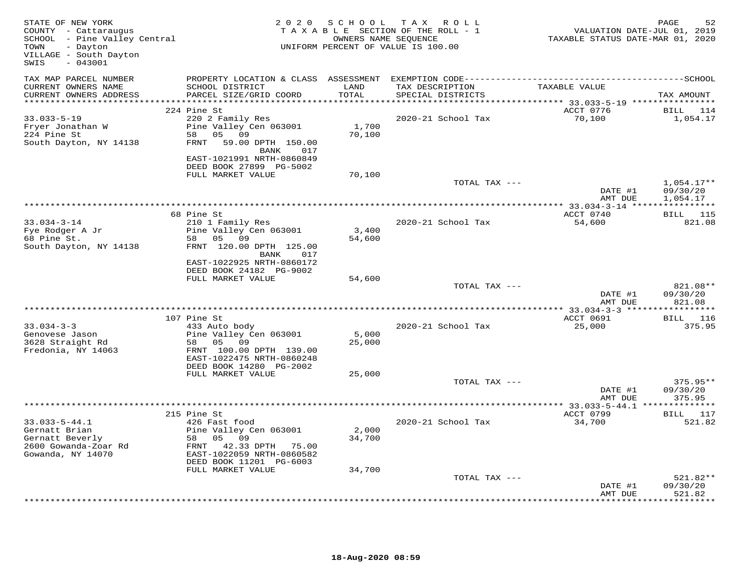STATE OF NEW YORK
COUNTY - Cattaraugus
SCHOOL - Pine Valley Central
TOWN - Dayton
VILLAGE - South Dayton
SWIS - 043001

2020 SCHOOL TAX ROLL
TAXABLE SECTION OF THE ROLL - 1
OWNERS NAME SEQUENCE
UNIFORM PERCENT OF VALUE IS 100.00

VALUATION DATE-JUL 01, 2019
TAXABLE STATUS DATE-MAR 01, 2020

| TAX MAP PARCEL NUMBER / CURRENT OWNERS NAME / CURRENT OWNERS ADDRESS | PROPERTY LOCATION & CLASS / SCHOOL DISTRICT / PARCEL SIZE/GRID COORD | ASSESSMENT LAND / TOTAL | EXEMPTION CODE / TAX DESCRIPTION / SPECIAL DISTRICTS | TAXABLE VALUE | TAX AMOUNT |
|---|---|---|---|---|---|
| **33.033-5-19** | 224 Pine St | | | ACCT 0776 | BILL 114 |
| 33.033-5-19 | 220 2 Family Res | | 2020-21 School Tax | 70,100 | 1,054.17 |
| Fryer Jonathan W | Pine Valley Cen 063001 | 1,700 | | | |
| 224 Pine St | 58 05 09 | 70,100 | | | |
| South Dayton, NY 14138 | FRNT 59.00 DPTH 150.00 BANK 017 | | | | |
| | EAST-1021991 NRTH-0860849 | | | | |
| | DEED BOOK 27899 PG-5002 | | | | |
| | FULL MARKET VALUE | 70,100 | | | |
| | | | TOTAL TAX --- | | 1,054.17** |
| | | | | DATE #1 | 09/30/20 |
| | | | | AMT DUE | 1,054.17 |
| **33.034-3-14** | 68 Pine St | | | ACCT 0740 | BILL 115 |
| 33.034-3-14 | 210 1 Family Res | | 2020-21 School Tax | 54,600 | 821.08 |
| Fye Rodger A Jr | Pine Valley Cen 063001 | 3,400 | | | |
| 68 Pine St. | 58 05 09 | 54,600 | | | |
| South Dayton, NY 14138 | FRNT 120.00 DPTH 125.00 BANK 017 | | | | |
| | EAST-1022925 NRTH-0860172 | | | | |
| | DEED BOOK 24182 PG-9002 | | | | |
| | FULL MARKET VALUE | 54,600 | | | |
| | | | TOTAL TAX --- | | 821.08** |
| | | | | DATE #1 | 09/30/20 |
| | | | | AMT DUE | 821.08 |
| **33.034-3-3** | 107 Pine St | | | ACCT 0691 | BILL 116 |
| 33.034-3-3 | 433 Auto body | | 2020-21 School Tax | 25,000 | 375.95 |
| Genovese Jason | Pine Valley Cen 063001 | 5,000 | | | |
| 3628 Straight Rd | 58 05 09 | 25,000 | | | |
| Fredonia, NY 14063 | FRNT 100.00 DPTH 139.00 | | | | |
| | EAST-1022475 NRTH-0860248 | | | | |
| | DEED BOOK 14280 PG-2002 | | | | |
| | FULL MARKET VALUE | 25,000 | | | |
| | | | TOTAL TAX --- | | 375.95** |
| | | | | DATE #1 | 09/30/20 |
| | | | | AMT DUE | 375.95 |
| **33.033-5-44.1** | 215 Pine St | | | ACCT 0799 | BILL 117 |
| 33.033-5-44.1 | 426 Fast food | | 2020-21 School Tax | 34,700 | 521.82 |
| Gernatt Brian | Pine Valley Cen 063001 | 2,000 | | | |
| Gernatt Beverly | 58 05 09 | 34,700 | | | |
| 2600 Gowanda-Zoar Rd | FRNT 42.33 DPTH 75.00 | | | | |
| Gowanda, NY 14070 | EAST-1022059 NRTH-0860582 | | | | |
| | DEED BOOK 11201 PG-6003 | | | | |
| | FULL MARKET VALUE | 34,700 | | | |
| | | | TOTAL TAX --- | | 521.82** |
| | | | | DATE #1 | 09/30/20 |
| | | | | AMT DUE | 521.82 |

18-Aug-2020 08:59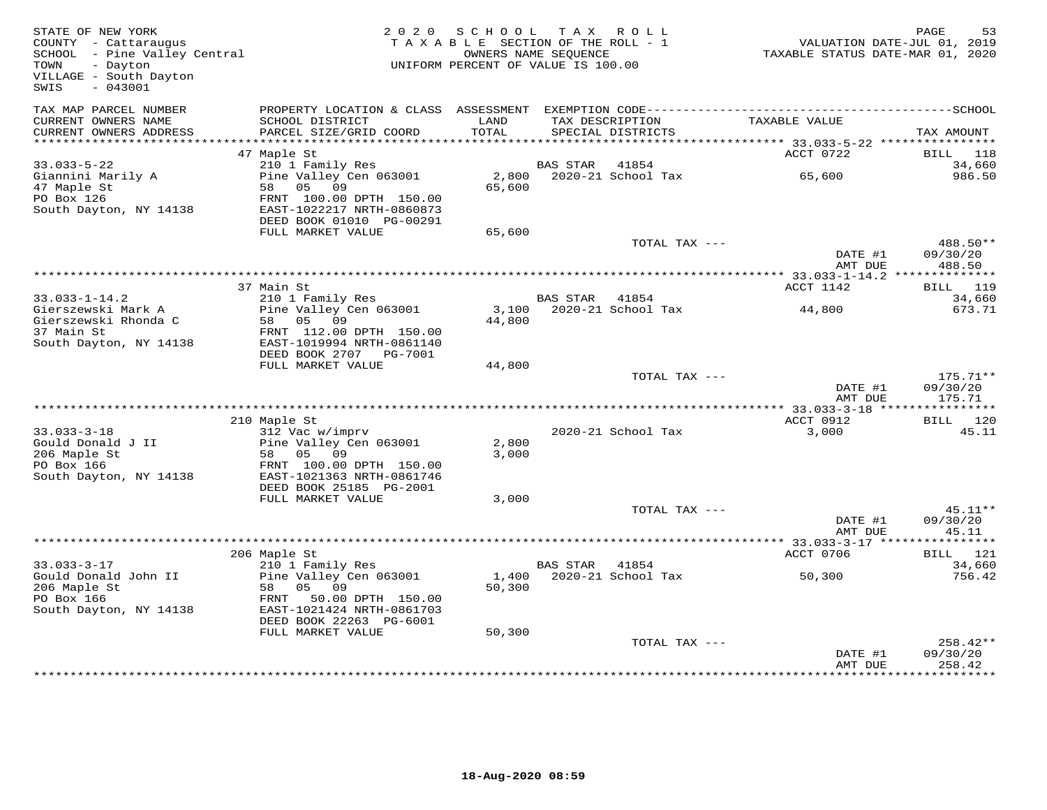STATE OF NEW YORK
COUNTY - Cattaraugus
SCHOOL - Pine Valley Central
TOWN - Dayton
VILLAGE - South Dayton
SWIS - 043001

2020 SCHOOL TAX ROLL
TAXABLE SECTION OF THE ROLL - 1
OWNERS NAME SEQUENCE
UNIFORM PERCENT OF VALUE IS 100.00

VALUATION DATE-JUL 01, 2019
TAXABLE STATUS DATE-MAR 01, 2020

| TAX MAP PARCEL NUMBER / CURRENT OWNERS NAME / CURRENT OWNERS ADDRESS | PROPERTY LOCATION & CLASS / SCHOOL DISTRICT / PARCEL SIZE/GRID COORD | ASSESSMENT LAND / TOTAL | EXEMPTION CODE / TAX DESCRIPTION / SPECIAL DISTRICTS | TAXABLE VALUE | TAX AMOUNT |
|---|---|---|---|---|---|
| | 47 Maple St | | | ACCT 0722 | BILL 118 |
| 33.033-5-22 | 210 1 Family Res | | BAS STAR 41854 | | 34,660 |
| Giannini Marily A | Pine Valley Cen 063001 | 2,800 | 2020-21 School Tax | 65,600 | 986.50 |
| 47 Maple St | 58 05 09 | 65,600 | | | |
| PO Box 126 | FRNT 100.00 DPTH 150.00 | | | | |
| South Dayton, NY 14138 | EAST-1022217 NRTH-0860873 | | | | |
| | DEED BOOK 01010 PG-00291 | | | | |
| | FULL MARKET VALUE | 65,600 | | | |
| | | | TOTAL TAX --- | | 488.50** |
| | | | | DATE #1 | 09/30/20 |
| | | | | AMT DUE | 488.50 |
| | 37 Main St | | | ACCT 1142 | BILL 119 |
| 33.033-1-14.2 | 210 1 Family Res | | BAS STAR 41854 | | 34,660 |
| Gierszewski Mark A | Pine Valley Cen 063001 | 3,100 | 2020-21 School Tax | 44,800 | 673.71 |
| Gierszewski Rhonda C | 58 05 09 | 44,800 | | | |
| 37 Main St | FRNT 112.00 DPTH 150.00 | | | | |
| South Dayton, NY 14138 | EAST-1019994 NRTH-0861140 | | | | |
| | DEED BOOK 2707 PG-7001 | | | | |
| | FULL MARKET VALUE | 44,800 | | | |
| | | | TOTAL TAX --- | | 175.71** |
| | | | | DATE #1 | 09/30/20 |
| | | | | AMT DUE | 175.71 |
| | 210 Maple St | | | ACCT 0912 | BILL 120 |
| 33.033-3-18 | 312 Vac w/imprv | | 2020-21 School Tax | 3,000 | 45.11 |
| Gould Donald J II | Pine Valley Cen 063001 | 2,800 | | | |
| 206 Maple St | 58 05 09 | 3,000 | | | |
| PO Box 166 | FRNT 100.00 DPTH 150.00 | | | | |
| South Dayton, NY 14138 | EAST-1021363 NRTH-0861746 | | | | |
| | DEED BOOK 25185 PG-2001 | | | | |
| | FULL MARKET VALUE | 3,000 | | | |
| | | | TOTAL TAX --- | | 45.11** |
| | | | | DATE #1 | 09/30/20 |
| | | | | AMT DUE | 45.11 |
| | 206 Maple St | | | ACCT 0706 | BILL 121 |
| 33.033-3-17 | 210 1 Family Res | | BAS STAR 41854 | | 34,660 |
| Gould Donald John II | Pine Valley Cen 063001 | 1,400 | 2020-21 School Tax | 50,300 | 756.42 |
| 206 Maple St | 58 05 09 | 50,300 | | | |
| PO Box 166 | FRNT 50.00 DPTH 150.00 | | | | |
| South Dayton, NY 14138 | EAST-1021424 NRTH-0861703 | | | | |
| | DEED BOOK 22263 PG-6001 | | | | |
| | FULL MARKET VALUE | 50,300 | | | |
| | | | TOTAL TAX --- | | 258.42** |
| | | | | DATE #1 | 09/30/20 |
| | | | | AMT DUE | 258.42 |

18-Aug-2020 08:59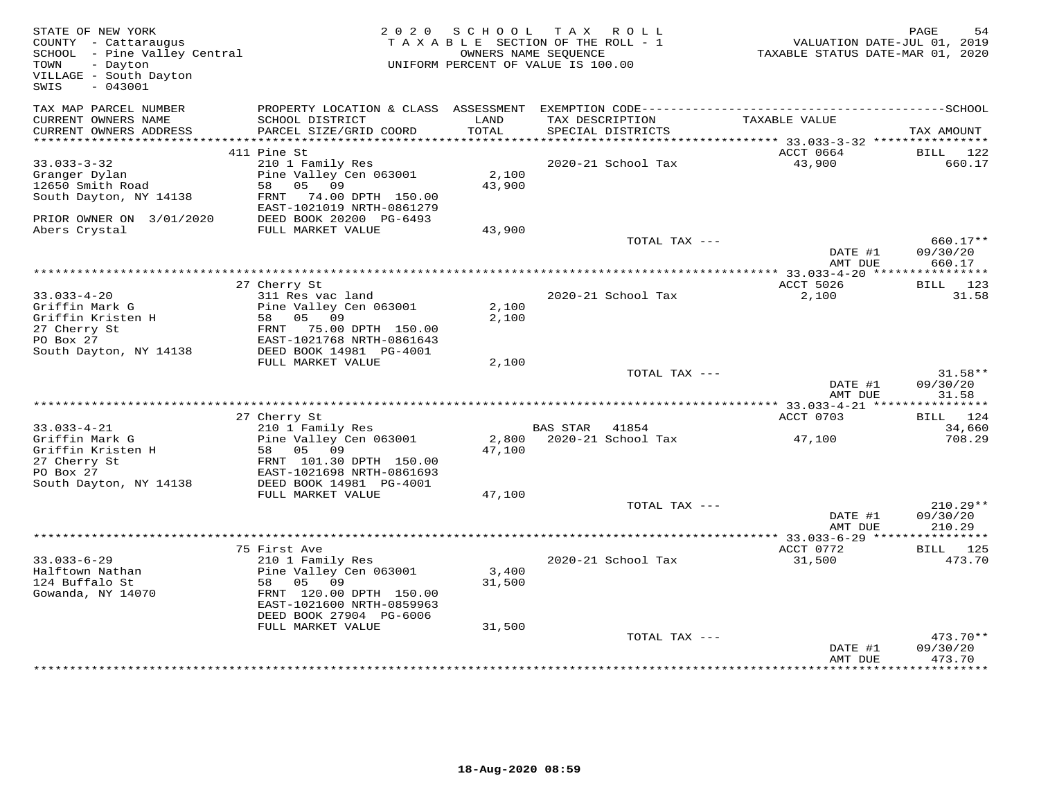STATE OF NEW YORK
COUNTY - Cattaraugus
SCHOOL - Pine Valley Central
TOWN - Dayton
VILLAGE - South Dayton
SWIS - 043001

2 0 2 0 S C H O O L T A X R O L L
T A X A B L E SECTION OF THE ROLL - 1
OWNERS NAME SEQUENCE
UNIFORM PERCENT OF VALUE IS 100.00

VALUATION DATE-JUL 01, 2019
TAXABLE STATUS DATE-MAR 01, 2020

| TAX MAP PARCEL NUMBER / CURRENT OWNERS NAME / CURRENT OWNERS ADDRESS | PROPERTY LOCATION & CLASS / SCHOOL DISTRICT / PARCEL SIZE/GRID COORD | ASSESSMENT LAND / TOTAL | EXEMPTION CODE / TAX DESCRIPTION / SPECIAL DISTRICTS | TAXABLE VALUE | SCHOOL TAX AMOUNT |
|---|---|---|---|---|---|
| **33.033-3-32** | 411 Pine St | | | ACCT 0664 | BILL 122 |
| Granger Dylan | 210 1 Family Res | | 2020-21 School Tax | 43,900 | 660.17 |
| 12650 Smith Road | Pine Valley Cen 063001 | 2,100 | | | |
| South Dayton, NY 14138 | 58 05 09 | 43,900 | | | |
| | FRNT 74.00 DPTH 150.00 | | | | |
| | EAST-1021019 NRTH-0861279 | | | | |
| PRIOR OWNER ON 3/01/2020 | DEED BOOK 20200 PG-6493 | | | | |
| Abers Crystal | FULL MARKET VALUE | 43,900 | | | |
| | | | TOTAL TAX --- | | 660.17** |
| | | | | DATE #1 | 09/30/20 |
| | | | | AMT DUE | 660.17 |
| **33.033-4-20** | 27 Cherry St | | | ACCT 5026 | BILL 123 |
| Griffin Mark G | 311 Res vac land | | 2020-21 School Tax | 2,100 | 31.58 |
| Griffin Kristen H | Pine Valley Cen 063001 | 2,100 | | | |
| 27 Cherry St | 58 05 09 | 2,100 | | | |
| PO Box 27 | FRNT 75.00 DPTH 150.00 | | | | |
| South Dayton, NY 14138 | EAST-1021768 NRTH-0861643 | | | | |
| | DEED BOOK 14981 PG-4001 | | | | |
| | FULL MARKET VALUE | 2,100 | | | |
| | | | TOTAL TAX --- | | 31.58** |
| | | | | DATE #1 | 09/30/20 |
| | | | | AMT DUE | 31.58 |
| **33.033-4-21** | 27 Cherry St | | | ACCT 0703 | BILL 124 |
| Griffin Mark G | 210 1 Family Res | | BAS STAR 41854 | | 34,660 |
| Griffin Kristen H | Pine Valley Cen 063001 | 2,800 | 2020-21 School Tax | 47,100 | 708.29 |
| 27 Cherry St | 58 05 09 | 47,100 | | | |
| PO Box 27 | FRNT 101.30 DPTH 150.00 | | | | |
| South Dayton, NY 14138 | EAST-1021698 NRTH-0861693 | | | | |
| | DEED BOOK 14981 PG-4001 | | | | |
| | FULL MARKET VALUE | 47,100 | | | |
| | | | TOTAL TAX --- | | 210.29** |
| | | | | DATE #1 | 09/30/20 |
| | | | | AMT DUE | 210.29 |
| **33.033-6-29** | 75 First Ave | | | ACCT 0772 | BILL 125 |
| Halftown Nathan | 210 1 Family Res | | 2020-21 School Tax | 31,500 | 473.70 |
| 124 Buffalo St | Pine Valley Cen 063001 | 3,400 | | | |
| Gowanda, NY 14070 | 58 05 09 | 31,500 | | | |
| | FRNT 120.00 DPTH 150.00 | | | | |
| | EAST-1021600 NRTH-0859963 | | | | |
| | DEED BOOK 27904 PG-6006 | | | | |
| | FULL MARKET VALUE | 31,500 | | | |
| | | | TOTAL TAX --- | | 473.70** |
| | | | | DATE #1 | 09/30/20 |
| | | | | AMT DUE | 473.70 |

18-Aug-2020 08:59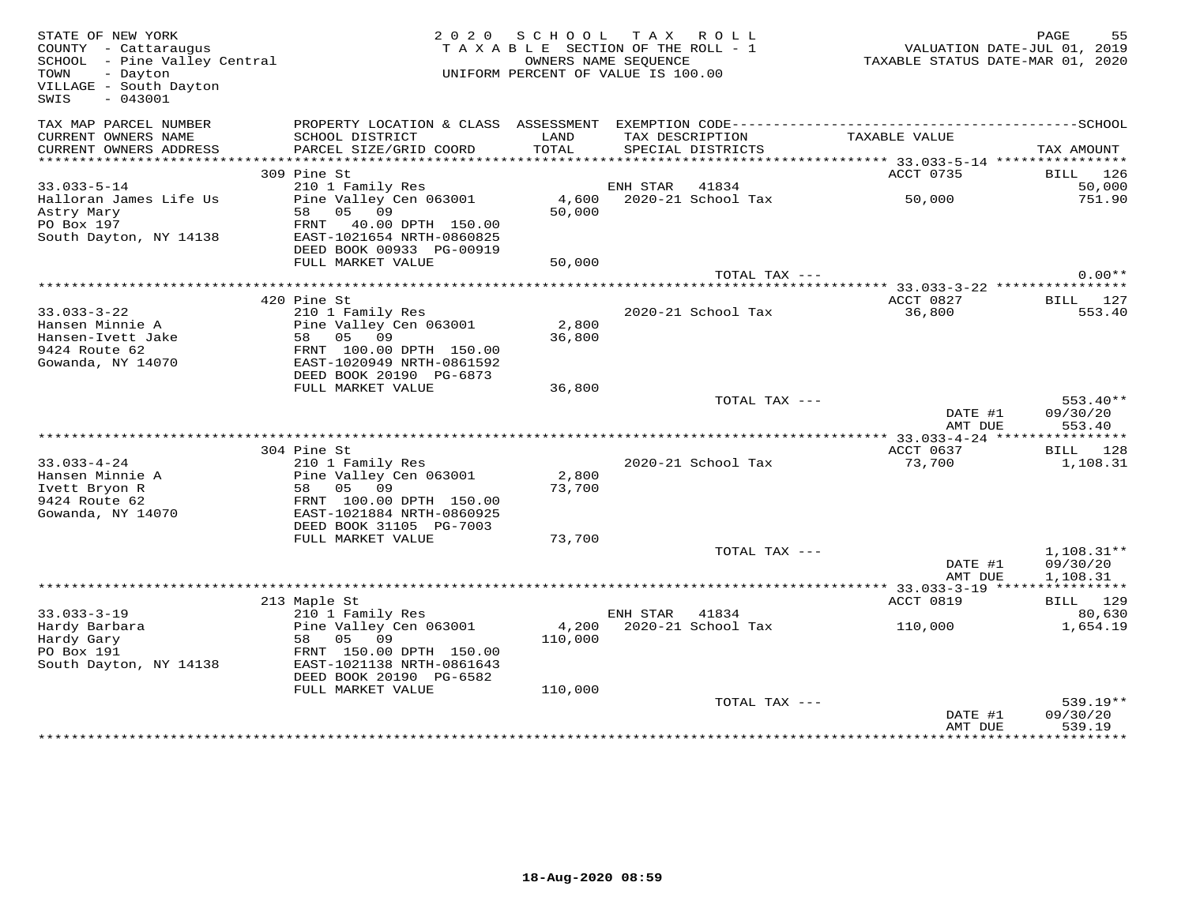STATE OF NEW YORK
COUNTY - Cattaraugus
SCHOOL - Pine Valley Central
TOWN - Dayton
VILLAGE - South Dayton
SWIS - 043001

2020 SCHOOL TAX ROLL
TAXABLE SECTION OF THE ROLL - 1
OWNERS NAME SEQUENCE
UNIFORM PERCENT OF VALUE IS 100.00

VALUATION DATE-JUL 01, 2019
TAXABLE STATUS DATE-MAR 01, 2020

| TAX MAP PARCEL NUMBER / CURRENT OWNERS NAME / CURRENT OWNERS ADDRESS | PROPERTY LOCATION & CLASS / SCHOOL DISTRICT / PARCEL SIZE/GRID COORD | ASSESSMENT LAND / TOTAL | EXEMPTION CODE / TAX DESCRIPTION / SPECIAL DISTRICTS | TAXABLE VALUE | TAX AMOUNT |
|---|---|---|---|---|---|
| | 309 Pine St | | | ACCT 0735 | BILL 126 |
| 33.033-5-14 | 210 1 Family Res | | ENH STAR 41834 | | 50,000 |
| Halloran James Life Us | Pine Valley Cen 063001 | 4,600 | 2020-21 School Tax | 50,000 | 751.90 |
| Astry Mary | 58 05 09 | 50,000 | | | |
| PO Box 197 | FRNT 40.00 DPTH 150.00 | | | | |
| South Dayton, NY 14138 | EAST-1021654 NRTH-0860825 | | | | |
| | DEED BOOK 00933 PG-00919 | | | | |
| | FULL MARKET VALUE | 50,000 | | | |
| | | | TOTAL TAX --- | | 0.00** |
| | 420 Pine St | | | ACCT 0827 | BILL 127 |
| 33.033-3-22 | 210 1 Family Res | | 2020-21 School Tax | 36,800 | 553.40 |
| Hansen Minnie A | Pine Valley Cen 063001 | 2,800 | | | |
| Hansen-Ivett Jake | 58 05 09 | 36,800 | | | |
| 9424 Route 62 | FRNT 100.00 DPTH 150.00 | | | | |
| Gowanda, NY 14070 | EAST-1020949 NRTH-0861592 | | | | |
| | DEED BOOK 20190 PG-6873 | | | | |
| | FULL MARKET VALUE | 36,800 | | | |
| | | | TOTAL TAX --- | | 553.40** |
| | | | | DATE #1 | 09/30/20 |
| | | | | AMT DUE | 553.40 |
| | 304 Pine St | | | ACCT 0637 | BILL 128 |
| 33.033-4-24 | 210 1 Family Res | | 2020-21 School Tax | 73,700 | 1,108.31 |
| Hansen Minnie A | Pine Valley Cen 063001 | 2,800 | | | |
| Ivett Bryon R | 58 05 09 | 73,700 | | | |
| 9424 Route 62 | FRNT 100.00 DPTH 150.00 | | | | |
| Gowanda, NY 14070 | EAST-1021884 NRTH-0860925 | | | | |
| | DEED BOOK 31105 PG-7003 | | | | |
| | FULL MARKET VALUE | 73,700 | | | |
| | | | TOTAL TAX --- | | 1,108.31** |
| | | | | DATE #1 | 09/30/20 |
| | | | | AMT DUE | 1,108.31 |
| | 213 Maple St | | | ACCT 0819 | BILL 129 |
| 33.033-3-19 | 210 1 Family Res | | ENH STAR 41834 | | 80,630 |
| Hardy Barbara | Pine Valley Cen 063001 | 4,200 | 2020-21 School Tax | 110,000 | 1,654.19 |
| Hardy Gary | 58 05 09 | 110,000 | | | |
| PO Box 191 | FRNT 150.00 DPTH 150.00 | | | | |
| South Dayton, NY 14138 | EAST-1021138 NRTH-0861643 | | | | |
| | DEED BOOK 20190 PG-6582 | | | | |
| | FULL MARKET VALUE | 110,000 | | | |
| | | | TOTAL TAX --- | | 539.19** |
| | | | | DATE #1 | 09/30/20 |
| | | | | AMT DUE | 539.19 |

18-Aug-2020 08:59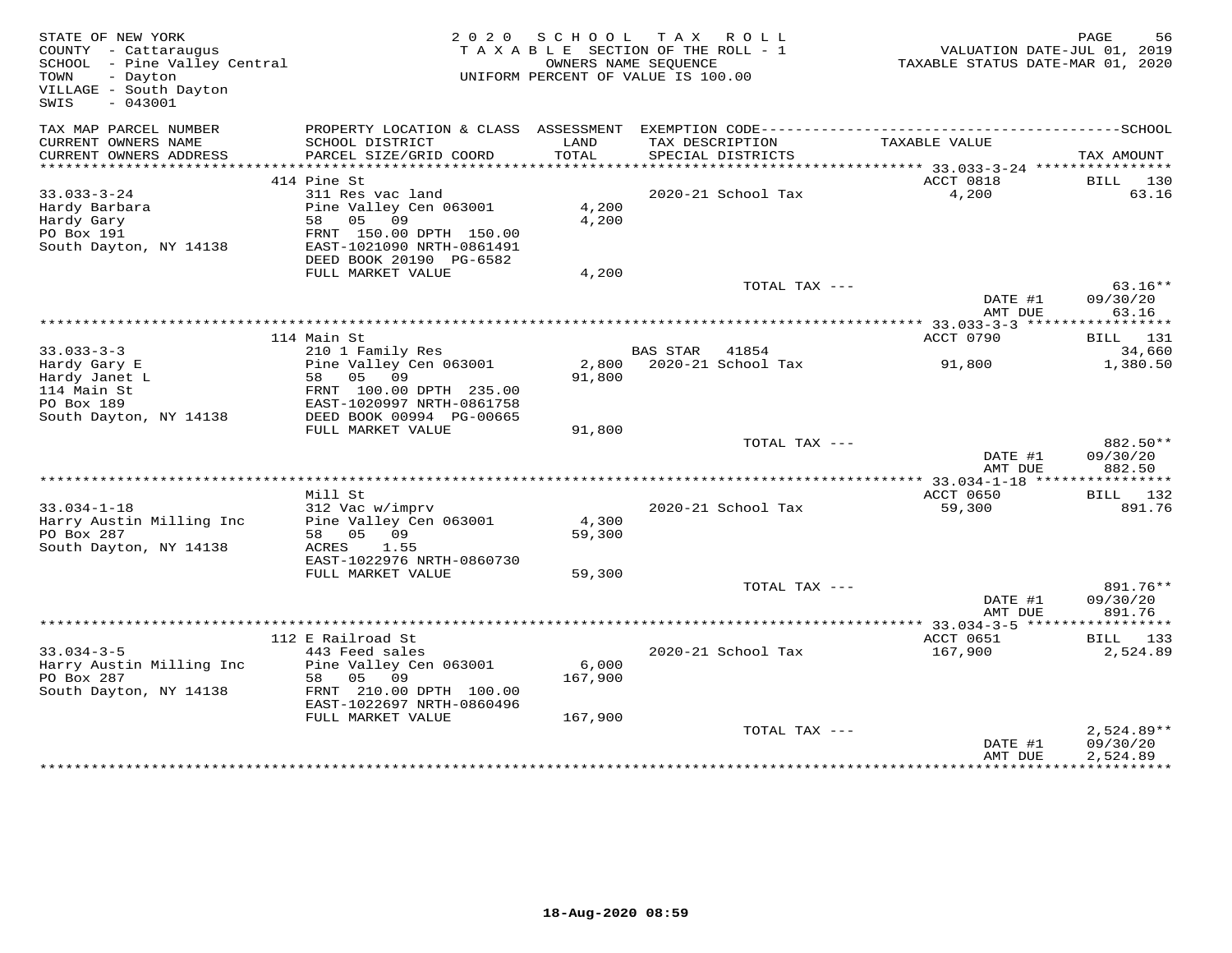STATE OF NEW YORK
COUNTY - Cattaraugus
SCHOOL - Pine Valley Central
TOWN - Dayton
VILLAGE - South Dayton
SWIS - 043001

2020 SCHOOL TAX ROLL
TAXABLE SECTION OF THE ROLL - 1
OWNERS NAME SEQUENCE
UNIFORM PERCENT OF VALUE IS 100.00

VALUATION DATE-JUL 01, 2019
TAXABLE STATUS DATE-MAR 01, 2020

| TAX MAP PARCEL NUMBER / CURRENT OWNERS NAME / CURRENT OWNERS ADDRESS | PROPERTY LOCATION & CLASS / SCHOOL DISTRICT / PARCEL SIZE/GRID COORD | ASSESSMENT LAND / TOTAL | EXEMPTION CODE / TAX DESCRIPTION / SPECIAL DISTRICTS | TAXABLE VALUE | TAX AMOUNT |
|---|---|---|---|---|---|
| | 414 Pine St | | | ACCT 0818 | BILL 130 |
| 33.033-3-24 | 311 Res vac land | | 2020-21 School Tax | 4,200 | 63.16 |
| Hardy Barbara | Pine Valley Cen 063001 | 4,200 | | | |
| Hardy Gary | 58 05 09 | 4,200 | | | |
| PO Box 191 | FRNT 150.00 DPTH 150.00 | | | | |
| South Dayton, NY 14138 | EAST-1021090 NRTH-0861491 | | | | |
| | DEED BOOK 20190 PG-6582 | | | | |
| | FULL MARKET VALUE | 4,200 | | | |
| | | | TOTAL TAX --- | | 63.16** |
| | | | | DATE #1 | 09/30/20 |
| | | | | AMT DUE | 63.16 |
| | 114 Main St | | | ACCT 0790 | BILL 131 |
| 33.033-3-3 | 210 1 Family Res | | BAS STAR 41854 | | 34,660 |
| Hardy Gary E | Pine Valley Cen 063001 | 2,800 | 2020-21 School Tax | 91,800 | 1,380.50 |
| Hardy Janet L | 58 05 09 | 91,800 | | | |
| 114 Main St | FRNT 100.00 DPTH 235.00 | | | | |
| PO Box 189 | EAST-1020997 NRTH-0861758 | | | | |
| South Dayton, NY 14138 | DEED BOOK 00994 PG-00665 | | | | |
| | FULL MARKET VALUE | 91,800 | | | |
| | | | TOTAL TAX --- | | 882.50** |
| | | | | DATE #1 | 09/30/20 |
| | | | | AMT DUE | 882.50 |
| | Mill St | | | ACCT 0650 | BILL 132 |
| 33.034-1-18 | 312 Vac w/imprv | | 2020-21 School Tax | 59,300 | 891.76 |
| Harry Austin Milling Inc | Pine Valley Cen 063001 | 4,300 | | | |
| PO Box 287 | 58 05 09 | 59,300 | | | |
| South Dayton, NY 14138 | ACRES 1.55 | | | | |
| | EAST-1022976 NRTH-0860730 | | | | |
| | FULL MARKET VALUE | 59,300 | | | |
| | | | TOTAL TAX --- | | 891.76** |
| | | | | DATE #1 | 09/30/20 |
| | | | | AMT DUE | 891.76 |
| | 112 E Railroad St | | | ACCT 0651 | BILL 133 |
| 33.034-3-5 | 443 Feed sales | | 2020-21 School Tax | 167,900 | 2,524.89 |
| Harry Austin Milling Inc | Pine Valley Cen 063001 | 6,000 | | | |
| PO Box 287 | 58 05 09 | 167,900 | | | |
| South Dayton, NY 14138 | FRNT 210.00 DPTH 100.00 | | | | |
| | EAST-1022697 NRTH-0860496 | | | | |
| | FULL MARKET VALUE | 167,900 | | | |
| | | | TOTAL TAX --- | | 2,524.89** |
| | | | | DATE #1 | 09/30/20 |
| | | | | AMT DUE | 2,524.89 |

18-Aug-2020 08:59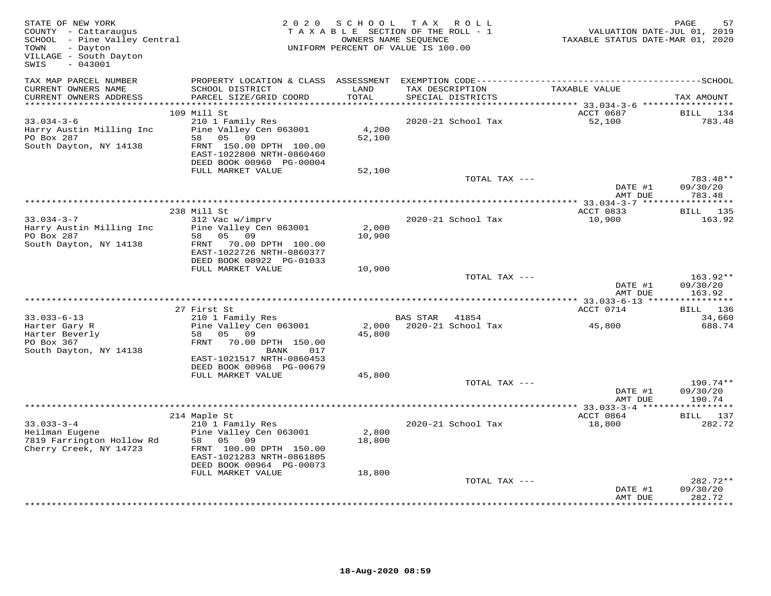STATE OF NEW YORK
COUNTY - Cattaraugus
SCHOOL - Pine Valley Central
TOWN - Dayton
VILLAGE - South Dayton
SWIS - 043001

2020 SCHOOL TAX ROLL
TAXABLE SECTION OF THE ROLL - 1
OWNERS NAME SEQUENCE
UNIFORM PERCENT OF VALUE IS 100.00

VALUATION DATE-JUL 01, 2019
TAXABLE STATUS DATE-MAR 01, 2020

| TAX MAP PARCEL NUMBER / CURRENT OWNERS NAME / CURRENT OWNERS ADDRESS | PROPERTY LOCATION & CLASS / SCHOOL DISTRICT / PARCEL SIZE/GRID COORD | ASSESSMENT LAND / TOTAL | EXEMPTION CODE / TAX DESCRIPTION / SPECIAL DISTRICTS | TAXABLE VALUE | TAX AMOUNT |
|---|---|---|---|---|---|
| | 109 Mill St | | | ACCT 0687 | BILL 134 |
| 33.034-3-6 | 210 1 Family Res | | 2020-21 School Tax | 52,100 | 783.48 |
| Harry Austin Milling Inc | Pine Valley Cen 063001 | 4,200 | | | |
| PO Box 287 | 58 05 09 | 52,100 | | | |
| South Dayton, NY 14138 | FRNT 150.00 DPTH 100.00 | | | | |
| | EAST-1022800 NRTH-0860460 | | | | |
| | DEED BOOK 00960 PG-00004 | | | | |
| | FULL MARKET VALUE | 52,100 | | | |
| | | | TOTAL TAX --- | | 783.48** |
| | | | | DATE #1 | 09/30/20 |
| | | | | AMT DUE | 783.48 |
| | 238 Mill St | | | ACCT 0833 | BILL 135 |
| 33.034-3-7 | 312 Vac w/imprv | | 2020-21 School Tax | 10,900 | 163.92 |
| Harry Austin Milling Inc | Pine Valley Cen 063001 | 2,000 | | | |
| PO Box 287 | 58 05 09 | 10,900 | | | |
| South Dayton, NY 14138 | FRNT 70.00 DPTH 100.00 | | | | |
| | EAST-1022726 NRTH-0860377 | | | | |
| | DEED BOOK 00922 PG-01033 | | | | |
| | FULL MARKET VALUE | 10,900 | | | |
| | | | TOTAL TAX --- | | 163.92** |
| | | | | DATE #1 | 09/30/20 |
| | | | | AMT DUE | 163.92 |
| | 27 First St | | | ACCT 0714 | BILL 136 |
| 33.033-6-13 | 210 1 Family Res | | BAS STAR 41854 | | 34,660 |
| Harter Gary R | Pine Valley Cen 063001 | 2,000 | 2020-21 School Tax | 45,800 | 688.74 |
| Harter Beverly | 58 05 09 | 45,800 | | | |
| PO Box 367 | FRNT 70.00 DPTH 150.00 | | | | |
| South Dayton, NY 14138 | BANK 017 | | | | |
| | EAST-1021517 NRTH-0860453 | | | | |
| | DEED BOOK 00968 PG-00679 | | | | |
| | FULL MARKET VALUE | 45,800 | | | |
| | | | TOTAL TAX --- | | 190.74** |
| | | | | DATE #1 | 09/30/20 |
| | | | | AMT DUE | 190.74 |
| | 214 Maple St | | | ACCT 0864 | BILL 137 |
| 33.033-3-4 | 210 1 Family Res | | 2020-21 School Tax | 18,800 | 282.72 |
| Heilman Eugene | Pine Valley Cen 063001 | 2,800 | | | |
| 7819 Farrington Hollow Rd | 58 05 09 | 18,800 | | | |
| Cherry Creek, NY 14723 | FRNT 100.00 DPTH 150.00 | | | | |
| | EAST-1021283 NRTH-0861805 | | | | |
| | DEED BOOK 00964 PG-00073 | | | | |
| | FULL MARKET VALUE | 18,800 | | | |
| | | | TOTAL TAX --- | | 282.72** |
| | | | | DATE #1 | 09/30/20 |
| | | | | AMT DUE | 282.72 |

18-Aug-2020 08:59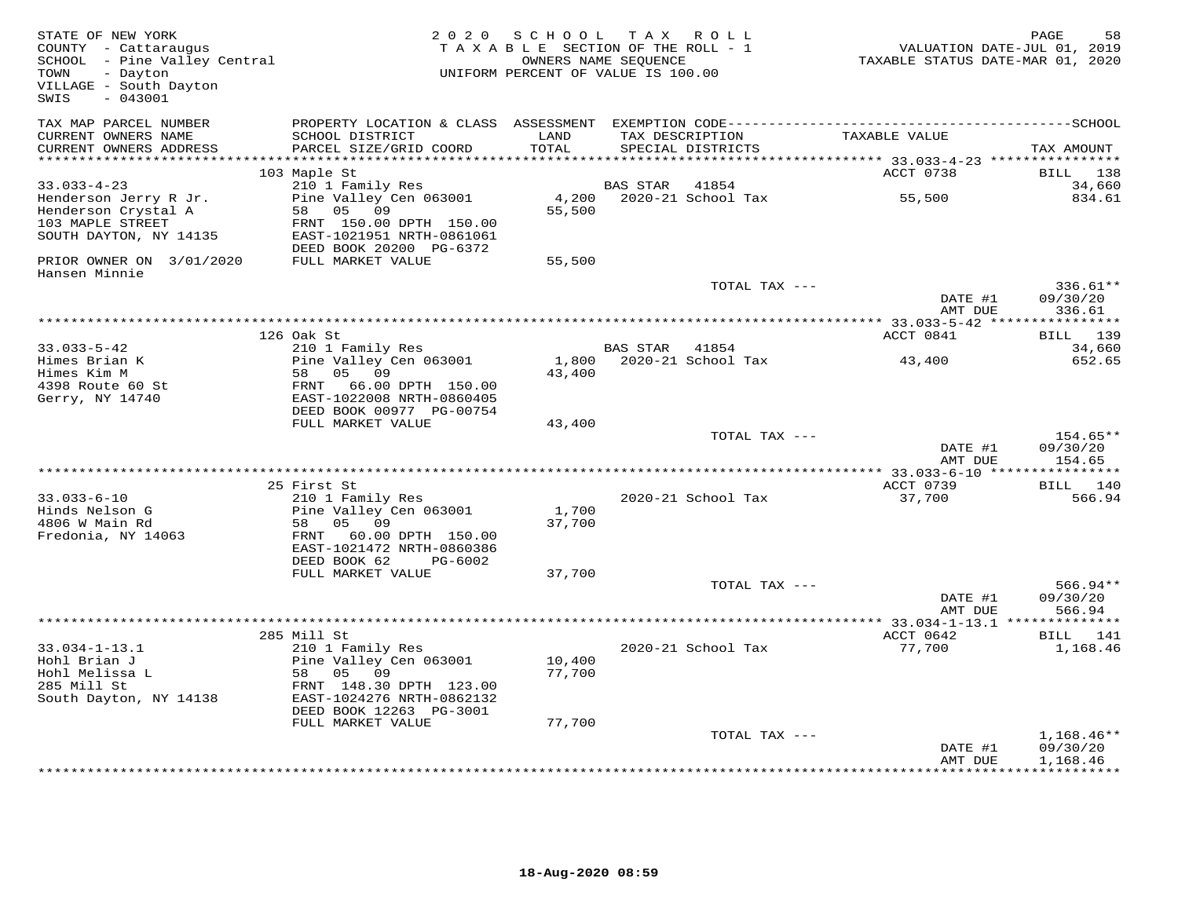STATE OF NEW YORK
COUNTY - Cattaraugus
SCHOOL - Pine Valley Central
TOWN - Dayton
VILLAGE - South Dayton
SWIS - 043001

2020 SCHOOL TAX ROLL
TAXABLE SECTION OF THE ROLL - 1
OWNERS NAME SEQUENCE
UNIFORM PERCENT OF VALUE IS 100.00

VALUATION DATE-JUL 01, 2019
TAXABLE STATUS DATE-MAR 01, 2020

| TAX MAP PARCEL NUMBER / CURRENT OWNERS NAME / CURRENT OWNERS ADDRESS | PROPERTY LOCATION & CLASS / SCHOOL DISTRICT / PARCEL SIZE/GRID COORD | ASSESSMENT LAND / TOTAL | EXEMPTION CODE / TAX DESCRIPTION / SPECIAL DISTRICTS | TAXABLE VALUE | TAX AMOUNT |
|---|---|---|---|---|---|
| | 103 Maple St | | | ACCT 0738 | BILL 138 |
| 33.033-4-23 | 210 1 Family Res | | BAS STAR 41854 | | 34,660 |
| Henderson Jerry R Jr. | Pine Valley Cen 063001 | 4,200 | 2020-21 School Tax | 55,500 | 834.61 |
| Henderson Crystal A | 58 05 09 | 55,500 | | | |
| 103 MAPLE STREET | FRNT 150.00 DPTH 150.00 | | | | |
| SOUTH DAYTON, NY 14135 | EAST-1021951 NRTH-0861061 | | | | |
| | DEED BOOK 20200 PG-6372 | | | | |
| PRIOR OWNER ON 3/01/2020 | FULL MARKET VALUE | 55,500 | | | |
| Hansen Minnie | | | | | |
| | | | TOTAL TAX --- | | 336.61** |
| | | | | DATE #1 | 09/30/20 |
| | | | | AMT DUE | 336.61 |
| | 126 Oak St | | | ACCT 0841 | BILL 139 |
| 33.033-5-42 | 210 1 Family Res | | BAS STAR 41854 | | 34,660 |
| Himes Brian K | Pine Valley Cen 063001 | 1,800 | 2020-21 School Tax | 43,400 | 652.65 |
| Himes Kim M | 58 05 09 | 43,400 | | | |
| 4398 Route 60 St | FRNT 66.00 DPTH 150.00 | | | | |
| Gerry, NY 14740 | EAST-1022008 NRTH-0860405 | | | | |
| | DEED BOOK 00977 PG-00754 | | | | |
| | FULL MARKET VALUE | 43,400 | | | |
| | | | TOTAL TAX --- | | 154.65** |
| | | | | DATE #1 | 09/30/20 |
| | | | | AMT DUE | 154.65 |
| | 25 First St | | | ACCT 0739 | BILL 140 |
| 33.033-6-10 | 210 1 Family Res | | 2020-21 School Tax | 37,700 | 566.94 |
| Hinds Nelson G | Pine Valley Cen 063001 | 1,700 | | | |
| 4806 W Main Rd | 58 05 09 | 37,700 | | | |
| Fredonia, NY 14063 | FRNT 60.00 DPTH 150.00 | | | | |
| | EAST-1021472 NRTH-0860386 | | | | |
| | DEED BOOK 62 PG-6002 | | | | |
| | FULL MARKET VALUE | 37,700 | | | |
| | | | TOTAL TAX --- | | 566.94** |
| | | | | DATE #1 | 09/30/20 |
| | | | | AMT DUE | 566.94 |
| | 285 Mill St | | | ACCT 0642 | BILL 141 |
| 33.034-1-13.1 | 210 1 Family Res | | 2020-21 School Tax | 77,700 | 1,168.46 |
| Hohl Brian J | Pine Valley Cen 063001 | 10,400 | | | |
| Hohl Melissa L | 58 05 09 | 77,700 | | | |
| 285 Mill St | FRNT 148.30 DPTH 123.00 | | | | |
| South Dayton, NY 14138 | EAST-1024276 NRTH-0862132 | | | | |
| | DEED BOOK 12263 PG-3001 | | | | |
| | FULL MARKET VALUE | 77,700 | | | |
| | | | TOTAL TAX --- | | 1,168.46** |
| | | | | DATE #1 | 09/30/20 |
| | | | | AMT DUE | 1,168.46 |

18-Aug-2020 08:59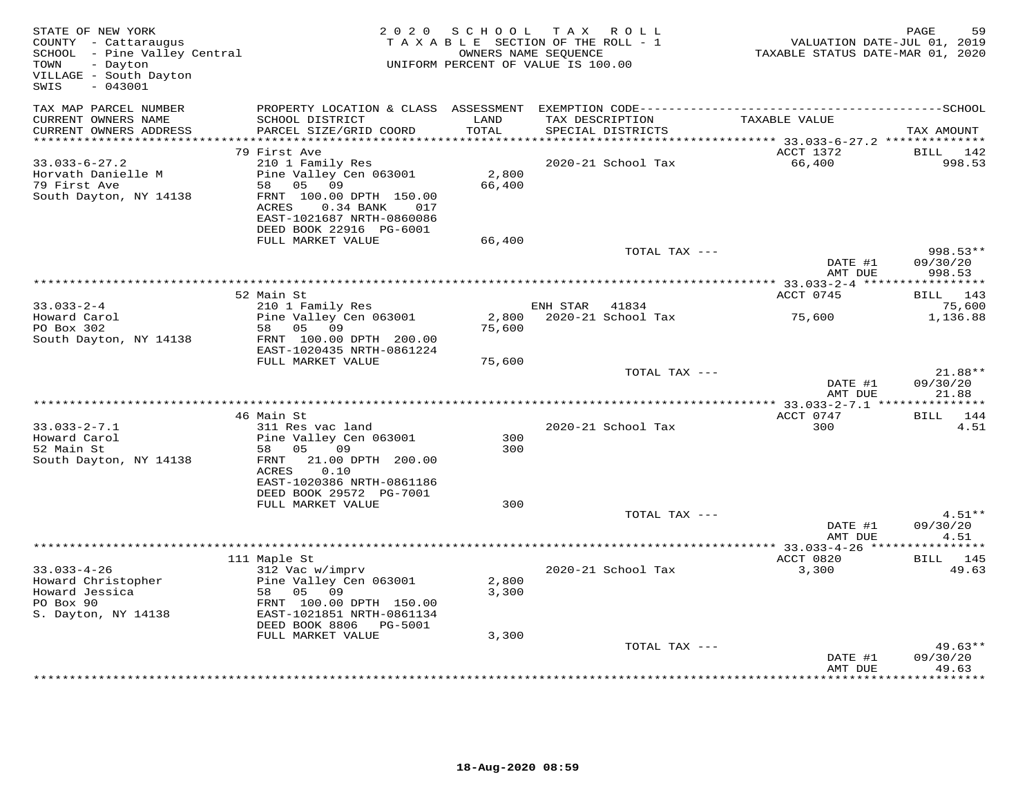STATE OF NEW YORK
COUNTY - Cattaraugus
SCHOOL - Pine Valley Central
TOWN - Dayton
VILLAGE - South Dayton
SWIS - 043001

2020 SCHOOL TAX ROLL
TAXABLE SECTION OF THE ROLL - 1
OWNERS NAME SEQUENCE
UNIFORM PERCENT OF VALUE IS 100.00

VALUATION DATE-JUL 01, 2019
TAXABLE STATUS DATE-MAR 01, 2020

| TAX MAP PARCEL NUMBER / CURRENT OWNERS NAME / CURRENT OWNERS ADDRESS | PROPERTY LOCATION & CLASS / SCHOOL DISTRICT / PARCEL SIZE/GRID COORD | ASSESSMENT LAND / TOTAL | EXEMPTION CODE / TAX DESCRIPTION / SPECIAL DISTRICTS | TAXABLE VALUE | SCHOOL TAX AMOUNT |
|---|---|---|---|---|---|
| **33.033-6-27.2** | 79 First Ave | | | ACCT 1372 | BILL 142 |
| Horvath Danielle M | 210 1 Family Res | | 2020-21 School Tax | 66,400 | 998.53 |
| 79 First Ave | Pine Valley Cen 063001 | 2,800 | | | |
| South Dayton, NY 14138 | 58 05 09 | 66,400 | | | |
| | FRNT 100.00 DPTH 150.00 | | | | |
| | ACRES 0.34 BANK 017 | | | | |
| | EAST-1021687 NRTH-0860086 | | | | |
| | DEED BOOK 22916 PG-6001 | | | | |
| | FULL MARKET VALUE | 66,400 | | | |
| | | | TOTAL TAX --- | | 998.53** |
| | | | | DATE #1 | 09/30/20 |
| | | | | AMT DUE | 998.53 |
| **33.033-2-4** | 52 Main St | | | ACCT 0745 | BILL 143 |
| Howard Carol | 210 1 Family Res | | ENH STAR 41834 | | 75,600 |
| PO Box 302 | Pine Valley Cen 063001 | 2,800 | 2020-21 School Tax | 75,600 | 1,136.88 |
| South Dayton, NY 14138 | 58 05 09 | 75,600 | | | |
| | FRNT 100.00 DPTH 200.00 | | | | |
| | EAST-1020435 NRTH-0861224 | | | | |
| | FULL MARKET VALUE | 75,600 | | | |
| | | | TOTAL TAX --- | | 21.88** |
| | | | | DATE #1 | 09/30/20 |
| | | | | AMT DUE | 21.88 |
| **33.033-2-7.1** | 46 Main St | | | ACCT 0747 | BILL 144 |
| Howard Carol | 311 Res vac land | | 2020-21 School Tax | 300 | 4.51 |
| 52 Main St | Pine Valley Cen 063001 | 300 | | | |
| South Dayton, NY 14138 | 58 05 09 | 300 | | | |
| | FRNT 21.00 DPTH 200.00 | | | | |
| | ACRES 0.10 | | | | |
| | EAST-1020386 NRTH-0861186 | | | | |
| | DEED BOOK 29572 PG-7001 | | | | |
| | FULL MARKET VALUE | 300 | | | |
| | | | TOTAL TAX --- | | 4.51** |
| | | | | DATE #1 | 09/30/20 |
| | | | | AMT DUE | 4.51 |
| **33.033-4-26** | 111 Maple St | | | ACCT 0820 | BILL 145 |
| Howard Christopher | 312 Vac w/imprv | | 2020-21 School Tax | 3,300 | 49.63 |
| Howard Jessica | Pine Valley Cen 063001 | 2,800 | | | |
| PO Box 90 | 58 05 09 | 3,300 | | | |
| S. Dayton, NY 14138 | FRNT 100.00 DPTH 150.00 | | | | |
| | EAST-1021851 NRTH-0861134 | | | | |
| | DEED BOOK 8806 PG-5001 | | | | |
| | FULL MARKET VALUE | 3,300 | | | |
| | | | TOTAL TAX --- | | 49.63** |
| | | | | DATE #1 | 09/30/20 |
| | | | | AMT DUE | 49.63 |

18-Aug-2020 08:59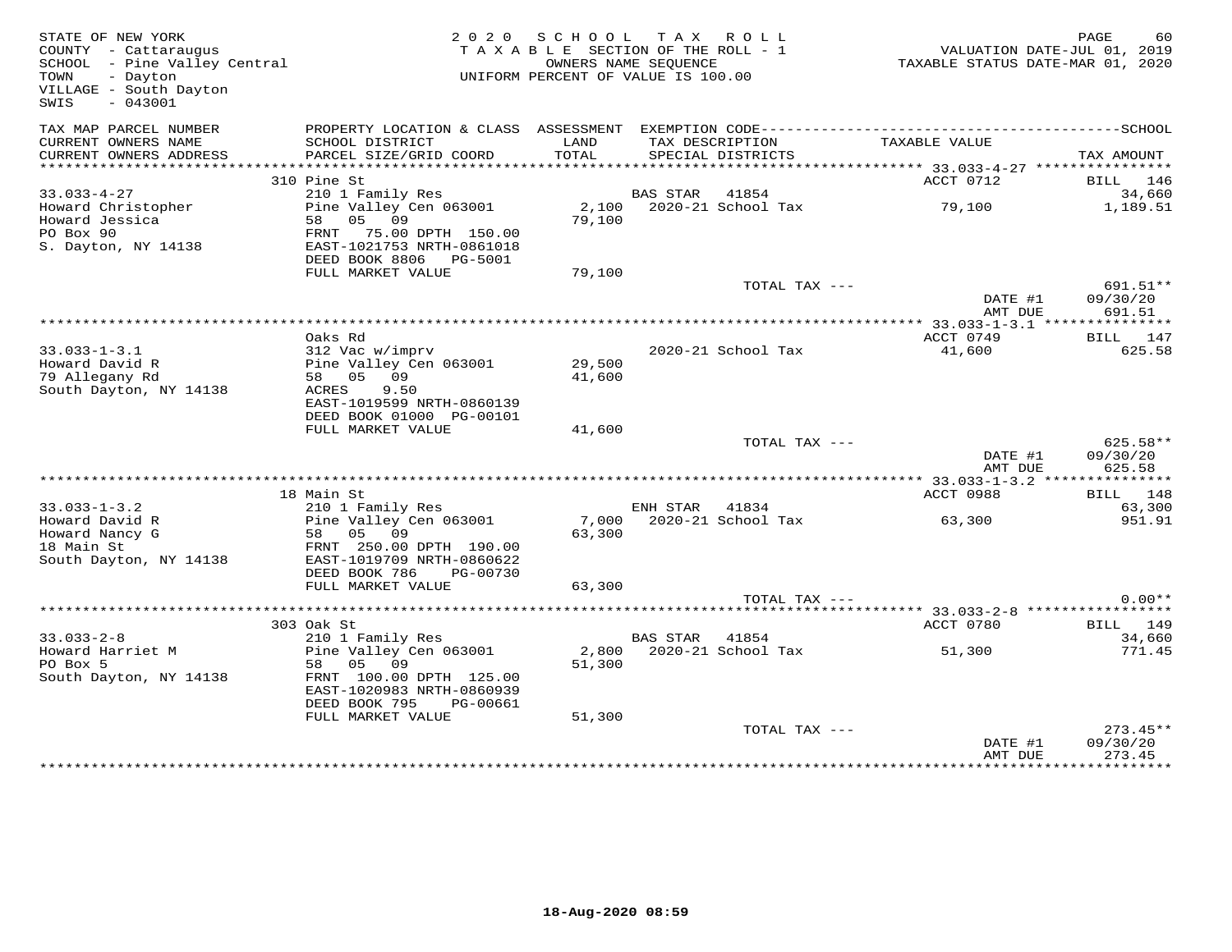STATE OF NEW YORK
COUNTY - Cattaraugus
SCHOOL - Pine Valley Central
TOWN - Dayton
VILLAGE - South Dayton
SWIS - 043001

2020 SCHOOL TAX ROLL
TAXABLE SECTION OF THE ROLL - 1
OWNERS NAME SEQUENCE
UNIFORM PERCENT OF VALUE IS 100.00

VALUATION DATE-JUL 01, 2019
TAXABLE STATUS DATE-MAR 01, 2020

| TAX MAP PARCEL NUMBER / CURRENT OWNERS NAME / CURRENT OWNERS ADDRESS | PROPERTY LOCATION & CLASS / SCHOOL DISTRICT / PARCEL SIZE/GRID COORD | ASSESSMENT LAND / TOTAL | EXEMPTION CODE / TAX DESCRIPTION / SPECIAL DISTRICTS | TAXABLE VALUE | TAX AMOUNT |
|---|---|---|---|---|---|
| | 310 Pine St | | | ACCT 0712 | BILL 146 |
| 33.033-4-27 | 210 1 Family Res | | BAS STAR 41854 | | 34,660 |
| Howard Christopher | Pine Valley Cen 063001 | 2,100 | 2020-21 School Tax | 79,100 | 1,189.51 |
| Howard Jessica | 58 05 09 | 79,100 | | | |
| PO Box 90 | FRNT 75.00 DPTH 150.00 | | | | |
| S. Dayton, NY 14138 | EAST-1021753 NRTH-0861018 | | | | |
| | DEED BOOK 8806 PG-5001 | | | | |
| | FULL MARKET VALUE | 79,100 | | | |
| | | | TOTAL TAX --- | | 691.51** |
| | | | | DATE #1 | 09/30/20 |
| | | | | AMT DUE | 691.51 |
| | Oaks Rd | | | ACCT 0749 | BILL 147 |
| 33.033-1-3.1 | 312 Vac w/imprv | | 2020-21 School Tax | 41,600 | 625.58 |
| Howard David R | Pine Valley Cen 063001 | 29,500 | | | |
| 79 Allegany Rd | 58 05 09 | 41,600 | | | |
| South Dayton, NY 14138 | ACRES 9.50 | | | | |
| | EAST-1019599 NRTH-0860139 | | | | |
| | DEED BOOK 01000 PG-00101 | | | | |
| | FULL MARKET VALUE | 41,600 | | | |
| | | | TOTAL TAX --- | | 625.58** |
| | | | | DATE #1 | 09/30/20 |
| | | | | AMT DUE | 625.58 |
| | 18 Main St | | | ACCT 0988 | BILL 148 |
| 33.033-1-3.2 | 210 1 Family Res | | ENH STAR 41834 | | 63,300 |
| Howard David R | Pine Valley Cen 063001 | 7,000 | 2020-21 School Tax | 63,300 | 951.91 |
| Howard Nancy G | 58 05 09 | 63,300 | | | |
| 18 Main St | FRNT 250.00 DPTH 190.00 | | | | |
| South Dayton, NY 14138 | EAST-1019709 NRTH-0860622 | | | | |
| | DEED BOOK 786 PG-00730 | | | | |
| | FULL MARKET VALUE | 63,300 | | | |
| | | | TOTAL TAX --- | | 0.00** |
| | 303 Oak St | | | ACCT 0780 | BILL 149 |
| 33.033-2-8 | 210 1 Family Res | | BAS STAR 41854 | | 34,660 |
| Howard Harriet M | Pine Valley Cen 063001 | 2,800 | 2020-21 School Tax | 51,300 | 771.45 |
| PO Box 5 | 58 05 09 | 51,300 | | | |
| South Dayton, NY 14138 | FRNT 100.00 DPTH 125.00 | | | | |
| | EAST-1020983 NRTH-0860939 | | | | |
| | DEED BOOK 795 PG-00661 | | | | |
| | FULL MARKET VALUE | 51,300 | | | |
| | | | TOTAL TAX --- | | 273.45** |
| | | | | DATE #1 | 09/30/20 |
| | | | | AMT DUE | 273.45 |

18-Aug-2020 08:59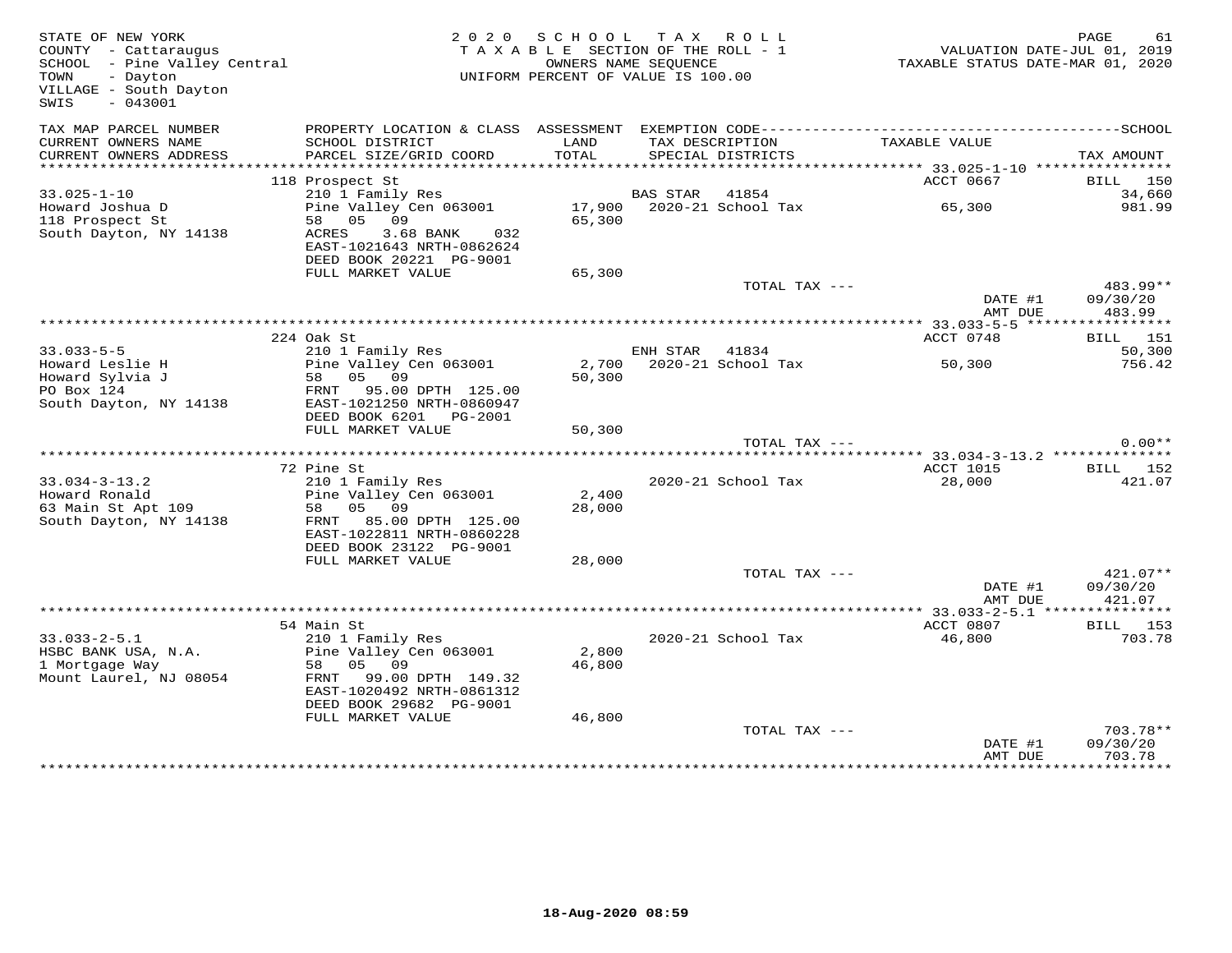STATE OF NEW YORK
COUNTY - Cattaraugus
SCHOOL - Pine Valley Central
TOWN - Dayton
VILLAGE - South Dayton
SWIS - 043001

2020 SCHOOL TAX ROLL
TAXABLE SECTION OF THE ROLL - 1
OWNERS NAME SEQUENCE
UNIFORM PERCENT OF VALUE IS 100.00

VALUATION DATE-JUL 01, 2019
TAXABLE STATUS DATE-MAR 01, 2020

| TAX MAP PARCEL NUMBER<br>CURRENT OWNERS NAME<br>CURRENT OWNERS ADDRESS | PROPERTY LOCATION & CLASS<br>SCHOOL DISTRICT<br>PARCEL SIZE/GRID COORD | ASSESSMENT<br>LAND<br>TOTAL | EXEMPTION CODE<br>TAX DESCRIPTION<br>SPECIAL DISTRICTS | TAXABLE VALUE | SCHOOL<br>TAX AMOUNT |
|---|---|---|---|---|---|
| | 118 Prospect St | | | ACCT 0667 | BILL 150 |
| 33.025-1-10 | 210 1 Family Res | | BAS STAR 41854 | | 34,660 |
| Howard Joshua D | Pine Valley Cen 063001 | 17,900 | 2020-21 School Tax | 65,300 | 981.99 |
| 118 Prospect St | 58 05 09 | 65,300 | | | |
| South Dayton, NY 14138 | ACRES 3.68 BANK 032 | | | | |
| | EAST-1021643 NRTH-0862624 | | | | |
| | DEED BOOK 20221 PG-9001 | | | | |
| | FULL MARKET VALUE | 65,300 | | | |
| | | | TOTAL TAX --- | | 483.99** |
| | | | | DATE #1 | 09/30/20 |
| | | | | AMT DUE | 483.99 |
| | 224 Oak St | | | ACCT 0748 | BILL 151 |
| 33.033-5-5 | 210 1 Family Res | | ENH STAR 41834 | | 50,300 |
| Howard Leslie H | Pine Valley Cen 063001 | 2,700 | 2020-21 School Tax | 50,300 | 756.42 |
| Howard Sylvia J | 58 05 09 | 50,300 | | | |
| PO Box 124 | FRNT 95.00 DPTH 125.00 | | | | |
| South Dayton, NY 14138 | EAST-1021250 NRTH-0860947 | | | | |
| | DEED BOOK 6201 PG-2001 | | | | |
| | FULL MARKET VALUE | 50,300 | | | |
| | | | TOTAL TAX --- | | 0.00** |
| | 72 Pine St | | | ACCT 1015 | BILL 152 |
| 33.034-3-13.2 | 210 1 Family Res | | 2020-21 School Tax | 28,000 | 421.07 |
| Howard Ronald | Pine Valley Cen 063001 | 2,400 | | | |
| 63 Main St Apt 109 | 58 05 09 | 28,000 | | | |
| South Dayton, NY 14138 | FRNT 85.00 DPTH 125.00 | | | | |
| | EAST-1022811 NRTH-0860228 | | | | |
| | DEED BOOK 23122 PG-9001 | | | | |
| | FULL MARKET VALUE | 28,000 | | | |
| | | | TOTAL TAX --- | | 421.07** |
| | | | | DATE #1 | 09/30/20 |
| | | | | AMT DUE | 421.07 |
| | 54 Main St | | | ACCT 0807 | BILL 153 |
| 33.033-2-5.1 | 210 1 Family Res | | 2020-21 School Tax | 46,800 | 703.78 |
| HSBC BANK USA, N.A. | Pine Valley Cen 063001 | 2,800 | | | |
| 1 Mortgage Way | 58 05 09 | 46,800 | | | |
| Mount Laurel, NJ 08054 | FRNT 99.00 DPTH 149.32 | | | | |
| | EAST-1020492 NRTH-0861312 | | | | |
| | DEED BOOK 29682 PG-9001 | | | | |
| | FULL MARKET VALUE | 46,800 | | | |
| | | | TOTAL TAX --- | | 703.78** |
| | | | | DATE #1 | 09/30/20 |
| | | | | AMT DUE | 703.78 |

18-Aug-2020 08:59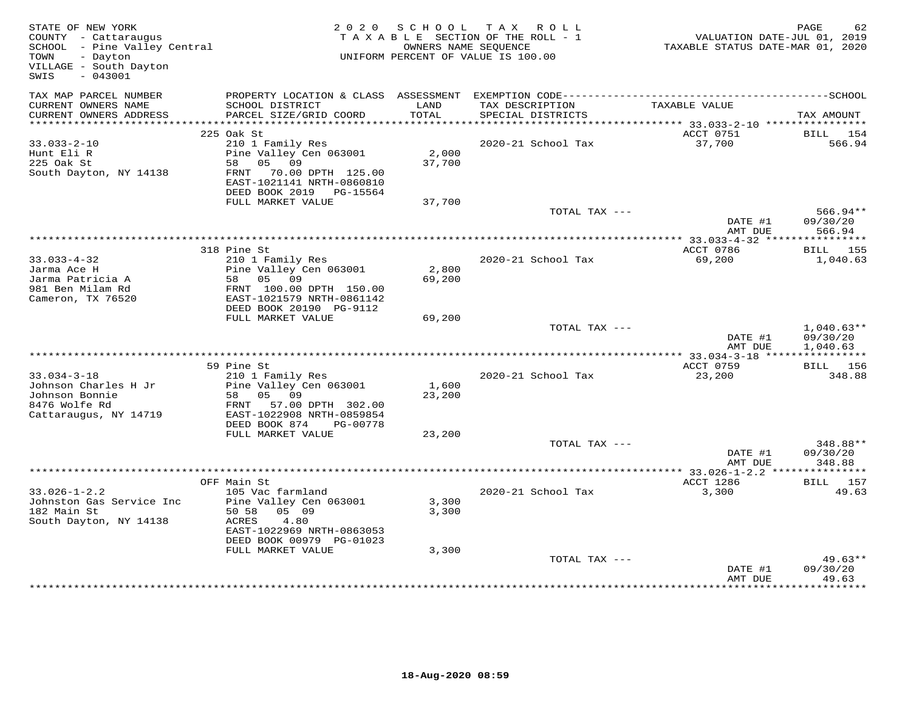STATE OF NEW YORK — 2020 SCHOOL TAX ROLL
COUNTY - Cattaraugus — TAXABLE SECTION OF THE ROLL - 1 — VALUATION DATE-JUL 01, 2019
SCHOOL - Pine Valley Central — OWNERS NAME SEQUENCE — TAXABLE STATUS DATE-MAR 01, 2020
TOWN - Dayton — UNIFORM PERCENT OF VALUE IS 100.00
VILLAGE - South Dayton
SWIS - 043001

| TAX MAP PARCEL NUMBER / CURRENT OWNERS NAME / CURRENT OWNERS ADDRESS | PROPERTY LOCATION & CLASS / SCHOOL DISTRICT / PARCEL SIZE/GRID COORD | ASSESSMENT LAND / TOTAL | EXEMPTION CODE / TAX DESCRIPTION / SPECIAL DISTRICTS | TAXABLE VALUE | SCHOOL TAX AMOUNT |
|---|---|---|---|---|---|
| **33.033-2-10** | 225 Oak St | | | ACCT 0751 | BILL 154 |
| 33.033-2-10 | 210 1 Family Res | | 2020-21 School Tax | 37,700 | 566.94 |
| Hunt Eli R | Pine Valley Cen 063001 | 2,000 | | | |
| 225 Oak St | 58 05 09 | 37,700 | | | |
| South Dayton, NY 14138 | FRNT 70.00 DPTH 125.00 | | | | |
| | EAST-1021141 NRTH-0860810 | | | | |
| | DEED BOOK 2019 PG-15564 | | | | |
| | FULL MARKET VALUE | 37,700 | | | |
| | | | TOTAL TAX --- | | 566.94** |
| | | | | DATE #1 | 09/30/20 |
| | | | | AMT DUE | 566.94 |
| **33.033-4-32** | 318 Pine St | | | ACCT 0786 | BILL 155 |
| 33.033-4-32 | 210 1 Family Res | | 2020-21 School Tax | 69,200 | 1,040.63 |
| Jarma Ace H | Pine Valley Cen 063001 | 2,800 | | | |
| Jarma Patricia A | 58 05 09 | 69,200 | | | |
| 981 Ben Milam Rd | FRNT 100.00 DPTH 150.00 | | | | |
| Cameron, TX 76520 | EAST-1021579 NRTH-0861142 | | | | |
| | DEED BOOK 20190 PG-9112 | | | | |
| | FULL MARKET VALUE | 69,200 | | | |
| | | | TOTAL TAX --- | | 1,040.63** |
| | | | | DATE #1 | 09/30/20 |
| | | | | AMT DUE | 1,040.63 |
| **33.034-3-18** | 59 Pine St | | | ACCT 0759 | BILL 156 |
| 33.034-3-18 | 210 1 Family Res | | 2020-21 School Tax | 23,200 | 348.88 |
| Johnson Charles H Jr | Pine Valley Cen 063001 | 1,600 | | | |
| Johnson Bonnie | 58 05 09 | 23,200 | | | |
| 8476 Wolfe Rd | FRNT 57.00 DPTH 302.00 | | | | |
| Cattaraugus, NY 14719 | EAST-1022908 NRTH-0859854 | | | | |
| | DEED BOOK 874 PG-00778 | | | | |
| | FULL MARKET VALUE | 23,200 | | | |
| | | | TOTAL TAX --- | | 348.88** |
| | | | | DATE #1 | 09/30/20 |
| | | | | AMT DUE | 348.88 |
| **33.026-1-2.2** | OFF Main St | | | ACCT 1286 | BILL 157 |
| 33.026-1-2.2 | 105 Vac farmland | | 2020-21 School Tax | 3,300 | 49.63 |
| Johnston Gas Service Inc | Pine Valley Cen 063001 | 3,300 | | | |
| 182 Main St | 50 58 05 09 | 3,300 | | | |
| South Dayton, NY 14138 | ACRES 4.80 | | | | |
| | EAST-1022969 NRTH-0863053 | | | | |
| | DEED BOOK 00979 PG-01023 | | | | |
| | FULL MARKET VALUE | 3,300 | | | |
| | | | TOTAL TAX --- | | 49.63** |
| | | | | DATE #1 | 09/30/20 |
| | | | | AMT DUE | 49.63 |

18-Aug-2020 08:59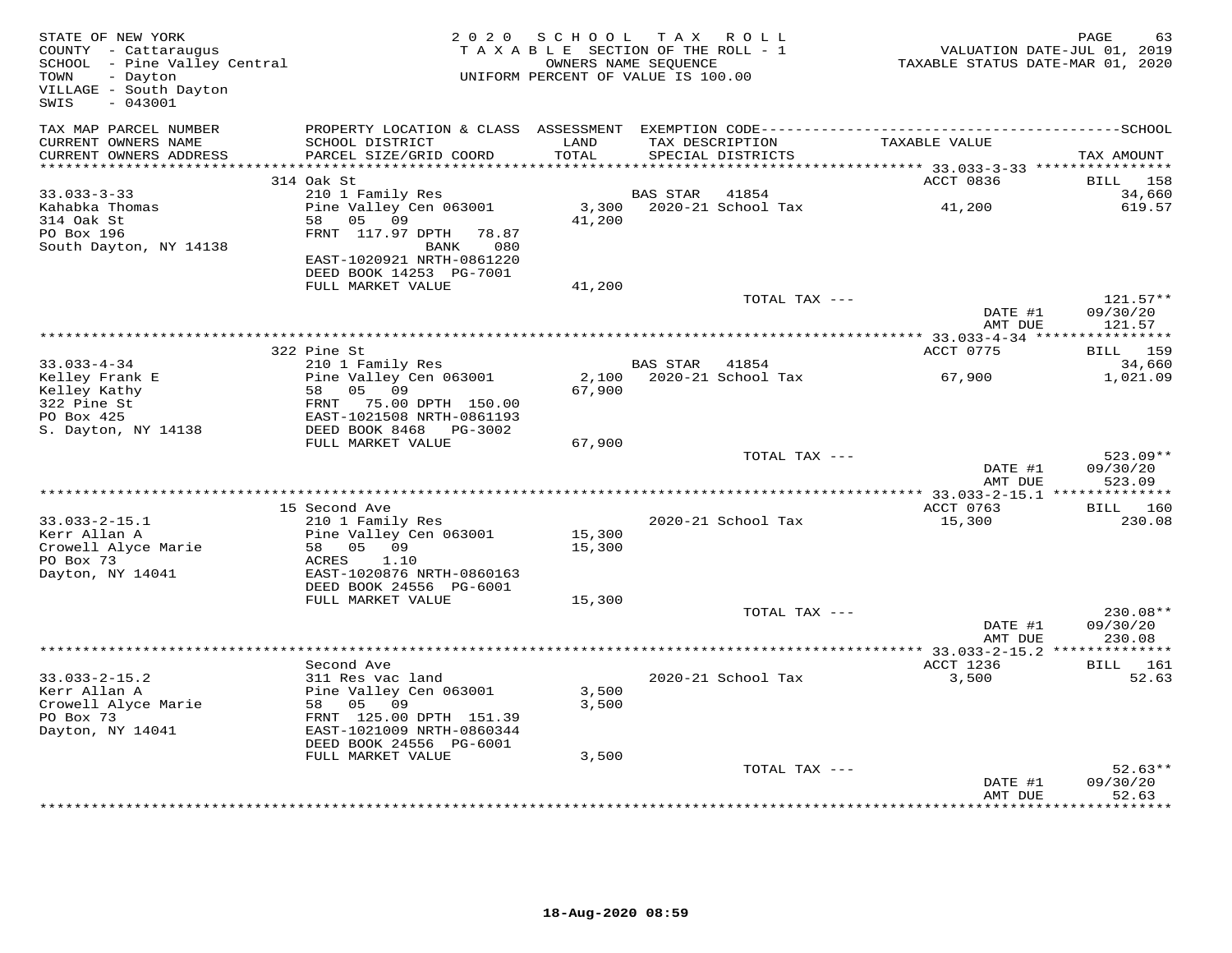STATE OF NEW YORK
COUNTY - Cattaraugus
SCHOOL - Pine Valley Central
TOWN - Dayton
VILLAGE - South Dayton
SWIS - 043001

2020 SCHOOL TAX ROLL
TAXABLE SECTION OF THE ROLL - 1
OWNERS NAME SEQUENCE
UNIFORM PERCENT OF VALUE IS 100.00

VALUATION DATE-JUL 01, 2019
TAXABLE STATUS DATE-MAR 01, 2020

| TAX MAP PARCEL NUMBER / CURRENT OWNERS NAME / CURRENT OWNERS ADDRESS | PROPERTY LOCATION & CLASS / SCHOOL DISTRICT / PARCEL SIZE/GRID COORD | ASSESSMENT LAND / TOTAL | EXEMPTION CODE / TAX DESCRIPTION / SPECIAL DISTRICTS | TAXABLE VALUE | SCHOOL TAX AMOUNT |
|---|---|---|---|---|---|
| 33.033-3-33 | 314 Oak St | | | ACCT 0836 | BILL 158 |
| | 210 1 Family Res | | BAS STAR 41854 | | 34,660 |
| Kahabka Thomas | Pine Valley Cen 063001 | 3,300 | 2020-21 School Tax | 41,200 | 619.57 |
| 314 Oak St | 58 05 09 | 41,200 | | | |
| PO Box 196 | FRNT 117.97 DPTH 78.87 | | | | |
| South Dayton, NY 14138 | BANK 080 | | | | |
| | EAST-1020921 NRTH-0861220 | | | | |
| | DEED BOOK 14253 PG-7001 | | | | |
| | FULL MARKET VALUE | 41,200 | | | |
| | | | TOTAL TAX --- | | 121.57** |
| | | | | DATE #1 | 09/30/20 |
| | | | | AMT DUE | 121.57 |
| 33.033-4-34 | 322 Pine St | | | ACCT 0775 | BILL 159 |
| | 210 1 Family Res | | BAS STAR 41854 | | 34,660 |
| Kelley Frank E | Pine Valley Cen 063001 | 2,100 | 2020-21 School Tax | 67,900 | 1,021.09 |
| Kelley Kathy | 58 05 09 | 67,900 | | | |
| 322 Pine St | FRNT 75.00 DPTH 150.00 | | | | |
| PO Box 425 | EAST-1021508 NRTH-0861193 | | | | |
| S. Dayton, NY 14138 | DEED BOOK 8468 PG-3002 | | | | |
| | FULL MARKET VALUE | 67,900 | | | |
| | | | TOTAL TAX --- | | 523.09** |
| | | | | DATE #1 | 09/30/20 |
| | | | | AMT DUE | 523.09 |
| 33.033-2-15.1 | 15 Second Ave | | | ACCT 0763 | BILL 160 |
| | 210 1 Family Res | | 2020-21 School Tax | 15,300 | 230.08 |
| Kerr Allan A | Pine Valley Cen 063001 | 15,300 | | | |
| Crowell Alyce Marie | 58 05 09 | 15,300 | | | |
| PO Box 73 | ACRES 1.10 | | | | |
| Dayton, NY 14041 | EAST-1020876 NRTH-0860163 | | | | |
| | DEED BOOK 24556 PG-6001 | | | | |
| | FULL MARKET VALUE | 15,300 | | | |
| | | | TOTAL TAX --- | | 230.08** |
| | | | | DATE #1 | 09/30/20 |
| | | | | AMT DUE | 230.08 |
| 33.033-2-15.2 | Second Ave | | | ACCT 1236 | BILL 161 |
| | 311 Res vac land | | 2020-21 School Tax | 3,500 | 52.63 |
| Kerr Allan A | Pine Valley Cen 063001 | 3,500 | | | |
| Crowell Alyce Marie | 58 05 09 | 3,500 | | | |
| PO Box 73 | FRNT 125.00 DPTH 151.39 | | | | |
| Dayton, NY 14041 | EAST-1021009 NRTH-0860344 | | | | |
| | DEED BOOK 24556 PG-6001 | | | | |
| | FULL MARKET VALUE | 3,500 | | | |
| | | | TOTAL TAX --- | | 52.63** |
| | | | | DATE #1 | 09/30/20 |
| | | | | AMT DUE | 52.63 |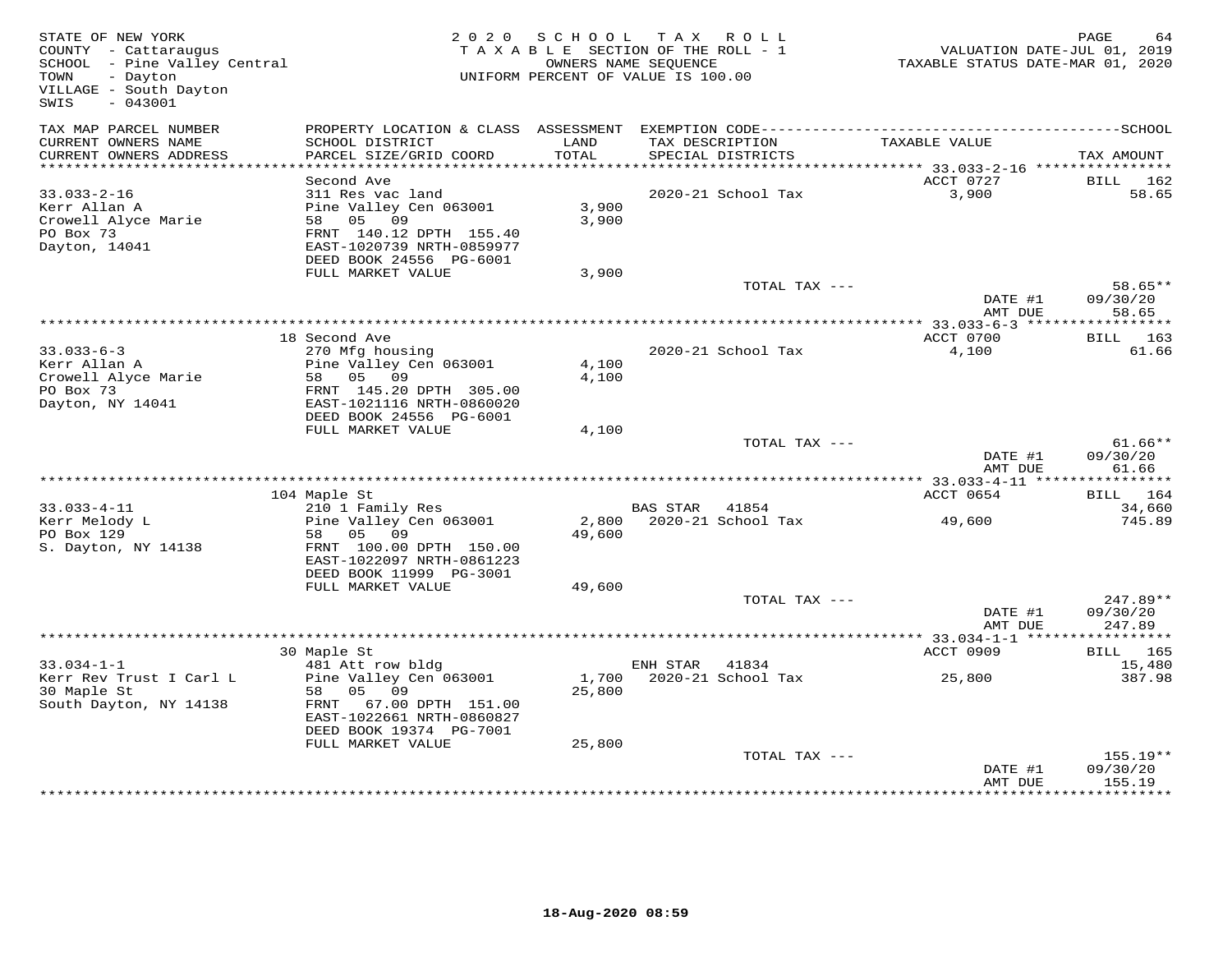STATE OF NEW YORK
COUNTY - Cattaraugus
SCHOOL - Pine Valley Central
TOWN - Dayton
VILLAGE - South Dayton
SWIS - 043001

2020 SCHOOL TAX ROLL
TAXABLE SECTION OF THE ROLL - 1
OWNERS NAME SEQUENCE
UNIFORM PERCENT OF VALUE IS 100.00

VALUATION DATE-JUL 01, 2019
TAXABLE STATUS DATE-MAR 01, 2020

| TAX MAP PARCEL NUMBER / CURRENT OWNERS NAME / CURRENT OWNERS ADDRESS | PROPERTY LOCATION & CLASS / SCHOOL DISTRICT / PARCEL SIZE/GRID COORD | ASSESSMENT LAND / TOTAL | EXEMPTION CODE / TAX DESCRIPTION / SPECIAL DISTRICTS | TAXABLE VALUE | TAX AMOUNT |
|---|---|---|---|---|---|
| | Second Ave | | | ACCT 0727 | BILL 162 |
| 33.033-2-16 | 311 Res vac land | | 2020-21 School Tax | 3,900 | 58.65 |
| Kerr Allan A | Pine Valley Cen 063001 | 3,900 | | | |
| Crowell Alyce Marie | 58 05 09 | 3,900 | | | |
| PO Box 73 | FRNT 140.12 DPTH 155.40 | | | | |
| Dayton, 14041 | EAST-1020739 NRTH-0859977 | | | | |
| | DEED BOOK 24556 PG-6001 | | | | |
| | FULL MARKET VALUE | 3,900 | | | |
| | | | TOTAL TAX --- | | 58.65** |
| | | | | DATE #1 | 09/30/20 |
| | | | | AMT DUE | 58.65 |
| | 18 Second Ave | | | ACCT 0700 | BILL 163 |
| 33.033-6-3 | 270 Mfg housing | | 2020-21 School Tax | 4,100 | 61.66 |
| Kerr Allan A | Pine Valley Cen 063001 | 4,100 | | | |
| Crowell Alyce Marie | 58 05 09 | 4,100 | | | |
| PO Box 73 | FRNT 145.20 DPTH 305.00 | | | | |
| Dayton, NY 14041 | EAST-1021116 NRTH-0860020 | | | | |
| | DEED BOOK 24556 PG-6001 | | | | |
| | FULL MARKET VALUE | 4,100 | | | |
| | | | TOTAL TAX --- | | 61.66** |
| | | | | DATE #1 | 09/30/20 |
| | | | | AMT DUE | 61.66 |
| | 104 Maple St | | | ACCT 0654 | BILL 164 |
| 33.033-4-11 | 210 1 Family Res | | BAS STAR 41854 | | 34,660 |
| Kerr Melody L | Pine Valley Cen 063001 | 2,800 | 2020-21 School Tax | 49,600 | 745.89 |
| PO Box 129 | 58 05 09 | 49,600 | | | |
| S. Dayton, NY 14138 | FRNT 100.00 DPTH 150.00 | | | | |
| | EAST-1022097 NRTH-0861223 | | | | |
| | DEED BOOK 11999 PG-3001 | | | | |
| | FULL MARKET VALUE | 49,600 | | | |
| | | | TOTAL TAX --- | | 247.89** |
| | | | | DATE #1 | 09/30/20 |
| | | | | AMT DUE | 247.89 |
| | 30 Maple St | | | ACCT 0909 | BILL 165 |
| 33.034-1-1 | 481 Att row bldg | | ENH STAR 41834 | | 15,480 |
| Kerr Rev Trust I Carl L | Pine Valley Cen 063001 | 1,700 | 2020-21 School Tax | 25,800 | 387.98 |
| 30 Maple St | 58 05 09 | 25,800 | | | |
| South Dayton, NY 14138 | FRNT 67.00 DPTH 151.00 | | | | |
| | EAST-1022661 NRTH-0860827 | | | | |
| | DEED BOOK 19374 PG-7001 | | | | |
| | FULL MARKET VALUE | 25,800 | | | |
| | | | TOTAL TAX --- | | 155.19** |
| | | | | DATE #1 | 09/30/20 |
| | | | | AMT DUE | 155.19 |

18-Aug-2020 08:59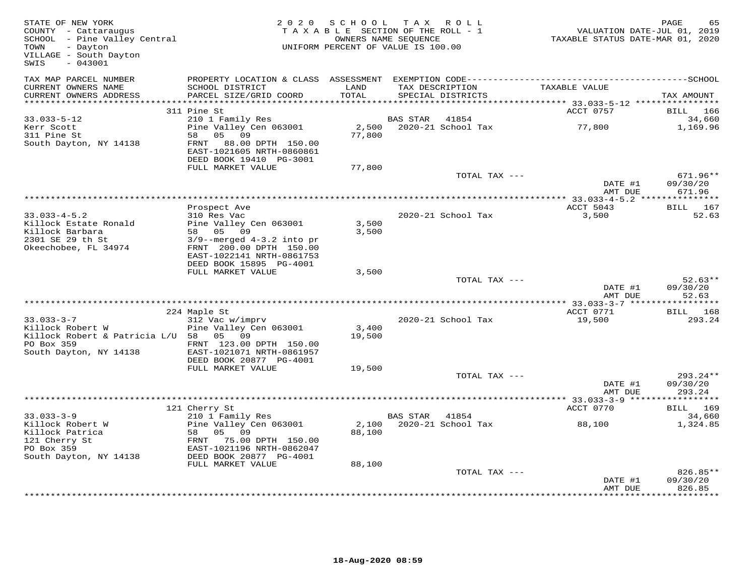STATE OF NEW YORK
COUNTY - Cattaraugus
SCHOOL - Pine Valley Central
TOWN - Dayton
VILLAGE - South Dayton
SWIS - 043001

2020 SCHOOL TAX ROLL
TAXABLE SECTION OF THE ROLL - 1
OWNERS NAME SEQUENCE
UNIFORM PERCENT OF VALUE IS 100.00

VALUATION DATE-JUL 01, 2019
TAXABLE STATUS DATE-MAR 01, 2020

| TAX MAP PARCEL NUMBER / CURRENT OWNERS NAME / CURRENT OWNERS ADDRESS | PROPERTY LOCATION & CLASS / SCHOOL DISTRICT / PARCEL SIZE/GRID COORD | ASSESSMENT LAND / TOTAL | EXEMPTION CODE / TAX DESCRIPTION / SPECIAL DISTRICTS | TAXABLE VALUE | SCHOOL TAX AMOUNT |
|---|---|---|---|---|---|
| 33.033-5-12 | 311 Pine St | | | ACCT 0757 | BILL 166 |
| Kerr Scott | 210 1 Family Res | | BAS STAR 41854 | | 34,660 |
| 311 Pine St | Pine Valley Cen 063001 | 2,500 | 2020-21 School Tax | 77,800 | 1,169.96 |
| South Dayton, NY 14138 | 58 05 09 | 77,800 | | | |
| | FRNT 88.00 DPTH 150.00 | | | | |
| | EAST-1021605 NRTH-0860861 | | | | |
| | DEED BOOK 19410 PG-3001 | | | | |
| | FULL MARKET VALUE | 77,800 | | | |
| | | | TOTAL TAX --- | | 671.96** |
| | | | | DATE #1 | 09/30/20 |
| | | | | AMT DUE | 671.96 |
| 33.033-4-5.2 | Prospect Ave | | | ACCT 5043 | BILL 167 |
| Killock Estate Ronald | 310 Res Vac | | 2020-21 School Tax | 3,500 | 52.63 |
| Killock Barbara | Pine Valley Cen 063001 | 3,500 | | | |
| 2301 SE 29 th St | 58 05 09 | 3,500 | | | |
| Okeechobee, FL 34974 | 3/9--merged 4-3.2 into pr | | | | |
| | FRNT 200.00 DPTH 150.00 | | | | |
| | EAST-1022141 NRTH-0861753 | | | | |
| | DEED BOOK 15895 PG-4001 | | | | |
| | FULL MARKET VALUE | 3,500 | | | |
| | | | TOTAL TAX --- | | 52.63** |
| | | | | DATE #1 | 09/30/20 |
| | | | | AMT DUE | 52.63 |
| 33.033-3-7 | 224 Maple St | | | ACCT 0771 | BILL 168 |
| Killock Robert W | 312 Vac w/imprv | | 2020-21 School Tax | 19,500 | 293.24 |
| Killock Robert & Patricia L/U | Pine Valley Cen 063001 | 3,400 | | | |
| PO Box 359 | 58 05 09 | 19,500 | | | |
| South Dayton, NY 14138 | FRNT 123.00 DPTH 150.00 | | | | |
| | EAST-1021071 NRTH-0861957 | | | | |
| | DEED BOOK 20877 PG-4001 | | | | |
| | FULL MARKET VALUE | 19,500 | | | |
| | | | TOTAL TAX --- | | 293.24** |
| | | | | DATE #1 | 09/30/20 |
| | | | | AMT DUE | 293.24 |
| 33.033-3-9 | 121 Cherry St | | | ACCT 0770 | BILL 169 |
| Killock Robert W | 210 1 Family Res | | BAS STAR 41854 | | 34,660 |
| Killock Patrica | Pine Valley Cen 063001 | 2,100 | 2020-21 School Tax | 88,100 | 1,324.85 |
| 121 Cherry St | 58 05 09 | 88,100 | | | |
| PO Box 359 | FRNT 75.00 DPTH 150.00 | | | | |
| South Dayton, NY 14138 | EAST-1021196 NRTH-0862047 | | | | |
| | DEED BOOK 20877 PG-4001 | | | | |
| | FULL MARKET VALUE | 88,100 | | | |
| | | | TOTAL TAX --- | | 826.85** |
| | | | | DATE #1 | 09/30/20 |
| | | | | AMT DUE | 826.85 |

18-Aug-2020 08:59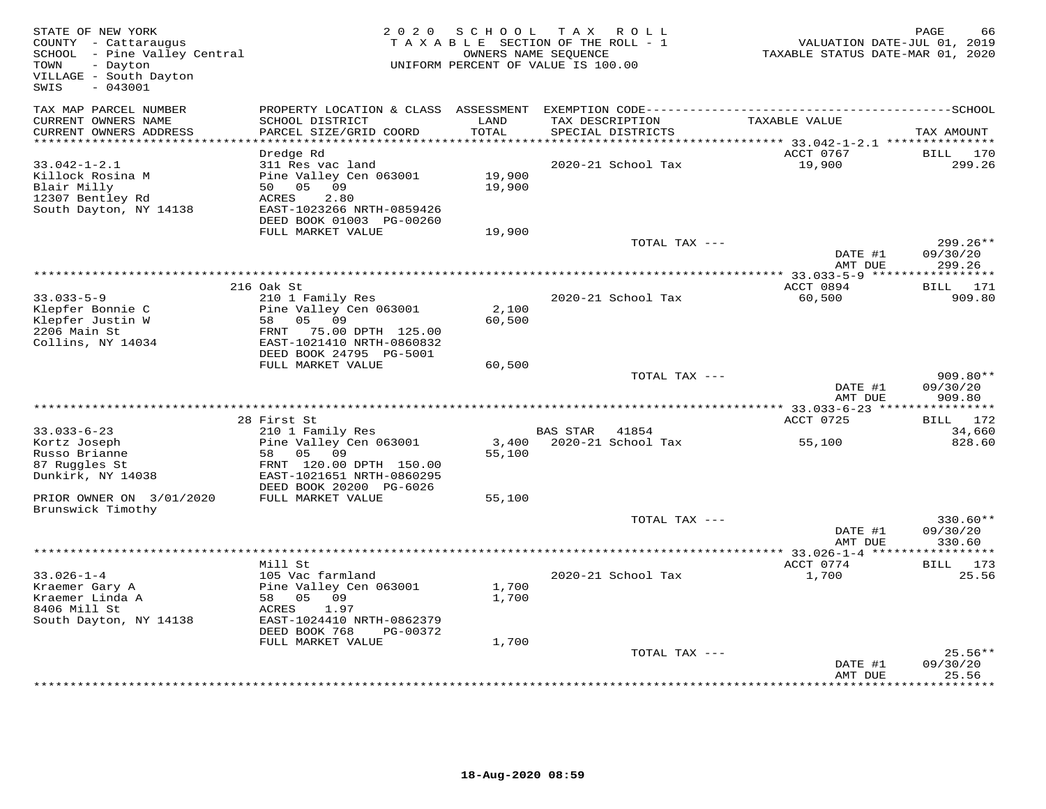STATE OF NEW YORK
COUNTY - Cattaraugus
SCHOOL - Pine Valley Central
TOWN - Dayton
VILLAGE - South Dayton
SWIS - 043001

2020 SCHOOL TAX ROLL
TAXABLE SECTION OF THE ROLL - 1
OWNERS NAME SEQUENCE
UNIFORM PERCENT OF VALUE IS 100.00

VALUATION DATE-JUL 01, 2019
TAXABLE STATUS DATE-MAR 01, 2020

| TAX MAP PARCEL NUMBER / CURRENT OWNERS NAME / CURRENT OWNERS ADDRESS | PROPERTY LOCATION & CLASS / SCHOOL DISTRICT / PARCEL SIZE/GRID COORD | ASSESSMENT LAND / TOTAL | EXEMPTION CODE / TAX DESCRIPTION / SPECIAL DISTRICTS | TAXABLE VALUE | TAX AMOUNT |
|---|---|---|---|---|---|
| 33.042-1-2.1 | Dredge Rd | | | ACCT 0767 | BILL 170 |
| Killock Rosina M | 311 Res vac land | | 2020-21 School Tax | 19,900 | 299.26 |
| Blair Milly | Pine Valley Cen 063001 | 19,900 | | | |
| 12307 Bentley Rd | 50 05 09 | 19,900 | | | |
| South Dayton, NY 14138 | ACRES 2.80 | | | | |
| | EAST-1023266 NRTH-0859426 | | | | |
| | DEED BOOK 01003 PG-00260 | | | | |
| | FULL MARKET VALUE | 19,900 | | | |
| | | | TOTAL TAX --- | | 299.26** |
| | | | | DATE #1 | 09/30/20 |
| | | | | AMT DUE | 299.26 |
| 33.033-5-9 | 216 Oak St | | | ACCT 0894 | BILL 171 |
| Klepfer Bonnie C | 210 1 Family Res | | 2020-21 School Tax | 60,500 | 909.80 |
| Klepfer Justin W | Pine Valley Cen 063001 | 2,100 | | | |
| 2206 Main St | 58 05 09 | 60,500 | | | |
| Collins, NY 14034 | FRNT 75.00 DPTH 125.00 | | | | |
| | EAST-1021410 NRTH-0860832 | | | | |
| | DEED BOOK 24795 PG-5001 | | | | |
| | FULL MARKET VALUE | 60,500 | | | |
| | | | TOTAL TAX --- | | 909.80** |
| | | | | DATE #1 | 09/30/20 |
| | | | | AMT DUE | 909.80 |
| 33.033-6-23 | 28 First St | | | ACCT 0725 | BILL 172 |
| Kortz Joseph | 210 1 Family Res | | BAS STAR 41854 | | 34,660 |
| Russo Brianne | Pine Valley Cen 063001 | 3,400 | 2020-21 School Tax | 55,100 | 828.60 |
| 87 Ruggles St | 58 05 09 | 55,100 | | | |
| Dunkirk, NY 14038 | FRNT 120.00 DPTH 150.00 | | | | |
| | EAST-1021651 NRTH-0860295 | | | | |
| | DEED BOOK 20200 PG-6026 | | | | |
| PRIOR OWNER ON 3/01/2020 | FULL MARKET VALUE | 55,100 | | | |
| Brunswick Timothy | | | | | |
| | | | TOTAL TAX --- | | 330.60** |
| | | | | DATE #1 | 09/30/20 |
| | | | | AMT DUE | 330.60 |
| 33.026-1-4 | Mill St | | | ACCT 0774 | BILL 173 |
| Kraemer Gary A | 105 Vac farmland | | 2020-21 School Tax | 1,700 | 25.56 |
| Kraemer Linda A | Pine Valley Cen 063001 | 1,700 | | | |
| 8406 Mill St | 58 05 09 | 1,700 | | | |
| South Dayton, NY 14138 | ACRES 1.97 | | | | |
| | EAST-1024410 NRTH-0862379 | | | | |
| | DEED BOOK 768 PG-00372 | | | | |
| | FULL MARKET VALUE | 1,700 | | | |
| | | | TOTAL TAX --- | | 25.56** |
| | | | | DATE #1 | 09/30/20 |
| | | | | AMT DUE | 25.56 |

18-Aug-2020 08:59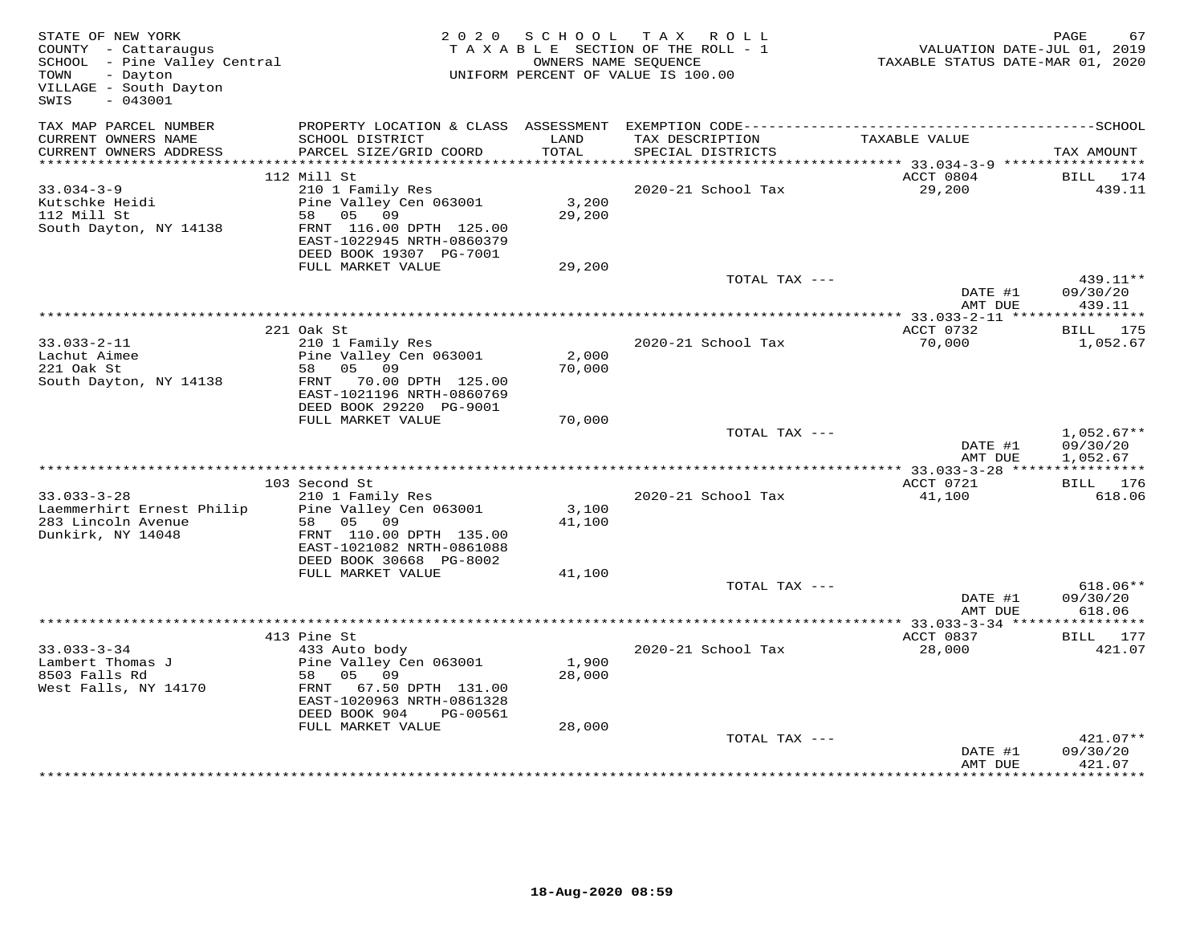STATE OF NEW YORK
COUNTY - Cattaraugus
SCHOOL - Pine Valley Central
TOWN - Dayton
VILLAGE - South Dayton
SWIS - 043001

2020 SCHOOL TAX ROLL
TAXABLE SECTION OF THE ROLL - 1
OWNERS NAME SEQUENCE
UNIFORM PERCENT OF VALUE IS 100.00

VALUATION DATE-JUL 01, 2019
TAXABLE STATUS DATE-MAR 01, 2020

| TAX MAP PARCEL NUMBER / CURRENT OWNERS NAME / CURRENT OWNERS ADDRESS | PROPERTY LOCATION & CLASS / SCHOOL DISTRICT / PARCEL SIZE/GRID COORD | ASSESSMENT LAND / TOTAL | EXEMPTION CODE / TAX DESCRIPTION / SPECIAL DISTRICTS | TAXABLE VALUE | TAX AMOUNT |
|---|---|---|---|---|---|
| 33.034-3-9 | 112 Mill St | | | ACCT 0804 | BILL 174 |
| Kutschke Heidi | 210 1 Family Res | | 2020-21 School Tax | 29,200 | 439.11 |
| 112 Mill St | Pine Valley Cen 063001 | 3,200 | | | |
| South Dayton, NY 14138 | 58 05 09 | 29,200 | | | |
| | FRNT 116.00 DPTH 125.00 | | | | |
| | EAST-1022945 NRTH-0860379 | | | | |
| | DEED BOOK 19307 PG-7001 | | | | |
| | FULL MARKET VALUE | 29,200 | | | |
| | | | TOTAL TAX --- | | 439.11** |
| | | | | DATE #1 | 09/30/20 |
| | | | | AMT DUE | 439.11 |
| 33.033-2-11 | 221 Oak St | | | ACCT 0732 | BILL 175 |
| Lachut Aimee | 210 1 Family Res | | 2020-21 School Tax | 70,000 | 1,052.67 |
| 221 Oak St | Pine Valley Cen 063001 | 2,000 | | | |
| South Dayton, NY 14138 | 58 05 09 | 70,000 | | | |
| | FRNT 70.00 DPTH 125.00 | | | | |
| | EAST-1021196 NRTH-0860769 | | | | |
| | DEED BOOK 29220 PG-9001 | | | | |
| | FULL MARKET VALUE | 70,000 | | | |
| | | | TOTAL TAX --- | | 1,052.67** |
| | | | | DATE #1 | 09/30/20 |
| | | | | AMT DUE | 1,052.67 |
| 33.033-3-28 | 103 Second St | | | ACCT 0721 | BILL 176 |
| Laemmerhirt Ernest Philip | 210 1 Family Res | | 2020-21 School Tax | 41,100 | 618.06 |
| 283 Lincoln Avenue | Pine Valley Cen 063001 | 3,100 | | | |
| Dunkirk, NY 14048 | 58 05 09 | 41,100 | | | |
| | FRNT 110.00 DPTH 135.00 | | | | |
| | EAST-1021082 NRTH-0861088 | | | | |
| | DEED BOOK 30668 PG-8002 | | | | |
| | FULL MARKET VALUE | 41,100 | | | |
| | | | TOTAL TAX --- | | 618.06** |
| | | | | DATE #1 | 09/30/20 |
| | | | | AMT DUE | 618.06 |
| 33.033-3-34 | 413 Pine St | | | ACCT 0837 | BILL 177 |
| Lambert Thomas J | 433 Auto body | | 2020-21 School Tax | 28,000 | 421.07 |
| 8503 Falls Rd | Pine Valley Cen 063001 | 1,900 | | | |
| West Falls, NY 14170 | 58 05 09 | 28,000 | | | |
| | FRNT 67.50 DPTH 131.00 | | | | |
| | EAST-1020963 NRTH-0861328 | | | | |
| | DEED BOOK 904 PG-00561 | | | | |
| | FULL MARKET VALUE | 28,000 | | | |
| | | | TOTAL TAX --- | | 421.07** |
| | | | | DATE #1 | 09/30/20 |
| | | | | AMT DUE | 421.07 |

18-Aug-2020 08:59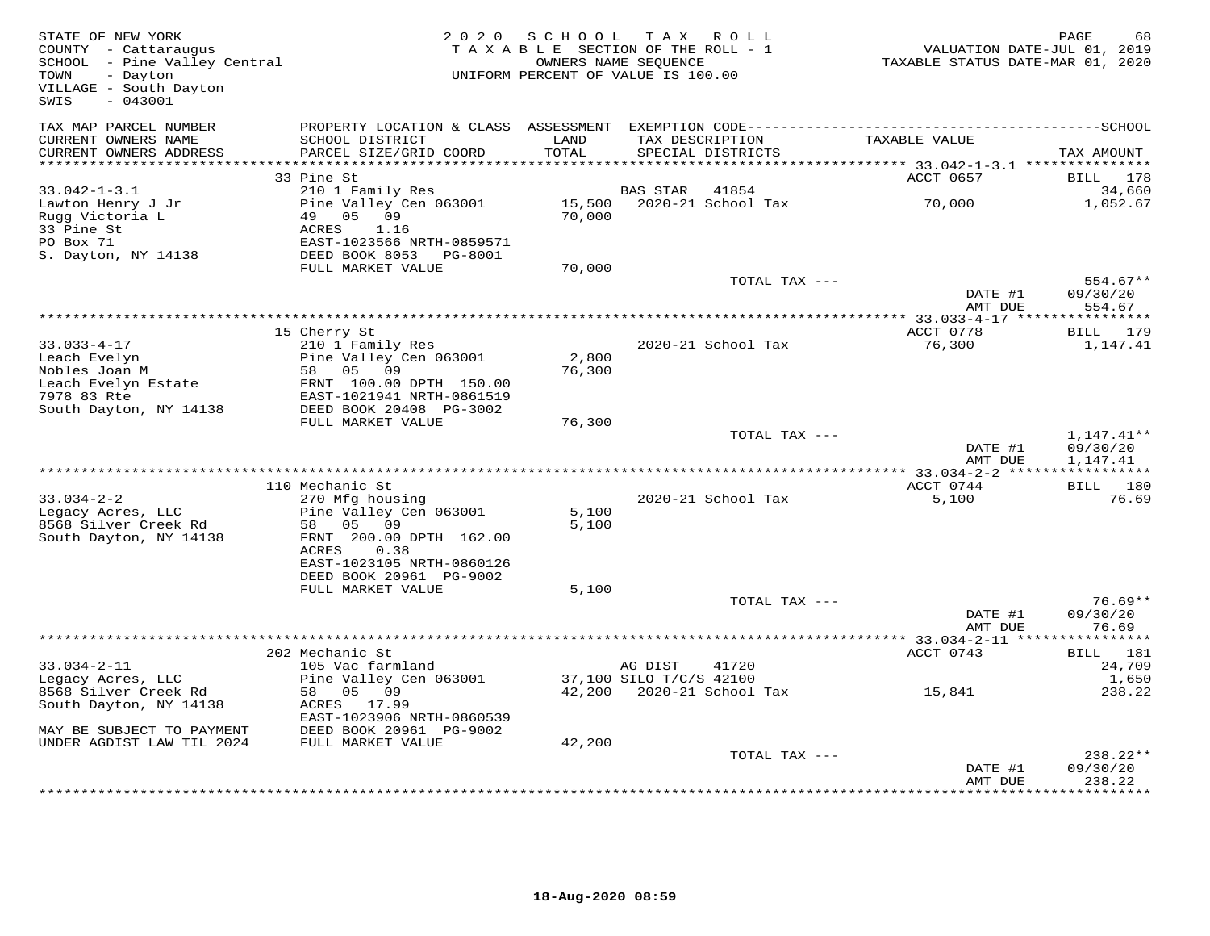STATE OF NEW YORK
COUNTY - Cattaraugus
SCHOOL - Pine Valley Central
TOWN - Dayton
VILLAGE - South Dayton
SWIS - 043001

2020 SCHOOL TAX ROLL
TAXABLE SECTION OF THE ROLL - 1
OWNERS NAME SEQUENCE
UNIFORM PERCENT OF VALUE IS 100.00

VALUATION DATE-JUL 01, 2019
TAXABLE STATUS DATE-MAR 01, 2020

| TAX MAP PARCEL NUMBER / CURRENT OWNERS NAME / CURRENT OWNERS ADDRESS | PROPERTY LOCATION & CLASS / SCHOOL DISTRICT / PARCEL SIZE/GRID COORD | ASSESSMENT LAND / TOTAL | EXEMPTION CODE / TAX DESCRIPTION / SPECIAL DISTRICTS | TAXABLE VALUE | TAX AMOUNT |
|---|---|---|---|---|---|
| 33.042-1-3.1 | 33 Pine St | | | ACCT 0657 | BILL 178 |
| 33.042-1-3.1 | 210 1 Family Res | | BAS STAR 41854 | | 34,660 |
| Lawton Henry J Jr | Pine Valley Cen 063001 | 15,500 | 2020-21 School Tax | 70,000 | 1,052.67 |
| Rugg Victoria L | 49 05 09 | 70,000 | | | |
| 33 Pine St | ACRES 1.16 | | | | |
| PO Box 71 | EAST-1023566 NRTH-0859571 | | | | |
| S. Dayton, NY 14138 | DEED BOOK 8053 PG-8001 | | | | |
| | FULL MARKET VALUE | 70,000 | | | |
| | | | TOTAL TAX --- | | 554.67** |
| | | | | DATE #1 | 09/30/20 |
| | | | | AMT DUE | 554.67 |
| 33.033-4-17 | 15 Cherry St | | | ACCT 0778 | BILL 179 |
| 33.033-4-17 | 210 1 Family Res | | 2020-21 School Tax | 76,300 | 1,147.41 |
| Leach Evelyn | Pine Valley Cen 063001 | 2,800 | | | |
| Nobles Joan M | 58 05 09 | 76,300 | | | |
| Leach Evelyn Estate | FRNT 100.00 DPTH 150.00 | | | | |
| 7978 83 Rte | EAST-1021941 NRTH-0861519 | | | | |
| South Dayton, NY 14138 | DEED BOOK 20408 PG-3002 | | | | |
| | FULL MARKET VALUE | 76,300 | | | |
| | | | TOTAL TAX --- | | 1,147.41** |
| | | | | DATE #1 | 09/30/20 |
| | | | | AMT DUE | 1,147.41 |
| 33.034-2-2 | 110 Mechanic St | | | ACCT 0744 | BILL 180 |
| 33.034-2-2 | 270 Mfg housing | | 2020-21 School Tax | 5,100 | 76.69 |
| Legacy Acres, LLC | Pine Valley Cen 063001 | 5,100 | | | |
| 8568 Silver Creek Rd | 58 05 09 | 5,100 | | | |
| South Dayton, NY 14138 | FRNT 200.00 DPTH 162.00 | | | | |
| | ACRES 0.38 | | | | |
| | EAST-1023105 NRTH-0860126 | | | | |
| | DEED BOOK 20961 PG-9002 | | | | |
| | FULL MARKET VALUE | 5,100 | | | |
| | | | TOTAL TAX --- | | 76.69** |
| | | | | DATE #1 | 09/30/20 |
| | | | | AMT DUE | 76.69 |
| 33.034-2-11 | 202 Mechanic St | | | ACCT 0743 | BILL 181 |
| 33.034-2-11 | 105 Vac farmland | | AG DIST 41720 | | 24,709 |
| Legacy Acres, LLC | Pine Valley Cen 063001 | 37,100 | SILO T/C/S 42100 | | 1,650 |
| 8568 Silver Creek Rd | 58 05 09 | 42,200 | 2020-21 School Tax | 15,841 | 238.22 |
| South Dayton, NY 14138 | ACRES 17.99 | | | | |
| | EAST-1023906 NRTH-0860539 | | | | |
| MAY BE SUBJECT TO PAYMENT | DEED BOOK 20961 PG-9002 | | | | |
| UNDER AGDIST LAW TIL 2024 | FULL MARKET VALUE | 42,200 | | | |
| | | | TOTAL TAX --- | | 238.22** |
| | | | | DATE #1 | 09/30/20 |
| | | | | AMT DUE | 238.22 |

18-Aug-2020 08:59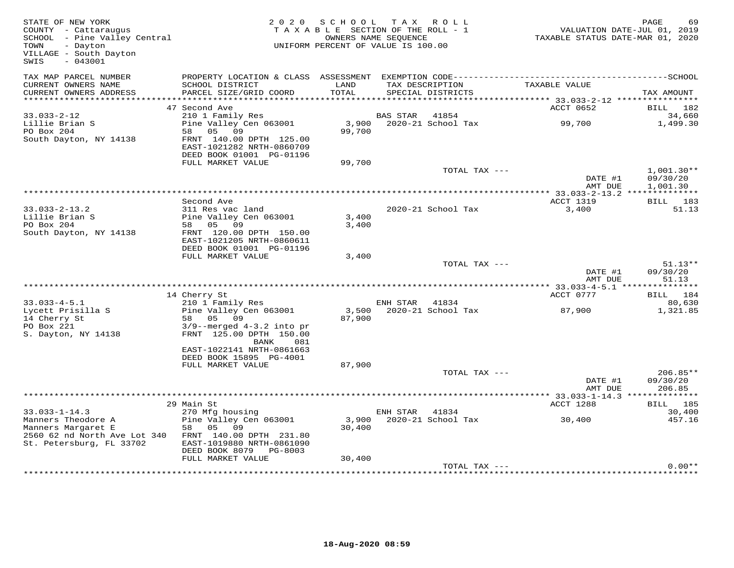STATE OF NEW YORK
COUNTY - Cattaraugus
SCHOOL - Pine Valley Central
TOWN - Dayton
VILLAGE - South Dayton
SWIS - 043001

2020 SCHOOL TAX ROLL
TAXABLE SECTION OF THE ROLL - 1
OWNERS NAME SEQUENCE
UNIFORM PERCENT OF VALUE IS 100.00

VALUATION DATE-JUL 01, 2019
TAXABLE STATUS DATE-MAR 01, 2020

| TAX MAP PARCEL NUMBER / CURRENT OWNERS NAME / CURRENT OWNERS ADDRESS | PROPERTY LOCATION & CLASS / SCHOOL DISTRICT / PARCEL SIZE/GRID COORD | ASSESSMENT LAND / TOTAL | EXEMPTION CODE / TAX DESCRIPTION / SPECIAL DISTRICTS | TAXABLE VALUE | TAX AMOUNT |
|---|---|---|---|---|---|
| | 47 Second Ave | | | ACCT 0652 | BILL 182 |
| 33.033-2-12 | 210 1 Family Res | | BAS STAR 41854 | | 34,660 |
| Lillie Brian S | Pine Valley Cen 063001 | 3,900 | 2020-21 School Tax | 99,700 | 1,499.30 |
| PO Box 204 | 58 05 09 | 99,700 | | | |
| South Dayton, NY 14138 | FRNT 140.00 DPTH 125.00 | | | | |
| | EAST-1021282 NRTH-0860709 | | | | |
| | DEED BOOK 01001 PG-01196 | | | | |
| | FULL MARKET VALUE | 99,700 | | | |
| | | | TOTAL TAX --- | | 1,001.30** |
| | | | | DATE #1 | 09/30/20 |
| | | | | AMT DUE | 1,001.30 |
| | Second Ave | | | ACCT 1319 | BILL 183 |
| 33.033-2-13.2 | 311 Res vac land | | 2020-21 School Tax | 3,400 | 51.13 |
| Lillie Brian S | Pine Valley Cen 063001 | 3,400 | | | |
| PO Box 204 | 58 05 09 | 3,400 | | | |
| South Dayton, NY 14138 | FRNT 120.00 DPTH 150.00 | | | | |
| | EAST-1021205 NRTH-0860611 | | | | |
| | DEED BOOK 01001 PG-01196 | | | | |
| | FULL MARKET VALUE | 3,400 | | | |
| | | | TOTAL TAX --- | | 51.13** |
| | | | | DATE #1 | 09/30/20 |
| | | | | AMT DUE | 51.13 |
| | 14 Cherry St | | | ACCT 0777 | BILL 184 |
| 33.033-4-5.1 | 210 1 Family Res | | ENH STAR 41834 | | 80,630 |
| Lycett Prisilla S | Pine Valley Cen 063001 | 3,500 | 2020-21 School Tax | 87,900 | 1,321.85 |
| 14 Cherry St | 58 05 09 | 87,900 | | | |
| PO Box 221 | 3/9--merged 4-3.2 into pr | | | | |
| S. Dayton, NY 14138 | FRNT 125.00 DPTH 150.00 | | | | |
| | BANK 081 | | | | |
| | EAST-1022141 NRTH-0861663 | | | | |
| | DEED BOOK 15895 PG-4001 | | | | |
| | FULL MARKET VALUE | 87,900 | | | |
| | | | TOTAL TAX --- | | 206.85** |
| | | | | DATE #1 | 09/30/20 |
| | | | | AMT DUE | 206.85 |
| | 29 Main St | | | ACCT 1288 | BILL 185 |
| 33.033-1-14.3 | 270 Mfg housing | | ENH STAR 41834 | | 30,400 |
| Manners Theodore A | Pine Valley Cen 063001 | 3,900 | 2020-21 School Tax | 30,400 | 457.16 |
| Manners Margaret E | 58 05 09 | 30,400 | | | |
| 2560 62 nd North Ave Lot 340 | FRNT 140.00 DPTH 231.80 | | | | |
| St. Petersburg, FL 33702 | EAST-1019880 NRTH-0861090 | | | | |
| | DEED BOOK 8079 PG-8003 | | | | |
| | FULL MARKET VALUE | 30,400 | | | |
| | | | TOTAL TAX --- | | 0.00** |

18-Aug-2020 08:59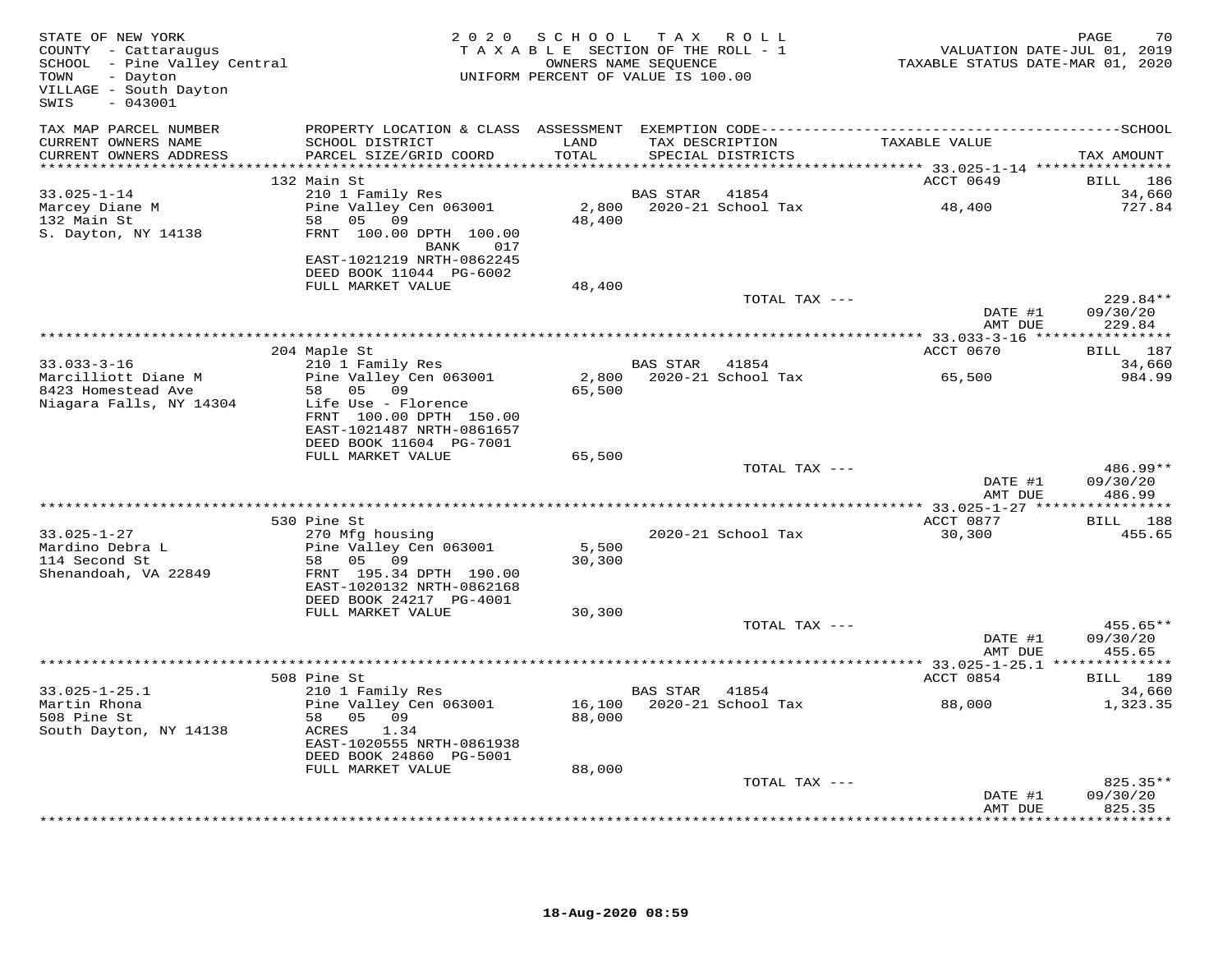STATE OF NEW YORK
COUNTY - Cattaraugus
SCHOOL - Pine Valley Central
TOWN - Dayton
VILLAGE - South Dayton
SWIS - 043001

2020 SCHOOL TAX ROLL
TAXABLE SECTION OF THE ROLL - 1
OWNERS NAME SEQUENCE
UNIFORM PERCENT OF VALUE IS 100.00

VALUATION DATE-JUL 01, 2019
TAXABLE STATUS DATE-MAR 01, 2020

| TAX MAP PARCEL NUMBER / CURRENT OWNERS NAME / CURRENT OWNERS ADDRESS | PROPERTY LOCATION & CLASS / SCHOOL DISTRICT / PARCEL SIZE/GRID COORD | ASSESSMENT LAND / TOTAL | EXEMPTION CODE / TAX DESCRIPTION / SPECIAL DISTRICTS | TAXABLE VALUE | TAX AMOUNT |
|---|---|---|---|---|---|
| | 132 Main St | | | ACCT 0649 | BILL 186 |
| 33.025-1-14 | 210 1 Family Res | | BAS STAR 41854 | | 34,660 |
| Marcey Diane M | Pine Valley Cen 063001 | 2,800 | 2020-21 School Tax | 48,400 | 727.84 |
| 132 Main St | 58 05 09 | 48,400 | | | |
| S. Dayton, NY 14138 | FRNT 100.00 DPTH 100.00 | | | | |
| | BANK 017 | | | | |
| | EAST-1021219 NRTH-0862245 | | | | |
| | DEED BOOK 11044 PG-6002 | | | | |
| | FULL MARKET VALUE | 48,400 | | | |
| | | | TOTAL TAX --- | | 229.84** |
| | | | | DATE #1 | 09/30/20 |
| | | | | AMT DUE | 229.84 |
| | 204 Maple St | | | ACCT 0670 | BILL 187 |
| 33.033-3-16 | 210 1 Family Res | | BAS STAR 41854 | | 34,660 |
| Marcilliott Diane M | Pine Valley Cen 063001 | 2,800 | 2020-21 School Tax | 65,500 | 984.99 |
| 8423 Homestead Ave | 58 05 09 | 65,500 | | | |
| Niagara Falls, NY 14304 | Life Use - Florence | | | | |
| | FRNT 100.00 DPTH 150.00 | | | | |
| | EAST-1021487 NRTH-0861657 | | | | |
| | DEED BOOK 11604 PG-7001 | | | | |
| | FULL MARKET VALUE | 65,500 | | | |
| | | | TOTAL TAX --- | | 486.99** |
| | | | | DATE #1 | 09/30/20 |
| | | | | AMT DUE | 486.99 |
| | 530 Pine St | | | ACCT 0877 | BILL 188 |
| 33.025-1-27 | 270 Mfg housing | | 2020-21 School Tax | 30,300 | 455.65 |
| Mardino Debra L | Pine Valley Cen 063001 | 5,500 | | | |
| 114 Second St | 58 05 09 | 30,300 | | | |
| Shenandoah, VA 22849 | FRNT 195.34 DPTH 190.00 | | | | |
| | EAST-1020132 NRTH-0862168 | | | | |
| | DEED BOOK 24217 PG-4001 | | | | |
| | FULL MARKET VALUE | 30,300 | | | |
| | | | TOTAL TAX --- | | 455.65** |
| | | | | DATE #1 | 09/30/20 |
| | | | | AMT DUE | 455.65 |
| | 508 Pine St | | | ACCT 0854 | BILL 189 |
| 33.025-1-25.1 | 210 1 Family Res | | BAS STAR 41854 | | 34,660 |
| Martin Rhona | Pine Valley Cen 063001 | 16,100 | 2020-21 School Tax | 88,000 | 1,323.35 |
| 508 Pine St | 58 05 09 | 88,000 | | | |
| South Dayton, NY 14138 | ACRES 1.34 | | | | |
| | EAST-1020555 NRTH-0861938 | | | | |
| | DEED BOOK 24860 PG-5001 | | | | |
| | FULL MARKET VALUE | 88,000 | | | |
| | | | TOTAL TAX --- | | 825.35** |
| | | | | DATE #1 | 09/30/20 |
| | | | | AMT DUE | 825.35 |

18-Aug-2020 08:59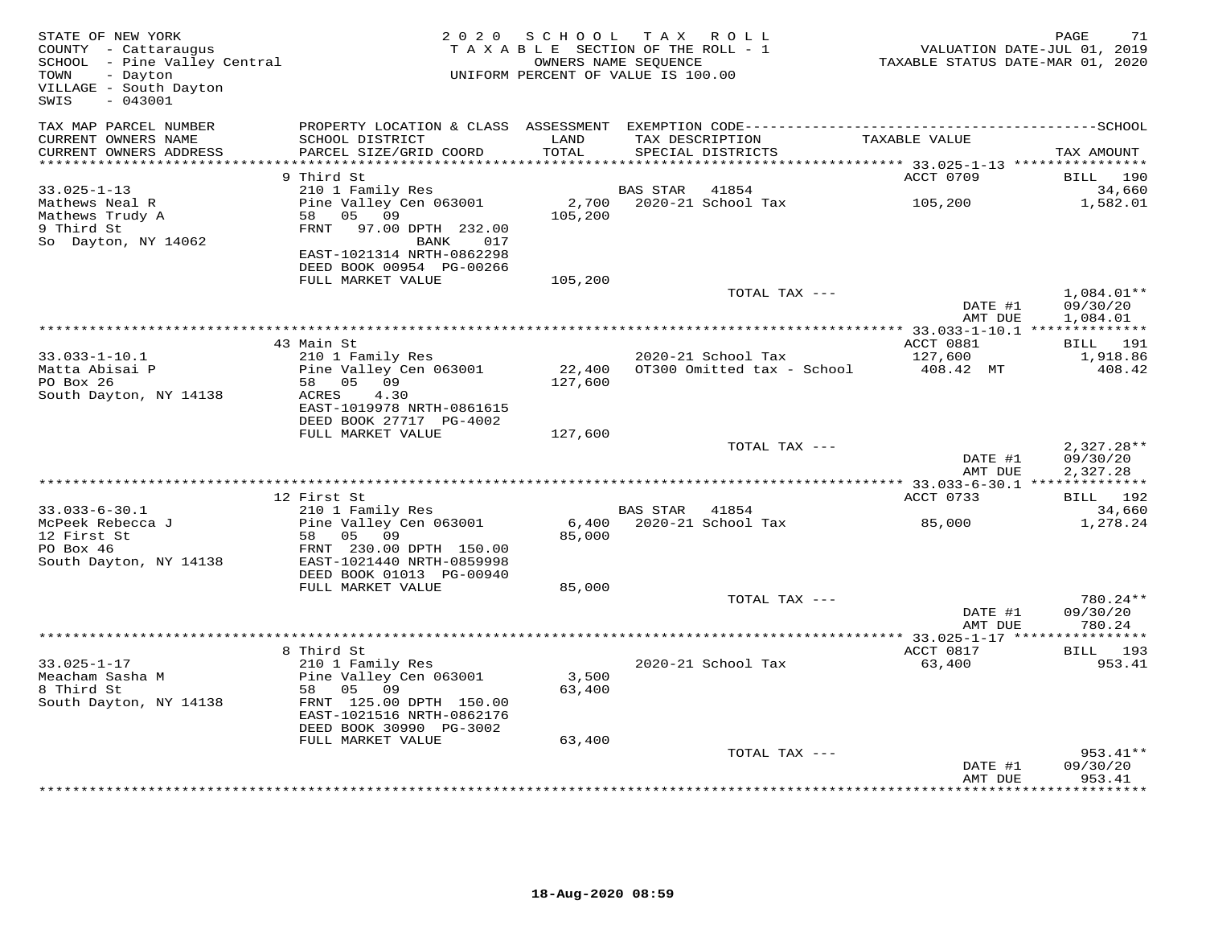STATE OF NEW YORK
COUNTY - Cattaraugus
SCHOOL - Pine Valley Central
TOWN - Dayton
VILLAGE - South Dayton
SWIS - 043001

2020 SCHOOL TAX ROLL
TAXABLE SECTION OF THE ROLL - 1
OWNERS NAME SEQUENCE
UNIFORM PERCENT OF VALUE IS 100.00

VALUATION DATE-JUL 01, 2019
TAXABLE STATUS DATE-MAR 01, 2020

| TAX MAP PARCEL NUMBER / CURRENT OWNERS NAME / CURRENT OWNERS ADDRESS | PROPERTY LOCATION & CLASS / SCHOOL DISTRICT / PARCEL SIZE/GRID COORD | ASSESSMENT LAND / TOTAL | EXEMPTION CODE / TAX DESCRIPTION / SPECIAL DISTRICTS | TAXABLE VALUE | TAX AMOUNT |
|---|---|---|---|---|---|
| | 9 Third St | | | ACCT 0709 | BILL 190 |
| 33.025-1-13 | 210 1 Family Res | | BAS STAR 41854 | | 34,660 |
| Mathews Neal R | Pine Valley Cen 063001 | 2,700 | 2020-21 School Tax | 105,200 | 1,582.01 |
| Mathews Trudy A | 58 05 09 | 105,200 | | | |
| 9 Third St | FRNT 97.00 DPTH 232.00 | | | | |
| So Dayton, NY 14062 | BANK 017 | | | | |
| | EAST-1021314 NRTH-0862298 | | | | |
| | DEED BOOK 00954 PG-00266 | | | | |
| | FULL MARKET VALUE | 105,200 | | | |
| | | | TOTAL TAX --- | | 1,084.01** |
| | | | | DATE #1 | 09/30/20 |
| | | | | AMT DUE | 1,084.01 |
| | 43 Main St | | | ACCT 0881 | BILL 191 |
| 33.033-1-10.1 | 210 1 Family Res | | 2020-21 School Tax | 127,600 | 1,918.86 |
| Matta Abisai P | Pine Valley Cen 063001 | 22,400 | OT300 Omitted tax - School | 408.42 MT | 408.42 |
| PO Box 26 | 58 05 09 | 127,600 | | | |
| South Dayton, NY 14138 | ACRES 4.30 | | | | |
| | EAST-1019978 NRTH-0861615 | | | | |
| | DEED BOOK 27717 PG-4002 | | | | |
| | FULL MARKET VALUE | 127,600 | | | |
| | | | TOTAL TAX --- | | 2,327.28** |
| | | | | DATE #1 | 09/30/20 |
| | | | | AMT DUE | 2,327.28 |
| | 12 First St | | | ACCT 0733 | BILL 192 |
| 33.033-6-30.1 | 210 1 Family Res | | BAS STAR 41854 | | 34,660 |
| McPeek Rebecca J | Pine Valley Cen 063001 | 6,400 | 2020-21 School Tax | 85,000 | 1,278.24 |
| 12 First St | 58 05 09 | 85,000 | | | |
| PO Box 46 | FRNT 230.00 DPTH 150.00 | | | | |
| South Dayton, NY 14138 | EAST-1021440 NRTH-0859998 | | | | |
| | DEED BOOK 01013 PG-00940 | | | | |
| | FULL MARKET VALUE | 85,000 | | | |
| | | | TOTAL TAX --- | | 780.24** |
| | | | | DATE #1 | 09/30/20 |
| | | | | AMT DUE | 780.24 |
| | 8 Third St | | | ACCT 0817 | BILL 193 |
| 33.025-1-17 | 210 1 Family Res | | 2020-21 School Tax | 63,400 | 953.41 |
| Meacham Sasha M | Pine Valley Cen 063001 | 3,500 | | | |
| 8 Third St | 58 05 09 | 63,400 | | | |
| South Dayton, NY 14138 | FRNT 125.00 DPTH 150.00 | | | | |
| | EAST-1021516 NRTH-0862176 | | | | |
| | DEED BOOK 30990 PG-3002 | | | | |
| | FULL MARKET VALUE | 63,400 | | | |
| | | | TOTAL TAX --- | | 953.41** |
| | | | | DATE #1 | 09/30/20 |
| | | | | AMT DUE | 953.41 |

18-Aug-2020 08:59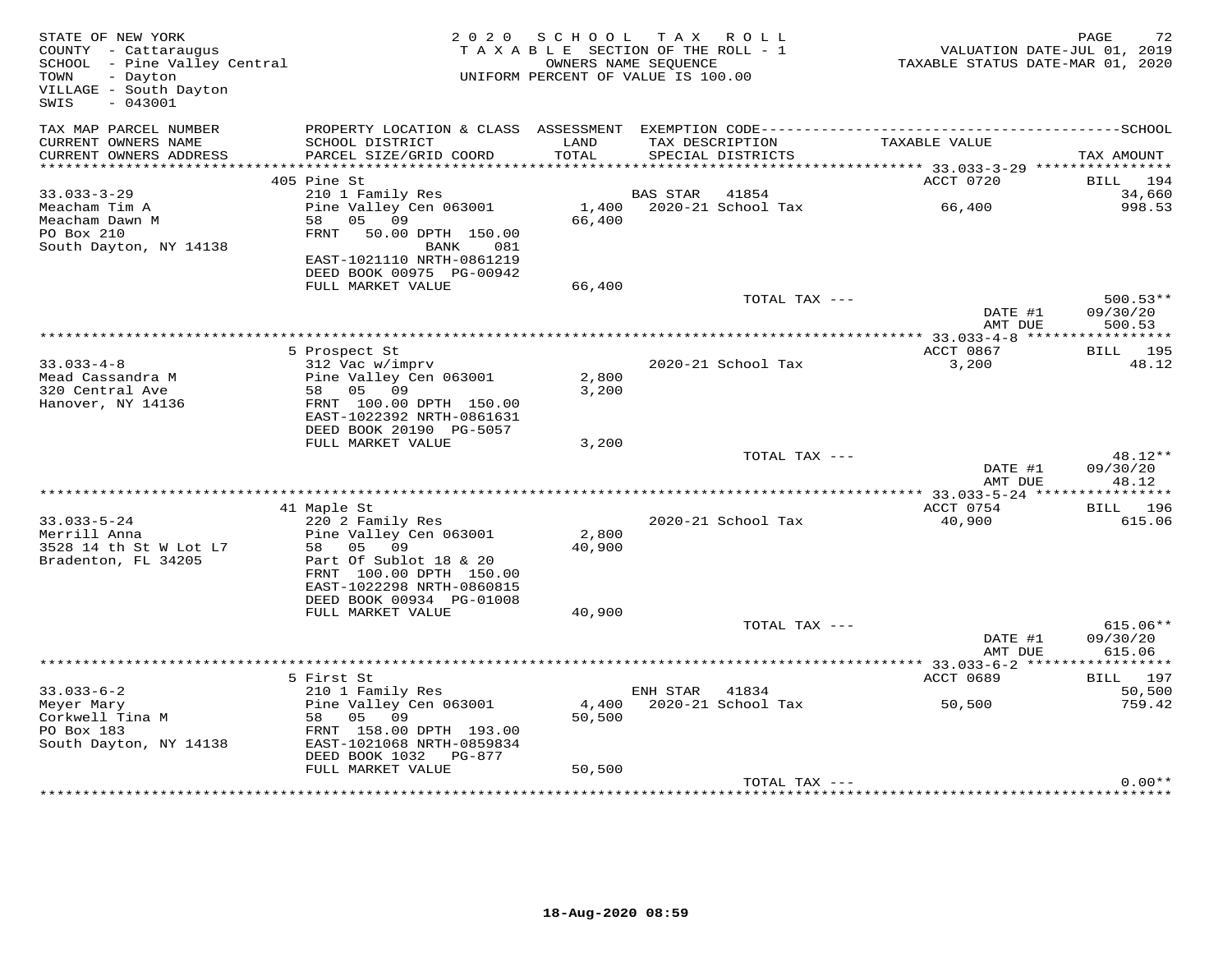STATE OF NEW YORK
COUNTY - Cattaraugus
SCHOOL - Pine Valley Central
TOWN - Dayton
VILLAGE - South Dayton
SWIS - 043001

2020 SCHOOL TAX ROLL
TAXABLE SECTION OF THE ROLL - 1
OWNERS NAME SEQUENCE
UNIFORM PERCENT OF VALUE IS 100.00

VALUATION DATE-JUL 01, 2019
TAXABLE STATUS DATE-MAR 01, 2020

| TAX MAP PARCEL NUMBER / CURRENT OWNERS NAME / CURRENT OWNERS ADDRESS | PROPERTY LOCATION & CLASS / SCHOOL DISTRICT / PARCEL SIZE/GRID COORD | ASSESSMENT LAND / TOTAL | EXEMPTION CODE / TAX DESCRIPTION / SPECIAL DISTRICTS | TAXABLE VALUE | SCHOOL TAX AMOUNT |
|---|---|---|---|---|---|
| | 405 Pine St | | | ACCT 0720 | BILL 194 |
| 33.033-3-29 | 210 1 Family Res | | BAS STAR 41854 | | 34,660 |
| Meacham Tim A | Pine Valley Cen 063001 | 1,400 | 2020-21 School Tax | 66,400 | 998.53 |
| Meacham Dawn M | 58 05 09 | 66,400 | | | |
| PO Box 210 | FRNT 50.00 DPTH 150.00 | | | | |
| South Dayton, NY 14138 | BANK 081 | | | | |
| | EAST-1021110 NRTH-0861219 | | | | |
| | DEED BOOK 00975 PG-00942 | | | | |
| | FULL MARKET VALUE | 66,400 | | | |
| | | | TOTAL TAX --- | | 500.53** |
| | | | | DATE #1 | 09/30/20 |
| | | | | AMT DUE | 500.53 |
| | 5 Prospect St | | | ACCT 0867 | BILL 195 |
| 33.033-4-8 | 312 Vac w/imprv | | 2020-21 School Tax | 3,200 | 48.12 |
| Mead Cassandra M | Pine Valley Cen 063001 | 2,800 | | | |
| 320 Central Ave | 58 05 09 | 3,200 | | | |
| Hanover, NY 14136 | FRNT 100.00 DPTH 150.00 | | | | |
| | EAST-1022392 NRTH-0861631 | | | | |
| | DEED BOOK 20190 PG-5057 | | | | |
| | FULL MARKET VALUE | 3,200 | | | |
| | | | TOTAL TAX --- | | 48.12** |
| | | | | DATE #1 | 09/30/20 |
| | | | | AMT DUE | 48.12 |
| | 41 Maple St | | | ACCT 0754 | BILL 196 |
| 33.033-5-24 | 220 2 Family Res | | 2020-21 School Tax | 40,900 | 615.06 |
| Merrill Anna | Pine Valley Cen 063001 | 2,800 | | | |
| 3528 14 th St W Lot L7 | 58 05 09 | 40,900 | | | |
| Bradenton, FL 34205 | Part Of Sublot 18 & 20 | | | | |
| | FRNT 100.00 DPTH 150.00 | | | | |
| | EAST-1022298 NRTH-0860815 | | | | |
| | DEED BOOK 00934 PG-01008 | | | | |
| | FULL MARKET VALUE | 40,900 | | | |
| | | | TOTAL TAX --- | | 615.06** |
| | | | | DATE #1 | 09/30/20 |
| | | | | AMT DUE | 615.06 |
| | 5 First St | | | ACCT 0689 | BILL 197 |
| 33.033-6-2 | 210 1 Family Res | | ENH STAR 41834 | | 50,500 |
| Meyer Mary | Pine Valley Cen 063001 | 4,400 | 2020-21 School Tax | 50,500 | 759.42 |
| Corkwell Tina M | 58 05 09 | 50,500 | | | |
| PO Box 183 | FRNT 158.00 DPTH 193.00 | | | | |
| South Dayton, NY 14138 | EAST-1021068 NRTH-0859834 | | | | |
| | DEED BOOK 1032 PG-877 | | | | |
| | FULL MARKET VALUE | 50,500 | | | |
| | | | TOTAL TAX --- | | 0.00** |

18-Aug-2020 08:59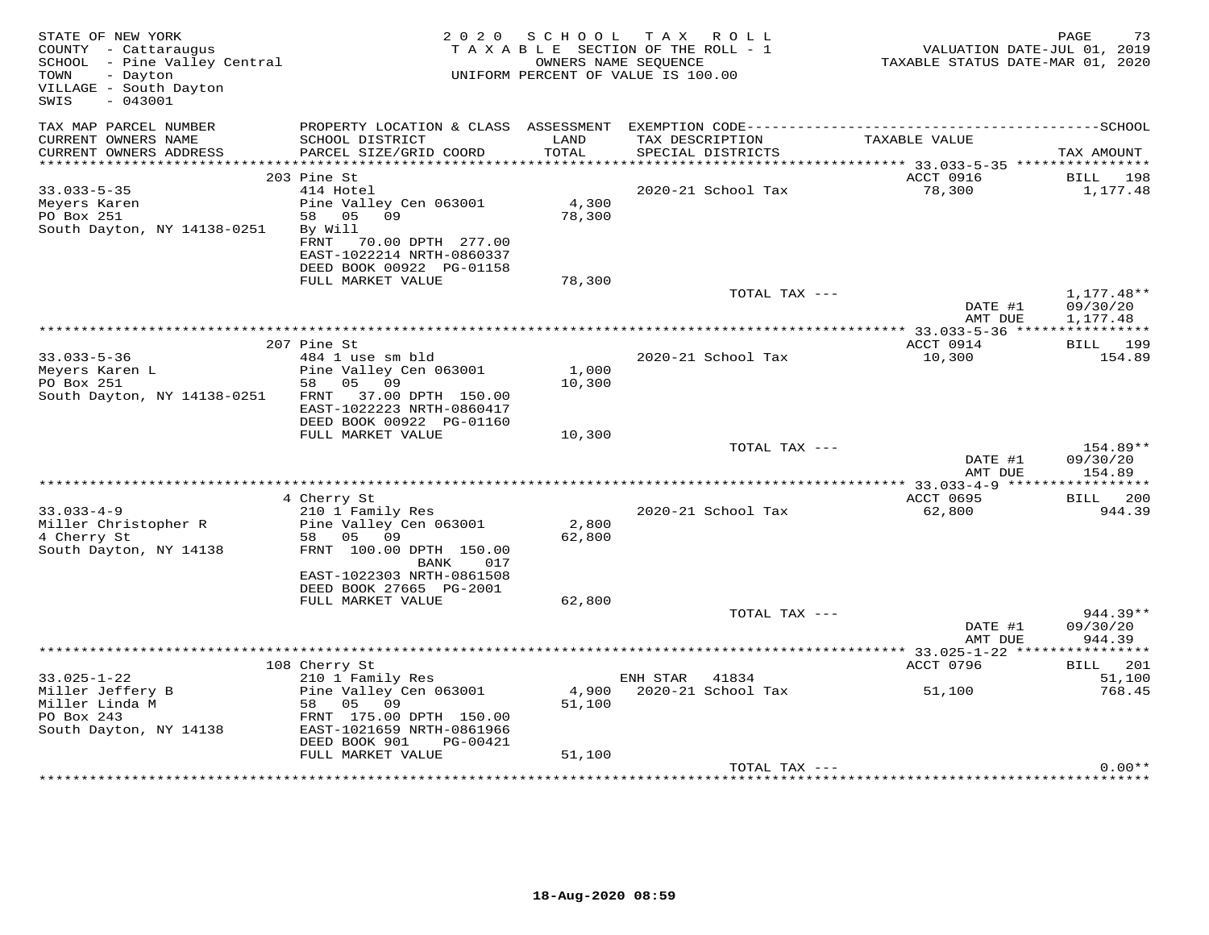STATE OF NEW YORK
COUNTY - Cattaraugus
SCHOOL - Pine Valley Central
TOWN - Dayton
VILLAGE - South Dayton
SWIS - 043001

2020 SCHOOL TAX ROLL
TAXABLE SECTION OF THE ROLL - 1
OWNERS NAME SEQUENCE
UNIFORM PERCENT OF VALUE IS 100.00

VALUATION DATE-JUL 01, 2019
TAXABLE STATUS DATE-MAR 01, 2020

| TAX MAP PARCEL NUMBER / CURRENT OWNERS NAME / CURRENT OWNERS ADDRESS | PROPERTY LOCATION & CLASS / SCHOOL DISTRICT / PARCEL SIZE/GRID COORD | ASSESSMENT LAND / TOTAL | EXEMPTION CODE / TAX DESCRIPTION / SPECIAL DISTRICTS | TAXABLE VALUE | SCHOOL TAX AMOUNT |
|---|---|---|---|---|---|
| **33.033-5-35** | 203 Pine St | | | ACCT 0916 | BILL 198 |
| Meyers Karen | 414 Hotel | | | | |
| PO Box 251 | Pine Valley Cen 063001 | 4,300 | 2020-21 School Tax | 78,300 | 1,177.48 |
| South Dayton, NY 14138-0251 | 58 05 09 | 78,300 | | | |
| | By Will | | | | |
| | FRNT 70.00 DPTH 277.00 | | | | |
| | EAST-1022214 NRTH-0860337 | | | | |
| | DEED BOOK 00922 PG-01158 | | | | |
| | FULL MARKET VALUE | 78,300 | | | |
| | | | TOTAL TAX --- | | 1,177.48** |
| | | | | DATE #1 | 09/30/20 |
| | | | | AMT DUE | 1,177.48 |
| **33.033-5-36** | 207 Pine St | | | ACCT 0914 | BILL 199 |
| Meyers Karen L | 484 1 use sm bld | | | | |
| PO Box 251 | Pine Valley Cen 063001 | 1,000 | 2020-21 School Tax | 10,300 | 154.89 |
| South Dayton, NY 14138-0251 | 58 05 09 | 10,300 | | | |
| | FRNT 37.00 DPTH 150.00 | | | | |
| | EAST-1022223 NRTH-0860417 | | | | |
| | DEED BOOK 00922 PG-01160 | | | | |
| | FULL MARKET VALUE | 10,300 | | | |
| | | | TOTAL TAX --- | | 154.89** |
| | | | | DATE #1 | 09/30/20 |
| | | | | AMT DUE | 154.89 |
| **33.033-4-9** | 4 Cherry St | | | ACCT 0695 | BILL 200 |
| Miller Christopher R | 210 1 Family Res | | | | |
| 4 Cherry St | Pine Valley Cen 063001 | 2,800 | 2020-21 School Tax | 62,800 | 944.39 |
| South Dayton, NY 14138 | 58 05 09 | 62,800 | | | |
| | FRNT 100.00 DPTH 150.00 | | | | |
| | BANK 017 | | | | |
| | EAST-1022303 NRTH-0861508 | | | | |
| | DEED BOOK 27665 PG-2001 | | | | |
| | FULL MARKET VALUE | 62,800 | | | |
| | | | TOTAL TAX --- | | 944.39** |
| | | | | DATE #1 | 09/30/20 |
| | | | | AMT DUE | 944.39 |
| **33.025-1-22** | 108 Cherry St | | | ACCT 0796 | BILL 201 |
| Miller Jeffery B | 210 1 Family Res | | ENH STAR 41834 | | 51,100 |
| Miller Linda M | Pine Valley Cen 063001 | 4,900 | 2020-21 School Tax | 51,100 | 768.45 |
| PO Box 243 | 58 05 09 | 51,100 | | | |
| South Dayton, NY 14138 | FRNT 175.00 DPTH 150.00 | | | | |
| | EAST-1021659 NRTH-0861966 | | | | |
| | DEED BOOK 901 PG-00421 | | | | |
| | FULL MARKET VALUE | 51,100 | | | |
| | | | TOTAL TAX --- | | 0.00** |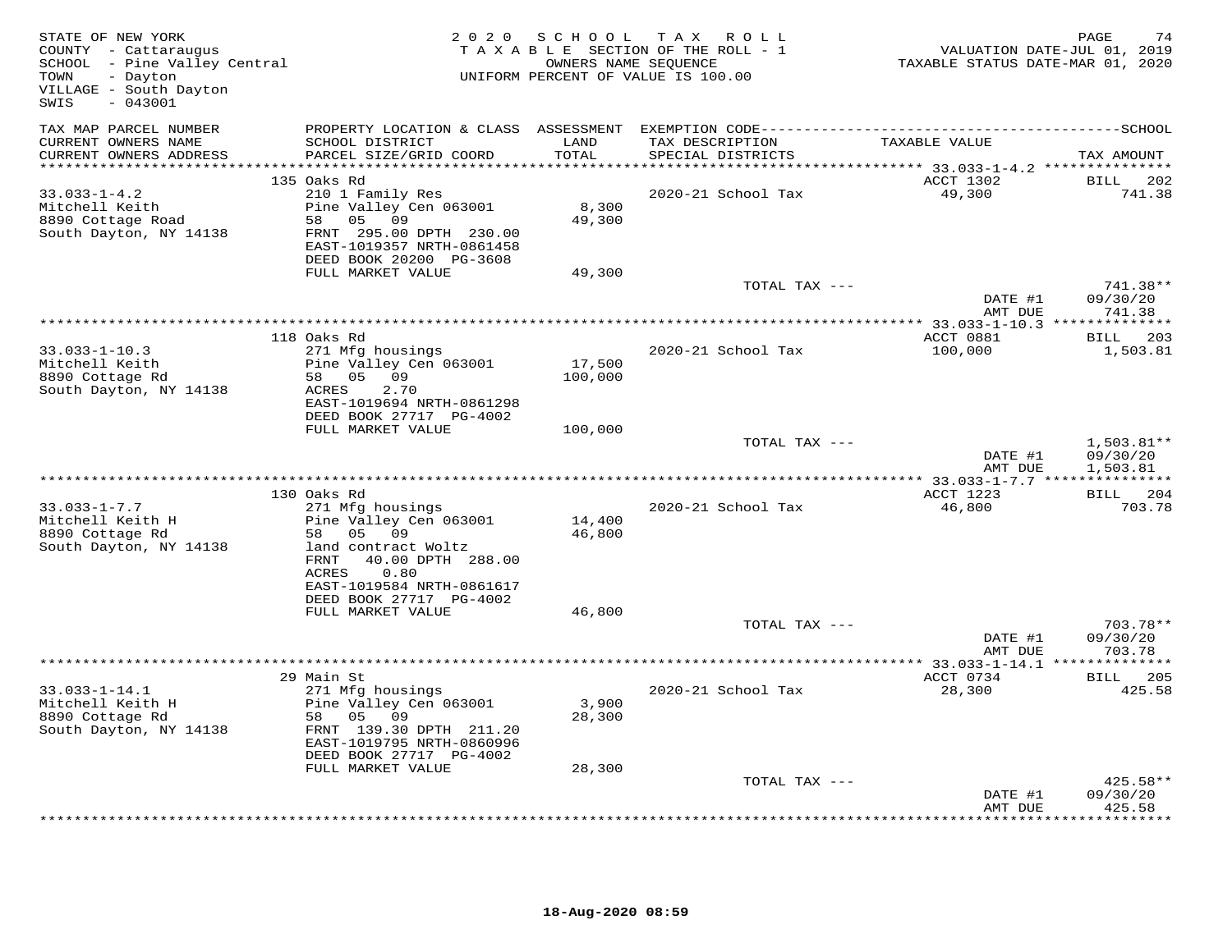STATE OF NEW YORK
COUNTY - Cattaraugus
SCHOOL - Pine Valley Central
TOWN - Dayton
VILLAGE - South Dayton
SWIS - 043001

2020 SCHOOL TAX ROLL
TAXABLE SECTION OF THE ROLL - 1
OWNERS NAME SEQUENCE
UNIFORM PERCENT OF VALUE IS 100.00

VALUATION DATE-JUL 01, 2019
TAXABLE STATUS DATE-MAR 01, 2020

| TAX MAP PARCEL NUMBER / CURRENT OWNERS NAME / CURRENT OWNERS ADDRESS | PROPERTY LOCATION & CLASS / SCHOOL DISTRICT / PARCEL SIZE/GRID COORD | ASSESSMENT LAND / TOTAL | EXEMPTION CODE / TAX DESCRIPTION / SPECIAL DISTRICTS | TAXABLE VALUE | SCHOOL TAX AMOUNT |
|---|---|---|---|---|---|
| **33.033-1-4.2** | 135 Oaks Rd | | | ACCT 1302 | BILL 202 |
| Mitchell Keith | 210 1 Family Res | | | | |
| 8890 Cottage Road | Pine Valley Cen 063001 | 8,300 | 2020-21 School Tax | 49,300 | 741.38 |
| South Dayton, NY 14138 | 58 05 09 | 49,300 | | | |
| | FRNT 295.00 DPTH 230.00 | | | | |
| | EAST-1019357 NRTH-0861458 | | | | |
| | DEED BOOK 20200 PG-3608 | | | | |
| | FULL MARKET VALUE | 49,300 | | | |
| | | | TOTAL TAX --- | | 741.38** |
| | | | | DATE #1 | 09/30/20 |
| | | | | AMT DUE | 741.38 |
| **33.033-1-10.3** | 118 Oaks Rd | | | ACCT 0881 | BILL 203 |
| Mitchell Keith | 271 Mfg housings | | | | |
| 8890 Cottage Rd | Pine Valley Cen 063001 | 17,500 | 2020-21 School Tax | 100,000 | 1,503.81 |
| South Dayton, NY 14138 | 58 05 09 | 100,000 | | | |
| | ACRES 2.70 | | | | |
| | EAST-1019694 NRTH-0861298 | | | | |
| | DEED BOOK 27717 PG-4002 | | | | |
| | FULL MARKET VALUE | 100,000 | | | |
| | | | TOTAL TAX --- | | 1,503.81** |
| | | | | DATE #1 | 09/30/20 |
| | | | | AMT DUE | 1,503.81 |
| **33.033-1-7.7** | 130 Oaks Rd | | | ACCT 1223 | BILL 204 |
| Mitchell Keith H | 271 Mfg housings | | | | |
| 8890 Cottage Rd | Pine Valley Cen 063001 | 14,400 | 2020-21 School Tax | 46,800 | 703.78 |
| South Dayton, NY 14138 | 58 05 09 | 46,800 | | | |
| | land contract Woltz | | | | |
| | FRNT 40.00 DPTH 288.00 | | | | |
| | ACRES 0.80 | | | | |
| | EAST-1019584 NRTH-0861617 | | | | |
| | DEED BOOK 27717 PG-4002 | | | | |
| | FULL MARKET VALUE | 46,800 | | | |
| | | | TOTAL TAX --- | | 703.78** |
| | | | | DATE #1 | 09/30/20 |
| | | | | AMT DUE | 703.78 |
| **33.033-1-14.1** | 29 Main St | | | ACCT 0734 | BILL 205 |
| Mitchell Keith H | 271 Mfg housings | | | | |
| 8890 Cottage Rd | Pine Valley Cen 063001 | 3,900 | 2020-21 School Tax | 28,300 | 425.58 |
| South Dayton, NY 14138 | 58 05 09 | 28,300 | | | |
| | FRNT 139.30 DPTH 211.20 | | | | |
| | EAST-1019795 NRTH-0860996 | | | | |
| | DEED BOOK 27717 PG-4002 | | | | |
| | FULL MARKET VALUE | 28,300 | | | |
| | | | TOTAL TAX --- | | 425.58** |
| | | | | DATE #1 | 09/30/20 |
| | | | | AMT DUE | 425.58 |

18-Aug-2020 08:59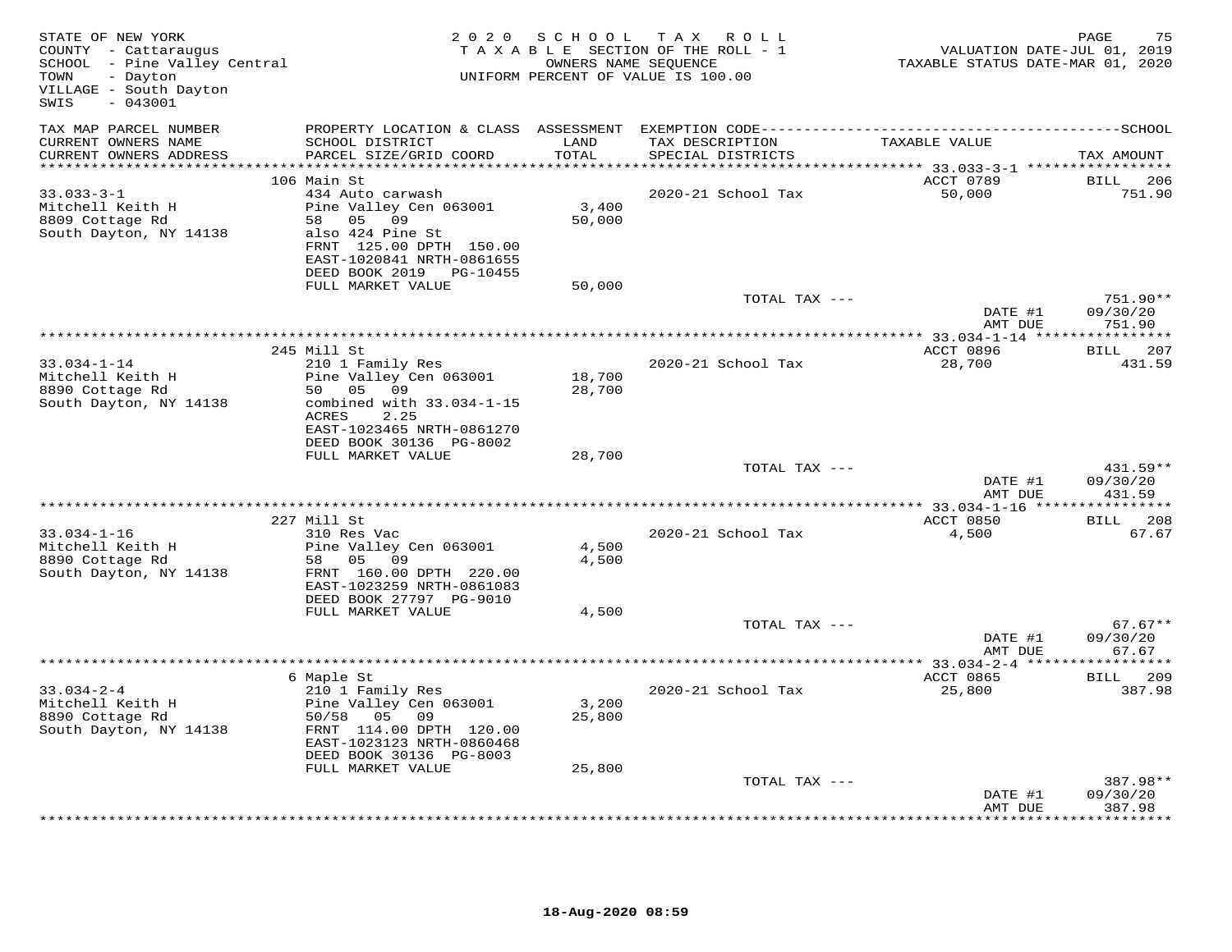STATE OF NEW YORK
COUNTY - Cattaraugus
SCHOOL - Pine Valley Central
TOWN - Dayton
VILLAGE - South Dayton
SWIS - 043001

2020 SCHOOL TAX ROLL
TAXABLE SECTION OF THE ROLL - 1
OWNERS NAME SEQUENCE
UNIFORM PERCENT OF VALUE IS 100.00

VALUATION DATE-JUL 01, 2019
TAXABLE STATUS DATE-MAR 01, 2020

| TAX MAP PARCEL NUMBER / CURRENT OWNERS NAME / CURRENT OWNERS ADDRESS | PROPERTY LOCATION & CLASS / SCHOOL DISTRICT / PARCEL SIZE/GRID COORD | ASSESSMENT LAND / TOTAL | EXEMPTION CODE / TAX DESCRIPTION / SPECIAL DISTRICTS | TAXABLE VALUE | TAX AMOUNT |
|---|---|---|---|---|---|
| 33.033-3-1 | 106 Main St | | | ACCT 0789 | BILL 206 |
| Mitchell Keith H | 434 Auto carwash | | 2020-21 School Tax | 50,000 | 751.90 |
| 8809 Cottage Rd | Pine Valley Cen 063001 | 3,400 | | | |
| South Dayton, NY 14138 | 58 05 09 | 50,000 | | | |
| | also 424 Pine St | | | | |
| | FRNT 125.00 DPTH 150.00 | | | | |
| | EAST-1020841 NRTH-0861655 | | | | |
| | DEED BOOK 2019 PG-10455 | | | | |
| | FULL MARKET VALUE | 50,000 | | | |
| | | | TOTAL TAX --- | | 751.90** |
| | | | | DATE #1 | 09/30/20 |
| | | | | AMT DUE | 751.90 |
| 33.034-1-14 | 245 Mill St | | | ACCT 0896 | BILL 207 |
| Mitchell Keith H | 210 1 Family Res | | 2020-21 School Tax | 28,700 | 431.59 |
| 8890 Cottage Rd | Pine Valley Cen 063001 | 18,700 | | | |
| South Dayton, NY 14138 | 50 05 09 | 28,700 | | | |
| | combined with 33.034-1-15 | | | | |
| | ACRES 2.25 | | | | |
| | EAST-1023465 NRTH-0861270 | | | | |
| | DEED BOOK 30136 PG-8002 | | | | |
| | FULL MARKET VALUE | 28,700 | | | |
| | | | TOTAL TAX --- | | 431.59** |
| | | | | DATE #1 | 09/30/20 |
| | | | | AMT DUE | 431.59 |
| 33.034-1-16 | 227 Mill St | | | ACCT 0850 | BILL 208 |
| Mitchell Keith H | 310 Res Vac | | 2020-21 School Tax | 4,500 | 67.67 |
| 8890 Cottage Rd | Pine Valley Cen 063001 | 4,500 | | | |
| South Dayton, NY 14138 | 58 05 09 | 4,500 | | | |
| | FRNT 160.00 DPTH 220.00 | | | | |
| | EAST-1023259 NRTH-0861083 | | | | |
| | DEED BOOK 27797 PG-9010 | | | | |
| | FULL MARKET VALUE | 4,500 | | | |
| | | | TOTAL TAX --- | | 67.67** |
| | | | | DATE #1 | 09/30/20 |
| | | | | AMT DUE | 67.67 |
| 33.034-2-4 | 6 Maple St | | | ACCT 0865 | BILL 209 |
| Mitchell Keith H | 210 1 Family Res | | 2020-21 School Tax | 25,800 | 387.98 |
| 8890 Cottage Rd | Pine Valley Cen 063001 | 3,200 | | | |
| South Dayton, NY 14138 | 50/58 05 09 | 25,800 | | | |
| | FRNT 114.00 DPTH 120.00 | | | | |
| | EAST-1023123 NRTH-0860468 | | | | |
| | DEED BOOK 30136 PG-8003 | | | | |
| | FULL MARKET VALUE | 25,800 | | | |
| | | | TOTAL TAX --- | | 387.98** |
| | | | | DATE #1 | 09/30/20 |
| | | | | AMT DUE | 387.98 |

18-Aug-2020 08:59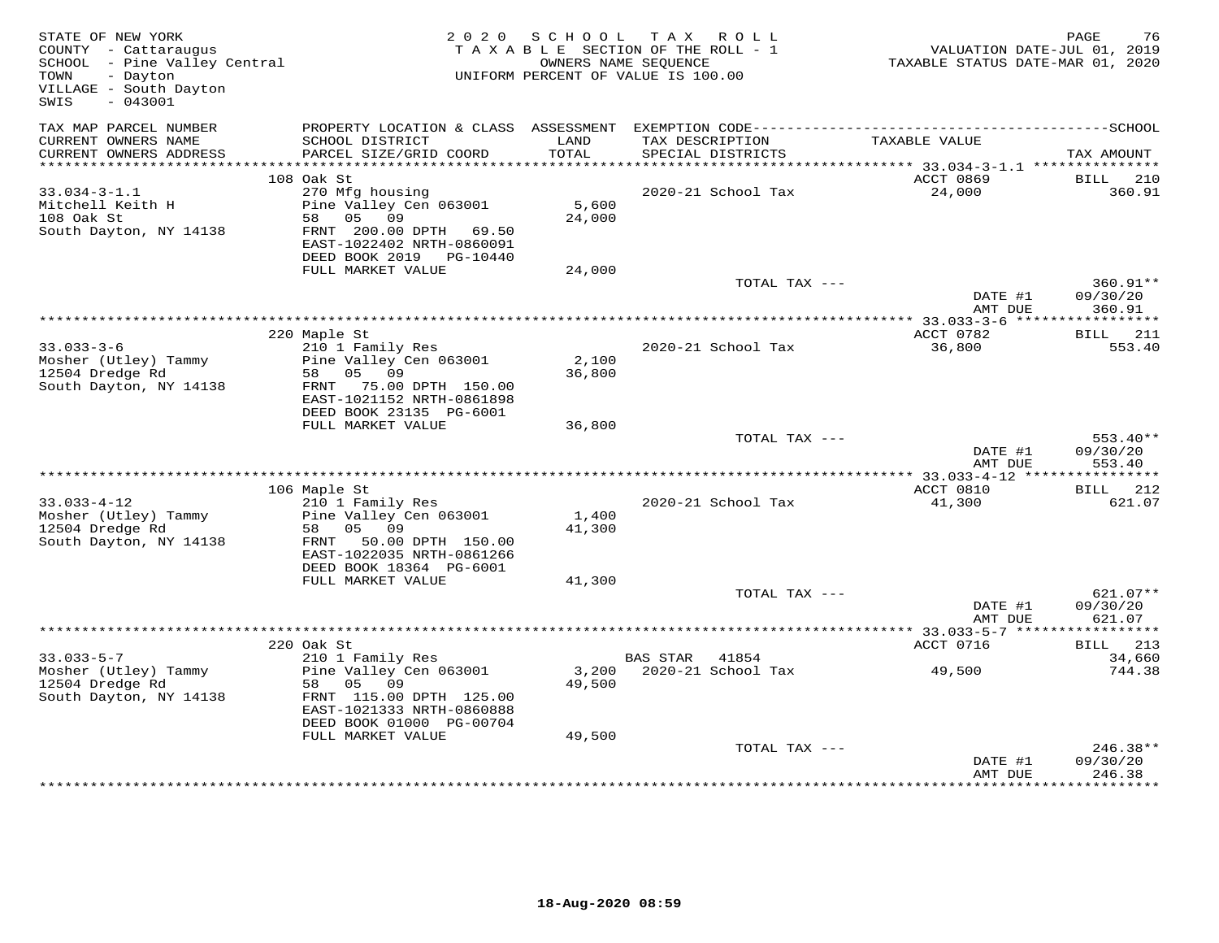STATE OF NEW YORK
COUNTY - Cattaraugus
SCHOOL - Pine Valley Central
TOWN - Dayton
VILLAGE - South Dayton
SWIS - 043001

2020 SCHOOL TAX ROLL
TAXABLE SECTION OF THE ROLL - 1
OWNERS NAME SEQUENCE
UNIFORM PERCENT OF VALUE IS 100.00

VALUATION DATE-JUL 01, 2019
TAXABLE STATUS DATE-MAR 01, 2020

| TAX MAP PARCEL NUMBER / CURRENT OWNERS NAME / CURRENT OWNERS ADDRESS | PROPERTY LOCATION & CLASS / SCHOOL DISTRICT / PARCEL SIZE/GRID COORD | ASSESSMENT LAND | ASSESSMENT TOTAL | EXEMPTION CODE / TAX DESCRIPTION / SPECIAL DISTRICTS | TAXABLE VALUE | TAX AMOUNT |
|---|---|---|---|---|---|---|
| **33.034-3-1.1** | 108 Oak St | | | | ACCT 0869 | BILL 210 |
| 33.034-3-1.1 | 270 Mfg housing | | | | | |
| Mitchell Keith H | Pine Valley Cen 063001 | 5,600 | | 2020-21 School Tax | 24,000 | 360.91 |
| 108 Oak St | 58 05 09 | | 24,000 | | | |
| South Dayton, NY 14138 | FRNT 200.00 DPTH 69.50 | | | | | |
| | EAST-1022402 NRTH-0860091 | | | | | |
| | DEED BOOK 2019 PG-10440 | | | | | |
| | FULL MARKET VALUE | | 24,000 | | | |
| | | | | TOTAL TAX --- | | 360.91** |
| | | | | | DATE #1 | 09/30/20 |
| | | | | | AMT DUE | 360.91 |
| **33.033-3-6** | 220 Maple St | | | | ACCT 0782 | BILL 211 |
| 33.033-3-6 | 210 1 Family Res | | | | | |
| Mosher (Utley) Tammy | Pine Valley Cen 063001 | 2,100 | | 2020-21 School Tax | 36,800 | 553.40 |
| 12504 Dredge Rd | 58 05 09 | | 36,800 | | | |
| South Dayton, NY 14138 | FRNT 75.00 DPTH 150.00 | | | | | |
| | EAST-1021152 NRTH-0861898 | | | | | |
| | DEED BOOK 23135 PG-6001 | | | | | |
| | FULL MARKET VALUE | | 36,800 | | | |
| | | | | TOTAL TAX --- | | 553.40** |
| | | | | | DATE #1 | 09/30/20 |
| | | | | | AMT DUE | 553.40 |
| **33.033-4-12** | 106 Maple St | | | | ACCT 0810 | BILL 212 |
| 33.033-4-12 | 210 1 Family Res | | | | | |
| Mosher (Utley) Tammy | Pine Valley Cen 063001 | 1,400 | | 2020-21 School Tax | 41,300 | 621.07 |
| 12504 Dredge Rd | 58 05 09 | | 41,300 | | | |
| South Dayton, NY 14138 | FRNT 50.00 DPTH 150.00 | | | | | |
| | EAST-1022035 NRTH-0861266 | | | | | |
| | DEED BOOK 18364 PG-6001 | | | | | |
| | FULL MARKET VALUE | | 41,300 | | | |
| | | | | TOTAL TAX --- | | 621.07** |
| | | | | | DATE #1 | 09/30/20 |
| | | | | | AMT DUE | 621.07 |
| **33.033-5-7** | 220 Oak St | | | | ACCT 0716 | BILL 213 |
| 33.033-5-7 | 210 1 Family Res | | | BAS STAR 41854 | | 34,660 |
| Mosher (Utley) Tammy | Pine Valley Cen 063001 | 3,200 | | 2020-21 School Tax | 49,500 | 744.38 |
| 12504 Dredge Rd | 58 05 09 | | 49,500 | | | |
| South Dayton, NY 14138 | FRNT 115.00 DPTH 125.00 | | | | | |
| | EAST-1021333 NRTH-0860888 | | | | | |
| | DEED BOOK 01000 PG-00704 | | | | | |
| | FULL MARKET VALUE | | 49,500 | | | |
| | | | | TOTAL TAX --- | | 246.38** |
| | | | | | DATE #1 | 09/30/20 |
| | | | | | AMT DUE | 246.38 |

18-Aug-2020 08:59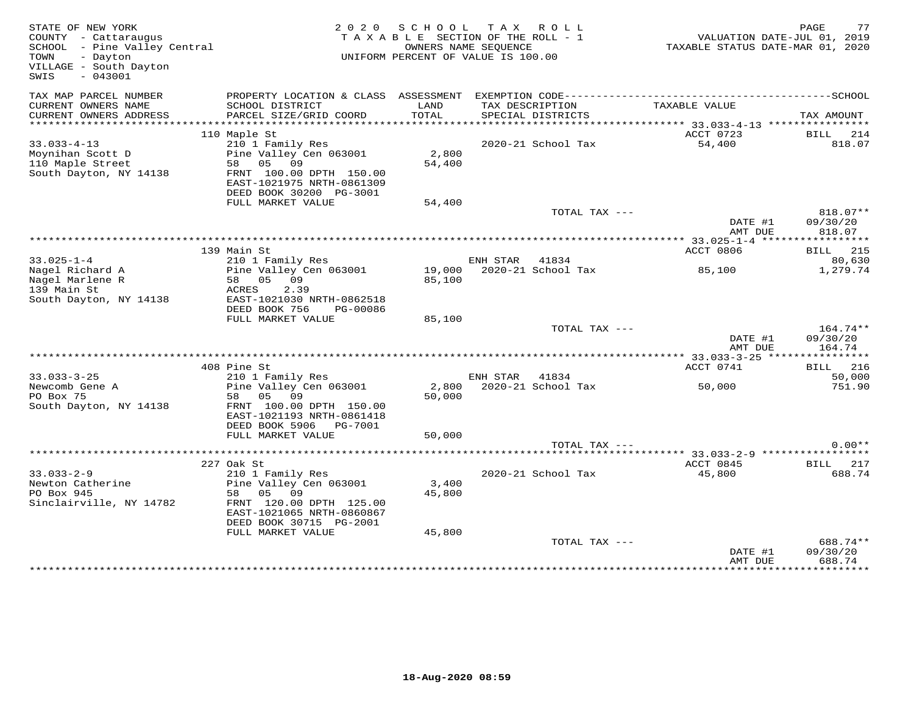STATE OF NEW YORK
COUNTY - Cattaraugus
SCHOOL - Pine Valley Central
TOWN - Dayton
VILLAGE - South Dayton
SWIS - 043001

2020 SCHOOL TAX ROLL
TAXABLE SECTION OF THE ROLL - 1
OWNERS NAME SEQUENCE
UNIFORM PERCENT OF VALUE IS 100.00

VALUATION DATE-JUL 01, 2019
TAXABLE STATUS DATE-MAR 01, 2020

| TAX MAP PARCEL NUMBER / CURRENT OWNERS NAME / CURRENT OWNERS ADDRESS | PROPERTY LOCATION & CLASS / SCHOOL DISTRICT / PARCEL SIZE/GRID COORD | ASSESSMENT LAND / TOTAL | EXEMPTION CODE / TAX DESCRIPTION / SPECIAL DISTRICTS | TAXABLE VALUE | SCHOOL TAX AMOUNT |
|---|---|---|---|---|---|
| | 110 Maple St | | | ACCT 0723 | BILL 214 |
| 33.033-4-13 | 210 1 Family Res | | 2020-21 School Tax | 54,400 | 818.07 |
| Moynihan Scott D | Pine Valley Cen 063001 | 2,800 | | | |
| 110 Maple Street | 58 05 09 | 54,400 | | | |
| South Dayton, NY 14138 | FRNT 100.00 DPTH 150.00 | | | | |
| | EAST-1021975 NRTH-0861309 | | | | |
| | DEED BOOK 30200 PG-3001 | | | | |
| | FULL MARKET VALUE | 54,400 | | | |
| | | | TOTAL TAX --- | | 818.07** |
| | | | | DATE #1 | 09/30/20 |
| | | | | AMT DUE | 818.07 |
| | 139 Main St | | | ACCT 0806 | BILL 215 |
| 33.025-1-4 | 210 1 Family Res | | ENH STAR 41834 | | 80,630 |
| Nagel Richard A | Pine Valley Cen 063001 | 19,000 | 2020-21 School Tax | 85,100 | 1,279.74 |
| Nagel Marlene R | 58 05 09 | 85,100 | | | |
| 139 Main St | ACRES 2.39 | | | | |
| South Dayton, NY 14138 | EAST-1021030 NRTH-0862518 | | | | |
| | DEED BOOK 756 PG-00086 | | | | |
| | FULL MARKET VALUE | 85,100 | | | |
| | | | TOTAL TAX --- | | 164.74** |
| | | | | DATE #1 | 09/30/20 |
| | | | | AMT DUE | 164.74 |
| | 408 Pine St | | | ACCT 0741 | BILL 216 |
| 33.033-3-25 | 210 1 Family Res | | ENH STAR 41834 | | 50,000 |
| Newcomb Gene A | Pine Valley Cen 063001 | 2,800 | 2020-21 School Tax | 50,000 | 751.90 |
| PO Box 75 | 58 05 09 | 50,000 | | | |
| South Dayton, NY 14138 | FRNT 100.00 DPTH 150.00 | | | | |
| | EAST-1021193 NRTH-0861418 | | | | |
| | DEED BOOK 5906 PG-7001 | | | | |
| | FULL MARKET VALUE | 50,000 | | | |
| | | | TOTAL TAX --- | | 0.00** |
| | 227 Oak St | | | ACCT 0845 | BILL 217 |
| 33.033-2-9 | 210 1 Family Res | | 2020-21 School Tax | 45,800 | 688.74 |
| Newton Catherine | Pine Valley Cen 063001 | 3,400 | | | |
| PO Box 945 | 58 05 09 | 45,800 | | | |
| Sinclairville, NY 14782 | FRNT 120.00 DPTH 125.00 | | | | |
| | EAST-1021065 NRTH-0860867 | | | | |
| | DEED BOOK 30715 PG-2001 | | | | |
| | FULL MARKET VALUE | 45,800 | | | |
| | | | TOTAL TAX --- | | 688.74** |
| | | | | DATE #1 | 09/30/20 |
| | | | | AMT DUE | 688.74 |

18-Aug-2020 08:59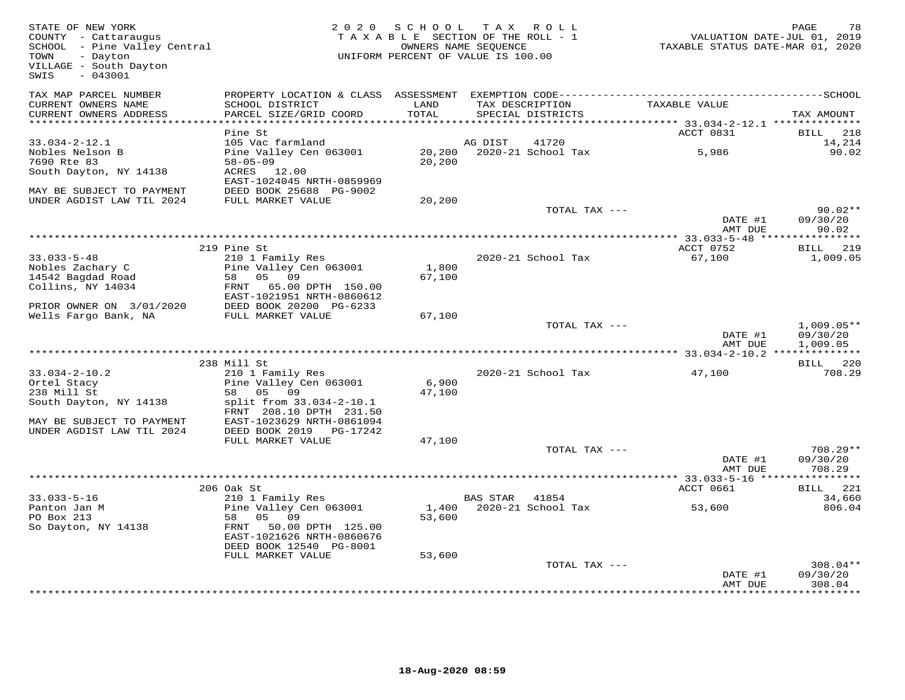STATE OF NEW YORK
COUNTY - Cattaraugus
SCHOOL - Pine Valley Central
TOWN - Dayton
VILLAGE - South Dayton
SWIS - 043001

2020 SCHOOL TAX ROLL
TAXABLE SECTION OF THE ROLL - 1
OWNERS NAME SEQUENCE
UNIFORM PERCENT OF VALUE IS 100.00

VALUATION DATE-JUL 01, 2019
TAXABLE STATUS DATE-MAR 01, 2020

| TAX MAP PARCEL NUMBER / CURRENT OWNERS NAME / CURRENT OWNERS ADDRESS | PROPERTY LOCATION & CLASS / SCHOOL DISTRICT / PARCEL SIZE/GRID COORD | ASSESSMENT LAND / TOTAL | EXEMPTION CODE / TAX DESCRIPTION / SPECIAL DISTRICTS | TAXABLE VALUE | TAX AMOUNT |
|---|---|---|---|---|---|
| 33.034-2-12.1 | Pine St | | | ACCT 0831 | BILL 218 |
| | 105 Vac farmland | | AG DIST 41720 | | 14,214 |
| Nobles Nelson B | Pine Valley Cen 063001 | 20,200 | 2020-21 School Tax | 5,986 | 90.02 |
| 7690 Rte 83 | 58-05-09 | 20,200 | | | |
| South Dayton, NY 14138 | ACRES 12.00 | | | | |
| | EAST-1024045 NRTH-0859969 | | | | |
| MAY BE SUBJECT TO PAYMENT | DEED BOOK 25688 PG-9002 | | | | |
| UNDER AGDIST LAW TIL 2024 | FULL MARKET VALUE | 20,200 | | | |
| | | | TOTAL TAX --- | | 90.02** |
| | | | | DATE #1 | 09/30/20 |
| | | | | AMT DUE | 90.02 |
| 33.033-5-48 | 219 Pine St | | | ACCT 0752 | BILL 219 |
| | 210 1 Family Res | | 2020-21 School Tax | 67,100 | 1,009.05 |
| Nobles Zachary C | Pine Valley Cen 063001 | 1,800 | | | |
| 14542 Bagdad Road | 58 05 09 | 67,100 | | | |
| Collins, NY 14034 | FRNT 65.00 DPTH 150.00 | | | | |
| | EAST-1021951 NRTH-0860612 | | | | |
| PRIOR OWNER ON 3/01/2020 | DEED BOOK 20200 PG-6233 | | | | |
| Wells Fargo Bank, NA | FULL MARKET VALUE | 67,100 | | | |
| | | | TOTAL TAX --- | | 1,009.05** |
| | | | | DATE #1 | 09/30/20 |
| | | | | AMT DUE | 1,009.05 |
| 33.034-2-10.2 | 238 Mill St | | | | BILL 220 |
| | 210 1 Family Res | | 2020-21 School Tax | 47,100 | 708.29 |
| Ortel Stacy | Pine Valley Cen 063001 | 6,900 | | | |
| 238 Mill St | 58 05 09 | 47,100 | | | |
| South Dayton, NY 14138 | split from 33.034-2-10.1 | | | | |
| | FRNT 208.10 DPTH 231.50 | | | | |
| MAY BE SUBJECT TO PAYMENT | EAST-1023629 NRTH-0861094 | | | | |
| UNDER AGDIST LAW TIL 2024 | DEED BOOK 2019 PG-17242 | | | | |
| | FULL MARKET VALUE | 47,100 | | | |
| | | | TOTAL TAX --- | | 708.29** |
| | | | | DATE #1 | 09/30/20 |
| | | | | AMT DUE | 708.29 |
| 33.033-5-16 | 206 Oak St | | | ACCT 0661 | BILL 221 |
| | 210 1 Family Res | | BAS STAR 41854 | | 34,660 |
| Panton Jan M | Pine Valley Cen 063001 | 1,400 | 2020-21 School Tax | 53,600 | 806.04 |
| PO Box 213 | 58 05 09 | 53,600 | | | |
| So Dayton, NY 14138 | FRNT 50.00 DPTH 125.00 | | | | |
| | EAST-1021626 NRTH-0860676 | | | | |
| | DEED BOOK 12540 PG-8001 | | | | |
| | FULL MARKET VALUE | 53,600 | | | |
| | | | TOTAL TAX --- | | 308.04** |
| | | | | DATE #1 | 09/30/20 |
| | | | | AMT DUE | 308.04 |

18-Aug-2020 08:59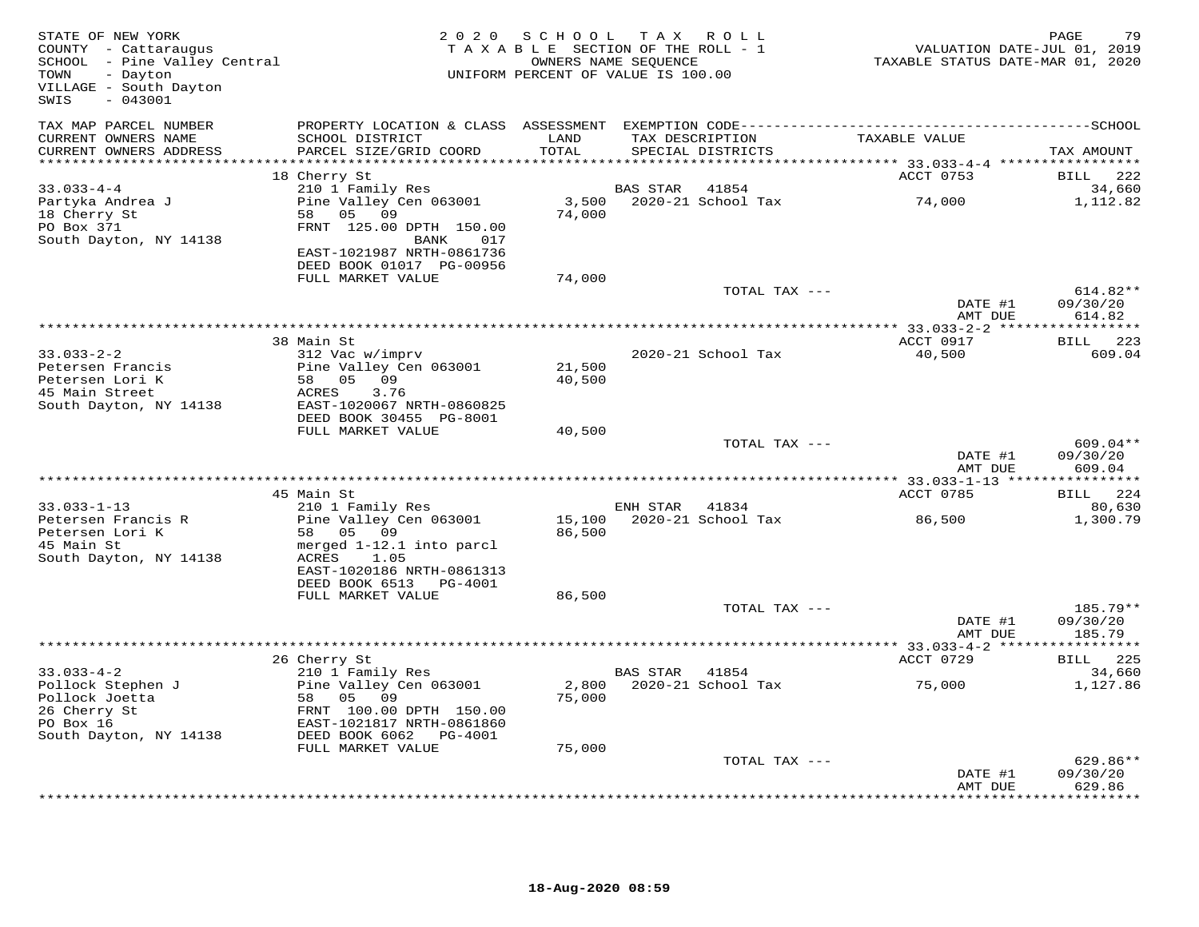STATE OF NEW YORK
COUNTY - Cattaraugus
SCHOOL - Pine Valley Central
TOWN - Dayton
VILLAGE - South Dayton
SWIS - 043001

2020 SCHOOL TAX ROLL
TAXABLE SECTION OF THE ROLL - 1
OWNERS NAME SEQUENCE
UNIFORM PERCENT OF VALUE IS 100.00

VALUATION DATE-JUL 01, 2019
TAXABLE STATUS DATE-MAR 01, 2020

| TAX MAP PARCEL NUMBER / CURRENT OWNERS NAME / CURRENT OWNERS ADDRESS | PROPERTY LOCATION & CLASS / SCHOOL DISTRICT / PARCEL SIZE/GRID COORD | ASSESSMENT LAND / TOTAL | EXEMPTION CODE / TAX DESCRIPTION / SPECIAL DISTRICTS | TAXABLE VALUE | TAX AMOUNT |
|---|---|---|---|---|---|
| | 18 Cherry St | | | ACCT 0753 | BILL 222 |
| 33.033-4-4 | 210 1 Family Res | | BAS STAR 41854 | | 34,660 |
| Partyka Andrea J | Pine Valley Cen 063001 | 3,500 | 2020-21 School Tax | 74,000 | 1,112.82 |
| 18 Cherry St | 58 05 09 | 74,000 | | | |
| PO Box 371 | FRNT 125.00 DPTH 150.00 | | | | |
| South Dayton, NY 14138 | BANK 017 | | | | |
| | EAST-1021987 NRTH-0861736 | | | | |
| | DEED BOOK 01017 PG-00956 | | | | |
| | FULL MARKET VALUE | 74,000 | | | |
| | | | TOTAL TAX --- | | 614.82** |
| | | | | DATE #1 | 09/30/20 |
| | | | | AMT DUE | 614.82 |
| | 38 Main St | | | ACCT 0917 | BILL 223 |
| 33.033-2-2 | 312 Vac w/imprv | | 2020-21 School Tax | 40,500 | 609.04 |
| Petersen Francis | Pine Valley Cen 063001 | 21,500 | | | |
| Petersen Lori K | 58 05 09 | 40,500 | | | |
| 45 Main Street | ACRES 3.76 | | | | |
| South Dayton, NY 14138 | EAST-1020067 NRTH-0860825 | | | | |
| | DEED BOOK 30455 PG-8001 | | | | |
| | FULL MARKET VALUE | 40,500 | | | |
| | | | TOTAL TAX --- | | 609.04** |
| | | | | DATE #1 | 09/30/20 |
| | | | | AMT DUE | 609.04 |
| | 45 Main St | | | ACCT 0785 | BILL 224 |
| 33.033-1-13 | 210 1 Family Res | | ENH STAR 41834 | | 80,630 |
| Petersen Francis R | Pine Valley Cen 063001 | 15,100 | 2020-21 School Tax | 86,500 | 1,300.79 |
| Petersen Lori K | 58 05 09 | 86,500 | | | |
| 45 Main St | merged 1-12.1 into parcl | | | | |
| South Dayton, NY 14138 | ACRES 1.05 | | | | |
| | EAST-1020186 NRTH-0861313 | | | | |
| | DEED BOOK 6513 PG-4001 | | | | |
| | FULL MARKET VALUE | 86,500 | | | |
| | | | TOTAL TAX --- | | 185.79** |
| | | | | DATE #1 | 09/30/20 |
| | | | | AMT DUE | 185.79 |
| | 26 Cherry St | | | ACCT 0729 | BILL 225 |
| 33.033-4-2 | 210 1 Family Res | | BAS STAR 41854 | | 34,660 |
| Pollock Stephen J | Pine Valley Cen 063001 | 2,800 | 2020-21 School Tax | 75,000 | 1,127.86 |
| Pollock Joetta | 58 05 09 | 75,000 | | | |
| 26 Cherry St | FRNT 100.00 DPTH 150.00 | | | | |
| PO Box 16 | EAST-1021817 NRTH-0861860 | | | | |
| South Dayton, NY 14138 | DEED BOOK 6062 PG-4001 | | | | |
| | FULL MARKET VALUE | 75,000 | | | |
| | | | TOTAL TAX --- | | 629.86** |
| | | | | DATE #1 | 09/30/20 |
| | | | | AMT DUE | 629.86 |

18-Aug-2020 08:59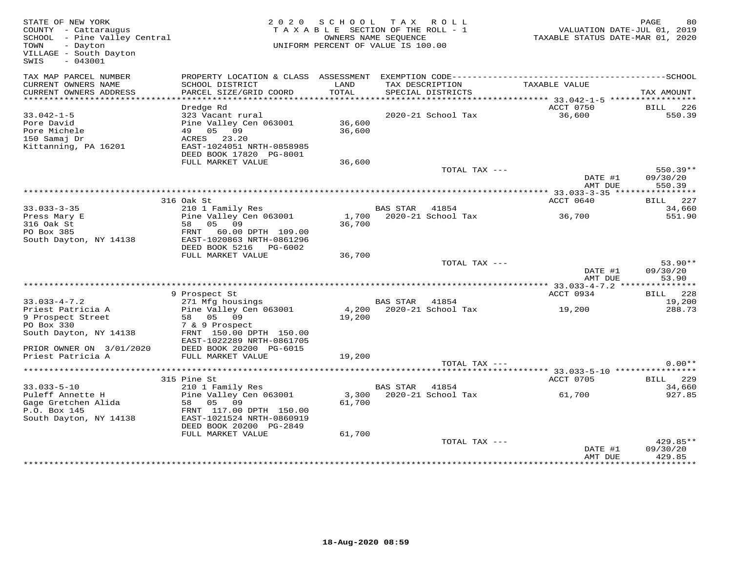STATE OF NEW YORK
COUNTY - Cattaraugus
SCHOOL - Pine Valley Central
TOWN - Dayton
VILLAGE - South Dayton
SWIS - 043001

2020 SCHOOL TAX ROLL
TAXABLE SECTION OF THE ROLL - 1
OWNERS NAME SEQUENCE
UNIFORM PERCENT OF VALUE IS 100.00

VALUATION DATE-JUL 01, 2019
TAXABLE STATUS DATE-MAR 01, 2020

| TAX MAP PARCEL NUMBER / CURRENT OWNERS NAME / CURRENT OWNERS ADDRESS | PROPERTY LOCATION & CLASS / SCHOOL DISTRICT / PARCEL SIZE/GRID COORD | ASSESSMENT LAND / TOTAL | EXEMPTION CODE / TAX DESCRIPTION / SPECIAL DISTRICTS | TAXABLE VALUE | TAX AMOUNT |
|---|---|---|---|---|---|
| **33.042-1-5** | Dredge Rd | | | ACCT 0750 | BILL 226 |
| 33.042-1-5 | 323 Vacant rural | | 2020-21 School Tax | 36,600 | 550.39 |
| Pore David | Pine Valley Cen 063001 | 36,600 | | | |
| Pore Michele | 49 05 09 | 36,600 | | | |
| 150 Samaj Dr | ACRES 23.20 | | | | |
| Kittanning, PA 16201 | EAST-1024051 NRTH-0858985 | | | | |
| | DEED BOOK 17820 PG-8001 | | | | |
| | FULL MARKET VALUE | 36,600 | | | |
| | | | TOTAL TAX --- | | 550.39** |
| | | | | DATE #1 | 09/30/20 |
| | | | | AMT DUE | 550.39 |
| **33.033-3-35** | 316 Oak St | | | ACCT 0640 | BILL 227 |
| 33.033-3-35 | 210 1 Family Res | | BAS STAR 41854 | | 34,660 |
| Press Mary E | Pine Valley Cen 063001 | 1,700 | 2020-21 School Tax | 36,700 | 551.90 |
| 316 Oak St | 58 05 09 | 36,700 | | | |
| PO Box 385 | FRNT 60.00 DPTH 109.00 | | | | |
| South Dayton, NY 14138 | EAST-1020863 NRTH-0861296 | | | | |
| | DEED BOOK 5216 PG-6002 | | | | |
| | FULL MARKET VALUE | 36,700 | | | |
| | | | TOTAL TAX --- | | 53.90** |
| | | | | DATE #1 | 09/30/20 |
| | | | | AMT DUE | 53.90 |
| **33.033-4-7.2** | 9 Prospect St | | | ACCT 0934 | BILL 228 |
| 33.033-4-7.2 | 271 Mfg housings | | BAS STAR 41854 | | 19,200 |
| Priest Patricia A | Pine Valley Cen 063001 | 4,200 | 2020-21 School Tax | 19,200 | 288.73 |
| 9 Prospect Street | 58 05 09 | 19,200 | | | |
| PO Box 330 | 7 & 9 Prospect | | | | |
| South Dayton, NY 14138 | FRNT 150.00 DPTH 150.00 | | | | |
| | EAST-1022289 NRTH-0861705 | | | | |
| PRIOR OWNER ON 3/01/2020 | DEED BOOK 20200 PG-6015 | | | | |
| Priest Patricia A | FULL MARKET VALUE | 19,200 | | | |
| | | | TOTAL TAX --- | | 0.00** |
| **33.033-5-10** | 315 Pine St | | | ACCT 0705 | BILL 229 |
| 33.033-5-10 | 210 1 Family Res | | BAS STAR 41854 | | 34,660 |
| Puleff Annette H | Pine Valley Cen 063001 | 3,300 | 2020-21 School Tax | 61,700 | 927.85 |
| Gage Gretchen Alida | 58 05 09 | 61,700 | | | |
| P.O. Box 145 | FRNT 117.00 DPTH 150.00 | | | | |
| South Dayton, NY 14138 | EAST-1021524 NRTH-0860919 | | | | |
| | DEED BOOK 20200 PG-2849 | | | | |
| | FULL MARKET VALUE | 61,700 | | | |
| | | | TOTAL TAX --- | | 429.85** |
| | | | | DATE #1 | 09/30/20 |
| | | | | AMT DUE | 429.85 |

18-Aug-2020 08:59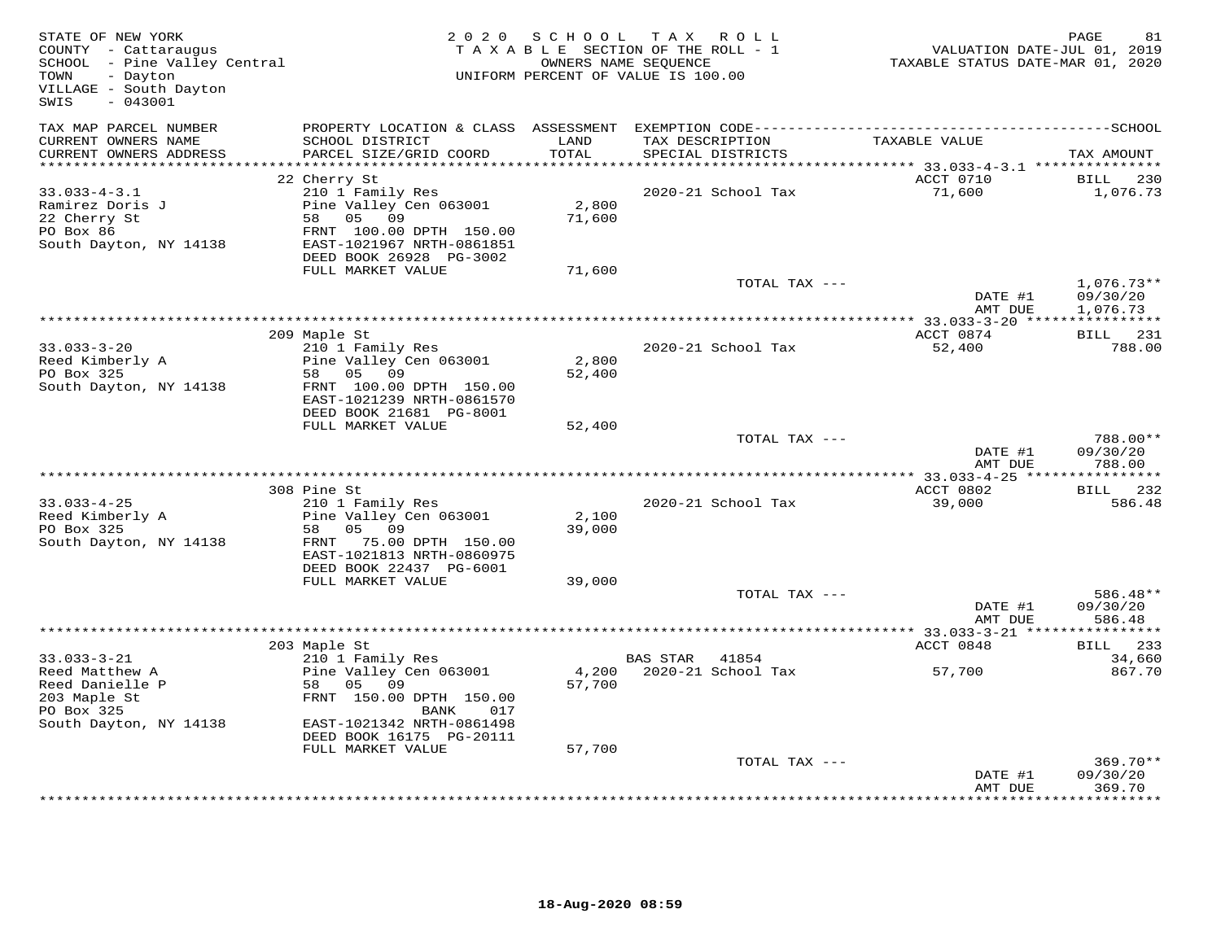STATE OF NEW YORK
COUNTY - Cattaraugus
SCHOOL - Pine Valley Central
TOWN - Dayton
VILLAGE - South Dayton
SWIS - 043001

2020 SCHOOL TAX ROLL
TAXABLE SECTION OF THE ROLL - 1
OWNERS NAME SEQUENCE
UNIFORM PERCENT OF VALUE IS 100.00

VALUATION DATE-JUL 01, 2019
TAXABLE STATUS DATE-MAR 01, 2020

| TAX MAP PARCEL NUMBER / CURRENT OWNERS NAME / CURRENT OWNERS ADDRESS | PROPERTY LOCATION & CLASS / SCHOOL DISTRICT / PARCEL SIZE/GRID COORD | ASSESSMENT LAND / TOTAL | EXEMPTION CODE / TAX DESCRIPTION / SPECIAL DISTRICTS | TAXABLE VALUE | TAX AMOUNT |
|---|---|---|---|---|---|
| **33.033-4-3.1** | 22 Cherry St | | | ACCT 0710 | BILL 230 |
| 33.033-4-3.1 | 210 1 Family Res | | 2020-21 School Tax | 71,600 | 1,076.73 |
| Ramirez Doris J | Pine Valley Cen 063001 | 2,800 | | | |
| 22 Cherry St | 58 05 09 | 71,600 | | | |
| PO Box 86 | FRNT 100.00 DPTH 150.00 | | | | |
| South Dayton, NY 14138 | EAST-1021967 NRTH-0861851 | | | | |
| | DEED BOOK 26928 PG-3002 | | | | |
| | FULL MARKET VALUE | 71,600 | | | |
| | | | TOTAL TAX --- | | 1,076.73** |
| | | | | DATE #1 | 09/30/20 |
| | | | | AMT DUE | 1,076.73 |
| **33.033-3-20** | 209 Maple St | | | ACCT 0874 | BILL 231 |
| 33.033-3-20 | 210 1 Family Res | | 2020-21 School Tax | 52,400 | 788.00 |
| Reed Kimberly A | Pine Valley Cen 063001 | 2,800 | | | |
| PO Box 325 | 58 05 09 | 52,400 | | | |
| South Dayton, NY 14138 | FRNT 100.00 DPTH 150.00 | | | | |
| | EAST-1021239 NRTH-0861570 | | | | |
| | DEED BOOK 21681 PG-8001 | | | | |
| | FULL MARKET VALUE | 52,400 | | | |
| | | | TOTAL TAX --- | | 788.00** |
| | | | | DATE #1 | 09/30/20 |
| | | | | AMT DUE | 788.00 |
| **33.033-4-25** | 308 Pine St | | | ACCT 0802 | BILL 232 |
| 33.033-4-25 | 210 1 Family Res | | 2020-21 School Tax | 39,000 | 586.48 |
| Reed Kimberly A | Pine Valley Cen 063001 | 2,100 | | | |
| PO Box 325 | 58 05 09 | 39,000 | | | |
| South Dayton, NY 14138 | FRNT 75.00 DPTH 150.00 | | | | |
| | EAST-1021813 NRTH-0860975 | | | | |
| | DEED BOOK 22437 PG-6001 | | | | |
| | FULL MARKET VALUE | 39,000 | | | |
| | | | TOTAL TAX --- | | 586.48** |
| | | | | DATE #1 | 09/30/20 |
| | | | | AMT DUE | 586.48 |
| **33.033-3-21** | 203 Maple St | | | ACCT 0848 | BILL 233 |
| 33.033-3-21 | 210 1 Family Res | | BAS STAR 41854 | | 34,660 |
| Reed Matthew A | Pine Valley Cen 063001 | 4,200 | 2020-21 School Tax | 57,700 | 867.70 |
| Reed Danielle P | 58 05 09 | 57,700 | | | |
| 203 Maple St | FRNT 150.00 DPTH 150.00 | | | | |
| PO Box 325 | BANK 017 | | | | |
| South Dayton, NY 14138 | EAST-1021342 NRTH-0861498 | | | | |
| | DEED BOOK 16175 PG-20111 | | | | |
| | FULL MARKET VALUE | 57,700 | | | |
| | | | TOTAL TAX --- | | 369.70** |
| | | | | DATE #1 | 09/30/20 |
| | | | | AMT DUE | 369.70 |

18-Aug-2020 08:59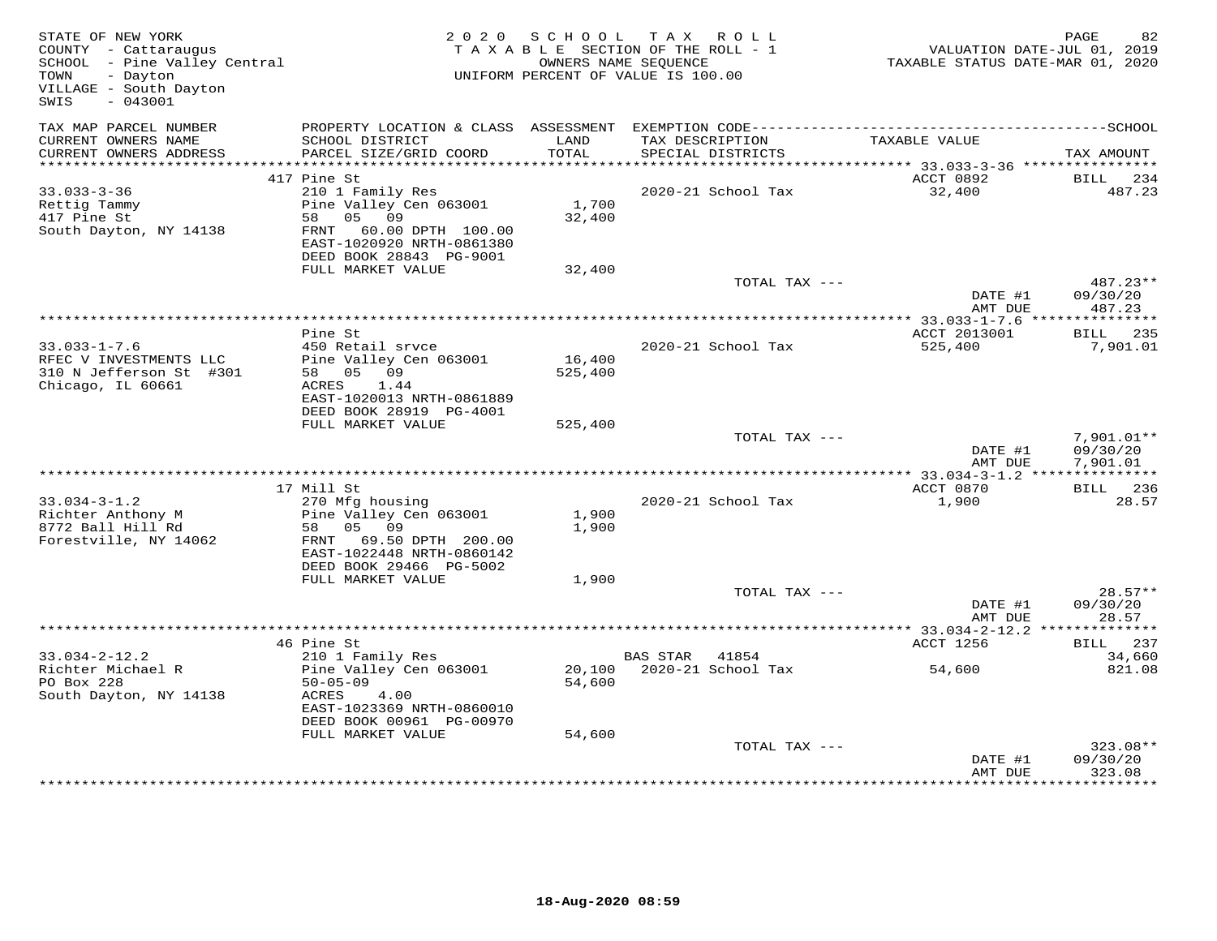STATE OF NEW YORK
COUNTY - Cattaraugus
SCHOOL - Pine Valley Central
TOWN - Dayton
VILLAGE - South Dayton
SWIS - 043001

2020 SCHOOL TAX ROLL
TAXABLE SECTION OF THE ROLL - 1
OWNERS NAME SEQUENCE
UNIFORM PERCENT OF VALUE IS 100.00

VALUATION DATE-JUL 01, 2019
TAXABLE STATUS DATE-MAR 01, 2020

| TAX MAP PARCEL NUMBER / CURRENT OWNERS NAME / CURRENT OWNERS ADDRESS | PROPERTY LOCATION & CLASS / SCHOOL DISTRICT / PARCEL SIZE/GRID COORD | ASSESSMENT LAND / TOTAL | EXEMPTION CODE / TAX DESCRIPTION / SPECIAL DISTRICTS | TAXABLE VALUE | TAX AMOUNT |
|---|---|---|---|---|---|
| **33.033-3-36** | 417 Pine St | | | ACCT 0892 | BILL 234 |
| Rettig Tammy | 210 1 Family Res | | | | |
| 417 Pine St | Pine Valley Cen 063001 | 1,700 | 2020-21 School Tax | 32,400 | 487.23 |
| South Dayton, NY 14138 | 58 05 09 | 32,400 | | | |
| | FRNT 60.00 DPTH 100.00 | | | | |
| | EAST-1020920 NRTH-0861380 | | | | |
| | DEED BOOK 28843 PG-9001 | | | | |
| | FULL MARKET VALUE | 32,400 | | | |
| | | | TOTAL TAX --- | | 487.23** |
| | | | | DATE #1 | 09/30/20 |
| | | | | AMT DUE | 487.23 |
| **33.033-1-7.6** | Pine St | | | ACCT 2013001 | BILL 235 |
| RFEC V INVESTMENTS LLC | 450 Retail srvce | | | | |
| 310 N Jefferson St #301 | Pine Valley Cen 063001 | 16,400 | 2020-21 School Tax | 525,400 | 7,901.01 |
| Chicago, IL 60661 | 58 05 09 | 525,400 | | | |
| | ACRES 1.44 | | | | |
| | EAST-1020013 NRTH-0861889 | | | | |
| | DEED BOOK 28919 PG-4001 | | | | |
| | FULL MARKET VALUE | 525,400 | | | |
| | | | TOTAL TAX --- | | 7,901.01** |
| | | | | DATE #1 | 09/30/20 |
| | | | | AMT DUE | 7,901.01 |
| **33.034-3-1.2** | 17 Mill St | | | ACCT 0870 | BILL 236 |
| Richter Anthony M | 270 Mfg housing | | | | |
| 8772 Ball Hill Rd | Pine Valley Cen 063001 | 1,900 | 2020-21 School Tax | 1,900 | 28.57 |
| Forestville, NY 14062 | 58 05 09 | 1,900 | | | |
| | FRNT 69.50 DPTH 200.00 | | | | |
| | EAST-1022448 NRTH-0860142 | | | | |
| | DEED BOOK 29466 PG-5002 | | | | |
| | FULL MARKET VALUE | 1,900 | | | |
| | | | TOTAL TAX --- | | 28.57** |
| | | | | DATE #1 | 09/30/20 |
| | | | | AMT DUE | 28.57 |
| **33.034-2-12.2** | 46 Pine St | | | ACCT 1256 | BILL 237 |
| Richter Michael R | 210 1 Family Res | | BAS STAR 41854 | | 34,660 |
| PO Box 228 | Pine Valley Cen 063001 | 20,100 | 2020-21 School Tax | 54,600 | 821.08 |
| South Dayton, NY 14138 | 50-05-09 | 54,600 | | | |
| | ACRES 4.00 | | | | |
| | EAST-1023369 NRTH-0860010 | | | | |
| | DEED BOOK 00961 PG-00970 | | | | |
| | FULL MARKET VALUE | 54,600 | | | |
| | | | TOTAL TAX --- | | 323.08** |
| | | | | DATE #1 | 09/30/20 |
| | | | | AMT DUE | 323.08 |

18-Aug-2020 08:59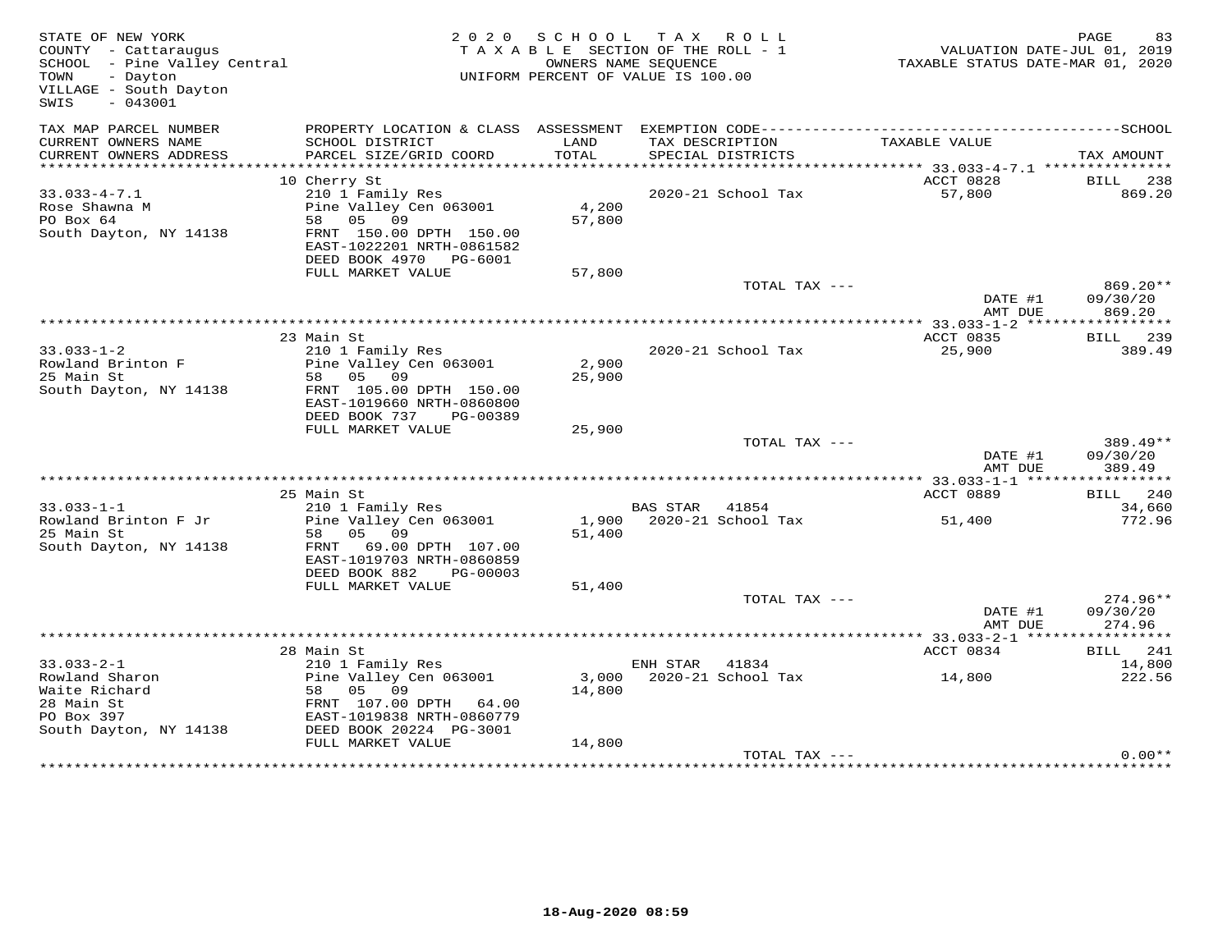STATE OF NEW YORK
COUNTY - Cattaraugus
SCHOOL - Pine Valley Central
TOWN - Dayton
VILLAGE - South Dayton
SWIS - 043001

2020 SCHOOL TAX ROLL
TAXABLE SECTION OF THE ROLL - 1
OWNERS NAME SEQUENCE
UNIFORM PERCENT OF VALUE IS 100.00

VALUATION DATE-JUL 01, 2019
TAXABLE STATUS DATE-MAR 01, 2020

| TAX MAP PARCEL NUMBER / CURRENT OWNERS NAME / CURRENT OWNERS ADDRESS | PROPERTY LOCATION & CLASS / SCHOOL DISTRICT / PARCEL SIZE/GRID COORD | ASSESSMENT LAND / TOTAL | EXEMPTION CODE / TAX DESCRIPTION / SPECIAL DISTRICTS | TAXABLE VALUE | SCHOOL TAX AMOUNT |
|---|---|---|---|---|---|
| | 10 Cherry St | | | ACCT 0828 | BILL 238 |
| 33.033-4-7.1 | 210 1 Family Res | | 2020-21 School Tax | 57,800 | 869.20 |
| Rose Shawna M | Pine Valley Cen 063001 | 4,200 | | | |
| PO Box 64 | 58 05 09 | 57,800 | | | |
| South Dayton, NY 14138 | FRNT 150.00 DPTH 150.00 | | | | |
| | EAST-1022201 NRTH-0861582 | | | | |
| | DEED BOOK 4970 PG-6001 | | | | |
| | FULL MARKET VALUE | 57,800 | | | |
| | | | TOTAL TAX --- | | 869.20** |
| | | | | DATE #1 | 09/30/20 |
| | | | | AMT DUE | 869.20 |
| | 23 Main St | | | ACCT 0835 | BILL 239 |
| 33.033-1-2 | 210 1 Family Res | | 2020-21 School Tax | 25,900 | 389.49 |
| Rowland Brinton F | Pine Valley Cen 063001 | 2,900 | | | |
| 25 Main St | 58 05 09 | 25,900 | | | |
| South Dayton, NY 14138 | FRNT 105.00 DPTH 150.00 | | | | |
| | EAST-1019660 NRTH-0860800 | | | | |
| | DEED BOOK 737 PG-00389 | | | | |
| | FULL MARKET VALUE | 25,900 | | | |
| | | | TOTAL TAX --- | | 389.49** |
| | | | | DATE #1 | 09/30/20 |
| | | | | AMT DUE | 389.49 |
| | 25 Main St | | | ACCT 0889 | BILL 240 |
| 33.033-1-1 | 210 1 Family Res | | BAS STAR 41854 | | 34,660 |
| Rowland Brinton F Jr | Pine Valley Cen 063001 | 1,900 | 2020-21 School Tax | 51,400 | 772.96 |
| 25 Main St | 58 05 09 | 51,400 | | | |
| South Dayton, NY 14138 | FRNT 69.00 DPTH 107.00 | | | | |
| | EAST-1019703 NRTH-0860859 | | | | |
| | DEED BOOK 882 PG-00003 | | | | |
| | FULL MARKET VALUE | 51,400 | | | |
| | | | TOTAL TAX --- | | 274.96** |
| | | | | DATE #1 | 09/30/20 |
| | | | | AMT DUE | 274.96 |
| | 28 Main St | | | ACCT 0834 | BILL 241 |
| 33.033-2-1 | 210 1 Family Res | | ENH STAR 41834 | | 14,800 |
| Rowland Sharon | Pine Valley Cen 063001 | 3,000 | 2020-21 School Tax | 14,800 | 222.56 |
| Waite Richard | 58 05 09 | 14,800 | | | |
| 28 Main St | FRNT 107.00 DPTH 64.00 | | | | |
| PO Box 397 | EAST-1019838 NRTH-0860779 | | | | |
| South Dayton, NY 14138 | DEED BOOK 20224 PG-3001 | | | | |
| | FULL MARKET VALUE | 14,800 | | | |
| | | | TOTAL TAX --- | | 0.00** |

18-Aug-2020 08:59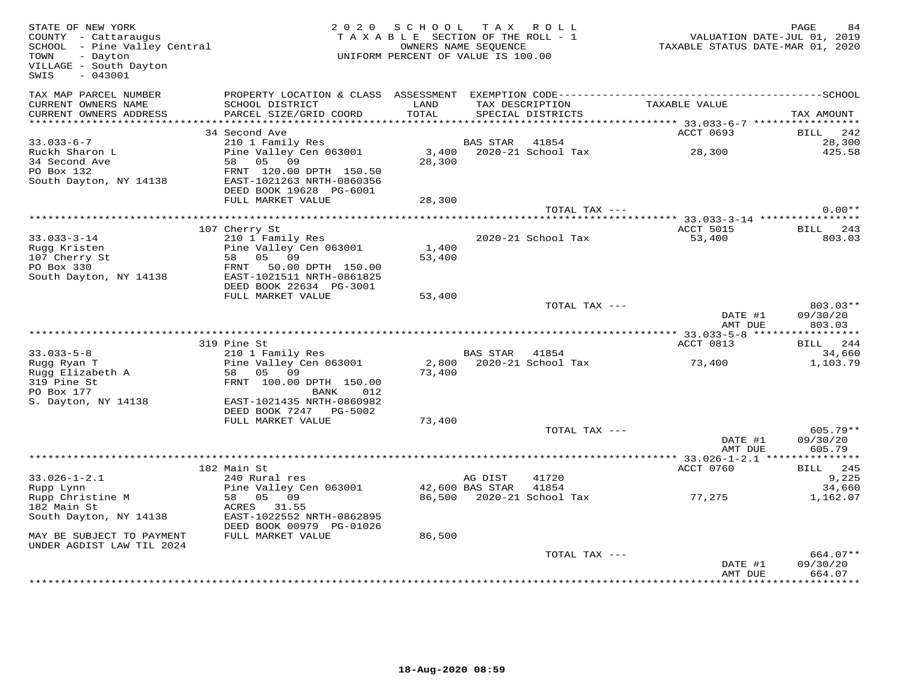STATE OF NEW YORK
COUNTY - Cattaraugus
SCHOOL - Pine Valley Central
TOWN - Dayton
VILLAGE - South Dayton
SWIS - 043001

2020 SCHOOL TAX ROLL
TAXABLE SECTION OF THE ROLL - 1
OWNERS NAME SEQUENCE
UNIFORM PERCENT OF VALUE IS 100.00

VALUATION DATE-JUL 01, 2019
TAXABLE STATUS DATE-MAR 01, 2020

| TAX MAP PARCEL NUMBER / CURRENT OWNERS NAME / CURRENT OWNERS ADDRESS | PROPERTY LOCATION & CLASS / SCHOOL DISTRICT / PARCEL SIZE/GRID COORD | ASSESSMENT LAND / TOTAL | EXEMPTION CODE / TAX DESCRIPTION / SPECIAL DISTRICTS | TAXABLE VALUE | SCHOOL TAX AMOUNT |
|---|---|---|---|---|---|
| 33.033-6-7 | 34 Second Ave | | | ACCT 0693 | BILL 242 |
| Ruckh Sharon L | 210 1 Family Res | | BAS STAR 41854 | | 28,300 |
| 34 Second Ave | Pine Valley Cen 063001 | 3,400 | 2020-21 School Tax | 28,300 | 425.58 |
| PO Box 132 | 58 05 09 | 28,300 | | | |
| South Dayton, NY 14138 | FRNT 120.00 DPTH 150.50 | | | | |
| | EAST-1021263 NRTH-0860356 | | | | |
| | DEED BOOK 19628 PG-6001 | | | | |
| | FULL MARKET VALUE | 28,300 | | | |
| | | | TOTAL TAX --- | | 0.00** |
| 33.033-3-14 | 107 Cherry St | | | ACCT 5015 | BILL 243 |
| Rugg Kristen | 210 1 Family Res | | 2020-21 School Tax | 53,400 | 803.03 |
| 107 Cherry St | Pine Valley Cen 063001 | 1,400 | | | |
| PO Box 330 | 58 05 09 | 53,400 | | | |
| South Dayton, NY 14138 | FRNT 50.00 DPTH 150.00 | | | | |
| | EAST-1021511 NRTH-0861825 | | | | |
| | DEED BOOK 22634 PG-3001 | | | | |
| | FULL MARKET VALUE | 53,400 | | | |
| | | | TOTAL TAX --- | | 803.03** |
| | | | | DATE #1 | 09/30/20 |
| | | | | AMT DUE | 803.03 |
| 33.033-5-8 | 319 Pine St | | | ACCT 0813 | BILL 244 |
| Rugg Ryan T | 210 1 Family Res | | BAS STAR 41854 | | 34,660 |
| Rugg Elizabeth A | Pine Valley Cen 063001 | 2,800 | 2020-21 School Tax | 73,400 | 1,103.79 |
| 319 Pine St | 58 05 09 | 73,400 | | | |
| PO Box 177 | FRNT 100.00 DPTH 150.00 | | | | |
| S. Dayton, NY 14138 | BANK 012 | | | | |
| | EAST-1021435 NRTH-0860982 | | | | |
| | DEED BOOK 7247 PG-5002 | | | | |
| | FULL MARKET VALUE | 73,400 | | | |
| | | | TOTAL TAX --- | | 605.79** |
| | | | | DATE #1 | 09/30/20 |
| | | | | AMT DUE | 605.79 |
| 33.026-1-2.1 | 182 Main St | | | ACCT 0760 | BILL 245 |
| Rupp Lynn | 240 Rural res | | AG DIST 41720 | | 9,225 |
| Rupp Christine M | Pine Valley Cen 063001 | 42,600 | BAS STAR 41854 | | 34,660 |
| 182 Main St | 58 05 09 | 86,500 | 2020-21 School Tax | 77,275 | 1,162.07 |
| South Dayton, NY 14138 | ACRES 31.55 | | | | |
| | EAST-1022552 NRTH-0862895 | | | | |
| MAY BE SUBJECT TO PAYMENT | DEED BOOK 00979 PG-01026 | | | | |
| UNDER AGDIST LAW TIL 2024 | FULL MARKET VALUE | 86,500 | | | |
| | | | TOTAL TAX --- | | 664.07** |
| | | | | DATE #1 | 09/30/20 |
| | | | | AMT DUE | 664.07 |

18-Aug-2020 08:59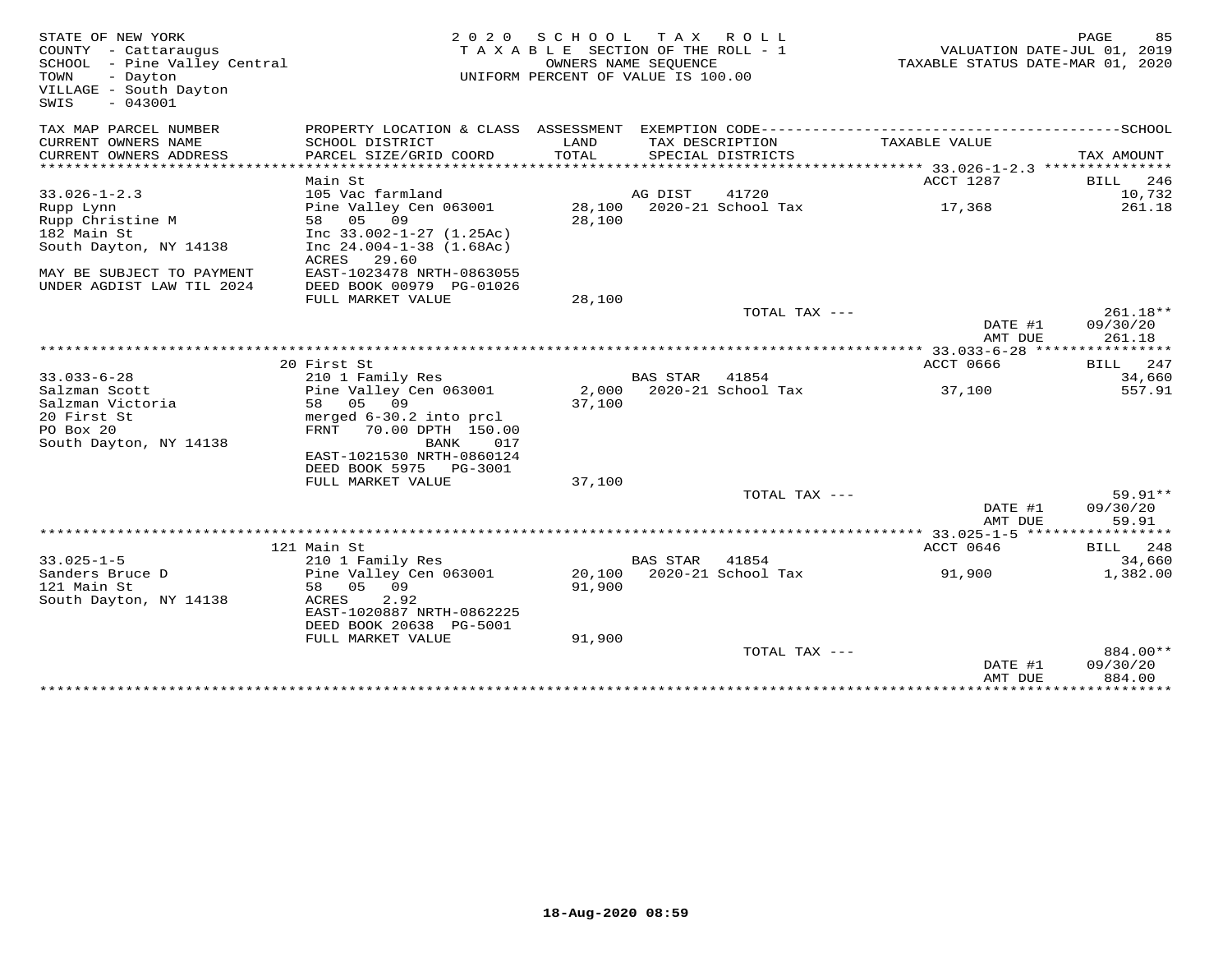STATE OF NEW YORK
COUNTY - Cattaraugus
SCHOOL - Pine Valley Central
TOWN - Dayton
VILLAGE - South Dayton
SWIS - 043001

2020 SCHOOL TAX ROLL
TAXABLE SECTION OF THE ROLL - 1
OWNERS NAME SEQUENCE
UNIFORM PERCENT OF VALUE IS 100.00

VALUATION DATE-JUL 01, 2019
TAXABLE STATUS DATE-MAR 01, 2020

| TAX MAP PARCEL NUMBER<br>CURRENT OWNERS NAME<br>CURRENT OWNERS ADDRESS | PROPERTY LOCATION & CLASS<br>SCHOOL DISTRICT<br>PARCEL SIZE/GRID COORD | ASSESSMENT<br>LAND<br>TOTAL | EXEMPTION CODE<br>TAX DESCRIPTION<br>SPECIAL DISTRICTS | SCHOOL<br>TAXABLE VALUE | TAX AMOUNT |
|---|---|---|---|---|---|
| | Main St | | | ACCT 1287 | BILL 246 |
| 33.026-1-2.3 | 105 Vac farmland | | AG DIST 41720 | | 10,732 |
| Rupp Lynn | Pine Valley Cen 063001 | 28,100 | 2020-21 School Tax | 17,368 | 261.18 |
| Rupp Christine M | 58 05 09 | 28,100 | | | |
| 182 Main St | Inc 33.002-1-27 (1.25Ac) | | | | |
| South Dayton, NY 14138 | Inc 24.004-1-38 (1.68Ac) | | | | |
| | ACRES 29.60 | | | | |
| MAY BE SUBJECT TO PAYMENT | EAST-1023478 NRTH-0863055 | | | | |
| UNDER AGDIST LAW TIL 2024 | DEED BOOK 00979 PG-01026 | | | | |
| | FULL MARKET VALUE | 28,100 | | | |
| | | | TOTAL TAX --- | | 261.18** |
| | | | | DATE #1 | 09/30/20 |
| | | | | AMT DUE | 261.18 |
| | 20 First St | | | ACCT 0666 | BILL 247 |
| 33.033-6-28 | 210 1 Family Res | | BAS STAR 41854 | | 34,660 |
| Salzman Scott | Pine Valley Cen 063001 | 2,000 | 2020-21 School Tax | 37,100 | 557.91 |
| Salzman Victoria | 58 05 09 | 37,100 | | | |
| 20 First St | merged 6-30.2 into prcl | | | | |
| PO Box 20 | FRNT 70.00 DPTH 150.00 | | | | |
| South Dayton, NY 14138 | BANK 017 | | | | |
| | EAST-1021530 NRTH-0860124 | | | | |
| | DEED BOOK 5975 PG-3001 | | | | |
| | FULL MARKET VALUE | 37,100 | | | |
| | | | TOTAL TAX --- | | 59.91** |
| | | | | DATE #1 | 09/30/20 |
| | | | | AMT DUE | 59.91 |
| | 121 Main St | | | ACCT 0646 | BILL 248 |
| 33.025-1-5 | 210 1 Family Res | | BAS STAR 41854 | | 34,660 |
| Sanders Bruce D | Pine Valley Cen 063001 | 20,100 | 2020-21 School Tax | 91,900 | 1,382.00 |
| 121 Main St | 58 05 09 | 91,900 | | | |
| South Dayton, NY 14138 | ACRES 2.92 | | | | |
| | EAST-1020887 NRTH-0862225 | | | | |
| | DEED BOOK 20638 PG-5001 | | | | |
| | FULL MARKET VALUE | 91,900 | | | |
| | | | TOTAL TAX --- | | 884.00** |
| | | | | DATE #1 | 09/30/20 |
| | | | | AMT DUE | 884.00 |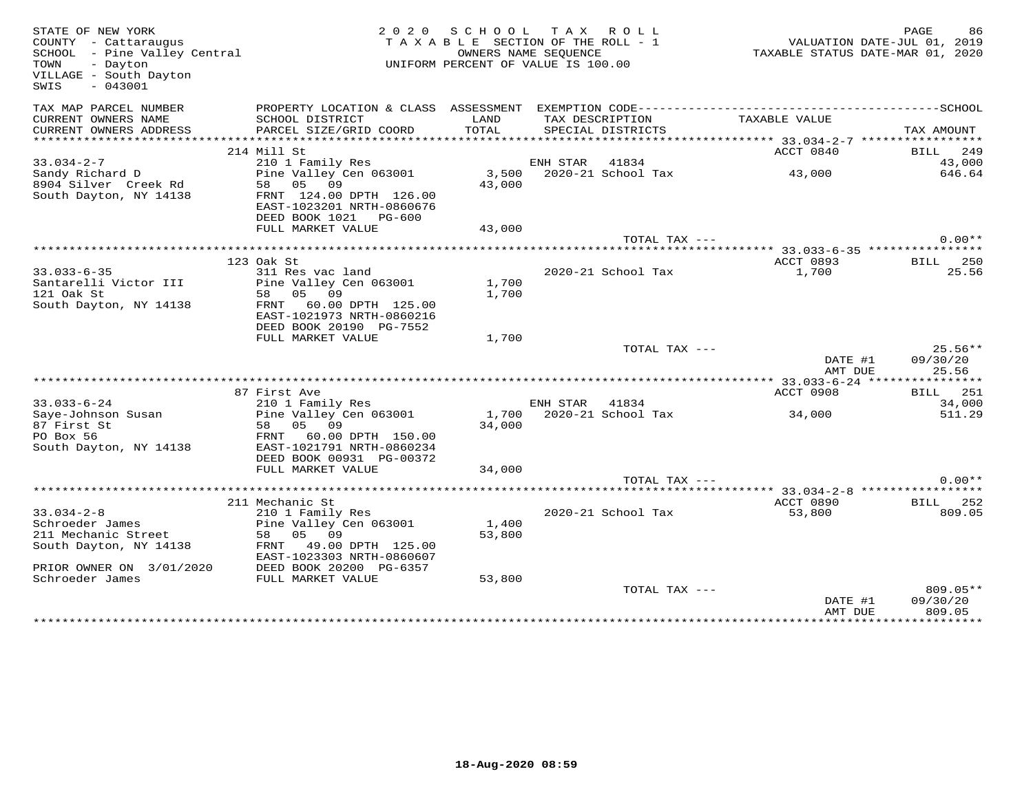STATE OF NEW YORK
COUNTY - Cattaraugus
SCHOOL - Pine Valley Central
TOWN - Dayton
VILLAGE - South Dayton
SWIS - 043001

2020 SCHOOL TAX ROLL
TAXABLE SECTION OF THE ROLL - 1
OWNERS NAME SEQUENCE
UNIFORM PERCENT OF VALUE IS 100.00

VALUATION DATE-JUL 01, 2019
TAXABLE STATUS DATE-MAR 01, 2020

| TAX MAP PARCEL NUMBER / CURRENT OWNERS NAME / CURRENT OWNERS ADDRESS | PROPERTY LOCATION & CLASS / SCHOOL DISTRICT / PARCEL SIZE/GRID COORD | ASSESSMENT LAND / TOTAL | EXEMPTION CODE / TAX DESCRIPTION / SPECIAL DISTRICTS | TAXABLE VALUE | TAX AMOUNT |
|---|---|---|---|---|---|
| | 214 Mill St | | | ACCT 0840 | BILL 249 |
| 33.034-2-7 | 210 1 Family Res | | ENH STAR 41834 | | 43,000 |
| Sandy Richard D | Pine Valley Cen 063001 | 3,500 | 2020-21 School Tax | 43,000 | 646.64 |
| 8904 Silver Creek Rd | 58 05 09 | 43,000 | | | |
| South Dayton, NY 14138 | FRNT 124.00 DPTH 126.00 | | | | |
| | EAST-1023201 NRTH-0860676 | | | | |
| | DEED BOOK 1021 PG-600 | | | | |
| | FULL MARKET VALUE | 43,000 | | | |
| | | | TOTAL TAX --- | | 0.00** |
| | 123 Oak St | | | ACCT 0893 | BILL 250 |
| 33.033-6-35 | 311 Res vac land | | 2020-21 School Tax | 1,700 | 25.56 |
| Santarelli Victor III | Pine Valley Cen 063001 | 1,700 | | | |
| 121 Oak St | 58 05 09 | 1,700 | | | |
| South Dayton, NY 14138 | FRNT 60.00 DPTH 125.00 | | | | |
| | EAST-1021973 NRTH-0860216 | | | | |
| | DEED BOOK 20190 PG-7552 | | | | |
| | FULL MARKET VALUE | 1,700 | | | |
| | | | TOTAL TAX --- | | 25.56** |
| | | | | DATE #1 | 09/30/20 |
| | | | | AMT DUE | 25.56 |
| | 87 First Ave | | | ACCT 0908 | BILL 251 |
| 33.033-6-24 | 210 1 Family Res | | ENH STAR 41834 | | 34,000 |
| Saye-Johnson Susan | Pine Valley Cen 063001 | 1,700 | 2020-21 School Tax | 34,000 | 511.29 |
| 87 First St | 58 05 09 | 34,000 | | | |
| PO Box 56 | FRNT 60.00 DPTH 150.00 | | | | |
| South Dayton, NY 14138 | EAST-1021791 NRTH-0860234 | | | | |
| | DEED BOOK 00931 PG-00372 | | | | |
| | FULL MARKET VALUE | 34,000 | | | |
| | | | TOTAL TAX --- | | 0.00** |
| | 211 Mechanic St | | | ACCT 0890 | BILL 252 |
| 33.034-2-8 | 210 1 Family Res | | 2020-21 School Tax | 53,800 | 809.05 |
| Schroeder James | Pine Valley Cen 063001 | 1,400 | | | |
| 211 Mechanic Street | 58 05 09 | 53,800 | | | |
| South Dayton, NY 14138 | FRNT 49.00 DPTH 125.00 | | | | |
| | EAST-1023303 NRTH-0860607 | | | | |
| PRIOR OWNER ON 3/01/2020 | DEED BOOK 20200 PG-6357 | | | | |
| Schroeder James | FULL MARKET VALUE | 53,800 | | | |
| | | | TOTAL TAX --- | | 809.05** |
| | | | | DATE #1 | 09/30/20 |
| | | | | AMT DUE | 809.05 |

18-Aug-2020 08:59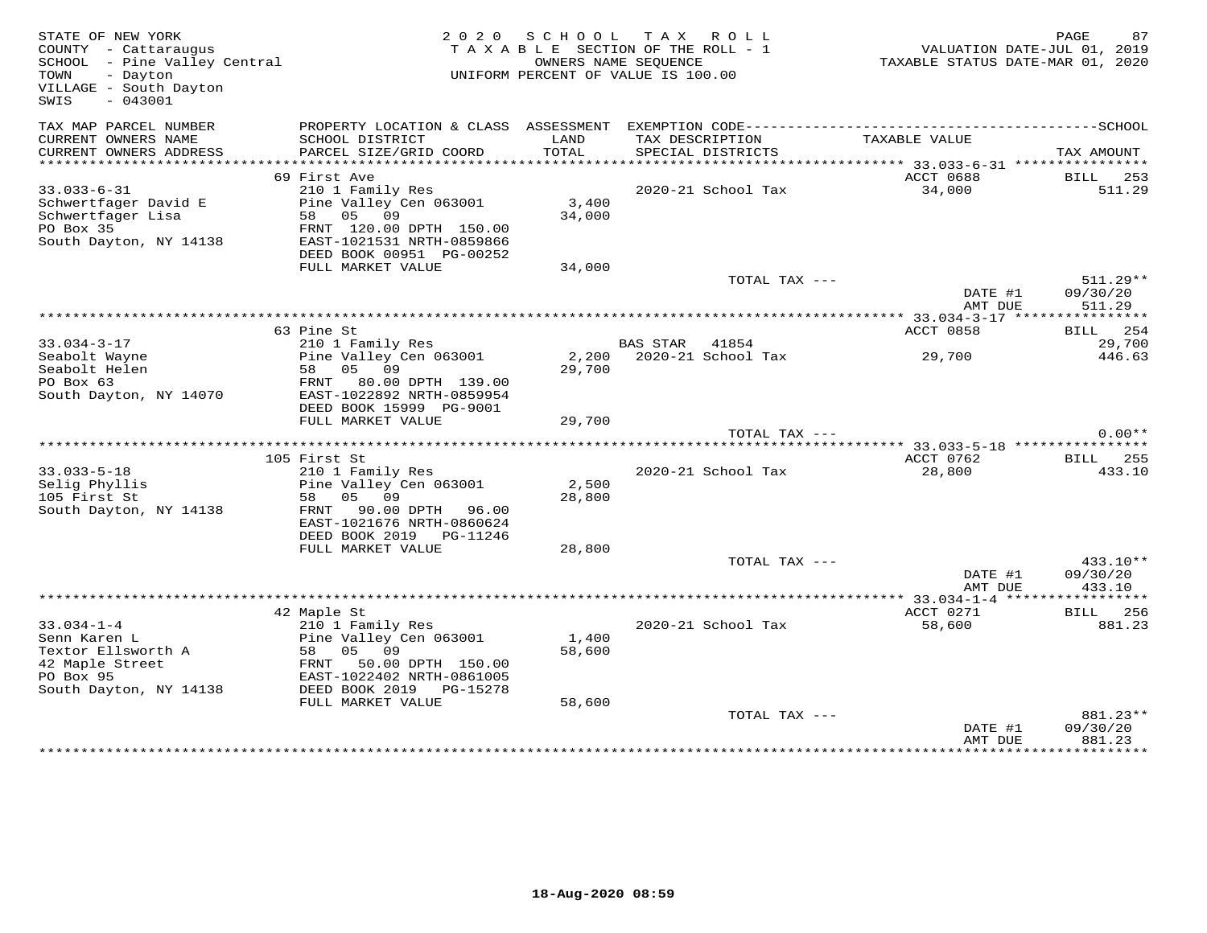STATE OF NEW YORK
COUNTY - Cattaraugus
SCHOOL - Pine Valley Central
TOWN - Dayton
VILLAGE - South Dayton
SWIS - 043001

2020 SCHOOL TAX ROLL
TAXABLE SECTION OF THE ROLL - 1
OWNERS NAME SEQUENCE
UNIFORM PERCENT OF VALUE IS 100.00

VALUATION DATE-JUL 01, 2019
TAXABLE STATUS DATE-MAR 01, 2020

| TAX MAP PARCEL NUMBER / CURRENT OWNERS NAME / CURRENT OWNERS ADDRESS | PROPERTY LOCATION & CLASS / SCHOOL DISTRICT / PARCEL SIZE/GRID COORD | ASSESSMENT LAND / TOTAL | EXEMPTION CODE / TAX DESCRIPTION / SPECIAL DISTRICTS | TAXABLE VALUE | TAX AMOUNT |
|---|---|---|---|---|---|
| | 69 First Ave | | | ACCT 0688 | BILL 253 |
| 33.033-6-31 | 210 1 Family Res | | 2020-21 School Tax | 34,000 | 511.29 |
| Schwertfager David E | Pine Valley Cen 063001 | 3,400 | | | |
| Schwertfager Lisa | 58 05 09 | 34,000 | | | |
| PO Box 35 | FRNT 120.00 DPTH 150.00 | | | | |
| South Dayton, NY 14138 | EAST-1021531 NRTH-0859866 | | | | |
| | DEED BOOK 00951 PG-00252 | | | | |
| | FULL MARKET VALUE | 34,000 | | | |
| | | | TOTAL TAX --- | | 511.29** |
| | | | | DATE #1 | 09/30/20 |
| | | | | AMT DUE | 511.29 |
| | 63 Pine St | | | ACCT 0858 | BILL 254 |
| 33.034-3-17 | 210 1 Family Res | | BAS STAR 41854 | | 29,700 |
| Seabolt Wayne | Pine Valley Cen 063001 | 2,200 | 2020-21 School Tax | 29,700 | 446.63 |
| Seabolt Helen | 58 05 09 | 29,700 | | | |
| PO Box 63 | FRNT 80.00 DPTH 139.00 | | | | |
| South Dayton, NY 14070 | EAST-1022892 NRTH-0859954 | | | | |
| | DEED BOOK 15999 PG-9001 | | | | |
| | FULL MARKET VALUE | 29,700 | | | |
| | | | TOTAL TAX --- | | 0.00** |
| | 105 First St | | | ACCT 0762 | BILL 255 |
| 33.033-5-18 | 210 1 Family Res | | 2020-21 School Tax | 28,800 | 433.10 |
| Selig Phyllis | Pine Valley Cen 063001 | 2,500 | | | |
| 105 First St | 58 05 09 | 28,800 | | | |
| South Dayton, NY 14138 | FRNT 90.00 DPTH 96.00 | | | | |
| | EAST-1021676 NRTH-0860624 | | | | |
| | DEED BOOK 2019 PG-11246 | | | | |
| | FULL MARKET VALUE | 28,800 | | | |
| | | | TOTAL TAX --- | | 433.10** |
| | | | | DATE #1 | 09/30/20 |
| | | | | AMT DUE | 433.10 |
| | 42 Maple St | | | ACCT 0271 | BILL 256 |
| 33.034-1-4 | 210 1 Family Res | | 2020-21 School Tax | 58,600 | 881.23 |
| Senn Karen L | Pine Valley Cen 063001 | 1,400 | | | |
| Textor Ellsworth A | 58 05 09 | 58,600 | | | |
| 42 Maple Street | FRNT 50.00 DPTH 150.00 | | | | |
| PO Box 95 | EAST-1022402 NRTH-0861005 | | | | |
| South Dayton, NY 14138 | DEED BOOK 2019 PG-15278 | | | | |
| | FULL MARKET VALUE | 58,600 | | | |
| | | | TOTAL TAX --- | | 881.23** |
| | | | | DATE #1 | 09/30/20 |
| | | | | AMT DUE | 881.23 |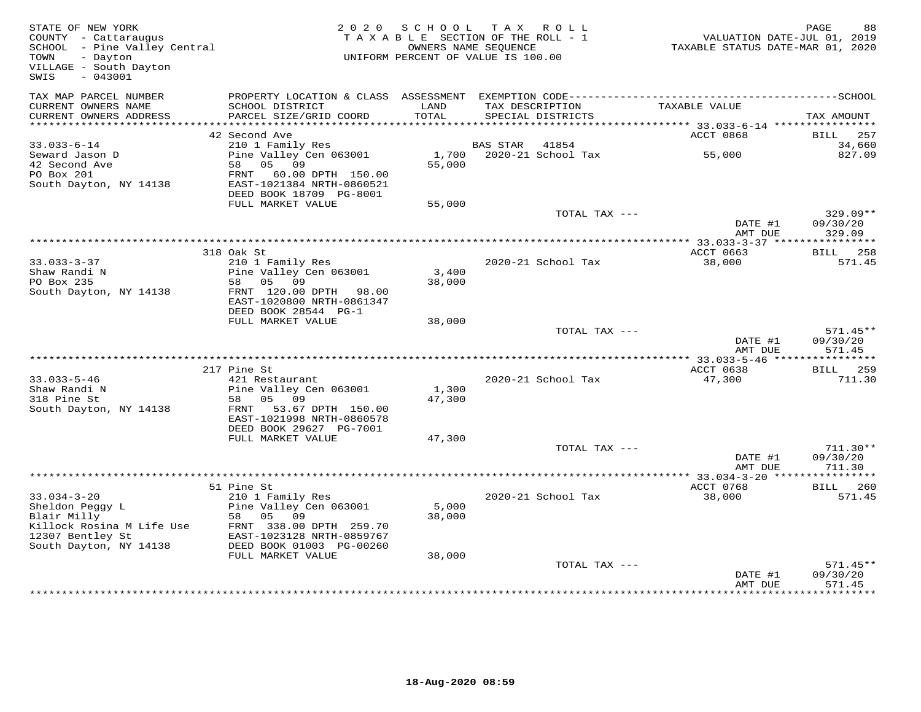STATE OF NEW YORK
COUNTY - Cattaraugus
SCHOOL - Pine Valley Central
TOWN - Dayton
VILLAGE - South Dayton
SWIS - 043001

2 0 2 0 S C H O O L T A X R O L L
T A X A B L E SECTION OF THE ROLL - 1
OWNERS NAME SEQUENCE
UNIFORM PERCENT OF VALUE IS 100.00

VALUATION DATE-JUL 01, 2019
TAXABLE STATUS DATE-MAR 01, 2020

| TAX MAP PARCEL NUMBER / CURRENT OWNERS NAME / CURRENT OWNERS ADDRESS | PROPERTY LOCATION & CLASS / SCHOOL DISTRICT / PARCEL SIZE/GRID COORD | ASSESSMENT LAND / TOTAL | EXEMPTION CODE / TAX DESCRIPTION / SPECIAL DISTRICTS | TAXABLE VALUE | TAX AMOUNT |
|---|---|---|---|---|---|
| | 42 Second Ave | | | ACCT 0868 | BILL 257 |
| 33.033-6-14 | 210 1 Family Res | | BAS STAR 41854 | | 34,660 |
| Seward Jason D | Pine Valley Cen 063001 | 1,700 | 2020-21 School Tax | 55,000 | 827.09 |
| 42 Second Ave | 58 05 09 | 55,000 | | | |
| PO Box 201 | FRNT 60.00 DPTH 150.00 | | | | |
| South Dayton, NY 14138 | EAST-1021384 NRTH-0860521 | | | | |
| | DEED BOOK 18709 PG-8001 | | | | |
| | FULL MARKET VALUE | 55,000 | | | |
| | | | TOTAL TAX --- | | 329.09** |
| | | | | DATE #1 | 09/30/20 |
| | | | | AMT DUE | 329.09 |
| | 318 Oak St | | | ACCT 0663 | BILL 258 |
| 33.033-3-37 | 210 1 Family Res | | 2020-21 School Tax | 38,000 | 571.45 |
| Shaw Randi N | Pine Valley Cen 063001 | 3,400 | | | |
| PO Box 235 | 58 05 09 | 38,000 | | | |
| South Dayton, NY 14138 | FRNT 120.00 DPTH 98.00 | | | | |
| | EAST-1020800 NRTH-0861347 | | | | |
| | DEED BOOK 28544 PG-1 | | | | |
| | FULL MARKET VALUE | 38,000 | | | |
| | | | TOTAL TAX --- | | 571.45** |
| | | | | DATE #1 | 09/30/20 |
| | | | | AMT DUE | 571.45 |
| | 217 Pine St | | | ACCT 0638 | BILL 259 |
| 33.033-5-46 | 421 Restaurant | | 2020-21 School Tax | 47,300 | 711.30 |
| Shaw Randi N | Pine Valley Cen 063001 | 1,300 | | | |
| 318 Pine St | 58 05 09 | 47,300 | | | |
| South Dayton, NY 14138 | FRNT 53.67 DPTH 150.00 | | | | |
| | EAST-1021998 NRTH-0860578 | | | | |
| | DEED BOOK 29627 PG-7001 | | | | |
| | FULL MARKET VALUE | 47,300 | | | |
| | | | TOTAL TAX --- | | 711.30** |
| | | | | DATE #1 | 09/30/20 |
| | | | | AMT DUE | 711.30 |
| | 51 Pine St | | | ACCT 0768 | BILL 260 |
| 33.034-3-20 | 210 1 Family Res | | 2020-21 School Tax | 38,000 | 571.45 |
| Sheldon Peggy L | Pine Valley Cen 063001 | 5,000 | | | |
| Blair Milly | 58 05 09 | 38,000 | | | |
| Killock Rosina M Life Use | FRNT 338.00 DPTH 259.70 | | | | |
| 12307 Bentley St | EAST-1023128 NRTH-0859767 | | | | |
| South Dayton, NY 14138 | DEED BOOK 01003 PG-00260 | | | | |
| | FULL MARKET VALUE | 38,000 | | | |
| | | | TOTAL TAX --- | | 571.45** |
| | | | | DATE #1 | 09/30/20 |
| | | | | AMT DUE | 571.45 |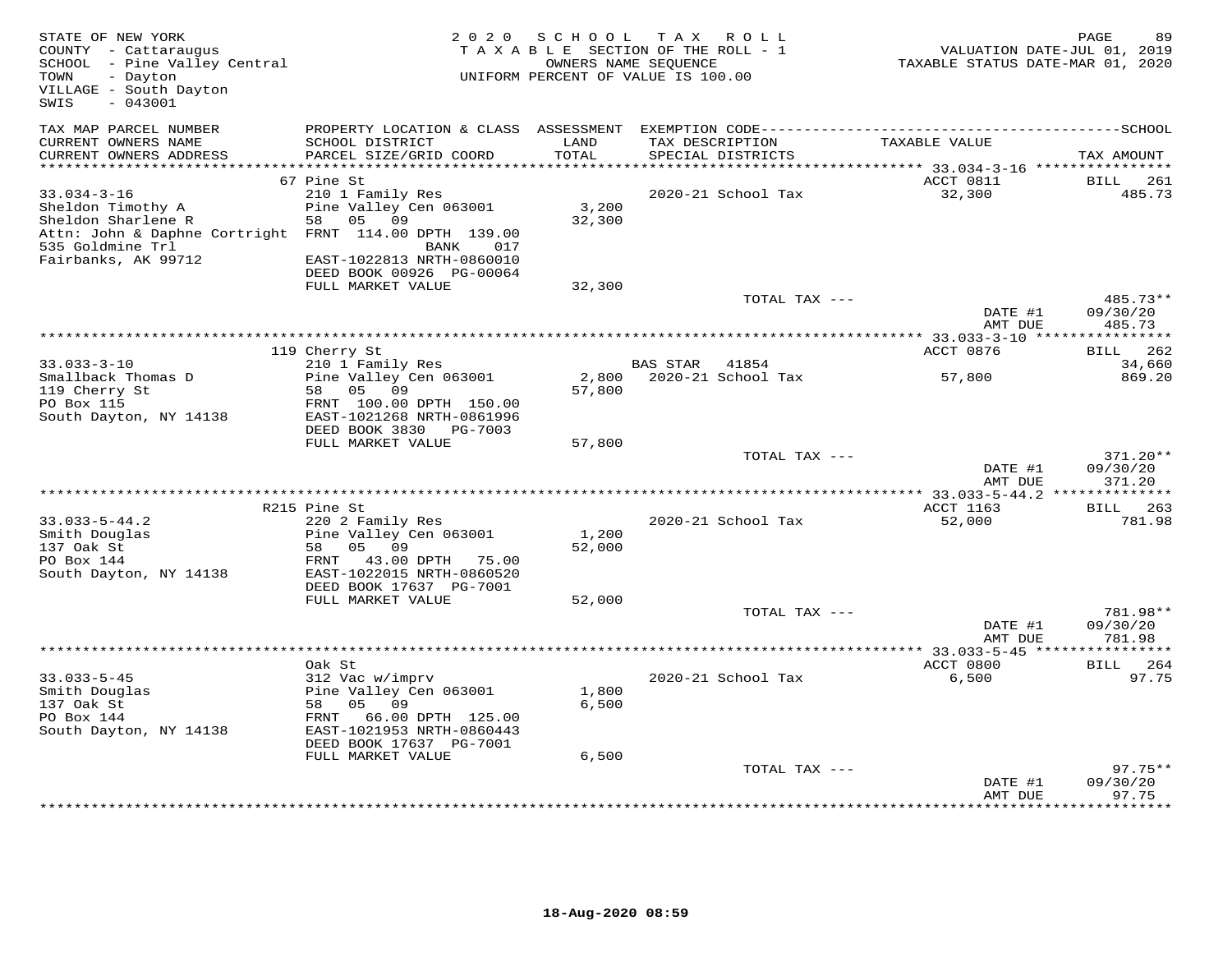STATE OF NEW YORK
COUNTY - Cattaraugus
SCHOOL - Pine Valley Central
TOWN - Dayton
VILLAGE - South Dayton
SWIS - 043001

2020 SCHOOL TAX ROLL
TAXABLE SECTION OF THE ROLL - 1
OWNERS NAME SEQUENCE
UNIFORM PERCENT OF VALUE IS 100.00

VALUATION DATE-JUL 01, 2019
TAXABLE STATUS DATE-MAR 01, 2020

| TAX MAP PARCEL NUMBER / CURRENT OWNERS NAME / CURRENT OWNERS ADDRESS | PROPERTY LOCATION & CLASS / SCHOOL DISTRICT / PARCEL SIZE/GRID COORD | ASSESSMENT LAND / TOTAL | EXEMPTION CODE / TAX DESCRIPTION / SPECIAL DISTRICTS | TAXABLE VALUE | SCHOOL TAX AMOUNT |
|---|---|---|---|---|---|
| **33.034-3-16** | 67 Pine St | | | ACCT 0811 | BILL 261 |
| 33.034-3-16 | 210 1 Family Res | | 2020-21 School Tax | 32,300 | 485.73 |
| Sheldon Timothy A | Pine Valley Cen 063001 | 3,200 | | | |
| Sheldon Sharlene R | 58 05 09 | 32,300 | | | |
| Attn: John & Daphne Cortright | FRNT 114.00 DPTH 139.00 | | | | |
| 535 Goldmine Trl | BANK 017 | | | | |
| Fairbanks, AK 99712 | EAST-1022813 NRTH-0860010 | | | | |
| | DEED BOOK 00926 PG-00064 | | | | |
| | FULL MARKET VALUE | 32,300 | | | |
| | | | TOTAL TAX --- | | 485.73** |
| | | | | DATE #1 | 09/30/20 |
| | | | | AMT DUE | 485.73 |
| **33.033-3-10** | 119 Cherry St | | | ACCT 0876 | BILL 262 |
| 33.033-3-10 | 210 1 Family Res | | BAS STAR 41854 | | 34,660 |
| Smallback Thomas D | Pine Valley Cen 063001 | 2,800 | 2020-21 School Tax | 57,800 | 869.20 |
| 119 Cherry St | 58 05 09 | 57,800 | | | |
| PO Box 115 | FRNT 100.00 DPTH 150.00 | | | | |
| South Dayton, NY 14138 | EAST-1021268 NRTH-0861996 | | | | |
| | DEED BOOK 3830 PG-7003 | | | | |
| | FULL MARKET VALUE | 57,800 | | | |
| | | | TOTAL TAX --- | | 371.20** |
| | | | | DATE #1 | 09/30/20 |
| | | | | AMT DUE | 371.20 |
| **33.033-5-44.2** | R215 Pine St | | | ACCT 1163 | BILL 263 |
| 33.033-5-44.2 | 220 2 Family Res | | 2020-21 School Tax | 52,000 | 781.98 |
| Smith Douglas | Pine Valley Cen 063001 | 1,200 | | | |
| 137 Oak St | 58 05 09 | 52,000 | | | |
| PO Box 144 | FRNT 43.00 DPTH 75.00 | | | | |
| South Dayton, NY 14138 | EAST-1022015 NRTH-0860520 | | | | |
| | DEED BOOK 17637 PG-7001 | | | | |
| | FULL MARKET VALUE | 52,000 | | | |
| | | | TOTAL TAX --- | | 781.98** |
| | | | | DATE #1 | 09/30/20 |
| | | | | AMT DUE | 781.98 |
| **33.033-5-45** | Oak St | | | ACCT 0800 | BILL 264 |
| 33.033-5-45 | 312 Vac w/imprv | | 2020-21 School Tax | 6,500 | 97.75 |
| Smith Douglas | Pine Valley Cen 063001 | 1,800 | | | |
| 137 Oak St | 58 05 09 | 6,500 | | | |
| PO Box 144 | FRNT 66.00 DPTH 125.00 | | | | |
| South Dayton, NY 14138 | EAST-1021953 NRTH-0860443 | | | | |
| | DEED BOOK 17637 PG-7001 | | | | |
| | FULL MARKET VALUE | 6,500 | | | |
| | | | TOTAL TAX --- | | 97.75** |
| | | | | DATE #1 | 09/30/20 |
| | | | | AMT DUE | 97.75 |

18-Aug-2020 08:59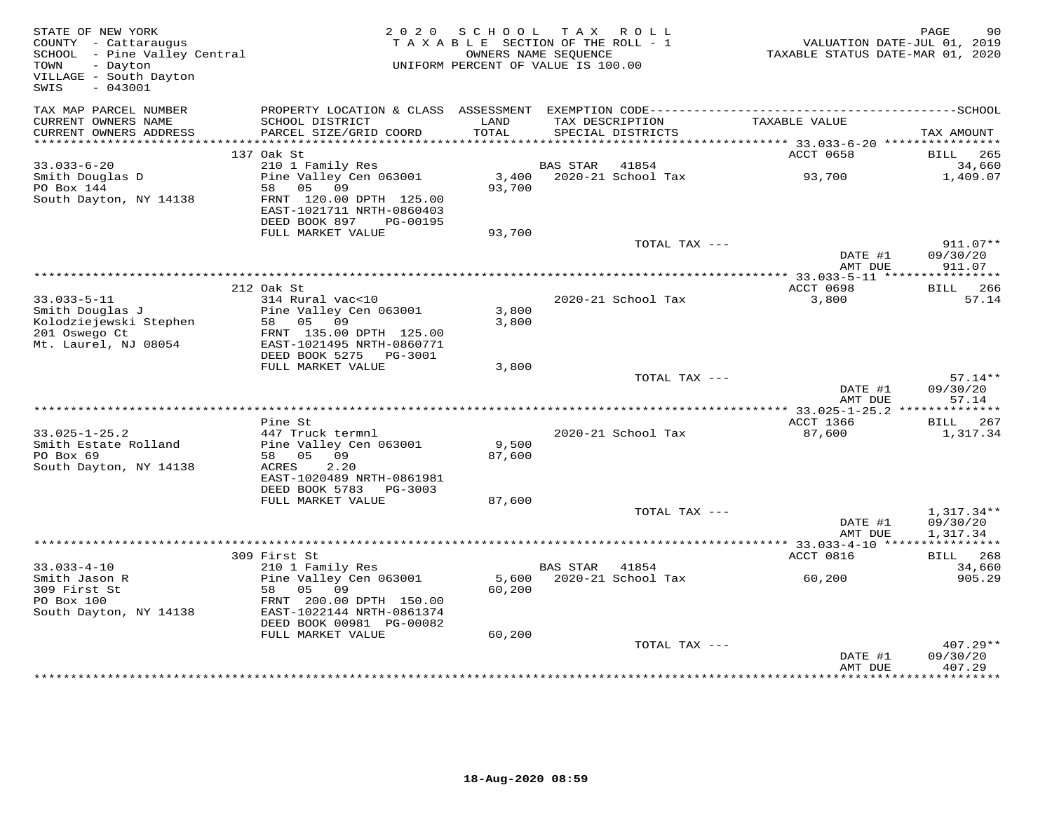STATE OF NEW YORK
COUNTY - Cattaraugus
SCHOOL - Pine Valley Central
TOWN - Dayton
VILLAGE - South Dayton
SWIS - 043001

2020 SCHOOL TAX ROLL
TAXABLE SECTION OF THE ROLL - 1
OWNERS NAME SEQUENCE
UNIFORM PERCENT OF VALUE IS 100.00

VALUATION DATE-JUL 01, 2019
TAXABLE STATUS DATE-MAR 01, 2020

| TAX MAP PARCEL NUMBER / CURRENT OWNERS NAME / CURRENT OWNERS ADDRESS | PROPERTY LOCATION & CLASS / SCHOOL DISTRICT / PARCEL SIZE/GRID COORD | ASSESSMENT LAND / TOTAL | EXEMPTION CODE / TAX DESCRIPTION / SPECIAL DISTRICTS | TAXABLE VALUE | TAX AMOUNT |
|---|---|---|---|---|---|
| 33.033-6-20 | 137 Oak St | | | ACCT 0658 | BILL 265 |
| Smith Douglas D | 210 1 Family Res | | BAS STAR 41854 | | 34,660 |
| PO Box 144 | Pine Valley Cen 063001 | 3,400 | 2020-21 School Tax | 93,700 | 1,409.07 |
| South Dayton, NY 14138 | 58 05 09 | 93,700 | | | |
| | FRNT 120.00 DPTH 125.00 | | | | |
| | EAST-1021711 NRTH-0860403 | | | | |
| | DEED BOOK 897 PG-00195 | | | | |
| | FULL MARKET VALUE | 93,700 | | | |
| | | | TOTAL TAX --- | | 911.07** |
| | | | | DATE #1 | 09/30/20 |
| | | | | AMT DUE | 911.07 |
| 33.033-5-11 | 212 Oak St | | | ACCT 0698 | BILL 266 |
| Smith Douglas J | 314 Rural vac<10 | | 2020-21 School Tax | 3,800 | 57.14 |
| Kolodziejewski Stephen | Pine Valley Cen 063001 | 3,800 | | | |
| 201 Oswego Ct | 58 05 09 | 3,800 | | | |
| Mt. Laurel, NJ 08054 | FRNT 135.00 DPTH 125.00 | | | | |
| | EAST-1021495 NRTH-0860771 | | | | |
| | DEED BOOK 5275 PG-3001 | | | | |
| | FULL MARKET VALUE | 3,800 | | | |
| | | | TOTAL TAX --- | | 57.14** |
| | | | | DATE #1 | 09/30/20 |
| | | | | AMT DUE | 57.14 |
| 33.025-1-25.2 | Pine St | | | ACCT 1366 | BILL 267 |
| Smith Estate Rolland | 447 Truck termnl | | 2020-21 School Tax | 87,600 | 1,317.34 |
| PO Box 69 | Pine Valley Cen 063001 | 9,500 | | | |
| South Dayton, NY 14138 | 58 05 09 | 87,600 | | | |
| | ACRES 2.20 | | | | |
| | EAST-1020489 NRTH-0861981 | | | | |
| | DEED BOOK 5783 PG-3003 | | | | |
| | FULL MARKET VALUE | 87,600 | | | |
| | | | TOTAL TAX --- | | 1,317.34** |
| | | | | DATE #1 | 09/30/20 |
| | | | | AMT DUE | 1,317.34 |
| 33.033-4-10 | 309 First St | | | ACCT 0816 | BILL 268 |
| Smith Jason R | 210 1 Family Res | | BAS STAR 41854 | | 34,660 |
| 309 First St | Pine Valley Cen 063001 | 5,600 | 2020-21 School Tax | 60,200 | 905.29 |
| PO Box 100 | 58 05 09 | 60,200 | | | |
| South Dayton, NY 14138 | FRNT 200.00 DPTH 150.00 | | | | |
| | EAST-1022144 NRTH-0861374 | | | | |
| | DEED BOOK 00981 PG-00082 | | | | |
| | FULL MARKET VALUE | 60,200 | | | |
| | | | TOTAL TAX --- | | 407.29** |
| | | | | DATE #1 | 09/30/20 |
| | | | | AMT DUE | 407.29 |

18-Aug-2020 08:59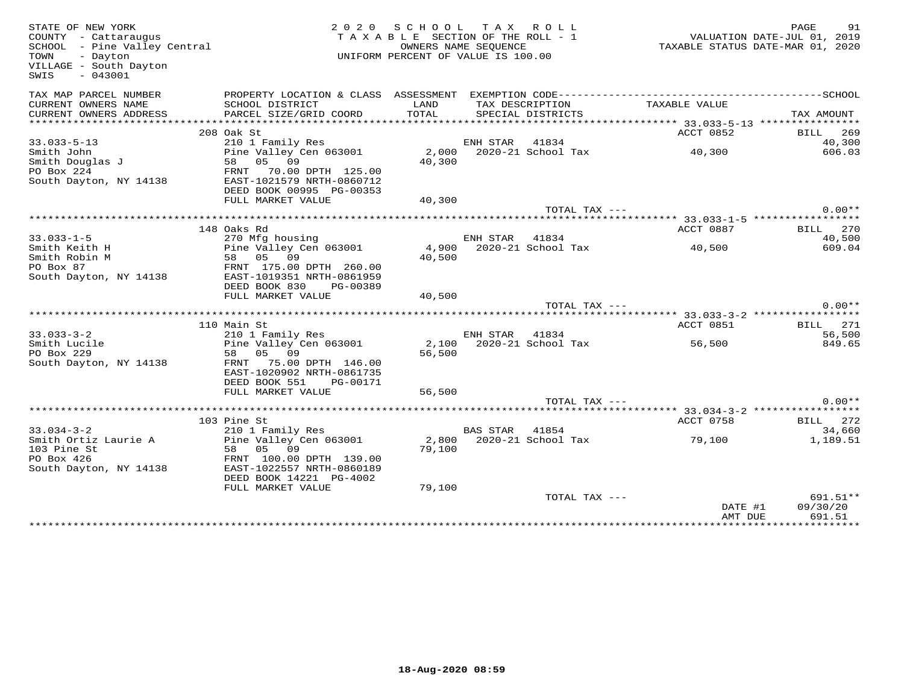STATE OF NEW YORK
COUNTY - Cattaraugus
SCHOOL - Pine Valley Central
TOWN - Dayton
VILLAGE - South Dayton
SWIS - 043001

2020 SCHOOL TAX ROLL
TAXABLE SECTION OF THE ROLL - 1
OWNERS NAME SEQUENCE
UNIFORM PERCENT OF VALUE IS 100.00

VALUATION DATE-JUL 01, 2019
TAXABLE STATUS DATE-MAR 01, 2020

| TAX MAP PARCEL NUMBER / CURRENT OWNERS NAME / CURRENT OWNERS ADDRESS | PROPERTY LOCATION & CLASS / SCHOOL DISTRICT / PARCEL SIZE/GRID COORD | ASSESSMENT LAND | TOTAL | EXEMPTION CODE / TAX DESCRIPTION / SPECIAL DISTRICTS | TAXABLE VALUE | TAX AMOUNT |
|---|---|---|---|---|---|---|
| 33.033-5-13 | 208 Oak St | | | | ACCT 0852 | BILL 269 |
| | 210 1 Family Res | | | ENH STAR 41834 | | 40,300 |
| Smith John | Pine Valley Cen 063001 | 2,000 | | 2020-21 School Tax | 40,300 | 606.03 |
| Smith Douglas J | 58 05 09 | | 40,300 | | | |
| PO Box 224 | FRNT 70.00 DPTH 125.00 | | | | | |
| South Dayton, NY 14138 | EAST-1021579 NRTH-0860712 | | | | | |
| | DEED BOOK 00995 PG-00353 | | | | | |
| | FULL MARKET VALUE | | 40,300 | | | |
| | | | | TOTAL TAX --- | | 0.00** |
| 33.033-1-5 | 148 Oaks Rd | | | | ACCT 0887 | BILL 270 |
| | 270 Mfg housing | | | ENH STAR 41834 | | 40,500 |
| Smith Keith H | Pine Valley Cen 063001 | 4,900 | | 2020-21 School Tax | 40,500 | 609.04 |
| Smith Robin M | 58 05 09 | | 40,500 | | | |
| PO Box 87 | FRNT 175.00 DPTH 260.00 | | | | | |
| South Dayton, NY 14138 | EAST-1019351 NRTH-0861959 | | | | | |
| | DEED BOOK 830 PG-00389 | | | | | |
| | FULL MARKET VALUE | | 40,500 | | | |
| | | | | TOTAL TAX --- | | 0.00** |
| 33.033-3-2 | 110 Main St | | | | ACCT 0851 | BILL 271 |
| | 210 1 Family Res | | | ENH STAR 41834 | | 56,500 |
| Smith Lucile | Pine Valley Cen 063001 | 2,100 | | 2020-21 School Tax | 56,500 | 849.65 |
| PO Box 229 | 58 05 09 | | 56,500 | | | |
| South Dayton, NY 14138 | FRNT 75.00 DPTH 146.00 | | | | | |
| | EAST-1020902 NRTH-0861735 | | | | | |
| | DEED BOOK 551 PG-00171 | | | | | |
| | FULL MARKET VALUE | | 56,500 | | | |
| | | | | TOTAL TAX --- | | 0.00** |
| 33.034-3-2 | 103 Pine St | | | | ACCT 0758 | BILL 272 |
| | 210 1 Family Res | | | BAS STAR 41854 | | 34,660 |
| Smith Ortiz Laurie A | Pine Valley Cen 063001 | 2,800 | | 2020-21 School Tax | 79,100 | 1,189.51 |
| 103 Pine St | 58 05 09 | | 79,100 | | | |
| PO Box 426 | FRNT 100.00 DPTH 139.00 | | | | | |
| South Dayton, NY 14138 | EAST-1022557 NRTH-0860189 | | | | | |
| | DEED BOOK 14221 PG-4002 | | | | | |
| | FULL MARKET VALUE | | 79,100 | | | |
| | | | | TOTAL TAX --- | | 691.51** |
| | | | | | DATE #1 | 09/30/20 |
| | | | | | AMT DUE | 691.51 |

18-Aug-2020 08:59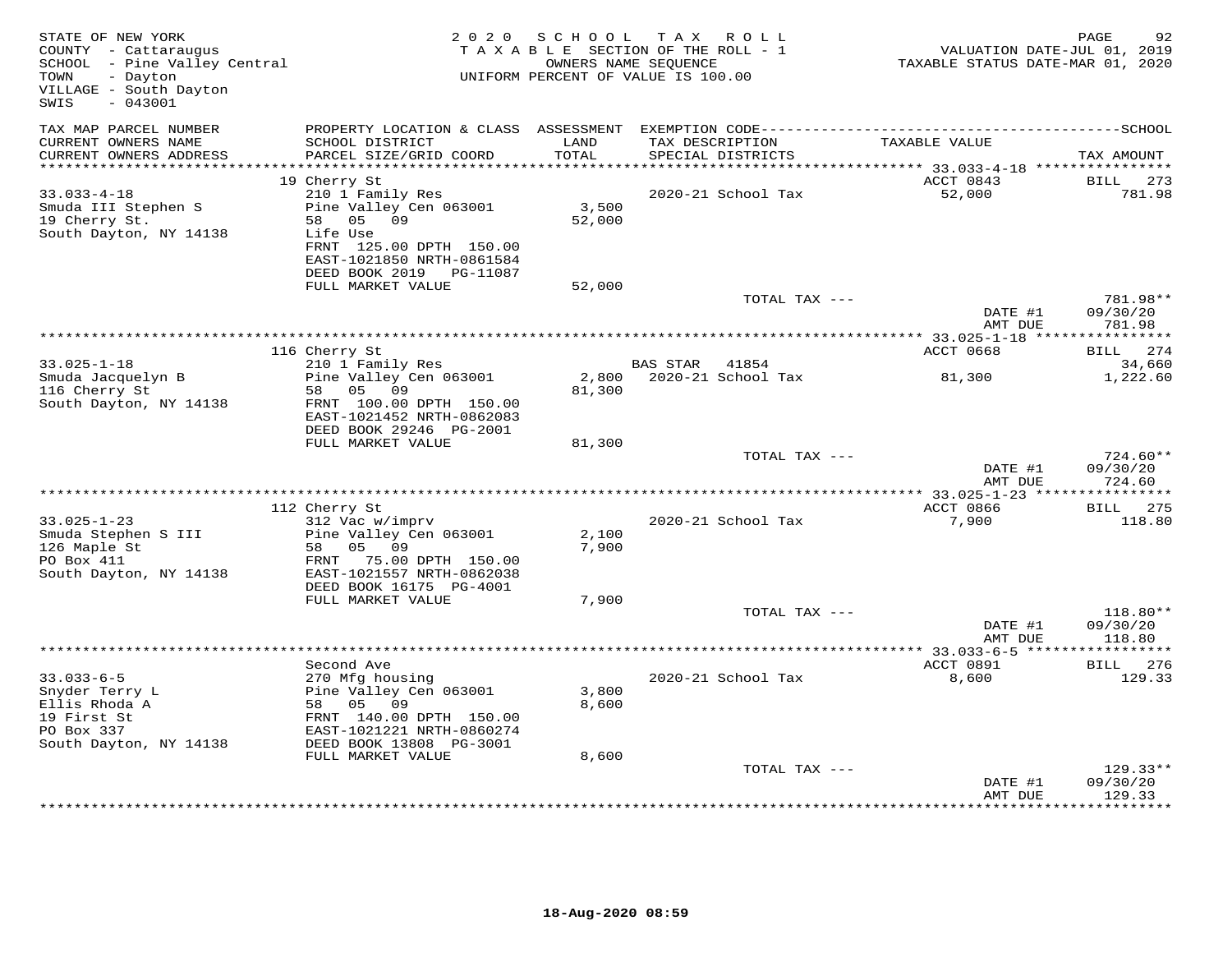STATE OF NEW YORK
COUNTY - Cattaraugus
SCHOOL - Pine Valley Central
TOWN - Dayton
VILLAGE - South Dayton
SWIS - 043001

2020 SCHOOL TAX ROLL
TAXABLE SECTION OF THE ROLL - 1
OWNERS NAME SEQUENCE
UNIFORM PERCENT OF VALUE IS 100.00

VALUATION DATE-JUL 01, 2019
TAXABLE STATUS DATE-MAR 01, 2020

| TAX MAP PARCEL NUMBER / CURRENT OWNERS NAME / CURRENT OWNERS ADDRESS | PROPERTY LOCATION & CLASS / SCHOOL DISTRICT / PARCEL SIZE/GRID COORD | ASSESSMENT LAND / TOTAL | EXEMPTION CODE / TAX DESCRIPTION / SPECIAL DISTRICTS | TAXABLE VALUE | TAX AMOUNT |
|---|---|---|---|---|---|
| | 19 Cherry St | | | ACCT 0843 | BILL 273 |
| 33.033-4-18 | 210 1 Family Res | | 2020-21 School Tax | 52,000 | 781.98 |
| Smuda III Stephen S | Pine Valley Cen 063001 | 3,500 | | | |
| 19 Cherry St. | 58 05 09 | 52,000 | | | |
| South Dayton, NY 14138 | Life Use | | | | |
| | FRNT 125.00 DPTH 150.00 | | | | |
| | EAST-1021850 NRTH-0861584 | | | | |
| | DEED BOOK 2019 PG-11087 | | | | |
| | FULL MARKET VALUE | 52,000 | | | |
| | | | TOTAL TAX --- | | 781.98** |
| | | | | DATE #1 | 09/30/20 |
| | | | | AMT DUE | 781.98 |
| | 116 Cherry St | | | ACCT 0668 | BILL 274 |
| 33.025-1-18 | 210 1 Family Res | | BAS STAR 41854 | | 34,660 |
| Smuda Jacquelyn B | Pine Valley Cen 063001 | 2,800 | 2020-21 School Tax | 81,300 | 1,222.60 |
| 116 Cherry St | 58 05 09 | 81,300 | | | |
| South Dayton, NY 14138 | FRNT 100.00 DPTH 150.00 | | | | |
| | EAST-1021452 NRTH-0862083 | | | | |
| | DEED BOOK 29246 PG-2001 | | | | |
| | FULL MARKET VALUE | 81,300 | | | |
| | | | TOTAL TAX --- | | 724.60** |
| | | | | DATE #1 | 09/30/20 |
| | | | | AMT DUE | 724.60 |
| | 112 Cherry St | | | ACCT 0866 | BILL 275 |
| 33.025-1-23 | 312 Vac w/imprv | | 2020-21 School Tax | 7,900 | 118.80 |
| Smuda Stephen S III | Pine Valley Cen 063001 | 2,100 | | | |
| 126 Maple St | 58 05 09 | 7,900 | | | |
| PO Box 411 | FRNT 75.00 DPTH 150.00 | | | | |
| South Dayton, NY 14138 | EAST-1021557 NRTH-0862038 | | | | |
| | DEED BOOK 16175 PG-4001 | | | | |
| | FULL MARKET VALUE | 7,900 | | | |
| | | | TOTAL TAX --- | | 118.80** |
| | | | | DATE #1 | 09/30/20 |
| | | | | AMT DUE | 118.80 |
| | Second Ave | | | ACCT 0891 | BILL 276 |
| 33.033-6-5 | 270 Mfg housing | | 2020-21 School Tax | 8,600 | 129.33 |
| Snyder Terry L | Pine Valley Cen 063001 | 3,800 | | | |
| Ellis Rhoda A | 58 05 09 | 8,600 | | | |
| 19 First St | FRNT 140.00 DPTH 150.00 | | | | |
| PO Box 337 | EAST-1021221 NRTH-0860274 | | | | |
| South Dayton, NY 14138 | DEED BOOK 13808 PG-3001 | | | | |
| | FULL MARKET VALUE | 8,600 | | | |
| | | | TOTAL TAX --- | | 129.33** |
| | | | | DATE #1 | 09/30/20 |
| | | | | AMT DUE | 129.33 |

18-Aug-2020 08:59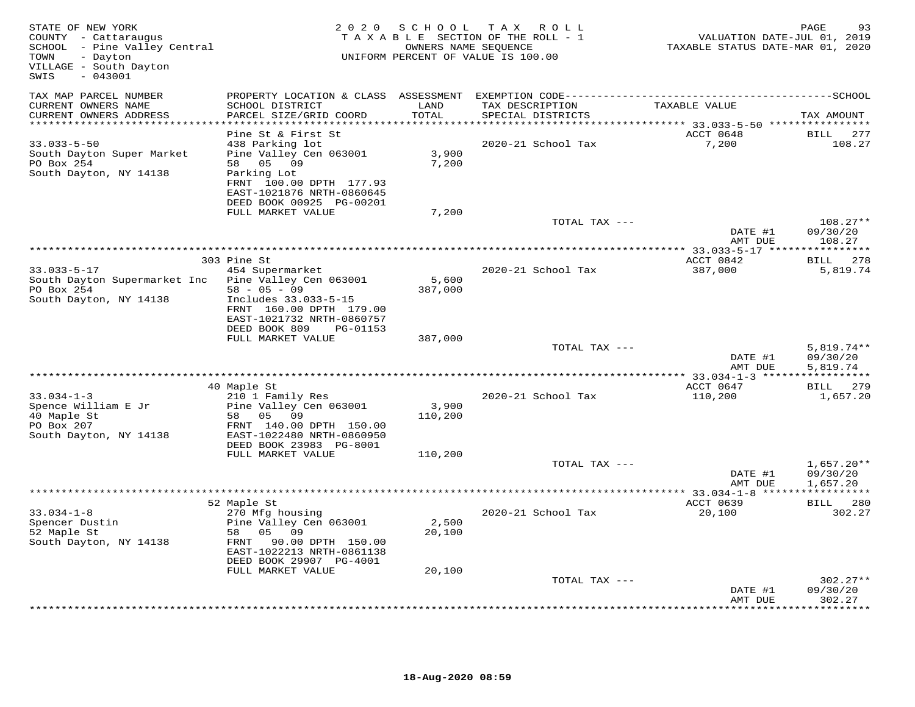STATE OF NEW YORK
COUNTY - Cattaraugus
SCHOOL - Pine Valley Central
TOWN - Dayton
VILLAGE - South Dayton
SWIS - 043001

2020 SCHOOL TAX ROLL
TAXABLE SECTION OF THE ROLL - 1
OWNERS NAME SEQUENCE
UNIFORM PERCENT OF VALUE IS 100.00

VALUATION DATE-JUL 01, 2019
TAXABLE STATUS DATE-MAR 01, 2020

| TAX MAP PARCEL NUMBER / CURRENT OWNERS NAME / CURRENT OWNERS ADDRESS | PROPERTY LOCATION & CLASS / SCHOOL DISTRICT / PARCEL SIZE/GRID COORD | ASSESSMENT LAND / TOTAL | EXEMPTION CODE / TAX DESCRIPTION / SPECIAL DISTRICTS | TAXABLE VALUE | SCHOOL TAX AMOUNT |
|---|---|---|---|---|---|
| 33.033-5-50 | Pine St & First St | | | ACCT 0648 | BILL 277 |
| 33.033-5-50 | 438 Parking lot | | 2020-21 School Tax | 7,200 | 108.27 |
| South Dayton Super Market | Pine Valley Cen 063001 | 3,900 | | | |
| PO Box 254 | 58 05 09 | 7,200 | | | |
| South Dayton, NY 14138 | Parking Lot | | | | |
| | FRNT 100.00 DPTH 177.93 | | | | |
| | EAST-1021876 NRTH-0860645 | | | | |
| | DEED BOOK 00925 PG-00201 | | | | |
| | FULL MARKET VALUE | 7,200 | | | |
| | | | TOTAL TAX --- | | 108.27** |
| | | | | DATE #1 | 09/30/20 |
| | | | | AMT DUE | 108.27 |
| 33.033-5-17 | 303 Pine St | | | ACCT 0842 | BILL 278 |
| 33.033-5-17 | 454 Supermarket | | 2020-21 School Tax | 387,000 | 5,819.74 |
| South Dayton Supermarket Inc | Pine Valley Cen 063001 | 5,600 | | | |
| PO Box 254 | 58 - 05 - 09 | 387,000 | | | |
| South Dayton, NY 14138 | Includes 33.033-5-15 | | | | |
| | FRNT 160.00 DPTH 179.00 | | | | |
| | EAST-1021732 NRTH-0860757 | | | | |
| | DEED BOOK 809 PG-01153 | | | | |
| | FULL MARKET VALUE | 387,000 | | | |
| | | | TOTAL TAX --- | | 5,819.74** |
| | | | | DATE #1 | 09/30/20 |
| | | | | AMT DUE | 5,819.74 |
| 33.034-1-3 | 40 Maple St | | | ACCT 0647 | BILL 279 |
| 33.034-1-3 | 210 1 Family Res | | 2020-21 School Tax | 110,200 | 1,657.20 |
| Spence William E Jr | Pine Valley Cen 063001 | 3,900 | | | |
| 40 Maple St | 58 05 09 | 110,200 | | | |
| PO Box 207 | FRNT 140.00 DPTH 150.00 | | | | |
| South Dayton, NY 14138 | EAST-1022480 NRTH-0860950 | | | | |
| | DEED BOOK 23983 PG-8001 | | | | |
| | FULL MARKET VALUE | 110,200 | | | |
| | | | TOTAL TAX --- | | 1,657.20** |
| | | | | DATE #1 | 09/30/20 |
| | | | | AMT DUE | 1,657.20 |
| 33.034-1-8 | 52 Maple St | | | ACCT 0639 | BILL 280 |
| 33.034-1-8 | 270 Mfg housing | | 2020-21 School Tax | 20,100 | 302.27 |
| Spencer Dustin | Pine Valley Cen 063001 | 2,500 | | | |
| 52 Maple St | 58 05 09 | 20,100 | | | |
| South Dayton, NY 14138 | FRNT 90.00 DPTH 150.00 | | | | |
| | EAST-1022213 NRTH-0861138 | | | | |
| | DEED BOOK 29907 PG-4001 | | | | |
| | FULL MARKET VALUE | 20,100 | | | |
| | | | TOTAL TAX --- | | 302.27** |
| | | | | DATE #1 | 09/30/20 |
| | | | | AMT DUE | 302.27 |

18-Aug-2020 08:59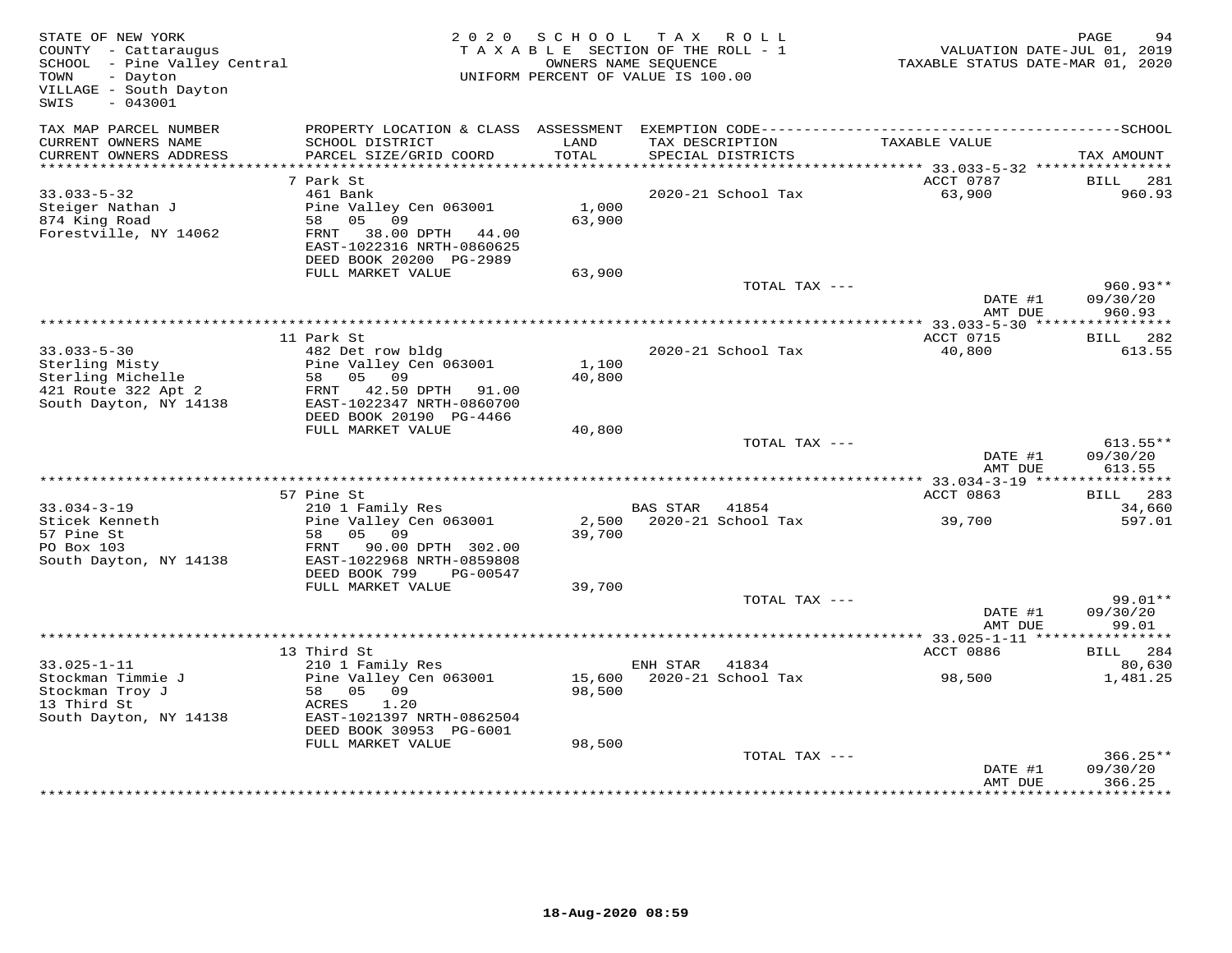STATE OF NEW YORK
COUNTY - Cattaraugus
SCHOOL - Pine Valley Central
TOWN - Dayton
VILLAGE - South Dayton
SWIS - 043001

2020 SCHOOL TAX ROLL
TAXABLE SECTION OF THE ROLL - 1
OWNERS NAME SEQUENCE
UNIFORM PERCENT OF VALUE IS 100.00

VALUATION DATE-JUL 01, 2019
TAXABLE STATUS DATE-MAR 01, 2020

| TAX MAP PARCEL NUMBER / CURRENT OWNERS NAME / CURRENT OWNERS ADDRESS | PROPERTY LOCATION & CLASS / SCHOOL DISTRICT / PARCEL SIZE/GRID COORD | ASSESSMENT LAND / TOTAL | EXEMPTION CODE / TAX DESCRIPTION / SPECIAL DISTRICTS | TAXABLE VALUE | TAX AMOUNT |
|---|---|---|---|---|---|
| **33.033-5-32** | 7 Park St | | | ACCT 0787 | BILL 281 |
| 33.033-5-32 | 461 Bank | | 2020-21 School Tax | 63,900 | 960.93 |
| Steiger Nathan J | Pine Valley Cen 063001 | 1,000 | | | |
| 874 King Road | 58 05 09 | 63,900 | | | |
| Forestville, NY 14062 | FRNT 38.00 DPTH 44.00 | | | | |
| | EAST-1022316 NRTH-0860625 | | | | |
| | DEED BOOK 20200 PG-2989 | | | | |
| | FULL MARKET VALUE | 63,900 | | | |
| | | | TOTAL TAX --- | | 960.93** |
| | | | | DATE #1 | 09/30/20 |
| | | | | AMT DUE | 960.93 |
| **33.033-5-30** | 11 Park St | | | ACCT 0715 | BILL 282 |
| 33.033-5-30 | 482 Det row bldg | | 2020-21 School Tax | 40,800 | 613.55 |
| Sterling Misty | Pine Valley Cen 063001 | 1,100 | | | |
| Sterling Michelle | 58 05 09 | 40,800 | | | |
| 421 Route 322 Apt 2 | FRNT 42.50 DPTH 91.00 | | | | |
| South Dayton, NY 14138 | EAST-1022347 NRTH-0860700 | | | | |
| | DEED BOOK 20190 PG-4466 | | | | |
| | FULL MARKET VALUE | 40,800 | | | |
| | | | TOTAL TAX --- | | 613.55** |
| | | | | DATE #1 | 09/30/20 |
| | | | | AMT DUE | 613.55 |
| **33.034-3-19** | 57 Pine St | | | ACCT 0863 | BILL 283 |
| 33.034-3-19 | 210 1 Family Res | | BAS STAR 41854 | | 34,660 |
| Sticek Kenneth | Pine Valley Cen 063001 | 2,500 | 2020-21 School Tax | 39,700 | 597.01 |
| 57 Pine St | 58 05 09 | 39,700 | | | |
| PO Box 103 | FRNT 90.00 DPTH 302.00 | | | | |
| South Dayton, NY 14138 | EAST-1022968 NRTH-0859808 | | | | |
| | DEED BOOK 799 PG-00547 | | | | |
| | FULL MARKET VALUE | 39,700 | | | |
| | | | TOTAL TAX --- | | 99.01** |
| | | | | DATE #1 | 09/30/20 |
| | | | | AMT DUE | 99.01 |
| **33.025-1-11** | 13 Third St | | | ACCT 0886 | BILL 284 |
| 33.025-1-11 | 210 1 Family Res | | ENH STAR 41834 | | 80,630 |
| Stockman Timmie J | Pine Valley Cen 063001 | 15,600 | 2020-21 School Tax | 98,500 | 1,481.25 |
| Stockman Troy J | 58 05 09 | 98,500 | | | |
| 13 Third St | ACRES 1.20 | | | | |
| South Dayton, NY 14138 | EAST-1021397 NRTH-0862504 | | | | |
| | DEED BOOK 30953 PG-6001 | | | | |
| | FULL MARKET VALUE | 98,500 | | | |
| | | | TOTAL TAX --- | | 366.25** |
| | | | | DATE #1 | 09/30/20 |
| | | | | AMT DUE | 366.25 |

18-Aug-2020 08:59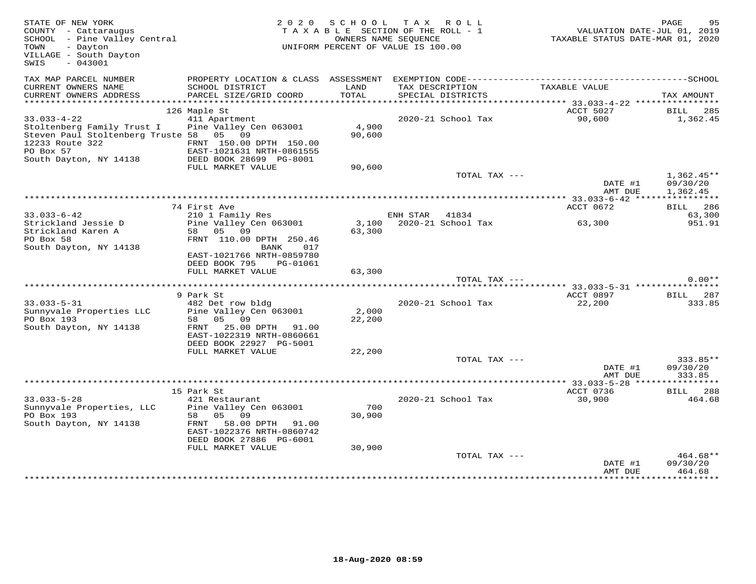STATE OF NEW YORK
COUNTY - Cattaraugus
SCHOOL - Pine Valley Central
TOWN - Dayton
VILLAGE - South Dayton
SWIS - 043001

2020 SCHOOL TAX ROLL
TAXABLE SECTION OF THE ROLL - 1
OWNERS NAME SEQUENCE
UNIFORM PERCENT OF VALUE IS 100.00

VALUATION DATE-JUL 01, 2019
TAXABLE STATUS DATE-MAR 01, 2020

| TAX MAP PARCEL NUMBER / CURRENT OWNERS NAME / CURRENT OWNERS ADDRESS | PROPERTY LOCATION & CLASS / SCHOOL DISTRICT / PARCEL SIZE/GRID COORD | ASSESSMENT LAND / TOTAL | EXEMPTION CODE / TAX DESCRIPTION / SPECIAL DISTRICTS | TAXABLE VALUE | TAX AMOUNT |
|---|---|---|---|---|---|
| | 126 Maple St | | | ACCT 5027 | BILL 285 |
| 33.033-4-22 | 411 Apartment | | 2020-21 School Tax | 90,600 | 1,362.45 |
| Stoltenberg Family Trust I | Pine Valley Cen 063001 | 4,900 | | | |
| Steven Paul Stoltenberg Truste | 58 05 09 | 90,600 | | | |
| 12233 Route 322 | FRNT 150.00 DPTH 150.00 | | | | |
| PO Box 57 | EAST-1021631 NRTH-0861555 | | | | |
| South Dayton, NY 14138 | DEED BOOK 28699 PG-8001 | | | | |
| | FULL MARKET VALUE | 90,600 | | | |
| | | | TOTAL TAX --- | | 1,362.45** |
| | | | | DATE #1 | 09/30/20 |
| | | | | AMT DUE | 1,362.45 |
| | 74 First Ave | | | ACCT 0672 | BILL 286 |
| 33.033-6-42 | 210 1 Family Res | | ENH STAR 41834 | | 63,300 |
| Strickland Jessie D | Pine Valley Cen 063001 | 3,100 | 2020-21 School Tax | 63,300 | 951.91 |
| Strickland Karen A | 58 05 09 | 63,300 | | | |
| PO Box 58 | FRNT 110.00 DPTH 250.46 | | | | |
| South Dayton, NY 14138 | BANK 017 | | | | |
| | EAST-1021766 NRTH-0859780 | | | | |
| | DEED BOOK 795 PG-01061 | | | | |
| | FULL MARKET VALUE | 63,300 | | | |
| | | | TOTAL TAX --- | | 0.00** |
| | 9 Park St | | | ACCT 0897 | BILL 287 |
| 33.033-5-31 | 482 Det row bldg | | 2020-21 School Tax | 22,200 | 333.85 |
| Sunnyvale Properties LLC | Pine Valley Cen 063001 | 2,000 | | | |
| PO Box 193 | 58 05 09 | 22,200 | | | |
| South Dayton, NY 14138 | FRNT 25.00 DPTH 91.00 | | | | |
| | EAST-1022319 NRTH-0860661 | | | | |
| | DEED BOOK 22927 PG-5001 | | | | |
| | FULL MARKET VALUE | 22,200 | | | |
| | | | TOTAL TAX --- | | 333.85** |
| | | | | DATE #1 | 09/30/20 |
| | | | | AMT DUE | 333.85 |
| | 15 Park St | | | ACCT 0736 | BILL 288 |
| 33.033-5-28 | 421 Restaurant | | 2020-21 School Tax | 30,900 | 464.68 |
| Sunnyvale Properties, LLC | Pine Valley Cen 063001 | 700 | | | |
| PO Box 193 | 58 05 09 | 30,900 | | | |
| South Dayton, NY 14138 | FRNT 58.00 DPTH 91.00 | | | | |
| | EAST-1022376 NRTH-0860742 | | | | |
| | DEED BOOK 27886 PG-6001 | | | | |
| | FULL MARKET VALUE | 30,900 | | | |
| | | | TOTAL TAX --- | | 464.68** |
| | | | | DATE #1 | 09/30/20 |
| | | | | AMT DUE | 464.68 |

18-Aug-2020 08:59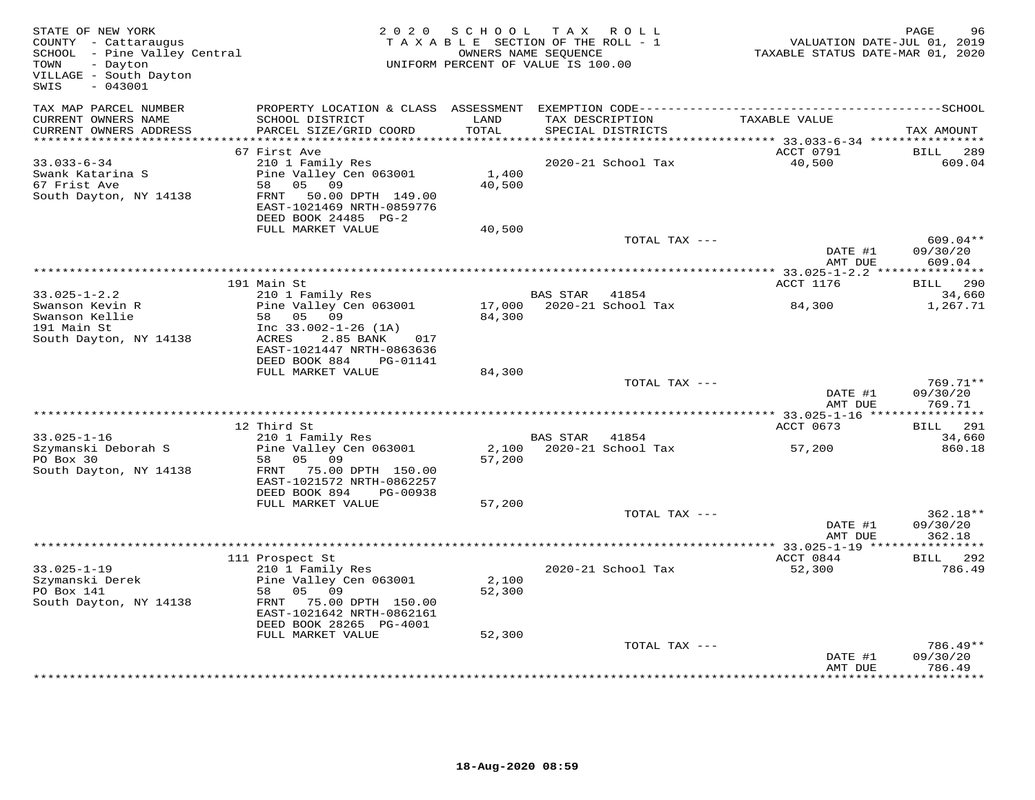STATE OF NEW YORK
COUNTY - Cattaraugus
SCHOOL - Pine Valley Central
TOWN - Dayton
VILLAGE - South Dayton
SWIS - 043001

2020 SCHOOL TAX ROLL
TAXABLE SECTION OF THE ROLL - 1
OWNERS NAME SEQUENCE
UNIFORM PERCENT OF VALUE IS 100.00

VALUATION DATE-JUL 01, 2019
TAXABLE STATUS DATE-MAR 01, 2020

| TAX MAP PARCEL NUMBER / CURRENT OWNERS NAME / CURRENT OWNERS ADDRESS | PROPERTY LOCATION & CLASS / SCHOOL DISTRICT / PARCEL SIZE/GRID COORD | ASSESSMENT LAND / TOTAL | EXEMPTION CODE / TAX DESCRIPTION / SPECIAL DISTRICTS | TAXABLE VALUE | SCHOOL TAX AMOUNT |
|---|---|---|---|---|---|
| 33.033-6-34 | 67 First Ave | | | ACCT 0791 | BILL 289 |
| Swank Katarina S | 210 1 Family Res | | 2020-21 School Tax | 40,500 | 609.04 |
| 67 Frist Ave | Pine Valley Cen 063001 | 1,400 | | | |
| South Dayton, NY 14138 | 58 05 09 | 40,500 | | | |
| | FRNT 50.00 DPTH 149.00 | | | | |
| | EAST-1021469 NRTH-0859776 | | | | |
| | DEED BOOK 24485 PG-2 | | | | |
| | FULL MARKET VALUE | 40,500 | | | |
| | | | TOTAL TAX --- | | 609.04** |
| | | | | DATE #1 | 09/30/20 |
| | | | | AMT DUE | 609.04 |
| 33.025-1-2.2 | 191 Main St | | | ACCT 1176 | BILL 290 |
| Swanson Kevin R | 210 1 Family Res | | BAS STAR 41854 | | 34,660 |
| Swanson Kellie | Pine Valley Cen 063001 | 17,000 | 2020-21 School Tax | 84,300 | 1,267.71 |
| 191 Main St | 58 05 09 | 84,300 | | | |
| South Dayton, NY 14138 | Inc 33.002-1-26 (1A) | | | | |
| | ACRES 2.85 BANK 017 | | | | |
| | EAST-1021447 NRTH-0863636 | | | | |
| | DEED BOOK 884 PG-01141 | | | | |
| | FULL MARKET VALUE | 84,300 | | | |
| | | | TOTAL TAX --- | | 769.71** |
| | | | | DATE #1 | 09/30/20 |
| | | | | AMT DUE | 769.71 |
| 33.025-1-16 | 12 Third St | | | ACCT 0673 | BILL 291 |
| Szymanski Deborah S | 210 1 Family Res | | BAS STAR 41854 | | 34,660 |
| PO Box 30 | Pine Valley Cen 063001 | 2,100 | 2020-21 School Tax | 57,200 | 860.18 |
| South Dayton, NY 14138 | 58 05 09 | 57,200 | | | |
| | FRNT 75.00 DPTH 150.00 | | | | |
| | EAST-1021572 NRTH-0862257 | | | | |
| | DEED BOOK 894 PG-00938 | | | | |
| | FULL MARKET VALUE | 57,200 | | | |
| | | | TOTAL TAX --- | | 362.18** |
| | | | | DATE #1 | 09/30/20 |
| | | | | AMT DUE | 362.18 |
| 33.025-1-19 | 111 Prospect St | | | ACCT 0844 | BILL 292 |
| Szymanski Derek | 210 1 Family Res | | 2020-21 School Tax | 52,300 | 786.49 |
| PO Box 141 | Pine Valley Cen 063001 | 2,100 | | | |
| South Dayton, NY 14138 | 58 05 09 | 52,300 | | | |
| | FRNT 75.00 DPTH 150.00 | | | | |
| | EAST-1021642 NRTH-0862161 | | | | |
| | DEED BOOK 28265 PG-4001 | | | | |
| | FULL MARKET VALUE | 52,300 | | | |
| | | | TOTAL TAX --- | | 786.49** |
| | | | | DATE #1 | 09/30/20 |
| | | | | AMT DUE | 786.49 |

18-Aug-2020 08:59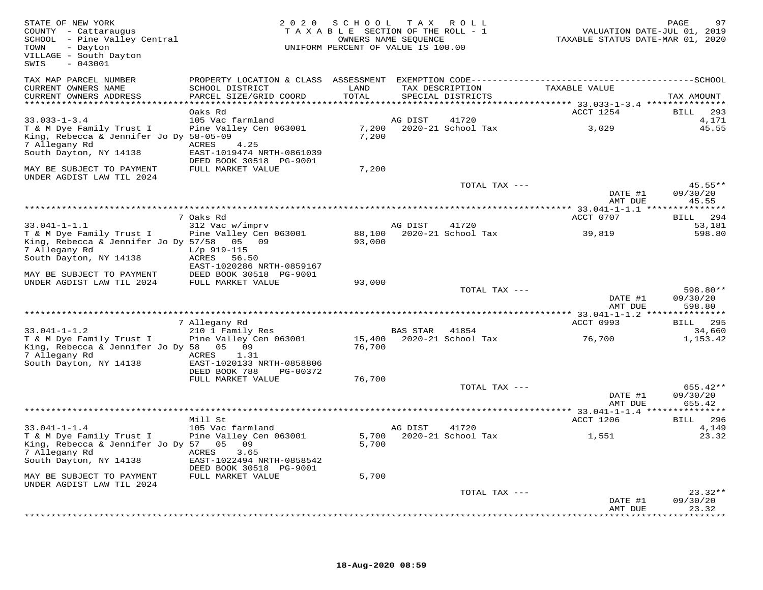STATE OF NEW YORK
COUNTY - Cattaraugus
SCHOOL - Pine Valley Central
TOWN - Dayton
VILLAGE - South Dayton
SWIS - 043001

2020 SCHOOL TAX ROLL
TAXABLE SECTION OF THE ROLL - 1
OWNERS NAME SEQUENCE
UNIFORM PERCENT OF VALUE IS 100.00

VALUATION DATE-JUL 01, 2019
TAXABLE STATUS DATE-MAR 01, 2020

| TAX MAP PARCEL NUMBER / CURRENT OWNERS NAME / CURRENT OWNERS ADDRESS | PROPERTY LOCATION & CLASS / SCHOOL DISTRICT / PARCEL SIZE/GRID COORD | ASSESSMENT LAND / TOTAL | EXEMPTION CODE / TAX DESCRIPTION / SPECIAL DISTRICTS | TAXABLE VALUE | TAX AMOUNT |
|---|---|---|---|---|---|
| 33.033-1-3.4 | Oaks Rd | | | ACCT 1254 | BILL 293 |
| | 105 Vac farmland | | AG DIST 41720 | | 4,171 |
| T & M Dye Family Trust I | Pine Valley Cen 063001 | 7,200 | 2020-21 School Tax | 3,029 | 45.55 |
| King, Rebecca & Jennifer Jo Dy | 58-05-09 | 7,200 | | | |
| 7 Allegany Rd | ACRES 4.25 | | | | |
| South Dayton, NY 14138 | EAST-1019474 NRTH-0861039 | | | | |
| | DEED BOOK 30518 PG-9001 | | | | |
| MAY BE SUBJECT TO PAYMENT UNDER AGDIST LAW TIL 2024 | FULL MARKET VALUE | 7,200 | | | |
| | | | TOTAL TAX --- | | 45.55** |
| | | | | DATE #1 | 09/30/20 |
| | | | | AMT DUE | 45.55 |
| 33.041-1-1.1 | 7 Oaks Rd | | | ACCT 0707 | BILL 294 |
| | 312 Vac w/imprv | | AG DIST 41720 | | 53,181 |
| T & M Dye Family Trust I | Pine Valley Cen 063001 | 88,100 | 2020-21 School Tax | 39,819 | 598.80 |
| King, Rebecca & Jennifer Jo Dy | 57/58 05 09 | 93,000 | | | |
| 7 Allegany Rd | L/p 919-115 | | | | |
| South Dayton, NY 14138 | ACRES 56.50 | | | | |
| | EAST-1020286 NRTH-0859167 | | | | |
| MAY BE SUBJECT TO PAYMENT | DEED BOOK 30518 PG-9001 | | | | |
| UNDER AGDIST LAW TIL 2024 | FULL MARKET VALUE | 93,000 | | | |
| | | | TOTAL TAX --- | | 598.80** |
| | | | | DATE #1 | 09/30/20 |
| | | | | AMT DUE | 598.80 |
| 33.041-1-1.2 | 7 Allegany Rd | | | ACCT 0993 | BILL 295 |
| | 210 1 Family Res | | BAS STAR 41854 | | 34,660 |
| T & M Dye Family Trust I | Pine Valley Cen 063001 | 15,400 | 2020-21 School Tax | 76,700 | 1,153.42 |
| King, Rebecca & Jennifer Jo Dy | 58 05 09 | 76,700 | | | |
| 7 Allegany Rd | ACRES 1.31 | | | | |
| South Dayton, NY 14138 | EAST-1020133 NRTH-0858806 | | | | |
| | DEED BOOK 788 PG-00372 | | | | |
| | FULL MARKET VALUE | 76,700 | | | |
| | | | TOTAL TAX --- | | 655.42** |
| | | | | DATE #1 | 09/30/20 |
| | | | | AMT DUE | 655.42 |
| 33.041-1-1.4 | Mill St | | | ACCT 1206 | BILL 296 |
| | 105 Vac farmland | | AG DIST 41720 | | 4,149 |
| T & M Dye Family Trust I | Pine Valley Cen 063001 | 5,700 | 2020-21 School Tax | 1,551 | 23.32 |
| King, Rebecca & Jennifer Jo Dy | 57 05 09 | 5,700 | | | |
| 7 Allegany Rd | ACRES 3.65 | | | | |
| South Dayton, NY 14138 | EAST-1022494 NRTH-0858542 | | | | |
| | DEED BOOK 30518 PG-9001 | | | | |
| MAY BE SUBJECT TO PAYMENT UNDER AGDIST LAW TIL 2024 | FULL MARKET VALUE | 5,700 | | | |
| | | | TOTAL TAX --- | | 23.32** |
| | | | | DATE #1 | 09/30/20 |
| | | | | AMT DUE | 23.32 |

18-Aug-2020 08:59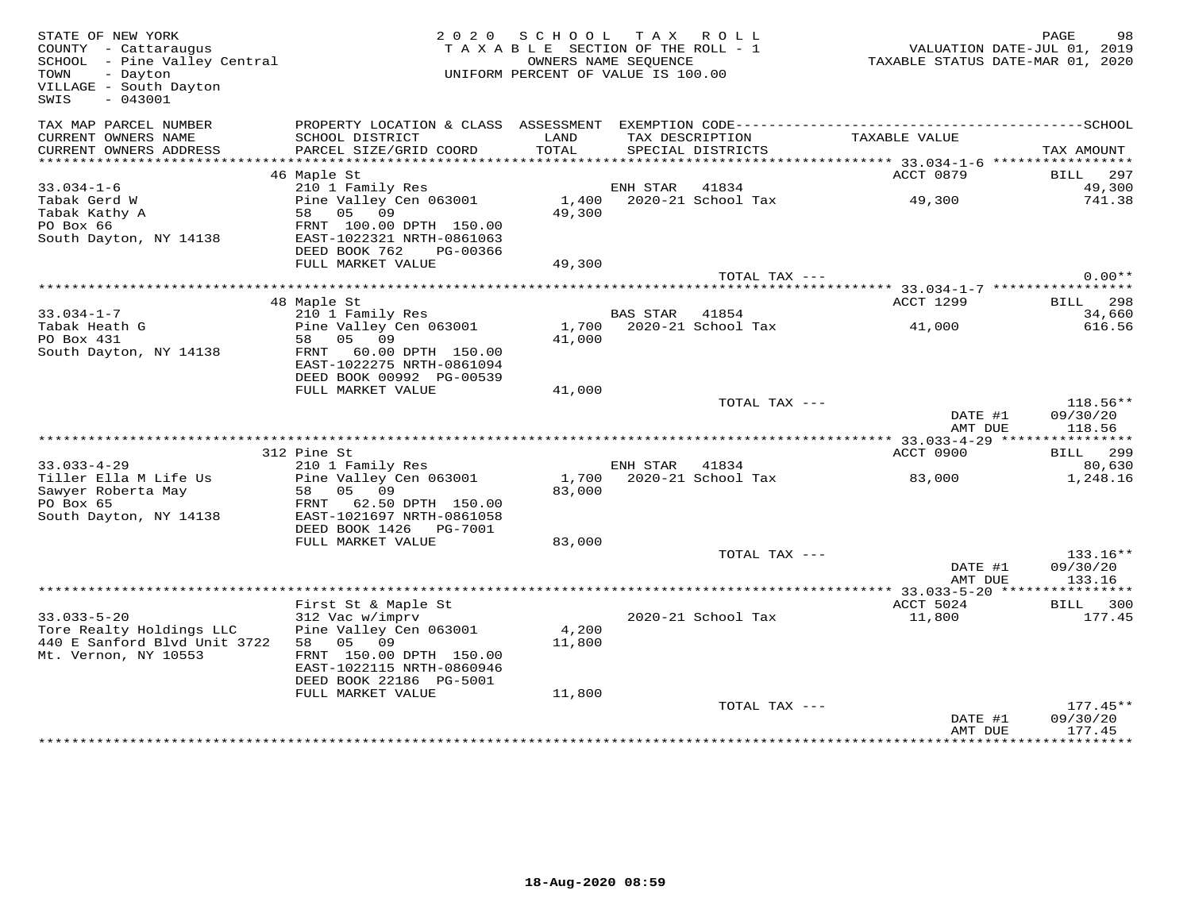STATE OF NEW YORK
COUNTY - Cattaraugus
SCHOOL - Pine Valley Central
TOWN - Dayton
VILLAGE - South Dayton
SWIS - 043001

2020 SCHOOL TAX ROLL
TAXABLE SECTION OF THE ROLL - 1
OWNERS NAME SEQUENCE
UNIFORM PERCENT OF VALUE IS 100.00

VALUATION DATE-JUL 01, 2019
TAXABLE STATUS DATE-MAR 01, 2020

| TAX MAP PARCEL NUMBER / CURRENT OWNERS NAME / CURRENT OWNERS ADDRESS | PROPERTY LOCATION & CLASS / SCHOOL DISTRICT / PARCEL SIZE/GRID COORD | ASSESSMENT LAND / TOTAL | EXEMPTION CODE / TAX DESCRIPTION / SPECIAL DISTRICTS | TAXABLE VALUE | TAX AMOUNT |
|---|---|---|---|---|---|
| **33.034-1-6** | 46 Maple St | | | ACCT 0879 | BILL 297 |
| 33.034-1-6 | 210 1 Family Res | | ENH STAR 41834 | | 49,300 |
| Tabak Gerd W | Pine Valley Cen 063001 | 1,400 | 2020-21 School Tax | 49,300 | 741.38 |
| Tabak Kathy A | 58 05 09 | 49,300 | | | |
| PO Box 66 | FRNT 100.00 DPTH 150.00 | | | | |
| South Dayton, NY 14138 | EAST-1022321 NRTH-0861063 | | | | |
| | DEED BOOK 762 PG-00366 | | | | |
| | FULL MARKET VALUE | 49,300 | | | |
| | | | TOTAL TAX --- | | 0.00** |
| **33.034-1-7** | 48 Maple St | | | ACCT 1299 | BILL 298 |
| 33.034-1-7 | 210 1 Family Res | | BAS STAR 41854 | | 34,660 |
| Tabak Heath G | Pine Valley Cen 063001 | 1,700 | 2020-21 School Tax | 41,000 | 616.56 |
| PO Box 431 | 58 05 09 | 41,000 | | | |
| South Dayton, NY 14138 | FRNT 60.00 DPTH 150.00 | | | | |
| | EAST-1022275 NRTH-0861094 | | | | |
| | DEED BOOK 00992 PG-00539 | | | | |
| | FULL MARKET VALUE | 41,000 | | | |
| | | | TOTAL TAX --- | | 118.56** |
| | | | | DATE #1 | 09/30/20 |
| | | | | AMT DUE | 118.56 |
| **33.033-4-29** | 312 Pine St | | | ACCT 0900 | BILL 299 |
| 33.033-4-29 | 210 1 Family Res | | ENH STAR 41834 | | 80,630 |
| Tiller Ella M Life Us | Pine Valley Cen 063001 | 1,700 | 2020-21 School Tax | 83,000 | 1,248.16 |
| Sawyer Roberta May | 58 05 09 | 83,000 | | | |
| PO Box 65 | FRNT 62.50 DPTH 150.00 | | | | |
| South Dayton, NY 14138 | EAST-1021697 NRTH-0861058 | | | | |
| | DEED BOOK 1426 PG-7001 | | | | |
| | FULL MARKET VALUE | 83,000 | | | |
| | | | TOTAL TAX --- | | 133.16** |
| | | | | DATE #1 | 09/30/20 |
| | | | | AMT DUE | 133.16 |
| **33.033-5-20** | First St & Maple St | | | ACCT 5024 | BILL 300 |
| 33.033-5-20 | 312 Vac w/imprv | | 2020-21 School Tax | 11,800 | 177.45 |
| Tore Realty Holdings LLC | Pine Valley Cen 063001 | 4,200 | | | |
| 440 E Sanford Blvd Unit 3722 | 58 05 09 | 11,800 | | | |
| Mt. Vernon, NY 10553 | FRNT 150.00 DPTH 150.00 | | | | |
| | EAST-1022115 NRTH-0860946 | | | | |
| | DEED BOOK 22186 PG-5001 | | | | |
| | FULL MARKET VALUE | 11,800 | | | |
| | | | TOTAL TAX --- | | 177.45** |
| | | | | DATE #1 | 09/30/20 |
| | | | | AMT DUE | 177.45 |

18-Aug-2020 08:59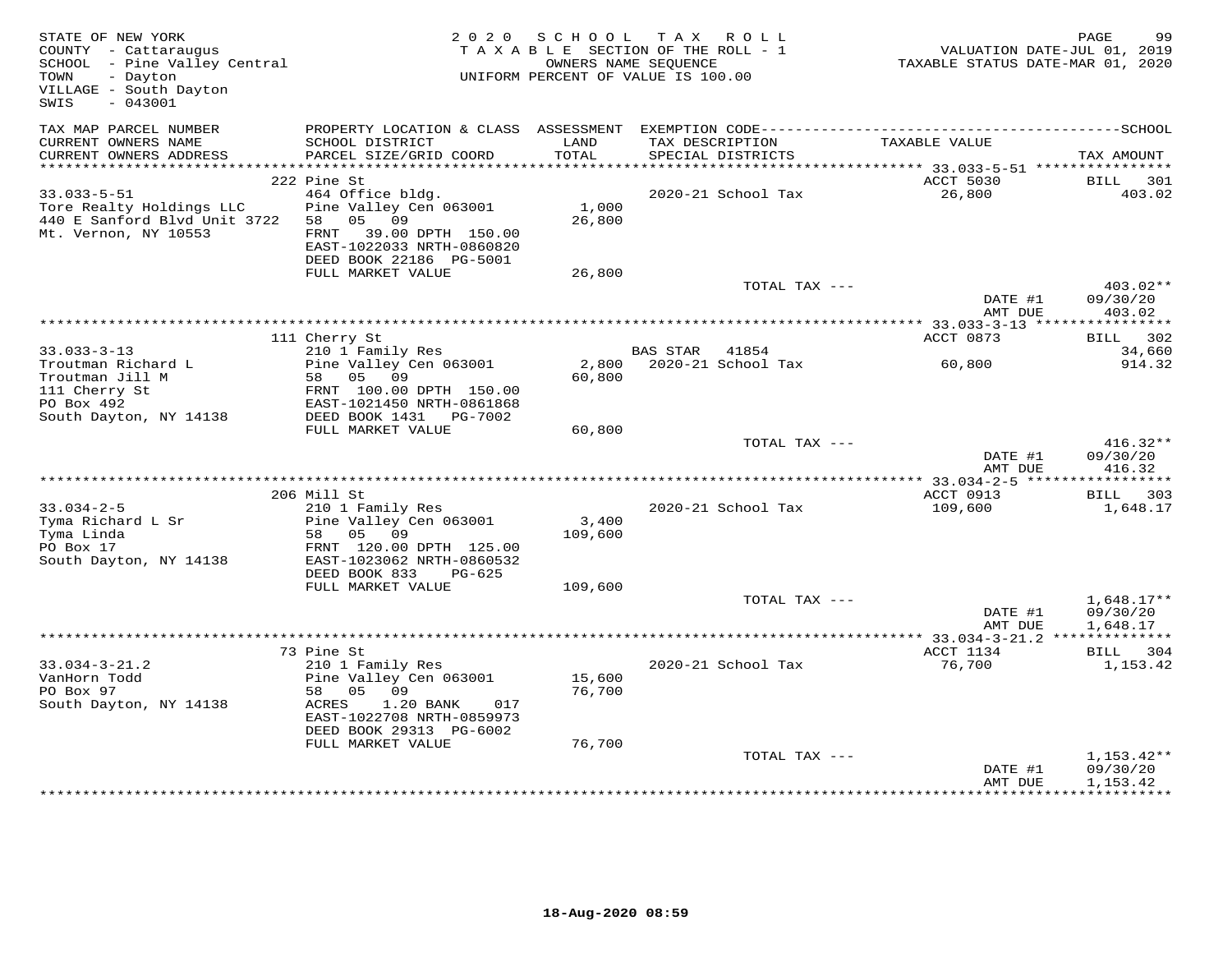STATE OF NEW YORK
COUNTY - Cattaraugus
SCHOOL - Pine Valley Central
TOWN - Dayton
VILLAGE - South Dayton
SWIS - 043001

2020 SCHOOL TAX ROLL
TAXABLE SECTION OF THE ROLL - 1
OWNERS NAME SEQUENCE
UNIFORM PERCENT OF VALUE IS 100.00

VALUATION DATE-JUL 01, 2019
TAXABLE STATUS DATE-MAR 01, 2020

| TAX MAP PARCEL NUMBER / CURRENT OWNERS NAME / CURRENT OWNERS ADDRESS | PROPERTY LOCATION & CLASS / SCHOOL DISTRICT / PARCEL SIZE/GRID COORD | ASSESSMENT LAND / TOTAL | EXEMPTION CODE / TAX DESCRIPTION / SPECIAL DISTRICTS | TAXABLE VALUE | TAX AMOUNT |
|---|---|---|---|---|---|
| | 222 Pine St | | | ACCT 5030 | BILL 301 |
| 33.033-5-51 | 464 Office bldg. | | 2020-21 School Tax | 26,800 | 403.02 |
| Tore Realty Holdings LLC | Pine Valley Cen 063001 | 1,000 | | | |
| 440 E Sanford Blvd Unit 3722 | 58 05 09 | 26,800 | | | |
| Mt. Vernon, NY 10553 | FRNT 39.00 DPTH 150.00 | | | | |
| | EAST-1022033 NRTH-0860820 | | | | |
| | DEED BOOK 22186 PG-5001 | | | | |
| | FULL MARKET VALUE | 26,800 | | | |
| | | | TOTAL TAX --- | | 403.02** |
| | | | | DATE #1 | 09/30/20 |
| | | | | AMT DUE | 403.02 |
| | 111 Cherry St | | | ACCT 0873 | BILL 302 |
| 33.033-3-13 | 210 1 Family Res | | BAS STAR 41854 | | 34,660 |
| Troutman Richard L | Pine Valley Cen 063001 | 2,800 | 2020-21 School Tax | 60,800 | 914.32 |
| Troutman Jill M | 58 05 09 | 60,800 | | | |
| 111 Cherry St | FRNT 100.00 DPTH 150.00 | | | | |
| PO Box 492 | EAST-1021450 NRTH-0861868 | | | | |
| South Dayton, NY 14138 | DEED BOOK 1431 PG-7002 | | | | |
| | FULL MARKET VALUE | 60,800 | | | |
| | | | TOTAL TAX --- | | 416.32** |
| | | | | DATE #1 | 09/30/20 |
| | | | | AMT DUE | 416.32 |
| | 206 Mill St | | | ACCT 0913 | BILL 303 |
| 33.034-2-5 | 210 1 Family Res | | 2020-21 School Tax | 109,600 | 1,648.17 |
| Tyma Richard L Sr | Pine Valley Cen 063001 | 3,400 | | | |
| Tyma Linda | 58 05 09 | 109,600 | | | |
| PO Box 17 | FRNT 120.00 DPTH 125.00 | | | | |
| South Dayton, NY 14138 | EAST-1023062 NRTH-0860532 | | | | |
| | DEED BOOK 833 PG-625 | | | | |
| | FULL MARKET VALUE | 109,600 | | | |
| | | | TOTAL TAX --- | | 1,648.17** |
| | | | | DATE #1 | 09/30/20 |
| | | | | AMT DUE | 1,648.17 |
| | 73 Pine St | | | ACCT 1134 | BILL 304 |
| 33.034-3-21.2 | 210 1 Family Res | | 2020-21 School Tax | 76,700 | 1,153.42 |
| VanHorn Todd | Pine Valley Cen 063001 | 15,600 | | | |
| PO Box 97 | 58 05 09 | 76,700 | | | |
| South Dayton, NY 14138 | ACRES 1.20 BANK 017 | | | | |
| | EAST-1022708 NRTH-0859973 | | | | |
| | DEED BOOK 29313 PG-6002 | | | | |
| | FULL MARKET VALUE | 76,700 | | | |
| | | | TOTAL TAX --- | | 1,153.42** |
| | | | | DATE #1 | 09/30/20 |
| | | | | AMT DUE | 1,153.42 |

18-Aug-2020 08:59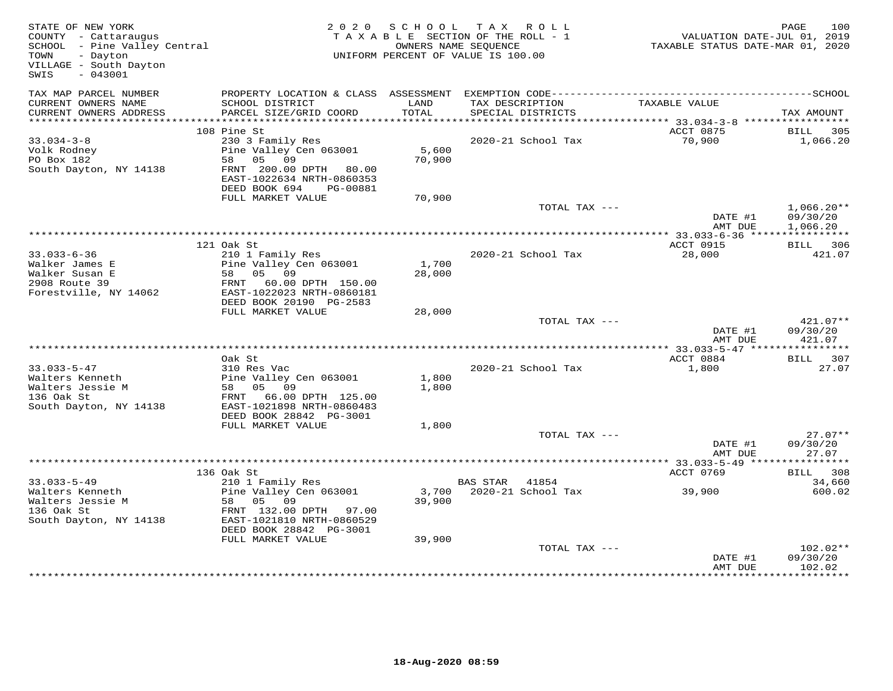STATE OF NEW YORK
COUNTY - Cattaraugus
SCHOOL - Pine Valley Central
TOWN - Dayton
VILLAGE - South Dayton
SWIS - 043001

2020 SCHOOL TAX ROLL
TAXABLE SECTION OF THE ROLL - 1
OWNERS NAME SEQUENCE
UNIFORM PERCENT OF VALUE IS 100.00

VALUATION DATE-JUL 01, 2019
TAXABLE STATUS DATE-MAR 01, 2020

| TAX MAP PARCEL NUMBER / CURRENT OWNERS NAME / CURRENT OWNERS ADDRESS | PROPERTY LOCATION & CLASS / SCHOOL DISTRICT / PARCEL SIZE/GRID COORD | ASSESSMENT LAND / TOTAL | EXEMPTION CODE / TAX DESCRIPTION / SPECIAL DISTRICTS | TAXABLE VALUE | TAX AMOUNT |
|---|---|---|---|---|---|
| **33.034-3-8** | 108 Pine St | | | ACCT 0875 | BILL 305 |
| 33.034-3-8 | 230 3 Family Res | | 2020-21 School Tax | 70,900 | 1,066.20 |
| Volk Rodney | Pine Valley Cen 063001 | 5,600 | | | |
| PO Box 182 | 58 05 09 | 70,900 | | | |
| South Dayton, NY 14138 | FRNT 200.00 DPTH 80.00 | | | | |
| | EAST-1022634 NRTH-0860353 | | | | |
| | DEED BOOK 694 PG-00881 | | | | |
| | FULL MARKET VALUE | 70,900 | | | |
| | | | TOTAL TAX --- | | 1,066.20** |
| | | | | DATE #1 | 09/30/20 |
| | | | | AMT DUE | 1,066.20 |
| **33.033-6-36** | 121 Oak St | | | ACCT 0915 | BILL 306 |
| 33.033-6-36 | 210 1 Family Res | | 2020-21 School Tax | 28,000 | 421.07 |
| Walker James E | Pine Valley Cen 063001 | 1,700 | | | |
| Walker Susan E | 58 05 09 | 28,000 | | | |
| 2908 Route 39 | FRNT 60.00 DPTH 150.00 | | | | |
| Forestville, NY 14062 | EAST-1022023 NRTH-0860181 | | | | |
| | DEED BOOK 20190 PG-2583 | | | | |
| | FULL MARKET VALUE | 28,000 | | | |
| | | | TOTAL TAX --- | | 421.07** |
| | | | | DATE #1 | 09/30/20 |
| | | | | AMT DUE | 421.07 |
| **33.033-5-47** | Oak St | | | ACCT 0884 | BILL 307 |
| 33.033-5-47 | 310 Res Vac | | 2020-21 School Tax | 1,800 | 27.07 |
| Walters Kenneth | Pine Valley Cen 063001 | 1,800 | | | |
| Walters Jessie M | 58 05 09 | 1,800 | | | |
| 136 Oak St | FRNT 66.00 DPTH 125.00 | | | | |
| South Dayton, NY 14138 | EAST-1021898 NRTH-0860483 | | | | |
| | DEED BOOK 28842 PG-3001 | | | | |
| | FULL MARKET VALUE | 1,800 | | | |
| | | | TOTAL TAX --- | | 27.07** |
| | | | | DATE #1 | 09/30/20 |
| | | | | AMT DUE | 27.07 |
| **33.033-5-49** | 136 Oak St | | | ACCT 0769 | BILL 308 |
| 33.033-5-49 | 210 1 Family Res | | BAS STAR 41854 | | 34,660 |
| Walters Kenneth | Pine Valley Cen 063001 | 3,700 | 2020-21 School Tax | 39,900 | 600.02 |
| Walters Jessie M | 58 05 09 | 39,900 | | | |
| 136 Oak St | FRNT 132.00 DPTH 97.00 | | | | |
| South Dayton, NY 14138 | EAST-1021810 NRTH-0860529 | | | | |
| | DEED BOOK 28842 PG-3001 | | | | |
| | FULL MARKET VALUE | 39,900 | | | |
| | | | TOTAL TAX --- | | 102.02** |
| | | | | DATE #1 | 09/30/20 |
| | | | | AMT DUE | 102.02 |

18-Aug-2020 08:59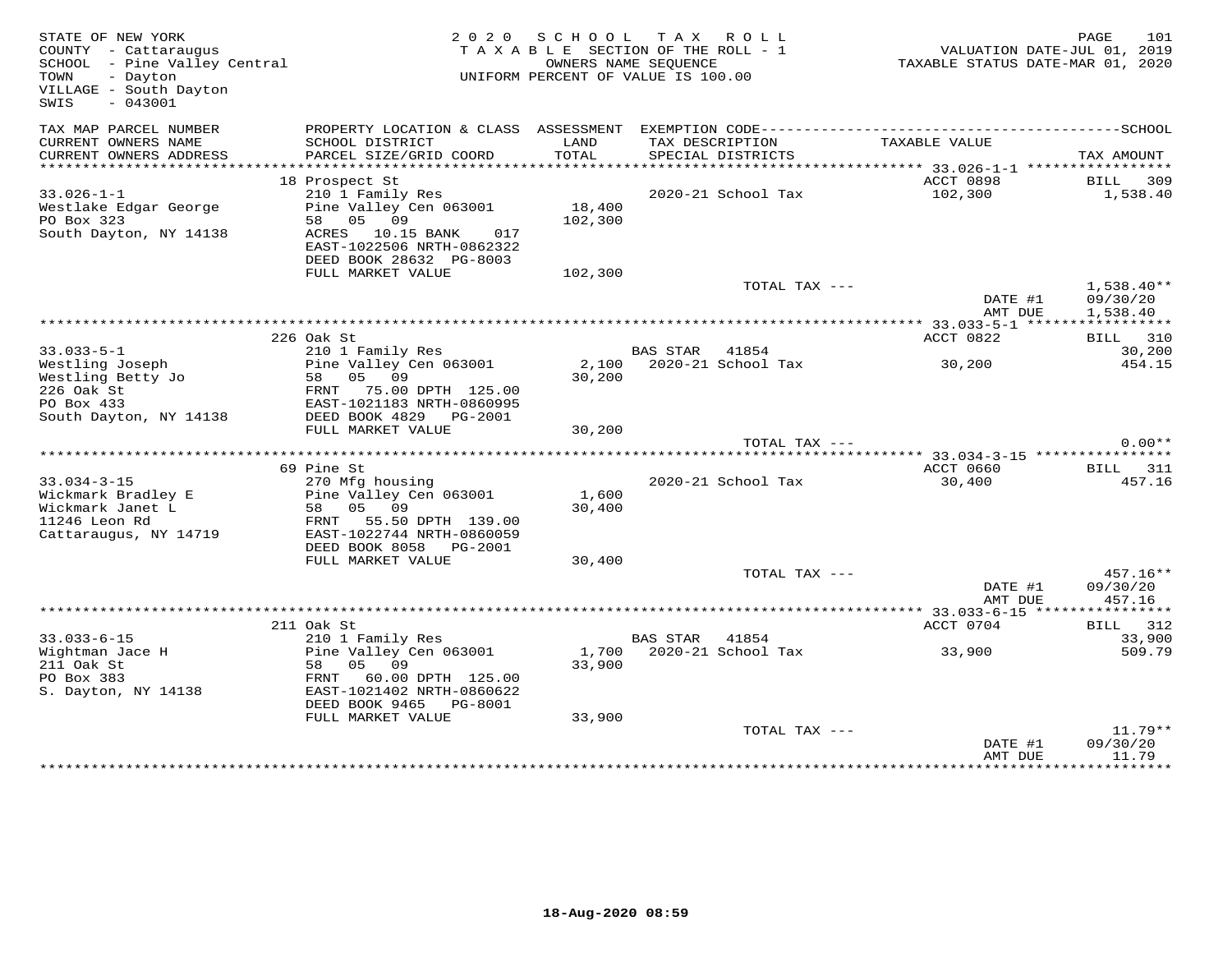STATE OF NEW YORK
COUNTY - Cattaraugus
SCHOOL - Pine Valley Central
TOWN - Dayton
VILLAGE - South Dayton
SWIS - 043001

2020 SCHOOL TAX ROLL
TAXABLE SECTION OF THE ROLL - 1
OWNERS NAME SEQUENCE
UNIFORM PERCENT OF VALUE IS 100.00

VALUATION DATE-JUL 01, 2019
TAXABLE STATUS DATE-MAR 01, 2020

| TAX MAP PARCEL NUMBER / CURRENT OWNERS NAME / CURRENT OWNERS ADDRESS | PROPERTY LOCATION & CLASS / SCHOOL DISTRICT / PARCEL SIZE/GRID COORD | ASSESSMENT LAND / TOTAL | EXEMPTION CODE / TAX DESCRIPTION / SPECIAL DISTRICTS | TAXABLE VALUE | TAX AMOUNT |
|---|---|---|---|---|---|
| | 18 Prospect St | | | ACCT 0898 | BILL 309 |
| 33.026-1-1 | 210 1 Family Res | | 2020-21 School Tax | 102,300 | 1,538.40 |
| Westlake Edgar George | Pine Valley Cen 063001 | 18,400 | | | |
| PO Box 323 | 58 05 09 | 102,300 | | | |
| South Dayton, NY 14138 | ACRES 10.15 BANK 017 | | | | |
| | EAST-1022506 NRTH-0862322 | | | | |
| | DEED BOOK 28632 PG-8003 | | | | |
| | FULL MARKET VALUE | 102,300 | | | |
| | | | TOTAL TAX --- | | 1,538.40** |
| | | | | DATE #1 | 09/30/20 |
| | | | | AMT DUE | 1,538.40 |
| | 226 Oak St | | | ACCT 0822 | BILL 310 |
| 33.033-5-1 | 210 1 Family Res | | BAS STAR 41854 | | 30,200 |
| Westling Joseph | Pine Valley Cen 063001 | 2,100 | 2020-21 School Tax | 30,200 | 454.15 |
| Westling Betty Jo | 58 05 09 | 30,200 | | | |
| 226 Oak St | FRNT 75.00 DPTH 125.00 | | | | |
| PO Box 433 | EAST-1021183 NRTH-0860995 | | | | |
| South Dayton, NY 14138 | DEED BOOK 4829 PG-2001 | | | | |
| | FULL MARKET VALUE | 30,200 | | | |
| | | | TOTAL TAX --- | | 0.00** |
| | 69 Pine St | | | ACCT 0660 | BILL 311 |
| 33.034-3-15 | 270 Mfg housing | | 2020-21 School Tax | 30,400 | 457.16 |
| Wickmark Bradley E | Pine Valley Cen 063001 | 1,600 | | | |
| Wickmark Janet L | 58 05 09 | 30,400 | | | |
| 11246 Leon Rd | FRNT 55.50 DPTH 139.00 | | | | |
| Cattaraugus, NY 14719 | EAST-1022744 NRTH-0860059 | | | | |
| | DEED BOOK 8058 PG-2001 | | | | |
| | FULL MARKET VALUE | 30,400 | | | |
| | | | TOTAL TAX --- | | 457.16** |
| | | | | DATE #1 | 09/30/20 |
| | | | | AMT DUE | 457.16 |
| | 211 Oak St | | | ACCT 0704 | BILL 312 |
| 33.033-6-15 | 210 1 Family Res | | BAS STAR 41854 | | 33,900 |
| Wightman Jace H | Pine Valley Cen 063001 | 1,700 | 2020-21 School Tax | 33,900 | 509.79 |
| 211 Oak St | 58 05 09 | 33,900 | | | |
| PO Box 383 | FRNT 60.00 DPTH 125.00 | | | | |
| S. Dayton, NY 14138 | EAST-1021402 NRTH-0860622 | | | | |
| | DEED BOOK 9465 PG-8001 | | | | |
| | FULL MARKET VALUE | 33,900 | | | |
| | | | TOTAL TAX --- | | 11.79** |
| | | | | DATE #1 | 09/30/20 |
| | | | | AMT DUE | 11.79 |

18-Aug-2020 08:59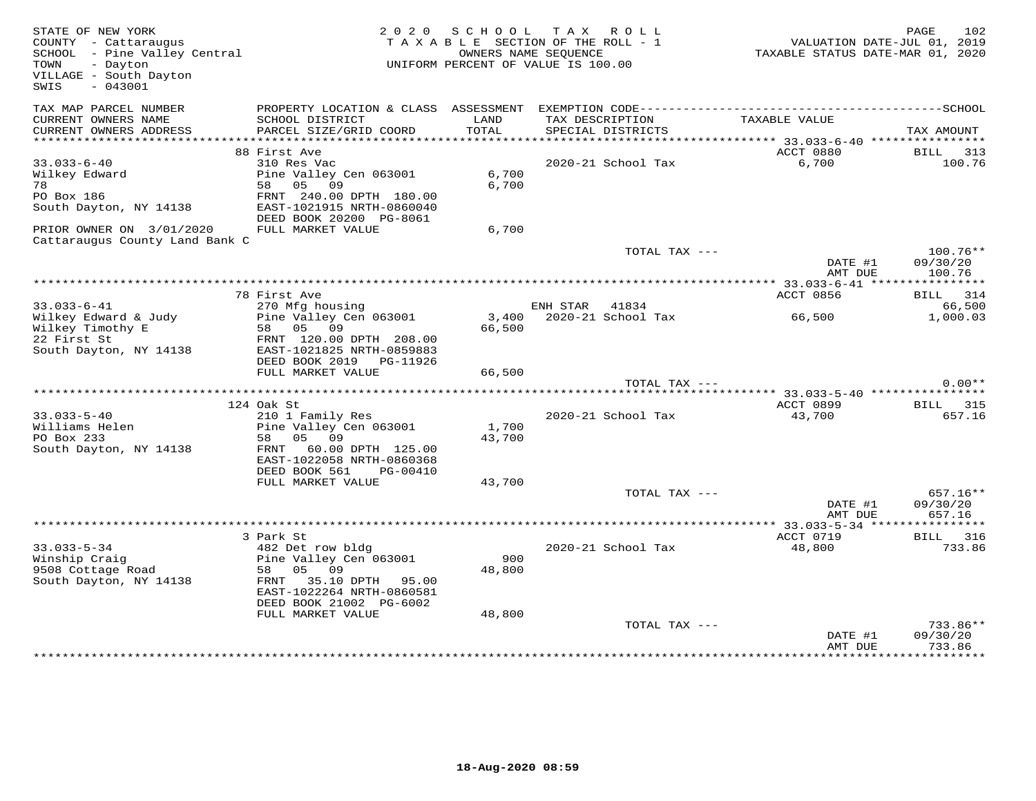STATE OF NEW YORK
COUNTY - Cattaraugus
SCHOOL - Pine Valley Central
TOWN - Dayton
VILLAGE - South Dayton
SWIS - 043001

2020 SCHOOL TAX ROLL
TAXABLE SECTION OF THE ROLL - 1
OWNERS NAME SEQUENCE
UNIFORM PERCENT OF VALUE IS 100.00

VALUATION DATE-JUL 01, 2019
TAXABLE STATUS DATE-MAR 01, 2020

| TAX MAP PARCEL NUMBER / CURRENT OWNERS NAME / CURRENT OWNERS ADDRESS | PROPERTY LOCATION & CLASS / SCHOOL DISTRICT / PARCEL SIZE/GRID COORD | ASSESSMENT LAND / TOTAL | EXEMPTION CODE / TAX DESCRIPTION / SPECIAL DISTRICTS | TAXABLE VALUE | TAX AMOUNT |
|---|---|---|---|---|---|
| | 88 First Ave | | | ACCT 0880 | BILL 313 |
| 33.033-6-40 | 310 Res Vac | | 2020-21 School Tax | 6,700 | 100.76 |
| Wilkey Edward | Pine Valley Cen 063001 | 6,700 | | | |
| 78 | 58 05 09 | 6,700 | | | |
| PO Box 186 | FRNT 240.00 DPTH 180.00 | | | | |
| South Dayton, NY 14138 | EAST-1021915 NRTH-0860040 | | | | |
| | DEED BOOK 20200 PG-8061 | | | | |
| PRIOR OWNER ON 3/01/2020 | FULL MARKET VALUE | 6,700 | | | |
| Cattaraugus County Land Bank C | | | | | |
| | | | TOTAL TAX --- | | 100.76** |
| | | | | DATE #1 | 09/30/20 |
| | | | | AMT DUE | 100.76 |
| | 78 First Ave | | | ACCT 0856 | BILL 314 |
| 33.033-6-41 | 270 Mfg housing | | ENH STAR 41834 | | 66,500 |
| Wilkey Edward & Judy | Pine Valley Cen 063001 | 3,400 | 2020-21 School Tax | 66,500 | 1,000.03 |
| Wilkey Timothy E | 58 05 09 | 66,500 | | | |
| 22 First St | FRNT 120.00 DPTH 208.00 | | | | |
| South Dayton, NY 14138 | EAST-1021825 NRTH-0859883 | | | | |
| | DEED BOOK 2019 PG-11926 | | | | |
| | FULL MARKET VALUE | 66,500 | | | |
| | | | TOTAL TAX --- | | 0.00** |
| | 124 Oak St | | | ACCT 0899 | BILL 315 |
| 33.033-5-40 | 210 1 Family Res | | 2020-21 School Tax | 43,700 | 657.16 |
| Williams Helen | Pine Valley Cen 063001 | 1,700 | | | |
| PO Box 233 | 58 05 09 | 43,700 | | | |
| South Dayton, NY 14138 | FRNT 60.00 DPTH 125.00 | | | | |
| | EAST-1022058 NRTH-0860368 | | | | |
| | DEED BOOK 561 PG-00410 | | | | |
| | FULL MARKET VALUE | 43,700 | | | |
| | | | TOTAL TAX --- | | 657.16** |
| | | | | DATE #1 | 09/30/20 |
| | | | | AMT DUE | 657.16 |
| | 3 Park St | | | ACCT 0719 | BILL 316 |
| 33.033-5-34 | 482 Det row bldg | | 2020-21 School Tax | 48,800 | 733.86 |
| Winship Craig | Pine Valley Cen 063001 | 900 | | | |
| 9508 Cottage Road | 58 05 09 | 48,800 | | | |
| South Dayton, NY 14138 | FRNT 35.10 DPTH 95.00 | | | | |
| | EAST-1022264 NRTH-0860581 | | | | |
| | DEED BOOK 21002 PG-6002 | | | | |
| | FULL MARKET VALUE | 48,800 | | | |
| | | | TOTAL TAX --- | | 733.86** |
| | | | | DATE #1 | 09/30/20 |
| | | | | AMT DUE | 733.86 |

18-Aug-2020 08:59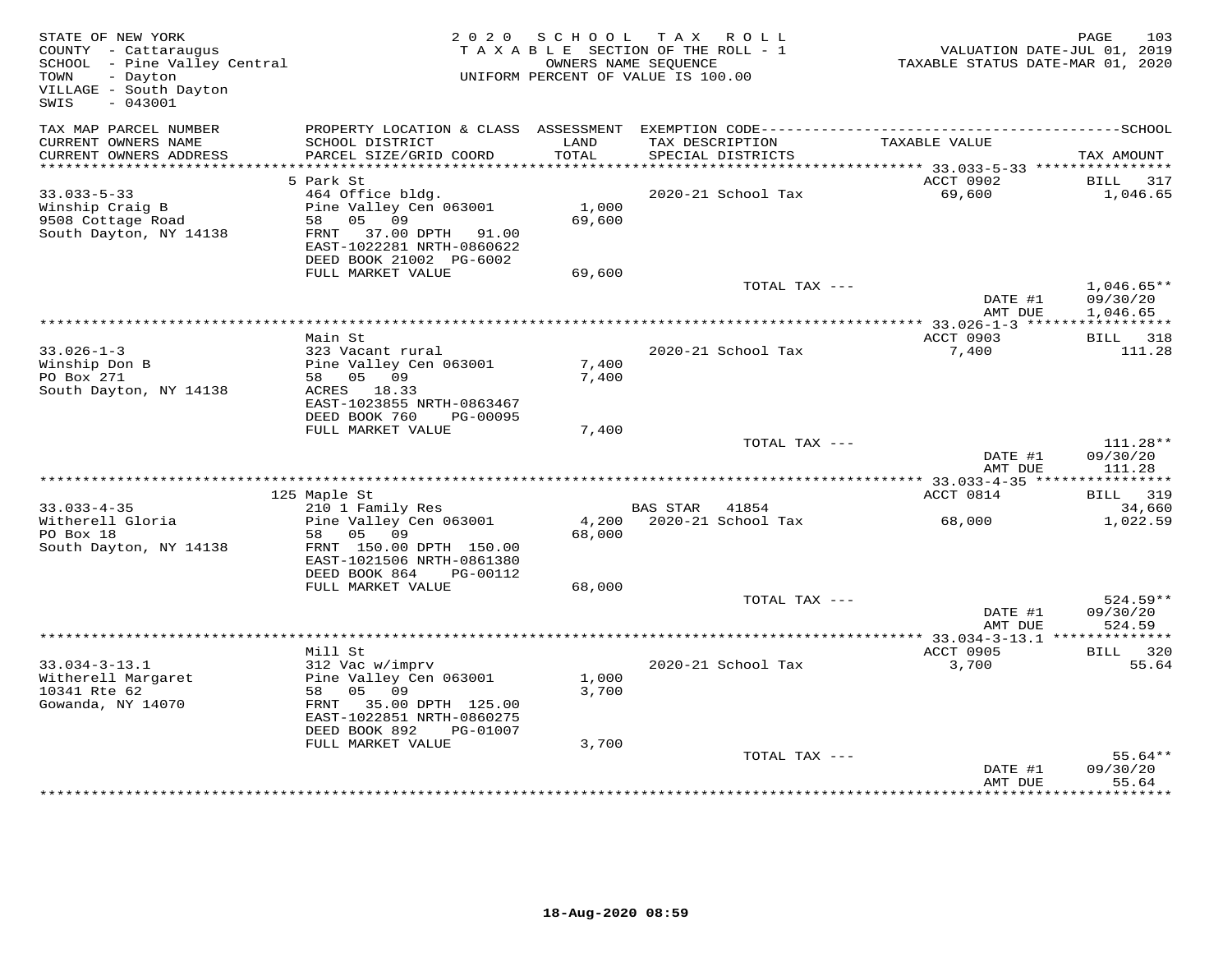STATE OF NEW YORK
COUNTY - Cattaraugus
SCHOOL - Pine Valley Central
TOWN - Dayton
VILLAGE - South Dayton
SWIS - 043001

2020 SCHOOL TAX ROLL
TAXABLE SECTION OF THE ROLL - 1
OWNERS NAME SEQUENCE
UNIFORM PERCENT OF VALUE IS 100.00

VALUATION DATE-JUL 01, 2019
TAXABLE STATUS DATE-MAR 01, 2020

| TAX MAP PARCEL NUMBER / CURRENT OWNERS NAME / CURRENT OWNERS ADDRESS | PROPERTY LOCATION & CLASS / SCHOOL DISTRICT / PARCEL SIZE/GRID COORD | ASSESSMENT LAND | ASSESSMENT TOTAL | EXEMPTION CODE / TAX DESCRIPTION / SPECIAL DISTRICTS | TAXABLE VALUE | TAX AMOUNT |
|---|---|---|---|---|---|---|
| 33.033-5-33 | 5 Park St | | | | ACCT 0902 | BILL 317 |
| Winship Craig B | 464 Office bldg. | | | 2020-21 School Tax | 69,600 | 1,046.65 |
| 9508 Cottage Road | Pine Valley Cen 063001 | 1,000 | 69,600 | | | |
| South Dayton, NY 14138 | 58 05 09 | | | | | |
| | FRNT 37.00 DPTH 91.00 | | | | | |
| | EAST-1022281 NRTH-0860622 | | | | | |
| | DEED BOOK 21002 PG-6002 | | | | | |
| | FULL MARKET VALUE | | 69,600 | | | |
| | | | | TOTAL TAX --- | | 1,046.65** |
| | | | | | DATE #1 | 09/30/20 |
| | | | | | AMT DUE | 1,046.65 |
| 33.026-1-3 | Main St | | | | ACCT 0903 | BILL 318 |
| Winship Don B | 323 Vacant rural | | | 2020-21 School Tax | 7,400 | 111.28 |
| PO Box 271 | Pine Valley Cen 063001 | 7,400 | 7,400 | | | |
| South Dayton, NY 14138 | 58 05 09 | | | | | |
| | ACRES 18.33 | | | | | |
| | EAST-1023855 NRTH-0863467 | | | | | |
| | DEED BOOK 760 PG-00095 | | | | | |
| | FULL MARKET VALUE | | 7,400 | | | |
| | | | | TOTAL TAX --- | | 111.28** |
| | | | | | DATE #1 | 09/30/20 |
| | | | | | AMT DUE | 111.28 |
| 33.033-4-35 | 125 Maple St | | | | ACCT 0814 | BILL 319 |
| Witherell Gloria | 210 1 Family Res | | | BAS STAR 41854 | | 34,660 |
| PO Box 18 | Pine Valley Cen 063001 | 4,200 | 68,000 | 2020-21 School Tax | 68,000 | 1,022.59 |
| South Dayton, NY 14138 | 58 05 09 | | | | | |
| | FRNT 150.00 DPTH 150.00 | | | | | |
| | EAST-1021506 NRTH-0861380 | | | | | |
| | DEED BOOK 864 PG-00112 | | | | | |
| | FULL MARKET VALUE | | 68,000 | | | |
| | | | | TOTAL TAX --- | | 524.59** |
| | | | | | DATE #1 | 09/30/20 |
| | | | | | AMT DUE | 524.59 |
| 33.034-3-13.1 | Mill St | | | | ACCT 0905 | BILL 320 |
| Witherell Margaret | 312 Vac w/imprv | | | 2020-21 School Tax | 3,700 | 55.64 |
| 10341 Rte 62 | Pine Valley Cen 063001 | 1,000 | 3,700 | | | |
| Gowanda, NY 14070 | 58 05 09 | | | | | |
| | FRNT 35.00 DPTH 125.00 | | | | | |
| | EAST-1022851 NRTH-0860275 | | | | | |
| | DEED BOOK 892 PG-01007 | | | | | |
| | FULL MARKET VALUE | | 3,700 | | | |
| | | | | TOTAL TAX --- | | 55.64** |
| | | | | | DATE #1 | 09/30/20 |
| | | | | | AMT DUE | 55.64 |

18-Aug-2020 08:59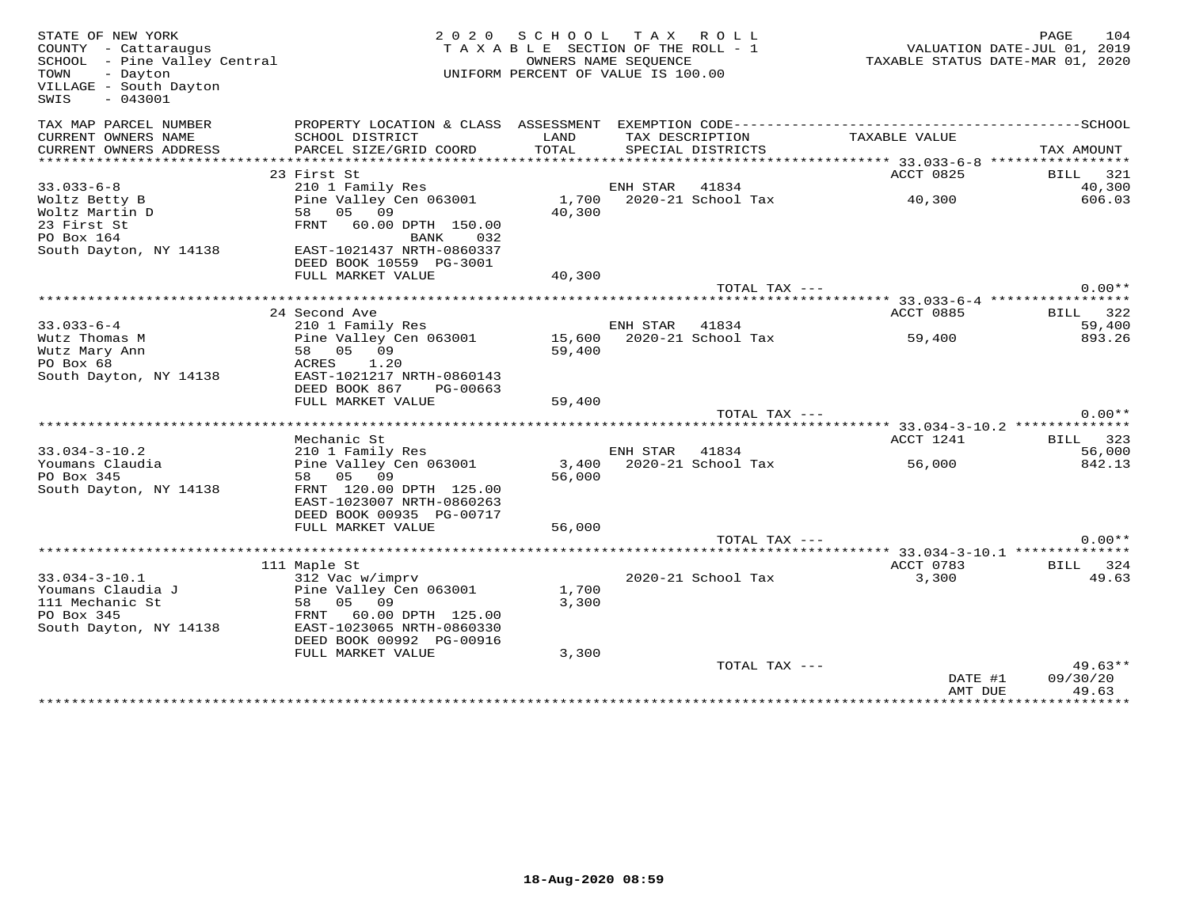STATE OF NEW YORK
COUNTY - Cattaraugus
SCHOOL - Pine Valley Central
TOWN - Dayton
VILLAGE - South Dayton
SWIS - 043001

2020 SCHOOL TAX ROLL
TAXABLE SECTION OF THE ROLL - 1
OWNERS NAME SEQUENCE
UNIFORM PERCENT OF VALUE IS 100.00

VALUATION DATE-JUL 01, 2019
TAXABLE STATUS DATE-MAR 01, 2020

| TAX MAP PARCEL NUMBER / CURRENT OWNERS NAME / CURRENT OWNERS ADDRESS | PROPERTY LOCATION & CLASS / SCHOOL DISTRICT / PARCEL SIZE/GRID COORD | ASSESSMENT LAND / TOTAL | EXEMPTION CODE / TAX DESCRIPTION / SPECIAL DISTRICTS | TAXABLE VALUE | TAX AMOUNT |
|---|---|---|---|---|---|
| | 23 First St | | | ACCT 0825 | BILL 321 |
| 33.033-6-8 | 210 1 Family Res | | ENH STAR 41834 | | 40,300 |
| Woltz Betty B | Pine Valley Cen 063001 | 1,700 | 2020-21 School Tax | 40,300 | 606.03 |
| Woltz Martin D | 58 05 09 | 40,300 | | | |
| 23 First St | FRNT 60.00 DPTH 150.00 | | | | |
| PO Box 164 | BANK 032 | | | | |
| South Dayton, NY 14138 | EAST-1021437 NRTH-0860337 | | | | |
| | DEED BOOK 10559 PG-3001 | | | | |
| | FULL MARKET VALUE | 40,300 | | | |
| | | | TOTAL TAX --- | | 0.00** |
| | 24 Second Ave | | | ACCT 0885 | BILL 322 |
| 33.033-6-4 | 210 1 Family Res | | ENH STAR 41834 | | 59,400 |
| Wutz Thomas M | Pine Valley Cen 063001 | 15,600 | 2020-21 School Tax | 59,400 | 893.26 |
| Wutz Mary Ann | 58 05 09 | 59,400 | | | |
| PO Box 68 | ACRES 1.20 | | | | |
| South Dayton, NY 14138 | EAST-1021217 NRTH-0860143 | | | | |
| | DEED BOOK 867 PG-00663 | | | | |
| | FULL MARKET VALUE | 59,400 | | | |
| | | | TOTAL TAX --- | | 0.00** |
| | Mechanic St | | | ACCT 1241 | BILL 323 |
| 33.034-3-10.2 | 210 1 Family Res | | ENH STAR 41834 | | 56,000 |
| Youmans Claudia | Pine Valley Cen 063001 | 3,400 | 2020-21 School Tax | 56,000 | 842.13 |
| PO Box 345 | 58 05 09 | 56,000 | | | |
| South Dayton, NY 14138 | FRNT 120.00 DPTH 125.00 | | | | |
| | EAST-1023007 NRTH-0860263 | | | | |
| | DEED BOOK 00935 PG-00717 | | | | |
| | FULL MARKET VALUE | 56,000 | | | |
| | | | TOTAL TAX --- | | 0.00** |
| | 111 Maple St | | | ACCT 0783 | BILL 324 |
| 33.034-3-10.1 | 312 Vac w/imprv | | 2020-21 School Tax | 3,300 | 49.63 |
| Youmans Claudia J | Pine Valley Cen 063001 | 1,700 | | | |
| 111 Mechanic St | 58 05 09 | 3,300 | | | |
| PO Box 345 | FRNT 60.00 DPTH 125.00 | | | | |
| South Dayton, NY 14138 | EAST-1023065 NRTH-0860330 | | | | |
| | DEED BOOK 00992 PG-00916 | | | | |
| | FULL MARKET VALUE | 3,300 | | | |
| | | | TOTAL TAX --- | | 49.63** |
| | | | | DATE #1 | 09/30/20 |
| | | | | AMT DUE | 49.63 |

18-Aug-2020 08:59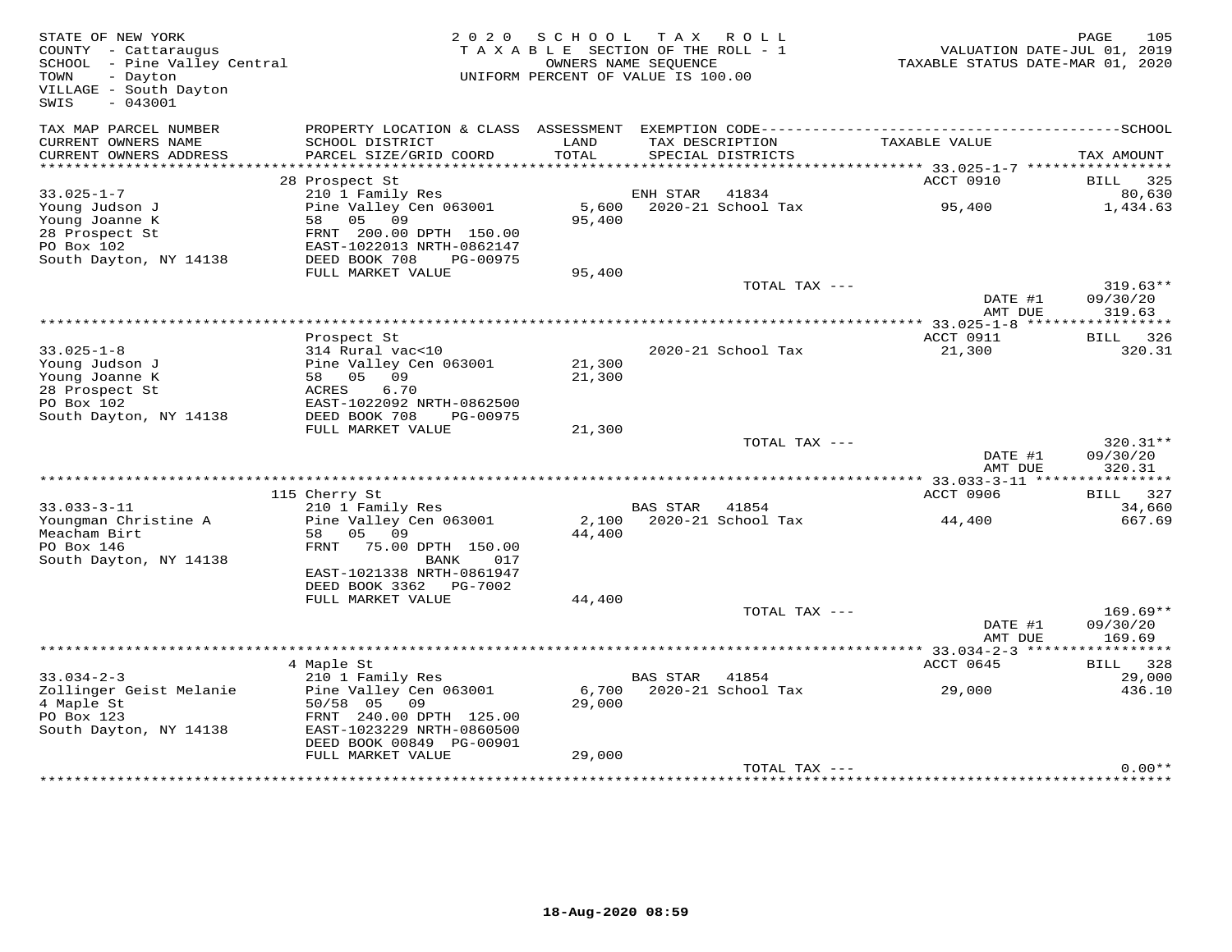STATE OF NEW YORK
COUNTY - Cattaraugus
SCHOOL - Pine Valley Central
TOWN - Dayton
VILLAGE - South Dayton
SWIS - 043001

2020 SCHOOL TAX ROLL
TAXABLE SECTION OF THE ROLL - 1
OWNERS NAME SEQUENCE
UNIFORM PERCENT OF VALUE IS 100.00

VALUATION DATE-JUL 01, 2019
TAXABLE STATUS DATE-MAR 01, 2020

| TAX MAP PARCEL NUMBER / CURRENT OWNERS NAME / CURRENT OWNERS ADDRESS | PROPERTY LOCATION & CLASS / SCHOOL DISTRICT / PARCEL SIZE/GRID COORD | ASSESSMENT LAND / TOTAL | EXEMPTION CODE / TAX DESCRIPTION / SPECIAL DISTRICTS | TAXABLE VALUE | TAX AMOUNT |
|---|---|---|---|---|---|
| | 28 Prospect St | | | ACCT 0910 | BILL 325 |
| 33.025-1-7 | 210 1 Family Res | | ENH STAR 41834 | | 80,630 |
| Young Judson J | Pine Valley Cen 063001 | 5,600 | 2020-21 School Tax | 95,400 | 1,434.63 |
| Young Joanne K | 58 05 09 | 95,400 | | | |
| 28 Prospect St | FRNT 200.00 DPTH 150.00 | | | | |
| PO Box 102 | EAST-1022013 NRTH-0862147 | | | | |
| South Dayton, NY 14138 | DEED BOOK 708 PG-00975 | | | | |
| | FULL MARKET VALUE | 95,400 | | | |
| | | | TOTAL TAX --- | | 319.63** |
| | | | | DATE #1 | 09/30/20 |
| | | | | AMT DUE | 319.63 |
| | Prospect St | | | ACCT 0911 | BILL 326 |
| 33.025-1-8 | 314 Rural vac<10 | | 2020-21 School Tax | 21,300 | 320.31 |
| Young Judson J | Pine Valley Cen 063001 | 21,300 | | | |
| Young Joanne K | 58 05 09 | 21,300 | | | |
| 28 Prospect St | ACRES 6.70 | | | | |
| PO Box 102 | EAST-1022092 NRTH-0862500 | | | | |
| South Dayton, NY 14138 | DEED BOOK 708 PG-00975 | | | | |
| | FULL MARKET VALUE | 21,300 | | | |
| | | | TOTAL TAX --- | | 320.31** |
| | | | | DATE #1 | 09/30/20 |
| | | | | AMT DUE | 320.31 |
| | 115 Cherry St | | | ACCT 0906 | BILL 327 |
| 33.033-3-11 | 210 1 Family Res | | BAS STAR 41854 | | 34,660 |
| Youngman Christine A | Pine Valley Cen 063001 | 2,100 | 2020-21 School Tax | 44,400 | 667.69 |
| Meacham Birt | 58 05 09 | 44,400 | | | |
| PO Box 146 | FRNT 75.00 DPTH 150.00 | | | | |
| South Dayton, NY 14138 | BANK 017 | | | | |
| | EAST-1021338 NRTH-0861947 | | | | |
| | DEED BOOK 3362 PG-7002 | | | | |
| | FULL MARKET VALUE | 44,400 | | | |
| | | | TOTAL TAX --- | | 169.69** |
| | | | | DATE #1 | 09/30/20 |
| | | | | AMT DUE | 169.69 |
| | 4 Maple St | | | ACCT 0645 | BILL 328 |
| 33.034-2-3 | 210 1 Family Res | | BAS STAR 41854 | | 29,000 |
| Zollinger Geist Melanie | Pine Valley Cen 063001 | 6,700 | 2020-21 School Tax | 29,000 | 436.10 |
| 4 Maple St | 50/58 05 09 | 29,000 | | | |
| PO Box 123 | FRNT 240.00 DPTH 125.00 | | | | |
| South Dayton, NY 14138 | EAST-1023229 NRTH-0860500 | | | | |
| | DEED BOOK 00849 PG-00901 | | | | |
| | FULL MARKET VALUE | 29,000 | | | |
| | | | TOTAL TAX --- | | 0.00** |

18-Aug-2020 08:59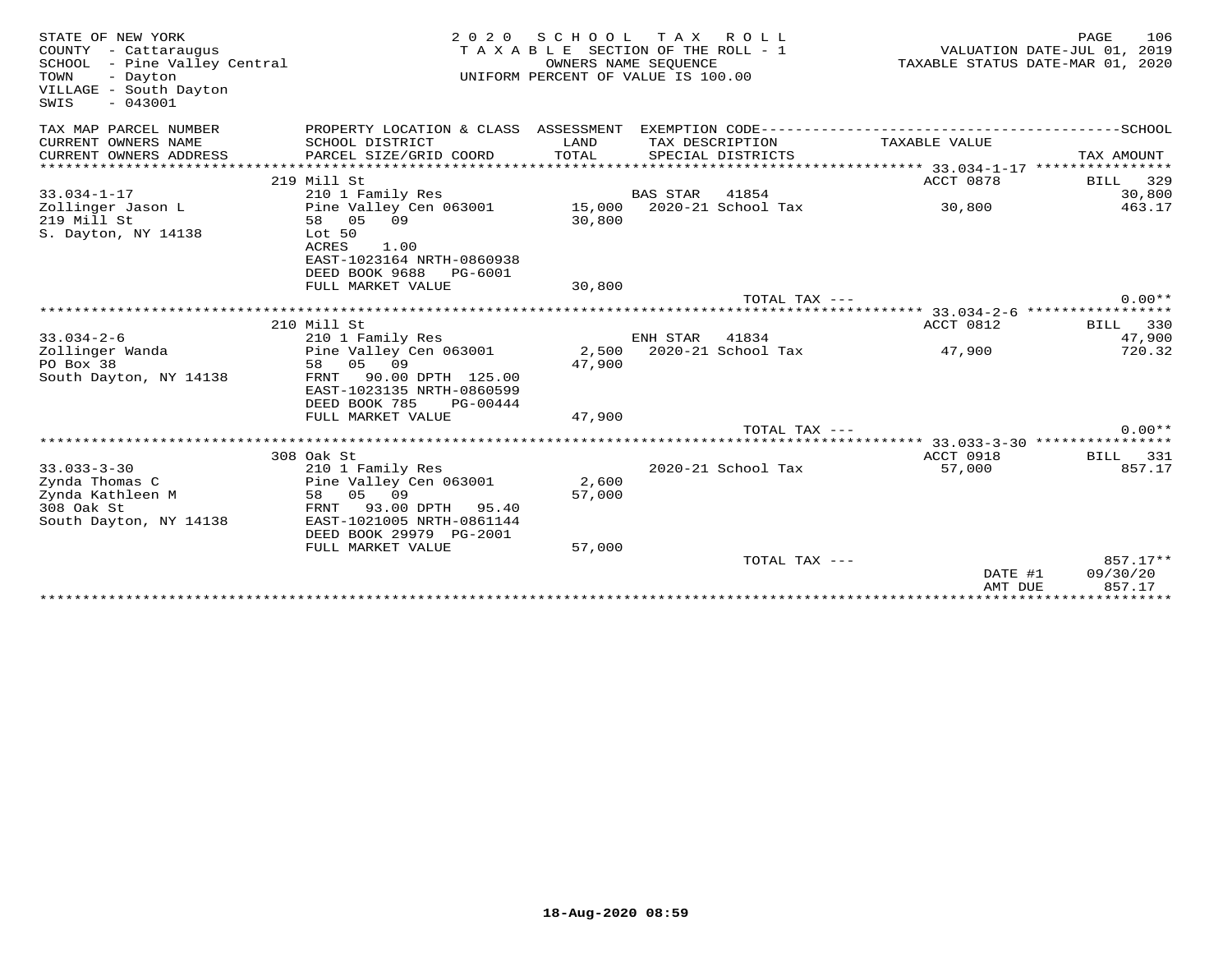STATE OF NEW YORK — 2020 SCHOOL TAX ROLL — PAGE 106
COUNTY - Cattaraugus — TAXABLE SECTION OF THE ROLL - 1 — VALUATION DATE-JUL 01, 2019
SCHOOL - Pine Valley Central — OWNERS NAME SEQUENCE — TAXABLE STATUS DATE-MAR 01, 2020
TOWN - Dayton — UNIFORM PERCENT OF VALUE IS 100.00
VILLAGE - South Dayton
SWIS - 043001

| TAX MAP PARCEL NUMBER / CURRENT OWNERS NAME / CURRENT OWNERS ADDRESS | PROPERTY LOCATION & CLASS / SCHOOL DISTRICT / PARCEL SIZE/GRID COORD | ASSESSMENT LAND / TOTAL | EXEMPTION CODE / TAX DESCRIPTION / SPECIAL DISTRICTS | TAXABLE VALUE | SCHOOL TAX AMOUNT |
|---|---|---|---|---|---|
| | 219 Mill St | | | ACCT 0878 | BILL 329 |
| 33.034-1-17 | 210 1 Family Res | | BAS STAR 41854 | | 30,800 |
| Zollinger Jason L | Pine Valley Cen 063001 | 15,000 | 2020-21 School Tax | 30,800 | 463.17 |
| 219 Mill St | 58 05 09 | 30,800 | | | |
| S. Dayton, NY 14138 | Lot 50 | | | | |
| | ACRES 1.00 | | | | |
| | EAST-1023164 NRTH-0860938 | | | | |
| | DEED BOOK 9688 PG-6001 | | | | |
| | FULL MARKET VALUE | 30,800 | | | |
| | | | TOTAL TAX --- | | 0.00** |
| | 210 Mill St | | | ACCT 0812 | BILL 330 |
| 33.034-2-6 | 210 1 Family Res | | ENH STAR 41834 | | 47,900 |
| Zollinger Wanda | Pine Valley Cen 063001 | 2,500 | 2020-21 School Tax | 47,900 | 720.32 |
| PO Box 38 | 58 05 09 | 47,900 | | | |
| South Dayton, NY 14138 | FRNT 90.00 DPTH 125.00 | | | | |
| | EAST-1023135 NRTH-0860599 | | | | |
| | DEED BOOK 785 PG-00444 | | | | |
| | FULL MARKET VALUE | 47,900 | | | |
| | | | TOTAL TAX --- | | 0.00** |
| | 308 Oak St | | | ACCT 0918 | BILL 331 |
| 33.033-3-30 | 210 1 Family Res | | 2020-21 School Tax | 57,000 | 857.17 |
| Zynda Thomas C | Pine Valley Cen 063001 | 2,600 | | | |
| Zynda Kathleen M | 58 05 09 | 57,000 | | | |
| 308 Oak St | FRNT 93.00 DPTH 95.40 | | | | |
| South Dayton, NY 14138 | EAST-1021005 NRTH-0861144 | | | | |
| | DEED BOOK 29979 PG-2001 | | | | |
| | FULL MARKET VALUE | 57,000 | | | |
| | | | TOTAL TAX --- | | 857.17** |
| | | | | DATE #1 | 09/30/20 |
| | | | | AMT DUE | 857.17 |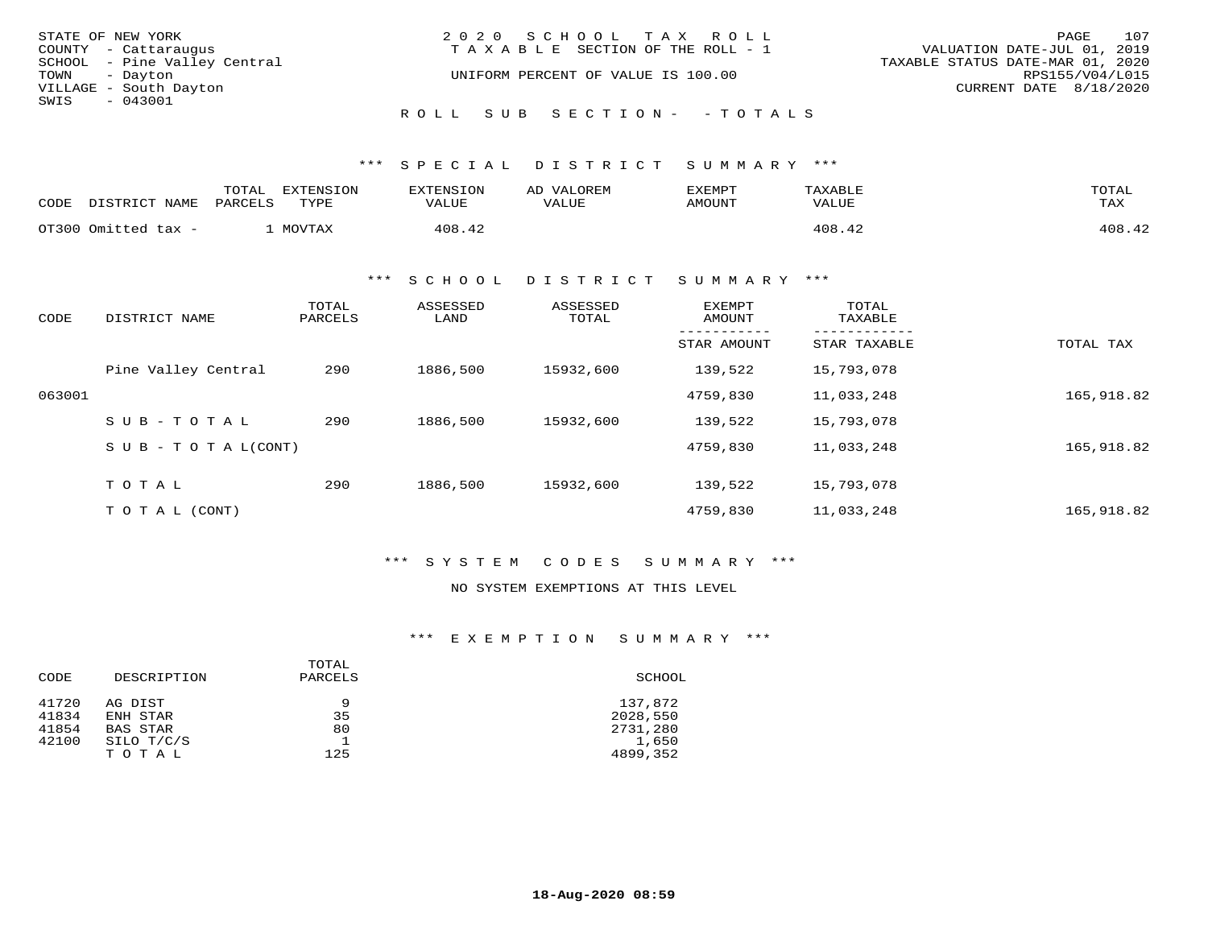STATE OF NEW YORK
COUNTY - Cattaraugus
SCHOOL - Pine Valley Central
TOWN - Dayton
VILLAGE - South Dayton
SWIS - 043001

2 0 2 0 S C H O O L T A X R O L L
T A X A B L E SECTION OF THE ROLL - 1
UNIFORM PERCENT OF VALUE IS 100.00

VALUATION DATE-JUL 01, 2019
TAXABLE STATUS DATE-MAR 01, 2020
RPS155/V04/L015
CURRENT DATE 8/18/2020

R O L L S U B S E C T I O N - - T O T A L S

### *** S P E C I A L D I S T R I C T S U M M A R Y ***

| CODE | DISTRICT NAME | TOTAL PARCELS | EXTENSION TYPE | EXTENSION VALUE | AD VALOREM VALUE | EXEMPT AMOUNT | TAXABLE VALUE | TOTAL TAX |
|---|---|---|---|---|---|---|---|---|
| OT300 | Omitted tax - | 1 | MOVTAX | 408.42 | | | 408.42 | 408.42 |

### *** S C H O O L D I S T R I C T S U M M A R Y ***

| CODE | DISTRICT NAME | TOTAL PARCELS | ASSESSED LAND | ASSESSED TOTAL | EXEMPT AMOUNT / STAR AMOUNT | TOTAL TAXABLE / STAR TAXABLE | TOTAL TAX |
|---|---|---|---|---|---|---|---|
| | Pine Valley Central | 290 | 1886,500 | 15932,600 | 139,522 | 15,793,078 | |
| 063001 | | | | | 4759,830 | 11,033,248 | 165,918.82 |
| | S U B - T O T A L | 290 | 1886,500 | 15932,600 | 139,522 | 15,793,078 | |
| | S U B - T O T A L(CONT) | | | | 4759,830 | 11,033,248 | 165,918.82 |
| | T O T A L | 290 | 1886,500 | 15932,600 | 139,522 | 15,793,078 | |
| | T O T A L (CONT) | | | | 4759,830 | 11,033,248 | 165,918.82 |

### *** S Y S T E M C O D E S S U M M A R Y ***

NO SYSTEM EXEMPTIONS AT THIS LEVEL

### *** E X E M P T I O N S U M M A R Y ***

| CODE | DESCRIPTION | TOTAL PARCELS | SCHOOL |
|---|---|---|---|
| 41720 | AG DIST | 9 | 137,872 |
| 41834 | ENH STAR | 35 | 2028,550 |
| 41854 | BAS STAR | 80 | 2731,280 |
| 42100 | SILO T/C/S | 1 | 1,650 |
| | T O T A L | 125 | 4899,352 |

**18-Aug-2020 08:59**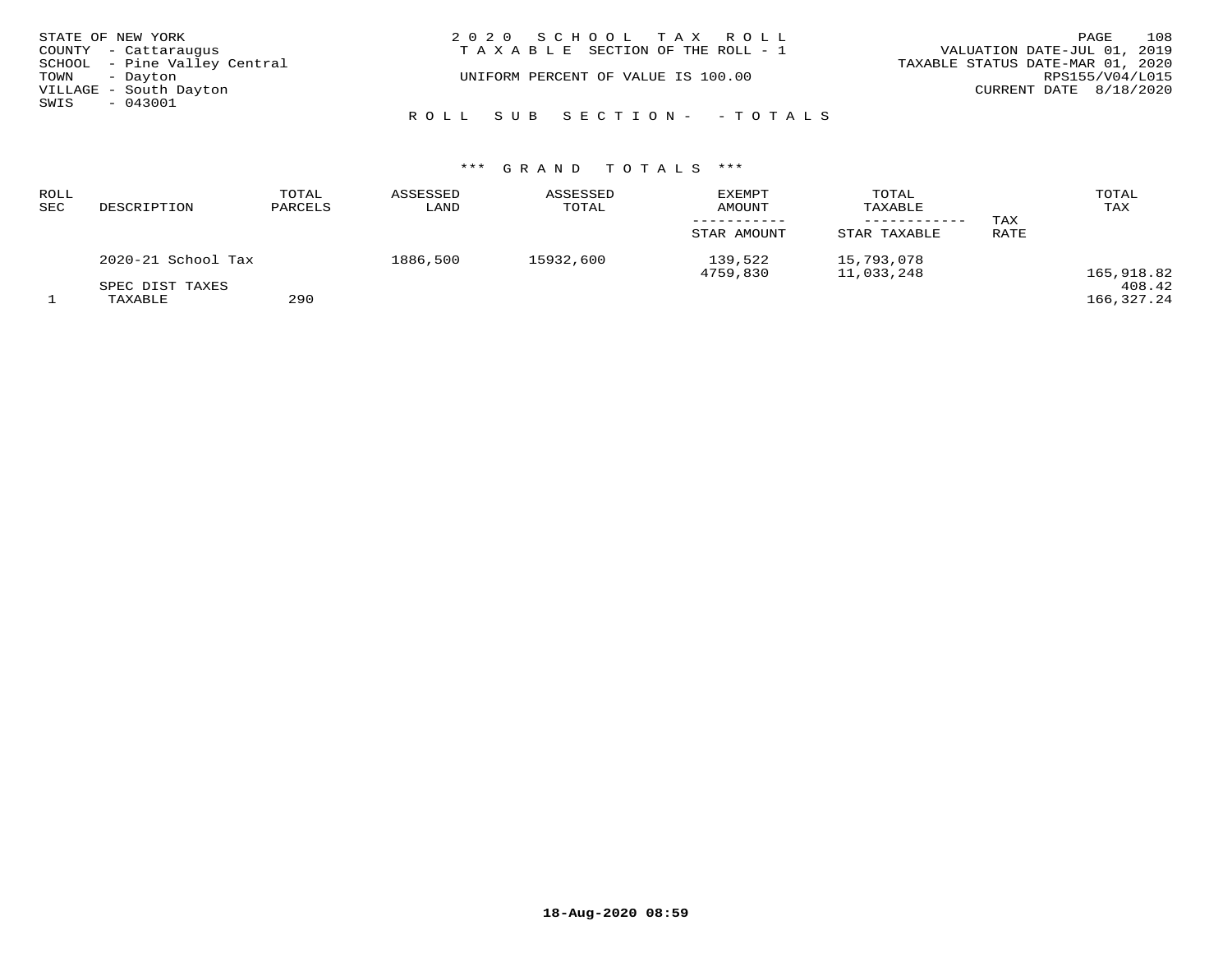STATE OF NEW YORK
COUNTY - Cattaraugus
SCHOOL - Pine Valley Central
TOWN - Dayton
VILLAGE - South Dayton
SWIS - 043001

2 0 2 0 S C H O O L T A X R O L L
T A X A B L E SECTION OF THE ROLL - 1

UNIFORM PERCENT OF VALUE IS 100.00

VALUATION DATE-JUL 01, 2019
TAXABLE STATUS DATE-MAR 01, 2020
RPS155/V04/L015
CURRENT DATE 8/18/2020

R O L L S U B S E C T I O N - - T O T A L S

*** G R A N D T O T A L S ***

| ROLL SEC | DESCRIPTION | TOTAL PARCELS | ASSESSED LAND | ASSESSED TOTAL | EXEMPT AMOUNT / STAR AMOUNT | TOTAL TAXABLE / STAR TAXABLE | TAX RATE | TOTAL TAX |
|---|---|---|---|---|---|---|---|---|
| | 2020-21 School Tax | | 1886,500 | 15932,600 | 139,522 | 15,793,078 | | |
| | | | | | 4759,830 | 11,033,248 | | 165,918.82 |
| | SPEC DIST TAXES | | | | | | | 408.42 |
| 1 | TAXABLE | 290 | | | | | | 166,327.24 |

18-Aug-2020 08:59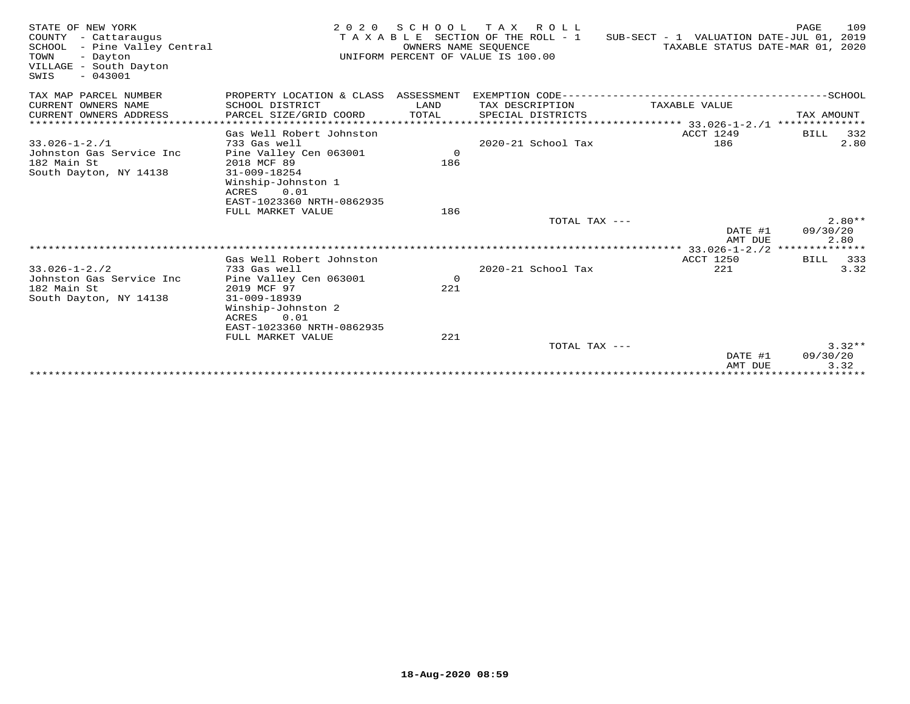STATE OF NEW YORK
COUNTY - Cattaraugus
SCHOOL - Pine Valley Central
TOWN - Dayton
VILLAGE - South Dayton
SWIS - 043001

2 0 2 0 S C H O O L T A X R O L L
T A X A B L E SECTION OF THE ROLL - 1
OWNERS NAME SEQUENCE
UNIFORM PERCENT OF VALUE IS 100.00

SUB-SECT - 1 VALUATION DATE-JUL 01, 2019
TAXABLE STATUS DATE-MAR 01, 2020

| TAX MAP PARCEL NUMBER<br>CURRENT OWNERS NAME<br>CURRENT OWNERS ADDRESS | PROPERTY LOCATION & CLASS<br>SCHOOL DISTRICT<br>PARCEL SIZE/GRID COORD | ASSESSMENT<br>LAND<br>TOTAL | EXEMPTION CODE<br>TAX DESCRIPTION<br>SPECIAL DISTRICTS | TAXABLE VALUE | SCHOOL<br>TAX AMOUNT |
|---|---|---|---|---|---|
| | Gas Well Robert Johnston | | | ACCT 1249 | BILL 332 |
| 33.026-1-2./1 | 733 Gas well | | 2020-21 School Tax | 186 | 2.80 |
| Johnston Gas Service Inc | Pine Valley Cen 063001 | 0 | | | |
| 182 Main St | 2018 MCF 89 | 186 | | | |
| South Dayton, NY 14138 | 31-009-18254 | | | | |
| | Winship-Johnston 1 | | | | |
| | ACRES 0.01 | | | | |
| | EAST-1023360 NRTH-0862935 | | | | |
| | FULL MARKET VALUE | 186 | | | |
| | | | TOTAL TAX --- | | 2.80** |
| | | | | DATE #1 | 09/30/20 |
| | | | | AMT DUE | 2.80 |
| | Gas Well Robert Johnston | | | ACCT 1250 | BILL 333 |
| 33.026-1-2./2 | 733 Gas well | | 2020-21 School Tax | 221 | 3.32 |
| Johnston Gas Service Inc | Pine Valley Cen 063001 | 0 | | | |
| 182 Main St | 2019 MCF 97 | 221 | | | |
| South Dayton, NY 14138 | 31-009-18939 | | | | |
| | Winship-Johnston 2 | | | | |
| | ACRES 0.01 | | | | |
| | EAST-1023360 NRTH-0862935 | | | | |
| | FULL MARKET VALUE | 221 | | | |
| | | | TOTAL TAX --- | | 3.32** |
| | | | | DATE #1 | 09/30/20 |
| | | | | AMT DUE | 3.32 |

18-Aug-2020 08:59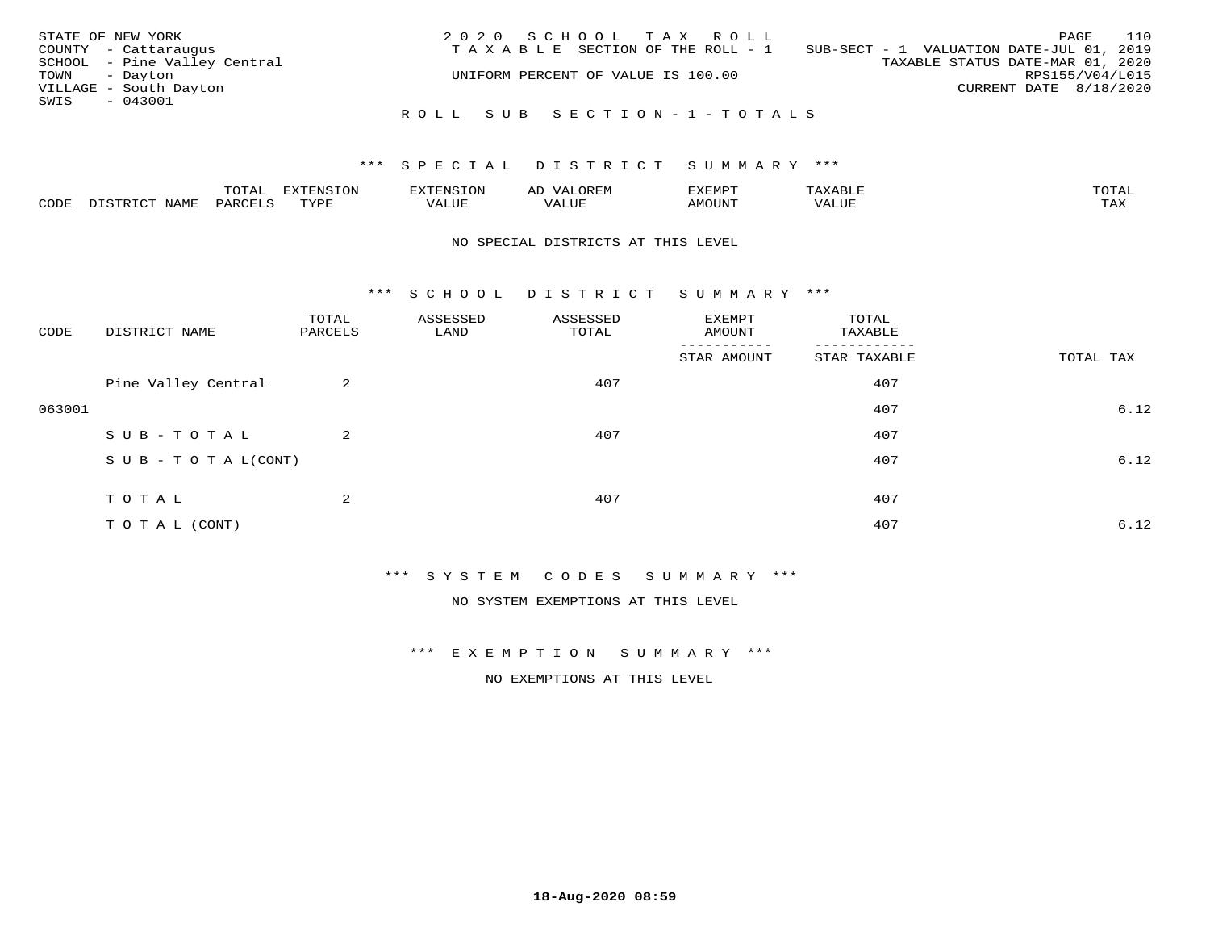STATE OF NEW YORK
COUNTY - Cattaraugus
SCHOOL - Pine Valley Central
TOWN - Dayton
VILLAGE - South Dayton
SWIS - 043001

2020 SCHOOL TAX ROLL
TAXABLE SECTION OF THE ROLL - 1
UNIFORM PERCENT OF VALUE IS 100.00

SUB-SECT - 1 VALUATION DATE-JUL 01, 2019
TAXABLE STATUS DATE-MAR 01, 2020
RPS155/V04/L015
CURRENT DATE 8/18/2020

ROLL SUB SECTION-1-TOTALS

*** SPECIAL DISTRICT SUMMARY ***

| CODE | DISTRICT NAME | TOTAL PARCELS | EXTENSION TYPE | EXTENSION VALUE | AD VALOREM VALUE | EXEMPT AMOUNT | TAXABLE VALUE | TOTAL TAX |
|---|---|---|---|---|---|---|---|---|

NO SPECIAL DISTRICTS AT THIS LEVEL

*** SCHOOL DISTRICT SUMMARY ***

| CODE | DISTRICT NAME | TOTAL PARCELS | ASSESSED LAND | ASSESSED TOTAL | EXEMPT AMOUNT / STAR AMOUNT | TOTAL TAXABLE / STAR TAXABLE | TOTAL TAX |
|---|---|---|---|---|---|---|---|
| | Pine Valley Central | 2 | | 407 | | 407 | |
| 063001 | | | | | | 407 | 6.12 |
| | SUB-TOTAL | 2 | | 407 | | 407 | |
| | SUB-TOTAL(CONT) | | | | | 407 | 6.12 |
| | TOTAL | 2 | | 407 | | 407 | |
| | TOTAL (CONT) | | | | | 407 | 6.12 |

*** SYSTEM CODES SUMMARY ***

NO SYSTEM EXEMPTIONS AT THIS LEVEL

*** EXEMPTION SUMMARY ***

NO EXEMPTIONS AT THIS LEVEL

18-Aug-2020 08:59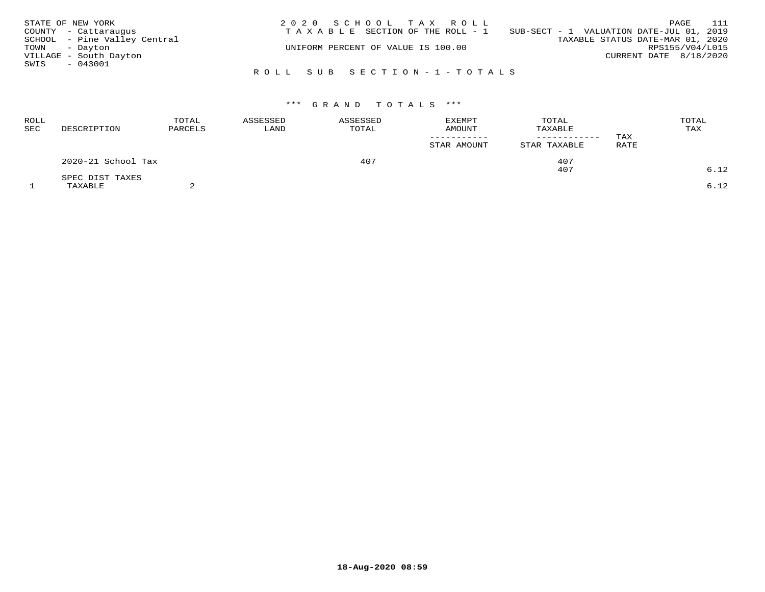STATE OF NEW YORK
COUNTY - Cattaraugus
SCHOOL - Pine Valley Central
TOWN - Dayton
VILLAGE - South Dayton
SWIS - 043001

2020 SCHOOL TAX ROLL
TAXABLE SECTION OF THE ROLL - 1
SUB-SECT - 1 VALUATION DATE-JUL 01, 2019
TAXABLE STATUS DATE-MAR 01, 2020
UNIFORM PERCENT OF VALUE IS 100.00
RPS155/V04/L015
CURRENT DATE 8/18/2020

ROLL SUB SECTION-1-TOTALS

*** GRAND TOTALS ***

| ROLL SEC | DESCRIPTION | TOTAL PARCELS | ASSESSED LAND | ASSESSED TOTAL | EXEMPT AMOUNT / STAR AMOUNT | TOTAL TAXABLE / STAR TAXABLE | TAX RATE | TOTAL TAX |
|---|---|---|---|---|---|---|---|---|
| | 2020-21 School Tax | | | 407 | | 407 | | |
| | | | | | | 407 | | 6.12 |
| | SPEC DIST TAXES | | | | | | | |
| 1 | TAXABLE | 2 | | | | | | 6.12 |

18-Aug-2020 08:59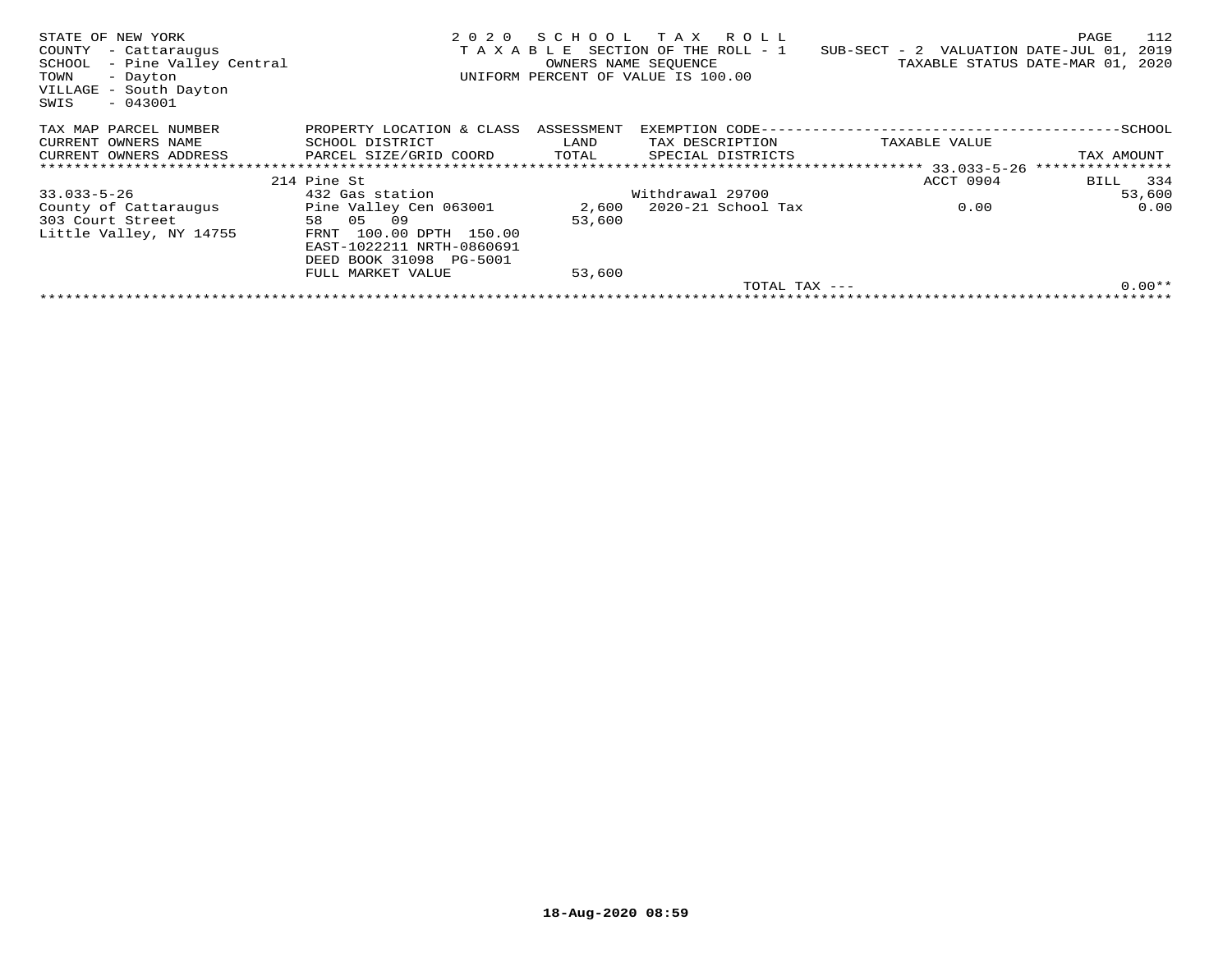STATE OF NEW YORK
COUNTY - Cattaraugus
SCHOOL - Pine Valley Central
TOWN - Dayton
VILLAGE - South Dayton
SWIS - 043001

2 0 2 0 S C H O O L T A X R O L L
T A X A B L E SECTION OF THE ROLL - 1
OWNERS NAME SEQUENCE
UNIFORM PERCENT OF VALUE IS 100.00

SUB-SECT - 2 VALUATION DATE-JUL 01, 2019
TAXABLE STATUS DATE-MAR 01, 2020

| TAX MAP PARCEL NUMBER / CURRENT OWNERS NAME / CURRENT OWNERS ADDRESS | PROPERTY LOCATION & CLASS / SCHOOL DISTRICT / PARCEL SIZE/GRID COORD | ASSESSMENT LAND / TOTAL | EXEMPTION CODE / TAX DESCRIPTION / SPECIAL DISTRICTS | TAXABLE VALUE | SCHOOL TAX AMOUNT |
|---|---|---|---|---|---|
| | 214 Pine St | | | ACCT 0904 | BILL 334 |
| 33.033-5-26 | 432 Gas station | | Withdrawal 29700 | | 53,600 |
| County of Cattaraugus | Pine Valley Cen 063001 | 2,600 | 2020-21 School Tax | 0.00 | 0.00 |
| 303 Court Street | 58 05 09 | 53,600 | | | |
| Little Valley, NY 14755 | FRNT 100.00 DPTH 150.00 | | | | |
| | EAST-1022211 NRTH-0860691 | | | | |
| | DEED BOOK 31098 PG-5001 | | | | |
| | FULL MARKET VALUE | 53,600 | | | |
| | | | TOTAL TAX --- | | 0.00** |

18-Aug-2020 08:59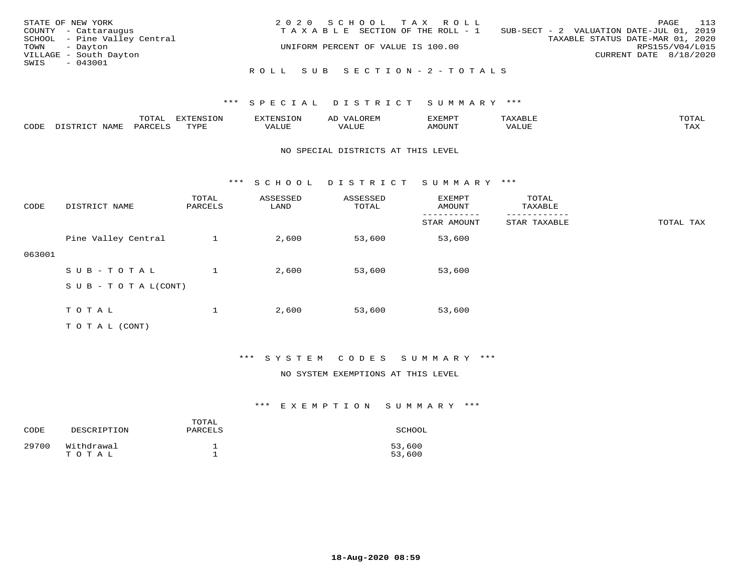STATE OF NEW YORK
COUNTY - Cattaraugus
SCHOOL - Pine Valley Central
TOWN - Dayton
VILLAGE - South Dayton
SWIS - 043001

2020 SCHOOL TAX ROLL
TAXABLE SECTION OF THE ROLL - 1
UNIFORM PERCENT OF VALUE IS 100.00

SUB-SECT - 2 VALUATION DATE-JUL 01, 2019
TAXABLE STATUS DATE-MAR 01, 2020
RPS155/V04/L015
CURRENT DATE 8/18/2020

## ROLL SUB SECTION - 2 - TOTALS

### *** SPECIAL DISTRICT SUMMARY ***

| CODE | DISTRICT NAME | TOTAL PARCELS | EXTENSION TYPE | EXTENSION VALUE | AD VALOREM VALUE | EXEMPT AMOUNT | TAXABLE VALUE | TOTAL TAX |
|---|---|---|---|---|---|---|---|---|

NO SPECIAL DISTRICTS AT THIS LEVEL

### *** SCHOOL DISTRICT SUMMARY ***

| CODE | DISTRICT NAME | TOTAL PARCELS | ASSESSED LAND | ASSESSED TOTAL | EXEMPT AMOUNT / STAR AMOUNT | TOTAL TAXABLE / STAR TAXABLE | TOTAL TAX |
|---|---|---|---|---|---|---|---|
| 063001 | Pine Valley Central | 1 | 2,600 | 53,600 | 53,600 | | |
| | SUB-TOTAL | 1 | 2,600 | 53,600 | 53,600 | | |
| | SUB-TOTAL(CONT) | | | | | | |
| | TOTAL | 1 | 2,600 | 53,600 | 53,600 | | |
| | TOTAL (CONT) | | | | | | |

### *** SYSTEM CODES SUMMARY ***

NO SYSTEM EXEMPTIONS AT THIS LEVEL

### *** EXEMPTION SUMMARY ***

| CODE | DESCRIPTION | TOTAL PARCELS | SCHOOL |
|---|---|---|---|
| 29700 | Withdrawal | 1 | 53,600 |
| | TOTAL | 1 | 53,600 |

18-Aug-2020 08:59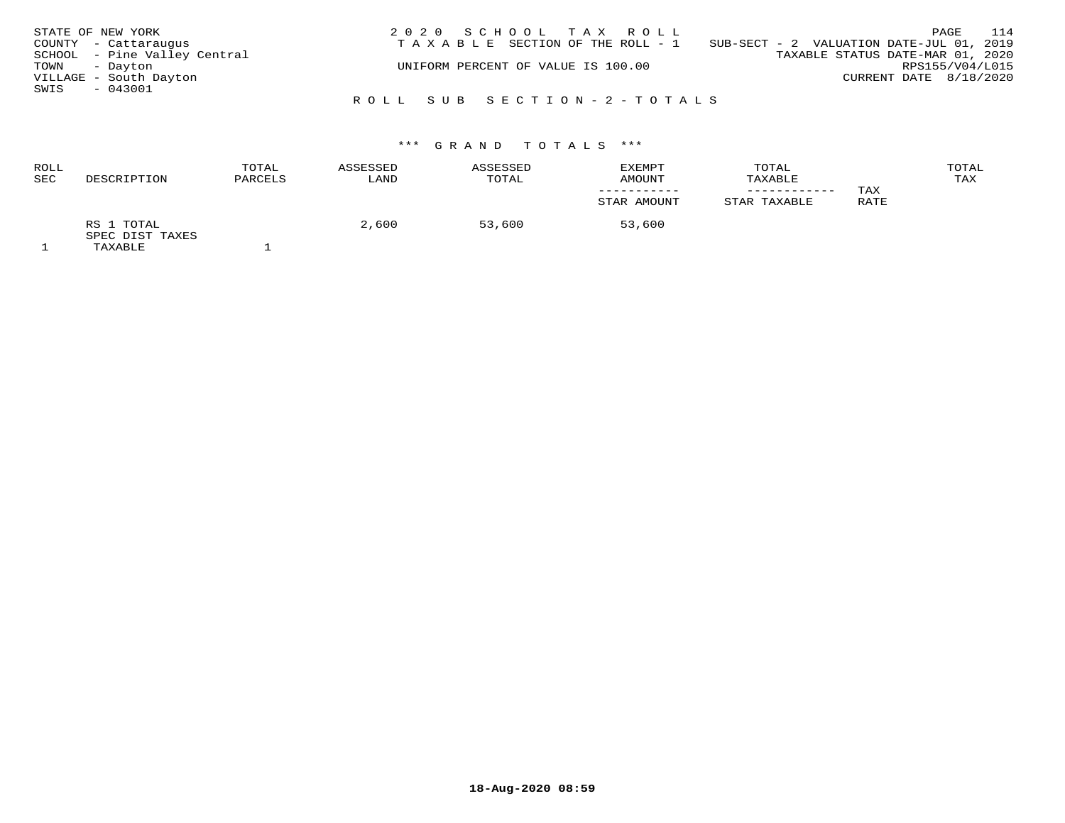STATE OF NEW YORK
COUNTY - Cattaraugus
SCHOOL - Pine Valley Central
TOWN - Dayton
VILLAGE - South Dayton
SWIS - 043001

2020 SCHOOL TAX ROLL
TAXABLE SECTION OF THE ROLL - 1
UNIFORM PERCENT OF VALUE IS 100.00

SUB-SECT - 2 VALUATION DATE-JUL 01, 2019
TAXABLE STATUS DATE-MAR 01, 2020
RPS155/V04/L015
CURRENT DATE 8/18/2020

ROLL SUB SECTION - 2 - TOTALS

*** GRAND TOTALS ***

| ROLL SEC | DESCRIPTION | TOTAL PARCELS | ASSESSED LAND | ASSESSED TOTAL | EXEMPT AMOUNT ----------- STAR AMOUNT | TOTAL TAXABLE ------------ STAR TAXABLE | TAX RATE | TOTAL TAX |
|---|---|---|---|---|---|---|---|---|
| | RS 1 TOTAL | | 2,600 | 53,600 | 53,600 | | | |
| | SPEC DIST TAXES | | | | | | | |
| 1 | TAXABLE | 1 | | | | | | |

18-Aug-2020 08:59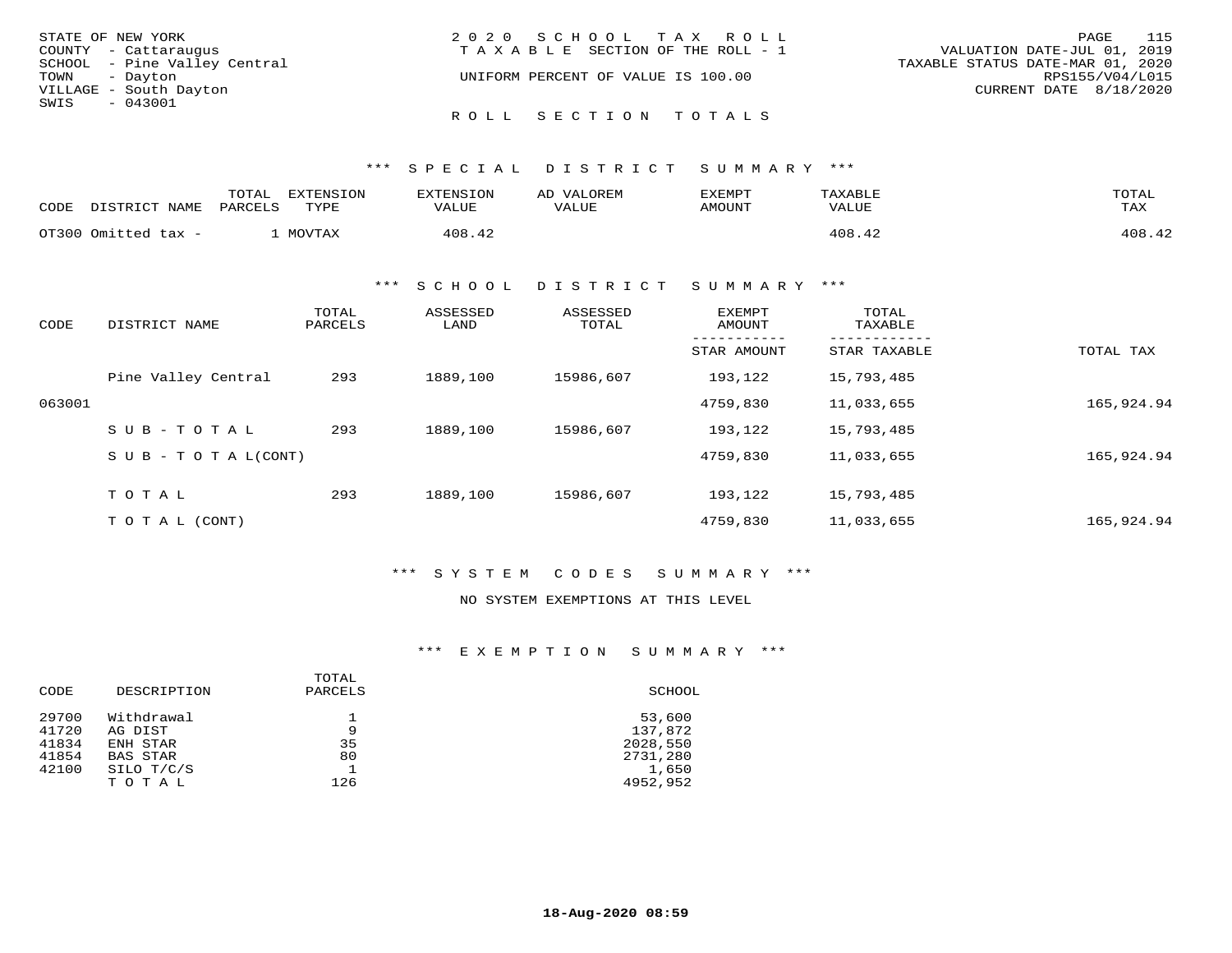STATE OF NEW YORK
COUNTY - Cattaraugus
SCHOOL - Pine Valley Central
TOWN - Dayton
VILLAGE - South Dayton
SWIS - 043001

# 2020 SCHOOL TAX ROLL

TAXABLE SECTION OF THE ROLL - 1

UNIFORM PERCENT OF VALUE IS 100.00

VALUATION DATE-JUL 01, 2019
TAXABLE STATUS DATE-MAR 01, 2020
RPS155/V04/L015
CURRENT DATE 8/18/2020

## ROLL SECTION TOTALS

### *** SPECIAL DISTRICT SUMMARY ***

| CODE | DISTRICT NAME | TOTAL PARCELS | EXTENSION TYPE | EXTENSION VALUE | AD VALOREM VALUE | EXEMPT AMOUNT | TAXABLE VALUE | TOTAL TAX |
|---|---|---|---|---|---|---|---|---|
| OT300 | Omitted tax - | 1 | MOVTAX | 408.42 | | | 408.42 | 408.42 |

### *** SCHOOL DISTRICT SUMMARY ***

| CODE | DISTRICT NAME | TOTAL PARCELS | ASSESSED LAND | ASSESSED TOTAL | EXEMPT AMOUNT / STAR AMOUNT | TOTAL TAXABLE / STAR TAXABLE | TOTAL TAX |
|---|---|---|---|---|---|---|---|
| | Pine Valley Central | 293 | 1889,100 | 15986,607 | 193,122 | 15,793,485 | |
| 063001 | | | | | 4759,830 | 11,033,655 | 165,924.94 |
| | SUB-TOTAL | 293 | 1889,100 | 15986,607 | 193,122 | 15,793,485 | |
| | SUB-TOTAL(CONT) | | | | 4759,830 | 11,033,655 | 165,924.94 |
| | TOTAL | 293 | 1889,100 | 15986,607 | 193,122 | 15,793,485 | |
| | TOTAL (CONT) | | | | 4759,830 | 11,033,655 | 165,924.94 |

### *** SYSTEM CODES SUMMARY ***

NO SYSTEM EXEMPTIONS AT THIS LEVEL

### *** EXEMPTION SUMMARY ***

| CODE | DESCRIPTION | TOTAL PARCELS | SCHOOL |
|---|---|---|---|
| 29700 | Withdrawal | 1 | 53,600 |
| 41720 | AG DIST | 9 | 137,872 |
| 41834 | ENH STAR | 35 | 2028,550 |
| 41854 | BAS STAR | 80 | 2731,280 |
| 42100 | SILO T/C/S | 1 | 1,650 |
| | TOTAL | 126 | 4952,952 |

18-Aug-2020 08:59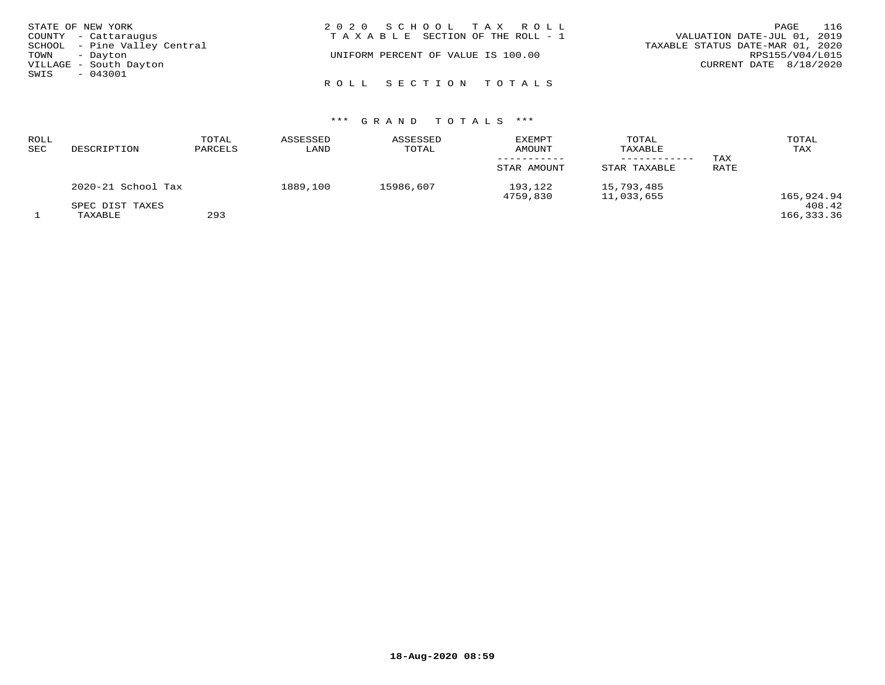STATE OF NEW YORK
COUNTY - Cattaraugus
SCHOOL - Pine Valley Central
TOWN - Dayton
VILLAGE - South Dayton
SWIS - 043001

2 0 2 0 S C H O O L T A X R O L L
T A X A B L E SECTION OF THE ROLL - 1

UNIFORM PERCENT OF VALUE IS 100.00

VALUATION DATE-JUL 01, 2019
TAXABLE STATUS DATE-MAR 01, 2020
RPS155/V04/L015
CURRENT DATE 8/18/2020

R O L L S E C T I O N T O T A L S

\*\*\* G R A N D T O T A L S \*\*\*

| ROLL SEC | DESCRIPTION | TOTAL PARCELS | ASSESSED LAND | ASSESSED TOTAL | EXEMPT AMOUNT / STAR AMOUNT | TOTAL TAXABLE / STAR TAXABLE | TAX RATE | TOTAL TAX |
|---|---|---|---|---|---|---|---|---|
| | 2020-21 School Tax | | 1889,100 | 15986,607 | 193,122 | 15,793,485 | | |
| | | | | | 4759,830 | 11,033,655 | | 165,924.94 |
| | SPEC DIST TAXES | | | | | | | 408.42 |
| 1 | TAXABLE | 293 | | | | | | 166,333.36 |

18-Aug-2020 08:59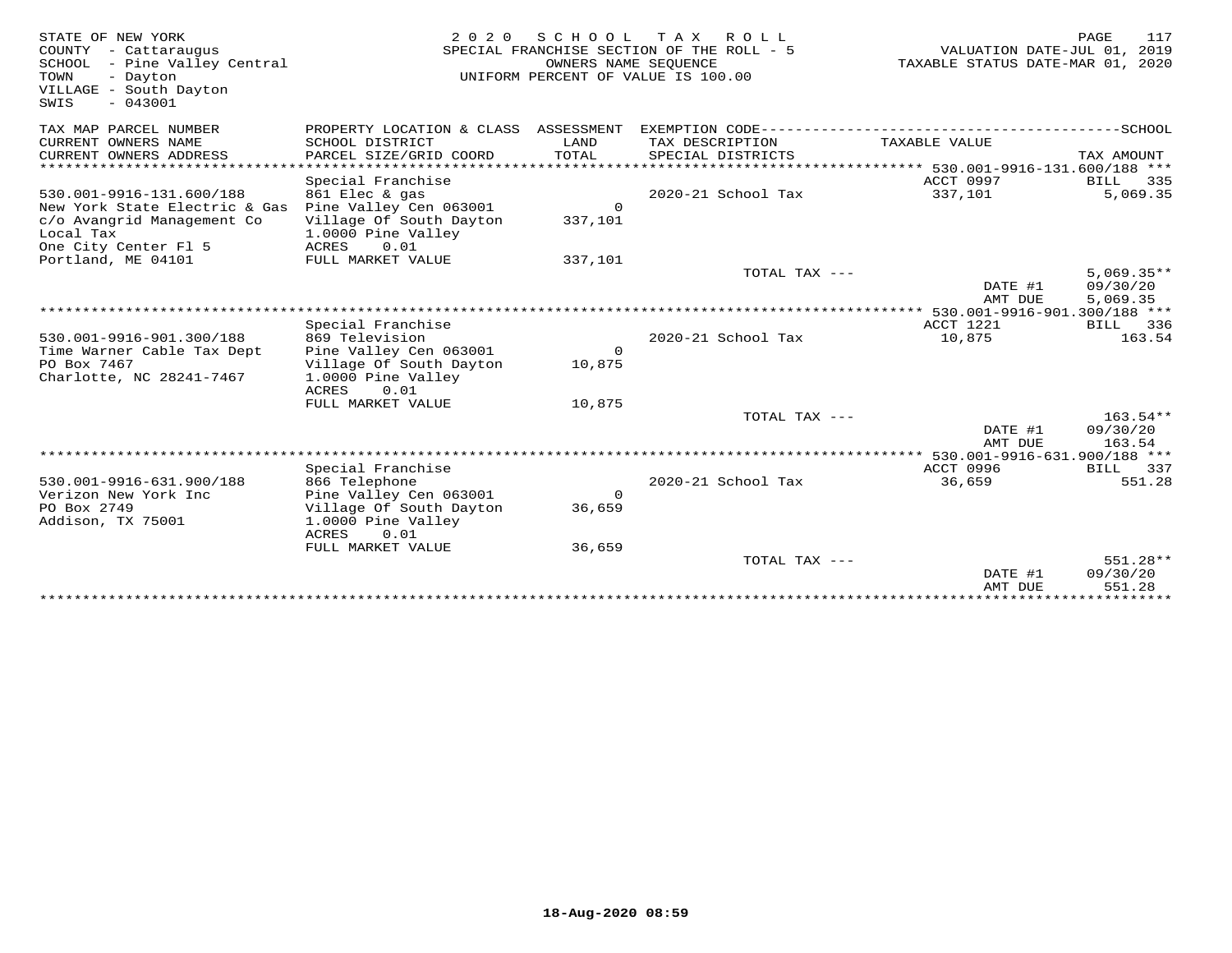STATE OF NEW YORK
COUNTY - Cattaraugus
SCHOOL - Pine Valley Central
TOWN - Dayton
VILLAGE - South Dayton
SWIS - 043001

2020 SCHOOL TAX ROLL
SPECIAL FRANCHISE SECTION OF THE ROLL - 5
OWNERS NAME SEQUENCE
UNIFORM PERCENT OF VALUE IS 100.00

VALUATION DATE-JUL 01, 2019
TAXABLE STATUS DATE-MAR 01, 2020

| TAX MAP PARCEL NUMBER / CURRENT OWNERS NAME / CURRENT OWNERS ADDRESS | PROPERTY LOCATION & CLASS / SCHOOL DISTRICT / PARCEL SIZE/GRID COORD | ASSESSMENT LAND / TOTAL | EXEMPTION CODE / TAX DESCRIPTION / SPECIAL DISTRICTS | TAXABLE VALUE | SCHOOL TAX AMOUNT |
|---|---|---|---|---|---|
| **530.001-9916-131.600/188** | Special Franchise | | | ACCT 0997 | BILL 335 |
| 530.001-9916-131.600/188 | 861 Elec & gas | | 2020-21 School Tax | 337,101 | 5,069.35 |
| New York State Electric & Gas | Pine Valley Cen 063001 | 0 | | | |
| c/o Avangrid Management Co | Village Of South Dayton | 337,101 | | | |
| Local Tax | 1.0000 Pine Valley | | | | |
| One City Center Fl 5 | ACRES 0.01 | | | | |
| Portland, ME 04101 | FULL MARKET VALUE | 337,101 | | | |
| | | | TOTAL TAX --- | | 5,069.35** |
| | | | | DATE #1 | 09/30/20 |
| | | | | AMT DUE | 5,069.35 |
| **530.001-9916-901.300/188** | Special Franchise | | | ACCT 1221 | BILL 336 |
| 530.001-9916-901.300/188 | 869 Television | | 2020-21 School Tax | 10,875 | 163.54 |
| Time Warner Cable Tax Dept | Pine Valley Cen 063001 | 0 | | | |
| PO Box 7467 | Village Of South Dayton | 10,875 | | | |
| Charlotte, NC 28241-7467 | 1.0000 Pine Valley | | | | |
| | ACRES 0.01 | | | | |
| | FULL MARKET VALUE | 10,875 | | | |
| | | | TOTAL TAX --- | | 163.54** |
| | | | | DATE #1 | 09/30/20 |
| | | | | AMT DUE | 163.54 |
| **530.001-9916-631.900/188** | Special Franchise | | | ACCT 0996 | BILL 337 |
| 530.001-9916-631.900/188 | 866 Telephone | | 2020-21 School Tax | 36,659 | 551.28 |
| Verizon New York Inc | Pine Valley Cen 063001 | 0 | | | |
| PO Box 2749 | Village Of South Dayton | 36,659 | | | |
| Addison, TX 75001 | 1.0000 Pine Valley | | | | |
| | ACRES 0.01 | | | | |
| | FULL MARKET VALUE | 36,659 | | | |
| | | | TOTAL TAX --- | | 551.28** |
| | | | | DATE #1 | 09/30/20 |
| | | | | AMT DUE | 551.28 |

18-Aug-2020 08:59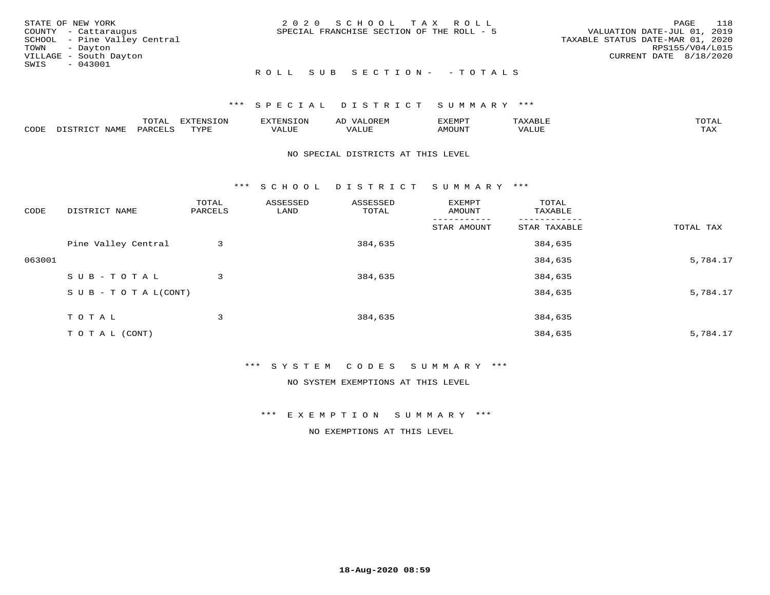STATE OF NEW YORK
COUNTY - Cattaraugus
SCHOOL - Pine Valley Central
TOWN - Dayton
VILLAGE - South Dayton
SWIS - 043001

2 0 2 0 S C H O O L T A X R O L L
SPECIAL FRANCHISE SECTION OF THE ROLL - 5

VALUATION DATE-JUL 01, 2019
TAXABLE STATUS DATE-MAR 01, 2020
RPS155/V04/L015
CURRENT DATE 8/18/2020

R O L L S U B S E C T I O N - - T O T A L S

*** S P E C I A L D I S T R I C T S U M M A R Y ***

| CODE | DISTRICT NAME | TOTAL PARCELS | EXTENSION TYPE | EXTENSION VALUE | AD VALOREM VALUE | EXEMPT AMOUNT | TAXABLE VALUE | TOTAL TAX |
|---|---|---|---|---|---|---|---|---|

NO SPECIAL DISTRICTS AT THIS LEVEL

*** S C H O O L D I S T R I C T S U M M A R Y ***

| CODE | DISTRICT NAME | TOTAL PARCELS | ASSESSED LAND | ASSESSED TOTAL | EXEMPT AMOUNT / STAR AMOUNT | TOTAL TAXABLE / STAR TAXABLE | TOTAL TAX |
|---|---|---|---|---|---|---|---|
| | Pine Valley Central | 3 | | 384,635 | | 384,635 | |
| 063001 | | | | | | 384,635 | 5,784.17 |
| | S U B - T O T A L | 3 | | 384,635 | | 384,635 | |
| | S U B - T O T A L(CONT) | | | | | 384,635 | 5,784.17 |
| | T O T A L | 3 | | 384,635 | | 384,635 | |
| | T O T A L (CONT) | | | | | 384,635 | 5,784.17 |

*** S Y S T E M C O D E S S U M M A R Y ***

NO SYSTEM EXEMPTIONS AT THIS LEVEL

*** E X E M P T I O N S U M M A R Y ***

NO EXEMPTIONS AT THIS LEVEL

18-Aug-2020 08:59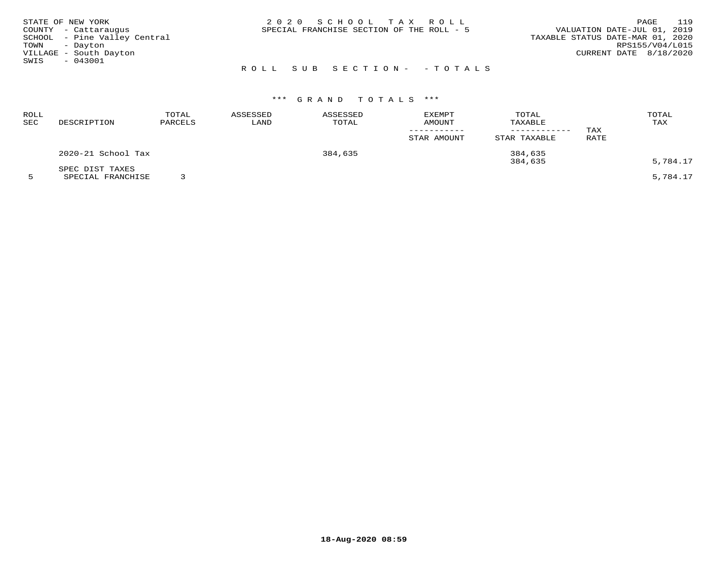STATE OF NEW YORK
COUNTY - Cattaraugus
SCHOOL - Pine Valley Central
TOWN - Dayton
VILLAGE - South Dayton
SWIS - 043001

2 0 2 0 S C H O O L T A X R O L L
SPECIAL FRANCHISE SECTION OF THE ROLL - 5

VALUATION DATE-JUL 01, 2019
TAXABLE STATUS DATE-MAR 01, 2020
RPS155/V04/L015
CURRENT DATE 8/18/2020

R O L L S U B S E C T I O N - - T O T A L S

*** G R A N D T O T A L S ***

| ROLL SEC | DESCRIPTION | TOTAL PARCELS | ASSESSED LAND | ASSESSED TOTAL | EXEMPT AMOUNT / STAR AMOUNT | TOTAL TAXABLE / STAR TAXABLE | TAX RATE | TOTAL TAX |
|---|---|---|---|---|---|---|---|---|
| | 2020-21 School Tax | | | 384,635 | | 384,635 | | |
| | | | | | | 384,635 | | 5,784.17 |
| | SPEC DIST TAXES | | | | | | | |
| 5 | SPECIAL FRANCHISE | 3 | | | | | | 5,784.17 |

18-Aug-2020 08:59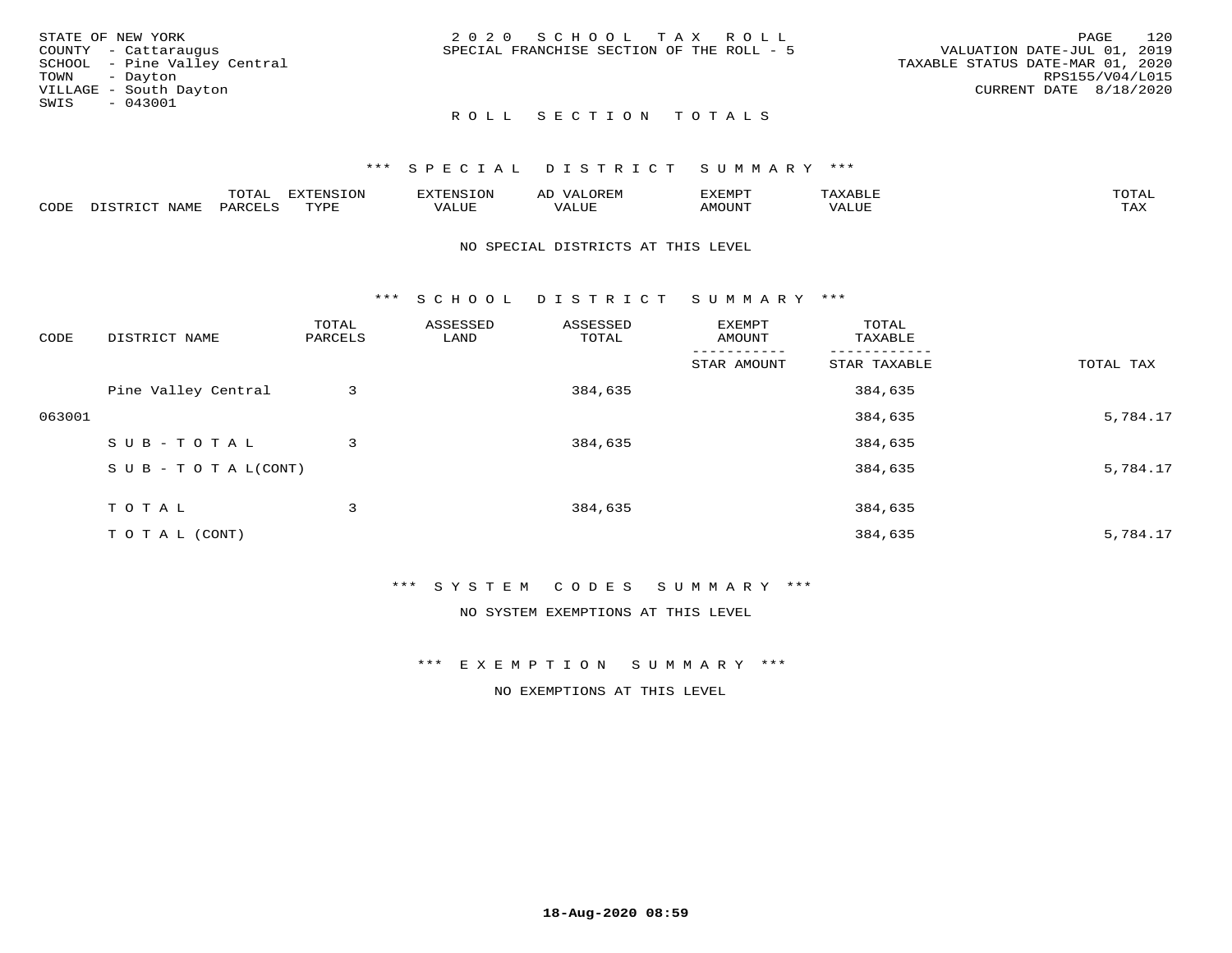STATE OF NEW YORK
COUNTY - Cattaraugus
SCHOOL - Pine Valley Central
TOWN - Dayton
VILLAGE - South Dayton
SWIS - 043001

2020 SCHOOL TAX ROLL
SPECIAL FRANCHISE SECTION OF THE ROLL - 5

VALUATION DATE-JUL 01, 2019
TAXABLE STATUS DATE-MAR 01, 2020
RPS155/V04/L015
CURRENT DATE 8/18/2020

## ROLL SECTION TOTALS

### *** SPECIAL DISTRICT SUMMARY ***

| CODE | DISTRICT NAME | TOTAL PARCELS | EXTENSION TYPE | EXTENSION VALUE | AD VALOREM VALUE | EXEMPT AMOUNT | TAXABLE VALUE | TOTAL TAX |
|---|---|---|---|---|---|---|---|---|

NO SPECIAL DISTRICTS AT THIS LEVEL

### *** SCHOOL DISTRICT SUMMARY ***

| CODE | DISTRICT NAME | TOTAL PARCELS | ASSESSED LAND | ASSESSED TOTAL | EXEMPT AMOUNT / STAR AMOUNT | TOTAL TAXABLE / STAR TAXABLE | TOTAL TAX |
|---|---|---|---|---|---|---|---|
| | Pine Valley Central | 3 | | 384,635 | | 384,635 | |
| 063001 | | | | | | 384,635 | 5,784.17 |
| | SUB-TOTAL | 3 | | 384,635 | | 384,635 | |
| | SUB-TOTAL(CONT) | | | | | 384,635 | 5,784.17 |
| | TOTAL | 3 | | 384,635 | | 384,635 | |
| | TOTAL (CONT) | | | | | 384,635 | 5,784.17 |

### *** SYSTEM CODES SUMMARY ***

NO SYSTEM EXEMPTIONS AT THIS LEVEL

### *** EXEMPTION SUMMARY ***

NO EXEMPTIONS AT THIS LEVEL

18-Aug-2020 08:59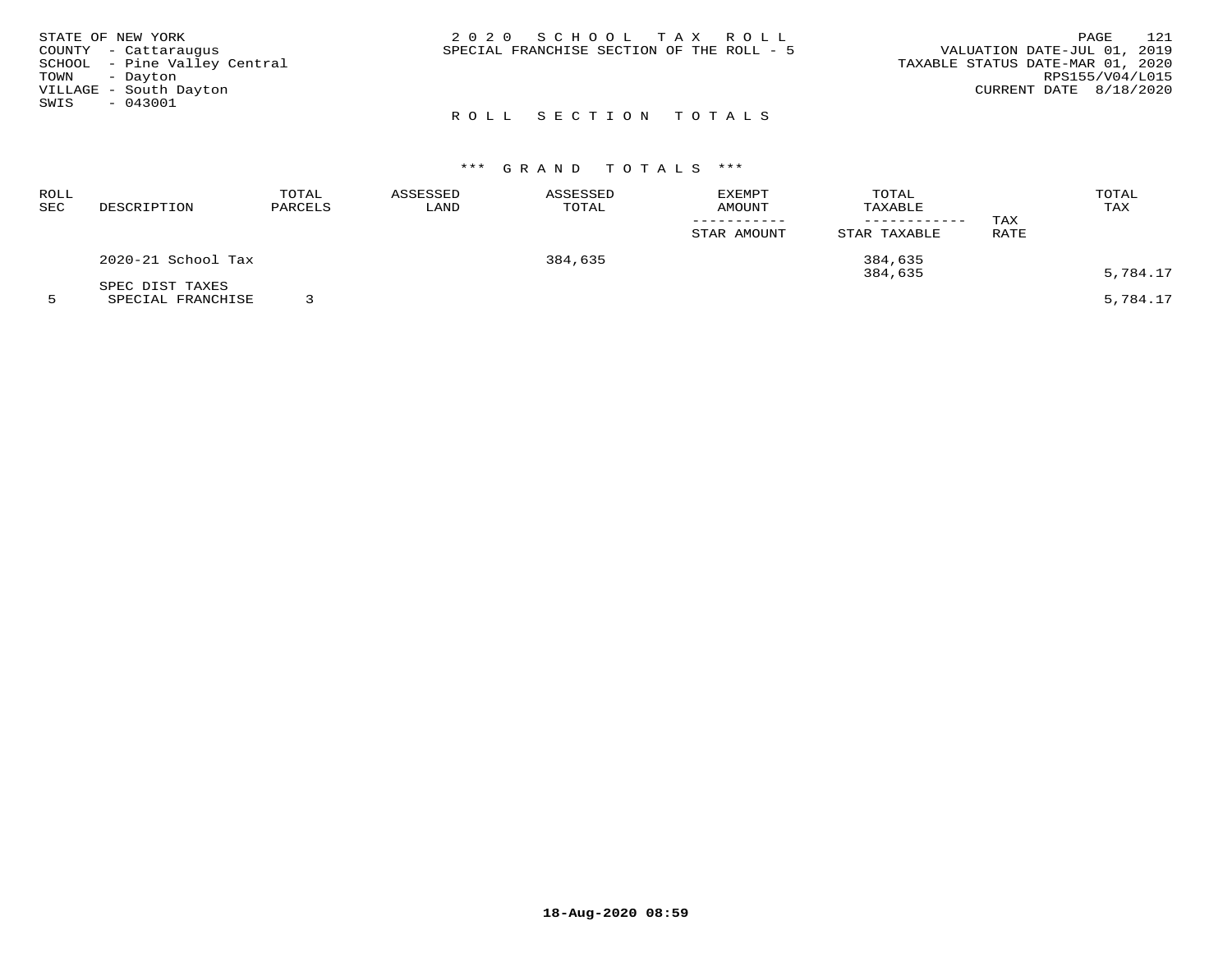STATE OF NEW YORK
COUNTY - Cattaraugus
SCHOOL - Pine Valley Central
TOWN - Dayton
VILLAGE - South Dayton
SWIS - 043001

2020 SCHOOL TAX ROLL
SPECIAL FRANCHISE SECTION OF THE ROLL - 5

VALUATION DATE-JUL 01, 2019
TAXABLE STATUS DATE-MAR 01, 2020
RPS155/V04/L015
CURRENT DATE 8/18/2020

## ROLL SECTION TOTALS

### *** GRAND TOTALS ***

| ROLL SEC | DESCRIPTION | TOTAL PARCELS | ASSESSED LAND | ASSESSED TOTAL | EXEMPT AMOUNT / STAR AMOUNT | TOTAL TAXABLE / STAR TAXABLE | TAX RATE | TOTAL TAX |
|---|---|---|---|---|---|---|---|---|
| | 2020-21 School Tax | | | 384,635 | | 384,635 | | |
| | | | | | | 384,635 | | 5,784.17 |
| | SPEC DIST TAXES | | | | | | | |
| 5 | SPECIAL FRANCHISE | 3 | | | | | | 5,784.17 |

18-Aug-2020 08:59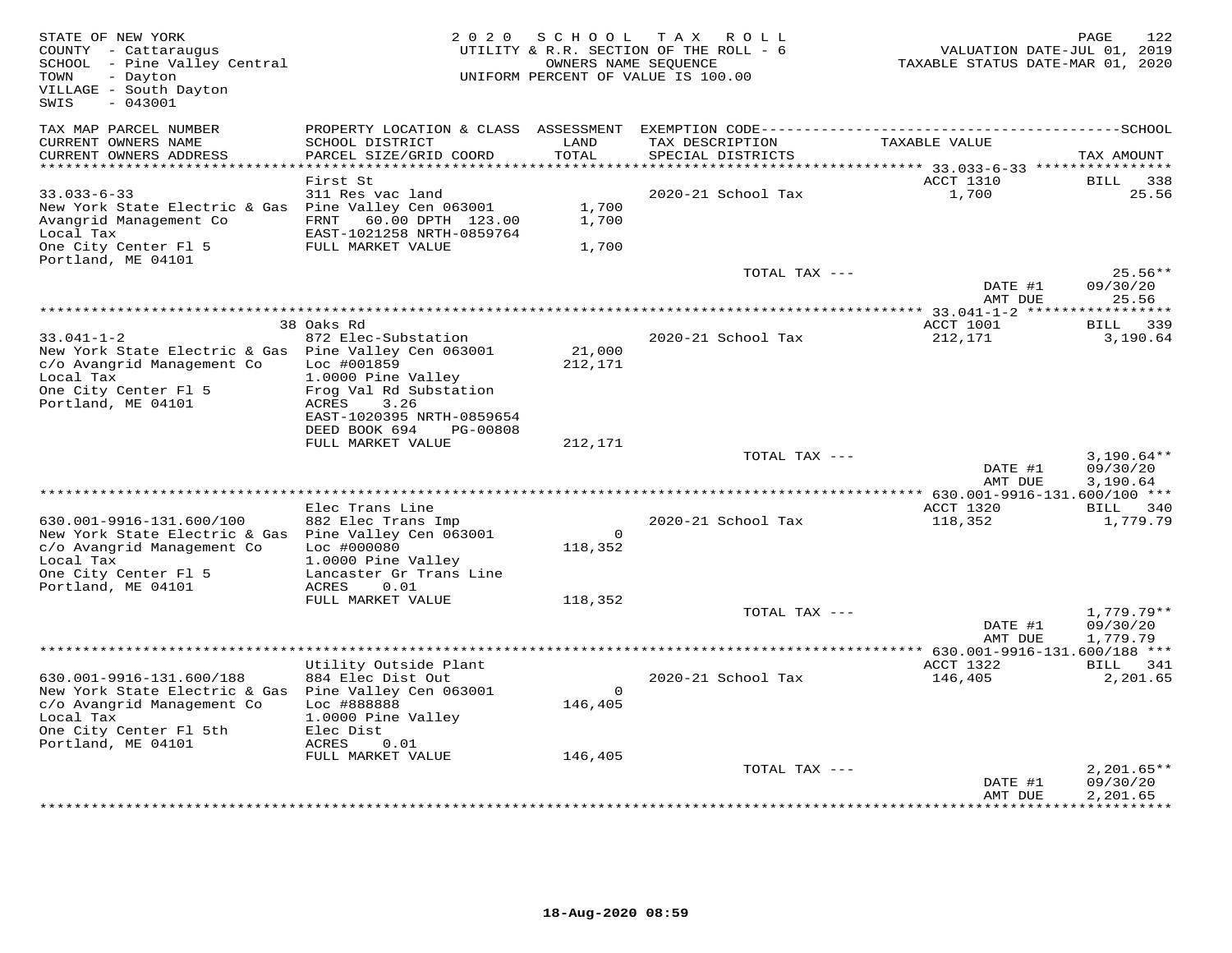STATE OF NEW YORK
COUNTY - Cattaraugus
SCHOOL - Pine Valley Central
TOWN - Dayton
VILLAGE - South Dayton
SWIS - 043001

2020 SCHOOL TAX ROLL
UTILITY & R.R. SECTION OF THE ROLL - 6
OWNERS NAME SEQUENCE
UNIFORM PERCENT OF VALUE IS 100.00

VALUATION DATE-JUL 01, 2019
TAXABLE STATUS DATE-MAR 01, 2020

| TAX MAP PARCEL NUMBER / CURRENT OWNERS NAME / CURRENT OWNERS ADDRESS | PROPERTY LOCATION & CLASS / SCHOOL DISTRICT / PARCEL SIZE/GRID COORD | ASSESSMENT LAND / TOTAL | EXEMPTION CODE / TAX DESCRIPTION / SPECIAL DISTRICTS | TAXABLE VALUE | TAX AMOUNT |
|---|---|---|---|---|---|
| 33.033-6-33 | First St | | | ACCT 1310 | BILL 338 |
| 33.033-6-33 | 311 Res vac land | | 2020-21 School Tax | 1,700 | 25.56 |
| New York State Electric & Gas | Pine Valley Cen 063001 | 1,700 | | | |
| Avangrid Management Co | FRNT 60.00 DPTH 123.00 | 1,700 | | | |
| Local Tax | EAST-1021258 NRTH-0859764 | | | | |
| One City Center Fl 5 | FULL MARKET VALUE | 1,700 | | | |
| Portland, ME 04101 | | | | | |
| | | | TOTAL TAX --- | | 25.56** |
| | | | | DATE #1 | 09/30/20 |
| | | | | AMT DUE | 25.56 |
| 33.041-1-2 | 38 Oaks Rd | | | ACCT 1001 | BILL 339 |
| 33.041-1-2 | 872 Elec-Substation | | 2020-21 School Tax | 212,171 | 3,190.64 |
| New York State Electric & Gas | Pine Valley Cen 063001 | 21,000 | | | |
| c/o Avangrid Management Co | Loc #001859 | 212,171 | | | |
| Local Tax | 1.0000 Pine Valley | | | | |
| One City Center Fl 5 | Frog Val Rd Substation | | | | |
| Portland, ME 04101 | ACRES 3.26 | | | | |
| | EAST-1020395 NRTH-0859654 | | | | |
| | DEED BOOK 694 PG-00808 | | | | |
| | FULL MARKET VALUE | 212,171 | | | |
| | | | TOTAL TAX --- | | 3,190.64** |
| | | | | DATE #1 | 09/30/20 |
| | | | | AMT DUE | 3,190.64 |
| 630.001-9916-131.600/100 | Elec Trans Line | | | ACCT 1320 | BILL 340 |
| 630.001-9916-131.600/100 | 882 Elec Trans Imp | | 2020-21 School Tax | 118,352 | 1,779.79 |
| New York State Electric & Gas | Pine Valley Cen 063001 | 0 | | | |
| c/o Avangrid Management Co | Loc #000080 | 118,352 | | | |
| Local Tax | 1.0000 Pine Valley | | | | |
| One City Center Fl 5 | Lancaster Gr Trans Line | | | | |
| Portland, ME 04101 | ACRES 0.01 | | | | |
| | FULL MARKET VALUE | 118,352 | | | |
| | | | TOTAL TAX --- | | 1,779.79** |
| | | | | DATE #1 | 09/30/20 |
| | | | | AMT DUE | 1,779.79 |
| 630.001-9916-131.600/188 | Utility Outside Plant | | | ACCT 1322 | BILL 341 |
| 630.001-9916-131.600/188 | 884 Elec Dist Out | | 2020-21 School Tax | 146,405 | 2,201.65 |
| New York State Electric & Gas | Pine Valley Cen 063001 | 0 | | | |
| c/o Avangrid Management Co | Loc #888888 | 146,405 | | | |
| Local Tax | 1.0000 Pine Valley | | | | |
| One City Center Fl 5th | Elec Dist | | | | |
| Portland, ME 04101 | ACRES 0.01 | | | | |
| | FULL MARKET VALUE | 146,405 | | | |
| | | | TOTAL TAX --- | | 2,201.65** |
| | | | | DATE #1 | 09/30/20 |
| | | | | AMT DUE | 2,201.65 |

18-Aug-2020 08:59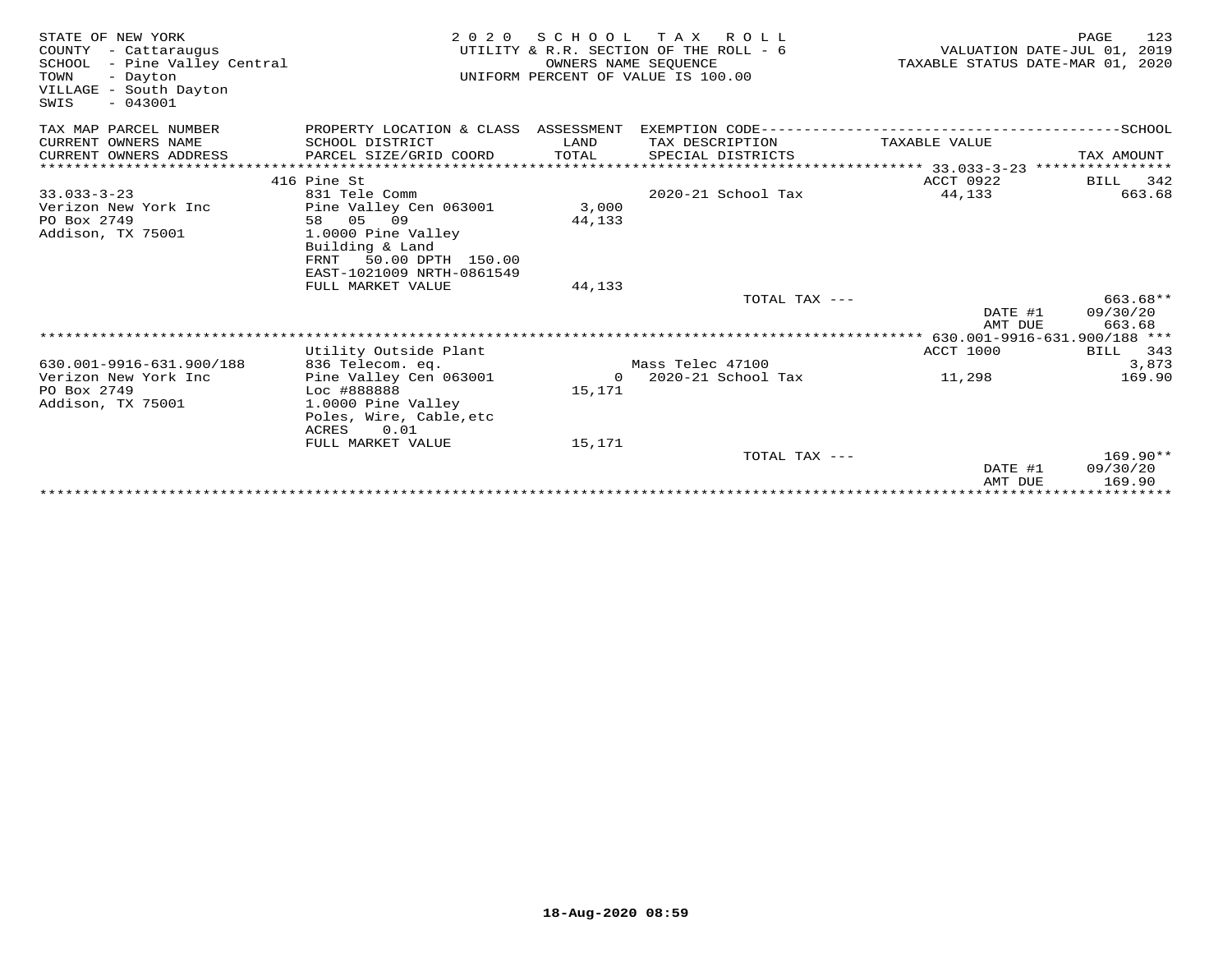STATE OF NEW YORK
COUNTY - Cattaraugus
SCHOOL - Pine Valley Central
TOWN - Dayton
VILLAGE - South Dayton
SWIS - 043001

**2020 SCHOOL TAX ROLL**
UTILITY & R.R. SECTION OF THE ROLL - 6
OWNERS NAME SEQUENCE
UNIFORM PERCENT OF VALUE IS 100.00

VALUATION DATE-JUL 01, 2019
TAXABLE STATUS DATE-MAR 01, 2020

| TAX MAP PARCEL NUMBER / CURRENT OWNERS NAME / CURRENT OWNERS ADDRESS | PROPERTY LOCATION & CLASS / SCHOOL DISTRICT / PARCEL SIZE/GRID COORD | ASSESSMENT LAND / TOTAL | EXEMPTION CODE / TAX DESCRIPTION / SPECIAL DISTRICTS | TAXABLE VALUE | TAX AMOUNT |
|---|---|---|---|---|---|
| 33.033-3-23 | 416 Pine St | | | ACCT 0922 | BILL 342 |
| 33.033-3-23 | 831 Tele Comm | | 2020-21 School Tax | 44,133 | 663.68 |
| Verizon New York Inc | Pine Valley Cen 063001 | 3,000 | | | |
| PO Box 2749 | 58 05 09 | 44,133 | | | |
| Addison, TX 75001 | 1.0000 Pine Valley | | | | |
| | Building & Land | | | | |
| | FRNT 50.00 DPTH 150.00 | | | | |
| | EAST-1021009 NRTH-0861549 | | | | |
| | FULL MARKET VALUE | 44,133 | | | |
| | | | TOTAL TAX --- | | 663.68** |
| | | | | DATE #1 | 09/30/20 |
| | | | | AMT DUE | 663.68 |
| 630.001-9916-631.900/188 | Utility Outside Plant | | | ACCT 1000 | BILL 343 |
| 630.001-9916-631.900/188 | 836 Telecom. eq. | | Mass Telec 47100 | | 3,873 |
| Verizon New York Inc | Pine Valley Cen 063001 | 0 | 2020-21 School Tax | 11,298 | 169.90 |
| PO Box 2749 | Loc #888888 | 15,171 | | | |
| Addison, TX 75001 | 1.0000 Pine Valley | | | | |
| | Poles, Wire, Cable,etc | | | | |
| | ACRES 0.01 | | | | |
| | FULL MARKET VALUE | 15,171 | | | |
| | | | TOTAL TAX --- | | 169.90** |
| | | | | DATE #1 | 09/30/20 |
| | | | | AMT DUE | 169.90 |

18-Aug-2020 08:59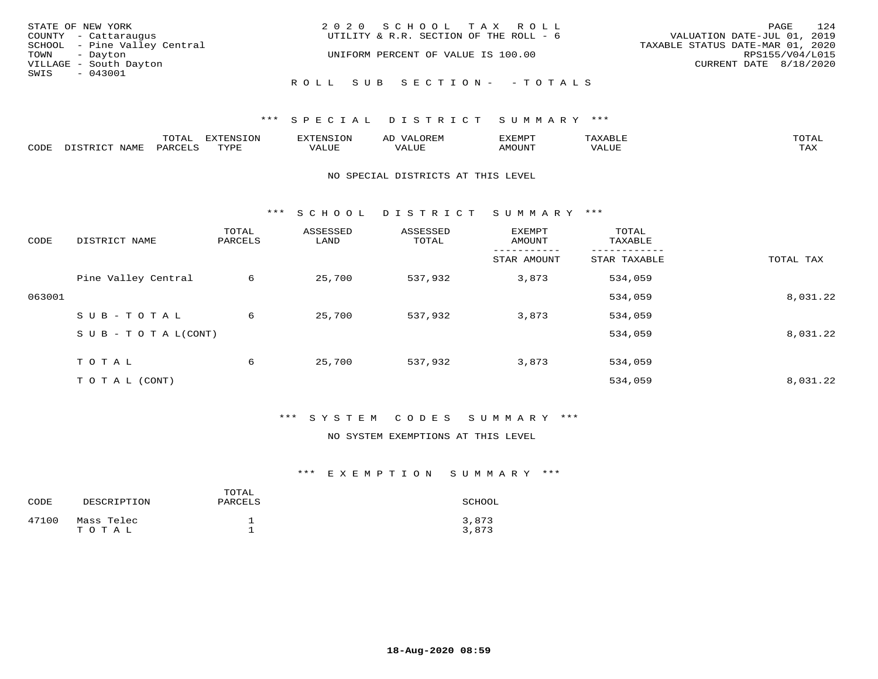STATE OF NEW YORK
COUNTY - Cattaraugus
SCHOOL - Pine Valley Central
TOWN - Dayton
VILLAGE - South Dayton
SWIS - 043001

2020 SCHOOL TAX ROLL
UTILITY & R.R. SECTION OF THE ROLL - 6
UNIFORM PERCENT OF VALUE IS 100.00

VALUATION DATE-JUL 01, 2019
TAXABLE STATUS DATE-MAR 01, 2020
RPS155/V04/L015
CURRENT DATE 8/18/2020

ROLL SUB SECTION- - TOTALS

### *** SPECIAL DISTRICT SUMMARY ***

| CODE | DISTRICT NAME | TOTAL PARCELS | EXTENSION TYPE | EXTENSION VALUE | AD VALOREM VALUE | EXEMPT AMOUNT | TAXABLE VALUE | TOTAL TAX |
|---|---|---|---|---|---|---|---|---|

NO SPECIAL DISTRICTS AT THIS LEVEL

### *** SCHOOL DISTRICT SUMMARY ***

| CODE | DISTRICT NAME | TOTAL PARCELS | ASSESSED LAND | ASSESSED TOTAL | EXEMPT AMOUNT / STAR AMOUNT | TOTAL TAXABLE / STAR TAXABLE | TOTAL TAX |
|---|---|---|---|---|---|---|---|
| | Pine Valley Central | 6 | 25,700 | 537,932 | 3,873 | 534,059 | |
| 063001 | | | | | | 534,059 | 8,031.22 |
| | SUB-TOTAL | 6 | 25,700 | 537,932 | 3,873 | 534,059 | |
| | SUB-TOTAL(CONT) | | | | | 534,059 | 8,031.22 |
| | TOTAL | 6 | 25,700 | 537,932 | 3,873 | 534,059 | |
| | TOTAL (CONT) | | | | | 534,059 | 8,031.22 |

### *** SYSTEM CODES SUMMARY ***

NO SYSTEM EXEMPTIONS AT THIS LEVEL

### *** EXEMPTION SUMMARY ***

| CODE | DESCRIPTION | TOTAL PARCELS | SCHOOL |
|---|---|---|---|
| 47100 | Mass Telec | 1 | 3,873 |
| | TOTAL | 1 | 3,873 |

18-Aug-2020 08:59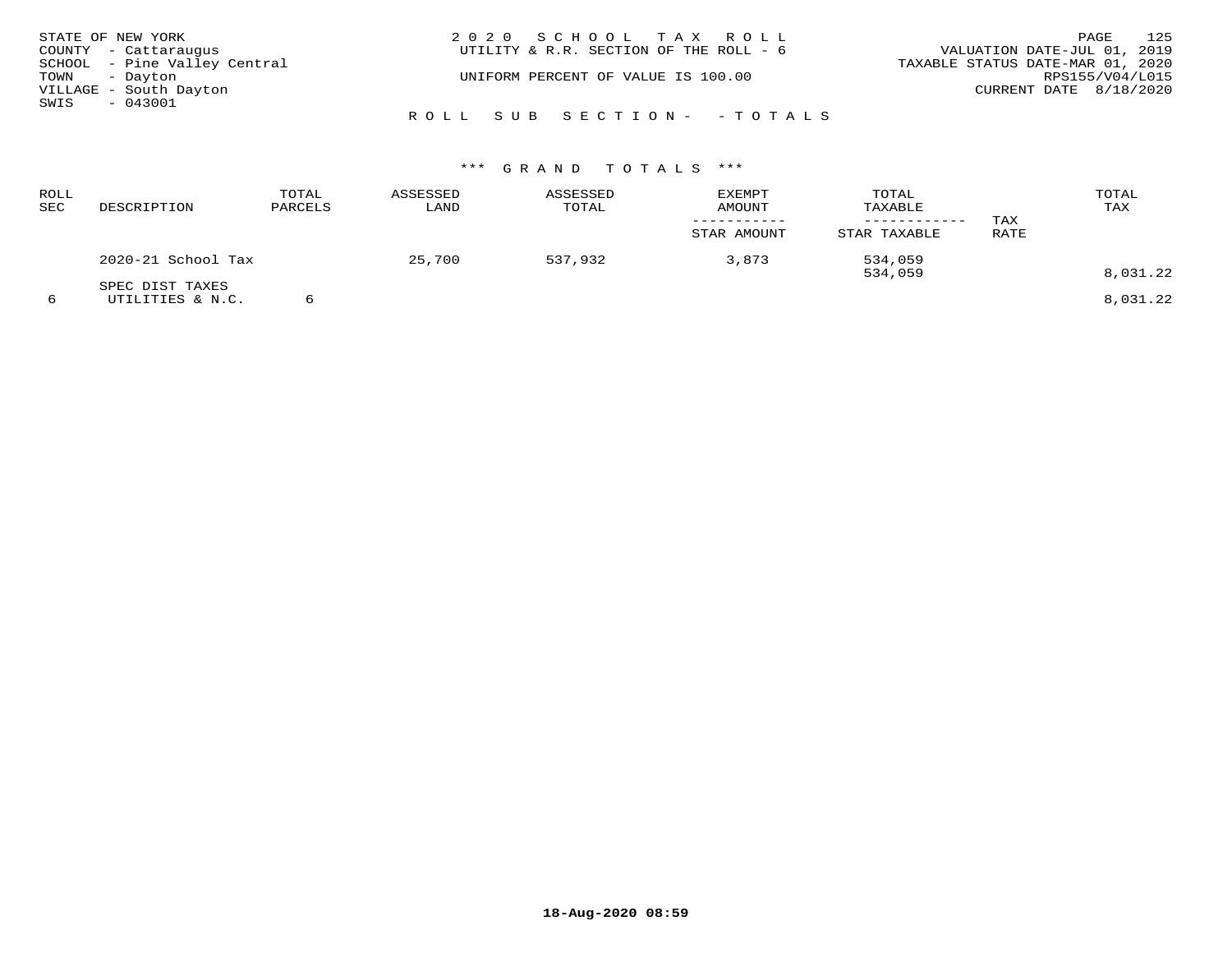STATE OF NEW YORK
COUNTY - Cattaraugus
SCHOOL - Pine Valley Central
TOWN - Dayton
VILLAGE - South Dayton
SWIS - 043001

2020 SCHOOL TAX ROLL
UTILITY & R.R. SECTION OF THE ROLL - 6

UNIFORM PERCENT OF VALUE IS 100.00

VALUATION DATE-JUL 01, 2019
TAXABLE STATUS DATE-MAR 01, 2020
RPS155/V04/L015
CURRENT DATE 8/18/2020

ROLL SUB SECTION- - TOTALS

*** GRAND TOTALS ***

| ROLL SEC | DESCRIPTION | TOTAL PARCELS | ASSESSED LAND | ASSESSED TOTAL | EXEMPT AMOUNT ----------- STAR AMOUNT | TOTAL TAXABLE ------------ STAR TAXABLE | TAX RATE | TOTAL TAX |
|---|---|---|---|---|---|---|---|---|
| | 2020-21 School Tax | | 25,700 | 537,932 | 3,873 | 534,059<br>534,059 | | 8,031.22 |
| | SPEC DIST TAXES | | | | | | | |
| 6 | UTILITIES & N.C. | 6 | | | | | | 8,031.22 |

18-Aug-2020 08:59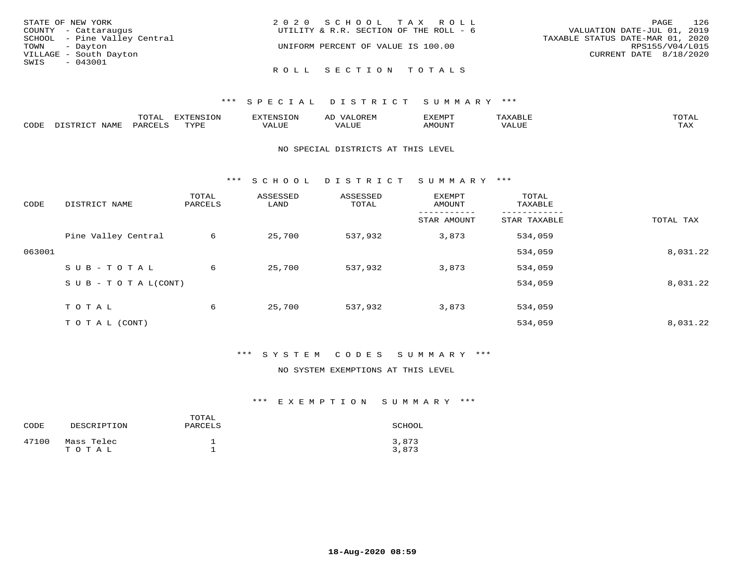STATE OF NEW YORK
COUNTY - Cattaraugus
SCHOOL - Pine Valley Central
TOWN - Dayton
VILLAGE - South Dayton
SWIS - 043001

2020 SCHOOL TAX ROLL
UTILITY & R.R. SECTION OF THE ROLL - 6

UNIFORM PERCENT OF VALUE IS 100.00

VALUATION DATE-JUL 01, 2019
TAXABLE STATUS DATE-MAR 01, 2020
RPS155/V04/L015
CURRENT DATE 8/18/2020

## ROLL SECTION TOTALS

### *** SPECIAL DISTRICT SUMMARY ***

| CODE | DISTRICT NAME | TOTAL PARCELS | EXTENSION TYPE | EXTENSION VALUE | AD VALOREM VALUE | EXEMPT AMOUNT | TAXABLE VALUE | TOTAL TAX |
|---|---|---|---|---|---|---|---|---|

NO SPECIAL DISTRICTS AT THIS LEVEL

### *** SCHOOL DISTRICT SUMMARY ***

| CODE | DISTRICT NAME | TOTAL PARCELS | ASSESSED LAND | ASSESSED TOTAL | EXEMPT AMOUNT / STAR AMOUNT | TOTAL TAXABLE / STAR TAXABLE | TOTAL TAX |
|---|---|---|---|---|---|---|---|
| | Pine Valley Central | 6 | 25,700 | 537,932 | 3,873 | 534,059 | |
| 063001 | | | | | | 534,059 | 8,031.22 |
| | SUB-TOTAL | 6 | 25,700 | 537,932 | 3,873 | 534,059 | |
| | SUB-TOTAL(CONT) | | | | | 534,059 | 8,031.22 |
| | TOTAL | 6 | 25,700 | 537,932 | 3,873 | 534,059 | |
| | TOTAL (CONT) | | | | | 534,059 | 8,031.22 |

### *** SYSTEM CODES SUMMARY ***

NO SYSTEM EXEMPTIONS AT THIS LEVEL

### *** EXEMPTION SUMMARY ***

| CODE | DESCRIPTION | TOTAL PARCELS | SCHOOL |
|---|---|---|---|
| 47100 | Mass Telec | 1 | 3,873 |
| | TOTAL | 1 | 3,873 |

18-Aug-2020 08:59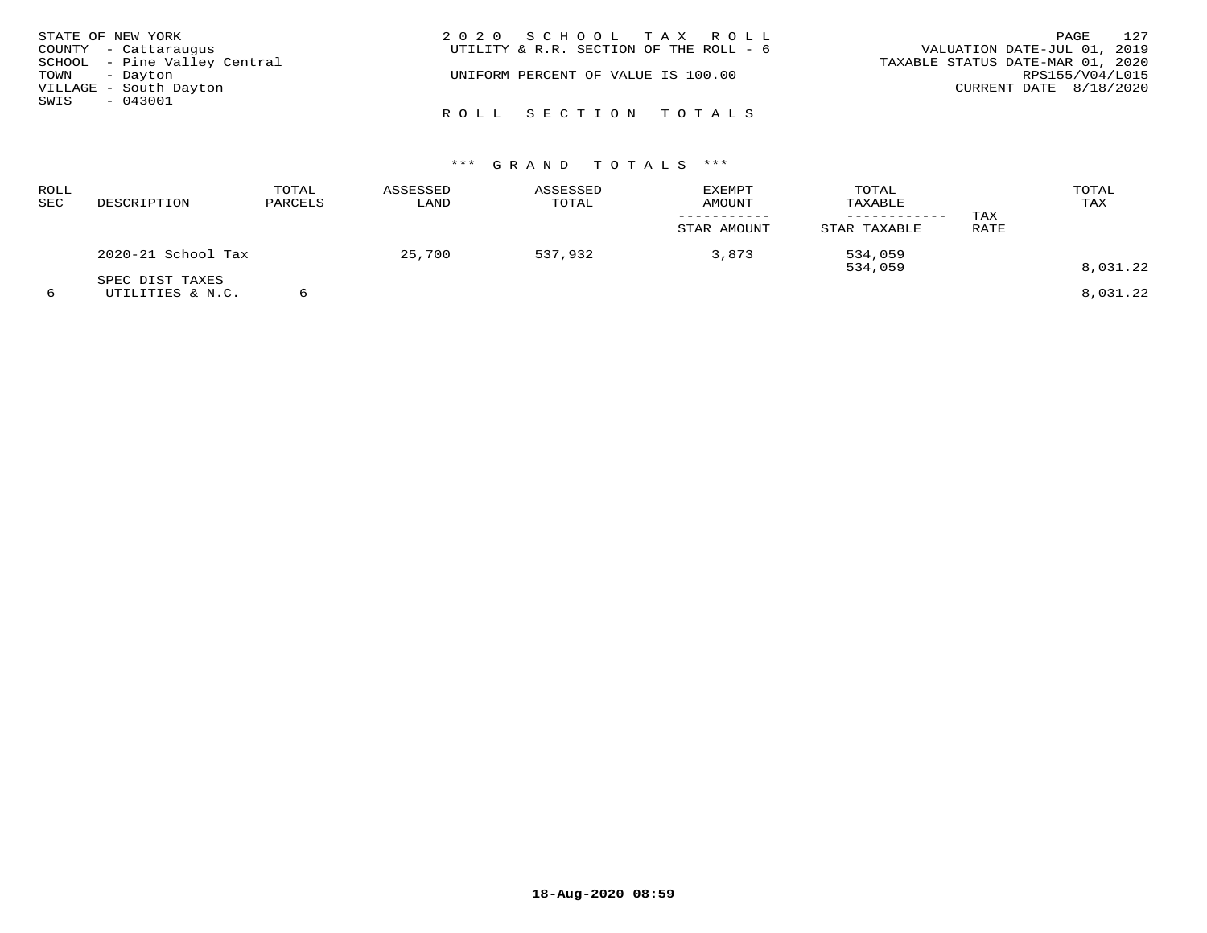STATE OF NEW YORK
COUNTY - Cattaraugus
SCHOOL - Pine Valley Central
TOWN - Dayton
VILLAGE - South Dayton
SWIS - 043001

2020 SCHOOL TAX ROLL
UTILITY & R.R. SECTION OF THE ROLL - 6

UNIFORM PERCENT OF VALUE IS 100.00

VALUATION DATE-JUL 01, 2019
TAXABLE STATUS DATE-MAR 01, 2020
RPS155/V04/L015
CURRENT DATE 8/18/2020

ROLL SECTION TOTALS

*** GRAND TOTALS ***

| ROLL SEC | DESCRIPTION | TOTAL PARCELS | ASSESSED LAND | ASSESSED TOTAL | EXEMPT AMOUNT / STAR AMOUNT | TOTAL TAXABLE / STAR TAXABLE | TAX RATE | TOTAL TAX |
|---|---|---|---|---|---|---|---|---|
| | 2020-21 School Tax | | 25,700 | 537,932 | 3,873 | 534,059 | | |
| | | | | | | 534,059 | | 8,031.22 |
| | SPEC DIST TAXES | | | | | | | |
| 6 | UTILITIES & N.C. | 6 | | | | | | 8,031.22 |

18-Aug-2020 08:59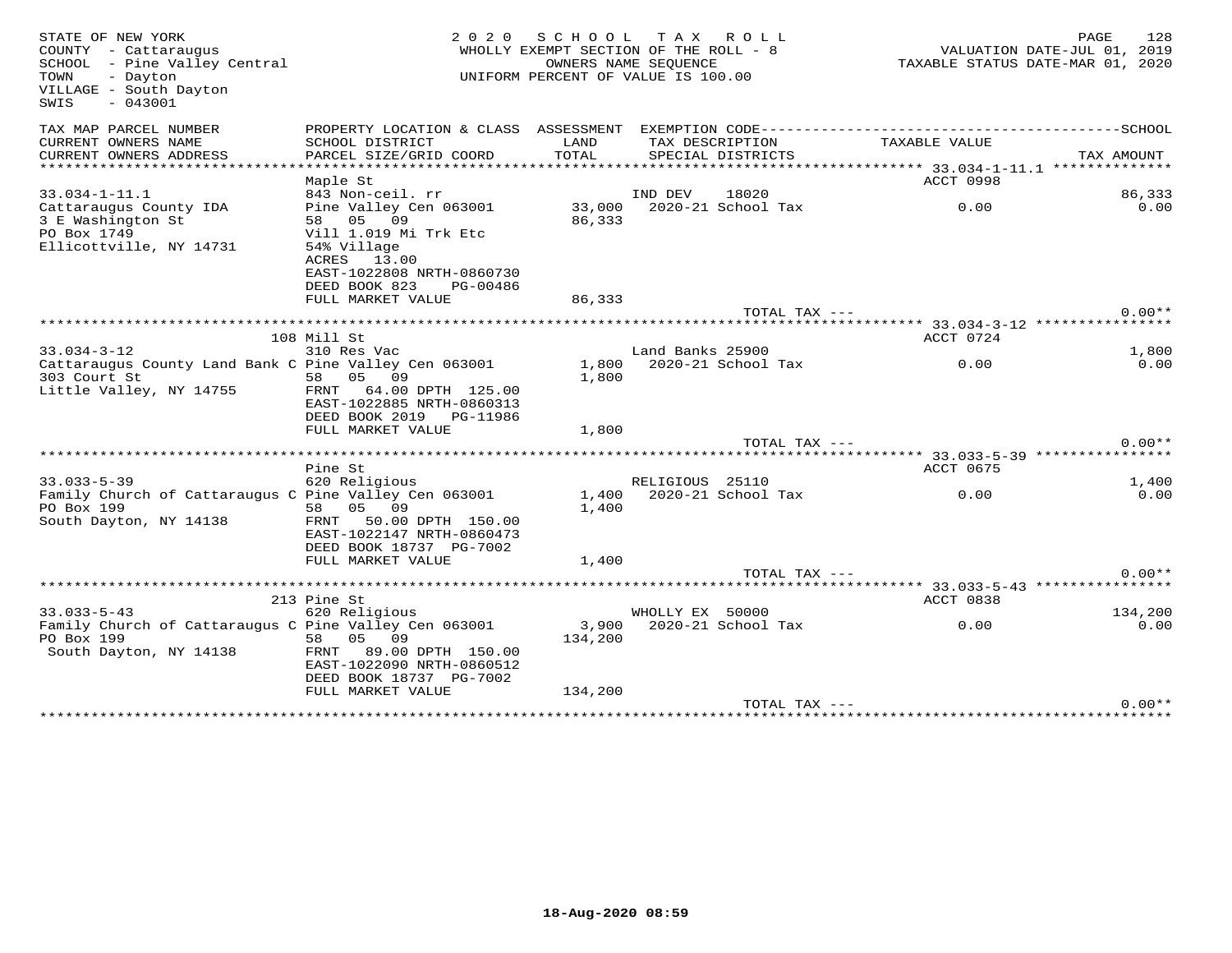STATE OF NEW YORK
COUNTY - Cattaraugus
SCHOOL - Pine Valley Central
TOWN - Dayton
VILLAGE - South Dayton
SWIS - 043001

2020 SCHOOL TAX ROLL
WHOLLY EXEMPT SECTION OF THE ROLL - 8
OWNERS NAME SEQUENCE
UNIFORM PERCENT OF VALUE IS 100.00

VALUATION DATE-JUL 01, 2019
TAXABLE STATUS DATE-MAR 01, 2020

| TAX MAP PARCEL NUMBER / CURRENT OWNERS NAME / CURRENT OWNERS ADDRESS | PROPERTY LOCATION & CLASS / SCHOOL DISTRICT / PARCEL SIZE/GRID COORD | ASSESSMENT LAND / TOTAL | EXEMPTION CODE / TAX DESCRIPTION / SPECIAL DISTRICTS | TAXABLE VALUE | TAX AMOUNT |
|---|---|---|---|---|---|
| **33.034-1-11.1** | Maple St | | | ACCT 0998 | |
| 33.034-1-11.1 | 843 Non-ceil. rr | | IND DEV 18020 | | 86,333 |
| Cattaraugus County IDA | Pine Valley Cen 063001 | 33,000 | 2020-21 School Tax | 0.00 | 0.00 |
| 3 E Washington St | 58 05 09 | 86,333 | | | |
| PO Box 1749 | Vill 1.019 Mi Trk Etc | | | | |
| Ellicottville, NY 14731 | 54% Village | | | | |
| | ACRES 13.00 | | | | |
| | EAST-1022808 NRTH-0860730 | | | | |
| | DEED BOOK 823 PG-00486 | | | | |
| | FULL MARKET VALUE | 86,333 | | | |
| | | | TOTAL TAX --- | | 0.00** |
| **33.034-3-12** | 108 Mill St | | | ACCT 0724 | |
| 33.034-3-12 | 310 Res Vac | | Land Banks 25900 | | 1,800 |
| Cattaraugus County Land Bank C | Pine Valley Cen 063001 | 1,800 | 2020-21 School Tax | 0.00 | 0.00 |
| 303 Court St | 58 05 09 | 1,800 | | | |
| Little Valley, NY 14755 | FRNT 64.00 DPTH 125.00 | | | | |
| | EAST-1022885 NRTH-0860313 | | | | |
| | DEED BOOK 2019 PG-11986 | | | | |
| | FULL MARKET VALUE | 1,800 | | | |
| | | | TOTAL TAX --- | | 0.00** |
| **33.033-5-39** | Pine St | | | ACCT 0675 | |
| 33.033-5-39 | 620 Religious | | RELIGIOUS 25110 | | 1,400 |
| Family Church of Cattaraugus C | Pine Valley Cen 063001 | 1,400 | 2020-21 School Tax | 0.00 | 0.00 |
| PO Box 199 | 58 05 09 | 1,400 | | | |
| South Dayton, NY 14138 | FRNT 50.00 DPTH 150.00 | | | | |
| | EAST-1022147 NRTH-0860473 | | | | |
| | DEED BOOK 18737 PG-7002 | | | | |
| | FULL MARKET VALUE | 1,400 | | | |
| | | | TOTAL TAX --- | | 0.00** |
| **33.033-5-43** | 213 Pine St | | | ACCT 0838 | |
| 33.033-5-43 | 620 Religious | | WHOLLY EX 50000 | | 134,200 |
| Family Church of Cattaraugus C | Pine Valley Cen 063001 | 3,900 | 2020-21 School Tax | 0.00 | 0.00 |
| PO Box 199 | 58 05 09 | 134,200 | | | |
| South Dayton, NY 14138 | FRNT 89.00 DPTH 150.00 | | | | |
| | EAST-1022090 NRTH-0860512 | | | | |
| | DEED BOOK 18737 PG-7002 | | | | |
| | FULL MARKET VALUE | 134,200 | | | |
| | | | TOTAL TAX --- | | 0.00** |

18-Aug-2020 08:59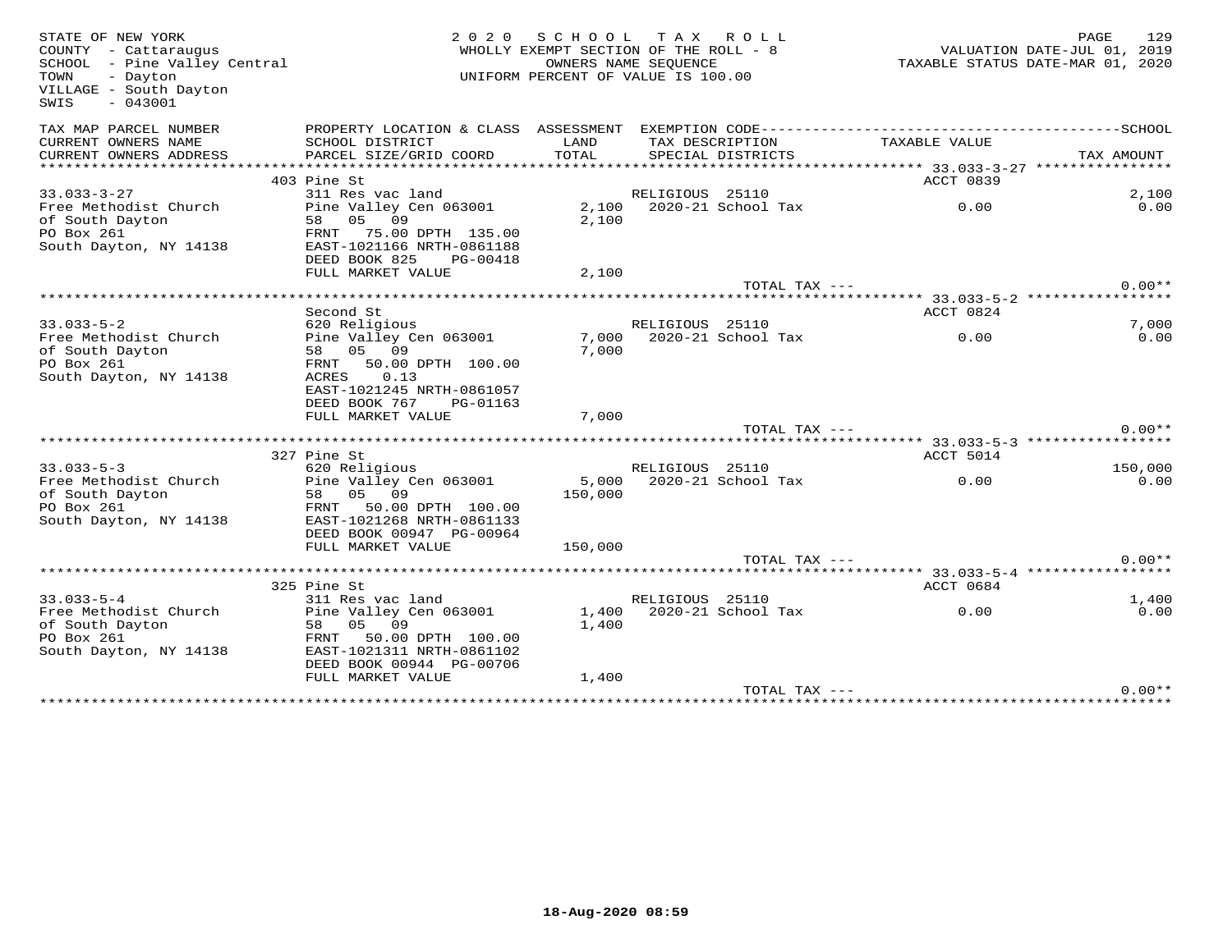STATE OF NEW YORK
COUNTY - Cattaraugus
SCHOOL - Pine Valley Central
TOWN - Dayton
VILLAGE - South Dayton
SWIS - 043001

2020 SCHOOL TAX ROLL
WHOLLY EXEMPT SECTION OF THE ROLL - 8
OWNERS NAME SEQUENCE
UNIFORM PERCENT OF VALUE IS 100.00

VALUATION DATE-JUL 01, 2019
TAXABLE STATUS DATE-MAR 01, 2020

| TAX MAP PARCEL NUMBER / CURRENT OWNERS NAME / CURRENT OWNERS ADDRESS | PROPERTY LOCATION & CLASS / SCHOOL DISTRICT / PARCEL SIZE/GRID COORD | ASSESSMENT LAND / TOTAL | EXEMPTION CODE / TAX DESCRIPTION / SPECIAL DISTRICTS | TAXABLE VALUE | SCHOOL / TAX AMOUNT |
|---|---|---|---|---|---|
| **33.033-3-27** | 403 Pine St | | | ACCT 0839 | |
| 33.033-3-27 | 311 Res vac land | | RELIGIOUS 25110 | | 2,100 |
| Free Methodist Church | Pine Valley Cen 063001 | 2,100 | 2020-21 School Tax | 0.00 | 0.00 |
| of South Dayton | 58 05 09 | 2,100 | | | |
| PO Box 261 | FRNT 75.00 DPTH 135.00 | | | | |
| South Dayton, NY 14138 | EAST-1021166 NRTH-0861188 | | | | |
| | DEED BOOK 825 PG-00418 | | | | |
| | FULL MARKET VALUE | 2,100 | | | |
| | | | TOTAL TAX --- | | 0.00** |
| **33.033-5-2** | Second St | | | ACCT 0824 | |
| 33.033-5-2 | 620 Religious | | RELIGIOUS 25110 | | 7,000 |
| Free Methodist Church | Pine Valley Cen 063001 | 7,000 | 2020-21 School Tax | 0.00 | 0.00 |
| of South Dayton | 58 05 09 | 7,000 | | | |
| PO Box 261 | FRNT 50.00 DPTH 100.00 | | | | |
| South Dayton, NY 14138 | ACRES 0.13 | | | | |
| | EAST-1021245 NRTH-0861057 | | | | |
| | DEED BOOK 767 PG-01163 | | | | |
| | FULL MARKET VALUE | 7,000 | | | |
| | | | TOTAL TAX --- | | 0.00** |
| **33.033-5-3** | 327 Pine St | | | ACCT 5014 | |
| 33.033-5-3 | 620 Religious | | RELIGIOUS 25110 | | 150,000 |
| Free Methodist Church | Pine Valley Cen 063001 | 5,000 | 2020-21 School Tax | 0.00 | 0.00 |
| of South Dayton | 58 05 09 | 150,000 | | | |
| PO Box 261 | FRNT 50.00 DPTH 100.00 | | | | |
| South Dayton, NY 14138 | EAST-1021268 NRTH-0861133 | | | | |
| | DEED BOOK 00947 PG-00964 | | | | |
| | FULL MARKET VALUE | 150,000 | | | |
| | | | TOTAL TAX --- | | 0.00** |
| **33.033-5-4** | 325 Pine St | | | ACCT 0684 | |
| 33.033-5-4 | 311 Res vac land | | RELIGIOUS 25110 | | 1,400 |
| Free Methodist Church | Pine Valley Cen 063001 | 1,400 | 2020-21 School Tax | 0.00 | 0.00 |
| of South Dayton | 58 05 09 | 1,400 | | | |
| PO Box 261 | FRNT 50.00 DPTH 100.00 | | | | |
| South Dayton, NY 14138 | EAST-1021311 NRTH-0861102 | | | | |
| | DEED BOOK 00944 PG-00706 | | | | |
| | FULL MARKET VALUE | 1,400 | | | |
| | | | TOTAL TAX --- | | 0.00** |

18-Aug-2020 08:59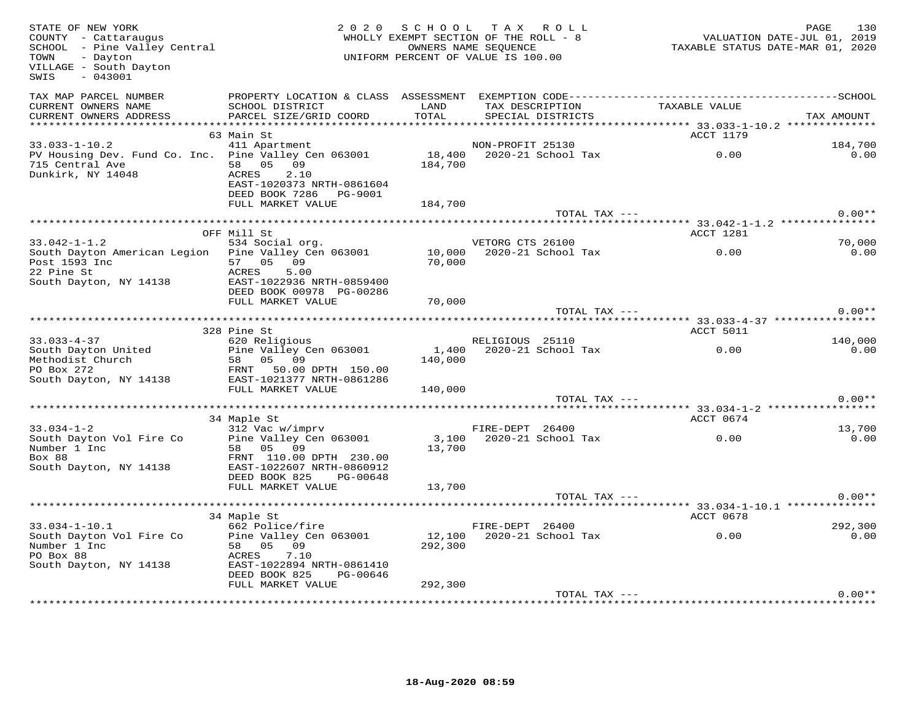STATE OF NEW YORK
COUNTY - Cattaraugus
SCHOOL - Pine Valley Central
TOWN - Dayton
VILLAGE - South Dayton
SWIS - 043001

2020 SCHOOL TAX ROLL
WHOLLY EXEMPT SECTION OF THE ROLL - 8
OWNERS NAME SEQUENCE
UNIFORM PERCENT OF VALUE IS 100.00

VALUATION DATE-JUL 01, 2019
TAXABLE STATUS DATE-MAR 01, 2020

| TAX MAP PARCEL NUMBER / CURRENT OWNERS NAME / CURRENT OWNERS ADDRESS | PROPERTY LOCATION & CLASS / SCHOOL DISTRICT / PARCEL SIZE/GRID COORD | ASSESSMENT LAND / TOTAL | EXEMPTION CODE / TAX DESCRIPTION / SPECIAL DISTRICTS | TAXABLE VALUE | SCHOOL / TAX AMOUNT |
|---|---|---|---|---|---|
| 33.033-1-10.2 | 63 Main St | | | ACCT 1179 | |
| 33.033-1-10.2 | 411 Apartment | | NON-PROFIT 25130 | | 184,700 |
| PV Housing Dev. Fund Co. Inc. | Pine Valley Cen 063001 | 18,400 | 2020-21 School Tax | 0.00 | 0.00 |
| 715 Central Ave | 58 05 09 | 184,700 | | | |
| Dunkirk, NY 14048 | ACRES 2.10 | | | | |
| | EAST-1020373 NRTH-0861604 | | | | |
| | DEED BOOK 7286 PG-9001 | | | | |
| | FULL MARKET VALUE | 184,700 | | | |
| | | | TOTAL TAX --- | | 0.00** |
| 33.042-1-1.2 | OFF Mill St | | | ACCT 1281 | |
| 33.042-1-1.2 | 534 Social org. | | VETORG CTS 26100 | | 70,000 |
| South Dayton American Legion | Pine Valley Cen 063001 | 10,000 | 2020-21 School Tax | 0.00 | 0.00 |
| Post 1593 Inc | 57 05 09 | 70,000 | | | |
| 22 Pine St | ACRES 5.00 | | | | |
| South Dayton, NY 14138 | EAST-1022936 NRTH-0859400 | | | | |
| | DEED BOOK 00978 PG-00286 | | | | |
| | FULL MARKET VALUE | 70,000 | | | |
| | | | TOTAL TAX --- | | 0.00** |
| 33.033-4-37 | 328 Pine St | | | ACCT 5011 | |
| 33.033-4-37 | 620 Religious | | RELIGIOUS 25110 | | 140,000 |
| South Dayton United | Pine Valley Cen 063001 | 1,400 | 2020-21 School Tax | 0.00 | 0.00 |
| Methodist Church | 58 05 09 | 140,000 | | | |
| PO Box 272 | FRNT 50.00 DPTH 150.00 | | | | |
| South Dayton, NY 14138 | EAST-1021377 NRTH-0861286 | | | | |
| | FULL MARKET VALUE | 140,000 | | | |
| | | | TOTAL TAX --- | | 0.00** |
| 33.034-1-2 | 34 Maple St | | | ACCT 0674 | |
| 33.034-1-2 | 312 Vac w/imprv | | FIRE-DEPT 26400 | | 13,700 |
| South Dayton Vol Fire Co | Pine Valley Cen 063001 | 3,100 | 2020-21 School Tax | 0.00 | 0.00 |
| Number 1 Inc | 58 05 09 | 13,700 | | | |
| Box 88 | FRNT 110.00 DPTH 230.00 | | | | |
| South Dayton, NY 14138 | EAST-1022607 NRTH-0860912 | | | | |
| | DEED BOOK 825 PG-00648 | | | | |
| | FULL MARKET VALUE | 13,700 | | | |
| | | | TOTAL TAX --- | | 0.00** |
| 33.034-1-10.1 | 34 Maple St | | | ACCT 0678 | |
| 33.034-1-10.1 | 662 Police/fire | | FIRE-DEPT 26400 | | 292,300 |
| South Dayton Vol Fire Co | Pine Valley Cen 063001 | 12,100 | 2020-21 School Tax | 0.00 | 0.00 |
| Number 1 Inc | 58 05 09 | 292,300 | | | |
| PO Box 88 | ACRES 7.10 | | | | |
| South Dayton, NY 14138 | EAST-1022894 NRTH-0861410 | | | | |
| | DEED BOOK 825 PG-00646 | | | | |
| | FULL MARKET VALUE | 292,300 | | | |
| | | | TOTAL TAX --- | | 0.00** |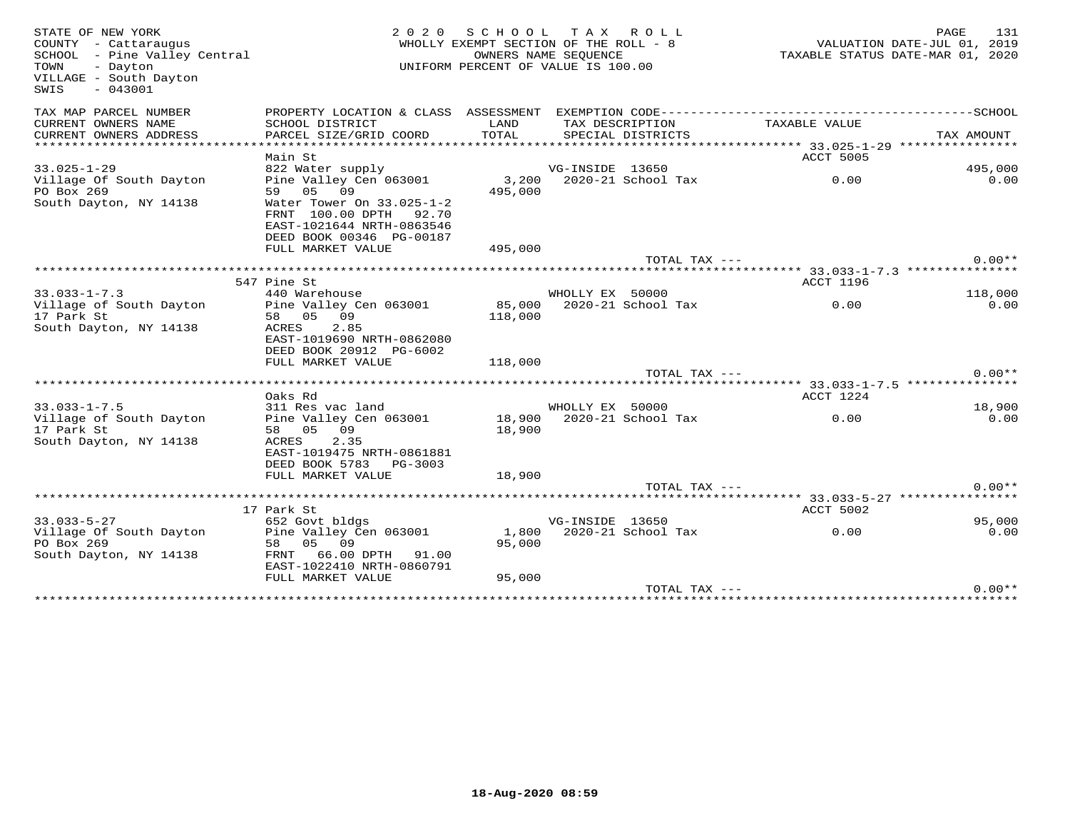STATE OF NEW YORK
COUNTY - Cattaraugus
SCHOOL - Pine Valley Central
TOWN - Dayton
VILLAGE - South Dayton
SWIS - 043001

2 0 2 0 S C H O O L T A X R O L L
WHOLLY EXEMPT SECTION OF THE ROLL - 8
OWNERS NAME SEQUENCE
UNIFORM PERCENT OF VALUE IS 100.00

VALUATION DATE-JUL 01, 2019
TAXABLE STATUS DATE-MAR 01, 2020

| TAX MAP PARCEL NUMBER / CURRENT OWNERS NAME / CURRENT OWNERS ADDRESS | PROPERTY LOCATION & CLASS / SCHOOL DISTRICT / PARCEL SIZE/GRID COORD | ASSESSMENT LAND / TOTAL | EXEMPTION CODE / TAX DESCRIPTION / SPECIAL DISTRICTS | TAXABLE VALUE | SCHOOL / TAX AMOUNT |
|---|---|---|---|---|---|
| **33.025-1-29** | Main St | | | ACCT 5005 | |
| 33.025-1-29 | 822 Water supply | | VG-INSIDE 13650 | | 495,000 |
| Village Of South Dayton | Pine Valley Cen 063001 | 3,200 | 2020-21 School Tax | 0.00 | 0.00 |
| PO Box 269 | 59 05 09 | 495,000 | | | |
| South Dayton, NY 14138 | Water Tower On 33.025-1-2 | | | | |
| | FRNT 100.00 DPTH 92.70 | | | | |
| | EAST-1021644 NRTH-0863546 | | | | |
| | DEED BOOK 00346 PG-00187 | | | | |
| | FULL MARKET VALUE | 495,000 | | | |
| | | | TOTAL TAX --- | | 0.00** |
| **33.033-1-7.3** | 547 Pine St | | | ACCT 1196 | |
| 33.033-1-7.3 | 440 Warehouse | | WHOLLY EX 50000 | | 118,000 |
| Village of South Dayton | Pine Valley Cen 063001 | 85,000 | 2020-21 School Tax | 0.00 | 0.00 |
| 17 Park St | 58 05 09 | 118,000 | | | |
| South Dayton, NY 14138 | ACRES 2.85 | | | | |
| | EAST-1019690 NRTH-0862080 | | | | |
| | DEED BOOK 20912 PG-6002 | | | | |
| | FULL MARKET VALUE | 118,000 | | | |
| | | | TOTAL TAX --- | | 0.00** |
| **33.033-1-7.5** | Oaks Rd | | | ACCT 1224 | |
| 33.033-1-7.5 | 311 Res vac land | | WHOLLY EX 50000 | | 18,900 |
| Village of South Dayton | Pine Valley Cen 063001 | 18,900 | 2020-21 School Tax | 0.00 | 0.00 |
| 17 Park St | 58 05 09 | 18,900 | | | |
| South Dayton, NY 14138 | ACRES 2.35 | | | | |
| | EAST-1019475 NRTH-0861881 | | | | |
| | DEED BOOK 5783 PG-3003 | | | | |
| | FULL MARKET VALUE | 18,900 | | | |
| | | | TOTAL TAX --- | | 0.00** |
| **33.033-5-27** | 17 Park St | | | ACCT 5002 | |
| 33.033-5-27 | 652 Govt bldgs | | VG-INSIDE 13650 | | 95,000 |
| Village Of South Dayton | Pine Valley Cen 063001 | 1,800 | 2020-21 School Tax | 0.00 | 0.00 |
| PO Box 269 | 58 05 09 | 95,000 | | | |
| South Dayton, NY 14138 | FRNT 66.00 DPTH 91.00 | | | | |
| | EAST-1022410 NRTH-0860791 | | | | |
| | FULL MARKET VALUE | 95,000 | | | |
| | | | TOTAL TAX --- | | 0.00** |

18-Aug-2020 08:59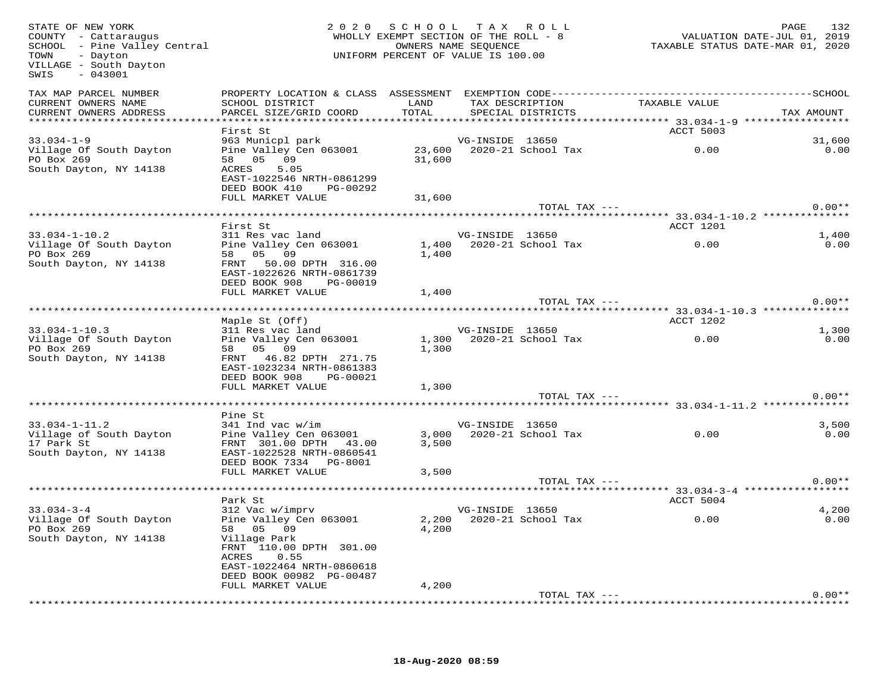STATE OF NEW YORK
COUNTY - Cattaraugus
SCHOOL - Pine Valley Central
TOWN - Dayton
VILLAGE - South Dayton
SWIS - 043001

**2020 SCHOOL TAX ROLL**
WHOLLY EXEMPT SECTION OF THE ROLL - 8
OWNERS NAME SEQUENCE
UNIFORM PERCENT OF VALUE IS 100.00

VALUATION DATE-JUL 01, 2019
TAXABLE STATUS DATE-MAR 01, 2020

| TAX MAP PARCEL NUMBER / CURRENT OWNERS NAME / CURRENT OWNERS ADDRESS | PROPERTY LOCATION & CLASS / SCHOOL DISTRICT / PARCEL SIZE/GRID COORD | ASSESSMENT LAND / TOTAL | EXEMPTION CODE / TAX DESCRIPTION / SPECIAL DISTRICTS | TAXABLE VALUE | SCHOOL TAX AMOUNT |
|---|---|---|---|---|---|
| 33.034-1-9 | First St | | | ACCT 5003 | |
| | 963 Municpl park | | VG-INSIDE 13650 | | 31,600 |
| Village Of South Dayton | Pine Valley Cen 063001 | 23,600 | 2020-21 School Tax | 0.00 | 0.00 |
| PO Box 269 | 58 05 09 | 31,600 | | | |
| South Dayton, NY 14138 | ACRES 5.05 | | | | |
| | EAST-1022546 NRTH-0861299 | | | | |
| | DEED BOOK 410 PG-00292 | | | | |
| | FULL MARKET VALUE | 31,600 | | | |
| | | | TOTAL TAX --- | | 0.00** |
| 33.034-1-10.2 | First St | | | ACCT 1201 | |
| | 311 Res vac land | | VG-INSIDE 13650 | | 1,400 |
| Village Of South Dayton | Pine Valley Cen 063001 | 1,400 | 2020-21 School Tax | 0.00 | 0.00 |
| PO Box 269 | 58 05 09 | 1,400 | | | |
| South Dayton, NY 14138 | FRNT 50.00 DPTH 316.00 | | | | |
| | EAST-1022626 NRTH-0861739 | | | | |
| | DEED BOOK 908 PG-00019 | | | | |
| | FULL MARKET VALUE | 1,400 | | | |
| | | | TOTAL TAX --- | | 0.00** |
| 33.034-1-10.3 | Maple St (Off) | | | ACCT 1202 | |
| | 311 Res vac land | | VG-INSIDE 13650 | | 1,300 |
| Village Of South Dayton | Pine Valley Cen 063001 | 1,300 | 2020-21 School Tax | 0.00 | 0.00 |
| PO Box 269 | 58 05 09 | 1,300 | | | |
| South Dayton, NY 14138 | FRNT 46.82 DPTH 271.75 | | | | |
| | EAST-1023234 NRTH-0861383 | | | | |
| | DEED BOOK 908 PG-00021 | | | | |
| | FULL MARKET VALUE | 1,300 | | | |
| | | | TOTAL TAX --- | | 0.00** |
| 33.034-1-11.2 | Pine St | | | | |
| | 341 Ind vac w/im | | VG-INSIDE 13650 | | 3,500 |
| Village of South Dayton | Pine Valley Cen 063001 | 3,000 | 2020-21 School Tax | 0.00 | 0.00 |
| 17 Park St | FRNT 301.00 DPTH 43.00 | 3,500 | | | |
| South Dayton, NY 14138 | EAST-1022528 NRTH-0860541 | | | | |
| | DEED BOOK 7334 PG-8001 | | | | |
| | FULL MARKET VALUE | 3,500 | | | |
| | | | TOTAL TAX --- | | 0.00** |
| 33.034-3-4 | Park St | | | ACCT 5004 | |
| | 312 Vac w/imprv | | VG-INSIDE 13650 | | 4,200 |
| Village Of South Dayton | Pine Valley Cen 063001 | 2,200 | 2020-21 School Tax | 0.00 | 0.00 |
| PO Box 269 | 58 05 09 | 4,200 | | | |
| South Dayton, NY 14138 | Village Park | | | | |
| | FRNT 110.00 DPTH 301.00 | | | | |
| | ACRES 0.55 | | | | |
| | EAST-1022464 NRTH-0860618 | | | | |
| | DEED BOOK 00982 PG-00487 | | | | |
| | FULL MARKET VALUE | 4,200 | | | |
| | | | TOTAL TAX --- | | 0.00** |

18-Aug-2020 08:59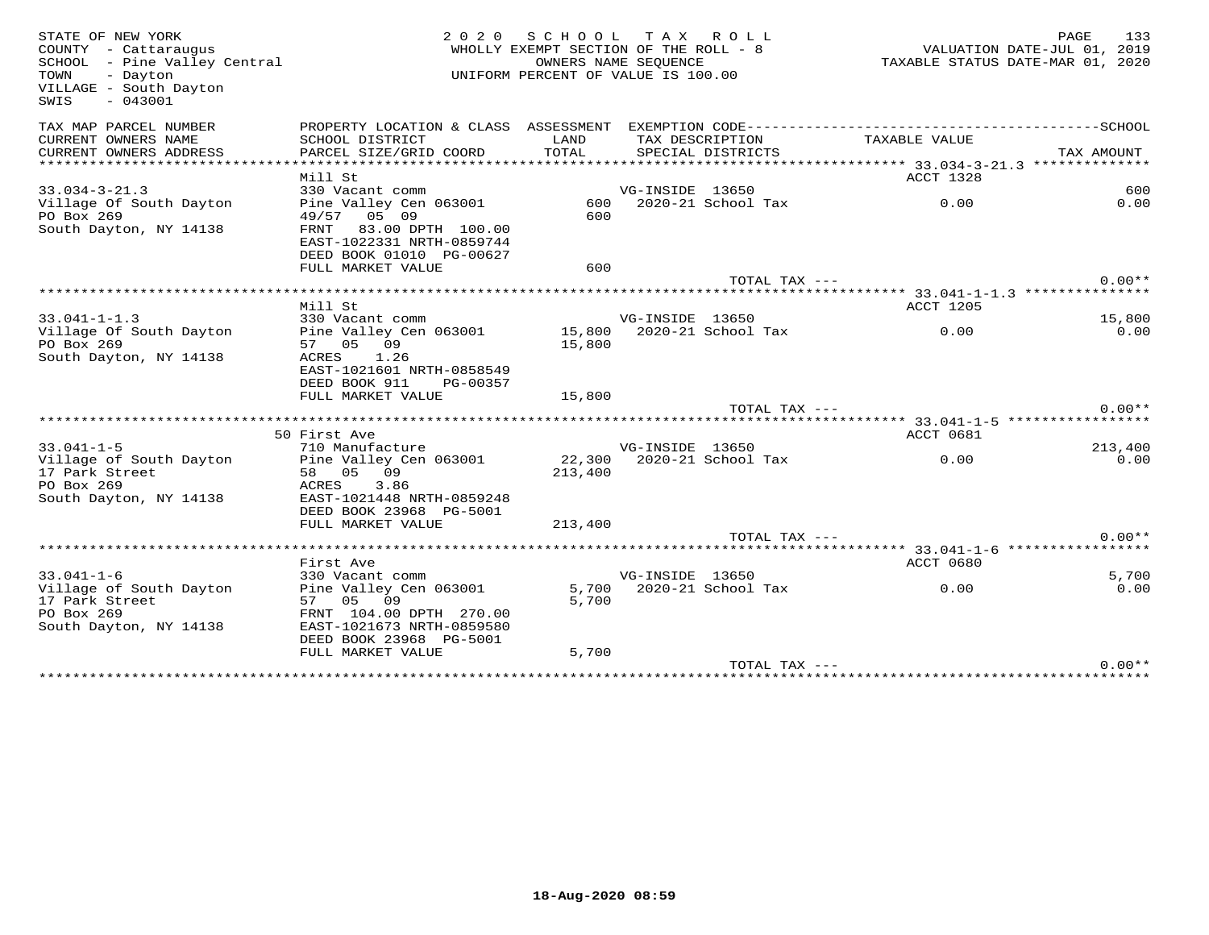STATE OF NEW YORK
COUNTY - Cattaraugus
SCHOOL - Pine Valley Central
TOWN - Dayton
VILLAGE - South Dayton
SWIS - 043001

2020 SCHOOL TAX ROLL
WHOLLY EXEMPT SECTION OF THE ROLL - 8
OWNERS NAME SEQUENCE
UNIFORM PERCENT OF VALUE IS 100.00

VALUATION DATE-JUL 01, 2019
TAXABLE STATUS DATE-MAR 01, 2020

| TAX MAP PARCEL NUMBER / CURRENT OWNERS NAME / CURRENT OWNERS ADDRESS | PROPERTY LOCATION & CLASS / SCHOOL DISTRICT / PARCEL SIZE/GRID COORD | ASSESSMENT LAND / TOTAL | EXEMPTION CODE / TAX DESCRIPTION / SPECIAL DISTRICTS | TAXABLE VALUE | SCHOOL / TAX AMOUNT |
|---|---|---|---|---|---|
| 33.034-3-21.3 | Mill St | | | ACCT 1328 | |
| | 330 Vacant comm | | VG-INSIDE 13650 | | 600 |
| Village Of South Dayton | Pine Valley Cen 063001 | 600 | 2020-21 School Tax | 0.00 | 0.00 |
| PO Box 269 | 49/57 05 09 | 600 | | | |
| South Dayton, NY 14138 | FRNT 83.00 DPTH 100.00 | | | | |
| | EAST-1022331 NRTH-0859744 | | | | |
| | DEED BOOK 01010 PG-00627 | | | | |
| | FULL MARKET VALUE | 600 | | | |
| | | | TOTAL TAX --- | | 0.00** |
| 33.041-1-1.3 | Mill St | | | ACCT 1205 | |
| | 330 Vacant comm | | VG-INSIDE 13650 | | 15,800 |
| Village Of South Dayton | Pine Valley Cen 063001 | 15,800 | 2020-21 School Tax | 0.00 | 0.00 |
| PO Box 269 | 57 05 09 | 15,800 | | | |
| South Dayton, NY 14138 | ACRES 1.26 | | | | |
| | EAST-1021601 NRTH-0858549 | | | | |
| | DEED BOOK 911 PG-00357 | | | | |
| | FULL MARKET VALUE | 15,800 | | | |
| | | | TOTAL TAX --- | | 0.00** |
| 33.041-1-5 | 50 First Ave | | | ACCT 0681 | |
| | 710 Manufacture | | VG-INSIDE 13650 | | 213,400 |
| Village of South Dayton | Pine Valley Cen 063001 | 22,300 | 2020-21 School Tax | 0.00 | 0.00 |
| 17 Park Street | 58 05 09 | 213,400 | | | |
| PO Box 269 | ACRES 3.86 | | | | |
| South Dayton, NY 14138 | EAST-1021448 NRTH-0859248 | | | | |
| | DEED BOOK 23968 PG-5001 | | | | |
| | FULL MARKET VALUE | 213,400 | | | |
| | | | TOTAL TAX --- | | 0.00** |
| 33.041-1-6 | First Ave | | | ACCT 0680 | |
| | 330 Vacant comm | | VG-INSIDE 13650 | | 5,700 |
| Village of South Dayton | Pine Valley Cen 063001 | 5,700 | 2020-21 School Tax | 0.00 | 0.00 |
| 17 Park Street | 57 05 09 | 5,700 | | | |
| PO Box 269 | FRNT 104.00 DPTH 270.00 | | | | |
| South Dayton, NY 14138 | EAST-1021673 NRTH-0859580 | | | | |
| | DEED BOOK 23968 PG-5001 | | | | |
| | FULL MARKET VALUE | 5,700 | | | |
| | | | TOTAL TAX --- | | 0.00** |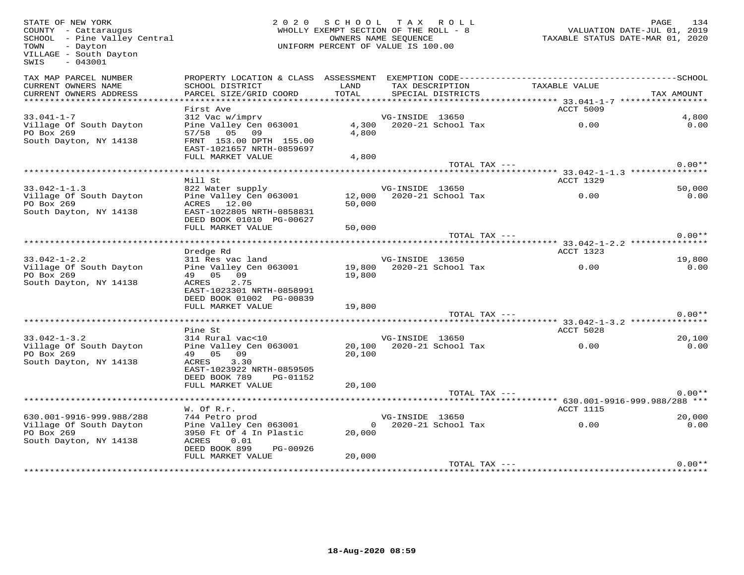STATE OF NEW YORK
COUNTY - Cattaraugus
SCHOOL - Pine Valley Central
TOWN - Dayton
VILLAGE - South Dayton
SWIS - 043001

2020 SCHOOL TAX ROLL
WHOLLY EXEMPT SECTION OF THE ROLL - 8
OWNERS NAME SEQUENCE
UNIFORM PERCENT OF VALUE IS 100.00

VALUATION DATE-JUL 01, 2019
TAXABLE STATUS DATE-MAR 01, 2020

| TAX MAP PARCEL NUMBER / CURRENT OWNERS NAME / CURRENT OWNERS ADDRESS | PROPERTY LOCATION & CLASS / SCHOOL DISTRICT / PARCEL SIZE/GRID COORD | ASSESSMENT LAND / TOTAL | EXEMPTION CODE / TAX DESCRIPTION / SPECIAL DISTRICTS | TAXABLE VALUE | SCHOOL / TAX AMOUNT |
|---|---|---|---|---|---|
| **33.041-1-7** | First Ave | | | ACCT 5009 | |
| 33.041-1-7 | 312 Vac w/imprv | | VG-INSIDE 13650 | | 4,800 |
| Village Of South Dayton | Pine Valley Cen 063001 | 4,300 | 2020-21 School Tax | 0.00 | 0.00 |
| PO Box 269 | 57/58 05 09 | 4,800 | | | |
| South Dayton, NY 14138 | FRNT 153.00 DPTH 155.00 | | | | |
| | EAST-1021657 NRTH-0859697 | | | | |
| | FULL MARKET VALUE | 4,800 | | | |
| | | | TOTAL TAX --- | | 0.00** |
| **33.042-1-1.3** | Mill St | | | ACCT 1329 | |
| 33.042-1-1.3 | 822 Water supply | | VG-INSIDE 13650 | | 50,000 |
| Village Of South Dayton | Pine Valley Cen 063001 | 12,000 | 2020-21 School Tax | 0.00 | 0.00 |
| PO Box 269 | ACRES 12.00 | 50,000 | | | |
| South Dayton, NY 14138 | EAST-1022805 NRTH-0858831 | | | | |
| | DEED BOOK 01010 PG-00627 | | | | |
| | FULL MARKET VALUE | 50,000 | | | |
| | | | TOTAL TAX --- | | 0.00** |
| **33.042-1-2.2** | Dredge Rd | | | ACCT 1323 | |
| 33.042-1-2.2 | 311 Res vac land | | VG-INSIDE 13650 | | 19,800 |
| Village Of South Dayton | Pine Valley Cen 063001 | 19,800 | 2020-21 School Tax | 0.00 | 0.00 |
| PO Box 269 | 49 05 09 | 19,800 | | | |
| South Dayton, NY 14138 | ACRES 2.75 | | | | |
| | EAST-1023301 NRTH-0858991 | | | | |
| | DEED BOOK 01002 PG-00839 | | | | |
| | FULL MARKET VALUE | 19,800 | | | |
| | | | TOTAL TAX --- | | 0.00** |
| **33.042-1-3.2** | Pine St | | | ACCT 5028 | |
| 33.042-1-3.2 | 314 Rural vac<10 | | VG-INSIDE 13650 | | 20,100 |
| Village Of South Dayton | Pine Valley Cen 063001 | 20,100 | 2020-21 School Tax | 0.00 | 0.00 |
| PO Box 269 | 49 05 09 | 20,100 | | | |
| South Dayton, NY 14138 | ACRES 3.30 | | | | |
| | EAST-1023922 NRTH-0859505 | | | | |
| | DEED BOOK 789 PG-01152 | | | | |
| | FULL MARKET VALUE | 20,100 | | | |
| | | | TOTAL TAX --- | | 0.00** |
| **630.001-9916-999.988/288** | W. Of R.r. | | | ACCT 1115 | |
| 630.001-9916-999.988/288 | 744 Petro prod | | VG-INSIDE 13650 | | 20,000 |
| Village Of South Dayton | Pine Valley Cen 063001 | 0 | 2020-21 School Tax | 0.00 | 0.00 |
| PO Box 269 | 3950 Ft Of 4 In Plastic | 20,000 | | | |
| South Dayton, NY 14138 | ACRES 0.01 | | | | |
| | DEED BOOK 899 PG-00926 | | | | |
| | FULL MARKET VALUE | 20,000 | | | |
| | | | TOTAL TAX --- | | 0.00** |

18-Aug-2020 08:59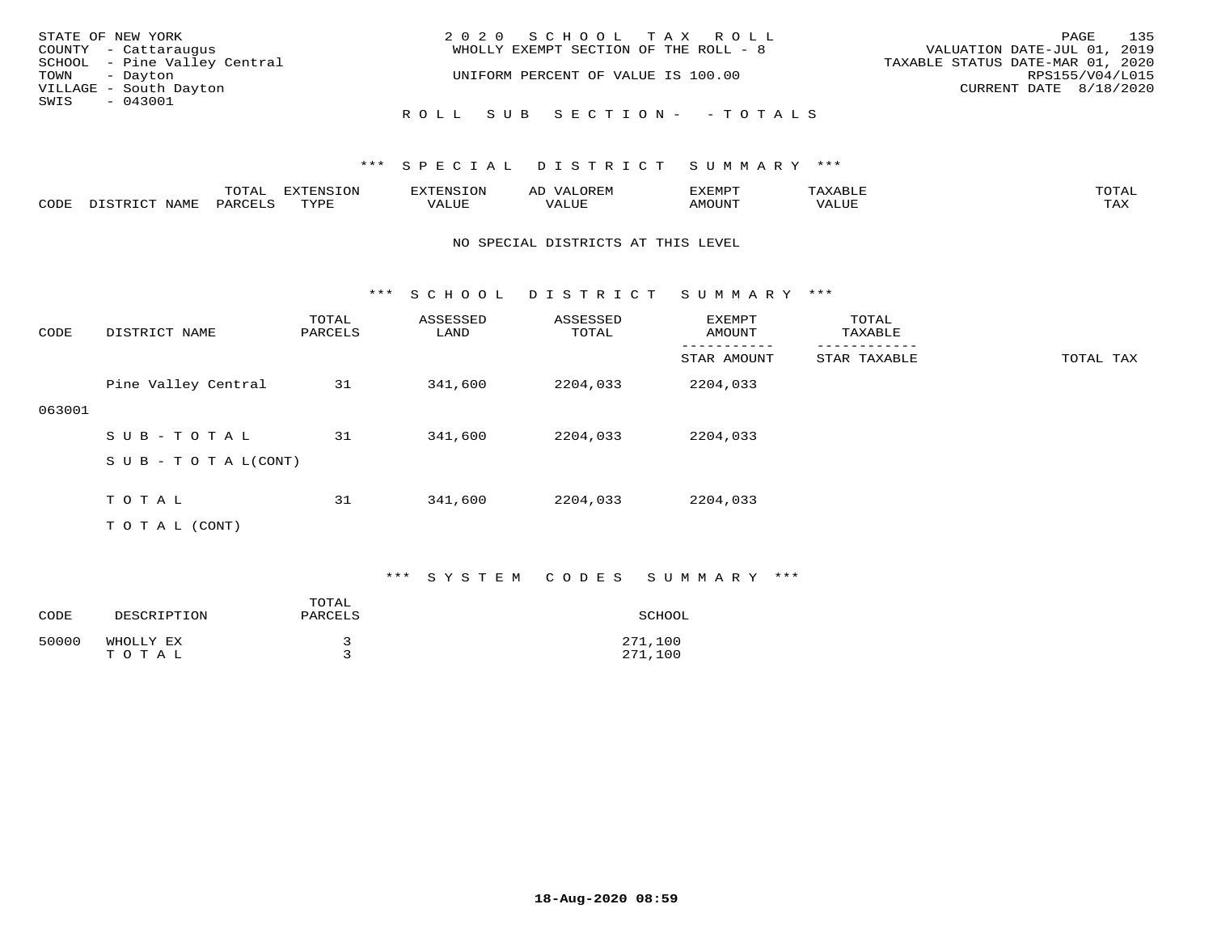STATE OF NEW YORK
COUNTY - Cattaraugus
SCHOOL - Pine Valley Central
TOWN - Dayton
VILLAGE - South Dayton
SWIS - 043001

2020 SCHOOL TAX ROLL
WHOLLY EXEMPT SECTION OF THE ROLL - 8
UNIFORM PERCENT OF VALUE IS 100.00

VALUATION DATE-JUL 01, 2019
TAXABLE STATUS DATE-MAR 01, 2020
RPS155/V04/L015
CURRENT DATE 8/18/2020

ROLL SUB SECTION- - TOTALS

## *** SPECIAL DISTRICT SUMMARY ***

| CODE | DISTRICT NAME | TOTAL PARCELS | EXTENSION TYPE | EXTENSION VALUE | AD VALOREM VALUE | EXEMPT AMOUNT | TAXABLE VALUE | TOTAL TAX |
|---|---|---|---|---|---|---|---|---|

NO SPECIAL DISTRICTS AT THIS LEVEL

## *** SCHOOL DISTRICT SUMMARY ***

| CODE | DISTRICT NAME | TOTAL PARCELS | ASSESSED LAND | ASSESSED TOTAL | EXEMPT AMOUNT / STAR AMOUNT | TOTAL TAXABLE / STAR TAXABLE | TOTAL TAX |
|---|---|---|---|---|---|---|---|
| 063001 | Pine Valley Central | 31 | 341,600 | 2204,033 | 2204,033 | | |
| | SUB-TOTAL | 31 | 341,600 | 2204,033 | 2204,033 | | |
| | SUB-TOTAL(CONT) | | | | | | |
| | TOTAL | 31 | 341,600 | 2204,033 | 2204,033 | | |
| | TOTAL (CONT) | | | | | | |

## *** SYSTEM CODES SUMMARY ***

| CODE | DESCRIPTION | TOTAL PARCELS | SCHOOL |
|---|---|---|---|
| 50000 | WHOLLY EX | 3 | 271,100 |
| | TOTAL | 3 | 271,100 |

18-Aug-2020 08:59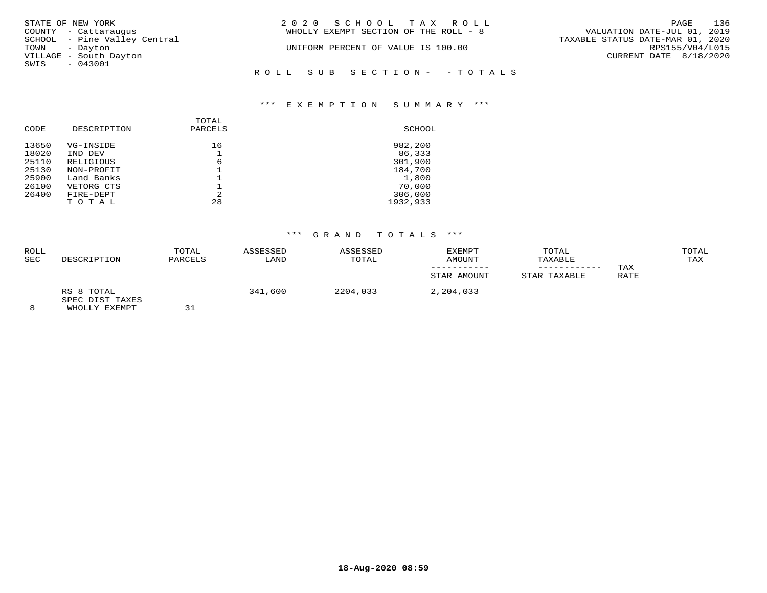STATE OF NEW YORK
COUNTY - Cattaraugus
SCHOOL - Pine Valley Central
TOWN - Dayton
VILLAGE - South Dayton
SWIS - 043001

2020 SCHOOL TAX ROLL
WHOLLY EXEMPT SECTION OF THE ROLL - 8

UNIFORM PERCENT OF VALUE IS 100.00

VALUATION DATE-JUL 01, 2019
TAXABLE STATUS DATE-MAR 01, 2020
RPS155/V04/L015
CURRENT DATE 8/18/2020

ROLL SUB SECTION- - TOTALS

### *** EXEMPTION SUMMARY ***

| CODE | DESCRIPTION | TOTAL PARCELS | SCHOOL |
|---|---|---|---|
| 13650 | VG-INSIDE | 16 | 982,200 |
| 18020 | IND DEV | 1 | 86,333 |
| 25110 | RELIGIOUS | 6 | 301,900 |
| 25130 | NON-PROFIT | 1 | 184,700 |
| 25900 | Land Banks | 1 | 1,800 |
| 26100 | VETORG CTS | 1 | 70,000 |
| 26400 | FIRE-DEPT | 2 | 306,000 |
| | TOTAL | 28 | 1932,933 |

### *** GRAND TOTALS ***

| ROLL SEC | DESCRIPTION | TOTAL PARCELS | ASSESSED LAND | ASSESSED TOTAL | EXEMPT AMOUNT / STAR AMOUNT | TOTAL TAXABLE / STAR TAXABLE | TAX RATE | TOTAL TAX |
|---|---|---|---|---|---|---|---|---|
| 8 | RS 8 TOTAL SPEC DIST TAXES WHOLLY EXEMPT | 31 | 341,600 | 2204,033 | 2,204,033 | | | |

18-Aug-2020 08:59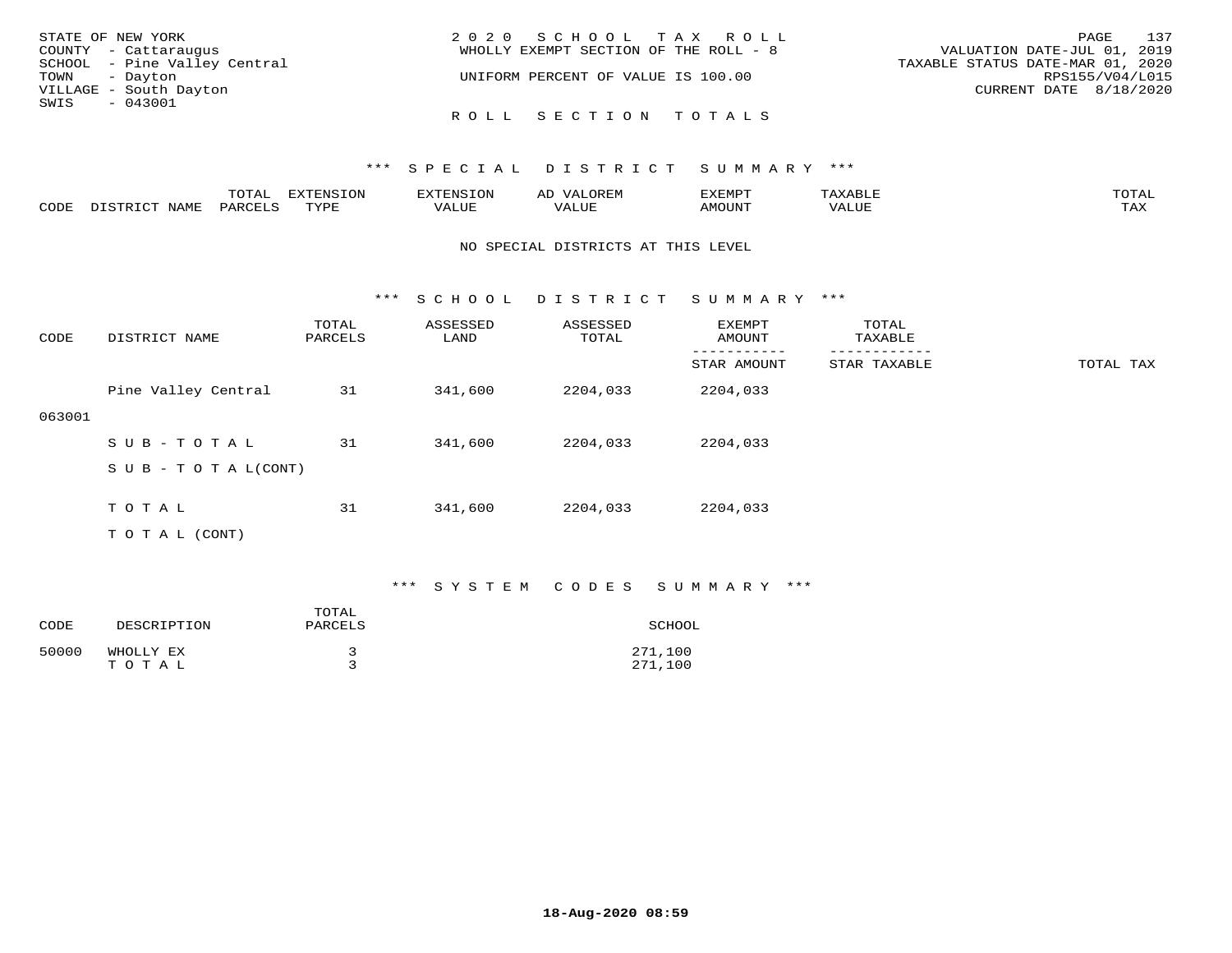STATE OF NEW YORK
COUNTY - Cattaraugus
SCHOOL - Pine Valley Central
TOWN - Dayton
VILLAGE - South Dayton
SWIS - 043001

2 0 2 0 S C H O O L T A X R O L L
WHOLLY EXEMPT SECTION OF THE ROLL - 8

UNIFORM PERCENT OF VALUE IS 100.00

VALUATION DATE-JUL 01, 2019
TAXABLE STATUS DATE-MAR 01, 2020
RPS155/V04/L015
CURRENT DATE 8/18/2020

R O L L S E C T I O N T O T A L S

### *** S P E C I A L D I S T R I C T S U M M A R Y ***

| CODE | DISTRICT NAME | TOTAL PARCELS | EXTENSION TYPE | EXTENSION VALUE | AD VALOREM VALUE | EXEMPT AMOUNT | TAXABLE VALUE | TOTAL TAX |
|---|---|---|---|---|---|---|---|---|

NO SPECIAL DISTRICTS AT THIS LEVEL

### *** S C H O O L D I S T R I C T S U M M A R Y ***

| CODE | DISTRICT NAME | TOTAL PARCELS | ASSESSED LAND | ASSESSED TOTAL | EXEMPT AMOUNT / STAR AMOUNT | TOTAL TAXABLE / STAR TAXABLE | TOTAL TAX |
|---|---|---|---|---|---|---|---|
| 063001 | Pine Valley Central | 31 | 341,600 | 2204,033 | 2204,033 | | |
| | S U B - T O T A L | 31 | 341,600 | 2204,033 | 2204,033 | | |
| | S U B - T O T A L(CONT) | | | | | | |
| | T O T A L | 31 | 341,600 | 2204,033 | 2204,033 | | |
| | T O T A L (CONT) | | | | | | |

### *** S Y S T E M C O D E S S U M M A R Y ***

| CODE | DESCRIPTION | TOTAL PARCELS | SCHOOL |
|---|---|---|---|
| 50000 | WHOLLY EX | 3 | 271,100 |
| | T O T A L | 3 | 271,100 |

18-Aug-2020 08:59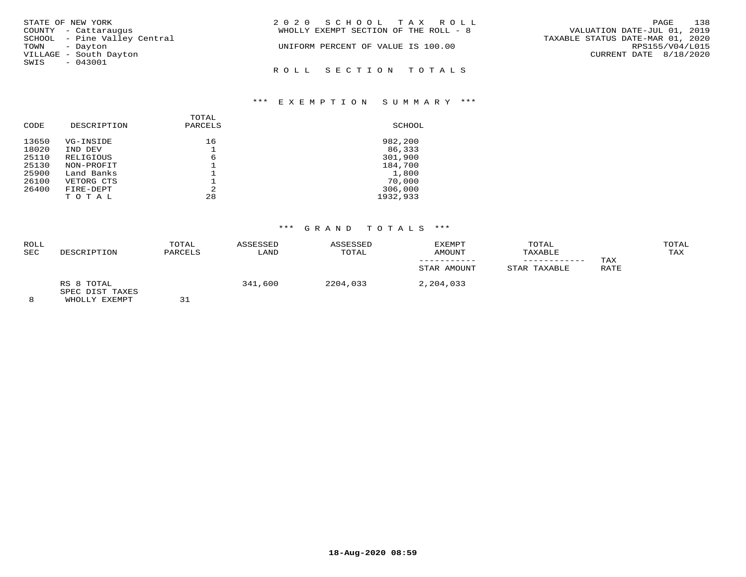STATE OF NEW YORK
COUNTY - Cattaraugus
SCHOOL - Pine Valley Central
TOWN - Dayton
VILLAGE - South Dayton
SWIS - 043001

2 0 2 0 S C H O O L T A X R O L L
WHOLLY EXEMPT SECTION OF THE ROLL - 8

UNIFORM PERCENT OF VALUE IS 100.00

VALUATION DATE-JUL 01, 2019
TAXABLE STATUS DATE-MAR 01, 2020
RPS155/V04/L015
CURRENT DATE 8/18/2020

R O L L S E C T I O N T O T A L S

### *** E X E M P T I O N S U M M A R Y ***

| CODE | DESCRIPTION | TOTAL PARCELS | SCHOOL |
|---|---|---|---|
| 13650 | VG-INSIDE | 16 | 982,200 |
| 18020 | IND DEV | 1 | 86,333 |
| 25110 | RELIGIOUS | 6 | 301,900 |
| 25130 | NON-PROFIT | 1 | 184,700 |
| 25900 | Land Banks | 1 | 1,800 |
| 26100 | VETORG CTS | 1 | 70,000 |
| 26400 | FIRE-DEPT | 2 | 306,000 |
| | T O T A L | 28 | 1932,933 |

### *** G R A N D T O T A L S ***

| ROLL SEC | DESCRIPTION | TOTAL PARCELS | ASSESSED LAND | ASSESSED TOTAL | EXEMPT AMOUNT / STAR AMOUNT | TOTAL TAXABLE / STAR TAXABLE | TAX RATE | TOTAL TAX |
|---|---|---|---|---|---|---|---|---|
| 8 | RS 8 TOTAL SPEC DIST TAXES WHOLLY EXEMPT | 31 | 341,600 | 2204,033 | 2,204,033 | | | |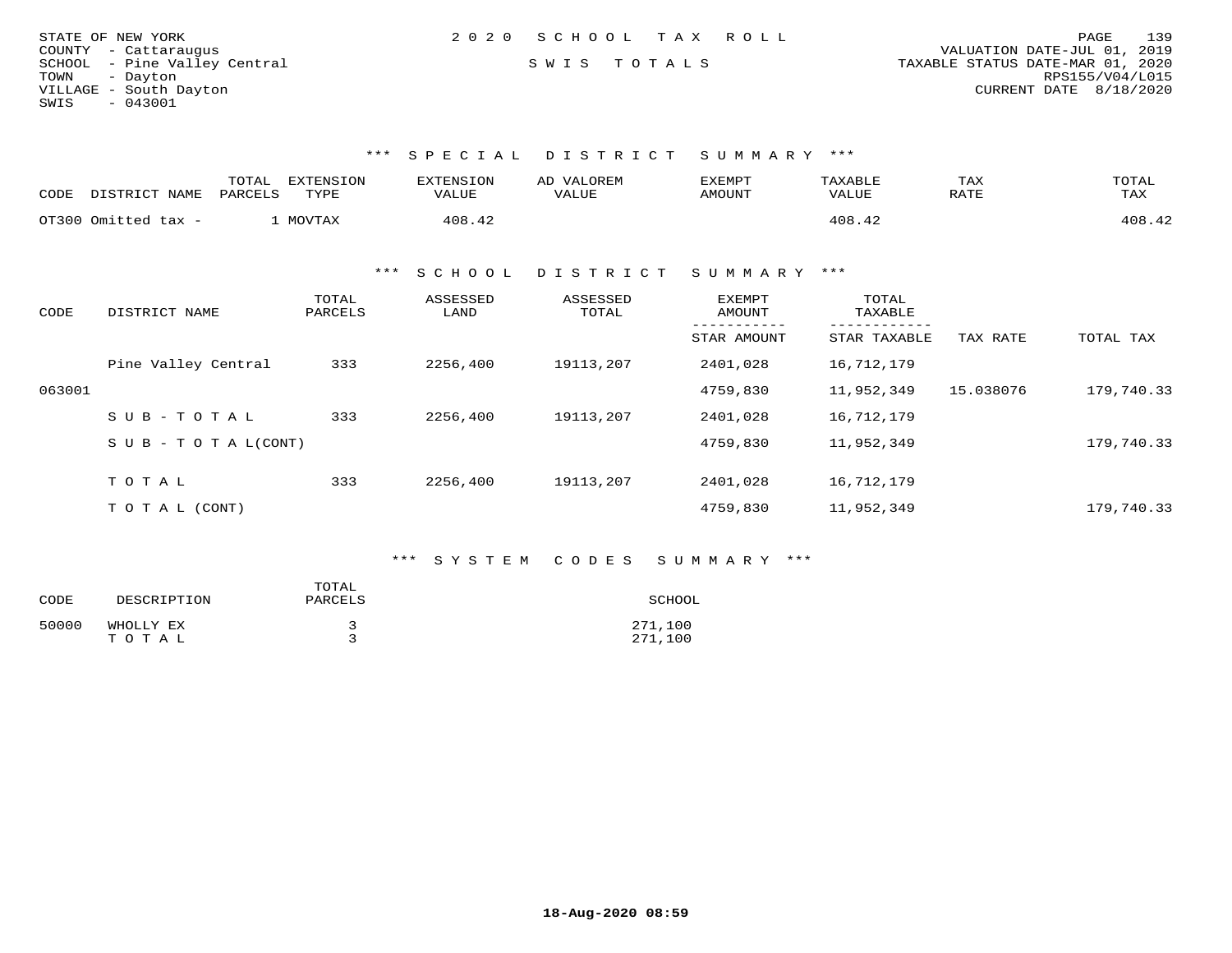STATE OF NEW YORK
COUNTY - Cattaraugus
SCHOOL - Pine Valley Central
TOWN - Dayton
VILLAGE - South Dayton
SWIS - 043001

2020 SCHOOL TAX ROLL

SWIS TOTALS

VALUATION DATE-JUL 01, 2019
TAXABLE STATUS DATE-MAR 01, 2020
RPS155/V04/L015
CURRENT DATE 8/18/2020

### *** SPECIAL DISTRICT SUMMARY ***

| CODE | DISTRICT NAME | TOTAL PARCELS | EXTENSION TYPE | EXTENSION VALUE | AD VALOREM VALUE | EXEMPT AMOUNT | TAXABLE VALUE | TAX RATE | TOTAL TAX |
|---|---|---|---|---|---|---|---|---|---|
| OT300 | Omitted tax - | 1 | MOVTAX | 408.42 | | | 408.42 | | 408.42 |

### *** SCHOOL DISTRICT SUMMARY ***

| CODE | DISTRICT NAME | TOTAL PARCELS | ASSESSED LAND | ASSESSED TOTAL | EXEMPT AMOUNT / STAR AMOUNT | TOTAL TAXABLE / STAR TAXABLE | TAX RATE | TOTAL TAX |
|---|---|---|---|---|---|---|---|---|
| | Pine Valley Central | 333 | 2256,400 | 19113,207 | 2401,028 | 16,712,179 | | |
| 063001 | | | | | 4759,830 | 11,952,349 | 15.038076 | 179,740.33 |
| | S U B - T O T A L | 333 | 2256,400 | 19113,207 | 2401,028 | 16,712,179 | | |
| | S U B - T O T A L(CONT) | | | | 4759,830 | 11,952,349 | | 179,740.33 |
| | T O T A L | 333 | 2256,400 | 19113,207 | 2401,028 | 16,712,179 | | |
| | T O T A L (CONT) | | | | 4759,830 | 11,952,349 | | 179,740.33 |

### *** SYSTEM CODES SUMMARY ***

| CODE | DESCRIPTION | TOTAL PARCELS | SCHOOL |
|---|---|---|---|
| 50000 | WHOLLY EX | 3 | 271,100 |
| | T O T A L | 3 | 271,100 |

18-Aug-2020 08:59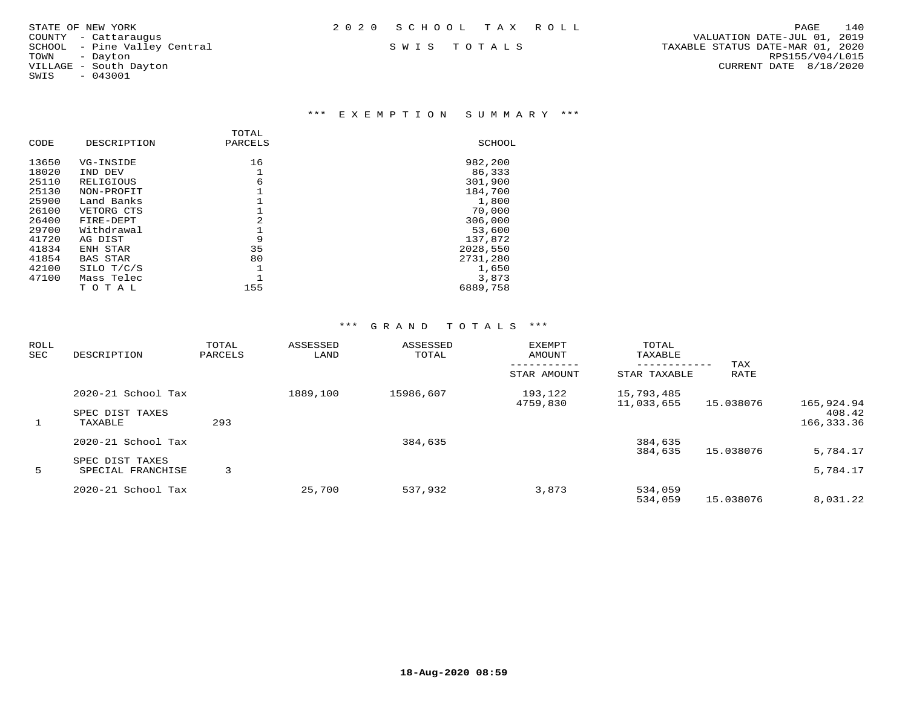STATE OF NEW YORK
COUNTY - Cattaraugus
SCHOOL - Pine Valley Central
TOWN - Dayton
VILLAGE - South Dayton
SWIS - 043001

# 2020 SCHOOL TAX ROLL

SWIS TOTALS

VALUATION DATE-JUL 01, 2019
TAXABLE STATUS DATE-MAR 01, 2020
RPS155/V04/L015
CURRENT DATE 8/18/2020

## *** EXEMPTION SUMMARY ***

| CODE | DESCRIPTION | TOTAL PARCELS | SCHOOL |
|---|---|---|---|
| 13650 | VG-INSIDE | 16 | 982,200 |
| 18020 | IND DEV | 1 | 86,333 |
| 25110 | RELIGIOUS | 6 | 301,900 |
| 25130 | NON-PROFIT | 1 | 184,700 |
| 25900 | Land Banks | 1 | 1,800 |
| 26100 | VETORG CTS | 1 | 70,000 |
| 26400 | FIRE-DEPT | 2 | 306,000 |
| 29700 | Withdrawal | 1 | 53,600 |
| 41720 | AG DIST | 9 | 137,872 |
| 41834 | ENH STAR | 35 | 2028,550 |
| 41854 | BAS STAR | 80 | 2731,280 |
| 42100 | SILO T/C/S | 1 | 1,650 |
| 47100 | Mass Telec | 1 | 3,873 |
| | T O T A L | 155 | 6889,758 |

## *** GRAND TOTALS ***

| ROLL SEC | DESCRIPTION | TOTAL PARCELS | ASSESSED LAND | ASSESSED TOTAL | EXEMPT AMOUNT / STAR AMOUNT | TOTAL TAXABLE / STAR TAXABLE | TAX RATE | |
|---|---|---|---|---|---|---|---|---|
| 1 | TAXABLE | 293 | | | | | | |
| | 2020-21 School Tax | | 1889,100 | 15986,607 | 193,122 | 15,793,485 | | |
| | | | | | 4759,830 | 11,033,655 | 15.038076 | 165,924.94 |
| | SPEC DIST TAXES | | | | | | | 408.42 |
| | | | | | | | | 166,333.36 |
| 5 | SPECIAL FRANCHISE | 3 | | | | | | |
| | 2020-21 School Tax | | | 384,635 | | 384,635 | | |
| | | | | | | 384,635 | 15.038076 | 5,784.17 |
| | SPEC DIST TAXES | | | | | | | |
| | | | | | | | | 5,784.17 |
| | 2020-21 School Tax | | 25,700 | 537,932 | 3,873 | 534,059 | | |
| | | | | | | 534,059 | 15.038076 | 8,031.22 |

18-Aug-2020 08:59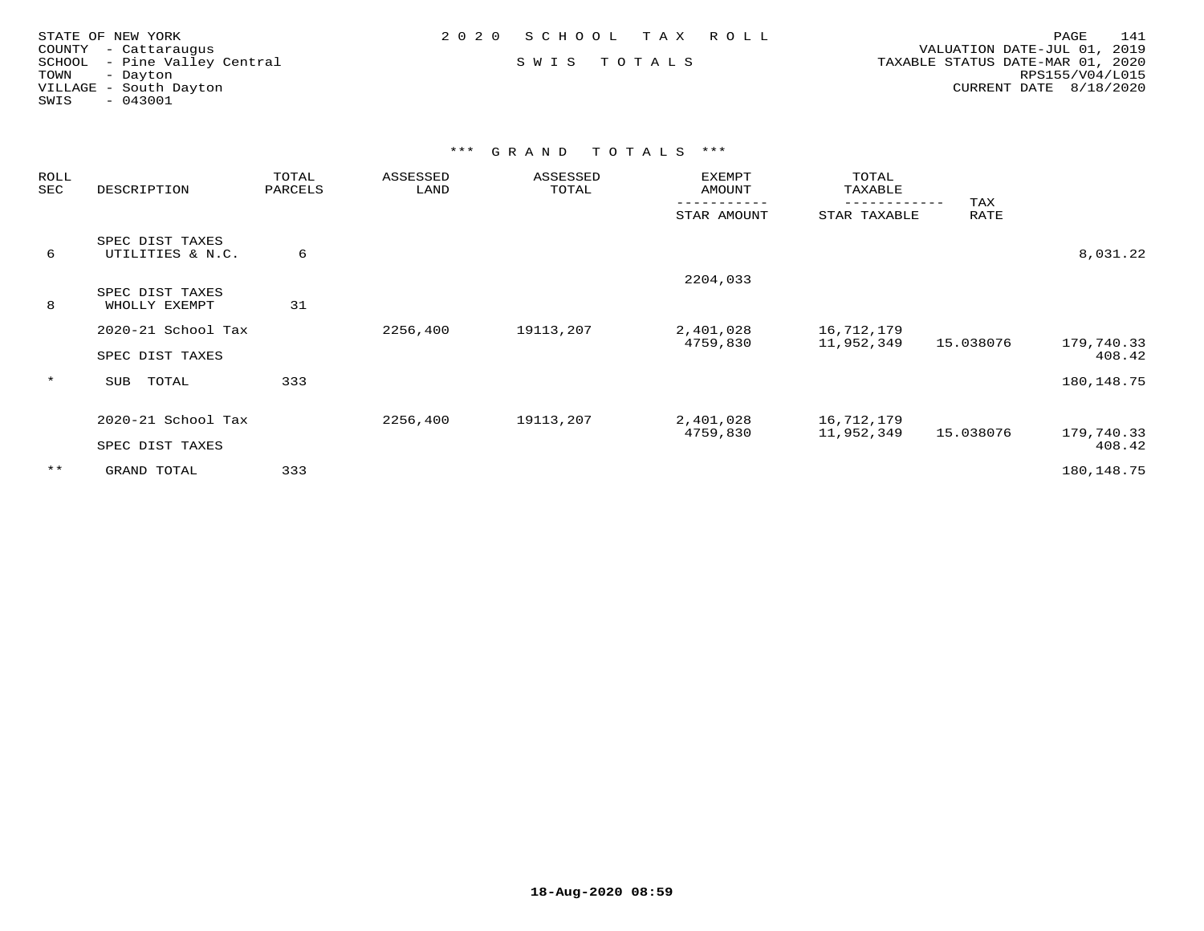STATE OF NEW YORK
COUNTY - Cattaraugus
SCHOOL - Pine Valley Central
TOWN - Dayton
VILLAGE - South Dayton
SWIS - 043001

2020 SCHOOL TAX ROLL

SWIS TOTALS

VALUATION DATE-JUL 01, 2019
TAXABLE STATUS DATE-MAR 01, 2020
RPS155/V04/L015
CURRENT DATE 8/18/2020

*** GRAND TOTALS ***

| ROLL SEC | DESCRIPTION | TOTAL PARCELS | ASSESSED LAND | ASSESSED TOTAL | EXEMPT AMOUNT / STAR AMOUNT | TOTAL TAXABLE / STAR TAXABLE | TAX RATE | |
|---|---|---|---|---|---|---|---|---|
| 6 | SPEC DIST TAXES UTILITIES & N.C. | 6 | | | | | | 8,031.22 |
| | | | | | 2204,033 | | | |
| 8 | SPEC DIST TAXES WHOLLY EXEMPT | 31 | | | | | | |
| | 2020-21 School Tax | | 2256,400 | 19113,207 | 2,401,028 | 16,712,179 | | |
| | | | | | 4759,830 | 11,952,349 | 15.038076 | 179,740.33 |
| | SPEC DIST TAXES | | | | | | | 408.42 |
| * | SUB TOTAL | 333 | | | | | | 180,148.75 |
| | 2020-21 School Tax | | 2256,400 | 19113,207 | 2,401,028 | 16,712,179 | | |
| | | | | | 4759,830 | 11,952,349 | 15.038076 | 179,740.33 |
| | SPEC DIST TAXES | | | | | | | 408.42 |
| ** | GRAND TOTAL | 333 | | | | | | 180,148.75 |

18-Aug-2020 08:59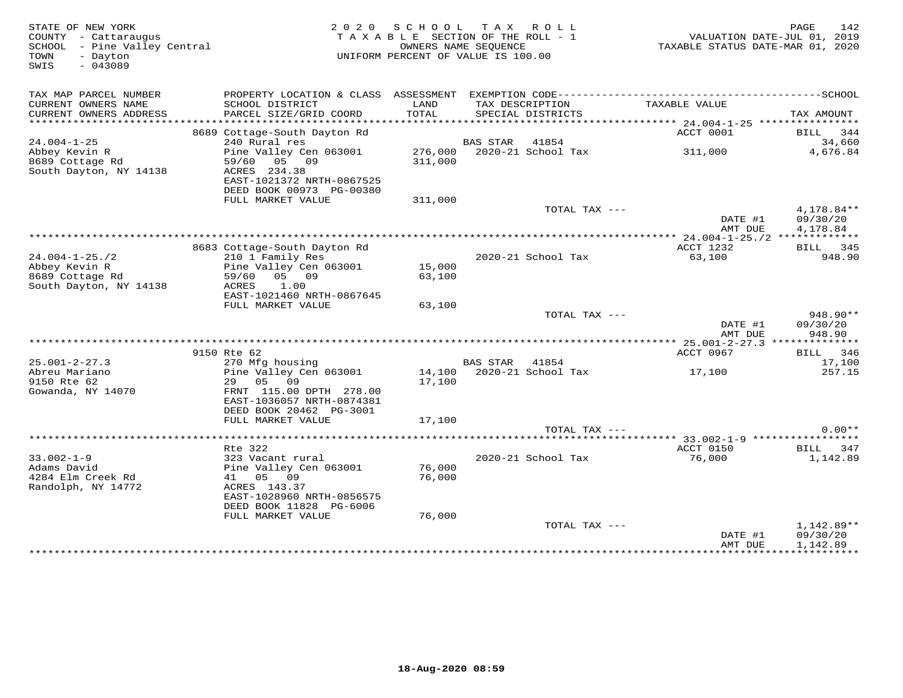STATE OF NEW YORK
COUNTY - Cattaraugus
SCHOOL - Pine Valley Central
TOWN - Dayton
SWIS - 043089

2020 SCHOOL TAX ROLL
TAXABLE SECTION OF THE ROLL - 1
OWNERS NAME SEQUENCE
UNIFORM PERCENT OF VALUE IS 100.00

VALUATION DATE-JUL 01, 2019
TAXABLE STATUS DATE-MAR 01, 2020

| TAX MAP PARCEL NUMBER / CURRENT OWNERS NAME / CURRENT OWNERS ADDRESS | PROPERTY LOCATION & CLASS / SCHOOL DISTRICT / PARCEL SIZE/GRID COORD | ASSESSMENT LAND / TOTAL | EXEMPTION CODE / TAX DESCRIPTION / SPECIAL DISTRICTS | TAXABLE VALUE | TAX AMOUNT |
|---|---|---|---|---|---|
| | 8689 Cottage-South Dayton Rd | | | ACCT 0001 | BILL 344 |
| 24.004-1-25 | 240 Rural res | | BAS STAR 41854 | | 34,660 |
| Abbey Kevin R | Pine Valley Cen 063001 | 276,000 | 2020-21 School Tax | 311,000 | 4,676.84 |
| 8689 Cottage Rd | 59/60 05 09 | 311,000 | | | |
| South Dayton, NY 14138 | ACRES 234.38 | | | | |
| | EAST-1021372 NRTH-0867525 | | | | |
| | DEED BOOK 00973 PG-00380 | | | | |
| | FULL MARKET VALUE | 311,000 | | | |
| | | | TOTAL TAX --- | | 4,178.84** |
| | | | | DATE #1 | 09/30/20 |
| | | | | AMT DUE | 4,178.84 |
| | 8683 Cottage-South Dayton Rd | | | ACCT 1232 | BILL 345 |
| 24.004-1-25./2 | 210 1 Family Res | | 2020-21 School Tax | 63,100 | 948.90 |
| Abbey Kevin R | Pine Valley Cen 063001 | 15,000 | | | |
| 8689 Cottage Rd | 59/60 05 09 | 63,100 | | | |
| South Dayton, NY 14138 | ACRES 1.00 | | | | |
| | EAST-1021460 NRTH-0867645 | | | | |
| | FULL MARKET VALUE | 63,100 | | | |
| | | | TOTAL TAX --- | | 948.90** |
| | | | | DATE #1 | 09/30/20 |
| | | | | AMT DUE | 948.90 |
| | 9150 Rte 62 | | | ACCT 0967 | BILL 346 |
| 25.001-2-27.3 | 270 Mfg housing | | BAS STAR 41854 | | 17,100 |
| Abreu Mariano | Pine Valley Cen 063001 | 14,100 | 2020-21 School Tax | 17,100 | 257.15 |
| 9150 Rte 62 | 29 05 09 | 17,100 | | | |
| Gowanda, NY 14070 | FRNT 115.00 DPTH 278.00 | | | | |
| | EAST-1036057 NRTH-0874381 | | | | |
| | DEED BOOK 20462 PG-3001 | | | | |
| | FULL MARKET VALUE | 17,100 | | | |
| | | | TOTAL TAX --- | | 0.00** |
| | Rte 322 | | | ACCT 0150 | BILL 347 |
| 33.002-1-9 | 323 Vacant rural | | 2020-21 School Tax | 76,000 | 1,142.89 |
| Adams David | Pine Valley Cen 063001 | 76,000 | | | |
| 4284 Elm Creek Rd | 41 05 09 | 76,000 | | | |
| Randolph, NY 14772 | ACRES 143.37 | | | | |
| | EAST-1028960 NRTH-0856575 | | | | |
| | DEED BOOK 11828 PG-6006 | | | | |
| | FULL MARKET VALUE | 76,000 | | | |
| | | | TOTAL TAX --- | | 1,142.89** |
| | | | | DATE #1 | 09/30/20 |
| | | | | AMT DUE | 1,142.89 |

18-Aug-2020 08:59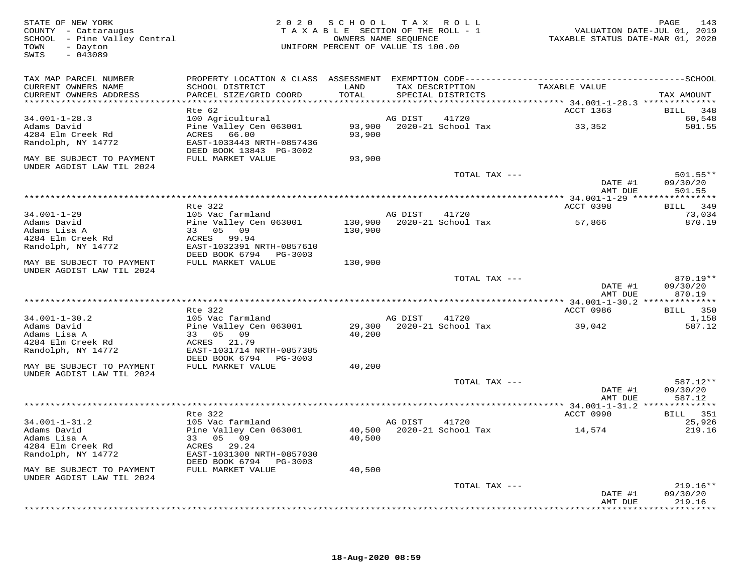STATE OF NEW YORK
COUNTY - Cattaraugus
SCHOOL - Pine Valley Central
TOWN - Dayton
SWIS - 043089

2 0 2 0 S C H O O L T A X R O L L
T A X A B L E SECTION OF THE ROLL - 1
OWNERS NAME SEQUENCE
UNIFORM PERCENT OF VALUE IS 100.00

VALUATION DATE-JUL 01, 2019
TAXABLE STATUS DATE-MAR 01, 2020

| TAX MAP PARCEL NUMBER / CURRENT OWNERS NAME / CURRENT OWNERS ADDRESS | PROPERTY LOCATION & CLASS / SCHOOL DISTRICT / PARCEL SIZE/GRID COORD | ASSESSMENT LAND / TOTAL | EXEMPTION CODE / TAX DESCRIPTION / SPECIAL DISTRICTS | TAXABLE VALUE | TAX AMOUNT |
|---|---|---|---|---|---|
| 34.001-1-28.3 | Rte 62 | | | ACCT 1363 | BILL 348 |
| | 100 Agricultural | | AG DIST 41720 | | 60,548 |
| Adams David | Pine Valley Cen 063001 | 93,900 | 2020-21 School Tax | 33,352 | 501.55 |
| 4284 Elm Creek Rd | ACRES 66.00 | 93,900 | | | |
| Randolph, NY 14772 | EAST-1033443 NRTH-0857436 | | | | |
| | DEED BOOK 13843 PG-3002 | | | | |
| MAY BE SUBJECT TO PAYMENT UNDER AGDIST LAW TIL 2024 | FULL MARKET VALUE | 93,900 | | | |
| | | | TOTAL TAX --- | | 501.55** |
| | | | | DATE #1 | 09/30/20 |
| | | | | AMT DUE | 501.55 |
| 34.001-1-29 | Rte 322 | | | ACCT 0398 | BILL 349 |
| | 105 Vac farmland | | AG DIST 41720 | | 73,034 |
| Adams David | Pine Valley Cen 063001 | 130,900 | 2020-21 School Tax | 57,866 | 870.19 |
| Adams Lisa A | 33 05 09 | 130,900 | | | |
| 4284 Elm Creek Rd | ACRES 99.94 | | | | |
| Randolph, NY 14772 | EAST-1032391 NRTH-0857610 | | | | |
| | DEED BOOK 6794 PG-3003 | | | | |
| MAY BE SUBJECT TO PAYMENT UNDER AGDIST LAW TIL 2024 | FULL MARKET VALUE | 130,900 | | | |
| | | | TOTAL TAX --- | | 870.19** |
| | | | | DATE #1 | 09/30/20 |
| | | | | AMT DUE | 870.19 |
| 34.001-1-30.2 | Rte 322 | | | ACCT 0986 | BILL 350 |
| | 105 Vac farmland | | AG DIST 41720 | | 1,158 |
| Adams David | Pine Valley Cen 063001 | 29,300 | 2020-21 School Tax | 39,042 | 587.12 |
| Adams Lisa A | 33 05 09 | 40,200 | | | |
| 4284 Elm Creek Rd | ACRES 21.79 | | | | |
| Randolph, NY 14772 | EAST-1031714 NRTH-0857385 | | | | |
| | DEED BOOK 6794 PG-3003 | | | | |
| MAY BE SUBJECT TO PAYMENT UNDER AGDIST LAW TIL 2024 | FULL MARKET VALUE | 40,200 | | | |
| | | | TOTAL TAX --- | | 587.12** |
| | | | | DATE #1 | 09/30/20 |
| | | | | AMT DUE | 587.12 |
| 34.001-1-31.2 | Rte 322 | | | ACCT 0990 | BILL 351 |
| | 105 Vac farmland | | AG DIST 41720 | | 25,926 |
| Adams David | Pine Valley Cen 063001 | 40,500 | 2020-21 School Tax | 14,574 | 219.16 |
| Adams Lisa A | 33 05 09 | 40,500 | | | |
| 4284 Elm Creek Rd | ACRES 29.24 | | | | |
| Randolph, NY 14772 | EAST-1031300 NRTH-0857030 | | | | |
| | DEED BOOK 6794 PG-3003 | | | | |
| MAY BE SUBJECT TO PAYMENT UNDER AGDIST LAW TIL 2024 | FULL MARKET VALUE | 40,500 | | | |
| | | | TOTAL TAX --- | | 219.16** |
| | | | | DATE #1 | 09/30/20 |
| | | | | AMT DUE | 219.16 |

18-Aug-2020 08:59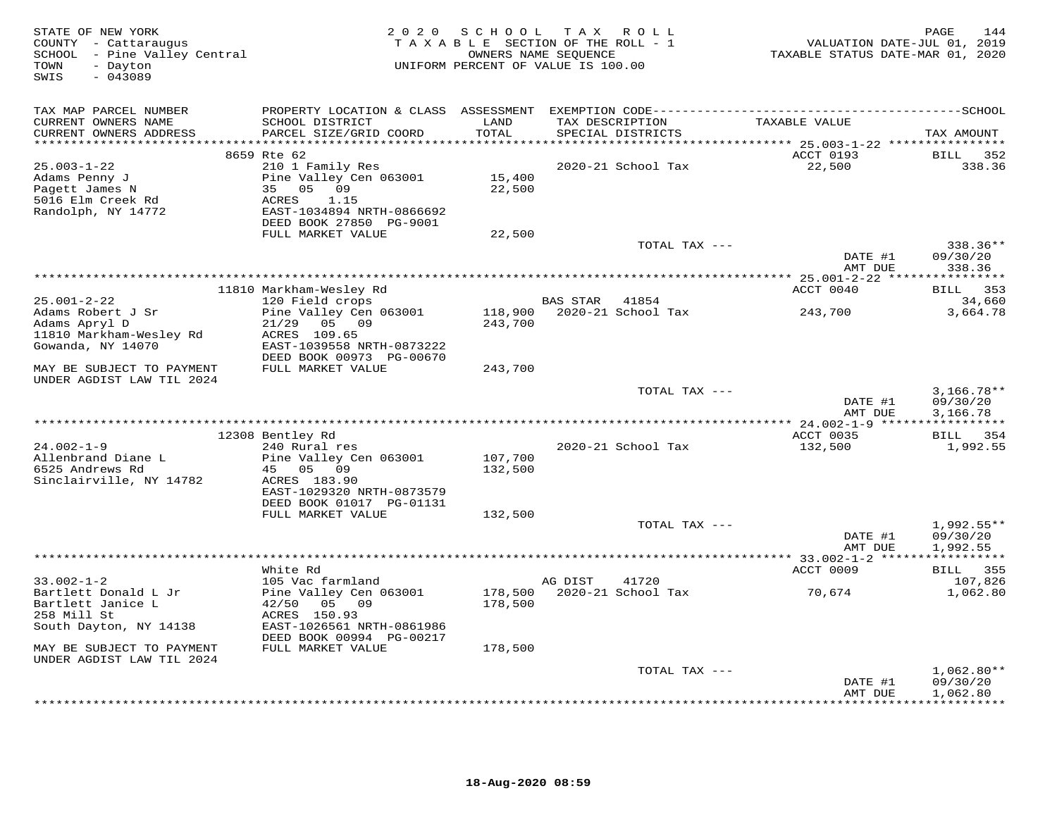STATE OF NEW YORK
COUNTY - Cattaraugus
SCHOOL - Pine Valley Central
TOWN - Dayton
SWIS - 043089

2020 SCHOOL TAX ROLL
TAXABLE SECTION OF THE ROLL - 1
OWNERS NAME SEQUENCE
UNIFORM PERCENT OF VALUE IS 100.00

VALUATION DATE-JUL 01, 2019
TAXABLE STATUS DATE-MAR 01, 2020

| TAX MAP PARCEL NUMBER / CURRENT OWNERS NAME / CURRENT OWNERS ADDRESS | PROPERTY LOCATION & CLASS / SCHOOL DISTRICT / PARCEL SIZE/GRID COORD | ASSESSMENT LAND / TOTAL | EXEMPTION CODE / TAX DESCRIPTION / SPECIAL DISTRICTS | TAXABLE VALUE | TAX AMOUNT |
|---|---|---|---|---|---|
| | 8659 Rte 62 | | | ACCT 0193 | BILL 352 |
| 25.003-1-22 | 210 1 Family Res | | 2020-21 School Tax | 22,500 | 338.36 |
| Adams Penny J | Pine Valley Cen 063001 | 15,400 | | | |
| Pagett James N | 35 05 09 | 22,500 | | | |
| 5016 Elm Creek Rd | ACRES 1.15 | | | | |
| Randolph, NY 14772 | EAST-1034894 NRTH-0866692 | | | | |
| | DEED BOOK 27850 PG-9001 | | | | |
| | FULL MARKET VALUE | 22,500 | | | |
| | | | TOTAL TAX --- | | 338.36** |
| | | | | DATE #1 | 09/30/20 |
| | | | | AMT DUE | 338.36 |
| | 11810 Markham-Wesley Rd | | | ACCT 0040 | BILL 353 |
| 25.001-2-22 | 120 Field crops | | BAS STAR 41854 | | 34,660 |
| Adams Robert J Sr | Pine Valley Cen 063001 | 118,900 | 2020-21 School Tax | 243,700 | 3,664.78 |
| Adams Apryl D | 21/29 05 09 | 243,700 | | | |
| 11810 Markham-Wesley Rd | ACRES 109.65 | | | | |
| Gowanda, NY 14070 | EAST-1039558 NRTH-0873222 | | | | |
| | DEED BOOK 00973 PG-00670 | | | | |
| MAY BE SUBJECT TO PAYMENT UNDER AGDIST LAW TIL 2024 | FULL MARKET VALUE | 243,700 | | | |
| | | | TOTAL TAX --- | | 3,166.78** |
| | | | | DATE #1 | 09/30/20 |
| | | | | AMT DUE | 3,166.78 |
| | 12308 Bentley Rd | | | ACCT 0035 | BILL 354 |
| 24.002-1-9 | 240 Rural res | | 2020-21 School Tax | 132,500 | 1,992.55 |
| Allenbrand Diane L | Pine Valley Cen 063001 | 107,700 | | | |
| 6525 Andrews Rd | 45 05 09 | 132,500 | | | |
| Sinclairville, NY 14782 | ACRES 183.90 | | | | |
| | EAST-1029320 NRTH-0873579 | | | | |
| | DEED BOOK 01017 PG-01131 | | | | |
| | FULL MARKET VALUE | 132,500 | | | |
| | | | TOTAL TAX --- | | 1,992.55** |
| | | | | DATE #1 | 09/30/20 |
| | | | | AMT DUE | 1,992.55 |
| | White Rd | | | ACCT 0009 | BILL 355 |
| 33.002-1-2 | 105 Vac farmland | | AG DIST 41720 | | 107,826 |
| Bartlett Donald L Jr | Pine Valley Cen 063001 | 178,500 | 2020-21 School Tax | 70,674 | 1,062.80 |
| Bartlett Janice L | 42/50 05 09 | 178,500 | | | |
| 258 Mill St | ACRES 150.93 | | | | |
| South Dayton, NY 14138 | EAST-1026561 NRTH-0861986 | | | | |
| | DEED BOOK 00994 PG-00217 | | | | |
| MAY BE SUBJECT TO PAYMENT UNDER AGDIST LAW TIL 2024 | FULL MARKET VALUE | 178,500 | | | |
| | | | TOTAL TAX --- | | 1,062.80** |
| | | | | DATE #1 | 09/30/20 |
| | | | | AMT DUE | 1,062.80 |

18-Aug-2020 08:59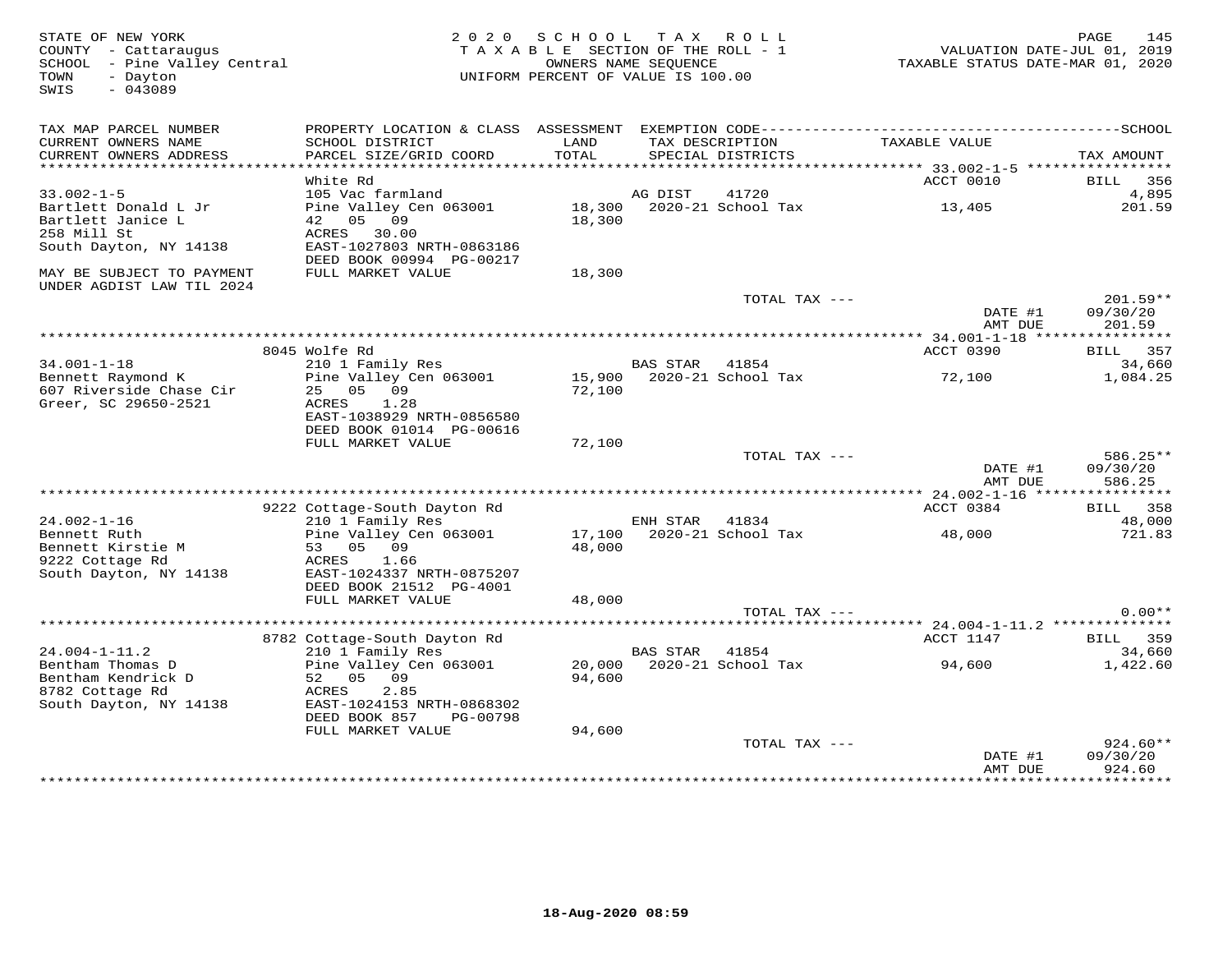STATE OF NEW YORK
COUNTY - Cattaraugus
SCHOOL - Pine Valley Central
TOWN - Dayton
SWIS - 043089

2 0 2 0 S C H O O L T A X R O L L
T A X A B L E SECTION OF THE ROLL - 1
OWNERS NAME SEQUENCE
UNIFORM PERCENT OF VALUE IS 100.00

VALUATION DATE-JUL 01, 2019
TAXABLE STATUS DATE-MAR 01, 2020

| TAX MAP PARCEL NUMBER / CURRENT OWNERS NAME / CURRENT OWNERS ADDRESS | PROPERTY LOCATION & CLASS / SCHOOL DISTRICT / PARCEL SIZE/GRID COORD | ASSESSMENT LAND / TOTAL | EXEMPTION CODE / TAX DESCRIPTION / SPECIAL DISTRICTS | TAXABLE VALUE | SCHOOL / TAX AMOUNT |
|---|---|---|---|---|---|
| | White Rd | | | ACCT 0010 | BILL 356 |
| 33.002-1-5 | 105 Vac farmland | | AG DIST 41720 | | 4,895 |
| Bartlett Donald L Jr | Pine Valley Cen 063001 | 18,300 | 2020-21 School Tax | 13,405 | 201.59 |
| Bartlett Janice L | 42 05 09 | 18,300 | | | |
| 258 Mill St | ACRES 30.00 | | | | |
| South Dayton, NY 14138 | EAST-1027803 NRTH-0863186 | | | | |
| | DEED BOOK 00994 PG-00217 | | | | |
| MAY BE SUBJECT TO PAYMENT UNDER AGDIST LAW TIL 2024 | FULL MARKET VALUE | 18,300 | | | |
| | | | TOTAL TAX --- | | 201.59** |
| | | | | DATE #1 | 09/30/20 |
| | | | | AMT DUE | 201.59 |
| | 8045 Wolfe Rd | | | ACCT 0390 | BILL 357 |
| 34.001-1-18 | 210 1 Family Res | | BAS STAR 41854 | | 34,660 |
| Bennett Raymond K | Pine Valley Cen 063001 | 15,900 | 2020-21 School Tax | 72,100 | 1,084.25 |
| 607 Riverside Chase Cir | 25 05 09 | 72,100 | | | |
| Greer, SC 29650-2521 | ACRES 1.28 | | | | |
| | EAST-1038929 NRTH-0856580 | | | | |
| | DEED BOOK 01014 PG-00616 | | | | |
| | FULL MARKET VALUE | 72,100 | | | |
| | | | TOTAL TAX --- | | 586.25** |
| | | | | DATE #1 | 09/30/20 |
| | | | | AMT DUE | 586.25 |
| | 9222 Cottage-South Dayton Rd | | | ACCT 0384 | BILL 358 |
| 24.002-1-16 | 210 1 Family Res | | ENH STAR 41834 | | 48,000 |
| Bennett Ruth | Pine Valley Cen 063001 | 17,100 | 2020-21 School Tax | 48,000 | 721.83 |
| Bennett Kirstie M | 53 05 09 | 48,000 | | | |
| 9222 Cottage Rd | ACRES 1.66 | | | | |
| South Dayton, NY 14138 | EAST-1024337 NRTH-0875207 | | | | |
| | DEED BOOK 21512 PG-4001 | | | | |
| | FULL MARKET VALUE | 48,000 | | | |
| | | | TOTAL TAX --- | | 0.00** |
| | 8782 Cottage-South Dayton Rd | | | ACCT 1147 | BILL 359 |
| 24.004-1-11.2 | 210 1 Family Res | | BAS STAR 41854 | | 34,660 |
| Bentham Thomas D | Pine Valley Cen 063001 | 20,000 | 2020-21 School Tax | 94,600 | 1,422.60 |
| Bentham Kendrick D | 52 05 09 | 94,600 | | | |
| 8782 Cottage Rd | ACRES 2.85 | | | | |
| South Dayton, NY 14138 | EAST-1024153 NRTH-0868302 | | | | |
| | DEED BOOK 857 PG-00798 | | | | |
| | FULL MARKET VALUE | 94,600 | | | |
| | | | TOTAL TAX --- | | 924.60** |
| | | | | DATE #1 | 09/30/20 |
| | | | | AMT DUE | 924.60 |

18-Aug-2020 08:59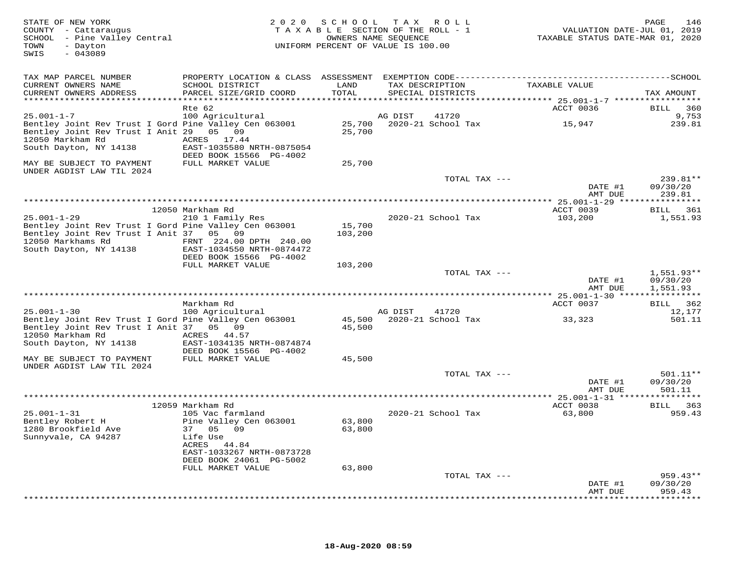STATE OF NEW YORK
COUNTY - Cattaraugus
SCHOOL - Pine Valley Central
TOWN - Dayton
SWIS - 043089

2020 SCHOOL TAX ROLL
TAXABLE SECTION OF THE ROLL - 1
OWNERS NAME SEQUENCE
UNIFORM PERCENT OF VALUE IS 100.00

VALUATION DATE-JUL 01, 2019
TAXABLE STATUS DATE-MAR 01, 2020

| TAX MAP PARCEL NUMBER / CURRENT OWNERS NAME / CURRENT OWNERS ADDRESS | PROPERTY LOCATION & CLASS / SCHOOL DISTRICT / PARCEL SIZE/GRID COORD | ASSESSMENT LAND / TOTAL | EXEMPTION CODE / TAX DESCRIPTION / SPECIAL DISTRICTS | TAXABLE VALUE | TAX AMOUNT |
|---|---|---|---|---|---|
| 25.001-1-7 | Rte 62 | | | ACCT 0036 | BILL 360 |
| 25.001-1-7 | 100 Agricultural | | AG DIST 41720 | | 9,753 |
| Bentley Joint Rev Trust I Gord | Pine Valley Cen 063001 | 25,700 | 2020-21 School Tax | 15,947 | 239.81 |
| Bentley Joint Rev Trust I Anit | 29 05 09 | 25,700 | | | |
| 12050 Markham Rd | ACRES 17.44 | | | | |
| South Dayton, NY 14138 | EAST-1035580 NRTH-0875054 | | | | |
| | DEED BOOK 15566 PG-4002 | | | | |
| MAY BE SUBJECT TO PAYMENT UNDER AGDIST LAW TIL 2024 | FULL MARKET VALUE | 25,700 | | | |
| | | | TOTAL TAX --- | | 239.81** |
| | | | | DATE #1 | 09/30/20 |
| | | | | AMT DUE | 239.81 |
| 25.001-1-29 | 12050 Markham Rd | | | ACCT 0039 | BILL 361 |
| 25.001-1-29 | 210 1 Family Res | | 2020-21 School Tax | 103,200 | 1,551.93 |
| Bentley Joint Rev Trust I Gord | Pine Valley Cen 063001 | 15,700 | | | |
| Bentley Joint Rev Trust I Anit | 37 05 09 | 103,200 | | | |
| 12050 Markhams Rd | FRNT 224.00 DPTH 240.00 | | | | |
| South Dayton, NY 14138 | EAST-1034550 NRTH-0874472 | | | | |
| | DEED BOOK 15566 PG-4002 | | | | |
| | FULL MARKET VALUE | 103,200 | | | |
| | | | TOTAL TAX --- | | 1,551.93** |
| | | | | DATE #1 | 09/30/20 |
| | | | | AMT DUE | 1,551.93 |
| 25.001-1-30 | Markham Rd | | | ACCT 0037 | BILL 362 |
| 25.001-1-30 | 100 Agricultural | | AG DIST 41720 | | 12,177 |
| Bentley Joint Rev Trust I Gord | Pine Valley Cen 063001 | 45,500 | 2020-21 School Tax | 33,323 | 501.11 |
| Bentley Joint Rev Trust I Anit | 37 05 09 | 45,500 | | | |
| 12050 Markham Rd | ACRES 44.57 | | | | |
| South Dayton, NY 14138 | EAST-1034135 NRTH-0874874 | | | | |
| | DEED BOOK 15566 PG-4002 | | | | |
| MAY BE SUBJECT TO PAYMENT UNDER AGDIST LAW TIL 2024 | FULL MARKET VALUE | 45,500 | | | |
| | | | TOTAL TAX --- | | 501.11** |
| | | | | DATE #1 | 09/30/20 |
| | | | | AMT DUE | 501.11 |
| 25.001-1-31 | 12059 Markham Rd | | | ACCT 0038 | BILL 363 |
| 25.001-1-31 | 105 Vac farmland | | 2020-21 School Tax | 63,800 | 959.43 |
| Bentley Robert H | Pine Valley Cen 063001 | 63,800 | | | |
| 1280 Brookfield Ave | 37 05 09 | 63,800 | | | |
| Sunnyvale, CA 94287 | Life Use | | | | |
| | ACRES 44.84 | | | | |
| | EAST-1033267 NRTH-0873728 | | | | |
| | DEED BOOK 24061 PG-5002 | | | | |
| | FULL MARKET VALUE | 63,800 | | | |
| | | | TOTAL TAX --- | | 959.43** |
| | | | | DATE #1 | 09/30/20 |
| | | | | AMT DUE | 959.43 |

18-Aug-2020 08:59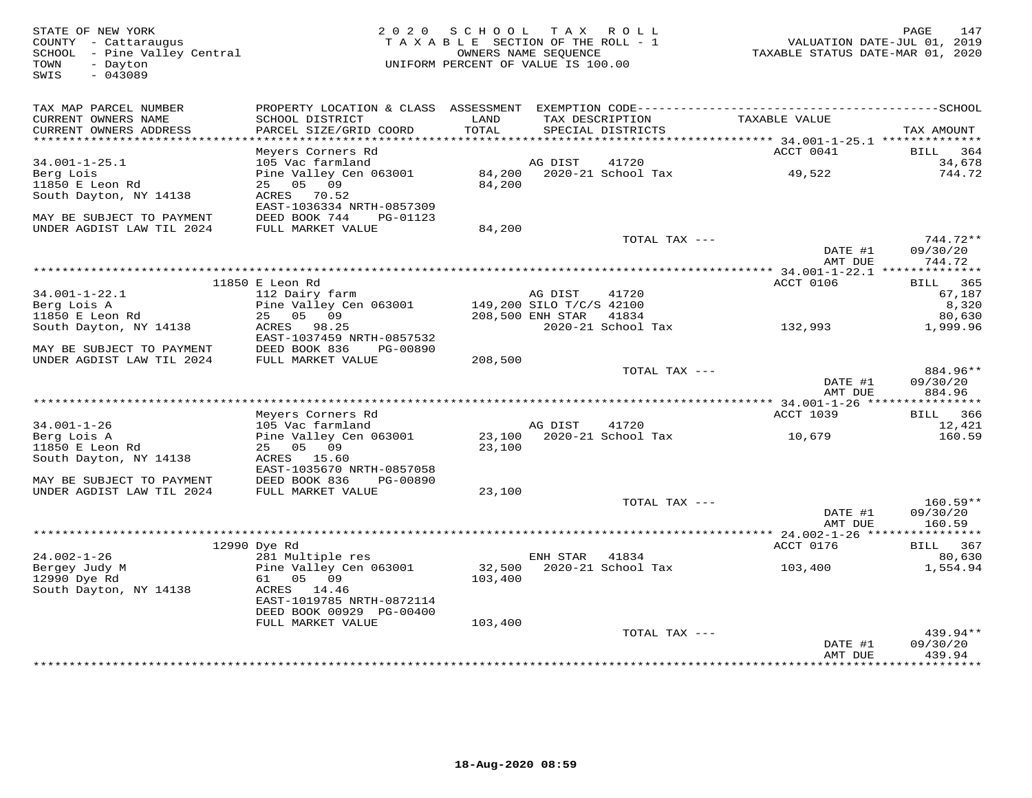STATE OF NEW YORK
COUNTY - Cattaraugus
SCHOOL - Pine Valley Central
TOWN - Dayton
SWIS - 043089

2020 SCHOOL TAX ROLL
TAXABLE SECTION OF THE ROLL - 1
OWNERS NAME SEQUENCE
UNIFORM PERCENT OF VALUE IS 100.00

VALUATION DATE-JUL 01, 2019
TAXABLE STATUS DATE-MAR 01, 2020

| TAX MAP PARCEL NUMBER / CURRENT OWNERS NAME / CURRENT OWNERS ADDRESS | PROPERTY LOCATION & CLASS / SCHOOL DISTRICT / PARCEL SIZE/GRID COORD | ASSESSMENT LAND / TOTAL | EXEMPTION CODE / TAX DESCRIPTION / SPECIAL DISTRICTS | TAXABLE VALUE | SCHOOL / TAX AMOUNT |
|---|---|---|---|---|---|
| 34.001-1-25.1 | Meyers Corners Rd | | | ACCT 0041 | BILL 364 |
| | 105 Vac farmland | | AG DIST 41720 | | 34,678 |
| Berg Lois | Pine Valley Cen 063001 | 84,200 | 2020-21 School Tax | 49,522 | 744.72 |
| 11850 E Leon Rd | 25 05 09 | 84,200 | | | |
| South Dayton, NY 14138 | ACRES 70.52 | | | | |
| | EAST-1036334 NRTH-0857309 | | | | |
| MAY BE SUBJECT TO PAYMENT | DEED BOOK 744 PG-01123 | | | | |
| UNDER AGDIST LAW TIL 2024 | FULL MARKET VALUE | 84,200 | | | |
| | | | TOTAL TAX --- | | 744.72** |
| | | | | DATE #1 | 09/30/20 |
| | | | | AMT DUE | 744.72 |
| 34.001-1-22.1 | 11850 E Leon Rd | | | ACCT 0106 | BILL 365 |
| | 112 Dairy farm | | AG DIST 41720 | | 67,187 |
| Berg Lois A | Pine Valley Cen 063001 | 149,200 | SILO T/C/S 42100 | | 8,320 |
| 11850 E Leon Rd | 25 05 09 | 208,500 | ENH STAR 41834 | | 80,630 |
| South Dayton, NY 14138 | ACRES 98.25 | | 2020-21 School Tax | 132,993 | 1,999.96 |
| | EAST-1037459 NRTH-0857532 | | | | |
| MAY BE SUBJECT TO PAYMENT | DEED BOOK 836 PG-00890 | | | | |
| UNDER AGDIST LAW TIL 2024 | FULL MARKET VALUE | 208,500 | | | |
| | | | TOTAL TAX --- | | 884.96** |
| | | | | DATE #1 | 09/30/20 |
| | | | | AMT DUE | 884.96 |
| 34.001-1-26 | Meyers Corners Rd | | | ACCT 1039 | BILL 366 |
| | 105 Vac farmland | | AG DIST 41720 | | 12,421 |
| Berg Lois A | Pine Valley Cen 063001 | 23,100 | 2020-21 School Tax | 10,679 | 160.59 |
| 11850 E Leon Rd | 25 05 09 | 23,100 | | | |
| South Dayton, NY 14138 | ACRES 15.60 | | | | |
| | EAST-1035670 NRTH-0857058 | | | | |
| MAY BE SUBJECT TO PAYMENT | DEED BOOK 836 PG-00890 | | | | |
| UNDER AGDIST LAW TIL 2024 | FULL MARKET VALUE | 23,100 | | | |
| | | | TOTAL TAX --- | | 160.59** |
| | | | | DATE #1 | 09/30/20 |
| | | | | AMT DUE | 160.59 |
| 24.002-1-26 | 12990 Dye Rd | | | ACCT 0176 | BILL 367 |
| | 281 Multiple res | | ENH STAR 41834 | | 80,630 |
| Bergey Judy M | Pine Valley Cen 063001 | 32,500 | 2020-21 School Tax | 103,400 | 1,554.94 |
| 12990 Dye Rd | 61 05 09 | 103,400 | | | |
| South Dayton, NY 14138 | ACRES 14.46 | | | | |
| | EAST-1019785 NRTH-0872114 | | | | |
| | DEED BOOK 00929 PG-00400 | | | | |
| | FULL MARKET VALUE | 103,400 | | | |
| | | | TOTAL TAX --- | | 439.94** |
| | | | | DATE #1 | 09/30/20 |
| | | | | AMT DUE | 439.94 |

18-Aug-2020 08:59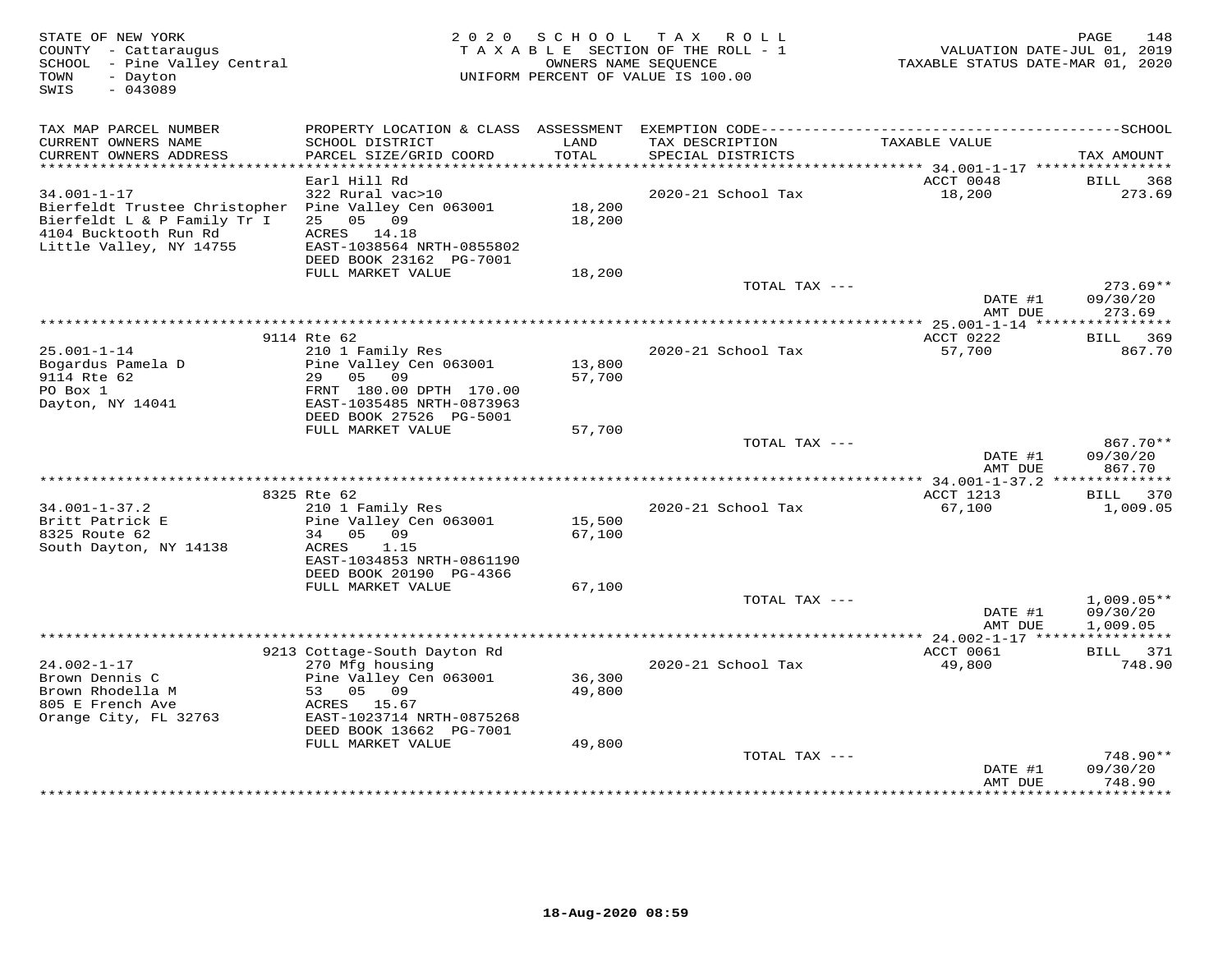STATE OF NEW YORK
COUNTY - Cattaraugus
SCHOOL - Pine Valley Central
TOWN - Dayton
SWIS - 043089

2020 SCHOOL TAX ROLL
TAXABLE SECTION OF THE ROLL - 1
OWNERS NAME SEQUENCE
UNIFORM PERCENT OF VALUE IS 100.00

VALUATION DATE-JUL 01, 2019
TAXABLE STATUS DATE-MAR 01, 2020

| TAX MAP PARCEL NUMBER / CURRENT OWNERS NAME / CURRENT OWNERS ADDRESS | PROPERTY LOCATION & CLASS / SCHOOL DISTRICT / PARCEL SIZE/GRID COORD | ASSESSMENT LAND / TOTAL | EXEMPTION CODE / TAX DESCRIPTION / SPECIAL DISTRICTS | TAXABLE VALUE | TAX AMOUNT |
|---|---|---|---|---|---|
| 34.001-1-17 | Earl Hill Rd | | | ACCT 0048 | BILL 368 |
| Bierfeldt Trustee Christopher | 322 Rural vac>10 | | 2020-21 School Tax | 18,200 | 273.69 |
| Bierfeldt L & P Family Tr I | Pine Valley Cen 063001 | 18,200 | | | |
| 4104 Bucktooth Run Rd | 25 05 09 | 18,200 | | | |
| Little Valley, NY 14755 | ACRES 14.18 | | | | |
| | EAST-1038564 NRTH-0855802 | | | | |
| | DEED BOOK 23162 PG-7001 | | | | |
| | FULL MARKET VALUE | 18,200 | | | |
| | | | TOTAL TAX --- | | 273.69** |
| | | | | DATE #1 | 09/30/20 |
| | | | | AMT DUE | 273.69 |
| 25.001-1-14 | 9114 Rte 62 | | | ACCT 0222 | BILL 369 |
| Bogardus Pamela D | 210 1 Family Res | | 2020-21 School Tax | 57,700 | 867.70 |
| 9114 Rte 62 | Pine Valley Cen 063001 | 13,800 | | | |
| PO Box 1 | 29 05 09 | 57,700 | | | |
| Dayton, NY 14041 | FRNT 180.00 DPTH 170.00 | | | | |
| | EAST-1035485 NRTH-0873963 | | | | |
| | DEED BOOK 27526 PG-5001 | | | | |
| | FULL MARKET VALUE | 57,700 | | | |
| | | | TOTAL TAX --- | | 867.70** |
| | | | | DATE #1 | 09/30/20 |
| | | | | AMT DUE | 867.70 |
| 34.001-1-37.2 | 8325 Rte 62 | | | ACCT 1213 | BILL 370 |
| Britt Patrick E | 210 1 Family Res | | 2020-21 School Tax | 67,100 | 1,009.05 |
| 8325 Route 62 | Pine Valley Cen 063001 | 15,500 | | | |
| South Dayton, NY 14138 | 34 05 09 | 67,100 | | | |
| | ACRES 1.15 | | | | |
| | EAST-1034853 NRTH-0861190 | | | | |
| | DEED BOOK 20190 PG-4366 | | | | |
| | FULL MARKET VALUE | 67,100 | | | |
| | | | TOTAL TAX --- | | 1,009.05** |
| | | | | DATE #1 | 09/30/20 |
| | | | | AMT DUE | 1,009.05 |
| 24.002-1-17 | 9213 Cottage-South Dayton Rd | | | ACCT 0061 | BILL 371 |
| Brown Dennis C | 270 Mfg housing | | 2020-21 School Tax | 49,800 | 748.90 |
| Brown Rhodella M | Pine Valley Cen 063001 | 36,300 | | | |
| 805 E French Ave | 53 05 09 | 49,800 | | | |
| Orange City, FL 32763 | ACRES 15.67 | | | | |
| | EAST-1023714 NRTH-0875268 | | | | |
| | DEED BOOK 13662 PG-7001 | | | | |
| | FULL MARKET VALUE | 49,800 | | | |
| | | | TOTAL TAX --- | | 748.90** |
| | | | | DATE #1 | 09/30/20 |
| | | | | AMT DUE | 748.90 |

18-Aug-2020 08:59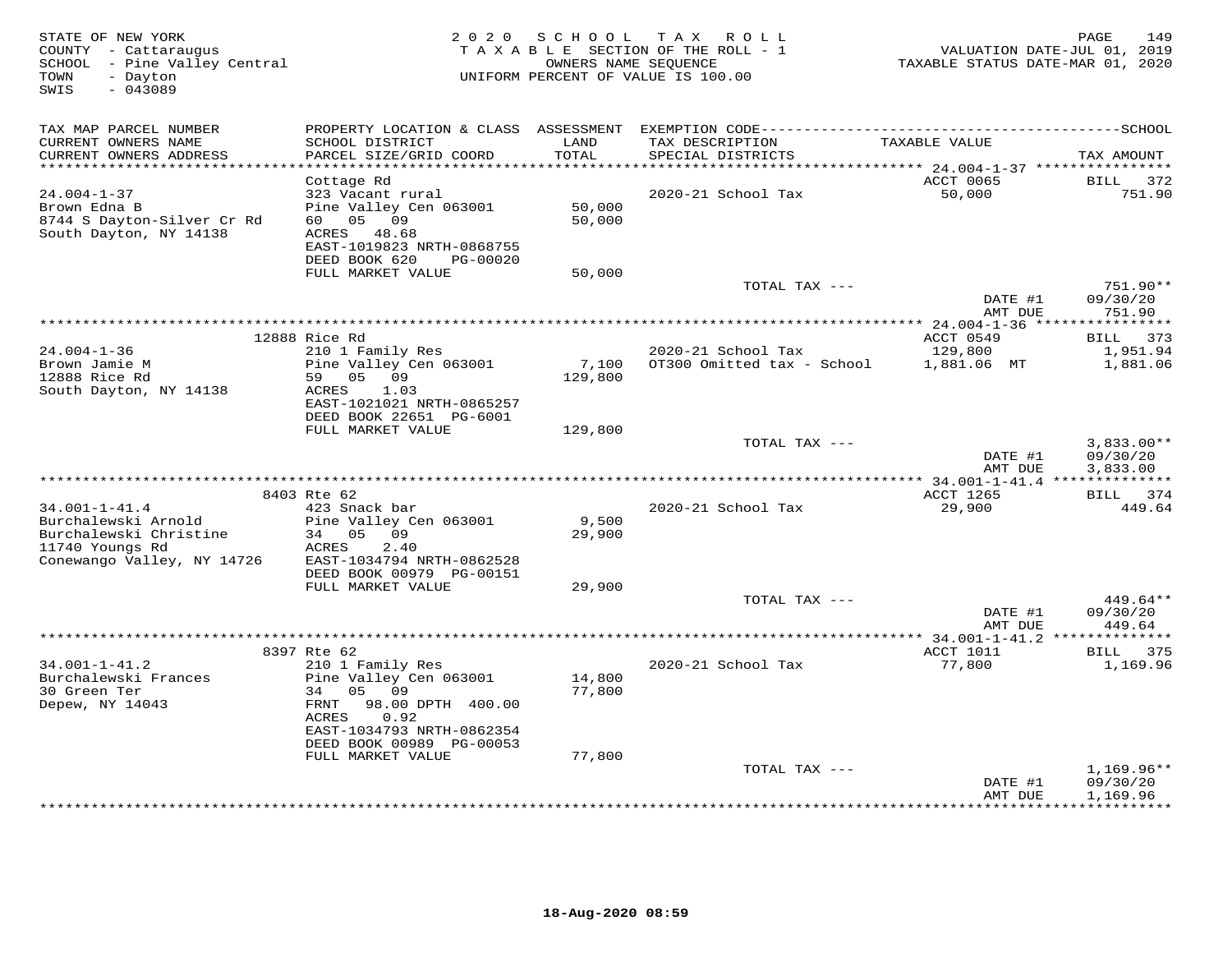STATE OF NEW YORK
COUNTY - Cattaraugus
SCHOOL - Pine Valley Central
TOWN - Dayton
SWIS - 043089

2 0 2 0 S C H O O L T A X R O L L
T A X A B L E SECTION OF THE ROLL - 1
OWNERS NAME SEQUENCE
UNIFORM PERCENT OF VALUE IS 100.00

VALUATION DATE-JUL 01, 2019
TAXABLE STATUS DATE-MAR 01, 2020

| TAX MAP PARCEL NUMBER / CURRENT OWNERS NAME / CURRENT OWNERS ADDRESS | PROPERTY LOCATION & CLASS / SCHOOL DISTRICT / PARCEL SIZE/GRID COORD | ASSESSMENT LAND / TOTAL | EXEMPTION CODE / TAX DESCRIPTION / SPECIAL DISTRICTS | TAXABLE VALUE | TAX AMOUNT |
|---|---|---|---|---|---|
| **24.004-1-37** | Cottage Rd | | | ACCT 0065 | BILL 372 |
| 24.004-1-37 | 323 Vacant rural | | 2020-21 School Tax | 50,000 | 751.90 |
| Brown Edna B | Pine Valley Cen 063001 | 50,000 | | | |
| 8744 S Dayton-Silver Cr Rd | 60 05 09 | 50,000 | | | |
| South Dayton, NY 14138 | ACRES 48.68 | | | | |
| | EAST-1019823 NRTH-0868755 | | | | |
| | DEED BOOK 620 PG-00020 | | | | |
| | FULL MARKET VALUE | 50,000 | | | |
| | | | TOTAL TAX --- | | 751.90** |
| | | | | DATE #1 | 09/30/20 |
| | | | | AMT DUE | 751.90 |
| **24.004-1-36** | 12888 Rice Rd | | | ACCT 0549 | BILL 373 |
| 24.004-1-36 | 210 1 Family Res | | 2020-21 School Tax | 129,800 | 1,951.94 |
| Brown Jamie M | Pine Valley Cen 063001 | 7,100 | OT300 Omitted tax - School | 1,881.06 MT | 1,881.06 |
| 12888 Rice Rd | 59 05 09 | 129,800 | | | |
| South Dayton, NY 14138 | ACRES 1.03 | | | | |
| | EAST-1021021 NRTH-0865257 | | | | |
| | DEED BOOK 22651 PG-6001 | | | | |
| | FULL MARKET VALUE | 129,800 | | | |
| | | | TOTAL TAX --- | | 3,833.00** |
| | | | | DATE #1 | 09/30/20 |
| | | | | AMT DUE | 3,833.00 |
| **34.001-1-41.4** | 8403 Rte 62 | | | ACCT 1265 | BILL 374 |
| 34.001-1-41.4 | 423 Snack bar | | 2020-21 School Tax | 29,900 | 449.64 |
| Burchalewski Arnold | Pine Valley Cen 063001 | 9,500 | | | |
| Burchalewski Christine | 34 05 09 | 29,900 | | | |
| 11740 Youngs Rd | ACRES 2.40 | | | | |
| Conewango Valley, NY 14726 | EAST-1034794 NRTH-0862528 | | | | |
| | DEED BOOK 00979 PG-00151 | | | | |
| | FULL MARKET VALUE | 29,900 | | | |
| | | | TOTAL TAX --- | | 449.64** |
| | | | | DATE #1 | 09/30/20 |
| | | | | AMT DUE | 449.64 |
| **34.001-1-41.2** | 8397 Rte 62 | | | ACCT 1011 | BILL 375 |
| 34.001-1-41.2 | 210 1 Family Res | | 2020-21 School Tax | 77,800 | 1,169.96 |
| Burchalewski Frances | Pine Valley Cen 063001 | 14,800 | | | |
| 30 Green Ter | 34 05 09 | 77,800 | | | |
| Depew, NY 14043 | FRNT 98.00 DPTH 400.00 | | | | |
| | ACRES 0.92 | | | | |
| | EAST-1034793 NRTH-0862354 | | | | |
| | DEED BOOK 00989 PG-00053 | | | | |
| | FULL MARKET VALUE | 77,800 | | | |
| | | | TOTAL TAX --- | | 1,169.96** |
| | | | | DATE #1 | 09/30/20 |
| | | | | AMT DUE | 1,169.96 |

18-Aug-2020 08:59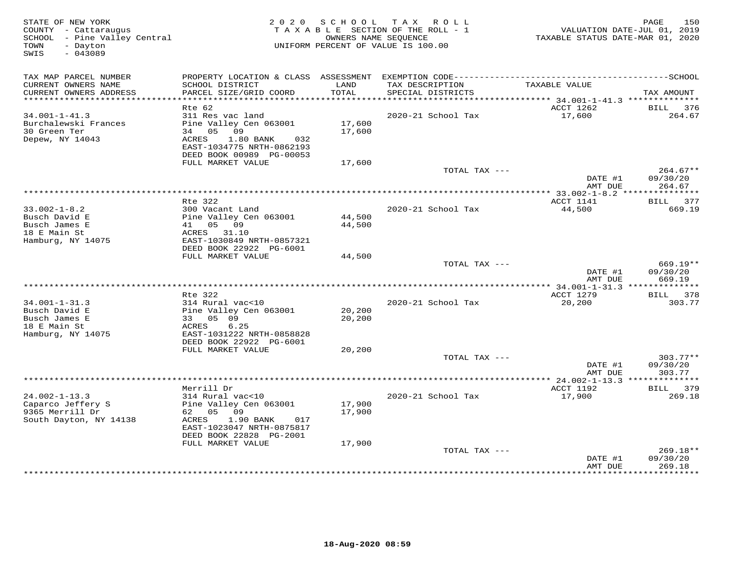STATE OF NEW YORK
COUNTY - Cattaraugus
SCHOOL - Pine Valley Central
TOWN - Dayton
SWIS - 043089

2020 SCHOOL TAX ROLL
TAXABLE SECTION OF THE ROLL - 1
OWNERS NAME SEQUENCE
UNIFORM PERCENT OF VALUE IS 100.00

VALUATION DATE-JUL 01, 2019
TAXABLE STATUS DATE-MAR 01, 2020

| TAX MAP PARCEL NUMBER / CURRENT OWNERS NAME / CURRENT OWNERS ADDRESS | PROPERTY LOCATION & CLASS / SCHOOL DISTRICT / PARCEL SIZE/GRID COORD | ASSESSMENT LAND / TOTAL | EXEMPTION CODE / TAX DESCRIPTION / SPECIAL DISTRICTS | TAXABLE VALUE | TAX AMOUNT |
|---|---|---|---|---|---|
| 34.001-1-41.3 | Rte 62 | | | ACCT 1262 | BILL 376 |
| Burchalewski Frances | 311 Res vac land | | 2020-21 School Tax | 17,600 | 264.67 |
| 30 Green Ter | Pine Valley Cen 063001 | 17,600 | | | |
| Depew, NY 14043 | 34 05 09 | 17,600 | | | |
| | ACRES 1.80 BANK 032 | | | | |
| | EAST-1034775 NRTH-0862193 | | | | |
| | DEED BOOK 00989 PG-00053 | | | | |
| | FULL MARKET VALUE | 17,600 | | | |
| | | | TOTAL TAX --- | | 264.67** |
| | | | | DATE #1 | 09/30/20 |
| | | | | AMT DUE | 264.67 |
| 33.002-1-8.2 | Rte 322 | | | ACCT 1141 | BILL 377 |
| Busch David E | 300 Vacant Land | | 2020-21 School Tax | 44,500 | 669.19 |
| Busch James E | Pine Valley Cen 063001 | 44,500 | | | |
| 18 E Main St | 41 05 09 | 44,500 | | | |
| Hamburg, NY 14075 | ACRES 31.10 | | | | |
| | EAST-1030849 NRTH-0857321 | | | | |
| | DEED BOOK 22922 PG-6001 | | | | |
| | FULL MARKET VALUE | 44,500 | | | |
| | | | TOTAL TAX --- | | 669.19** |
| | | | | DATE #1 | 09/30/20 |
| | | | | AMT DUE | 669.19 |
| 34.001-1-31.3 | Rte 322 | | | ACCT 1279 | BILL 378 |
| Busch David E | 314 Rural vac<10 | | 2020-21 School Tax | 20,200 | 303.77 |
| Busch James E | Pine Valley Cen 063001 | 20,200 | | | |
| 18 E Main St | 33 05 09 | 20,200 | | | |
| Hamburg, NY 14075 | ACRES 6.25 | | | | |
| | EAST-1031222 NRTH-0858828 | | | | |
| | DEED BOOK 22922 PG-6001 | | | | |
| | FULL MARKET VALUE | 20,200 | | | |
| | | | TOTAL TAX --- | | 303.77** |
| | | | | DATE #1 | 09/30/20 |
| | | | | AMT DUE | 303.77 |
| 24.002-1-13.3 | Merrill Dr | | | ACCT 1192 | BILL 379 |
| Caparco Jeffery S | 314 Rural vac<10 | | 2020-21 School Tax | 17,900 | 269.18 |
| 9365 Merrill Dr | Pine Valley Cen 063001 | 17,900 | | | |
| South Dayton, NY 14138 | 62 05 09 | 17,900 | | | |
| | ACRES 1.90 BANK 017 | | | | |
| | EAST-1023047 NRTH-0875817 | | | | |
| | DEED BOOK 22828 PG-2001 | | | | |
| | FULL MARKET VALUE | 17,900 | | | |
| | | | TOTAL TAX --- | | 269.18** |
| | | | | DATE #1 | 09/30/20 |
| | | | | AMT DUE | 269.18 |

18-Aug-2020 08:59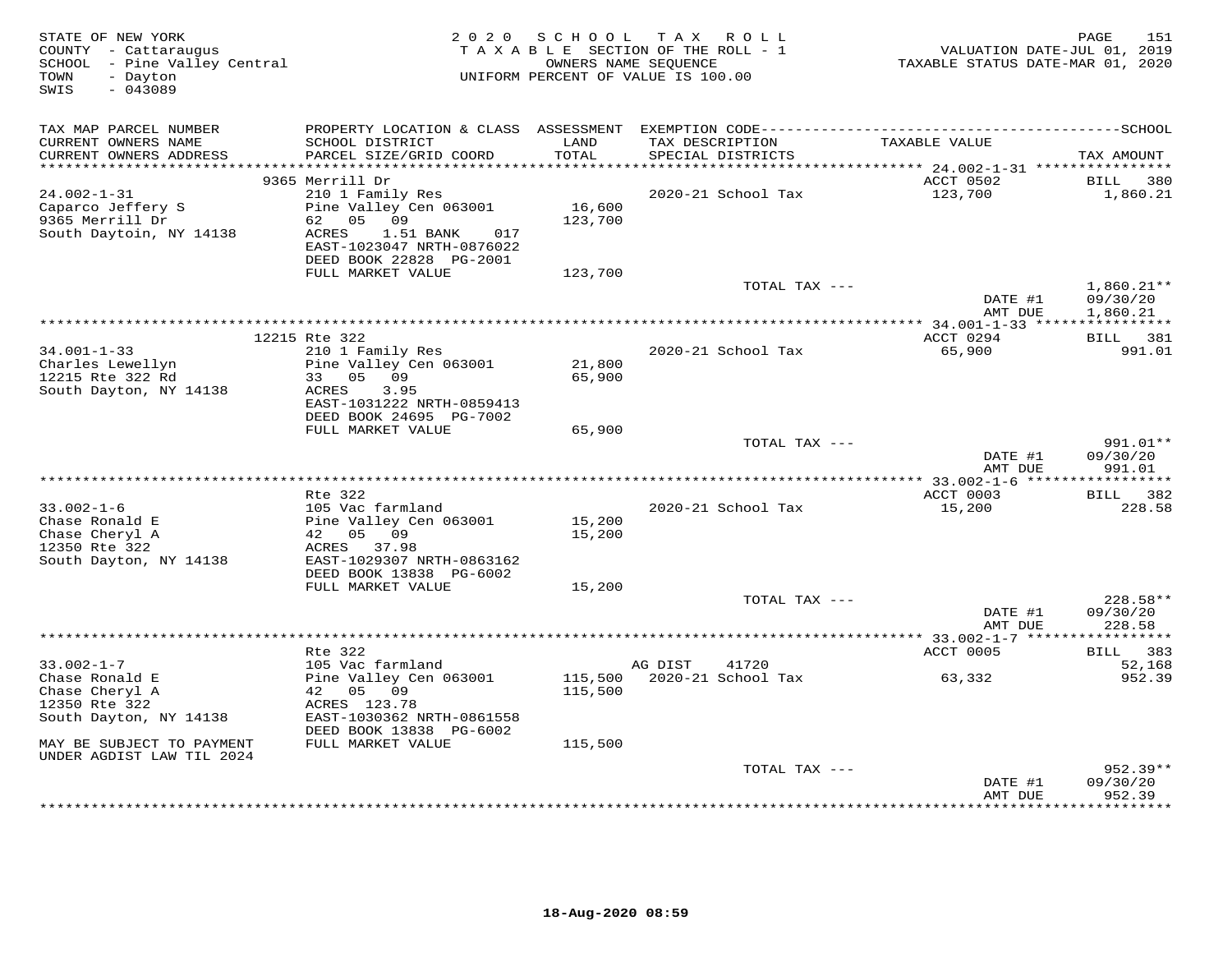STATE OF NEW YORK
COUNTY - Cattaraugus
SCHOOL - Pine Valley Central
TOWN - Dayton
SWIS - 043089

2020 SCHOOL TAX ROLL
TAXABLE SECTION OF THE ROLL - 1
OWNERS NAME SEQUENCE
UNIFORM PERCENT OF VALUE IS 100.00

VALUATION DATE-JUL 01, 2019
TAXABLE STATUS DATE-MAR 01, 2020

| TAX MAP PARCEL NUMBER / CURRENT OWNERS NAME / CURRENT OWNERS ADDRESS | PROPERTY LOCATION & CLASS / SCHOOL DISTRICT / PARCEL SIZE/GRID COORD | ASSESSMENT LAND / TOTAL | EXEMPTION CODE / TAX DESCRIPTION / SPECIAL DISTRICTS | TAXABLE VALUE | TAX AMOUNT |
|---|---|---|---|---|---|
| 24.002-1-31 | 9365 Merrill Dr | | | ACCT 0502 | BILL 380 |
| Caparco Jeffery S | 210 1 Family Res | | 2020-21 School Tax | 123,700 | 1,860.21 |
| 9365 Merrill Dr | Pine Valley Cen 063001 | 16,600 | | | |
| South Daytoin, NY 14138 | 62 05 09 | 123,700 | | | |
| | ACRES 1.51 BANK 017 | | | | |
| | EAST-1023047 NRTH-0876022 | | | | |
| | DEED BOOK 22828 PG-2001 | | | | |
| | FULL MARKET VALUE | 123,700 | | | |
| | | | TOTAL TAX --- | | 1,860.21** |
| | | | | DATE #1 | 09/30/20 |
| | | | | AMT DUE | 1,860.21 |
| 34.001-1-33 | 12215 Rte 322 | | | ACCT 0294 | BILL 381 |
| Charles Lewellyn | 210 1 Family Res | | 2020-21 School Tax | 65,900 | 991.01 |
| 12215 Rte 322 Rd | Pine Valley Cen 063001 | 21,800 | | | |
| South Dayton, NY 14138 | 33 05 09 | 65,900 | | | |
| | ACRES 3.95 | | | | |
| | EAST-1031222 NRTH-0859413 | | | | |
| | DEED BOOK 24695 PG-7002 | | | | |
| | FULL MARKET VALUE | 65,900 | | | |
| | | | TOTAL TAX --- | | 991.01** |
| | | | | DATE #1 | 09/30/20 |
| | | | | AMT DUE | 991.01 |
| 33.002-1-6 | Rte 322 | | | ACCT 0003 | BILL 382 |
| Chase Ronald E | 105 Vac farmland | | 2020-21 School Tax | 15,200 | 228.58 |
| Chase Cheryl A | Pine Valley Cen 063001 | 15,200 | | | |
| 12350 Rte 322 | 42 05 09 | 15,200 | | | |
| South Dayton, NY 14138 | ACRES 37.98 | | | | |
| | EAST-1029307 NRTH-0863162 | | | | |
| | DEED BOOK 13838 PG-6002 | | | | |
| | FULL MARKET VALUE | 15,200 | | | |
| | | | TOTAL TAX --- | | 228.58** |
| | | | | DATE #1 | 09/30/20 |
| | | | | AMT DUE | 228.58 |
| 33.002-1-7 | Rte 322 | | | ACCT 0005 | BILL 383 |
| Chase Ronald E | 105 Vac farmland | | AG DIST 41720 | | 52,168 |
| Chase Cheryl A | Pine Valley Cen 063001 | 115,500 | 2020-21 School Tax | 63,332 | 952.39 |
| 12350 Rte 322 | 42 05 09 | 115,500 | | | |
| South Dayton, NY 14138 | ACRES 123.78 | | | | |
| | EAST-1030362 NRTH-0861558 | | | | |
| | DEED BOOK 13838 PG-6002 | | | | |
| MAY BE SUBJECT TO PAYMENT | FULL MARKET VALUE | 115,500 | | | |
| UNDER AGDIST LAW TIL 2024 | | | | | |
| | | | TOTAL TAX --- | | 952.39** |
| | | | | DATE #1 | 09/30/20 |
| | | | | AMT DUE | 952.39 |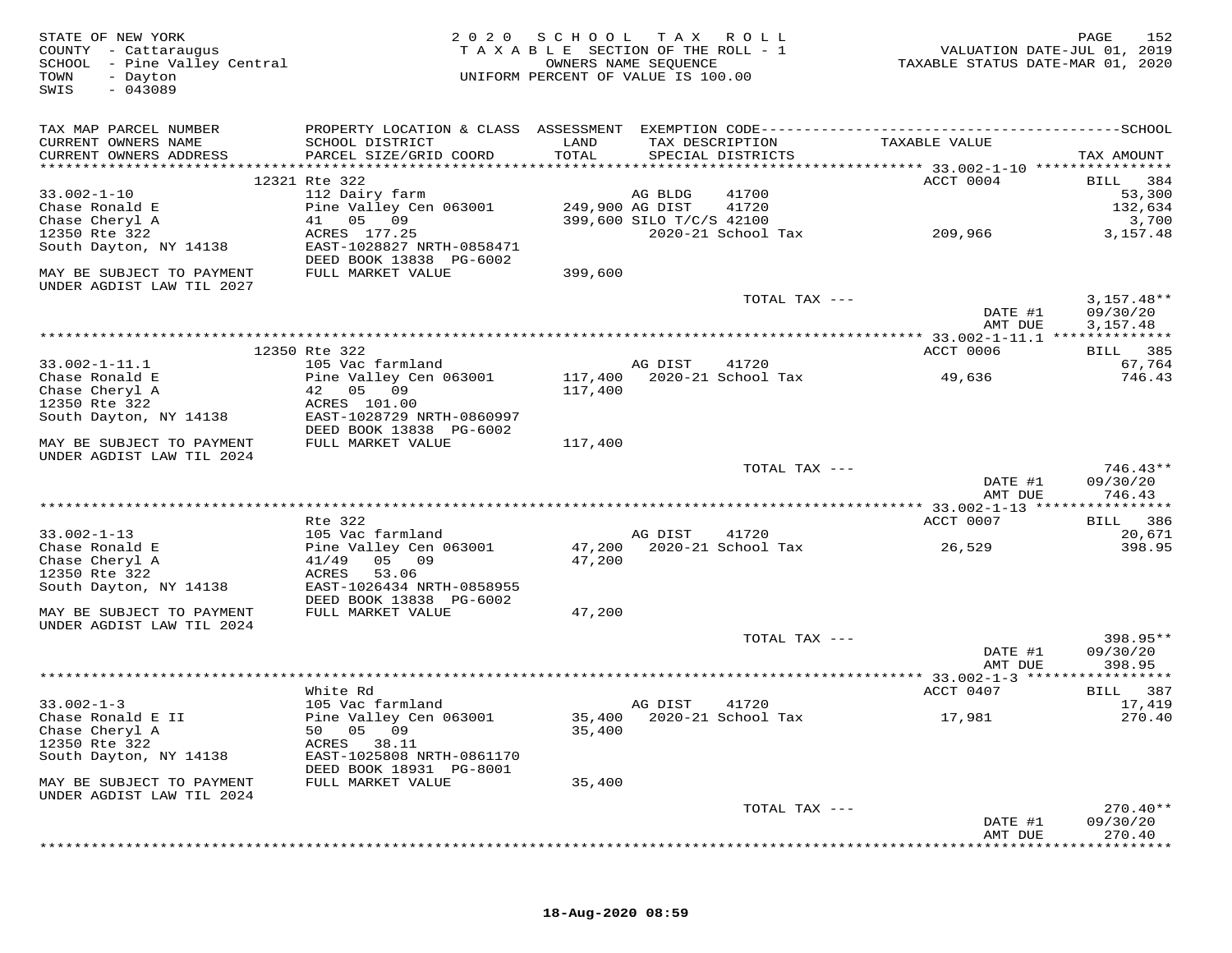STATE OF NEW YORK
COUNTY - Cattaraugus
SCHOOL - Pine Valley Central
TOWN - Dayton
SWIS - 043089

2020 SCHOOL TAX ROLL
TAXABLE SECTION OF THE ROLL - 1
OWNERS NAME SEQUENCE
UNIFORM PERCENT OF VALUE IS 100.00

VALUATION DATE-JUL 01, 2019
TAXABLE STATUS DATE-MAR 01, 2020

| TAX MAP PARCEL NUMBER<br>CURRENT OWNERS NAME<br>CURRENT OWNERS ADDRESS | PROPERTY LOCATION & CLASS<br>SCHOOL DISTRICT<br>PARCEL SIZE/GRID COORD | ASSESSMENT<br>LAND<br>TOTAL | EXEMPTION CODE<br>TAX DESCRIPTION<br>SPECIAL DISTRICTS | TAXABLE VALUE | SCHOOL<br>TAX AMOUNT |
|---|---|---|---|---|---|
| | 12321 Rte 322 | | | ACCT 0004 | BILL 384 |
| 33.002-1-10 | 112 Dairy farm | | AG BLDG 41700 | | 53,300 |
| Chase Ronald E | Pine Valley Cen 063001 | 249,900 | AG DIST 41720 | | 132,634 |
| Chase Cheryl A | 41 05 09 | 399,600 | SILO T/C/S 42100 | | 3,700 |
| 12350 Rte 322 | ACRES 177.25 | | 2020-21 School Tax | 209,966 | 3,157.48 |
| South Dayton, NY 14138 | EAST-1028827 NRTH-0858471 | | | | |
| | DEED BOOK 13838 PG-6002 | | | | |
| MAY BE SUBJECT TO PAYMENT | FULL MARKET VALUE | 399,600 | | | |
| UNDER AGDIST LAW TIL 2027 | | | | | |
| | | | TOTAL TAX --- | | 3,157.48** |
| | | | | DATE #1 | 09/30/20 |
| | | | | AMT DUE | 3,157.48 |
| | 12350 Rte 322 | | | ACCT 0006 | BILL 385 |
| 33.002-1-11.1 | 105 Vac farmland | | AG DIST 41720 | | 67,764 |
| Chase Ronald E | Pine Valley Cen 063001 | 117,400 | 2020-21 School Tax | 49,636 | 746.43 |
| Chase Cheryl A | 42 05 09 | 117,400 | | | |
| 12350 Rte 322 | ACRES 101.00 | | | | |
| South Dayton, NY 14138 | EAST-1028729 NRTH-0860997 | | | | |
| | DEED BOOK 13838 PG-6002 | | | | |
| MAY BE SUBJECT TO PAYMENT | FULL MARKET VALUE | 117,400 | | | |
| UNDER AGDIST LAW TIL 2024 | | | | | |
| | | | TOTAL TAX --- | | 746.43** |
| | | | | DATE #1 | 09/30/20 |
| | | | | AMT DUE | 746.43 |
| | Rte 322 | | | ACCT 0007 | BILL 386 |
| 33.002-1-13 | 105 Vac farmland | | AG DIST 41720 | | 20,671 |
| Chase Ronald E | Pine Valley Cen 063001 | 47,200 | 2020-21 School Tax | 26,529 | 398.95 |
| Chase Cheryl A | 41/49 05 09 | 47,200 | | | |
| 12350 Rte 322 | ACRES 53.06 | | | | |
| South Dayton, NY 14138 | EAST-1026434 NRTH-0858955 | | | | |
| | DEED BOOK 13838 PG-6002 | | | | |
| MAY BE SUBJECT TO PAYMENT | FULL MARKET VALUE | 47,200 | | | |
| UNDER AGDIST LAW TIL 2024 | | | | | |
| | | | TOTAL TAX --- | | 398.95** |
| | | | | DATE #1 | 09/30/20 |
| | | | | AMT DUE | 398.95 |
| | White Rd | | | ACCT 0407 | BILL 387 |
| 33.002-1-3 | 105 Vac farmland | | AG DIST 41720 | | 17,419 |
| Chase Ronald E II | Pine Valley Cen 063001 | 35,400 | 2020-21 School Tax | 17,981 | 270.40 |
| Chase Cheryl A | 50 05 09 | 35,400 | | | |
| 12350 Rte 322 | ACRES 38.11 | | | | |
| South Dayton, NY 14138 | EAST-1025808 NRTH-0861170 | | | | |
| | DEED BOOK 18931 PG-8001 | | | | |
| MAY BE SUBJECT TO PAYMENT | FULL MARKET VALUE | 35,400 | | | |
| UNDER AGDIST LAW TIL 2024 | | | | | |
| | | | TOTAL TAX --- | | 270.40** |
| | | | | DATE #1 | 09/30/20 |
| | | | | AMT DUE | 270.40 |

18-Aug-2020 08:59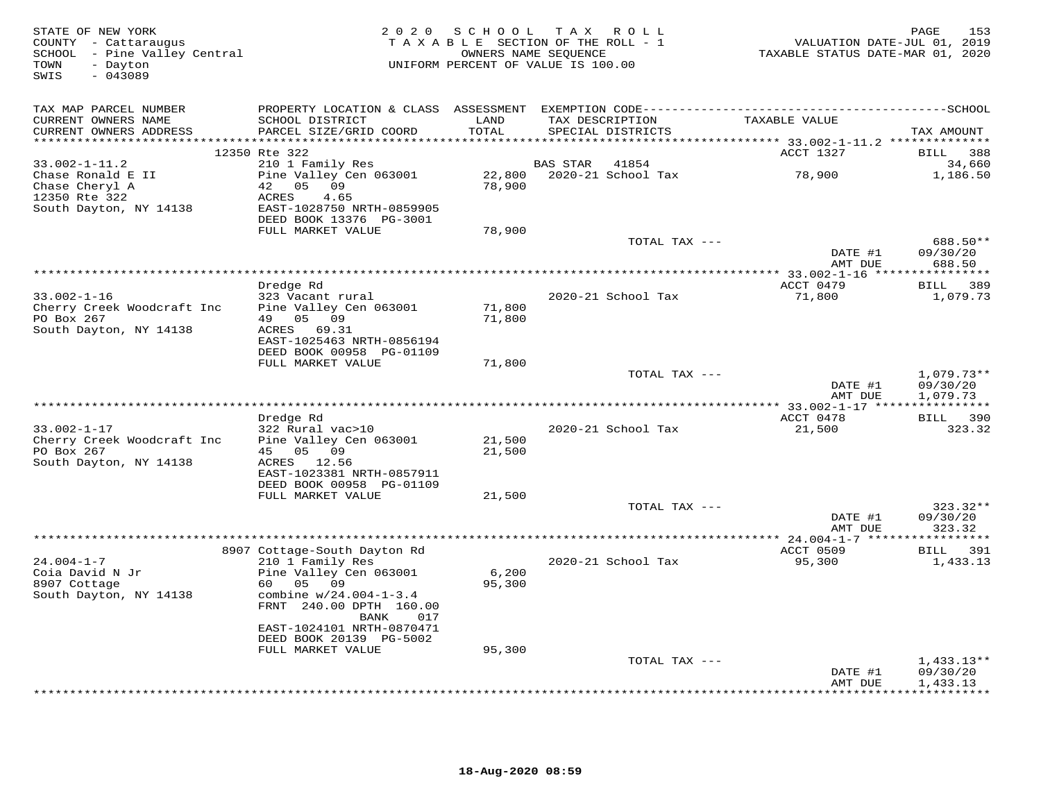STATE OF NEW YORK
COUNTY - Cattaraugus
SCHOOL - Pine Valley Central
TOWN - Dayton
SWIS - 043089

2020 SCHOOL TAX ROLL
TAXABLE SECTION OF THE ROLL - 1
OWNERS NAME SEQUENCE
UNIFORM PERCENT OF VALUE IS 100.00

VALUATION DATE-JUL 01, 2019
TAXABLE STATUS DATE-MAR 01, 2020

| TAX MAP PARCEL NUMBER / CURRENT OWNERS NAME / CURRENT OWNERS ADDRESS | PROPERTY LOCATION & CLASS / SCHOOL DISTRICT / PARCEL SIZE/GRID COORD | ASSESSMENT LAND / TOTAL | EXEMPTION CODE / TAX DESCRIPTION / SPECIAL DISTRICTS | TAXABLE VALUE | TAX AMOUNT |
|---|---|---|---|---|---|
| | 12350 Rte 322 | | | ACCT 1327 | BILL 388 |
| 33.002-1-11.2 | 210 1 Family Res | | BAS STAR 41854 | | 34,660 |
| Chase Ronald E II | Pine Valley Cen 063001 | 22,800 | 2020-21 School Tax | 78,900 | 1,186.50 |
| Chase Cheryl A | 42 05 09 | 78,900 | | | |
| 12350 Rte 322 | ACRES 4.65 | | | | |
| South Dayton, NY 14138 | EAST-1028750 NRTH-0859905 | | | | |
| | DEED BOOK 13376 PG-3001 | | | | |
| | FULL MARKET VALUE | 78,900 | | | |
| | | | TOTAL TAX --- | | 688.50** |
| | | | | DATE #1 | 09/30/20 |
| | | | | AMT DUE | 688.50 |
| | Dredge Rd | | | ACCT 0479 | BILL 389 |
| 33.002-1-16 | 323 Vacant rural | | 2020-21 School Tax | 71,800 | 1,079.73 |
| Cherry Creek Woodcraft Inc | Pine Valley Cen 063001 | 71,800 | | | |
| PO Box 267 | 49 05 09 | 71,800 | | | |
| South Dayton, NY 14138 | ACRES 69.31 | | | | |
| | EAST-1025463 NRTH-0856194 | | | | |
| | DEED BOOK 00958 PG-01109 | | | | |
| | FULL MARKET VALUE | 71,800 | | | |
| | | | TOTAL TAX --- | | 1,079.73** |
| | | | | DATE #1 | 09/30/20 |
| | | | | AMT DUE | 1,079.73 |
| | Dredge Rd | | | ACCT 0478 | BILL 390 |
| 33.002-1-17 | 322 Rural vac>10 | | 2020-21 School Tax | 21,500 | 323.32 |
| Cherry Creek Woodcraft Inc | Pine Valley Cen 063001 | 21,500 | | | |
| PO Box 267 | 45 05 09 | 21,500 | | | |
| South Dayton, NY 14138 | ACRES 12.56 | | | | |
| | EAST-1023381 NRTH-0857911 | | | | |
| | DEED BOOK 00958 PG-01109 | | | | |
| | FULL MARKET VALUE | 21,500 | | | |
| | | | TOTAL TAX --- | | 323.32** |
| | | | | DATE #1 | 09/30/20 |
| | | | | AMT DUE | 323.32 |
| | 8907 Cottage-South Dayton Rd | | | ACCT 0509 | BILL 391 |
| 24.004-1-7 | 210 1 Family Res | | 2020-21 School Tax | 95,300 | 1,433.13 |
| Coia David N Jr | Pine Valley Cen 063001 | 6,200 | | | |
| 8907 Cottage | 60 05 09 | 95,300 | | | |
| South Dayton, NY 14138 | combine w/24.004-1-3.4 | | | | |
| | FRNT 240.00 DPTH 160.00 | | | | |
| | BANK 017 | | | | |
| | EAST-1024101 NRTH-0870471 | | | | |
| | DEED BOOK 20139 PG-5002 | | | | |
| | FULL MARKET VALUE | 95,300 | | | |
| | | | TOTAL TAX --- | | 1,433.13** |
| | | | | DATE #1 | 09/30/20 |
| | | | | AMT DUE | 1,433.13 |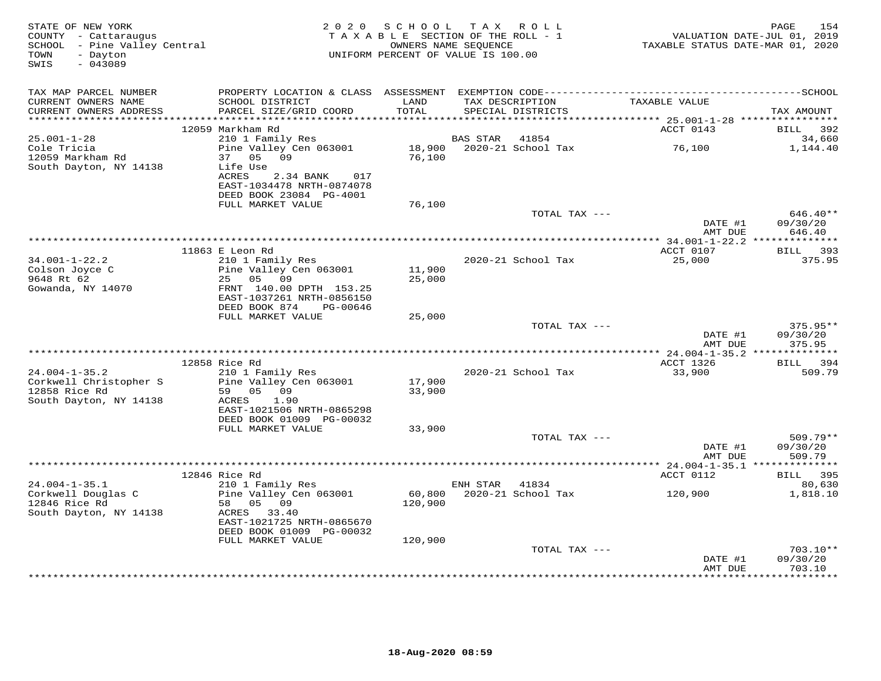STATE OF NEW YORK
COUNTY - Cattaraugus
SCHOOL - Pine Valley Central
TOWN - Dayton
SWIS - 043089

2020 SCHOOL TAX ROLL
TAXABLE SECTION OF THE ROLL - 1
OWNERS NAME SEQUENCE
UNIFORM PERCENT OF VALUE IS 100.00

VALUATION DATE-JUL 01, 2019
TAXABLE STATUS DATE-MAR 01, 2020

| TAX MAP PARCEL NUMBER / CURRENT OWNERS NAME / CURRENT OWNERS ADDRESS | PROPERTY LOCATION & CLASS / SCHOOL DISTRICT / PARCEL SIZE/GRID COORD | ASSESSMENT LAND / TOTAL | EXEMPTION CODE / TAX DESCRIPTION / SPECIAL DISTRICTS | TAXABLE VALUE | SCHOOL TAX AMOUNT |
|---|---|---|---|---|---|
| 25.001-1-28 | 12059 Markham Rd | | | ACCT 0143 | BILL 392 |
| 25.001-1-28 | 210 1 Family Res | | BAS STAR 41854 | | 34,660 |
| Cole Tricia | Pine Valley Cen 063001 | 18,900 | 2020-21 School Tax | 76,100 | 1,144.40 |
| 12059 Markham Rd | 37 05 09 | 76,100 | | | |
| South Dayton, NY 14138 | Life Use | | | | |
| | ACRES 2.34 BANK 017 | | | | |
| | EAST-1034478 NRTH-0874078 | | | | |
| | DEED BOOK 23084 PG-4001 | | | | |
| | FULL MARKET VALUE | 76,100 | | | |
| | | | TOTAL TAX --- | | 646.40** |
| | | | | DATE #1 | 09/30/20 |
| | | | | AMT DUE | 646.40 |
| 34.001-1-22.2 | 11863 E Leon Rd | | | ACCT 0107 | BILL 393 |
| 34.001-1-22.2 | 210 1 Family Res | | 2020-21 School Tax | 25,000 | 375.95 |
| Colson Joyce C | Pine Valley Cen 063001 | 11,900 | | | |
| 9648 Rt 62 | 25 05 09 | 25,000 | | | |
| Gowanda, NY 14070 | FRNT 140.00 DPTH 153.25 | | | | |
| | EAST-1037261 NRTH-0856150 | | | | |
| | DEED BOOK 874 PG-00646 | | | | |
| | FULL MARKET VALUE | 25,000 | | | |
| | | | TOTAL TAX --- | | 375.95** |
| | | | | DATE #1 | 09/30/20 |
| | | | | AMT DUE | 375.95 |
| 24.004-1-35.2 | 12858 Rice Rd | | | ACCT 1326 | BILL 394 |
| 24.004-1-35.2 | 210 1 Family Res | | 2020-21 School Tax | 33,900 | 509.79 |
| Corkwell Christopher S | Pine Valley Cen 063001 | 17,900 | | | |
| 12858 Rice Rd | 59 05 09 | 33,900 | | | |
| South Dayton, NY 14138 | ACRES 1.90 | | | | |
| | EAST-1021506 NRTH-0865298 | | | | |
| | DEED BOOK 01009 PG-00032 | | | | |
| | FULL MARKET VALUE | 33,900 | | | |
| | | | TOTAL TAX --- | | 509.79** |
| | | | | DATE #1 | 09/30/20 |
| | | | | AMT DUE | 509.79 |
| 24.004-1-35.1 | 12846 Rice Rd | | | ACCT 0112 | BILL 395 |
| 24.004-1-35.1 | 210 1 Family Res | | ENH STAR 41834 | | 80,630 |
| Corkwell Douglas C | Pine Valley Cen 063001 | 60,800 | 2020-21 School Tax | 120,900 | 1,818.10 |
| 12846 Rice Rd | 58 05 09 | 120,900 | | | |
| South Dayton, NY 14138 | ACRES 33.40 | | | | |
| | EAST-1021725 NRTH-0865670 | | | | |
| | DEED BOOK 01009 PG-00032 | | | | |
| | FULL MARKET VALUE | 120,900 | | | |
| | | | TOTAL TAX --- | | 703.10** |
| | | | | DATE #1 | 09/30/20 |
| | | | | AMT DUE | 703.10 |

18-Aug-2020 08:59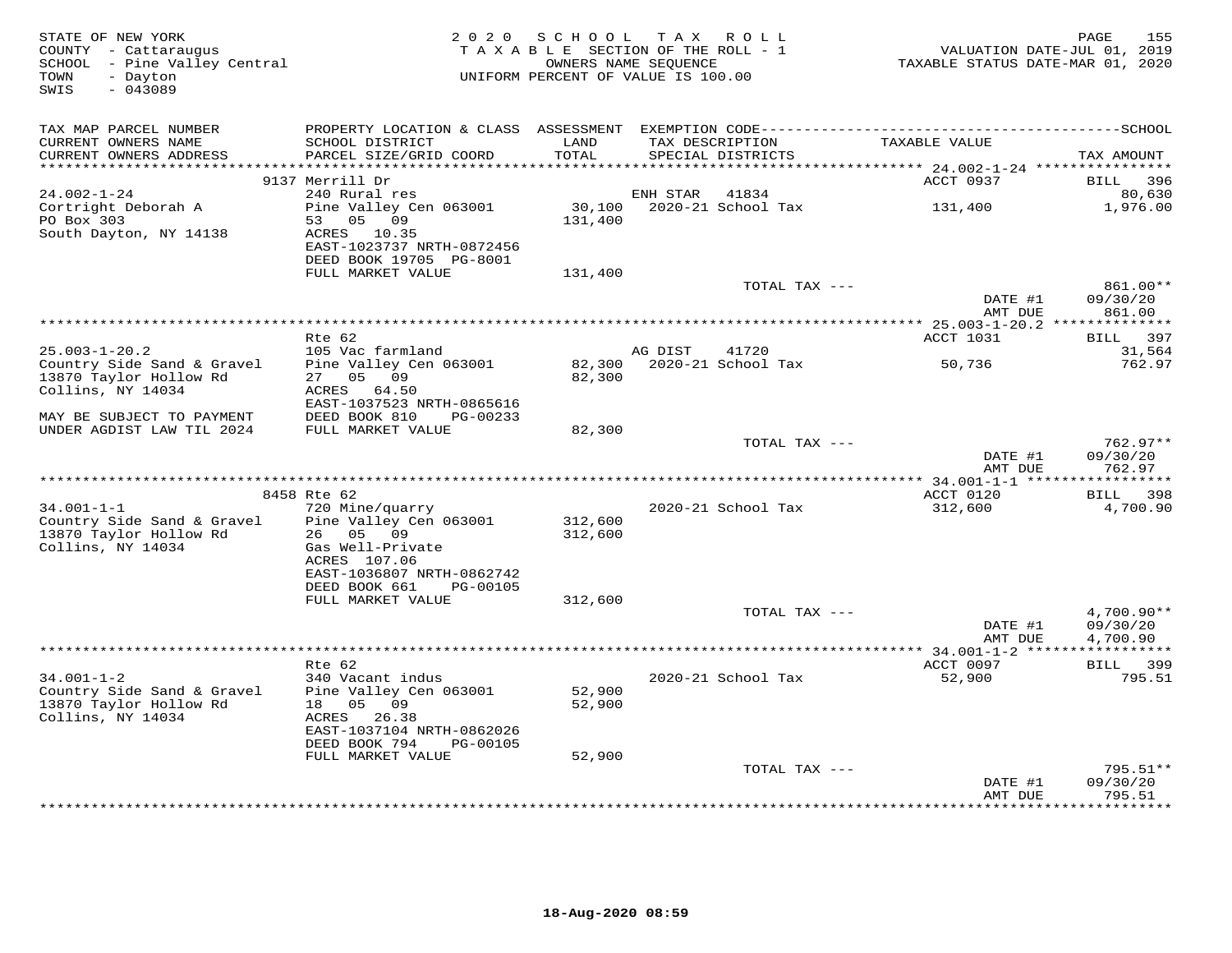STATE OF NEW YORK
COUNTY - Cattaraugus
SCHOOL - Pine Valley Central
TOWN - Dayton
SWIS - 043089

2020 SCHOOL TAX ROLL
TAXABLE SECTION OF THE ROLL - 1
OWNERS NAME SEQUENCE
UNIFORM PERCENT OF VALUE IS 100.00

VALUATION DATE-JUL 01, 2019
TAXABLE STATUS DATE-MAR 01, 2020

| TAX MAP PARCEL NUMBER / CURRENT OWNERS NAME / CURRENT OWNERS ADDRESS | PROPERTY LOCATION & CLASS / SCHOOL DISTRICT / PARCEL SIZE/GRID COORD | ASSESSMENT LAND / TOTAL | EXEMPTION CODE / TAX DESCRIPTION / SPECIAL DISTRICTS | TAXABLE VALUE | TAX AMOUNT |
|---|---|---|---|---|---|
| | 9137 Merrill Dr | | | ACCT 0937 | BILL 396 |
| 24.002-1-24 | 240 Rural res | | ENH STAR 41834 | | 80,630 |
| Cortright Deborah A | Pine Valley Cen 063001 | 30,100 | 2020-21 School Tax | 131,400 | 1,976.00 |
| PO Box 303 | 53 05 09 | 131,400 | | | |
| South Dayton, NY 14138 | ACRES 10.35 | | | | |
| | EAST-1023737 NRTH-0872456 | | | | |
| | DEED BOOK 19705 PG-8001 | | | | |
| | FULL MARKET VALUE | 131,400 | | | |
| | | | TOTAL TAX --- | | 861.00** |
| | | | | DATE #1 | 09/30/20 |
| | | | | AMT DUE | 861.00 |
| | Rte 62 | | | ACCT 1031 | BILL 397 |
| 25.003-1-20.2 | 105 Vac farmland | | AG DIST 41720 | | 31,564 |
| Country Side Sand & Gravel | Pine Valley Cen 063001 | 82,300 | 2020-21 School Tax | 50,736 | 762.97 |
| 13870 Taylor Hollow Rd | 27 05 09 | 82,300 | | | |
| Collins, NY 14034 | ACRES 64.50 | | | | |
| | EAST-1037523 NRTH-0865616 | | | | |
| MAY BE SUBJECT TO PAYMENT | DEED BOOK 810 PG-00233 | | | | |
| UNDER AGDIST LAW TIL 2024 | FULL MARKET VALUE | 82,300 | | | |
| | | | TOTAL TAX --- | | 762.97** |
| | | | | DATE #1 | 09/30/20 |
| | | | | AMT DUE | 762.97 |
| | 8458 Rte 62 | | | ACCT 0120 | BILL 398 |
| 34.001-1-1 | 720 Mine/quarry | | 2020-21 School Tax | 312,600 | 4,700.90 |
| Country Side Sand & Gravel | Pine Valley Cen 063001 | 312,600 | | | |
| 13870 Taylor Hollow Rd | 26 05 09 | 312,600 | | | |
| Collins, NY 14034 | Gas Well-Private | | | | |
| | ACRES 107.06 | | | | |
| | EAST-1036807 NRTH-0862742 | | | | |
| | DEED BOOK 661 PG-00105 | | | | |
| | FULL MARKET VALUE | 312,600 | | | |
| | | | TOTAL TAX --- | | 4,700.90** |
| | | | | DATE #1 | 09/30/20 |
| | | | | AMT DUE | 4,700.90 |
| | Rte 62 | | | ACCT 0097 | BILL 399 |
| 34.001-1-2 | 340 Vacant indus | | 2020-21 School Tax | 52,900 | 795.51 |
| Country Side Sand & Gravel | Pine Valley Cen 063001 | 52,900 | | | |
| 13870 Taylor Hollow Rd | 18 05 09 | 52,900 | | | |
| Collins, NY 14034 | ACRES 26.38 | | | | |
| | EAST-1037104 NRTH-0862026 | | | | |
| | DEED BOOK 794 PG-00105 | | | | |
| | FULL MARKET VALUE | 52,900 | | | |
| | | | TOTAL TAX --- | | 795.51** |
| | | | | DATE #1 | 09/30/20 |
| | | | | AMT DUE | 795.51 |

18-Aug-2020 08:59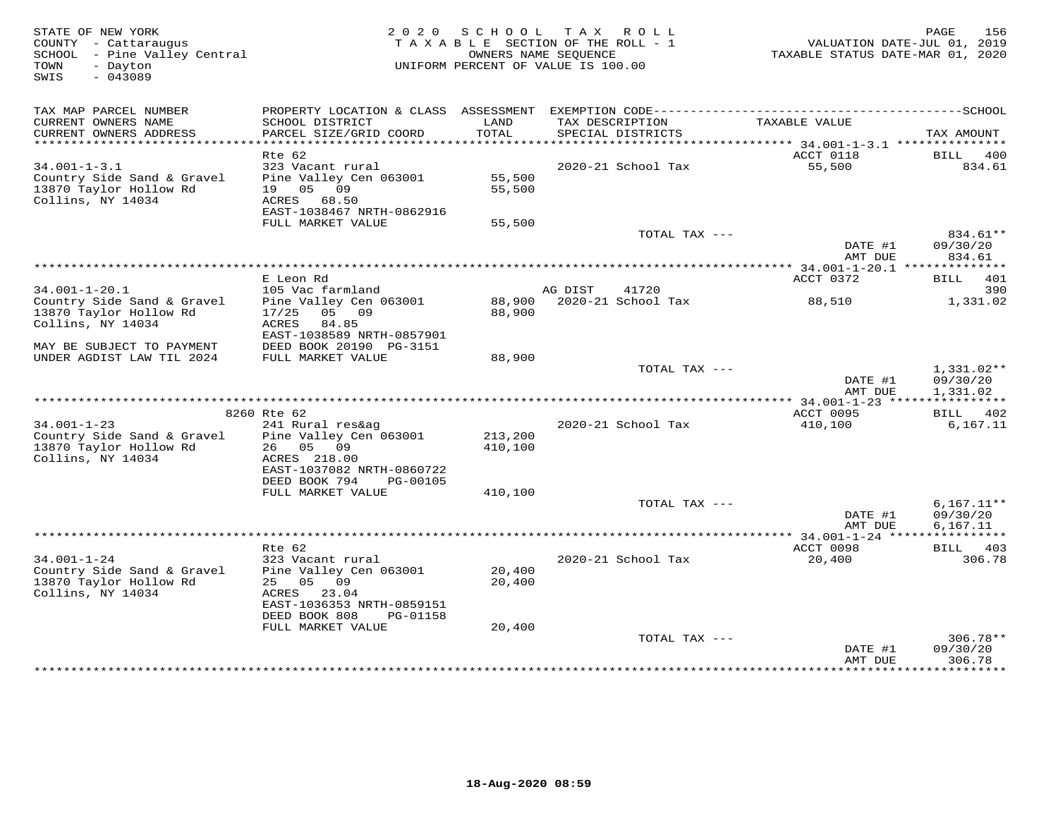STATE OF NEW YORK
COUNTY - Cattaraugus
SCHOOL - Pine Valley Central
TOWN - Dayton
SWIS - 043089

2 0 2 0 S C H O O L T A X R O L L
T A X A B L E SECTION OF THE ROLL - 1
OWNERS NAME SEQUENCE
UNIFORM PERCENT OF VALUE IS 100.00

VALUATION DATE-JUL 01, 2019
TAXABLE STATUS DATE-MAR 01, 2020

| TAX MAP PARCEL NUMBER / CURRENT OWNERS NAME / CURRENT OWNERS ADDRESS | PROPERTY LOCATION & CLASS / SCHOOL DISTRICT / PARCEL SIZE/GRID COORD | ASSESSMENT LAND / TOTAL | EXEMPTION CODE / TAX DESCRIPTION / SPECIAL DISTRICTS | TAXABLE VALUE | TAX AMOUNT |
|---|---|---|---|---|---|
| **34.001-1-3.1** | Rte 62 | | | ACCT 0118 | BILL 400 |
| 34.001-1-3.1 | 323 Vacant rural | | 2020-21 School Tax | 55,500 | 834.61 |
| Country Side Sand & Gravel | Pine Valley Cen 063001 | 55,500 | | | |
| 13870 Taylor Hollow Rd | 19 05 09 | 55,500 | | | |
| Collins, NY 14034 | ACRES 68.50 | | | | |
| | EAST-1038467 NRTH-0862916 | | | | |
| | FULL MARKET VALUE | 55,500 | | | |
| | | | TOTAL TAX --- | | 834.61** |
| | | | | DATE #1 | 09/30/20 |
| | | | | AMT DUE | 834.61 |
| **34.001-1-20.1** | E Leon Rd | | | ACCT 0372 | BILL 401 |
| 34.001-1-20.1 | 105 Vac farmland | | AG DIST 41720 | | 390 |
| Country Side Sand & Gravel | Pine Valley Cen 063001 | 88,900 | 2020-21 School Tax | 88,510 | 1,331.02 |
| 13870 Taylor Hollow Rd | 17/25 05 09 | 88,900 | | | |
| Collins, NY 14034 | ACRES 84.85 | | | | |
| | EAST-1038589 NRTH-0857901 | | | | |
| MAY BE SUBJECT TO PAYMENT | DEED BOOK 20190 PG-3151 | | | | |
| UNDER AGDIST LAW TIL 2024 | FULL MARKET VALUE | 88,900 | | | |
| | | | TOTAL TAX --- | | 1,331.02** |
| | | | | DATE #1 | 09/30/20 |
| | | | | AMT DUE | 1,331.02 |
| **34.001-1-23** | 8260 Rte 62 | | | ACCT 0095 | BILL 402 |
| 34.001-1-23 | 241 Rural res&ag | | 2020-21 School Tax | 410,100 | 6,167.11 |
| Country Side Sand & Gravel | Pine Valley Cen 063001 | 213,200 | | | |
| 13870 Taylor Hollow Rd | 26 05 09 | 410,100 | | | |
| Collins, NY 14034 | ACRES 218.00 | | | | |
| | EAST-1037082 NRTH-0860722 | | | | |
| | DEED BOOK 794 PG-00105 | | | | |
| | FULL MARKET VALUE | 410,100 | | | |
| | | | TOTAL TAX --- | | 6,167.11** |
| | | | | DATE #1 | 09/30/20 |
| | | | | AMT DUE | 6,167.11 |
| **34.001-1-24** | Rte 62 | | | ACCT 0098 | BILL 403 |
| 34.001-1-24 | 323 Vacant rural | | 2020-21 School Tax | 20,400 | 306.78 |
| Country Side Sand & Gravel | Pine Valley Cen 063001 | 20,400 | | | |
| 13870 Taylor Hollow Rd | 25 05 09 | 20,400 | | | |
| Collins, NY 14034 | ACRES 23.04 | | | | |
| | EAST-1036353 NRTH-0859151 | | | | |
| | DEED BOOK 808 PG-01158 | | | | |
| | FULL MARKET VALUE | 20,400 | | | |
| | | | TOTAL TAX --- | | 306.78** |
| | | | | DATE #1 | 09/30/20 |
| | | | | AMT DUE | 306.78 |

18-Aug-2020 08:59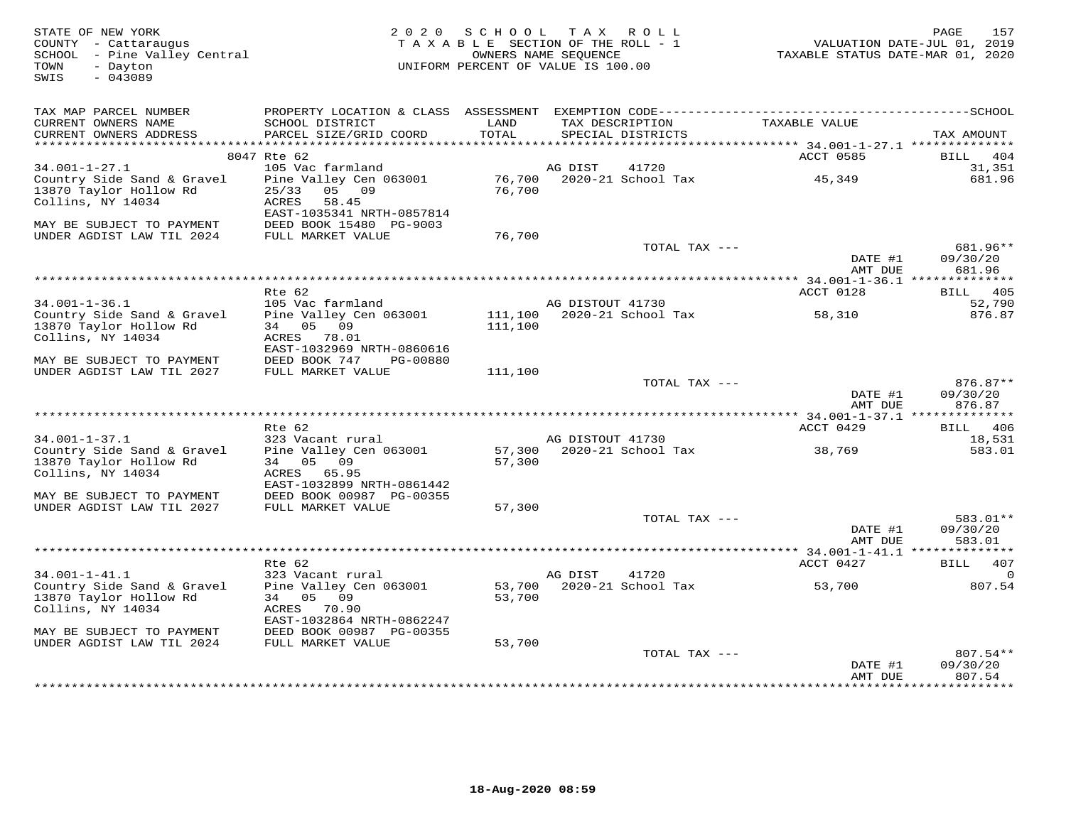STATE OF NEW YORK
COUNTY - Cattaraugus
SCHOOL - Pine Valley Central
TOWN - Dayton
SWIS - 043089

2 0 2 0 S C H O O L T A X R O L L
T A X A B L E SECTION OF THE ROLL - 1
OWNERS NAME SEQUENCE
UNIFORM PERCENT OF VALUE IS 100.00

VALUATION DATE-JUL 01, 2019
TAXABLE STATUS DATE-MAR 01, 2020

| TAX MAP PARCEL NUMBER / CURRENT OWNERS NAME / CURRENT OWNERS ADDRESS | PROPERTY LOCATION & CLASS / SCHOOL DISTRICT / PARCEL SIZE/GRID COORD | ASSESSMENT LAND / TOTAL | EXEMPTION CODE / TAX DESCRIPTION / SPECIAL DISTRICTS | TAXABLE VALUE | SCHOOL TAX AMOUNT |
|---|---|---|---|---|---|
| | 8047 Rte 62 | | | ACCT 0585 | BILL 404 |
| 34.001-1-27.1 | 105 Vac farmland | | AG DIST 41720 | | 31,351 |
| Country Side Sand & Gravel | Pine Valley Cen 063001 | 76,700 | 2020-21 School Tax | 45,349 | 681.96 |
| 13870 Taylor Hollow Rd | 25/33 05 09 | 76,700 | | | |
| Collins, NY 14034 | ACRES 58.45 | | | | |
| | EAST-1035341 NRTH-0857814 | | | | |
| MAY BE SUBJECT TO PAYMENT | DEED BOOK 15480 PG-9003 | | | | |
| UNDER AGDIST LAW TIL 2024 | FULL MARKET VALUE | 76,700 | | | |
| | | | TOTAL TAX --- | | 681.96** |
| | | | | DATE #1 | 09/30/20 |
| | | | | AMT DUE | 681.96 |
| | Rte 62 | | | ACCT 0128 | BILL 405 |
| 34.001-1-36.1 | 105 Vac farmland | | AG DISTOUT 41730 | | 52,790 |
| Country Side Sand & Gravel | Pine Valley Cen 063001 | 111,100 | 2020-21 School Tax | 58,310 | 876.87 |
| 13870 Taylor Hollow Rd | 34 05 09 | 111,100 | | | |
| Collins, NY 14034 | ACRES 78.01 | | | | |
| | EAST-1032969 NRTH-0860616 | | | | |
| MAY BE SUBJECT TO PAYMENT | DEED BOOK 747 PG-00880 | | | | |
| UNDER AGDIST LAW TIL 2027 | FULL MARKET VALUE | 111,100 | | | |
| | | | TOTAL TAX --- | | 876.87** |
| | | | | DATE #1 | 09/30/20 |
| | | | | AMT DUE | 876.87 |
| | Rte 62 | | | ACCT 0429 | BILL 406 |
| 34.001-1-37.1 | 323 Vacant rural | | AG DISTOUT 41730 | | 18,531 |
| Country Side Sand & Gravel | Pine Valley Cen 063001 | 57,300 | 2020-21 School Tax | 38,769 | 583.01 |
| 13870 Taylor Hollow Rd | 34 05 09 | 57,300 | | | |
| Collins, NY 14034 | ACRES 65.95 | | | | |
| | EAST-1032899 NRTH-0861442 | | | | |
| MAY BE SUBJECT TO PAYMENT | DEED BOOK 00987 PG-00355 | | | | |
| UNDER AGDIST LAW TIL 2027 | FULL MARKET VALUE | 57,300 | | | |
| | | | TOTAL TAX --- | | 583.01** |
| | | | | DATE #1 | 09/30/20 |
| | | | | AMT DUE | 583.01 |
| | Rte 62 | | | ACCT 0427 | BILL 407 |
| 34.001-1-41.1 | 323 Vacant rural | | AG DIST 41720 | | 0 |
| Country Side Sand & Gravel | Pine Valley Cen 063001 | 53,700 | 2020-21 School Tax | 53,700 | 807.54 |
| 13870 Taylor Hollow Rd | 34 05 09 | 53,700 | | | |
| Collins, NY 14034 | ACRES 70.90 | | | | |
| | EAST-1032864 NRTH-0862247 | | | | |
| MAY BE SUBJECT TO PAYMENT | DEED BOOK 00987 PG-00355 | | | | |
| UNDER AGDIST LAW TIL 2024 | FULL MARKET VALUE | 53,700 | | | |
| | | | TOTAL TAX --- | | 807.54** |
| | | | | DATE #1 | 09/30/20 |
| | | | | AMT DUE | 807.54 |

18-Aug-2020 08:59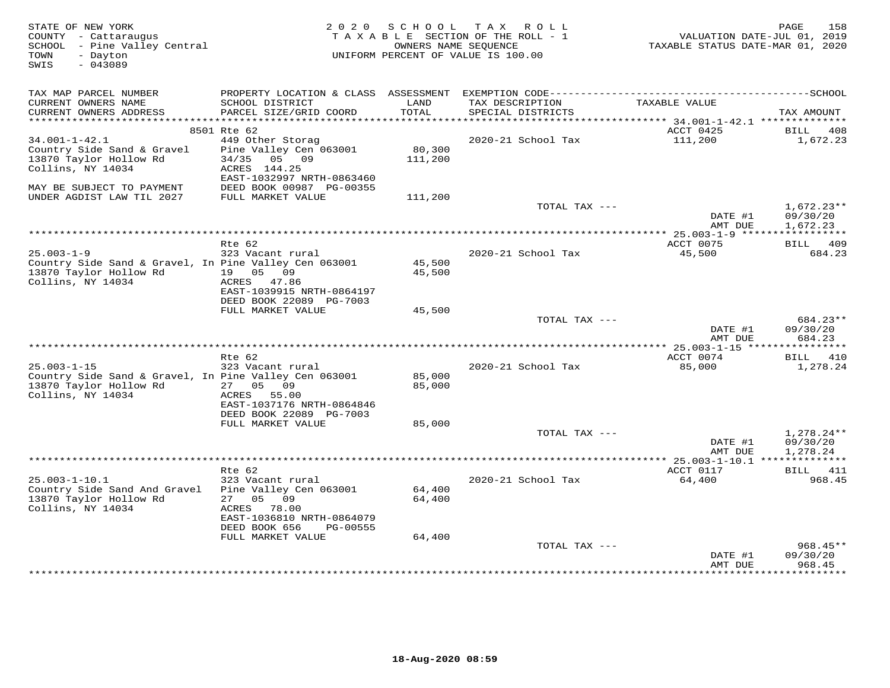STATE OF NEW YORK
COUNTY - Cattaraugus
SCHOOL - Pine Valley Central
TOWN - Dayton
SWIS - 043089

2 0 2 0 S C H O O L T A X R O L L
T A X A B L E SECTION OF THE ROLL - 1
OWNERS NAME SEQUENCE
UNIFORM PERCENT OF VALUE IS 100.00

VALUATION DATE-JUL 01, 2019
TAXABLE STATUS DATE-MAR 01, 2020

| TAX MAP PARCEL NUMBER / CURRENT OWNERS NAME / CURRENT OWNERS ADDRESS | PROPERTY LOCATION & CLASS / SCHOOL DISTRICT / PARCEL SIZE/GRID COORD | ASSESSMENT LAND / TOTAL | EXEMPTION CODE / TAX DESCRIPTION / SPECIAL DISTRICTS | TAXABLE VALUE | SCHOOL TAX AMOUNT |
|---|---|---|---|---|---|
| **34.001-1-42.1** | 8501 Rte 62 | | | ACCT 0425 | BILL 408 |
| 34.001-1-42.1 | 449 Other Storag | | 2020-21 School Tax | 111,200 | 1,672.23 |
| Country Side Sand & Gravel | Pine Valley Cen 063001 | 80,300 | | | |
| 13870 Taylor Hollow Rd | 34/35 05 09 | 111,200 | | | |
| Collins, NY 14034 | ACRES 144.25 | | | | |
| | EAST-1032997 NRTH-0863460 | | | | |
| MAY BE SUBJECT TO PAYMENT | DEED BOOK 00987 PG-00355 | | | | |
| UNDER AGDIST LAW TIL 2027 | FULL MARKET VALUE | 111,200 | | | |
| | | | TOTAL TAX --- | | 1,672.23** |
| | | | | DATE #1 | 09/30/20 |
| | | | | AMT DUE | 1,672.23 |
| **25.003-1-9** | Rte 62 | | | ACCT 0075 | BILL 409 |
| 25.003-1-9 | 323 Vacant rural | | 2020-21 School Tax | 45,500 | 684.23 |
| Country Side Sand & Gravel, In | Pine Valley Cen 063001 | 45,500 | | | |
| 13870 Taylor Hollow Rd | 19 05 09 | 45,500 | | | |
| Collins, NY 14034 | ACRES 47.86 | | | | |
| | EAST-1039915 NRTH-0864197 | | | | |
| | DEED BOOK 22089 PG-7003 | | | | |
| | FULL MARKET VALUE | 45,500 | | | |
| | | | TOTAL TAX --- | | 684.23** |
| | | | | DATE #1 | 09/30/20 |
| | | | | AMT DUE | 684.23 |
| **25.003-1-15** | Rte 62 | | | ACCT 0074 | BILL 410 |
| 25.003-1-15 | 323 Vacant rural | | 2020-21 School Tax | 85,000 | 1,278.24 |
| Country Side Sand & Gravel, In | Pine Valley Cen 063001 | 85,000 | | | |
| 13870 Taylor Hollow Rd | 27 05 09 | 85,000 | | | |
| Collins, NY 14034 | ACRES 55.00 | | | | |
| | EAST-1037176 NRTH-0864846 | | | | |
| | DEED BOOK 22089 PG-7003 | | | | |
| | FULL MARKET VALUE | 85,000 | | | |
| | | | TOTAL TAX --- | | 1,278.24** |
| | | | | DATE #1 | 09/30/20 |
| | | | | AMT DUE | 1,278.24 |
| **25.003-1-10.1** | Rte 62 | | | ACCT 0117 | BILL 411 |
| 25.003-1-10.1 | 323 Vacant rural | | 2020-21 School Tax | 64,400 | 968.45 |
| Country Side Sand And Gravel | Pine Valley Cen 063001 | 64,400 | | | |
| 13870 Taylor Hollow Rd | 27 05 09 | 64,400 | | | |
| Collins, NY 14034 | ACRES 78.00 | | | | |
| | EAST-1036810 NRTH-0864079 | | | | |
| | DEED BOOK 656 PG-00555 | | | | |
| | FULL MARKET VALUE | 64,400 | | | |
| | | | TOTAL TAX --- | | 968.45** |
| | | | | DATE #1 | 09/30/20 |
| | | | | AMT DUE | 968.45 |

18-Aug-2020 08:59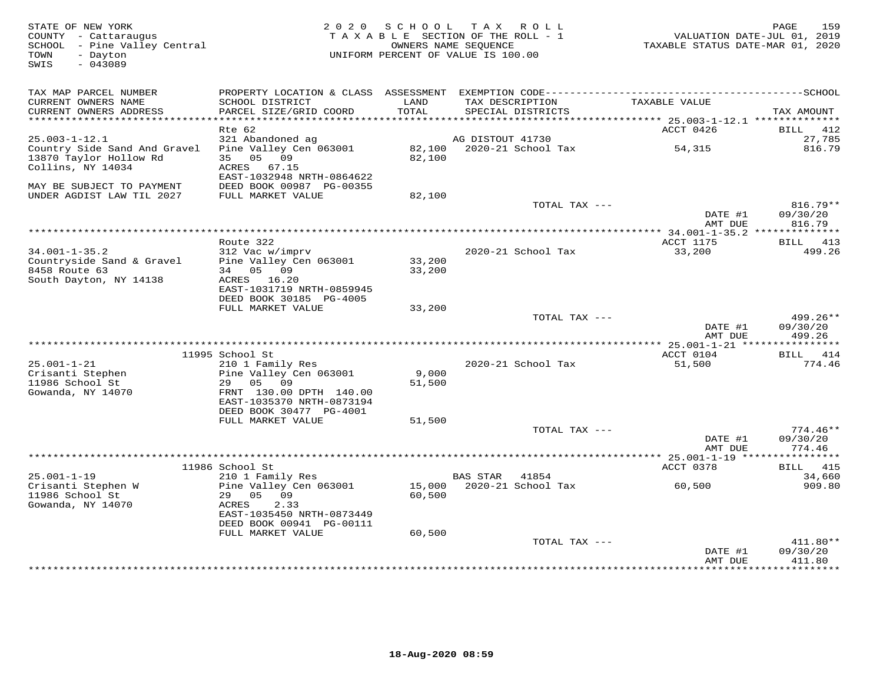STATE OF NEW YORK
COUNTY - Cattaraugus
SCHOOL - Pine Valley Central
TOWN - Dayton
SWIS - 043089

2020 SCHOOL TAX ROLL
TAXABLE SECTION OF THE ROLL - 1
OWNERS NAME SEQUENCE
UNIFORM PERCENT OF VALUE IS 100.00

VALUATION DATE-JUL 01, 2019
TAXABLE STATUS DATE-MAR 01, 2020

| TAX MAP PARCEL NUMBER / CURRENT OWNERS NAME / CURRENT OWNERS ADDRESS | PROPERTY LOCATION & CLASS / SCHOOL DISTRICT / PARCEL SIZE/GRID COORD | ASSESSMENT LAND / TOTAL | EXEMPTION CODE / TAX DESCRIPTION / SPECIAL DISTRICTS | TAXABLE VALUE | TAX AMOUNT |
|---|---|---|---|---|---|
| 25.003-1-12.1 | Rte 62 | | | ACCT 0426 | BILL 412 |
| 25.003-1-12.1 | 321 Abandoned ag | | AG DISTOUT 41730 | | 27,785 |
| Country Side Sand And Gravel | Pine Valley Cen 063001 | 82,100 | 2020-21 School Tax | 54,315 | 816.79 |
| 13870 Taylor Hollow Rd | 35 05 09 | 82,100 | | | |
| Collins, NY 14034 | ACRES 67.15 | | | | |
| | EAST-1032948 NRTH-0864622 | | | | |
| MAY BE SUBJECT TO PAYMENT | DEED BOOK 00987 PG-00355 | | | | |
| UNDER AGDIST LAW TIL 2027 | FULL MARKET VALUE | 82,100 | | | |
| | | | TOTAL TAX --- | | 816.79** |
| | | | | DATE #1 | 09/30/20 |
| | | | | AMT DUE | 816.79 |
| 34.001-1-35.2 | Route 322 | | | ACCT 1175 | BILL 413 |
| 34.001-1-35.2 | 312 Vac w/imprv | | 2020-21 School Tax | 33,200 | 499.26 |
| Countryside Sand & Gravel | Pine Valley Cen 063001 | 33,200 | | | |
| 8458 Route 63 | 34 05 09 | 33,200 | | | |
| South Dayton, NY 14138 | ACRES 16.20 | | | | |
| | EAST-1031719 NRTH-0859945 | | | | |
| | DEED BOOK 30185 PG-4005 | | | | |
| | FULL MARKET VALUE | 33,200 | | | |
| | | | TOTAL TAX --- | | 499.26** |
| | | | | DATE #1 | 09/30/20 |
| | | | | AMT DUE | 499.26 |
| 25.001-1-21 | 11995 School St | | | ACCT 0104 | BILL 414 |
| 25.001-1-21 | 210 1 Family Res | | 2020-21 School Tax | 51,500 | 774.46 |
| Crisanti Stephen | Pine Valley Cen 063001 | 9,000 | | | |
| 11986 School St | 29 05 09 | 51,500 | | | |
| Gowanda, NY 14070 | FRNT 130.00 DPTH 140.00 | | | | |
| | EAST-1035370 NRTH-0873194 | | | | |
| | DEED BOOK 30477 PG-4001 | | | | |
| | FULL MARKET VALUE | 51,500 | | | |
| | | | TOTAL TAX --- | | 774.46** |
| | | | | DATE #1 | 09/30/20 |
| | | | | AMT DUE | 774.46 |
| 25.001-1-19 | 11986 School St | | | ACCT 0378 | BILL 415 |
| 25.001-1-19 | 210 1 Family Res | | BAS STAR 41854 | | 34,660 |
| Crisanti Stephen W | Pine Valley Cen 063001 | 15,000 | 2020-21 School Tax | 60,500 | 909.80 |
| 11986 School St | 29 05 09 | 60,500 | | | |
| Gowanda, NY 14070 | ACRES 2.33 | | | | |
| | EAST-1035450 NRTH-0873449 | | | | |
| | DEED BOOK 00941 PG-00111 | | | | |
| | FULL MARKET VALUE | 60,500 | | | |
| | | | TOTAL TAX --- | | 411.80** |
| | | | | DATE #1 | 09/30/20 |
| | | | | AMT DUE | 411.80 |

18-Aug-2020 08:59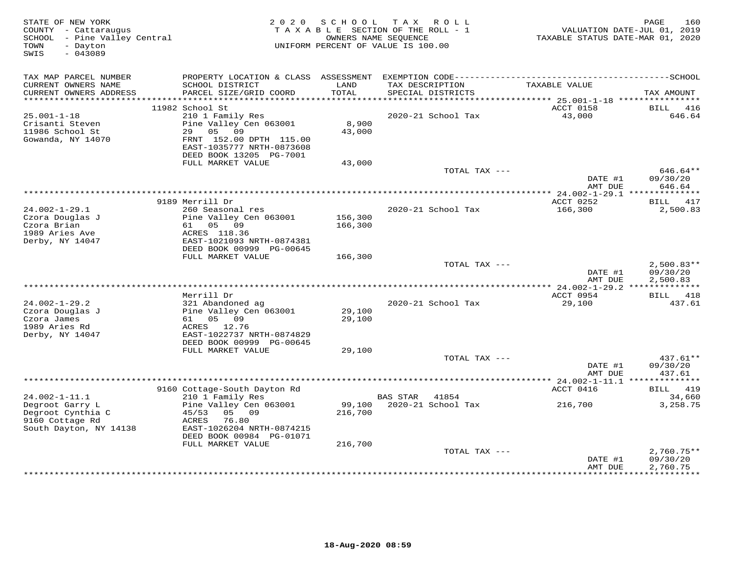STATE OF NEW YORK
COUNTY - Cattaraugus
SCHOOL - Pine Valley Central
TOWN - Dayton
SWIS - 043089

2020 SCHOOL TAX ROLL
TAXABLE SECTION OF THE ROLL - 1
OWNERS NAME SEQUENCE
UNIFORM PERCENT OF VALUE IS 100.00

VALUATION DATE-JUL 01, 2019
TAXABLE STATUS DATE-MAR 01, 2020

| TAX MAP PARCEL NUMBER / CURRENT OWNERS NAME / CURRENT OWNERS ADDRESS | PROPERTY LOCATION & CLASS / SCHOOL DISTRICT / PARCEL SIZE/GRID COORD | ASSESSMENT LAND / TOTAL | EXEMPTION CODE / TAX DESCRIPTION / SPECIAL DISTRICTS | TAXABLE VALUE | TAX AMOUNT |
|---|---|---|---|---|---|
| | 11982 School St | | | ACCT 0158 | BILL 416 |
| 25.001-1-18 | 210 1 Family Res | | 2020-21 School Tax | 43,000 | 646.64 |
| Crisanti Steven | Pine Valley Cen 063001 | 8,900 | | | |
| 11986 School St | 29 05 09 | 43,000 | | | |
| Gowanda, NY 14070 | FRNT 152.00 DPTH 115.00 | | | | |
| | EAST-1035777 NRTH-0873608 | | | | |
| | DEED BOOK 13205 PG-7001 | | | | |
| | FULL MARKET VALUE | 43,000 | | | |
| | | | TOTAL TAX --- | | 646.64** |
| | | | | DATE #1 | 09/30/20 |
| | | | | AMT DUE | 646.64 |
| | 9189 Merrill Dr | | | ACCT 0252 | BILL 417 |
| 24.002-1-29.1 | 260 Seasonal res | | 2020-21 School Tax | 166,300 | 2,500.83 |
| Czora Douglas J | Pine Valley Cen 063001 | 156,300 | | | |
| Czora Brian | 61 05 09 | 166,300 | | | |
| 1989 Aries Ave | ACRES 118.36 | | | | |
| Derby, NY 14047 | EAST-1021093 NRTH-0874381 | | | | |
| | DEED BOOK 00999 PG-00645 | | | | |
| | FULL MARKET VALUE | 166,300 | | | |
| | | | TOTAL TAX --- | | 2,500.83** |
| | | | | DATE #1 | 09/30/20 |
| | | | | AMT DUE | 2,500.83 |
| | Merrill Dr | | | ACCT 0954 | BILL 418 |
| 24.002-1-29.2 | 321 Abandoned ag | | 2020-21 School Tax | 29,100 | 437.61 |
| Czora Douglas J | Pine Valley Cen 063001 | 29,100 | | | |
| Czora James | 61 05 09 | 29,100 | | | |
| 1989 Aries Rd | ACRES 12.76 | | | | |
| Derby, NY 14047 | EAST-1022737 NRTH-0874829 | | | | |
| | DEED BOOK 00999 PG-00645 | | | | |
| | FULL MARKET VALUE | 29,100 | | | |
| | | | TOTAL TAX --- | | 437.61** |
| | | | | DATE #1 | 09/30/20 |
| | | | | AMT DUE | 437.61 |
| | 9160 Cottage-South Dayton Rd | | | ACCT 0416 | BILL 419 |
| 24.002-1-11.1 | 210 1 Family Res | | BAS STAR 41854 | | 34,660 |
| Degroot Garry L | Pine Valley Cen 063001 | 99,100 | 2020-21 School Tax | 216,700 | 3,258.75 |
| Degroot Cynthia C | 45/53 05 09 | 216,700 | | | |
| 9160 Cottage Rd | ACRES 76.80 | | | | |
| South Dayton, NY 14138 | EAST-1026204 NRTH-0874215 | | | | |
| | DEED BOOK 00984 PG-01071 | | | | |
| | FULL MARKET VALUE | 216,700 | | | |
| | | | TOTAL TAX --- | | 2,760.75** |
| | | | | DATE #1 | 09/30/20 |
| | | | | AMT DUE | 2,760.75 |

18-Aug-2020 08:59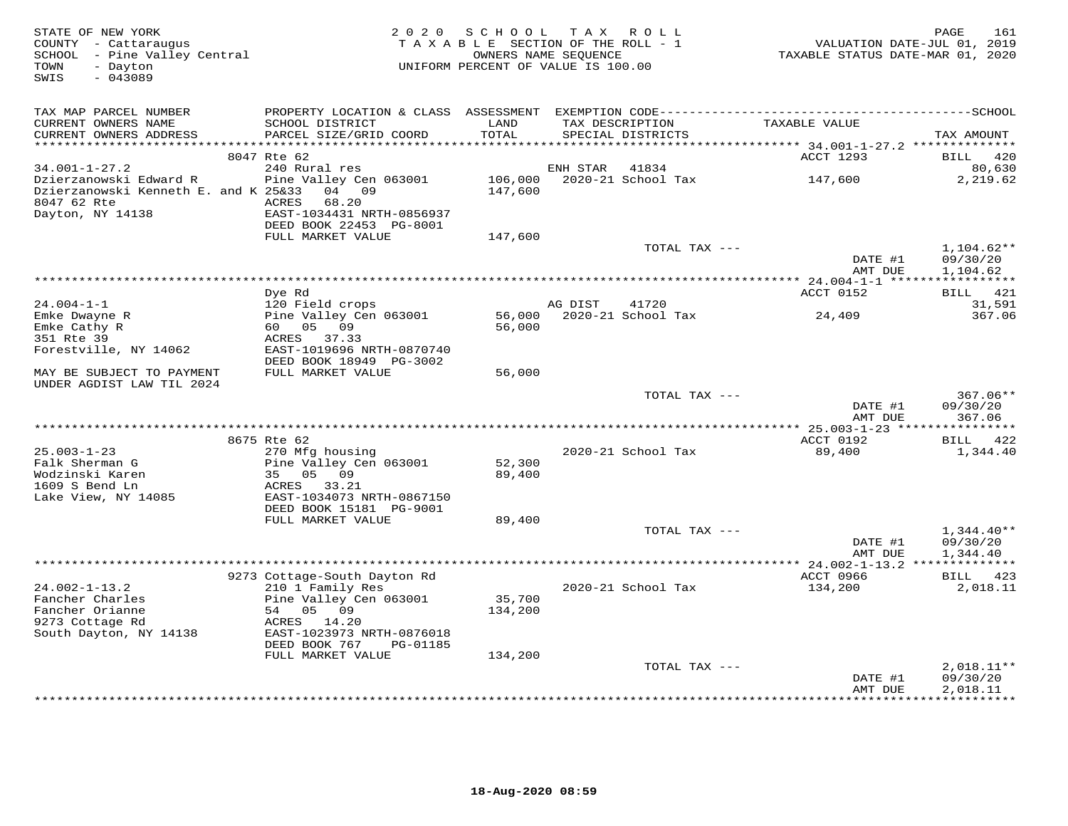STATE OF NEW YORK
COUNTY - Cattaraugus
SCHOOL - Pine Valley Central
TOWN - Dayton
SWIS - 043089

2020 SCHOOL TAX ROLL
TAXABLE SECTION OF THE ROLL - 1
OWNERS NAME SEQUENCE
UNIFORM PERCENT OF VALUE IS 100.00

VALUATION DATE-JUL 01, 2019
TAXABLE STATUS DATE-MAR 01, 2020

| TAX MAP PARCEL NUMBER / CURRENT OWNERS NAME / CURRENT OWNERS ADDRESS | PROPERTY LOCATION & CLASS / SCHOOL DISTRICT / PARCEL SIZE/GRID COORD | ASSESSMENT LAND / TOTAL | EXEMPTION CODE / TAX DESCRIPTION / SPECIAL DISTRICTS | TAXABLE VALUE | TAX AMOUNT |
|---|---|---|---|---|---|
| | 8047 Rte 62 | | | ACCT 1293 | BILL 420 |
| 34.001-1-27.2 | 240 Rural res | | ENH STAR 41834 | | 80,630 |
| Dzierzanowski Edward R | Pine Valley Cen 063001 | 106,000 | 2020-21 School Tax | 147,600 | 2,219.62 |
| Dzierzanowski Kenneth E. and K | 25&33 04 09 | 147,600 | | | |
| 8047 62 Rte | ACRES 68.20 | | | | |
| Dayton, NY 14138 | EAST-1034431 NRTH-0856937 | | | | |
| | DEED BOOK 22453 PG-8001 | | | | |
| | FULL MARKET VALUE | 147,600 | | | |
| | | | TOTAL TAX --- | | 1,104.62** |
| | | | | DATE #1 | 09/30/20 |
| | | | | AMT DUE | 1,104.62 |
| | Dye Rd | | | ACCT 0152 | BILL 421 |
| 24.004-1-1 | 120 Field crops | | AG DIST 41720 | | 31,591 |
| Emke Dwayne R | Pine Valley Cen 063001 | 56,000 | 2020-21 School Tax | 24,409 | 367.06 |
| Emke Cathy R | 60 05 09 | 56,000 | | | |
| 351 Rte 39 | ACRES 37.33 | | | | |
| Forestville, NY 14062 | EAST-1019696 NRTH-0870740 | | | | |
| | DEED BOOK 18949 PG-3002 | | | | |
| MAY BE SUBJECT TO PAYMENT UNDER AGDIST LAW TIL 2024 | FULL MARKET VALUE | 56,000 | | | |
| | | | TOTAL TAX --- | | 367.06** |
| | | | | DATE #1 | 09/30/20 |
| | | | | AMT DUE | 367.06 |
| | 8675 Rte 62 | | | ACCT 0192 | BILL 422 |
| 25.003-1-23 | 270 Mfg housing | | 2020-21 School Tax | 89,400 | 1,344.40 |
| Falk Sherman G | Pine Valley Cen 063001 | 52,300 | | | |
| Wodzinski Karen | 35 05 09 | 89,400 | | | |
| 1609 S Bend Ln | ACRES 33.21 | | | | |
| Lake View, NY 14085 | EAST-1034073 NRTH-0867150 | | | | |
| | DEED BOOK 15181 PG-9001 | | | | |
| | FULL MARKET VALUE | 89,400 | | | |
| | | | TOTAL TAX --- | | 1,344.40** |
| | | | | DATE #1 | 09/30/20 |
| | | | | AMT DUE | 1,344.40 |
| | 9273 Cottage-South Dayton Rd | | | ACCT 0966 | BILL 423 |
| 24.002-1-13.2 | 210 1 Family Res | | 2020-21 School Tax | 134,200 | 2,018.11 |
| Fancher Charles | Pine Valley Cen 063001 | 35,700 | | | |
| Fancher Orianne | 54 05 09 | 134,200 | | | |
| 9273 Cottage Rd | ACRES 14.20 | | | | |
| South Dayton, NY 14138 | EAST-1023973 NRTH-0876018 | | | | |
| | DEED BOOK 767 PG-01185 | | | | |
| | FULL MARKET VALUE | 134,200 | | | |
| | | | TOTAL TAX --- | | 2,018.11** |
| | | | | DATE #1 | 09/30/20 |
| | | | | AMT DUE | 2,018.11 |

18-Aug-2020 08:59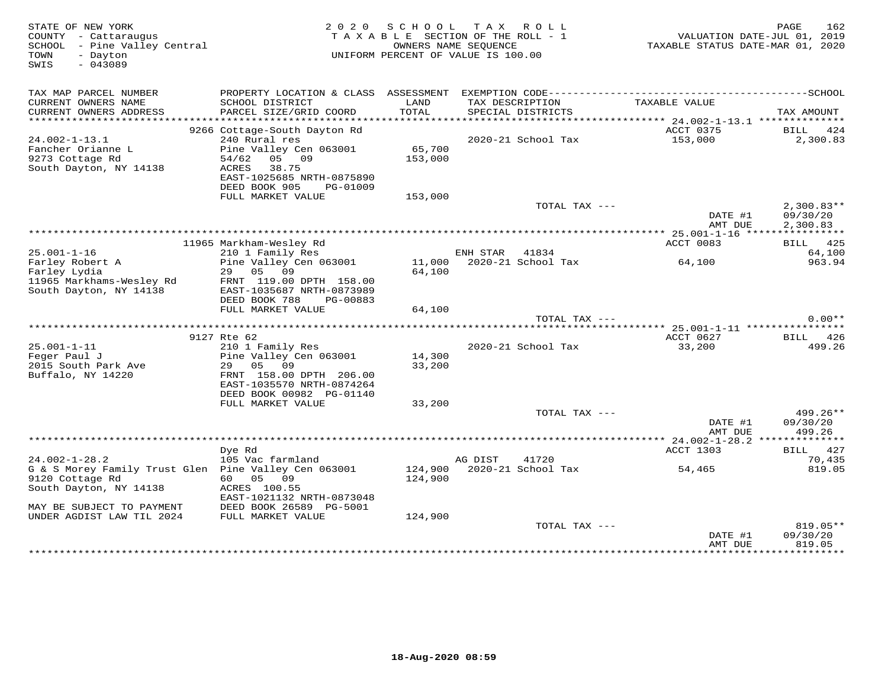STATE OF NEW YORK
COUNTY - Cattaraugus
SCHOOL - Pine Valley Central
TOWN - Dayton
SWIS - 043089

2 0 2 0 S C H O O L T A X R O L L
T A X A B L E SECTION OF THE ROLL - 1
OWNERS NAME SEQUENCE
UNIFORM PERCENT OF VALUE IS 100.00

VALUATION DATE-JUL 01, 2019
TAXABLE STATUS DATE-MAR 01, 2020

| TAX MAP PARCEL NUMBER<br>CURRENT OWNERS NAME<br>CURRENT OWNERS ADDRESS | PROPERTY LOCATION & CLASS<br>SCHOOL DISTRICT<br>PARCEL SIZE/GRID COORD | ASSESSMENT<br>LAND<br>TOTAL | EXEMPTION CODE<br>TAX DESCRIPTION<br>SPECIAL DISTRICTS | TAXABLE VALUE | SCHOOL<br>TAX AMOUNT |
|---|---|---|---|---|---|
| | 9266 Cottage-South Dayton Rd | | | ACCT 0375 | BILL 424 |
| 24.002-1-13.1 | 240 Rural res | | 2020-21 School Tax | 153,000 | 2,300.83 |
| Fancher Orianne L | Pine Valley Cen 063001 | 65,700 | | | |
| 9273 Cottage Rd | 54/62 05 09 | 153,000 | | | |
| South Dayton, NY 14138 | ACRES 38.75 | | | | |
| | EAST-1025685 NRTH-0875890 | | | | |
| | DEED BOOK 905 PG-01009 | | | | |
| | FULL MARKET VALUE | 153,000 | | | |
| | | | TOTAL TAX --- | | 2,300.83** |
| | | | | DATE #1 | 09/30/20 |
| | | | | AMT DUE | 2,300.83 |
| | 11965 Markham-Wesley Rd | | | ACCT 0083 | BILL 425 |
| 25.001-1-16 | 210 1 Family Res | | ENH STAR 41834 | | 64,100 |
| Farley Robert A | Pine Valley Cen 063001 | 11,000 | 2020-21 School Tax | 64,100 | 963.94 |
| Farley Lydia | 29 05 09 | 64,100 | | | |
| 11965 Markhams-Wesley Rd | FRNT 119.00 DPTH 158.00 | | | | |
| South Dayton, NY 14138 | EAST-1035687 NRTH-0873989 | | | | |
| | DEED BOOK 788 PG-00883 | | | | |
| | FULL MARKET VALUE | 64,100 | | | |
| | | | TOTAL TAX --- | | 0.00** |
| | 9127 Rte 62 | | | ACCT 0627 | BILL 426 |
| 25.001-1-11 | 210 1 Family Res | | 2020-21 School Tax | 33,200 | 499.26 |
| Feger Paul J | Pine Valley Cen 063001 | 14,300 | | | |
| 2015 South Park Ave | 29 05 09 | 33,200 | | | |
| Buffalo, NY 14220 | FRNT 158.00 DPTH 206.00 | | | | |
| | EAST-1035570 NRTH-0874264 | | | | |
| | DEED BOOK 00982 PG-01140 | | | | |
| | FULL MARKET VALUE | 33,200 | | | |
| | | | TOTAL TAX --- | | 499.26** |
| | | | | DATE #1 | 09/30/20 |
| | | | | AMT DUE | 499.26 |
| | Dye Rd | | | ACCT 1303 | BILL 427 |
| 24.002-1-28.2 | 105 Vac farmland | | AG DIST 41720 | | 70,435 |
| G & S Morey Family Trust Glen | Pine Valley Cen 063001 | 124,900 | 2020-21 School Tax | 54,465 | 819.05 |
| 9120 Cottage Rd | 60 05 09 | 124,900 | | | |
| South Dayton, NY 14138 | ACRES 100.55 | | | | |
| | EAST-1021132 NRTH-0873048 | | | | |
| MAY BE SUBJECT TO PAYMENT | DEED BOOK 26589 PG-5001 | | | | |
| UNDER AGDIST LAW TIL 2024 | FULL MARKET VALUE | 124,900 | | | |
| | | | TOTAL TAX --- | | 819.05** |
| | | | | DATE #1 | 09/30/20 |
| | | | | AMT DUE | 819.05 |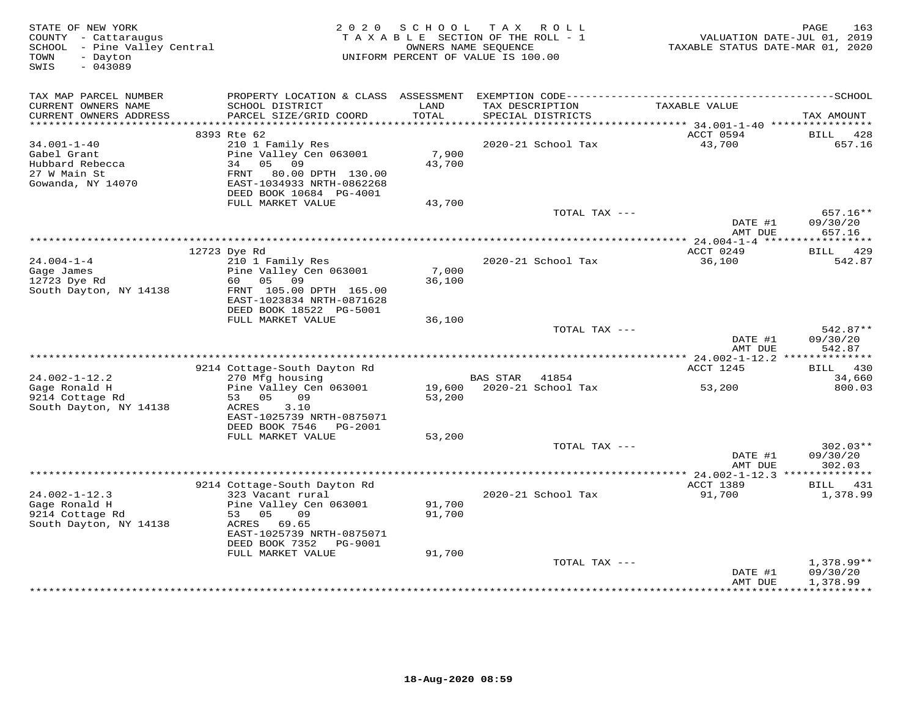STATE OF NEW YORK
COUNTY - Cattaraugus
SCHOOL - Pine Valley Central
TOWN - Dayton
SWIS - 043089

2020 SCHOOL TAX ROLL
TAXABLE SECTION OF THE ROLL - 1
OWNERS NAME SEQUENCE
UNIFORM PERCENT OF VALUE IS 100.00

VALUATION DATE-JUL 01, 2019
TAXABLE STATUS DATE-MAR 01, 2020

| TAX MAP PARCEL NUMBER / CURRENT OWNERS NAME / CURRENT OWNERS ADDRESS | PROPERTY LOCATION & CLASS / SCHOOL DISTRICT / PARCEL SIZE/GRID COORD | ASSESSMENT LAND / TOTAL | EXEMPTION CODE / TAX DESCRIPTION / SPECIAL DISTRICTS | TAXABLE VALUE | TAX AMOUNT |
|---|---|---|---|---|---|
| 34.001-1-40 | 8393 Rte 62 | | | ACCT 0594 | BILL 428 |
| Gabel Grant | 210 1 Family Res | | 2020-21 School Tax | 43,700 | 657.16 |
| Hubbard Rebecca | Pine Valley Cen 063001 | 7,900 | | | |
| 27 W Main St | 34 05 09 | 43,700 | | | |
| Gowanda, NY 14070 | FRNT 80.00 DPTH 130.00 | | | | |
| | EAST-1034933 NRTH-0862268 | | | | |
| | DEED BOOK 10684 PG-4001 | | | | |
| | FULL MARKET VALUE | 43,700 | | | |
| | | | TOTAL TAX --- | | 657.16** |
| | | | | DATE #1 | 09/30/20 |
| | | | | AMT DUE | 657.16 |
| 24.004-1-4 | 12723 Dye Rd | | | ACCT 0249 | BILL 429 |
| Gage James | 210 1 Family Res | | 2020-21 School Tax | 36,100 | 542.87 |
| 12723 Dye Rd | Pine Valley Cen 063001 | 7,000 | | | |
| South Dayton, NY 14138 | 60 05 09 | 36,100 | | | |
| | FRNT 105.00 DPTH 165.00 | | | | |
| | EAST-1023834 NRTH-0871628 | | | | |
| | DEED BOOK 18522 PG-5001 | | | | |
| | FULL MARKET VALUE | 36,100 | | | |
| | | | TOTAL TAX --- | | 542.87** |
| | | | | DATE #1 | 09/30/20 |
| | | | | AMT DUE | 542.87 |
| 24.002-1-12.2 | 9214 Cottage-South Dayton Rd | | | ACCT 1245 | BILL 430 |
| Gage Ronald H | 270 Mfg housing | | BAS STAR 41854 | | 34,660 |
| 9214 Cottage Rd | Pine Valley Cen 063001 | 19,600 | 2020-21 School Tax | 53,200 | 800.03 |
| South Dayton, NY 14138 | 53 05 09 | 53,200 | | | |
| | ACRES 3.10 | | | | |
| | EAST-1025739 NRTH-0875071 | | | | |
| | DEED BOOK 7546 PG-2001 | | | | |
| | FULL MARKET VALUE | 53,200 | | | |
| | | | TOTAL TAX --- | | 302.03** |
| | | | | DATE #1 | 09/30/20 |
| | | | | AMT DUE | 302.03 |
| 24.002-1-12.3 | 9214 Cottage-South Dayton Rd | | | ACCT 1389 | BILL 431 |
| Gage Ronald H | 323 Vacant rural | | 2020-21 School Tax | 91,700 | 1,378.99 |
| 9214 Cottage Rd | Pine Valley Cen 063001 | 91,700 | | | |
| South Dayton, NY 14138 | 53 05 09 | 91,700 | | | |
| | ACRES 69.65 | | | | |
| | EAST-1025739 NRTH-0875071 | | | | |
| | DEED BOOK 7352 PG-9001 | | | | |
| | FULL MARKET VALUE | 91,700 | | | |
| | | | TOTAL TAX --- | | 1,378.99** |
| | | | | DATE #1 | 09/30/20 |
| | | | | AMT DUE | 1,378.99 |

18-Aug-2020 08:59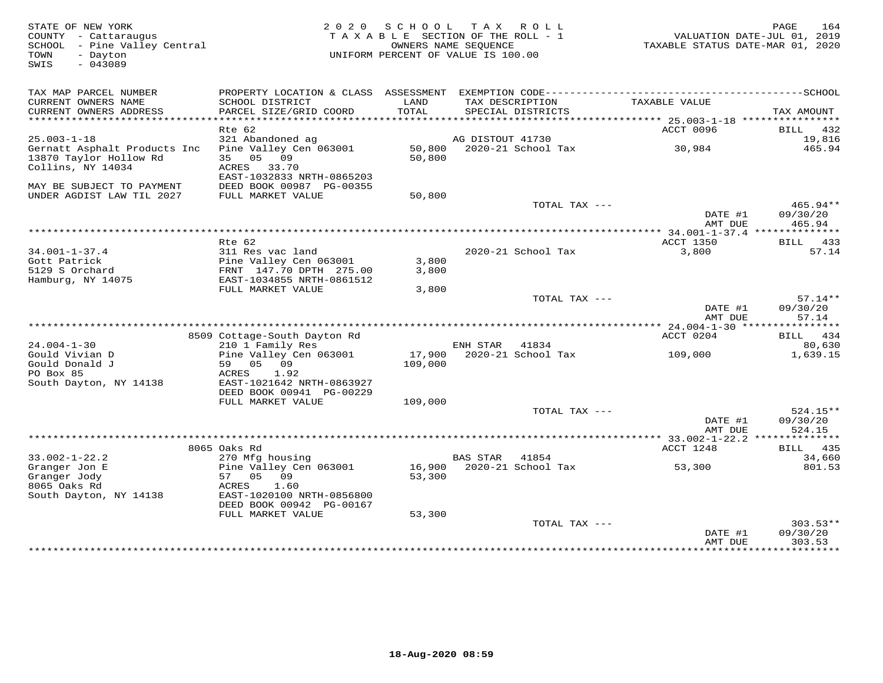STATE OF NEW YORK
COUNTY - Cattaraugus
SCHOOL - Pine Valley Central
TOWN - Dayton
SWIS - 043089

2020 SCHOOL TAX ROLL
TAXABLE SECTION OF THE ROLL - 1
OWNERS NAME SEQUENCE
UNIFORM PERCENT OF VALUE IS 100.00

VALUATION DATE-JUL 01, 2019
TAXABLE STATUS DATE-MAR 01, 2020

| TAX MAP PARCEL NUMBER / CURRENT OWNERS NAME / CURRENT OWNERS ADDRESS | PROPERTY LOCATION & CLASS / SCHOOL DISTRICT / PARCEL SIZE/GRID COORD | ASSESSMENT LAND / TOTAL | EXEMPTION CODE / TAX DESCRIPTION / SPECIAL DISTRICTS | TAXABLE VALUE | TAX AMOUNT |
|---|---|---|---|---|---|
| **25.003-1-18** | Rte 62 | | | ACCT 0096 | BILL 432 |
| 25.003-1-18 | 321 Abandoned ag | | AG DISTOUT 41730 | | 19,816 |
| Gernatt Asphalt Products Inc | Pine Valley Cen 063001 | 50,800 | 2020-21 School Tax | 30,984 | 465.94 |
| 13870 Taylor Hollow Rd | 35 05 09 | 50,800 | | | |
| Collins, NY 14034 | ACRES 33.70 | | | | |
| | EAST-1032833 NRTH-0865203 | | | | |
| MAY BE SUBJECT TO PAYMENT | DEED BOOK 00987 PG-00355 | | | | |
| UNDER AGDIST LAW TIL 2027 | FULL MARKET VALUE | 50,800 | | | |
| | | | TOTAL TAX --- | | 465.94** |
| | | | | DATE #1 | 09/30/20 |
| | | | | AMT DUE | 465.94 |
| **34.001-1-37.4** | Rte 62 | | | ACCT 1350 | BILL 433 |
| 34.001-1-37.4 | 311 Res vac land | | 2020-21 School Tax | 3,800 | 57.14 |
| Gott Patrick | Pine Valley Cen 063001 | 3,800 | | | |
| 5129 S Orchard | FRNT 147.70 DPTH 275.00 | 3,800 | | | |
| Hamburg, NY 14075 | EAST-1034855 NRTH-0861512 | | | | |
| | FULL MARKET VALUE | 3,800 | | | |
| | | | TOTAL TAX --- | | 57.14** |
| | | | | DATE #1 | 09/30/20 |
| | | | | AMT DUE | 57.14 |
| **24.004-1-30** | 8509 Cottage-South Dayton Rd | | | ACCT 0204 | BILL 434 |
| 24.004-1-30 | 210 1 Family Res | | ENH STAR 41834 | | 80,630 |
| Gould Vivian D | Pine Valley Cen 063001 | 17,900 | 2020-21 School Tax | 109,000 | 1,639.15 |
| Gould Donald J | 59 05 09 | 109,000 | | | |
| PO Box 85 | ACRES 1.92 | | | | |
| South Dayton, NY 14138 | EAST-1021642 NRTH-0863927 | | | | |
| | DEED BOOK 00941 PG-00229 | | | | |
| | FULL MARKET VALUE | 109,000 | | | |
| | | | TOTAL TAX --- | | 524.15** |
| | | | | DATE #1 | 09/30/20 |
| | | | | AMT DUE | 524.15 |
| **33.002-1-22.2** | 8065 Oaks Rd | | | ACCT 1248 | BILL 435 |
| 33.002-1-22.2 | 270 Mfg housing | | BAS STAR 41854 | | 34,660 |
| Granger Jon E | Pine Valley Cen 063001 | 16,900 | 2020-21 School Tax | 53,300 | 801.53 |
| Granger Jody | 57 05 09 | 53,300 | | | |
| 8065 Oaks Rd | ACRES 1.60 | | | | |
| South Dayton, NY 14138 | EAST-1020100 NRTH-0856800 | | | | |
| | DEED BOOK 00942 PG-00167 | | | | |
| | FULL MARKET VALUE | 53,300 | | | |
| | | | TOTAL TAX --- | | 303.53** |
| | | | | DATE #1 | 09/30/20 |
| | | | | AMT DUE | 303.53 |

18-Aug-2020 08:59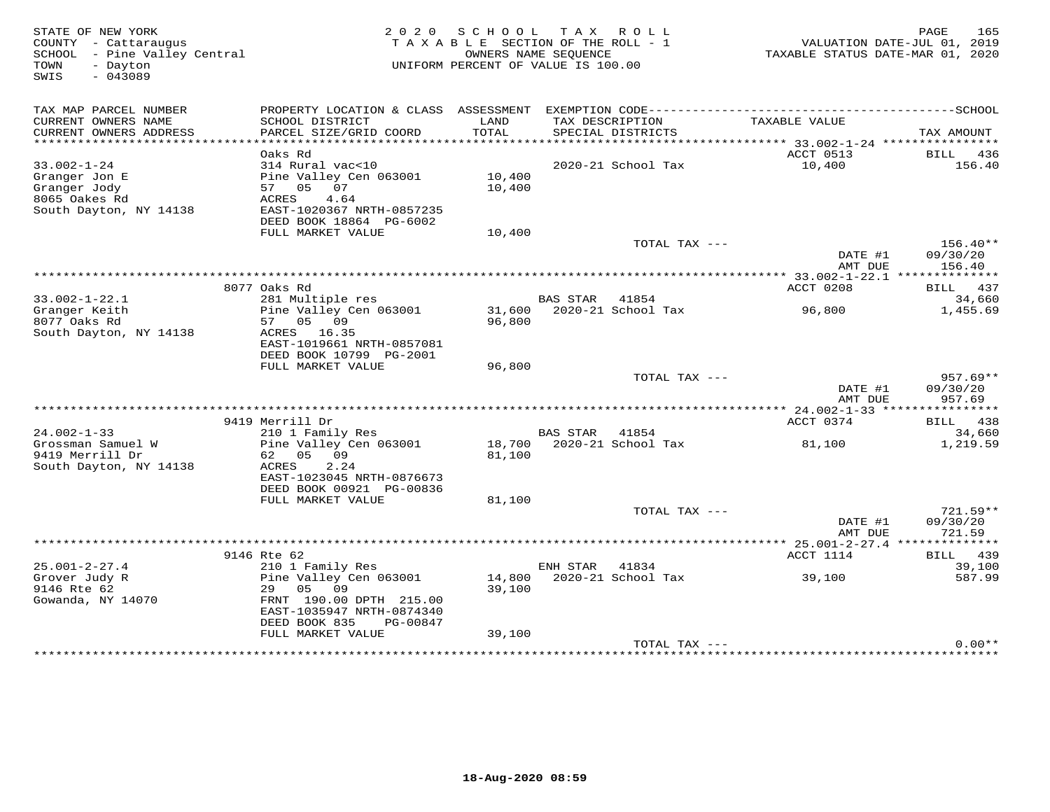STATE OF NEW YORK
COUNTY - Cattaraugus
SCHOOL - Pine Valley Central
TOWN - Dayton
SWIS - 043089

2020 SCHOOL TAX ROLL
TAXABLE SECTION OF THE ROLL - 1
OWNERS NAME SEQUENCE
UNIFORM PERCENT OF VALUE IS 100.00

VALUATION DATE-JUL 01, 2019
TAXABLE STATUS DATE-MAR 01, 2020

| TAX MAP PARCEL NUMBER / CURRENT OWNERS NAME / CURRENT OWNERS ADDRESS | PROPERTY LOCATION & CLASS / SCHOOL DISTRICT / PARCEL SIZE/GRID COORD | ASSESSMENT LAND / TOTAL | EXEMPTION CODE / TAX DESCRIPTION / SPECIAL DISTRICTS | TAXABLE VALUE | TAX AMOUNT |
|---|---|---|---|---|---|
| | Oaks Rd | | | ACCT 0513 | BILL 436 |
| 33.002-1-24 | 314 Rural vac<10 | | 2020-21 School Tax | 10,400 | 156.40 |
| Granger Jon E | Pine Valley Cen 063001 | 10,400 | | | |
| Granger Jody | 57 05 07 | 10,400 | | | |
| 8065 Oakes Rd | ACRES 4.64 | | | | |
| South Dayton, NY 14138 | EAST-1020367 NRTH-0857235 | | | | |
| | DEED BOOK 18864 PG-6002 | | | | |
| | FULL MARKET VALUE | 10,400 | | | |
| | | | TOTAL TAX --- | | 156.40** |
| | | | | DATE #1 | 09/30/20 |
| | | | | AMT DUE | 156.40 |
| | 8077 Oaks Rd | | | ACCT 0208 | BILL 437 |
| 33.002-1-22.1 | 281 Multiple res | | BAS STAR 41854 | | 34,660 |
| Granger Keith | Pine Valley Cen 063001 | 31,600 | 2020-21 School Tax | 96,800 | 1,455.69 |
| 8077 Oaks Rd | 57 05 09 | 96,800 | | | |
| South Dayton, NY 14138 | ACRES 16.35 | | | | |
| | EAST-1019661 NRTH-0857081 | | | | |
| | DEED BOOK 10799 PG-2001 | | | | |
| | FULL MARKET VALUE | 96,800 | | | |
| | | | TOTAL TAX --- | | 957.69** |
| | | | | DATE #1 | 09/30/20 |
| | | | | AMT DUE | 957.69 |
| | 9419 Merrill Dr | | | ACCT 0374 | BILL 438 |
| 24.002-1-33 | 210 1 Family Res | | BAS STAR 41854 | | 34,660 |
| Grossman Samuel W | Pine Valley Cen 063001 | 18,700 | 2020-21 School Tax | 81,100 | 1,219.59 |
| 9419 Merrill Dr | 62 05 09 | 81,100 | | | |
| South Dayton, NY 14138 | ACRES 2.24 | | | | |
| | EAST-1023045 NRTH-0876673 | | | | |
| | DEED BOOK 00921 PG-00836 | | | | |
| | FULL MARKET VALUE | 81,100 | | | |
| | | | TOTAL TAX --- | | 721.59** |
| | | | | DATE #1 | 09/30/20 |
| | | | | AMT DUE | 721.59 |
| | 9146 Rte 62 | | | ACCT 1114 | BILL 439 |
| 25.001-2-27.4 | 210 1 Family Res | | ENH STAR 41834 | | 39,100 |
| Grover Judy R | Pine Valley Cen 063001 | 14,800 | 2020-21 School Tax | 39,100 | 587.99 |
| 9146 Rte 62 | 29 05 09 | 39,100 | | | |
| Gowanda, NY 14070 | FRNT 190.00 DPTH 215.00 | | | | |
| | EAST-1035947 NRTH-0874340 | | | | |
| | DEED BOOK 835 PG-00847 | | | | |
| | FULL MARKET VALUE | 39,100 | | | |
| | | | TOTAL TAX --- | | 0.00** |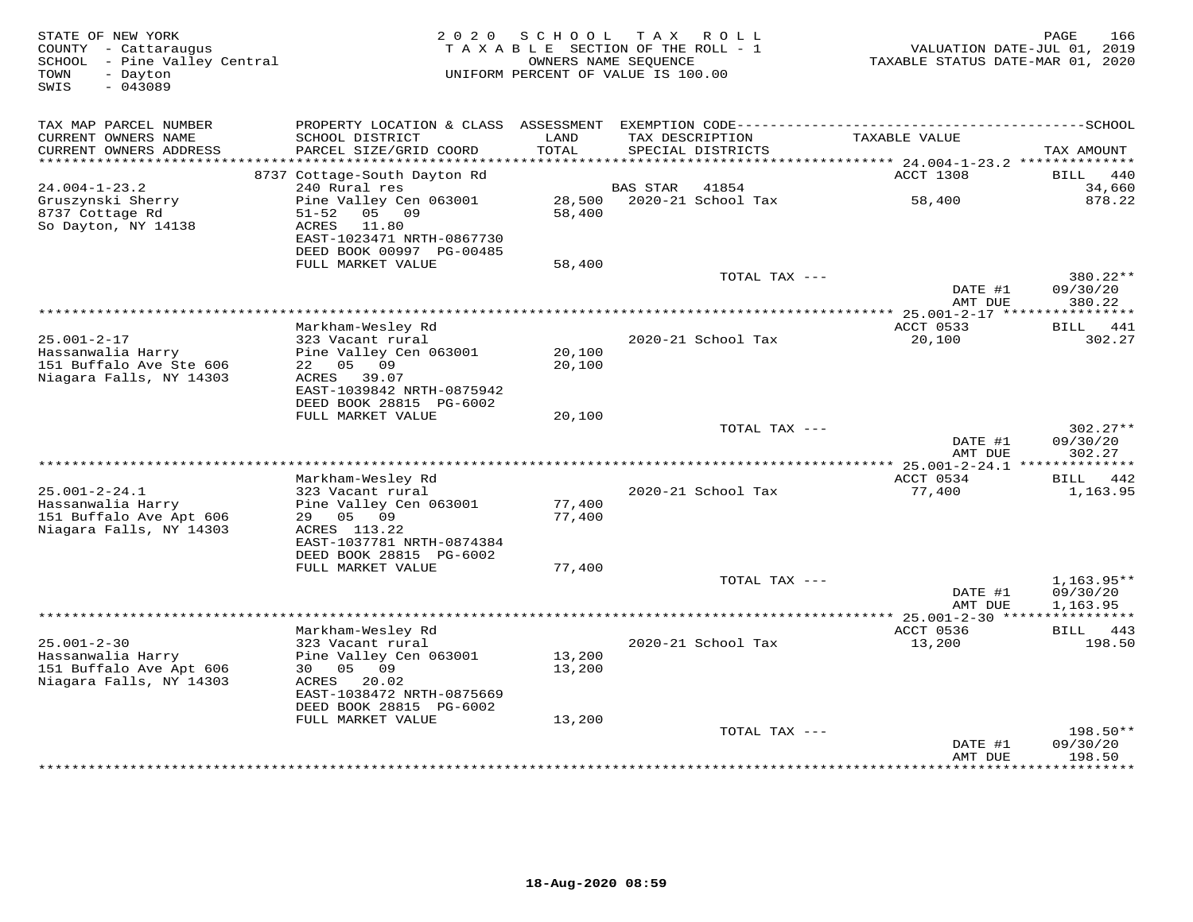STATE OF NEW YORK
COUNTY - Cattaraugus
SCHOOL - Pine Valley Central
TOWN - Dayton
SWIS - 043089

2 0 2 0 S C H O O L T A X R O L L
T A X A B L E SECTION OF THE ROLL - 1
OWNERS NAME SEQUENCE
UNIFORM PERCENT OF VALUE IS 100.00

VALUATION DATE-JUL 01, 2019
TAXABLE STATUS DATE-MAR 01, 2020

| TAX MAP PARCEL NUMBER / CURRENT OWNERS NAME / CURRENT OWNERS ADDRESS | PROPERTY LOCATION & CLASS / SCHOOL DISTRICT / PARCEL SIZE/GRID COORD | ASSESSMENT LAND / TOTAL | EXEMPTION CODE / TAX DESCRIPTION / SPECIAL DISTRICTS | TAXABLE VALUE | SCHOOL TAX AMOUNT |
|---|---|---|---|---|---|
| **24.004-1-23.2** | 8737 Cottage-South Dayton Rd | | | ACCT 1308 | BILL 440 |
| 24.004-1-23.2 | 240 Rural res | | BAS STAR 41854 | | 34,660 |
| Gruszynski Sherry | Pine Valley Cen 063001 | 28,500 | 2020-21 School Tax | 58,400 | 878.22 |
| 8737 Cottage Rd | 51-52 05 09 | 58,400 | | | |
| So Dayton, NY 14138 | ACRES 11.80 | | | | |
| | EAST-1023471 NRTH-0867730 | | | | |
| | DEED BOOK 00997 PG-00485 | | | | |
| | FULL MARKET VALUE | 58,400 | | | |
| | | | TOTAL TAX --- | | 380.22** |
| | | | | DATE #1 | 09/30/20 |
| | | | | AMT DUE | 380.22 |
| **25.001-2-17** | Markham-Wesley Rd | | | ACCT 0533 | BILL 441 |
| 25.001-2-17 | 323 Vacant rural | | 2020-21 School Tax | 20,100 | 302.27 |
| Hassanwalia Harry | Pine Valley Cen 063001 | 20,100 | | | |
| 151 Buffalo Ave Ste 606 | 22 05 09 | 20,100 | | | |
| Niagara Falls, NY 14303 | ACRES 39.07 | | | | |
| | EAST-1039842 NRTH-0875942 | | | | |
| | DEED BOOK 28815 PG-6002 | | | | |
| | FULL MARKET VALUE | 20,100 | | | |
| | | | TOTAL TAX --- | | 302.27** |
| | | | | DATE #1 | 09/30/20 |
| | | | | AMT DUE | 302.27 |
| **25.001-2-24.1** | Markham-Wesley Rd | | | ACCT 0534 | BILL 442 |
| 25.001-2-24.1 | 323 Vacant rural | | 2020-21 School Tax | 77,400 | 1,163.95 |
| Hassanwalia Harry | Pine Valley Cen 063001 | 77,400 | | | |
| 151 Buffalo Ave Apt 606 | 29 05 09 | 77,400 | | | |
| Niagara Falls, NY 14303 | ACRES 113.22 | | | | |
| | EAST-1037781 NRTH-0874384 | | | | |
| | DEED BOOK 28815 PG-6002 | | | | |
| | FULL MARKET VALUE | 77,400 | | | |
| | | | TOTAL TAX --- | | 1,163.95** |
| | | | | DATE #1 | 09/30/20 |
| | | | | AMT DUE | 1,163.95 |
| **25.001-2-30** | Markham-Wesley Rd | | | ACCT 0536 | BILL 443 |
| 25.001-2-30 | 323 Vacant rural | | 2020-21 School Tax | 13,200 | 198.50 |
| Hassanwalia Harry | Pine Valley Cen 063001 | 13,200 | | | |
| 151 Buffalo Ave Apt 606 | 30 05 09 | 13,200 | | | |
| Niagara Falls, NY 14303 | ACRES 20.02 | | | | |
| | EAST-1038472 NRTH-0875669 | | | | |
| | DEED BOOK 28815 PG-6002 | | | | |
| | FULL MARKET VALUE | 13,200 | | | |
| | | | TOTAL TAX --- | | 198.50** |
| | | | | DATE #1 | 09/30/20 |
| | | | | AMT DUE | 198.50 |

18-Aug-2020 08:59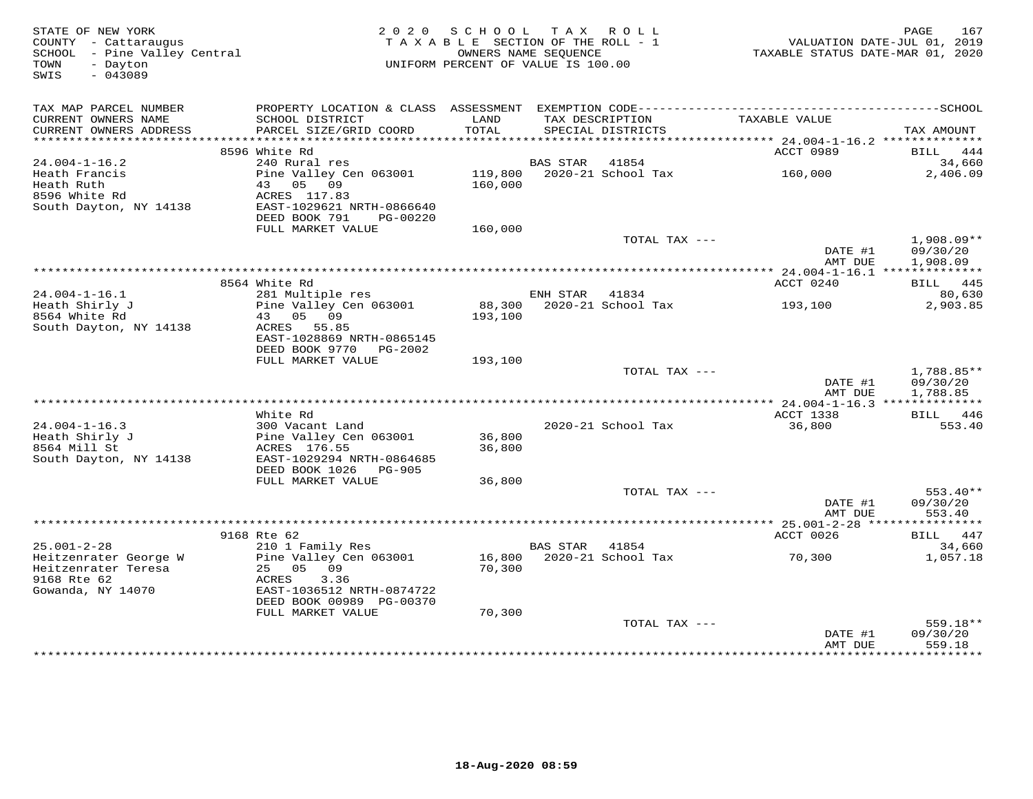STATE OF NEW YORK
COUNTY - Cattaraugus
SCHOOL - Pine Valley Central
TOWN - Dayton
SWIS - 043089

2020 SCHOOL TAX ROLL
TAXABLE SECTION OF THE ROLL - 1
OWNERS NAME SEQUENCE
UNIFORM PERCENT OF VALUE IS 100.00

VALUATION DATE-JUL 01, 2019
TAXABLE STATUS DATE-MAR 01, 2020

| TAX MAP PARCEL NUMBER / CURRENT OWNERS NAME / CURRENT OWNERS ADDRESS | PROPERTY LOCATION & CLASS / SCHOOL DISTRICT / PARCEL SIZE/GRID COORD | ASSESSMENT LAND / TOTAL | EXEMPTION CODE / TAX DESCRIPTION / SPECIAL DISTRICTS | TAXABLE VALUE | TAX AMOUNT |
|---|---|---|---|---|---|
| **24.004-1-16.2** | 8596 White Rd | | | ACCT 0989 | BILL 444 |
| 24.004-1-16.2 | 240 Rural res | | BAS STAR 41854 | | 34,660 |
| Heath Francis | Pine Valley Cen 063001 | 119,800 | 2020-21 School Tax | 160,000 | 2,406.09 |
| Heath Ruth | 43 05 09 | 160,000 | | | |
| 8596 White Rd | ACRES 117.83 | | | | |
| South Dayton, NY 14138 | EAST-1029621 NRTH-0866640 | | | | |
| | DEED BOOK 791 PG-00220 | | | | |
| | FULL MARKET VALUE | 160,000 | | | |
| | | | TOTAL TAX --- | | 1,908.09** |
| | | | | DATE #1 | 09/30/20 |
| | | | | AMT DUE | 1,908.09 |
| **24.004-1-16.1** | 8564 White Rd | | | ACCT 0240 | BILL 445 |
| 24.004-1-16.1 | 281 Multiple res | | ENH STAR 41834 | | 80,630 |
| Heath Shirly J | Pine Valley Cen 063001 | 88,300 | 2020-21 School Tax | 193,100 | 2,903.85 |
| 8564 White Rd | 43 05 09 | 193,100 | | | |
| South Dayton, NY 14138 | ACRES 55.85 | | | | |
| | EAST-1028869 NRTH-0865145 | | | | |
| | DEED BOOK 9770 PG-2002 | | | | |
| | FULL MARKET VALUE | 193,100 | | | |
| | | | TOTAL TAX --- | | 1,788.85** |
| | | | | DATE #1 | 09/30/20 |
| | | | | AMT DUE | 1,788.85 |
| **24.004-1-16.3** | White Rd | | | ACCT 1338 | BILL 446 |
| 24.004-1-16.3 | 300 Vacant Land | | 2020-21 School Tax | 36,800 | 553.40 |
| Heath Shirly J | Pine Valley Cen 063001 | 36,800 | | | |
| 8564 Mill St | ACRES 176.55 | 36,800 | | | |
| South Dayton, NY 14138 | EAST-1029294 NRTH-0864685 | | | | |
| | DEED BOOK 1026 PG-905 | | | | |
| | FULL MARKET VALUE | 36,800 | | | |
| | | | TOTAL TAX --- | | 553.40** |
| | | | | DATE #1 | 09/30/20 |
| | | | | AMT DUE | 553.40 |
| **25.001-2-28** | 9168 Rte 62 | | | ACCT 0026 | BILL 447 |
| 25.001-2-28 | 210 1 Family Res | | BAS STAR 41854 | | 34,660 |
| Heitzenrater George W | Pine Valley Cen 063001 | 16,800 | 2020-21 School Tax | 70,300 | 1,057.18 |
| Heitzenrater Teresa | 25 05 09 | 70,300 | | | |
| 9168 Rte 62 | ACRES 3.36 | | | | |
| Gowanda, NY 14070 | EAST-1036512 NRTH-0874722 | | | | |
| | DEED BOOK 00989 PG-00370 | | | | |
| | FULL MARKET VALUE | 70,300 | | | |
| | | | TOTAL TAX --- | | 559.18** |
| | | | | DATE #1 | 09/30/20 |
| | | | | AMT DUE | 559.18 |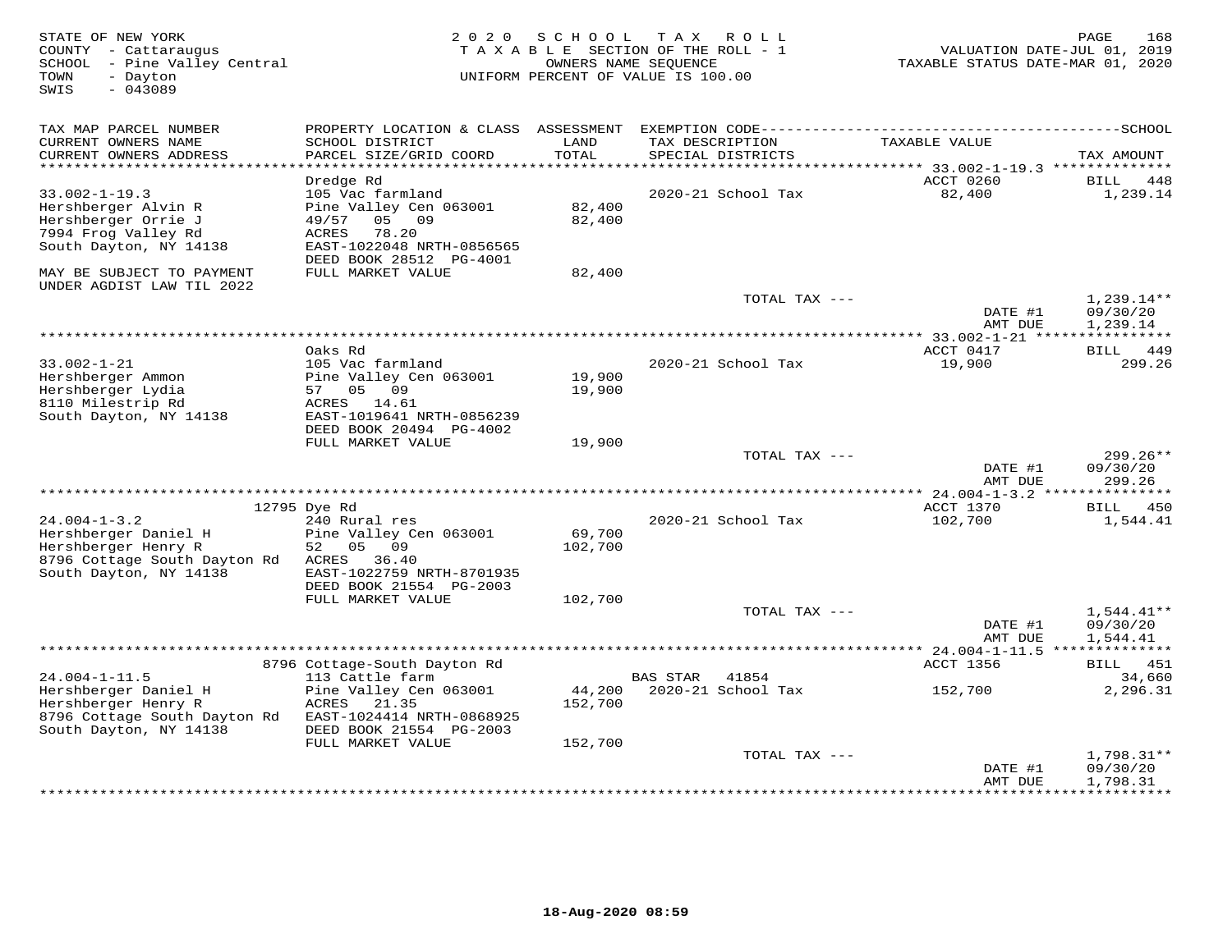STATE OF NEW YORK
COUNTY - Cattaraugus
SCHOOL - Pine Valley Central
TOWN - Dayton
SWIS - 043089

2020 SCHOOL TAX ROLL
TAXABLE SECTION OF THE ROLL - 1
OWNERS NAME SEQUENCE
UNIFORM PERCENT OF VALUE IS 100.00

VALUATION DATE-JUL 01, 2019
TAXABLE STATUS DATE-MAR 01, 2020

| TAX MAP PARCEL NUMBER / CURRENT OWNERS NAME / CURRENT OWNERS ADDRESS | PROPERTY LOCATION & CLASS / SCHOOL DISTRICT / PARCEL SIZE/GRID COORD | ASSESSMENT LAND / TOTAL | EXEMPTION CODE / TAX DESCRIPTION / SPECIAL DISTRICTS | TAXABLE VALUE | TAX AMOUNT |
|---|---|---|---|---|---|
| **33.002-1-19.3** | Dredge Rd | | | ACCT 0260 | BILL 448 |
| 33.002-1-19.3 | 105 Vac farmland | | 2020-21 School Tax | 82,400 | 1,239.14 |
| Hershberger Alvin R | Pine Valley Cen 063001 | 82,400 | | | |
| Hershberger Orrie J | 49/57 05 09 | 82,400 | | | |
| 7994 Frog Valley Rd | ACRES 78.20 | | | | |
| South Dayton, NY 14138 | EAST-1022048 NRTH-0856565 | | | | |
| | DEED BOOK 28512 PG-4001 | | | | |
| MAY BE SUBJECT TO PAYMENT UNDER AGDIST LAW TIL 2022 | FULL MARKET VALUE | 82,400 | | | |
| | | | TOTAL TAX --- | | 1,239.14** |
| | | | | DATE #1 | 09/30/20 |
| | | | | AMT DUE | 1,239.14 |
| **33.002-1-21** | Oaks Rd | | | ACCT 0417 | BILL 449 |
| 33.002-1-21 | 105 Vac farmland | | 2020-21 School Tax | 19,900 | 299.26 |
| Hershberger Ammon | Pine Valley Cen 063001 | 19,900 | | | |
| Hershberger Lydia | 57 05 09 | 19,900 | | | |
| 8110 Milestrip Rd | ACRES 14.61 | | | | |
| South Dayton, NY 14138 | EAST-1019641 NRTH-0856239 | | | | |
| | DEED BOOK 20494 PG-4002 | | | | |
| | FULL MARKET VALUE | 19,900 | | | |
| | | | TOTAL TAX --- | | 299.26** |
| | | | | DATE #1 | 09/30/20 |
| | | | | AMT DUE | 299.26 |
| **24.004-1-3.2** | 12795 Dye Rd | | | ACCT 1370 | BILL 450 |
| 24.004-1-3.2 | 240 Rural res | | 2020-21 School Tax | 102,700 | 1,544.41 |
| Hershberger Daniel H | Pine Valley Cen 063001 | 69,700 | | | |
| Hershberger Henry R | 52 05 09 | 102,700 | | | |
| 8796 Cottage South Dayton Rd | ACRES 36.40 | | | | |
| South Dayton, NY 14138 | EAST-1022759 NRTH-8701935 | | | | |
| | DEED BOOK 21554 PG-2003 | | | | |
| | FULL MARKET VALUE | 102,700 | | | |
| | | | TOTAL TAX --- | | 1,544.41** |
| | | | | DATE #1 | 09/30/20 |
| | | | | AMT DUE | 1,544.41 |
| **24.004-1-11.5** | 8796 Cottage-South Dayton Rd | | | ACCT 1356 | BILL 451 |
| 24.004-1-11.5 | 113 Cattle farm | | BAS STAR 41854 | | 34,660 |
| Hershberger Daniel H | Pine Valley Cen 063001 | 44,200 | 2020-21 School Tax | 152,700 | 2,296.31 |
| Hershberger Henry R | ACRES 21.35 | 152,700 | | | |
| 8796 Cottage South Dayton Rd | EAST-1024414 NRTH-0868925 | | | | |
| South Dayton, NY 14138 | DEED BOOK 21554 PG-2003 | | | | |
| | FULL MARKET VALUE | 152,700 | | | |
| | | | TOTAL TAX --- | | 1,798.31** |
| | | | | DATE #1 | 09/30/20 |
| | | | | AMT DUE | 1,798.31 |

18-Aug-2020 08:59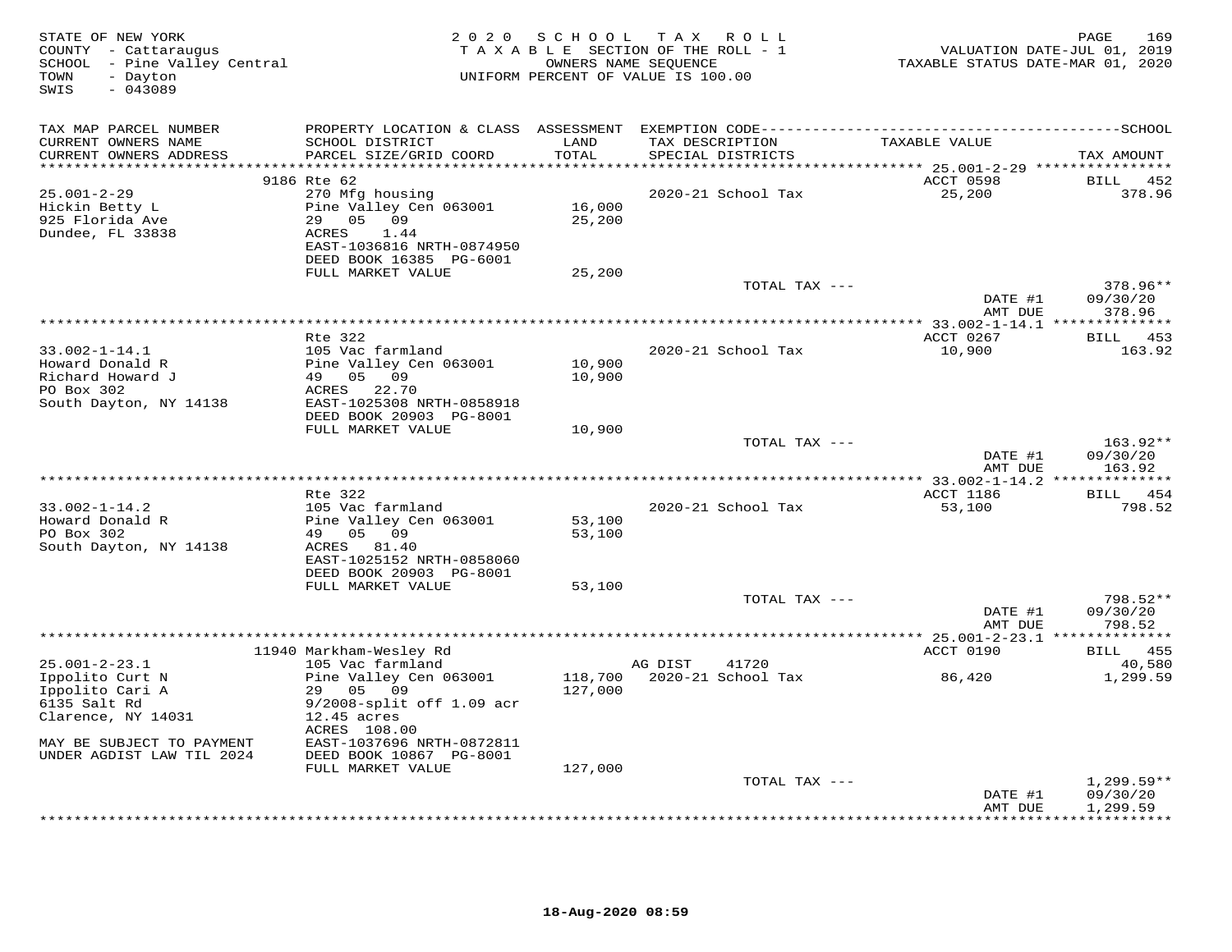STATE OF NEW YORK
COUNTY - Cattaraugus
SCHOOL - Pine Valley Central
TOWN - Dayton
SWIS - 043089

2020 SCHOOL TAX ROLL
TAXABLE SECTION OF THE ROLL - 1
OWNERS NAME SEQUENCE
UNIFORM PERCENT OF VALUE IS 100.00

VALUATION DATE-JUL 01, 2019
TAXABLE STATUS DATE-MAR 01, 2020

| TAX MAP PARCEL NUMBER / CURRENT OWNERS NAME / CURRENT OWNERS ADDRESS | PROPERTY LOCATION & CLASS / SCHOOL DISTRICT / PARCEL SIZE/GRID COORD | ASSESSMENT LAND / TOTAL | EXEMPTION CODE / TAX DESCRIPTION / SPECIAL DISTRICTS | TAXABLE VALUE | TAX AMOUNT |
|---|---|---|---|---|---|
| **25.001-2-29** | 9186 Rte 62 | | | ACCT 0598 | BILL 452 |
| 25.001-2-29 | 270 Mfg housing | | 2020-21 School Tax | 25,200 | 378.96 |
| Hickin Betty L | Pine Valley Cen 063001 | 16,000 | | | |
| 925 Florida Ave | 29 05 09 | 25,200 | | | |
| Dundee, FL 33838 | ACRES 1.44 | | | | |
| | EAST-1036816 NRTH-0874950 | | | | |
| | DEED BOOK 16385 PG-6001 | | | | |
| | FULL MARKET VALUE | 25,200 | | | |
| | | | TOTAL TAX --- | | 378.96** |
| | | | | DATE #1 | 09/30/20 |
| | | | | AMT DUE | 378.96 |
| **33.002-1-14.1** | Rte 322 | | | ACCT 0267 | BILL 453 |
| 33.002-1-14.1 | 105 Vac farmland | | 2020-21 School Tax | 10,900 | 163.92 |
| Howard Donald R | Pine Valley Cen 063001 | 10,900 | | | |
| Richard Howard J | 49 05 09 | 10,900 | | | |
| PO Box 302 | ACRES 22.70 | | | | |
| South Dayton, NY 14138 | EAST-1025308 NRTH-0858918 | | | | |
| | DEED BOOK 20903 PG-8001 | | | | |
| | FULL MARKET VALUE | 10,900 | | | |
| | | | TOTAL TAX --- | | 163.92** |
| | | | | DATE #1 | 09/30/20 |
| | | | | AMT DUE | 163.92 |
| **33.002-1-14.2** | Rte 322 | | | ACCT 1186 | BILL 454 |
| 33.002-1-14.2 | 105 Vac farmland | | 2020-21 School Tax | 53,100 | 798.52 |
| Howard Donald R | Pine Valley Cen 063001 | 53,100 | | | |
| PO Box 302 | 49 05 09 | 53,100 | | | |
| South Dayton, NY 14138 | ACRES 81.40 | | | | |
| | EAST-1025152 NRTH-0858060 | | | | |
| | DEED BOOK 20903 PG-8001 | | | | |
| | FULL MARKET VALUE | 53,100 | | | |
| | | | TOTAL TAX --- | | 798.52** |
| | | | | DATE #1 | 09/30/20 |
| | | | | AMT DUE | 798.52 |
| **25.001-2-23.1** | 11940 Markham-Wesley Rd | | | ACCT 0190 | BILL 455 |
| 25.001-2-23.1 | 105 Vac farmland | | AG DIST 41720 | | 40,580 |
| Ippolito Curt N | Pine Valley Cen 063001 | 118,700 | 2020-21 School Tax | 86,420 | 1,299.59 |
| Ippolito Cari A | 29 05 09 | 127,000 | | | |
| 6135 Salt Rd | 9/2008-split off 1.09 acr | | | | |
| Clarence, NY 14031 | 12.45 acres | | | | |
| | ACRES 108.00 | | | | |
| MAY BE SUBJECT TO PAYMENT | EAST-1037696 NRTH-0872811 | | | | |
| UNDER AGDIST LAW TIL 2024 | DEED BOOK 10867 PG-8001 | | | | |
| | FULL MARKET VALUE | 127,000 | | | |
| | | | TOTAL TAX --- | | 1,299.59** |
| | | | | DATE #1 | 09/30/20 |
| | | | | AMT DUE | 1,299.59 |

18-Aug-2020 08:59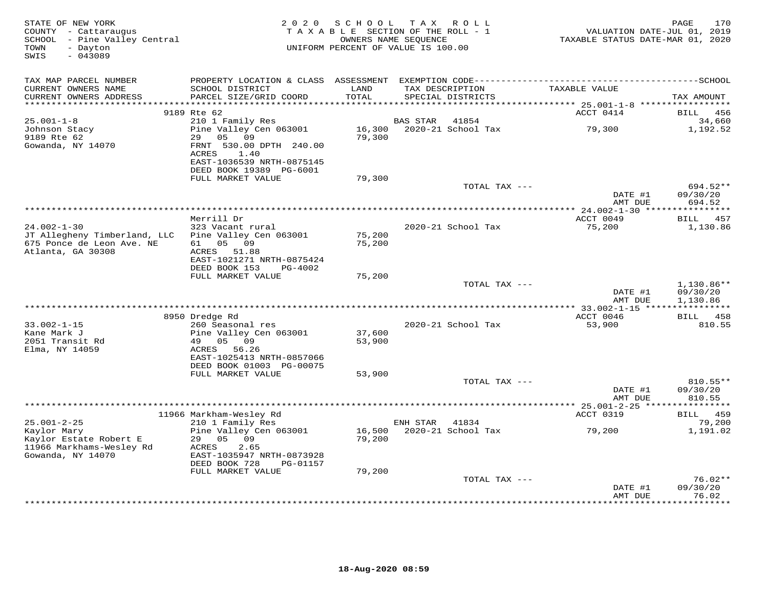STATE OF NEW YORK
COUNTY - Cattaraugus
SCHOOL - Pine Valley Central
TOWN - Dayton
SWIS - 043089

2020 SCHOOL TAX ROLL
TAXABLE SECTION OF THE ROLL - 1
OWNERS NAME SEQUENCE
UNIFORM PERCENT OF VALUE IS 100.00

VALUATION DATE-JUL 01, 2019
TAXABLE STATUS DATE-MAR 01, 2020

| TAX MAP PARCEL NUMBER / CURRENT OWNERS NAME / CURRENT OWNERS ADDRESS | PROPERTY LOCATION & CLASS / SCHOOL DISTRICT / PARCEL SIZE/GRID COORD | ASSESSMENT LAND / TOTAL | EXEMPTION CODE / TAX DESCRIPTION / SPECIAL DISTRICTS | TAXABLE VALUE | SCHOOL TAX AMOUNT |
|---|---|---|---|---|---|
| **25.001-1-8** | 9189 Rte 62 | | | ACCT 0414 | BILL 456 |
| 25.001-1-8 | 210 1 Family Res | | BAS STAR 41854 | | 34,660 |
| Johnson Stacy | Pine Valley Cen 063001 | 16,300 | 2020-21 School Tax | 79,300 | 1,192.52 |
| 9189 Rte 62 | 29 05 09 | 79,300 | | | |
| Gowanda, NY 14070 | FRNT 530.00 DPTH 240.00 | | | | |
| | ACRES 1.40 | | | | |
| | EAST-1036539 NRTH-0875145 | | | | |
| | DEED BOOK 19389 PG-6001 | | | | |
| | FULL MARKET VALUE | 79,300 | | | |
| | | | TOTAL TAX --- | | 694.52** |
| | | | | DATE #1 | 09/30/20 |
| | | | | AMT DUE | 694.52 |
| **24.002-1-30** | Merrill Dr | | | ACCT 0049 | BILL 457 |
| 24.002-1-30 | 323 Vacant rural | | 2020-21 School Tax | 75,200 | 1,130.86 |
| JT Allegheny Timberland, LLC | Pine Valley Cen 063001 | 75,200 | | | |
| 675 Ponce de Leon Ave. NE | 61 05 09 | 75,200 | | | |
| Atlanta, GA 30308 | ACRES 51.88 | | | | |
| | EAST-1021271 NRTH-0875424 | | | | |
| | DEED BOOK 153 PG-4002 | | | | |
| | FULL MARKET VALUE | 75,200 | | | |
| | | | TOTAL TAX --- | | 1,130.86** |
| | | | | DATE #1 | 09/30/20 |
| | | | | AMT DUE | 1,130.86 |
| **33.002-1-15** | 8950 Dredge Rd | | | ACCT 0046 | BILL 458 |
| 33.002-1-15 | 260 Seasonal res | | 2020-21 School Tax | 53,900 | 810.55 |
| Kane Mark J | Pine Valley Cen 063001 | 37,600 | | | |
| 2051 Transit Rd | 49 05 09 | 53,900 | | | |
| Elma, NY 14059 | ACRES 56.26 | | | | |
| | EAST-1025413 NRTH-0857066 | | | | |
| | DEED BOOK 01003 PG-00075 | | | | |
| | FULL MARKET VALUE | 53,900 | | | |
| | | | TOTAL TAX --- | | 810.55** |
| | | | | DATE #1 | 09/30/20 |
| | | | | AMT DUE | 810.55 |
| **25.001-2-25** | 11966 Markham-Wesley Rd | | | ACCT 0319 | BILL 459 |
| 25.001-2-25 | 210 1 Family Res | | ENH STAR 41834 | | 79,200 |
| Kaylor Mary | Pine Valley Cen 063001 | 16,500 | 2020-21 School Tax | 79,200 | 1,191.02 |
| Kaylor Estate Robert E | 29 05 09 | 79,200 | | | |
| 11966 Markhams-Wesley Rd | ACRES 2.65 | | | | |
| Gowanda, NY 14070 | EAST-1035947 NRTH-0873928 | | | | |
| | DEED BOOK 728 PG-01157 | | | | |
| | FULL MARKET VALUE | 79,200 | | | |
| | | | TOTAL TAX --- | | 76.02** |
| | | | | DATE #1 | 09/30/20 |
| | | | | AMT DUE | 76.02 |

18-Aug-2020 08:59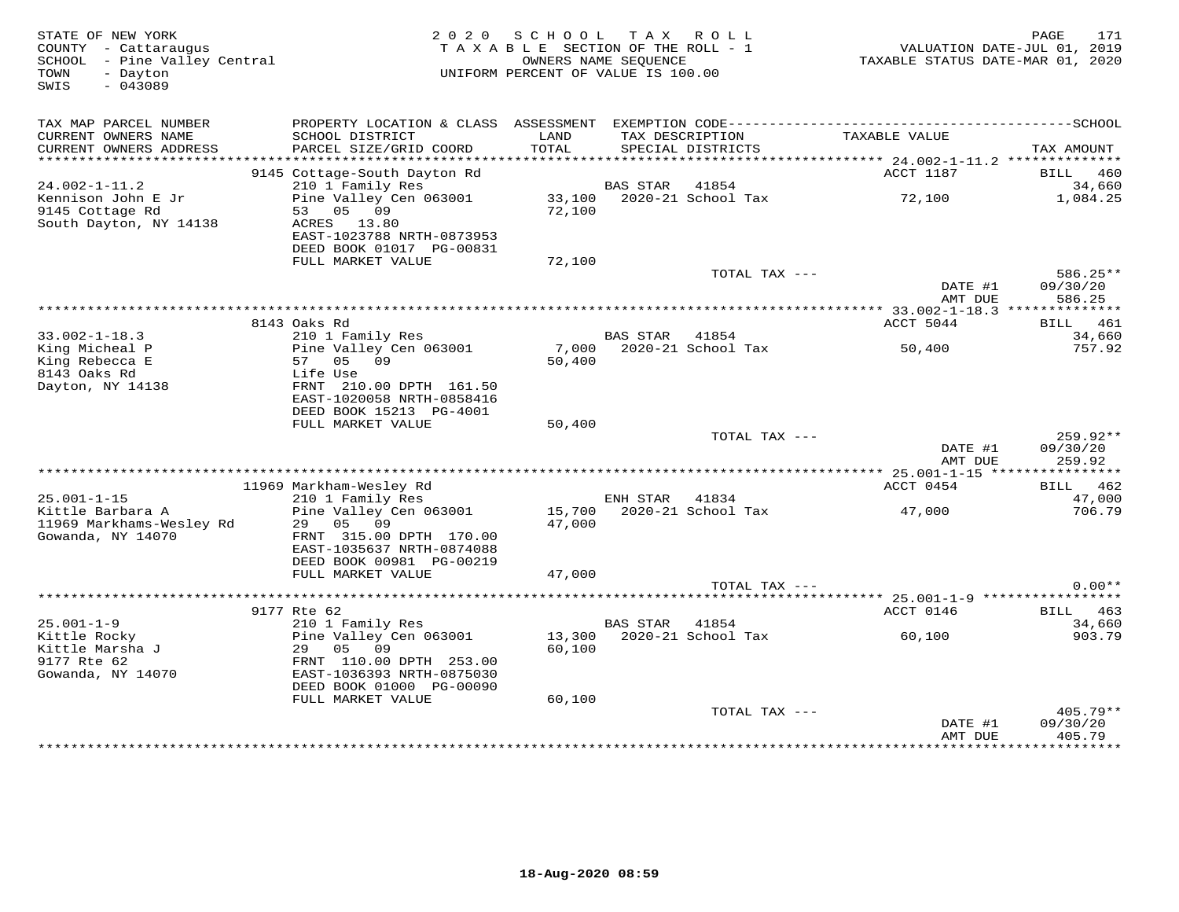STATE OF NEW YORK
COUNTY - Cattaraugus
SCHOOL - Pine Valley Central
TOWN - Dayton
SWIS - 043089

2020 SCHOOL TAX ROLL
TAXABLE SECTION OF THE ROLL - 1
OWNERS NAME SEQUENCE
UNIFORM PERCENT OF VALUE IS 100.00

VALUATION DATE-JUL 01, 2019
TAXABLE STATUS DATE-MAR 01, 2020

| TAX MAP PARCEL NUMBER / CURRENT OWNERS NAME / CURRENT OWNERS ADDRESS | PROPERTY LOCATION & CLASS / SCHOOL DISTRICT / PARCEL SIZE/GRID COORD | ASSESSMENT LAND / TOTAL | EXEMPTION CODE / TAX DESCRIPTION / SPECIAL DISTRICTS | TAXABLE VALUE | TAX AMOUNT |
|---|---|---|---|---|---|
| | 9145 Cottage-South Dayton Rd | | | ACCT 1187 | BILL 460 |
| 24.002-1-11.2 | 210 1 Family Res | | BAS STAR 41854 | | 34,660 |
| Kennison John E Jr | Pine Valley Cen 063001 | 33,100 | 2020-21 School Tax | 72,100 | 1,084.25 |
| 9145 Cottage Rd | 53 05 09 | 72,100 | | | |
| South Dayton, NY 14138 | ACRES 13.80 | | | | |
| | EAST-1023788 NRTH-0873953 | | | | |
| | DEED BOOK 01017 PG-00831 | | | | |
| | FULL MARKET VALUE | 72,100 | | | |
| | | | TOTAL TAX --- | | 586.25** |
| | | | | DATE #1 | 09/30/20 |
| | | | | AMT DUE | 586.25 |
| | 8143 Oaks Rd | | | ACCT 5044 | BILL 461 |
| 33.002-1-18.3 | 210 1 Family Res | | BAS STAR 41854 | | 34,660 |
| King Micheal P | Pine Valley Cen 063001 | 7,000 | 2020-21 School Tax | 50,400 | 757.92 |
| King Rebecca E | 57 05 09 | 50,400 | | | |
| 8143 Oaks Rd | Life Use | | | | |
| Dayton, NY 14138 | FRNT 210.00 DPTH 161.50 | | | | |
| | EAST-1020058 NRTH-0858416 | | | | |
| | DEED BOOK 15213 PG-4001 | | | | |
| | FULL MARKET VALUE | 50,400 | | | |
| | | | TOTAL TAX --- | | 259.92** |
| | | | | DATE #1 | 09/30/20 |
| | | | | AMT DUE | 259.92 |
| | 11969 Markham-Wesley Rd | | | ACCT 0454 | BILL 462 |
| 25.001-1-15 | 210 1 Family Res | | ENH STAR 41834 | | 47,000 |
| Kittle Barbara A | Pine Valley Cen 063001 | 15,700 | 2020-21 School Tax | 47,000 | 706.79 |
| 11969 Markhams-Wesley Rd | 29 05 09 | 47,000 | | | |
| Gowanda, NY 14070 | FRNT 315.00 DPTH 170.00 | | | | |
| | EAST-1035637 NRTH-0874088 | | | | |
| | DEED BOOK 00981 PG-00219 | | | | |
| | FULL MARKET VALUE | 47,000 | | | |
| | | | TOTAL TAX --- | | 0.00** |
| | 9177 Rte 62 | | | ACCT 0146 | BILL 463 |
| 25.001-1-9 | 210 1 Family Res | | BAS STAR 41854 | | 34,660 |
| Kittle Rocky | Pine Valley Cen 063001 | 13,300 | 2020-21 School Tax | 60,100 | 903.79 |
| Kittle Marsha J | 29 05 09 | 60,100 | | | |
| 9177 Rte 62 | FRNT 110.00 DPTH 253.00 | | | | |
| Gowanda, NY 14070 | EAST-1036393 NRTH-0875030 | | | | |
| | DEED BOOK 01000 PG-00090 | | | | |
| | FULL MARKET VALUE | 60,100 | | | |
| | | | TOTAL TAX --- | | 405.79** |
| | | | | DATE #1 | 09/30/20 |
| | | | | AMT DUE | 405.79 |

18-Aug-2020 08:59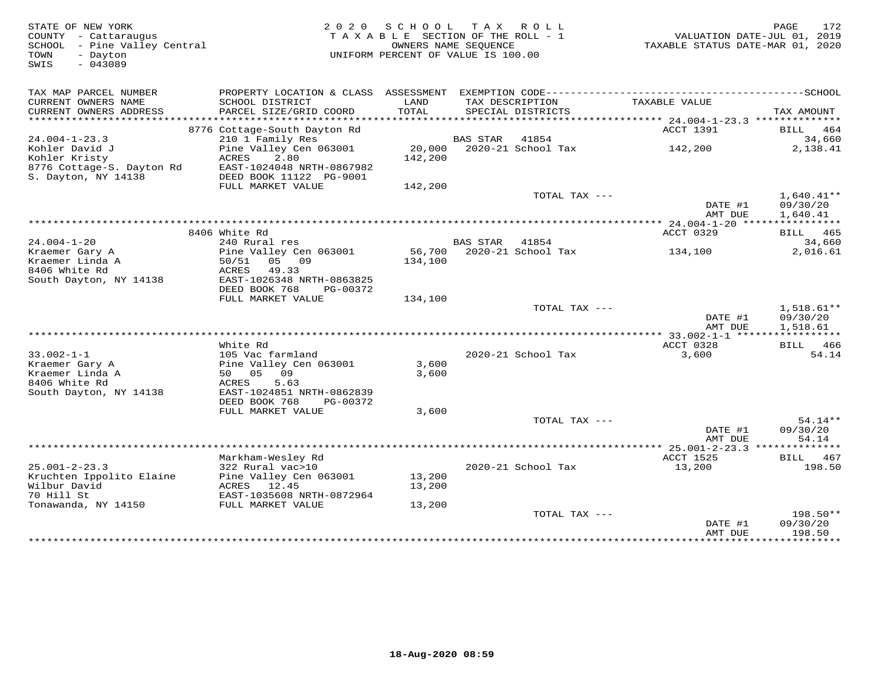STATE OF NEW YORK
COUNTY - Cattaraugus
SCHOOL - Pine Valley Central
TOWN - Dayton
SWIS - 043089

2020 SCHOOL TAX ROLL
TAXABLE SECTION OF THE ROLL - 1
OWNERS NAME SEQUENCE
UNIFORM PERCENT OF VALUE IS 100.00

VALUATION DATE-JUL 01, 2019
TAXABLE STATUS DATE-MAR 01, 2020

| TAX MAP PARCEL NUMBER / CURRENT OWNERS NAME / CURRENT OWNERS ADDRESS | PROPERTY LOCATION & CLASS / SCHOOL DISTRICT / PARCEL SIZE/GRID COORD | ASSESSMENT LAND / TOTAL | EXEMPTION CODE / TAX DESCRIPTION / SPECIAL DISTRICTS | TAXABLE VALUE | SCHOOL TAX AMOUNT |
|---|---|---|---|---|---|
| 24.004-1-23.3 | 8776 Cottage-South Dayton Rd | | | ACCT 1391 | BILL 464 |
| 24.004-1-23.3 | 210 1 Family Res | | BAS STAR 41854 | | 34,660 |
| Kohler David J | Pine Valley Cen 063001 | 20,000 | 2020-21 School Tax | 142,200 | 2,138.41 |
| Kohler Kristy | ACRES 2.80 | 142,200 | | | |
| 8776 Cottage-S. Dayton Rd | EAST-1024048 NRTH-0867982 | | | | |
| S. Dayton, NY 14138 | DEED BOOK 11122 PG-9001 | | | | |
| | FULL MARKET VALUE | 142,200 | | | |
| | | | TOTAL TAX --- | | 1,640.41** |
| | | | | DATE #1 | 09/30/20 |
| | | | | AMT DUE | 1,640.41 |
| 24.004-1-20 | 8406 White Rd | | | ACCT 0329 | BILL 465 |
| 24.004-1-20 | 240 Rural res | | BAS STAR 41854 | | 34,660 |
| Kraemer Gary A | Pine Valley Cen 063001 | 56,700 | 2020-21 School Tax | 134,100 | 2,016.61 |
| Kraemer Linda A | 50/51 05 09 | 134,100 | | | |
| 8406 White Rd | ACRES 49.33 | | | | |
| South Dayton, NY 14138 | EAST-1026348 NRTH-0863825 | | | | |
| | DEED BOOK 768 PG-00372 | | | | |
| | FULL MARKET VALUE | 134,100 | | | |
| | | | TOTAL TAX --- | | 1,518.61** |
| | | | | DATE #1 | 09/30/20 |
| | | | | AMT DUE | 1,518.61 |
| 33.002-1-1 | White Rd | | | ACCT 0328 | BILL 466 |
| 33.002-1-1 | 105 Vac farmland | | 2020-21 School Tax | 3,600 | 54.14 |
| Kraemer Gary A | Pine Valley Cen 063001 | 3,600 | | | |
| Kraemer Linda A | 50 05 09 | 3,600 | | | |
| 8406 White Rd | ACRES 5.63 | | | | |
| South Dayton, NY 14138 | EAST-1024851 NRTH-0862839 | | | | |
| | DEED BOOK 768 PG-00372 | | | | |
| | FULL MARKET VALUE | 3,600 | | | |
| | | | TOTAL TAX --- | | 54.14** |
| | | | | DATE #1 | 09/30/20 |
| | | | | AMT DUE | 54.14 |
| 25.001-2-23.3 | Markham-Wesley Rd | | | ACCT 1525 | BILL 467 |
| 25.001-2-23.3 | 322 Rural vac>10 | | 2020-21 School Tax | 13,200 | 198.50 |
| Kruchten Ippolito Elaine | Pine Valley Cen 063001 | 13,200 | | | |
| Wilbur David | ACRES 12.45 | 13,200 | | | |
| 70 Hill St | EAST-1035608 NRTH-0872964 | | | | |
| Tonawanda, NY 14150 | FULL MARKET VALUE | 13,200 | | | |
| | | | TOTAL TAX --- | | 198.50** |
| | | | | DATE #1 | 09/30/20 |
| | | | | AMT DUE | 198.50 |

18-Aug-2020 08:59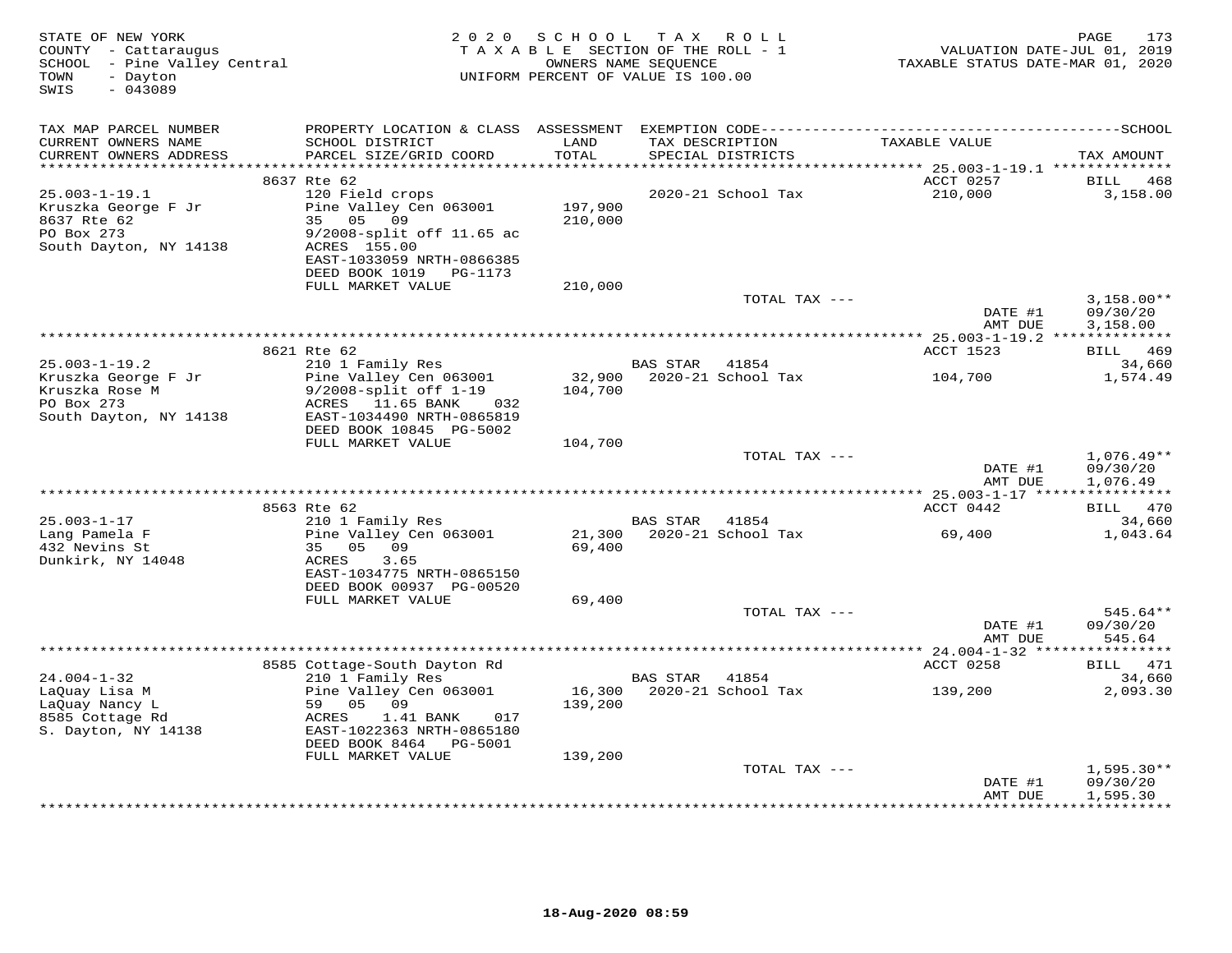STATE OF NEW YORK
COUNTY - Cattaraugus
SCHOOL - Pine Valley Central
TOWN - Dayton
SWIS - 043089

2020 SCHOOL TAX ROLL
TAXABLE SECTION OF THE ROLL - 1
OWNERS NAME SEQUENCE
UNIFORM PERCENT OF VALUE IS 100.00

VALUATION DATE-JUL 01, 2019
TAXABLE STATUS DATE-MAR 01, 2020

| TAX MAP PARCEL NUMBER / CURRENT OWNERS NAME / CURRENT OWNERS ADDRESS | PROPERTY LOCATION & CLASS / SCHOOL DISTRICT / PARCEL SIZE/GRID COORD | ASSESSMENT LAND / TOTAL | EXEMPTION CODE / TAX DESCRIPTION / SPECIAL DISTRICTS | TAXABLE VALUE | TAX AMOUNT |
|---|---|---|---|---|---|
| | 8637 Rte 62 | | | ACCT 0257 | BILL 468 |
| 25.003-1-19.1 | 120 Field crops | | 2020-21 School Tax | 210,000 | 3,158.00 |
| Kruszka George F Jr | Pine Valley Cen 063001 | 197,900 | | | |
| 8637 Rte 62 | 35 05 09 | 210,000 | | | |
| PO Box 273 | 9/2008-split off 11.65 ac | | | | |
| South Dayton, NY 14138 | ACRES 155.00 | | | | |
| | EAST-1033059 NRTH-0866385 | | | | |
| | DEED BOOK 1019 PG-1173 | | | | |
| | FULL MARKET VALUE | 210,000 | | | |
| | | | TOTAL TAX --- | | 3,158.00** |
| | | | | DATE #1 | 09/30/20 |
| | | | | AMT DUE | 3,158.00 |
| | 8621 Rte 62 | | | ACCT 1523 | BILL 469 |
| 25.003-1-19.2 | 210 1 Family Res | | BAS STAR 41854 | | 34,660 |
| Kruszka George F Jr | Pine Valley Cen 063001 | 32,900 | 2020-21 School Tax | 104,700 | 1,574.49 |
| Kruszka Rose M | 9/2008-split off 1-19 | 104,700 | | | |
| PO Box 273 | ACRES 11.65 BANK 032 | | | | |
| South Dayton, NY 14138 | EAST-1034490 NRTH-0865819 | | | | |
| | DEED BOOK 10845 PG-5002 | | | | |
| | FULL MARKET VALUE | 104,700 | | | |
| | | | TOTAL TAX --- | | 1,076.49** |
| | | | | DATE #1 | 09/30/20 |
| | | | | AMT DUE | 1,076.49 |
| | 8563 Rte 62 | | | ACCT 0442 | BILL 470 |
| 25.003-1-17 | 210 1 Family Res | | BAS STAR 41854 | | 34,660 |
| Lang Pamela F | Pine Valley Cen 063001 | 21,300 | 2020-21 School Tax | 69,400 | 1,043.64 |
| 432 Nevins St | 35 05 09 | 69,400 | | | |
| Dunkirk, NY 14048 | ACRES 3.65 | | | | |
| | EAST-1034775 NRTH-0865150 | | | | |
| | DEED BOOK 00937 PG-00520 | | | | |
| | FULL MARKET VALUE | 69,400 | | | |
| | | | TOTAL TAX --- | | 545.64** |
| | | | | DATE #1 | 09/30/20 |
| | | | | AMT DUE | 545.64 |
| | 8585 Cottage-South Dayton Rd | | | ACCT 0258 | BILL 471 |
| 24.004-1-32 | 210 1 Family Res | | BAS STAR 41854 | | 34,660 |
| LaQuay Lisa M | Pine Valley Cen 063001 | 16,300 | 2020-21 School Tax | 139,200 | 2,093.30 |
| LaQuay Nancy L | 59 05 09 | 139,200 | | | |
| 8585 Cottage Rd | ACRES 1.41 BANK 017 | | | | |
| S. Dayton, NY 14138 | EAST-1022363 NRTH-0865180 | | | | |
| | DEED BOOK 8464 PG-5001 | | | | |
| | FULL MARKET VALUE | 139,200 | | | |
| | | | TOTAL TAX --- | | 1,595.30** |
| | | | | DATE #1 | 09/30/20 |
| | | | | AMT DUE | 1,595.30 |

18-Aug-2020 08:59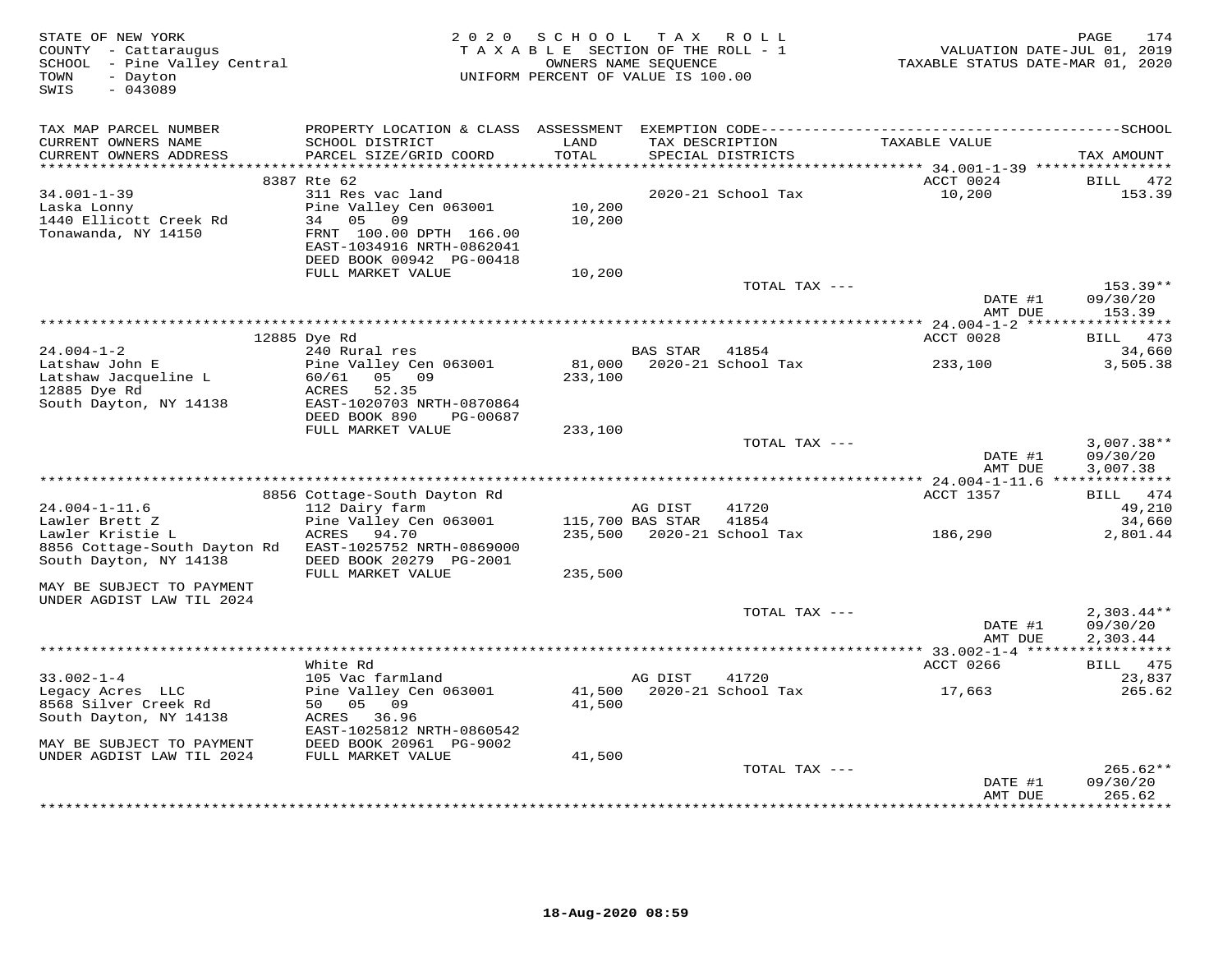STATE OF NEW YORK
COUNTY - Cattaraugus
SCHOOL - Pine Valley Central
TOWN - Dayton
SWIS - 043089

2020 SCHOOL TAX ROLL
TAXABLE SECTION OF THE ROLL - 1
OWNERS NAME SEQUENCE
UNIFORM PERCENT OF VALUE IS 100.00

VALUATION DATE-JUL 01, 2019
TAXABLE STATUS DATE-MAR 01, 2020

| TAX MAP PARCEL NUMBER / CURRENT OWNERS NAME / CURRENT OWNERS ADDRESS | PROPERTY LOCATION & CLASS / SCHOOL DISTRICT / PARCEL SIZE/GRID COORD | ASSESSMENT LAND / TOTAL | EXEMPTION CODE / TAX DESCRIPTION / SPECIAL DISTRICTS | TAXABLE VALUE | TAX AMOUNT |
|---|---|---|---|---|---|
| 34.001-1-39 | 8387 Rte 62 | | | ACCT 0024 | BILL 472 |
| Laska Lonny | 311 Res vac land | | | | |
| 1440 Ellicott Creek Rd | Pine Valley Cen 063001 | 10,200 | 2020-21 School Tax | 10,200 | 153.39 |
| Tonawanda, NY 14150 | 34 05 09 | 10,200 | | | |
| | FRNT 100.00 DPTH 166.00 | | | | |
| | EAST-1034916 NRTH-0862041 | | | | |
| | DEED BOOK 00942 PG-00418 | | | | |
| | FULL MARKET VALUE | 10,200 | | | |
| | | | TOTAL TAX --- | | 153.39** |
| | | | | DATE #1 | 09/30/20 |
| | | | | AMT DUE | 153.39 |
| 24.004-1-2 | 12885 Dye Rd | | | ACCT 0028 | BILL 473 |
| Latshaw John E | 240 Rural res | | BAS STAR 41854 | | 34,660 |
| Latshaw Jacqueline L | Pine Valley Cen 063001 | 81,000 | 2020-21 School Tax | 233,100 | 3,505.38 |
| 12885 Dye Rd | 60/61 05 09 | 233,100 | | | |
| South Dayton, NY 14138 | ACRES 52.35 | | | | |
| | EAST-1020703 NRTH-0870864 | | | | |
| | DEED BOOK 890 PG-00687 | | | | |
| | FULL MARKET VALUE | 233,100 | | | |
| | | | TOTAL TAX --- | | 3,007.38** |
| | | | | DATE #1 | 09/30/20 |
| | | | | AMT DUE | 3,007.38 |
| 24.004-1-11.6 | 8856 Cottage-South Dayton Rd | | | ACCT 1357 | BILL 474 |
| Lawler Brett Z | 112 Dairy farm | | AG DIST 41720 | | 49,210 |
| Lawler Kristie L | Pine Valley Cen 063001 | 115,700 | BAS STAR 41854 | | 34,660 |
| 8856 Cottage-South Dayton Rd | ACRES 94.70 | 235,500 | 2020-21 School Tax | 186,290 | 2,801.44 |
| South Dayton, NY 14138 | EAST-1025752 NRTH-0869000 | | | | |
| | DEED BOOK 20279 PG-2001 | | | | |
| MAY BE SUBJECT TO PAYMENT | FULL MARKET VALUE | 235,500 | | | |
| UNDER AGDIST LAW TIL 2024 | | | | | |
| | | | TOTAL TAX --- | | 2,303.44** |
| | | | | DATE #1 | 09/30/20 |
| | | | | AMT DUE | 2,303.44 |
| 33.002-1-4 | White Rd | | | ACCT 0266 | BILL 475 |
| Legacy Acres LLC | 105 Vac farmland | | AG DIST 41720 | | 23,837 |
| 8568 Silver Creek Rd | Pine Valley Cen 063001 | 41,500 | 2020-21 School Tax | 17,663 | 265.62 |
| South Dayton, NY 14138 | 50 05 09 | 41,500 | | | |
| | ACRES 36.96 | | | | |
| MAY BE SUBJECT TO PAYMENT | EAST-1025812 NRTH-0860542 | | | | |
| UNDER AGDIST LAW TIL 2024 | DEED BOOK 20961 PG-9002 | | | | |
| | FULL MARKET VALUE | 41,500 | | | |
| | | | TOTAL TAX --- | | 265.62** |
| | | | | DATE #1 | 09/30/20 |
| | | | | AMT DUE | 265.62 |

18-Aug-2020 08:59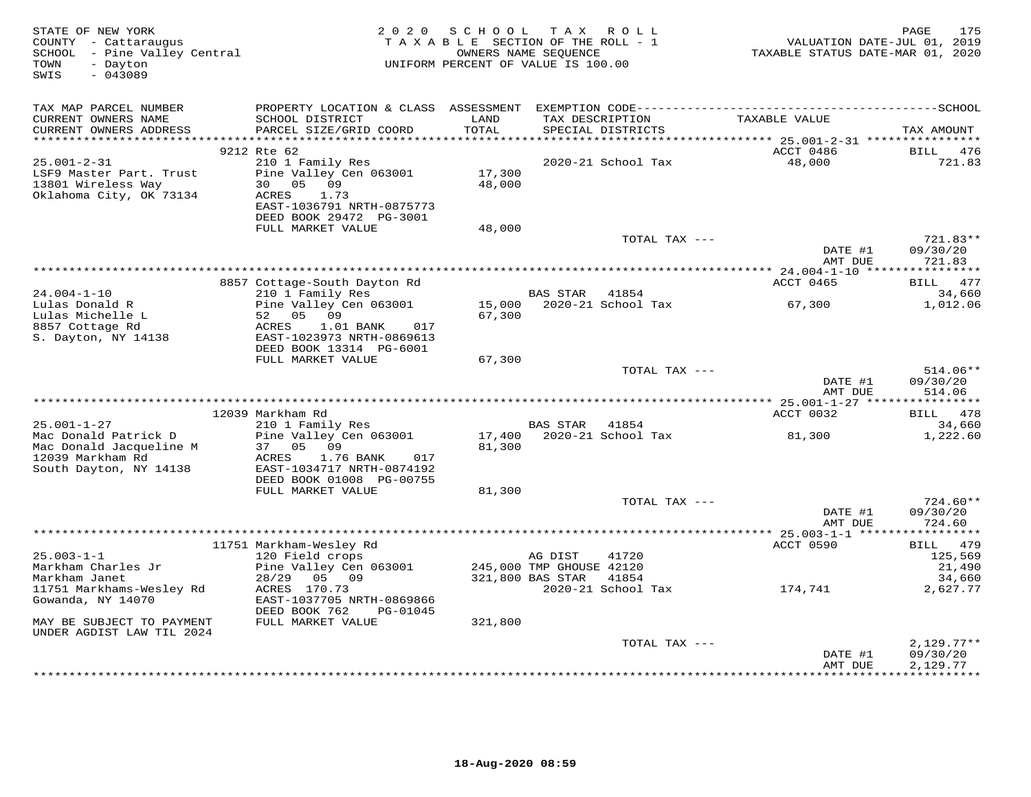STATE OF NEW YORK
COUNTY - Cattaraugus
SCHOOL - Pine Valley Central
TOWN - Dayton
SWIS - 043089

2 0 2 0 S C H O O L T A X R O L L
T A X A B L E SECTION OF THE ROLL - 1
OWNERS NAME SEQUENCE
UNIFORM PERCENT OF VALUE IS 100.00

VALUATION DATE-JUL 01, 2019
TAXABLE STATUS DATE-MAR 01, 2020

| TAX MAP PARCEL NUMBER / CURRENT OWNERS NAME / CURRENT OWNERS ADDRESS | PROPERTY LOCATION & CLASS / SCHOOL DISTRICT / PARCEL SIZE/GRID COORD | ASSESSMENT LAND / TOTAL | EXEMPTION CODE / TAX DESCRIPTION / SPECIAL DISTRICTS | TAXABLE VALUE | TAX AMOUNT |
|---|---|---|---|---|---|
| **25.001-2-31** | 9212 Rte 62 | | | ACCT 0486 | BILL 476 |
| 25.001-2-31 | 210 1 Family Res | | 2020-21 School Tax | 48,000 | 721.83 |
| LSF9 Master Part. Trust | Pine Valley Cen 063001 | 17,300 | | | |
| 13801 Wireless Way | 30 05 09 | 48,000 | | | |
| Oklahoma City, OK 73134 | ACRES 1.73 | | | | |
| | EAST-1036791 NRTH-0875773 | | | | |
| | DEED BOOK 29472 PG-3001 | | | | |
| | FULL MARKET VALUE | 48,000 | | | |
| | | | TOTAL TAX --- | | 721.83** |
| | | | | DATE #1 | 09/30/20 |
| | | | | AMT DUE | 721.83 |
| **24.004-1-10** | 8857 Cottage-South Dayton Rd | | | ACCT 0465 | BILL 477 |
| 24.004-1-10 | 210 1 Family Res | | BAS STAR 41854 | | 34,660 |
| Lulas Donald R | Pine Valley Cen 063001 | 15,000 | 2020-21 School Tax | 67,300 | 1,012.06 |
| Lulas Michelle L | 52 05 09 | 67,300 | | | |
| 8857 Cottage Rd | ACRES 1.01 BANK 017 | | | | |
| S. Dayton, NY 14138 | EAST-1023973 NRTH-0869613 | | | | |
| | DEED BOOK 13314 PG-6001 | | | | |
| | FULL MARKET VALUE | 67,300 | | | |
| | | | TOTAL TAX --- | | 514.06** |
| | | | | DATE #1 | 09/30/20 |
| | | | | AMT DUE | 514.06 |
| **25.001-1-27** | 12039 Markham Rd | | | ACCT 0032 | BILL 478 |
| 25.001-1-27 | 210 1 Family Res | | BAS STAR 41854 | | 34,660 |
| Mac Donald Patrick D | Pine Valley Cen 063001 | 17,400 | 2020-21 School Tax | 81,300 | 1,222.60 |
| Mac Donald Jacqueline M | 37 05 09 | 81,300 | | | |
| 12039 Markham Rd | ACRES 1.76 BANK 017 | | | | |
| South Dayton, NY 14138 | EAST-1034717 NRTH-0874192 | | | | |
| | DEED BOOK 01008 PG-00755 | | | | |
| | FULL MARKET VALUE | 81,300 | | | |
| | | | TOTAL TAX --- | | 724.60** |
| | | | | DATE #1 | 09/30/20 |
| | | | | AMT DUE | 724.60 |
| **25.003-1-1** | 11751 Markham-Wesley Rd | | | ACCT 0590 | BILL 479 |
| 25.003-1-1 | 120 Field crops | | AG DIST 41720 | | 125,569 |
| Markham Charles Jr | Pine Valley Cen 063001 | 245,000 | TMP GHOUSE 42120 | | 21,490 |
| Markham Janet | 28/29 05 09 | 321,800 | BAS STAR 41854 | | 34,660 |
| 11751 Markhams-Wesley Rd | ACRES 170.73 | | 2020-21 School Tax | 174,741 | 2,627.77 |
| Gowanda, NY 14070 | EAST-1037705 NRTH-0869866 | | | | |
| | DEED BOOK 762 PG-01045 | | | | |
| MAY BE SUBJECT TO PAYMENT UNDER AGDIST LAW TIL 2024 | FULL MARKET VALUE | 321,800 | | | |
| | | | TOTAL TAX --- | | 2,129.77** |
| | | | | DATE #1 | 09/30/20 |
| | | | | AMT DUE | 2,129.77 |

18-Aug-2020 08:59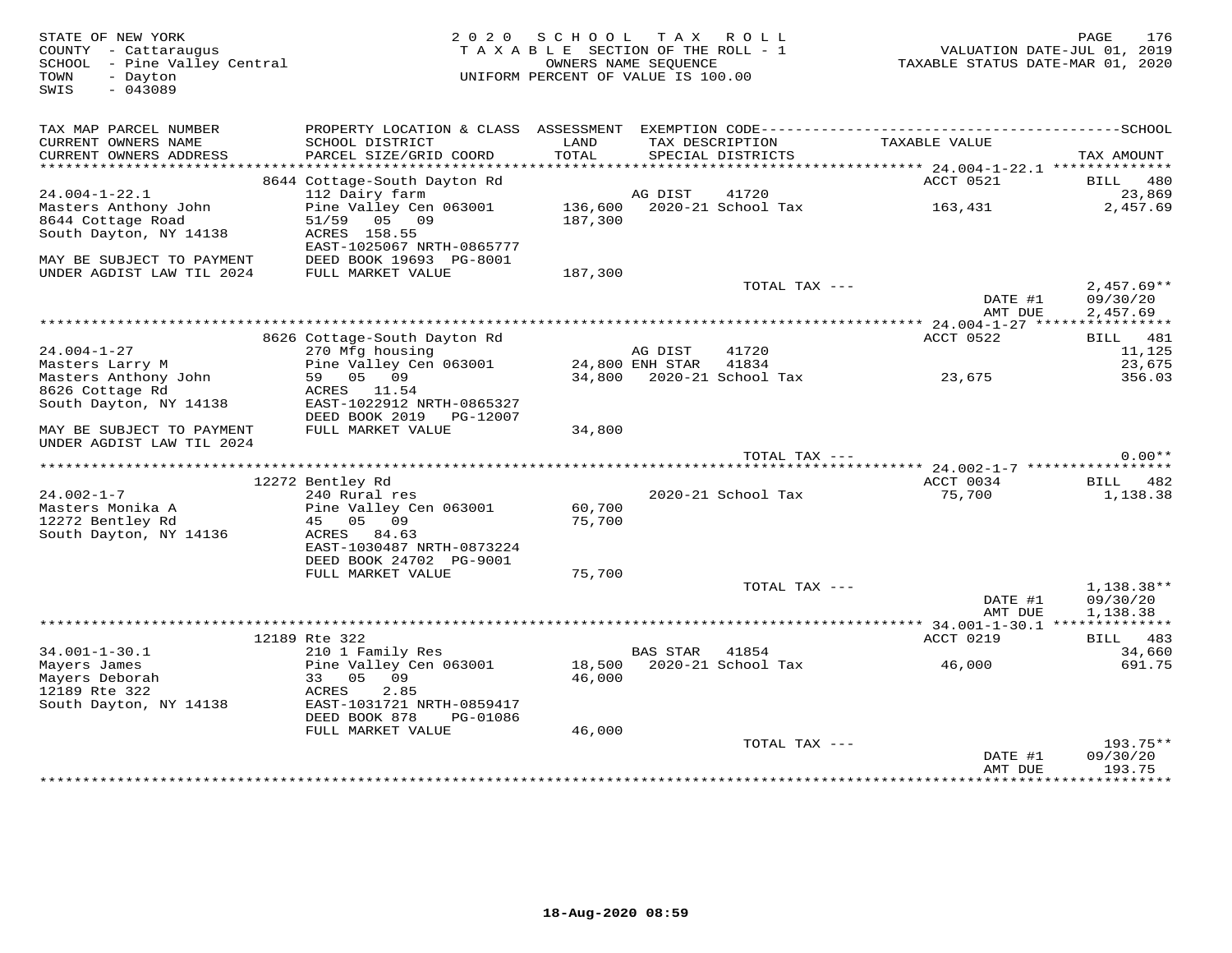STATE OF NEW YORK
COUNTY - Cattaraugus
SCHOOL - Pine Valley Central
TOWN - Dayton
SWIS - 043089

2020 SCHOOL TAX ROLL
TAXABLE SECTION OF THE ROLL - 1
OWNERS NAME SEQUENCE
UNIFORM PERCENT OF VALUE IS 100.00

VALUATION DATE-JUL 01, 2019
TAXABLE STATUS DATE-MAR 01, 2020

| TAX MAP PARCEL NUMBER / CURRENT OWNERS NAME / CURRENT OWNERS ADDRESS | PROPERTY LOCATION & CLASS / SCHOOL DISTRICT / PARCEL SIZE/GRID COORD | ASSESSMENT LAND / TOTAL | EXEMPTION CODE / TAX DESCRIPTION / SPECIAL DISTRICTS | TAXABLE VALUE | TAX AMOUNT |
|---|---|---|---|---|---|
| | 8644 Cottage-South Dayton Rd | | | ACCT 0521 | BILL 480 |
| 24.004-1-22.1 | 112 Dairy farm | | AG DIST 41720 | | 23,869 |
| Masters Anthony John | Pine Valley Cen 063001 | 136,600 | 2020-21 School Tax | 163,431 | 2,457.69 |
| 8644 Cottage Road | 51/59 05 09 | 187,300 | | | |
| South Dayton, NY 14138 | ACRES 158.55 | | | | |
| | EAST-1025067 NRTH-0865777 | | | | |
| MAY BE SUBJECT TO PAYMENT | DEED BOOK 19693 PG-8001 | | | | |
| UNDER AGDIST LAW TIL 2024 | FULL MARKET VALUE | 187,300 | | | |
| | | | TOTAL TAX --- | | 2,457.69** |
| | | | | DATE #1 | 09/30/20 |
| | | | | AMT DUE | 2,457.69 |
| | 8626 Cottage-South Dayton Rd | | | ACCT 0522 | BILL 481 |
| 24.004-1-27 | 270 Mfg housing | | AG DIST 41720 | | 11,125 |
| Masters Larry M | Pine Valley Cen 063001 | 24,800 | ENH STAR 41834 | | 23,675 |
| Masters Anthony John | 59 05 09 | 34,800 | 2020-21 School Tax | 23,675 | 356.03 |
| 8626 Cottage Rd | ACRES 11.54 | | | | |
| South Dayton, NY 14138 | EAST-1022912 NRTH-0865327 | | | | |
| | DEED BOOK 2019 PG-12007 | | | | |
| MAY BE SUBJECT TO PAYMENT | FULL MARKET VALUE | 34,800 | | | |
| UNDER AGDIST LAW TIL 2024 | | | | | |
| | | | TOTAL TAX --- | | 0.00** |
| | 12272 Bentley Rd | | | ACCT 0034 | BILL 482 |
| 24.002-1-7 | 240 Rural res | | 2020-21 School Tax | 75,700 | 1,138.38 |
| Masters Monika A | Pine Valley Cen 063001 | 60,700 | | | |
| 12272 Bentley Rd | 45 05 09 | 75,700 | | | |
| South Dayton, NY 14136 | ACRES 84.63 | | | | |
| | EAST-1030487 NRTH-0873224 | | | | |
| | DEED BOOK 24702 PG-9001 | | | | |
| | FULL MARKET VALUE | 75,700 | | | |
| | | | TOTAL TAX --- | | 1,138.38** |
| | | | | DATE #1 | 09/30/20 |
| | | | | AMT DUE | 1,138.38 |
| | 12189 Rte 322 | | | ACCT 0219 | BILL 483 |
| 34.001-1-30.1 | 210 1 Family Res | | BAS STAR 41854 | | 34,660 |
| Mayers James | Pine Valley Cen 063001 | 18,500 | 2020-21 School Tax | 46,000 | 691.75 |
| Mayers Deborah | 33 05 09 | 46,000 | | | |
| 12189 Rte 322 | ACRES 2.85 | | | | |
| South Dayton, NY 14138 | EAST-1031721 NRTH-0859417 | | | | |
| | DEED BOOK 878 PG-01086 | | | | |
| | FULL MARKET VALUE | 46,000 | | | |
| | | | TOTAL TAX --- | | 193.75** |
| | | | | DATE #1 | 09/30/20 |
| | | | | AMT DUE | 193.75 |

18-Aug-2020 08:59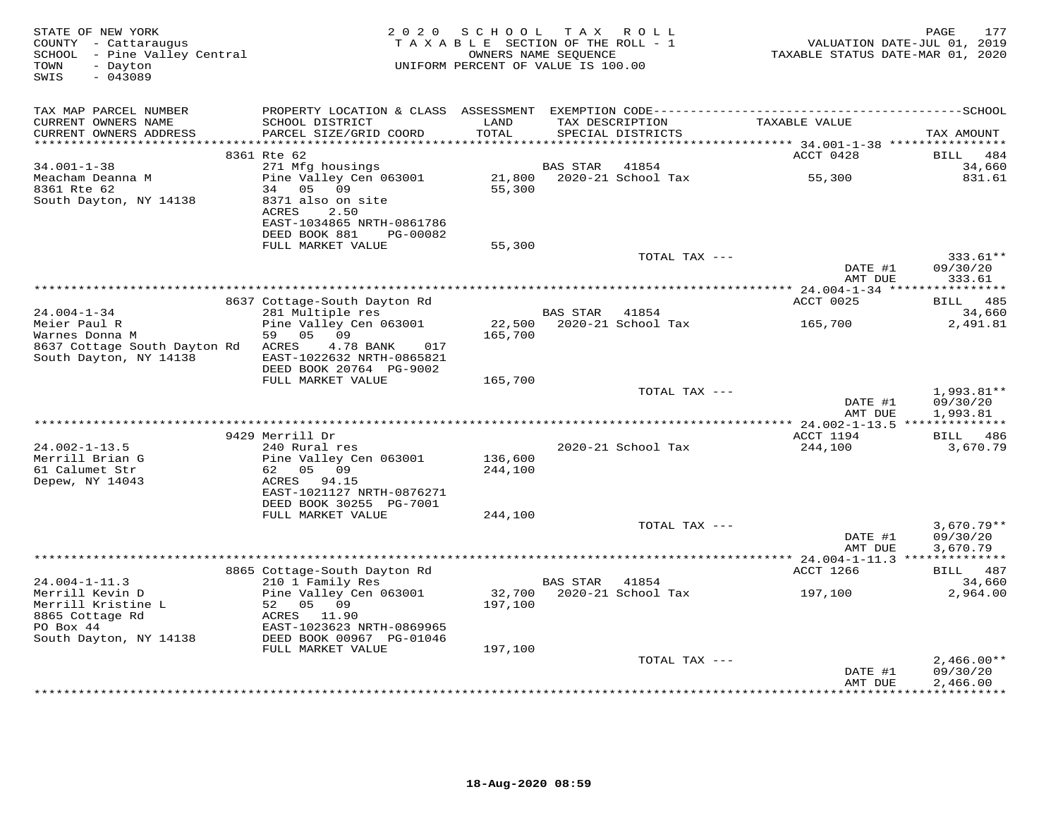STATE OF NEW YORK
COUNTY - Cattaraugus
SCHOOL - Pine Valley Central
TOWN - Dayton
SWIS - 043089

2020 SCHOOL TAX ROLL
TAXABLE SECTION OF THE ROLL - 1
OWNERS NAME SEQUENCE
UNIFORM PERCENT OF VALUE IS 100.00

VALUATION DATE-JUL 01, 2019
TAXABLE STATUS DATE-MAR 01, 2020

| TAX MAP PARCEL NUMBER / CURRENT OWNERS NAME / CURRENT OWNERS ADDRESS | PROPERTY LOCATION & CLASS / SCHOOL DISTRICT / PARCEL SIZE/GRID COORD | ASSESSMENT LAND / TOTAL | EXEMPTION CODE / TAX DESCRIPTION / SPECIAL DISTRICTS | TAXABLE VALUE | TAX AMOUNT |
|---|---|---|---|---|---|
| **34.001-1-38** | 8361 Rte 62 | | | ACCT 0428 | BILL 484 |
| 34.001-1-38 | 271 Mfg housings | | BAS STAR 41854 | | 34,660 |
| Meacham Deanna M | Pine Valley Cen 063001 | 21,800 | 2020-21 School Tax | 55,300 | 831.61 |
| 8361 Rte 62 | 34 05 09 | 55,300 | | | |
| South Dayton, NY 14138 | 8371 also on site | | | | |
| | ACRES 2.50 | | | | |
| | EAST-1034865 NRTH-0861786 | | | | |
| | DEED BOOK 881 PG-00082 | | | | |
| | FULL MARKET VALUE | 55,300 | | | |
| | | | TOTAL TAX --- | | 333.61** |
| | | | | DATE #1 | 09/30/20 |
| | | | | AMT DUE | 333.61 |
| **24.004-1-34** | 8637 Cottage-South Dayton Rd | | | ACCT 0025 | BILL 485 |
| 24.004-1-34 | 281 Multiple res | | BAS STAR 41854 | | 34,660 |
| Meier Paul R | Pine Valley Cen 063001 | 22,500 | 2020-21 School Tax | 165,700 | 2,491.81 |
| Warnes Donna M | 59 05 09 | 165,700 | | | |
| 8637 Cottage South Dayton Rd | ACRES 4.78 BANK 017 | | | | |
| South Dayton, NY 14138 | EAST-1022632 NRTH-0865821 | | | | |
| | DEED BOOK 20764 PG-9002 | | | | |
| | FULL MARKET VALUE | 165,700 | | | |
| | | | TOTAL TAX --- | | 1,993.81** |
| | | | | DATE #1 | 09/30/20 |
| | | | | AMT DUE | 1,993.81 |
| **24.002-1-13.5** | 9429 Merrill Dr | | | ACCT 1194 | BILL 486 |
| 24.002-1-13.5 | 240 Rural res | | 2020-21 School Tax | 244,100 | 3,670.79 |
| Merrill Brian G | Pine Valley Cen 063001 | 136,600 | | | |
| 61 Calumet Str | 62 05 09 | 244,100 | | | |
| Depew, NY 14043 | ACRES 94.15 | | | | |
| | EAST-1021127 NRTH-0876271 | | | | |
| | DEED BOOK 30255 PG-7001 | | | | |
| | FULL MARKET VALUE | 244,100 | | | |
| | | | TOTAL TAX --- | | 3,670.79** |
| | | | | DATE #1 | 09/30/20 |
| | | | | AMT DUE | 3,670.79 |
| **24.004-1-11.3** | 8865 Cottage-South Dayton Rd | | | ACCT 1266 | BILL 487 |
| 24.004-1-11.3 | 210 1 Family Res | | BAS STAR 41854 | | 34,660 |
| Merrill Kevin D | Pine Valley Cen 063001 | 32,700 | 2020-21 School Tax | 197,100 | 2,964.00 |
| Merrill Kristine L | 52 05 09 | 197,100 | | | |
| 8865 Cottage Rd | ACRES 11.90 | | | | |
| PO Box 44 | EAST-1023623 NRTH-0869965 | | | | |
| South Dayton, NY 14138 | DEED BOOK 00967 PG-01046 | | | | |
| | FULL MARKET VALUE | 197,100 | | | |
| | | | TOTAL TAX --- | | 2,466.00** |
| | | | | DATE #1 | 09/30/20 |
| | | | | AMT DUE | 2,466.00 |

18-Aug-2020 08:59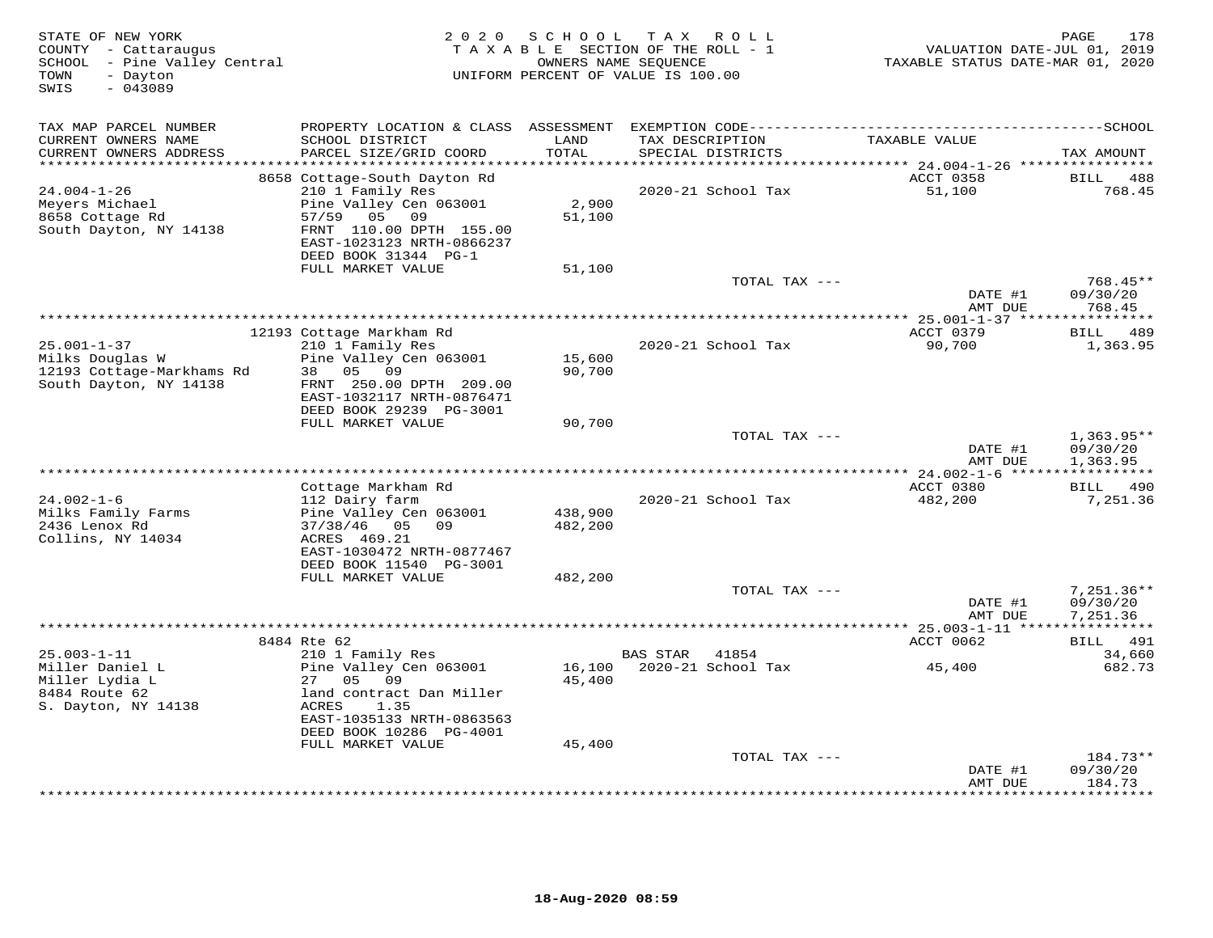STATE OF NEW YORK
COUNTY - Cattaraugus
SCHOOL - Pine Valley Central
TOWN - Dayton
SWIS - 043089

2 0 2 0 S C H O O L T A X R O L L
T A X A B L E SECTION OF THE ROLL - 1
OWNERS NAME SEQUENCE
UNIFORM PERCENT OF VALUE IS 100.00

VALUATION DATE-JUL 01, 2019
TAXABLE STATUS DATE-MAR 01, 2020

| TAX MAP PARCEL NUMBER / CURRENT OWNERS NAME / CURRENT OWNERS ADDRESS | PROPERTY LOCATION & CLASS / SCHOOL DISTRICT / PARCEL SIZE/GRID COORD | ASSESSMENT LAND / TOTAL | EXEMPTION CODE / TAX DESCRIPTION / SPECIAL DISTRICTS | TAXABLE VALUE | TAX AMOUNT |
|---|---|---|---|---|---|
| 24.004-1-26 | 8658 Cottage-South Dayton Rd | | | ACCT 0358 | BILL 488 |
| Meyers Michael | 210 1 Family Res | | 2020-21 School Tax | 51,100 | 768.45 |
| 8658 Cottage Rd | Pine Valley Cen 063001 | 2,900 | | | |
| South Dayton, NY 14138 | 57/59 05 09 | 51,100 | | | |
| | FRNT 110.00 DPTH 155.00 | | | | |
| | EAST-1023123 NRTH-0866237 | | | | |
| | DEED BOOK 31344 PG-1 | | | | |
| | FULL MARKET VALUE | 51,100 | | | |
| | | | TOTAL TAX --- | | 768.45** |
| | | | | DATE #1 | 09/30/20 |
| | | | | AMT DUE | 768.45 |
| 25.001-1-37 | 12193 Cottage Markham Rd | | | ACCT 0379 | BILL 489 |
| Milks Douglas W | 210 1 Family Res | | 2020-21 School Tax | 90,700 | 1,363.95 |
| 12193 Cottage-Markhams Rd | Pine Valley Cen 063001 | 15,600 | | | |
| South Dayton, NY 14138 | 38 05 09 | 90,700 | | | |
| | FRNT 250.00 DPTH 209.00 | | | | |
| | EAST-1032117 NRTH-0876471 | | | | |
| | DEED BOOK 29239 PG-3001 | | | | |
| | FULL MARKET VALUE | 90,700 | | | |
| | | | TOTAL TAX --- | | 1,363.95** |
| | | | | DATE #1 | 09/30/20 |
| | | | | AMT DUE | 1,363.95 |
| 24.002-1-6 | Cottage Markham Rd | | | ACCT 0380 | BILL 490 |
| Milks Family Farms | 112 Dairy farm | | 2020-21 School Tax | 482,200 | 7,251.36 |
| 2436 Lenox Rd | Pine Valley Cen 063001 | 438,900 | | | |
| Collins, NY 14034 | 37/38/46 05 09 | 482,200 | | | |
| | ACRES 469.21 | | | | |
| | EAST-1030472 NRTH-0877467 | | | | |
| | DEED BOOK 11540 PG-3001 | | | | |
| | FULL MARKET VALUE | 482,200 | | | |
| | | | TOTAL TAX --- | | 7,251.36** |
| | | | | DATE #1 | 09/30/20 |
| | | | | AMT DUE | 7,251.36 |
| 25.003-1-11 | 8484 Rte 62 | | | ACCT 0062 | BILL 491 |
| Miller Daniel L | 210 1 Family Res | | BAS STAR 41854 | | 34,660 |
| Miller Lydia L | Pine Valley Cen 063001 | 16,100 | 2020-21 School Tax | 45,400 | 682.73 |
| 8484 Route 62 | 27 05 09 | 45,400 | | | |
| S. Dayton, NY 14138 | land contract Dan Miller | | | | |
| | ACRES 1.35 | | | | |
| | EAST-1035133 NRTH-0863563 | | | | |
| | DEED BOOK 10286 PG-4001 | | | | |
| | FULL MARKET VALUE | 45,400 | | | |
| | | | TOTAL TAX --- | | 184.73** |
| | | | | DATE #1 | 09/30/20 |
| | | | | AMT DUE | 184.73 |

18-Aug-2020 08:59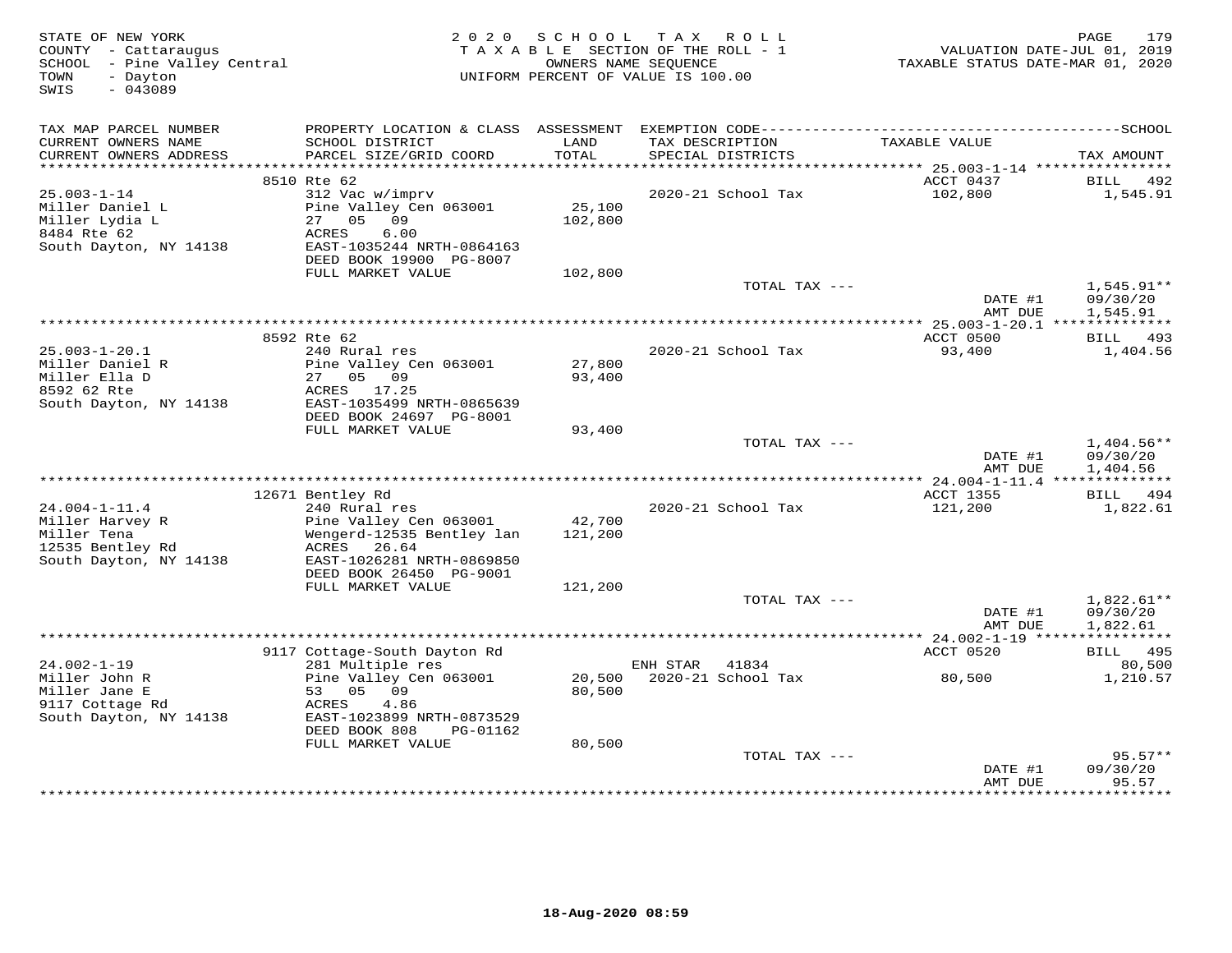STATE OF NEW YORK
COUNTY - Cattaraugus
SCHOOL - Pine Valley Central
TOWN - Dayton
SWIS - 043089

2020 SCHOOL TAX ROLL
TAXABLE SECTION OF THE ROLL - 1
OWNERS NAME SEQUENCE
UNIFORM PERCENT OF VALUE IS 100.00

VALUATION DATE-JUL 01, 2019
TAXABLE STATUS DATE-MAR 01, 2020

| TAX MAP PARCEL NUMBER / CURRENT OWNERS NAME / CURRENT OWNERS ADDRESS | PROPERTY LOCATION & CLASS / SCHOOL DISTRICT / PARCEL SIZE/GRID COORD | ASSESSMENT LAND / TOTAL | EXEMPTION CODE / TAX DESCRIPTION / SPECIAL DISTRICTS | TAXABLE VALUE | SCHOOL TAX AMOUNT |
|---|---|---|---|---|---|
| 25.003-1-14 | 8510 Rte 62 | | | ACCT 0437 | BILL 492 |
| Miller Daniel L | 312 Vac w/imprv | | 2020-21 School Tax | 102,800 | 1,545.91 |
| Miller Lydia L | Pine Valley Cen 063001 | 25,100 | | | |
| 8484 Rte 62 | 27 05 09 | 102,800 | | | |
| South Dayton, NY 14138 | ACRES 6.00 | | | | |
| | EAST-1035244 NRTH-0864163 | | | | |
| | DEED BOOK 19900 PG-8007 | | | | |
| | FULL MARKET VALUE | 102,800 | | | |
| | | | TOTAL TAX --- | | 1,545.91** |
| | | | | DATE #1 | 09/30/20 |
| | | | | AMT DUE | 1,545.91 |
| 25.003-1-20.1 | 8592 Rte 62 | | | ACCT 0500 | BILL 493 |
| Miller Daniel R | 240 Rural res | | 2020-21 School Tax | 93,400 | 1,404.56 |
| Miller Ella D | Pine Valley Cen 063001 | 27,800 | | | |
| 8592 62 Rte | 27 05 09 | 93,400 | | | |
| South Dayton, NY 14138 | ACRES 17.25 | | | | |
| | EAST-1035499 NRTH-0865639 | | | | |
| | DEED BOOK 24697 PG-8001 | | | | |
| | FULL MARKET VALUE | 93,400 | | | |
| | | | TOTAL TAX --- | | 1,404.56** |
| | | | | DATE #1 | 09/30/20 |
| | | | | AMT DUE | 1,404.56 |
| 24.004-1-11.4 | 12671 Bentley Rd | | | ACCT 1355 | BILL 494 |
| Miller Harvey R | 240 Rural res | | 2020-21 School Tax | 121,200 | 1,822.61 |
| Miller Tena | Pine Valley Cen 063001 | 42,700 | | | |
| 12535 Bentley Rd | Wengerd-12535 Bentley lan | 121,200 | | | |
| South Dayton, NY 14138 | ACRES 26.64 | | | | |
| | EAST-1026281 NRTH-0869850 | | | | |
| | DEED BOOK 26450 PG-9001 | | | | |
| | FULL MARKET VALUE | 121,200 | | | |
| | | | TOTAL TAX --- | | 1,822.61** |
| | | | | DATE #1 | 09/30/20 |
| | | | | AMT DUE | 1,822.61 |
| 24.002-1-19 | 9117 Cottage-South Dayton Rd | | | ACCT 0520 | BILL 495 |
| Miller John R | 281 Multiple res | | ENH STAR 41834 | | 80,500 |
| Miller Jane E | Pine Valley Cen 063001 | 20,500 | 2020-21 School Tax | 80,500 | 1,210.57 |
| 9117 Cottage Rd | 53 05 09 | 80,500 | | | |
| South Dayton, NY 14138 | ACRES 4.86 | | | | |
| | EAST-1023899 NRTH-0873529 | | | | |
| | DEED BOOK 808 PG-01162 | | | | |
| | FULL MARKET VALUE | 80,500 | | | |
| | | | TOTAL TAX --- | | 95.57** |
| | | | | DATE #1 | 09/30/20 |
| | | | | AMT DUE | 95.57 |

18-Aug-2020 08:59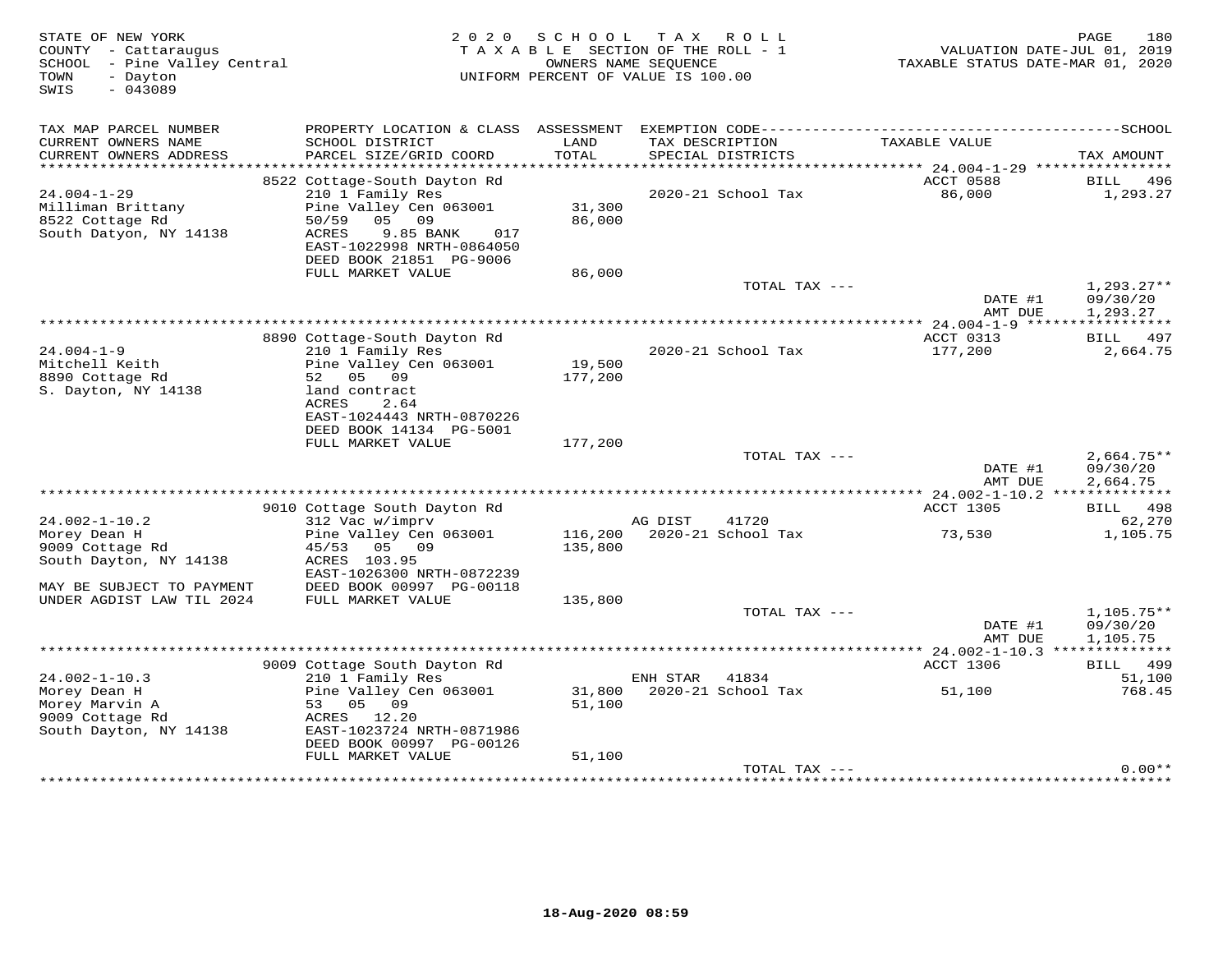STATE OF NEW YORK
COUNTY - Cattaraugus
SCHOOL - Pine Valley Central
TOWN - Dayton
SWIS - 043089

2020 SCHOOL TAX ROLL
TAXABLE SECTION OF THE ROLL - 1
OWNERS NAME SEQUENCE
UNIFORM PERCENT OF VALUE IS 100.00

VALUATION DATE-JUL 01, 2019
TAXABLE STATUS DATE-MAR 01, 2020

| TAX MAP PARCEL NUMBER / CURRENT OWNERS NAME / CURRENT OWNERS ADDRESS | PROPERTY LOCATION & CLASS / SCHOOL DISTRICT / PARCEL SIZE/GRID COORD | ASSESSMENT LAND / TOTAL | EXEMPTION CODE / TAX DESCRIPTION / SPECIAL DISTRICTS | TAXABLE VALUE | SCHOOL TAX AMOUNT |
|---|---|---|---|---|---|
| | 8522 Cottage-South Dayton Rd | | | ACCT 0588 | BILL 496 |
| 24.004-1-29 | 210 1 Family Res | | 2020-21 School Tax | 86,000 | 1,293.27 |
| Milliman Brittany | Pine Valley Cen 063001 | 31,300 | | | |
| 8522 Cottage Rd | 50/59 05 09 | 86,000 | | | |
| South Datyon, NY 14138 | ACRES 9.85 BANK 017 | | | | |
| | EAST-1022998 NRTH-0864050 | | | | |
| | DEED BOOK 21851 PG-9006 | | | | |
| | FULL MARKET VALUE | 86,000 | | | |
| | | | TOTAL TAX --- | | 1,293.27** |
| | | | | DATE #1 | 09/30/20 |
| | | | | AMT DUE | 1,293.27 |
| | 8890 Cottage-South Dayton Rd | | | ACCT 0313 | BILL 497 |
| 24.004-1-9 | 210 1 Family Res | | 2020-21 School Tax | 177,200 | 2,664.75 |
| Mitchell Keith | Pine Valley Cen 063001 | 19,500 | | | |
| 8890 Cottage Rd | 52 05 09 | 177,200 | | | |
| S. Dayton, NY 14138 | land contract | | | | |
| | ACRES 2.64 | | | | |
| | EAST-1024443 NRTH-0870226 | | | | |
| | DEED BOOK 14134 PG-5001 | | | | |
| | FULL MARKET VALUE | 177,200 | | | |
| | | | TOTAL TAX --- | | 2,664.75** |
| | | | | DATE #1 | 09/30/20 |
| | | | | AMT DUE | 2,664.75 |
| | 9010 Cottage South Dayton Rd | | | ACCT 1305 | BILL 498 |
| 24.002-1-10.2 | 312 Vac w/imprv | | AG DIST 41720 | | 62,270 |
| Morey Dean H | Pine Valley Cen 063001 | 116,200 | 2020-21 School Tax | 73,530 | 1,105.75 |
| 9009 Cottage Rd | 45/53 05 09 | 135,800 | | | |
| South Dayton, NY 14138 | ACRES 103.95 | | | | |
| | EAST-1026300 NRTH-0872239 | | | | |
| MAY BE SUBJECT TO PAYMENT | DEED BOOK 00997 PG-00118 | | | | |
| UNDER AGDIST LAW TIL 2024 | FULL MARKET VALUE | 135,800 | | | |
| | | | TOTAL TAX --- | | 1,105.75** |
| | | | | DATE #1 | 09/30/20 |
| | | | | AMT DUE | 1,105.75 |
| | 9009 Cottage South Dayton Rd | | | ACCT 1306 | BILL 499 |
| 24.002-1-10.3 | 210 1 Family Res | | ENH STAR 41834 | | 51,100 |
| Morey Dean H | Pine Valley Cen 063001 | 31,800 | 2020-21 School Tax | 51,100 | 768.45 |
| Morey Marvin A | 53 05 09 | 51,100 | | | |
| 9009 Cottage Rd | ACRES 12.20 | | | | |
| South Dayton, NY 14138 | EAST-1023724 NRTH-0871986 | | | | |
| | DEED BOOK 00997 PG-00126 | | | | |
| | FULL MARKET VALUE | 51,100 | | | |
| | | | TOTAL TAX --- | | 0.00** |

18-Aug-2020 08:59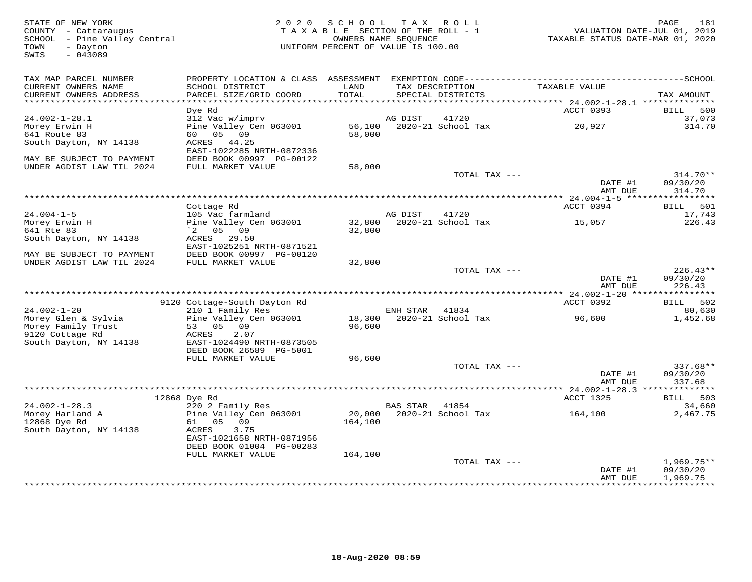STATE OF NEW YORK
COUNTY - Cattaraugus
SCHOOL - Pine Valley Central
TOWN - Dayton
SWIS - 043089

2 0 2 0 S C H O O L T A X R O L L
T A X A B L E SECTION OF THE ROLL - 1
OWNERS NAME SEQUENCE
UNIFORM PERCENT OF VALUE IS 100.00

VALUATION DATE-JUL 01, 2019
TAXABLE STATUS DATE-MAR 01, 2020

| TAX MAP PARCEL NUMBER / CURRENT OWNERS NAME / CURRENT OWNERS ADDRESS | PROPERTY LOCATION & CLASS / SCHOOL DISTRICT / PARCEL SIZE/GRID COORD | ASSESSMENT LAND / TOTAL | EXEMPTION CODE / TAX DESCRIPTION / SPECIAL DISTRICTS | TAXABLE VALUE | TAX AMOUNT |
|---|---|---|---|---|---|
| | Dye Rd | | | ACCT 0393 | BILL 500 |
| 24.002-1-28.1 | 312 Vac w/imprv | | AG DIST 41720 | | 37,073 |
| Morey Erwin H | Pine Valley Cen 063001 | 56,100 | 2020-21 School Tax | 20,927 | 314.70 |
| 641 Route 83 | 60 05 09 | 58,000 | | | |
| South Dayton, NY 14138 | ACRES 44.25 | | | | |
| | EAST-1022285 NRTH-0872336 | | | | |
| MAY BE SUBJECT TO PAYMENT | DEED BOOK 00997 PG-00122 | | | | |
| UNDER AGDIST LAW TIL 2024 | FULL MARKET VALUE | 58,000 | | | |
| | | | TOTAL TAX --- | | 314.70** |
| | | | | DATE #1 | 09/30/20 |
| | | | | AMT DUE | 314.70 |
| | Cottage Rd | | | ACCT 0394 | BILL 501 |
| 24.004-1-5 | 105 Vac farmland | | AG DIST 41720 | | 17,743 |
| Morey Erwin H | Pine Valley Cen 063001 | 32,800 | 2020-21 School Tax | 15,057 | 226.43 |
| 641 Rte 83 | `2 05 09 | 32,800 | | | |
| South Dayton, NY 14138 | ACRES 29.50 | | | | |
| | EAST-1025251 NRTH-0871521 | | | | |
| MAY BE SUBJECT TO PAYMENT | DEED BOOK 00997 PG-00120 | | | | |
| UNDER AGDIST LAW TIL 2024 | FULL MARKET VALUE | 32,800 | | | |
| | | | TOTAL TAX --- | | 226.43** |
| | | | | DATE #1 | 09/30/20 |
| | | | | AMT DUE | 226.43 |
| | 9120 Cottage-South Dayton Rd | | | ACCT 0392 | BILL 502 |
| 24.002-1-20 | 210 1 Family Res | | ENH STAR 41834 | | 80,630 |
| Morey Glen & Sylvia | Pine Valley Cen 063001 | 18,300 | 2020-21 School Tax | 96,600 | 1,452.68 |
| Morey Family Trust | 53 05 09 | 96,600 | | | |
| 9120 Cottage Rd | ACRES 2.07 | | | | |
| South Dayton, NY 14138 | EAST-1024490 NRTH-0873505 | | | | |
| | DEED BOOK 26589 PG-5001 | | | | |
| | FULL MARKET VALUE | 96,600 | | | |
| | | | TOTAL TAX --- | | 337.68** |
| | | | | DATE #1 | 09/30/20 |
| | | | | AMT DUE | 337.68 |
| | 12868 Dye Rd | | | ACCT 1325 | BILL 503 |
| 24.002-1-28.3 | 220 2 Family Res | | BAS STAR 41854 | | 34,660 |
| Morey Harland A | Pine Valley Cen 063001 | 20,000 | 2020-21 School Tax | 164,100 | 2,467.75 |
| 12868 Dye Rd | 61 05 09 | 164,100 | | | |
| South Dayton, NY 14138 | ACRES 3.75 | | | | |
| | EAST-1021658 NRTH-0871956 | | | | |
| | DEED BOOK 01004 PG-00283 | | | | |
| | FULL MARKET VALUE | 164,100 | | | |
| | | | TOTAL TAX --- | | 1,969.75** |
| | | | | DATE #1 | 09/30/20 |
| | | | | AMT DUE | 1,969.75 |

18-Aug-2020 08:59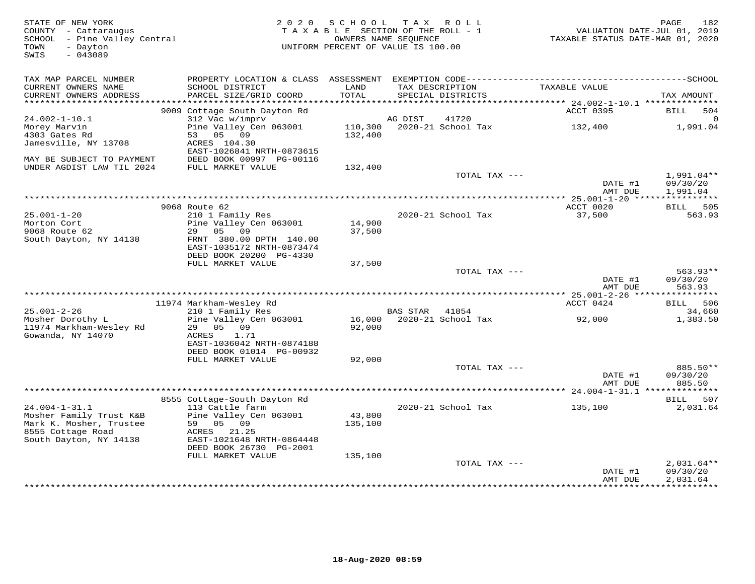STATE OF NEW YORK
COUNTY - Cattaraugus
SCHOOL - Pine Valley Central
TOWN - Dayton
SWIS - 043089

2020 SCHOOL TAX ROLL
TAXABLE SECTION OF THE ROLL - 1
OWNERS NAME SEQUENCE
UNIFORM PERCENT OF VALUE IS 100.00

VALUATION DATE-JUL 01, 2019
TAXABLE STATUS DATE-MAR 01, 2020

| TAX MAP PARCEL NUMBER / CURRENT OWNERS NAME / CURRENT OWNERS ADDRESS | PROPERTY LOCATION & CLASS / SCHOOL DISTRICT / PARCEL SIZE/GRID COORD | ASSESSMENT LAND / TOTAL | EXEMPTION CODE / TAX DESCRIPTION / SPECIAL DISTRICTS | TAXABLE VALUE | TAX AMOUNT |
|---|---|---|---|---|---|
| **24.002-1-10.1** | 9009 Cottage South Dayton Rd | | | ACCT 0395 | BILL 504 |
| 24.002-1-10.1 | 312 Vac w/imprv | | AG DIST 41720 | | 0 |
| Morey Marvin | Pine Valley Cen 063001 | 110,300 | 2020-21 School Tax | 132,400 | 1,991.04 |
| 4303 Gates Rd | 53 05 09 | 132,400 | | | |
| Jamesville, NY 13708 | ACRES 104.30 | | | | |
| | EAST-1026841 NRTH-0873615 | | | | |
| MAY BE SUBJECT TO PAYMENT | DEED BOOK 00997 PG-00116 | | | | |
| UNDER AGDIST LAW TIL 2024 | FULL MARKET VALUE | 132,400 | | | |
| | | | TOTAL TAX --- | | 1,991.04** |
| | | | | DATE #1 | 09/30/20 |
| | | | | AMT DUE | 1,991.04 |
| **25.001-1-20** | 9068 Route 62 | | | ACCT 0020 | BILL 505 |
| 25.001-1-20 | 210 1 Family Res | | 2020-21 School Tax | 37,500 | 563.93 |
| Morton Cort | Pine Valley Cen 063001 | 14,900 | | | |
| 9068 Route 62 | 29 05 09 | 37,500 | | | |
| South Dayton, NY 14138 | FRNT 380.00 DPTH 140.00 | | | | |
| | EAST-1035172 NRTH-0873474 | | | | |
| | DEED BOOK 20200 PG-4330 | | | | |
| | FULL MARKET VALUE | 37,500 | | | |
| | | | TOTAL TAX --- | | 563.93** |
| | | | | DATE #1 | 09/30/20 |
| | | | | AMT DUE | 563.93 |
| **25.001-2-26** | 11974 Markham-Wesley Rd | | | ACCT 0424 | BILL 506 |
| 25.001-2-26 | 210 1 Family Res | | BAS STAR 41854 | | 34,660 |
| Mosher Dorothy L | Pine Valley Cen 063001 | 16,000 | 2020-21 School Tax | 92,000 | 1,383.50 |
| 11974 Markham-Wesley Rd | 29 05 09 | 92,000 | | | |
| Gowanda, NY 14070 | ACRES 1.71 | | | | |
| | EAST-1036042 NRTH-0874188 | | | | |
| | DEED BOOK 01014 PG-00932 | | | | |
| | FULL MARKET VALUE | 92,000 | | | |
| | | | TOTAL TAX --- | | 885.50** |
| | | | | DATE #1 | 09/30/20 |
| | | | | AMT DUE | 885.50 |
| **24.004-1-31.1** | 8555 Cottage-South Dayton Rd | | | | BILL 507 |
| 24.004-1-31.1 | 113 Cattle farm | | 2020-21 School Tax | 135,100 | 2,031.64 |
| Mosher Family Trust K&B | Pine Valley Cen 063001 | 43,800 | | | |
| Mark K. Mosher, Trustee | 59 05 09 | 135,100 | | | |
| 8555 Cottage Road | ACRES 21.25 | | | | |
| South Dayton, NY 14138 | EAST-1021648 NRTH-0864448 | | | | |
| | DEED BOOK 26730 PG-2001 | | | | |
| | FULL MARKET VALUE | 135,100 | | | |
| | | | TOTAL TAX --- | | 2,031.64** |
| | | | | DATE #1 | 09/30/20 |
| | | | | AMT DUE | 2,031.64 |

18-Aug-2020 08:59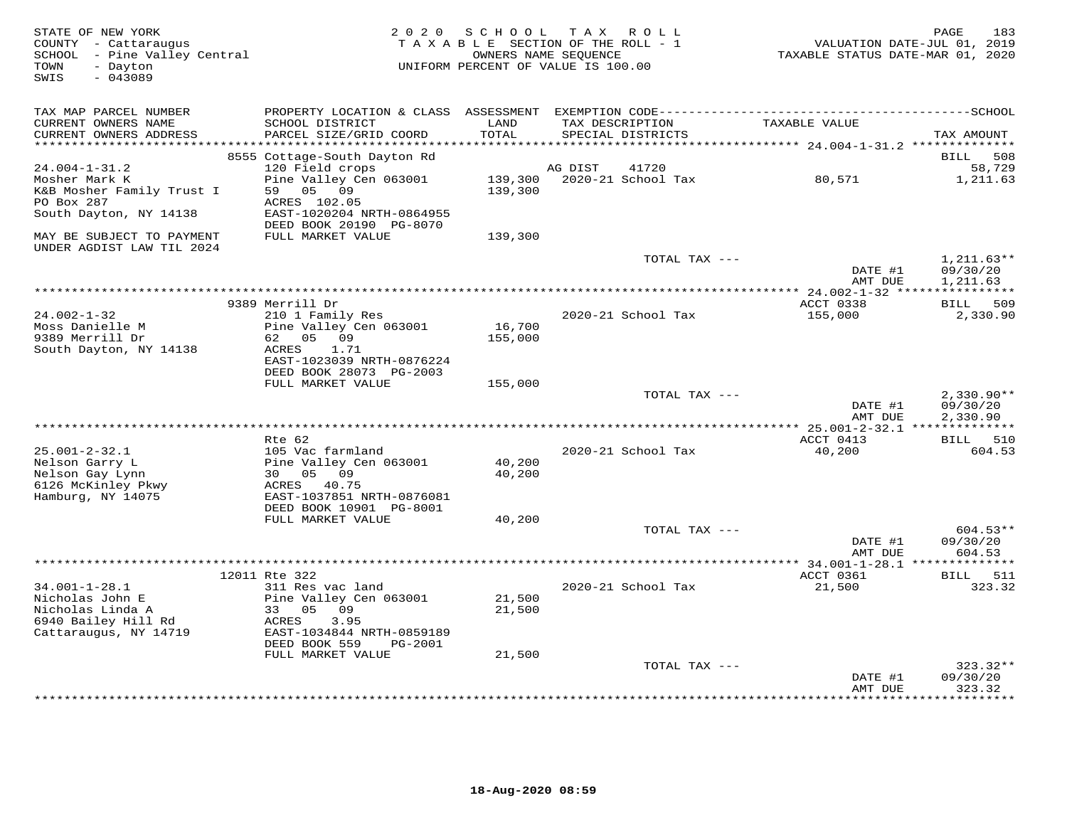STATE OF NEW YORK
COUNTY - Cattaraugus
SCHOOL - Pine Valley Central
TOWN - Dayton
SWIS - 043089

2020 SCHOOL TAX ROLL
TAXABLE SECTION OF THE ROLL - 1
OWNERS NAME SEQUENCE
UNIFORM PERCENT OF VALUE IS 100.00

VALUATION DATE-JUL 01, 2019
TAXABLE STATUS DATE-MAR 01, 2020

| TAX MAP PARCEL NUMBER / CURRENT OWNERS NAME / CURRENT OWNERS ADDRESS | PROPERTY LOCATION & CLASS / SCHOOL DISTRICT / PARCEL SIZE/GRID COORD | ASSESSMENT LAND / TOTAL | EXEMPTION CODE / TAX DESCRIPTION / SPECIAL DISTRICTS | TAXABLE VALUE | SCHOOL TAX AMOUNT |
|---|---|---|---|---|---|
| **24.004-1-31.2** | 8555 Cottage-South Dayton Rd | | | | BILL 508 |
| 24.004-1-31.2 | 120 Field crops | | AG DIST 41720 | | 58,729 |
| Mosher Mark K | Pine Valley Cen 063001 | 139,300 | 2020-21 School Tax | 80,571 | 1,211.63 |
| K&B Mosher Family Trust I | 59 05 09 | 139,300 | | | |
| PO Box 287 | ACRES 102.05 | | | | |
| South Dayton, NY 14138 | EAST-1020204 NRTH-0864955 | | | | |
| | DEED BOOK 20190 PG-8070 | | | | |
| MAY BE SUBJECT TO PAYMENT UNDER AGDIST LAW TIL 2024 | FULL MARKET VALUE | 139,300 | | | |
| | | | TOTAL TAX --- | | 1,211.63** |
| | | | | DATE #1 | 09/30/20 |
| | | | | AMT DUE | 1,211.63 |
| **24.002-1-32** | 9389 Merrill Dr | | | ACCT 0338 | BILL 509 |
| 24.002-1-32 | 210 1 Family Res | | 2020-21 School Tax | 155,000 | 2,330.90 |
| Moss Danielle M | Pine Valley Cen 063001 | 16,700 | | | |
| 9389 Merrill Dr | 62 05 09 | 155,000 | | | |
| South Dayton, NY 14138 | ACRES 1.71 | | | | |
| | EAST-1023039 NRTH-0876224 | | | | |
| | DEED BOOK 28073 PG-2003 | | | | |
| | FULL MARKET VALUE | 155,000 | | | |
| | | | TOTAL TAX --- | | 2,330.90** |
| | | | | DATE #1 | 09/30/20 |
| | | | | AMT DUE | 2,330.90 |
| **25.001-2-32.1** | Rte 62 | | | ACCT 0413 | BILL 510 |
| 25.001-2-32.1 | 105 Vac farmland | | 2020-21 School Tax | 40,200 | 604.53 |
| Nelson Garry L | Pine Valley Cen 063001 | 40,200 | | | |
| Nelson Gay Lynn | 30 05 09 | 40,200 | | | |
| 6126 McKinley Pkwy | ACRES 40.75 | | | | |
| Hamburg, NY 14075 | EAST-1037851 NRTH-0876081 | | | | |
| | DEED BOOK 10901 PG-8001 | | | | |
| | FULL MARKET VALUE | 40,200 | | | |
| | | | TOTAL TAX --- | | 604.53** |
| | | | | DATE #1 | 09/30/20 |
| | | | | AMT DUE | 604.53 |
| **34.001-1-28.1** | 12011 Rte 322 | | | ACCT 0361 | BILL 511 |
| 34.001-1-28.1 | 311 Res vac land | | 2020-21 School Tax | 21,500 | 323.32 |
| Nicholas John E | Pine Valley Cen 063001 | 21,500 | | | |
| Nicholas Linda A | 33 05 09 | 21,500 | | | |
| 6940 Bailey Hill Rd | ACRES 3.95 | | | | |
| Cattaraugus, NY 14719 | EAST-1034844 NRTH-0859189 | | | | |
| | DEED BOOK 559 PG-2001 | | | | |
| | FULL MARKET VALUE | 21,500 | | | |
| | | | TOTAL TAX --- | | 323.32** |
| | | | | DATE #1 | 09/30/20 |
| | | | | AMT DUE | 323.32 |

18-Aug-2020 08:59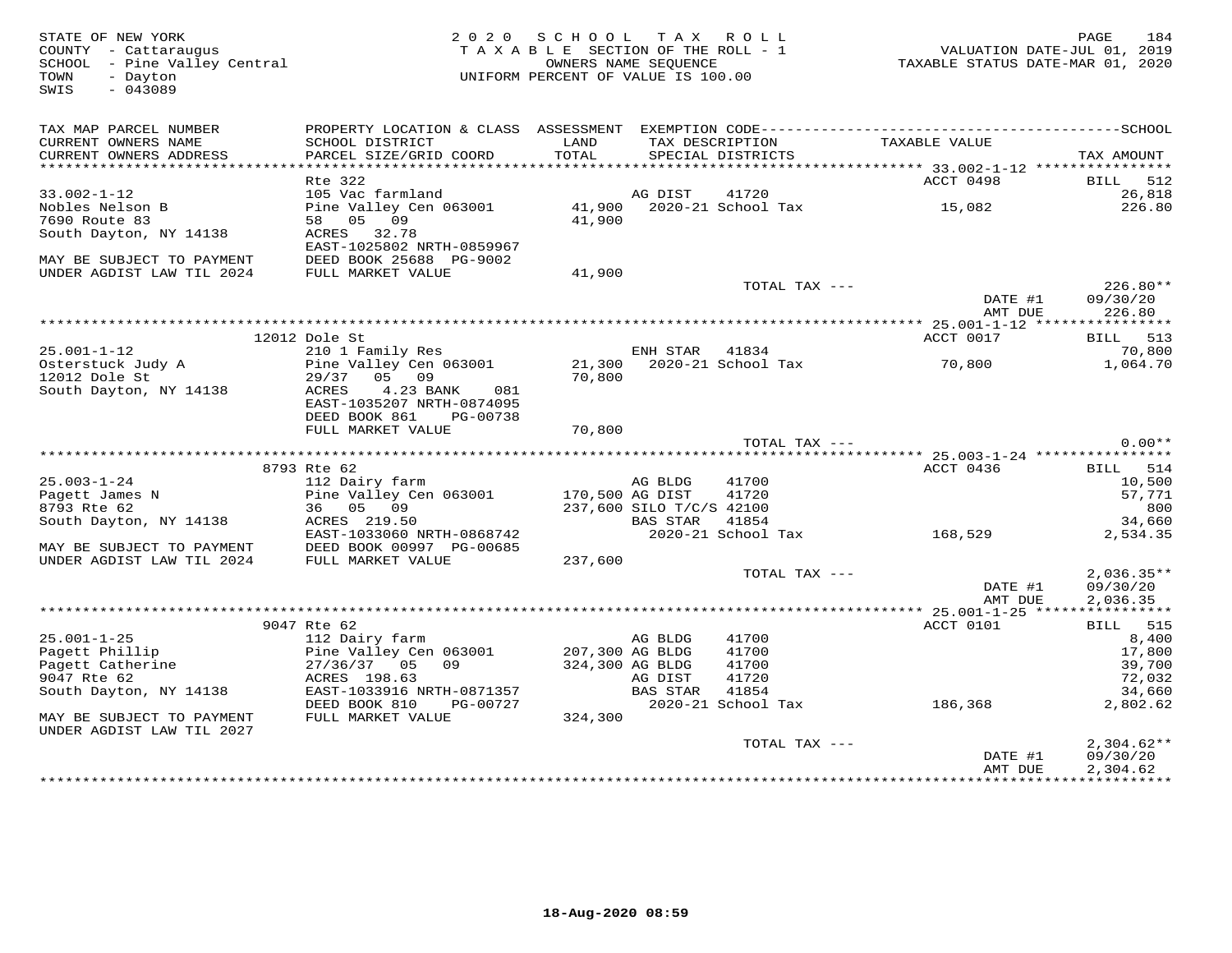STATE OF NEW YORK
COUNTY - Cattaraugus
SCHOOL - Pine Valley Central
TOWN - Dayton
SWIS - 043089

2020 SCHOOL TAX ROLL
TAXABLE SECTION OF THE ROLL - 1
OWNERS NAME SEQUENCE
UNIFORM PERCENT OF VALUE IS 100.00

VALUATION DATE-JUL 01, 2019
TAXABLE STATUS DATE-MAR 01, 2020

| TAX MAP PARCEL NUMBER / CURRENT OWNERS NAME / CURRENT OWNERS ADDRESS | PROPERTY LOCATION & CLASS / SCHOOL DISTRICT / PARCEL SIZE/GRID COORD | ASSESSMENT LAND / TOTAL | EXEMPTION CODE / TAX DESCRIPTION / SPECIAL DISTRICTS | TAXABLE VALUE | SCHOOL TAX AMOUNT |
|---|---|---|---|---|---|
| **33.002-1-12** | Rte 322 | | | ACCT 0498 | BILL 512 |
| 33.002-1-12 | 105 Vac farmland | | AG DIST 41720 | | 26,818 |
| Nobles Nelson B | Pine Valley Cen 063001 | 41,900 | 2020-21 School Tax | 15,082 | 226.80 |
| 7690 Route 83 | 58 05 09 | 41,900 | | | |
| South Dayton, NY 14138 | ACRES 32.78 | | | | |
| | EAST-1025802 NRTH-0859967 | | | | |
| MAY BE SUBJECT TO PAYMENT | DEED BOOK 25688 PG-9002 | | | | |
| UNDER AGDIST LAW TIL 2024 | FULL MARKET VALUE | 41,900 | | | |
| | | | TOTAL TAX --- | | 226.80** |
| | | | | DATE #1 | 09/30/20 |
| | | | | AMT DUE | 226.80 |
| **25.001-1-12** | 12012 Dole St | | | ACCT 0017 | BILL 513 |
| 25.001-1-12 | 210 1 Family Res | | ENH STAR 41834 | | 70,800 |
| Osterstuck Judy A | Pine Valley Cen 063001 | 21,300 | 2020-21 School Tax | 70,800 | 1,064.70 |
| 12012 Dole St | 29/37 05 09 | 70,800 | | | |
| South Dayton, NY 14138 | ACRES 4.23 BANK 081 | | | | |
| | EAST-1035207 NRTH-0874095 | | | | |
| | DEED BOOK 861 PG-00738 | | | | |
| | FULL MARKET VALUE | 70,800 | | | |
| | | | TOTAL TAX --- | | 0.00** |
| **25.003-1-24** | 8793 Rte 62 | | | ACCT 0436 | BILL 514 |
| 25.003-1-24 | 112 Dairy farm | | AG BLDG 41700 | | 10,500 |
| Pagett James N | Pine Valley Cen 063001 | 170,500 | AG DIST 41720 | | 57,771 |
| 8793 Rte 62 | 36 05 09 | 237,600 | SILO T/C/S 42100 | | 800 |
| South Dayton, NY 14138 | ACRES 219.50 | | BAS STAR 41854 | | 34,660 |
| | EAST-1033060 NRTH-0868742 | | 2020-21 School Tax | 168,529 | 2,534.35 |
| MAY BE SUBJECT TO PAYMENT | DEED BOOK 00997 PG-00685 | | | | |
| UNDER AGDIST LAW TIL 2024 | FULL MARKET VALUE | 237,600 | | | |
| | | | TOTAL TAX --- | | 2,036.35** |
| | | | | DATE #1 | 09/30/20 |
| | | | | AMT DUE | 2,036.35 |
| **25.001-1-25** | 9047 Rte 62 | | | ACCT 0101 | BILL 515 |
| 25.001-1-25 | 112 Dairy farm | | AG BLDG 41700 | | 8,400 |
| Pagett Phillip | Pine Valley Cen 063001 | 207,300 | AG BLDG 41700 | | 17,800 |
| Pagett Catherine | 27/36/37 05 09 | 324,300 | AG BLDG 41700 | | 39,700 |
| 9047 Rte 62 | ACRES 198.63 | | AG DIST 41720 | | 72,032 |
| South Dayton, NY 14138 | EAST-1033916 NRTH-0871357 | | BAS STAR 41854 | | 34,660 |
| | DEED BOOK 810 PG-00727 | | 2020-21 School Tax | 186,368 | 2,802.62 |
| MAY BE SUBJECT TO PAYMENT | FULL MARKET VALUE | 324,300 | | | |
| UNDER AGDIST LAW TIL 2027 | | | | | |
| | | | TOTAL TAX --- | | 2,304.62** |
| | | | | DATE #1 | 09/30/20 |
| | | | | AMT DUE | 2,304.62 |

18-Aug-2020 08:59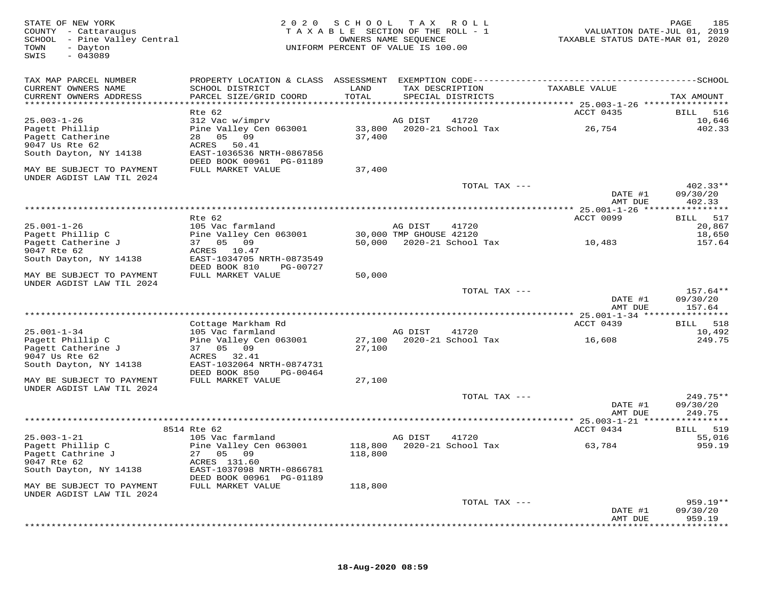STATE OF NEW YORK
COUNTY - Cattaraugus
SCHOOL - Pine Valley Central
TOWN - Dayton
SWIS - 043089

2020 SCHOOL TAX ROLL
TAXABLE SECTION OF THE ROLL - 1
OWNERS NAME SEQUENCE
UNIFORM PERCENT OF VALUE IS 100.00

VALUATION DATE-JUL 01, 2019
TAXABLE STATUS DATE-MAR 01, 2020

| TAX MAP PARCEL NUMBER / CURRENT OWNERS NAME / CURRENT OWNERS ADDRESS | PROPERTY LOCATION & CLASS / SCHOOL DISTRICT / PARCEL SIZE/GRID COORD | ASSESSMENT LAND / TOTAL | EXEMPTION CODE / TAX DESCRIPTION / SPECIAL DISTRICTS | TAXABLE VALUE | TAX AMOUNT |
|---|---|---|---|---|---|
| **25.003-1-26** | Rte 62 | | | ACCT 0435 | BILL 516 |
| 25.003-1-26 | 312 Vac w/imprv | | AG DIST 41720 | | 10,646 |
| Pagett Phillip | Pine Valley Cen 063001 | 33,800 | 2020-21 School Tax | 26,754 | 402.33 |
| Pagett Catherine | 28 05 09 | 37,400 | | | |
| 9047 Us Rte 62 | ACRES 50.41 | | | | |
| South Dayton, NY 14138 | EAST-1036536 NRTH-0867856 | | | | |
| | DEED BOOK 00961 PG-01189 | | | | |
| MAY BE SUBJECT TO PAYMENT UNDER AGDIST LAW TIL 2024 | FULL MARKET VALUE | 37,400 | | | |
| | | | TOTAL TAX --- | | 402.33** |
| | | | | DATE #1 | 09/30/20 |
| | | | | AMT DUE | 402.33 |
| **25.001-1-26** | Rte 62 | | | ACCT 0099 | BILL 517 |
| 25.001-1-26 | 105 Vac farmland | | AG DIST 41720 | | 20,867 |
| Pagett Phillip C | Pine Valley Cen 063001 | 30,000 | TMP GHOUSE 42120 | | 18,650 |
| Pagett Catherine J | 37 05 09 | 50,000 | 2020-21 School Tax | 10,483 | 157.64 |
| 9047 Rte 62 | ACRES 10.47 | | | | |
| South Dayton, NY 14138 | EAST-1034705 NRTH-0873549 | | | | |
| | DEED BOOK 810 PG-00727 | | | | |
| MAY BE SUBJECT TO PAYMENT UNDER AGDIST LAW TIL 2024 | FULL MARKET VALUE | 50,000 | | | |
| | | | TOTAL TAX --- | | 157.64** |
| | | | | DATE #1 | 09/30/20 |
| | | | | AMT DUE | 157.64 |
| **25.001-1-34** | Cottage Markham Rd | | | ACCT 0439 | BILL 518 |
| 25.001-1-34 | 105 Vac farmland | | AG DIST 41720 | | 10,492 |
| Pagett Phillip C | Pine Valley Cen 063001 | 27,100 | 2020-21 School Tax | 16,608 | 249.75 |
| Pagett Catherine J | 37 05 09 | 27,100 | | | |
| 9047 Us Rte 62 | ACRES 32.41 | | | | |
| South Dayton, NY 14138 | EAST-1032064 NRTH-0874731 | | | | |
| | DEED BOOK 850 PG-00464 | | | | |
| MAY BE SUBJECT TO PAYMENT UNDER AGDIST LAW TIL 2024 | FULL MARKET VALUE | 27,100 | | | |
| | | | TOTAL TAX --- | | 249.75** |
| | | | | DATE #1 | 09/30/20 |
| | | | | AMT DUE | 249.75 |
| **25.003-1-21** | 8514 Rte 62 | | | ACCT 0434 | BILL 519 |
| 25.003-1-21 | 105 Vac farmland | | AG DIST 41720 | | 55,016 |
| Pagett Phillip C | Pine Valley Cen 063001 | 118,800 | 2020-21 School Tax | 63,784 | 959.19 |
| Pagett Cathrine J | 27 05 09 | 118,800 | | | |
| 9047 Rte 62 | ACRES 131.60 | | | | |
| South Dayton, NY 14138 | EAST-1037098 NRTH-0866781 | | | | |
| | DEED BOOK 00961 PG-01189 | | | | |
| MAY BE SUBJECT TO PAYMENT UNDER AGDIST LAW TIL 2024 | FULL MARKET VALUE | 118,800 | | | |
| | | | TOTAL TAX --- | | 959.19** |
| | | | | DATE #1 | 09/30/20 |
| | | | | AMT DUE | 959.19 |

18-Aug-2020 08:59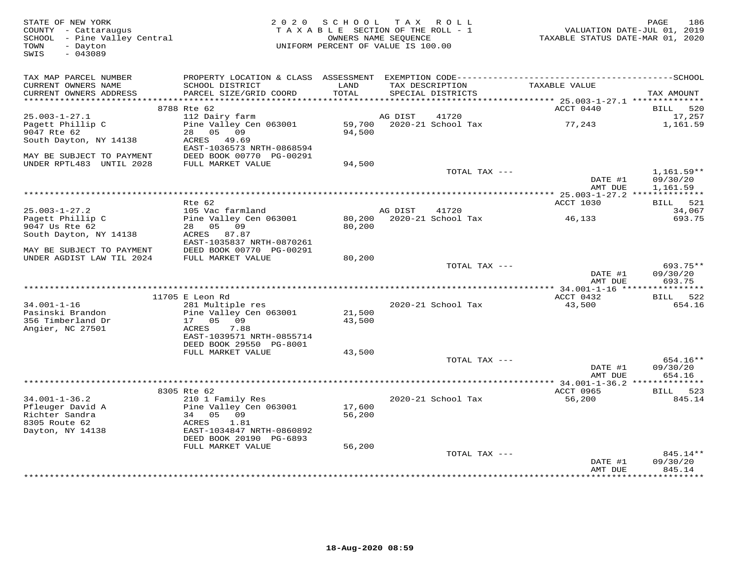STATE OF NEW YORK
COUNTY - Cattaraugus
SCHOOL - Pine Valley Central
TOWN - Dayton
SWIS - 043089

2020 SCHOOL TAX ROLL
TAXABLE SECTION OF THE ROLL - 1
OWNERS NAME SEQUENCE
UNIFORM PERCENT OF VALUE IS 100.00

VALUATION DATE-JUL 01, 2019
TAXABLE STATUS DATE-MAR 01, 2020

| TAX MAP PARCEL NUMBER<br>CURRENT OWNERS NAME<br>CURRENT OWNERS ADDRESS | PROPERTY LOCATION & CLASS<br>SCHOOL DISTRICT<br>PARCEL SIZE/GRID COORD | ASSESSMENT<br>LAND<br>TOTAL | EXEMPTION CODE<br>TAX DESCRIPTION<br>SPECIAL DISTRICTS | TAXABLE VALUE | SCHOOL<br>TAX AMOUNT |
|---|---|---|---|---|---|
| | 8788 Rte 62 | | | ACCT 0440 | BILL 520 |
| 25.003-1-27.1 | 112 Dairy farm | | AG DIST 41720 | | 17,257 |
| Pagett Phillip C | Pine Valley Cen 063001 | 59,700 | 2020-21 School Tax | 77,243 | 1,161.59 |
| 9047 Rte 62 | 28 05 09 | 94,500 | | | |
| South Dayton, NY 14138 | ACRES 49.69 | | | | |
| | EAST-1036573 NRTH-0868594 | | | | |
| MAY BE SUBJECT TO PAYMENT | DEED BOOK 00770 PG-00291 | | | | |
| UNDER RPTL483 UNTIL 2028 | FULL MARKET VALUE | 94,500 | | | |
| | | | TOTAL TAX --- | | 1,161.59** |
| | | | | DATE #1 | 09/30/20 |
| | | | | AMT DUE | 1,161.59 |
| | Rte 62 | | | ACCT 1030 | BILL 521 |
| 25.003-1-27.2 | 105 Vac farmland | | AG DIST 41720 | | 34,067 |
| Pagett Phillip C | Pine Valley Cen 063001 | 80,200 | 2020-21 School Tax | 46,133 | 693.75 |
| 9047 Us Rte 62 | 28 05 09 | 80,200 | | | |
| South Dayton, NY 14138 | ACRES 87.87 | | | | |
| | EAST-1035837 NRTH-0870261 | | | | |
| MAY BE SUBJECT TO PAYMENT | DEED BOOK 00770 PG-00291 | | | | |
| UNDER AGDIST LAW TIL 2024 | FULL MARKET VALUE | 80,200 | | | |
| | | | TOTAL TAX --- | | 693.75** |
| | | | | DATE #1 | 09/30/20 |
| | | | | AMT DUE | 693.75 |
| | 11705 E Leon Rd | | | ACCT 0432 | BILL 522 |
| 34.001-1-16 | 281 Multiple res | | 2020-21 School Tax | 43,500 | 654.16 |
| Pasinski Brandon | Pine Valley Cen 063001 | 21,500 | | | |
| 356 Timberland Dr | 17 05 09 | 43,500 | | | |
| Angier, NC 27501 | ACRES 7.88 | | | | |
| | EAST-1039571 NRTH-0855714 | | | | |
| | DEED BOOK 29550 PG-8001 | | | | |
| | FULL MARKET VALUE | 43,500 | | | |
| | | | TOTAL TAX --- | | 654.16** |
| | | | | DATE #1 | 09/30/20 |
| | | | | AMT DUE | 654.16 |
| | 8305 Rte 62 | | | ACCT 0965 | BILL 523 |
| 34.001-1-36.2 | 210 1 Family Res | | 2020-21 School Tax | 56,200 | 845.14 |
| Pfleuger David A | Pine Valley Cen 063001 | 17,600 | | | |
| Richter Sandra | 34 05 09 | 56,200 | | | |
| 8305 Route 62 | ACRES 1.81 | | | | |
| Dayton, NY 14138 | EAST-1034847 NRTH-0860892 | | | | |
| | DEED BOOK 20190 PG-6893 | | | | |
| | FULL MARKET VALUE | 56,200 | | | |
| | | | TOTAL TAX --- | | 845.14** |
| | | | | DATE #1 | 09/30/20 |
| | | | | AMT DUE | 845.14 |

18-Aug-2020 08:59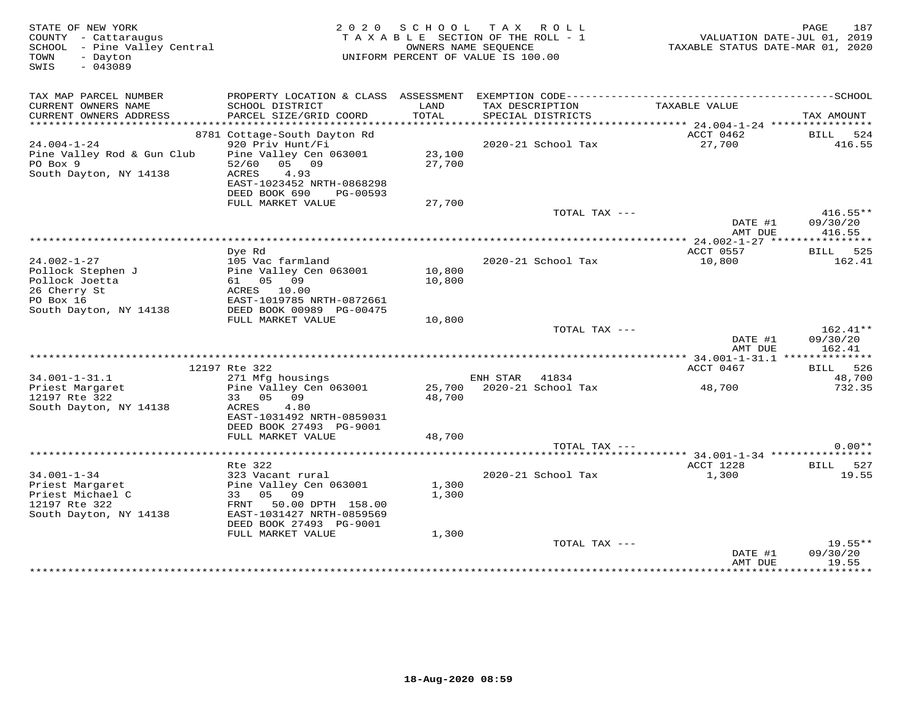STATE OF NEW YORK
COUNTY - Cattaraugus
SCHOOL - Pine Valley Central
TOWN - Dayton
SWIS - 043089

2020 SCHOOL TAX ROLL
TAXABLE SECTION OF THE ROLL - 1
OWNERS NAME SEQUENCE
UNIFORM PERCENT OF VALUE IS 100.00

VALUATION DATE-JUL 01, 2019
TAXABLE STATUS DATE-MAR 01, 2020

| TAX MAP PARCEL NUMBER / CURRENT OWNERS NAME / CURRENT OWNERS ADDRESS | PROPERTY LOCATION & CLASS / SCHOOL DISTRICT / PARCEL SIZE/GRID COORD | ASSESSMENT LAND / TOTAL | EXEMPTION CODE / TAX DESCRIPTION / SPECIAL DISTRICTS | TAXABLE VALUE | SCHOOL TAX AMOUNT |
|---|---|---|---|---|---|
| **24.004-1-24** | 8781 Cottage-South Dayton Rd | | | ACCT 0462 | BILL 524 |
| 24.004-1-24 | 920 Priv Hunt/Fi | | 2020-21 School Tax | 27,700 | 416.55 |
| Pine Valley Rod & Gun Club | Pine Valley Cen 063001 | 23,100 | | | |
| PO Box 9 | 52/60 05 09 | 27,700 | | | |
| South Dayton, NY 14138 | ACRES 4.93 | | | | |
| | EAST-1023452 NRTH-0868298 | | | | |
| | DEED BOOK 690 PG-00593 | | | | |
| | FULL MARKET VALUE | 27,700 | | | |
| | | | TOTAL TAX --- | | 416.55** |
| | | | | DATE #1 | 09/30/20 |
| | | | | AMT DUE | 416.55 |
| **24.002-1-27** | Dye Rd | | | ACCT 0557 | BILL 525 |
| 24.002-1-27 | 105 Vac farmland | | 2020-21 School Tax | 10,800 | 162.41 |
| Pollock Stephen J | Pine Valley Cen 063001 | 10,800 | | | |
| Pollock Joetta | 61 05 09 | 10,800 | | | |
| 26 Cherry St | ACRES 10.00 | | | | |
| PO Box 16 | EAST-1019785 NRTH-0872661 | | | | |
| South Dayton, NY 14138 | DEED BOOK 00989 PG-00475 | | | | |
| | FULL MARKET VALUE | 10,800 | | | |
| | | | TOTAL TAX --- | | 162.41** |
| | | | | DATE #1 | 09/30/20 |
| | | | | AMT DUE | 162.41 |
| **34.001-1-31.1** | 12197 Rte 322 | | | ACCT 0467 | BILL 526 |
| 34.001-1-31.1 | 271 Mfg housings | | ENH STAR 41834 | | 48,700 |
| Priest Margaret | Pine Valley Cen 063001 | 25,700 | 2020-21 School Tax | 48,700 | 732.35 |
| 12197 Rte 322 | 33 05 09 | 48,700 | | | |
| South Dayton, NY 14138 | ACRES 4.80 | | | | |
| | EAST-1031492 NRTH-0859031 | | | | |
| | DEED BOOK 27493 PG-9001 | | | | |
| | FULL MARKET VALUE | 48,700 | | | |
| | | | TOTAL TAX --- | | 0.00** |
| **34.001-1-34** | Rte 322 | | | ACCT 1228 | BILL 527 |
| 34.001-1-34 | 323 Vacant rural | | 2020-21 School Tax | 1,300 | 19.55 |
| Priest Margaret | Pine Valley Cen 063001 | 1,300 | | | |
| Priest Michael C | 33 05 09 | 1,300 | | | |
| 12197 Rte 322 | FRNT 50.00 DPTH 158.00 | | | | |
| South Dayton, NY 14138 | EAST-1031427 NRTH-0859569 | | | | |
| | DEED BOOK 27493 PG-9001 | | | | |
| | FULL MARKET VALUE | 1,300 | | | |
| | | | TOTAL TAX --- | | 19.55** |
| | | | | DATE #1 | 09/30/20 |
| | | | | AMT DUE | 19.55 |

18-Aug-2020 08:59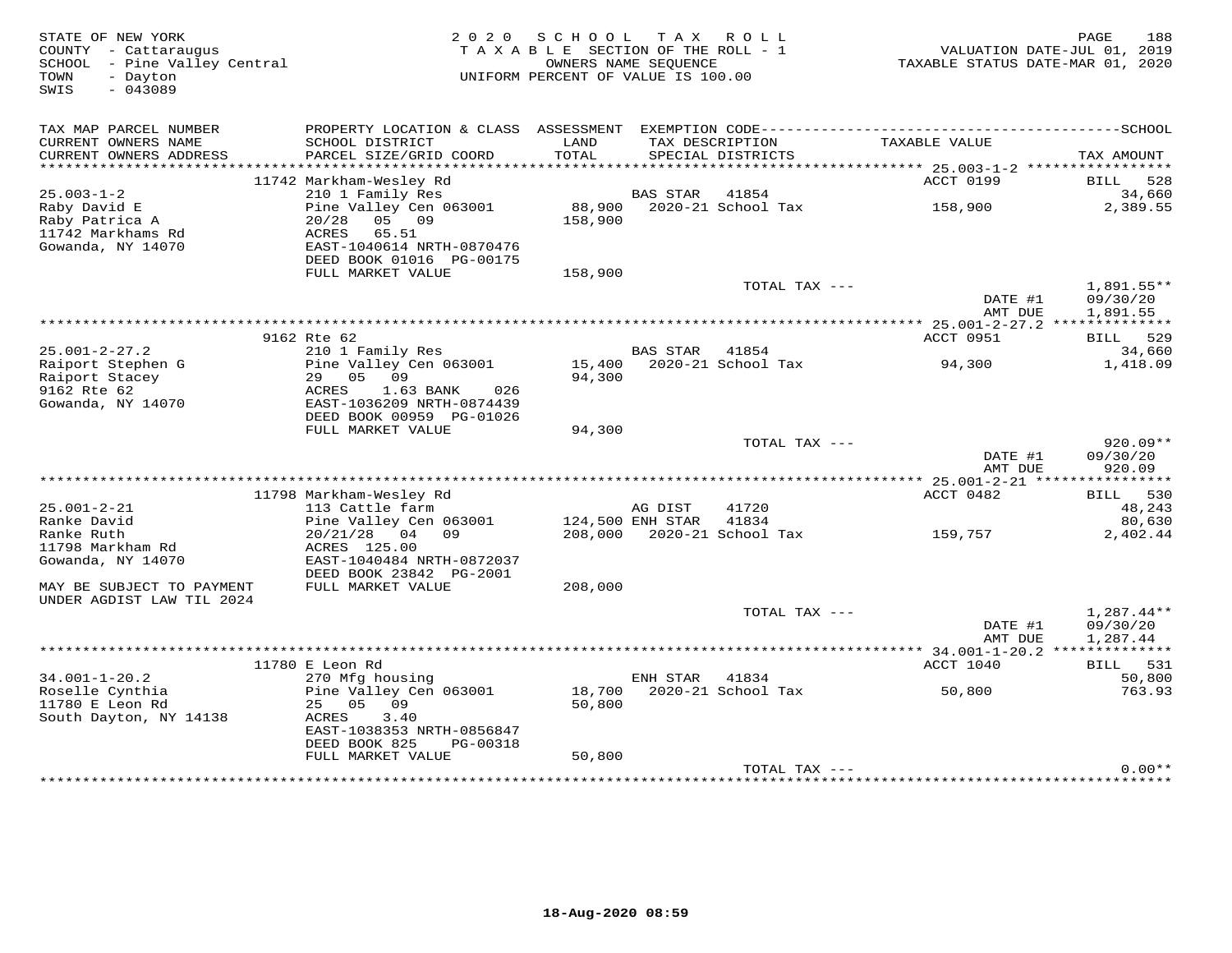STATE OF NEW YORK
COUNTY - Cattaraugus
SCHOOL - Pine Valley Central
TOWN - Dayton
SWIS - 043089

2020 SCHOOL TAX ROLL
TAXABLE SECTION OF THE ROLL - 1
OWNERS NAME SEQUENCE
UNIFORM PERCENT OF VALUE IS 100.00

VALUATION DATE-JUL 01, 2019
TAXABLE STATUS DATE-MAR 01, 2020

| TAX MAP PARCEL NUMBER / CURRENT OWNERS NAME / CURRENT OWNERS ADDRESS | PROPERTY LOCATION & CLASS / SCHOOL DISTRICT / PARCEL SIZE/GRID COORD | ASSESSMENT LAND / TOTAL | EXEMPTION CODE / TAX DESCRIPTION / SPECIAL DISTRICTS | TAXABLE VALUE | TAX AMOUNT |
|---|---|---|---|---|---|
| | 11742 Markham-Wesley Rd | | | ACCT 0199 | BILL 528 |
| 25.003-1-2 | 210 1 Family Res | | BAS STAR 41854 | | 34,660 |
| Raby David E | Pine Valley Cen 063001 | 88,900 | 2020-21 School Tax | 158,900 | 2,389.55 |
| Raby Patrica A | 20/28 05 09 | 158,900 | | | |
| 11742 Markhams Rd | ACRES 65.51 | | | | |
| Gowanda, NY 14070 | EAST-1040614 NRTH-0870476 | | | | |
| | DEED BOOK 01016 PG-00175 | | | | |
| | FULL MARKET VALUE | 158,900 | | | |
| | | | TOTAL TAX --- | | 1,891.55** |
| | | | | DATE #1 | 09/30/20 |
| | | | | AMT DUE | 1,891.55 |
| | 9162 Rte 62 | | | ACCT 0951 | BILL 529 |
| 25.001-2-27.2 | 210 1 Family Res | | BAS STAR 41854 | | 34,660 |
| Raiport Stephen G | Pine Valley Cen 063001 | 15,400 | 2020-21 School Tax | 94,300 | 1,418.09 |
| Raiport Stacey | 29 05 09 | 94,300 | | | |
| 9162 Rte 62 | ACRES 1.63 BANK 026 | | | | |
| Gowanda, NY 14070 | EAST-1036209 NRTH-0874439 | | | | |
| | DEED BOOK 00959 PG-01026 | | | | |
| | FULL MARKET VALUE | 94,300 | | | |
| | | | TOTAL TAX --- | | 920.09** |
| | | | | DATE #1 | 09/30/20 |
| | | | | AMT DUE | 920.09 |
| | 11798 Markham-Wesley Rd | | | ACCT 0482 | BILL 530 |
| 25.001-2-21 | 113 Cattle farm | | AG DIST 41720 | | 48,243 |
| Ranke David | Pine Valley Cen 063001 | 124,500 | ENH STAR 41834 | | 80,630 |
| Ranke Ruth | 20/21/28 04 09 | 208,000 | 2020-21 School Tax | 159,757 | 2,402.44 |
| 11798 Markham Rd | ACRES 125.00 | | | | |
| Gowanda, NY 14070 | EAST-1040484 NRTH-0872037 | | | | |
| | DEED BOOK 23842 PG-2001 | | | | |
| MAY BE SUBJECT TO PAYMENT | FULL MARKET VALUE | 208,000 | | | |
| UNDER AGDIST LAW TIL 2024 | | | | | |
| | | | TOTAL TAX --- | | 1,287.44** |
| | | | | DATE #1 | 09/30/20 |
| | | | | AMT DUE | 1,287.44 |
| | 11780 E Leon Rd | | | ACCT 1040 | BILL 531 |
| 34.001-1-20.2 | 270 Mfg housing | | ENH STAR 41834 | | 50,800 |
| Roselle Cynthia | Pine Valley Cen 063001 | 18,700 | 2020-21 School Tax | 50,800 | 763.93 |
| 11780 E Leon Rd | 25 05 09 | 50,800 | | | |
| South Dayton, NY 14138 | ACRES 3.40 | | | | |
| | EAST-1038353 NRTH-0856847 | | | | |
| | DEED BOOK 825 PG-00318 | | | | |
| | FULL MARKET VALUE | 50,800 | | | |
| | | | TOTAL TAX --- | | 0.00** |

18-Aug-2020 08:59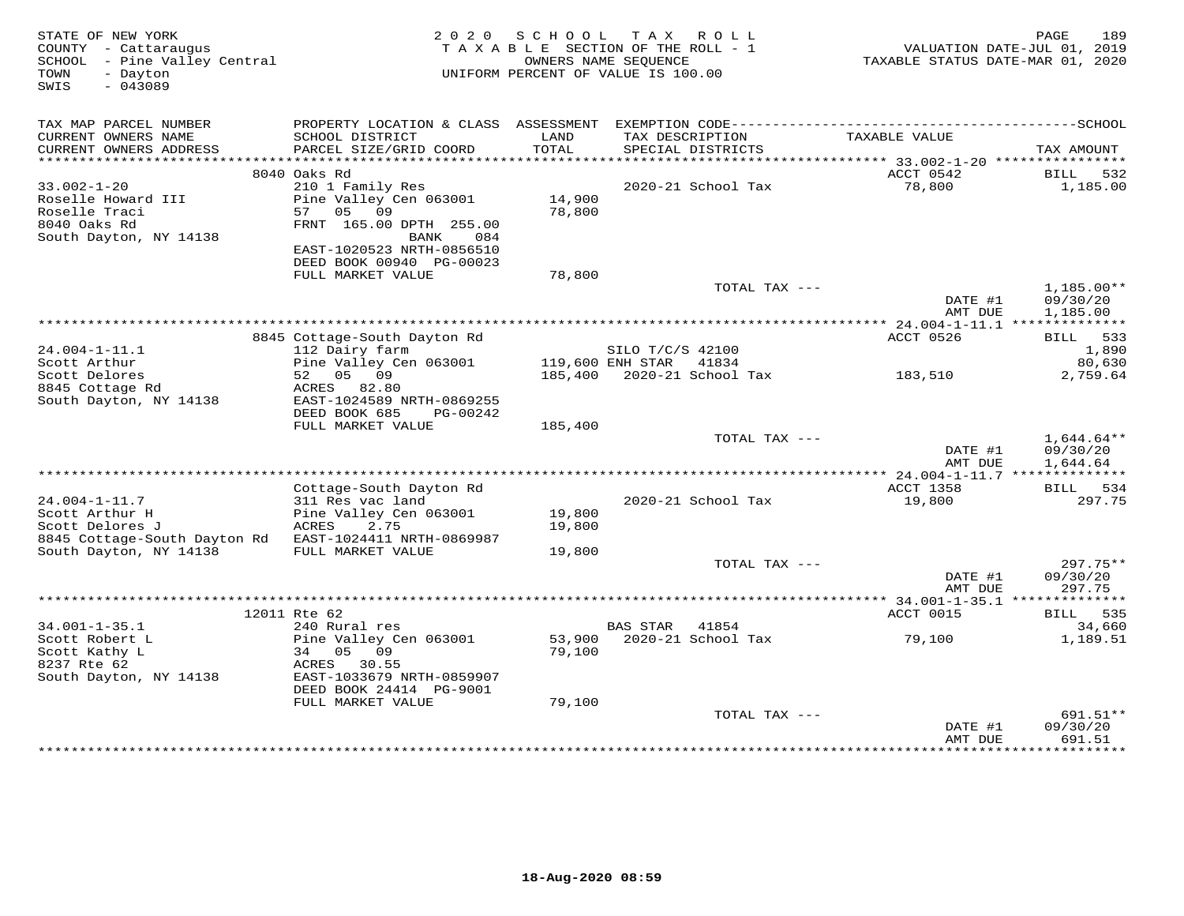STATE OF NEW YORK
COUNTY - Cattaraugus
SCHOOL - Pine Valley Central
TOWN - Dayton
SWIS - 043089

2020 SCHOOL TAX ROLL
TAXABLE SECTION OF THE ROLL - 1
OWNERS NAME SEQUENCE
UNIFORM PERCENT OF VALUE IS 100.00

VALUATION DATE-JUL 01, 2019
TAXABLE STATUS DATE-MAR 01, 2020

| TAX MAP PARCEL NUMBER / CURRENT OWNERS NAME / CURRENT OWNERS ADDRESS | PROPERTY LOCATION & CLASS / SCHOOL DISTRICT / PARCEL SIZE/GRID COORD | ASSESSMENT LAND / TOTAL | EXEMPTION CODE / TAX DESCRIPTION / SPECIAL DISTRICTS | TAXABLE VALUE | TAX AMOUNT |
|---|---|---|---|---|---|
| **33.002-1-20** | 8040 Oaks Rd | | | ACCT 0542 | BILL 532 |
| 33.002-1-20 | 210 1 Family Res | | 2020-21 School Tax | 78,800 | 1,185.00 |
| Roselle Howard III | Pine Valley Cen 063001 | 14,900 | | | |
| Roselle Traci | 57 05 09 | 78,800 | | | |
| 8040 Oaks Rd | FRNT 165.00 DPTH 255.00 | | | | |
| South Dayton, NY 14138 | BANK 084 | | | | |
| | EAST-1020523 NRTH-0856510 | | | | |
| | DEED BOOK 00940 PG-00023 | | | | |
| | FULL MARKET VALUE | 78,800 | | | |
| | | | TOTAL TAX --- | | 1,185.00** |
| | | | | DATE #1 | 09/30/20 |
| | | | | AMT DUE | 1,185.00 |
| **24.004-1-11.1** | 8845 Cottage-South Dayton Rd | | | ACCT 0526 | BILL 533 |
| 24.004-1-11.1 | 112 Dairy farm | | SILO T/C/S 42100 | | 1,890 |
| Scott Arthur | Pine Valley Cen 063001 | 119,600 | ENH STAR 41834 | | 80,630 |
| Scott Delores | 52 05 09 | 185,400 | 2020-21 School Tax | 183,510 | 2,759.64 |
| 8845 Cottage Rd | ACRES 82.80 | | | | |
| South Dayton, NY 14138 | EAST-1024589 NRTH-0869255 | | | | |
| | DEED BOOK 685 PG-00242 | | | | |
| | FULL MARKET VALUE | 185,400 | | | |
| | | | TOTAL TAX --- | | 1,644.64** |
| | | | | DATE #1 | 09/30/20 |
| | | | | AMT DUE | 1,644.64 |
| **24.004-1-11.7** | Cottage-South Dayton Rd | | | ACCT 1358 | BILL 534 |
| 24.004-1-11.7 | 311 Res vac land | | 2020-21 School Tax | 19,800 | 297.75 |
| Scott Arthur H | Pine Valley Cen 063001 | 19,800 | | | |
| Scott Delores J | ACRES 2.75 | 19,800 | | | |
| 8845 Cottage-South Dayton Rd | EAST-1024411 NRTH-0869987 | | | | |
| South Dayton, NY 14138 | FULL MARKET VALUE | 19,800 | | | |
| | | | TOTAL TAX --- | | 297.75** |
| | | | | DATE #1 | 09/30/20 |
| | | | | AMT DUE | 297.75 |
| **34.001-1-35.1** | 12011 Rte 62 | | | ACCT 0015 | BILL 535 |
| 34.001-1-35.1 | 240 Rural res | | BAS STAR 41854 | | 34,660 |
| Scott Robert L | Pine Valley Cen 063001 | 53,900 | 2020-21 School Tax | 79,100 | 1,189.51 |
| Scott Kathy L | 34 05 09 | 79,100 | | | |
| 8237 Rte 62 | ACRES 30.55 | | | | |
| South Dayton, NY 14138 | EAST-1033679 NRTH-0859907 | | | | |
| | DEED BOOK 24414 PG-9001 | | | | |
| | FULL MARKET VALUE | 79,100 | | | |
| | | | TOTAL TAX --- | | 691.51** |
| | | | | DATE #1 | 09/30/20 |
| | | | | AMT DUE | 691.51 |

18-Aug-2020 08:59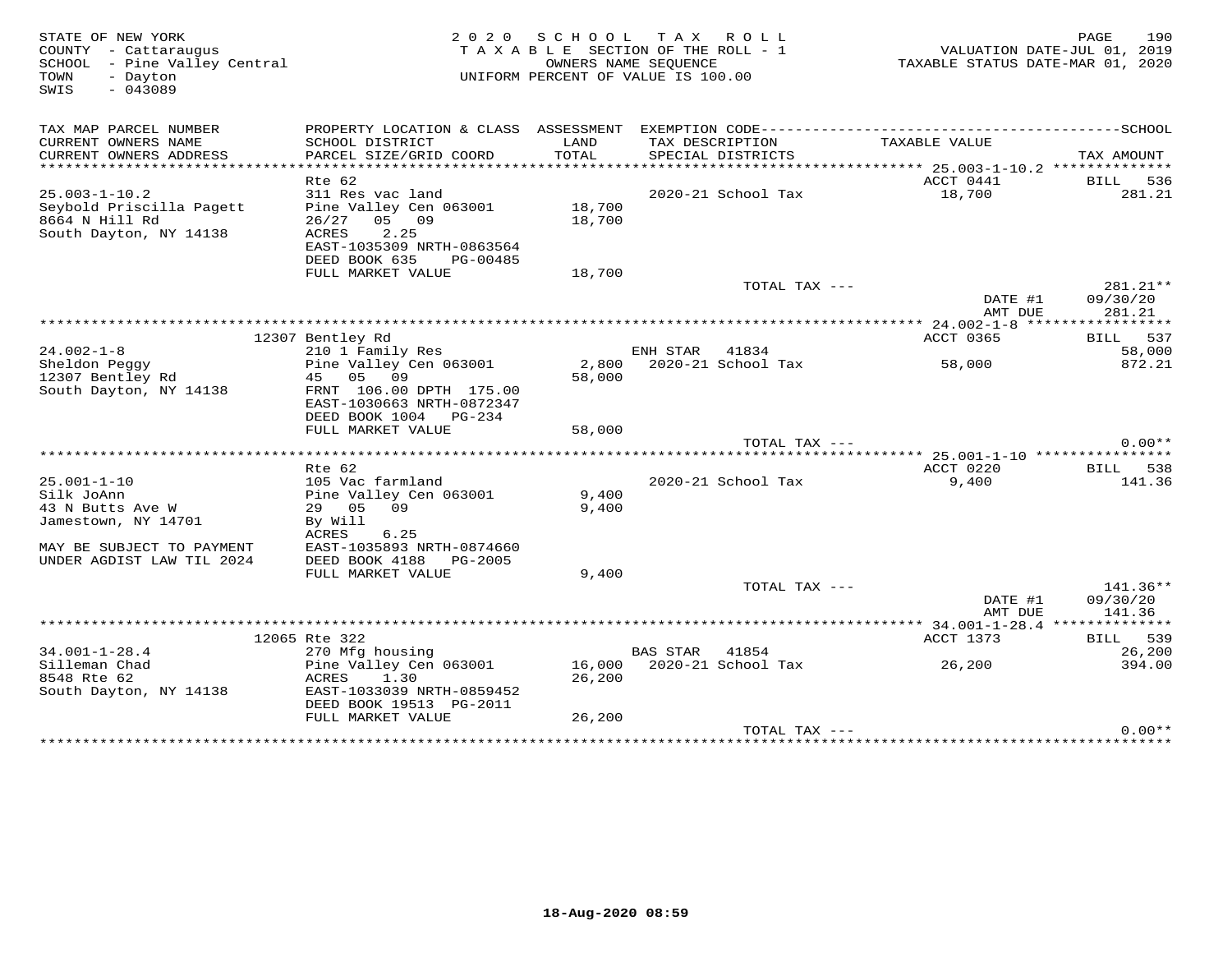STATE OF NEW YORK
COUNTY - Cattaraugus
SCHOOL - Pine Valley Central
TOWN - Dayton
SWIS - 043089

2020 SCHOOL TAX ROLL
TAXABLE SECTION OF THE ROLL - 1
OWNERS NAME SEQUENCE
UNIFORM PERCENT OF VALUE IS 100.00

VALUATION DATE-JUL 01, 2019
TAXABLE STATUS DATE-MAR 01, 2020

| TAX MAP PARCEL NUMBER / CURRENT OWNERS NAME / CURRENT OWNERS ADDRESS | PROPERTY LOCATION & CLASS / SCHOOL DISTRICT / PARCEL SIZE/GRID COORD | ASSESSMENT LAND / TOTAL | EXEMPTION CODE / TAX DESCRIPTION / SPECIAL DISTRICTS | TAXABLE VALUE | TAX AMOUNT |
|---|---|---|---|---|---|
| 25.003-1-10.2 | Rte 62 | | | ACCT 0441 | BILL 536 |
| Seybold Priscilla Pagett | 311 Res vac land | | 2020-21 School Tax | 18,700 | 281.21 |
| 8664 N Hill Rd | Pine Valley Cen 063001 | 18,700 | | | |
| South Dayton, NY 14138 | 26/27 05 09 | 18,700 | | | |
| | ACRES 2.25 | | | | |
| | EAST-1035309 NRTH-0863564 | | | | |
| | DEED BOOK 635 PG-00485 | | | | |
| | FULL MARKET VALUE | 18,700 | | | |
| | | | TOTAL TAX --- | | 281.21** |
| | | | | DATE #1 | 09/30/20 |
| | | | | AMT DUE | 281.21 |
| 24.002-1-8 | 12307 Bentley Rd | | | ACCT 0365 | BILL 537 |
| Sheldon Peggy | 210 1 Family Res | | ENH STAR 41834 | | 58,000 |
| 12307 Bentley Rd | Pine Valley Cen 063001 | 2,800 | 2020-21 School Tax | 58,000 | 872.21 |
| South Dayton, NY 14138 | 45 05 09 | 58,000 | | | |
| | FRNT 106.00 DPTH 175.00 | | | | |
| | EAST-1030663 NRTH-0872347 | | | | |
| | DEED BOOK 1004 PG-234 | | | | |
| | FULL MARKET VALUE | 58,000 | | | |
| | | | TOTAL TAX --- | | 0.00** |
| 25.001-1-10 | Rte 62 | | | ACCT 0220 | BILL 538 |
| Silk JoAnn | 105 Vac farmland | | 2020-21 School Tax | 9,400 | 141.36 |
| 43 N Butts Ave W | Pine Valley Cen 063001 | 9,400 | | | |
| Jamestown, NY 14701 | 29 05 09 | 9,400 | | | |
| | By Will | | | | |
| | ACRES 6.25 | | | | |
| MAY BE SUBJECT TO PAYMENT | EAST-1035893 NRTH-0874660 | | | | |
| UNDER AGDIST LAW TIL 2024 | DEED BOOK 4188 PG-2005 | | | | |
| | FULL MARKET VALUE | 9,400 | | | |
| | | | TOTAL TAX --- | | 141.36** |
| | | | | DATE #1 | 09/30/20 |
| | | | | AMT DUE | 141.36 |
| 34.001-1-28.4 | 12065 Rte 322 | | | ACCT 1373 | BILL 539 |
| Silleman Chad | 270 Mfg housing | | BAS STAR 41854 | | 26,200 |
| 8548 Rte 62 | Pine Valley Cen 063001 | 16,000 | 2020-21 School Tax | 26,200 | 394.00 |
| South Dayton, NY 14138 | ACRES 1.30 | 26,200 | | | |
| | EAST-1033039 NRTH-0859452 | | | | |
| | DEED BOOK 19513 PG-2011 | | | | |
| | FULL MARKET VALUE | 26,200 | | | |
| | | | TOTAL TAX --- | | 0.00** |

18-Aug-2020 08:59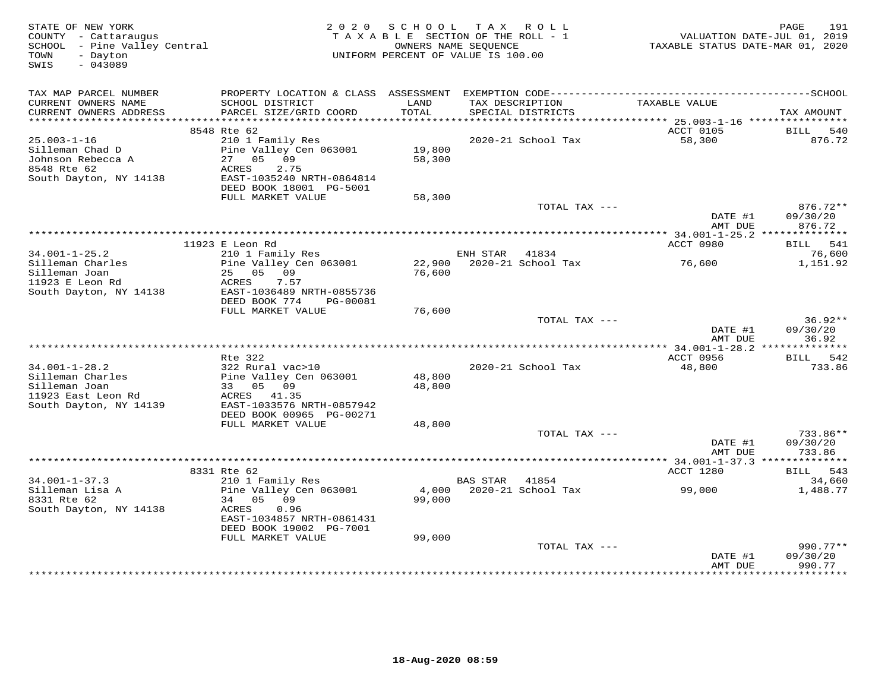STATE OF NEW YORK
COUNTY - Cattaraugus
SCHOOL - Pine Valley Central
TOWN - Dayton
SWIS - 043089

2020 SCHOOL TAX ROLL
TAXABLE SECTION OF THE ROLL - 1
OWNERS NAME SEQUENCE
UNIFORM PERCENT OF VALUE IS 100.00

VALUATION DATE-JUL 01, 2019
TAXABLE STATUS DATE-MAR 01, 2020

| TAX MAP PARCEL NUMBER / CURRENT OWNERS NAME / CURRENT OWNERS ADDRESS | PROPERTY LOCATION & CLASS / SCHOOL DISTRICT / PARCEL SIZE/GRID COORD | ASSESSMENT LAND / TOTAL | EXEMPTION CODE / TAX DESCRIPTION / SPECIAL DISTRICTS | TAXABLE VALUE | TAX AMOUNT |
|---|---|---|---|---|---|
| | 8548 Rte 62 | | | ACCT 0105 | BILL 540 |
| 25.003-1-16 | 210 1 Family Res | | 2020-21 School Tax | 58,300 | 876.72 |
| Silleman Chad D | Pine Valley Cen 063001 | 19,800 | | | |
| Johnson Rebecca A | 27 05 09 | 58,300 | | | |
| 8548 Rte 62 | ACRES 2.75 | | | | |
| South Dayton, NY 14138 | EAST-1035240 NRTH-0864814 | | | | |
| | DEED BOOK 18001 PG-5001 | | | | |
| | FULL MARKET VALUE | 58,300 | | | |
| | | | TOTAL TAX --- | | 876.72** |
| | | | | DATE #1 | 09/30/20 |
| | | | | AMT DUE | 876.72 |
| | 11923 E Leon Rd | | | ACCT 0980 | BILL 541 |
| 34.001-1-25.2 | 210 1 Family Res | | ENH STAR 41834 | | 76,600 |
| Silleman Charles | Pine Valley Cen 063001 | 22,900 | 2020-21 School Tax | 76,600 | 1,151.92 |
| Silleman Joan | 25 05 09 | 76,600 | | | |
| 11923 E Leon Rd | ACRES 7.57 | | | | |
| South Dayton, NY 14138 | EAST-1036489 NRTH-0855736 | | | | |
| | DEED BOOK 774 PG-00081 | | | | |
| | FULL MARKET VALUE | 76,600 | | | |
| | | | TOTAL TAX --- | | 36.92** |
| | | | | DATE #1 | 09/30/20 |
| | | | | AMT DUE | 36.92 |
| | Rte 322 | | | ACCT 0956 | BILL 542 |
| 34.001-1-28.2 | 322 Rural vac>10 | | 2020-21 School Tax | 48,800 | 733.86 |
| Silleman Charles | Pine Valley Cen 063001 | 48,800 | | | |
| Silleman Joan | 33 05 09 | 48,800 | | | |
| 11923 East Leon Rd | ACRES 41.35 | | | | |
| South Dayton, NY 14139 | EAST-1033576 NRTH-0857942 | | | | |
| | DEED BOOK 00965 PG-00271 | | | | |
| | FULL MARKET VALUE | 48,800 | | | |
| | | | TOTAL TAX --- | | 733.86** |
| | | | | DATE #1 | 09/30/20 |
| | | | | AMT DUE | 733.86 |
| | 8331 Rte 62 | | | ACCT 1280 | BILL 543 |
| 34.001-1-37.3 | 210 1 Family Res | | BAS STAR 41854 | | 34,660 |
| Silleman Lisa A | Pine Valley Cen 063001 | 4,000 | 2020-21 School Tax | 99,000 | 1,488.77 |
| 8331 Rte 62 | 34 05 09 | 99,000 | | | |
| South Dayton, NY 14138 | ACRES 0.96 | | | | |
| | EAST-1034857 NRTH-0861431 | | | | |
| | DEED BOOK 19002 PG-7001 | | | | |
| | FULL MARKET VALUE | 99,000 | | | |
| | | | TOTAL TAX --- | | 990.77** |
| | | | | DATE #1 | 09/30/20 |
| | | | | AMT DUE | 990.77 |

18-Aug-2020 08:59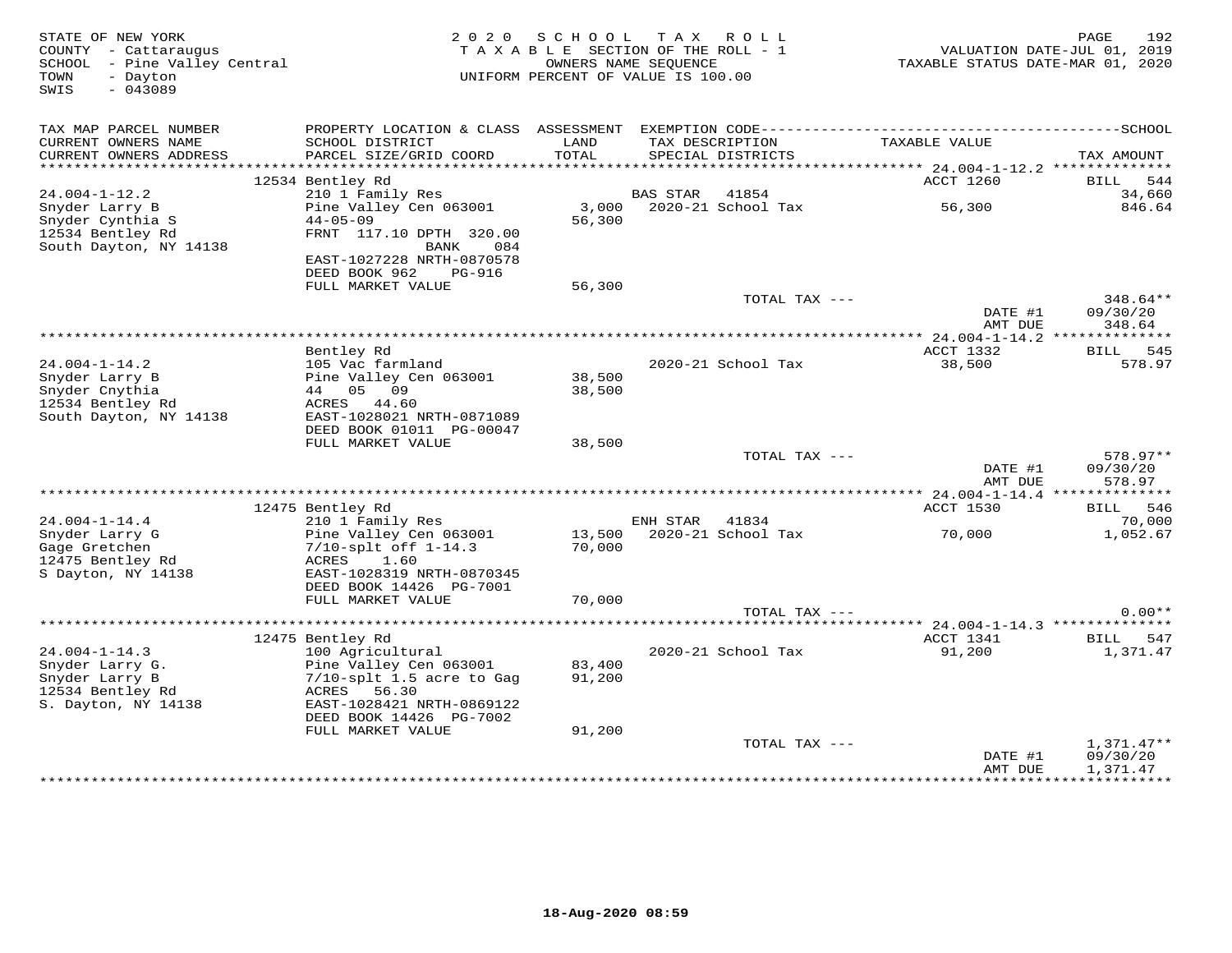STATE OF NEW YORK
COUNTY - Cattaraugus
SCHOOL - Pine Valley Central
TOWN - Dayton
SWIS - 043089

2020 SCHOOL TAX ROLL
TAXABLE SECTION OF THE ROLL - 1
OWNERS NAME SEQUENCE
UNIFORM PERCENT OF VALUE IS 100.00

VALUATION DATE-JUL 01, 2019
TAXABLE STATUS DATE-MAR 01, 2020

| TAX MAP PARCEL NUMBER / CURRENT OWNERS NAME / CURRENT OWNERS ADDRESS | PROPERTY LOCATION & CLASS / SCHOOL DISTRICT / PARCEL SIZE/GRID COORD | ASSESSMENT LAND / TOTAL | EXEMPTION CODE / TAX DESCRIPTION / SPECIAL DISTRICTS | TAXABLE VALUE | TAX AMOUNT |
|---|---|---|---|---|---|
| | 12534 Bentley Rd | | | ACCT 1260 | BILL 544 |
| 24.004-1-12.2 | 210 1 Family Res | | BAS STAR 41854 | | 34,660 |
| Snyder Larry B | Pine Valley Cen 063001 | 3,000 | 2020-21 School Tax | 56,300 | 846.64 |
| Snyder Cynthia S | 44-05-09 | 56,300 | | | |
| 12534 Bentley Rd | FRNT 117.10 DPTH 320.00 | | | | |
| South Dayton, NY 14138 | BANK 084 | | | | |
| | EAST-1027228 NRTH-0870578 | | | | |
| | DEED BOOK 962 PG-916 | | | | |
| | FULL MARKET VALUE | 56,300 | | | |
| | | | TOTAL TAX --- | | 348.64** |
| | | | | DATE #1 | 09/30/20 |
| | | | | AMT DUE | 348.64 |
| | Bentley Rd | | | ACCT 1332 | BILL 545 |
| 24.004-1-14.2 | 105 Vac farmland | | 2020-21 School Tax | 38,500 | 578.97 |
| Snyder Larry B | Pine Valley Cen 063001 | 38,500 | | | |
| Snyder Cnythia | 44 05 09 | 38,500 | | | |
| 12534 Bentley Rd | ACRES 44.60 | | | | |
| South Dayton, NY 14138 | EAST-1028021 NRTH-0871089 | | | | |
| | DEED BOOK 01011 PG-00047 | | | | |
| | FULL MARKET VALUE | 38,500 | | | |
| | | | TOTAL TAX --- | | 578.97** |
| | | | | DATE #1 | 09/30/20 |
| | | | | AMT DUE | 578.97 |
| | 12475 Bentley Rd | | | ACCT 1530 | BILL 546 |
| 24.004-1-14.4 | 210 1 Family Res | | ENH STAR 41834 | | 70,000 |
| Snyder Larry G | Pine Valley Cen 063001 | 13,500 | 2020-21 School Tax | 70,000 | 1,052.67 |
| Gage Gretchen | 7/10-splt off 1-14.3 | 70,000 | | | |
| 12475 Bentley Rd | ACRES 1.60 | | | | |
| S Dayton, NY 14138 | EAST-1028319 NRTH-0870345 | | | | |
| | DEED BOOK 14426 PG-7001 | | | | |
| | FULL MARKET VALUE | 70,000 | | | |
| | | | TOTAL TAX --- | | 0.00** |
| | 12475 Bentley Rd | | | ACCT 1341 | BILL 547 |
| 24.004-1-14.3 | 100 Agricultural | | 2020-21 School Tax | 91,200 | 1,371.47 |
| Snyder Larry G. | Pine Valley Cen 063001 | 83,400 | | | |
| Snyder Larry B | 7/10-splt 1.5 acre to Gag | 91,200 | | | |
| 12534 Bentley Rd | ACRES 56.30 | | | | |
| S. Dayton, NY 14138 | EAST-1028421 NRTH-0869122 | | | | |
| | DEED BOOK 14426 PG-7002 | | | | |
| | FULL MARKET VALUE | 91,200 | | | |
| | | | TOTAL TAX --- | | 1,371.47** |
| | | | | DATE #1 | 09/30/20 |
| | | | | AMT DUE | 1,371.47 |

18-Aug-2020 08:59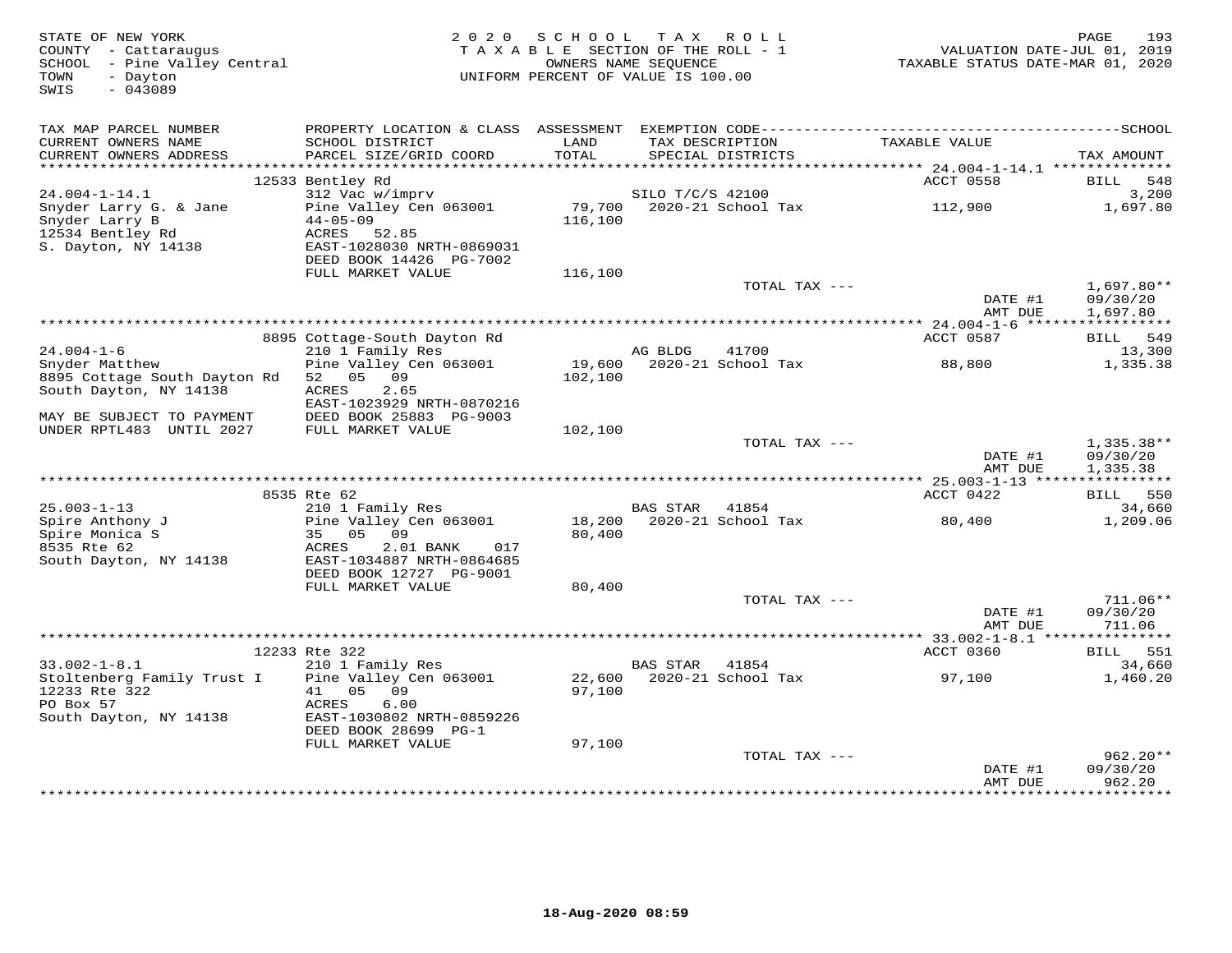STATE OF NEW YORK
COUNTY - Cattaraugus
SCHOOL - Pine Valley Central
TOWN - Dayton
SWIS - 043089

2 0 2 0 S C H O O L T A X R O L L
T A X A B L E SECTION OF THE ROLL - 1
OWNERS NAME SEQUENCE
UNIFORM PERCENT OF VALUE IS 100.00

VALUATION DATE-JUL 01, 2019
TAXABLE STATUS DATE-MAR 01, 2020

| TAX MAP PARCEL NUMBER / CURRENT OWNERS NAME / CURRENT OWNERS ADDRESS | PROPERTY LOCATION & CLASS / SCHOOL DISTRICT / PARCEL SIZE/GRID COORD | ASSESSMENT LAND / TOTAL | EXEMPTION CODE / TAX DESCRIPTION / SPECIAL DISTRICTS | TAXABLE VALUE | TAX AMOUNT |
|---|---|---|---|---|---|
| 24.004-1-14.1 | 12533 Bentley Rd | | | ACCT 0558 | BILL 548 |
| 24.004-1-14.1 | 312 Vac w/imprv | | SILO T/C/S 42100 | | 3,200 |
| Snyder Larry G. & Jane | Pine Valley Cen 063001 | 79,700 | 2020-21 School Tax | 112,900 | 1,697.80 |
| Snyder Larry B | 44-05-09 | 116,100 | | | |
| 12534 Bentley Rd | ACRES 52.85 | | | | |
| S. Dayton, NY 14138 | EAST-1028030 NRTH-0869031 | | | | |
| | DEED BOOK 14426 PG-7002 | | | | |
| | FULL MARKET VALUE | 116,100 | | | |
| | | | TOTAL TAX --- | | 1,697.80** |
| | | | | DATE #1 | 09/30/20 |
| | | | | AMT DUE | 1,697.80 |
| 24.004-1-6 | 8895 Cottage-South Dayton Rd | | | ACCT 0587 | BILL 549 |
| 24.004-1-6 | 210 1 Family Res | | AG BLDG 41700 | | 13,300 |
| Snyder Matthew | Pine Valley Cen 063001 | 19,600 | 2020-21 School Tax | 88,800 | 1,335.38 |
| 8895 Cottage South Dayton Rd | 52 05 09 | 102,100 | | | |
| South Dayton, NY 14138 | ACRES 2.65 | | | | |
| | EAST-1023929 NRTH-0870216 | | | | |
| MAY BE SUBJECT TO PAYMENT | DEED BOOK 25883 PG-9003 | | | | |
| UNDER RPTL483 UNTIL 2027 | FULL MARKET VALUE | 102,100 | | | |
| | | | TOTAL TAX --- | | 1,335.38** |
| | | | | DATE #1 | 09/30/20 |
| | | | | AMT DUE | 1,335.38 |
| 25.003-1-13 | 8535 Rte 62 | | | ACCT 0422 | BILL 550 |
| 25.003-1-13 | 210 1 Family Res | | BAS STAR 41854 | | 34,660 |
| Spire Anthony J | Pine Valley Cen 063001 | 18,200 | 2020-21 School Tax | 80,400 | 1,209.06 |
| Spire Monica S | 35 05 09 | 80,400 | | | |
| 8535 Rte 62 | ACRES 2.01 BANK 017 | | | | |
| South Dayton, NY 14138 | EAST-1034887 NRTH-0864685 | | | | |
| | DEED BOOK 12727 PG-9001 | | | | |
| | FULL MARKET VALUE | 80,400 | | | |
| | | | TOTAL TAX --- | | 711.06** |
| | | | | DATE #1 | 09/30/20 |
| | | | | AMT DUE | 711.06 |
| 33.002-1-8.1 | 12233 Rte 322 | | | ACCT 0360 | BILL 551 |
| 33.002-1-8.1 | 210 1 Family Res | | BAS STAR 41854 | | 34,660 |
| Stoltenberg Family Trust I | Pine Valley Cen 063001 | 22,600 | 2020-21 School Tax | 97,100 | 1,460.20 |
| 12233 Rte 322 | 41 05 09 | 97,100 | | | |
| PO Box 57 | ACRES 6.00 | | | | |
| South Dayton, NY 14138 | EAST-1030802 NRTH-0859226 | | | | |
| | DEED BOOK 28699 PG-1 | | | | |
| | FULL MARKET VALUE | 97,100 | | | |
| | | | TOTAL TAX --- | | 962.20** |
| | | | | DATE #1 | 09/30/20 |
| | | | | AMT DUE | 962.20 |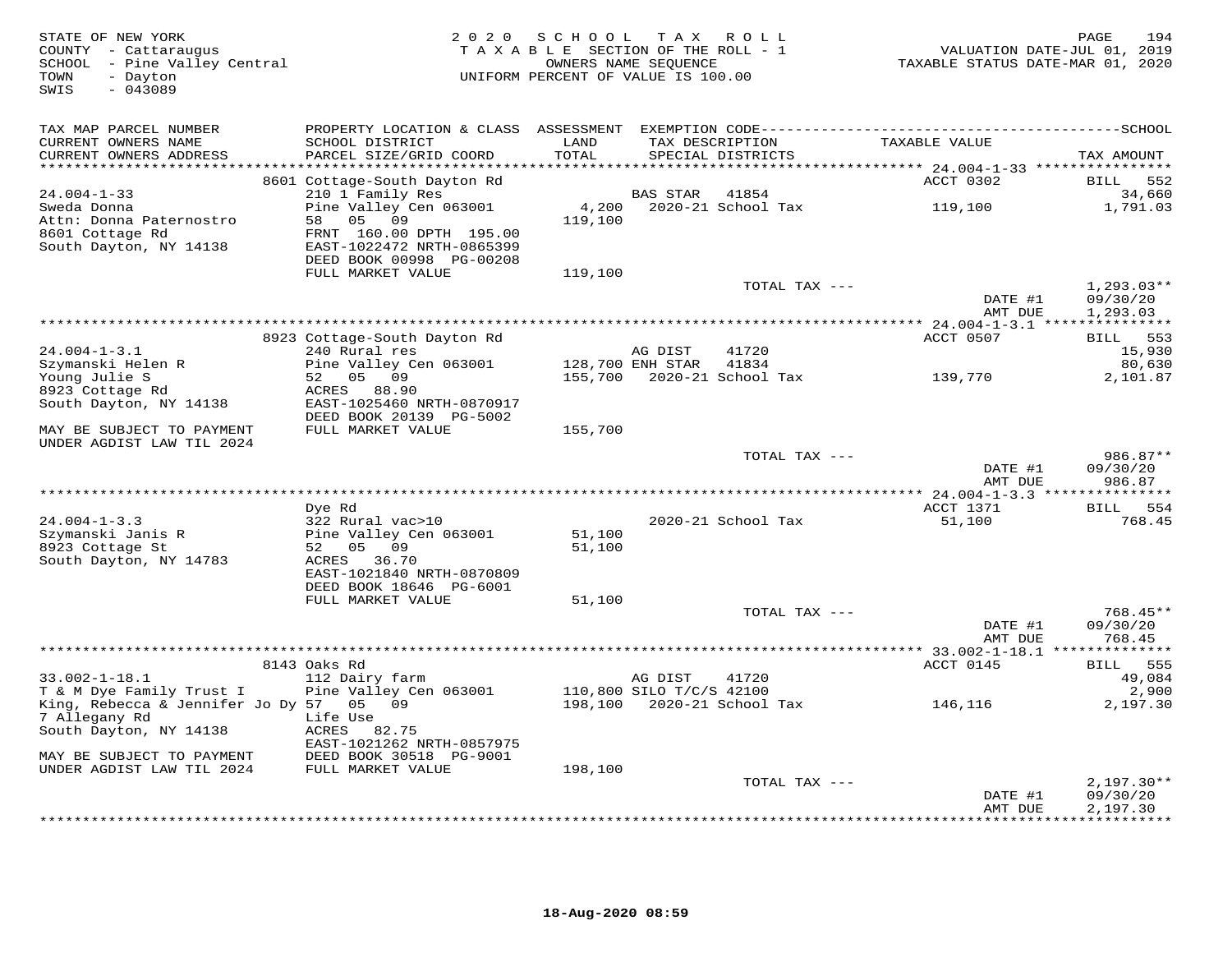STATE OF NEW YORK
COUNTY - Cattaraugus
SCHOOL - Pine Valley Central
TOWN - Dayton
SWIS - 043089

2020 SCHOOL TAX ROLL
TAXABLE SECTION OF THE ROLL - 1
OWNERS NAME SEQUENCE
UNIFORM PERCENT OF VALUE IS 100.00

VALUATION DATE-JUL 01, 2019
TAXABLE STATUS DATE-MAR 01, 2020

| TAX MAP PARCEL NUMBER / CURRENT OWNERS NAME / CURRENT OWNERS ADDRESS | PROPERTY LOCATION & CLASS / SCHOOL DISTRICT / PARCEL SIZE/GRID COORD | ASSESSMENT LAND / TOTAL | EXEMPTION CODE / TAX DESCRIPTION / SPECIAL DISTRICTS | TAXABLE VALUE | SCHOOL TAX AMOUNT |
|---|---|---|---|---|---|
| **24.004-1-33** | 8601 Cottage-South Dayton Rd | | | ACCT 0302 | BILL 552 |
| Sweda Donna | 210 1 Family Res | | BAS STAR 41854 | | 34,660 |
| Attn: Donna Paternostro | Pine Valley Cen 063001 | 4,200 | 2020-21 School Tax | 119,100 | 1,791.03 |
| 8601 Cottage Rd | 58 05 09 | 119,100 | | | |
| South Dayton, NY 14138 | FRNT 160.00 DPTH 195.00 | | | | |
| | EAST-1022472 NRTH-0865399 | | | | |
| | DEED BOOK 00998 PG-00208 | | | | |
| | FULL MARKET VALUE | 119,100 | | | |
| | | | TOTAL TAX --- | | 1,293.03** |
| | | | | DATE #1 | 09/30/20 |
| | | | | AMT DUE | 1,293.03 |
| **24.004-1-3.1** | 8923 Cottage-South Dayton Rd | | | ACCT 0507 | BILL 553 |
| Szymanski Helen R | 240 Rural res | | AG DIST 41720 | | 15,930 |
| Young Julie S | Pine Valley Cen 063001 | 128,700 | ENH STAR 41834 | | 80,630 |
| 8923 Cottage Rd | 52 05 09 | 155,700 | 2020-21 School Tax | 139,770 | 2,101.87 |
| South Dayton, NY 14138 | ACRES 88.90 | | | | |
| | EAST-1025460 NRTH-0870917 | | | | |
| | DEED BOOK 20139 PG-5002 | | | | |
| MAY BE SUBJECT TO PAYMENT UNDER AGDIST LAW TIL 2024 | FULL MARKET VALUE | 155,700 | | | |
| | | | TOTAL TAX --- | | 986.87** |
| | | | | DATE #1 | 09/30/20 |
| | | | | AMT DUE | 986.87 |
| **24.004-1-3.3** | Dye Rd | | | ACCT 1371 | BILL 554 |
| Szymanski Janis R | 322 Rural vac>10 | | 2020-21 School Tax | 51,100 | 768.45 |
| 8923 Cottage St | Pine Valley Cen 063001 | 51,100 | | | |
| South Dayton, NY 14783 | 52 05 09 | 51,100 | | | |
| | ACRES 36.70 | | | | |
| | EAST-1021840 NRTH-0870809 | | | | |
| | DEED BOOK 18646 PG-6001 | | | | |
| | FULL MARKET VALUE | 51,100 | | | |
| | | | TOTAL TAX --- | | 768.45** |
| | | | | DATE #1 | 09/30/20 |
| | | | | AMT DUE | 768.45 |
| **33.002-1-18.1** | 8143 Oaks Rd | | | ACCT 0145 | BILL 555 |
| T & M Dye Family Trust I | 112 Dairy farm | | AG DIST 41720 | | 49,084 |
| King, Rebecca & Jennifer Jo Dy | Pine Valley Cen 063001 | 110,800 | SILO T/C/S 42100 | | 2,900 |
| 7 Allegany Rd | 57 05 09 | 198,100 | 2020-21 School Tax | 146,116 | 2,197.30 |
| South Dayton, NY 14138 | Life Use | | | | |
| | ACRES 82.75 | | | | |
| | EAST-1021262 NRTH-0857975 | | | | |
| MAY BE SUBJECT TO PAYMENT UNDER AGDIST LAW TIL 2024 | DEED BOOK 30518 PG-9001 | | | | |
| | FULL MARKET VALUE | 198,100 | | | |
| | | | TOTAL TAX --- | | 2,197.30** |
| | | | | DATE #1 | 09/30/20 |
| | | | | AMT DUE | 2,197.30 |

18-Aug-2020 08:59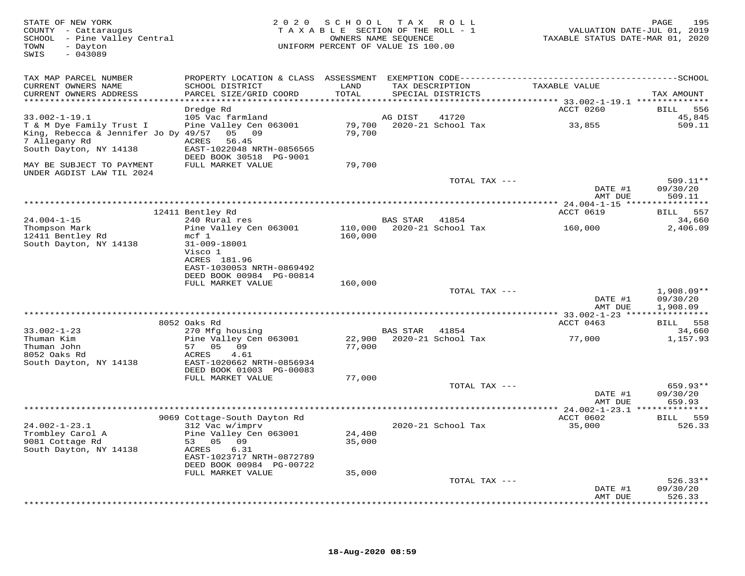STATE OF NEW YORK
COUNTY - Cattaraugus
SCHOOL - Pine Valley Central
TOWN - Dayton
SWIS - 043089

2020 SCHOOL TAX ROLL
TAXABLE SECTION OF THE ROLL - 1
OWNERS NAME SEQUENCE
UNIFORM PERCENT OF VALUE IS 100.00

VALUATION DATE-JUL 01, 2019
TAXABLE STATUS DATE-MAR 01, 2020

| TAX MAP PARCEL NUMBER / CURRENT OWNERS NAME / CURRENT OWNERS ADDRESS | PROPERTY LOCATION & CLASS / SCHOOL DISTRICT / PARCEL SIZE/GRID COORD | ASSESSMENT LAND / TOTAL | EXEMPTION CODE / TAX DESCRIPTION / SPECIAL DISTRICTS | TAXABLE VALUE | TAX AMOUNT |
|---|---|---|---|---|---|
| 33.002-1-19.1 | Dredge Rd | | | ACCT 0260 | BILL 556 |
| | 105 Vac farmland | | AG DIST 41720 | | 45,845 |
| T & M Dye Family Trust I | Pine Valley Cen 063001 | 79,700 | 2020-21 School Tax | 33,855 | 509.11 |
| King, Rebecca & Jennifer Jo Dy | 49/57 05 09 | 79,700 | | | |
| 7 Allegany Rd | ACRES 56.45 | | | | |
| South Dayton, NY 14138 | EAST-1022048 NRTH-0856565 | | | | |
| | DEED BOOK 30518 PG-9001 | | | | |
| MAY BE SUBJECT TO PAYMENT UNDER AGDIST LAW TIL 2024 | FULL MARKET VALUE | 79,700 | | | |
| | | | TOTAL TAX --- | | 509.11** |
| | | | | DATE #1 | 09/30/20 |
| | | | | AMT DUE | 509.11 |
| 24.004-1-15 | 12411 Bentley Rd | | | ACCT 0619 | BILL 557 |
| | 240 Rural res | | BAS STAR 41854 | | 34,660 |
| Thompson Mark | Pine Valley Cen 063001 | 110,000 | 2020-21 School Tax | 160,000 | 2,406.09 |
| 12411 Bentley Rd | mcf 1 | 160,000 | | | |
| South Dayton, NY 14138 | 31-009-18001 | | | | |
| | Visco 1 | | | | |
| | ACRES 181.96 | | | | |
| | EAST-1030053 NRTH-0869492 | | | | |
| | DEED BOOK 00984 PG-00814 | | | | |
| | FULL MARKET VALUE | 160,000 | | | |
| | | | TOTAL TAX --- | | 1,908.09** |
| | | | | DATE #1 | 09/30/20 |
| | | | | AMT DUE | 1,908.09 |
| 33.002-1-23 | 8052 Oaks Rd | | | ACCT 0463 | BILL 558 |
| | 270 Mfg housing | | BAS STAR 41854 | | 34,660 |
| Thuman Kim | Pine Valley Cen 063001 | 22,900 | 2020-21 School Tax | 77,000 | 1,157.93 |
| Thuman John | 57 05 09 | 77,000 | | | |
| 8052 Oaks Rd | ACRES 4.61 | | | | |
| South Dayton, NY 14138 | EAST-1020662 NRTH-0856934 | | | | |
| | DEED BOOK 01003 PG-00083 | | | | |
| | FULL MARKET VALUE | 77,000 | | | |
| | | | TOTAL TAX --- | | 659.93** |
| | | | | DATE #1 | 09/30/20 |
| | | | | AMT DUE | 659.93 |
| 24.002-1-23.1 | 9069 Cottage-South Dayton Rd | | | ACCT 0602 | BILL 559 |
| Trombley Carol A | 312 Vac w/imprv | | 2020-21 School Tax | 35,000 | 526.33 |
| 9081 Cottage Rd | Pine Valley Cen 063001 | 24,400 | | | |
| South Dayton, NY 14138 | 53 05 09 | 35,000 | | | |
| | ACRES 6.31 | | | | |
| | EAST-1023717 NRTH-0872789 | | | | |
| | DEED BOOK 00984 PG-00722 | | | | |
| | FULL MARKET VALUE | 35,000 | | | |
| | | | TOTAL TAX --- | | 526.33** |
| | | | | DATE #1 | 09/30/20 |
| | | | | AMT DUE | 526.33 |

18-Aug-2020 08:59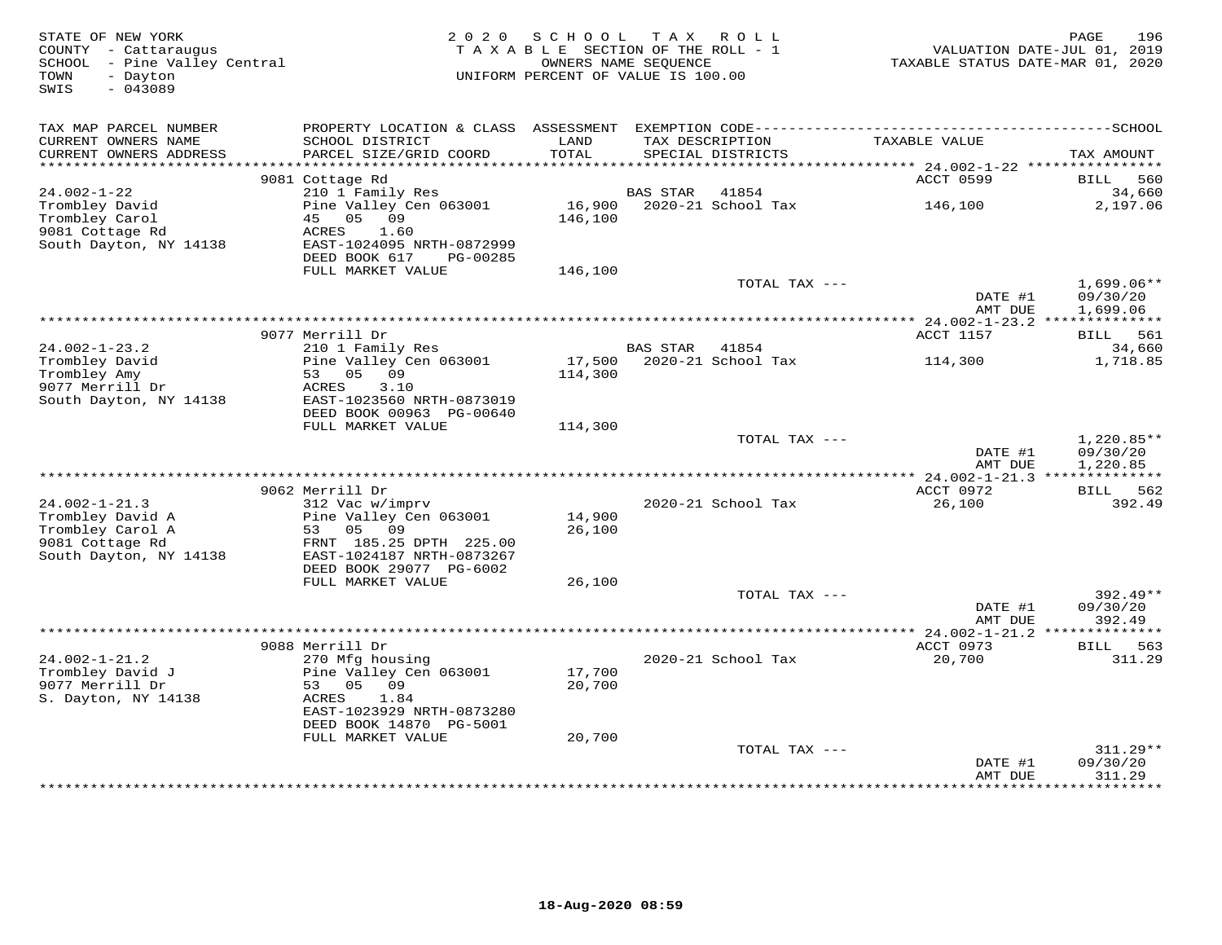STATE OF NEW YORK
COUNTY - Cattaraugus
SCHOOL - Pine Valley Central
TOWN - Dayton
SWIS - 043089

2020 SCHOOL TAX ROLL
TAXABLE SECTION OF THE ROLL - 1
OWNERS NAME SEQUENCE
UNIFORM PERCENT OF VALUE IS 100.00

VALUATION DATE-JUL 01, 2019
TAXABLE STATUS DATE-MAR 01, 2020

| TAX MAP PARCEL NUMBER / CURRENT OWNERS NAME / CURRENT OWNERS ADDRESS | PROPERTY LOCATION & CLASS / SCHOOL DISTRICT / PARCEL SIZE/GRID COORD | ASSESSMENT LAND / TOTAL | EXEMPTION CODE / TAX DESCRIPTION / SPECIAL DISTRICTS | TAXABLE VALUE | TAX AMOUNT |
|---|---|---|---|---|---|
| | 9081 Cottage Rd | | | ACCT 0599 | BILL 560 |
| 24.002-1-22 | 210 1 Family Res | | BAS STAR 41854 | | 34,660 |
| Trombley David | Pine Valley Cen 063001 | 16,900 | 2020-21 School Tax | 146,100 | 2,197.06 |
| Trombley Carol | 45 05 09 | 146,100 | | | |
| 9081 Cottage Rd | ACRES 1.60 | | | | |
| South Dayton, NY 14138 | EAST-1024095 NRTH-0872999 | | | | |
| | DEED BOOK 617 PG-00285 | | | | |
| | FULL MARKET VALUE | 146,100 | | | |
| | | | TOTAL TAX --- | | 1,699.06** |
| | | | | DATE #1 | 09/30/20 |
| | | | | AMT DUE | 1,699.06 |
| | 9077 Merrill Dr | | | ACCT 1157 | BILL 561 |
| 24.002-1-23.2 | 210 1 Family Res | | BAS STAR 41854 | | 34,660 |
| Trombley David | Pine Valley Cen 063001 | 17,500 | 2020-21 School Tax | 114,300 | 1,718.85 |
| Trombley Amy | 53 05 09 | 114,300 | | | |
| 9077 Merrill Dr | ACRES 3.10 | | | | |
| South Dayton, NY 14138 | EAST-1023560 NRTH-0873019 | | | | |
| | DEED BOOK 00963 PG-00640 | | | | |
| | FULL MARKET VALUE | 114,300 | | | |
| | | | TOTAL TAX --- | | 1,220.85** |
| | | | | DATE #1 | 09/30/20 |
| | | | | AMT DUE | 1,220.85 |
| | 9062 Merrill Dr | | | ACCT 0972 | BILL 562 |
| 24.002-1-21.3 | 312 Vac w/imprv | | 2020-21 School Tax | 26,100 | 392.49 |
| Trombley David A | Pine Valley Cen 063001 | 14,900 | | | |
| Trombley Carol A | 53 05 09 | 26,100 | | | |
| 9081 Cottage Rd | FRNT 185.25 DPTH 225.00 | | | | |
| South Dayton, NY 14138 | EAST-1024187 NRTH-0873267 | | | | |
| | DEED BOOK 29077 PG-6002 | | | | |
| | FULL MARKET VALUE | 26,100 | | | |
| | | | TOTAL TAX --- | | 392.49** |
| | | | | DATE #1 | 09/30/20 |
| | | | | AMT DUE | 392.49 |
| | 9088 Merrill Dr | | | ACCT 0973 | BILL 563 |
| 24.002-1-21.2 | 270 Mfg housing | | 2020-21 School Tax | 20,700 | 311.29 |
| Trombley David J | Pine Valley Cen 063001 | 17,700 | | | |
| 9077 Merrill Dr | 53 05 09 | 20,700 | | | |
| S. Dayton, NY 14138 | ACRES 1.84 | | | | |
| | EAST-1023929 NRTH-0873280 | | | | |
| | DEED BOOK 14870 PG-5001 | | | | |
| | FULL MARKET VALUE | 20,700 | | | |
| | | | TOTAL TAX --- | | 311.29** |
| | | | | DATE #1 | 09/30/20 |
| | | | | AMT DUE | 311.29 |

18-Aug-2020 08:59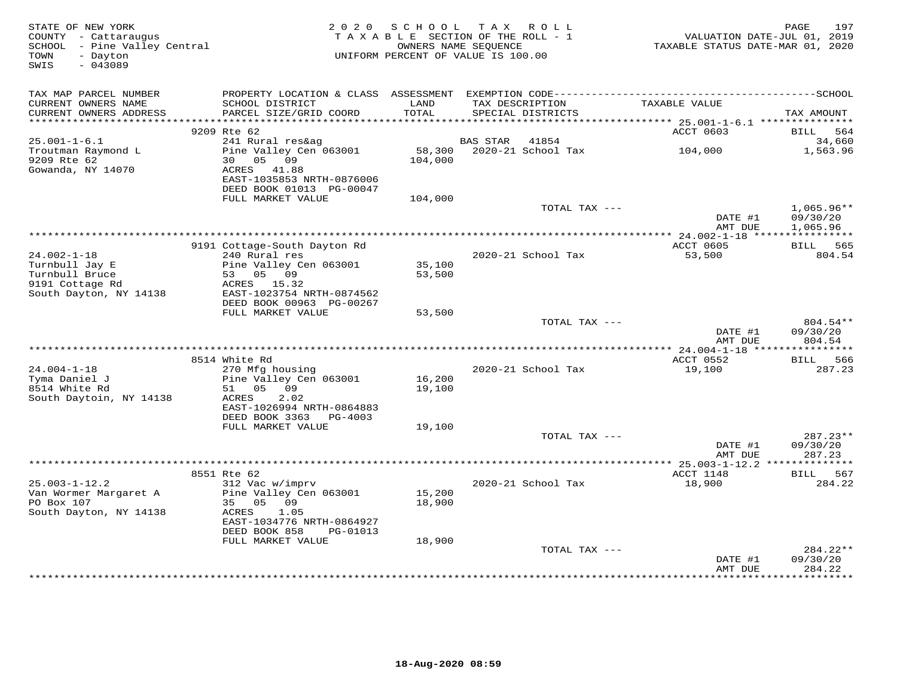STATE OF NEW YORK
COUNTY - Cattaraugus
SCHOOL - Pine Valley Central
TOWN - Dayton
SWIS - 043089

2 0 2 0 S C H O O L T A X R O L L
T A X A B L E SECTION OF THE ROLL - 1
OWNERS NAME SEQUENCE
UNIFORM PERCENT OF VALUE IS 100.00

VALUATION DATE-JUL 01, 2019
TAXABLE STATUS DATE-MAR 01, 2020

| TAX MAP PARCEL NUMBER / CURRENT OWNERS NAME / CURRENT OWNERS ADDRESS | PROPERTY LOCATION & CLASS / SCHOOL DISTRICT / PARCEL SIZE/GRID COORD | ASSESSMENT LAND / TOTAL | EXEMPTION CODE / TAX DESCRIPTION / SPECIAL DISTRICTS | TAXABLE VALUE | TAX AMOUNT |
|---|---|---|---|---|---|
| 25.001-1-6.1 | 9209 Rte 62 | | | ACCT 0603 | BILL 564 |
| Troutman Raymond L | 241 Rural res&ag | | BAS STAR 41854 | | 34,660 |
| 9209 Rte 62 | Pine Valley Cen 063001 | 58,300 | 2020-21 School Tax | 104,000 | 1,563.96 |
| Gowanda, NY 14070 | 30 05 09 | 104,000 | | | |
| | ACRES 41.88 | | | | |
| | EAST-1035853 NRTH-0876006 | | | | |
| | DEED BOOK 01013 PG-00047 | | | | |
| | FULL MARKET VALUE | 104,000 | | | |
| | | | TOTAL TAX --- | | 1,065.96** |
| | | | | DATE #1 | 09/30/20 |
| | | | | AMT DUE | 1,065.96 |
| 24.002-1-18 | 9191 Cottage-South Dayton Rd | | | ACCT 0605 | BILL 565 |
| Turnbull Jay E | 240 Rural res | | 2020-21 School Tax | 53,500 | 804.54 |
| Turnbull Bruce | Pine Valley Cen 063001 | 35,100 | | | |
| 9191 Cottage Rd | 53 05 09 | 53,500 | | | |
| South Dayton, NY 14138 | ACRES 15.32 | | | | |
| | EAST-1023754 NRTH-0874562 | | | | |
| | DEED BOOK 00963 PG-00267 | | | | |
| | FULL MARKET VALUE | 53,500 | | | |
| | | | TOTAL TAX --- | | 804.54** |
| | | | | DATE #1 | 09/30/20 |
| | | | | AMT DUE | 804.54 |
| 24.004-1-18 | 8514 White Rd | | | ACCT 0552 | BILL 566 |
| Tyma Daniel J | 270 Mfg housing | | 2020-21 School Tax | 19,100 | 287.23 |
| 8514 White Rd | Pine Valley Cen 063001 | 16,200 | | | |
| South Daytoin, NY 14138 | 51 05 09 | 19,100 | | | |
| | ACRES 2.02 | | | | |
| | EAST-1026994 NRTH-0864883 | | | | |
| | DEED BOOK 3363 PG-4003 | | | | |
| | FULL MARKET VALUE | 19,100 | | | |
| | | | TOTAL TAX --- | | 287.23** |
| | | | | DATE #1 | 09/30/20 |
| | | | | AMT DUE | 287.23 |
| 25.003-1-12.2 | 8551 Rte 62 | | | ACCT 1148 | BILL 567 |
| Van Wormer Margaret A | 312 Vac w/imprv | | 2020-21 School Tax | 18,900 | 284.22 |
| PO Box 107 | Pine Valley Cen 063001 | 15,200 | | | |
| South Dayton, NY 14138 | 35 05 09 | 18,900 | | | |
| | ACRES 1.05 | | | | |
| | EAST-1034776 NRTH-0864927 | | | | |
| | DEED BOOK 858 PG-01013 | | | | |
| | FULL MARKET VALUE | 18,900 | | | |
| | | | TOTAL TAX --- | | 284.22** |
| | | | | DATE #1 | 09/30/20 |
| | | | | AMT DUE | 284.22 |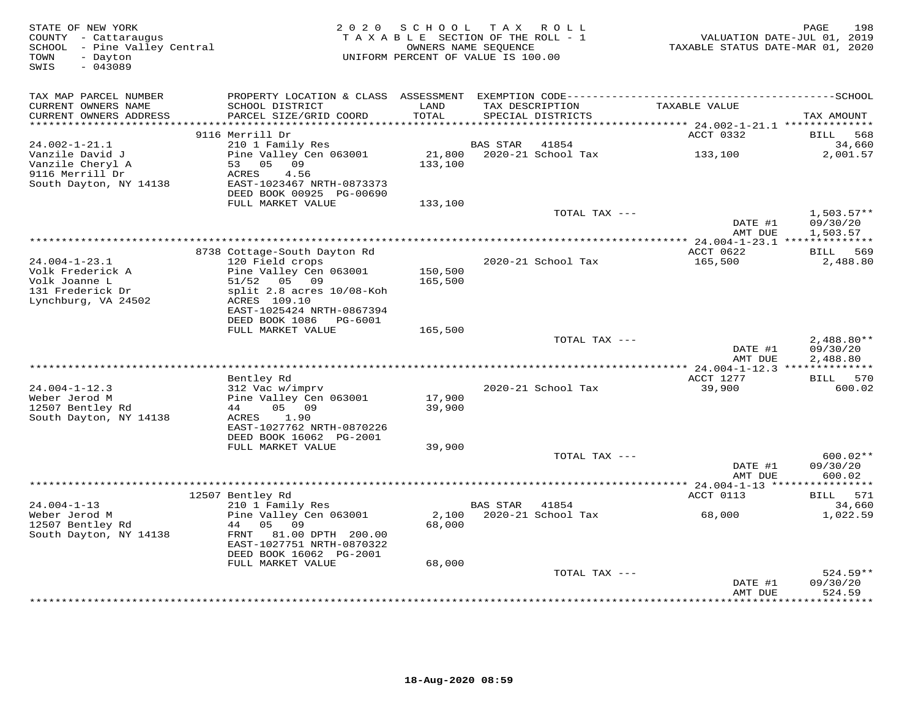STATE OF NEW YORK
COUNTY - Cattaraugus
SCHOOL - Pine Valley Central
TOWN - Dayton
SWIS - 043089

2020 SCHOOL TAX ROLL
TAXABLE SECTION OF THE ROLL - 1
OWNERS NAME SEQUENCE
UNIFORM PERCENT OF VALUE IS 100.00

VALUATION DATE-JUL 01, 2019
TAXABLE STATUS DATE-MAR 01, 2020

| TAX MAP PARCEL NUMBER / CURRENT OWNERS NAME / CURRENT OWNERS ADDRESS | PROPERTY LOCATION & CLASS / SCHOOL DISTRICT / PARCEL SIZE/GRID COORD | ASSESSMENT LAND / TOTAL | EXEMPTION CODE / TAX DESCRIPTION / SPECIAL DISTRICTS | TAXABLE VALUE | SCHOOL TAX AMOUNT |
|---|---|---|---|---|---|
| | 9116 Merrill Dr | | | ACCT 0332 | BILL 568 |
| 24.002-1-21.1 | 210 1 Family Res | | BAS STAR 41854 | | 34,660 |
| Vanzile David J | Pine Valley Cen 063001 | 21,800 | 2020-21 School Tax | 133,100 | 2,001.57 |
| Vanzile Cheryl A | 53 05 09 | 133,100 | | | |
| 9116 Merrill Dr | ACRES 4.56 | | | | |
| South Dayton, NY 14138 | EAST-1023467 NRTH-0873373 | | | | |
| | DEED BOOK 00925 PG-00690 | | | | |
| | FULL MARKET VALUE | 133,100 | | | |
| | | | TOTAL TAX --- | | 1,503.57** |
| | | | | DATE #1 | 09/30/20 |
| | | | | AMT DUE | 1,503.57 |
| | 8738 Cottage-South Dayton Rd | | | ACCT 0622 | BILL 569 |
| 24.004-1-23.1 | 120 Field crops | | 2020-21 School Tax | 165,500 | 2,488.80 |
| Volk Frederick A | Pine Valley Cen 063001 | 150,500 | | | |
| Volk Joanne L | 51/52 05 09 | 165,500 | | | |
| 131 Frederick Dr | split 2.8 acres 10/08-Koh | | | | |
| Lynchburg, VA 24502 | ACRES 109.10 | | | | |
| | EAST-1025424 NRTH-0867394 | | | | |
| | DEED BOOK 1086 PG-6001 | | | | |
| | FULL MARKET VALUE | 165,500 | | | |
| | | | TOTAL TAX --- | | 2,488.80** |
| | | | | DATE #1 | 09/30/20 |
| | | | | AMT DUE | 2,488.80 |
| | Bentley Rd | | | ACCT 1277 | BILL 570 |
| 24.004-1-12.3 | 312 Vac w/imprv | | 2020-21 School Tax | 39,900 | 600.02 |
| Weber Jerod M | Pine Valley Cen 063001 | 17,900 | | | |
| 12507 Bentley Rd | 44 05 09 | 39,900 | | | |
| South Dayton, NY 14138 | ACRES 1.90 | | | | |
| | EAST-1027762 NRTH-0870226 | | | | |
| | DEED BOOK 16062 PG-2001 | | | | |
| | FULL MARKET VALUE | 39,900 | | | |
| | | | TOTAL TAX --- | | 600.02** |
| | | | | DATE #1 | 09/30/20 |
| | | | | AMT DUE | 600.02 |
| | 12507 Bentley Rd | | | ACCT 0113 | BILL 571 |
| 24.004-1-13 | 210 1 Family Res | | BAS STAR 41854 | | 34,660 |
| Weber Jerod M | Pine Valley Cen 063001 | 2,100 | 2020-21 School Tax | 68,000 | 1,022.59 |
| 12507 Bentley Rd | 44 05 09 | 68,000 | | | |
| South Dayton, NY 14138 | FRNT 81.00 DPTH 200.00 | | | | |
| | EAST-1027751 NRTH-0870322 | | | | |
| | DEED BOOK 16062 PG-2001 | | | | |
| | FULL MARKET VALUE | 68,000 | | | |
| | | | TOTAL TAX --- | | 524.59** |
| | | | | DATE #1 | 09/30/20 |
| | | | | AMT DUE | 524.59 |

18-Aug-2020 08:59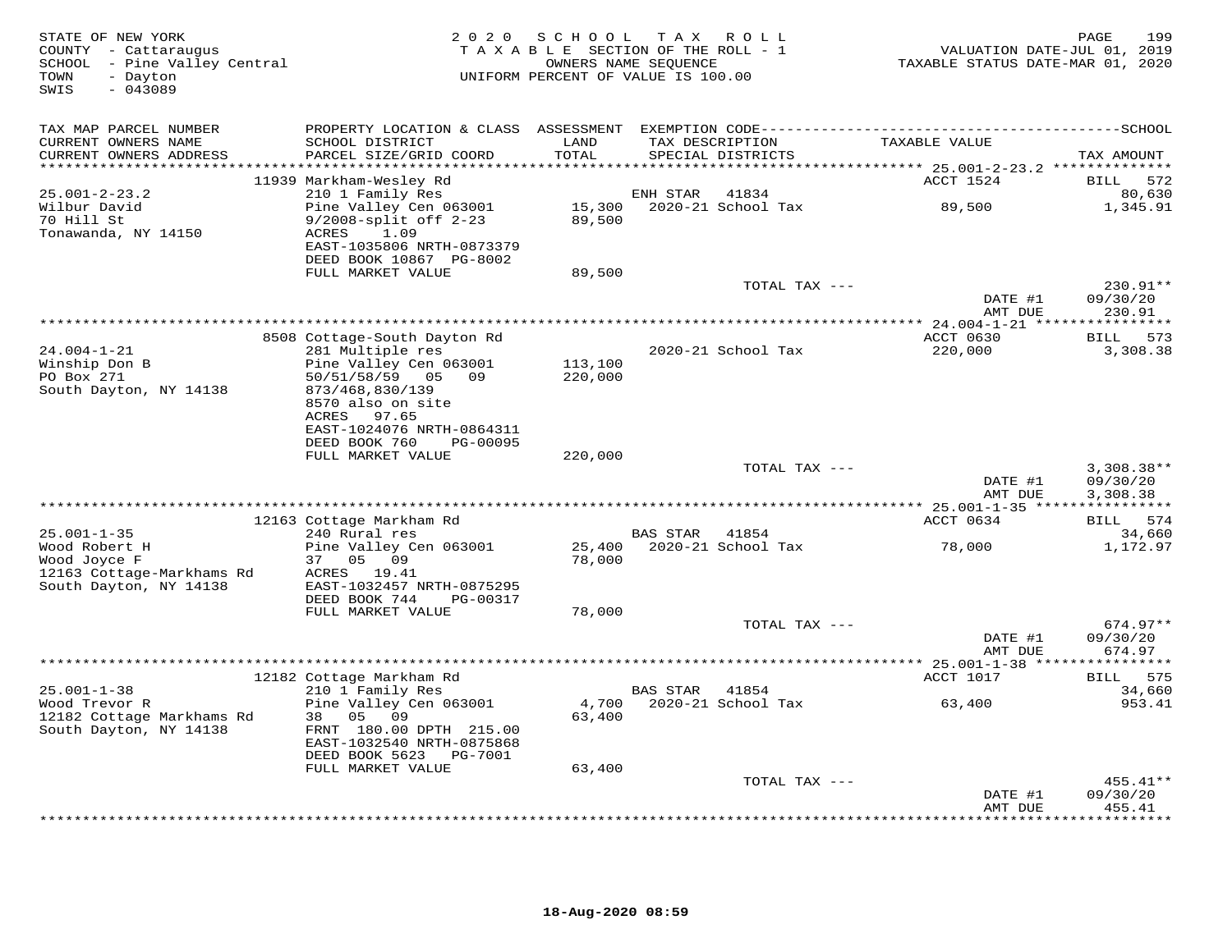STATE OF NEW YORK
COUNTY - Cattaraugus
SCHOOL - Pine Valley Central
TOWN - Dayton
SWIS - 043089

2 0 2 0 S C H O O L T A X R O L L
T A X A B L E SECTION OF THE ROLL - 1
OWNERS NAME SEQUENCE
UNIFORM PERCENT OF VALUE IS 100.00

VALUATION DATE-JUL 01, 2019
TAXABLE STATUS DATE-MAR 01, 2020

| TAX MAP PARCEL NUMBER / CURRENT OWNERS NAME / CURRENT OWNERS ADDRESS | PROPERTY LOCATION & CLASS / SCHOOL DISTRICT / PARCEL SIZE/GRID COORD | ASSESSMENT LAND / TOTAL | EXEMPTION CODE / TAX DESCRIPTION / SPECIAL DISTRICTS | TAXABLE VALUE | TAX AMOUNT |
|---|---|---|---|---|---|
| 25.001-2-23.2 | 11939 Markham-Wesley Rd | | | ACCT 1524 | BILL 572 |
| | 210 1 Family Res | | ENH STAR 41834 | | 80,630 |
| Wilbur David | Pine Valley Cen 063001 | 15,300 | 2020-21 School Tax | 89,500 | 1,345.91 |
| 70 Hill St | 9/2008-split off 2-23 | 89,500 | | | |
| Tonawanda, NY 14150 | ACRES 1.09 | | | | |
| | EAST-1035806 NRTH-0873379 | | | | |
| | DEED BOOK 10867 PG-8002 | | | | |
| | FULL MARKET VALUE | 89,500 | | | |
| | | | TOTAL TAX --- | | 230.91** |
| | | | | DATE #1 | 09/30/20 |
| | | | | AMT DUE | 230.91 |
| 24.004-1-21 | 8508 Cottage-South Dayton Rd | | | ACCT 0630 | BILL 573 |
| | 281 Multiple res | | 2020-21 School Tax | 220,000 | 3,308.38 |
| Winship Don B | Pine Valley Cen 063001 | 113,100 | | | |
| PO Box 271 | 50/51/58/59 05 09 | 220,000 | | | |
| South Dayton, NY 14138 | 873/468,830/139 | | | | |
| | 8570 also on site | | | | |
| | ACRES 97.65 | | | | |
| | EAST-1024076 NRTH-0864311 | | | | |
| | DEED BOOK 760 PG-00095 | | | | |
| | FULL MARKET VALUE | 220,000 | | | |
| | | | TOTAL TAX --- | | 3,308.38** |
| | | | | DATE #1 | 09/30/20 |
| | | | | AMT DUE | 3,308.38 |
| 25.001-1-35 | 12163 Cottage Markham Rd | | | ACCT 0634 | BILL 574 |
| | 240 Rural res | | BAS STAR 41854 | | 34,660 |
| Wood Robert H | Pine Valley Cen 063001 | 25,400 | 2020-21 School Tax | 78,000 | 1,172.97 |
| Wood Joyce F | 37 05 09 | 78,000 | | | |
| 12163 Cottage-Markhams Rd | ACRES 19.41 | | | | |
| South Dayton, NY 14138 | EAST-1032457 NRTH-0875295 | | | | |
| | DEED BOOK 744 PG-00317 | | | | |
| | FULL MARKET VALUE | 78,000 | | | |
| | | | TOTAL TAX --- | | 674.97** |
| | | | | DATE #1 | 09/30/20 |
| | | | | AMT DUE | 674.97 |
| 25.001-1-38 | 12182 Cottage Markham Rd | | | ACCT 1017 | BILL 575 |
| | 210 1 Family Res | | BAS STAR 41854 | | 34,660 |
| Wood Trevor R | Pine Valley Cen 063001 | 4,700 | 2020-21 School Tax | 63,400 | 953.41 |
| 12182 Cottage Markhams Rd | 38 05 09 | 63,400 | | | |
| South Dayton, NY 14138 | FRNT 180.00 DPTH 215.00 | | | | |
| | EAST-1032540 NRTH-0875868 | | | | |
| | DEED BOOK 5623 PG-7001 | | | | |
| | FULL MARKET VALUE | 63,400 | | | |
| | | | TOTAL TAX --- | | 455.41** |
| | | | | DATE #1 | 09/30/20 |
| | | | | AMT DUE | 455.41 |

18-Aug-2020 08:59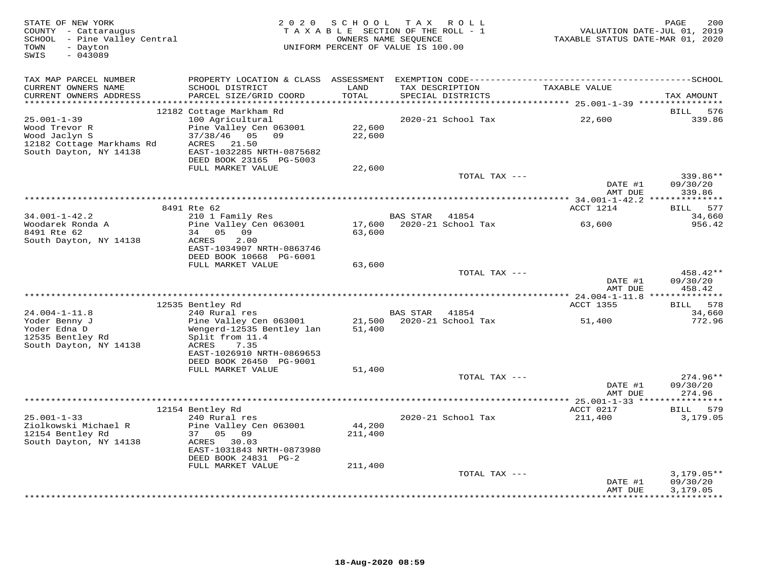STATE OF NEW YORK
COUNTY - Cattaraugus
SCHOOL - Pine Valley Central
TOWN - Dayton
SWIS - 043089

2020 SCHOOL TAX ROLL
TAXABLE SECTION OF THE ROLL - 1
OWNERS NAME SEQUENCE
UNIFORM PERCENT OF VALUE IS 100.00

VALUATION DATE-JUL 01, 2019
TAXABLE STATUS DATE-MAR 01, 2020

| TAX MAP PARCEL NUMBER / CURRENT OWNERS NAME / CURRENT OWNERS ADDRESS | PROPERTY LOCATION & CLASS / SCHOOL DISTRICT / PARCEL SIZE/GRID COORD | ASSESSMENT LAND / TOTAL | EXEMPTION CODE / TAX DESCRIPTION / SPECIAL DISTRICTS | TAXABLE VALUE | TAX AMOUNT |
|---|---|---|---|---|---|
| 25.001-1-39 | 12182 Cottage Markham Rd | | | | BILL 576 |
| Wood Trevor R | 100 Agricultural | | 2020-21 School Tax | 22,600 | 339.86 |
| Wood Jaclyn S | Pine Valley Cen 063001 | 22,600 | | | |
| 12182 Cottage Markhams Rd | 37/38/46 05 09 | 22,600 | | | |
| South Dayton, NY 14138 | ACRES 21.50 | | | | |
| | EAST-1032285 NRTH-0875682 | | | | |
| | DEED BOOK 23165 PG-5003 | | | | |
| | FULL MARKET VALUE | 22,600 | | | |
| | | | TOTAL TAX --- | | 339.86** |
| | | | | DATE #1 | 09/30/20 |
| | | | | AMT DUE | 339.86 |
| 34.001-1-42.2 | 8491 Rte 62 | | | ACCT 1214 | BILL 577 |
| Woodarek Ronda A | 210 1 Family Res | | BAS STAR 41854 | | 34,660 |
| 8491 Rte 62 | Pine Valley Cen 063001 | 17,600 | 2020-21 School Tax | 63,600 | 956.42 |
| South Dayton, NY 14138 | 34 05 09 | 63,600 | | | |
| | ACRES 2.00 | | | | |
| | EAST-1034907 NRTH-0863746 | | | | |
| | DEED BOOK 10668 PG-6001 | | | | |
| | FULL MARKET VALUE | 63,600 | | | |
| | | | TOTAL TAX --- | | 458.42** |
| | | | | DATE #1 | 09/30/20 |
| | | | | AMT DUE | 458.42 |
| 24.004-1-11.8 | 12535 Bentley Rd | | | ACCT 1355 | BILL 578 |
| Yoder Benny J | 240 Rural res | | BAS STAR 41854 | | 34,660 |
| Yoder Edna D | Pine Valley Cen 063001 | 21,500 | 2020-21 School Tax | 51,400 | 772.96 |
| 12535 Bentley Rd | Wengerd-12535 Bentley lan | 51,400 | | | |
| South Dayton, NY 14138 | Split from 11.4 | | | | |
| | ACRES 7.35 | | | | |
| | EAST-1026910 NRTH-0869653 | | | | |
| | DEED BOOK 26450 PG-9001 | | | | |
| | FULL MARKET VALUE | 51,400 | | | |
| | | | TOTAL TAX --- | | 274.96** |
| | | | | DATE #1 | 09/30/20 |
| | | | | AMT DUE | 274.96 |
| 25.001-1-33 | 12154 Bentley Rd | | | ACCT 0217 | BILL 579 |
| Ziolkowski Michael R | 240 Rural res | | 2020-21 School Tax | 211,400 | 3,179.05 |
| 12154 Bentley Rd | Pine Valley Cen 063001 | 44,200 | | | |
| South Dayton, NY 14138 | 37 05 09 | 211,400 | | | |
| | ACRES 30.03 | | | | |
| | EAST-1031843 NRTH-0873980 | | | | |
| | DEED BOOK 24831 PG-2 | | | | |
| | FULL MARKET VALUE | 211,400 | | | |
| | | | TOTAL TAX --- | | 3,179.05** |
| | | | | DATE #1 | 09/30/20 |
| | | | | AMT DUE | 3,179.05 |

18-Aug-2020 08:59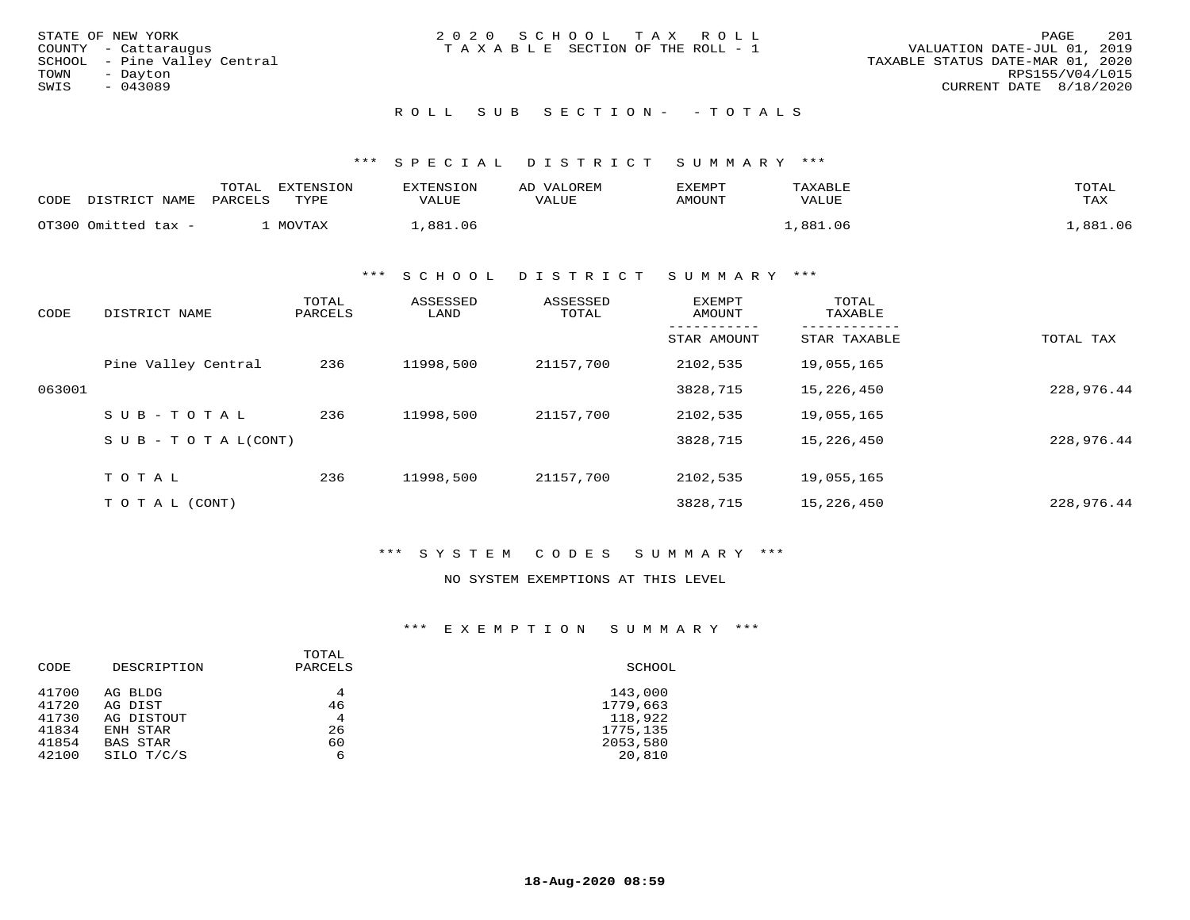STATE OF NEW YORK
COUNTY - Cattaraugus
SCHOOL - Pine Valley Central
TOWN - Dayton
SWIS - 043089

2 0 2 0 S C H O O L T A X R O L L
T A X A B L E SECTION OF THE ROLL - 1

VALUATION DATE-JUL 01, 2019
TAXABLE STATUS DATE-MAR 01, 2020
RPS155/V04/L015
CURRENT DATE 8/18/2020

R O L L S U B S E C T I O N - - T O T A L S

*** S P E C I A L D I S T R I C T S U M M A R Y ***

| CODE | DISTRICT NAME | TOTAL PARCELS | EXTENSION TYPE | EXTENSION VALUE | AD VALOREM VALUE | EXEMPT AMOUNT | TAXABLE VALUE | TOTAL TAX |
|---|---|---|---|---|---|---|---|---|
| OT300 | Omitted tax - | 1 | MOVTAX | 1,881.06 | | | 1,881.06 | 1,881.06 |

*** S C H O O L D I S T R I C T S U M M A R Y ***

| CODE | DISTRICT NAME | TOTAL PARCELS | ASSESSED LAND | ASSESSED TOTAL | EXEMPT AMOUNT / STAR AMOUNT | TOTAL TAXABLE / STAR TAXABLE | TOTAL TAX |
|---|---|---|---|---|---|---|---|
| | Pine Valley Central | 236 | 11998,500 | 21157,700 | 2102,535 | 19,055,165 | |
| 063001 | | | | | 3828,715 | 15,226,450 | 228,976.44 |
| | S U B - T O T A L | 236 | 11998,500 | 21157,700 | 2102,535 | 19,055,165 | |
| | S U B - T O T A L(CONT) | | | | 3828,715 | 15,226,450 | 228,976.44 |
| | T O T A L | 236 | 11998,500 | 21157,700 | 2102,535 | 19,055,165 | |
| | T O T A L (CONT) | | | | 3828,715 | 15,226,450 | 228,976.44 |

*** S Y S T E M C O D E S S U M M A R Y ***

NO SYSTEM EXEMPTIONS AT THIS LEVEL

*** E X E M P T I O N S U M M A R Y ***

| CODE | DESCRIPTION | TOTAL PARCELS | SCHOOL |
|---|---|---|---|
| 41700 | AG BLDG | 4 | 143,000 |
| 41720 | AG DIST | 46 | 1779,663 |
| 41730 | AG DISTOUT | 4 | 118,922 |
| 41834 | ENH STAR | 26 | 1775,135 |
| 41854 | BAS STAR | 60 | 2053,580 |
| 42100 | SILO T/C/S | 6 | 20,810 |

18-Aug-2020 08:59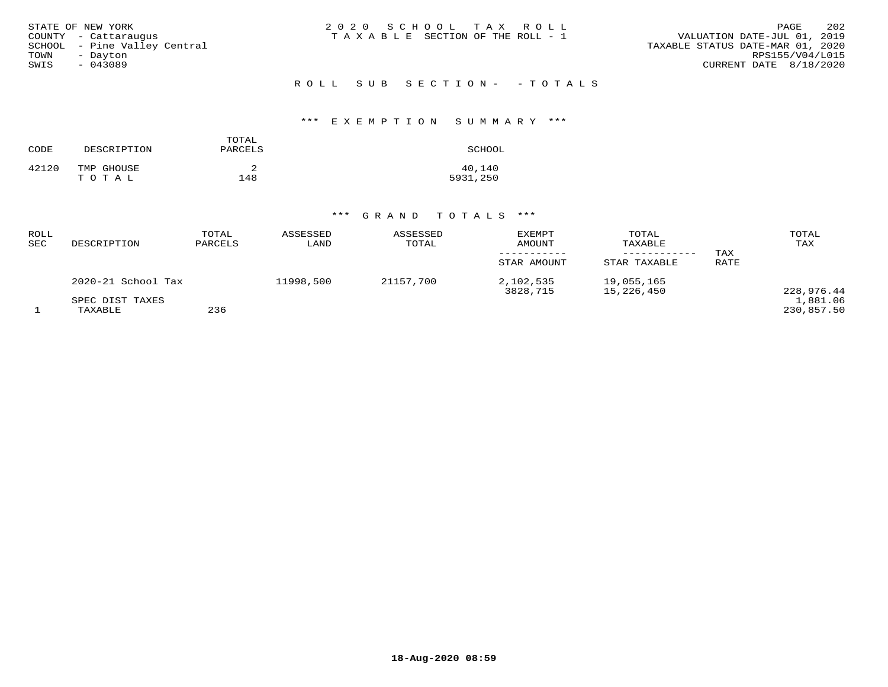STATE OF NEW YORK
COUNTY - Cattaraugus
SCHOOL - Pine Valley Central
TOWN - Dayton
SWIS - 043089

2020 SCHOOL TAX ROLL
TAXABLE SECTION OF THE ROLL - 1

VALUATION DATE-JUL 01, 2019
TAXABLE STATUS DATE-MAR 01, 2020
RPS155/V04/L015
CURRENT DATE 8/18/2020

## ROLL SUB SECTION- - TOTALS

### *** EXEMPTION SUMMARY ***

| CODE | DESCRIPTION | TOTAL PARCELS | SCHOOL |
|---|---|---|---|
| 42120 | TMP GHOUSE | 2 | 40,140 |
| | TOTAL | 148 | 5931,250 |

### *** GRAND TOTALS ***

| ROLL SEC | DESCRIPTION | TOTAL PARCELS | ASSESSED LAND | ASSESSED TOTAL | EXEMPT AMOUNT / STAR AMOUNT | TOTAL TAXABLE / STAR TAXABLE | TAX RATE | TOTAL TAX |
|---|---|---|---|---|---|---|---|---|
| | 2020-21 School Tax | | 11998,500 | 21157,700 | 2,102,535 | 19,055,165 | | |
| | | | | | 3828,715 | 15,226,450 | | 228,976.44 |
| | SPEC DIST TAXES | | | | | | | 1,881.06 |
| 1 | TAXABLE | 236 | | | | | | 230,857.50 |

18-Aug-2020 08:59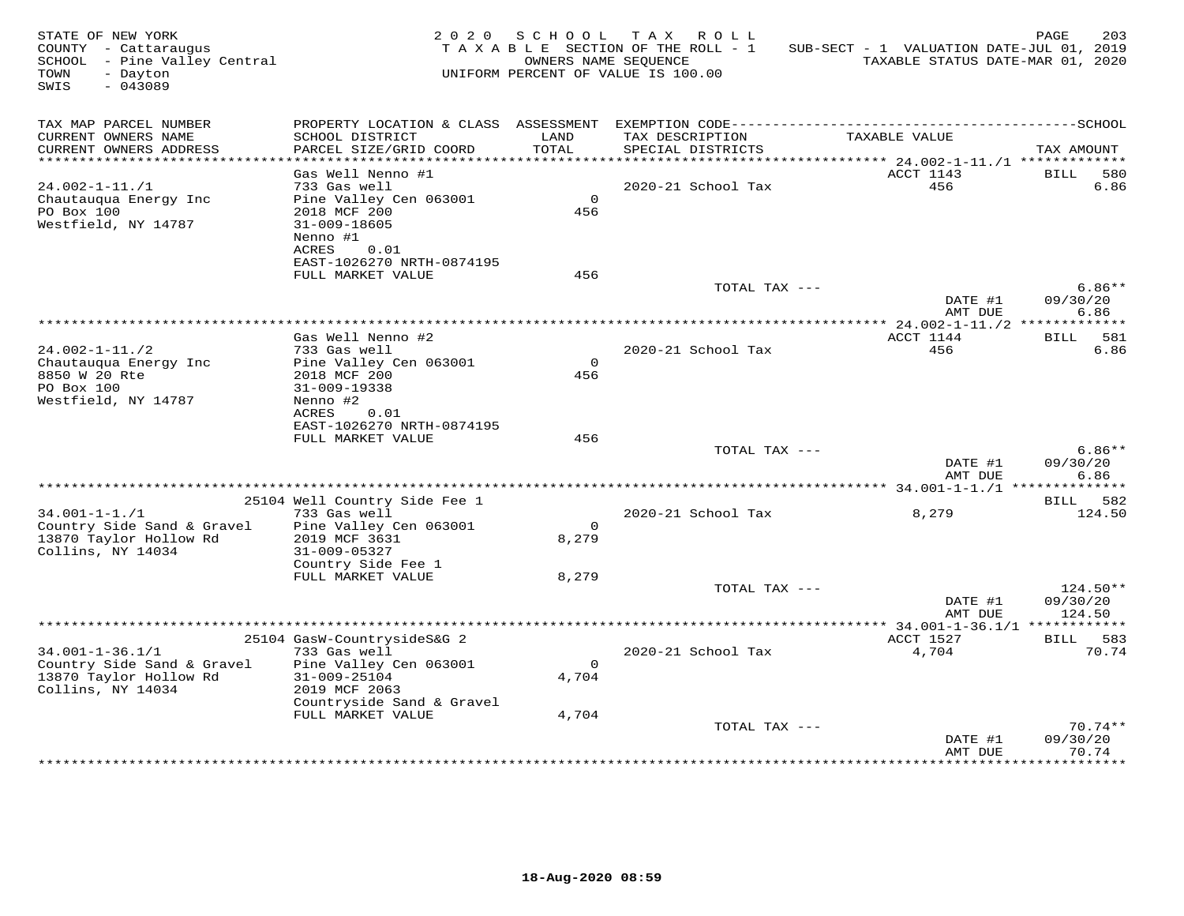STATE OF NEW YORK
COUNTY - Cattaraugus
SCHOOL - Pine Valley Central
TOWN - Dayton
SWIS - 043089

2020 SCHOOL TAX ROLL
TAXABLE SECTION OF THE ROLL - 1
OWNERS NAME SEQUENCE
UNIFORM PERCENT OF VALUE IS 100.00

SUB-SECT - 1 VALUATION DATE-JUL 01, 2019
TAXABLE STATUS DATE-MAR 01, 2020

| TAX MAP PARCEL NUMBER / CURRENT OWNERS NAME / CURRENT OWNERS ADDRESS | PROPERTY LOCATION & CLASS / SCHOOL DISTRICT / PARCEL SIZE/GRID COORD | ASSESSMENT LAND / TOTAL | EXEMPTION CODE / TAX DESCRIPTION / SPECIAL DISTRICTS | TAXABLE VALUE | TAX AMOUNT |
|---|---|---|---|---|---|
| **24.002-1-11./1** | Gas Well Nenno #1 | | | ACCT 1143 | BILL 580 |
| 24.002-1-11./1 | 733 Gas well | | 2020-21 School Tax | 456 | 6.86 |
| Chautauqua Energy Inc | Pine Valley Cen 063001 | 0 | | | |
| PO Box 100 | 2018 MCF 200 | 456 | | | |
| Westfield, NY 14787 | 31-009-18605 | | | | |
| | Nenno #1 | | | | |
| | ACRES 0.01 | | | | |
| | EAST-1026270 NRTH-0874195 | | | | |
| | FULL MARKET VALUE | 456 | | | |
| | | | TOTAL TAX --- | | 6.86** |
| | | | | DATE #1 | 09/30/20 |
| | | | | AMT DUE | 6.86 |
| **24.002-1-11./2** | Gas Well Nenno #2 | | | ACCT 1144 | BILL 581 |
| 24.002-1-11./2 | 733 Gas well | | 2020-21 School Tax | 456 | 6.86 |
| Chautauqua Energy Inc | Pine Valley Cen 063001 | 0 | | | |
| 8850 W 20 Rte | 2018 MCF 200 | 456 | | | |
| PO Box 100 | 31-009-19338 | | | | |
| Westfield, NY 14787 | Nenno #2 | | | | |
| | ACRES 0.01 | | | | |
| | EAST-1026270 NRTH-0874195 | | | | |
| | FULL MARKET VALUE | 456 | | | |
| | | | TOTAL TAX --- | | 6.86** |
| | | | | DATE #1 | 09/30/20 |
| | | | | AMT DUE | 6.86 |
| **34.001-1-1./1** | 25104 Well Country Side Fee 1 | | | | BILL 582 |
| 34.001-1-1./1 | 733 Gas well | | 2020-21 School Tax | 8,279 | 124.50 |
| Country Side Sand & Gravel | Pine Valley Cen 063001 | 0 | | | |
| 13870 Taylor Hollow Rd | 2019 MCF 3631 | 8,279 | | | |
| Collins, NY 14034 | 31-009-05327 | | | | |
| | Country Side Fee 1 | | | | |
| | FULL MARKET VALUE | 8,279 | | | |
| | | | TOTAL TAX --- | | 124.50** |
| | | | | DATE #1 | 09/30/20 |
| | | | | AMT DUE | 124.50 |
| **34.001-1-36.1/1** | 25104 GasW-CountrysideS&G 2 | | | ACCT 1527 | BILL 583 |
| 34.001-1-36.1/1 | 733 Gas well | | 2020-21 School Tax | 4,704 | 70.74 |
| Country Side Sand & Gravel | Pine Valley Cen 063001 | 0 | | | |
| 13870 Taylor Hollow Rd | 31-009-25104 | 4,704 | | | |
| Collins, NY 14034 | 2019 MCF 2063 | | | | |
| | Countryside Sand & Gravel | | | | |
| | FULL MARKET VALUE | 4,704 | | | |
| | | | TOTAL TAX --- | | 70.74** |
| | | | | DATE #1 | 09/30/20 |
| | | | | AMT DUE | 70.74 |

18-Aug-2020 08:59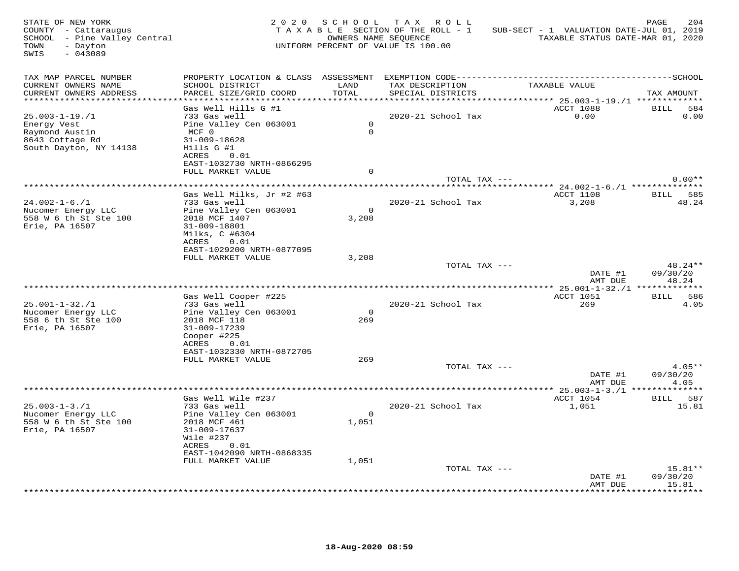STATE OF NEW YORK
COUNTY - Cattaraugus
SCHOOL - Pine Valley Central
TOWN - Dayton
SWIS - 043089

2020 SCHOOL TAX ROLL
TAXABLE SECTION OF THE ROLL - 1
OWNERS NAME SEQUENCE
UNIFORM PERCENT OF VALUE IS 100.00

SUB-SECT - 1 VALUATION DATE-JUL 01, 2019
TAXABLE STATUS DATE-MAR 01, 2020

| TAX MAP PARCEL NUMBER / CURRENT OWNERS NAME / CURRENT OWNERS ADDRESS | PROPERTY LOCATION & CLASS / SCHOOL DISTRICT / PARCEL SIZE/GRID COORD | ASSESSMENT LAND / TOTAL | EXEMPTION CODE / TAX DESCRIPTION / SPECIAL DISTRICTS | TAXABLE VALUE | SCHOOL TAX AMOUNT |
|---|---|---|---|---|---|
| 25.003-1-19./1 | Gas Well Hills G #1 | | | ACCT 1088 | BILL 584 |
| Energy Vest | 733 Gas well | | 2020-21 School Tax | 0.00 | 0.00 |
| Raymond Austin | Pine Valley Cen 063001 | 0 | | | |
| 8643 Cottage Rd | MCF 0 | 0 | | | |
| South Dayton, NY 14138 | 31-009-18628 | | | | |
| | Hills G #1 | | | | |
| | ACRES 0.01 | | | | |
| | EAST-1032730 NRTH-0866295 | | | | |
| | FULL MARKET VALUE | 0 | | | |
| | | | TOTAL TAX --- | | 0.00** |
| 24.002-1-6./1 | Gas Well Milks, Jr #2 #63 | | | ACCT 1108 | BILL 585 |
| Nucomer Energy LLC | 733 Gas well | | 2020-21 School Tax | 3,208 | 48.24 |
| 558 W 6 th St Ste 100 | Pine Valley Cen 063001 | 0 | | | |
| Erie, PA 16507 | 2018 MCF 1407 | 3,208 | | | |
| | 31-009-18801 | | | | |
| | Milks, C #6304 | | | | |
| | ACRES 0.01 | | | | |
| | EAST-1029200 NRTH-0877095 | | | | |
| | FULL MARKET VALUE | 3,208 | | | |
| | | | TOTAL TAX --- | | 48.24** |
| | | | | DATE #1 | 09/30/20 |
| | | | | AMT DUE | 48.24 |
| 25.001-1-32./1 | Gas Well Cooper #225 | | | ACCT 1051 | BILL 586 |
| Nucomer Energy LLC | 733 Gas well | | 2020-21 School Tax | 269 | 4.05 |
| 558 6 th St Ste 100 | Pine Valley Cen 063001 | 0 | | | |
| Erie, PA 16507 | 2018 MCF 118 | 269 | | | |
| | 31-009-17239 | | | | |
| | Cooper #225 | | | | |
| | ACRES 0.01 | | | | |
| | EAST-1032330 NRTH-0872705 | | | | |
| | FULL MARKET VALUE | 269 | | | |
| | | | TOTAL TAX --- | | 4.05** |
| | | | | DATE #1 | 09/30/20 |
| | | | | AMT DUE | 4.05 |
| 25.003-1-3./1 | Gas Well Wile #237 | | | ACCT 1054 | BILL 587 |
| Nucomer Energy LLC | 733 Gas well | | 2020-21 School Tax | 1,051 | 15.81 |
| 558 W 6 th St Ste 100 | Pine Valley Cen 063001 | 0 | | | |
| Erie, PA 16507 | 2018 MCF 461 | 1,051 | | | |
| | 31-009-17637 | | | | |
| | Wile #237 | | | | |
| | ACRES 0.01 | | | | |
| | EAST-1042090 NRTH-0868335 | | | | |
| | FULL MARKET VALUE | 1,051 | | | |
| | | | TOTAL TAX --- | | 15.81** |
| | | | | DATE #1 | 09/30/20 |
| | | | | AMT DUE | 15.81 |

18-Aug-2020 08:59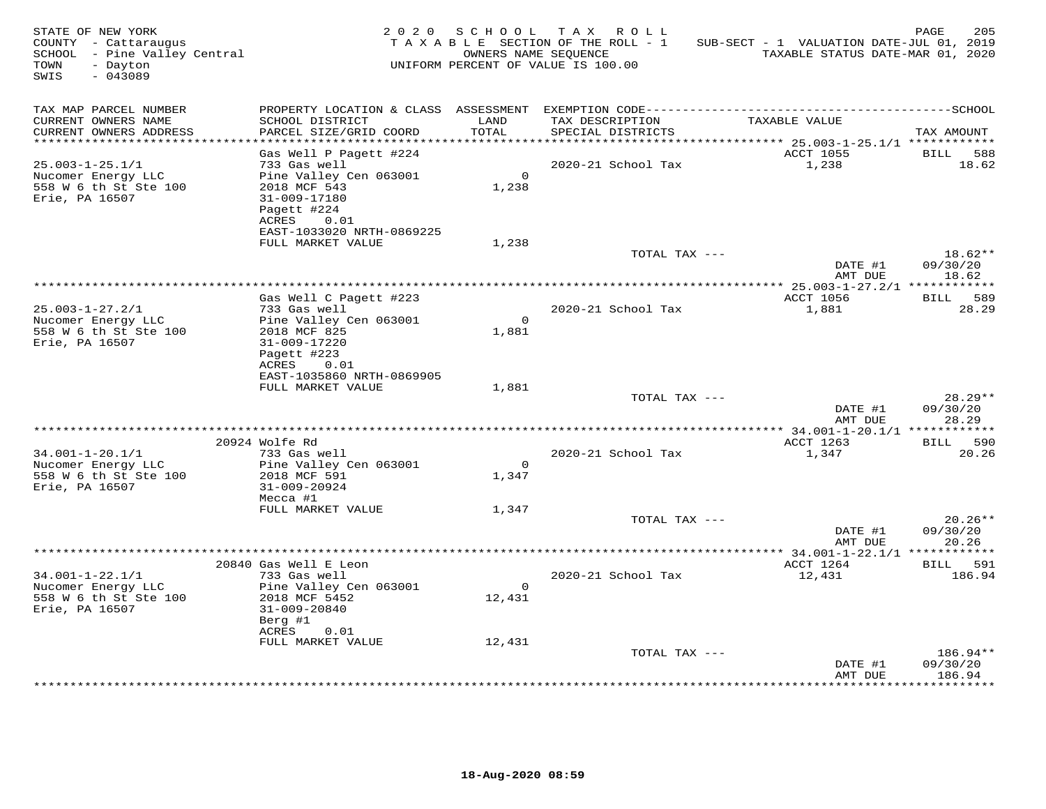STATE OF NEW YORK
COUNTY - Cattaraugus
SCHOOL - Pine Valley Central
TOWN - Dayton
SWIS - 043089

2020 SCHOOL TAX ROLL
TAXABLE SECTION OF THE ROLL - 1
OWNERS NAME SEQUENCE
UNIFORM PERCENT OF VALUE IS 100.00

SUB-SECT - 1 VALUATION DATE-JUL 01, 2019
TAXABLE STATUS DATE-MAR 01, 2020

| TAX MAP PARCEL NUMBER / CURRENT OWNERS NAME / CURRENT OWNERS ADDRESS | PROPERTY LOCATION & CLASS / SCHOOL DISTRICT / PARCEL SIZE/GRID COORD | ASSESSMENT LAND / TOTAL | EXEMPTION CODE / TAX DESCRIPTION / SPECIAL DISTRICTS | TAXABLE VALUE | SCHOOL TAX AMOUNT |
|---|---|---|---|---|---|
| 25.003-1-25.1/1 | Gas Well P Pagett #224 | | | ACCT 1055 | BILL 588 |
| Nucomer Energy LLC | 733 Gas well | | 2020-21 School Tax | 1,238 | 18.62 |
| 558 W 6 th St Ste 100 | Pine Valley Cen 063001 | 0 | | | |
| Erie, PA 16507 | 2018 MCF 543 | 1,238 | | | |
| | 31-009-17180 | | | | |
| | Pagett #224 | | | | |
| | ACRES 0.01 | | | | |
| | EAST-1033020 NRTH-0869225 | | | | |
| | FULL MARKET VALUE | 1,238 | | | |
| | | | TOTAL TAX --- | | 18.62** |
| | | | | DATE #1 | 09/30/20 |
| | | | | AMT DUE | 18.62 |
| 25.003-1-27.2/1 | Gas Well C Pagett #223 | | | ACCT 1056 | BILL 589 |
| Nucomer Energy LLC | 733 Gas well | | 2020-21 School Tax | 1,881 | 28.29 |
| 558 W 6 th St Ste 100 | Pine Valley Cen 063001 | 0 | | | |
| Erie, PA 16507 | 2018 MCF 825 | 1,881 | | | |
| | 31-009-17220 | | | | |
| | Pagett #223 | | | | |
| | ACRES 0.01 | | | | |
| | EAST-1035860 NRTH-0869905 | | | | |
| | FULL MARKET VALUE | 1,881 | | | |
| | | | TOTAL TAX --- | | 28.29** |
| | | | | DATE #1 | 09/30/20 |
| | | | | AMT DUE | 28.29 |
| 34.001-1-20.1/1 | 20924 Wolfe Rd | | | ACCT 1263 | BILL 590 |
| Nucomer Energy LLC | 733 Gas well | | 2020-21 School Tax | 1,347 | 20.26 |
| 558 W 6 th St Ste 100 | Pine Valley Cen 063001 | 0 | | | |
| Erie, PA 16507 | 2018 MCF 591 | 1,347 | | | |
| | 31-009-20924 | | | | |
| | Mecca #1 | | | | |
| | FULL MARKET VALUE | 1,347 | | | |
| | | | TOTAL TAX --- | | 20.26** |
| | | | | DATE #1 | 09/30/20 |
| | | | | AMT DUE | 20.26 |
| 34.001-1-22.1/1 | 20840 Gas Well E Leon | | | ACCT 1264 | BILL 591 |
| Nucomer Energy LLC | 733 Gas well | | 2020-21 School Tax | 12,431 | 186.94 |
| 558 W 6 th St Ste 100 | Pine Valley Cen 063001 | 0 | | | |
| Erie, PA 16507 | 2018 MCF 5452 | 12,431 | | | |
| | 31-009-20840 | | | | |
| | Berg #1 | | | | |
| | ACRES 0.01 | | | | |
| | FULL MARKET VALUE | 12,431 | | | |
| | | | TOTAL TAX --- | | 186.94** |
| | | | | DATE #1 | 09/30/20 |
| | | | | AMT DUE | 186.94 |

18-Aug-2020 08:59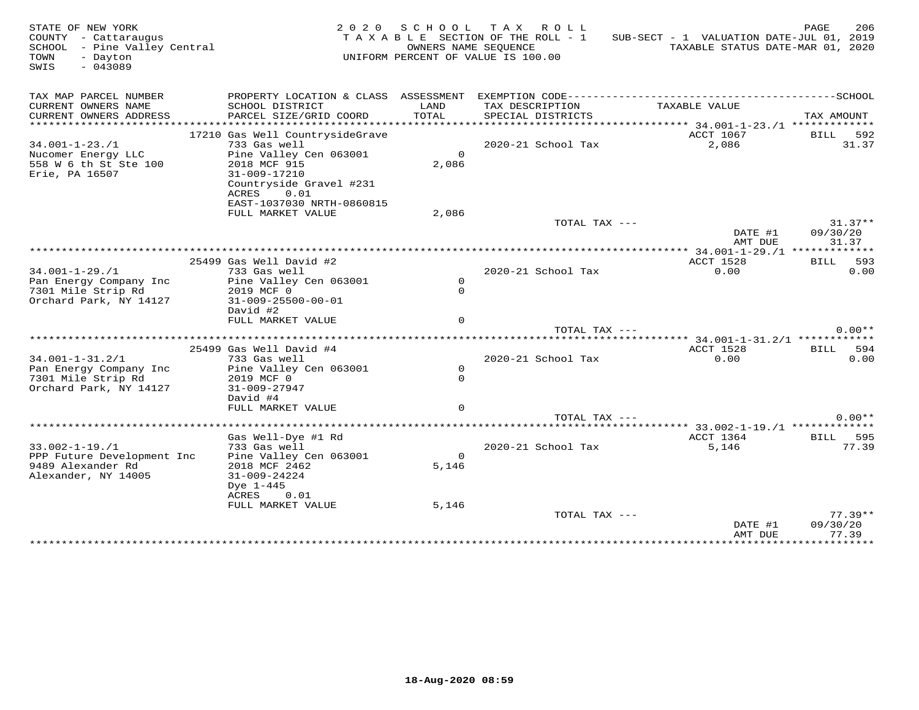STATE OF NEW YORK
COUNTY - Cattaraugus
SCHOOL - Pine Valley Central
TOWN - Dayton
SWIS - 043089

2 0 2 0 S C H O O L T A X R O L L
T A X A B L E SECTION OF THE ROLL - 1
OWNERS NAME SEQUENCE
UNIFORM PERCENT OF VALUE IS 100.00

SUB-SECT - 1 VALUATION DATE-JUL 01, 2019
TAXABLE STATUS DATE-MAR 01, 2020

| TAX MAP PARCEL NUMBER / CURRENT OWNERS NAME / CURRENT OWNERS ADDRESS | PROPERTY LOCATION & CLASS / SCHOOL DISTRICT / PARCEL SIZE/GRID COORD | ASSESSMENT LAND / TOTAL | EXEMPTION CODE / TAX DESCRIPTION / SPECIAL DISTRICTS | TAXABLE VALUE | TAX AMOUNT |
|---|---|---|---|---|---|
| 34.001-1-23./1 | 17210 Gas Well CountrysideGrave | | | ACCT 1067 | BILL 592 |
| Nucomer Energy LLC | 733 Gas well | | 2020-21 School Tax | 2,086 | 31.37 |
| 558 W 6 th St Ste 100 | Pine Valley Cen 063001 | 0 | | | |
| Erie, PA 16507 | 2018 MCF 915 | 2,086 | | | |
| | 31-009-17210 | | | | |
| | Countryside Gravel #231 | | | | |
| | ACRES 0.01 | | | | |
| | EAST-1037030 NRTH-0860815 | | | | |
| | FULL MARKET VALUE | 2,086 | | | |
| | | | TOTAL TAX --- | | 31.37** |
| | | | | DATE #1 | 09/30/20 |
| | | | | AMT DUE | 31.37 |
| 34.001-1-29./1 | 25499 Gas Well David #2 | | | ACCT 1528 | BILL 593 |
| Pan Energy Company Inc | 733 Gas well | | 2020-21 School Tax | 0.00 | 0.00 |
| 7301 Mile Strip Rd | Pine Valley Cen 063001 | 0 | | | |
| Orchard Park, NY 14127 | 2019 MCF 0 | 0 | | | |
| | 31-009-25500-00-01 | | | | |
| | David #2 | | | | |
| | FULL MARKET VALUE | 0 | | | |
| | | | TOTAL TAX --- | | 0.00** |
| 34.001-1-31.2/1 | 25499 Gas Well David #4 | | | ACCT 1528 | BILL 594 |
| Pan Energy Company Inc | 733 Gas well | | 2020-21 School Tax | 0.00 | 0.00 |
| 7301 Mile Strip Rd | Pine Valley Cen 063001 | 0 | | | |
| Orchard Park, NY 14127 | 2019 MCF 0 | 0 | | | |
| | 31-009-27947 | | | | |
| | David #4 | | | | |
| | FULL MARKET VALUE | 0 | | | |
| | | | TOTAL TAX --- | | 0.00** |
| 33.002-1-19./1 | Gas Well-Dye #1 Rd | | | ACCT 1364 | BILL 595 |
| PPP Future Development Inc | 733 Gas well | | 2020-21 School Tax | 5,146 | 77.39 |
| 9489 Alexander Rd | Pine Valley Cen 063001 | 0 | | | |
| Alexander, NY 14005 | 2018 MCF 2462 | 5,146 | | | |
| | 31-009-24224 | | | | |
| | Dye 1-445 | | | | |
| | ACRES 0.01 | | | | |
| | FULL MARKET VALUE | 5,146 | | | |
| | | | TOTAL TAX --- | | 77.39** |
| | | | | DATE #1 | 09/30/20 |
| | | | | AMT DUE | 77.39 |

18-Aug-2020 08:59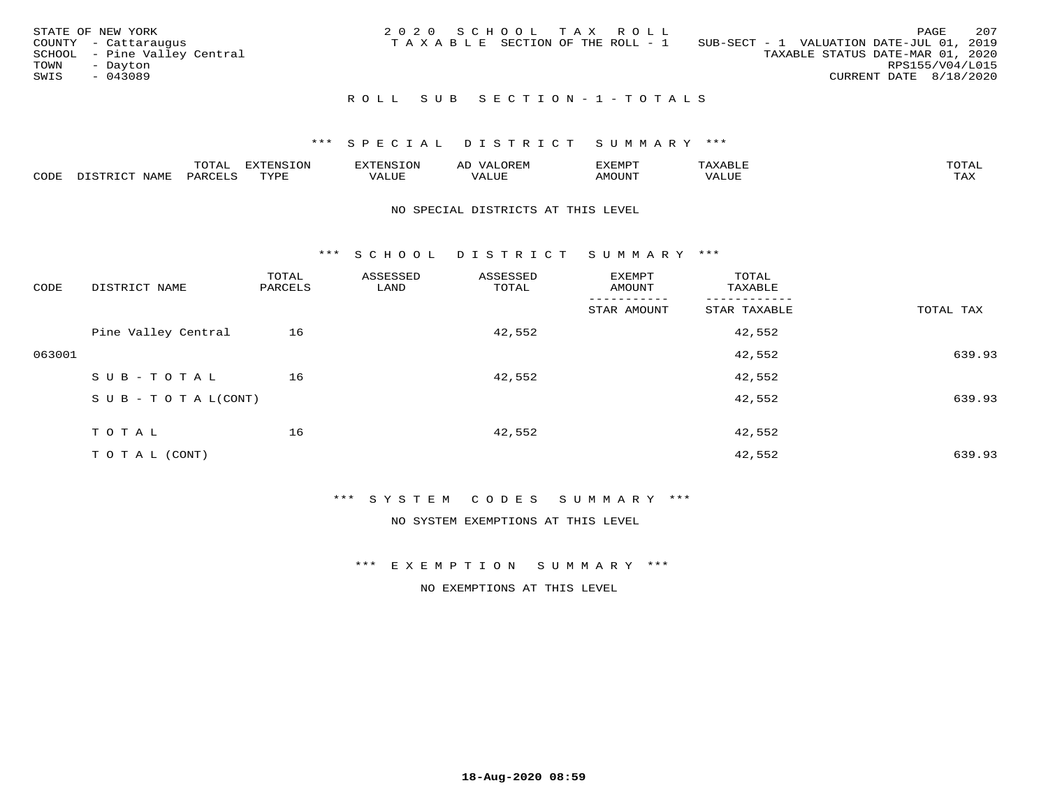STATE OF NEW YORK
COUNTY - Cattaraugus
SCHOOL - Pine Valley Central
TOWN - Dayton
SWIS - 043089

2020 SCHOOL TAX ROLL
TAXABLE SECTION OF THE ROLL - 1
SUB-SECT - 1 VALUATION DATE-JUL 01, 2019
TAXABLE STATUS DATE-MAR 01, 2020
RPS155/V04/L015
CURRENT DATE 8/18/2020

## ROLL SUB SECTION-1-TOTALS

### *** SPECIAL DISTRICT SUMMARY ***

| CODE | DISTRICT NAME | TOTAL PARCELS | EXTENSION TYPE | EXTENSION VALUE | AD VALOREM VALUE | EXEMPT AMOUNT | TAXABLE VALUE | TOTAL TAX |
|---|---|---|---|---|---|---|---|---|

NO SPECIAL DISTRICTS AT THIS LEVEL

### *** SCHOOL DISTRICT SUMMARY ***

| CODE | DISTRICT NAME | TOTAL PARCELS | ASSESSED LAND | ASSESSED TOTAL | EXEMPT AMOUNT / STAR AMOUNT | TOTAL TAXABLE / STAR TAXABLE | TOTAL TAX |
|---|---|---|---|---|---|---|---|
| | Pine Valley Central | 16 | | 42,552 | | 42,552 | |
| 063001 | | | | | | 42,552 | 639.93 |
| | SUB-TOTAL | 16 | | 42,552 | | 42,552 | |
| | SUB-TOTAL(CONT) | | | | | 42,552 | 639.93 |
| | TOTAL | 16 | | 42,552 | | 42,552 | |
| | TOTAL (CONT) | | | | | 42,552 | 639.93 |

### *** SYSTEM CODES SUMMARY ***

NO SYSTEM EXEMPTIONS AT THIS LEVEL

### *** EXEMPTION SUMMARY ***

NO EXEMPTIONS AT THIS LEVEL

18-Aug-2020 08:59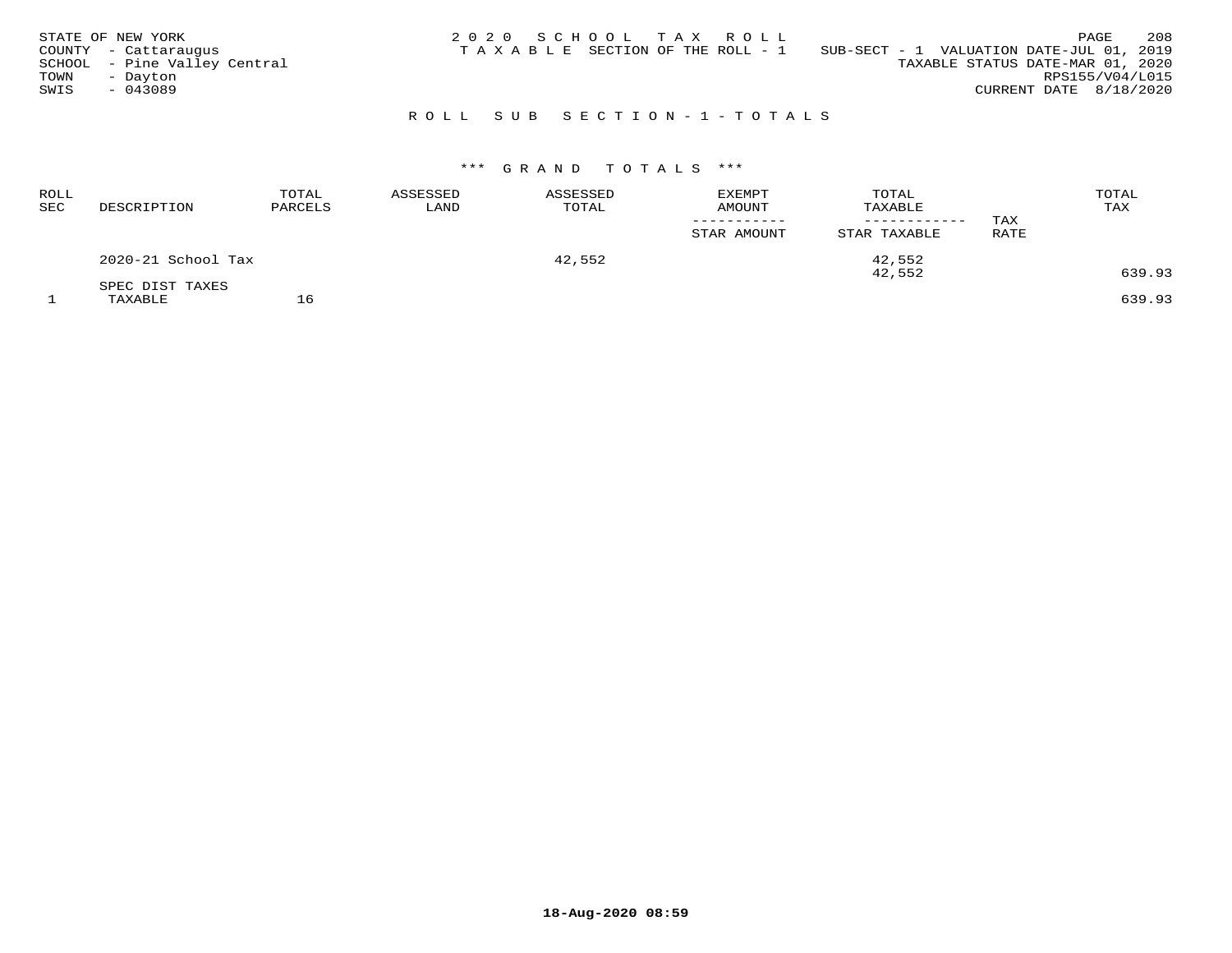STATE OF NEW YORK
COUNTY - Cattaraugus
SCHOOL - Pine Valley Central
TOWN - Dayton
SWIS - 043089

2020 SCHOOL TAX ROLL
TAXABLE SECTION OF THE ROLL - 1

SUB-SECT - 1 VALUATION DATE-JUL 01, 2019
TAXABLE STATUS DATE-MAR 01, 2020
RPS155/V04/L015
CURRENT DATE 8/18/2020

## ROLL SUB SECTION - 1 - TOTALS

### *** GRAND TOTALS ***

| ROLL SEC | DESCRIPTION | TOTAL PARCELS | ASSESSED LAND | ASSESSED TOTAL | EXEMPT AMOUNT / STAR AMOUNT | TOTAL TAXABLE / STAR TAXABLE | TAX RATE | TOTAL TAX |
|---|---|---|---|---|---|---|---|---|
| | 2020-21 School Tax | | | 42,552 | | 42,552 | | |
| | | | | | | 42,552 | | 639.93 |
| | SPEC DIST TAXES | | | | | | | |
| 1 | TAXABLE | 16 | | | | | | 639.93 |

18-Aug-2020 08:59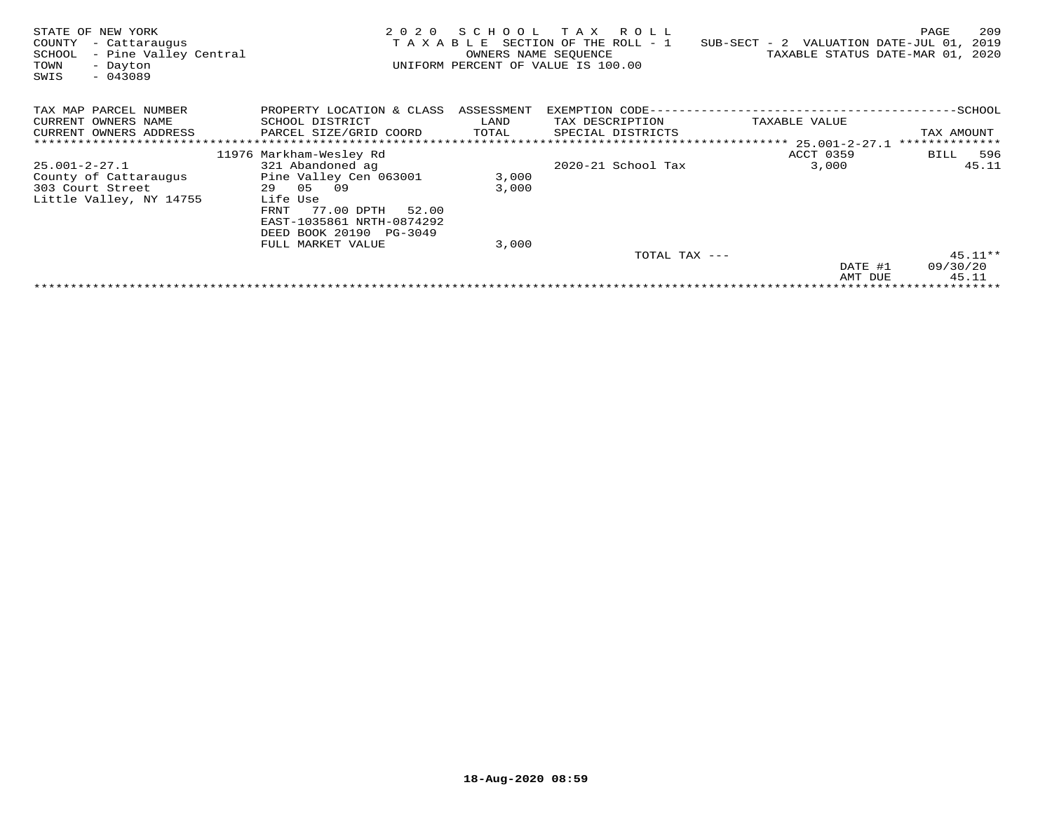STATE OF NEW YORK
COUNTY - Cattaraugus
SCHOOL - Pine Valley Central
TOWN - Dayton
SWIS - 043089

2020 SCHOOL TAX ROLL
TAXABLE SECTION OF THE ROLL - 1
OWNERS NAME SEQUENCE
UNIFORM PERCENT OF VALUE IS 100.00

SUB-SECT - 2 VALUATION DATE-JUL 01, 2019
TAXABLE STATUS DATE-MAR 01, 2020

| TAX MAP PARCEL NUMBER / CURRENT OWNERS NAME / CURRENT OWNERS ADDRESS | PROPERTY LOCATION & CLASS / SCHOOL DISTRICT / PARCEL SIZE/GRID COORD | ASSESSMENT LAND / TOTAL | EXEMPTION CODE / TAX DESCRIPTION / SPECIAL DISTRICTS | TAXABLE VALUE | SCHOOL TAX AMOUNT |
|---|---|---|---|---|---|
| 25.001-2-27.1 | 11976 Markham-Wesley Rd | | | ACCT 0359 | BILL 596 |
| 25.001-2-27.1 | 321 Abandoned ag | | 2020-21 School Tax | 3,000 | 45.11 |
| County of Cattaraugus | Pine Valley Cen 063001 | 3,000 | | | |
| 303 Court Street | 29 05 09 | 3,000 | | | |
| Little Valley, NY 14755 | Life Use | | | | |
| | FRNT 77.00 DPTH 52.00 | | | | |
| | EAST-1035861 NRTH-0874292 | | | | |
| | DEED BOOK 20190 PG-3049 | | | | |
| | FULL MARKET VALUE | 3,000 | | | |
| | | | TOTAL TAX --- | | 45.11** |
| | | | | DATE #1 | 09/30/20 |
| | | | | AMT DUE | 45.11 |

18-Aug-2020 08:59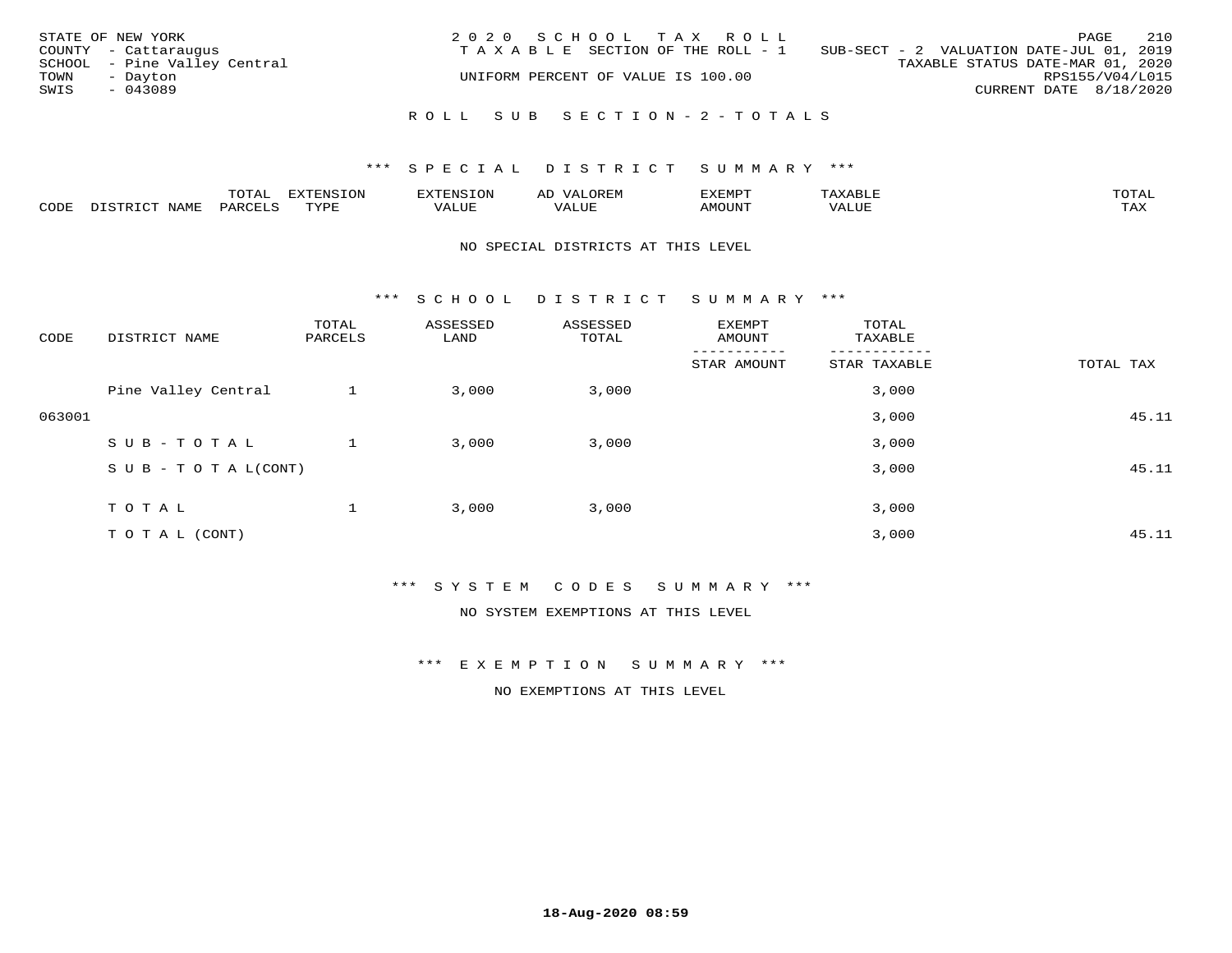STATE OF NEW YORK
COUNTY - Cattaraugus
SCHOOL - Pine Valley Central
TOWN - Dayton
SWIS - 043089

2020 SCHOOL TAX ROLL
TAXABLE SECTION OF THE ROLL - 1
SUB-SECT - 2 VALUATION DATE-JUL 01, 2019
TAXABLE STATUS DATE-MAR 01, 2020
UNIFORM PERCENT OF VALUE IS 100.00
RPS155/V04/L015
CURRENT DATE 8/18/2020

## ROLL SUB SECTION-2-TOTALS

### *** SPECIAL DISTRICT SUMMARY ***

| CODE | DISTRICT NAME | TOTAL PARCELS | EXTENSION TYPE | EXTENSION VALUE | AD VALOREM VALUE | EXEMPT AMOUNT | TAXABLE VALUE | TOTAL TAX |
|---|---|---|---|---|---|---|---|---|

NO SPECIAL DISTRICTS AT THIS LEVEL

### *** SCHOOL DISTRICT SUMMARY ***

| CODE | DISTRICT NAME | TOTAL PARCELS | ASSESSED LAND | ASSESSED TOTAL | EXEMPT AMOUNT / STAR AMOUNT | TOTAL TAXABLE / STAR TAXABLE | TOTAL TAX |
|---|---|---|---|---|---|---|---|
| | Pine Valley Central | 1 | 3,000 | 3,000 | | 3,000 | |
| 063001 | | | | | | 3,000 | 45.11 |
| | SUB-TOTAL | 1 | 3,000 | 3,000 | | 3,000 | |
| | SUB-TOTAL(CONT) | | | | | 3,000 | 45.11 |
| | TOTAL | 1 | 3,000 | 3,000 | | 3,000 | |
| | TOTAL (CONT) | | | | | 3,000 | 45.11 |

### *** SYSTEM CODES SUMMARY ***

NO SYSTEM EXEMPTIONS AT THIS LEVEL

### *** EXEMPTION SUMMARY ***

NO EXEMPTIONS AT THIS LEVEL

18-Aug-2020 08:59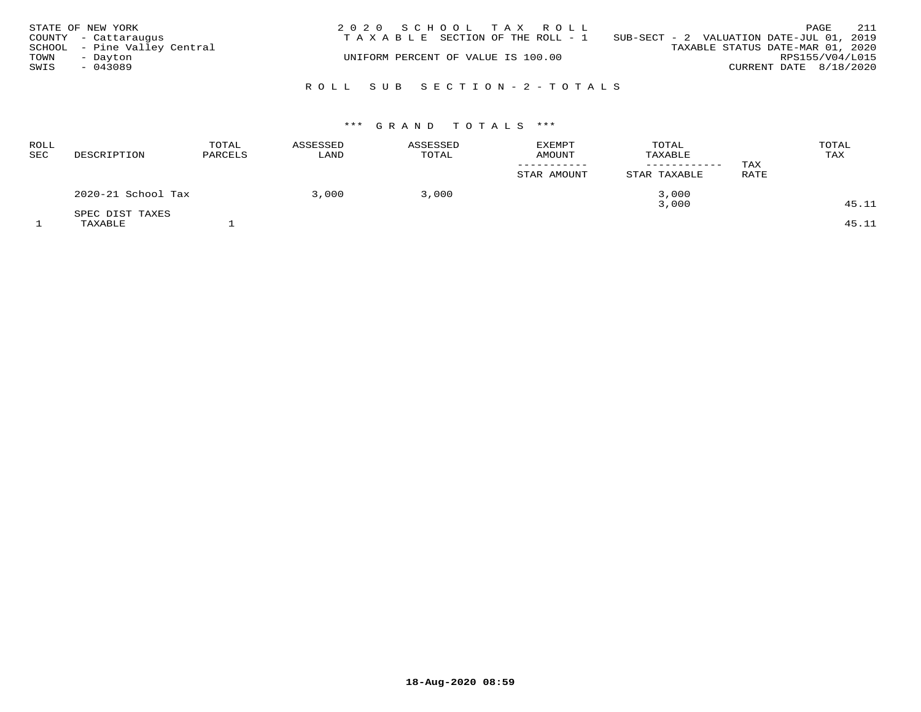STATE OF NEW YORK
COUNTY - Cattaraugus
SCHOOL - Pine Valley Central
TOWN - Dayton
SWIS - 043089

2020 SCHOOL TAX ROLL
TAXABLE SECTION OF THE ROLL - 1
SUB-SECT - 2 VALUATION DATE-JUL 01, 2019
TAXABLE STATUS DATE-MAR 01, 2020
UNIFORM PERCENT OF VALUE IS 100.00
RPS155/V04/L015
CURRENT DATE 8/18/2020

## ROLL SUB SECTION-2-TOTALS

### *** GRAND TOTALS ***

| ROLL SEC | DESCRIPTION | TOTAL PARCELS | ASSESSED LAND | ASSESSED TOTAL | EXEMPT AMOUNT / STAR AMOUNT | TOTAL TAXABLE / STAR TAXABLE | TAX RATE | TOTAL TAX |
|---|---|---|---|---|---|---|---|---|
| | 2020-21 School Tax | | 3,000 | 3,000 | | 3,000 | | |
| | | | | | | 3,000 | | 45.11 |
| | SPEC DIST TAXES | | | | | | | |
| 1 | TAXABLE | 1 | | | | | | 45.11 |

18-Aug-2020 08:59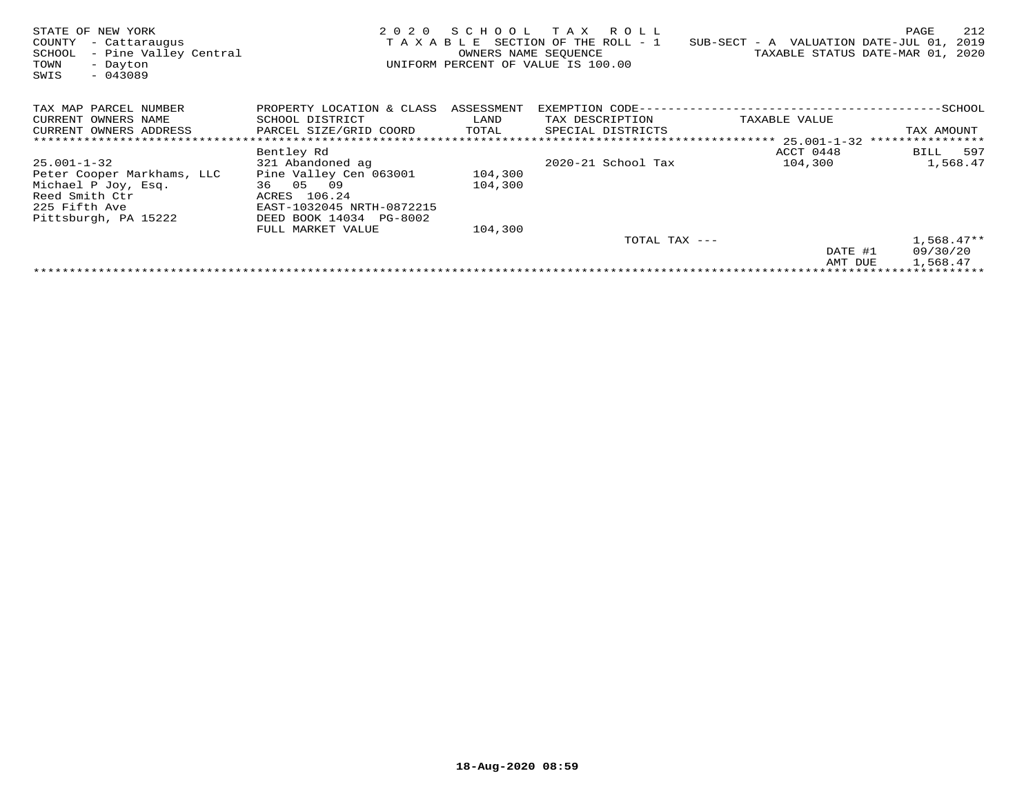STATE OF NEW YORK
COUNTY - Cattaraugus
SCHOOL - Pine Valley Central
TOWN - Dayton
SWIS - 043089

2 0 2 0 S C H O O L T A X R O L L
T A X A B L E SECTION OF THE ROLL - 1
OWNERS NAME SEQUENCE
UNIFORM PERCENT OF VALUE IS 100.00

SUB-SECT - A VALUATION DATE-JUL 01, 2019
TAXABLE STATUS DATE-MAR 01, 2020

| TAX MAP PARCEL NUMBER<br>CURRENT OWNERS NAME<br>CURRENT OWNERS ADDRESS | PROPERTY LOCATION & CLASS<br>SCHOOL DISTRICT<br>PARCEL SIZE/GRID COORD | ASSESSMENT<br>LAND<br>TOTAL | EXEMPTION CODE<br>TAX DESCRIPTION<br>SPECIAL DISTRICTS | TAXABLE VALUE | SCHOOL<br>TAX AMOUNT |
|---|---|---|---|---|---|
| | | | | 25.001-1-32 | |
| | Bentley Rd | | | ACCT 0448 | BILL 597 |
| 25.001-1-32 | 321 Abandoned ag | | 2020-21 School Tax | 104,300 | 1,568.47 |
| Peter Cooper Markhams, LLC | Pine Valley Cen 063001 | 104,300 | | | |
| Michael P Joy, Esq. | 36 05 09 | 104,300 | | | |
| Reed Smith Ctr | ACRES 106.24 | | | | |
| 225 Fifth Ave | EAST-1032045 NRTH-0872215 | | | | |
| Pittsburgh, PA 15222 | DEED BOOK 14034 PG-8002 | | | | |
| | FULL MARKET VALUE | 104,300 | | | |
| | | | TOTAL TAX --- | | 1,568.47** |
| | | | | DATE #1 | 09/30/20 |
| | | | | AMT DUE | 1,568.47 |

18-Aug-2020 08:59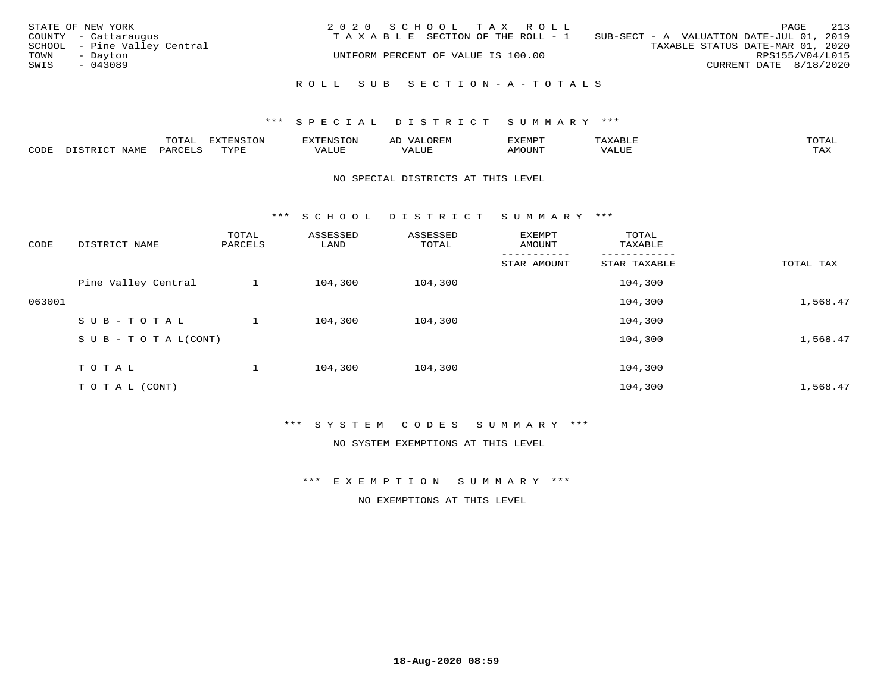STATE OF NEW YORK
COUNTY - Cattaraugus
SCHOOL - Pine Valley Central
TOWN - Dayton
SWIS - 043089

2020 SCHOOL TAX ROLL
TAXABLE SECTION OF THE ROLL - 1
UNIFORM PERCENT OF VALUE IS 100.00

SUB-SECT - A VALUATION DATE-JUL 01, 2019
TAXABLE STATUS DATE-MAR 01, 2020
RPS155/V04/L015
CURRENT DATE 8/18/2020

## ROLL SUB SECTION-A-TOTALS

### *** SPECIAL DISTRICT SUMMARY ***

| CODE | DISTRICT NAME | TOTAL PARCELS | EXTENSION TYPE | EXTENSION VALUE | AD VALOREM VALUE | EXEMPT AMOUNT | TAXABLE VALUE | TOTAL TAX |
|---|---|---|---|---|---|---|---|---|

NO SPECIAL DISTRICTS AT THIS LEVEL

### *** SCHOOL DISTRICT SUMMARY ***

| CODE | DISTRICT NAME | TOTAL PARCELS | ASSESSED LAND | ASSESSED TOTAL | EXEMPT AMOUNT / STAR AMOUNT | TOTAL TAXABLE / STAR TAXABLE | TOTAL TAX |
|---|---|---|---|---|---|---|---|
| | Pine Valley Central | 1 | 104,300 | 104,300 | | 104,300 | |
| 063001 | | | | | | 104,300 | 1,568.47 |
| | SUB-TOTAL | 1 | 104,300 | 104,300 | | 104,300 | |
| | SUB-TOTAL(CONT) | | | | | 104,300 | 1,568.47 |
| | TOTAL | 1 | 104,300 | 104,300 | | 104,300 | |
| | TOTAL (CONT) | | | | | 104,300 | 1,568.47 |

### *** SYSTEM CODES SUMMARY ***

NO SYSTEM EXEMPTIONS AT THIS LEVEL

### *** EXEMPTION SUMMARY ***

NO EXEMPTIONS AT THIS LEVEL

18-Aug-2020 08:59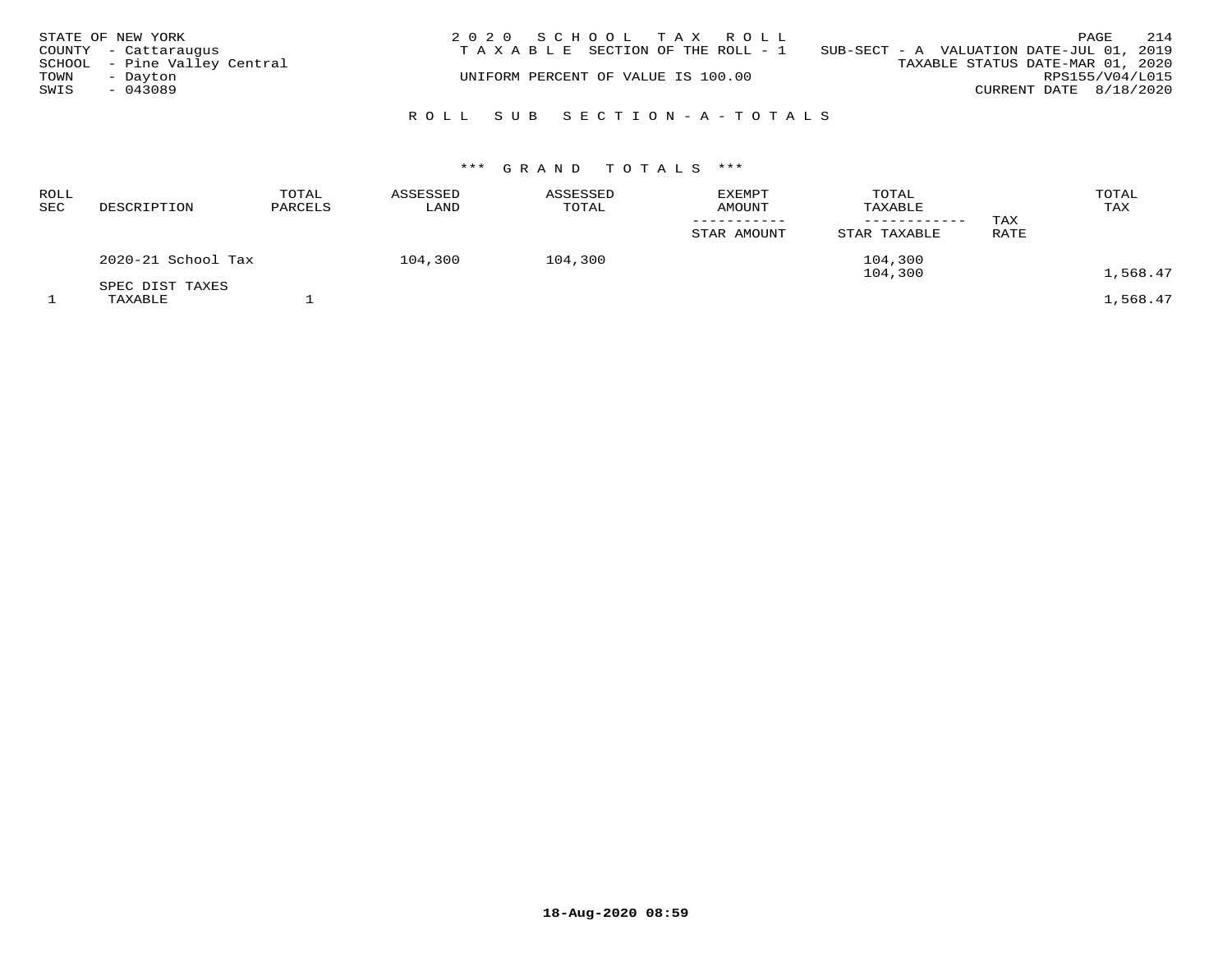STATE OF NEW YORK
COUNTY - Cattaraugus
SCHOOL - Pine Valley Central
TOWN - Dayton
SWIS - 043089

2 0 2 0 S C H O O L T A X R O L L
T A X A B L E SECTION OF THE ROLL - 1
UNIFORM PERCENT OF VALUE IS 100.00

SUB-SECT - A VALUATION DATE-JUL 01, 2019
TAXABLE STATUS DATE-MAR 01, 2020
RPS155/V04/L015
CURRENT DATE 8/18/2020

## R O L L S U B S E C T I O N - A - T O T A L S

### \*\*\* G R A N D T O T A L S \*\*\*

| ROLL SEC | DESCRIPTION | TOTAL PARCELS | ASSESSED LAND | ASSESSED TOTAL | EXEMPT AMOUNT / STAR AMOUNT | TOTAL TAXABLE / STAR TAXABLE | TAX RATE | TOTAL TAX |
|---|---|---|---|---|---|---|---|---|
| | 2020-21 School Tax | | 104,300 | 104,300 | | 104,300 | | |
| | | | | | | 104,300 | | 1,568.47 |
| | SPEC DIST TAXES | | | | | | | |
| 1 | TAXABLE | 1 | | | | | | 1,568.47 |

18-Aug-2020 08:59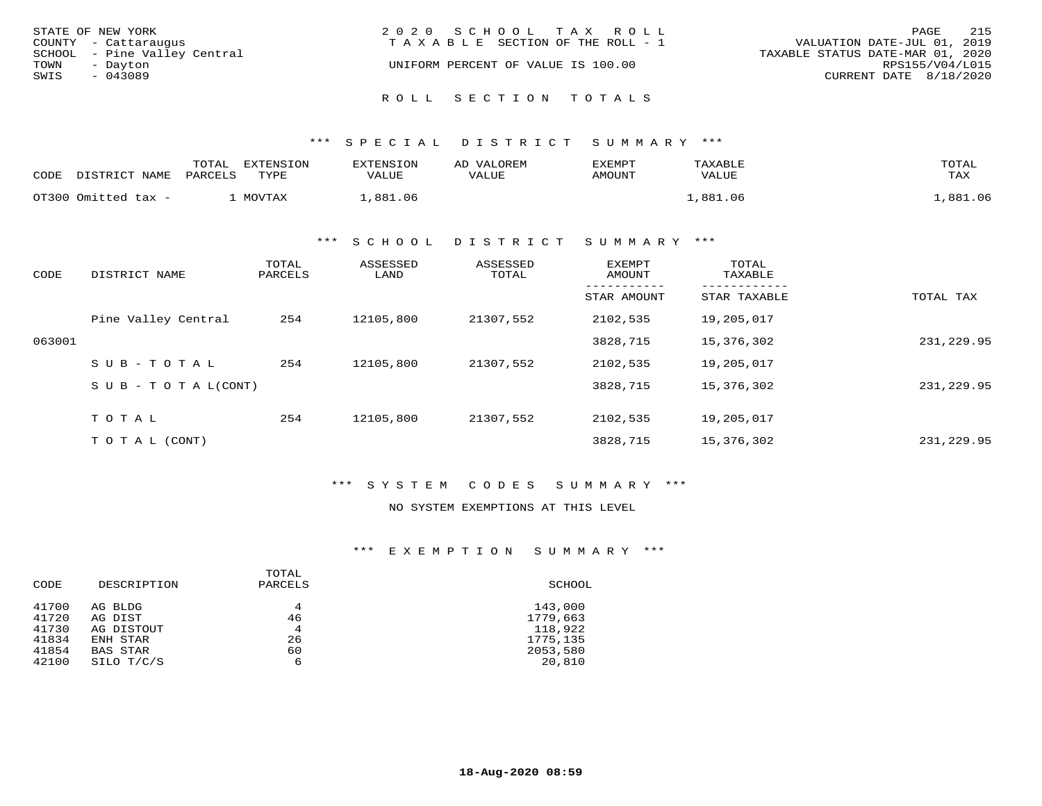STATE OF NEW YORK
COUNTY - Cattaraugus
SCHOOL - Pine Valley Central
TOWN - Dayton
SWIS - 043089

2020 SCHOOL TAX ROLL
TAXABLE SECTION OF THE ROLL - 1
UNIFORM PERCENT OF VALUE IS 100.00

VALUATION DATE-JUL 01, 2019
TAXABLE STATUS DATE-MAR 01, 2020
RPS155/V04/L015
CURRENT DATE 8/18/2020

## ROLL SECTION TOTALS

### *** SPECIAL DISTRICT SUMMARY ***

| CODE | DISTRICT NAME | TOTAL PARCELS | EXTENSION TYPE | EXTENSION VALUE | AD VALOREM VALUE | EXEMPT AMOUNT | TAXABLE VALUE | TOTAL TAX |
|---|---|---|---|---|---|---|---|---|
| OT300 | Omitted tax - | 1 | MOVTAX | 1,881.06 | | | 1,881.06 | 1,881.06 |

### *** SCHOOL DISTRICT SUMMARY ***

| CODE | DISTRICT NAME | TOTAL PARCELS | ASSESSED LAND | ASSESSED TOTAL | EXEMPT AMOUNT / STAR AMOUNT | TOTAL TAXABLE / STAR TAXABLE | TOTAL TAX |
|---|---|---|---|---|---|---|---|
| | Pine Valley Central | 254 | 12105,800 | 21307,552 | 2102,535 | 19,205,017 | |
| 063001 | | | | | 3828,715 | 15,376,302 | 231,229.95 |
| | SUB-TOTAL | 254 | 12105,800 | 21307,552 | 2102,535 | 19,205,017 | |
| | SUB-TOTAL(CONT) | | | | 3828,715 | 15,376,302 | 231,229.95 |
| | TOTAL | 254 | 12105,800 | 21307,552 | 2102,535 | 19,205,017 | |
| | TOTAL (CONT) | | | | 3828,715 | 15,376,302 | 231,229.95 |

### *** SYSTEM CODES SUMMARY ***

NO SYSTEM EXEMPTIONS AT THIS LEVEL

### *** EXEMPTION SUMMARY ***

| CODE | DESCRIPTION | TOTAL PARCELS | SCHOOL |
|---|---|---|---|
| 41700 | AG BLDG | 4 | 143,000 |
| 41720 | AG DIST | 46 | 1779,663 |
| 41730 | AG DISTOUT | 4 | 118,922 |
| 41834 | ENH STAR | 26 | 1775,135 |
| 41854 | BAS STAR | 60 | 2053,580 |
| 42100 | SILO T/C/S | 6 | 20,810 |

18-Aug-2020 08:59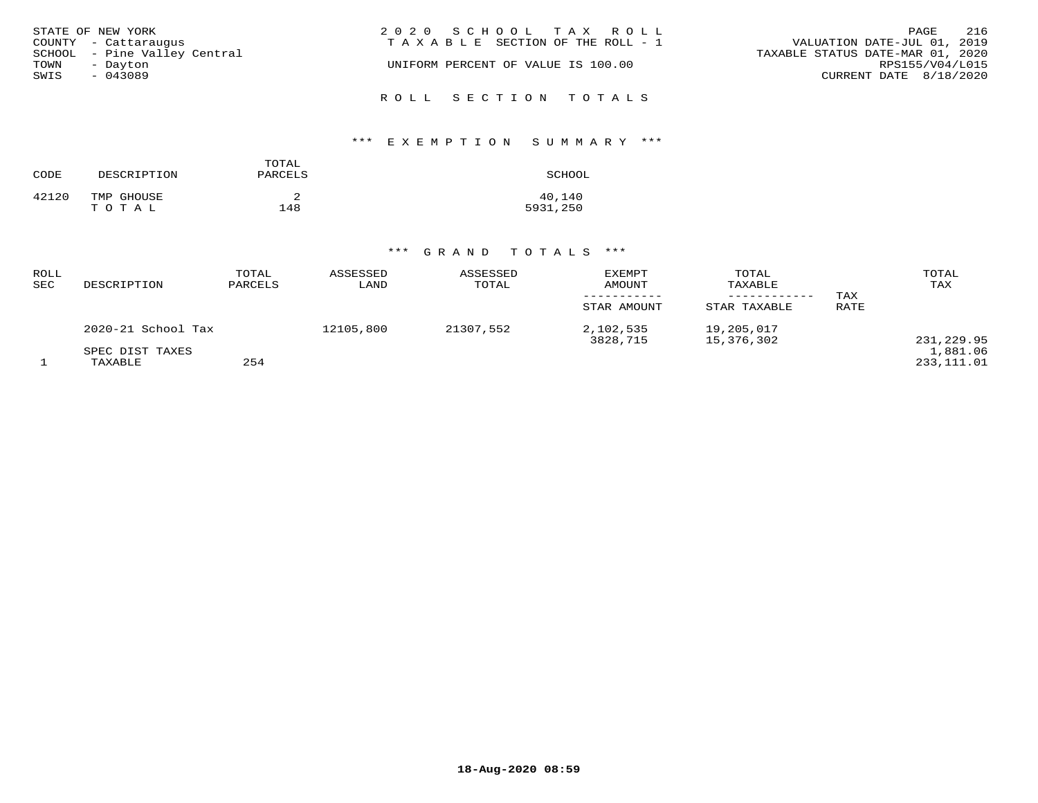STATE OF NEW YORK
COUNTY - Cattaraugus
SCHOOL - Pine Valley Central
TOWN - Dayton
SWIS - 043089

2020 SCHOOL TAX ROLL
TAXABLE SECTION OF THE ROLL - 1

UNIFORM PERCENT OF VALUE IS 100.00

VALUATION DATE-JUL 01, 2019
TAXABLE STATUS DATE-MAR 01, 2020
RPS155/V04/L015
CURRENT DATE 8/18/2020

## ROLL SECTION TOTALS

### *** EXEMPTION SUMMARY ***

| CODE | DESCRIPTION | TOTAL PARCELS | SCHOOL |
|---|---|---|---|
| 42120 | TMP GHOUSE | 2 | 40,140 |
| | T O T A L | 148 | 5931,250 |

### *** GRAND TOTALS ***

| ROLL SEC | DESCRIPTION | TOTAL PARCELS | ASSESSED LAND | ASSESSED TOTAL | EXEMPT AMOUNT / STAR AMOUNT | TOTAL TAXABLE / STAR TAXABLE | TAX RATE | TOTAL TAX |
|---|---|---|---|---|---|---|---|---|
| | 2020-21 School Tax | | 12105,800 | 21307,552 | 2,102,535 | 19,205,017 | | |
| | | | | | 3828,715 | 15,376,302 | | 231,229.95 |
| | SPEC DIST TAXES | | | | | | | 1,881.06 |
| 1 | TAXABLE | 254 | | | | | | 233,111.01 |

18-Aug-2020 08:59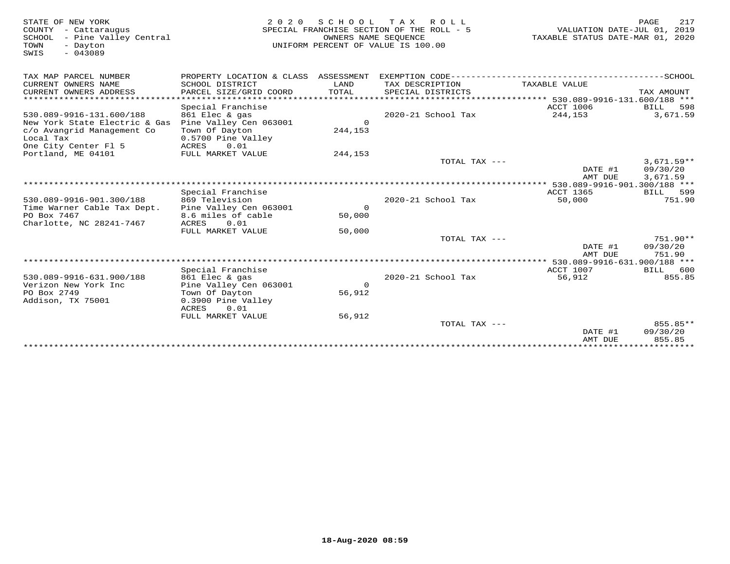STATE OF NEW YORK
COUNTY - Cattaraugus
SCHOOL - Pine Valley Central
TOWN - Dayton
SWIS - 043089

2020 SCHOOL TAX ROLL
SPECIAL FRANCHISE SECTION OF THE ROLL - 5
OWNERS NAME SEQUENCE
UNIFORM PERCENT OF VALUE IS 100.00

VALUATION DATE-JUL 01, 2019
TAXABLE STATUS DATE-MAR 01, 2020

| TAX MAP PARCEL NUMBER / CURRENT OWNERS NAME / CURRENT OWNERS ADDRESS | PROPERTY LOCATION & CLASS / SCHOOL DISTRICT / PARCEL SIZE/GRID COORD | ASSESSMENT LAND / TOTAL | EXEMPTION CODE / TAX DESCRIPTION / SPECIAL DISTRICTS | TAXABLE VALUE | SCHOOL TAX AMOUNT |
|---|---|---|---|---|---|
| **530.089-9916-131.600/188** | Special Franchise | | | ACCT 1006 | BILL 598 |
| 530.089-9916-131.600/188 | 861 Elec & gas | | 2020-21 School Tax | 244,153 | 3,671.59 |
| New York State Electric & Gas | Pine Valley Cen 063001 | 0 | | | |
| c/o Avangrid Management Co | Town Of Dayton | 244,153 | | | |
| Local Tax | 0.5700 Pine Valley | | | | |
| One City Center Fl 5 | ACRES 0.01 | | | | |
| Portland, ME 04101 | FULL MARKET VALUE | 244,153 | | | |
| | | | TOTAL TAX --- | | 3,671.59** |
| | | | | DATE #1 | 09/30/20 |
| | | | | AMT DUE | 3,671.59 |
| **530.089-9916-901.300/188** | Special Franchise | | | ACCT 1365 | BILL 599 |
| 530.089-9916-901.300/188 | 869 Television | | 2020-21 School Tax | 50,000 | 751.90 |
| Time Warner Cable Tax Dept. | Pine Valley Cen 063001 | 0 | | | |
| PO Box 7467 | 8.6 miles of cable | 50,000 | | | |
| Charlotte, NC 28241-7467 | ACRES 0.01 | | | | |
| | FULL MARKET VALUE | 50,000 | | | |
| | | | TOTAL TAX --- | | 751.90** |
| | | | | DATE #1 | 09/30/20 |
| | | | | AMT DUE | 751.90 |
| **530.089-9916-631.900/188** | Special Franchise | | | ACCT 1007 | BILL 600 |
| 530.089-9916-631.900/188 | 861 Elec & gas | | 2020-21 School Tax | 56,912 | 855.85 |
| Verizon New York Inc | Pine Valley Cen 063001 | 0 | | | |
| PO Box 2749 | Town Of Dayton | 56,912 | | | |
| Addison, TX 75001 | 0.3900 Pine Valley | | | | |
| | ACRES 0.01 | | | | |
| | FULL MARKET VALUE | 56,912 | | | |
| | | | TOTAL TAX --- | | 855.85** |
| | | | | DATE #1 | 09/30/20 |
| | | | | AMT DUE | 855.85 |

18-Aug-2020 08:59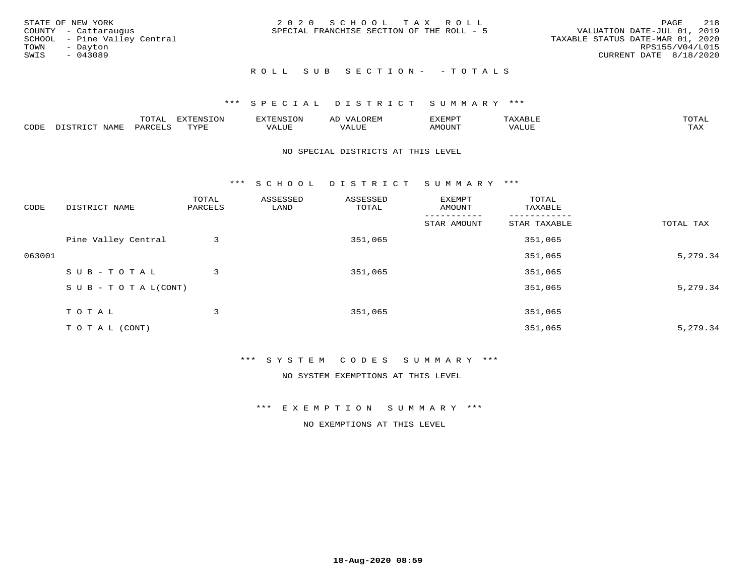STATE OF NEW YORK
COUNTY - Cattaraugus
SCHOOL - Pine Valley Central
TOWN - Dayton
SWIS - 043089

2020 SCHOOL TAX ROLL
SPECIAL FRANCHISE SECTION OF THE ROLL - 5

VALUATION DATE-JUL 01, 2019
TAXABLE STATUS DATE-MAR 01, 2020
RPS155/V04/L015
CURRENT DATE 8/18/2020

ROLL SUB SECTION- - TOTALS

*** SPECIAL DISTRICT SUMMARY ***

| CODE | DISTRICT NAME | TOTAL PARCELS | EXTENSION TYPE | EXTENSION VALUE | AD VALOREM VALUE | EXEMPT AMOUNT | TAXABLE VALUE | TOTAL TAX |
|---|---|---|---|---|---|---|---|---|

NO SPECIAL DISTRICTS AT THIS LEVEL

*** SCHOOL DISTRICT SUMMARY ***

| CODE | DISTRICT NAME | TOTAL PARCELS | ASSESSED LAND | ASSESSED TOTAL | EXEMPT AMOUNT / STAR AMOUNT | TOTAL TAXABLE / STAR TAXABLE | TOTAL TAX |
|---|---|---|---|---|---|---|---|
| | Pine Valley Central | 3 | | 351,065 | | 351,065 | |
| 063001 | | | | | | 351,065 | 5,279.34 |
| | SUB-TOTAL | 3 | | 351,065 | | 351,065 | |
| | SUB-TOTAL(CONT) | | | | | 351,065 | 5,279.34 |
| | TOTAL | 3 | | 351,065 | | 351,065 | |
| | TOTAL (CONT) | | | | | 351,065 | 5,279.34 |

*** SYSTEM CODES SUMMARY ***

NO SYSTEM EXEMPTIONS AT THIS LEVEL

*** EXEMPTION SUMMARY ***

NO EXEMPTIONS AT THIS LEVEL

18-Aug-2020 08:59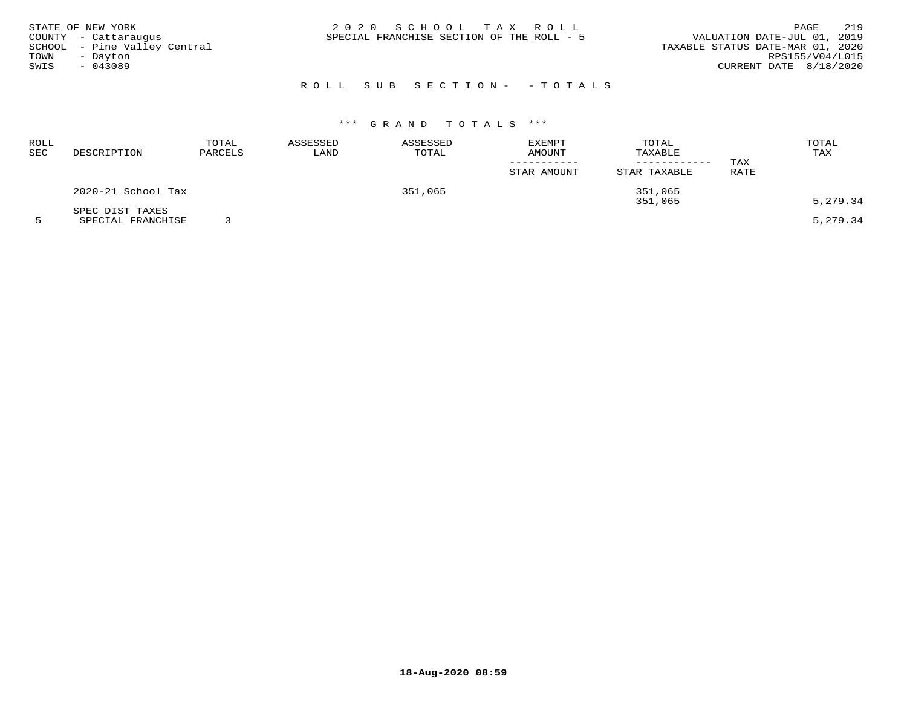STATE OF NEW YORK
COUNTY - Cattaraugus
SCHOOL - Pine Valley Central
TOWN - Dayton
SWIS - 043089

2020 SCHOOL TAX ROLL
SPECIAL FRANCHISE SECTION OF THE ROLL - 5

VALUATION DATE-JUL 01, 2019
TAXABLE STATUS DATE-MAR 01, 2020
RPS155/V04/L015
CURRENT DATE 8/18/2020

## ROLL SUB SECTION- - TOTALS

### *** GRAND TOTALS ***

| ROLL SEC | DESCRIPTION | TOTAL PARCELS | ASSESSED LAND | ASSESSED TOTAL | EXEMPT AMOUNT / STAR AMOUNT | TOTAL TAXABLE / STAR TAXABLE | TAX RATE | TOTAL TAX |
|---|---|---|---|---|---|---|---|---|
| | 2020-21 School Tax | | | 351,065 | | 351,065 | | |
| | | | | | | 351,065 | | 5,279.34 |
| | SPEC DIST TAXES | | | | | | | |
| 5 | SPECIAL FRANCHISE | 3 | | | | | | 5,279.34 |

18-Aug-2020 08:59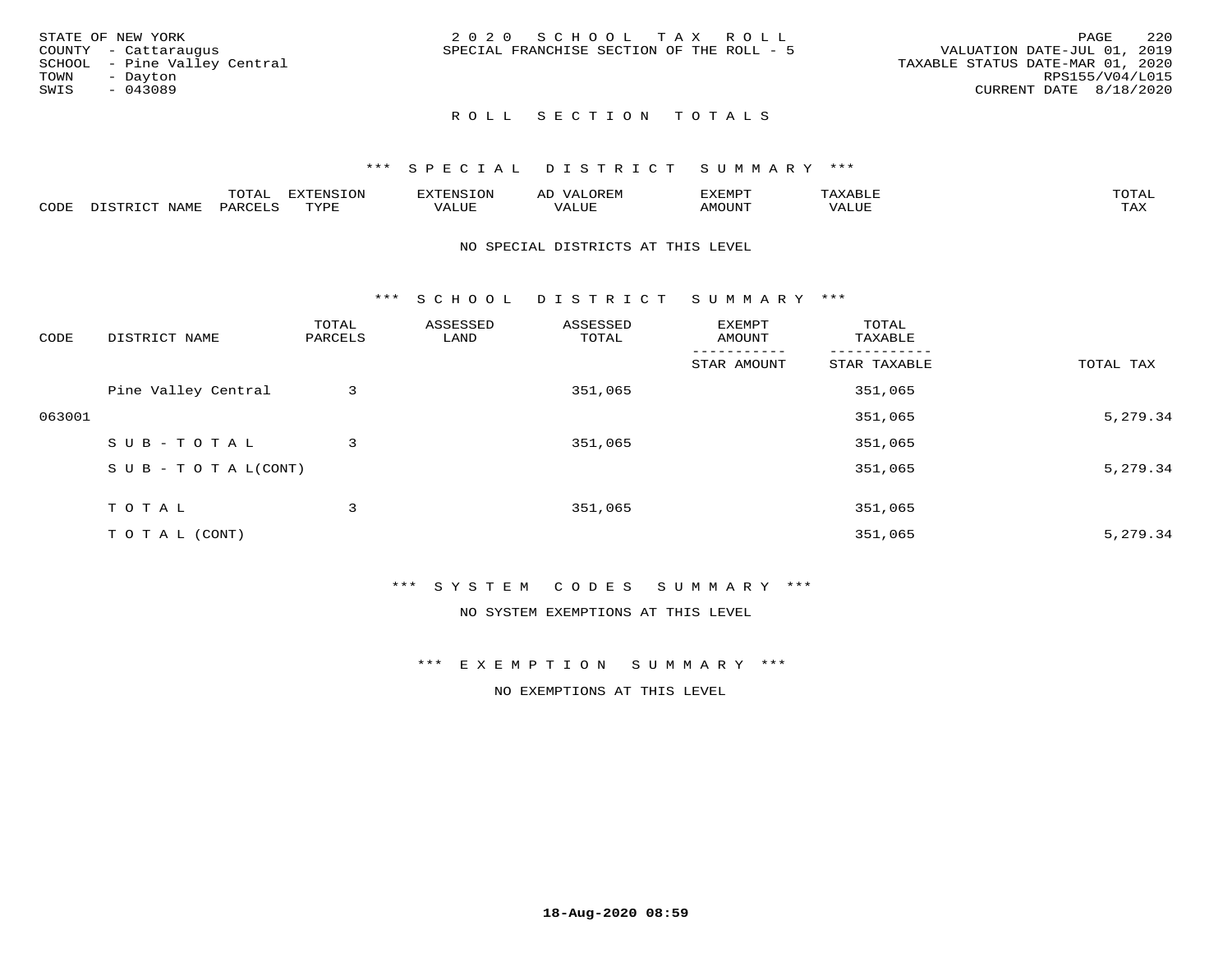STATE OF NEW YORK
COUNTY - Cattaraugus
SCHOOL - Pine Valley Central
TOWN - Dayton
SWIS - 043089

2020 SCHOOL TAX ROLL
SPECIAL FRANCHISE SECTION OF THE ROLL - 5

VALUATION DATE-JUL 01, 2019
TAXABLE STATUS DATE-MAR 01, 2020
RPS155/V04/L015
CURRENT DATE 8/18/2020

## ROLL SECTION TOTALS

### *** SPECIAL DISTRICT SUMMARY ***

| CODE | DISTRICT NAME | TOTAL PARCELS | EXTENSION TYPE | EXTENSION VALUE | AD VALOREM VALUE | EXEMPT AMOUNT | TAXABLE VALUE | TOTAL TAX |
|---|---|---|---|---|---|---|---|---|

NO SPECIAL DISTRICTS AT THIS LEVEL

### *** SCHOOL DISTRICT SUMMARY ***

| CODE | DISTRICT NAME | TOTAL PARCELS | ASSESSED LAND | ASSESSED TOTAL | EXEMPT AMOUNT / STAR AMOUNT | TOTAL TAXABLE / STAR TAXABLE | TOTAL TAX |
|---|---|---|---|---|---|---|---|
| | Pine Valley Central | 3 | | 351,065 | | 351,065 | |
| 063001 | | | | | | 351,065 | 5,279.34 |
| | SUB-TOTAL | 3 | | 351,065 | | 351,065 | |
| | SUB-TOTAL(CONT) | | | | | 351,065 | 5,279.34 |
| | TOTAL | 3 | | 351,065 | | 351,065 | |
| | TOTAL (CONT) | | | | | 351,065 | 5,279.34 |

### *** SYSTEM CODES SUMMARY ***

NO SYSTEM EXEMPTIONS AT THIS LEVEL

### *** EXEMPTION SUMMARY ***

NO EXEMPTIONS AT THIS LEVEL

18-Aug-2020 08:59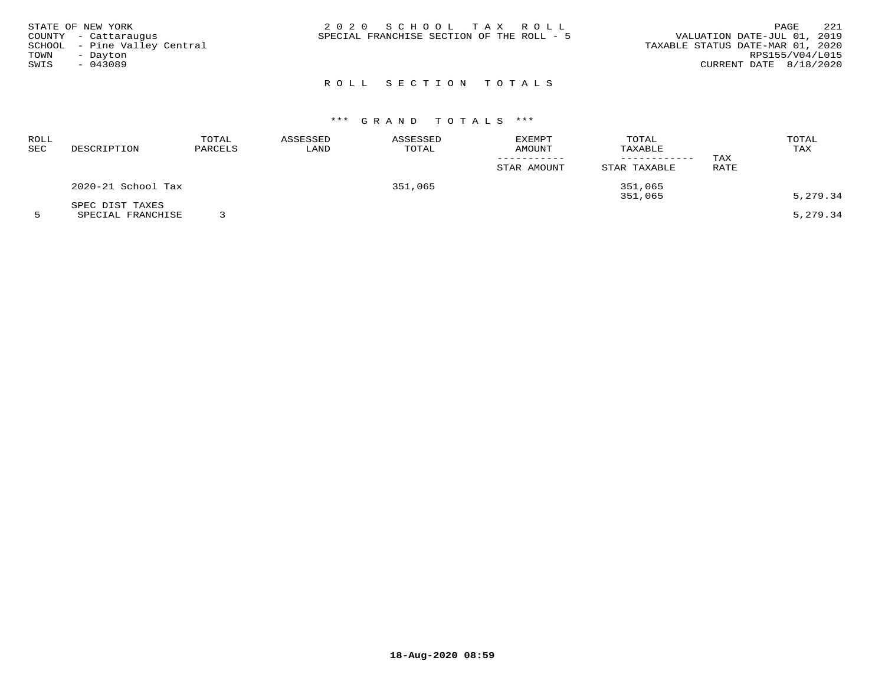STATE OF NEW YORK
COUNTY - Cattaraugus
SCHOOL - Pine Valley Central
TOWN - Dayton
SWIS - 043089

2020 SCHOOL TAX ROLL
SPECIAL FRANCHISE SECTION OF THE ROLL - 5

VALUATION DATE-JUL 01, 2019
TAXABLE STATUS DATE-MAR 01, 2020
RPS155/V04/L015
CURRENT DATE 8/18/2020

## ROLL SECTION TOTALS

### *** GRAND TOTALS ***

| ROLL SEC | DESCRIPTION | TOTAL PARCELS | ASSESSED LAND | ASSESSED TOTAL | EXEMPT AMOUNT / STAR AMOUNT | TOTAL TAXABLE / STAR TAXABLE | TAX RATE | TOTAL TAX |
|---|---|---|---|---|---|---|---|---|
| | 2020-21 School Tax | | | 351,065 | | 351,065<br>351,065 | | 5,279.34 |
| | SPEC DIST TAXES | | | | | | | |
| 5 | SPECIAL FRANCHISE | 3 | | | | | | 5,279.34 |

18-Aug-2020 08:59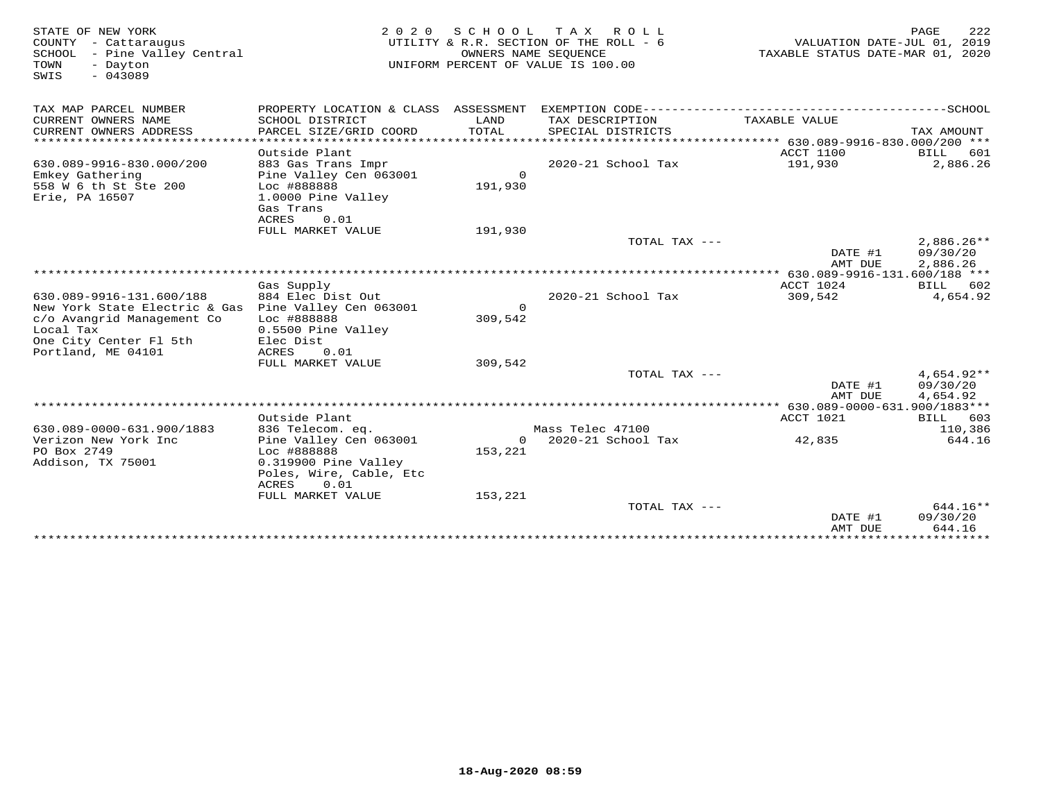STATE OF NEW YORK
COUNTY - Cattaraugus
SCHOOL - Pine Valley Central
TOWN - Dayton
SWIS - 043089

2020 SCHOOL TAX ROLL
UTILITY & R.R. SECTION OF THE ROLL - 6
OWNERS NAME SEQUENCE
UNIFORM PERCENT OF VALUE IS 100.00

VALUATION DATE-JUL 01, 2019
TAXABLE STATUS DATE-MAR 01, 2020

| TAX MAP PARCEL NUMBER<br>CURRENT OWNERS NAME<br>CURRENT OWNERS ADDRESS | PROPERTY LOCATION & CLASS<br>SCHOOL DISTRICT<br>PARCEL SIZE/GRID COORD | ASSESSMENT<br>LAND<br>TOTAL | EXEMPTION CODE<br>TAX DESCRIPTION<br>SPECIAL DISTRICTS | TAXABLE VALUE | SCHOOL<br>TAX AMOUNT |
|---|---|---|---|---|---|
| **630.089-9916-830.000/200** | | | | | |
| | Outside Plant | | | ACCT 1100 | BILL 601 |
| 630.089-9916-830.000/200 | 883 Gas Trans Impr | | 2020-21 School Tax | 191,930 | 2,886.26 |
| Emkey Gathering | Pine Valley Cen 063001 | 0 | | | |
| 558 W 6 th St Ste 200 | Loc #888888 | 191,930 | | | |
| Erie, PA 16507 | 1.0000 Pine Valley | | | | |
| | Gas Trans | | | | |
| | ACRES 0.01 | | | | |
| | FULL MARKET VALUE | 191,930 | | | |
| | | | TOTAL TAX --- | | 2,886.26** |
| | | | | DATE #1 | 09/30/20 |
| | | | | AMT DUE | 2,886.26 |
| **630.089-9916-131.600/188** | | | | | |
| | Gas Supply | | | ACCT 1024 | BILL 602 |
| 630.089-9916-131.600/188 | 884 Elec Dist Out | | 2020-21 School Tax | 309,542 | 4,654.92 |
| New York State Electric & Gas | Pine Valley Cen 063001 | 0 | | | |
| c/o Avangrid Management Co | Loc #888888 | 309,542 | | | |
| Local Tax | 0.5500 Pine Valley | | | | |
| One City Center Fl 5th | Elec Dist | | | | |
| Portland, ME 04101 | ACRES 0.01 | | | | |
| | FULL MARKET VALUE | 309,542 | | | |
| | | | TOTAL TAX --- | | 4,654.92** |
| | | | | DATE #1 | 09/30/20 |
| | | | | AMT DUE | 4,654.92 |
| **630.089-0000-631.900/1883** | | | | | |
| | Outside Plant | | | ACCT 1021 | BILL 603 |
| 630.089-0000-631.900/1883 | 836 Telecom. eq. | | Mass Telec 47100 | | 110,386 |
| Verizon New York Inc | Pine Valley Cen 063001 | 0 | 2020-21 School Tax | 42,835 | 644.16 |
| PO Box 2749 | Loc #888888 | 153,221 | | | |
| Addison, TX 75001 | 0.319900 Pine Valley | | | | |
| | Poles, Wire, Cable, Etc | | | | |
| | ACRES 0.01 | | | | |
| | FULL MARKET VALUE | 153,221 | | | |
| | | | TOTAL TAX --- | | 644.16** |
| | | | | DATE #1 | 09/30/20 |
| | | | | AMT DUE | 644.16 |

18-Aug-2020 08:59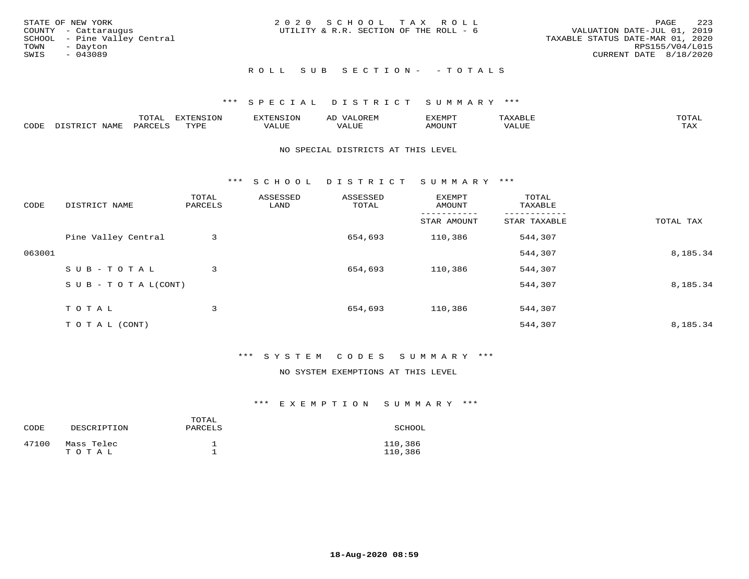STATE OF NEW YORK
COUNTY - Cattaraugus
SCHOOL - Pine Valley Central
TOWN - Dayton
SWIS - 043089

2 0 2 0 S C H O O L T A X R O L L
UTILITY & R.R. SECTION OF THE ROLL - 6

VALUATION DATE-JUL 01, 2019
TAXABLE STATUS DATE-MAR 01, 2020
RPS155/V04/L015
CURRENT DATE 8/18/2020

R O L L S U B S E C T I O N - - T O T A L S

*** S P E C I A L D I S T R I C T S U M M A R Y ***

| CODE | DISTRICT NAME | TOTAL PARCELS | EXTENSION TYPE | EXTENSION VALUE | AD VALOREM VALUE | EXEMPT AMOUNT | TAXABLE VALUE | TOTAL TAX |
|---|---|---|---|---|---|---|---|---|

NO SPECIAL DISTRICTS AT THIS LEVEL

*** S C H O O L D I S T R I C T S U M M A R Y ***

| CODE | DISTRICT NAME | TOTAL PARCELS | ASSESSED LAND | ASSESSED TOTAL | EXEMPT AMOUNT / STAR AMOUNT | TOTAL TAXABLE / STAR TAXABLE | TOTAL TAX |
|---|---|---|---|---|---|---|---|
| | Pine Valley Central | 3 | | 654,693 | 110,386 | 544,307 | |
| 063001 | | | | | | 544,307 | 8,185.34 |
| | S U B - T O T A L | 3 | | 654,693 | 110,386 | 544,307 | |
| | S U B - T O T A L(CONT) | | | | | 544,307 | 8,185.34 |
| | T O T A L | 3 | | 654,693 | 110,386 | 544,307 | |
| | T O T A L (CONT) | | | | | 544,307 | 8,185.34 |

*** S Y S T E M C O D E S S U M M A R Y ***

NO SYSTEM EXEMPTIONS AT THIS LEVEL

*** E X E M P T I O N S U M M A R Y ***

| CODE | DESCRIPTION | TOTAL PARCELS | SCHOOL |
|---|---|---|---|
| 47100 | Mass Telec | 1 | 110,386 |
| | T O T A L | 1 | 110,386 |

18-Aug-2020 08:59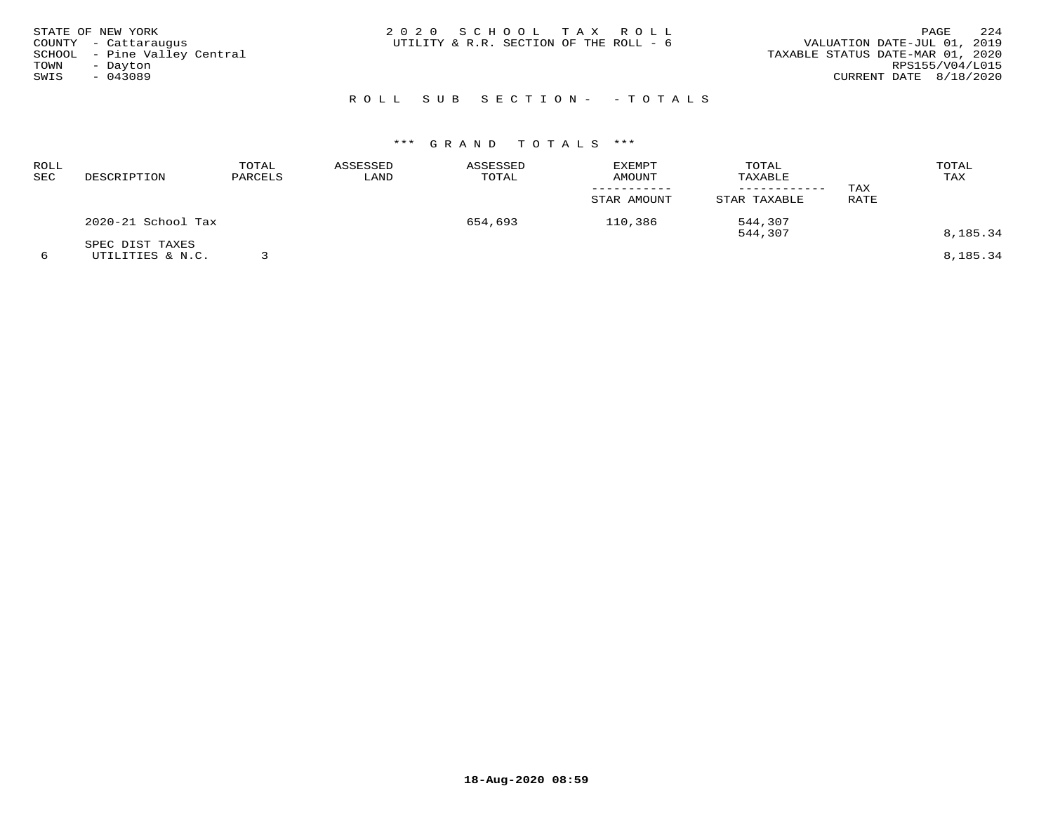STATE OF NEW YORK
COUNTY - Cattaraugus
SCHOOL - Pine Valley Central
TOWN - Dayton
SWIS - 043089

2020 SCHOOL TAX ROLL
UTILITY & R.R. SECTION OF THE ROLL - 6

VALUATION DATE-JUL 01, 2019
TAXABLE STATUS DATE-MAR 01, 2020
RPS155/V04/L015
CURRENT DATE 8/18/2020

ROLL SUB SECTION- - TOTALS

*** GRAND TOTALS ***

| ROLL SEC | DESCRIPTION | TOTAL PARCELS | ASSESSED LAND | ASSESSED TOTAL | EXEMPT AMOUNT / STAR AMOUNT | TOTAL TAXABLE / STAR TAXABLE | TAX RATE | TOTAL TAX |
|---|---|---|---|---|---|---|---|---|
| | 2020-21 School Tax | | | 654,693 | 110,386 | 544,307 | | |
| | | | | | | 544,307 | | 8,185.34 |
| | SPEC DIST TAXES | | | | | | | |
| 6 | UTILITIES & N.C. | 3 | | | | | | 8,185.34 |

18-Aug-2020 08:59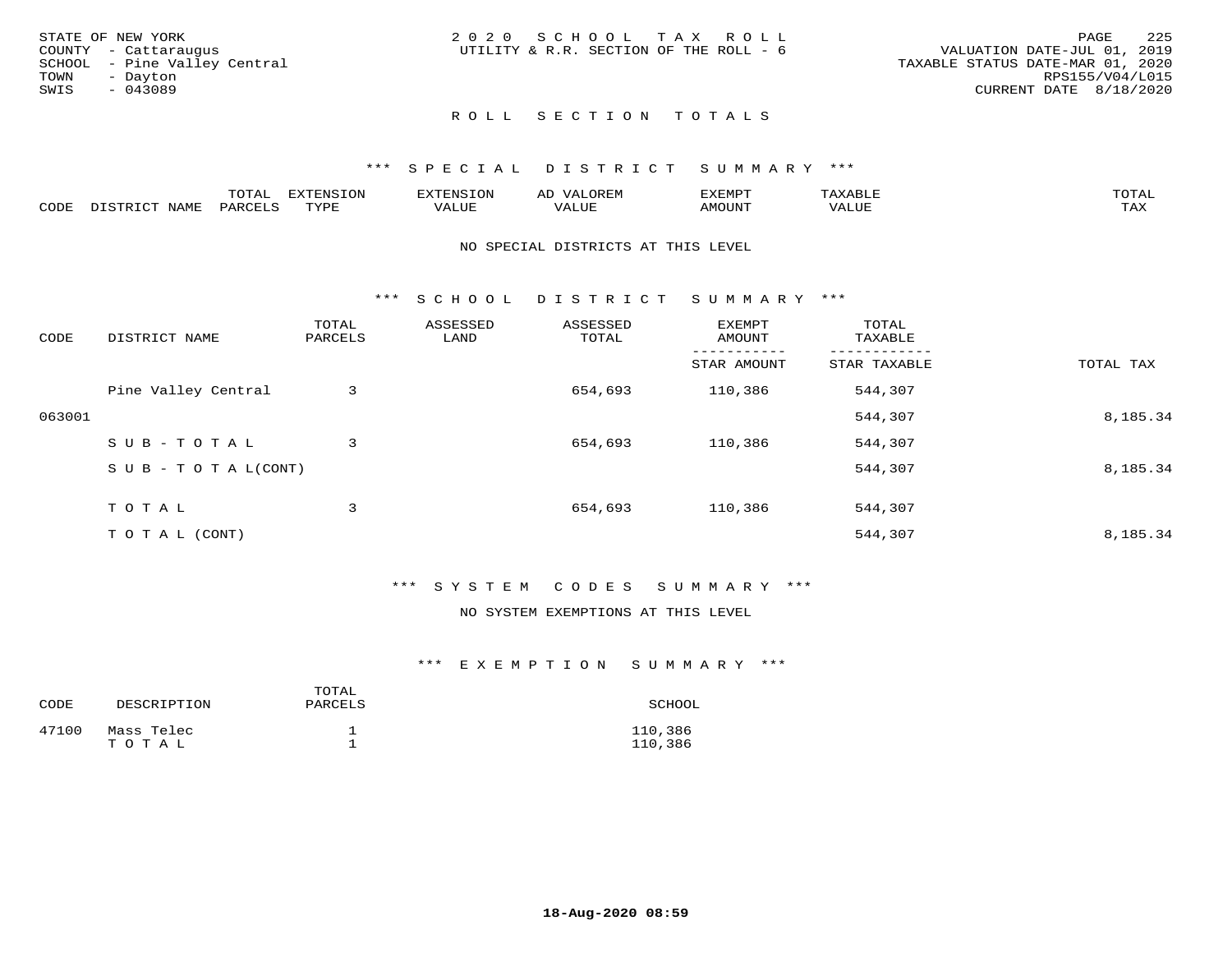STATE OF NEW YORK
COUNTY - Cattaraugus
SCHOOL - Pine Valley Central
TOWN - Dayton
SWIS - 043089

2 0 2 0 S C H O O L T A X R O L L
UTILITY & R.R. SECTION OF THE ROLL - 6

VALUATION DATE-JUL 01, 2019
TAXABLE STATUS DATE-MAR 01, 2020
RPS155/V04/L015
CURRENT DATE 8/18/2020

## R O L L S E C T I O N T O T A L S

### \*\*\* S P E C I A L D I S T R I C T S U M M A R Y \*\*\*

| CODE | DISTRICT NAME | TOTAL PARCELS | EXTENSION TYPE | EXTENSION VALUE | AD VALOREM VALUE | EXEMPT AMOUNT | TAXABLE VALUE | TOTAL TAX |
|---|---|---|---|---|---|---|---|---|

NO SPECIAL DISTRICTS AT THIS LEVEL

### \*\*\* S C H O O L D I S T R I C T S U M M A R Y \*\*\*

| CODE | DISTRICT NAME | TOTAL PARCELS | ASSESSED LAND | ASSESSED TOTAL | EXEMPT AMOUNT / STAR AMOUNT | TOTAL TAXABLE / STAR TAXABLE | TOTAL TAX |
|---|---|---|---|---|---|---|---|
| | Pine Valley Central | 3 | | 654,693 | 110,386 | 544,307 | |
| 063001 | | | | | | 544,307 | 8,185.34 |
| | S U B - T O T A L | 3 | | 654,693 | 110,386 | 544,307 | |
| | S U B - T O T A L(CONT) | | | | | 544,307 | 8,185.34 |
| | T O T A L | 3 | | 654,693 | 110,386 | 544,307 | |
| | T O T A L (CONT) | | | | | 544,307 | 8,185.34 |

### \*\*\* S Y S T E M C O D E S S U M M A R Y \*\*\*

NO SYSTEM EXEMPTIONS AT THIS LEVEL

### \*\*\* E X E M P T I O N S U M M A R Y \*\*\*

| CODE | DESCRIPTION | TOTAL PARCELS | SCHOOL |
|---|---|---|---|
| 47100 | Mass Telec | 1 | 110,386 |
| | T O T A L | 1 | 110,386 |

18-Aug-2020 08:59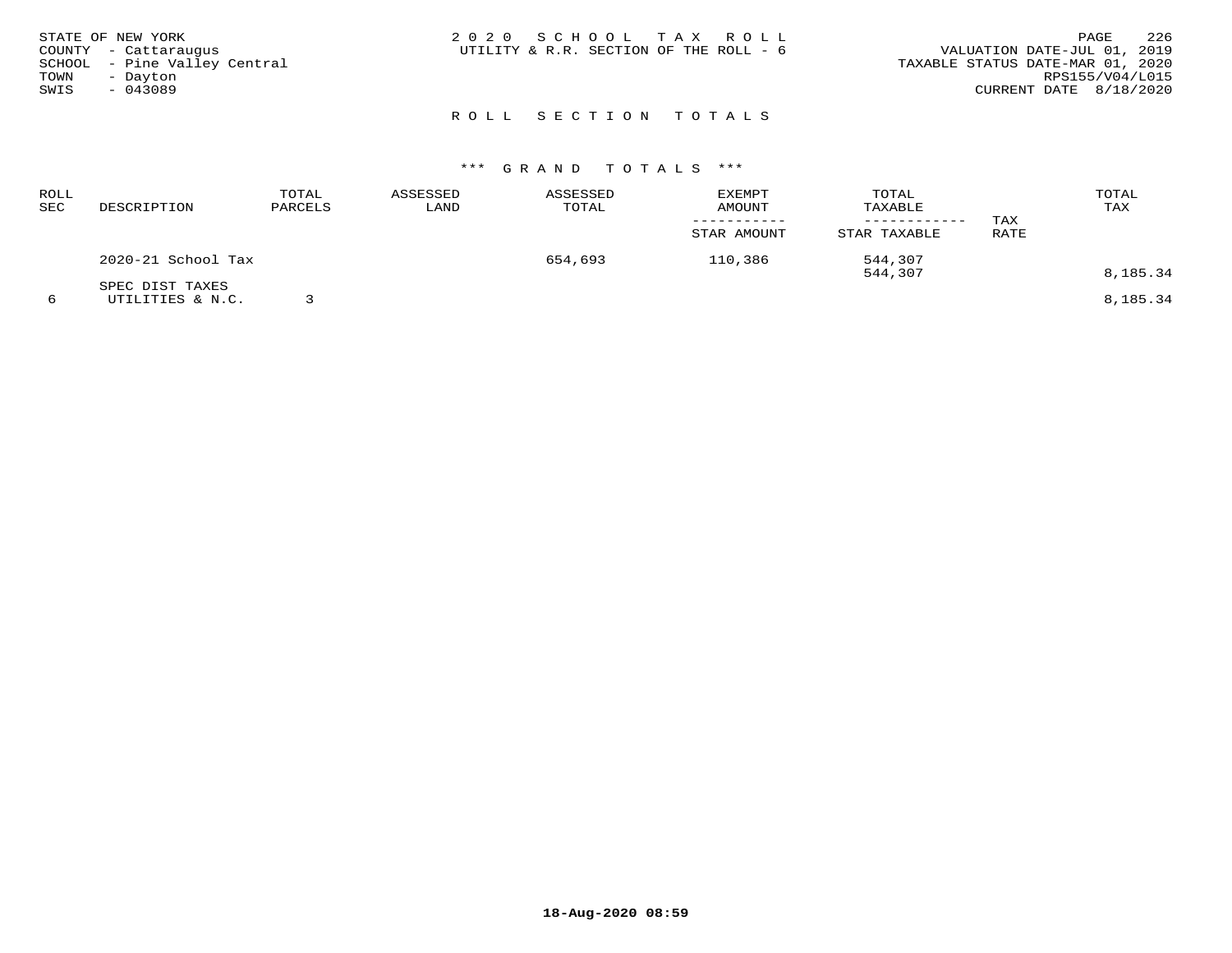STATE OF NEW YORK
COUNTY - Cattaraugus
SCHOOL - Pine Valley Central
TOWN - Dayton
SWIS - 043089

2020 SCHOOL TAX ROLL
UTILITY & R.R. SECTION OF THE ROLL - 6

VALUATION DATE-JUL 01, 2019
TAXABLE STATUS DATE-MAR 01, 2020
RPS155/V04/L015
CURRENT DATE 8/18/2020

## ROLL SECTION TOTALS

### *** GRAND TOTALS ***

| ROLL SEC | DESCRIPTION | TOTAL PARCELS | ASSESSED LAND | ASSESSED TOTAL | EXEMPT AMOUNT / STAR AMOUNT | TOTAL TAXABLE / STAR TAXABLE | TAX RATE | TOTAL TAX |
|---|---|---|---|---|---|---|---|---|
| | 2020-21 School Tax | | | 654,693 | 110,386 | 544,307 | | |
| | | | | | | 544,307 | | 8,185.34 |
| | SPEC DIST TAXES | | | | | | | |
| 6 | UTILITIES & N.C. | 3 | | | | | | 8,185.34 |

18-Aug-2020 08:59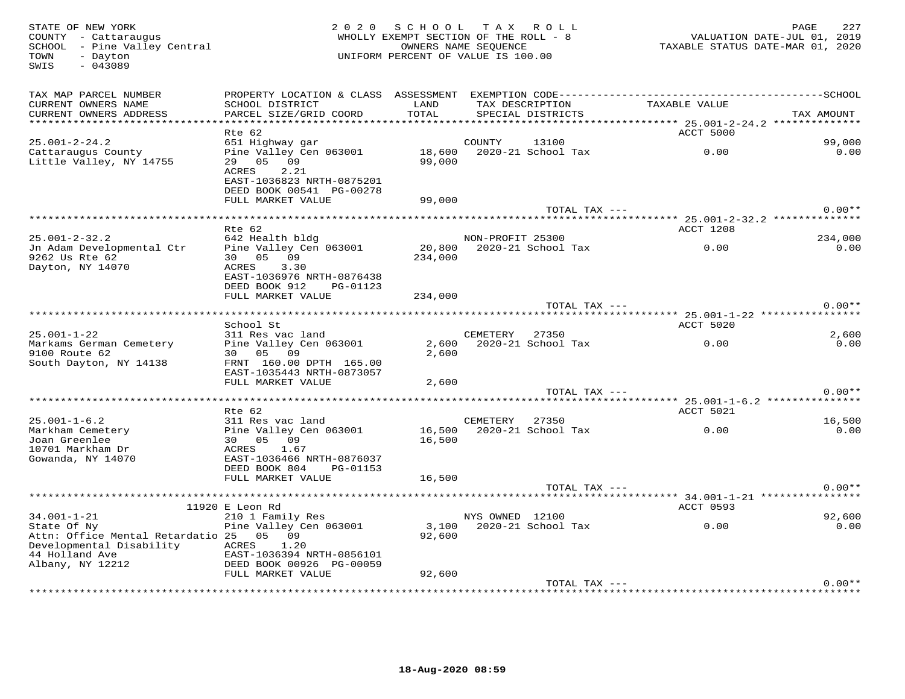STATE OF NEW YORK
COUNTY - Cattaraugus
SCHOOL - Pine Valley Central
TOWN - Dayton
SWIS - 043089

2020 SCHOOL TAX ROLL
WHOLLY EXEMPT SECTION OF THE ROLL - 8
OWNERS NAME SEQUENCE
UNIFORM PERCENT OF VALUE IS 100.00

VALUATION DATE-JUL 01, 2019
TAXABLE STATUS DATE-MAR 01, 2020

| TAX MAP PARCEL NUMBER / CURRENT OWNERS NAME / CURRENT OWNERS ADDRESS | PROPERTY LOCATION & CLASS / SCHOOL DISTRICT / PARCEL SIZE/GRID COORD | ASSESSMENT LAND / TOTAL | EXEMPTION CODE / TAX DESCRIPTION / SPECIAL DISTRICTS | TAXABLE VALUE | SCHOOL / TAX AMOUNT |
|---|---|---|---|---|---|
| | Rte 62 | | | ACCT 5000 | |
| 25.001-2-24.2 | 651 Highway gar | | COUNTY 13100 | | 99,000 |
| Cattaraugus County | Pine Valley Cen 063001 | 18,600 | 2020-21 School Tax | 0.00 | 0.00 |
| Little Valley, NY 14755 | 29 05 09 | 99,000 | | | |
| | ACRES 2.21 | | | | |
| | EAST-1036823 NRTH-0875201 | | | | |
| | DEED BOOK 00541 PG-00278 | | | | |
| | FULL MARKET VALUE | 99,000 | | | |
| | | | TOTAL TAX --- | | 0.00** |
| | Rte 62 | | | ACCT 1208 | |
| 25.001-2-32.2 | 642 Health bldg | | NON-PROFIT 25300 | | 234,000 |
| Jn Adam Developmental Ctr | Pine Valley Cen 063001 | 20,800 | 2020-21 School Tax | 0.00 | 0.00 |
| 9262 Us Rte 62 | 30 05 09 | 234,000 | | | |
| Dayton, NY 14070 | ACRES 3.30 | | | | |
| | EAST-1036976 NRTH-0876438 | | | | |
| | DEED BOOK 912 PG-01123 | | | | |
| | FULL MARKET VALUE | 234,000 | | | |
| | | | TOTAL TAX --- | | 0.00** |
| | School St | | | ACCT 5020 | |
| 25.001-1-22 | 311 Res vac land | | CEMETERY 27350 | | 2,600 |
| Markams German Cemetery | Pine Valley Cen 063001 | 2,600 | 2020-21 School Tax | 0.00 | 0.00 |
| 9100 Route 62 | 30 05 09 | 2,600 | | | |
| South Dayton, NY 14138 | FRNT 160.00 DPTH 165.00 | | | | |
| | EAST-1035443 NRTH-0873057 | | | | |
| | FULL MARKET VALUE | 2,600 | | | |
| | | | TOTAL TAX --- | | 0.00** |
| | Rte 62 | | | ACCT 5021 | |
| 25.001-1-6.2 | 311 Res vac land | | CEMETERY 27350 | | 16,500 |
| Markham Cemetery | Pine Valley Cen 063001 | 16,500 | 2020-21 School Tax | 0.00 | 0.00 |
| Joan Greenlee | 30 05 09 | 16,500 | | | |
| 10701 Markham Dr | ACRES 1.67 | | | | |
| Gowanda, NY 14070 | EAST-1036466 NRTH-0876037 | | | | |
| | DEED BOOK 804 PG-01153 | | | | |
| | FULL MARKET VALUE | 16,500 | | | |
| | | | TOTAL TAX --- | | 0.00** |
| | 11920 E Leon Rd | | | ACCT 0593 | |
| 34.001-1-21 | 210 1 Family Res | | NYS OWNED 12100 | | 92,600 |
| State Of Ny | Pine Valley Cen 063001 | 3,100 | 2020-21 School Tax | 0.00 | 0.00 |
| Attn: Office Mental Retardatio | 25 05 09 | 92,600 | | | |
| Developmental Disability | ACRES 1.20 | | | | |
| 44 Holland Ave | EAST-1036394 NRTH-0856101 | | | | |
| Albany, NY 12212 | DEED BOOK 00926 PG-00059 | | | | |
| | FULL MARKET VALUE | 92,600 | | | |
| | | | TOTAL TAX --- | | 0.00** |

18-Aug-2020 08:59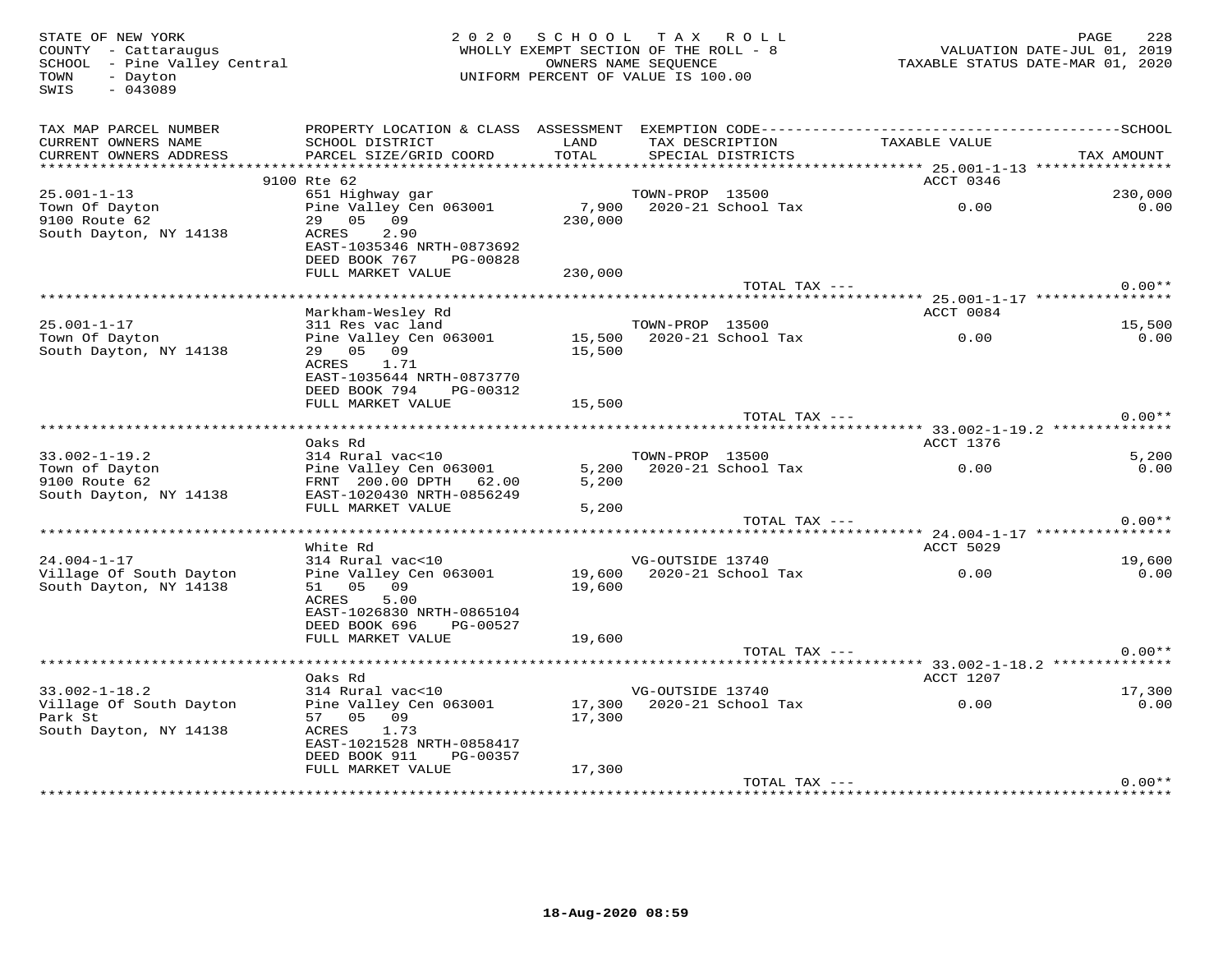STATE OF NEW YORK
COUNTY - Cattaraugus
SCHOOL - Pine Valley Central
TOWN - Dayton
SWIS - 043089

2020 SCHOOL TAX ROLL
WHOLLY EXEMPT SECTION OF THE ROLL - 8
OWNERS NAME SEQUENCE
UNIFORM PERCENT OF VALUE IS 100.00

VALUATION DATE-JUL 01, 2019
TAXABLE STATUS DATE-MAR 01, 2020

| TAX MAP PARCEL NUMBER / CURRENT OWNERS NAME / CURRENT OWNERS ADDRESS | PROPERTY LOCATION & CLASS / SCHOOL DISTRICT / PARCEL SIZE/GRID COORD | ASSESSMENT LAND / TOTAL | EXEMPTION CODE / TAX DESCRIPTION / SPECIAL DISTRICTS | TAXABLE VALUE | SCHOOL / TAX AMOUNT |
|---|---|---|---|---|---|
| **25.001-1-13** | 9100 Rte 62 | | | ACCT 0346 | |
| 25.001-1-13 | 651 Highway gar | | TOWN-PROP 13500 | | 230,000 |
| Town Of Dayton | Pine Valley Cen 063001 | 7,900 | 2020-21 School Tax | 0.00 | 0.00 |
| 9100 Route 62 | 29 05 09 | 230,000 | | | |
| South Dayton, NY 14138 | ACRES 2.90 | | | | |
| | EAST-1035346 NRTH-0873692 | | | | |
| | DEED BOOK 767 PG-00828 | | | | |
| | FULL MARKET VALUE | 230,000 | | | |
| | | | TOTAL TAX --- | | 0.00** |
| **25.001-1-17** | Markham-Wesley Rd | | | ACCT 0084 | |
| 25.001-1-17 | 311 Res vac land | | TOWN-PROP 13500 | | 15,500 |
| Town Of Dayton | Pine Valley Cen 063001 | 15,500 | 2020-21 School Tax | 0.00 | 0.00 |
| South Dayton, NY 14138 | 29 05 09 | 15,500 | | | |
| | ACRES 1.71 | | | | |
| | EAST-1035644 NRTH-0873770 | | | | |
| | DEED BOOK 794 PG-00312 | | | | |
| | FULL MARKET VALUE | 15,500 | | | |
| | | | TOTAL TAX --- | | 0.00** |
| **33.002-1-19.2** | Oaks Rd | | | ACCT 1376 | |
| 33.002-1-19.2 | 314 Rural vac<10 | | TOWN-PROP 13500 | | 5,200 |
| Town of Dayton | Pine Valley Cen 063001 | 5,200 | 2020-21 School Tax | 0.00 | 0.00 |
| 9100 Route 62 | FRNT 200.00 DPTH 62.00 | 5,200 | | | |
| South Dayton, NY 14138 | EAST-1020430 NRTH-0856249 | | | | |
| | FULL MARKET VALUE | 5,200 | | | |
| | | | TOTAL TAX --- | | 0.00** |
| **24.004-1-17** | White Rd | | | ACCT 5029 | |
| 24.004-1-17 | 314 Rural vac<10 | | VG-OUTSIDE 13740 | | 19,600 |
| Village Of South Dayton | Pine Valley Cen 063001 | 19,600 | 2020-21 School Tax | 0.00 | 0.00 |
| South Dayton, NY 14138 | 51 05 09 | 19,600 | | | |
| | ACRES 5.00 | | | | |
| | EAST-1026830 NRTH-0865104 | | | | |
| | DEED BOOK 696 PG-00527 | | | | |
| | FULL MARKET VALUE | 19,600 | | | |
| | | | TOTAL TAX --- | | 0.00** |
| **33.002-1-18.2** | Oaks Rd | | | ACCT 1207 | |
| 33.002-1-18.2 | 314 Rural vac<10 | | VG-OUTSIDE 13740 | | 17,300 |
| Village Of South Dayton | Pine Valley Cen 063001 | 17,300 | 2020-21 School Tax | 0.00 | 0.00 |
| Park St | 57 05 09 | 17,300 | | | |
| South Dayton, NY 14138 | ACRES 1.73 | | | | |
| | EAST-1021528 NRTH-0858417 | | | | |
| | DEED BOOK 911 PG-00357 | | | | |
| | FULL MARKET VALUE | 17,300 | | | |
| | | | TOTAL TAX --- | | 0.00** |

18-Aug-2020 08:59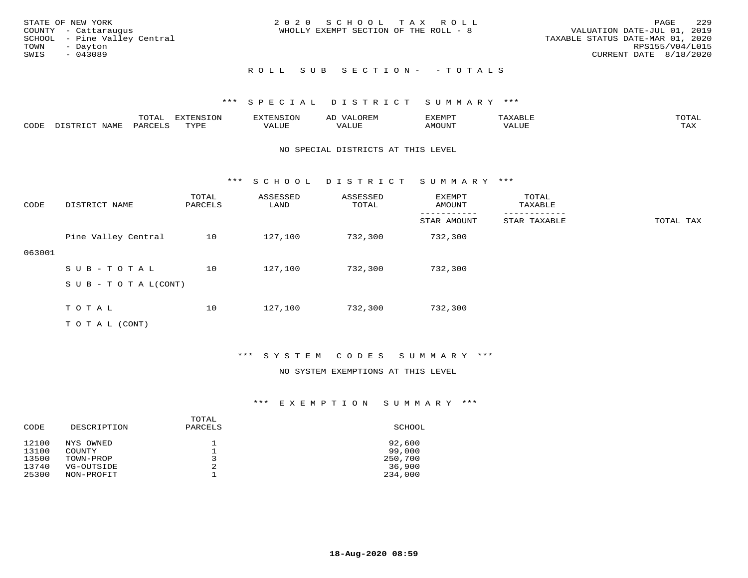STATE OF NEW YORK
COUNTY - Cattaraugus
SCHOOL - Pine Valley Central
TOWN - Dayton
SWIS - 043089

2020 SCHOOL TAX ROLL
WHOLLY EXEMPT SECTION OF THE ROLL - 8

VALUATION DATE-JUL 01, 2019
TAXABLE STATUS DATE-MAR 01, 2020
RPS155/V04/L015
CURRENT DATE 8/18/2020

## ROLL SUB SECTION - - TOTALS

### *** SPECIAL DISTRICT SUMMARY ***

| CODE | DISTRICT NAME | TOTAL PARCELS | EXTENSION TYPE | EXTENSION VALUE | AD VALOREM VALUE | EXEMPT AMOUNT | TAXABLE VALUE | TOTAL TAX |
|---|---|---|---|---|---|---|---|---|

NO SPECIAL DISTRICTS AT THIS LEVEL

### *** SCHOOL DISTRICT SUMMARY ***

| CODE | DISTRICT NAME | TOTAL PARCELS | ASSESSED LAND | ASSESSED TOTAL | EXEMPT AMOUNT / STAR AMOUNT | TOTAL TAXABLE / STAR TAXABLE | TOTAL TAX |
|---|---|---|---|---|---|---|---|
| 063001 | Pine Valley Central | 10 | 127,100 | 732,300 | 732,300 | | |
| | SUB-TOTAL | 10 | 127,100 | 732,300 | 732,300 | | |
| | SUB-TOTAL(CONT) | | | | | | |
| | TOTAL | 10 | 127,100 | 732,300 | 732,300 | | |
| | TOTAL (CONT) | | | | | | |

### *** SYSTEM CODES SUMMARY ***

NO SYSTEM EXEMPTIONS AT THIS LEVEL

### *** EXEMPTION SUMMARY ***

| CODE | DESCRIPTION | TOTAL PARCELS | SCHOOL |
|---|---|---|---|
| 12100 | NYS OWNED | 1 | 92,600 |
| 13100 | COUNTY | 1 | 99,000 |
| 13500 | TOWN-PROP | 3 | 250,700 |
| 13740 | VG-OUTSIDE | 2 | 36,900 |
| 25300 | NON-PROFIT | 1 | 234,000 |

18-Aug-2020 08:59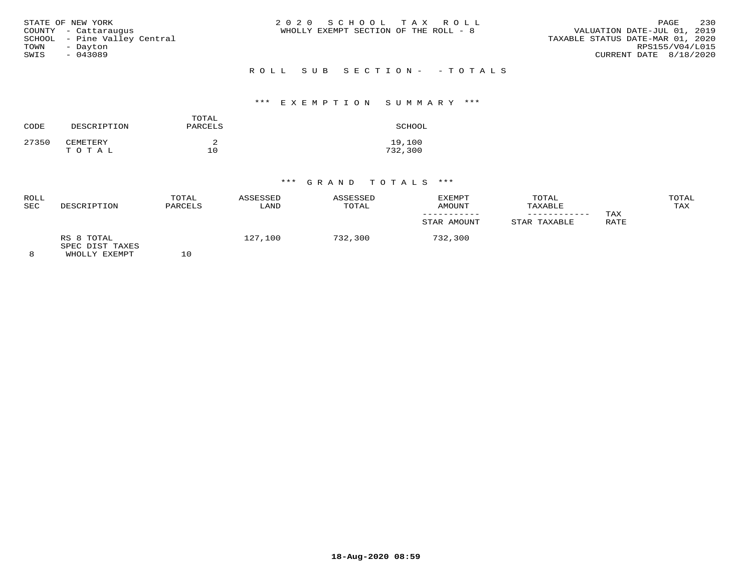STATE OF NEW YORK
COUNTY - Cattaraugus
SCHOOL - Pine Valley Central
TOWN - Dayton
SWIS - 043089

2020 SCHOOL TAX ROLL
WHOLLY EXEMPT SECTION OF THE ROLL - 8

VALUATION DATE-JUL 01, 2019
TAXABLE STATUS DATE-MAR 01, 2020
RPS155/V04/L015
CURRENT DATE 8/18/2020

## ROLL SUB SECTION- - TOTALS

### *** EXEMPTION SUMMARY ***

| CODE | DESCRIPTION | TOTAL PARCELS | SCHOOL |
|---|---|---|---|
| 27350 | CEMETERY | 2 | 19,100 |
| | TOTAL | 10 | 732,300 |

### *** GRAND TOTALS ***

| ROLL SEC | DESCRIPTION | TOTAL PARCELS | ASSESSED LAND | ASSESSED TOTAL | EXEMPT AMOUNT / STAR AMOUNT | TOTAL TAXABLE / STAR TAXABLE | TAX RATE | TOTAL TAX |
|---|---|---|---|---|---|---|---|---|
| 8 | RS 8 TOTAL SPEC DIST TAXES WHOLLY EXEMPT | 10 | 127,100 | 732,300 | 732,300 | | | |

18-Aug-2020 08:59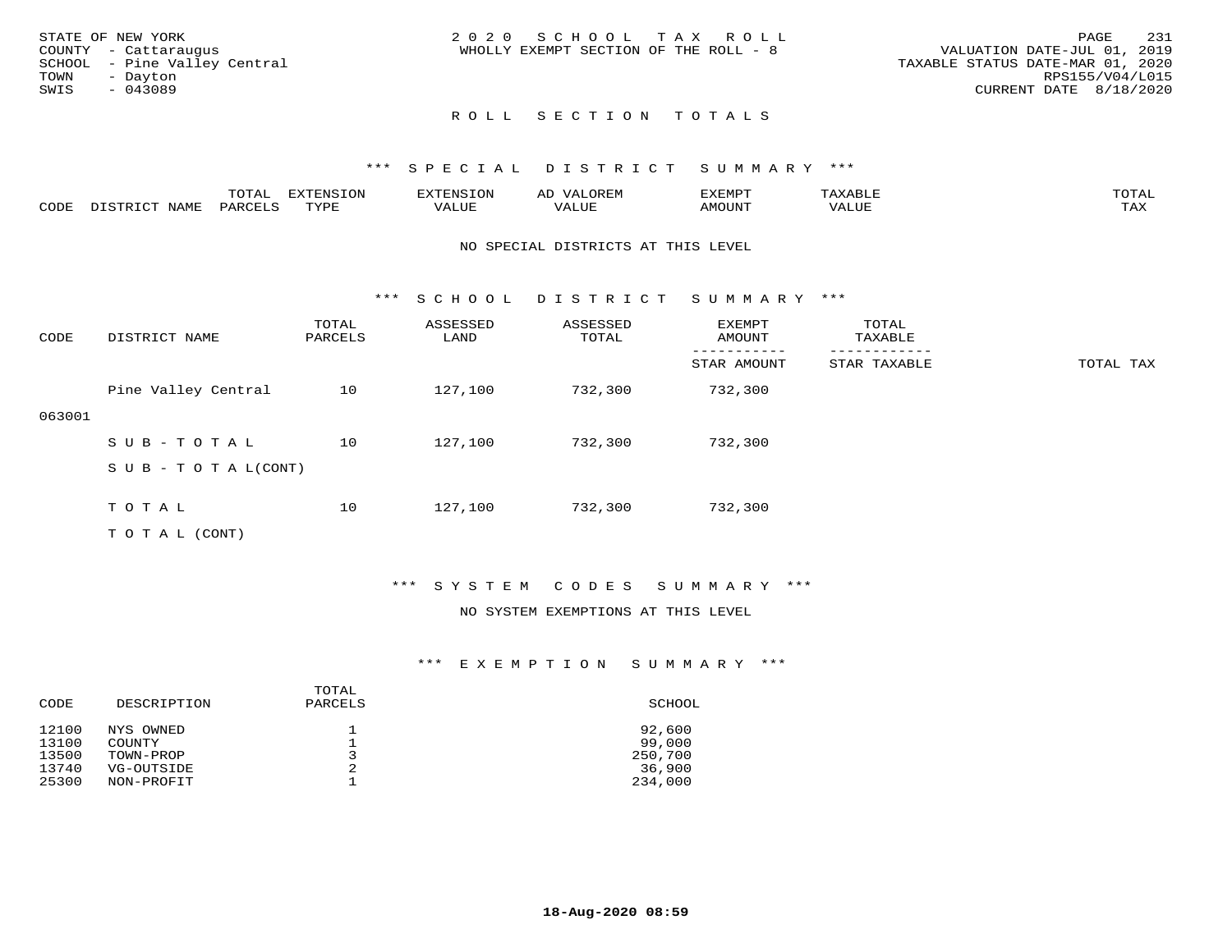STATE OF NEW YORK
COUNTY - Cattaraugus
SCHOOL - Pine Valley Central
TOWN - Dayton
SWIS - 043089

2 0 2 0 S C H O O L T A X R O L L
WHOLLY EXEMPT SECTION OF THE ROLL - 8

VALUATION DATE-JUL 01, 2019
TAXABLE STATUS DATE-MAR 01, 2020
RPS155/V04/L015
CURRENT DATE 8/18/2020

## R O L L S E C T I O N T O T A L S

### *** S P E C I A L D I S T R I C T S U M M A R Y ***

| CODE | DISTRICT NAME | TOTAL PARCELS | EXTENSION TYPE | EXTENSION VALUE | AD VALOREM VALUE | EXEMPT AMOUNT | TAXABLE VALUE | TOTAL TAX |
|---|---|---|---|---|---|---|---|---|

NO SPECIAL DISTRICTS AT THIS LEVEL

### *** S C H O O L D I S T R I C T S U M M A R Y ***

| CODE | DISTRICT NAME | TOTAL PARCELS | ASSESSED LAND | ASSESSED TOTAL | EXEMPT AMOUNT / STAR AMOUNT | TOTAL TAXABLE / STAR TAXABLE | TOTAL TAX |
|---|---|---|---|---|---|---|---|
| 063001 | Pine Valley Central | 10 | 127,100 | 732,300 | 732,300 | | |
| | S U B - T O T A L | 10 | 127,100 | 732,300 | 732,300 | | |
| | S U B - T O T A L(CONT) | | | | | | |
| | T O T A L | 10 | 127,100 | 732,300 | 732,300 | | |
| | T O T A L (CONT) | | | | | | |

### *** S Y S T E M C O D E S S U M M A R Y ***

NO SYSTEM EXEMPTIONS AT THIS LEVEL

### *** E X E M P T I O N S U M M A R Y ***

| CODE | DESCRIPTION | TOTAL PARCELS | SCHOOL |
|---|---|---|---|
| 12100 | NYS OWNED | 1 | 92,600 |
| 13100 | COUNTY | 1 | 99,000 |
| 13500 | TOWN-PROP | 3 | 250,700 |
| 13740 | VG-OUTSIDE | 2 | 36,900 |
| 25300 | NON-PROFIT | 1 | 234,000 |

18-Aug-2020 08:59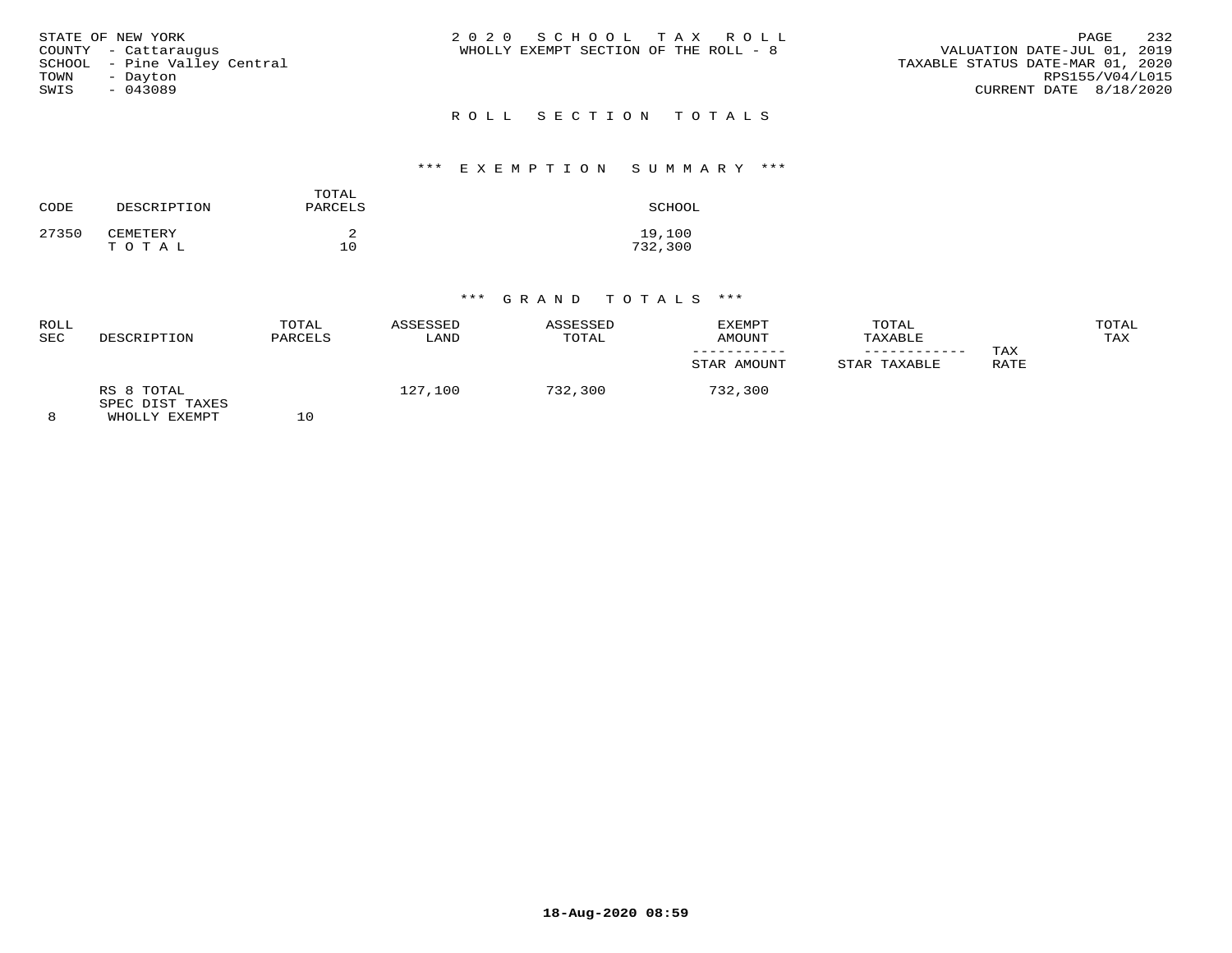STATE OF NEW YORK
COUNTY - Cattaraugus
SCHOOL - Pine Valley Central
TOWN - Dayton
SWIS - 043089

2020 SCHOOL TAX ROLL
WHOLLY EXEMPT SECTION OF THE ROLL - 8

VALUATION DATE-JUL 01, 2019
TAXABLE STATUS DATE-MAR 01, 2020
RPS155/V04/L015
CURRENT DATE 8/18/2020

## ROLL SECTION TOTALS

### *** EXEMPTION SUMMARY ***

| CODE | DESCRIPTION | TOTAL PARCELS | SCHOOL |
|---|---|---|---|
| 27350 | CEMETERY | 2 | 19,100 |
| | TOTAL | 10 | 732,300 |

### *** GRAND TOTALS ***

| ROLL SEC | DESCRIPTION | TOTAL PARCELS | ASSESSED LAND | ASSESSED TOTAL | EXEMPT AMOUNT / STAR AMOUNT | TOTAL TAXABLE / STAR TAXABLE | TAX RATE | TOTAL TAX |
|---|---|---|---|---|---|---|---|---|
| 8 | RS 8 TOTAL SPEC DIST TAXES WHOLLY EXEMPT | 10 | 127,100 | 732,300 | 732,300 | | | |

18-Aug-2020 08:59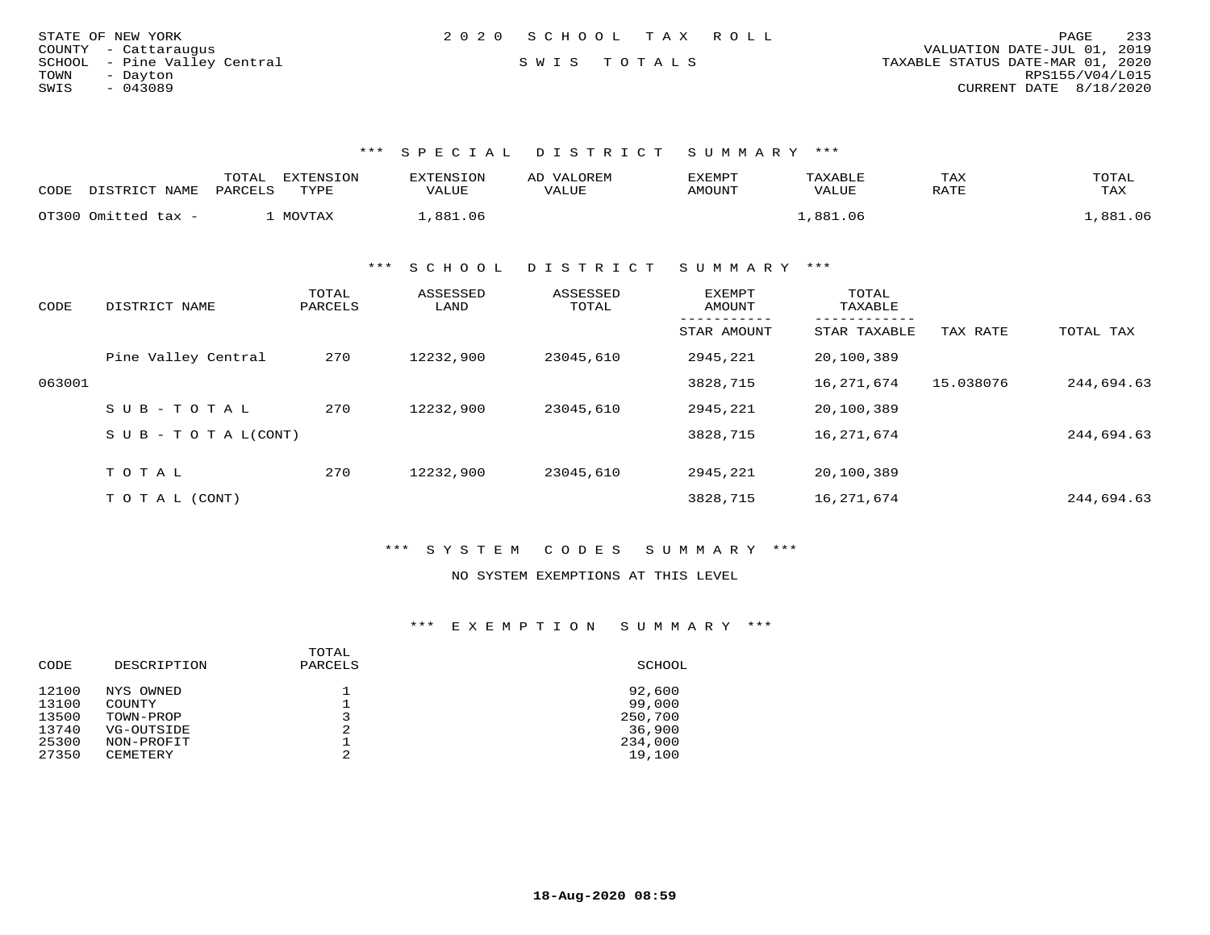STATE OF NEW YORK
COUNTY - Cattaraugus
SCHOOL - Pine Valley Central
TOWN - Dayton
SWIS - 043089

2020 SCHOOL TAX ROLL

SWIS TOTALS

VALUATION DATE-JUL 01, 2019
TAXABLE STATUS DATE-MAR 01, 2020
RPS155/V04/L015
CURRENT DATE 8/18/2020

### *** SPECIAL DISTRICT SUMMARY ***

| CODE | DISTRICT NAME | TOTAL PARCELS | EXTENSION TYPE | EXTENSION VALUE | AD VALOREM VALUE | EXEMPT AMOUNT | TAXABLE VALUE | TAX RATE | TOTAL TAX |
|---|---|---|---|---|---|---|---|---|---|
| OT300 | Omitted tax - | 1 | MOVTAX | 1,881.06 | | | 1,881.06 | | 1,881.06 |

### *** SCHOOL DISTRICT SUMMARY ***

| CODE | DISTRICT NAME | TOTAL PARCELS | ASSESSED LAND | ASSESSED TOTAL | EXEMPT AMOUNT / STAR AMOUNT | TOTAL TAXABLE / STAR TAXABLE | TAX RATE | TOTAL TAX |
|---|---|---|---|---|---|---|---|---|
| | Pine Valley Central | 270 | 12232,900 | 23045,610 | 2945,221 | 20,100,389 | | |
| 063001 | | | | | 3828,715 | 16,271,674 | 15.038076 | 244,694.63 |
| | SUB-TOTAL | 270 | 12232,900 | 23045,610 | 2945,221 | 20,100,389 | | |
| | SUB-TOTAL(CONT) | | | | 3828,715 | 16,271,674 | | 244,694.63 |
| | TOTAL | 270 | 12232,900 | 23045,610 | 2945,221 | 20,100,389 | | |
| | TOTAL (CONT) | | | | 3828,715 | 16,271,674 | | 244,694.63 |

### *** SYSTEM CODES SUMMARY ***

NO SYSTEM EXEMPTIONS AT THIS LEVEL

### *** EXEMPTION SUMMARY ***

| CODE | DESCRIPTION | TOTAL PARCELS | SCHOOL |
|---|---|---|---|
| 12100 | NYS OWNED | 1 | 92,600 |
| 13100 | COUNTY | 1 | 99,000 |
| 13500 | TOWN-PROP | 3 | 250,700 |
| 13740 | VG-OUTSIDE | 2 | 36,900 |
| 25300 | NON-PROFIT | 1 | 234,000 |
| 27350 | CEMETERY | 2 | 19,100 |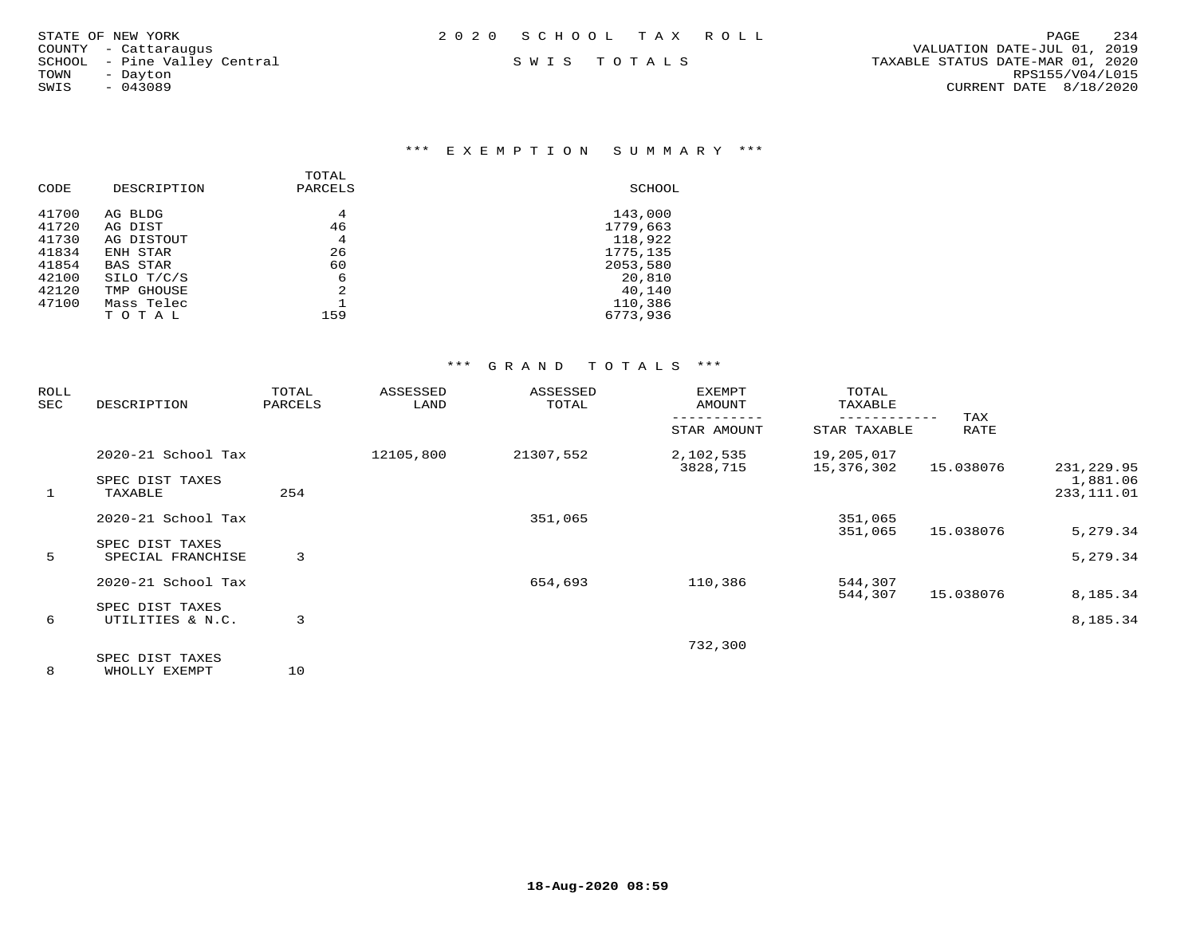STATE OF NEW YORK
COUNTY - Cattaraugus
SCHOOL - Pine Valley Central
TOWN - Dayton
SWIS - 043089

2020 SCHOOL TAX ROLL

SWIS TOTALS

VALUATION DATE-JUL 01, 2019
TAXABLE STATUS DATE-MAR 01, 2020
RPS155/V04/L015
CURRENT DATE 8/18/2020

## *** EXEMPTION SUMMARY ***

| CODE | DESCRIPTION | TOTAL PARCELS | SCHOOL |
|---|---|---|---|
| 41700 | AG BLDG | 4 | 143,000 |
| 41720 | AG DIST | 46 | 1779,663 |
| 41730 | AG DISTOUT | 4 | 118,922 |
| 41834 | ENH STAR | 26 | 1775,135 |
| 41854 | BAS STAR | 60 | 2053,580 |
| 42100 | SILO T/C/S | 6 | 20,810 |
| 42120 | TMP GHOUSE | 2 | 40,140 |
| 47100 | Mass Telec | 1 | 110,386 |
| | T O T A L | 159 | 6773,936 |

## *** GRAND TOTALS ***

| ROLL SEC | DESCRIPTION | TOTAL PARCELS | ASSESSED LAND | ASSESSED TOTAL | EXEMPT AMOUNT / STAR AMOUNT | TOTAL TAXABLE / STAR TAXABLE | TAX RATE | |
|---|---|---|---|---|---|---|---|---|
| | 2020-21 School Tax | | 12105,800 | 21307,552 | 2,102,535 | 19,205,017 | | |
| | | | | | 3828,715 | 15,376,302 | 15.038076 | 231,229.95 |
| | SPEC DIST TAXES | | | | | | | 1,881.06 |
| 1 | TAXABLE | 254 | | | | | | 233,111.01 |
| | 2020-21 School Tax | | | 351,065 | | 351,065 | | |
| | | | | | | 351,065 | 15.038076 | 5,279.34 |
| | SPEC DIST TAXES | | | | | | | |
| 5 | SPECIAL FRANCHISE | 3 | | | | | | 5,279.34 |
| | 2020-21 School Tax | | | 654,693 | 110,386 | 544,307 | | |
| | | | | | | 544,307 | 15.038076 | 8,185.34 |
| | SPEC DIST TAXES | | | | | | | |
| 6 | UTILITIES & N.C. | 3 | | | | | | 8,185.34 |
| | | | | | 732,300 | | | |
| | SPEC DIST TAXES | | | | | | | |
| 8 | WHOLLY EXEMPT | 10 | | | | | | |

18-Aug-2020 08:59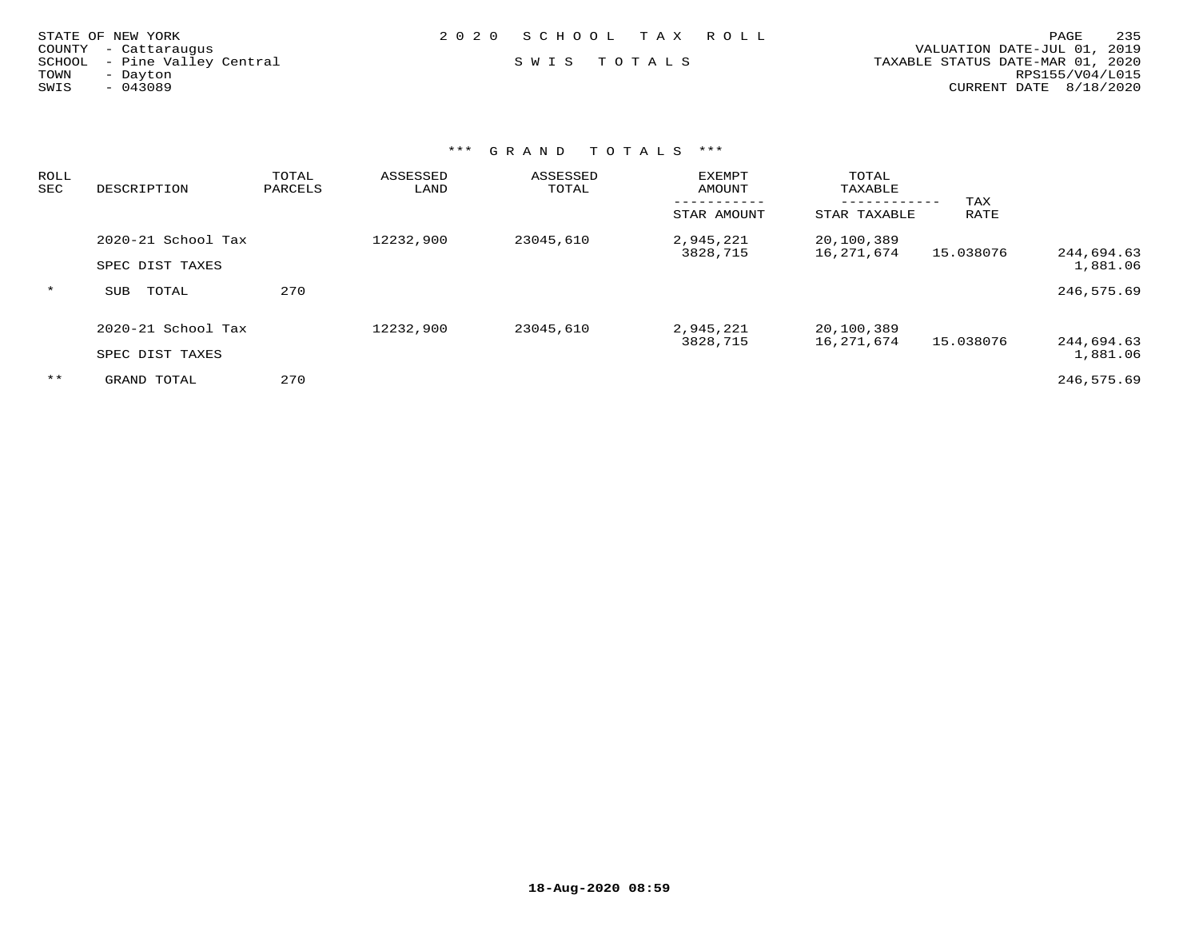STATE OF NEW YORK
COUNTY - Cattaraugus
SCHOOL - Pine Valley Central
TOWN - Dayton
SWIS - 043089

2 0 2 0 S C H O O L T A X R O L L

S W I S T O T A L S

VALUATION DATE-JUL 01, 2019
TAXABLE STATUS DATE-MAR 01, 2020
RPS155/V04/L015
CURRENT DATE 8/18/2020

### *** G R A N D T O T A L S ***

| ROLL SEC | DESCRIPTION | TOTAL PARCELS | ASSESSED LAND | ASSESSED TOTAL | EXEMPT AMOUNT / STAR AMOUNT | TOTAL TAXABLE / STAR TAXABLE | TAX RATE | |
|---|---|---|---|---|---|---|---|---|
| | 2020-21 School Tax | | 12232,900 | 23045,610 | 2,945,221 | 20,100,389 | | |
| | | | | | 3828,715 | 16,271,674 | 15.038076 | 244,694.63 |
| | SPEC DIST TAXES | | | | | | | 1,881.06 |
| * | SUB TOTAL | 270 | | | | | | 246,575.69 |
| | 2020-21 School Tax | | 12232,900 | 23045,610 | 2,945,221 | 20,100,389 | | |
| | | | | | 3828,715 | 16,271,674 | 15.038076 | 244,694.63 |
| | SPEC DIST TAXES | | | | | | | 1,881.06 |
| ** | GRAND TOTAL | 270 | | | | | | 246,575.69 |

18-Aug-2020 08:59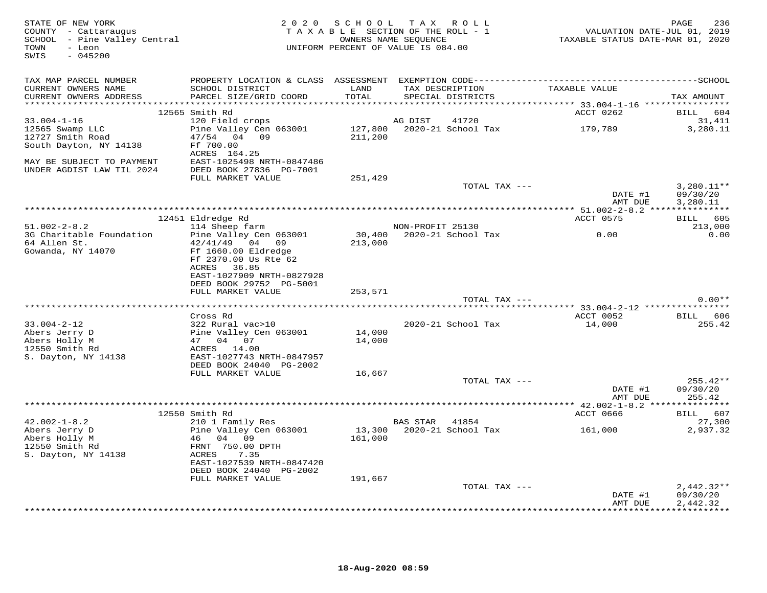STATE OF NEW YORK
COUNTY - Cattaraugus
SCHOOL - Pine Valley Central
TOWN - Leon
SWIS - 045200

2020 SCHOOL TAX ROLL
TAXABLE SECTION OF THE ROLL - 1
OWNERS NAME SEQUENCE
UNIFORM PERCENT OF VALUE IS 084.00

VALUATION DATE-JUL 01, 2019
TAXABLE STATUS DATE-MAR 01, 2020

| TAX MAP PARCEL NUMBER / CURRENT OWNERS NAME / CURRENT OWNERS ADDRESS | PROPERTY LOCATION & CLASS / SCHOOL DISTRICT / PARCEL SIZE/GRID COORD | ASSESSMENT LAND / TOTAL | EXEMPTION CODE / TAX DESCRIPTION / SPECIAL DISTRICTS | TAXABLE VALUE | TAX AMOUNT |
|---|---|---|---|---|---|
| | 12565 Smith Rd | | | ACCT 0262 | BILL 604 |
| 33.004-1-16 | 120 Field crops | | AG DIST 41720 | | 31,411 |
| 12565 Swamp LLC | Pine Valley Cen 063001 | 127,800 | 2020-21 School Tax | 179,789 | 3,280.11 |
| 12727 Smith Road | 47/54 04 09 | 211,200 | | | |
| South Dayton, NY 14138 | Ff 700.00 | | | | |
| | ACRES 164.25 | | | | |
| MAY BE SUBJECT TO PAYMENT | EAST-1025498 NRTH-0847486 | | | | |
| UNDER AGDIST LAW TIL 2024 | DEED BOOK 27836 PG-7001 | | | | |
| | FULL MARKET VALUE | 251,429 | | | |
| | | | TOTAL TAX --- | | 3,280.11** |
| | | | | DATE #1 | 09/30/20 |
| | | | | AMT DUE | 3,280.11 |
| | 12451 Eldredge Rd | | | ACCT 0575 | BILL 605 |
| 51.002-2-8.2 | 114 Sheep farm | | NON-PROFIT 25130 | | 213,000 |
| 3G Charitable Foundation | Pine Valley Cen 063001 | 30,400 | 2020-21 School Tax | 0.00 | 0.00 |
| 64 Allen St. | 42/41/49 04 09 | 213,000 | | | |
| Gowanda, NY 14070 | Ff 1660.00 Eldredge | | | | |
| | Ff 2370.00 Us Rte 62 | | | | |
| | ACRES 36.85 | | | | |
| | EAST-1027909 NRTH-0827928 | | | | |
| | DEED BOOK 29752 PG-5001 | | | | |
| | FULL MARKET VALUE | 253,571 | | | |
| | | | TOTAL TAX --- | | 0.00** |
| | Cross Rd | | | ACCT 0052 | BILL 606 |
| 33.004-2-12 | 322 Rural vac>10 | | 2020-21 School Tax | 14,000 | 255.42 |
| Abers Jerry D | Pine Valley Cen 063001 | 14,000 | | | |
| Abers Holly M | 47 04 07 | 14,000 | | | |
| 12550 Smith Rd | ACRES 14.00 | | | | |
| S. Dayton, NY 14138 | EAST-1027743 NRTH-0847957 | | | | |
| | DEED BOOK 24040 PG-2002 | | | | |
| | FULL MARKET VALUE | 16,667 | | | |
| | | | TOTAL TAX --- | | 255.42** |
| | | | | DATE #1 | 09/30/20 |
| | | | | AMT DUE | 255.42 |
| | 12550 Smith Rd | | | ACCT 0666 | BILL 607 |
| 42.002-1-8.2 | 210 1 Family Res | | BAS STAR 41854 | | 27,300 |
| Abers Jerry D | Pine Valley Cen 063001 | 13,300 | 2020-21 School Tax | 161,000 | 2,937.32 |
| Abers Holly M | 46 04 09 | 161,000 | | | |
| 12550 Smith Rd | FRNT 750.00 DPTH | | | | |
| S. Dayton, NY 14138 | ACRES 7.35 | | | | |
| | EAST-1027539 NRTH-0847420 | | | | |
| | DEED BOOK 24040 PG-2002 | | | | |
| | FULL MARKET VALUE | 191,667 | | | |
| | | | TOTAL TAX --- | | 2,442.32** |
| | | | | DATE #1 | 09/30/20 |
| | | | | AMT DUE | 2,442.32 |

18-Aug-2020 08:59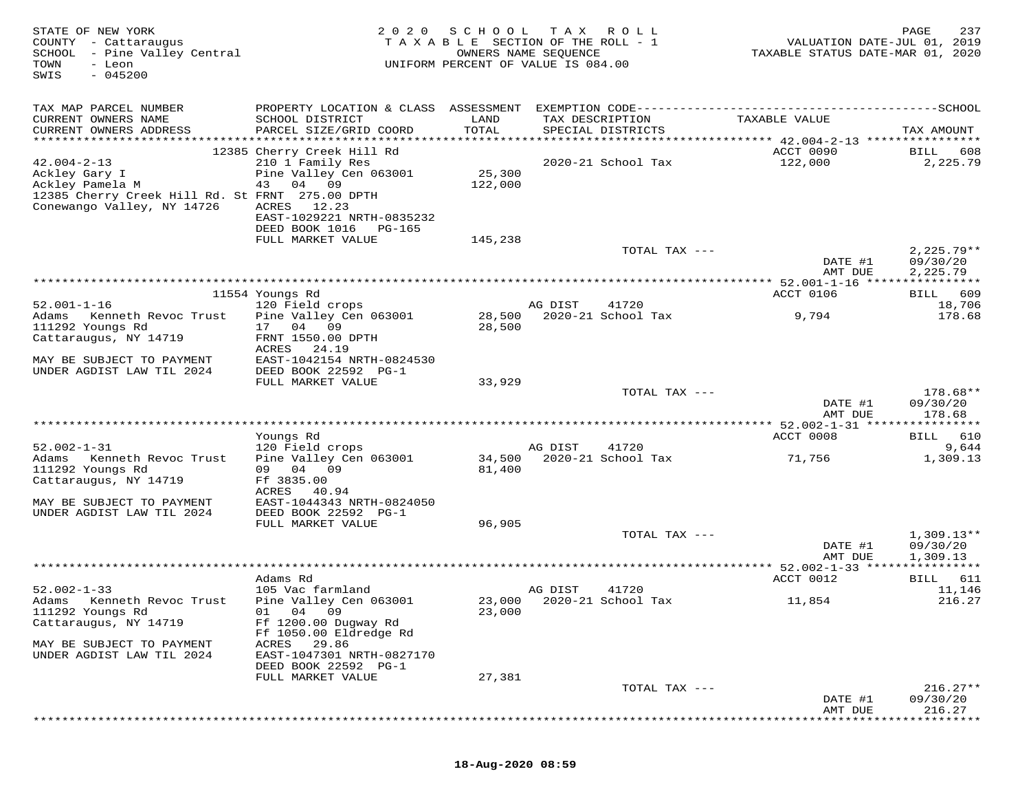STATE OF NEW YORK
COUNTY - Cattaraugus
SCHOOL - Pine Valley Central
TOWN - Leon
SWIS - 045200

2020 SCHOOL TAX ROLL
TAXABLE SECTION OF THE ROLL - 1
OWNERS NAME SEQUENCE
UNIFORM PERCENT OF VALUE IS 084.00

VALUATION DATE-JUL 01, 2019
TAXABLE STATUS DATE-MAR 01, 2020

| TAX MAP PARCEL NUMBER / CURRENT OWNERS NAME / CURRENT OWNERS ADDRESS | PROPERTY LOCATION & CLASS / SCHOOL DISTRICT / PARCEL SIZE/GRID COORD | ASSESSMENT LAND / TOTAL | EXEMPTION CODE / TAX DESCRIPTION / SPECIAL DISTRICTS | TAXABLE VALUE | TAX AMOUNT |
|---|---|---|---|---|---|
| **42.004-2-13** | 12385 Cherry Creek Hill Rd | | | ACCT 0090 | BILL 608 |
| 42.004-2-13 | 210 1 Family Res | | 2020-21 School Tax | 122,000 | 2,225.79 |
| Ackley Gary I | Pine Valley Cen 063001 | 25,300 | | | |
| Ackley Pamela M | 43 04 09 | 122,000 | | | |
| 12385 Cherry Creek Hill Rd. St | FRNT 275.00 DPTH | | | | |
| Conewango Valley, NY 14726 | ACRES 12.23 | | | | |
| | EAST-1029221 NRTH-0835232 | | | | |
| | DEED BOOK 1016 PG-165 | | | | |
| | FULL MARKET VALUE | 145,238 | | | |
| | | | TOTAL TAX --- | | 2,225.79** |
| | | | | DATE #1 | 09/30/20 |
| | | | | AMT DUE | 2,225.79 |
| **52.001-1-16** | 11554 Youngs Rd | | | ACCT 0106 | BILL 609 |
| 52.001-1-16 | 120 Field crops | | AG DIST 41720 | | 18,706 |
| Adams Kenneth Revoc Trust | Pine Valley Cen 063001 | 28,500 | 2020-21 School Tax | 9,794 | 178.68 |
| 111292 Youngs Rd | 17 04 09 | 28,500 | | | |
| Cattaraugus, NY 14719 | FRNT 1550.00 DPTH | | | | |
| | ACRES 24.19 | | | | |
| MAY BE SUBJECT TO PAYMENT | EAST-1042154 NRTH-0824530 | | | | |
| UNDER AGDIST LAW TIL 2024 | DEED BOOK 22592 PG-1 | | | | |
| | FULL MARKET VALUE | 33,929 | | | |
| | | | TOTAL TAX --- | | 178.68** |
| | | | | DATE #1 | 09/30/20 |
| | | | | AMT DUE | 178.68 |
| **52.002-1-31** | Youngs Rd | | | ACCT 0008 | BILL 610 |
| 52.002-1-31 | 120 Field crops | | AG DIST 41720 | | 9,644 |
| Adams Kenneth Revoc Trust | Pine Valley Cen 063001 | 34,500 | 2020-21 School Tax | 71,756 | 1,309.13 |
| 111292 Youngs Rd | 09 04 09 | 81,400 | | | |
| Cattaraugus, NY 14719 | Ff 3835.00 | | | | |
| | ACRES 40.94 | | | | |
| MAY BE SUBJECT TO PAYMENT | EAST-1044343 NRTH-0824050 | | | | |
| UNDER AGDIST LAW TIL 2024 | DEED BOOK 22592 PG-1 | | | | |
| | FULL MARKET VALUE | 96,905 | | | |
| | | | TOTAL TAX --- | | 1,309.13** |
| | | | | DATE #1 | 09/30/20 |
| | | | | AMT DUE | 1,309.13 |
| **52.002-1-33** | Adams Rd | | | ACCT 0012 | BILL 611 |
| 52.002-1-33 | 105 Vac farmland | | AG DIST 41720 | | 11,146 |
| Adams Kenneth Revoc Trust | Pine Valley Cen 063001 | 23,000 | 2020-21 School Tax | 11,854 | 216.27 |
| 111292 Youngs Rd | 01 04 09 | 23,000 | | | |
| Cattaraugus, NY 14719 | Ff 1200.00 Dugway Rd | | | | |
| | Ff 1050.00 Eldredge Rd | | | | |
| MAY BE SUBJECT TO PAYMENT | ACRES 29.86 | | | | |
| UNDER AGDIST LAW TIL 2024 | EAST-1047301 NRTH-0827170 | | | | |
| | DEED BOOK 22592 PG-1 | | | | |
| | FULL MARKET VALUE | 27,381 | | | |
| | | | TOTAL TAX --- | | 216.27** |
| | | | | DATE #1 | 09/30/20 |
| | | | | AMT DUE | 216.27 |

18-Aug-2020 08:59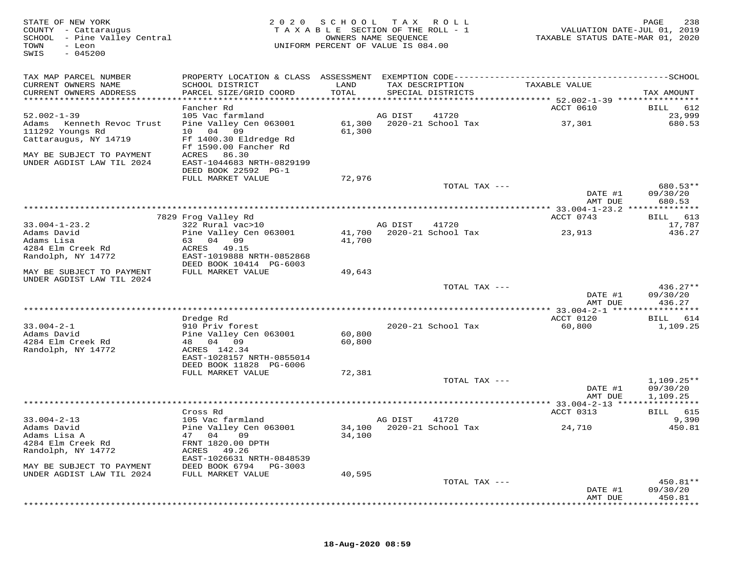STATE OF NEW YORK
COUNTY - Cattaraugus
SCHOOL - Pine Valley Central
TOWN - Leon
SWIS - 045200

2020 SCHOOL TAX ROLL
TAXABLE SECTION OF THE ROLL - 1
OWNERS NAME SEQUENCE
UNIFORM PERCENT OF VALUE IS 084.00

VALUATION DATE-JUL 01, 2019
TAXABLE STATUS DATE-MAR 01, 2020

| TAX MAP PARCEL NUMBER / CURRENT OWNERS NAME / CURRENT OWNERS ADDRESS | PROPERTY LOCATION & CLASS / SCHOOL DISTRICT / PARCEL SIZE/GRID COORD | ASSESSMENT LAND / TOTAL | EXEMPTION CODE / TAX DESCRIPTION / SPECIAL DISTRICTS | TAXABLE VALUE | TAX AMOUNT |
|---|---|---|---|---|---|
| **52.002-1-39** | Fancher Rd | | | ACCT 0610 | BILL 612 |
| 52.002-1-39 | 105 Vac farmland | | AG DIST 41720 | | 23,999 |
| Adams Kenneth Revoc Trust | Pine Valley Cen 063001 | 61,300 | 2020-21 School Tax | 37,301 | 680.53 |
| 111292 Youngs Rd | 10 04 09 | 61,300 | | | |
| Cattaraugus, NY 14719 | Ff 1400.30 Eldredge Rd | | | | |
| | Ff 1590.00 Fancher Rd | | | | |
| MAY BE SUBJECT TO PAYMENT | ACRES 86.30 | | | | |
| UNDER AGDIST LAW TIL 2024 | EAST-1044683 NRTH-0829199 | | | | |
| | DEED BOOK 22592 PG-1 | | | | |
| | FULL MARKET VALUE | 72,976 | | | |
| | | | TOTAL TAX --- | | 680.53** |
| | | | | DATE #1 | 09/30/20 |
| | | | | AMT DUE | 680.53 |
| **33.004-1-23.2** | 7829 Frog Valley Rd | | | ACCT 0743 | BILL 613 |
| 33.004-1-23.2 | 322 Rural vac>10 | | AG DIST 41720 | | 17,787 |
| Adams David | Pine Valley Cen 063001 | 41,700 | 2020-21 School Tax | 23,913 | 436.27 |
| Adams Lisa | 63 04 09 | 41,700 | | | |
| 4284 Elm Creek Rd | ACRES 49.15 | | | | |
| Randolph, NY 14772 | EAST-1019888 NRTH-0852868 | | | | |
| | DEED BOOK 10414 PG-6003 | | | | |
| MAY BE SUBJECT TO PAYMENT | FULL MARKET VALUE | 49,643 | | | |
| UNDER AGDIST LAW TIL 2024 | | | | | |
| | | | TOTAL TAX --- | | 436.27** |
| | | | | DATE #1 | 09/30/20 |
| | | | | AMT DUE | 436.27 |
| **33.004-2-1** | Dredge Rd | | | ACCT 0120 | BILL 614 |
| 33.004-2-1 | 910 Priv forest | | 2020-21 School Tax | 60,800 | 1,109.25 |
| Adams David | Pine Valley Cen 063001 | 60,800 | | | |
| 4284 Elm Creek Rd | 48 04 09 | 60,800 | | | |
| Randolph, NY 14772 | ACRES 142.34 | | | | |
| | EAST-1028157 NRTH-0855014 | | | | |
| | DEED BOOK 11828 PG-6006 | | | | |
| | FULL MARKET VALUE | 72,381 | | | |
| | | | TOTAL TAX --- | | 1,109.25** |
| | | | | DATE #1 | 09/30/20 |
| | | | | AMT DUE | 1,109.25 |
| **33.004-2-13** | Cross Rd | | | ACCT 0313 | BILL 615 |
| 33.004-2-13 | 105 Vac farmland | | AG DIST 41720 | | 9,390 |
| Adams David | Pine Valley Cen 063001 | 34,100 | 2020-21 School Tax | 24,710 | 450.81 |
| Adams Lisa A | 47 04 09 | 34,100 | | | |
| 4284 Elm Creek Rd | FRNT 1820.00 DPTH | | | | |
| Randolph, NY 14772 | ACRES 49.26 | | | | |
| | EAST-1026631 NRTH-0848539 | | | | |
| MAY BE SUBJECT TO PAYMENT | DEED BOOK 6794 PG-3003 | | | | |
| UNDER AGDIST LAW TIL 2024 | FULL MARKET VALUE | 40,595 | | | |
| | | | TOTAL TAX --- | | 450.81** |
| | | | | DATE #1 | 09/30/20 |
| | | | | AMT DUE | 450.81 |

18-Aug-2020 08:59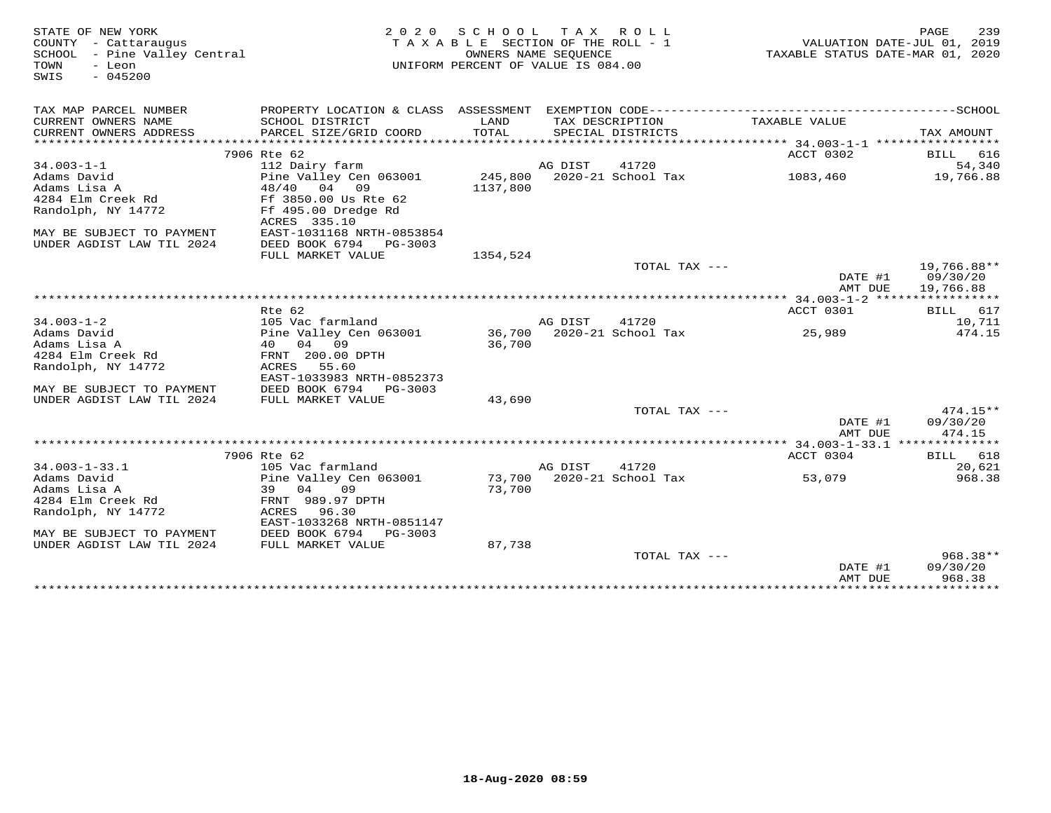STATE OF NEW YORK
COUNTY - Cattaraugus
SCHOOL - Pine Valley Central
TOWN - Leon
SWIS - 045200

2020 SCHOOL TAX ROLL
TAXABLE SECTION OF THE ROLL - 1
OWNERS NAME SEQUENCE
UNIFORM PERCENT OF VALUE IS 084.00

VALUATION DATE-JUL 01, 2019
TAXABLE STATUS DATE-MAR 01, 2020

| TAX MAP PARCEL NUMBER / CURRENT OWNERS NAME / CURRENT OWNERS ADDRESS | PROPERTY LOCATION & CLASS / SCHOOL DISTRICT / PARCEL SIZE/GRID COORD | ASSESSMENT LAND / TOTAL | EXEMPTION CODE / TAX DESCRIPTION / SPECIAL DISTRICTS | TAXABLE VALUE | TAX AMOUNT |
|---|---|---|---|---|---|
| **34.003-1-1** | 7906 Rte 62 | | | ACCT 0302 | BILL 616 |
| 34.003-1-1 | 112 Dairy farm | | AG DIST 41720 | | 54,340 |
| Adams David | Pine Valley Cen 063001 | 245,800 | 2020-21 School Tax | 1083,460 | 19,766.88 |
| Adams Lisa A | 48/40 04 09 | 1137,800 | | | |
| 4284 Elm Creek Rd | Ff 3850.00 Us Rte 62 | | | | |
| Randolph, NY 14772 | Ff 495.00 Dredge Rd | | | | |
| | ACRES 335.10 | | | | |
| MAY BE SUBJECT TO PAYMENT | EAST-1031168 NRTH-0853854 | | | | |
| UNDER AGDIST LAW TIL 2024 | DEED BOOK 6794 PG-3003 | | | | |
| | FULL MARKET VALUE | 1354,524 | | | |
| | | | TOTAL TAX --- | | 19,766.88** |
| | | | | DATE #1 | 09/30/20 |
| | | | | AMT DUE | 19,766.88 |
| **34.003-1-2** | Rte 62 | | | ACCT 0301 | BILL 617 |
| 34.003-1-2 | 105 Vac farmland | | AG DIST 41720 | | 10,711 |
| Adams David | Pine Valley Cen 063001 | 36,700 | 2020-21 School Tax | 25,989 | 474.15 |
| Adams Lisa A | 40 04 09 | 36,700 | | | |
| 4284 Elm Creek Rd | FRNT 200.00 DPTH | | | | |
| Randolph, NY 14772 | ACRES 55.60 | | | | |
| | EAST-1033983 NRTH-0852373 | | | | |
| MAY BE SUBJECT TO PAYMENT | DEED BOOK 6794 PG-3003 | | | | |
| UNDER AGDIST LAW TIL 2024 | FULL MARKET VALUE | 43,690 | | | |
| | | | TOTAL TAX --- | | 474.15** |
| | | | | DATE #1 | 09/30/20 |
| | | | | AMT DUE | 474.15 |
| **34.003-1-33.1** | 7906 Rte 62 | | | ACCT 0304 | BILL 618 |
| 34.003-1-33.1 | 105 Vac farmland | | AG DIST 41720 | | 20,621 |
| Adams David | Pine Valley Cen 063001 | 73,700 | 2020-21 School Tax | 53,079 | 968.38 |
| Adams Lisa A | 39 04 09 | 73,700 | | | |
| 4284 Elm Creek Rd | FRNT 989.97 DPTH | | | | |
| Randolph, NY 14772 | ACRES 96.30 | | | | |
| | EAST-1033268 NRTH-0851147 | | | | |
| MAY BE SUBJECT TO PAYMENT | DEED BOOK 6794 PG-3003 | | | | |
| UNDER AGDIST LAW TIL 2024 | FULL MARKET VALUE | 87,738 | | | |
| | | | TOTAL TAX --- | | 968.38** |
| | | | | DATE #1 | 09/30/20 |
| | | | | AMT DUE | 968.38 |

18-Aug-2020 08:59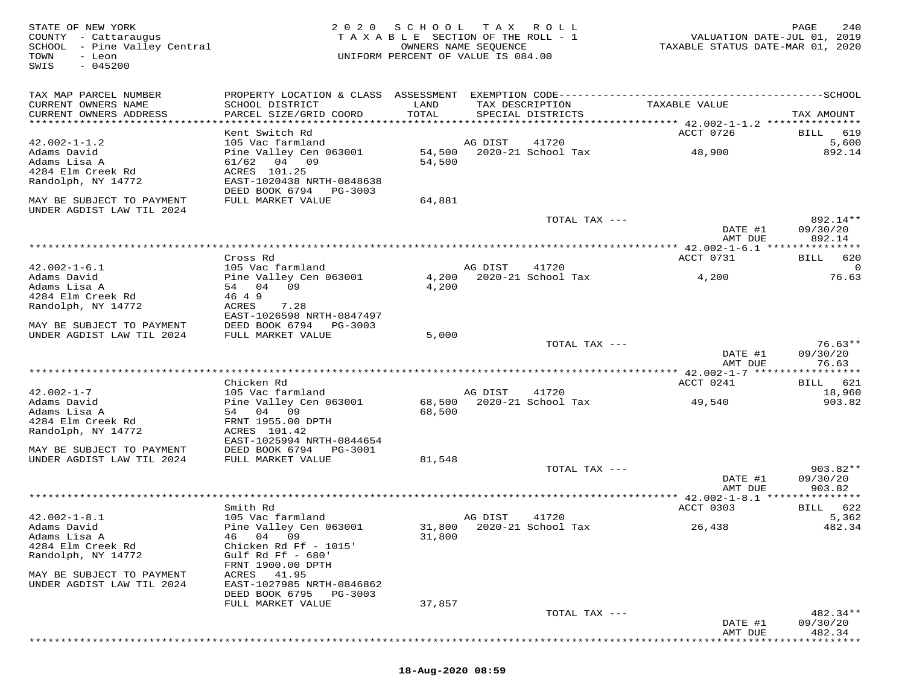STATE OF NEW YORK
COUNTY - Cattaraugus
SCHOOL - Pine Valley Central
TOWN - Leon
SWIS - 045200

2020 SCHOOL TAX ROLL
TAXABLE SECTION OF THE ROLL - 1
OWNERS NAME SEQUENCE
UNIFORM PERCENT OF VALUE IS 084.00

VALUATION DATE-JUL 01, 2019
TAXABLE STATUS DATE-MAR 01, 2020

| TAX MAP PARCEL NUMBER / CURRENT OWNERS NAME / CURRENT OWNERS ADDRESS | PROPERTY LOCATION & CLASS / SCHOOL DISTRICT / PARCEL SIZE/GRID COORD | ASSESSMENT LAND / TOTAL | EXEMPTION CODE / TAX DESCRIPTION / SPECIAL DISTRICTS | TAXABLE VALUE | TAX AMOUNT |
|---|---|---|---|---|---|
| **42.002-1-1.2** | Kent Switch Rd | | | ACCT 0726 | BILL 619 |
| 42.002-1-1.2 | 105 Vac farmland | | AG DIST 41720 | | 5,600 |
| Adams David | Pine Valley Cen 063001 | 54,500 | 2020-21 School Tax | 48,900 | 892.14 |
| Adams Lisa A | 61/62 04 09 | 54,500 | | | |
| 4284 Elm Creek Rd | ACRES 101.25 | | | | |
| Randolph, NY 14772 | EAST-1020438 NRTH-0848638 | | | | |
| | DEED BOOK 6794 PG-3003 | | | | |
| MAY BE SUBJECT TO PAYMENT UNDER AGDIST LAW TIL 2024 | FULL MARKET VALUE | 64,881 | | | |
| | | | TOTAL TAX --- | | 892.14** |
| | | | | DATE #1 | 09/30/20 |
| | | | | AMT DUE | 892.14 |
| **42.002-1-6.1** | Cross Rd | | | ACCT 0731 | BILL 620 |
| 42.002-1-6.1 | 105 Vac farmland | | AG DIST 41720 | | 0 |
| Adams David | Pine Valley Cen 063001 | 4,200 | 2020-21 School Tax | 4,200 | 76.63 |
| Adams Lisa A | 54 04 09 | 4,200 | | | |
| 4284 Elm Creek Rd | 46 4 9 | | | | |
| Randolph, NY 14772 | ACRES 7.28 | | | | |
| | EAST-1026598 NRTH-0847497 | | | | |
| MAY BE SUBJECT TO PAYMENT | DEED BOOK 6794 PG-3003 | | | | |
| UNDER AGDIST LAW TIL 2024 | FULL MARKET VALUE | 5,000 | | | |
| | | | TOTAL TAX --- | | 76.63** |
| | | | | DATE #1 | 09/30/20 |
| | | | | AMT DUE | 76.63 |
| **42.002-1-7** | Chicken Rd | | | ACCT 0241 | BILL 621 |
| 42.002-1-7 | 105 Vac farmland | | AG DIST 41720 | | 18,960 |
| Adams David | Pine Valley Cen 063001 | 68,500 | 2020-21 School Tax | 49,540 | 903.82 |
| Adams Lisa A | 54 04 09 | 68,500 | | | |
| 4284 Elm Creek Rd | FRNT 1955.00 DPTH | | | | |
| Randolph, NY 14772 | ACRES 101.42 | | | | |
| | EAST-1025994 NRTH-0844654 | | | | |
| MAY BE SUBJECT TO PAYMENT | DEED BOOK 6794 PG-3001 | | | | |
| UNDER AGDIST LAW TIL 2024 | FULL MARKET VALUE | 81,548 | | | |
| | | | TOTAL TAX --- | | 903.82** |
| | | | | DATE #1 | 09/30/20 |
| | | | | AMT DUE | 903.82 |
| **42.002-1-8.1** | Smith Rd | | | ACCT 0303 | BILL 622 |
| 42.002-1-8.1 | 105 Vac farmland | | AG DIST 41720 | | 5,362 |
| Adams David | Pine Valley Cen 063001 | 31,800 | 2020-21 School Tax | 26,438 | 482.34 |
| Adams Lisa A | 46 04 09 | 31,800 | | | |
| 4284 Elm Creek Rd | Chicken Rd Ff - 1015' | | | | |
| Randolph, NY 14772 | Gulf Rd Ff - 680' | | | | |
| | FRNT 1900.00 DPTH | | | | |
| MAY BE SUBJECT TO PAYMENT | ACRES 41.95 | | | | |
| UNDER AGDIST LAW TIL 2024 | EAST-1027985 NRTH-0846862 | | | | |
| | DEED BOOK 6795 PG-3003 | | | | |
| | FULL MARKET VALUE | 37,857 | | | |
| | | | TOTAL TAX --- | | 482.34** |
| | | | | DATE #1 | 09/30/20 |
| | | | | AMT DUE | 482.34 |

18-Aug-2020 08:59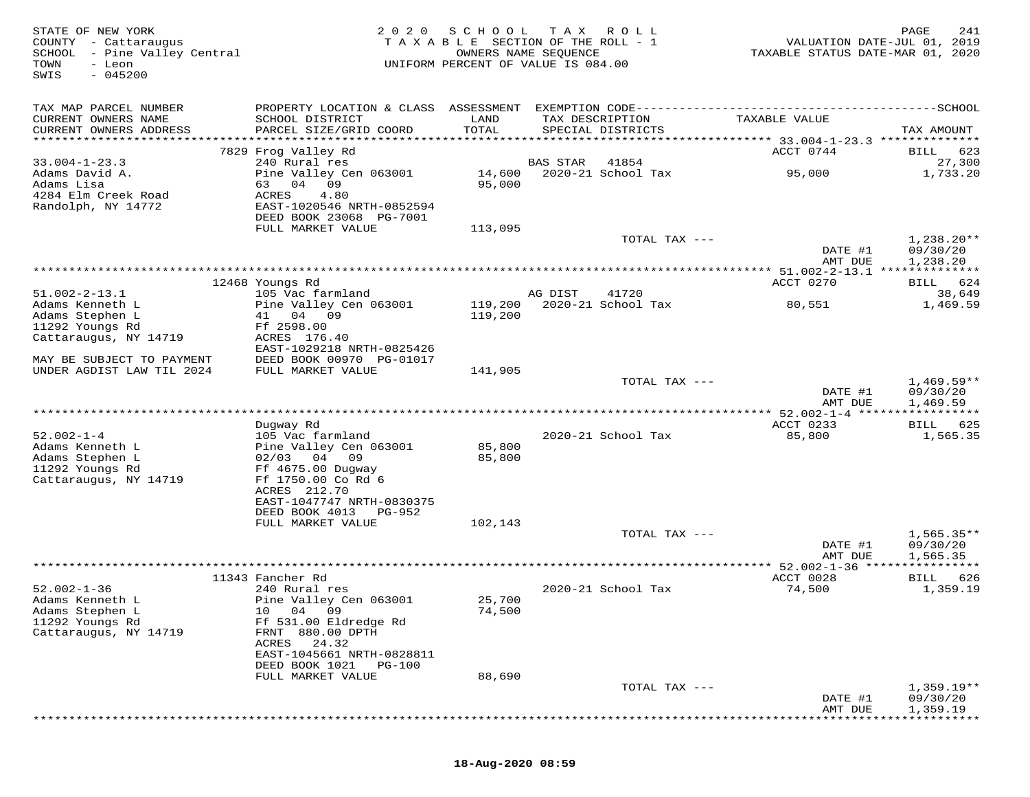STATE OF NEW YORK
COUNTY - Cattaraugus
SCHOOL - Pine Valley Central
TOWN - Leon
SWIS - 045200

2020 SCHOOL TAX ROLL
TAXABLE SECTION OF THE ROLL - 1
OWNERS NAME SEQUENCE
UNIFORM PERCENT OF VALUE IS 084.00

VALUATION DATE-JUL 01, 2019
TAXABLE STATUS DATE-MAR 01, 2020

| TAX MAP PARCEL NUMBER / CURRENT OWNERS NAME / CURRENT OWNERS ADDRESS | PROPERTY LOCATION & CLASS / SCHOOL DISTRICT / PARCEL SIZE/GRID COORD | ASSESSMENT LAND / TOTAL | EXEMPTION CODE / TAX DESCRIPTION / SPECIAL DISTRICTS | TAXABLE VALUE | TAX AMOUNT |
|---|---|---|---|---|---|
| | 7829 Frog Valley Rd | | | ACCT 0744 | BILL 623 |
| 33.004-1-23.3 | 240 Rural res | | BAS STAR 41854 | | 27,300 |
| Adams David A. | Pine Valley Cen 063001 | 14,600 | 2020-21 School Tax | 95,000 | 1,733.20 |
| Adams Lisa | 63 04 09 | 95,000 | | | |
| 4284 Elm Creek Road | ACRES 4.80 | | | | |
| Randolph, NY 14772 | EAST-1020546 NRTH-0852594 | | | | |
| | DEED BOOK 23068 PG-7001 | | | | |
| | FULL MARKET VALUE | 113,095 | | | |
| | | | TOTAL TAX --- | | 1,238.20** |
| | | | | DATE #1 | 09/30/20 |
| | | | | AMT DUE | 1,238.20 |
| | 12468 Youngs Rd | | | ACCT 0270 | BILL 624 |
| 51.002-2-13.1 | 105 Vac farmland | | AG DIST 41720 | | 38,649 |
| Adams Kenneth L | Pine Valley Cen 063001 | 119,200 | 2020-21 School Tax | 80,551 | 1,469.59 |
| Adams Stephen L | 41 04 09 | 119,200 | | | |
| 11292 Youngs Rd | Ff 2598.00 | | | | |
| Cattaraugus, NY 14719 | ACRES 176.40 | | | | |
| | EAST-1029218 NRTH-0825426 | | | | |
| MAY BE SUBJECT TO PAYMENT | DEED BOOK 00970 PG-01017 | | | | |
| UNDER AGDIST LAW TIL 2024 | FULL MARKET VALUE | 141,905 | | | |
| | | | TOTAL TAX --- | | 1,469.59** |
| | | | | DATE #1 | 09/30/20 |
| | | | | AMT DUE | 1,469.59 |
| | Dugway Rd | | | ACCT 0233 | BILL 625 |
| 52.002-1-4 | 105 Vac farmland | | 2020-21 School Tax | 85,800 | 1,565.35 |
| Adams Kenneth L | Pine Valley Cen 063001 | 85,800 | | | |
| Adams Stephen L | 02/03 04 09 | 85,800 | | | |
| 11292 Youngs Rd | Ff 4675.00 Dugway | | | | |
| Cattaraugus, NY 14719 | Ff 1750.00 Co Rd 6 | | | | |
| | ACRES 212.70 | | | | |
| | EAST-1047747 NRTH-0830375 | | | | |
| | DEED BOOK 4013 PG-952 | | | | |
| | FULL MARKET VALUE | 102,143 | | | |
| | | | TOTAL TAX --- | | 1,565.35** |
| | | | | DATE #1 | 09/30/20 |
| | | | | AMT DUE | 1,565.35 |
| | 11343 Fancher Rd | | | ACCT 0028 | BILL 626 |
| 52.002-1-36 | 240 Rural res | | 2020-21 School Tax | 74,500 | 1,359.19 |
| Adams Kenneth L | Pine Valley Cen 063001 | 25,700 | | | |
| Adams Stephen L | 10 04 09 | 74,500 | | | |
| 11292 Youngs Rd | Ff 531.00 Eldredge Rd | | | | |
| Cattaraugus, NY 14719 | FRNT 880.00 DPTH | | | | |
| | ACRES 24.32 | | | | |
| | EAST-1045661 NRTH-0828811 | | | | |
| | DEED BOOK 1021 PG-100 | | | | |
| | FULL MARKET VALUE | 88,690 | | | |
| | | | TOTAL TAX --- | | 1,359.19** |
| | | | | DATE #1 | 09/30/20 |
| | | | | AMT DUE | 1,359.19 |

18-Aug-2020 08:59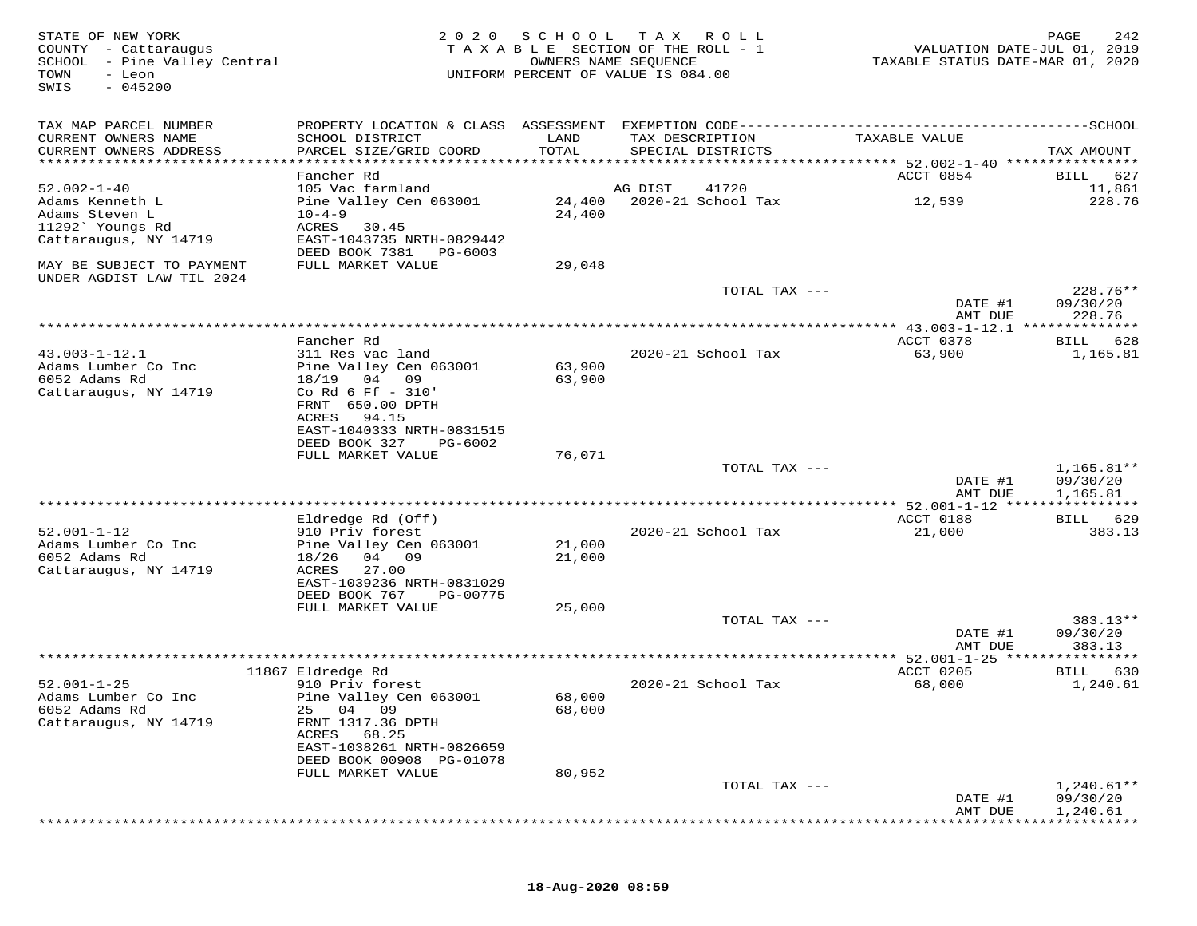STATE OF NEW YORK
COUNTY - Cattaraugus
SCHOOL - Pine Valley Central
TOWN - Leon
SWIS - 045200

2020 SCHOOL TAX ROLL
TAXABLE SECTION OF THE ROLL - 1
OWNERS NAME SEQUENCE
UNIFORM PERCENT OF VALUE IS 084.00

VALUATION DATE-JUL 01, 2019
TAXABLE STATUS DATE-MAR 01, 2020

| TAX MAP PARCEL NUMBER / CURRENT OWNERS NAME / CURRENT OWNERS ADDRESS | PROPERTY LOCATION & CLASS / SCHOOL DISTRICT / PARCEL SIZE/GRID COORD | ASSESSMENT LAND / TOTAL | EXEMPTION CODE / TAX DESCRIPTION / SPECIAL DISTRICTS | TAXABLE VALUE | TAX AMOUNT |
|---|---|---|---|---|---|
| **52.002-1-40** | Fancher Rd | | | ACCT 0854 | BILL 627 |
| 52.002-1-40 | 105 Vac farmland | | AG DIST 41720 | | 11,861 |
| Adams Kenneth L | Pine Valley Cen 063001 | 24,400 | 2020-21 School Tax | 12,539 | 228.76 |
| Adams Steven L | 10-4-9 | 24,400 | | | |
| 11292` Youngs Rd | ACRES 30.45 | | | | |
| Cattaraugus, NY 14719 | EAST-1043735 NRTH-0829442 | | | | |
| | DEED BOOK 7381 PG-6003 | | | | |
| MAY BE SUBJECT TO PAYMENT UNDER AGDIST LAW TIL 2024 | FULL MARKET VALUE | 29,048 | | | |
| | | | TOTAL TAX --- | | 228.76** |
| | | | | DATE #1 | 09/30/20 |
| | | | | AMT DUE | 228.76 |
| **43.003-1-12.1** | Fancher Rd | | | ACCT 0378 | BILL 628 |
| 43.003-1-12.1 | 311 Res vac land | | 2020-21 School Tax | 63,900 | 1,165.81 |
| Adams Lumber Co Inc | Pine Valley Cen 063001 | 63,900 | | | |
| 6052 Adams Rd | 18/19 04 09 | 63,900 | | | |
| Cattaraugus, NY 14719 | Co Rd 6 Ff - 310' | | | | |
| | FRNT 650.00 DPTH | | | | |
| | ACRES 94.15 | | | | |
| | EAST-1040333 NRTH-0831515 | | | | |
| | DEED BOOK 327 PG-6002 | | | | |
| | FULL MARKET VALUE | 76,071 | | | |
| | | | TOTAL TAX --- | | 1,165.81** |
| | | | | DATE #1 | 09/30/20 |
| | | | | AMT DUE | 1,165.81 |
| **52.001-1-12** | Eldredge Rd (Off) | | | ACCT 0188 | BILL 629 |
| 52.001-1-12 | 910 Priv forest | | 2020-21 School Tax | 21,000 | 383.13 |
| Adams Lumber Co Inc | Pine Valley Cen 063001 | 21,000 | | | |
| 6052 Adams Rd | 18/26 04 09 | 21,000 | | | |
| Cattaraugus, NY 14719 | ACRES 27.00 | | | | |
| | EAST-1039236 NRTH-0831029 | | | | |
| | DEED BOOK 767 PG-00775 | | | | |
| | FULL MARKET VALUE | 25,000 | | | |
| | | | TOTAL TAX --- | | 383.13** |
| | | | | DATE #1 | 09/30/20 |
| | | | | AMT DUE | 383.13 |
| **52.001-1-25** | 11867 Eldredge Rd | | | ACCT 0205 | BILL 630 |
| 52.001-1-25 | 910 Priv forest | | 2020-21 School Tax | 68,000 | 1,240.61 |
| Adams Lumber Co Inc | Pine Valley Cen 063001 | 68,000 | | | |
| 6052 Adams Rd | 25 04 09 | 68,000 | | | |
| Cattaraugus, NY 14719 | FRNT 1317.36 DPTH | | | | |
| | ACRES 68.25 | | | | |
| | EAST-1038261 NRTH-0826659 | | | | |
| | DEED BOOK 00908 PG-01078 | | | | |
| | FULL MARKET VALUE | 80,952 | | | |
| | | | TOTAL TAX --- | | 1,240.61** |
| | | | | DATE #1 | 09/30/20 |
| | | | | AMT DUE | 1,240.61 |

18-Aug-2020 08:59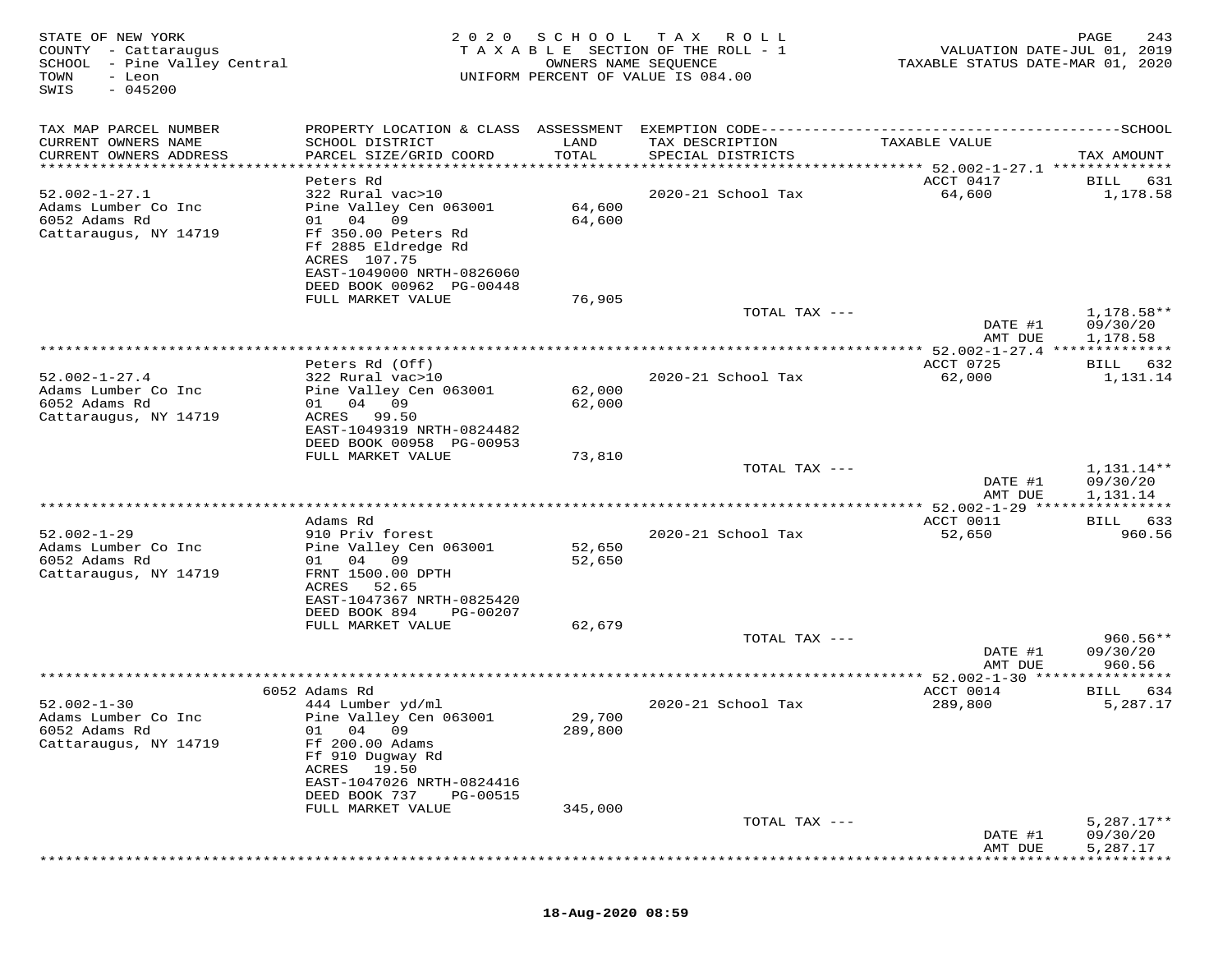STATE OF NEW YORK
COUNTY - Cattaraugus
SCHOOL - Pine Valley Central
TOWN - Leon
SWIS - 045200

2 0 2 0 S C H O O L T A X R O L L
T A X A B L E SECTION OF THE ROLL - 1
OWNERS NAME SEQUENCE
UNIFORM PERCENT OF VALUE IS 084.00

VALUATION DATE-JUL 01, 2019
TAXABLE STATUS DATE-MAR 01, 2020

| TAX MAP PARCEL NUMBER / CURRENT OWNERS NAME / CURRENT OWNERS ADDRESS | PROPERTY LOCATION & CLASS / SCHOOL DISTRICT / PARCEL SIZE/GRID COORD | ASSESSMENT LAND / TOTAL | EXEMPTION CODE / TAX DESCRIPTION / SPECIAL DISTRICTS | TAXABLE VALUE | TAX AMOUNT |
|---|---|---|---|---|---|
| | Peters Rd | | | ACCT 0417 | BILL 631 |
| 52.002-1-27.1 | 322 Rural vac>10 | | 2020-21 School Tax | 64,600 | 1,178.58 |
| Adams Lumber Co Inc | Pine Valley Cen 063001 | 64,600 | | | |
| 6052 Adams Rd | 01 04 09 | 64,600 | | | |
| Cattaraugus, NY 14719 | Ff 350.00 Peters Rd | | | | |
| | Ff 2885 Eldredge Rd | | | | |
| | ACRES 107.75 | | | | |
| | EAST-1049000 NRTH-0826060 | | | | |
| | DEED BOOK 00962 PG-00448 | | | | |
| | FULL MARKET VALUE | 76,905 | | | |
| | | | TOTAL TAX --- | | 1,178.58** |
| | | | | DATE #1 | 09/30/20 |
| | | | | AMT DUE | 1,178.58 |
| | Peters Rd (Off) | | | ACCT 0725 | BILL 632 |
| 52.002-1-27.4 | 322 Rural vac>10 | | 2020-21 School Tax | 62,000 | 1,131.14 |
| Adams Lumber Co Inc | Pine Valley Cen 063001 | 62,000 | | | |
| 6052 Adams Rd | 01 04 09 | 62,000 | | | |
| Cattaraugus, NY 14719 | ACRES 99.50 | | | | |
| | EAST-1049319 NRTH-0824482 | | | | |
| | DEED BOOK 00958 PG-00953 | | | | |
| | FULL MARKET VALUE | 73,810 | | | |
| | | | TOTAL TAX --- | | 1,131.14** |
| | | | | DATE #1 | 09/30/20 |
| | | | | AMT DUE | 1,131.14 |
| | Adams Rd | | | ACCT 0011 | BILL 633 |
| 52.002-1-29 | 910 Priv forest | | 2020-21 School Tax | 52,650 | 960.56 |
| Adams Lumber Co Inc | Pine Valley Cen 063001 | 52,650 | | | |
| 6052 Adams Rd | 01 04 09 | 52,650 | | | |
| Cattaraugus, NY 14719 | FRNT 1500.00 DPTH | | | | |
| | ACRES 52.65 | | | | |
| | EAST-1047367 NRTH-0825420 | | | | |
| | DEED BOOK 894 PG-00207 | | | | |
| | FULL MARKET VALUE | 62,679 | | | |
| | | | TOTAL TAX --- | | 960.56** |
| | | | | DATE #1 | 09/30/20 |
| | | | | AMT DUE | 960.56 |
| | 6052 Adams Rd | | | ACCT 0014 | BILL 634 |
| 52.002-1-30 | 444 Lumber yd/ml | | 2020-21 School Tax | 289,800 | 5,287.17 |
| Adams Lumber Co Inc | Pine Valley Cen 063001 | 29,700 | | | |
| 6052 Adams Rd | 01 04 09 | 289,800 | | | |
| Cattaraugus, NY 14719 | Ff 200.00 Adams | | | | |
| | Ff 910 Dugway Rd | | | | |
| | ACRES 19.50 | | | | |
| | EAST-1047026 NRTH-0824416 | | | | |
| | DEED BOOK 737 PG-00515 | | | | |
| | FULL MARKET VALUE | 345,000 | | | |
| | | | TOTAL TAX --- | | 5,287.17** |
| | | | | DATE #1 | 09/30/20 |
| | | | | AMT DUE | 5,287.17 |

18-Aug-2020 08:59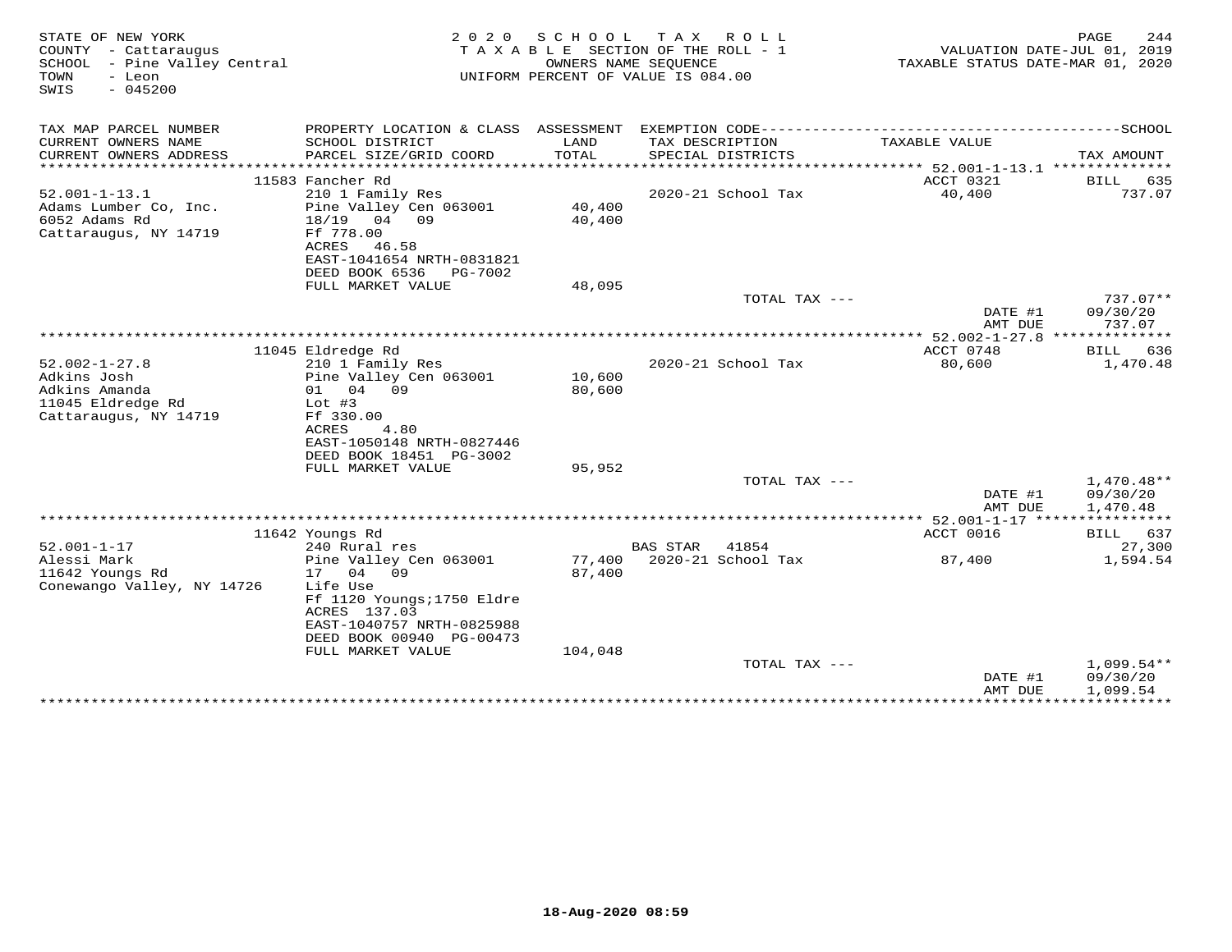STATE OF NEW YORK
COUNTY - Cattaraugus
SCHOOL - Pine Valley Central
TOWN - Leon
SWIS - 045200

2020 SCHOOL TAX ROLL
TAXABLE SECTION OF THE ROLL - 1
OWNERS NAME SEQUENCE
UNIFORM PERCENT OF VALUE IS 084.00

VALUATION DATE-JUL 01, 2019
TAXABLE STATUS DATE-MAR 01, 2020

| TAX MAP PARCEL NUMBER / CURRENT OWNERS NAME / CURRENT OWNERS ADDRESS | PROPERTY LOCATION & CLASS / SCHOOL DISTRICT / PARCEL SIZE/GRID COORD | ASSESSMENT LAND / TOTAL | EXEMPTION CODE / TAX DESCRIPTION / SPECIAL DISTRICTS | TAXABLE VALUE | TAX AMOUNT |
|---|---|---|---|---|---|
| | 11583 Fancher Rd | | | ACCT 0321 | BILL 635 |
| 52.001-1-13.1 | 210 1 Family Res | | 2020-21 School Tax | 40,400 | 737.07 |
| Adams Lumber Co, Inc. | Pine Valley Cen 063001 | 40,400 | | | |
| 6052 Adams Rd | 18/19 04 09 | 40,400 | | | |
| Cattaraugus, NY 14719 | Ff 778.00 | | | | |
| | ACRES 46.58 | | | | |
| | EAST-1041654 NRTH-0831821 | | | | |
| | DEED BOOK 6536 PG-7002 | | | | |
| | FULL MARKET VALUE | 48,095 | | | |
| | | | TOTAL TAX --- | | 737.07** |
| | | | | DATE #1 | 09/30/20 |
| | | | | AMT DUE | 737.07 |
| | 11045 Eldredge Rd | | | ACCT 0748 | BILL 636 |
| 52.002-1-27.8 | 210 1 Family Res | | 2020-21 School Tax | 80,600 | 1,470.48 |
| Adkins Josh | Pine Valley Cen 063001 | 10,600 | | | |
| Adkins Amanda | 01 04 09 | 80,600 | | | |
| 11045 Eldredge Rd | Lot #3 | | | | |
| Cattaraugus, NY 14719 | Ff 330.00 | | | | |
| | ACRES 4.80 | | | | |
| | EAST-1050148 NRTH-0827446 | | | | |
| | DEED BOOK 18451 PG-3002 | | | | |
| | FULL MARKET VALUE | 95,952 | | | |
| | | | TOTAL TAX --- | | 1,470.48** |
| | | | | DATE #1 | 09/30/20 |
| | | | | AMT DUE | 1,470.48 |
| | 11642 Youngs Rd | | | ACCT 0016 | BILL 637 |
| 52.001-1-17 | 240 Rural res | | BAS STAR 41854 | | 27,300 |
| Alessi Mark | Pine Valley Cen 063001 | 77,400 | 2020-21 School Tax | 87,400 | 1,594.54 |
| 11642 Youngs Rd | 17 04 09 | 87,400 | | | |
| Conewango Valley, NY 14726 | Life Use | | | | |
| | Ff 1120 Youngs;1750 Eldre | | | | |
| | ACRES 137.03 | | | | |
| | EAST-1040757 NRTH-0825988 | | | | |
| | DEED BOOK 00940 PG-00473 | | | | |
| | FULL MARKET VALUE | 104,048 | | | |
| | | | TOTAL TAX --- | | 1,099.54** |
| | | | | DATE #1 | 09/30/20 |
| | | | | AMT DUE | 1,099.54 |

18-Aug-2020 08:59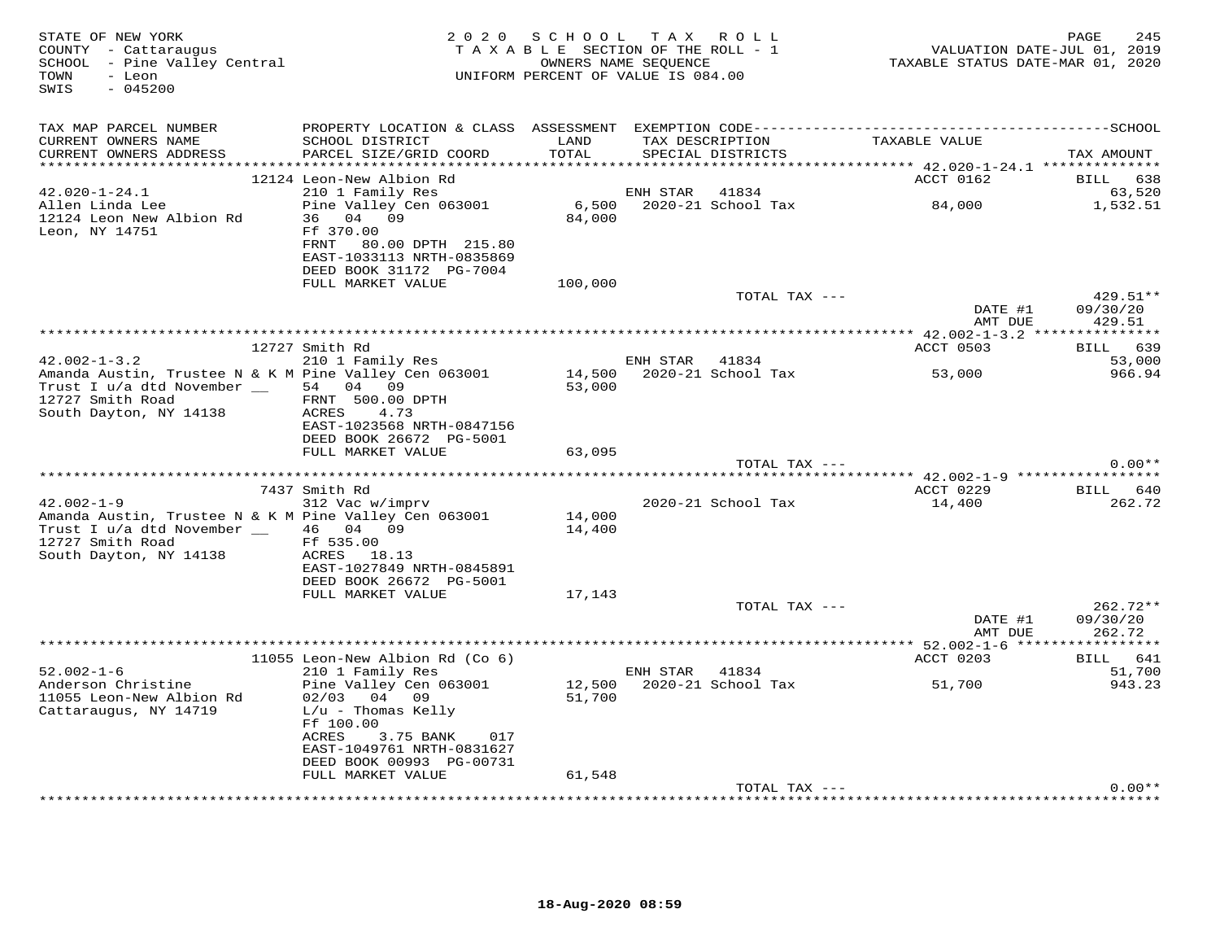STATE OF NEW YORK
COUNTY - Cattaraugus
SCHOOL - Pine Valley Central
TOWN - Leon
SWIS - 045200

2020 SCHOOL TAX ROLL
TAXABLE SECTION OF THE ROLL - 1
OWNERS NAME SEQUENCE
UNIFORM PERCENT OF VALUE IS 084.00

VALUATION DATE-JUL 01, 2019
TAXABLE STATUS DATE-MAR 01, 2020

| TAX MAP PARCEL NUMBER / CURRENT OWNERS NAME / CURRENT OWNERS ADDRESS | PROPERTY LOCATION & CLASS / SCHOOL DISTRICT / PARCEL SIZE/GRID COORD | ASSESSMENT LAND / TOTAL | EXEMPTION CODE / TAX DESCRIPTION / SPECIAL DISTRICTS | TAXABLE VALUE | TAX AMOUNT |
|---|---|---|---|---|---|
| **42.020-1-24.1** | 12124 Leon-New Albion Rd | | | ACCT 0162 | BILL 638 |
| 42.020-1-24.1 | 210 1 Family Res | | ENH STAR 41834 | | 63,520 |
| Allen Linda Lee | Pine Valley Cen 063001 | 6,500 | 2020-21 School Tax | 84,000 | 1,532.51 |
| 12124 Leon New Albion Rd | 36 04 09 | 84,000 | | | |
| Leon, NY 14751 | Ff 370.00 | | | | |
| | FRNT 80.00 DPTH 215.80 | | | | |
| | EAST-1033113 NRTH-0835869 | | | | |
| | DEED BOOK 31172 PG-7004 | | | | |
| | FULL MARKET VALUE | 100,000 | | | |
| | | | TOTAL TAX --- | | 429.51** |
| | | | | DATE #1 | 09/30/20 |
| | | | | AMT DUE | 429.51 |
| **42.002-1-3.2** | 12727 Smith Rd | | | ACCT 0503 | BILL 639 |
| 42.002-1-3.2 | 210 1 Family Res | | ENH STAR 41834 | | 53,000 |
| Amanda Austin, Trustee N & K M | Pine Valley Cen 063001 | 14,500 | 2020-21 School Tax | 53,000 | 966.94 |
| Trust I u/a dtd November __ | 54 04 09 | 53,000 | | | |
| 12727 Smith Road | FRNT 500.00 DPTH | | | | |
| South Dayton, NY 14138 | ACRES 4.73 | | | | |
| | EAST-1023568 NRTH-0847156 | | | | |
| | DEED BOOK 26672 PG-5001 | | | | |
| | FULL MARKET VALUE | 63,095 | | | |
| | | | TOTAL TAX --- | | 0.00** |
| **42.002-1-9** | 7437 Smith Rd | | | ACCT 0229 | BILL 640 |
| 42.002-1-9 | 312 Vac w/imprv | | 2020-21 School Tax | 14,400 | 262.72 |
| Amanda Austin, Trustee N & K M | Pine Valley Cen 063001 | 14,000 | | | |
| Trust I u/a dtd November __ | 46 04 09 | 14,400 | | | |
| 12727 Smith Road | Ff 535.00 | | | | |
| South Dayton, NY 14138 | ACRES 18.13 | | | | |
| | EAST-1027849 NRTH-0845891 | | | | |
| | DEED BOOK 26672 PG-5001 | | | | |
| | FULL MARKET VALUE | 17,143 | | | |
| | | | TOTAL TAX --- | | 262.72** |
| | | | | DATE #1 | 09/30/20 |
| | | | | AMT DUE | 262.72 |
| **52.002-1-6** | 11055 Leon-New Albion Rd (Co 6) | | | ACCT 0203 | BILL 641 |
| 52.002-1-6 | 210 1 Family Res | | ENH STAR 41834 | | 51,700 |
| Anderson Christine | Pine Valley Cen 063001 | 12,500 | 2020-21 School Tax | 51,700 | 943.23 |
| 11055 Leon-New Albion Rd | 02/03 04 09 | 51,700 | | | |
| Cattaraugus, NY 14719 | L/u - Thomas Kelly | | | | |
| | Ff 100.00 | | | | |
| | ACRES 3.75 BANK 017 | | | | |
| | EAST-1049761 NRTH-0831627 | | | | |
| | DEED BOOK 00993 PG-00731 | | | | |
| | FULL MARKET VALUE | 61,548 | | | |
| | | | TOTAL TAX --- | | 0.00** |

18-Aug-2020 08:59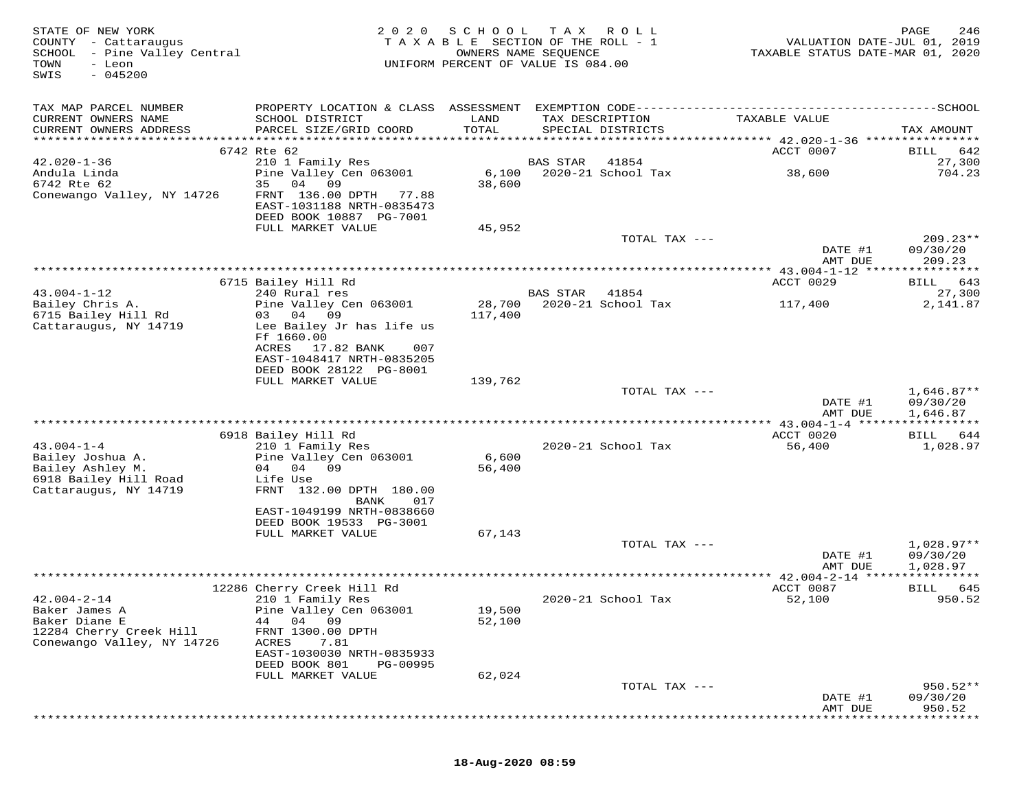STATE OF NEW YORK
COUNTY - Cattaraugus
SCHOOL - Pine Valley Central
TOWN - Leon
SWIS - 045200

2020 SCHOOL TAX ROLL
TAXABLE SECTION OF THE ROLL - 1
OWNERS NAME SEQUENCE
UNIFORM PERCENT OF VALUE IS 084.00

VALUATION DATE-JUL 01, 2019
TAXABLE STATUS DATE-MAR 01, 2020

| TAX MAP PARCEL NUMBER / CURRENT OWNERS NAME / CURRENT OWNERS ADDRESS | PROPERTY LOCATION & CLASS / SCHOOL DISTRICT / PARCEL SIZE/GRID COORD | ASSESSMENT LAND / TOTAL | EXEMPTION CODE / TAX DESCRIPTION / SPECIAL DISTRICTS | TAXABLE VALUE | TAX AMOUNT |
|---|---|---|---|---|---|
| **42.020-1-36** | 6742 Rte 62 | | | ACCT 0007 | BILL 642 |
| 42.020-1-36 | 210 1 Family Res | | BAS STAR 41854 | | 27,300 |
| Andula Linda | Pine Valley Cen 063001 | 6,100 | 2020-21 School Tax | 38,600 | 704.23 |
| 6742 Rte 62 | 35 04 09 | 38,600 | | | |
| Conewango Valley, NY 14726 | FRNT 136.00 DPTH 77.88 | | | | |
| | EAST-1031188 NRTH-0835473 | | | | |
| | DEED BOOK 10887 PG-7001 | | | | |
| | FULL MARKET VALUE | 45,952 | | | |
| | | | TOTAL TAX --- | | 209.23** |
| | | | | DATE #1 | 09/30/20 |
| | | | | AMT DUE | 209.23 |
| **43.004-1-12** | 6715 Bailey Hill Rd | | | ACCT 0029 | BILL 643 |
| 43.004-1-12 | 240 Rural res | | BAS STAR 41854 | | 27,300 |
| Bailey Chris A. | Pine Valley Cen 063001 | 28,700 | 2020-21 School Tax | 117,400 | 2,141.87 |
| 6715 Bailey Hill Rd | 03 04 09 | 117,400 | | | |
| Cattaraugus, NY 14719 | Lee Bailey Jr has life us | | | | |
| | Ff 1660.00 | | | | |
| | ACRES 17.82 BANK 007 | | | | |
| | EAST-1048417 NRTH-0835205 | | | | |
| | DEED BOOK 28122 PG-8001 | | | | |
| | FULL MARKET VALUE | 139,762 | | | |
| | | | TOTAL TAX --- | | 1,646.87** |
| | | | | DATE #1 | 09/30/20 |
| | | | | AMT DUE | 1,646.87 |
| **43.004-1-4** | 6918 Bailey Hill Rd | | | ACCT 0020 | BILL 644 |
| 43.004-1-4 | 210 1 Family Res | | 2020-21 School Tax | 56,400 | 1,028.97 |
| Bailey Joshua A. | Pine Valley Cen 063001 | 6,600 | | | |
| Bailey Ashley M. | 04 04 09 | 56,400 | | | |
| 6918 Bailey Hill Road | Life Use | | | | |
| Cattaraugus, NY 14719 | FRNT 132.00 DPTH 180.00 | | | | |
| | BANK 017 | | | | |
| | EAST-1049199 NRTH-0838660 | | | | |
| | DEED BOOK 19533 PG-3001 | | | | |
| | FULL MARKET VALUE | 67,143 | | | |
| | | | TOTAL TAX --- | | 1,028.97** |
| | | | | DATE #1 | 09/30/20 |
| | | | | AMT DUE | 1,028.97 |
| **42.004-2-14** | 12286 Cherry Creek Hill Rd | | | ACCT 0087 | BILL 645 |
| 42.004-2-14 | 210 1 Family Res | | 2020-21 School Tax | 52,100 | 950.52 |
| Baker James A | Pine Valley Cen 063001 | 19,500 | | | |
| Baker Diane E | 44 04 09 | 52,100 | | | |
| 12284 Cherry Creek Hill | FRNT 1300.00 DPTH | | | | |
| Conewango Valley, NY 14726 | ACRES 7.81 | | | | |
| | EAST-1030030 NRTH-0835933 | | | | |
| | DEED BOOK 801 PG-00995 | | | | |
| | FULL MARKET VALUE | 62,024 | | | |
| | | | TOTAL TAX --- | | 950.52** |
| | | | | DATE #1 | 09/30/20 |
| | | | | AMT DUE | 950.52 |

18-Aug-2020 08:59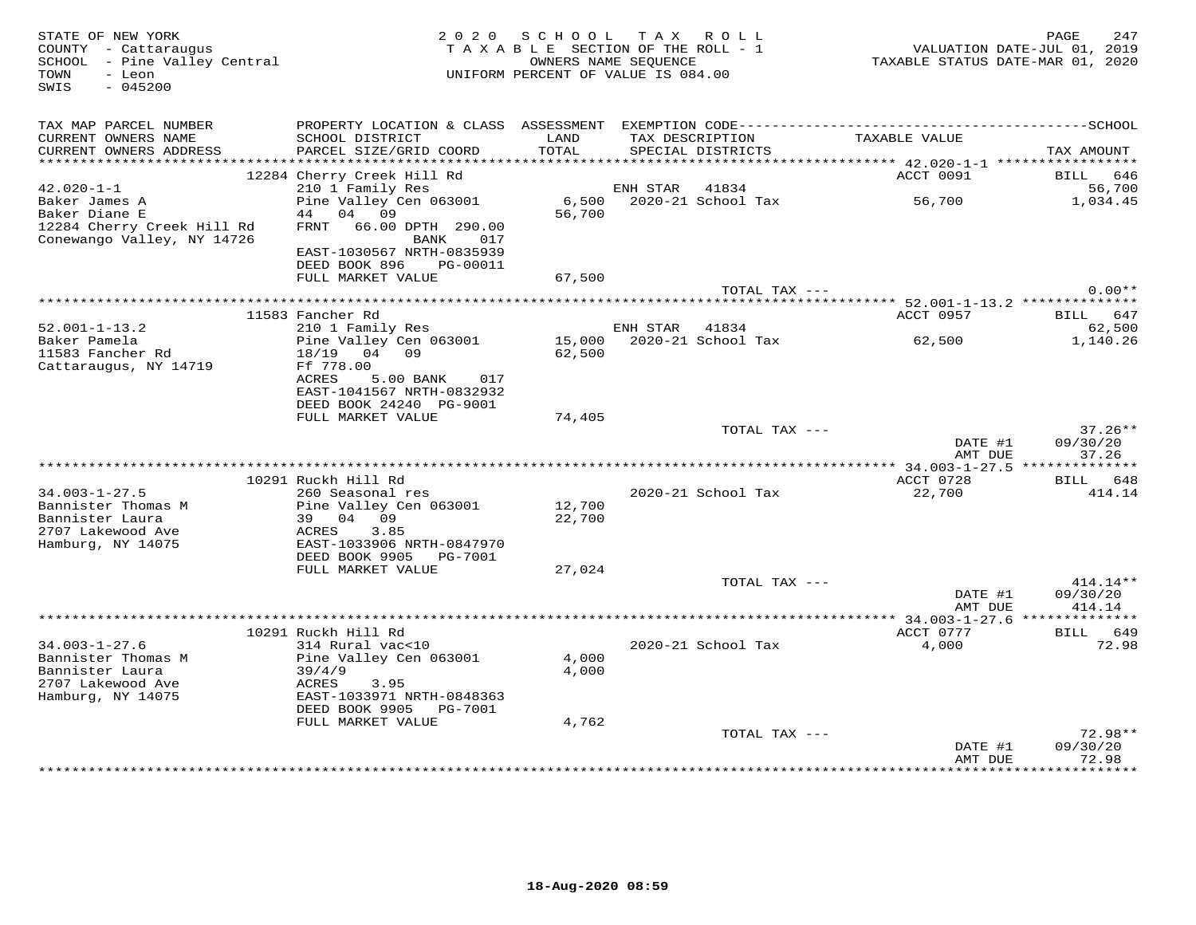STATE OF NEW YORK
COUNTY - Cattaraugus
SCHOOL - Pine Valley Central
TOWN - Leon
SWIS - 045200

2020 SCHOOL TAX ROLL
TAXABLE SECTION OF THE ROLL - 1
OWNERS NAME SEQUENCE
UNIFORM PERCENT OF VALUE IS 084.00

VALUATION DATE-JUL 01, 2019
TAXABLE STATUS DATE-MAR 01, 2020

| TAX MAP PARCEL NUMBER / CURRENT OWNERS NAME / CURRENT OWNERS ADDRESS | PROPERTY LOCATION & CLASS / SCHOOL DISTRICT / PARCEL SIZE/GRID COORD | ASSESSMENT LAND / TOTAL | EXEMPTION CODE / TAX DESCRIPTION / SPECIAL DISTRICTS | TAXABLE VALUE | TAX AMOUNT |
|---|---|---|---|---|---|
| 42.020-1-1 | 12284 Cherry Creek Hill Rd | | | ACCT 0091 | BILL 646 |
| | 210 1 Family Res | | ENH STAR 41834 | | 56,700 |
| Baker James A | Pine Valley Cen 063001 | 6,500 | 2020-21 School Tax | 56,700 | 1,034.45 |
| Baker Diane E | 44 04 09 | 56,700 | | | |
| 12284 Cherry Creek Hill Rd | FRNT 66.00 DPTH 290.00 | | | | |
| Conewango Valley, NY 14726 | BANK 017 | | | | |
| | EAST-1030567 NRTH-0835939 | | | | |
| | DEED BOOK 896 PG-00011 | | | | |
| | FULL MARKET VALUE | 67,500 | | | |
| | | | TOTAL TAX --- | | 0.00** |
| 52.001-1-13.2 | 11583 Fancher Rd | | | ACCT 0957 | BILL 647 |
| | 210 1 Family Res | | ENH STAR 41834 | | 62,500 |
| Baker Pamela | Pine Valley Cen 063001 | 15,000 | 2020-21 School Tax | 62,500 | 1,140.26 |
| 11583 Fancher Rd | 18/19 04 09 | 62,500 | | | |
| Cattaraugus, NY 14719 | Ff 778.00 | | | | |
| | ACRES 5.00 BANK 017 | | | | |
| | EAST-1041567 NRTH-0832932 | | | | |
| | DEED BOOK 24240 PG-9001 | | | | |
| | FULL MARKET VALUE | 74,405 | | | |
| | | | TOTAL TAX --- | | 37.26** |
| | | | | DATE #1 | 09/30/20 |
| | | | | AMT DUE | 37.26 |
| 34.003-1-27.5 | 10291 Ruckh Hill Rd | | | ACCT 0728 | BILL 648 |
| | 260 Seasonal res | | 2020-21 School Tax | 22,700 | 414.14 |
| Bannister Thomas M | Pine Valley Cen 063001 | 12,700 | | | |
| Bannister Laura | 39 04 09 | 22,700 | | | |
| 2707 Lakewood Ave | ACRES 3.85 | | | | |
| Hamburg, NY 14075 | EAST-1033906 NRTH-0847970 | | | | |
| | DEED BOOK 9905 PG-7001 | | | | |
| | FULL MARKET VALUE | 27,024 | | | |
| | | | TOTAL TAX --- | | 414.14** |
| | | | | DATE #1 | 09/30/20 |
| | | | | AMT DUE | 414.14 |
| 34.003-1-27.6 | 10291 Ruckh Hill Rd | | | ACCT 0777 | BILL 649 |
| | 314 Rural vac<10 | | 2020-21 School Tax | 4,000 | 72.98 |
| Bannister Thomas M | Pine Valley Cen 063001 | 4,000 | | | |
| Bannister Laura | 39/4/9 | 4,000 | | | |
| 2707 Lakewood Ave | ACRES 3.95 | | | | |
| Hamburg, NY 14075 | EAST-1033971 NRTH-0848363 | | | | |
| | DEED BOOK 9905 PG-7001 | | | | |
| | FULL MARKET VALUE | 4,762 | | | |
| | | | TOTAL TAX --- | | 72.98** |
| | | | | DATE #1 | 09/30/20 |
| | | | | AMT DUE | 72.98 |

18-Aug-2020 08:59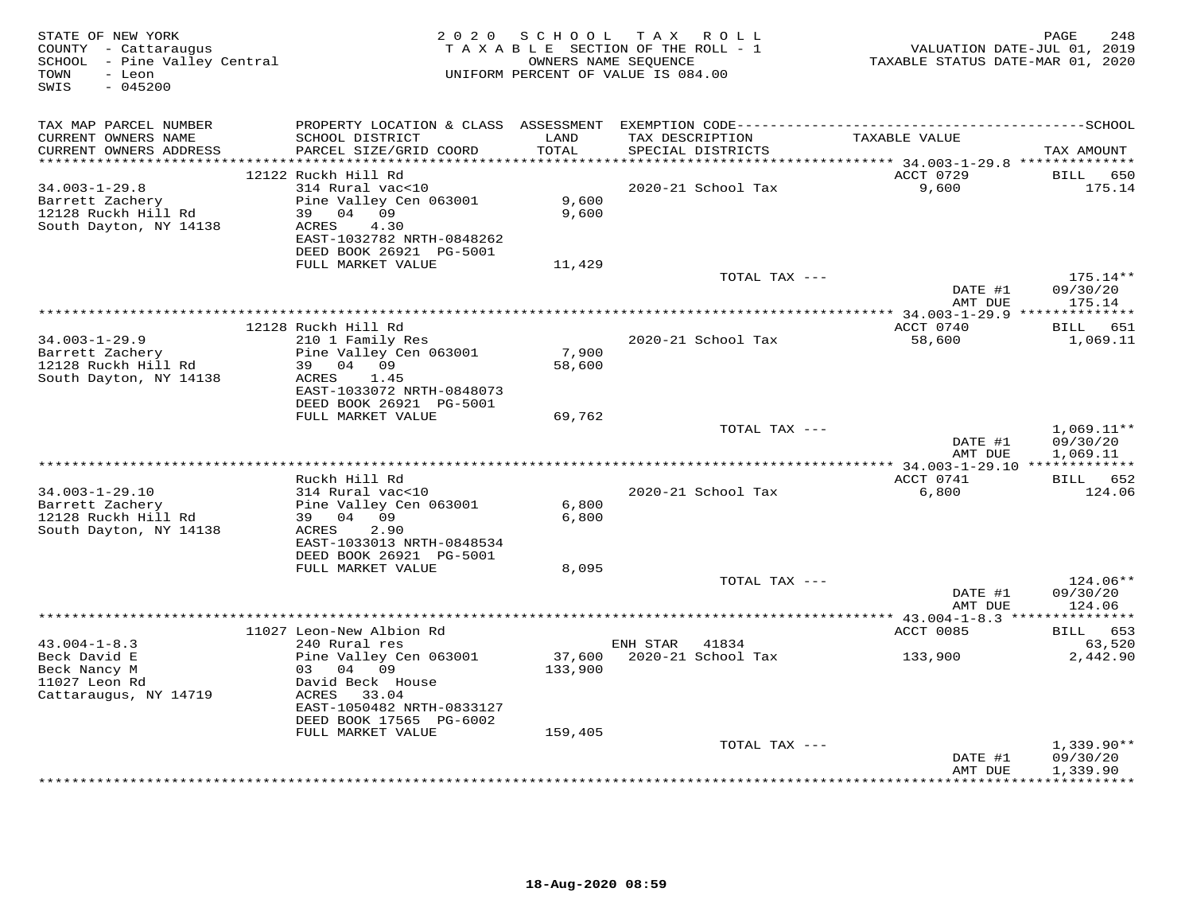STATE OF NEW YORK
COUNTY - Cattaraugus
SCHOOL - Pine Valley Central
TOWN - Leon
SWIS - 045200

2020 SCHOOL TAX ROLL
TAXABLE SECTION OF THE ROLL - 1
OWNERS NAME SEQUENCE
UNIFORM PERCENT OF VALUE IS 084.00

VALUATION DATE-JUL 01, 2019
TAXABLE STATUS DATE-MAR 01, 2020

| TAX MAP PARCEL NUMBER / CURRENT OWNERS NAME / CURRENT OWNERS ADDRESS | PROPERTY LOCATION & CLASS / SCHOOL DISTRICT / PARCEL SIZE/GRID COORD | ASSESSMENT LAND / TOTAL | EXEMPTION CODE / TAX DESCRIPTION / SPECIAL DISTRICTS | TAXABLE VALUE | SCHOOL TAX AMOUNT |
|---|---|---|---|---|---|
| | 12122 Ruckh Hill Rd | | | ACCT 0729 | BILL 650 |
| 34.003-1-29.8 | 314 Rural vac<10 | | 2020-21 School Tax | 9,600 | 175.14 |
| Barrett Zachery | Pine Valley Cen 063001 | 9,600 | | | |
| 12128 Ruckh Hill Rd | 39 04 09 | 9,600 | | | |
| South Dayton, NY 14138 | ACRES 4.30 | | | | |
| | EAST-1032782 NRTH-0848262 | | | | |
| | DEED BOOK 26921 PG-5001 | | | | |
| | FULL MARKET VALUE | 11,429 | | | |
| | | | TOTAL TAX --- | | 175.14** |
| | | | | DATE #1 | 09/30/20 |
| | | | | AMT DUE | 175.14 |
| | 12128 Ruckh Hill Rd | | | ACCT 0740 | BILL 651 |
| 34.003-1-29.9 | 210 1 Family Res | | 2020-21 School Tax | 58,600 | 1,069.11 |
| Barrett Zachery | Pine Valley Cen 063001 | 7,900 | | | |
| 12128 Ruckh Hill Rd | 39 04 09 | 58,600 | | | |
| South Dayton, NY 14138 | ACRES 1.45 | | | | |
| | EAST-1033072 NRTH-0848073 | | | | |
| | DEED BOOK 26921 PG-5001 | | | | |
| | FULL MARKET VALUE | 69,762 | | | |
| | | | TOTAL TAX --- | | 1,069.11** |
| | | | | DATE #1 | 09/30/20 |
| | | | | AMT DUE | 1,069.11 |
| | Ruckh Hill Rd | | | ACCT 0741 | BILL 652 |
| 34.003-1-29.10 | 314 Rural vac<10 | | 2020-21 School Tax | 6,800 | 124.06 |
| Barrett Zachery | Pine Valley Cen 063001 | 6,800 | | | |
| 12128 Ruckh Hill Rd | 39 04 09 | 6,800 | | | |
| South Dayton, NY 14138 | ACRES 2.90 | | | | |
| | EAST-1033013 NRTH-0848534 | | | | |
| | DEED BOOK 26921 PG-5001 | | | | |
| | FULL MARKET VALUE | 8,095 | | | |
| | | | TOTAL TAX --- | | 124.06** |
| | | | | DATE #1 | 09/30/20 |
| | | | | AMT DUE | 124.06 |
| | 11027 Leon-New Albion Rd | | | ACCT 0085 | BILL 653 |
| 43.004-1-8.3 | 240 Rural res | | ENH STAR 41834 | | 63,520 |
| Beck David E | Pine Valley Cen 063001 | 37,600 | 2020-21 School Tax | 133,900 | 2,442.90 |
| Beck Nancy M | 03 04 09 | 133,900 | | | |
| 11027 Leon Rd | David Beck House | | | | |
| Cattaraugus, NY 14719 | ACRES 33.04 | | | | |
| | EAST-1050482 NRTH-0833127 | | | | |
| | DEED BOOK 17565 PG-6002 | | | | |
| | FULL MARKET VALUE | 159,405 | | | |
| | | | TOTAL TAX --- | | 1,339.90** |
| | | | | DATE #1 | 09/30/20 |
| | | | | AMT DUE | 1,339.90 |

18-Aug-2020 08:59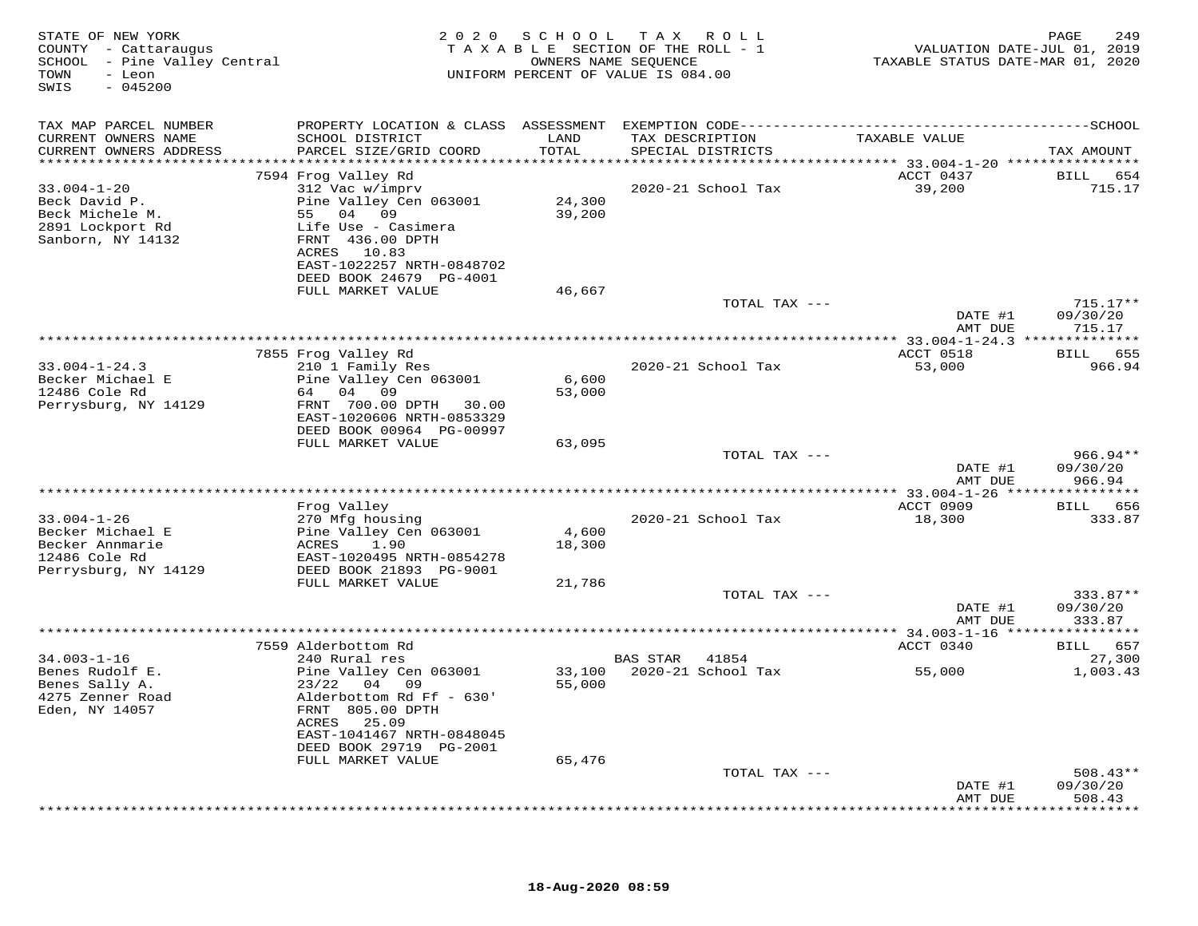STATE OF NEW YORK
COUNTY - Cattaraugus
SCHOOL - Pine Valley Central
TOWN - Leon
SWIS - 045200

2020 SCHOOL TAX ROLL
TAXABLE SECTION OF THE ROLL - 1
OWNERS NAME SEQUENCE
UNIFORM PERCENT OF VALUE IS 084.00

VALUATION DATE-JUL 01, 2019
TAXABLE STATUS DATE-MAR 01, 2020

| TAX MAP PARCEL NUMBER / CURRENT OWNERS NAME / CURRENT OWNERS ADDRESS | PROPERTY LOCATION & CLASS / SCHOOL DISTRICT / PARCEL SIZE/GRID COORD | ASSESSMENT LAND / TOTAL | EXEMPTION CODE / TAX DESCRIPTION / SPECIAL DISTRICTS | TAXABLE VALUE | TAX AMOUNT |
|---|---|---|---|---|---|
| **33.004-1-20** | 7594 Frog Valley Rd | | | ACCT 0437 | BILL 654 |
| Beck David P. | 312 Vac w/imprv | | | | |
| Beck Michele M. | Pine Valley Cen 063001 | 24,300 | 2020-21 School Tax | 39,200 | 715.17 |
| 2891 Lockport Rd | 55 04 09 | 39,200 | | | |
| Sanborn, NY 14132 | Life Use - Casimera | | | | |
| | FRNT 436.00 DPTH | | | | |
| | ACRES 10.83 | | | | |
| | EAST-1022257 NRTH-0848702 | | | | |
| | DEED BOOK 24679 PG-4001 | | | | |
| | FULL MARKET VALUE | 46,667 | | | |
| | | | TOTAL TAX --- | | 715.17** |
| | | | | DATE #1 | 09/30/20 |
| | | | | AMT DUE | 715.17 |
| **33.004-1-24.3** | 7855 Frog Valley Rd | | | ACCT 0518 | BILL 655 |
| Becker Michael E | 210 1 Family Res | | | | |
| 12486 Cole Rd | Pine Valley Cen 063001 | 6,600 | 2020-21 School Tax | 53,000 | 966.94 |
| Perrysburg, NY 14129 | 64 04 09 | 53,000 | | | |
| | FRNT 700.00 DPTH 30.00 | | | | |
| | EAST-1020606 NRTH-0853329 | | | | |
| | DEED BOOK 00964 PG-00997 | | | | |
| | FULL MARKET VALUE | 63,095 | | | |
| | | | TOTAL TAX --- | | 966.94** |
| | | | | DATE #1 | 09/30/20 |
| | | | | AMT DUE | 966.94 |
| **33.004-1-26** | Frog Valley | | | ACCT 0909 | BILL 656 |
| Becker Michael E | 270 Mfg housing | | | | |
| Becker Annmarie | Pine Valley Cen 063001 | 4,600 | 2020-21 School Tax | 18,300 | 333.87 |
| 12486 Cole Rd | ACRES 1.90 | 18,300 | | | |
| Perrysburg, NY 14129 | EAST-1020495 NRTH-0854278 | | | | |
| | DEED BOOK 21893 PG-9001 | | | | |
| | FULL MARKET VALUE | 21,786 | | | |
| | | | TOTAL TAX --- | | 333.87** |
| | | | | DATE #1 | 09/30/20 |
| | | | | AMT DUE | 333.87 |
| **34.003-1-16** | 7559 Alderbottom Rd | | | ACCT 0340 | BILL 657 |
| Benes Rudolf E. | 240 Rural res | | BAS STAR 41854 | | 27,300 |
| Benes Sally A. | Pine Valley Cen 063001 | 33,100 | 2020-21 School Tax | 55,000 | 1,003.43 |
| 4275 Zenner Road | 23/22 04 09 | 55,000 | | | |
| Eden, NY 14057 | Alderbottom Rd Ff - 630' | | | | |
| | FRNT 805.00 DPTH | | | | |
| | ACRES 25.09 | | | | |
| | EAST-1041467 NRTH-0848045 | | | | |
| | DEED BOOK 29719 PG-2001 | | | | |
| | FULL MARKET VALUE | 65,476 | | | |
| | | | TOTAL TAX --- | | 508.43** |
| | | | | DATE #1 | 09/30/20 |
| | | | | AMT DUE | 508.43 |

18-Aug-2020 08:59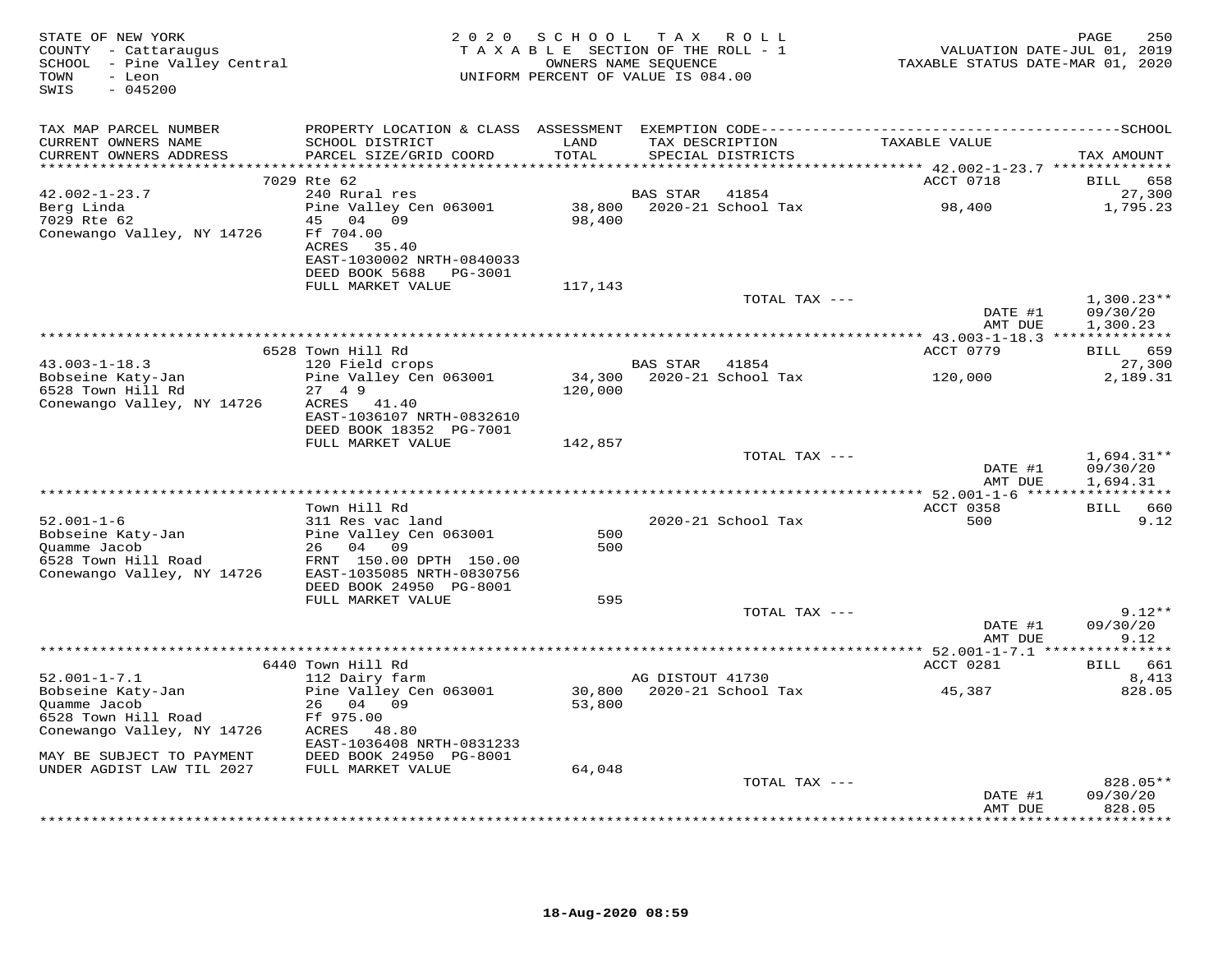STATE OF NEW YORK
COUNTY - Cattaraugus
SCHOOL - Pine Valley Central
TOWN - Leon
SWIS - 045200

2 0 2 0 S C H O O L T A X R O L L
T A X A B L E SECTION OF THE ROLL - 1
OWNERS NAME SEQUENCE
UNIFORM PERCENT OF VALUE IS 084.00

VALUATION DATE-JUL 01, 2019
TAXABLE STATUS DATE-MAR 01, 2020

| TAX MAP PARCEL NUMBER / CURRENT OWNERS NAME / CURRENT OWNERS ADDRESS | PROPERTY LOCATION & CLASS / SCHOOL DISTRICT / PARCEL SIZE/GRID COORD | ASSESSMENT LAND / TOTAL | EXEMPTION CODE / TAX DESCRIPTION / SPECIAL DISTRICTS | TAXABLE VALUE | TAX AMOUNT |
|---|---|---|---|---|---|
| **42.002-1-23.7** | 7029 Rte 62 | | | ACCT 0718 | BILL 658 |
| 42.002-1-23.7 | 240 Rural res | | BAS STAR 41854 | | 27,300 |
| Berg Linda | Pine Valley Cen 063001 | 38,800 | 2020-21 School Tax | 98,400 | 1,795.23 |
| 7029 Rte 62 | 45 04 09 | 98,400 | | | |
| Conewango Valley, NY 14726 | Ff 704.00 | | | | |
| | ACRES 35.40 | | | | |
| | EAST-1030002 NRTH-0840033 | | | | |
| | DEED BOOK 5688 PG-3001 | | | | |
| | FULL MARKET VALUE | 117,143 | | | |
| | | | TOTAL TAX --- | | 1,300.23** |
| | | | | DATE #1 | 09/30/20 |
| | | | | AMT DUE | 1,300.23 |
| **43.003-1-18.3** | 6528 Town Hill Rd | | | ACCT 0779 | BILL 659 |
| 43.003-1-18.3 | 120 Field crops | | BAS STAR 41854 | | 27,300 |
| Bobseine Katy-Jan | Pine Valley Cen 063001 | 34,300 | 2020-21 School Tax | 120,000 | 2,189.31 |
| 6528 Town Hill Rd | 27 4 9 | 120,000 | | | |
| Conewango Valley, NY 14726 | ACRES 41.40 | | | | |
| | EAST-1036107 NRTH-0832610 | | | | |
| | DEED BOOK 18352 PG-7001 | | | | |
| | FULL MARKET VALUE | 142,857 | | | |
| | | | TOTAL TAX --- | | 1,694.31** |
| | | | | DATE #1 | 09/30/20 |
| | | | | AMT DUE | 1,694.31 |
| **52.001-1-6** | Town Hill Rd | | | ACCT 0358 | BILL 660 |
| 52.001-1-6 | 311 Res vac land | | 2020-21 School Tax | 500 | 9.12 |
| Bobseine Katy-Jan | Pine Valley Cen 063001 | 500 | | | |
| Quamme Jacob | 26 04 09 | 500 | | | |
| 6528 Town Hill Road | FRNT 150.00 DPTH 150.00 | | | | |
| Conewango Valley, NY 14726 | EAST-1035085 NRTH-0830756 | | | | |
| | DEED BOOK 24950 PG-8001 | | | | |
| | FULL MARKET VALUE | 595 | | | |
| | | | TOTAL TAX --- | | 9.12** |
| | | | | DATE #1 | 09/30/20 |
| | | | | AMT DUE | 9.12 |
| **52.001-1-7.1** | 6440 Town Hill Rd | | | ACCT 0281 | BILL 661 |
| 52.001-1-7.1 | 112 Dairy farm | | AG DISTOUT 41730 | | 8,413 |
| Bobseine Katy-Jan | Pine Valley Cen 063001 | 30,800 | 2020-21 School Tax | 45,387 | 828.05 |
| Quamme Jacob | 26 04 09 | 53,800 | | | |
| 6528 Town Hill Road | Ff 975.00 | | | | |
| Conewango Valley, NY 14726 | ACRES 48.80 | | | | |
| | EAST-1036408 NRTH-0831233 | | | | |
| MAY BE SUBJECT TO PAYMENT | DEED BOOK 24950 PG-8001 | | | | |
| UNDER AGDIST LAW TIL 2027 | FULL MARKET VALUE | 64,048 | | | |
| | | | TOTAL TAX --- | | 828.05** |
| | | | | DATE #1 | 09/30/20 |
| | | | | AMT DUE | 828.05 |

18-Aug-2020 08:59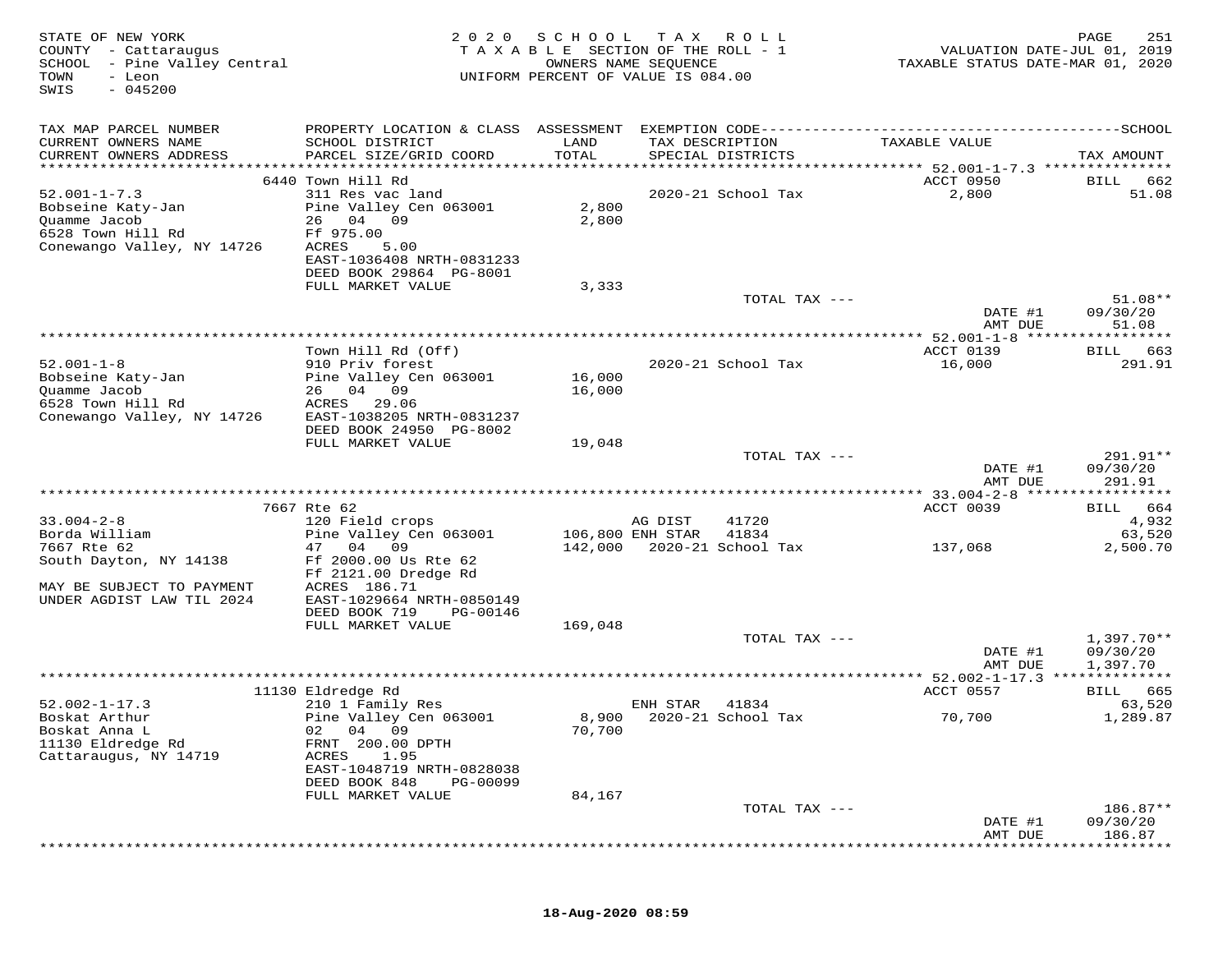STATE OF NEW YORK
COUNTY - Cattaraugus
SCHOOL - Pine Valley Central
TOWN - Leon
SWIS - 045200

2020 SCHOOL TAX ROLL
TAXABLE SECTION OF THE ROLL - 1
OWNERS NAME SEQUENCE
UNIFORM PERCENT OF VALUE IS 084.00

VALUATION DATE-JUL 01, 2019
TAXABLE STATUS DATE-MAR 01, 2020

| TAX MAP PARCEL NUMBER / CURRENT OWNERS NAME / CURRENT OWNERS ADDRESS | PROPERTY LOCATION & CLASS / SCHOOL DISTRICT / PARCEL SIZE/GRID COORD | ASSESSMENT LAND / TOTAL | EXEMPTION CODE / TAX DESCRIPTION / SPECIAL DISTRICTS | TAXABLE VALUE | TAX AMOUNT |
|---|---|---|---|---|---|
| **52.001-1-7.3** | 6440 Town Hill Rd | | | ACCT 0950 | BILL 662 |
| 52.001-1-7.3 | 311 Res vac land | | 2020-21 School Tax | 2,800 | 51.08 |
| Bobseine Katy-Jan | Pine Valley Cen 063001 | 2,800 | | | |
| Quamme Jacob | 26 04 09 | 2,800 | | | |
| 6528 Town Hill Rd | Ff 975.00 | | | | |
| Conewango Valley, NY 14726 | ACRES 5.00 | | | | |
| | EAST-1036408 NRTH-0831233 | | | | |
| | DEED BOOK 29864 PG-8001 | | | | |
| | FULL MARKET VALUE | 3,333 | | | |
| | | | TOTAL TAX --- | | 51.08** |
| | | | | DATE #1 | 09/30/20 |
| | | | | AMT DUE | 51.08 |
| **52.001-1-8** | Town Hill Rd (Off) | | | ACCT 0139 | BILL 663 |
| 52.001-1-8 | 910 Priv forest | | 2020-21 School Tax | 16,000 | 291.91 |
| Bobseine Katy-Jan | Pine Valley Cen 063001 | 16,000 | | | |
| Quamme Jacob | 26 04 09 | 16,000 | | | |
| 6528 Town Hill Rd | ACRES 29.06 | | | | |
| Conewango Valley, NY 14726 | EAST-1038205 NRTH-0831237 | | | | |
| | DEED BOOK 24950 PG-8002 | | | | |
| | FULL MARKET VALUE | 19,048 | | | |
| | | | TOTAL TAX --- | | 291.91** |
| | | | | DATE #1 | 09/30/20 |
| | | | | AMT DUE | 291.91 |
| **33.004-2-8** | 7667 Rte 62 | | | ACCT 0039 | BILL 664 |
| 33.004-2-8 | 120 Field crops | | AG DIST 41720 | | 4,932 |
| Borda William | Pine Valley Cen 063001 | 106,800 | ENH STAR 41834 | | 63,520 |
| 7667 Rte 62 | 47 04 09 | 142,000 | 2020-21 School Tax | 137,068 | 2,500.70 |
| South Dayton, NY 14138 | Ff 2000.00 Us Rte 62 | | | | |
| | Ff 2121.00 Dredge Rd | | | | |
| MAY BE SUBJECT TO PAYMENT | ACRES 186.71 | | | | |
| UNDER AGDIST LAW TIL 2024 | EAST-1029664 NRTH-0850149 | | | | |
| | DEED BOOK 719 PG-00146 | | | | |
| | FULL MARKET VALUE | 169,048 | | | |
| | | | TOTAL TAX --- | | 1,397.70** |
| | | | | DATE #1 | 09/30/20 |
| | | | | AMT DUE | 1,397.70 |
| **52.002-1-17.3** | 11130 Eldredge Rd | | | ACCT 0557 | BILL 665 |
| 52.002-1-17.3 | 210 1 Family Res | | ENH STAR 41834 | | 63,520 |
| Boskat Arthur | Pine Valley Cen 063001 | 8,900 | 2020-21 School Tax | 70,700 | 1,289.87 |
| Boskat Anna L | 02 04 09 | 70,700 | | | |
| 11130 Eldredge Rd | FRNT 200.00 DPTH | | | | |
| Cattaraugus, NY 14719 | ACRES 1.95 | | | | |
| | EAST-1048719 NRTH-0828038 | | | | |
| | DEED BOOK 848 PG-00099 | | | | |
| | FULL MARKET VALUE | 84,167 | | | |
| | | | TOTAL TAX --- | | 186.87** |
| | | | | DATE #1 | 09/30/20 |
| | | | | AMT DUE | 186.87 |

18-Aug-2020 08:59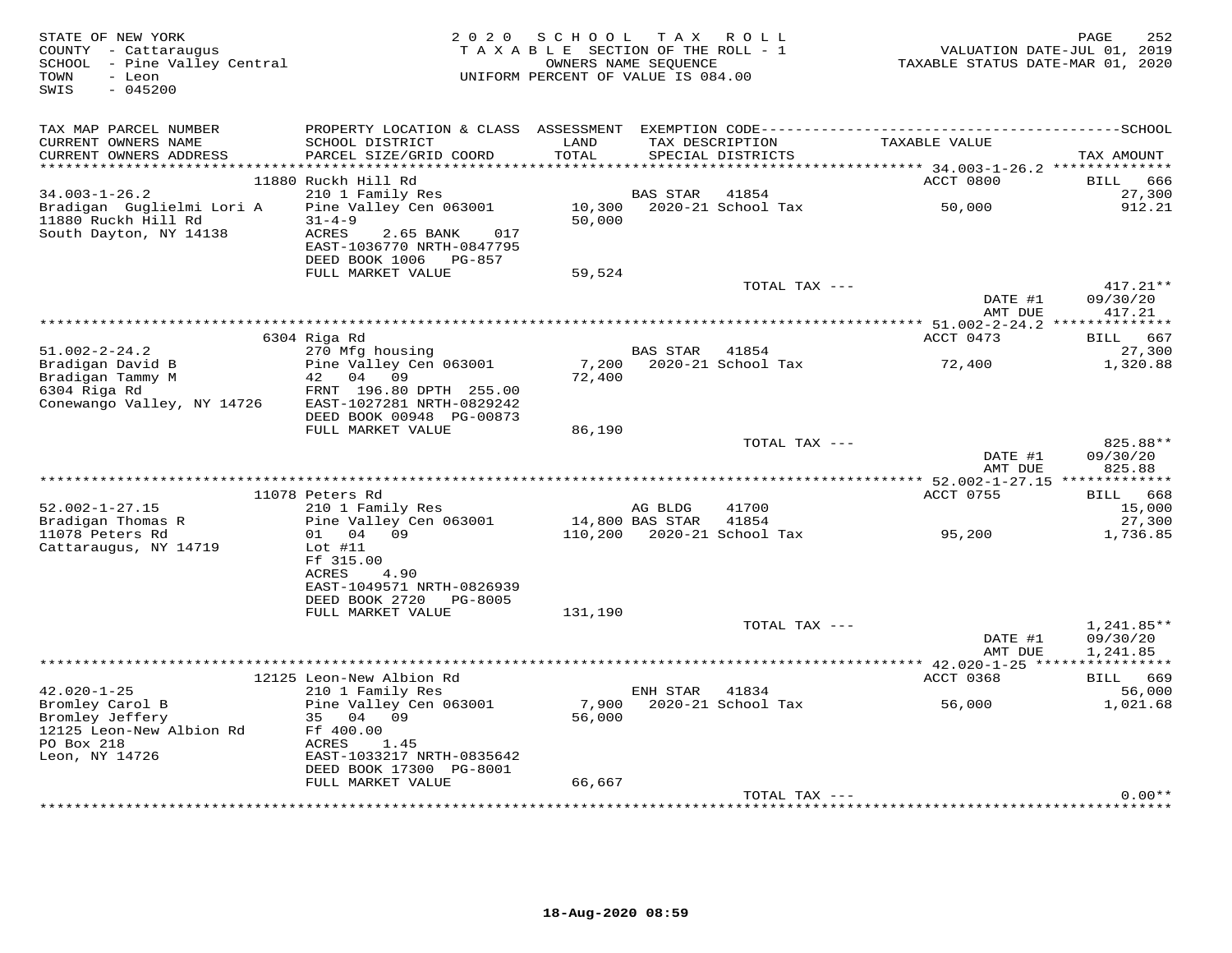STATE OF NEW YORK
COUNTY - Cattaraugus
SCHOOL - Pine Valley Central
TOWN - Leon
SWIS - 045200

2020 SCHOOL TAX ROLL
TAXABLE SECTION OF THE ROLL - 1
OWNERS NAME SEQUENCE
UNIFORM PERCENT OF VALUE IS 084.00

VALUATION DATE-JUL 01, 2019
TAXABLE STATUS DATE-MAR 01, 2020

| TAX MAP PARCEL NUMBER<br>CURRENT OWNERS NAME<br>CURRENT OWNERS ADDRESS | PROPERTY LOCATION & CLASS<br>SCHOOL DISTRICT<br>PARCEL SIZE/GRID COORD | ASSESSMENT<br>LAND<br>TOTAL | EXEMPTION CODE<br>TAX DESCRIPTION<br>SPECIAL DISTRICTS | TAXABLE VALUE | SCHOOL<br>TAX AMOUNT |
|---|---|---|---|---|---|
| | 11880 Ruckh Hill Rd | | | ACCT 0800 | BILL 666 |
| 34.003-1-26.2 | 210 1 Family Res | | BAS STAR 41854 | | 27,300 |
| Bradigan Guglielmi Lori A | Pine Valley Cen 063001 | 10,300 | 2020-21 School Tax | 50,000 | 912.21 |
| 11880 Ruckh Hill Rd | 31-4-9 | 50,000 | | | |
| South Dayton, NY 14138 | ACRES 2.65 BANK 017 | | | | |
| | EAST-1036770 NRTH-0847795 | | | | |
| | DEED BOOK 1006 PG-857 | | | | |
| | FULL MARKET VALUE | 59,524 | | | |
| | | | TOTAL TAX --- | | 417.21** |
| | | | | DATE #1 | 09/30/20 |
| | | | | AMT DUE | 417.21 |
| | 6304 Riga Rd | | | ACCT 0473 | BILL 667 |
| 51.002-2-24.2 | 270 Mfg housing | | BAS STAR 41854 | | 27,300 |
| Bradigan David B | Pine Valley Cen 063001 | 7,200 | 2020-21 School Tax | 72,400 | 1,320.88 |
| Bradigan Tammy M | 42 04 09 | 72,400 | | | |
| 6304 Riga Rd | FRNT 196.80 DPTH 255.00 | | | | |
| Conewango Valley, NY 14726 | EAST-1027281 NRTH-0829242 | | | | |
| | DEED BOOK 00948 PG-00873 | | | | |
| | FULL MARKET VALUE | 86,190 | | | |
| | | | TOTAL TAX --- | | 825.88** |
| | | | | DATE #1 | 09/30/20 |
| | | | | AMT DUE | 825.88 |
| | 11078 Peters Rd | | | ACCT 0755 | BILL 668 |
| 52.002-1-27.15 | 210 1 Family Res | | AG BLDG 41700 | | 15,000 |
| Bradigan Thomas R | Pine Valley Cen 063001 | 14,800 | BAS STAR 41854 | | 27,300 |
| 11078 Peters Rd | 01 04 09 | 110,200 | 2020-21 School Tax | 95,200 | 1,736.85 |
| Cattaraugus, NY 14719 | Lot #11 | | | | |
| | Ff 315.00 | | | | |
| | ACRES 4.90 | | | | |
| | EAST-1049571 NRTH-0826939 | | | | |
| | DEED BOOK 2720 PG-8005 | | | | |
| | FULL MARKET VALUE | 131,190 | | | |
| | | | TOTAL TAX --- | | 1,241.85** |
| | | | | DATE #1 | 09/30/20 |
| | | | | AMT DUE | 1,241.85 |
| | 12125 Leon-New Albion Rd | | | ACCT 0368 | BILL 669 |
| 42.020-1-25 | 210 1 Family Res | | ENH STAR 41834 | | 56,000 |
| Bromley Carol B | Pine Valley Cen 063001 | 7,900 | 2020-21 School Tax | 56,000 | 1,021.68 |
| Bromley Jeffery | 35 04 09 | 56,000 | | | |
| 12125 Leon-New Albion Rd | Ff 400.00 | | | | |
| PO Box 218 | ACRES 1.45 | | | | |
| Leon, NY 14726 | EAST-1033217 NRTH-0835642 | | | | |
| | DEED BOOK 17300 PG-8001 | | | | |
| | FULL MARKET VALUE | 66,667 | | | |
| | | | TOTAL TAX --- | | 0.00** |

18-Aug-2020 08:59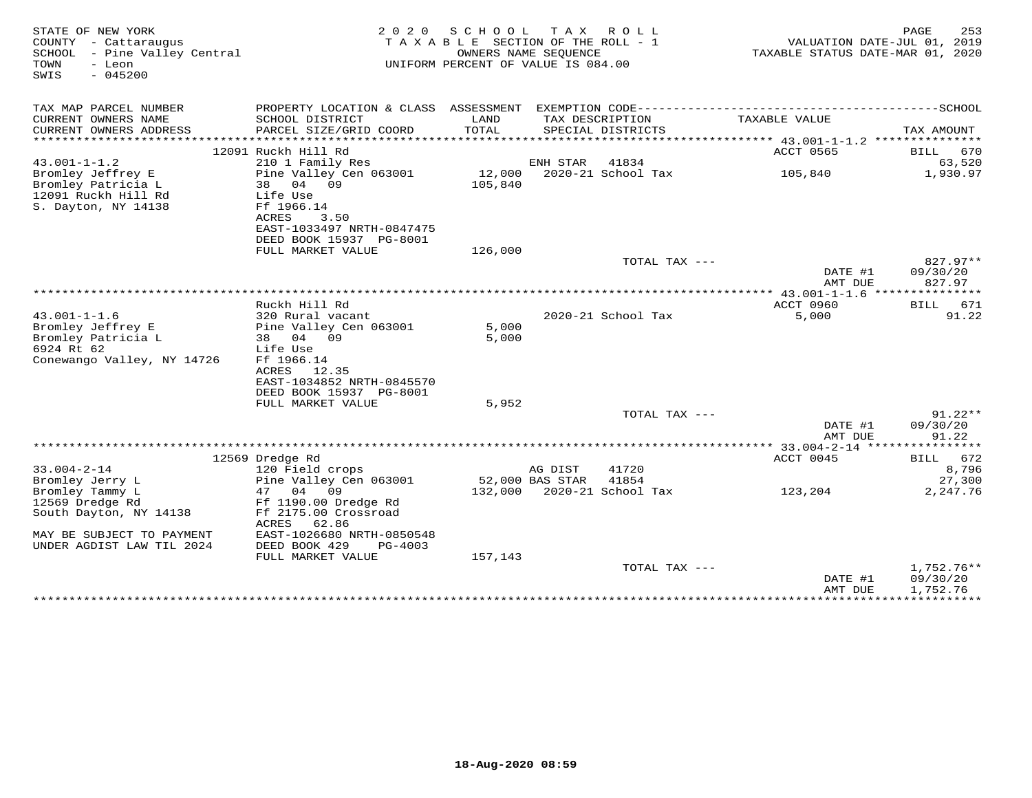STATE OF NEW YORK
COUNTY - Cattaraugus
SCHOOL - Pine Valley Central
TOWN - Leon
SWIS - 045200

2020 SCHOOL TAX ROLL
TAXABLE SECTION OF THE ROLL - 1
OWNERS NAME SEQUENCE
UNIFORM PERCENT OF VALUE IS 084.00

VALUATION DATE-JUL 01, 2019
TAXABLE STATUS DATE-MAR 01, 2020

| TAX MAP PARCEL NUMBER / CURRENT OWNERS NAME / CURRENT OWNERS ADDRESS | PROPERTY LOCATION & CLASS / SCHOOL DISTRICT / PARCEL SIZE/GRID COORD | ASSESSMENT LAND / TOTAL | EXEMPTION CODE / TAX DESCRIPTION / SPECIAL DISTRICTS | TAXABLE VALUE | SCHOOL TAX AMOUNT |
|---|---|---|---|---|---|
| | 12091 Ruckh Hill Rd | | | ACCT 0565 | BILL 670 |
| 43.001-1-1.2 | 210 1 Family Res | | ENH STAR 41834 | | 63,520 |
| Bromley Jeffrey E | Pine Valley Cen 063001 | 12,000 | 2020-21 School Tax | 105,840 | 1,930.97 |
| Bromley Patricia L | 38 04 09 | 105,840 | | | |
| 12091 Ruckh Hill Rd | Life Use | | | | |
| S. Dayton, NY 14138 | Ff 1966.14 | | | | |
| | ACRES 3.50 | | | | |
| | EAST-1033497 NRTH-0847475 | | | | |
| | DEED BOOK 15937 PG-8001 | | | | |
| | FULL MARKET VALUE | 126,000 | | | |
| | | | TOTAL TAX --- | | 827.97** |
| | | | | DATE #1 | 09/30/20 |
| | | | | AMT DUE | 827.97 |
| | Ruckh Hill Rd | | | ACCT 0960 | BILL 671 |
| 43.001-1-1.6 | 320 Rural vacant | | 2020-21 School Tax | 5,000 | 91.22 |
| Bromley Jeffrey E | Pine Valley Cen 063001 | 5,000 | | | |
| Bromley Patricia L | 38 04 09 | 5,000 | | | |
| 6924 Rt 62 | Life Use | | | | |
| Conewango Valley, NY 14726 | Ff 1966.14 | | | | |
| | ACRES 12.35 | | | | |
| | EAST-1034852 NRTH-0845570 | | | | |
| | DEED BOOK 15937 PG-8001 | | | | |
| | FULL MARKET VALUE | 5,952 | | | |
| | | | TOTAL TAX --- | | 91.22** |
| | | | | DATE #1 | 09/30/20 |
| | | | | AMT DUE | 91.22 |
| | 12569 Dredge Rd | | | ACCT 0045 | BILL 672 |
| 33.004-2-14 | 120 Field crops | | AG DIST 41720 | | 8,796 |
| Bromley Jerry L | Pine Valley Cen 063001 | 52,000 | BAS STAR 41854 | | 27,300 |
| Bromley Tammy L | 47 04 09 | 132,000 | 2020-21 School Tax | 123,204 | 2,247.76 |
| 12569 Dredge Rd | Ff 1190.00 Dredge Rd | | | | |
| South Dayton, NY 14138 | Ff 2175.00 Crossroad | | | | |
| | ACRES 62.86 | | | | |
| MAY BE SUBJECT TO PAYMENT | EAST-1026680 NRTH-0850548 | | | | |
| UNDER AGDIST LAW TIL 2024 | DEED BOOK 429 PG-4003 | | | | |
| | FULL MARKET VALUE | 157,143 | | | |
| | | | TOTAL TAX --- | | 1,752.76** |
| | | | | DATE #1 | 09/30/20 |
| | | | | AMT DUE | 1,752.76 |

18-Aug-2020 08:59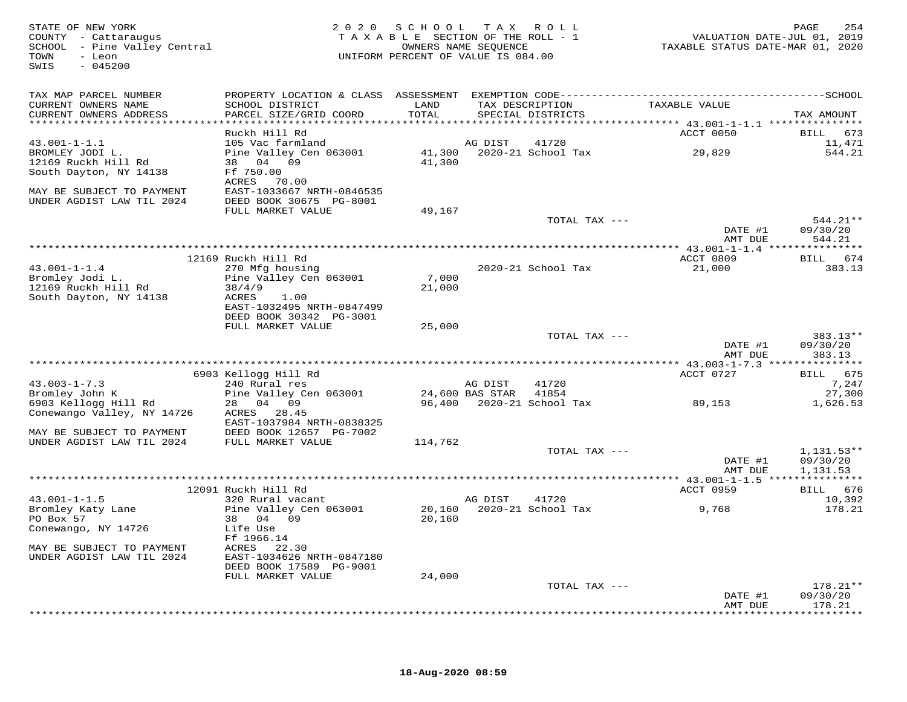STATE OF NEW YORK
COUNTY - Cattaraugus
SCHOOL - Pine Valley Central
TOWN - Leon
SWIS - 045200

2020 SCHOOL TAX ROLL
TAXABLE SECTION OF THE ROLL - 1
OWNERS NAME SEQUENCE
UNIFORM PERCENT OF VALUE IS 084.00

VALUATION DATE-JUL 01, 2019
TAXABLE STATUS DATE-MAR 01, 2020

| TAX MAP PARCEL NUMBER / CURRENT OWNERS NAME / CURRENT OWNERS ADDRESS | PROPERTY LOCATION & CLASS / SCHOOL DISTRICT / PARCEL SIZE/GRID COORD | ASSESSMENT LAND / TOTAL | EXEMPTION CODE / TAX DESCRIPTION / SPECIAL DISTRICTS | | TAXABLE VALUE | TAX AMOUNT |
|---|---|---|---|---|---|---|
| 43.001-1-1.1 | Ruckh Hill Rd | | | | ACCT 0050 | BILL 673 |
| 43.001-1-1.1 | 105 Vac farmland | | AG DIST | 41720 | | 11,471 |
| BROMLEY JODI L. | Pine Valley Cen 063001 | 41,300 | 2020-21 School Tax | | 29,829 | 544.21 |
| 12169 Ruckh Hill Rd | 38 04 09 | 41,300 | | | | |
| South Dayton, NY 14138 | Ff 750.00 | | | | | |
| | ACRES 70.00 | | | | | |
| MAY BE SUBJECT TO PAYMENT | EAST-1033667 NRTH-0846535 | | | | | |
| UNDER AGDIST LAW TIL 2024 | DEED BOOK 30675 PG-8001 | | | | | |
| | FULL MARKET VALUE | 49,167 | | | | |
| | | | TOTAL TAX --- | | | 544.21** |
| | | | | | DATE #1 | 09/30/20 |
| | | | | | AMT DUE | 544.21 |
| 43.001-1-1.4 | 12169 Ruckh Hill Rd | | | | ACCT 0809 | BILL 674 |
| 43.001-1-1.4 | 270 Mfg housing | | 2020-21 School Tax | | 21,000 | 383.13 |
| Bromley Jodi L. | Pine Valley Cen 063001 | 7,000 | | | | |
| 12169 Ruckh Hill Rd | 38/4/9 | 21,000 | | | | |
| South Dayton, NY 14138 | ACRES 1.00 | | | | | |
| | EAST-1032495 NRTH-0847499 | | | | | |
| | DEED BOOK 30342 PG-3001 | | | | | |
| | FULL MARKET VALUE | 25,000 | | | | |
| | | | TOTAL TAX --- | | | 383.13** |
| | | | | | DATE #1 | 09/30/20 |
| | | | | | AMT DUE | 383.13 |
| 43.003-1-7.3 | 6903 Kellogg Hill Rd | | | | ACCT 0727 | BILL 675 |
| 43.003-1-7.3 | 240 Rural res | | AG DIST | 41720 | | 7,247 |
| Bromley John K | Pine Valley Cen 063001 | 24,600 | BAS STAR | 41854 | | 27,300 |
| 6903 Kellogg Hill Rd | 28 04 09 | 96,400 | 2020-21 School Tax | | 89,153 | 1,626.53 |
| Conewango Valley, NY 14726 | ACRES 28.45 | | | | | |
| | EAST-1037984 NRTH-0838325 | | | | | |
| MAY BE SUBJECT TO PAYMENT | DEED BOOK 12657 PG-7002 | | | | | |
| UNDER AGDIST LAW TIL 2024 | FULL MARKET VALUE | 114,762 | | | | |
| | | | TOTAL TAX --- | | | 1,131.53** |
| | | | | | DATE #1 | 09/30/20 |
| | | | | | AMT DUE | 1,131.53 |
| 43.001-1-1.5 | 12091 Ruckh Hill Rd | | | | ACCT 0959 | BILL 676 |
| 43.001-1-1.5 | 320 Rural vacant | | AG DIST | 41720 | | 10,392 |
| Bromley Katy Lane | Pine Valley Cen 063001 | 20,160 | 2020-21 School Tax | | 9,768 | 178.21 |
| PO Box 57 | 38 04 09 | 20,160 | | | | |
| Conewango, NY 14726 | Life Use | | | | | |
| | Ff 1966.14 | | | | | |
| MAY BE SUBJECT TO PAYMENT | ACRES 22.30 | | | | | |
| UNDER AGDIST LAW TIL 2024 | EAST-1034626 NRTH-0847180 | | | | | |
| | DEED BOOK 17589 PG-9001 | | | | | |
| | FULL MARKET VALUE | 24,000 | | | | |
| | | | TOTAL TAX --- | | | 178.21** |
| | | | | | DATE #1 | 09/30/20 |
| | | | | | AMT DUE | 178.21 |

18-Aug-2020 08:59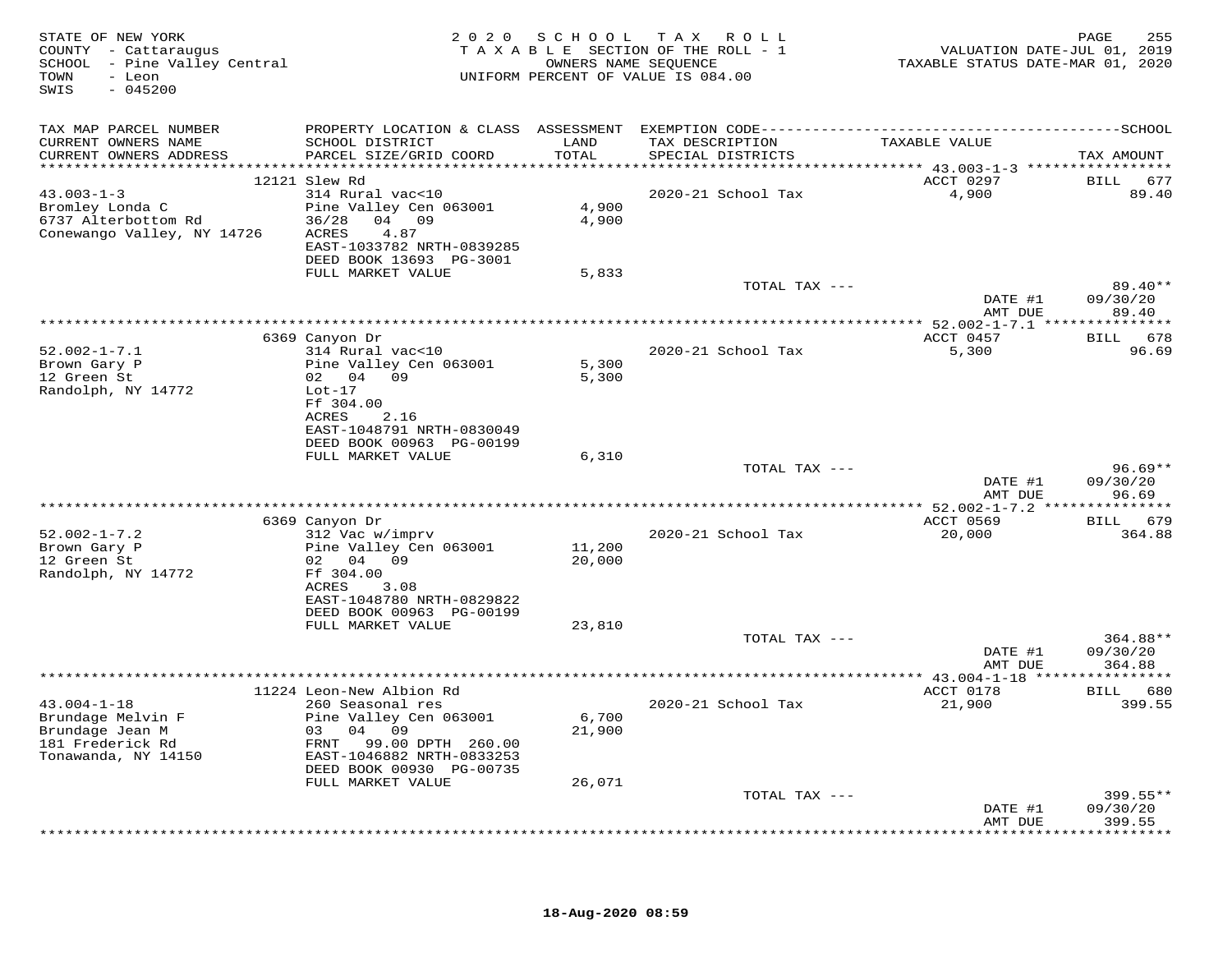STATE OF NEW YORK
COUNTY - Cattaraugus
SCHOOL - Pine Valley Central
TOWN - Leon
SWIS - 045200

2020 SCHOOL TAX ROLL
TAXABLE SECTION OF THE ROLL - 1
OWNERS NAME SEQUENCE
UNIFORM PERCENT OF VALUE IS 084.00

VALUATION DATE-JUL 01, 2019
TAXABLE STATUS DATE-MAR 01, 2020

| TAX MAP PARCEL NUMBER / CURRENT OWNERS NAME / CURRENT OWNERS ADDRESS | PROPERTY LOCATION & CLASS / SCHOOL DISTRICT / PARCEL SIZE/GRID COORD | ASSESSMENT LAND / TOTAL | EXEMPTION CODE / TAX DESCRIPTION / SPECIAL DISTRICTS | TAXABLE VALUE | TAX AMOUNT |
|---|---|---|---|---|---|
| 43.003-1-3 | 12121 Slew Rd | | | ACCT 0297 | BILL 677 |
| Bromley Londa C | 314 Rural vac<10 | | 2020-21 School Tax | 4,900 | 89.40 |
| 6737 Alterbottom Rd | Pine Valley Cen 063001 | 4,900 | | | |
| Conewango Valley, NY 14726 | 36/28 04 09 | 4,900 | | | |
| | ACRES 4.87 | | | | |
| | EAST-1033782 NRTH-0839285 | | | | |
| | DEED BOOK 13693 PG-3001 | | | | |
| | FULL MARKET VALUE | 5,833 | | | |
| | | | TOTAL TAX --- | | 89.40** |
| | | | | DATE #1 | 09/30/20 |
| | | | | AMT DUE | 89.40 |
| 52.002-1-7.1 | 6369 Canyon Dr | | | ACCT 0457 | BILL 678 |
| Brown Gary P | 314 Rural vac<10 | | 2020-21 School Tax | 5,300 | 96.69 |
| 12 Green St | Pine Valley Cen 063001 | 5,300 | | | |
| Randolph, NY 14772 | 02 04 09 | 5,300 | | | |
| | Lot-17 | | | | |
| | Ff 304.00 | | | | |
| | ACRES 2.16 | | | | |
| | EAST-1048791 NRTH-0830049 | | | | |
| | DEED BOOK 00963 PG-00199 | | | | |
| | FULL MARKET VALUE | 6,310 | | | |
| | | | TOTAL TAX --- | | 96.69** |
| | | | | DATE #1 | 09/30/20 |
| | | | | AMT DUE | 96.69 |
| 52.002-1-7.2 | 6369 Canyon Dr | | | ACCT 0569 | BILL 679 |
| Brown Gary P | 312 Vac w/imprv | | 2020-21 School Tax | 20,000 | 364.88 |
| 12 Green St | Pine Valley Cen 063001 | 11,200 | | | |
| Randolph, NY 14772 | 02 04 09 | 20,000 | | | |
| | Ff 304.00 | | | | |
| | ACRES 3.08 | | | | |
| | EAST-1048780 NRTH-0829822 | | | | |
| | DEED BOOK 00963 PG-00199 | | | | |
| | FULL MARKET VALUE | 23,810 | | | |
| | | | TOTAL TAX --- | | 364.88** |
| | | | | DATE #1 | 09/30/20 |
| | | | | AMT DUE | 364.88 |
| 43.004-1-18 | 11224 Leon-New Albion Rd | | | ACCT 0178 | BILL 680 |
| Brundage Melvin F | 260 Seasonal res | | 2020-21 School Tax | 21,900 | 399.55 |
| Brundage Jean M | Pine Valley Cen 063001 | 6,700 | | | |
| 181 Frederick Rd | 03 04 09 | 21,900 | | | |
| Tonawanda, NY 14150 | FRNT 99.00 DPTH 260.00 | | | | |
| | EAST-1046882 NRTH-0833253 | | | | |
| | DEED BOOK 00930 PG-00735 | | | | |
| | FULL MARKET VALUE | 26,071 | | | |
| | | | TOTAL TAX --- | | 399.55** |
| | | | | DATE #1 | 09/30/20 |
| | | | | AMT DUE | 399.55 |

18-Aug-2020 08:59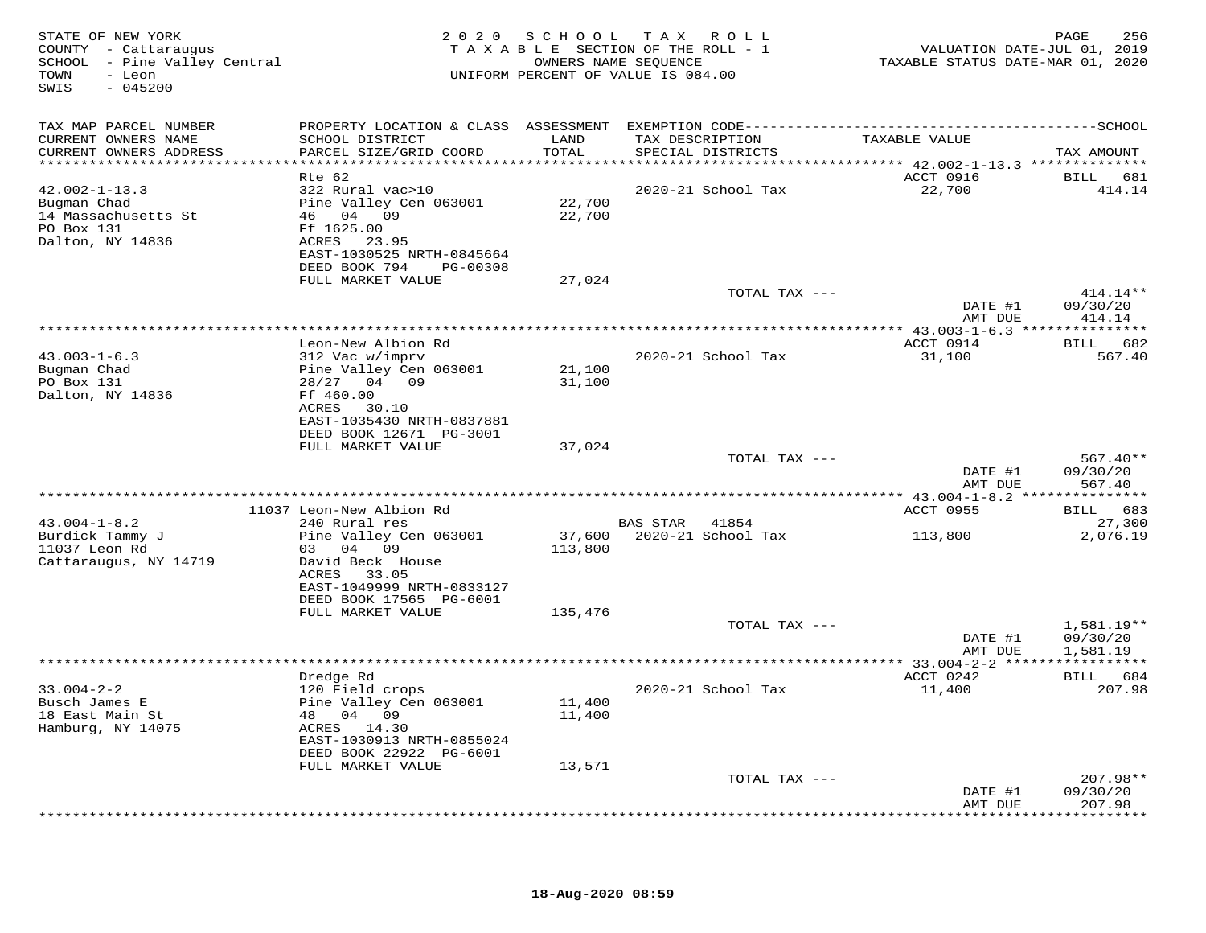STATE OF NEW YORK
COUNTY - Cattaraugus
SCHOOL - Pine Valley Central
TOWN - Leon
SWIS - 045200

2020 SCHOOL TAX ROLL
TAXABLE SECTION OF THE ROLL - 1
OWNERS NAME SEQUENCE
UNIFORM PERCENT OF VALUE IS 084.00

VALUATION DATE-JUL 01, 2019
TAXABLE STATUS DATE-MAR 01, 2020

| TAX MAP PARCEL NUMBER / CURRENT OWNERS NAME / CURRENT OWNERS ADDRESS | PROPERTY LOCATION & CLASS / SCHOOL DISTRICT / PARCEL SIZE/GRID COORD | ASSESSMENT LAND / TOTAL | EXEMPTION CODE / TAX DESCRIPTION / SPECIAL DISTRICTS | TAXABLE VALUE | TAX AMOUNT |
|---|---|---|---|---|---|
| 42.002-1-13.3 | Rte 62 | | | ACCT 0916 | BILL 681 |
| Bugman Chad | 322 Rural vac>10 | | 2020-21 School Tax | 22,700 | 414.14 |
| 14 Massachusetts St | Pine Valley Cen 063001 | 22,700 | | | |
| PO Box 131 | 46 04 09 | 22,700 | | | |
| Dalton, NY 14836 | Ff 1625.00 | | | | |
| | ACRES 23.95 | | | | |
| | EAST-1030525 NRTH-0845664 | | | | |
| | DEED BOOK 794 PG-00308 | | | | |
| | FULL MARKET VALUE | 27,024 | | | |
| | | | TOTAL TAX --- | | 414.14** |
| | | | | DATE #1 | 09/30/20 |
| | | | | AMT DUE | 414.14 |
| 43.003-1-6.3 | Leon-New Albion Rd | | | ACCT 0914 | BILL 682 |
| Bugman Chad | 312 Vac w/imprv | | 2020-21 School Tax | 31,100 | 567.40 |
| PO Box 131 | Pine Valley Cen 063001 | 21,100 | | | |
| Dalton, NY 14836 | 28/27 04 09 | 31,100 | | | |
| | Ff 460.00 | | | | |
| | ACRES 30.10 | | | | |
| | EAST-1035430 NRTH-0837881 | | | | |
| | DEED BOOK 12671 PG-3001 | | | | |
| | FULL MARKET VALUE | 37,024 | | | |
| | | | TOTAL TAX --- | | 567.40** |
| | | | | DATE #1 | 09/30/20 |
| | | | | AMT DUE | 567.40 |
| 43.004-1-8.2 | 11037 Leon-New Albion Rd | | | ACCT 0955 | BILL 683 |
| Burdick Tammy J | 240 Rural res | | BAS STAR 41854 | | 27,300 |
| 11037 Leon Rd | Pine Valley Cen 063001 | 37,600 | 2020-21 School Tax | 113,800 | 2,076.19 |
| Cattaraugus, NY 14719 | 03 04 09 | 113,800 | | | |
| | David Beck House | | | | |
| | ACRES 33.05 | | | | |
| | EAST-1049999 NRTH-0833127 | | | | |
| | DEED BOOK 17565 PG-6001 | | | | |
| | FULL MARKET VALUE | 135,476 | | | |
| | | | TOTAL TAX --- | | 1,581.19** |
| | | | | DATE #1 | 09/30/20 |
| | | | | AMT DUE | 1,581.19 |
| 33.004-2-2 | Dredge Rd | | | ACCT 0242 | BILL 684 |
| Busch James E | 120 Field crops | | 2020-21 School Tax | 11,400 | 207.98 |
| 18 East Main St | Pine Valley Cen 063001 | 11,400 | | | |
| Hamburg, NY 14075 | 48 04 09 | 11,400 | | | |
| | ACRES 14.30 | | | | |
| | EAST-1030913 NRTH-0855024 | | | | |
| | DEED BOOK 22922 PG-6001 | | | | |
| | FULL MARKET VALUE | 13,571 | | | |
| | | | TOTAL TAX --- | | 207.98** |
| | | | | DATE #1 | 09/30/20 |
| | | | | AMT DUE | 207.98 |

18-Aug-2020 08:59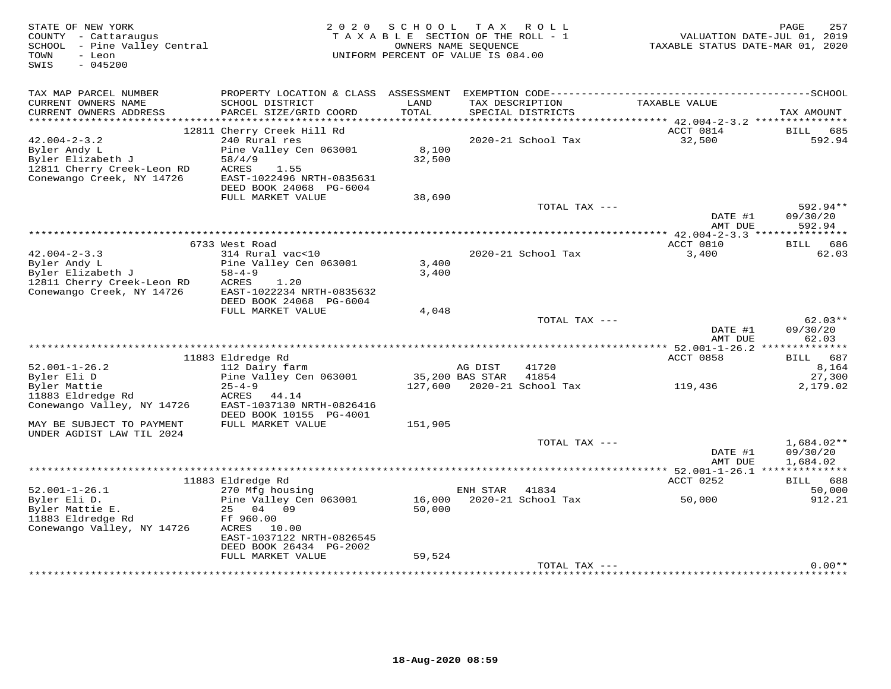STATE OF NEW YORK
COUNTY - Cattaraugus
SCHOOL - Pine Valley Central
TOWN - Leon
SWIS - 045200

2020 SCHOOL TAX ROLL
TAXABLE SECTION OF THE ROLL - 1
OWNERS NAME SEQUENCE
UNIFORM PERCENT OF VALUE IS 084.00

VALUATION DATE-JUL 01, 2019
TAXABLE STATUS DATE-MAR 01, 2020

| TAX MAP PARCEL NUMBER / CURRENT OWNERS NAME / CURRENT OWNERS ADDRESS | PROPERTY LOCATION & CLASS / SCHOOL DISTRICT / PARCEL SIZE/GRID COORD | ASSESSMENT LAND / TOTAL | EXEMPTION CODE / TAX DESCRIPTION / SPECIAL DISTRICTS | TAXABLE VALUE | TAX AMOUNT |
|---|---|---|---|---|---|
| **42.004-2-3.2** | 12811 Cherry Creek Hill Rd | | | ACCT 0814 | BILL 685 |
| Byler Andy L | 240 Rural res | | 2020-21 School Tax | 32,500 | 592.94 |
| Byler Elizabeth J | Pine Valley Cen 063001 | 8,100 | | | |
| 12811 Cherry Creek-Leon RD | 58/4/9 | 32,500 | | | |
| Conewango Creek, NY 14726 | ACRES 1.55 | | | | |
| | EAST-1022496 NRTH-0835631 | | | | |
| | DEED BOOK 24068 PG-6004 | | | | |
| | FULL MARKET VALUE | 38,690 | | | |
| | | | TOTAL TAX --- | | 592.94** |
| | | | | DATE #1 | 09/30/20 |
| | | | | AMT DUE | 592.94 |
| **42.004-2-3.3** | 6733 West Road | | | ACCT 0810 | BILL 686 |
| Byler Andy L | 314 Rural vac<10 | | 2020-21 School Tax | 3,400 | 62.03 |
| Byler Elizabeth J | Pine Valley Cen 063001 | 3,400 | | | |
| 12811 Cherry Creek-Leon RD | 58-4-9 | 3,400 | | | |
| Conewango Creek, NY 14726 | ACRES 1.20 | | | | |
| | EAST-1022234 NRTH-0835632 | | | | |
| | DEED BOOK 24068 PG-6004 | | | | |
| | FULL MARKET VALUE | 4,048 | | | |
| | | | TOTAL TAX --- | | 62.03** |
| | | | | DATE #1 | 09/30/20 |
| | | | | AMT DUE | 62.03 |
| **52.001-1-26.2** | 11883 Eldredge Rd | | | ACCT 0858 | BILL 687 |
| Byler Eli D | 112 Dairy farm | | AG DIST 41720 | | 8,164 |
| Byler Mattie | Pine Valley Cen 063001 | 35,200 | BAS STAR 41854 | | 27,300 |
| 11883 Eldredge Rd | 25-4-9 | 127,600 | 2020-21 School Tax | 119,436 | 2,179.02 |
| Conewango Valley, NY 14726 | ACRES 44.14 | | | | |
| | EAST-1037130 NRTH-0826416 | | | | |
| | DEED BOOK 10155 PG-4001 | | | | |
| MAY BE SUBJECT TO PAYMENT | FULL MARKET VALUE | 151,905 | | | |
| UNDER AGDIST LAW TIL 2024 | | | | | |
| | | | TOTAL TAX --- | | 1,684.02** |
| | | | | DATE #1 | 09/30/20 |
| | | | | AMT DUE | 1,684.02 |
| **52.001-1-26.1** | 11883 Eldredge Rd | | | ACCT 0252 | BILL 688 |
| Byler Eli D. | 270 Mfg housing | | ENH STAR 41834 | | 50,000 |
| Byler Mattie E. | Pine Valley Cen 063001 | 16,000 | 2020-21 School Tax | 50,000 | 912.21 |
| 11883 Eldredge Rd | 25 04 09 | 50,000 | | | |
| Conewango Valley, NY 14726 | Ff 960.00 | | | | |
| | ACRES 10.00 | | | | |
| | EAST-1037122 NRTH-0826545 | | | | |
| | DEED BOOK 26434 PG-2002 | | | | |
| | FULL MARKET VALUE | 59,524 | | | |
| | | | TOTAL TAX --- | | 0.00** |

18-Aug-2020 08:59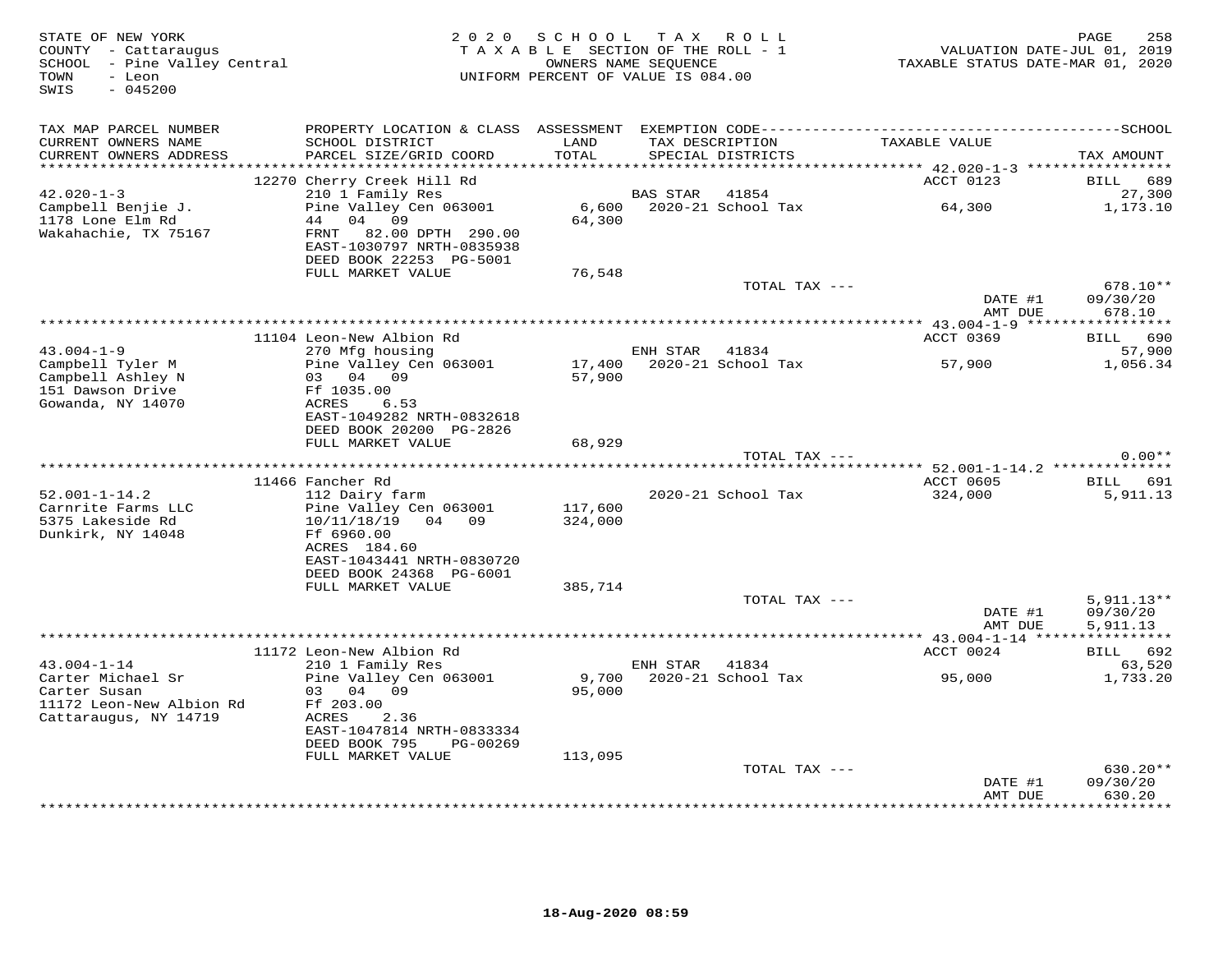STATE OF NEW YORK
COUNTY - Cattaraugus
SCHOOL - Pine Valley Central
TOWN - Leon
SWIS - 045200

2020 SCHOOL TAX ROLL
TAXABLE SECTION OF THE ROLL - 1
OWNERS NAME SEQUENCE
UNIFORM PERCENT OF VALUE IS 084.00

VALUATION DATE-JUL 01, 2019
TAXABLE STATUS DATE-MAR 01, 2020

| TAX MAP PARCEL NUMBER / CURRENT OWNERS NAME / CURRENT OWNERS ADDRESS | PROPERTY LOCATION & CLASS / SCHOOL DISTRICT / PARCEL SIZE/GRID COORD | ASSESSMENT LAND / TOTAL | EXEMPTION CODE / TAX DESCRIPTION / SPECIAL DISTRICTS | TAXABLE VALUE | TAX AMOUNT |
|---|---|---|---|---|---|
| **42.020-1-3** | 12270 Cherry Creek Hill Rd | | | ACCT 0123 | BILL 689 |
| 42.020-1-3 | 210 1 Family Res | | BAS STAR 41854 | | 27,300 |
| Campbell Benjie J. | Pine Valley Cen 063001 | 6,600 | 2020-21 School Tax | 64,300 | 1,173.10 |
| 1178 Lone Elm Rd | 44 04 09 | 64,300 | | | |
| Wakahachie, TX 75167 | FRNT 82.00 DPTH 290.00 | | | | |
| | EAST-1030797 NRTH-0835938 | | | | |
| | DEED BOOK 22253 PG-5001 | | | | |
| | FULL MARKET VALUE | 76,548 | | | |
| | | | TOTAL TAX --- | | 678.10** |
| | | | | DATE #1 | 09/30/20 |
| | | | | AMT DUE | 678.10 |
| **43.004-1-9** | 11104 Leon-New Albion Rd | | | ACCT 0369 | BILL 690 |
| 43.004-1-9 | 270 Mfg housing | | ENH STAR 41834 | | 57,900 |
| Campbell Tyler M | Pine Valley Cen 063001 | 17,400 | 2020-21 School Tax | 57,900 | 1,056.34 |
| Campbell Ashley N | 03 04 09 | 57,900 | | | |
| 151 Dawson Drive | Ff 1035.00 | | | | |
| Gowanda, NY 14070 | ACRES 6.53 | | | | |
| | EAST-1049282 NRTH-0832618 | | | | |
| | DEED BOOK 20200 PG-2826 | | | | |
| | FULL MARKET VALUE | 68,929 | | | |
| | | | TOTAL TAX --- | | 0.00** |
| **52.001-1-14.2** | 11466 Fancher Rd | | | ACCT 0605 | BILL 691 |
| 52.001-1-14.2 | 112 Dairy farm | | 2020-21 School Tax | 324,000 | 5,911.13 |
| Carnrite Farms LLC | Pine Valley Cen 063001 | 117,600 | | | |
| 5375 Lakeside Rd | 10/11/18/19 04 09 | 324,000 | | | |
| Dunkirk, NY 14048 | Ff 6960.00 | | | | |
| | ACRES 184.60 | | | | |
| | EAST-1043441 NRTH-0830720 | | | | |
| | DEED BOOK 24368 PG-6001 | | | | |
| | FULL MARKET VALUE | 385,714 | | | |
| | | | TOTAL TAX --- | | 5,911.13** |
| | | | | DATE #1 | 09/30/20 |
| | | | | AMT DUE | 5,911.13 |
| **43.004-1-14** | 11172 Leon-New Albion Rd | | | ACCT 0024 | BILL 692 |
| 43.004-1-14 | 210 1 Family Res | | ENH STAR 41834 | | 63,520 |
| Carter Michael Sr | Pine Valley Cen 063001 | 9,700 | 2020-21 School Tax | 95,000 | 1,733.20 |
| Carter Susan | 03 04 09 | 95,000 | | | |
| 11172 Leon-New Albion Rd | Ff 203.00 | | | | |
| Cattaraugus, NY 14719 | ACRES 2.36 | | | | |
| | EAST-1047814 NRTH-0833334 | | | | |
| | DEED BOOK 795 PG-00269 | | | | |
| | FULL MARKET VALUE | 113,095 | | | |
| | | | TOTAL TAX --- | | 630.20** |
| | | | | DATE #1 | 09/30/20 |
| | | | | AMT DUE | 630.20 |

18-Aug-2020 08:59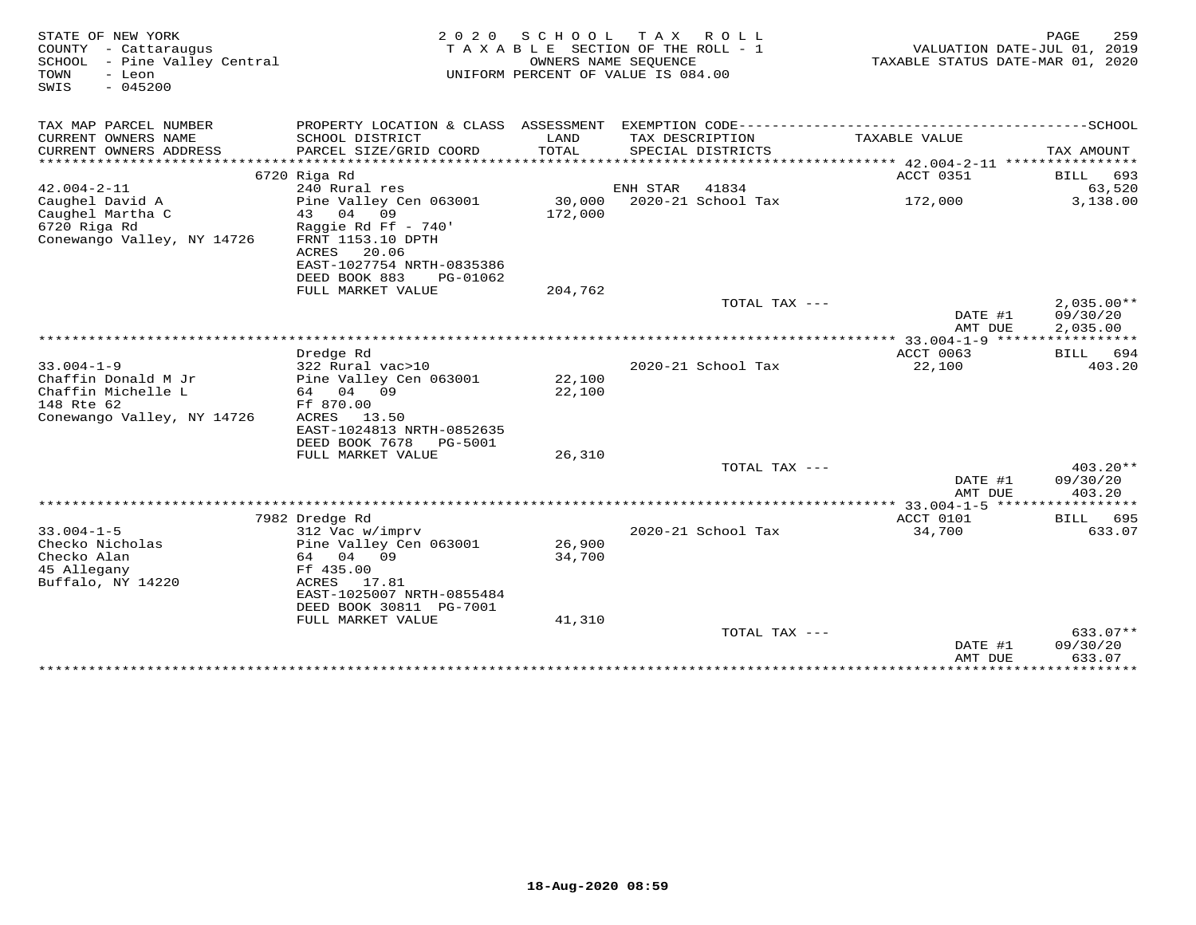STATE OF NEW YORK
COUNTY - Cattaraugus
SCHOOL - Pine Valley Central
TOWN - Leon
SWIS - 045200

2020 SCHOOL TAX ROLL
TAXABLE SECTION OF THE ROLL - 1
OWNERS NAME SEQUENCE
UNIFORM PERCENT OF VALUE IS 084.00

VALUATION DATE-JUL 01, 2019
TAXABLE STATUS DATE-MAR 01, 2020

| TAX MAP PARCEL NUMBER / CURRENT OWNERS NAME / CURRENT OWNERS ADDRESS | PROPERTY LOCATION & CLASS / SCHOOL DISTRICT / PARCEL SIZE/GRID COORD | ASSESSMENT LAND / TOTAL | EXEMPTION CODE / TAX DESCRIPTION / SPECIAL DISTRICTS | TAXABLE VALUE | TAX AMOUNT |
|---|---|---|---|---|---|
| | 6720 Riga Rd | | | ACCT 0351 | BILL 693 |
| 42.004-2-11 | 240 Rural res | | ENH STAR 41834 | | 63,520 |
| Caughel David A | Pine Valley Cen 063001 | 30,000 | 2020-21 School Tax | 172,000 | 3,138.00 |
| Caughel Martha C | 43 04 09 | 172,000 | | | |
| 6720 Riga Rd | Raggie Rd Ff - 740' | | | | |
| Conewango Valley, NY 14726 | FRNT 1153.10 DPTH | | | | |
| | ACRES 20.06 | | | | |
| | EAST-1027754 NRTH-0835386 | | | | |
| | DEED BOOK 883 PG-01062 | | | | |
| | FULL MARKET VALUE | 204,762 | | | |
| | | | TOTAL TAX --- | | 2,035.00** |
| | | | | DATE #1 | 09/30/20 |
| | | | | AMT DUE | 2,035.00 |
| | Dredge Rd | | | ACCT 0063 | BILL 694 |
| 33.004-1-9 | 322 Rural vac>10 | | 2020-21 School Tax | 22,100 | 403.20 |
| Chaffin Donald M Jr | Pine Valley Cen 063001 | 22,100 | | | |
| Chaffin Michelle L | 64 04 09 | 22,100 | | | |
| 148 Rte 62 | Ff 870.00 | | | | |
| Conewango Valley, NY 14726 | ACRES 13.50 | | | | |
| | EAST-1024813 NRTH-0852635 | | | | |
| | DEED BOOK 7678 PG-5001 | | | | |
| | FULL MARKET VALUE | 26,310 | | | |
| | | | TOTAL TAX --- | | 403.20** |
| | | | | DATE #1 | 09/30/20 |
| | | | | AMT DUE | 403.20 |
| | 7982 Dredge Rd | | | ACCT 0101 | BILL 695 |
| 33.004-1-5 | 312 Vac w/imprv | | 2020-21 School Tax | 34,700 | 633.07 |
| Checko Nicholas | Pine Valley Cen 063001 | 26,900 | | | |
| Checko Alan | 64 04 09 | 34,700 | | | |
| 45 Allegany | Ff 435.00 | | | | |
| Buffalo, NY 14220 | ACRES 17.81 | | | | |
| | EAST-1025007 NRTH-0855484 | | | | |
| | DEED BOOK 30811 PG-7001 | | | | |
| | FULL MARKET VALUE | 41,310 | | | |
| | | | TOTAL TAX --- | | 633.07** |
| | | | | DATE #1 | 09/30/20 |
| | | | | AMT DUE | 633.07 |

18-Aug-2020 08:59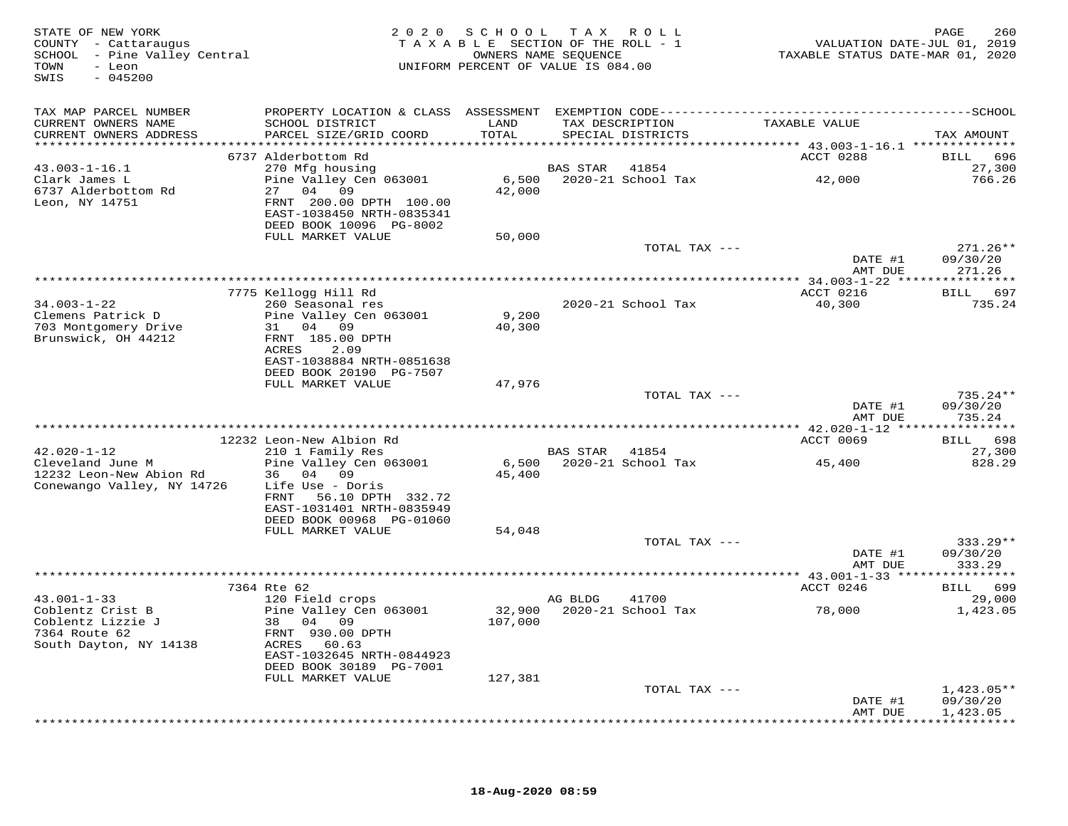STATE OF NEW YORK
COUNTY - Cattaraugus
SCHOOL - Pine Valley Central
TOWN - Leon
SWIS - 045200

2020 SCHOOL TAX ROLL
TAXABLE SECTION OF THE ROLL - 1
OWNERS NAME SEQUENCE
UNIFORM PERCENT OF VALUE IS 084.00

VALUATION DATE-JUL 01, 2019
TAXABLE STATUS DATE-MAR 01, 2020

| TAX MAP PARCEL NUMBER / CURRENT OWNERS NAME / CURRENT OWNERS ADDRESS | PROPERTY LOCATION & CLASS / SCHOOL DISTRICT / PARCEL SIZE/GRID COORD | ASSESSMENT LAND / TOTAL | EXEMPTION CODE / TAX DESCRIPTION / SPECIAL DISTRICTS | TAXABLE VALUE | SCHOOL TAX AMOUNT |
|---|---|---|---|---|---|
| 43.003-1-16.1 | 6737 Alderbottom Rd | | | ACCT 0288 | BILL 696 |
| 43.003-1-16.1 | 270 Mfg housing | | BAS STAR 41854 | | 27,300 |
| Clark James L | Pine Valley Cen 063001 | 6,500 | 2020-21 School Tax | 42,000 | 766.26 |
| 6737 Alderbottom Rd | 27 04 09 | 42,000 | | | |
| Leon, NY 14751 | FRNT 200.00 DPTH 100.00 | | | | |
| | EAST-1038450 NRTH-0835341 | | | | |
| | DEED BOOK 10096 PG-8002 | | | | |
| | FULL MARKET VALUE | 50,000 | | | |
| | | | TOTAL TAX --- | | 271.26** |
| | | | | DATE #1 | 09/30/20 |
| | | | | AMT DUE | 271.26 |
| 34.003-1-22 | 7775 Kellogg Hill Rd | | | ACCT 0216 | BILL 697 |
| 34.003-1-22 | 260 Seasonal res | | 2020-21 School Tax | 40,300 | 735.24 |
| Clemens Patrick D | Pine Valley Cen 063001 | 9,200 | | | |
| 703 Montgomery Drive | 31 04 09 | 40,300 | | | |
| Brunswick, OH 44212 | FRNT 185.00 DPTH | | | | |
| | ACRES 2.09 | | | | |
| | EAST-1038884 NRTH-0851638 | | | | |
| | DEED BOOK 20190 PG-7507 | | | | |
| | FULL MARKET VALUE | 47,976 | | | |
| | | | TOTAL TAX --- | | 735.24** |
| | | | | DATE #1 | 09/30/20 |
| | | | | AMT DUE | 735.24 |
| 42.020-1-12 | 12232 Leon-New Albion Rd | | | ACCT 0069 | BILL 698 |
| 42.020-1-12 | 210 1 Family Res | | BAS STAR 41854 | | 27,300 |
| Cleveland June M | Pine Valley Cen 063001 | 6,500 | 2020-21 School Tax | 45,400 | 828.29 |
| 12232 Leon-New Abion Rd | 36 04 09 | 45,400 | | | |
| Conewango Valley, NY 14726 | Life Use - Doris | | | | |
| | FRNT 56.10 DPTH 332.72 | | | | |
| | EAST-1031401 NRTH-0835949 | | | | |
| | DEED BOOK 00968 PG-01060 | | | | |
| | FULL MARKET VALUE | 54,048 | | | |
| | | | TOTAL TAX --- | | 333.29** |
| | | | | DATE #1 | 09/30/20 |
| | | | | AMT DUE | 333.29 |
| 43.001-1-33 | 7364 Rte 62 | | | ACCT 0246 | BILL 699 |
| 43.001-1-33 | 120 Field crops | | AG BLDG 41700 | | 29,000 |
| Coblentz Crist B | Pine Valley Cen 063001 | 32,900 | 2020-21 School Tax | 78,000 | 1,423.05 |
| Coblentz Lizzie J | 38 04 09 | 107,000 | | | |
| 7364 Route 62 | FRNT 930.00 DPTH | | | | |
| South Dayton, NY 14138 | ACRES 60.63 | | | | |
| | EAST-1032645 NRTH-0844923 | | | | |
| | DEED BOOK 30189 PG-7001 | | | | |
| | FULL MARKET VALUE | 127,381 | | | |
| | | | TOTAL TAX --- | | 1,423.05** |
| | | | | DATE #1 | 09/30/20 |
| | | | | AMT DUE | 1,423.05 |

18-Aug-2020 08:59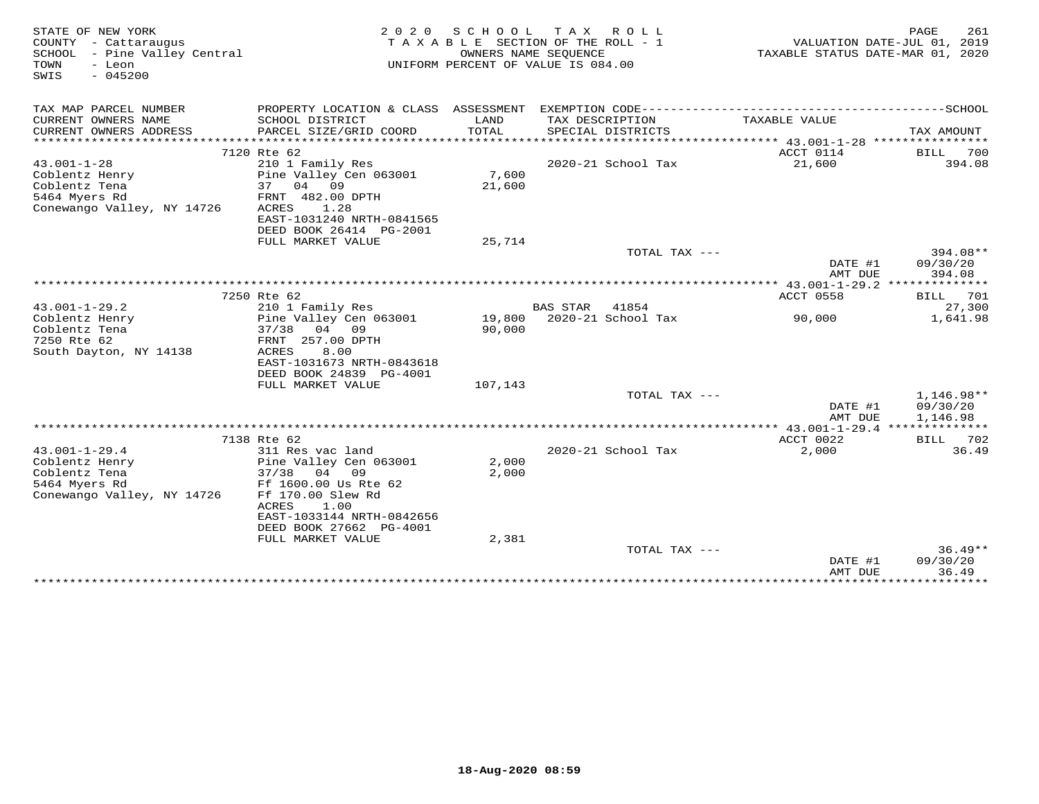STATE OF NEW YORK
COUNTY - Cattaraugus
SCHOOL - Pine Valley Central
TOWN - Leon
SWIS - 045200

2020 SCHOOL TAX ROLL
TAXABLE SECTION OF THE ROLL - 1
OWNERS NAME SEQUENCE
UNIFORM PERCENT OF VALUE IS 084.00

VALUATION DATE-JUL 01, 2019
TAXABLE STATUS DATE-MAR 01, 2020

| TAX MAP PARCEL NUMBER / CURRENT OWNERS NAME / CURRENT OWNERS ADDRESS | PROPERTY LOCATION & CLASS / SCHOOL DISTRICT / PARCEL SIZE/GRID COORD | ASSESSMENT LAND / TOTAL | EXEMPTION CODE / TAX DESCRIPTION / SPECIAL DISTRICTS | TAXABLE VALUE | TAX AMOUNT |
|---|---|---|---|---|---|
| | 7120 Rte 62 | | | ACCT 0114 | BILL 700 |
| 43.001-1-28 | 210 1 Family Res | | 2020-21 School Tax | 21,600 | 394.08 |
| Coblentz Henry | Pine Valley Cen 063001 | 7,600 | | | |
| Coblentz Tena | 37 04 09 | 21,600 | | | |
| 5464 Myers Rd | FRNT 482.00 DPTH | | | | |
| Conewango Valley, NY 14726 | ACRES 1.28 | | | | |
| | EAST-1031240 NRTH-0841565 | | | | |
| | DEED BOOK 26414 PG-2001 | | | | |
| | FULL MARKET VALUE | 25,714 | | | |
| | | | TOTAL TAX --- | | 394.08** |
| | | | | DATE #1 | 09/30/20 |
| | | | | AMT DUE | 394.08 |
| | 7250 Rte 62 | | | ACCT 0558 | BILL 701 |
| 43.001-1-29.2 | 210 1 Family Res | | BAS STAR 41854 | | 27,300 |
| Coblentz Henry | Pine Valley Cen 063001 | 19,800 | 2020-21 School Tax | 90,000 | 1,641.98 |
| Coblentz Tena | 37/38 04 09 | 90,000 | | | |
| 7250 Rte 62 | FRNT 257.00 DPTH | | | | |
| South Dayton, NY 14138 | ACRES 8.00 | | | | |
| | EAST-1031673 NRTH-0843618 | | | | |
| | DEED BOOK 24839 PG-4001 | | | | |
| | FULL MARKET VALUE | 107,143 | | | |
| | | | TOTAL TAX --- | | 1,146.98** |
| | | | | DATE #1 | 09/30/20 |
| | | | | AMT DUE | 1,146.98 |
| | 7138 Rte 62 | | | ACCT 0022 | BILL 702 |
| 43.001-1-29.4 | 311 Res vac land | | 2020-21 School Tax | 2,000 | 36.49 |
| Coblentz Henry | Pine Valley Cen 063001 | 2,000 | | | |
| Coblentz Tena | 37/38 04 09 | 2,000 | | | |
| 5464 Myers Rd | Ff 1600.00 Us Rte 62 | | | | |
| Conewango Valley, NY 14726 | Ff 170.00 Slew Rd | | | | |
| | ACRES 1.00 | | | | |
| | EAST-1033144 NRTH-0842656 | | | | |
| | DEED BOOK 27662 PG-4001 | | | | |
| | FULL MARKET VALUE | 2,381 | | | |
| | | | TOTAL TAX --- | | 36.49** |
| | | | | DATE #1 | 09/30/20 |
| | | | | AMT DUE | 36.49 |

18-Aug-2020 08:59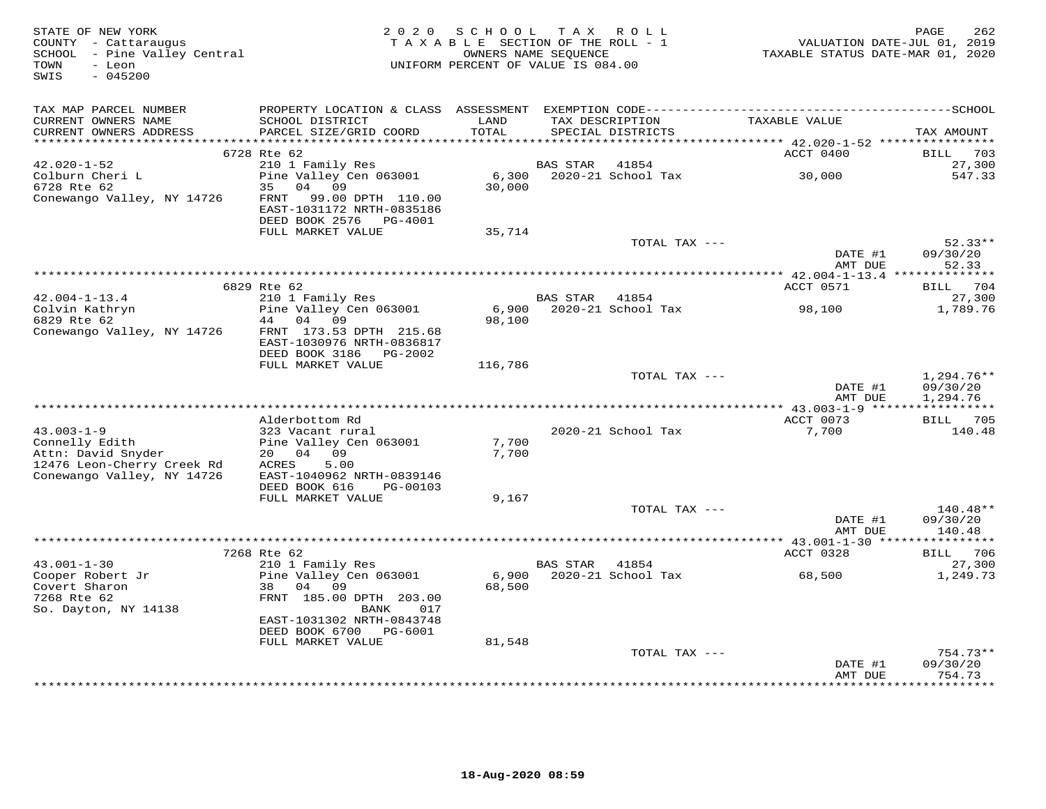STATE OF NEW YORK
COUNTY - Cattaraugus
SCHOOL - Pine Valley Central
TOWN - Leon
SWIS - 045200

2020 SCHOOL TAX ROLL
TAXABLE SECTION OF THE ROLL - 1
OWNERS NAME SEQUENCE
UNIFORM PERCENT OF VALUE IS 084.00

VALUATION DATE-JUL 01, 2019
TAXABLE STATUS DATE-MAR 01, 2020

| TAX MAP PARCEL NUMBER / CURRENT OWNERS NAME / CURRENT OWNERS ADDRESS | PROPERTY LOCATION & CLASS / SCHOOL DISTRICT / PARCEL SIZE/GRID COORD | ASSESSMENT LAND / TOTAL | EXEMPTION CODE / TAX DESCRIPTION / SPECIAL DISTRICTS | TAXABLE VALUE | TAX AMOUNT |
|---|---|---|---|---|---|
| **42.020-1-52** | 6728 Rte 62 | | | ACCT 0400 | BILL 703 |
| 42.020-1-52 | 210 1 Family Res | | BAS STAR 41854 | | 27,300 |
| Colburn Cheri L | Pine Valley Cen 063001 | 6,300 | 2020-21 School Tax | 30,000 | 547.33 |
| 6728 Rte 62 | 35 04 09 | 30,000 | | | |
| Conewango Valley, NY 14726 | FRNT 99.00 DPTH 110.00 | | | | |
| | EAST-1031172 NRTH-0835186 | | | | |
| | DEED BOOK 2576 PG-4001 | | | | |
| | FULL MARKET VALUE | 35,714 | | | |
| | | | TOTAL TAX --- | | 52.33** |
| | | | | DATE #1 | 09/30/20 |
| | | | | AMT DUE | 52.33 |
| **42.004-1-13.4** | 6829 Rte 62 | | | ACCT 0571 | BILL 704 |
| 42.004-1-13.4 | 210 1 Family Res | | BAS STAR 41854 | | 27,300 |
| Colvin Kathryn | Pine Valley Cen 063001 | 6,900 | 2020-21 School Tax | 98,100 | 1,789.76 |
| 6829 Rte 62 | 44 04 09 | 98,100 | | | |
| Conewango Valley, NY 14726 | FRNT 173.53 DPTH 215.68 | | | | |
| | EAST-1030976 NRTH-0836817 | | | | |
| | DEED BOOK 3186 PG-2002 | | | | |
| | FULL MARKET VALUE | 116,786 | | | |
| | | | TOTAL TAX --- | | 1,294.76** |
| | | | | DATE #1 | 09/30/20 |
| | | | | AMT DUE | 1,294.76 |
| **43.003-1-9** | Alderbottom Rd | | | ACCT 0073 | BILL 705 |
| 43.003-1-9 | 323 Vacant rural | | 2020-21 School Tax | 7,700 | 140.48 |
| Connelly Edith | Pine Valley Cen 063001 | 7,700 | | | |
| Attn: David Snyder | 20 04 09 | 7,700 | | | |
| 12476 Leon-Cherry Creek Rd | ACRES 5.00 | | | | |
| Conewango Valley, NY 14726 | EAST-1040962 NRTH-0839146 | | | | |
| | DEED BOOK 616 PG-00103 | | | | |
| | FULL MARKET VALUE | 9,167 | | | |
| | | | TOTAL TAX --- | | 140.48** |
| | | | | DATE #1 | 09/30/20 |
| | | | | AMT DUE | 140.48 |
| **43.001-1-30** | 7268 Rte 62 | | | ACCT 0328 | BILL 706 |
| 43.001-1-30 | 210 1 Family Res | | BAS STAR 41854 | | 27,300 |
| Cooper Robert Jr | Pine Valley Cen 063001 | 6,900 | 2020-21 School Tax | 68,500 | 1,249.73 |
| Covert Sharon | 38 04 09 | 68,500 | | | |
| 7268 Rte 62 | FRNT 185.00 DPTH 203.00 | | | | |
| So. Dayton, NY 14138 | BANK 017 | | | | |
| | EAST-1031302 NRTH-0843748 | | | | |
| | DEED BOOK 6700 PG-6001 | | | | |
| | FULL MARKET VALUE | 81,548 | | | |
| | | | TOTAL TAX --- | | 754.73** |
| | | | | DATE #1 | 09/30/20 |
| | | | | AMT DUE | 754.73 |

18-Aug-2020 08:59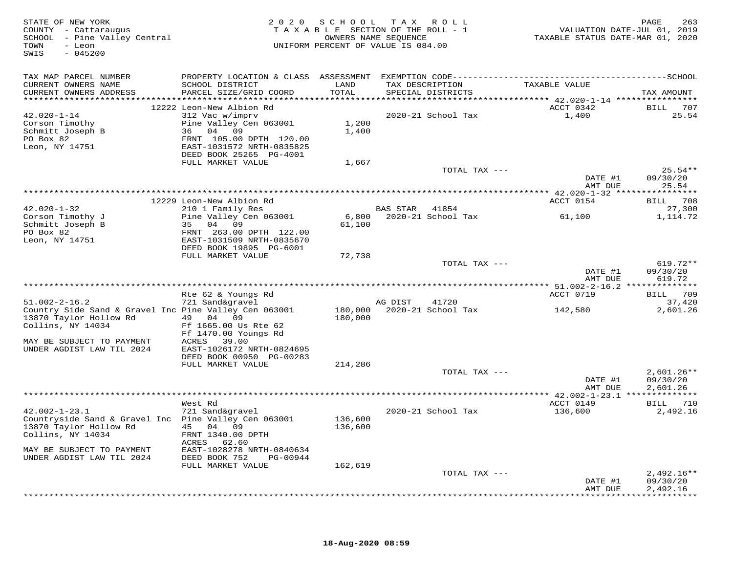STATE OF NEW YORK
COUNTY - Cattaraugus
SCHOOL - Pine Valley Central
TOWN - Leon
SWIS - 045200

2020 SCHOOL TAX ROLL
TAXABLE SECTION OF THE ROLL - 1
OWNERS NAME SEQUENCE
UNIFORM PERCENT OF VALUE IS 084.00

VALUATION DATE-JUL 01, 2019
TAXABLE STATUS DATE-MAR 01, 2020

| TAX MAP PARCEL NUMBER / CURRENT OWNERS NAME / CURRENT OWNERS ADDRESS | PROPERTY LOCATION & CLASS / SCHOOL DISTRICT / PARCEL SIZE/GRID COORD | ASSESSMENT LAND / TOTAL | EXEMPTION CODE / TAX DESCRIPTION / SPECIAL DISTRICTS | TAXABLE VALUE | TAX AMOUNT |
|---|---|---|---|---|---|
| | 12222 Leon-New Albion Rd | | | ACCT 0342 | BILL 707 |
| 42.020-1-14 | 312 Vac w/imprv | | 2020-21 School Tax | 1,400 | 25.54 |
| Corson Timothy | Pine Valley Cen 063001 | 1,200 | | | |
| Schmitt Joseph B | 36 04 09 | 1,400 | | | |
| PO Box 82 | FRNT 105.00 DPTH 120.00 | | | | |
| Leon, NY 14751 | EAST-1031572 NRTH-0835825 | | | | |
| | DEED BOOK 25265 PG-4001 | | | | |
| | FULL MARKET VALUE | 1,667 | | | |
| | | | TOTAL TAX --- | | 25.54** |
| | | | | DATE #1 | 09/30/20 |
| | | | | AMT DUE | 25.54 |
| | 12229 Leon-New Albion Rd | | | ACCT 0154 | BILL 708 |
| 42.020-1-32 | 210 1 Family Res | | BAS STAR 41854 | | 27,300 |
| Corson Timothy J | Pine Valley Cen 063001 | 6,800 | 2020-21 School Tax | 61,100 | 1,114.72 |
| Schmitt Joseph B | 35 04 09 | 61,100 | | | |
| PO Box 82 | FRNT 263.00 DPTH 122.00 | | | | |
| Leon, NY 14751 | EAST-1031509 NRTH-0835670 | | | | |
| | DEED BOOK 19895 PG-6001 | | | | |
| | FULL MARKET VALUE | 72,738 | | | |
| | | | TOTAL TAX --- | | 619.72** |
| | | | | DATE #1 | 09/30/20 |
| | | | | AMT DUE | 619.72 |
| | Rte 62 & Youngs Rd | | | ACCT 0719 | BILL 709 |
| 51.002-2-16.2 | 721 Sand&gravel | | AG DIST 41720 | | 37,420 |
| Country Side Sand & Gravel Inc | Pine Valley Cen 063001 | 180,000 | 2020-21 School Tax | 142,580 | 2,601.26 |
| 13870 Taylor Hollow Rd | 49 04 09 | 180,000 | | | |
| Collins, NY 14034 | Ff 1665.00 Us Rte 62 | | | | |
| | Ff 1470.00 Youngs Rd | | | | |
| MAY BE SUBJECT TO PAYMENT | ACRES 39.00 | | | | |
| UNDER AGDIST LAW TIL 2024 | EAST-1026172 NRTH-0824695 | | | | |
| | DEED BOOK 00950 PG-00283 | | | | |
| | FULL MARKET VALUE | 214,286 | | | |
| | | | TOTAL TAX --- | | 2,601.26** |
| | | | | DATE #1 | 09/30/20 |
| | | | | AMT DUE | 2,601.26 |
| | West Rd | | | ACCT 0149 | BILL 710 |
| 42.002-1-23.1 | 721 Sand&gravel | | 2020-21 School Tax | 136,600 | 2,492.16 |
| Countryside Sand & Gravel Inc | Pine Valley Cen 063001 | 136,600 | | | |
| 13870 Taylor Hollow Rd | 45 04 09 | 136,600 | | | |
| Collins, NY 14034 | FRNT 1340.00 DPTH | | | | |
| | ACRES 62.60 | | | | |
| MAY BE SUBJECT TO PAYMENT | EAST-1028278 NRTH-0840634 | | | | |
| UNDER AGDIST LAW TIL 2024 | DEED BOOK 752 PG-00944 | | | | |
| | FULL MARKET VALUE | 162,619 | | | |
| | | | TOTAL TAX --- | | 2,492.16** |
| | | | | DATE #1 | 09/30/20 |
| | | | | AMT DUE | 2,492.16 |

18-Aug-2020 08:59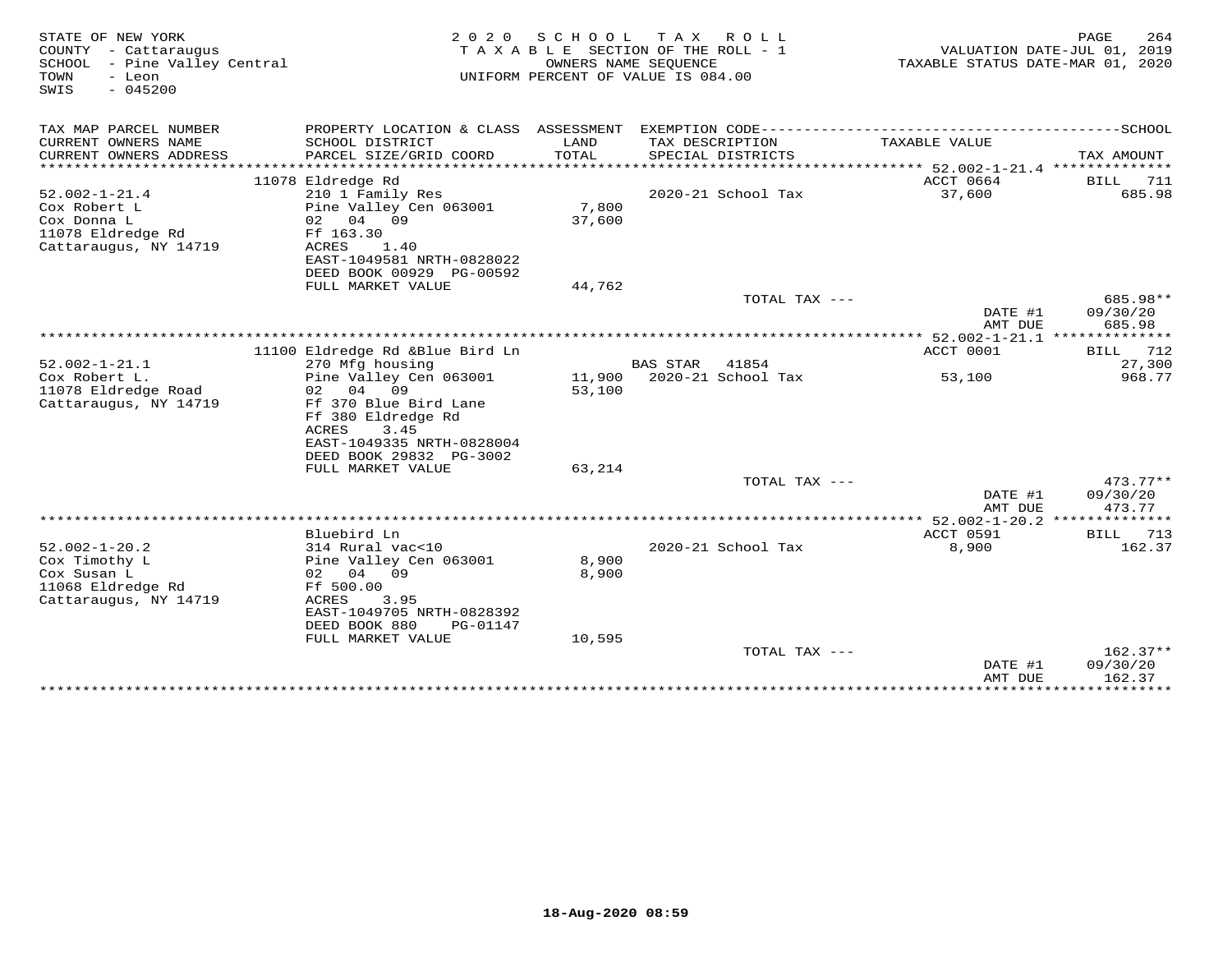STATE OF NEW YORK
COUNTY - Cattaraugus
SCHOOL - Pine Valley Central
TOWN - Leon
SWIS - 045200

2020 SCHOOL TAX ROLL
TAXABLE SECTION OF THE ROLL - 1
OWNERS NAME SEQUENCE
UNIFORM PERCENT OF VALUE IS 084.00

VALUATION DATE-JUL 01, 2019
TAXABLE STATUS DATE-MAR 01, 2020

| TAX MAP PARCEL NUMBER / CURRENT OWNERS NAME / CURRENT OWNERS ADDRESS | PROPERTY LOCATION & CLASS / SCHOOL DISTRICT / PARCEL SIZE/GRID COORD | ASSESSMENT LAND / TOTAL | EXEMPTION CODE / TAX DESCRIPTION / SPECIAL DISTRICTS | TAXABLE VALUE | TAX AMOUNT (SCHOOL) |
|---|---|---|---|---|---|
| | 11078 Eldredge Rd | | | ACCT 0664 | BILL 711 |
| 52.002-1-21.4 | 210 1 Family Res | | 2020-21 School Tax | 37,600 | 685.98 |
| Cox Robert L | Pine Valley Cen 063001 | 7,800 | | | |
| Cox Donna L | 02 04 09 | 37,600 | | | |
| 11078 Eldredge Rd | Ff 163.30 | | | | |
| Cattaraugus, NY 14719 | ACRES 1.40 | | | | |
| | EAST-1049581 NRTH-0828022 | | | | |
| | DEED BOOK 00929 PG-00592 | | | | |
| | FULL MARKET VALUE | 44,762 | | | |
| | | | TOTAL TAX --- | | 685.98** |
| | | | | DATE #1 | 09/30/20 |
| | | | | AMT DUE | 685.98 |
| | 11100 Eldredge Rd &Blue Bird Ln | | | ACCT 0001 | BILL 712 |
| 52.002-1-21.1 | 270 Mfg housing | | BAS STAR 41854 | | 27,300 |
| Cox Robert L. | Pine Valley Cen 063001 | 11,900 | 2020-21 School Tax | 53,100 | 968.77 |
| 11078 Eldredge Road | 02 04 09 | 53,100 | | | |
| Cattaraugus, NY 14719 | Ff 370 Blue Bird Lane | | | | |
| | Ff 380 Eldredge Rd | | | | |
| | ACRES 3.45 | | | | |
| | EAST-1049335 NRTH-0828004 | | | | |
| | DEED BOOK 29832 PG-3002 | | | | |
| | FULL MARKET VALUE | 63,214 | | | |
| | | | TOTAL TAX --- | | 473.77** |
| | | | | DATE #1 | 09/30/20 |
| | | | | AMT DUE | 473.77 |
| | Bluebird Ln | | | ACCT 0591 | BILL 713 |
| 52.002-1-20.2 | 314 Rural vac<10 | | 2020-21 School Tax | 8,900 | 162.37 |
| Cox Timothy L | Pine Valley Cen 063001 | 8,900 | | | |
| Cox Susan L | 02 04 09 | 8,900 | | | |
| 11068 Eldredge Rd | Ff 500.00 | | | | |
| Cattaraugus, NY 14719 | ACRES 3.95 | | | | |
| | EAST-1049705 NRTH-0828392 | | | | |
| | DEED BOOK 880 PG-01147 | | | | |
| | FULL MARKET VALUE | 10,595 | | | |
| | | | TOTAL TAX --- | | 162.37** |
| | | | | DATE #1 | 09/30/20 |
| | | | | AMT DUE | 162.37 |

18-Aug-2020 08:59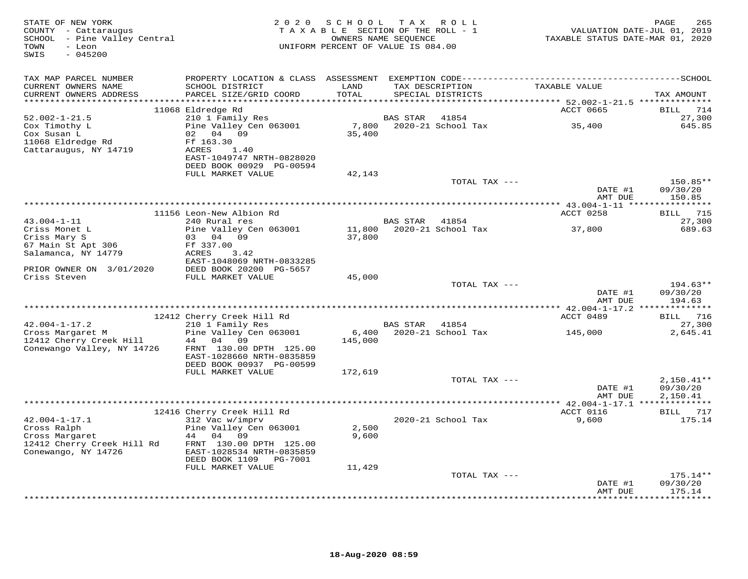STATE OF NEW YORK
COUNTY - Cattaraugus
SCHOOL - Pine Valley Central
TOWN - Leon
SWIS - 045200

2020 SCHOOL TAX ROLL
TAXABLE SECTION OF THE ROLL - 1
OWNERS NAME SEQUENCE
UNIFORM PERCENT OF VALUE IS 084.00

VALUATION DATE-JUL 01, 2019
TAXABLE STATUS DATE-MAR 01, 2020

| TAX MAP PARCEL NUMBER / CURRENT OWNERS NAME / CURRENT OWNERS ADDRESS | PROPERTY LOCATION & CLASS / SCHOOL DISTRICT / PARCEL SIZE/GRID COORD | ASSESSMENT LAND / TOTAL | EXEMPTION CODE / TAX DESCRIPTION / SPECIAL DISTRICTS | TAXABLE VALUE | SCHOOL TAX AMOUNT |
|---|---|---|---|---|---|
| | 11068 Eldredge Rd | | | ACCT 0665 | BILL 714 |
| 52.002-1-21.5 | 210 1 Family Res | | BAS STAR 41854 | | 27,300 |
| Cox Timothy L | Pine Valley Cen 063001 | 7,800 | 2020-21 School Tax | 35,400 | 645.85 |
| Cox Susan L | 02 04 09 | 35,400 | | | |
| 11068 Eldredge Rd | Ff 163.30 | | | | |
| Cattaraugus, NY 14719 | ACRES 1.40 | | | | |
| | EAST-1049747 NRTH-0828020 | | | | |
| | DEED BOOK 00929 PG-00594 | | | | |
| | FULL MARKET VALUE | 42,143 | | | |
| | | | TOTAL TAX --- | | 150.85** |
| | | | | DATE #1 | 09/30/20 |
| | | | | AMT DUE | 150.85 |
| | 11156 Leon-New Albion Rd | | | ACCT 0258 | BILL 715 |
| 43.004-1-11 | 240 Rural res | | BAS STAR 41854 | | 27,300 |
| Criss Monet L | Pine Valley Cen 063001 | 11,800 | 2020-21 School Tax | 37,800 | 689.63 |
| Criss Mary S | 03 04 09 | 37,800 | | | |
| 67 Main St Apt 306 | Ff 337.00 | | | | |
| Salamanca, NY 14779 | ACRES 3.42 | | | | |
| | EAST-1048069 NRTH-0833285 | | | | |
| PRIOR OWNER ON 3/01/2020 | DEED BOOK 20200 PG-5657 | | | | |
| Criss Steven | FULL MARKET VALUE | 45,000 | | | |
| | | | TOTAL TAX --- | | 194.63** |
| | | | | DATE #1 | 09/30/20 |
| | | | | AMT DUE | 194.63 |
| | 12412 Cherry Creek Hill Rd | | | ACCT 0489 | BILL 716 |
| 42.004-1-17.2 | 210 1 Family Res | | BAS STAR 41854 | | 27,300 |
| Cross Margaret M | Pine Valley Cen 063001 | 6,400 | 2020-21 School Tax | 145,000 | 2,645.41 |
| 12412 Cherry Creek Hill | 44 04 09 | 145,000 | | | |
| Conewango Valley, NY 14726 | FRNT 130.00 DPTH 125.00 | | | | |
| | EAST-1028660 NRTH-0835859 | | | | |
| | DEED BOOK 00937 PG-00599 | | | | |
| | FULL MARKET VALUE | 172,619 | | | |
| | | | TOTAL TAX --- | | 2,150.41** |
| | | | | DATE #1 | 09/30/20 |
| | | | | AMT DUE | 2,150.41 |
| | 12416 Cherry Creek Hill Rd | | | ACCT 0116 | BILL 717 |
| 42.004-1-17.1 | 312 Vac w/imprv | | 2020-21 School Tax | 9,600 | 175.14 |
| Cross Ralph | Pine Valley Cen 063001 | 2,500 | | | |
| Cross Margaret | 44 04 09 | 9,600 | | | |
| 12412 Cherry Creek Hill Rd | FRNT 130.00 DPTH 125.00 | | | | |
| Conewango, NY 14726 | EAST-1028534 NRTH-0835859 | | | | |
| | DEED BOOK 1109 PG-7001 | | | | |
| | FULL MARKET VALUE | 11,429 | | | |
| | | | TOTAL TAX --- | | 175.14** |
| | | | | DATE #1 | 09/30/20 |
| | | | | AMT DUE | 175.14 |

18-Aug-2020 08:59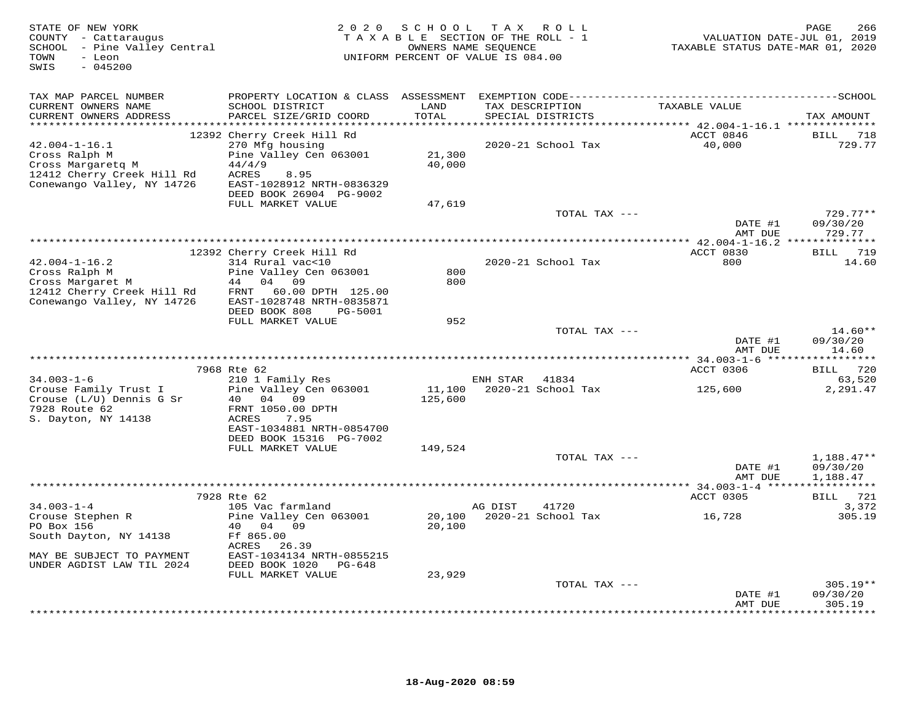STATE OF NEW YORK
COUNTY - Cattaraugus
SCHOOL - Pine Valley Central
TOWN - Leon
SWIS - 045200

2020 SCHOOL TAX ROLL
TAXABLE SECTION OF THE ROLL - 1
OWNERS NAME SEQUENCE
UNIFORM PERCENT OF VALUE IS 084.00

VALUATION DATE-JUL 01, 2019
TAXABLE STATUS DATE-MAR 01, 2020

| TAX MAP PARCEL NUMBER / CURRENT OWNERS NAME / CURRENT OWNERS ADDRESS | PROPERTY LOCATION & CLASS / SCHOOL DISTRICT / PARCEL SIZE/GRID COORD | ASSESSMENT LAND / TOTAL | EXEMPTION CODE / TAX DESCRIPTION / SPECIAL DISTRICTS | TAXABLE VALUE | TAX AMOUNT |
|---|---|---|---|---|---|
| 42.004-1-16.1 | 12392 Cherry Creek Hill Rd | | | ACCT 0846 | BILL 718 |
| 42.004-1-16.1 | 270 Mfg housing | | 2020-21 School Tax | 40,000 | 729.77 |
| Cross Ralph M | Pine Valley Cen 063001 | 21,300 | | | |
| Cross Margaretq M | 44/4/9 | 40,000 | | | |
| 12412 Cherry Creek Hill Rd | ACRES 8.95 | | | | |
| Conewango Valley, NY 14726 | EAST-1028912 NRTH-0836329 | | | | |
| | DEED BOOK 26904 PG-9002 | | | | |
| | FULL MARKET VALUE | 47,619 | | | |
| | | | TOTAL TAX --- | | 729.77** |
| | | | | DATE #1 | 09/30/20 |
| | | | | AMT DUE | 729.77 |
| 42.004-1-16.2 | 12392 Cherry Creek Hill Rd | | | ACCT 0830 | BILL 719 |
| 42.004-1-16.2 | 314 Rural vac<10 | | 2020-21 School Tax | 800 | 14.60 |
| Cross Ralph M | Pine Valley Cen 063001 | 800 | | | |
| Cross Margaret M | 44 04 09 | 800 | | | |
| 12412 Cherry Creek Hill Rd | FRNT 60.00 DPTH 125.00 | | | | |
| Conewango Valley, NY 14726 | EAST-1028748 NRTH-0835871 | | | | |
| | DEED BOOK 808 PG-5001 | | | | |
| | FULL MARKET VALUE | 952 | | | |
| | | | TOTAL TAX --- | | 14.60** |
| | | | | DATE #1 | 09/30/20 |
| | | | | AMT DUE | 14.60 |
| 34.003-1-6 | 7968 Rte 62 | | | ACCT 0306 | BILL 720 |
| 34.003-1-6 | 210 1 Family Res | | ENH STAR 41834 | | 63,520 |
| Crouse Family Trust I | Pine Valley Cen 063001 | 11,100 | 2020-21 School Tax | 125,600 | 2,291.47 |
| Crouse (L/U) Dennis G Sr | 40 04 09 | 125,600 | | | |
| 7928 Route 62 | FRNT 1050.00 DPTH | | | | |
| S. Dayton, NY 14138 | ACRES 7.95 | | | | |
| | EAST-1034881 NRTH-0854700 | | | | |
| | DEED BOOK 15316 PG-7002 | | | | |
| | FULL MARKET VALUE | 149,524 | | | |
| | | | TOTAL TAX --- | | 1,188.47** |
| | | | | DATE #1 | 09/30/20 |
| | | | | AMT DUE | 1,188.47 |
| 34.003-1-4 | 7928 Rte 62 | | | ACCT 0305 | BILL 721 |
| 34.003-1-4 | 105 Vac farmland | | AG DIST 41720 | | 3,372 |
| Crouse Stephen R | Pine Valley Cen 063001 | 20,100 | 2020-21 School Tax | 16,728 | 305.19 |
| PO Box 156 | 40 04 09 | 20,100 | | | |
| South Dayton, NY 14138 | Ff 865.00 | | | | |
| | ACRES 26.39 | | | | |
| MAY BE SUBJECT TO PAYMENT | EAST-1034134 NRTH-0855215 | | | | |
| UNDER AGDIST LAW TIL 2024 | DEED BOOK 1020 PG-648 | | | | |
| | FULL MARKET VALUE | 23,929 | | | |
| | | | TOTAL TAX --- | | 305.19** |
| | | | | DATE #1 | 09/30/20 |
| | | | | AMT DUE | 305.19 |

18-Aug-2020 08:59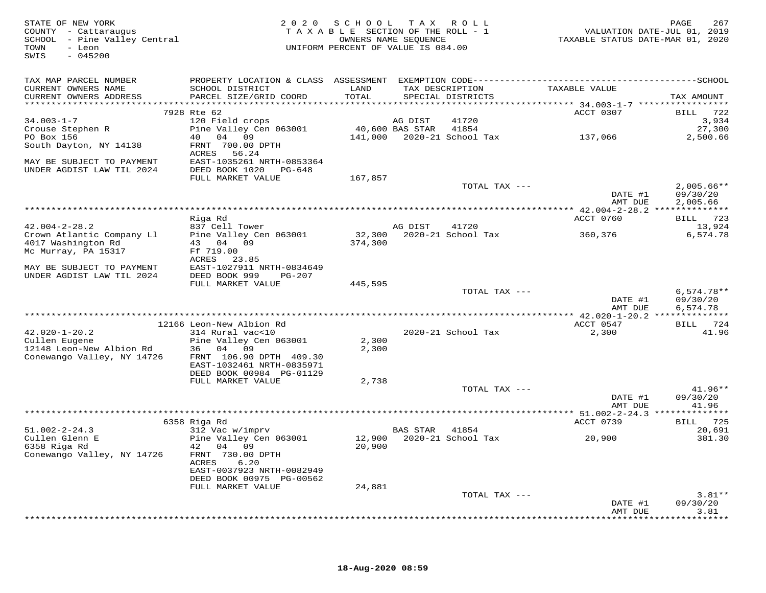STATE OF NEW YORK
COUNTY - Cattaraugus
SCHOOL - Pine Valley Central
TOWN - Leon
SWIS - 045200

2020 SCHOOL TAX ROLL
TAXABLE SECTION OF THE ROLL - 1
OWNERS NAME SEQUENCE
UNIFORM PERCENT OF VALUE IS 084.00

VALUATION DATE-JUL 01, 2019
TAXABLE STATUS DATE-MAR 01, 2020

| TAX MAP PARCEL NUMBER / CURRENT OWNERS NAME / CURRENT OWNERS ADDRESS | PROPERTY LOCATION & CLASS / SCHOOL DISTRICT / PARCEL SIZE/GRID COORD | ASSESSMENT LAND / TOTAL | EXEMPTION CODE / TAX DESCRIPTION / SPECIAL DISTRICTS | TAXABLE VALUE | TAX AMOUNT |
|---|---|---|---|---|---|
| **34.003-1-7** | 7928 Rte 62 | | | ACCT 0307 | BILL 722 |
| 34.003-1-7 | 120 Field crops | | AG DIST 41720 | | 3,934 |
| Crouse Stephen R | Pine Valley Cen 063001 | 40,600 | BAS STAR 41854 | | 27,300 |
| PO Box 156 | 40 04 09 | 141,000 | 2020-21 School Tax | 137,066 | 2,500.66 |
| South Dayton, NY 14138 | FRNT 700.00 DPTH | | | | |
| | ACRES 56.24 | | | | |
| MAY BE SUBJECT TO PAYMENT | EAST-1035261 NRTH-0853364 | | | | |
| UNDER AGDIST LAW TIL 2024 | DEED BOOK 1020 PG-648 | | | | |
| | FULL MARKET VALUE | 167,857 | | | |
| | | | TOTAL TAX --- | | 2,005.66** |
| | | | | DATE #1 | 09/30/20 |
| | | | | AMT DUE | 2,005.66 |
| **42.004-2-28.2** | Riga Rd | | | ACCT 0760 | BILL 723 |
| 42.004-2-28.2 | 837 Cell Tower | | AG DIST 41720 | | 13,924 |
| Crown Atlantic Company Ll | Pine Valley Cen 063001 | 32,300 | 2020-21 School Tax | 360,376 | 6,574.78 |
| 4017 Washington Rd | 43 04 09 | 374,300 | | | |
| Mc Murray, PA 15317 | Ff 719.00 | | | | |
| | ACRES 23.85 | | | | |
| MAY BE SUBJECT TO PAYMENT | EAST-1027911 NRTH-0834649 | | | | |
| UNDER AGDIST LAW TIL 2024 | DEED BOOK 999 PG-207 | | | | |
| | FULL MARKET VALUE | 445,595 | | | |
| | | | TOTAL TAX --- | | 6,574.78** |
| | | | | DATE #1 | 09/30/20 |
| | | | | AMT DUE | 6,574.78 |
| **42.020-1-20.2** | 12166 Leon-New Albion Rd | | | ACCT 0547 | BILL 724 |
| 42.020-1-20.2 | 314 Rural vac<10 | | 2020-21 School Tax | 2,300 | 41.96 |
| Cullen Eugene | Pine Valley Cen 063001 | 2,300 | | | |
| 12148 Leon-New Albion Rd | 36 04 09 | 2,300 | | | |
| Conewango Valley, NY 14726 | FRNT 106.90 DPTH 409.30 | | | | |
| | EAST-1032461 NRTH-0835971 | | | | |
| | DEED BOOK 00984 PG-01129 | | | | |
| | FULL MARKET VALUE | 2,738 | | | |
| | | | TOTAL TAX --- | | 41.96** |
| | | | | DATE #1 | 09/30/20 |
| | | | | AMT DUE | 41.96 |
| **51.002-2-24.3** | 6358 Riga Rd | | | ACCT 0739 | BILL 725 |
| 51.002-2-24.3 | 312 Vac w/imprv | | BAS STAR 41854 | | 20,691 |
| Cullen Glenn E | Pine Valley Cen 063001 | 12,900 | 2020-21 School Tax | 20,900 | 381.30 |
| 6358 Riga Rd | 42 04 09 | 20,900 | | | |
| Conewango Valley, NY 14726 | FRNT 730.00 DPTH | | | | |
| | ACRES 6.20 | | | | |
| | EAST-0037923 NRTH-0082949 | | | | |
| | DEED BOOK 00975 PG-00562 | | | | |
| | FULL MARKET VALUE | 24,881 | | | |
| | | | TOTAL TAX --- | | 3.81** |
| | | | | DATE #1 | 09/30/20 |
| | | | | AMT DUE | 3.81 |

18-Aug-2020 08:59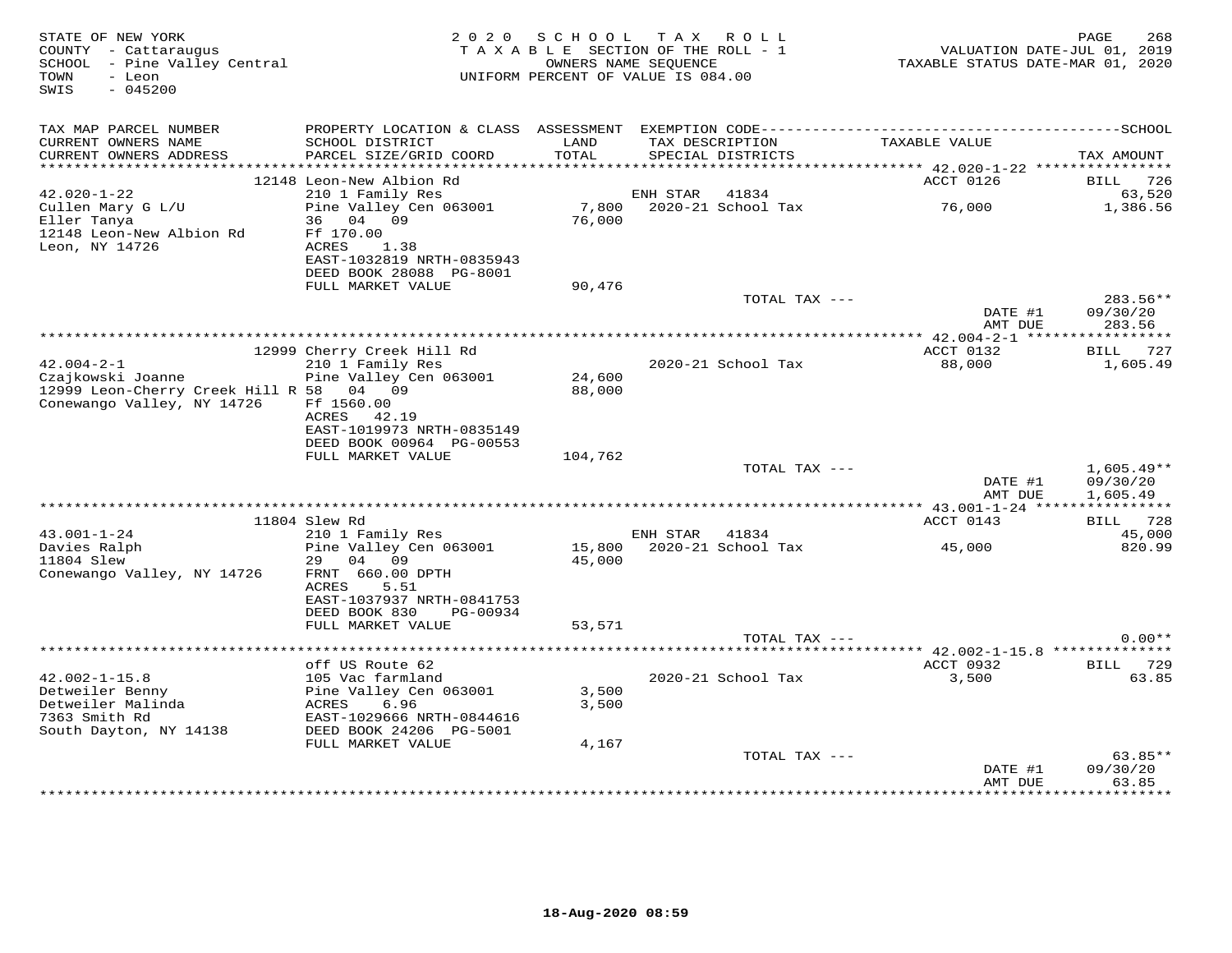STATE OF NEW YORK
COUNTY - Cattaraugus
SCHOOL - Pine Valley Central
TOWN - Leon
SWIS - 045200

2020 SCHOOL TAX ROLL
TAXABLE SECTION OF THE ROLL - 1
OWNERS NAME SEQUENCE
UNIFORM PERCENT OF VALUE IS 084.00

VALUATION DATE-JUL 01, 2019
TAXABLE STATUS DATE-MAR 01, 2020

| TAX MAP PARCEL NUMBER / CURRENT OWNERS NAME / CURRENT OWNERS ADDRESS | PROPERTY LOCATION & CLASS / SCHOOL DISTRICT / PARCEL SIZE/GRID COORD | ASSESSMENT LAND / TOTAL | EXEMPTION CODE / TAX DESCRIPTION / SPECIAL DISTRICTS | TAXABLE VALUE | TAX AMOUNT |
|---|---|---|---|---|---|
| **42.020-1-22** | 12148 Leon-New Albion Rd | | | ACCT 0126 | BILL 726 |
| 42.020-1-22 | 210 1 Family Res | | ENH STAR 41834 | | 63,520 |
| Cullen Mary G L/U | Pine Valley Cen 063001 | 7,800 | 2020-21 School Tax | 76,000 | 1,386.56 |
| Eller Tanya | 36 04 09 | 76,000 | | | |
| 12148 Leon-New Albion Rd | Ff 170.00 | | | | |
| Leon, NY 14726 | ACRES 1.38 | | | | |
| | EAST-1032819 NRTH-0835943 | | | | |
| | DEED BOOK 28088 PG-8001 | | | | |
| | FULL MARKET VALUE | 90,476 | | | |
| | | | TOTAL TAX --- | | 283.56** |
| | | | | DATE #1 | 09/30/20 |
| | | | | AMT DUE | 283.56 |
| **42.004-2-1** | 12999 Cherry Creek Hill Rd | | | ACCT 0132 | BILL 727 |
| 42.004-2-1 | 210 1 Family Res | | 2020-21 School Tax | 88,000 | 1,605.49 |
| Czajkowski Joanne | Pine Valley Cen 063001 | 24,600 | | | |
| 12999 Leon-Cherry Creek Hill R | 58 04 09 | 88,000 | | | |
| Conewango Valley, NY 14726 | Ff 1560.00 | | | | |
| | ACRES 42.19 | | | | |
| | EAST-1019973 NRTH-0835149 | | | | |
| | DEED BOOK 00964 PG-00553 | | | | |
| | FULL MARKET VALUE | 104,762 | | | |
| | | | TOTAL TAX --- | | 1,605.49** |
| | | | | DATE #1 | 09/30/20 |
| | | | | AMT DUE | 1,605.49 |
| **43.001-1-24** | 11804 Slew Rd | | | ACCT 0143 | BILL 728 |
| 43.001-1-24 | 210 1 Family Res | | ENH STAR 41834 | | 45,000 |
| Davies Ralph | Pine Valley Cen 063001 | 15,800 | 2020-21 School Tax | 45,000 | 820.99 |
| 11804 Slew | 29 04 09 | 45,000 | | | |
| Conewango Valley, NY 14726 | FRNT 660.00 DPTH | | | | |
| | ACRES 5.51 | | | | |
| | EAST-1037937 NRTH-0841753 | | | | |
| | DEED BOOK 830 PG-00934 | | | | |
| | FULL MARKET VALUE | 53,571 | | | |
| | | | TOTAL TAX --- | | 0.00** |
| **42.002-1-15.8** | off US Route 62 | | | ACCT 0932 | BILL 729 |
| 42.002-1-15.8 | 105 Vac farmland | | 2020-21 School Tax | 3,500 | 63.85 |
| Detweiler Benny | Pine Valley Cen 063001 | 3,500 | | | |
| Detweiler Malinda | ACRES 6.96 | 3,500 | | | |
| 7363 Smith Rd | EAST-1029666 NRTH-0844616 | | | | |
| South Dayton, NY 14138 | DEED BOOK 24206 PG-5001 | | | | |
| | FULL MARKET VALUE | 4,167 | | | |
| | | | TOTAL TAX --- | | 63.85** |
| | | | | DATE #1 | 09/30/20 |
| | | | | AMT DUE | 63.85 |

18-Aug-2020 08:59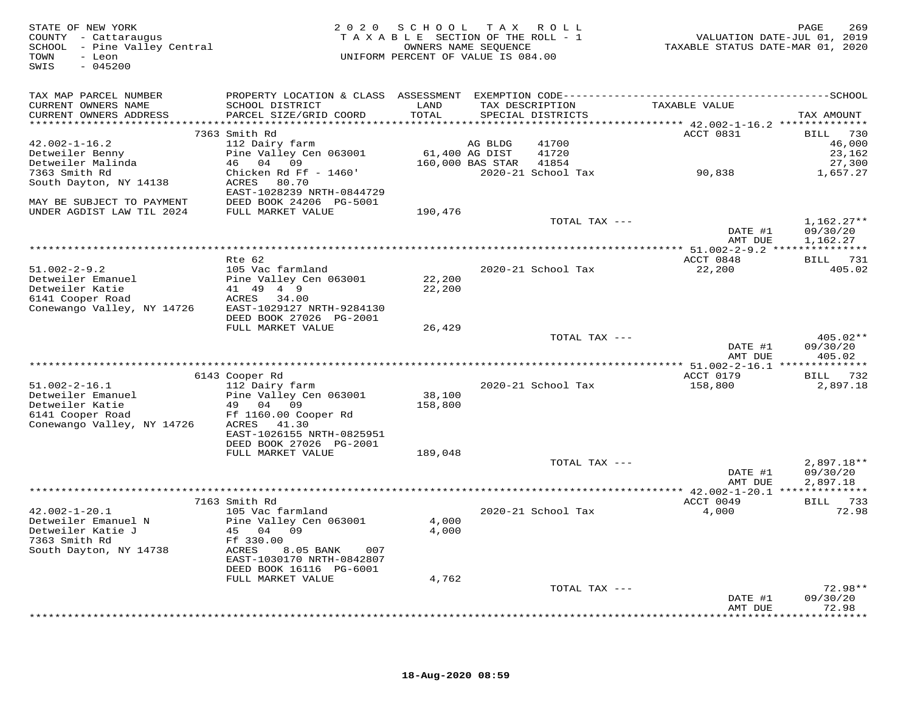STATE OF NEW YORK
COUNTY - Cattaraugus
SCHOOL - Pine Valley Central
TOWN - Leon
SWIS - 045200

2020 SCHOOL TAX ROLL
TAXABLE SECTION OF THE ROLL - 1
OWNERS NAME SEQUENCE
UNIFORM PERCENT OF VALUE IS 084.00

VALUATION DATE-JUL 01, 2019
TAXABLE STATUS DATE-MAR 01, 2020

| TAX MAP PARCEL NUMBER / CURRENT OWNERS NAME / CURRENT OWNERS ADDRESS | PROPERTY LOCATION & CLASS / SCHOOL DISTRICT / PARCEL SIZE/GRID COORD | ASSESSMENT LAND / TOTAL | EXEMPTION CODE / TAX DESCRIPTION / SPECIAL DISTRICTS | TAXABLE VALUE | TAX AMOUNT |
|---|---|---|---|---|---|
| | 7363 Smith Rd | | | ACCT 0831 | BILL 730 |
| 42.002-1-16.2 | 112 Dairy farm | | AG BLDG 41700 | | 46,000 |
| Detweiler Benny | Pine Valley Cen 063001 | 61,400 | AG DIST 41720 | | 23,162 |
| Detweiler Malinda | 46 04 09 | 160,000 | BAS STAR 41854 | | 27,300 |
| 7363 Smith Rd | Chicken Rd Ff - 1460' | | 2020-21 School Tax | 90,838 | 1,657.27 |
| South Dayton, NY 14138 | ACRES 80.70 | | | | |
| | EAST-1028239 NRTH-0844729 | | | | |
| MAY BE SUBJECT TO PAYMENT | DEED BOOK 24206 PG-5001 | | | | |
| UNDER AGDIST LAW TIL 2024 | FULL MARKET VALUE | 190,476 | | | |
| | | | TOTAL TAX --- | | 1,162.27** |
| | | | | DATE #1 | 09/30/20 |
| | | | | AMT DUE | 1,162.27 |
| | Rte 62 | | | ACCT 0848 | BILL 731 |
| 51.002-2-9.2 | 105 Vac farmland | | 2020-21 School Tax | 22,200 | 405.02 |
| Detweiler Emanuel | Pine Valley Cen 063001 | 22,200 | | | |
| Detweiler Katie | 41 49 4 9 | 22,200 | | | |
| 6141 Cooper Road | ACRES 34.00 | | | | |
| Conewango Valley, NY 14726 | EAST-1029127 NRTH-9284130 | | | | |
| | DEED BOOK 27026 PG-2001 | | | | |
| | FULL MARKET VALUE | 26,429 | | | |
| | | | TOTAL TAX --- | | 405.02** |
| | | | | DATE #1 | 09/30/20 |
| | | | | AMT DUE | 405.02 |
| | 6143 Cooper Rd | | | ACCT 0179 | BILL 732 |
| 51.002-2-16.1 | 112 Dairy farm | | 2020-21 School Tax | 158,800 | 2,897.18 |
| Detweiler Emanuel | Pine Valley Cen 063001 | 38,100 | | | |
| Detweiler Katie | 49 04 09 | 158,800 | | | |
| 6141 Cooper Road | Ff 1160.00 Cooper Rd | | | | |
| Conewango Valley, NY 14726 | ACRES 41.30 | | | | |
| | EAST-1026155 NRTH-0825951 | | | | |
| | DEED BOOK 27026 PG-2001 | | | | |
| | FULL MARKET VALUE | 189,048 | | | |
| | | | TOTAL TAX --- | | 2,897.18** |
| | | | | DATE #1 | 09/30/20 |
| | | | | AMT DUE | 2,897.18 |
| | 7163 Smith Rd | | | ACCT 0049 | BILL 733 |
| 42.002-1-20.1 | 105 Vac farmland | | 2020-21 School Tax | 4,000 | 72.98 |
| Detweiler Emanuel N | Pine Valley Cen 063001 | 4,000 | | | |
| Detweiler Katie J | 45 04 09 | 4,000 | | | |
| 7363 Smith Rd | Ff 330.00 | | | | |
| South Dayton, NY 14738 | ACRES 8.05 BANK 007 | | | | |
| | EAST-1030170 NRTH-0842807 | | | | |
| | DEED BOOK 16116 PG-6001 | | | | |
| | FULL MARKET VALUE | 4,762 | | | |
| | | | TOTAL TAX --- | | 72.98** |
| | | | | DATE #1 | 09/30/20 |
| | | | | AMT DUE | 72.98 |

18-Aug-2020 08:59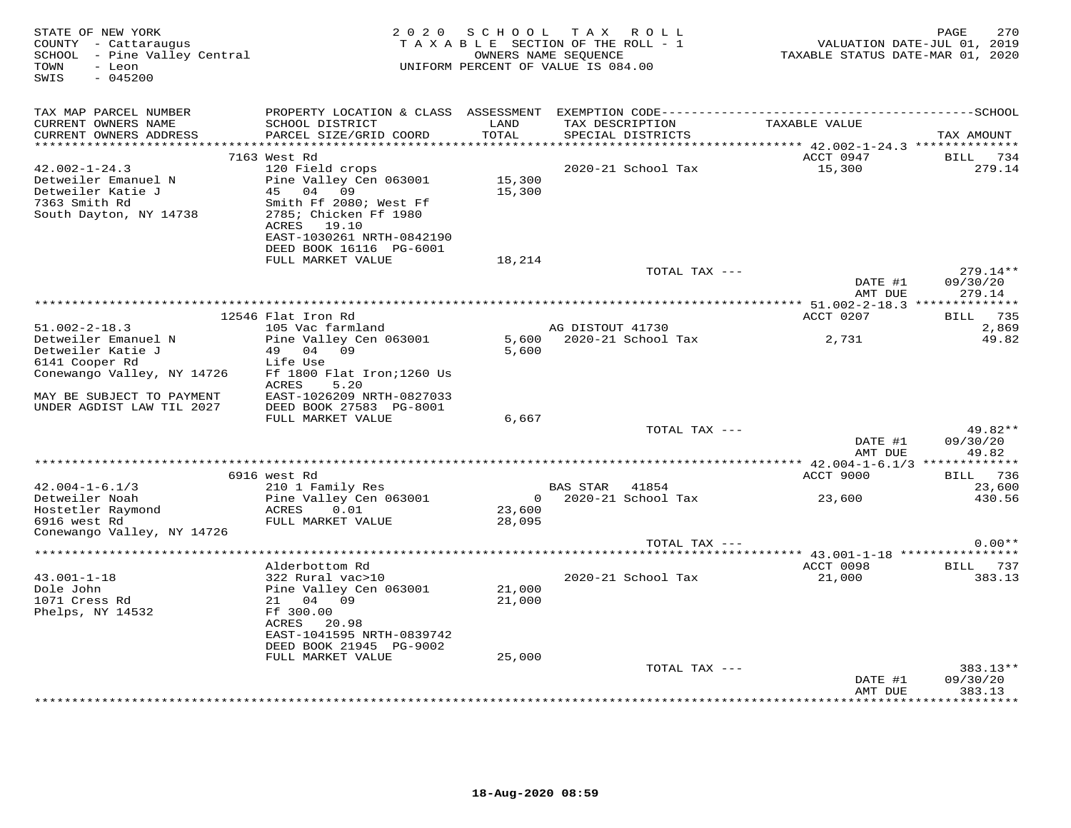STATE OF NEW YORK
COUNTY - Cattaraugus
SCHOOL - Pine Valley Central
TOWN - Leon
SWIS - 045200

2020 SCHOOL TAX ROLL
TAXABLE SECTION OF THE ROLL - 1
OWNERS NAME SEQUENCE
UNIFORM PERCENT OF VALUE IS 084.00

VALUATION DATE-JUL 01, 2019
TAXABLE STATUS DATE-MAR 01, 2020

| TAX MAP PARCEL NUMBER / CURRENT OWNERS NAME / CURRENT OWNERS ADDRESS | PROPERTY LOCATION & CLASS / SCHOOL DISTRICT / PARCEL SIZE/GRID COORD | ASSESSMENT LAND / TOTAL | EXEMPTION CODE / TAX DESCRIPTION / SPECIAL DISTRICTS | TAXABLE VALUE | SCHOOL TAX AMOUNT |
|---|---|---|---|---|---|
| **42.002-1-24.3** | 7163 West Rd | | | ACCT 0947 | BILL 734 |
| 42.002-1-24.3 | 120 Field crops | | 2020-21 School Tax | 15,300 | 279.14 |
| Detweiler Emanuel N | Pine Valley Cen 063001 | 15,300 | | | |
| Detweiler Katie J | 45 04 09 | 15,300 | | | |
| 7363 Smith Rd | Smith Ff 2080; West Ff | | | | |
| South Dayton, NY 14738 | 2785; Chicken Ff 1980 | | | | |
| | ACRES 19.10 | | | | |
| | EAST-1030261 NRTH-0842190 | | | | |
| | DEED BOOK 16116 PG-6001 | | | | |
| | FULL MARKET VALUE | 18,214 | | | |
| | | | TOTAL TAX --- | | 279.14** |
| | | | | DATE #1 | 09/30/20 |
| | | | | AMT DUE | 279.14 |
| **51.002-2-18.3** | 12546 Flat Iron Rd | | | ACCT 0207 | BILL 735 |
| 51.002-2-18.3 | 105 Vac farmland | | AG DISTOUT 41730 | | 2,869 |
| Detweiler Emanuel N | Pine Valley Cen 063001 | 5,600 | 2020-21 School Tax | 2,731 | 49.82 |
| Detweiler Katie J | 49 04 09 | 5,600 | | | |
| 6141 Cooper Rd | Life Use | | | | |
| Conewango Valley, NY 14726 | Ff 1800 Flat Iron;1260 Us | | | | |
| | ACRES 5.20 | | | | |
| MAY BE SUBJECT TO PAYMENT | EAST-1026209 NRTH-0827033 | | | | |
| UNDER AGDIST LAW TIL 2027 | DEED BOOK 27583 PG-8001 | | | | |
| | FULL MARKET VALUE | 6,667 | | | |
| | | | TOTAL TAX --- | | 49.82** |
| | | | | DATE #1 | 09/30/20 |
| | | | | AMT DUE | 49.82 |
| **42.004-1-6.1/3** | 6916 west Rd | | | ACCT 9000 | BILL 736 |
| 42.004-1-6.1/3 | 210 1 Family Res | | BAS STAR 41854 | | 23,600 |
| Detweiler Noah | Pine Valley Cen 063001 | 0 | 2020-21 School Tax | 23,600 | 430.56 |
| Hostetler Raymond | ACRES 0.01 | 23,600 | | | |
| 6916 west Rd | FULL MARKET VALUE | 28,095 | | | |
| Conewango Valley, NY 14726 | | | | | |
| | | | TOTAL TAX --- | | 0.00** |
| **43.001-1-18** | Alderbottom Rd | | | ACCT 0098 | BILL 737 |
| 43.001-1-18 | 322 Rural vac>10 | | 2020-21 School Tax | 21,000 | 383.13 |
| Dole John | Pine Valley Cen 063001 | 21,000 | | | |
| 1071 Cress Rd | 21 04 09 | 21,000 | | | |
| Phelps, NY 14532 | Ff 300.00 | | | | |
| | ACRES 20.98 | | | | |
| | EAST-1041595 NRTH-0839742 | | | | |
| | DEED BOOK 21945 PG-9002 | | | | |
| | FULL MARKET VALUE | 25,000 | | | |
| | | | TOTAL TAX --- | | 383.13** |
| | | | | DATE #1 | 09/30/20 |
| | | | | AMT DUE | 383.13 |

18-Aug-2020 08:59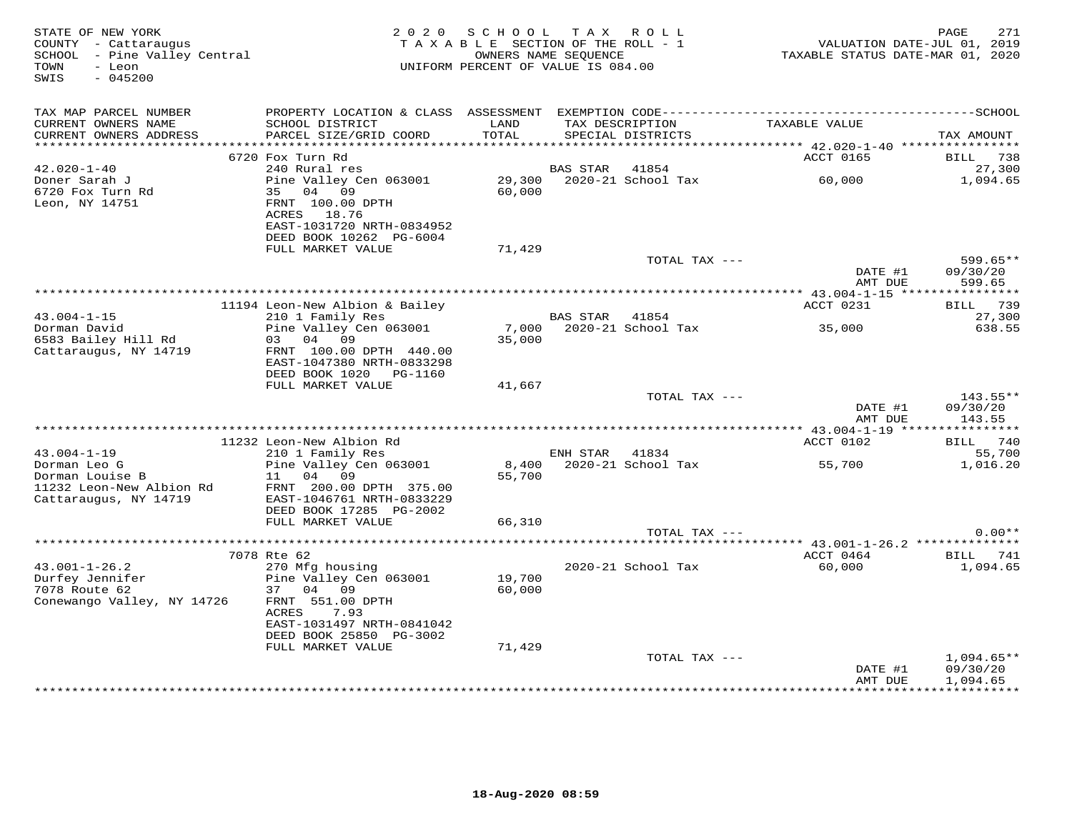STATE OF NEW YORK
COUNTY - Cattaraugus
SCHOOL - Pine Valley Central
TOWN - Leon
SWIS - 045200

2020 SCHOOL TAX ROLL
TAXABLE SECTION OF THE ROLL - 1
OWNERS NAME SEQUENCE
UNIFORM PERCENT OF VALUE IS 084.00

VALUATION DATE-JUL 01, 2019
TAXABLE STATUS DATE-MAR 01, 2020

| TAX MAP PARCEL NUMBER / CURRENT OWNERS NAME / CURRENT OWNERS ADDRESS | PROPERTY LOCATION & CLASS / SCHOOL DISTRICT / PARCEL SIZE/GRID COORD | ASSESSMENT LAND / TOTAL | EXEMPTION CODE / TAX DESCRIPTION / SPECIAL DISTRICTS | TAXABLE VALUE | TAX AMOUNT |
|---|---|---|---|---|---|
| 42.020-1-40 | 6720 Fox Turn Rd | | | ACCT 0165 | BILL 738 |
| 42.020-1-40 | 240 Rural res | | BAS STAR 41854 | | 27,300 |
| Doner Sarah J | Pine Valley Cen 063001 | 29,300 | 2020-21 School Tax | 60,000 | 1,094.65 |
| 6720 Fox Turn Rd | 35 04 09 | 60,000 | | | |
| Leon, NY 14751 | FRNT 100.00 DPTH | | | | |
| | ACRES 18.76 | | | | |
| | EAST-1031720 NRTH-0834952 | | | | |
| | DEED BOOK 10262 PG-6004 | | | | |
| | FULL MARKET VALUE | 71,429 | | | |
| | | | TOTAL TAX --- | | 599.65** |
| | | | | DATE #1 | 09/30/20 |
| | | | | AMT DUE | 599.65 |
| 43.004-1-15 | 11194 Leon-New Albion & Bailey | | | ACCT 0231 | BILL 739 |
| 43.004-1-15 | 210 1 Family Res | | BAS STAR 41854 | | 27,300 |
| Dorman David | Pine Valley Cen 063001 | 7,000 | 2020-21 School Tax | 35,000 | 638.55 |
| 6583 Bailey Hill Rd | 03 04 09 | 35,000 | | | |
| Cattaraugus, NY 14719 | FRNT 100.00 DPTH 440.00 | | | | |
| | EAST-1047380 NRTH-0833298 | | | | |
| | DEED BOOK 1020 PG-1160 | | | | |
| | FULL MARKET VALUE | 41,667 | | | |
| | | | TOTAL TAX --- | | 143.55** |
| | | | | DATE #1 | 09/30/20 |
| | | | | AMT DUE | 143.55 |
| 43.004-1-19 | 11232 Leon-New Albion Rd | | | ACCT 0102 | BILL 740 |
| 43.004-1-19 | 210 1 Family Res | | ENH STAR 41834 | | 55,700 |
| Dorman Leo G | Pine Valley Cen 063001 | 8,400 | 2020-21 School Tax | 55,700 | 1,016.20 |
| Dorman Louise B | 11 04 09 | 55,700 | | | |
| 11232 Leon-New Albion Rd | FRNT 200.00 DPTH 375.00 | | | | |
| Cattaraugus, NY 14719 | EAST-1046761 NRTH-0833229 | | | | |
| | DEED BOOK 17285 PG-2002 | | | | |
| | FULL MARKET VALUE | 66,310 | | | |
| | | | TOTAL TAX --- | | 0.00** |
| 43.001-1-26.2 | 7078 Rte 62 | | | ACCT 0464 | BILL 741 |
| 43.001-1-26.2 | 270 Mfg housing | | 2020-21 School Tax | 60,000 | 1,094.65 |
| Durfey Jennifer | Pine Valley Cen 063001 | 19,700 | | | |
| 7078 Route 62 | 37 04 09 | 60,000 | | | |
| Conewango Valley, NY 14726 | FRNT 551.00 DPTH | | | | |
| | ACRES 7.93 | | | | |
| | EAST-1031497 NRTH-0841042 | | | | |
| | DEED BOOK 25850 PG-3002 | | | | |
| | FULL MARKET VALUE | 71,429 | | | |
| | | | TOTAL TAX --- | | 1,094.65** |
| | | | | DATE #1 | 09/30/20 |
| | | | | AMT DUE | 1,094.65 |

18-Aug-2020 08:59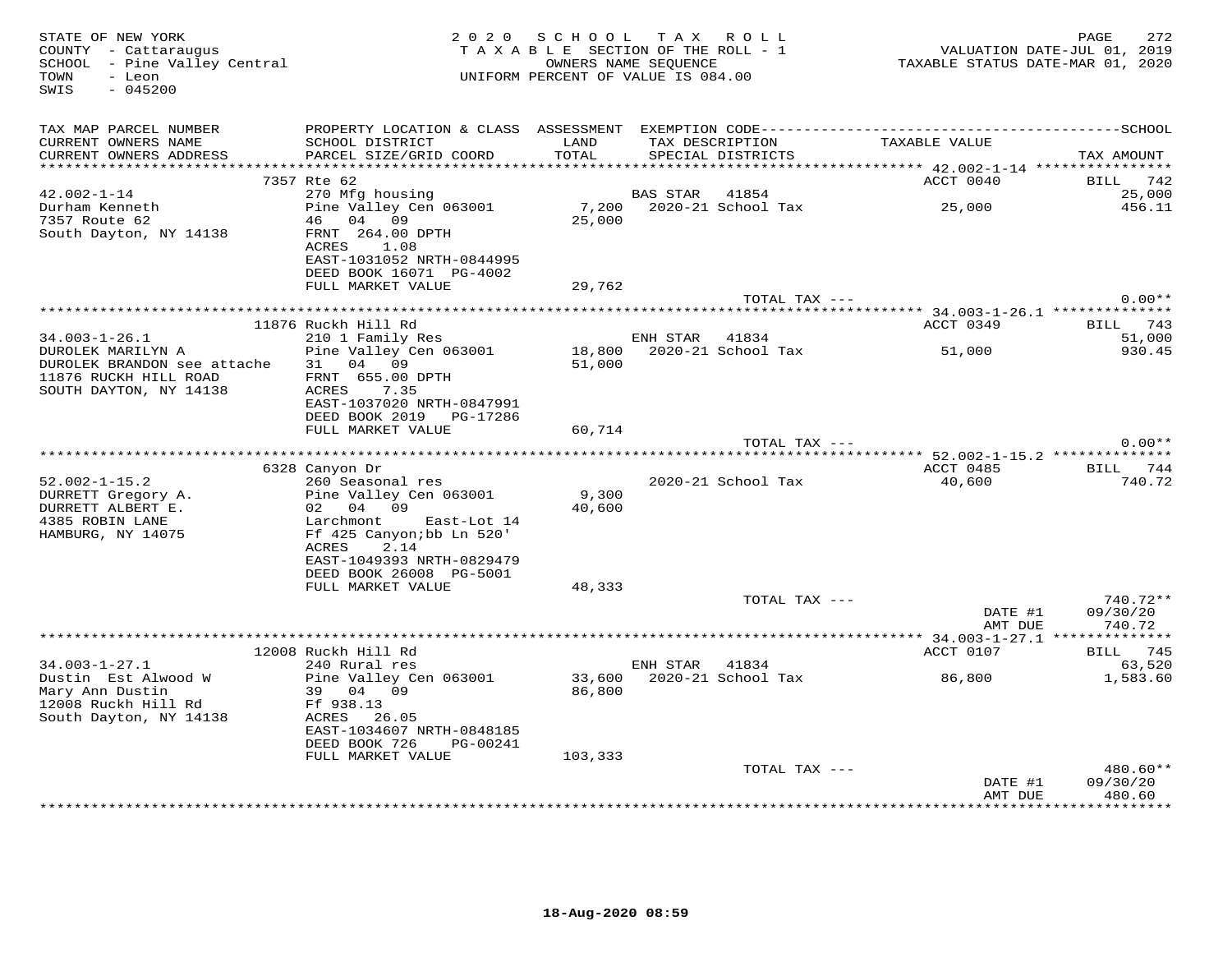STATE OF NEW YORK
COUNTY - Cattaraugus
SCHOOL - Pine Valley Central
TOWN - Leon
SWIS - 045200

2020 SCHOOL TAX ROLL
TAXABLE SECTION OF THE ROLL - 1
OWNERS NAME SEQUENCE
UNIFORM PERCENT OF VALUE IS 084.00

VALUATION DATE-JUL 01, 2019
TAXABLE STATUS DATE-MAR 01, 2020

| TAX MAP PARCEL NUMBER / CURRENT OWNERS NAME / CURRENT OWNERS ADDRESS | PROPERTY LOCATION & CLASS / SCHOOL DISTRICT / PARCEL SIZE/GRID COORD | ASSESSMENT LAND / TOTAL | EXEMPTION CODE / TAX DESCRIPTION / SPECIAL DISTRICTS | TAXABLE VALUE | SCHOOL TAX AMOUNT |
|---|---|---|---|---|---|
| **42.002-1-14** | 7357 Rte 62 | | | ACCT 0040 | BILL 742 |
| Durham Kenneth | 270 Mfg housing | | BAS STAR 41854 | | 25,000 |
| 7357 Route 62 | Pine Valley Cen 063001 | 7,200 | 2020-21 School Tax | 25,000 | 456.11 |
| South Dayton, NY 14138 | 46 04 09 | 25,000 | | | |
| | FRNT 264.00 DPTH | | | | |
| | ACRES 1.08 | | | | |
| | EAST-1031052 NRTH-0844995 | | | | |
| | DEED BOOK 16071 PG-4002 | | | | |
| | FULL MARKET VALUE | 29,762 | | | |
| | | | TOTAL TAX --- | | 0.00** |
| **34.003-1-26.1** | 11876 Ruckh Hill Rd | | | ACCT 0349 | BILL 743 |
| DUROLEK MARILYN A | 210 1 Family Res | | ENH STAR 41834 | | 51,000 |
| DUROLEK BRANDON see attache | Pine Valley Cen 063001 | 18,800 | 2020-21 School Tax | 51,000 | 930.45 |
| 11876 RUCKH HILL ROAD | 31 04 09 | 51,000 | | | |
| SOUTH DAYTON, NY 14138 | FRNT 655.00 DPTH | | | | |
| | ACRES 7.35 | | | | |
| | EAST-1037020 NRTH-0847991 | | | | |
| | DEED BOOK 2019 PG-17286 | | | | |
| | FULL MARKET VALUE | 60,714 | | | |
| | | | TOTAL TAX --- | | 0.00** |
| **52.002-1-15.2** | 6328 Canyon Dr | | | ACCT 0485 | BILL 744 |
| DURRETT Gregory A. | 260 Seasonal res | | 2020-21 School Tax | 40,600 | 740.72 |
| DURRETT ALBERT E. | Pine Valley Cen 063001 | 9,300 | | | |
| 4385 ROBIN LANE | 02 04 09 | 40,600 | | | |
| HAMBURG, NY 14075 | Larchmont East-Lot 14 | | | | |
| | Ff 425 Canyon;bb Ln 520' | | | | |
| | ACRES 2.14 | | | | |
| | EAST-1049393 NRTH-0829479 | | | | |
| | DEED BOOK 26008 PG-5001 | | | | |
| | FULL MARKET VALUE | 48,333 | | | |
| | | | TOTAL TAX --- | | 740.72** |
| | | | | DATE #1 | 09/30/20 |
| | | | | AMT DUE | 740.72 |
| **34.003-1-27.1** | 12008 Ruckh Hill Rd | | | ACCT 0107 | BILL 745 |
| Dustin Est Alwood W | 240 Rural res | | ENH STAR 41834 | | 63,520 |
| Mary Ann Dustin | Pine Valley Cen 063001 | 33,600 | 2020-21 School Tax | 86,800 | 1,583.60 |
| 12008 Ruckh Hill Rd | 39 04 09 | 86,800 | | | |
| South Dayton, NY 14138 | Ff 938.13 | | | | |
| | ACRES 26.05 | | | | |
| | EAST-1034607 NRTH-0848185 | | | | |
| | DEED BOOK 726 PG-00241 | | | | |
| | FULL MARKET VALUE | 103,333 | | | |
| | | | TOTAL TAX --- | | 480.60** |
| | | | | DATE #1 | 09/30/20 |
| | | | | AMT DUE | 480.60 |

18-Aug-2020 08:59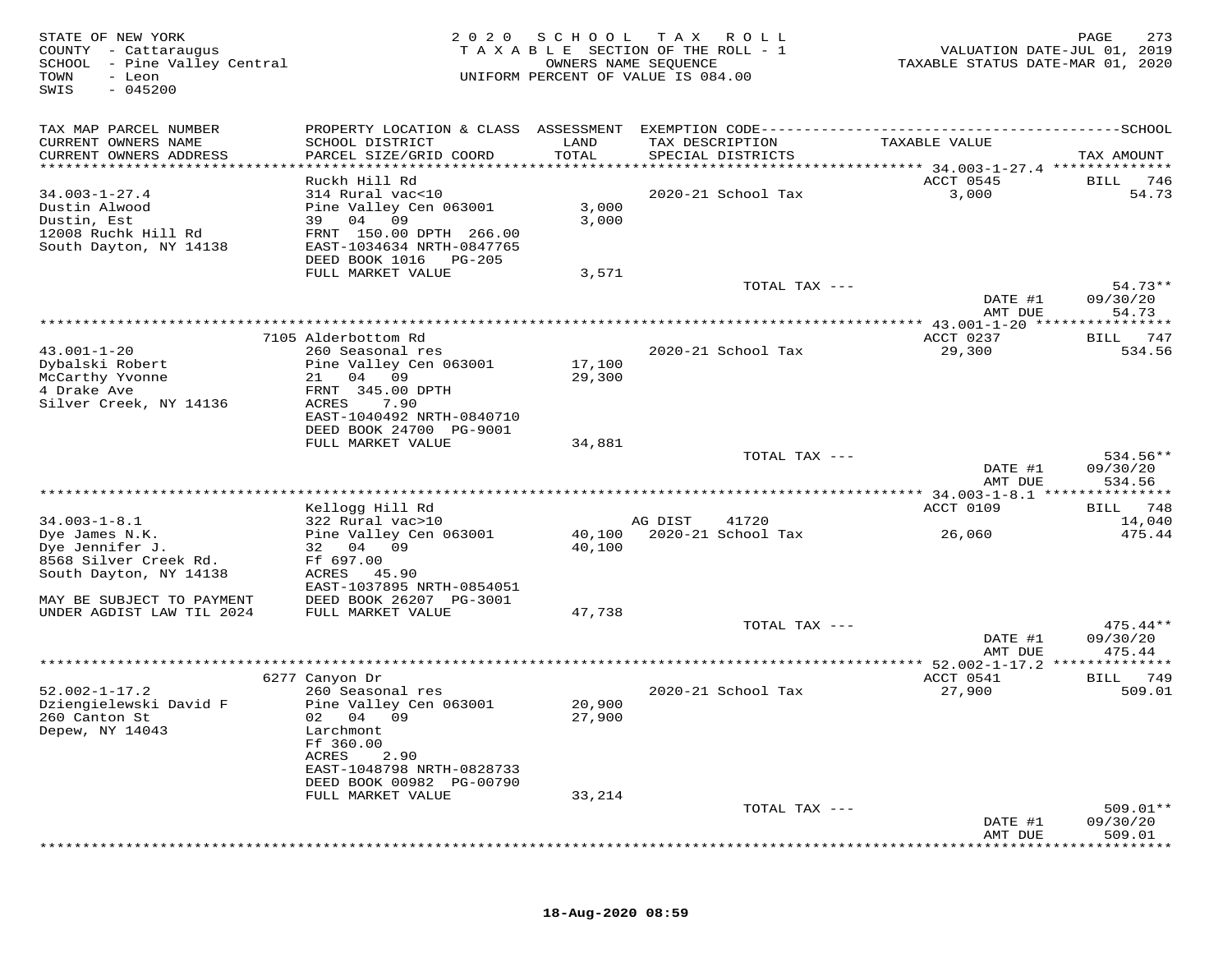STATE OF NEW YORK
COUNTY - Cattaraugus
SCHOOL - Pine Valley Central
TOWN - Leon
SWIS - 045200

2020 SCHOOL TAX ROLL
TAXABLE SECTION OF THE ROLL - 1
OWNERS NAME SEQUENCE
UNIFORM PERCENT OF VALUE IS 084.00

VALUATION DATE-JUL 01, 2019
TAXABLE STATUS DATE-MAR 01, 2020

| TAX MAP PARCEL NUMBER / CURRENT OWNERS NAME / CURRENT OWNERS ADDRESS | PROPERTY LOCATION & CLASS / SCHOOL DISTRICT / PARCEL SIZE/GRID COORD | ASSESSMENT LAND / TOTAL | EXEMPTION CODE / TAX DESCRIPTION / SPECIAL DISTRICTS | TAXABLE VALUE | TAX AMOUNT |
|---|---|---|---|---|---|
| **34.003-1-27.4** | Ruckh Hill Rd | | | ACCT 0545 | BILL 746 |
| 34.003-1-27.4 | 314 Rural vac<10 | | 2020-21 School Tax | 3,000 | 54.73 |
| Dustin Alwood | Pine Valley Cen 063001 | 3,000 | | | |
| Dustin, Est | 39 04 09 | 3,000 | | | |
| 12008 Ruchk Hill Rd | FRNT 150.00 DPTH 266.00 | | | | |
| South Dayton, NY 14138 | EAST-1034634 NRTH-0847765 | | | | |
| | DEED BOOK 1016 PG-205 | | | | |
| | FULL MARKET VALUE | 3,571 | | | |
| | | | TOTAL TAX --- | | 54.73** |
| | | | | DATE #1 | 09/30/20 |
| | | | | AMT DUE | 54.73 |
| **43.001-1-20** | 7105 Alderbottom Rd | | | ACCT 0237 | BILL 747 |
| 43.001-1-20 | 260 Seasonal res | | 2020-21 School Tax | 29,300 | 534.56 |
| Dybalski Robert | Pine Valley Cen 063001 | 17,100 | | | |
| McCarthy Yvonne | 21 04 09 | 29,300 | | | |
| 4 Drake Ave | FRNT 345.00 DPTH | | | | |
| Silver Creek, NY 14136 | ACRES 7.90 | | | | |
| | EAST-1040492 NRTH-0840710 | | | | |
| | DEED BOOK 24700 PG-9001 | | | | |
| | FULL MARKET VALUE | 34,881 | | | |
| | | | TOTAL TAX --- | | 534.56** |
| | | | | DATE #1 | 09/30/20 |
| | | | | AMT DUE | 534.56 |
| **34.003-1-8.1** | Kellogg Hill Rd | | | ACCT 0109 | BILL 748 |
| 34.003-1-8.1 | 322 Rural vac>10 | | AG DIST 41720 | | 14,040 |
| Dye James N.K. | Pine Valley Cen 063001 | 40,100 | 2020-21 School Tax | 26,060 | 475.44 |
| Dye Jennifer J. | 32 04 09 | 40,100 | | | |
| 8568 Silver Creek Rd. | Ff 697.00 | | | | |
| South Dayton, NY 14138 | ACRES 45.90 | | | | |
| | EAST-1037895 NRTH-0854051 | | | | |
| MAY BE SUBJECT TO PAYMENT | DEED BOOK 26207 PG-3001 | | | | |
| UNDER AGDIST LAW TIL 2024 | FULL MARKET VALUE | 47,738 | | | |
| | | | TOTAL TAX --- | | 475.44** |
| | | | | DATE #1 | 09/30/20 |
| | | | | AMT DUE | 475.44 |
| **52.002-1-17.2** | 6277 Canyon Dr | | | ACCT 0541 | BILL 749 |
| 52.002-1-17.2 | 260 Seasonal res | | 2020-21 School Tax | 27,900 | 509.01 |
| Dziengielewski David F | Pine Valley Cen 063001 | 20,900 | | | |
| 260 Canton St | 02 04 09 | 27,900 | | | |
| Depew, NY 14043 | Larchmont | | | | |
| | Ff 360.00 | | | | |
| | ACRES 2.90 | | | | |
| | EAST-1048798 NRTH-0828733 | | | | |
| | DEED BOOK 00982 PG-00790 | | | | |
| | FULL MARKET VALUE | 33,214 | | | |
| | | | TOTAL TAX --- | | 509.01** |
| | | | | DATE #1 | 09/30/20 |
| | | | | AMT DUE | 509.01 |

18-Aug-2020 08:59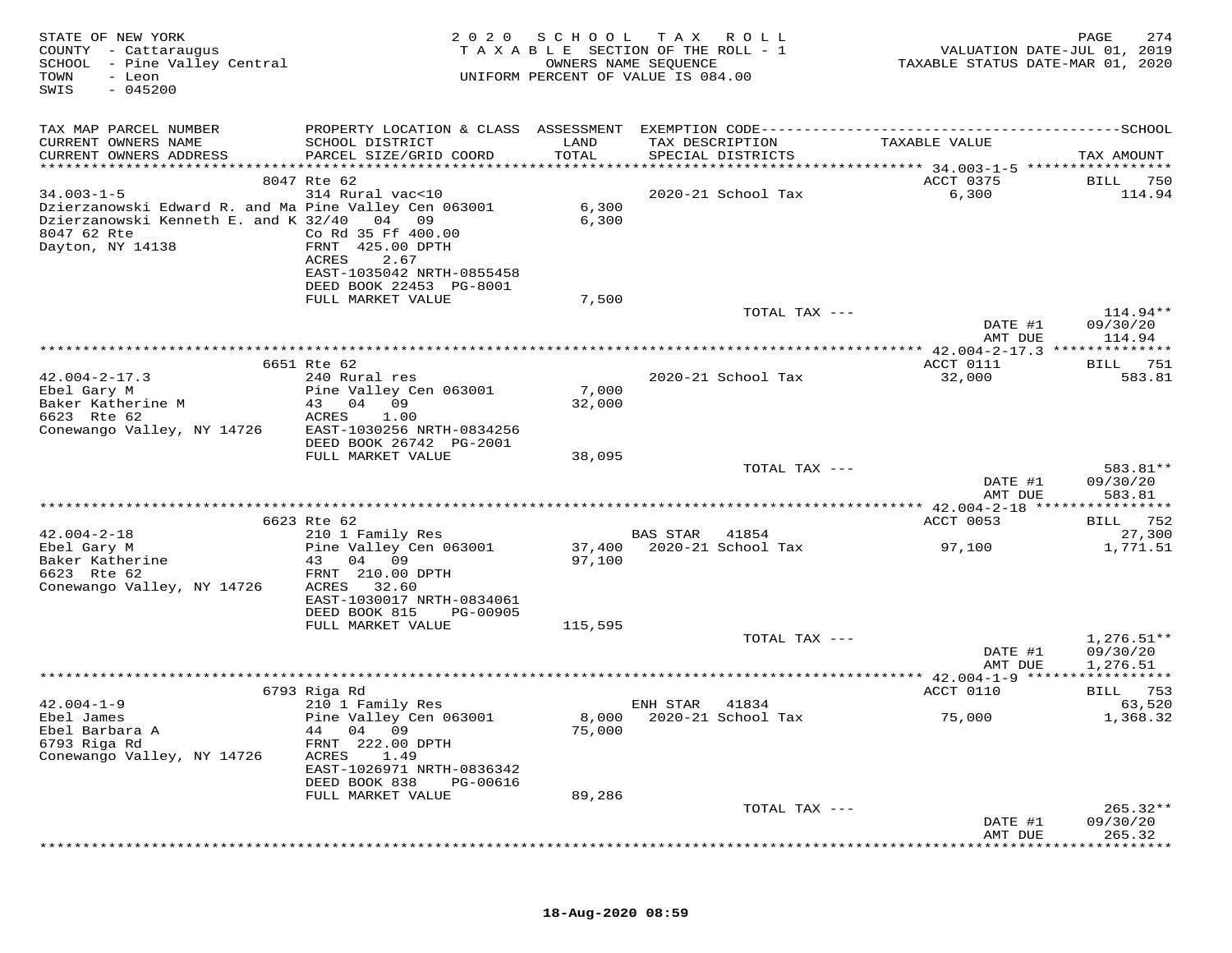STATE OF NEW YORK
COUNTY - Cattaraugus
SCHOOL - Pine Valley Central
TOWN - Leon
SWIS - 045200

2020 SCHOOL TAX ROLL
TAXABLE SECTION OF THE ROLL - 1
OWNERS NAME SEQUENCE
UNIFORM PERCENT OF VALUE IS 084.00

VALUATION DATE-JUL 01, 2019
TAXABLE STATUS DATE-MAR 01, 2020

| TAX MAP PARCEL NUMBER / CURRENT OWNERS NAME / CURRENT OWNERS ADDRESS | PROPERTY LOCATION & CLASS / SCHOOL DISTRICT / PARCEL SIZE/GRID COORD | ASSESSMENT LAND / TOTAL | EXEMPTION CODE / TAX DESCRIPTION / SPECIAL DISTRICTS | TAXABLE VALUE | TAX AMOUNT |
|---|---|---|---|---|---|
| **34.003-1-5** | 8047 Rte 62 | | | ACCT 0375 | BILL 750 |
| 34.003-1-5 | 314 Rural vac<10 | | 2020-21 School Tax | 6,300 | 114.94 |
| Dzierzanowski Edward R. and Ma | Pine Valley Cen 063001 | 6,300 | | | |
| Dzierzanowski Kenneth E. and K | 32/40 04 09 | 6,300 | | | |
| 8047 62 Rte | Co Rd 35 Ff 400.00 | | | | |
| Dayton, NY 14138 | FRNT 425.00 DPTH | | | | |
| | ACRES 2.67 | | | | |
| | EAST-1035042 NRTH-0855458 | | | | |
| | DEED BOOK 22453 PG-8001 | | | | |
| | FULL MARKET VALUE | 7,500 | | | |
| | | | TOTAL TAX --- | | 114.94** |
| | | | | DATE #1 | 09/30/20 |
| | | | | AMT DUE | 114.94 |
| **42.004-2-17.3** | 6651 Rte 62 | | | ACCT 0111 | BILL 751 |
| 42.004-2-17.3 | 240 Rural res | | 2020-21 School Tax | 32,000 | 583.81 |
| Ebel Gary M | Pine Valley Cen 063001 | 7,000 | | | |
| Baker Katherine M | 43 04 09 | 32,000 | | | |
| 6623 Rte 62 | ACRES 1.00 | | | | |
| Conewango Valley, NY 14726 | EAST-1030256 NRTH-0834256 | | | | |
| | DEED BOOK 26742 PG-2001 | | | | |
| | FULL MARKET VALUE | 38,095 | | | |
| | | | TOTAL TAX --- | | 583.81** |
| | | | | DATE #1 | 09/30/20 |
| | | | | AMT DUE | 583.81 |
| **42.004-2-18** | 6623 Rte 62 | | | ACCT 0053 | BILL 752 |
| 42.004-2-18 | 210 1 Family Res | | BAS STAR 41854 | | 27,300 |
| Ebel Gary M | Pine Valley Cen 063001 | 37,400 | 2020-21 School Tax | 97,100 | 1,771.51 |
| Baker Katherine | 43 04 09 | 97,100 | | | |
| 6623 Rte 62 | FRNT 210.00 DPTH | | | | |
| Conewango Valley, NY 14726 | ACRES 32.60 | | | | |
| | EAST-1030017 NRTH-0834061 | | | | |
| | DEED BOOK 815 PG-00905 | | | | |
| | FULL MARKET VALUE | 115,595 | | | |
| | | | TOTAL TAX --- | | 1,276.51** |
| | | | | DATE #1 | 09/30/20 |
| | | | | AMT DUE | 1,276.51 |
| **42.004-1-9** | 6793 Riga Rd | | | ACCT 0110 | BILL 753 |
| 42.004-1-9 | 210 1 Family Res | | ENH STAR 41834 | | 63,520 |
| Ebel James | Pine Valley Cen 063001 | 8,000 | 2020-21 School Tax | 75,000 | 1,368.32 |
| Ebel Barbara A | 44 04 09 | 75,000 | | | |
| 6793 Riga Rd | FRNT 222.00 DPTH | | | | |
| Conewango Valley, NY 14726 | ACRES 1.49 | | | | |
| | EAST-1026971 NRTH-0836342 | | | | |
| | DEED BOOK 838 PG-00616 | | | | |
| | FULL MARKET VALUE | 89,286 | | | |
| | | | TOTAL TAX --- | | 265.32** |
| | | | | DATE #1 | 09/30/20 |
| | | | | AMT DUE | 265.32 |

18-Aug-2020 08:59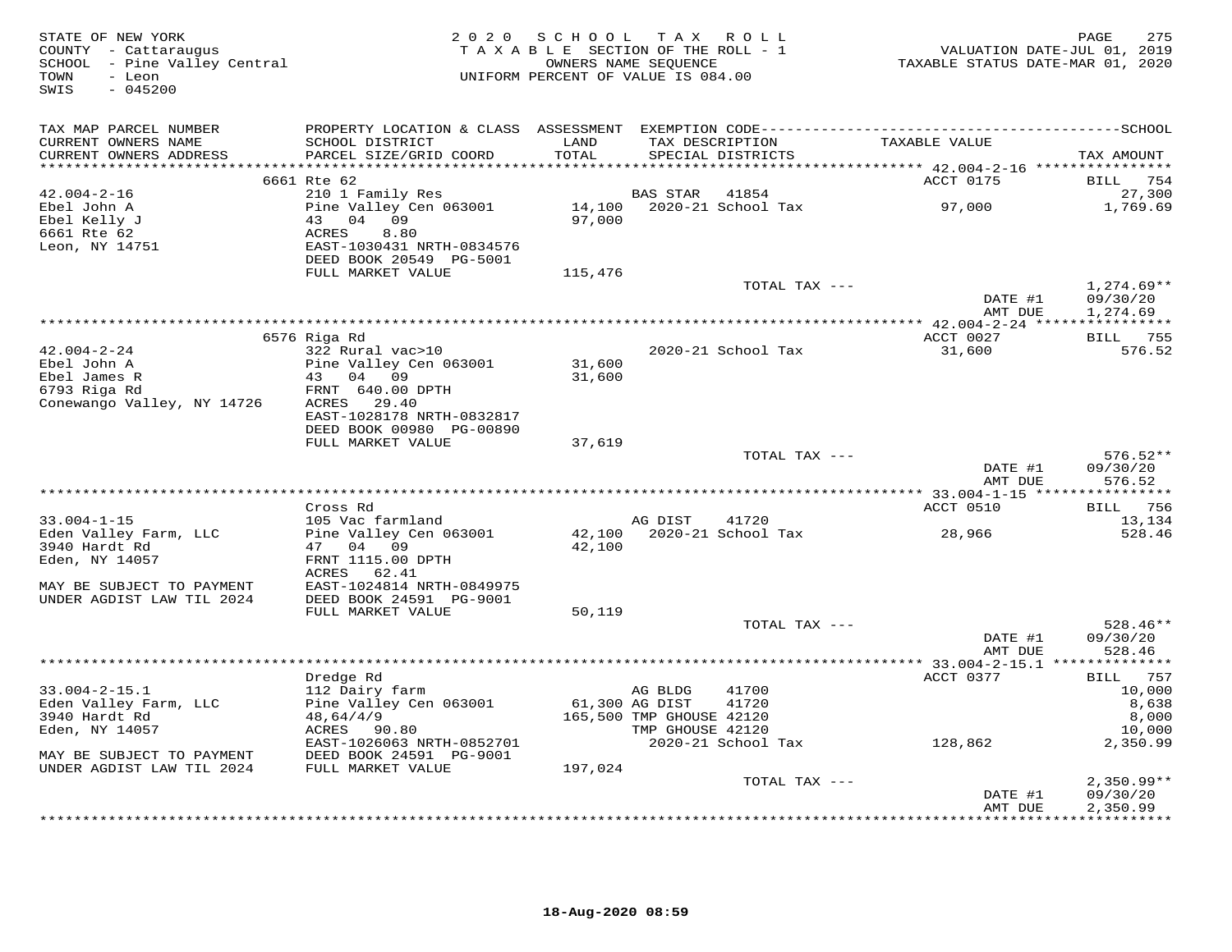STATE OF NEW YORK
COUNTY - Cattaraugus
SCHOOL - Pine Valley Central
TOWN - Leon
SWIS - 045200

2 0 2 0 S C H O O L T A X R O L L
T A X A B L E SECTION OF THE ROLL - 1
OWNERS NAME SEQUENCE
UNIFORM PERCENT OF VALUE IS 084.00

VALUATION DATE-JUL 01, 2019
TAXABLE STATUS DATE-MAR 01, 2020

| TAX MAP PARCEL NUMBER<br>CURRENT OWNERS NAME<br>CURRENT OWNERS ADDRESS | PROPERTY LOCATION & CLASS<br>SCHOOL DISTRICT<br>PARCEL SIZE/GRID COORD | ASSESSMENT<br>LAND<br>TOTAL | EXEMPTION CODE<br>TAX DESCRIPTION<br>SPECIAL DISTRICTS | TAXABLE VALUE | SCHOOL<br>TAX AMOUNT |
|---|---|---|---|---|---|
| **42.004-2-16** | 6661 Rte 62 | | | ACCT 0175 | BILL 754 |
| 42.004-2-16 | 210 1 Family Res | | BAS STAR 41854 | | 27,300 |
| Ebel John A | Pine Valley Cen 063001 | 14,100 | 2020-21 School Tax | 97,000 | 1,769.69 |
| Ebel Kelly J | 43 04 09 | 97,000 | | | |
| 6661 Rte 62 | ACRES 8.80 | | | | |
| Leon, NY 14751 | EAST-1030431 NRTH-0834576 | | | | |
| | DEED BOOK 20549 PG-5001 | | | | |
| | FULL MARKET VALUE | 115,476 | | | |
| | | | TOTAL TAX --- | | 1,274.69** |
| | | | | DATE #1 | 09/30/20 |
| | | | | AMT DUE | 1,274.69 |
| **42.004-2-24** | 6576 Riga Rd | | | ACCT 0027 | BILL 755 |
| 42.004-2-24 | 322 Rural vac>10 | | 2020-21 School Tax | 31,600 | 576.52 |
| Ebel John A | Pine Valley Cen 063001 | 31,600 | | | |
| Ebel James R | 43 04 09 | 31,600 | | | |
| 6793 Riga Rd | FRNT 640.00 DPTH | | | | |
| Conewango Valley, NY 14726 | ACRES 29.40 | | | | |
| | EAST-1028178 NRTH-0832817 | | | | |
| | DEED BOOK 00980 PG-00890 | | | | |
| | FULL MARKET VALUE | 37,619 | | | |
| | | | TOTAL TAX --- | | 576.52** |
| | | | | DATE #1 | 09/30/20 |
| | | | | AMT DUE | 576.52 |
| **33.004-1-15** | Cross Rd | | | ACCT 0510 | BILL 756 |
| 33.004-1-15 | 105 Vac farmland | | AG DIST 41720 | | 13,134 |
| Eden Valley Farm, LLC | Pine Valley Cen 063001 | 42,100 | 2020-21 School Tax | 28,966 | 528.46 |
| 3940 Hardt Rd | 47 04 09 | 42,100 | | | |
| Eden, NY 14057 | FRNT 1115.00 DPTH | | | | |
| | ACRES 62.41 | | | | |
| MAY BE SUBJECT TO PAYMENT | EAST-1024814 NRTH-0849975 | | | | |
| UNDER AGDIST LAW TIL 2024 | DEED BOOK 24591 PG-9001 | | | | |
| | FULL MARKET VALUE | 50,119 | | | |
| | | | TOTAL TAX --- | | 528.46** |
| | | | | DATE #1 | 09/30/20 |
| | | | | AMT DUE | 528.46 |
| **33.004-2-15.1** | Dredge Rd | | | ACCT 0377 | BILL 757 |
| 33.004-2-15.1 | 112 Dairy farm | | AG BLDG 41700 | | 10,000 |
| Eden Valley Farm, LLC | Pine Valley Cen 063001 | 61,300 | AG DIST 41720 | | 8,638 |
| 3940 Hardt Rd | 48,64/4/9 | 165,500 | TMP GHOUSE 42120 | | 8,000 |
| Eden, NY 14057 | ACRES 90.80 | | TMP GHOUSE 42120 | | 10,000 |
| | EAST-1026063 NRTH-0852701 | | 2020-21 School Tax | 128,862 | 2,350.99 |
| MAY BE SUBJECT TO PAYMENT | DEED BOOK 24591 PG-9001 | | | | |
| UNDER AGDIST LAW TIL 2024 | FULL MARKET VALUE | 197,024 | | | |
| | | | TOTAL TAX --- | | 2,350.99** |
| | | | | DATE #1 | 09/30/20 |
| | | | | AMT DUE | 2,350.99 |

18-Aug-2020 08:59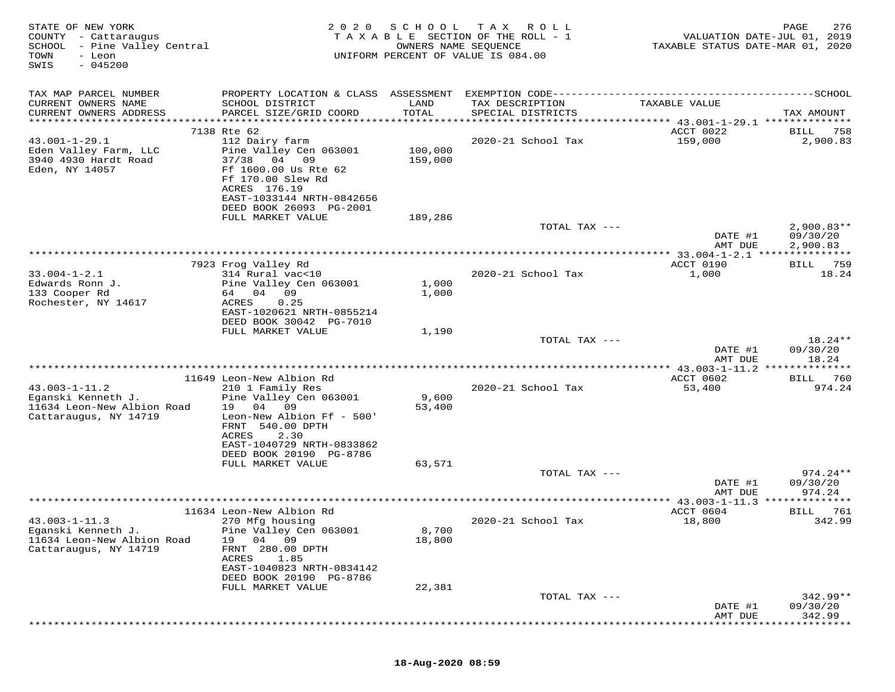STATE OF NEW YORK
COUNTY - Cattaraugus
SCHOOL - Pine Valley Central
TOWN - Leon
SWIS - 045200

2020 SCHOOL TAX ROLL
TAXABLE SECTION OF THE ROLL - 1
OWNERS NAME SEQUENCE
UNIFORM PERCENT OF VALUE IS 084.00

VALUATION DATE-JUL 01, 2019
TAXABLE STATUS DATE-MAR 01, 2020

| TAX MAP PARCEL NUMBER / CURRENT OWNERS NAME / CURRENT OWNERS ADDRESS | PROPERTY LOCATION & CLASS / SCHOOL DISTRICT / PARCEL SIZE/GRID COORD | ASSESSMENT LAND / TOTAL | EXEMPTION CODE / TAX DESCRIPTION / SPECIAL DISTRICTS | TAXABLE VALUE | SCHOOL TAX AMOUNT |
|---|---|---|---|---|---|
| | 7138 Rte 62 | | | ACCT 0022 | BILL 758 |
| 43.001-1-29.1 | 112 Dairy farm | | 2020-21 School Tax | 159,000 | 2,900.83 |
| Eden Valley Farm, LLC | Pine Valley Cen 063001 | 100,000 | | | |
| 3940 4930 Hardt Road | 37/38 04 09 | 159,000 | | | |
| Eden, NY 14057 | Ff 1600.00 Us Rte 62 | | | | |
| | Ff 170.00 Slew Rd | | | | |
| | ACRES 176.19 | | | | |
| | EAST-1033144 NRTH-0842656 | | | | |
| | DEED BOOK 26093 PG-2001 | | | | |
| | FULL MARKET VALUE | 189,286 | | | |
| | | | TOTAL TAX --- | | 2,900.83** |
| | | | | DATE #1 | 09/30/20 |
| | | | | AMT DUE | 2,900.83 |
| | 7923 Frog Valley Rd | | | ACCT 0190 | BILL 759 |
| 33.004-1-2.1 | 314 Rural vac<10 | | 2020-21 School Tax | 1,000 | 18.24 |
| Edwards Ronn J. | Pine Valley Cen 063001 | 1,000 | | | |
| 133 Cooper Rd | 64 04 09 | 1,000 | | | |
| Rochester, NY 14617 | ACRES 0.25 | | | | |
| | EAST-1020621 NRTH-0855214 | | | | |
| | DEED BOOK 30042 PG-7010 | | | | |
| | FULL MARKET VALUE | 1,190 | | | |
| | | | TOTAL TAX --- | | 18.24** |
| | | | | DATE #1 | 09/30/20 |
| | | | | AMT DUE | 18.24 |
| | 11649 Leon-New Albion Rd | | | ACCT 0602 | BILL 760 |
| 43.003-1-11.2 | 210 1 Family Res | | 2020-21 School Tax | 53,400 | 974.24 |
| Eganski Kenneth J. | Pine Valley Cen 063001 | 9,600 | | | |
| 11634 Leon-New Albion Road | 19 04 09 | 53,400 | | | |
| Cattaraugus, NY 14719 | Leon-New Albion Ff - 500' | | | | |
| | FRNT 540.00 DPTH | | | | |
| | ACRES 2.30 | | | | |
| | EAST-1040729 NRTH-0833862 | | | | |
| | DEED BOOK 20190 PG-8786 | | | | |
| | FULL MARKET VALUE | 63,571 | | | |
| | | | TOTAL TAX --- | | 974.24** |
| | | | | DATE #1 | 09/30/20 |
| | | | | AMT DUE | 974.24 |
| | 11634 Leon-New Albion Rd | | | ACCT 0604 | BILL 761 |
| 43.003-1-11.3 | 270 Mfg housing | | 2020-21 School Tax | 18,800 | 342.99 |
| Eganski Kenneth J. | Pine Valley Cen 063001 | 8,700 | | | |
| 11634 Leon-New Albion Road | 19 04 09 | 18,800 | | | |
| Cattaraugus, NY 14719 | FRNT 280.00 DPTH | | | | |
| | ACRES 1.85 | | | | |
| | EAST-1040823 NRTH-0834142 | | | | |
| | DEED BOOK 20190 PG-8786 | | | | |
| | FULL MARKET VALUE | 22,381 | | | |
| | | | TOTAL TAX --- | | 342.99** |
| | | | | DATE #1 | 09/30/20 |
| | | | | AMT DUE | 342.99 |

18-Aug-2020 08:59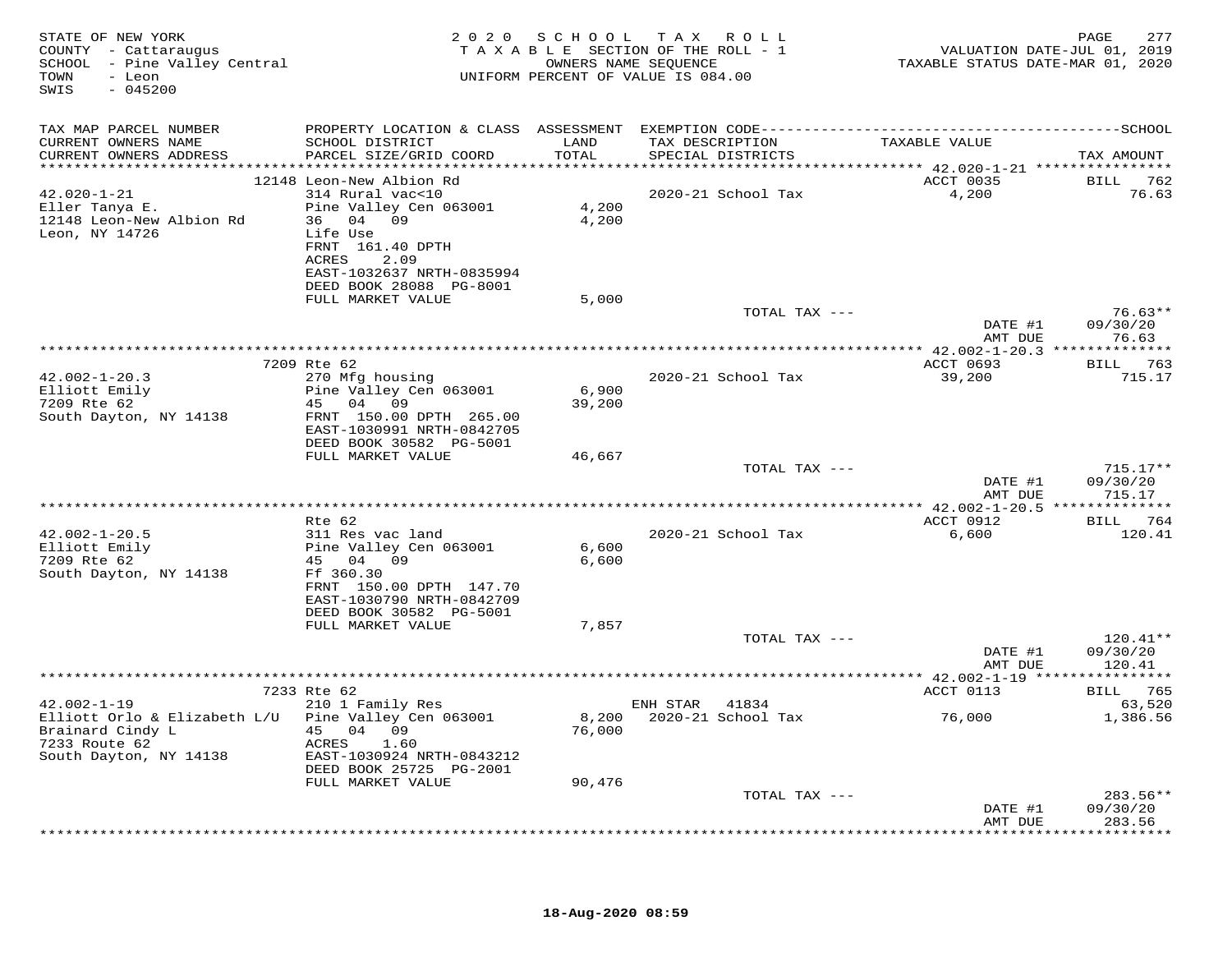STATE OF NEW YORK
COUNTY - Cattaraugus
SCHOOL - Pine Valley Central
TOWN - Leon
SWIS - 045200

2020 SCHOOL TAX ROLL
TAXABLE SECTION OF THE ROLL - 1
OWNERS NAME SEQUENCE
UNIFORM PERCENT OF VALUE IS 084.00

VALUATION DATE-JUL 01, 2019
TAXABLE STATUS DATE-MAR 01, 2020

| TAX MAP PARCEL NUMBER / CURRENT OWNERS NAME / CURRENT OWNERS ADDRESS | PROPERTY LOCATION & CLASS / SCHOOL DISTRICT / PARCEL SIZE/GRID COORD | ASSESSMENT LAND / TOTAL | EXEMPTION CODE / TAX DESCRIPTION / SPECIAL DISTRICTS | TAXABLE VALUE | TAX AMOUNT |
|---|---|---|---|---|---|
| 42.020-1-21 | 12148 Leon-New Albion Rd | | | ACCT 0035 | BILL 762 |
| 42.020-1-21 | 314 Rural vac<10 | | 2020-21 School Tax | 4,200 | 76.63 |
| Eller Tanya E. | Pine Valley Cen 063001 | 4,200 | | | |
| 12148 Leon-New Albion Rd | 36 04 09 | 4,200 | | | |
| Leon, NY 14726 | Life Use | | | | |
| | FRNT 161.40 DPTH | | | | |
| | ACRES 2.09 | | | | |
| | EAST-1032637 NRTH-0835994 | | | | |
| | DEED BOOK 28088 PG-8001 | | | | |
| | FULL MARKET VALUE | 5,000 | | | |
| | | | TOTAL TAX --- | | 76.63** |
| | | | | DATE #1 | 09/30/20 |
| | | | | AMT DUE | 76.63 |
| 42.002-1-20.3 | 7209 Rte 62 | | | ACCT 0693 | BILL 763 |
| 42.002-1-20.3 | 270 Mfg housing | | 2020-21 School Tax | 39,200 | 715.17 |
| Elliott Emily | Pine Valley Cen 063001 | 6,900 | | | |
| 7209 Rte 62 | 45 04 09 | 39,200 | | | |
| South Dayton, NY 14138 | FRNT 150.00 DPTH 265.00 | | | | |
| | EAST-1030991 NRTH-0842705 | | | | |
| | DEED BOOK 30582 PG-5001 | | | | |
| | FULL MARKET VALUE | 46,667 | | | |
| | | | TOTAL TAX --- | | 715.17** |
| | | | | DATE #1 | 09/30/20 |
| | | | | AMT DUE | 715.17 |
| 42.002-1-20.5 | Rte 62 | | | ACCT 0912 | BILL 764 |
| 42.002-1-20.5 | 311 Res vac land | | 2020-21 School Tax | 6,600 | 120.41 |
| Elliott Emily | Pine Valley Cen 063001 | 6,600 | | | |
| 7209 Rte 62 | 45 04 09 | 6,600 | | | |
| South Dayton, NY 14138 | Ff 360.30 | | | | |
| | FRNT 150.00 DPTH 147.70 | | | | |
| | EAST-1030790 NRTH-0842709 | | | | |
| | DEED BOOK 30582 PG-5001 | | | | |
| | FULL MARKET VALUE | 7,857 | | | |
| | | | TOTAL TAX --- | | 120.41** |
| | | | | DATE #1 | 09/30/20 |
| | | | | AMT DUE | 120.41 |
| 42.002-1-19 | 7233 Rte 62 | | | ACCT 0113 | BILL 765 |
| 42.002-1-19 | 210 1 Family Res | | ENH STAR 41834 | | 63,520 |
| Elliott Orlo & Elizabeth L/U | Pine Valley Cen 063001 | 8,200 | 2020-21 School Tax | 76,000 | 1,386.56 |
| Brainard Cindy L | 45 04 09 | 76,000 | | | |
| 7233 Route 62 | ACRES 1.60 | | | | |
| South Dayton, NY 14138 | EAST-1030924 NRTH-0843212 | | | | |
| | DEED BOOK 25725 PG-2001 | | | | |
| | FULL MARKET VALUE | 90,476 | | | |
| | | | TOTAL TAX --- | | 283.56** |
| | | | | DATE #1 | 09/30/20 |
| | | | | AMT DUE | 283.56 |

18-Aug-2020 08:59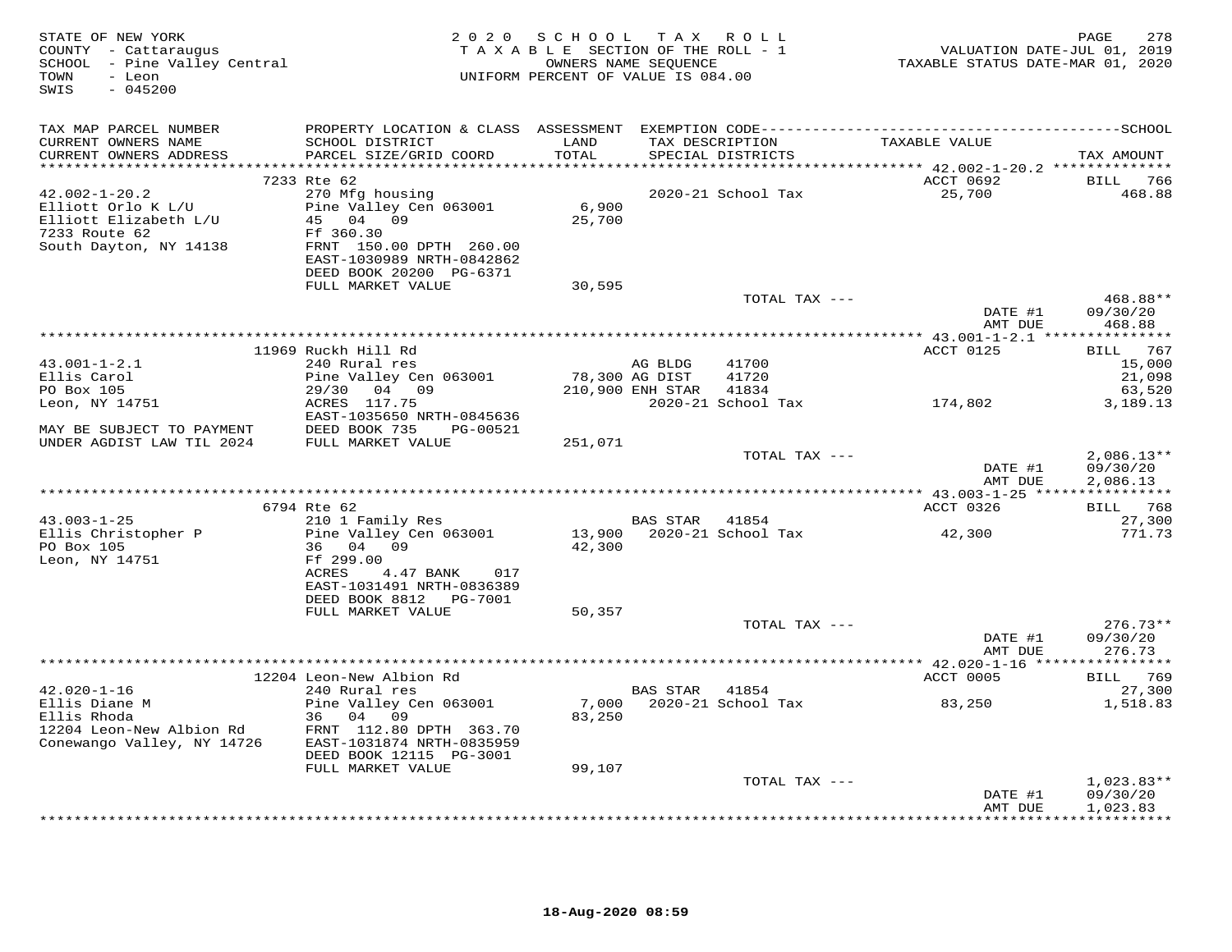STATE OF NEW YORK
COUNTY - Cattaraugus
SCHOOL - Pine Valley Central
TOWN - Leon
SWIS - 045200

2020 SCHOOL TAX ROLL
TAXABLE SECTION OF THE ROLL - 1
OWNERS NAME SEQUENCE
UNIFORM PERCENT OF VALUE IS 084.00

VALUATION DATE-JUL 01, 2019
TAXABLE STATUS DATE-MAR 01, 2020

| TAX MAP PARCEL NUMBER / CURRENT OWNERS NAME / CURRENT OWNERS ADDRESS | PROPERTY LOCATION & CLASS / SCHOOL DISTRICT / PARCEL SIZE/GRID COORD | ASSESSMENT LAND / TOTAL | EXEMPTION CODE / TAX DESCRIPTION / SPECIAL DISTRICTS | TAXABLE VALUE | TAX AMOUNT |
|---|---|---|---|---|---|
| **42.002-1-20.2** | 7233 Rte 62 | | | ACCT 0692 | BILL 766 |
| 42.002-1-20.2 | 270 Mfg housing | | 2020-21 School Tax | 25,700 | 468.88 |
| Elliott Orlo K L/U | Pine Valley Cen 063001 | 6,900 | | | |
| Elliott Elizabeth L/U | 45 04 09 | 25,700 | | | |
| 7233 Route 62 | Ff 360.30 | | | | |
| South Dayton, NY 14138 | FRNT 150.00 DPTH 260.00 | | | | |
| | EAST-1030989 NRTH-0842862 | | | | |
| | DEED BOOK 20200 PG-6371 | | | | |
| | FULL MARKET VALUE | 30,595 | | | |
| | | | TOTAL TAX --- | | 468.88** |
| | | | | DATE #1 | 09/30/20 |
| | | | | AMT DUE | 468.88 |
| **43.001-1-2.1** | 11969 Ruckh Hill Rd | | | ACCT 0125 | BILL 767 |
| 43.001-1-2.1 | 240 Rural res | | AG BLDG 41700 | | 15,000 |
| Ellis Carol | Pine Valley Cen 063001 | 78,300 | AG DIST 41720 | | 21,098 |
| PO Box 105 | 29/30 04 09 | 210,900 | ENH STAR 41834 | | 63,520 |
| Leon, NY 14751 | ACRES 117.75 | | 2020-21 School Tax | 174,802 | 3,189.13 |
| | EAST-1035650 NRTH-0845636 | | | | |
| MAY BE SUBJECT TO PAYMENT | DEED BOOK 735 PG-00521 | | | | |
| UNDER AGDIST LAW TIL 2024 | FULL MARKET VALUE | 251,071 | | | |
| | | | TOTAL TAX --- | | 2,086.13** |
| | | | | DATE #1 | 09/30/20 |
| | | | | AMT DUE | 2,086.13 |
| **43.003-1-25** | 6794 Rte 62 | | | ACCT 0326 | BILL 768 |
| 43.003-1-25 | 210 1 Family Res | | BAS STAR 41854 | | 27,300 |
| Ellis Christopher P | Pine Valley Cen 063001 | 13,900 | 2020-21 School Tax | 42,300 | 771.73 |
| PO Box 105 | 36 04 09 | 42,300 | | | |
| Leon, NY 14751 | Ff 299.00 | | | | |
| | ACRES 4.47 BANK 017 | | | | |
| | EAST-1031491 NRTH-0836389 | | | | |
| | DEED BOOK 8812 PG-7001 | | | | |
| | FULL MARKET VALUE | 50,357 | | | |
| | | | TOTAL TAX --- | | 276.73** |
| | | | | DATE #1 | 09/30/20 |
| | | | | AMT DUE | 276.73 |
| **42.020-1-16** | 12204 Leon-New Albion Rd | | | ACCT 0005 | BILL 769 |
| 42.020-1-16 | 240 Rural res | | BAS STAR 41854 | | 27,300 |
| Ellis Diane M | Pine Valley Cen 063001 | 7,000 | 2020-21 School Tax | 83,250 | 1,518.83 |
| Ellis Rhoda | 36 04 09 | 83,250 | | | |
| 12204 Leon-New Albion Rd | FRNT 112.80 DPTH 363.70 | | | | |
| Conewango Valley, NY 14726 | EAST-1031874 NRTH-0835959 | | | | |
| | DEED BOOK 12115 PG-3001 | | | | |
| | FULL MARKET VALUE | 99,107 | | | |
| | | | TOTAL TAX --- | | 1,023.83** |
| | | | | DATE #1 | 09/30/20 |
| | | | | AMT DUE | 1,023.83 |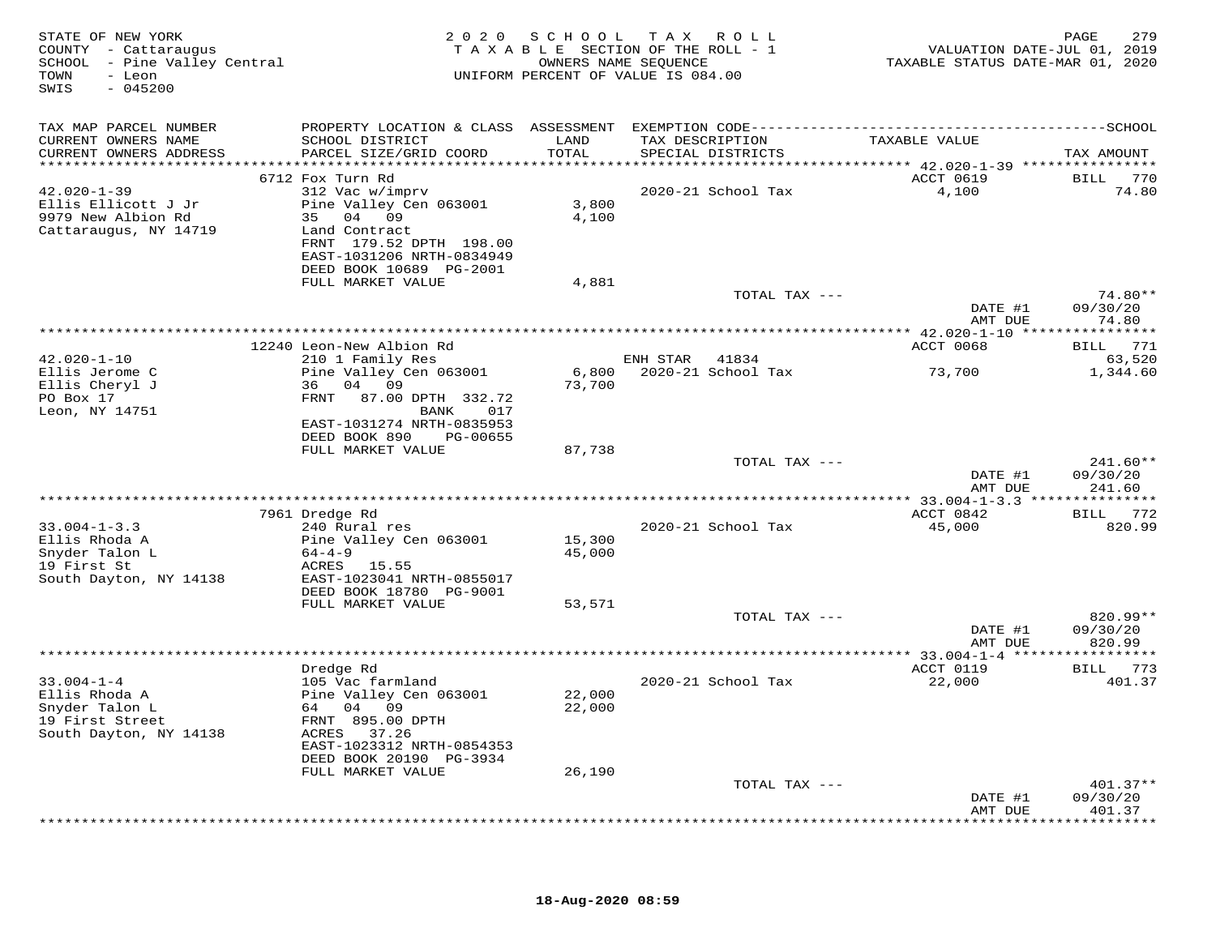STATE OF NEW YORK
COUNTY - Cattaraugus
SCHOOL - Pine Valley Central
TOWN - Leon
SWIS - 045200

2020 SCHOOL TAX ROLL
TAXABLE SECTION OF THE ROLL - 1
OWNERS NAME SEQUENCE
UNIFORM PERCENT OF VALUE IS 084.00

VALUATION DATE-JUL 01, 2019
TAXABLE STATUS DATE-MAR 01, 2020

| TAX MAP PARCEL NUMBER / CURRENT OWNERS NAME / CURRENT OWNERS ADDRESS | PROPERTY LOCATION & CLASS / SCHOOL DISTRICT / PARCEL SIZE/GRID COORD | ASSESSMENT LAND / TOTAL | EXEMPTION CODE / TAX DESCRIPTION / SPECIAL DISTRICTS | TAXABLE VALUE | TAX AMOUNT |
|---|---|---|---|---|---|
| 42.020-1-39 | 6712 Fox Turn Rd | | | ACCT 0619 | BILL 770 |
| 42.020-1-39 | 312 Vac w/imprv | | 2020-21 School Tax | 4,100 | 74.80 |
| Ellis Ellicott J Jr | Pine Valley Cen 063001 | 3,800 | | | |
| 9979 New Albion Rd | 35 04 09 | 4,100 | | | |
| Cattaraugus, NY 14719 | Land Contract | | | | |
| | FRNT 179.52 DPTH 198.00 | | | | |
| | EAST-1031206 NRTH-0834949 | | | | |
| | DEED BOOK 10689 PG-2001 | | | | |
| | FULL MARKET VALUE | 4,881 | | | |
| | | | TOTAL TAX --- | | 74.80** |
| | | | | DATE #1 | 09/30/20 |
| | | | | AMT DUE | 74.80 |
| 42.020-1-10 | 12240 Leon-New Albion Rd | | | ACCT 0068 | BILL 771 |
| 42.020-1-10 | 210 1 Family Res | | ENH STAR 41834 | | 63,520 |
| Ellis Jerome C | Pine Valley Cen 063001 | 6,800 | 2020-21 School Tax | 73,700 | 1,344.60 |
| Ellis Cheryl J | 36 04 09 | 73,700 | | | |
| PO Box 17 | FRNT 87.00 DPTH 332.72 | | | | |
| Leon, NY 14751 | BANK 017 | | | | |
| | EAST-1031274 NRTH-0835953 | | | | |
| | DEED BOOK 890 PG-00655 | | | | |
| | FULL MARKET VALUE | 87,738 | | | |
| | | | TOTAL TAX --- | | 241.60** |
| | | | | DATE #1 | 09/30/20 |
| | | | | AMT DUE | 241.60 |
| 33.004-1-3.3 | 7961 Dredge Rd | | | ACCT 0842 | BILL 772 |
| 33.004-1-3.3 | 240 Rural res | | 2020-21 School Tax | 45,000 | 820.99 |
| Ellis Rhoda A | Pine Valley Cen 063001 | 15,300 | | | |
| Snyder Talon L | 64-4-9 | 45,000 | | | |
| 19 First St | ACRES 15.55 | | | | |
| South Dayton, NY 14138 | EAST-1023041 NRTH-0855017 | | | | |
| | DEED BOOK 18780 PG-9001 | | | | |
| | FULL MARKET VALUE | 53,571 | | | |
| | | | TOTAL TAX --- | | 820.99** |
| | | | | DATE #1 | 09/30/20 |
| | | | | AMT DUE | 820.99 |
| 33.004-1-4 | Dredge Rd | | | ACCT 0119 | BILL 773 |
| 33.004-1-4 | 105 Vac farmland | | 2020-21 School Tax | 22,000 | 401.37 |
| Ellis Rhoda A | Pine Valley Cen 063001 | 22,000 | | | |
| Snyder Talon L | 64 04 09 | 22,000 | | | |
| 19 First Street | FRNT 895.00 DPTH | | | | |
| South Dayton, NY 14138 | ACRES 37.26 | | | | |
| | EAST-1023312 NRTH-0854353 | | | | |
| | DEED BOOK 20190 PG-3934 | | | | |
| | FULL MARKET VALUE | 26,190 | | | |
| | | | TOTAL TAX --- | | 401.37** |
| | | | | DATE #1 | 09/30/20 |
| | | | | AMT DUE | 401.37 |

18-Aug-2020 08:59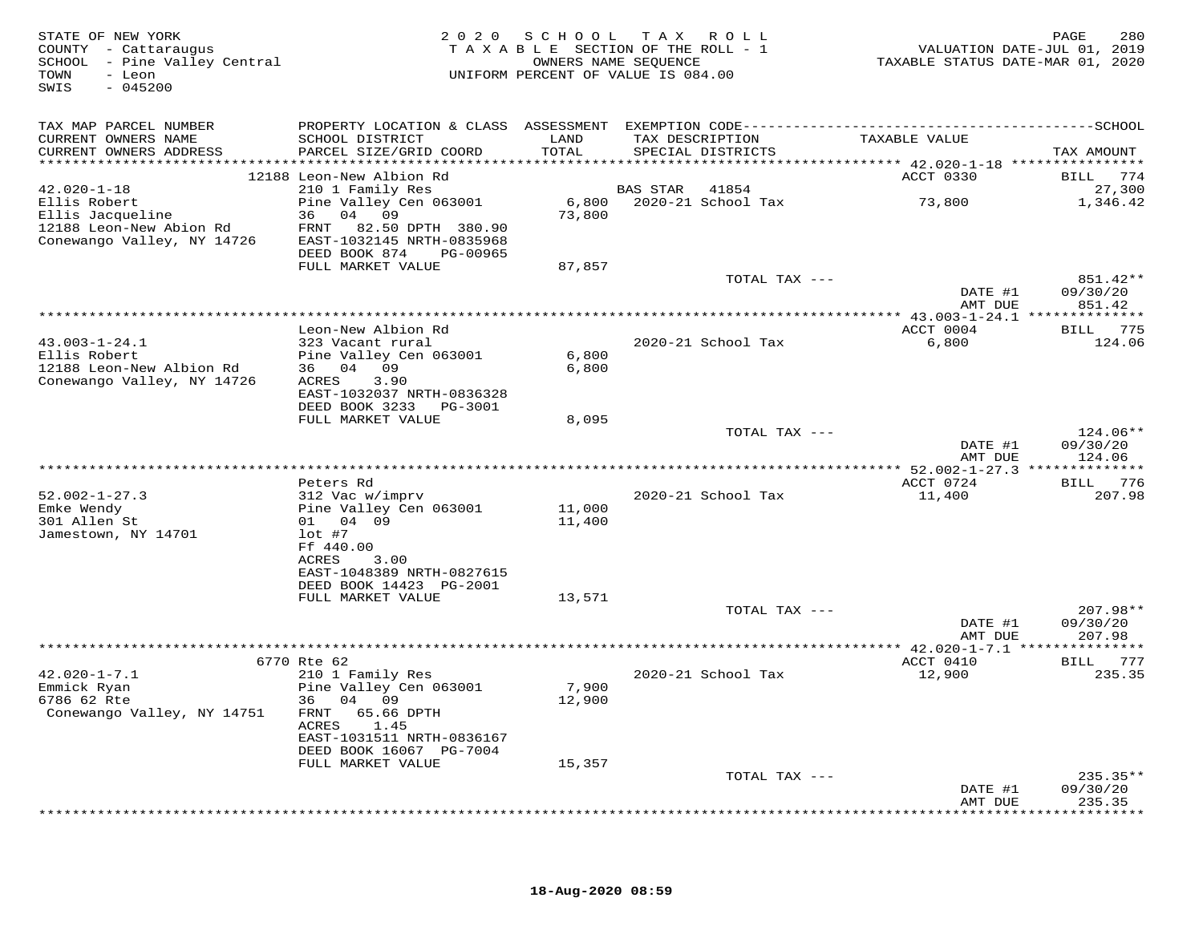STATE OF NEW YORK
COUNTY - Cattaraugus
SCHOOL - Pine Valley Central
TOWN - Leon
SWIS - 045200

2020 SCHOOL TAX ROLL
TAXABLE SECTION OF THE ROLL - 1
OWNERS NAME SEQUENCE
UNIFORM PERCENT OF VALUE IS 084.00

VALUATION DATE-JUL 01, 2019
TAXABLE STATUS DATE-MAR 01, 2020

| TAX MAP PARCEL NUMBER / CURRENT OWNERS NAME / CURRENT OWNERS ADDRESS | PROPERTY LOCATION & CLASS / SCHOOL DISTRICT / PARCEL SIZE/GRID COORD | ASSESSMENT LAND / TOTAL | EXEMPTION CODE / TAX DESCRIPTION / SPECIAL DISTRICTS | TAXABLE VALUE | TAX AMOUNT |
|---|---|---|---|---|---|
| 42.020-1-18 | 12188 Leon-New Albion Rd | | | ACCT 0330 | BILL 774 |
| Ellis Robert | 210 1 Family Res | | BAS STAR 41854 | | 27,300 |
| Ellis Jacqueline | Pine Valley Cen 063001 | 6,800 | 2020-21 School Tax | 73,800 | 1,346.42 |
| 12188 Leon-New Abion Rd | 36 04 09 | 73,800 | | | |
| Conewango Valley, NY 14726 | FRNT 82.50 DPTH 380.90 | | | | |
| | EAST-1032145 NRTH-0835968 | | | | |
| | DEED BOOK 874 PG-00965 | | | | |
| | FULL MARKET VALUE | 87,857 | | | |
| | | | TOTAL TAX --- | | 851.42** |
| | | | | DATE #1 | 09/30/20 |
| | | | | AMT DUE | 851.42 |
| 43.003-1-24.1 | Leon-New Albion Rd | | | ACCT 0004 | BILL 775 |
| Ellis Robert | 323 Vacant rural | | 2020-21 School Tax | 6,800 | 124.06 |
| 12188 Leon-New Albion Rd | Pine Valley Cen 063001 | 6,800 | | | |
| Conewango Valley, NY 14726 | 36 04 09 | 6,800 | | | |
| | ACRES 3.90 | | | | |
| | EAST-1032037 NRTH-0836328 | | | | |
| | DEED BOOK 3233 PG-3001 | | | | |
| | FULL MARKET VALUE | 8,095 | | | |
| | | | TOTAL TAX --- | | 124.06** |
| | | | | DATE #1 | 09/30/20 |
| | | | | AMT DUE | 124.06 |
| 52.002-1-27.3 | Peters Rd | | | ACCT 0724 | BILL 776 |
| Emke Wendy | 312 Vac w/imprv | | 2020-21 School Tax | 11,400 | 207.98 |
| 301 Allen St | Pine Valley Cen 063001 | 11,000 | | | |
| Jamestown, NY 14701 | 01 04 09 | 11,400 | | | |
| | lot #7 | | | | |
| | Ff 440.00 | | | | |
| | ACRES 3.00 | | | | |
| | EAST-1048389 NRTH-0827615 | | | | |
| | DEED BOOK 14423 PG-2001 | | | | |
| | FULL MARKET VALUE | 13,571 | | | |
| | | | TOTAL TAX --- | | 207.98** |
| | | | | DATE #1 | 09/30/20 |
| | | | | AMT DUE | 207.98 |
| 42.020-1-7.1 | 6770 Rte 62 | | | ACCT 0410 | BILL 777 |
| Emmick Ryan | 210 1 Family Res | | 2020-21 School Tax | 12,900 | 235.35 |
| 6786 62 Rte | Pine Valley Cen 063001 | 7,900 | | | |
| Conewango Valley, NY 14751 | 36 04 09 | 12,900 | | | |
| | FRNT 65.66 DPTH | | | | |
| | ACRES 1.45 | | | | |
| | EAST-1031511 NRTH-0836167 | | | | |
| | DEED BOOK 16067 PG-7004 | | | | |
| | FULL MARKET VALUE | 15,357 | | | |
| | | | TOTAL TAX --- | | 235.35** |
| | | | | DATE #1 | 09/30/20 |
| | | | | AMT DUE | 235.35 |

18-Aug-2020 08:59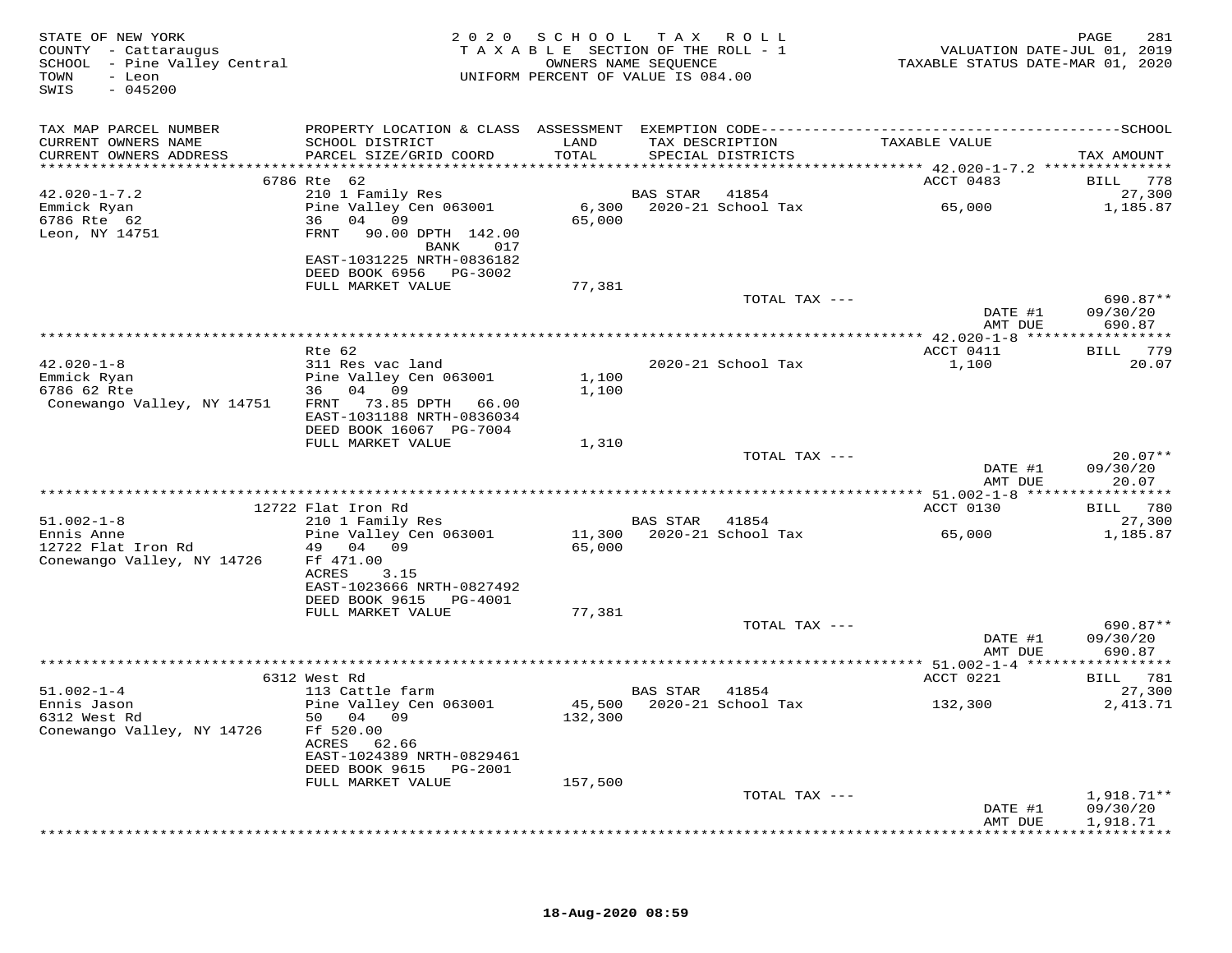STATE OF NEW YORK
COUNTY - Cattaraugus
SCHOOL - Pine Valley Central
TOWN - Leon
SWIS - 045200

2020 SCHOOL TAX ROLL
TAXABLE SECTION OF THE ROLL - 1
OWNERS NAME SEQUENCE
UNIFORM PERCENT OF VALUE IS 084.00

VALUATION DATE-JUL 01, 2019
TAXABLE STATUS DATE-MAR 01, 2020

| TAX MAP PARCEL NUMBER / CURRENT OWNERS NAME / CURRENT OWNERS ADDRESS | PROPERTY LOCATION & CLASS / SCHOOL DISTRICT / PARCEL SIZE/GRID COORD | ASSESSMENT LAND / TOTAL | EXEMPTION CODE / TAX DESCRIPTION / SPECIAL DISTRICTS | TAXABLE VALUE | SCHOOL TAX AMOUNT |
|---|---|---|---|---|---|
| | 6786 Rte 62 | | | ACCT 0483 | BILL 778 |
| 42.020-1-7.2 | 210 1 Family Res | | BAS STAR 41854 | | 27,300 |
| Emmick Ryan | Pine Valley Cen 063001 | 6,300 | 2020-21 School Tax | 65,000 | 1,185.87 |
| 6786 Rte 62 | 36 04 09 | 65,000 | | | |
| Leon, NY 14751 | FRNT 90.00 DPTH 142.00 | | | | |
| | BANK 017 | | | | |
| | EAST-1031225 NRTH-0836182 | | | | |
| | DEED BOOK 6956 PG-3002 | | | | |
| | FULL MARKET VALUE | 77,381 | | | |
| | | | TOTAL TAX --- | | 690.87** |
| | | | | DATE #1 | 09/30/20 |
| | | | | AMT DUE | 690.87 |
| | Rte 62 | | | ACCT 0411 | BILL 779 |
| 42.020-1-8 | 311 Res vac land | | 2020-21 School Tax | 1,100 | 20.07 |
| Emmick Ryan | Pine Valley Cen 063001 | 1,100 | | | |
| 6786 62 Rte | 36 04 09 | 1,100 | | | |
| Conewango Valley, NY 14751 | FRNT 73.85 DPTH 66.00 | | | | |
| | EAST-1031188 NRTH-0836034 | | | | |
| | DEED BOOK 16067 PG-7004 | | | | |
| | FULL MARKET VALUE | 1,310 | | | |
| | | | TOTAL TAX --- | | 20.07** |
| | | | | DATE #1 | 09/30/20 |
| | | | | AMT DUE | 20.07 |
| | 12722 Flat Iron Rd | | | ACCT 0130 | BILL 780 |
| 51.002-1-8 | 210 1 Family Res | | BAS STAR 41854 | | 27,300 |
| Ennis Anne | Pine Valley Cen 063001 | 11,300 | 2020-21 School Tax | 65,000 | 1,185.87 |
| 12722 Flat Iron Rd | 49 04 09 | 65,000 | | | |
| Conewango Valley, NY 14726 | Ff 471.00 | | | | |
| | ACRES 3.15 | | | | |
| | EAST-1023666 NRTH-0827492 | | | | |
| | DEED BOOK 9615 PG-4001 | | | | |
| | FULL MARKET VALUE | 77,381 | | | |
| | | | TOTAL TAX --- | | 690.87** |
| | | | | DATE #1 | 09/30/20 |
| | | | | AMT DUE | 690.87 |
| | 6312 West Rd | | | ACCT 0221 | BILL 781 |
| 51.002-1-4 | 113 Cattle farm | | BAS STAR 41854 | | 27,300 |
| Ennis Jason | Pine Valley Cen 063001 | 45,500 | 2020-21 School Tax | 132,300 | 2,413.71 |
| 6312 West Rd | 50 04 09 | 132,300 | | | |
| Conewango Valley, NY 14726 | Ff 520.00 | | | | |
| | ACRES 62.66 | | | | |
| | EAST-1024389 NRTH-0829461 | | | | |
| | DEED BOOK 9615 PG-2001 | | | | |
| | FULL MARKET VALUE | 157,500 | | | |
| | | | TOTAL TAX --- | | 1,918.71** |
| | | | | DATE #1 | 09/30/20 |
| | | | | AMT DUE | 1,918.71 |

18-Aug-2020 08:59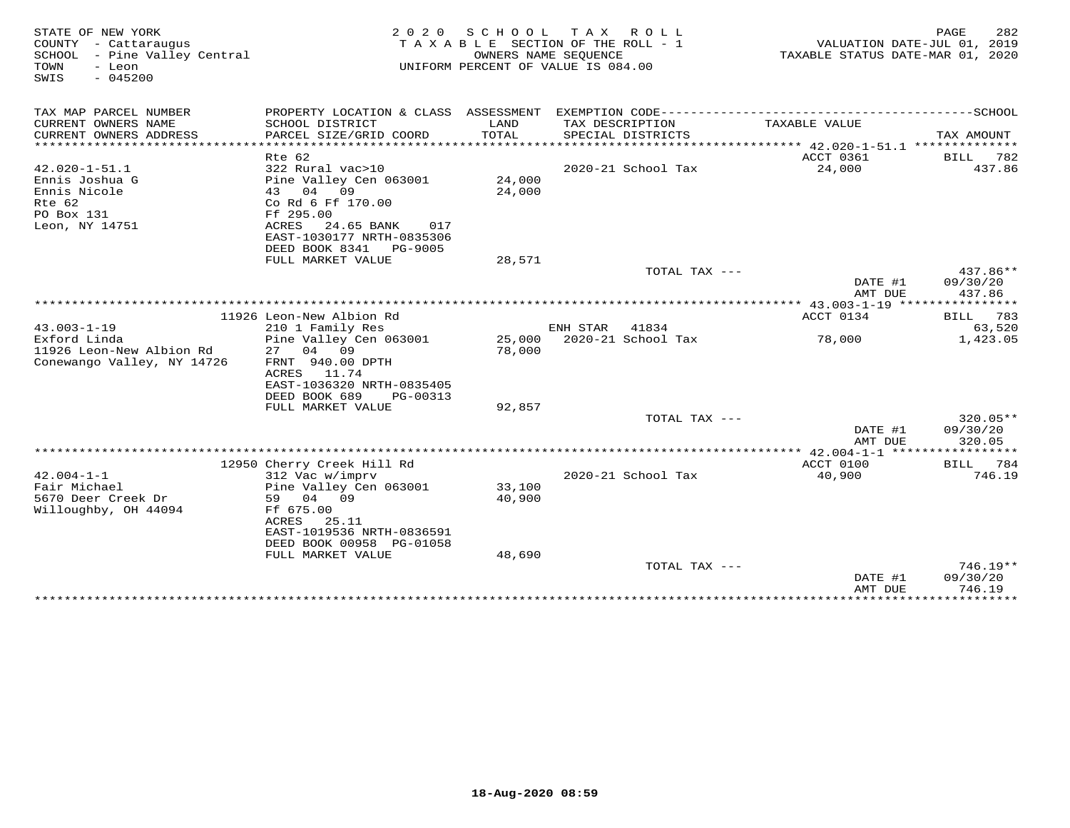STATE OF NEW YORK | 2 0 2 0 S C H O O L T A X R O L L | PAGE 282
COUNTY - Cattaraugus | T A X A B L E SECTION OF THE ROLL - 1 | VALUATION DATE-JUL 01, 2019
SCHOOL - Pine Valley Central | OWNERS NAME SEQUENCE | TAXABLE STATUS DATE-MAR 01, 2020
TOWN - Leon | UNIFORM PERCENT OF VALUE IS 084.00
SWIS - 045200

| TAX MAP PARCEL NUMBER / CURRENT OWNERS NAME / CURRENT OWNERS ADDRESS | PROPERTY LOCATION & CLASS / SCHOOL DISTRICT / PARCEL SIZE/GRID COORD | ASSESSMENT LAND / TOTAL | EXEMPTION CODE / TAX DESCRIPTION / SPECIAL DISTRICTS | TAXABLE VALUE | SCHOOL TAX AMOUNT |
|---|---|---|---|---|---|
| 42.020-1-51.1 | Rte 62 | | | ACCT 0361 | BILL 782 |
| 42.020-1-51.1 | 322 Rural vac>10 | | 2020-21 School Tax | 24,000 | 437.86 |
| Ennis Joshua G | Pine Valley Cen 063001 | 24,000 | | | |
| Ennis Nicole | 43 04 09 | 24,000 | | | |
| Rte 62 | Co Rd 6 Ff 170.00 | | | | |
| PO Box 131 | Ff 295.00 | | | | |
| Leon, NY 14751 | ACRES 24.65 BANK 017 | | | | |
| | EAST-1030177 NRTH-0835306 | | | | |
| | DEED BOOK 8341 PG-9005 | | | | |
| | FULL MARKET VALUE | 28,571 | | | |
| | | | TOTAL TAX --- | | 437.86** |
| | | | | DATE #1 | 09/30/20 |
| | | | | AMT DUE | 437.86 |
| 43.003-1-19 | 11926 Leon-New Albion Rd | | | ACCT 0134 | BILL 783 |
| 43.003-1-19 | 210 1 Family Res | | ENH STAR 41834 | | 63,520 |
| Exford Linda | Pine Valley Cen 063001 | 25,000 | 2020-21 School Tax | 78,000 | 1,423.05 |
| 11926 Leon-New Albion Rd | 27 04 09 | 78,000 | | | |
| Conewango Valley, NY 14726 | FRNT 940.00 DPTH | | | | |
| | ACRES 11.74 | | | | |
| | EAST-1036320 NRTH-0835405 | | | | |
| | DEED BOOK 689 PG-00313 | | | | |
| | FULL MARKET VALUE | 92,857 | | | |
| | | | TOTAL TAX --- | | 320.05** |
| | | | | DATE #1 | 09/30/20 |
| | | | | AMT DUE | 320.05 |
| 42.004-1-1 | 12950 Cherry Creek Hill Rd | | | ACCT 0100 | BILL 784 |
| 42.004-1-1 | 312 Vac w/imprv | | 2020-21 School Tax | 40,900 | 746.19 |
| Fair Michael | Pine Valley Cen 063001 | 33,100 | | | |
| 5670 Deer Creek Dr | 59 04 09 | 40,900 | | | |
| Willoughby, OH 44094 | Ff 675.00 | | | | |
| | ACRES 25.11 | | | | |
| | EAST-1019536 NRTH-0836591 | | | | |
| | DEED BOOK 00958 PG-01058 | | | | |
| | FULL MARKET VALUE | 48,690 | | | |
| | | | TOTAL TAX --- | | 746.19** |
| | | | | DATE #1 | 09/30/20 |
| | | | | AMT DUE | 746.19 |

18-Aug-2020 08:59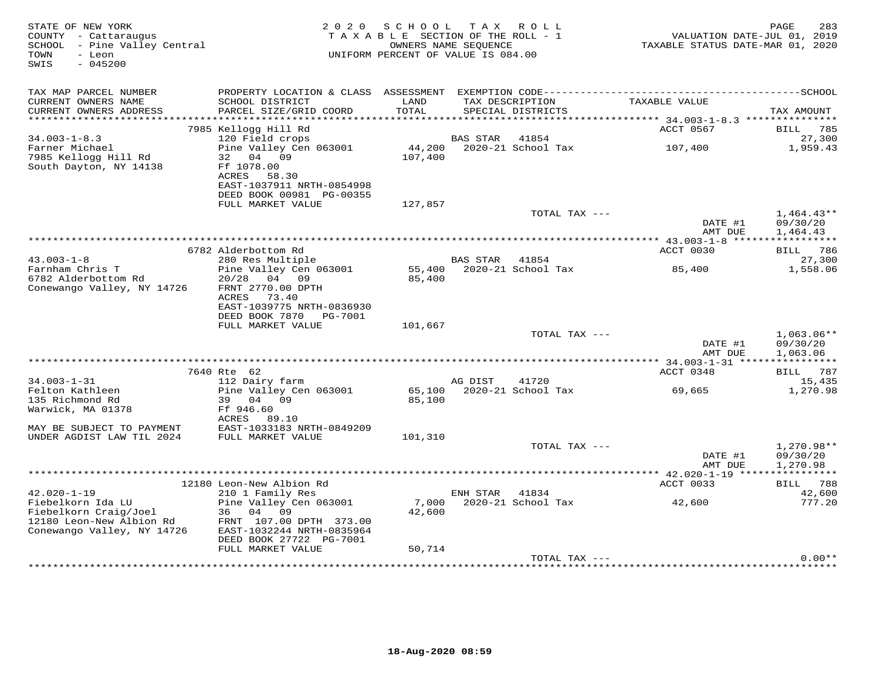STATE OF NEW YORK
COUNTY - Cattaraugus
SCHOOL - Pine Valley Central
TOWN - Leon
SWIS - 045200

2020 SCHOOL TAX ROLL
TAXABLE SECTION OF THE ROLL - 1
OWNERS NAME SEQUENCE
UNIFORM PERCENT OF VALUE IS 084.00

VALUATION DATE-JUL 01, 2019
TAXABLE STATUS DATE-MAR 01, 2020

| TAX MAP PARCEL NUMBER / CURRENT OWNERS NAME / CURRENT OWNERS ADDRESS | PROPERTY LOCATION & CLASS / SCHOOL DISTRICT / PARCEL SIZE/GRID COORD | ASSESSMENT LAND / TOTAL | EXEMPTION CODE / TAX DESCRIPTION / SPECIAL DISTRICTS | TAXABLE VALUE | TAX AMOUNT |
|---|---|---|---|---|---|
| 34.003-1-8.3 | 7985 Kellogg Hill Rd | | | ACCT 0567 | BILL 785 |
| Farner Michael | 120 Field crops | | BAS STAR 41854 | | 27,300 |
| 7985 Kellogg Hill Rd | Pine Valley Cen 063001 | 44,200 | 2020-21 School Tax | 107,400 | 1,959.43 |
| South Dayton, NY 14138 | 32 04 09 | 107,400 | | | |
| | Ff 1078.00 | | | | |
| | ACRES 58.30 | | | | |
| | EAST-1037911 NRTH-0854998 | | | | |
| | DEED BOOK 00981 PG-00355 | | | | |
| | FULL MARKET VALUE | 127,857 | | | |
| | | | TOTAL TAX --- | | 1,464.43** |
| | | | | DATE #1 | 09/30/20 |
| | | | | AMT DUE | 1,464.43 |
| 43.003-1-8 | 6782 Alderbottom Rd | | | ACCT 0030 | BILL 786 |
| Farnham Chris T | 280 Res Multiple | | BAS STAR 41854 | | 27,300 |
| 6782 Alderbottom Rd | Pine Valley Cen 063001 | 55,400 | 2020-21 School Tax | 85,400 | 1,558.06 |
| Conewango Valley, NY 14726 | 20/28 04 09 | 85,400 | | | |
| | FRNT 2770.00 DPTH | | | | |
| | ACRES 73.40 | | | | |
| | EAST-1039775 NRTH-0836930 | | | | |
| | DEED BOOK 7870 PG-7001 | | | | |
| | FULL MARKET VALUE | 101,667 | | | |
| | | | TOTAL TAX --- | | 1,063.06** |
| | | | | DATE #1 | 09/30/20 |
| | | | | AMT DUE | 1,063.06 |
| 34.003-1-31 | 7640 Rte 62 | | | ACCT 0348 | BILL 787 |
| Felton Kathleen | 112 Dairy farm | | AG DIST 41720 | | 15,435 |
| 135 Richmond Rd | Pine Valley Cen 063001 | 65,100 | 2020-21 School Tax | 69,665 | 1,270.98 |
| Warwick, MA 01378 | 39 04 09 | 85,100 | | | |
| | Ff 946.60 | | | | |
| | ACRES 89.10 | | | | |
| MAY BE SUBJECT TO PAYMENT | EAST-1033183 NRTH-0849209 | | | | |
| UNDER AGDIST LAW TIL 2024 | FULL MARKET VALUE | 101,310 | | | |
| | | | TOTAL TAX --- | | 1,270.98** |
| | | | | DATE #1 | 09/30/20 |
| | | | | AMT DUE | 1,270.98 |
| 42.020-1-19 | 12180 Leon-New Albion Rd | | | ACCT 0033 | BILL 788 |
| Fiebelkorn Ida LU | 210 1 Family Res | | ENH STAR 41834 | | 42,600 |
| Fiebelkorn Craig/Joel | Pine Valley Cen 063001 | 7,000 | 2020-21 School Tax | 42,600 | 777.20 |
| 12180 Leon-New Albion Rd | 36 04 09 | 42,600 | | | |
| Conewango Valley, NY 14726 | FRNT 107.00 DPTH 373.00 | | | | |
| | EAST-1032244 NRTH-0835964 | | | | |
| | DEED BOOK 27722 PG-7001 | | | | |
| | FULL MARKET VALUE | 50,714 | | | |
| | | | TOTAL TAX --- | | 0.00** |

18-Aug-2020 08:59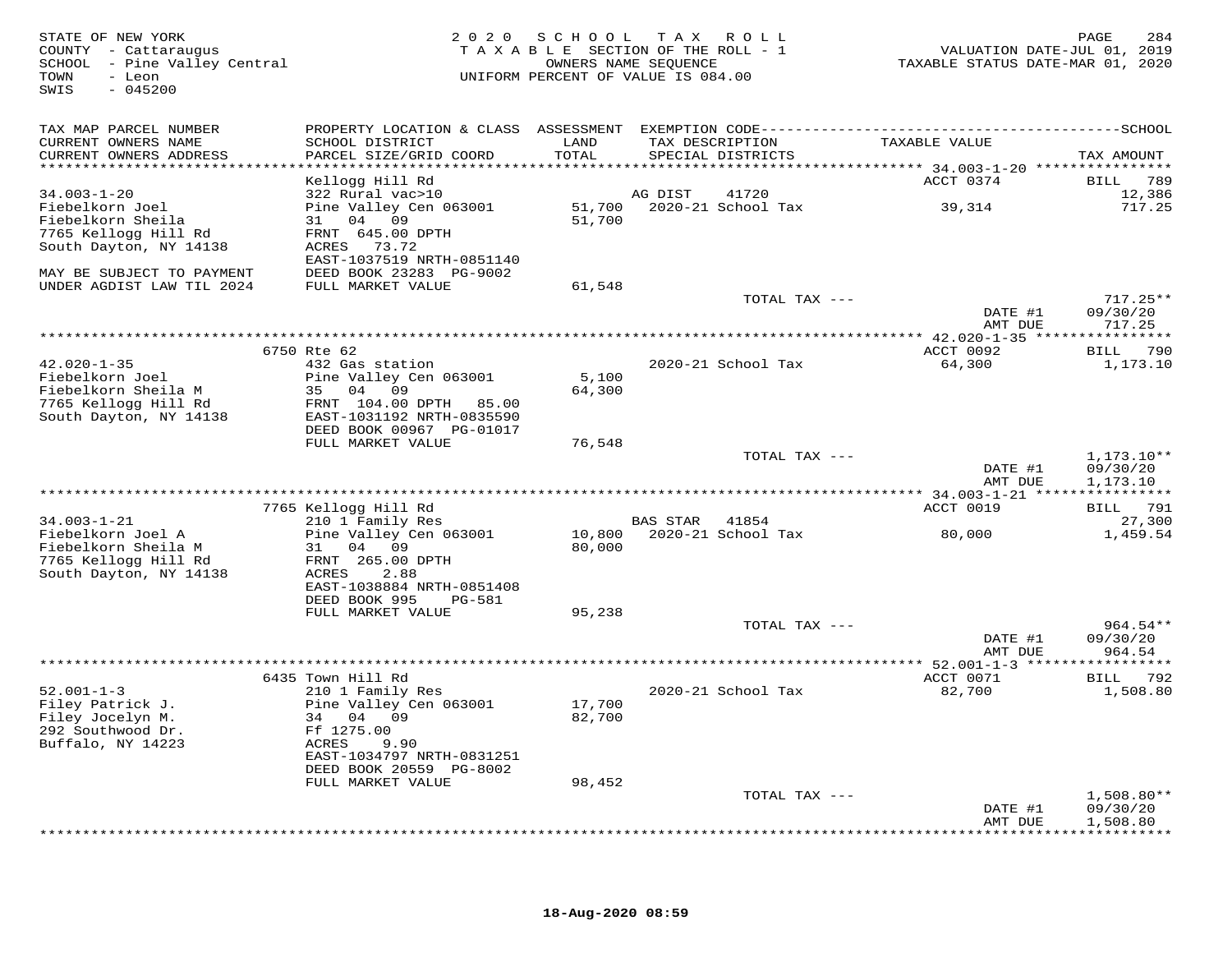STATE OF NEW YORK
COUNTY - Cattaraugus
SCHOOL - Pine Valley Central
TOWN - Leon
SWIS - 045200

2020 SCHOOL TAX ROLL
TAXABLE SECTION OF THE ROLL - 1
OWNERS NAME SEQUENCE
UNIFORM PERCENT OF VALUE IS 084.00

VALUATION DATE-JUL 01, 2019
TAXABLE STATUS DATE-MAR 01, 2020

| TAX MAP PARCEL NUMBER / CURRENT OWNERS NAME / CURRENT OWNERS ADDRESS | PROPERTY LOCATION & CLASS / SCHOOL DISTRICT / PARCEL SIZE/GRID COORD | ASSESSMENT LAND / TOTAL | EXEMPTION CODE / TAX DESCRIPTION / SPECIAL DISTRICTS | TAXABLE VALUE | TAX AMOUNT |
|---|---|---|---|---|---|
| **34.003-1-20** | Kellogg Hill Rd | | | ACCT 0374 | BILL 789 |
| 34.003-1-20 | 322 Rural vac>10 | | AG DIST 41720 | | 12,386 |
| Fiebelkorn Joel | Pine Valley Cen 063001 | 51,700 | 2020-21 School Tax | 39,314 | 717.25 |
| Fiebelkorn Sheila | 31 04 09 | 51,700 | | | |
| 7765 Kellogg Hill Rd | FRNT 645.00 DPTH | | | | |
| South Dayton, NY 14138 | ACRES 73.72 | | | | |
| | EAST-1037519 NRTH-0851140 | | | | |
| MAY BE SUBJECT TO PAYMENT | DEED BOOK 23283 PG-9002 | | | | |
| UNDER AGDIST LAW TIL 2024 | FULL MARKET VALUE | 61,548 | | | |
| | | | TOTAL TAX --- | | 717.25** |
| | | | | DATE #1 | 09/30/20 |
| | | | | AMT DUE | 717.25 |
| **42.020-1-35** | 6750 Rte 62 | | | ACCT 0092 | BILL 790 |
| 42.020-1-35 | 432 Gas station | | 2020-21 School Tax | 64,300 | 1,173.10 |
| Fiebelkorn Joel | Pine Valley Cen 063001 | 5,100 | | | |
| Fiebelkorn Sheila M | 35 04 09 | 64,300 | | | |
| 7765 Kellogg Hill Rd | FRNT 104.00 DPTH 85.00 | | | | |
| South Dayton, NY 14138 | EAST-1031192 NRTH-0835590 | | | | |
| | DEED BOOK 00967 PG-01017 | | | | |
| | FULL MARKET VALUE | 76,548 | | | |
| | | | TOTAL TAX --- | | 1,173.10** |
| | | | | DATE #1 | 09/30/20 |
| | | | | AMT DUE | 1,173.10 |
| **34.003-1-21** | 7765 Kellogg Hill Rd | | | ACCT 0019 | BILL 791 |
| 34.003-1-21 | 210 1 Family Res | | BAS STAR 41854 | | 27,300 |
| Fiebelkorn Joel A | Pine Valley Cen 063001 | 10,800 | 2020-21 School Tax | 80,000 | 1,459.54 |
| Fiebelkorn Sheila M | 31 04 09 | 80,000 | | | |
| 7765 Kellogg Hill Rd | FRNT 265.00 DPTH | | | | |
| South Dayton, NY 14138 | ACRES 2.88 | | | | |
| | EAST-1038884 NRTH-0851408 | | | | |
| | DEED BOOK 995 PG-581 | | | | |
| | FULL MARKET VALUE | 95,238 | | | |
| | | | TOTAL TAX --- | | 964.54** |
| | | | | DATE #1 | 09/30/20 |
| | | | | AMT DUE | 964.54 |
| **52.001-1-3** | 6435 Town Hill Rd | | | ACCT 0071 | BILL 792 |
| 52.001-1-3 | 210 1 Family Res | | 2020-21 School Tax | 82,700 | 1,508.80 |
| Filey Patrick J. | Pine Valley Cen 063001 | 17,700 | | | |
| Filey Jocelyn M. | 34 04 09 | 82,700 | | | |
| 292 Southwood Dr. | Ff 1275.00 | | | | |
| Buffalo, NY 14223 | ACRES 9.90 | | | | |
| | EAST-1034797 NRTH-0831251 | | | | |
| | DEED BOOK 20559 PG-8002 | | | | |
| | FULL MARKET VALUE | 98,452 | | | |
| | | | TOTAL TAX --- | | 1,508.80** |
| | | | | DATE #1 | 09/30/20 |
| | | | | AMT DUE | 1,508.80 |

18-Aug-2020 08:59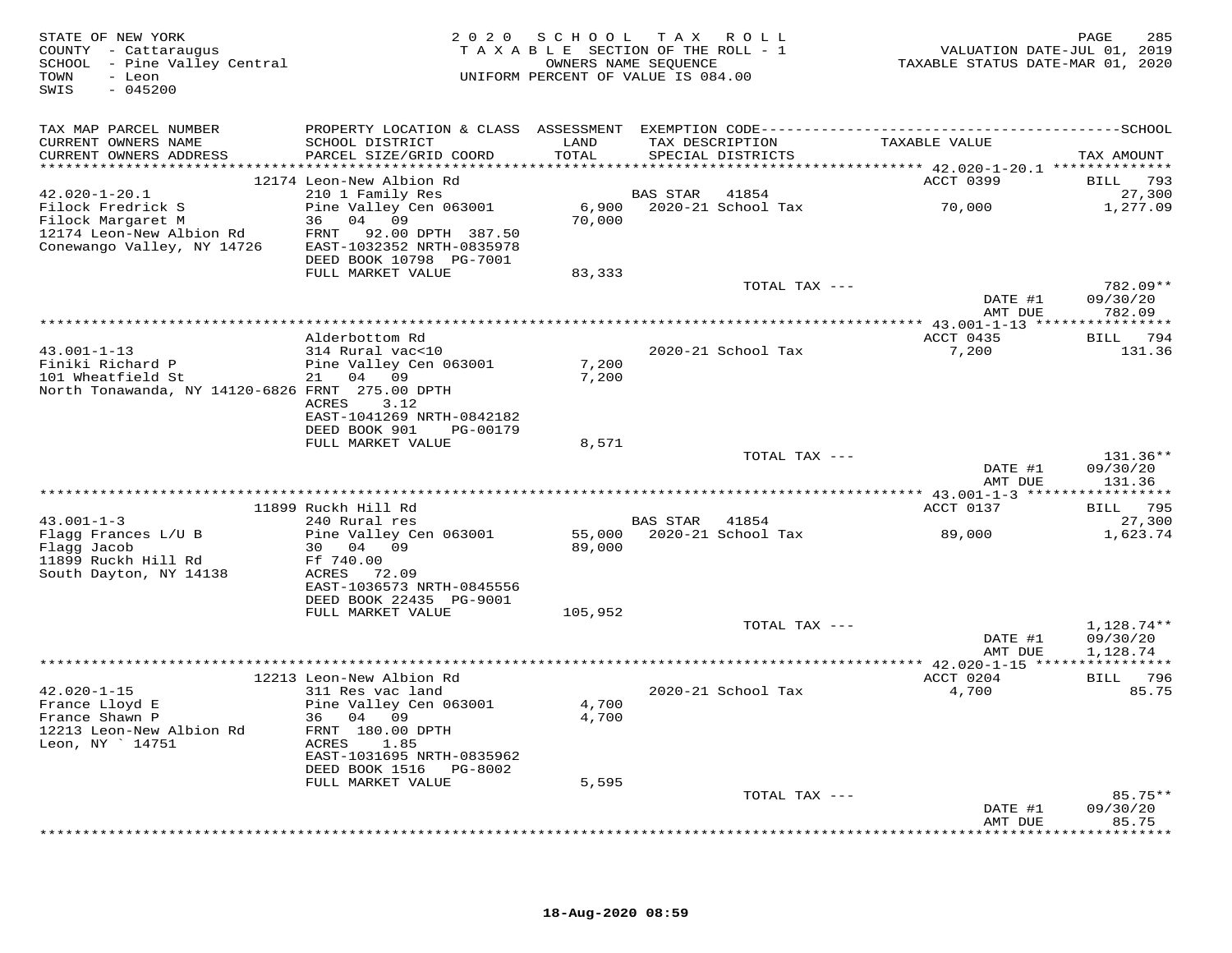STATE OF NEW YORK
COUNTY - Cattaraugus
SCHOOL - Pine Valley Central
TOWN - Leon
SWIS - 045200

2020 SCHOOL TAX ROLL
TAXABLE SECTION OF THE ROLL - 1
OWNERS NAME SEQUENCE
UNIFORM PERCENT OF VALUE IS 084.00

VALUATION DATE-JUL 01, 2019
TAXABLE STATUS DATE-MAR 01, 2020

| TAX MAP PARCEL NUMBER / CURRENT OWNERS NAME / CURRENT OWNERS ADDRESS | PROPERTY LOCATION & CLASS / SCHOOL DISTRICT / PARCEL SIZE/GRID COORD | ASSESSMENT LAND | TOTAL | EXEMPTION CODE / TAX DESCRIPTION / SPECIAL DISTRICTS | TAXABLE VALUE | TAX AMOUNT |
|---|---|---|---|---|---|---|
| | 12174 Leon-New Albion Rd | | | | ACCT 0399 | BILL 793 |
| 42.020-1-20.1 | 210 1 Family Res | | | BAS STAR 41854 | | 27,300 |
| Filock Fredrick S | Pine Valley Cen 063001 | 6,900 | | 2020-21 School Tax | 70,000 | 1,277.09 |
| Filock Margaret M | 36 04 09 | | 70,000 | | | |
| 12174 Leon-New Albion Rd | FRNT 92.00 DPTH 387.50 | | | | | |
| Conewango Valley, NY 14726 | EAST-1032352 NRTH-0835978 | | | | | |
| | DEED BOOK 10798 PG-7001 | | | | | |
| | FULL MARKET VALUE | | 83,333 | | | |
| | | | | TOTAL TAX --- | | 782.09** |
| | | | | | DATE #1 | 09/30/20 |
| | | | | | AMT DUE | 782.09 |
| | Alderbottom Rd | | | | ACCT 0435 | BILL 794 |
| 43.001-1-13 | 314 Rural vac<10 | | | 2020-21 School Tax | 7,200 | 131.36 |
| Finiki Richard P | Pine Valley Cen 063001 | 7,200 | | | | |
| 101 Wheatfield St | 21 04 09 | | 7,200 | | | |
| North Tonawanda, NY 14120-6826 | FRNT 275.00 DPTH | | | | | |
| | ACRES 3.12 | | | | | |
| | EAST-1041269 NRTH-0842182 | | | | | |
| | DEED BOOK 901 PG-00179 | | | | | |
| | FULL MARKET VALUE | | 8,571 | | | |
| | | | | TOTAL TAX --- | | 131.36** |
| | | | | | DATE #1 | 09/30/20 |
| | | | | | AMT DUE | 131.36 |
| | 11899 Ruckh Hill Rd | | | | ACCT 0137 | BILL 795 |
| 43.001-1-3 | 240 Rural res | | | BAS STAR 41854 | | 27,300 |
| Flagg Frances L/U B | Pine Valley Cen 063001 | 55,000 | | 2020-21 School Tax | 89,000 | 1,623.74 |
| Flagg Jacob | 30 04 09 | | 89,000 | | | |
| 11899 Ruckh Hill Rd | Ff 740.00 | | | | | |
| South Dayton, NY 14138 | ACRES 72.09 | | | | | |
| | EAST-1036573 NRTH-0845556 | | | | | |
| | DEED BOOK 22435 PG-9001 | | | | | |
| | FULL MARKET VALUE | | 105,952 | | | |
| | | | | TOTAL TAX --- | | 1,128.74** |
| | | | | | DATE #1 | 09/30/20 |
| | | | | | AMT DUE | 1,128.74 |
| | 12213 Leon-New Albion Rd | | | | ACCT 0204 | BILL 796 |
| 42.020-1-15 | 311 Res vac land | | | 2020-21 School Tax | 4,700 | 85.75 |
| France Lloyd E | Pine Valley Cen 063001 | 4,700 | | | | |
| France Shawn P | 36 04 09 | | 4,700 | | | |
| 12213 Leon-New Albion Rd | FRNT 180.00 DPTH | | | | | |
| Leon, NY ` 14751 | ACRES 1.85 | | | | | |
| | EAST-1031695 NRTH-0835962 | | | | | |
| | DEED BOOK 1516 PG-8002 | | | | | |
| | FULL MARKET VALUE | | 5,595 | | | |
| | | | | TOTAL TAX --- | | 85.75** |
| | | | | | DATE #1 | 09/30/20 |
| | | | | | AMT DUE | 85.75 |

18-Aug-2020 08:59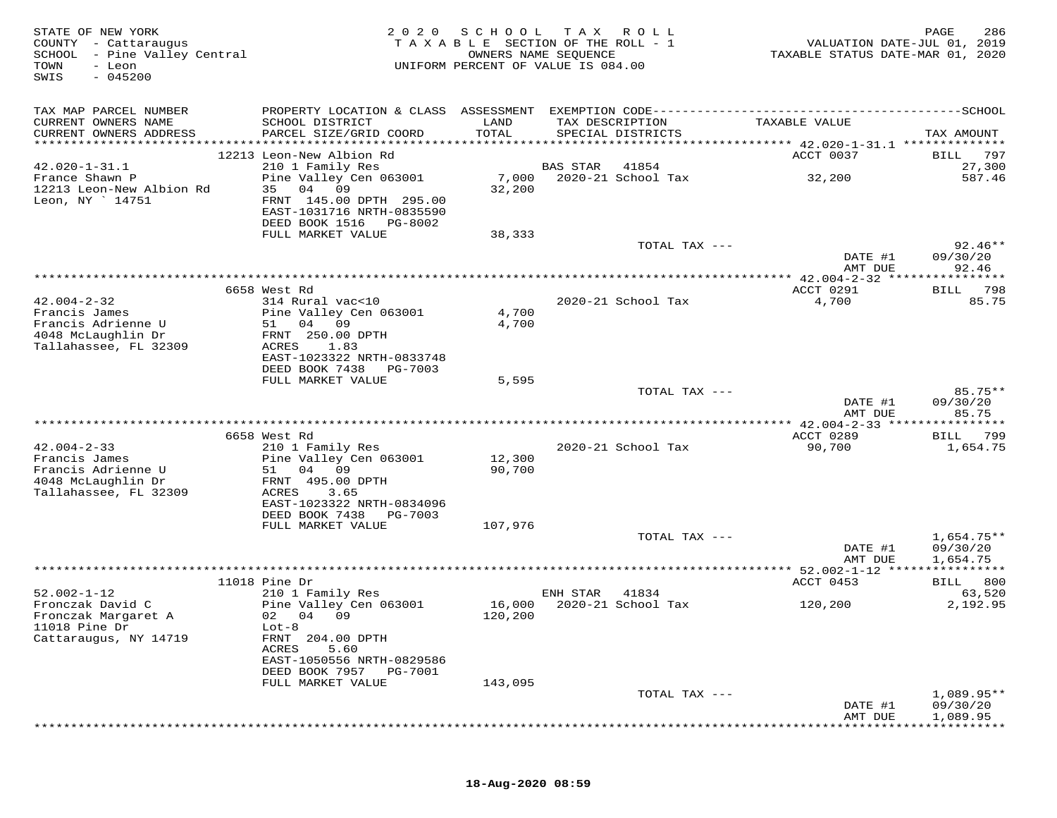STATE OF NEW YORK
COUNTY - Cattaraugus
SCHOOL - Pine Valley Central
TOWN - Leon
SWIS - 045200

2020 SCHOOL TAX ROLL
TAXABLE SECTION OF THE ROLL - 1
OWNERS NAME SEQUENCE
UNIFORM PERCENT OF VALUE IS 084.00

VALUATION DATE-JUL 01, 2019
TAXABLE STATUS DATE-MAR 01, 2020

| TAX MAP PARCEL NUMBER<br>CURRENT OWNERS NAME<br>CURRENT OWNERS ADDRESS | PROPERTY LOCATION & CLASS<br>SCHOOL DISTRICT<br>PARCEL SIZE/GRID COORD | ASSESSMENT<br>LAND<br>TOTAL | EXEMPTION CODE<br>TAX DESCRIPTION<br>SPECIAL DISTRICTS | TAXABLE VALUE | SCHOOL<br>TAX AMOUNT |
|---|---|---|---|---|---|
| | 12213 Leon-New Albion Rd | | | ACCT 0037 | BILL 797 |
| 42.020-1-31.1 | 210 1 Family Res | | BAS STAR 41854 | | 27,300 |
| France Shawn P | Pine Valley Cen 063001 | 7,000 | 2020-21 School Tax | 32,200 | 587.46 |
| 12213 Leon-New Albion Rd | 35 04 09 | 32,200 | | | |
| Leon, NY ` 14751 | FRNT 145.00 DPTH 295.00 | | | | |
| | EAST-1031716 NRTH-0835590 | | | | |
| | DEED BOOK 1516 PG-8002 | | | | |
| | FULL MARKET VALUE | 38,333 | | | |
| | | | TOTAL TAX --- | | 92.46** |
| | | | | DATE #1 | 09/30/20 |
| | | | | AMT DUE | 92.46 |
| | 6658 West Rd | | | ACCT 0291 | BILL 798 |
| 42.004-2-32 | 314 Rural vac<10 | | 2020-21 School Tax | 4,700 | 85.75 |
| Francis James | Pine Valley Cen 063001 | 4,700 | | | |
| Francis Adrienne U | 51 04 09 | 4,700 | | | |
| 4048 McLaughlin Dr | FRNT 250.00 DPTH | | | | |
| Tallahassee, FL 32309 | ACRES 1.83 | | | | |
| | EAST-1023322 NRTH-0833748 | | | | |
| | DEED BOOK 7438 PG-7003 | | | | |
| | FULL MARKET VALUE | 5,595 | | | |
| | | | TOTAL TAX --- | | 85.75** |
| | | | | DATE #1 | 09/30/20 |
| | | | | AMT DUE | 85.75 |
| | 6658 West Rd | | | ACCT 0289 | BILL 799 |
| 42.004-2-33 | 210 1 Family Res | | 2020-21 School Tax | 90,700 | 1,654.75 |
| Francis James | Pine Valley Cen 063001 | 12,300 | | | |
| Francis Adrienne U | 51 04 09 | 90,700 | | | |
| 4048 McLaughlin Dr | FRNT 495.00 DPTH | | | | |
| Tallahassee, FL 32309 | ACRES 3.65 | | | | |
| | EAST-1023322 NRTH-0834096 | | | | |
| | DEED BOOK 7438 PG-7003 | | | | |
| | FULL MARKET VALUE | 107,976 | | | |
| | | | TOTAL TAX --- | | 1,654.75** |
| | | | | DATE #1 | 09/30/20 |
| | | | | AMT DUE | 1,654.75 |
| | 11018 Pine Dr | | | ACCT 0453 | BILL 800 |
| 52.002-1-12 | 210 1 Family Res | | ENH STAR 41834 | | 63,520 |
| Fronczak David C | Pine Valley Cen 063001 | 16,000 | 2020-21 School Tax | 120,200 | 2,192.95 |
| Fronczak Margaret A | 02 04 09 | 120,200 | | | |
| 11018 Pine Dr | Lot-8 | | | | |
| Cattaraugus, NY 14719 | FRNT 204.00 DPTH | | | | |
| | ACRES 5.60 | | | | |
| | EAST-1050556 NRTH-0829586 | | | | |
| | DEED BOOK 7957 PG-7001 | | | | |
| | FULL MARKET VALUE | 143,095 | | | |
| | | | TOTAL TAX --- | | 1,089.95** |
| | | | | DATE #1 | 09/30/20 |
| | | | | AMT DUE | 1,089.95 |

18-Aug-2020 08:59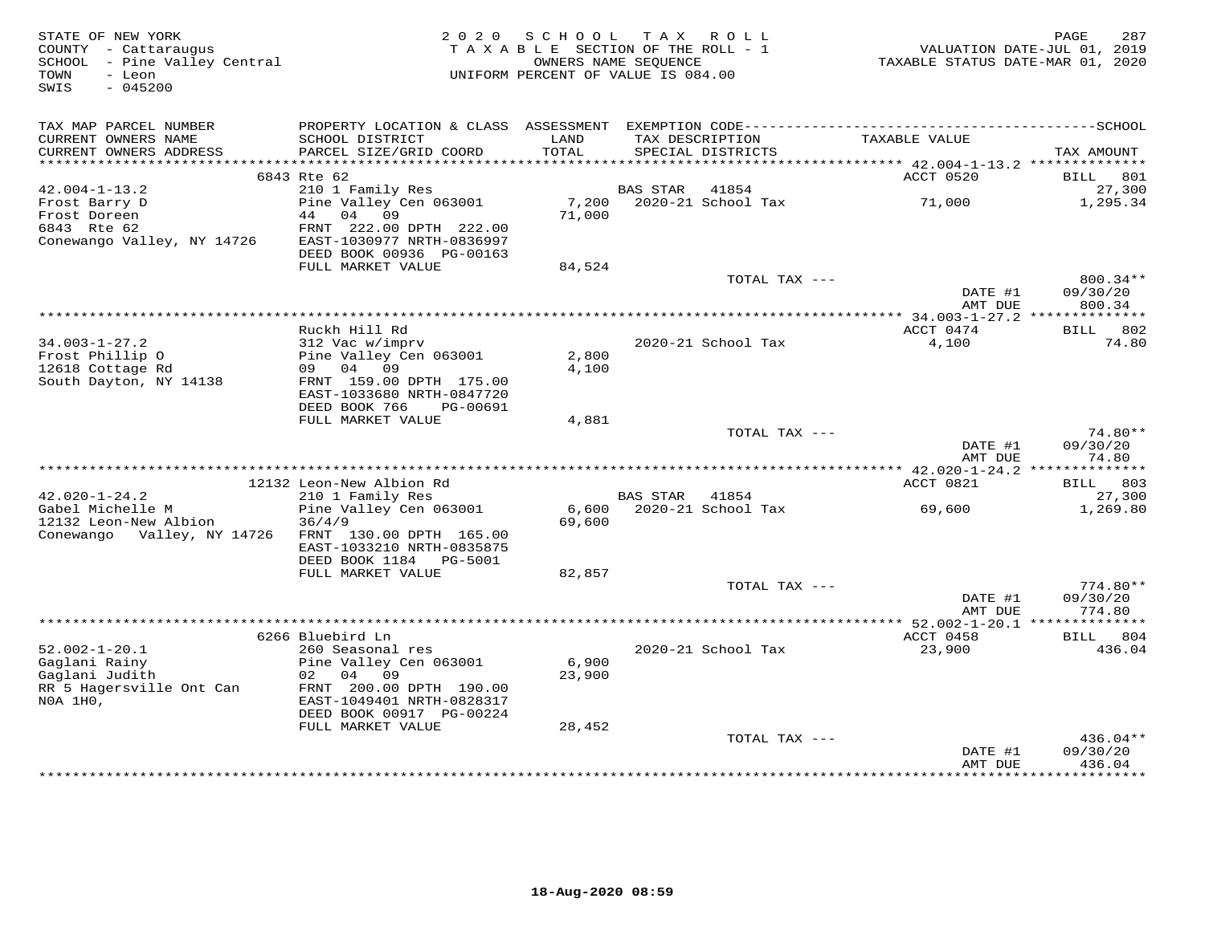STATE OF NEW YORK
COUNTY - Cattaraugus
SCHOOL - Pine Valley Central
TOWN - Leon
SWIS - 045200

2020 SCHOOL TAX ROLL
TAXABLE SECTION OF THE ROLL - 1
OWNERS NAME SEQUENCE
UNIFORM PERCENT OF VALUE IS 084.00

VALUATION DATE-JUL 01, 2019
TAXABLE STATUS DATE-MAR 01, 2020

| TAX MAP PARCEL NUMBER / CURRENT OWNERS NAME / CURRENT OWNERS ADDRESS | PROPERTY LOCATION & CLASS / SCHOOL DISTRICT / PARCEL SIZE/GRID COORD | ASSESSMENT LAND / TOTAL | EXEMPTION CODE / TAX DESCRIPTION / SPECIAL DISTRICTS | TAXABLE VALUE | TAX AMOUNT |
|---|---|---|---|---|---|
| | 6843 Rte 62 | | | ACCT 0520 | BILL 801 |
| 42.004-1-13.2 | 210 1 Family Res | | BAS STAR 41854 | | 27,300 |
| Frost Barry D | Pine Valley Cen 063001 | 7,200 | 2020-21 School Tax | 71,000 | 1,295.34 |
| Frost Doreen | 44 04 09 | 71,000 | | | |
| 6843 Rte 62 | FRNT 222.00 DPTH 222.00 | | | | |
| Conewango Valley, NY 14726 | EAST-1030977 NRTH-0836997 | | | | |
| | DEED BOOK 00936 PG-00163 | | | | |
| | FULL MARKET VALUE | 84,524 | | | |
| | | | TOTAL TAX --- | | 800.34** |
| | | | | DATE #1 | 09/30/20 |
| | | | | AMT DUE | 800.34 |
| | Ruckh Hill Rd | | | ACCT 0474 | BILL 802 |
| 34.003-1-27.2 | 312 Vac w/imprv | | 2020-21 School Tax | 4,100 | 74.80 |
| Frost Phillip O | Pine Valley Cen 063001 | 2,800 | | | |
| 12618 Cottage Rd | 09 04 09 | 4,100 | | | |
| South Dayton, NY 14138 | FRNT 159.00 DPTH 175.00 | | | | |
| | EAST-1033680 NRTH-0847720 | | | | |
| | DEED BOOK 766 PG-00691 | | | | |
| | FULL MARKET VALUE | 4,881 | | | |
| | | | TOTAL TAX --- | | 74.80** |
| | | | | DATE #1 | 09/30/20 |
| | | | | AMT DUE | 74.80 |
| | 12132 Leon-New Albion Rd | | | ACCT 0821 | BILL 803 |
| 42.020-1-24.2 | 210 1 Family Res | | BAS STAR 41854 | | 27,300 |
| Gabel Michelle M | Pine Valley Cen 063001 | 6,600 | 2020-21 School Tax | 69,600 | 1,269.80 |
| 12132 Leon-New Albion | 36/4/9 | 69,600 | | | |
| Conewango Valley, NY 14726 | FRNT 130.00 DPTH 165.00 | | | | |
| | EAST-1033210 NRTH-0835875 | | | | |
| | DEED BOOK 1184 PG-5001 | | | | |
| | FULL MARKET VALUE | 82,857 | | | |
| | | | TOTAL TAX --- | | 774.80** |
| | | | | DATE #1 | 09/30/20 |
| | | | | AMT DUE | 774.80 |
| | 6266 Bluebird Ln | | | ACCT 0458 | BILL 804 |
| 52.002-1-20.1 | 260 Seasonal res | | 2020-21 School Tax | 23,900 | 436.04 |
| Gaglani Rainy | Pine Valley Cen 063001 | 6,900 | | | |
| Gaglani Judith | 02 04 09 | 23,900 | | | |
| RR 5 Hagersville Ont Can | FRNT 200.00 DPTH 190.00 | | | | |
| N0A 1H0, | EAST-1049401 NRTH-0828317 | | | | |
| | DEED BOOK 00917 PG-00224 | | | | |
| | FULL MARKET VALUE | 28,452 | | | |
| | | | TOTAL TAX --- | | 436.04** |
| | | | | DATE #1 | 09/30/20 |
| | | | | AMT DUE | 436.04 |

18-Aug-2020 08:59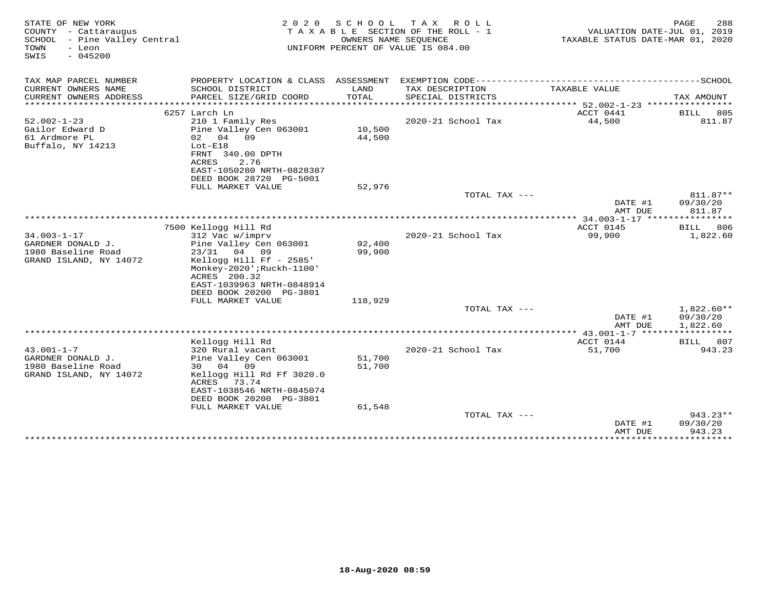STATE OF NEW YORK
COUNTY - Cattaraugus
SCHOOL - Pine Valley Central
TOWN - Leon
SWIS - 045200

2020 SCHOOL TAX ROLL
TAXABLE SECTION OF THE ROLL - 1
OWNERS NAME SEQUENCE
UNIFORM PERCENT OF VALUE IS 084.00

VALUATION DATE-JUL 01, 2019
TAXABLE STATUS DATE-MAR 01, 2020

| TAX MAP PARCEL NUMBER / CURRENT OWNERS NAME / CURRENT OWNERS ADDRESS | PROPERTY LOCATION & CLASS / SCHOOL DISTRICT / PARCEL SIZE/GRID COORD | ASSESSMENT LAND / TOTAL | EXEMPTION CODE / TAX DESCRIPTION / SPECIAL DISTRICTS | TAXABLE VALUE | SCHOOL TAX AMOUNT |
|---|---|---|---|---|---|
| **52.002-1-23** | 6257 Larch Ln | | | ACCT 0441 | BILL 805 |
| Gailor Edward D | 210 1 Family Res | | 2020-21 School Tax | 44,500 | 811.87 |
| 61 Ardmore PL | Pine Valley Cen 063001 | 10,500 | | | |
| Buffalo, NY 14213 | 02 04 09 | 44,500 | | | |
| | Lot-E18 | | | | |
| | FRNT 340.00 DPTH | | | | |
| | ACRES 2.76 | | | | |
| | EAST-1050280 NRTH-0828387 | | | | |
| | DEED BOOK 28720 PG-5001 | | | | |
| | FULL MARKET VALUE | 52,976 | | | |
| | | | TOTAL TAX --- | | 811.87** |
| | | | | DATE #1 | 09/30/20 |
| | | | | AMT DUE | 811.87 |
| **34.003-1-17** | 7500 Kellogg Hill Rd | | | ACCT 0145 | BILL 806 |
| GARDNER DONALD J. | 312 Vac w/imprv | | 2020-21 School Tax | 99,900 | 1,822.60 |
| 1980 Baseline Road | Pine Valley Cen 063001 | 92,400 | | | |
| GRAND ISLAND, NY 14072 | 23/31 04 09 | 99,900 | | | |
| | Kellogg Hill Ff - 2585' | | | | |
| | Monkey-2020';Ruckh-1100' | | | | |
| | ACRES 200.32 | | | | |
| | EAST-1039963 NRTH-0848914 | | | | |
| | DEED BOOK 20200 PG-3801 | | | | |
| | FULL MARKET VALUE | 118,929 | | | |
| | | | TOTAL TAX --- | | 1,822.60** |
| | | | | DATE #1 | 09/30/20 |
| | | | | AMT DUE | 1,822.60 |
| **43.001-1-7** | Kellogg Hill Rd | | | ACCT 0144 | BILL 807 |
| GARDNER DONALD J. | 320 Rural vacant | | 2020-21 School Tax | 51,700 | 943.23 |
| 1980 Baseline Road | Pine Valley Cen 063001 | 51,700 | | | |
| GRAND ISLAND, NY 14072 | 30 04 09 | 51,700 | | | |
| | Kellogg Hill Rd Ff 3020.0 | | | | |
| | ACRES 73.74 | | | | |
| | EAST-1038546 NRTH-0845074 | | | | |
| | DEED BOOK 20200 PG-3801 | | | | |
| | FULL MARKET VALUE | 61,548 | | | |
| | | | TOTAL TAX --- | | 943.23** |
| | | | | DATE #1 | 09/30/20 |
| | | | | AMT DUE | 943.23 |

18-Aug-2020 08:59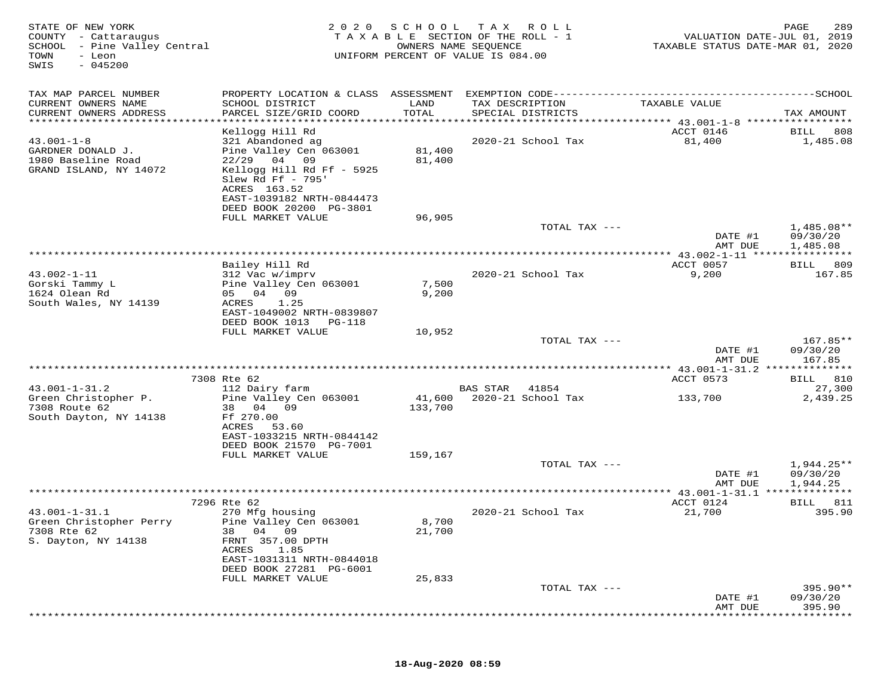STATE OF NEW YORK
COUNTY - Cattaraugus
SCHOOL - Pine Valley Central
TOWN - Leon
SWIS - 045200

2020 SCHOOL TAX ROLL
TAXABLE SECTION OF THE ROLL - 1
OWNERS NAME SEQUENCE
UNIFORM PERCENT OF VALUE IS 084.00

VALUATION DATE-JUL 01, 2019
TAXABLE STATUS DATE-MAR 01, 2020

| TAX MAP PARCEL NUMBER / CURRENT OWNERS NAME / CURRENT OWNERS ADDRESS | PROPERTY LOCATION & CLASS / SCHOOL DISTRICT / PARCEL SIZE/GRID COORD | ASSESSMENT LAND / TOTAL | EXEMPTION CODE / TAX DESCRIPTION / SPECIAL DISTRICTS | TAXABLE VALUE | TAX AMOUNT |
|---|---|---|---|---|---|
| 43.001-1-8 | Kellogg Hill Rd | | | ACCT 0146 | BILL 808 |
| GARDNER DONALD J. | 321 Abandoned ag | | 2020-21 School Tax | 81,400 | 1,485.08 |
| 1980 Baseline Road | Pine Valley Cen 063001 | 81,400 | | | |
| GRAND ISLAND, NY 14072 | 22/29 04 09 | 81,400 | | | |
| | Kellogg Hill Rd Ff - 5925 | | | | |
| | Slew Rd Ff - 795' | | | | |
| | ACRES 163.52 | | | | |
| | EAST-1039182 NRTH-0844473 | | | | |
| | DEED BOOK 20200 PG-3801 | | | | |
| | FULL MARKET VALUE | 96,905 | | | |
| | | | TOTAL TAX --- | | 1,485.08** |
| | | | | DATE #1 | 09/30/20 |
| | | | | AMT DUE | 1,485.08 |
| 43.002-1-11 | Bailey Hill Rd | | | ACCT 0057 | BILL 809 |
| Gorski Tammy L | 312 Vac w/imprv | | 2020-21 School Tax | 9,200 | 167.85 |
| 1624 Olean Rd | Pine Valley Cen 063001 | 7,500 | | | |
| South Wales, NY 14139 | 05 04 09 | 9,200 | | | |
| | ACRES 1.25 | | | | |
| | EAST-1049002 NRTH-0839807 | | | | |
| | DEED BOOK 1013 PG-118 | | | | |
| | FULL MARKET VALUE | 10,952 | | | |
| | | | TOTAL TAX --- | | 167.85** |
| | | | | DATE #1 | 09/30/20 |
| | | | | AMT DUE | 167.85 |
| 43.001-1-31.2 | 7308 Rte 62 | | | ACCT 0573 | BILL 810 |
| Green Christopher P. | 112 Dairy farm | | BAS STAR 41854 | | 27,300 |
| 7308 Route 62 | Pine Valley Cen 063001 | 41,600 | 2020-21 School Tax | 133,700 | 2,439.25 |
| South Dayton, NY 14138 | 38 04 09 | 133,700 | | | |
| | Ff 270.00 | | | | |
| | ACRES 53.60 | | | | |
| | EAST-1033215 NRTH-0844142 | | | | |
| | DEED BOOK 21570 PG-7001 | | | | |
| | FULL MARKET VALUE | 159,167 | | | |
| | | | TOTAL TAX --- | | 1,944.25** |
| | | | | DATE #1 | 09/30/20 |
| | | | | AMT DUE | 1,944.25 |
| 43.001-1-31.1 | 7296 Rte 62 | | | ACCT 0124 | BILL 811 |
| Green Christopher Perry | 270 Mfg housing | | 2020-21 School Tax | 21,700 | 395.90 |
| 7308 Rte 62 | Pine Valley Cen 063001 | 8,700 | | | |
| S. Dayton, NY 14138 | 38 04 09 | 21,700 | | | |
| | FRNT 357.00 DPTH | | | | |
| | ACRES 1.85 | | | | |
| | EAST-1031311 NRTH-0844018 | | | | |
| | DEED BOOK 27281 PG-6001 | | | | |
| | FULL MARKET VALUE | 25,833 | | | |
| | | | TOTAL TAX --- | | 395.90** |
| | | | | DATE #1 | 09/30/20 |
| | | | | AMT DUE | 395.90 |

18-Aug-2020 08:59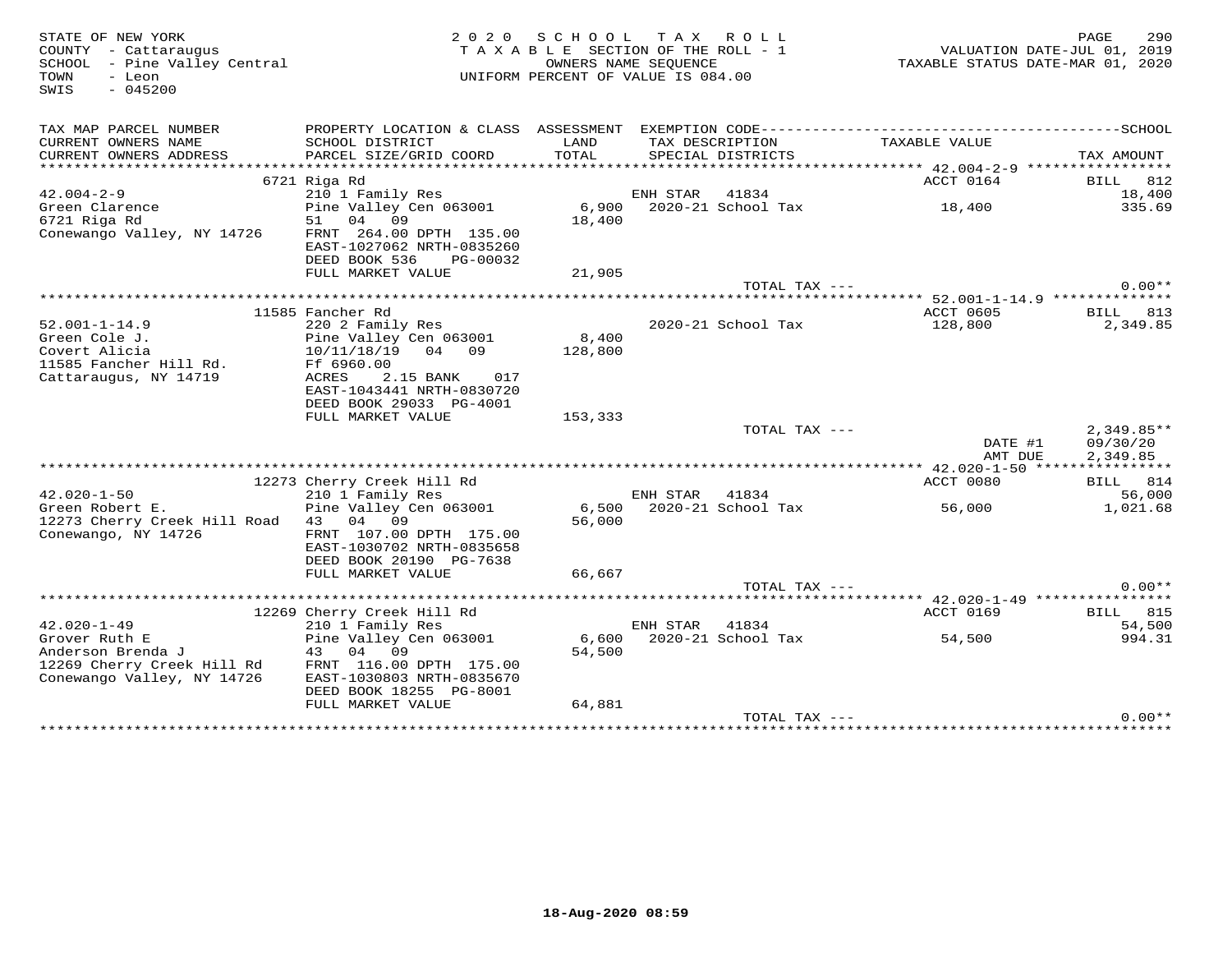STATE OF NEW YORK
COUNTY - Cattaraugus
SCHOOL - Pine Valley Central
TOWN - Leon
SWIS - 045200

2020 SCHOOL TAX ROLL
TAXABLE SECTION OF THE ROLL - 1
OWNERS NAME SEQUENCE
UNIFORM PERCENT OF VALUE IS 084.00

VALUATION DATE-JUL 01, 2019
TAXABLE STATUS DATE-MAR 01, 2020

| TAX MAP PARCEL NUMBER / CURRENT OWNERS NAME / CURRENT OWNERS ADDRESS | PROPERTY LOCATION & CLASS / SCHOOL DISTRICT / PARCEL SIZE/GRID COORD | ASSESSMENT LAND / TOTAL | EXEMPTION CODE / TAX DESCRIPTION / SPECIAL DISTRICTS | TAXABLE VALUE | SCHOOL TAX AMOUNT |
|---|---|---|---|---|---|
| **42.004-2-9** | 6721 Riga Rd | | | ACCT 0164 | BILL 812 |
| 42.004-2-9 | 210 1 Family Res | | ENH STAR 41834 | | 18,400 |
| Green Clarence | Pine Valley Cen 063001 | 6,900 | 2020-21 School Tax | 18,400 | 335.69 |
| 6721 Riga Rd | 51 04 09 | 18,400 | | | |
| Conewango Valley, NY 14726 | FRNT 264.00 DPTH 135.00 | | | | |
| | EAST-1027062 NRTH-0835260 | | | | |
| | DEED BOOK 536 PG-00032 | | | | |
| | FULL MARKET VALUE | 21,905 | | | |
| | | | TOTAL TAX --- | | 0.00** |
| **52.001-1-14.9** | 11585 Fancher Rd | | | ACCT 0605 | BILL 813 |
| 52.001-1-14.9 | 220 2 Family Res | | 2020-21 School Tax | 128,800 | 2,349.85 |
| Green Cole J. | Pine Valley Cen 063001 | 8,400 | | | |
| Covert Alicia | 10/11/18/19 04 09 | 128,800 | | | |
| 11585 Fancher Hill Rd. | Ff 6960.00 | | | | |
| Cattaraugus, NY 14719 | ACRES 2.15 BANK 017 | | | | |
| | EAST-1043441 NRTH-0830720 | | | | |
| | DEED BOOK 29033 PG-4001 | | | | |
| | FULL MARKET VALUE | 153,333 | | | |
| | | | TOTAL TAX --- | | 2,349.85** |
| | | | | DATE #1 | 09/30/20 |
| | | | | AMT DUE | 2,349.85 |
| **42.020-1-50** | 12273 Cherry Creek Hill Rd | | | ACCT 0080 | BILL 814 |
| 42.020-1-50 | 210 1 Family Res | | ENH STAR 41834 | | 56,000 |
| Green Robert E. | Pine Valley Cen 063001 | 6,500 | 2020-21 School Tax | 56,000 | 1,021.68 |
| 12273 Cherry Creek Hill Road | 43 04 09 | 56,000 | | | |
| Conewango, NY 14726 | FRNT 107.00 DPTH 175.00 | | | | |
| | EAST-1030702 NRTH-0835658 | | | | |
| | DEED BOOK 20190 PG-7638 | | | | |
| | FULL MARKET VALUE | 66,667 | | | |
| | | | TOTAL TAX --- | | 0.00** |
| **42.020-1-49** | 12269 Cherry Creek Hill Rd | | | ACCT 0169 | BILL 815 |
| 42.020-1-49 | 210 1 Family Res | | ENH STAR 41834 | | 54,500 |
| Grover Ruth E | Pine Valley Cen 063001 | 6,600 | 2020-21 School Tax | 54,500 | 994.31 |
| Anderson Brenda J | 43 04 09 | 54,500 | | | |
| 12269 Cherry Creek Hill Rd | FRNT 116.00 DPTH 175.00 | | | | |
| Conewango Valley, NY 14726 | EAST-1030803 NRTH-0835670 | | | | |
| | DEED BOOK 18255 PG-8001 | | | | |
| | FULL MARKET VALUE | 64,881 | | | |
| | | | TOTAL TAX --- | | 0.00** |

18-Aug-2020 08:59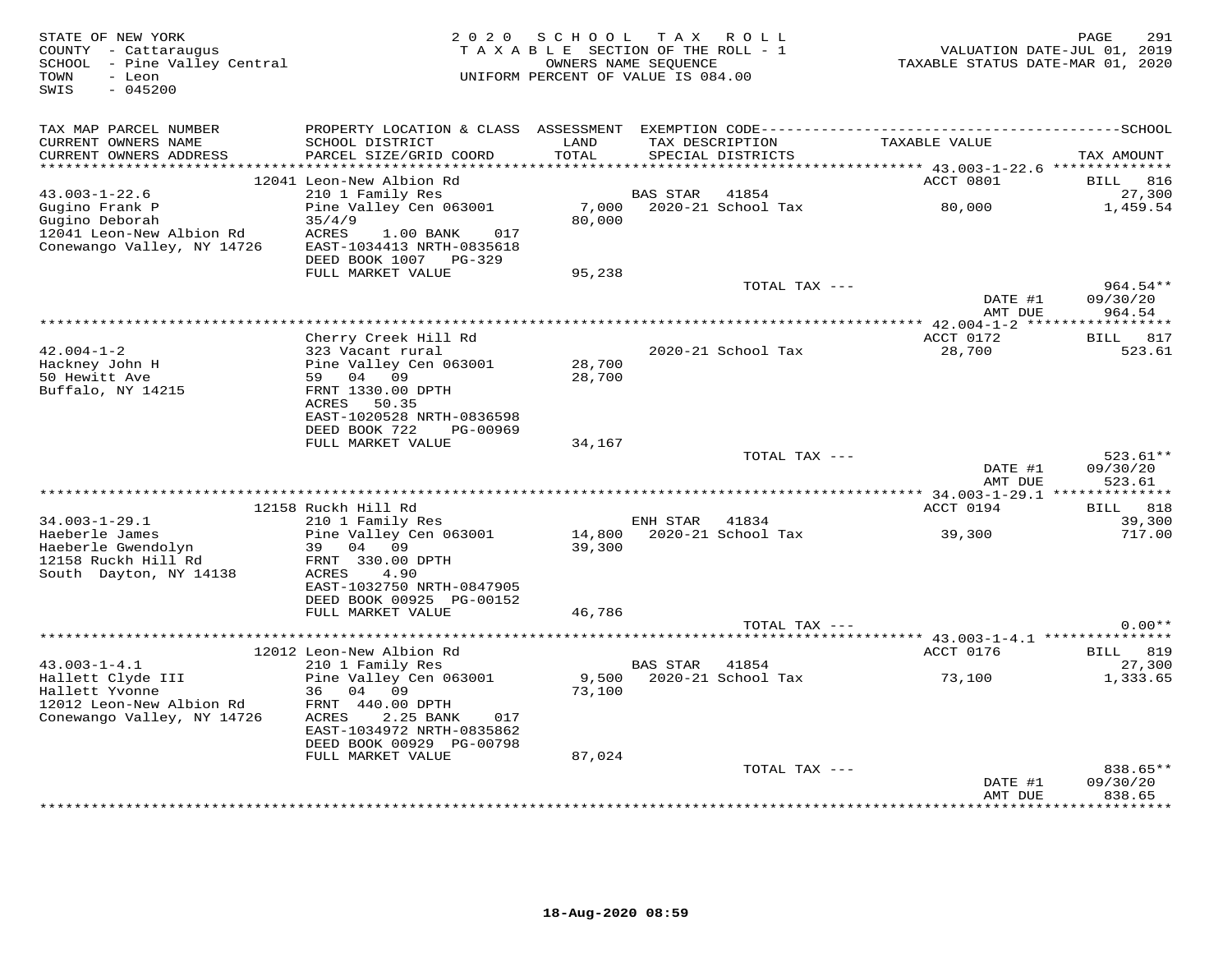STATE OF NEW YORK
COUNTY - Cattaraugus
SCHOOL - Pine Valley Central
TOWN - Leon
SWIS - 045200

2020 SCHOOL TAX ROLL
TAXABLE SECTION OF THE ROLL - 1
OWNERS NAME SEQUENCE
UNIFORM PERCENT OF VALUE IS 084.00

VALUATION DATE-JUL 01, 2019
TAXABLE STATUS DATE-MAR 01, 2020

| TAX MAP PARCEL NUMBER / CURRENT OWNERS NAME / CURRENT OWNERS ADDRESS | PROPERTY LOCATION & CLASS / SCHOOL DISTRICT / PARCEL SIZE/GRID COORD | ASSESSMENT LAND / TOTAL | EXEMPTION CODE / TAX DESCRIPTION / SPECIAL DISTRICTS | TAXABLE VALUE | TAX AMOUNT |
|---|---|---|---|---|---|
| 43.003-1-22.6 | 12041 Leon-New Albion Rd | | | ACCT 0801 | BILL 816 |
| 43.003-1-22.6 | 210 1 Family Res | | BAS STAR 41854 | | 27,300 |
| Gugino Frank P | Pine Valley Cen 063001 | 7,000 | 2020-21 School Tax | 80,000 | 1,459.54 |
| Gugino Deborah | 35/4/9 | 80,000 | | | |
| 12041 Leon-New Albion Rd | ACRES 1.00 BANK 017 | | | | |
| Conewango Valley, NY 14726 | EAST-1034413 NRTH-0835618 | | | | |
| | DEED BOOK 1007 PG-329 | | | | |
| | FULL MARKET VALUE | 95,238 | | | |
| | | | TOTAL TAX --- | | 964.54** |
| | | | | DATE #1 | 09/30/20 |
| | | | | AMT DUE | 964.54 |
| 42.004-1-2 | Cherry Creek Hill Rd | | | ACCT 0172 | BILL 817 |
| 42.004-1-2 | 323 Vacant rural | | 2020-21 School Tax | 28,700 | 523.61 |
| Hackney John H | Pine Valley Cen 063001 | 28,700 | | | |
| 50 Hewitt Ave | 59 04 09 | 28,700 | | | |
| Buffalo, NY 14215 | FRNT 1330.00 DPTH | | | | |
| | ACRES 50.35 | | | | |
| | EAST-1020528 NRTH-0836598 | | | | |
| | DEED BOOK 722 PG-00969 | | | | |
| | FULL MARKET VALUE | 34,167 | | | |
| | | | TOTAL TAX --- | | 523.61** |
| | | | | DATE #1 | 09/30/20 |
| | | | | AMT DUE | 523.61 |
| 34.003-1-29.1 | 12158 Ruckh Hill Rd | | | ACCT 0194 | BILL 818 |
| 34.003-1-29.1 | 210 1 Family Res | | ENH STAR 41834 | | 39,300 |
| Haeberle James | Pine Valley Cen 063001 | 14,800 | 2020-21 School Tax | 39,300 | 717.00 |
| Haeberle Gwendolyn | 39 04 09 | 39,300 | | | |
| 12158 Ruckh Hill Rd | FRNT 330.00 DPTH | | | | |
| South Dayton, NY 14138 | ACRES 4.90 | | | | |
| | EAST-1032750 NRTH-0847905 | | | | |
| | DEED BOOK 00925 PG-00152 | | | | |
| | FULL MARKET VALUE | 46,786 | | | |
| | | | TOTAL TAX --- | | 0.00** |
| 43.003-1-4.1 | 12012 Leon-New Albion Rd | | | ACCT 0176 | BILL 819 |
| 43.003-1-4.1 | 210 1 Family Res | | BAS STAR 41854 | | 27,300 |
| Hallett Clyde III | Pine Valley Cen 063001 | 9,500 | 2020-21 School Tax | 73,100 | 1,333.65 |
| Hallett Yvonne | 36 04 09 | 73,100 | | | |
| 12012 Leon-New Albion Rd | FRNT 440.00 DPTH | | | | |
| Conewango Valley, NY 14726 | ACRES 2.25 BANK 017 | | | | |
| | EAST-1034972 NRTH-0835862 | | | | |
| | DEED BOOK 00929 PG-00798 | | | | |
| | FULL MARKET VALUE | 87,024 | | | |
| | | | TOTAL TAX --- | | 838.65** |
| | | | | DATE #1 | 09/30/20 |
| | | | | AMT DUE | 838.65 |

18-Aug-2020 08:59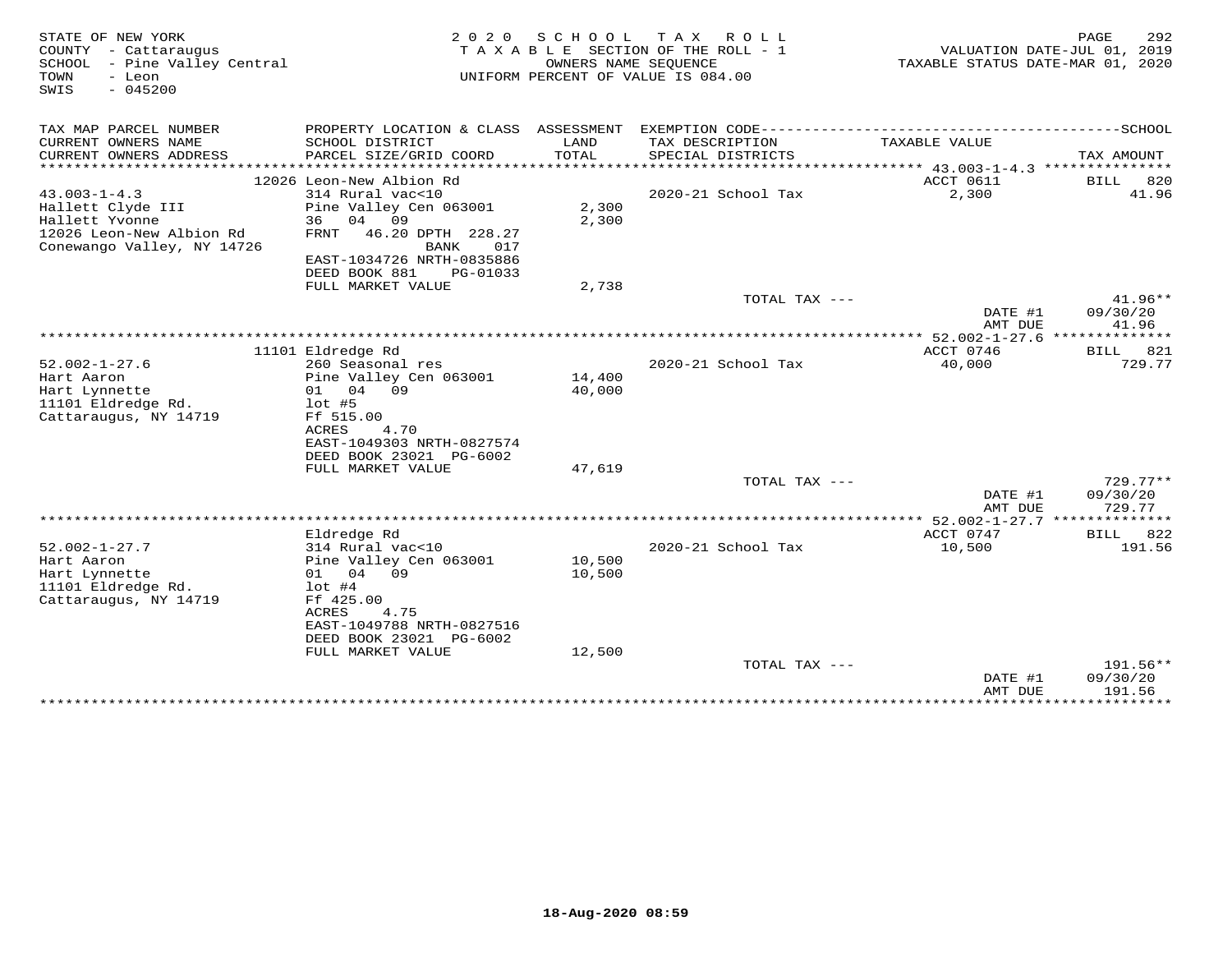STATE OF NEW YORK
COUNTY - Cattaraugus
SCHOOL - Pine Valley Central
TOWN - Leon
SWIS - 045200

2020 SCHOOL TAX ROLL
TAXABLE SECTION OF THE ROLL - 1
OWNERS NAME SEQUENCE
UNIFORM PERCENT OF VALUE IS 084.00

VALUATION DATE-JUL 01, 2019
TAXABLE STATUS DATE-MAR 01, 2020

| TAX MAP PARCEL NUMBER / CURRENT OWNERS NAME / CURRENT OWNERS ADDRESS | PROPERTY LOCATION & CLASS / SCHOOL DISTRICT / PARCEL SIZE/GRID COORD | ASSESSMENT LAND / TOTAL | EXEMPTION CODE / TAX DESCRIPTION / SPECIAL DISTRICTS | TAXABLE VALUE | SCHOOL TAX AMOUNT |
|---|---|---|---|---|---|
| 43.003-1-4.3 | 12026 Leon-New Albion Rd | | | ACCT 0611 | BILL 820 |
| Hallett Clyde III | 314 Rural vac<10 | | 2020-21 School Tax | 2,300 | 41.96 |
| Hallett Yvonne | Pine Valley Cen 063001 | 2,300 | | | |
| 12026 Leon-New Albion Rd | 36 04 09 | 2,300 | | | |
| Conewango Valley, NY 14726 | FRNT 46.20 DPTH 228.27 | | | | |
| | BANK 017 | | | | |
| | EAST-1034726 NRTH-0835886 | | | | |
| | DEED BOOK 881 PG-01033 | | | | |
| | FULL MARKET VALUE | 2,738 | | | |
| | | | TOTAL TAX --- | | 41.96** |
| | | | | DATE #1 | 09/30/20 |
| | | | | AMT DUE | 41.96 |
| 52.002-1-27.6 | 11101 Eldredge Rd | | | ACCT 0746 | BILL 821 |
| Hart Aaron | 260 Seasonal res | | 2020-21 School Tax | 40,000 | 729.77 |
| Hart Lynnette | Pine Valley Cen 063001 | 14,400 | | | |
| 11101 Eldredge Rd. | 01 04 09 | 40,000 | | | |
| Cattaraugus, NY 14719 | lot #5 | | | | |
| | Ff 515.00 | | | | |
| | ACRES 4.70 | | | | |
| | EAST-1049303 NRTH-0827574 | | | | |
| | DEED BOOK 23021 PG-6002 | | | | |
| | FULL MARKET VALUE | 47,619 | | | |
| | | | TOTAL TAX --- | | 729.77** |
| | | | | DATE #1 | 09/30/20 |
| | | | | AMT DUE | 729.77 |
| 52.002-1-27.7 | Eldredge Rd | | | ACCT 0747 | BILL 822 |
| Hart Aaron | 314 Rural vac<10 | | 2020-21 School Tax | 10,500 | 191.56 |
| Hart Lynnette | Pine Valley Cen 063001 | 10,500 | | | |
| 11101 Eldredge Rd. | 01 04 09 | 10,500 | | | |
| Cattaraugus, NY 14719 | lot #4 | | | | |
| | Ff 425.00 | | | | |
| | ACRES 4.75 | | | | |
| | EAST-1049788 NRTH-0827516 | | | | |
| | DEED BOOK 23021 PG-6002 | | | | |
| | FULL MARKET VALUE | 12,500 | | | |
| | | | TOTAL TAX --- | | 191.56** |
| | | | | DATE #1 | 09/30/20 |
| | | | | AMT DUE | 191.56 |

18-Aug-2020 08:59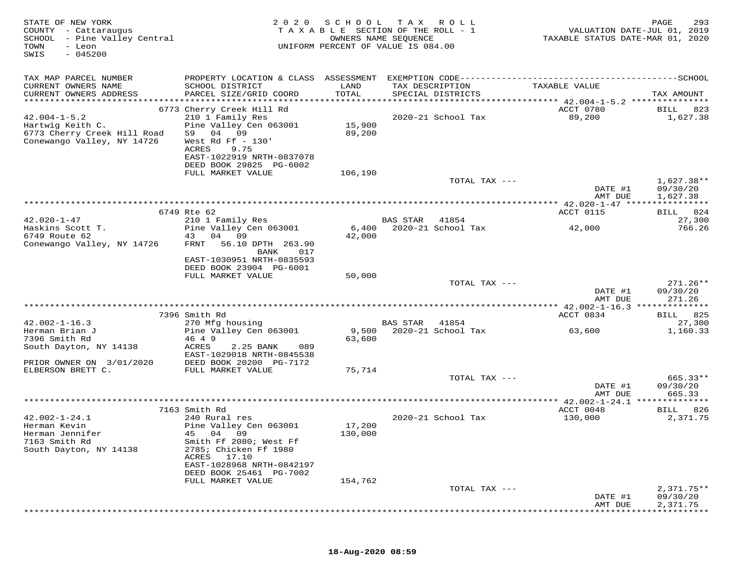STATE OF NEW YORK
COUNTY - Cattaraugus
SCHOOL - Pine Valley Central
TOWN - Leon
SWIS - 045200

2020 SCHOOL TAX ROLL
TAXABLE SECTION OF THE ROLL - 1
OWNERS NAME SEQUENCE
UNIFORM PERCENT OF VALUE IS 084.00

VALUATION DATE-JUL 01, 2019
TAXABLE STATUS DATE-MAR 01, 2020

| TAX MAP PARCEL NUMBER / CURRENT OWNERS NAME / CURRENT OWNERS ADDRESS | PROPERTY LOCATION & CLASS / SCHOOL DISTRICT / PARCEL SIZE/GRID COORD | ASSESSMENT LAND / TOTAL | EXEMPTION CODE / TAX DESCRIPTION / SPECIAL DISTRICTS | TAXABLE VALUE | TAX AMOUNT |
|---|---|---|---|---|---|
| **42.004-1-5.2** | 6773 Cherry Creek Hill Rd | | | ACCT 0780 | BILL 823 |
| 42.004-1-5.2 | 210 1 Family Res | | 2020-21 School Tax | 89,200 | 1,627.38 |
| Hartwig Keith C. | Pine Valley Cen 063001 | 15,900 | | | |
| 6773 Cherry Creek Hill Road | 59 04 09 | 89,200 | | | |
| Conewango Valley, NY 14726 | West Rd Ff - 130' | | | | |
| | ACRES 9.75 | | | | |
| | EAST-1022919 NRTH-0837078 | | | | |
| | DEED BOOK 29825 PG-6002 | | | | |
| | FULL MARKET VALUE | 106,190 | | | |
| | | | TOTAL TAX --- | | 1,627.38** |
| | | | | DATE #1 | 09/30/20 |
| | | | | AMT DUE | 1,627.38 |
| **42.020-1-47** | 6749 Rte 62 | | | ACCT 0115 | BILL 824 |
| 42.020-1-47 | 210 1 Family Res | | BAS STAR 41854 | | 27,300 |
| Haskins Scott T. | Pine Valley Cen 063001 | 6,400 | 2020-21 School Tax | 42,000 | 766.26 |
| 6749 Route 62 | 43 04 09 | 42,000 | | | |
| Conewango Valley, NY 14726 | FRNT 56.10 DPTH 263.90 | | | | |
| | BANK 017 | | | | |
| | EAST-1030951 NRTH-0835593 | | | | |
| | DEED BOOK 23904 PG-6001 | | | | |
| | FULL MARKET VALUE | 50,000 | | | |
| | | | TOTAL TAX --- | | 271.26** |
| | | | | DATE #1 | 09/30/20 |
| | | | | AMT DUE | 271.26 |
| **42.002-1-16.3** | 7396 Smith Rd | | | ACCT 0834 | BILL 825 |
| 42.002-1-16.3 | 270 Mfg housing | | BAS STAR 41854 | | 27,300 |
| Herman Brian J | Pine Valley Cen 063001 | 9,500 | 2020-21 School Tax | 63,600 | 1,160.33 |
| 7396 Smith Rd | 46 4 9 | 63,600 | | | |
| South Dayton, NY 14138 | ACRES 2.25 BANK 089 | | | | |
| | EAST-1029018 NRTH-0845538 | | | | |
| PRIOR OWNER ON 3/01/2020 | DEED BOOK 20200 PG-7172 | | | | |
| ELBERSON BRETT C. | FULL MARKET VALUE | 75,714 | | | |
| | | | TOTAL TAX --- | | 665.33** |
| | | | | DATE #1 | 09/30/20 |
| | | | | AMT DUE | 665.33 |
| **42.002-1-24.1** | 7163 Smith Rd | | | ACCT 0048 | BILL 826 |
| 42.002-1-24.1 | 240 Rural res | | 2020-21 School Tax | 130,000 | 2,371.75 |
| Herman Kevin | Pine Valley Cen 063001 | 17,200 | | | |
| Herman Jennifer | 45 04 09 | 130,000 | | | |
| 7163 Smith Rd | Smith Ff 2080; West Ff | | | | |
| South Dayton, NY 14138 | 2785; Chicken Ff 1980 | | | | |
| | ACRES 17.10 | | | | |
| | EAST-1028968 NRTH-0842197 | | | | |
| | DEED BOOK 25461 PG-7002 | | | | |
| | FULL MARKET VALUE | 154,762 | | | |
| | | | TOTAL TAX --- | | 2,371.75** |
| | | | | DATE #1 | 09/30/20 |
| | | | | AMT DUE | 2,371.75 |

18-Aug-2020 08:59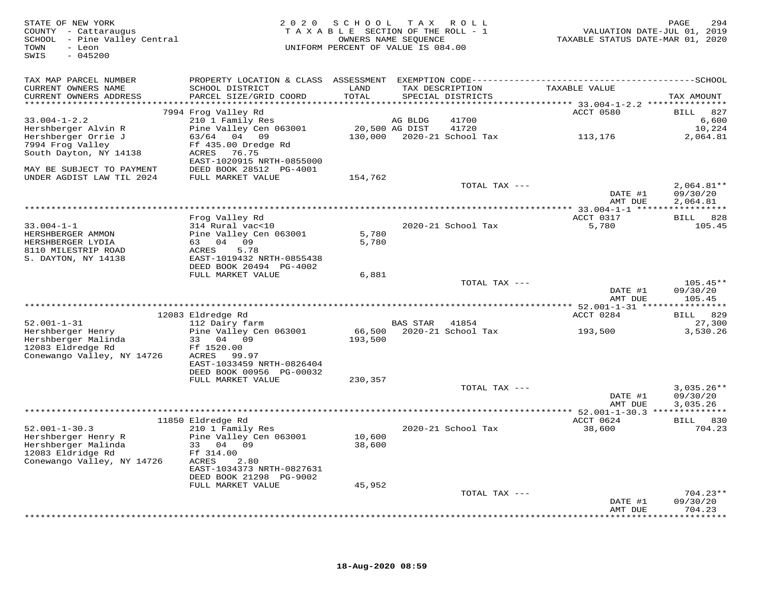STATE OF NEW YORK
COUNTY - Cattaraugus
SCHOOL - Pine Valley Central
TOWN - Leon
SWIS - 045200

2020 SCHOOL TAX ROLL
TAXABLE SECTION OF THE ROLL - 1
OWNERS NAME SEQUENCE
UNIFORM PERCENT OF VALUE IS 084.00

VALUATION DATE-JUL 01, 2019
TAXABLE STATUS DATE-MAR 01, 2020

| TAX MAP PARCEL NUMBER / CURRENT OWNERS NAME / CURRENT OWNERS ADDRESS | PROPERTY LOCATION & CLASS / SCHOOL DISTRICT / PARCEL SIZE/GRID COORD | ASSESSMENT LAND / TOTAL | EXEMPTION CODE / TAX DESCRIPTION / SPECIAL DISTRICTS | TAXABLE VALUE | TAX AMOUNT |
|---|---|---|---|---|---|
| **33.004-1-2.2** | 7994 Frog Valley Rd | | | ACCT 0580 | BILL 827 |
| 33.004-1-2.2 | 210 1 Family Res | | AG BLDG 41700 | | 6,600 |
| Hershberger Alvin R | Pine Valley Cen 063001 | 20,500 | AG DIST 41720 | | 10,224 |
| Hershberger Orrie J | 63/64 04 09 | 130,000 | 2020-21 School Tax | 113,176 | 2,064.81 |
| 7994 Frog Valley | Ff 435.00 Dredge Rd | | | | |
| South Dayton, NY 14138 | ACRES 76.75 | | | | |
| | EAST-1020915 NRTH-0855000 | | | | |
| MAY BE SUBJECT TO PAYMENT | DEED BOOK 28512 PG-4001 | | | | |
| UNDER AGDIST LAW TIL 2024 | FULL MARKET VALUE | 154,762 | | | |
| | | | TOTAL TAX --- | | 2,064.81** |
| | | | | DATE #1 | 09/30/20 |
| | | | | AMT DUE | 2,064.81 |
| **33.004-1-1** | Frog Valley Rd | | | ACCT 0317 | BILL 828 |
| 33.004-1-1 | 314 Rural vac<10 | | 2020-21 School Tax | 5,780 | 105.45 |
| HERSHBERGER AMMON | Pine Valley Cen 063001 | 5,780 | | | |
| HERSHBERGER LYDIA | 63 04 09 | 5,780 | | | |
| 8110 MILESTRIP ROAD | ACRES 5.78 | | | | |
| S. DAYTON, NY 14138 | EAST-1019432 NRTH-0855438 | | | | |
| | DEED BOOK 20494 PG-4002 | | | | |
| | FULL MARKET VALUE | 6,881 | | | |
| | | | TOTAL TAX --- | | 105.45** |
| | | | | DATE #1 | 09/30/20 |
| | | | | AMT DUE | 105.45 |
| **52.001-1-31** | 12083 Eldredge Rd | | | ACCT 0284 | BILL 829 |
| 52.001-1-31 | 112 Dairy farm | | BAS STAR 41854 | | 27,300 |
| Hershberger Henry | Pine Valley Cen 063001 | 66,500 | 2020-21 School Tax | 193,500 | 3,530.26 |
| Hershberger Malinda | 33 04 09 | 193,500 | | | |
| 12083 Eldredge Rd | Ff 1520.00 | | | | |
| Conewango Valley, NY 14726 | ACRES 99.97 | | | | |
| | EAST-1033459 NRTH-0826404 | | | | |
| | DEED BOOK 00956 PG-00032 | | | | |
| | FULL MARKET VALUE | 230,357 | | | |
| | | | TOTAL TAX --- | | 3,035.26** |
| | | | | DATE #1 | 09/30/20 |
| | | | | AMT DUE | 3,035.26 |
| **52.001-1-30.3** | 11850 Eldredge Rd | | | ACCT 0624 | BILL 830 |
| 52.001-1-30.3 | 210 1 Family Res | | 2020-21 School Tax | 38,600 | 704.23 |
| Hershberger Henry R | Pine Valley Cen 063001 | 10,600 | | | |
| Hershberger Malinda | 33 04 09 | 38,600 | | | |
| 12083 Eldridge Rd | Ff 314.00 | | | | |
| Conewango Valley, NY 14726 | ACRES 2.80 | | | | |
| | EAST-1034373 NRTH-0827631 | | | | |
| | DEED BOOK 21298 PG-9002 | | | | |
| | FULL MARKET VALUE | 45,952 | | | |
| | | | TOTAL TAX --- | | 704.23** |
| | | | | DATE #1 | 09/30/20 |
| | | | | AMT DUE | 704.23 |

18-Aug-2020 08:59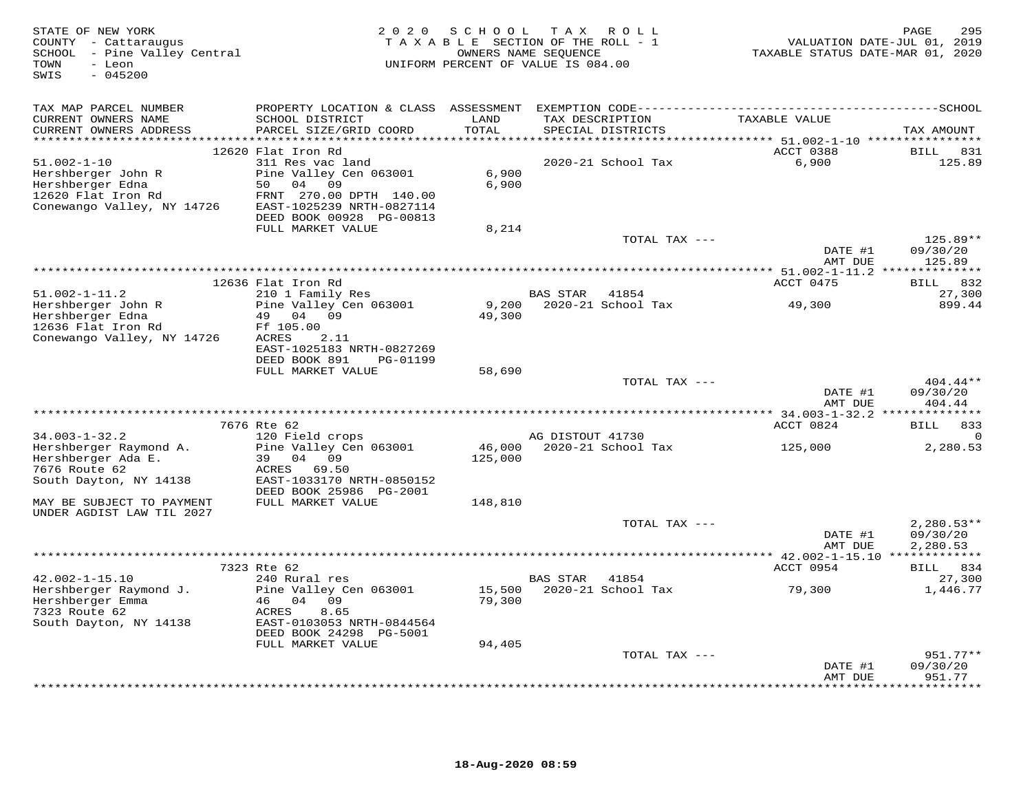STATE OF NEW YORK
COUNTY - Cattaraugus
SCHOOL - Pine Valley Central
TOWN - Leon
SWIS - 045200

2020 SCHOOL TAX ROLL
TAXABLE SECTION OF THE ROLL - 1
OWNERS NAME SEQUENCE
UNIFORM PERCENT OF VALUE IS 084.00

VALUATION DATE-JUL 01, 2019
TAXABLE STATUS DATE-MAR 01, 2020

| TAX MAP PARCEL NUMBER / CURRENT OWNERS NAME / CURRENT OWNERS ADDRESS | PROPERTY LOCATION & CLASS / SCHOOL DISTRICT / PARCEL SIZE/GRID COORD | ASSESSMENT LAND / TOTAL | EXEMPTION CODE / TAX DESCRIPTION / SPECIAL DISTRICTS | TAXABLE VALUE | SCHOOL TAX AMOUNT |
|---|---|---|---|---|---|
| **51.002-1-10** | 12620 Flat Iron Rd | | | ACCT 0388 | BILL 831 |
| 51.002-1-10 | 311 Res vac land | | 2020-21 School Tax | 6,900 | 125.89 |
| Hershberger John R | Pine Valley Cen 063001 | 6,900 | | | |
| Hershberger Edna | 50 04 09 | 6,900 | | | |
| 12620 Flat Iron Rd | FRNT 270.00 DPTH 140.00 | | | | |
| Conewango Valley, NY 14726 | EAST-1025239 NRTH-0827114 | | | | |
| | DEED BOOK 00928 PG-00813 | | | | |
| | FULL MARKET VALUE | 8,214 | | | |
| | | | TOTAL TAX --- | | 125.89** |
| | | | | DATE #1 | 09/30/20 |
| | | | | AMT DUE | 125.89 |
| **51.002-1-11.2** | 12636 Flat Iron Rd | | | ACCT 0475 | BILL 832 |
| 51.002-1-11.2 | 210 1 Family Res | | BAS STAR 41854 | | 27,300 |
| Hershberger John R | Pine Valley Cen 063001 | 9,200 | 2020-21 School Tax | 49,300 | 899.44 |
| Hershberger Edna | 49 04 09 | 49,300 | | | |
| 12636 Flat Iron Rd | Ff 105.00 | | | | |
| Conewango Valley, NY 14726 | ACRES 2.11 | | | | |
| | EAST-1025183 NRTH-0827269 | | | | |
| | DEED BOOK 891 PG-01199 | | | | |
| | FULL MARKET VALUE | 58,690 | | | |
| | | | TOTAL TAX --- | | 404.44** |
| | | | | DATE #1 | 09/30/20 |
| | | | | AMT DUE | 404.44 |
| **34.003-1-32.2** | 7676 Rte 62 | | | ACCT 0824 | BILL 833 |
| 34.003-1-32.2 | 120 Field crops | | AG DISTOUT 41730 | | 0 |
| Hershberger Raymond A. | Pine Valley Cen 063001 | 46,000 | 2020-21 School Tax | 125,000 | 2,280.53 |
| Hershberger Ada E. | 39 04 09 | 125,000 | | | |
| 7676 Route 62 | ACRES 69.50 | | | | |
| South Dayton, NY 14138 | EAST-1033170 NRTH-0850152 | | | | |
| | DEED BOOK 25986 PG-2001 | | | | |
| MAY BE SUBJECT TO PAYMENT | FULL MARKET VALUE | 148,810 | | | |
| UNDER AGDIST LAW TIL 2027 | | | | | |
| | | | TOTAL TAX --- | | 2,280.53** |
| | | | | DATE #1 | 09/30/20 |
| | | | | AMT DUE | 2,280.53 |
| **42.002-1-15.10** | 7323 Rte 62 | | | ACCT 0954 | BILL 834 |
| 42.002-1-15.10 | 240 Rural res | | BAS STAR 41854 | | 27,300 |
| Hershberger Raymond J. | Pine Valley Cen 063001 | 15,500 | 2020-21 School Tax | 79,300 | 1,446.77 |
| Hershberger Emma | 46 04 09 | 79,300 | | | |
| 7323 Route 62 | ACRES 8.65 | | | | |
| South Dayton, NY 14138 | EAST-0103053 NRTH-0844564 | | | | |
| | DEED BOOK 24298 PG-5001 | | | | |
| | FULL MARKET VALUE | 94,405 | | | |
| | | | TOTAL TAX --- | | 951.77** |
| | | | | DATE #1 | 09/30/20 |
| | | | | AMT DUE | 951.77 |

18-Aug-2020 08:59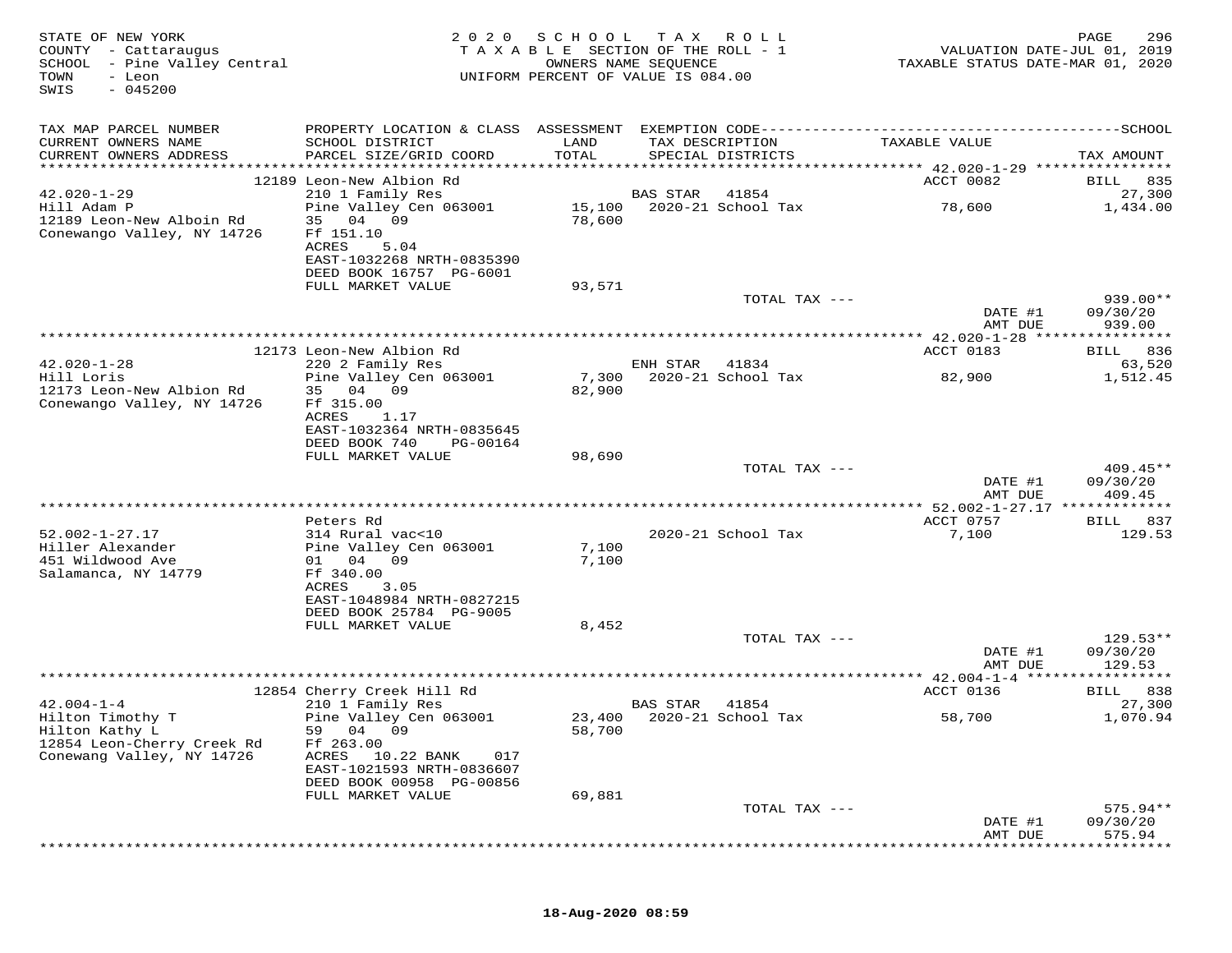STATE OF NEW YORK
COUNTY - Cattaraugus
SCHOOL - Pine Valley Central
TOWN - Leon
SWIS - 045200

2020 SCHOOL TAX ROLL
TAXABLE SECTION OF THE ROLL - 1
OWNERS NAME SEQUENCE
UNIFORM PERCENT OF VALUE IS 084.00

VALUATION DATE-JUL 01, 2019
TAXABLE STATUS DATE-MAR 01, 2020

| TAX MAP PARCEL NUMBER / CURRENT OWNERS NAME / CURRENT OWNERS ADDRESS | PROPERTY LOCATION & CLASS / SCHOOL DISTRICT / PARCEL SIZE/GRID COORD | ASSESSMENT LAND / TOTAL | EXEMPTION CODE / TAX DESCRIPTION / SPECIAL DISTRICTS | TAXABLE VALUE | TAX AMOUNT |
|---|---|---|---|---|---|
| | 12189 Leon-New Albion Rd | | | ACCT 0082 | BILL 835 |
| 42.020-1-29 | 210 1 Family Res | | BAS STAR 41854 | | 27,300 |
| Hill Adam P | Pine Valley Cen 063001 | 15,100 | 2020-21 School Tax | 78,600 | 1,434.00 |
| 12189 Leon-New Alboin Rd | 35 04 09 | 78,600 | | | |
| Conewango Valley, NY 14726 | Ff 151.10 | | | | |
| | ACRES 5.04 | | | | |
| | EAST-1032268 NRTH-0835390 | | | | |
| | DEED BOOK 16757 PG-6001 | | | | |
| | FULL MARKET VALUE | 93,571 | | | |
| | | | TOTAL TAX --- | | 939.00** |
| | | | | DATE #1 | 09/30/20 |
| | | | | AMT DUE | 939.00 |
| | 12173 Leon-New Albion Rd | | | ACCT 0183 | BILL 836 |
| 42.020-1-28 | 220 2 Family Res | | ENH STAR 41834 | | 63,520 |
| Hill Loris | Pine Valley Cen 063001 | 7,300 | 2020-21 School Tax | 82,900 | 1,512.45 |
| 12173 Leon-New Albion Rd | 35 04 09 | 82,900 | | | |
| Conewango Valley, NY 14726 | Ff 315.00 | | | | |
| | ACRES 1.17 | | | | |
| | EAST-1032364 NRTH-0835645 | | | | |
| | DEED BOOK 740 PG-00164 | | | | |
| | FULL MARKET VALUE | 98,690 | | | |
| | | | TOTAL TAX --- | | 409.45** |
| | | | | DATE #1 | 09/30/20 |
| | | | | AMT DUE | 409.45 |
| | Peters Rd | | | ACCT 0757 | BILL 837 |
| 52.002-1-27.17 | 314 Rural vac<10 | | 2020-21 School Tax | 7,100 | 129.53 |
| Hiller Alexander | Pine Valley Cen 063001 | 7,100 | | | |
| 451 Wildwood Ave | 01 04 09 | 7,100 | | | |
| Salamanca, NY 14779 | Ff 340.00 | | | | |
| | ACRES 3.05 | | | | |
| | EAST-1048984 NRTH-0827215 | | | | |
| | DEED BOOK 25784 PG-9005 | | | | |
| | FULL MARKET VALUE | 8,452 | | | |
| | | | TOTAL TAX --- | | 129.53** |
| | | | | DATE #1 | 09/30/20 |
| | | | | AMT DUE | 129.53 |
| | 12854 Cherry Creek Hill Rd | | | ACCT 0136 | BILL 838 |
| 42.004-1-4 | 210 1 Family Res | | BAS STAR 41854 | | 27,300 |
| Hilton Timothy T | Pine Valley Cen 063001 | 23,400 | 2020-21 School Tax | 58,700 | 1,070.94 |
| Hilton Kathy L | 59 04 09 | 58,700 | | | |
| 12854 Leon-Cherry Creek Rd | Ff 263.00 | | | | |
| Conewang Valley, NY 14726 | ACRES 10.22 BANK 017 | | | | |
| | EAST-1021593 NRTH-0836607 | | | | |
| | DEED BOOK 00958 PG-00856 | | | | |
| | FULL MARKET VALUE | 69,881 | | | |
| | | | TOTAL TAX --- | | 575.94** |
| | | | | DATE #1 | 09/30/20 |
| | | | | AMT DUE | 575.94 |

18-Aug-2020 08:59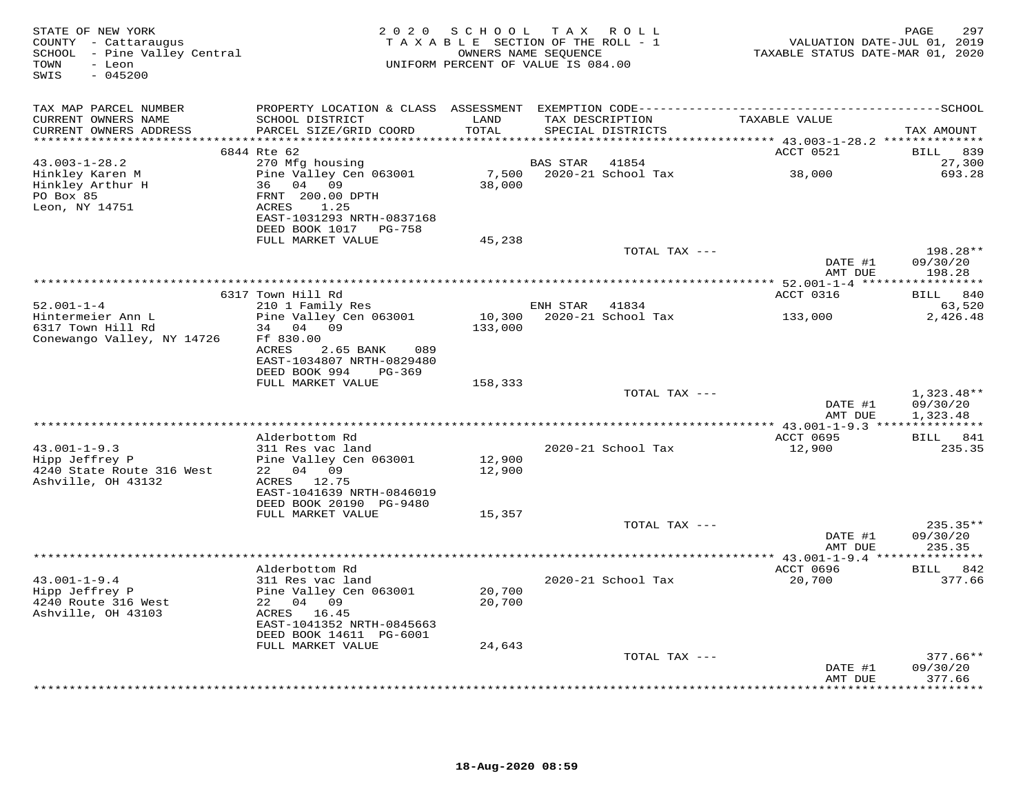STATE OF NEW YORK
COUNTY - Cattaraugus
SCHOOL - Pine Valley Central
TOWN - Leon
SWIS - 045200

2020 SCHOOL TAX ROLL
TAXABLE SECTION OF THE ROLL - 1
OWNERS NAME SEQUENCE
UNIFORM PERCENT OF VALUE IS 084.00

VALUATION DATE-JUL 01, 2019
TAXABLE STATUS DATE-MAR 01, 2020

| TAX MAP PARCEL NUMBER / CURRENT OWNERS NAME / CURRENT OWNERS ADDRESS | PROPERTY LOCATION & CLASS / SCHOOL DISTRICT / PARCEL SIZE/GRID COORD | ASSESSMENT LAND / TOTAL | EXEMPTION CODE / TAX DESCRIPTION / SPECIAL DISTRICTS | TAXABLE VALUE | SCHOOL TAX AMOUNT |
|---|---|---|---|---|---|
| **43.003-1-28.2** | 6844 Rte 62 | | | ACCT 0521 | BILL 839 |
| 43.003-1-28.2 | 270 Mfg housing | | BAS STAR 41854 | | 27,300 |
| Hinkley Karen M | Pine Valley Cen 063001 | 7,500 | 2020-21 School Tax | 38,000 | 693.28 |
| Hinkley Arthur H | 36 04 09 | 38,000 | | | |
| PO Box 85 | FRNT 200.00 DPTH | | | | |
| Leon, NY 14751 | ACRES 1.25 | | | | |
| | EAST-1031293 NRTH-0837168 | | | | |
| | DEED BOOK 1017 PG-758 | | | | |
| | FULL MARKET VALUE | 45,238 | | | |
| | | | TOTAL TAX --- | | 198.28** |
| | | | | DATE #1 | 09/30/20 |
| | | | | AMT DUE | 198.28 |
| **52.001-1-4** | 6317 Town Hill Rd | | | ACCT 0316 | BILL 840 |
| 52.001-1-4 | 210 1 Family Res | | ENH STAR 41834 | | 63,520 |
| Hintermeier Ann L | Pine Valley Cen 063001 | 10,300 | 2020-21 School Tax | 133,000 | 2,426.48 |
| 6317 Town Hill Rd | 34 04 09 | 133,000 | | | |
| Conewango Valley, NY 14726 | Ff 830.00 | | | | |
| | ACRES 2.65 BANK 089 | | | | |
| | EAST-1034807 NRTH-0829480 | | | | |
| | DEED BOOK 994 PG-369 | | | | |
| | FULL MARKET VALUE | 158,333 | | | |
| | | | TOTAL TAX --- | | 1,323.48** |
| | | | | DATE #1 | 09/30/20 |
| | | | | AMT DUE | 1,323.48 |
| **43.001-1-9.3** | Alderbottom Rd | | | ACCT 0695 | BILL 841 |
| 43.001-1-9.3 | 311 Res vac land | | 2020-21 School Tax | 12,900 | 235.35 |
| Hipp Jeffrey P | Pine Valley Cen 063001 | 12,900 | | | |
| 4240 State Route 316 West | 22 04 09 | 12,900 | | | |
| Ashville, OH 43132 | ACRES 12.75 | | | | |
| | EAST-1041639 NRTH-0846019 | | | | |
| | DEED BOOK 20190 PG-9480 | | | | |
| | FULL MARKET VALUE | 15,357 | | | |
| | | | TOTAL TAX --- | | 235.35** |
| | | | | DATE #1 | 09/30/20 |
| | | | | AMT DUE | 235.35 |
| **43.001-1-9.4** | Alderbottom Rd | | | ACCT 0696 | BILL 842 |
| 43.001-1-9.4 | 311 Res vac land | | 2020-21 School Tax | 20,700 | 377.66 |
| Hipp Jeffrey P | Pine Valley Cen 063001 | 20,700 | | | |
| 4240 Route 316 West | 22 04 09 | 20,700 | | | |
| Ashville, OH 43103 | ACRES 16.45 | | | | |
| | EAST-1041352 NRTH-0845663 | | | | |
| | DEED BOOK 14611 PG-6001 | | | | |
| | FULL MARKET VALUE | 24,643 | | | |
| | | | TOTAL TAX --- | | 377.66** |
| | | | | DATE #1 | 09/30/20 |
| | | | | AMT DUE | 377.66 |

18-Aug-2020 08:59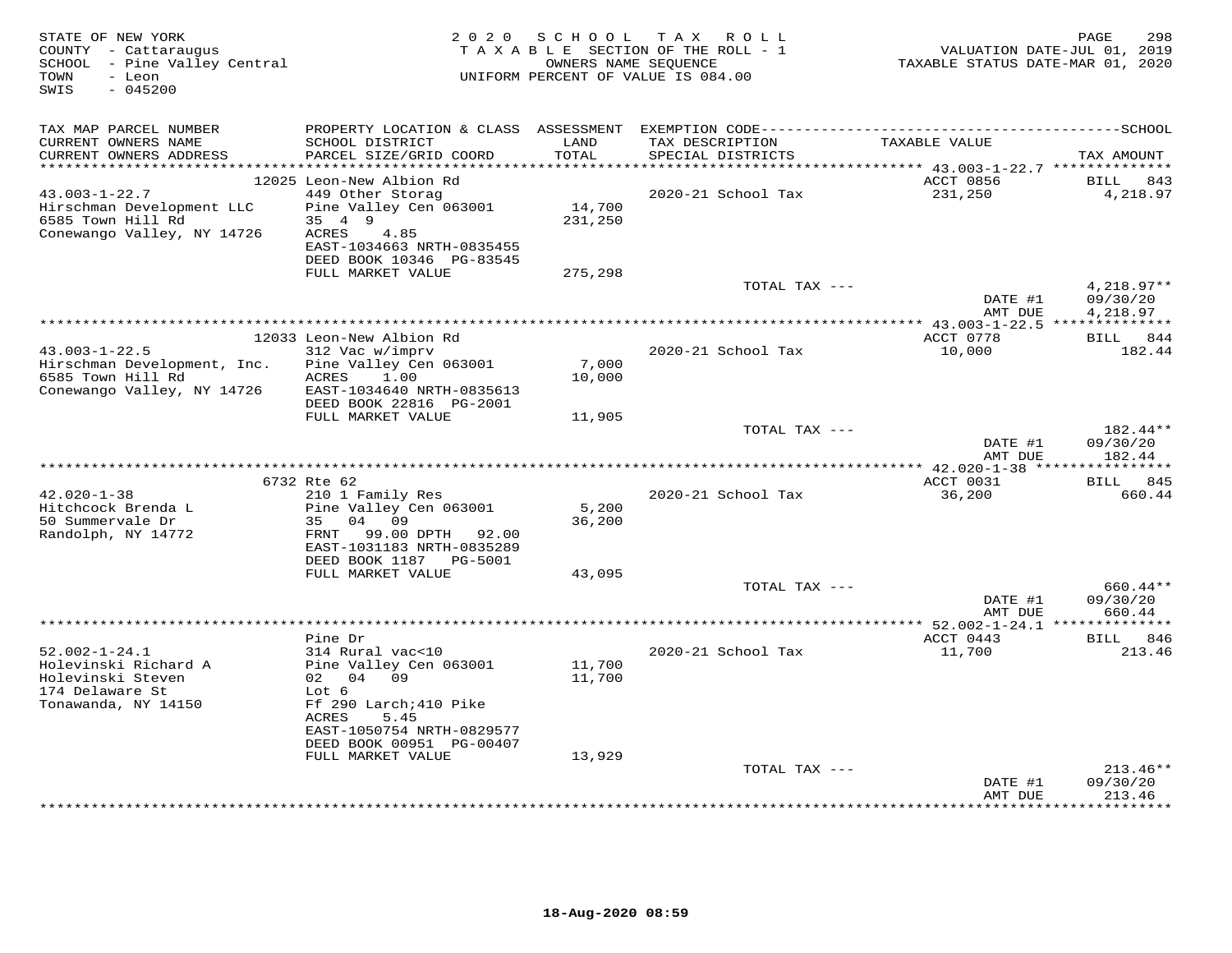STATE OF NEW YORK
COUNTY - Cattaraugus
SCHOOL - Pine Valley Central
TOWN - Leon
SWIS - 045200

2020 SCHOOL TAX ROLL
TAXABLE SECTION OF THE ROLL - 1
OWNERS NAME SEQUENCE
UNIFORM PERCENT OF VALUE IS 084.00

VALUATION DATE-JUL 01, 2019
TAXABLE STATUS DATE-MAR 01, 2020

| TAX MAP PARCEL NUMBER / CURRENT OWNERS NAME / CURRENT OWNERS ADDRESS | PROPERTY LOCATION & CLASS / SCHOOL DISTRICT / PARCEL SIZE/GRID COORD | ASSESSMENT LAND / TOTAL | EXEMPTION CODE / TAX DESCRIPTION / SPECIAL DISTRICTS | TAXABLE VALUE | SCHOOL TAX AMOUNT |
|---|---|---|---|---|---|
| 43.003-1-22.7 | 12025 Leon-New Albion Rd | | | ACCT 0856 | BILL 843 |
| 43.003-1-22.7 | 449 Other Storag | | 2020-21 School Tax | 231,250 | 4,218.97 |
| Hirschman Development LLC | Pine Valley Cen 063001 | 14,700 | | | |
| 6585 Town Hill Rd | 35 4 9 | 231,250 | | | |
| Conewango Valley, NY 14726 | ACRES 4.85 | | | | |
| | EAST-1034663 NRTH-0835455 | | | | |
| | DEED BOOK 10346 PG-83545 | | | | |
| | FULL MARKET VALUE | 275,298 | | | |
| | | | TOTAL TAX --- | | 4,218.97** |
| | | | | DATE #1 | 09/30/20 |
| | | | | AMT DUE | 4,218.97 |
| 43.003-1-22.5 | 12033 Leon-New Albion Rd | | | ACCT 0778 | BILL 844 |
| 43.003-1-22.5 | 312 Vac w/imprv | | 2020-21 School Tax | 10,000 | 182.44 |
| Hirschman Development, Inc. | Pine Valley Cen 063001 | 7,000 | | | |
| 6585 Town Hill Rd | ACRES 1.00 | 10,000 | | | |
| Conewango Valley, NY 14726 | EAST-1034640 NRTH-0835613 | | | | |
| | DEED BOOK 22816 PG-2001 | | | | |
| | FULL MARKET VALUE | 11,905 | | | |
| | | | TOTAL TAX --- | | 182.44** |
| | | | | DATE #1 | 09/30/20 |
| | | | | AMT DUE | 182.44 |
| 42.020-1-38 | 6732 Rte 62 | | | ACCT 0031 | BILL 845 |
| 42.020-1-38 | 210 1 Family Res | | 2020-21 School Tax | 36,200 | 660.44 |
| Hitchcock Brenda L | Pine Valley Cen 063001 | 5,200 | | | |
| 50 Summervale Dr | 35 04 09 | 36,200 | | | |
| Randolph, NY 14772 | FRNT 99.00 DPTH 92.00 | | | | |
| | EAST-1031183 NRTH-0835289 | | | | |
| | DEED BOOK 1187 PG-5001 | | | | |
| | FULL MARKET VALUE | 43,095 | | | |
| | | | TOTAL TAX --- | | 660.44** |
| | | | | DATE #1 | 09/30/20 |
| | | | | AMT DUE | 660.44 |
| 52.002-1-24.1 | Pine Dr | | | ACCT 0443 | BILL 846 |
| 52.002-1-24.1 | 314 Rural vac<10 | | 2020-21 School Tax | 11,700 | 213.46 |
| Holevinski Richard A | Pine Valley Cen 063001 | 11,700 | | | |
| Holevinski Steven | 02 04 09 | 11,700 | | | |
| 174 Delaware St | Lot 6 | | | | |
| Tonawanda, NY 14150 | Ff 290 Larch;410 Pike | | | | |
| | ACRES 5.45 | | | | |
| | EAST-1050754 NRTH-0829577 | | | | |
| | DEED BOOK 00951 PG-00407 | | | | |
| | FULL MARKET VALUE | 13,929 | | | |
| | | | TOTAL TAX --- | | 213.46** |
| | | | | DATE #1 | 09/30/20 |
| | | | | AMT DUE | 213.46 |

18-Aug-2020 08:59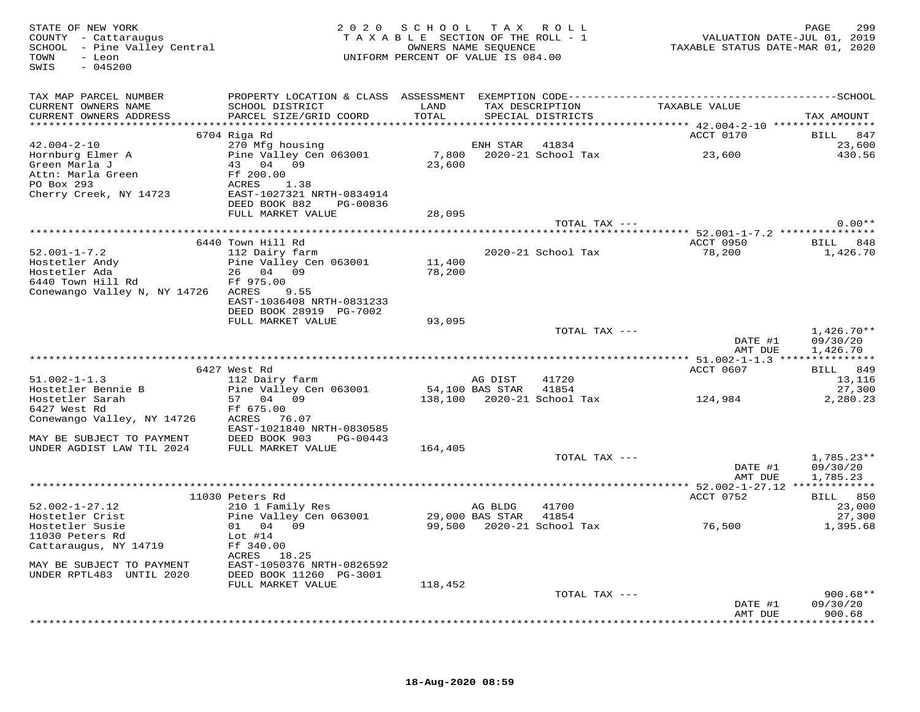STATE OF NEW YORK
COUNTY - Cattaraugus
SCHOOL - Pine Valley Central
TOWN - Leon
SWIS - 045200

2020 SCHOOL TAX ROLL
TAXABLE SECTION OF THE ROLL - 1
OWNERS NAME SEQUENCE
UNIFORM PERCENT OF VALUE IS 084.00

VALUATION DATE-JUL 01, 2019
TAXABLE STATUS DATE-MAR 01, 2020

| TAX MAP PARCEL NUMBER / CURRENT OWNERS NAME / CURRENT OWNERS ADDRESS | PROPERTY LOCATION & CLASS / SCHOOL DISTRICT / PARCEL SIZE/GRID COORD | ASSESSMENT LAND / TOTAL | EXEMPTION CODE / TAX DESCRIPTION / SPECIAL DISTRICTS | TAXABLE VALUE | TAX AMOUNT |
|---|---|---|---|---|---|
| | 6704 Riga Rd | | | ACCT 0170 | BILL 847 |
| 42.004-2-10 | 270 Mfg housing | | ENH STAR 41834 | | 23,600 |
| Hornburg Elmer A | Pine Valley Cen 063001 | 7,800 | 2020-21 School Tax | 23,600 | 430.56 |
| Green Marla J | 43 04 09 | 23,600 | | | |
| Attn: Marla Green | Ff 200.00 | | | | |
| PO Box 293 | ACRES 1.38 | | | | |
| Cherry Creek, NY 14723 | EAST-1027321 NRTH-0834914 | | | | |
| | DEED BOOK 882 PG-00836 | | | | |
| | FULL MARKET VALUE | 28,095 | | | |
| | | | TOTAL TAX --- | | 0.00** |
| | 6440 Town Hill Rd | | | ACCT 0950 | BILL 848 |
| 52.001-1-7.2 | 112 Dairy farm | | 2020-21 School Tax | 78,200 | 1,426.70 |
| Hostetler Andy | Pine Valley Cen 063001 | 11,400 | | | |
| Hostetler Ada | 26 04 09 | 78,200 | | | |
| 6440 Town Hill Rd | Ff 975.00 | | | | |
| Conewango Valley N, NY 14726 | ACRES 9.55 | | | | |
| | EAST-1036408 NRTH-0831233 | | | | |
| | DEED BOOK 28919 PG-7002 | | | | |
| | FULL MARKET VALUE | 93,095 | | | |
| | | | TOTAL TAX --- | | 1,426.70** |
| | | | | DATE #1 | 09/30/20 |
| | | | | AMT DUE | 1,426.70 |
| | 6427 West Rd | | | ACCT 0607 | BILL 849 |
| 51.002-1-1.3 | 112 Dairy farm | | AG DIST 41720 | | 13,116 |
| Hostetler Bennie B | Pine Valley Cen 063001 | 54,100 | BAS STAR 41854 | | 27,300 |
| Hostetler Sarah | 57 04 09 | 138,100 | 2020-21 School Tax | 124,984 | 2,280.23 |
| 6427 West Rd | Ff 675.00 | | | | |
| Conewango Valley, NY 14726 | ACRES 76.07 | | | | |
| | EAST-1021840 NRTH-0830585 | | | | |
| MAY BE SUBJECT TO PAYMENT | DEED BOOK 903 PG-00443 | | | | |
| UNDER AGDIST LAW TIL 2024 | FULL MARKET VALUE | 164,405 | | | |
| | | | TOTAL TAX --- | | 1,785.23** |
| | | | | DATE #1 | 09/30/20 |
| | | | | AMT DUE | 1,785.23 |
| | 11030 Peters Rd | | | ACCT 0752 | BILL 850 |
| 52.002-1-27.12 | 210 1 Family Res | | AG BLDG 41700 | | 23,000 |
| Hostetler Crist | Pine Valley Cen 063001 | 29,000 | BAS STAR 41854 | | 27,300 |
| Hostetler Susie | 01 04 09 | 99,500 | 2020-21 School Tax | 76,500 | 1,395.68 |
| 11030 Peters Rd | Lot #14 | | | | |
| Cattaraugus, NY 14719 | Ff 340.00 | | | | |
| | ACRES 18.25 | | | | |
| MAY BE SUBJECT TO PAYMENT | EAST-1050376 NRTH-0826592 | | | | |
| UNDER RPTL483 UNTIL 2020 | DEED BOOK 11260 PG-3001 | | | | |
| | FULL MARKET VALUE | 118,452 | | | |
| | | | TOTAL TAX --- | | 900.68** |
| | | | | DATE #1 | 09/30/20 |
| | | | | AMT DUE | 900.68 |

18-Aug-2020 08:59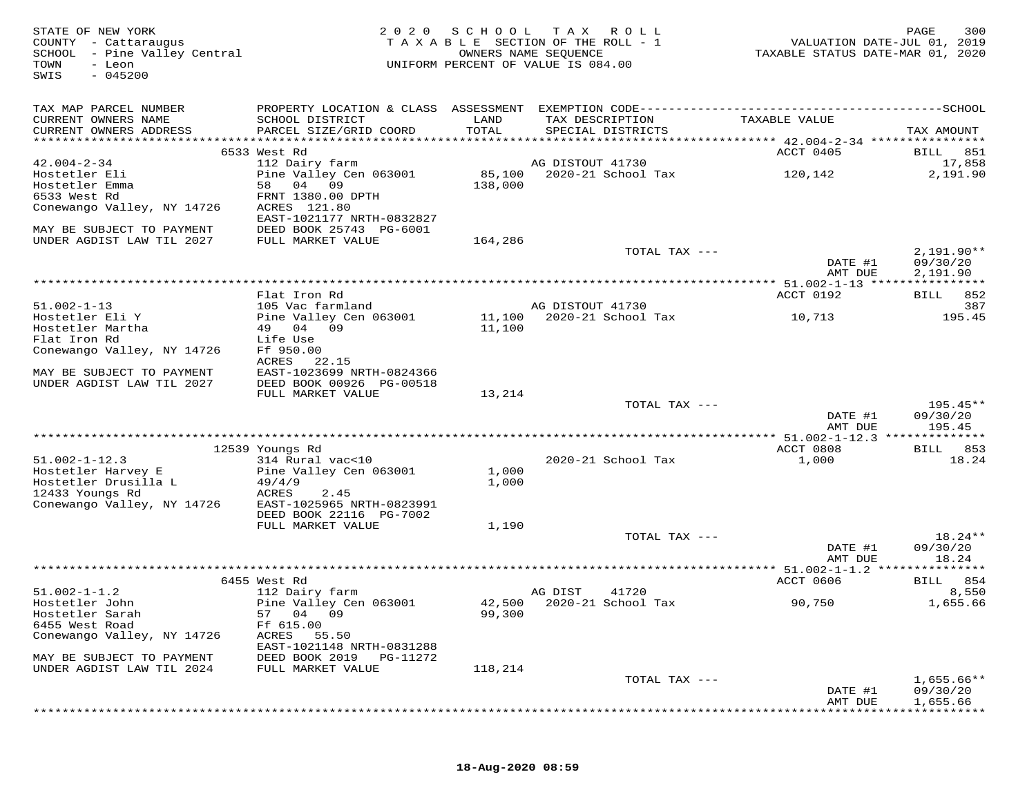STATE OF NEW YORK
COUNTY - Cattaraugus
SCHOOL - Pine Valley Central
TOWN - Leon
SWIS - 045200

2020 SCHOOL TAX ROLL
TAXABLE SECTION OF THE ROLL - 1
OWNERS NAME SEQUENCE
UNIFORM PERCENT OF VALUE IS 084.00

VALUATION DATE-JUL 01, 2019
TAXABLE STATUS DATE-MAR 01, 2020

| TAX MAP PARCEL NUMBER / CURRENT OWNERS NAME / CURRENT OWNERS ADDRESS | PROPERTY LOCATION & CLASS / SCHOOL DISTRICT / PARCEL SIZE/GRID COORD | ASSESSMENT LAND / TOTAL | EXEMPTION CODE / TAX DESCRIPTION / SPECIAL DISTRICTS | TAXABLE VALUE | TAX AMOUNT |
|---|---|---|---|---|---|
| | 6533 West Rd | | | ACCT 0405 | BILL 851 |
| 42.004-2-34 | 112 Dairy farm | | AG DISTOUT 41730 | | 17,858 |
| Hostetler Eli | Pine Valley Cen 063001 | 85,100 | 2020-21 School Tax | 120,142 | 2,191.90 |
| Hostetler Emma | 58 04 09 | 138,000 | | | |
| 6533 West Rd | FRNT 1380.00 DPTH | | | | |
| Conewango Valley, NY 14726 | ACRES 121.80 | | | | |
| | EAST-1021177 NRTH-0832827 | | | | |
| MAY BE SUBJECT TO PAYMENT | DEED BOOK 25743 PG-6001 | | | | |
| UNDER AGDIST LAW TIL 2027 | FULL MARKET VALUE | 164,286 | | | |
| | | | TOTAL TAX --- | | 2,191.90** |
| | | | | DATE #1 | 09/30/20 |
| | | | | AMT DUE | 2,191.90 |
| | Flat Iron Rd | | | ACCT 0192 | BILL 852 |
| 51.002-1-13 | 105 Vac farmland | | AG DISTOUT 41730 | | 387 |
| Hostetler Eli Y | Pine Valley Cen 063001 | 11,100 | 2020-21 School Tax | 10,713 | 195.45 |
| Hostetler Martha | 49 04 09 | 11,100 | | | |
| Flat Iron Rd | Life Use | | | | |
| Conewango Valley, NY 14726 | Ff 950.00 | | | | |
| | ACRES 22.15 | | | | |
| MAY BE SUBJECT TO PAYMENT | EAST-1023699 NRTH-0824366 | | | | |
| UNDER AGDIST LAW TIL 2027 | DEED BOOK 00926 PG-00518 | | | | |
| | FULL MARKET VALUE | 13,214 | | | |
| | | | TOTAL TAX --- | | 195.45** |
| | | | | DATE #1 | 09/30/20 |
| | | | | AMT DUE | 195.45 |
| | 12539 Youngs Rd | | | ACCT 0808 | BILL 853 |
| 51.002-1-12.3 | 314 Rural vac<10 | | 2020-21 School Tax | 1,000 | 18.24 |
| Hostetler Harvey E | Pine Valley Cen 063001 | 1,000 | | | |
| Hostetler Drusilla L | 49/4/9 | 1,000 | | | |
| 12433 Youngs Rd | ACRES 2.45 | | | | |
| Conewango Valley, NY 14726 | EAST-1025965 NRTH-0823991 | | | | |
| | DEED BOOK 22116 PG-7002 | | | | |
| | FULL MARKET VALUE | 1,190 | | | |
| | | | TOTAL TAX --- | | 18.24** |
| | | | | DATE #1 | 09/30/20 |
| | | | | AMT DUE | 18.24 |
| | 6455 West Rd | | | ACCT 0606 | BILL 854 |
| 51.002-1-1.2 | 112 Dairy farm | | AG DIST 41720 | | 8,550 |
| Hostetler John | Pine Valley Cen 063001 | 42,500 | 2020-21 School Tax | 90,750 | 1,655.66 |
| Hostetler Sarah | 57 04 09 | 99,300 | | | |
| 6455 West Road | Ff 615.00 | | | | |
| Conewango Valley, NY 14726 | ACRES 55.50 | | | | |
| | EAST-1021148 NRTH-0831288 | | | | |
| MAY BE SUBJECT TO PAYMENT | DEED BOOK 2019 PG-11272 | | | | |
| UNDER AGDIST LAW TIL 2024 | FULL MARKET VALUE | 118,214 | | | |
| | | | TOTAL TAX --- | | 1,655.66** |
| | | | | DATE #1 | 09/30/20 |
| | | | | AMT DUE | 1,655.66 |

18-Aug-2020 08:59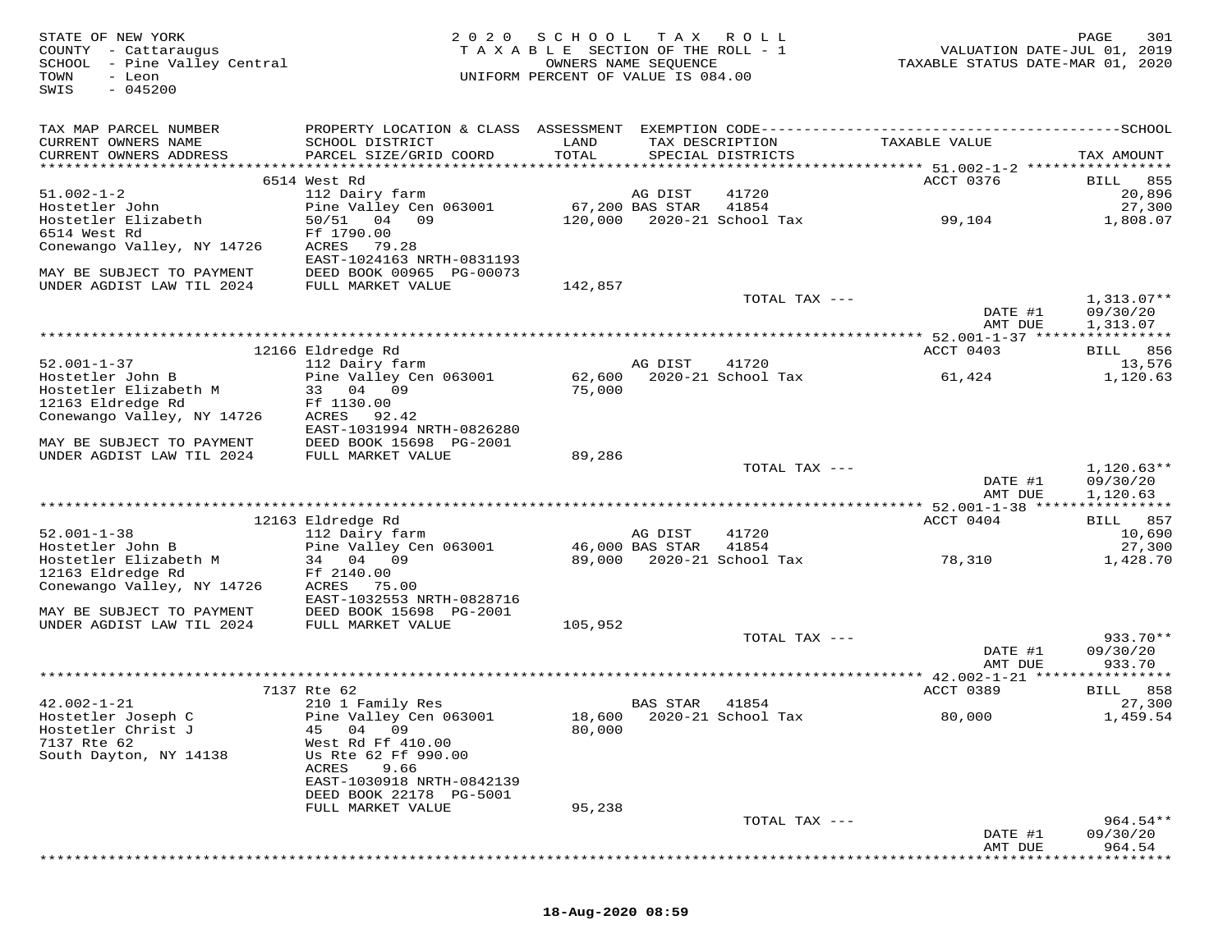STATE OF NEW YORK
COUNTY - Cattaraugus
SCHOOL - Pine Valley Central
TOWN - Leon
SWIS - 045200

2020 SCHOOL TAX ROLL
TAXABLE SECTION OF THE ROLL - 1
OWNERS NAME SEQUENCE
UNIFORM PERCENT OF VALUE IS 084.00

VALUATION DATE-JUL 01, 2019
TAXABLE STATUS DATE-MAR 01, 2020

| TAX MAP PARCEL NUMBER / CURRENT OWNERS NAME / CURRENT OWNERS ADDRESS | PROPERTY LOCATION & CLASS / SCHOOL DISTRICT / PARCEL SIZE/GRID COORD | ASSESSMENT LAND / TOTAL | EXEMPTION CODE / TAX DESCRIPTION / SPECIAL DISTRICTS | | TAXABLE VALUE | TAX AMOUNT |
|---|---|---|---|---|---|---|
| | 6514 West Rd | | | | ACCT 0376 | BILL 855 |
| 51.002-1-2 | 112 Dairy farm | | AG DIST | 41720 | | 20,896 |
| Hostetler John | Pine Valley Cen 063001 | 67,200 | BAS STAR | 41854 | | 27,300 |
| Hostetler Elizabeth | 50/51 04 09 | 120,000 | 2020-21 School Tax | | 99,104 | 1,808.07 |
| 6514 West Rd | Ff 1790.00 | | | | | |
| Conewango Valley, NY 14726 | ACRES 79.28 | | | | | |
| | EAST-1024163 NRTH-0831193 | | | | | |
| MAY BE SUBJECT TO PAYMENT | DEED BOOK 00965 PG-00073 | | | | | |
| UNDER AGDIST LAW TIL 2024 | FULL MARKET VALUE | 142,857 | | | | |
| | | | TOTAL TAX --- | | | 1,313.07** |
| | | | | | DATE #1 | 09/30/20 |
| | | | | | AMT DUE | 1,313.07 |
| | 12166 Eldredge Rd | | | | ACCT 0403 | BILL 856 |
| 52.001-1-37 | 112 Dairy farm | | AG DIST | 41720 | | 13,576 |
| Hostetler John B | Pine Valley Cen 063001 | 62,600 | 2020-21 School Tax | | 61,424 | 1,120.63 |
| Hostetler Elizabeth M | 33 04 09 | 75,000 | | | | |
| 12163 Eldredge Rd | Ff 1130.00 | | | | | |
| Conewango Valley, NY 14726 | ACRES 92.42 | | | | | |
| | EAST-1031994 NRTH-0826280 | | | | | |
| MAY BE SUBJECT TO PAYMENT | DEED BOOK 15698 PG-2001 | | | | | |
| UNDER AGDIST LAW TIL 2024 | FULL MARKET VALUE | 89,286 | | | | |
| | | | TOTAL TAX --- | | | 1,120.63** |
| | | | | | DATE #1 | 09/30/20 |
| | | | | | AMT DUE | 1,120.63 |
| | 12163 Eldredge Rd | | | | ACCT 0404 | BILL 857 |
| 52.001-1-38 | 112 Dairy farm | | AG DIST | 41720 | | 10,690 |
| Hostetler John B | Pine Valley Cen 063001 | 46,000 | BAS STAR | 41854 | | 27,300 |
| Hostetler Elizabeth M | 34 04 09 | 89,000 | 2020-21 School Tax | | 78,310 | 1,428.70 |
| 12163 Eldredge Rd | Ff 2140.00 | | | | | |
| Conewango Valley, NY 14726 | ACRES 75.00 | | | | | |
| | EAST-1032553 NRTH-0828716 | | | | | |
| MAY BE SUBJECT TO PAYMENT | DEED BOOK 15698 PG-2001 | | | | | |
| UNDER AGDIST LAW TIL 2024 | FULL MARKET VALUE | 105,952 | | | | |
| | | | TOTAL TAX --- | | | 933.70** |
| | | | | | DATE #1 | 09/30/20 |
| | | | | | AMT DUE | 933.70 |
| | 7137 Rte 62 | | | | ACCT 0389 | BILL 858 |
| 42.002-1-21 | 210 1 Family Res | | BAS STAR | 41854 | | 27,300 |
| Hostetler Joseph C | Pine Valley Cen 063001 | 18,600 | 2020-21 School Tax | | 80,000 | 1,459.54 |
| Hostetler Christ J | 45 04 09 | 80,000 | | | | |
| 7137 Rte 62 | West Rd Ff 410.00 | | | | | |
| South Dayton, NY 14138 | Us Rte 62 Ff 990.00 | | | | | |
| | ACRES 9.66 | | | | | |
| | EAST-1030918 NRTH-0842139 | | | | | |
| | DEED BOOK 22178 PG-5001 | | | | | |
| | FULL MARKET VALUE | 95,238 | | | | |
| | | | TOTAL TAX --- | | | 964.54** |
| | | | | | DATE #1 | 09/30/20 |
| | | | | | AMT DUE | 964.54 |

18-Aug-2020 08:59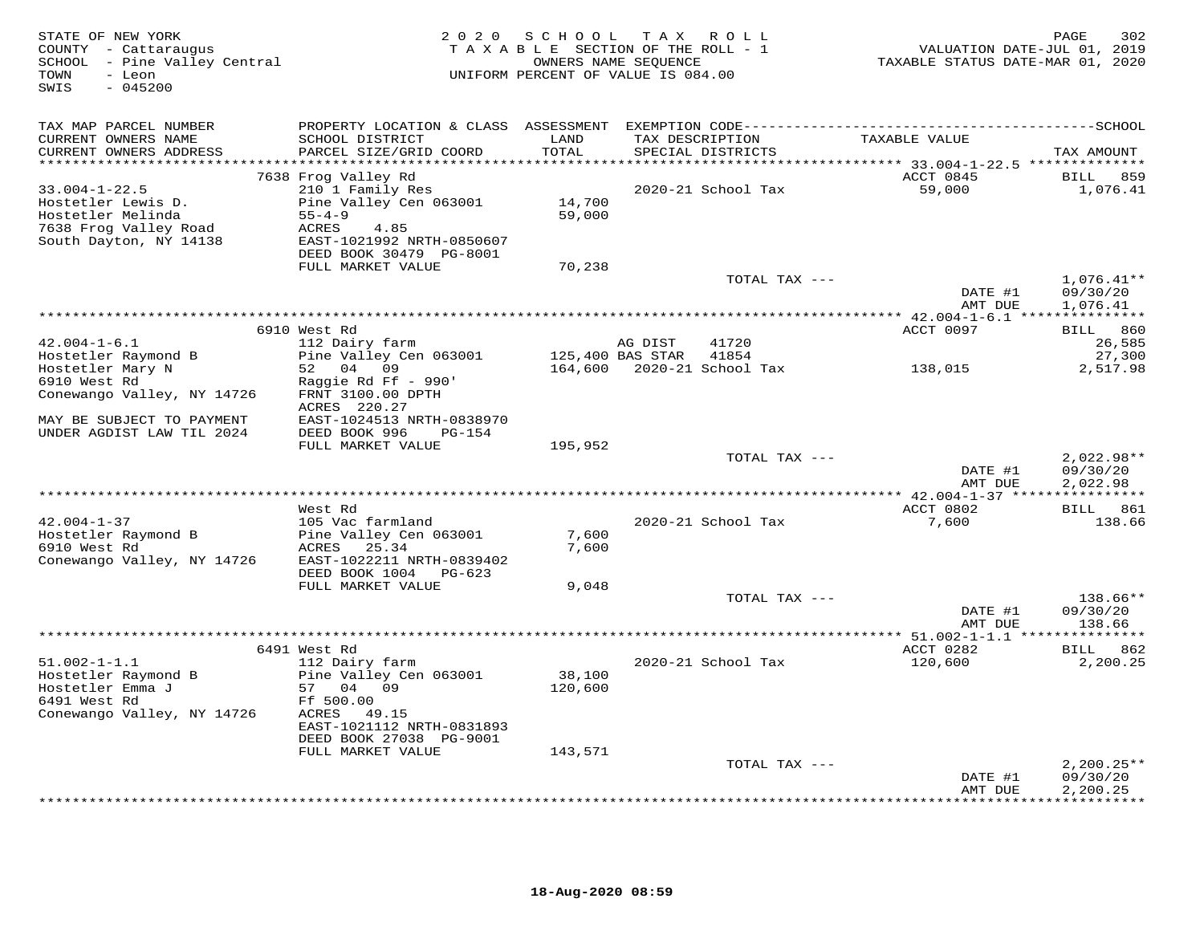STATE OF NEW YORK
COUNTY - Cattaraugus
SCHOOL - Pine Valley Central
TOWN - Leon
SWIS - 045200

2020 SCHOOL TAX ROLL
TAXABLE SECTION OF THE ROLL - 1
OWNERS NAME SEQUENCE
UNIFORM PERCENT OF VALUE IS 084.00

VALUATION DATE-JUL 01, 2019
TAXABLE STATUS DATE-MAR 01, 2020

| TAX MAP PARCEL NUMBER / CURRENT OWNERS NAME / CURRENT OWNERS ADDRESS | PROPERTY LOCATION & CLASS / SCHOOL DISTRICT / PARCEL SIZE/GRID COORD | ASSESSMENT LAND / TOTAL | EXEMPTION CODE / TAX DESCRIPTION / SPECIAL DISTRICTS | TAXABLE VALUE | SCHOOL TAX AMOUNT |
|---|---|---|---|---|---|
| **33.004-1-22.5** | 7638 Frog Valley Rd | | | ACCT 0845 | BILL 859 |
| 33.004-1-22.5 | 210 1 Family Res | | 2020-21 School Tax | 59,000 | 1,076.41 |
| Hostetler Lewis D. | Pine Valley Cen 063001 | 14,700 | | | |
| Hostetler Melinda | 55-4-9 | 59,000 | | | |
| 7638 Frog Valley Road | ACRES 4.85 | | | | |
| South Dayton, NY 14138 | EAST-1021992 NRTH-0850607 | | | | |
| | DEED BOOK 30479 PG-8001 | | | | |
| | FULL MARKET VALUE | 70,238 | | | |
| | | | TOTAL TAX --- | | 1,076.41** |
| | | | | DATE #1 | 09/30/20 |
| | | | | AMT DUE | 1,076.41 |
| **42.004-1-6.1** | 6910 West Rd | | | ACCT 0097 | BILL 860 |
| 42.004-1-6.1 | 112 Dairy farm | | AG DIST 41720 | | 26,585 |
| Hostetler Raymond B | Pine Valley Cen 063001 | 125,400 | BAS STAR 41854 | | 27,300 |
| Hostetler Mary N | 52 04 09 | 164,600 | 2020-21 School Tax | 138,015 | 2,517.98 |
| 6910 West Rd | Raggie Rd Ff - 990' | | | | |
| Conewango Valley, NY 14726 | FRNT 3100.00 DPTH | | | | |
| | ACRES 220.27 | | | | |
| MAY BE SUBJECT TO PAYMENT | EAST-1024513 NRTH-0838970 | | | | |
| UNDER AGDIST LAW TIL 2024 | DEED BOOK 996 PG-154 | | | | |
| | FULL MARKET VALUE | 195,952 | | | |
| | | | TOTAL TAX --- | | 2,022.98** |
| | | | | DATE #1 | 09/30/20 |
| | | | | AMT DUE | 2,022.98 |
| **42.004-1-37** | West Rd | | | ACCT 0802 | BILL 861 |
| 42.004-1-37 | 105 Vac farmland | | 2020-21 School Tax | 7,600 | 138.66 |
| Hostetler Raymond B | Pine Valley Cen 063001 | 7,600 | | | |
| 6910 West Rd | ACRES 25.34 | 7,600 | | | |
| Conewango Valley, NY 14726 | EAST-1022211 NRTH-0839402 | | | | |
| | DEED BOOK 1004 PG-623 | | | | |
| | FULL MARKET VALUE | 9,048 | | | |
| | | | TOTAL TAX --- | | 138.66** |
| | | | | DATE #1 | 09/30/20 |
| | | | | AMT DUE | 138.66 |
| **51.002-1-1.1** | 6491 West Rd | | | ACCT 0282 | BILL 862 |
| 51.002-1-1.1 | 112 Dairy farm | | 2020-21 School Tax | 120,600 | 2,200.25 |
| Hostetler Raymond B | Pine Valley Cen 063001 | 38,100 | | | |
| Hostetler Emma J | 57 04 09 | 120,600 | | | |
| 6491 West Rd | Ff 500.00 | | | | |
| Conewango Valley, NY 14726 | ACRES 49.15 | | | | |
| | EAST-1021112 NRTH-0831893 | | | | |
| | DEED BOOK 27038 PG-9001 | | | | |
| | FULL MARKET VALUE | 143,571 | | | |
| | | | TOTAL TAX --- | | 2,200.25** |
| | | | | DATE #1 | 09/30/20 |
| | | | | AMT DUE | 2,200.25 |

18-Aug-2020 08:59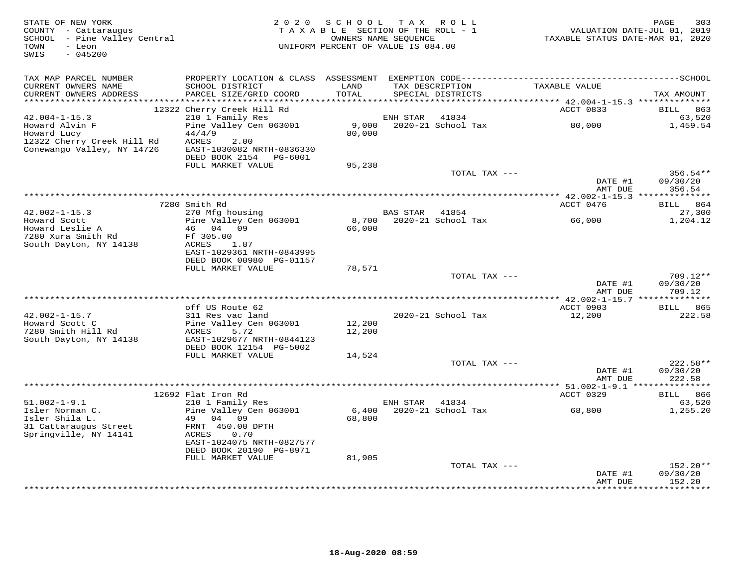STATE OF NEW YORK
COUNTY - Cattaraugus
SCHOOL - Pine Valley Central
TOWN - Leon
SWIS - 045200

2020 SCHOOL TAX ROLL
TAXABLE SECTION OF THE ROLL - 1
OWNERS NAME SEQUENCE
UNIFORM PERCENT OF VALUE IS 084.00

VALUATION DATE-JUL 01, 2019
TAXABLE STATUS DATE-MAR 01, 2020

| TAX MAP PARCEL NUMBER / CURRENT OWNERS NAME / CURRENT OWNERS ADDRESS | PROPERTY LOCATION & CLASS / SCHOOL DISTRICT / PARCEL SIZE/GRID COORD | ASSESSMENT LAND / TOTAL | EXEMPTION CODE / TAX DESCRIPTION / SPECIAL DISTRICTS | TAXABLE VALUE | SCHOOL TAX AMOUNT |
|---|---|---|---|---|---|
| | 12322 Cherry Creek Hill Rd | | | ACCT 0833 | BILL 863 |
| 42.004-1-15.3 | 210 1 Family Res | | ENH STAR 41834 | | 63,520 |
| Howard Alvin F | Pine Valley Cen 063001 | 9,000 | 2020-21 School Tax | 80,000 | 1,459.54 |
| Howard Lucy | 44/4/9 | 80,000 | | | |
| 12322 Cherry Creek Hill Rd | ACRES 2.00 | | | | |
| Conewango Valley, NY 14726 | EAST-1030082 NRTH-0836330 | | | | |
| | DEED BOOK 2154 PG-6001 | | | | |
| | FULL MARKET VALUE | 95,238 | | | |
| | | | TOTAL TAX --- | | 356.54** |
| | | | | DATE #1 | 09/30/20 |
| | | | | AMT DUE | 356.54 |
| | 7280 Smith Rd | | | ACCT 0476 | BILL 864 |
| 42.002-1-15.3 | 270 Mfg housing | | BAS STAR 41854 | | 27,300 |
| Howard Scott | Pine Valley Cen 063001 | 8,700 | 2020-21 School Tax | 66,000 | 1,204.12 |
| Howard Leslie A | 46 04 09 | 66,000 | | | |
| 7280 Xura Smith Rd | Ff 305.00 | | | | |
| South Dayton, NY 14138 | ACRES 1.87 | | | | |
| | EAST-1029361 NRTH-0843995 | | | | |
| | DEED BOOK 00980 PG-01157 | | | | |
| | FULL MARKET VALUE | 78,571 | | | |
| | | | TOTAL TAX --- | | 709.12** |
| | | | | DATE #1 | 09/30/20 |
| | | | | AMT DUE | 709.12 |
| | off US Route 62 | | | ACCT 0903 | BILL 865 |
| 42.002-1-15.7 | 311 Res vac land | | 2020-21 School Tax | 12,200 | 222.58 |
| Howard Scott C | Pine Valley Cen 063001 | 12,200 | | | |
| 7280 Smith Hill Rd | ACRES 5.72 | 12,200 | | | |
| South Dayton, NY 14138 | EAST-1029677 NRTH-0844123 | | | | |
| | DEED BOOK 12154 PG-5002 | | | | |
| | FULL MARKET VALUE | 14,524 | | | |
| | | | TOTAL TAX --- | | 222.58** |
| | | | | DATE #1 | 09/30/20 |
| | | | | AMT DUE | 222.58 |
| | 12692 Flat Iron Rd | | | ACCT 0329 | BILL 866 |
| 51.002-1-9.1 | 210 1 Family Res | | ENH STAR 41834 | | 63,520 |
| Isler Norman C. | Pine Valley Cen 063001 | 6,400 | 2020-21 School Tax | 68,800 | 1,255.20 |
| Isler Shila L. | 49 04 09 | 68,800 | | | |
| 31 Cattaraugus Street | FRNT 450.00 DPTH | | | | |
| Springville, NY 14141 | ACRES 0.70 | | | | |
| | EAST-1024075 NRTH-0827577 | | | | |
| | DEED BOOK 20190 PG-8971 | | | | |
| | FULL MARKET VALUE | 81,905 | | | |
| | | | TOTAL TAX --- | | 152.20** |
| | | | | DATE #1 | 09/30/20 |
| | | | | AMT DUE | 152.20 |

18-Aug-2020 08:59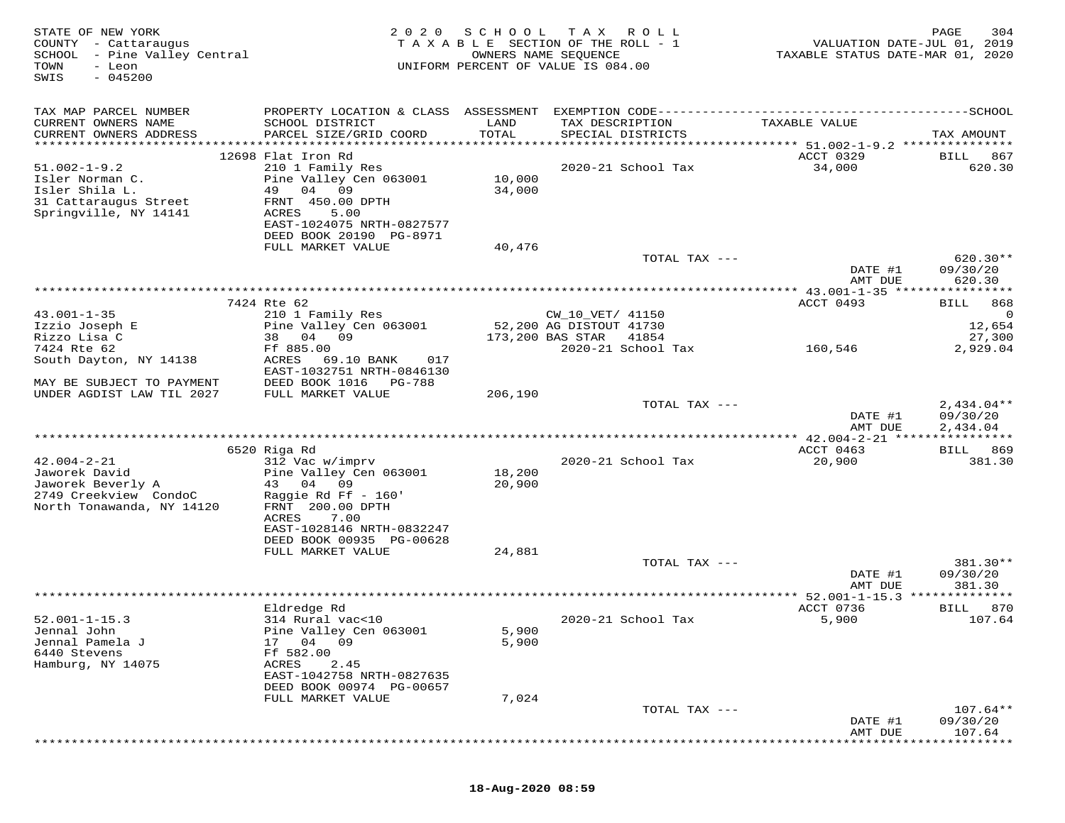STATE OF NEW YORK
COUNTY - Cattaraugus
SCHOOL - Pine Valley Central
TOWN - Leon
SWIS - 045200

2020 SCHOOL TAX ROLL
TAXABLE SECTION OF THE ROLL - 1
OWNERS NAME SEQUENCE
UNIFORM PERCENT OF VALUE IS 084.00

VALUATION DATE-JUL 01, 2019
TAXABLE STATUS DATE-MAR 01, 2020

| TAX MAP PARCEL NUMBER / CURRENT OWNERS NAME / CURRENT OWNERS ADDRESS | PROPERTY LOCATION & CLASS / SCHOOL DISTRICT / PARCEL SIZE/GRID COORD | ASSESSMENT LAND / TOTAL | EXEMPTION CODE / TAX DESCRIPTION / SPECIAL DISTRICTS | TAXABLE VALUE | TAX AMOUNT |
|---|---|---|---|---|---|
| **51.002-1-9.2** | 12698 Flat Iron Rd | | | ACCT 0329 | BILL 867 |
| 51.002-1-9.2 | 210 1 Family Res | | 2020-21 School Tax | 34,000 | 620.30 |
| Isler Norman C. | Pine Valley Cen 063001 | 10,000 | | | |
| Isler Shila L. | 49 04 09 | 34,000 | | | |
| 31 Cattaraugus Street | FRNT 450.00 DPTH | | | | |
| Springville, NY 14141 | ACRES 5.00 | | | | |
| | EAST-1024075 NRTH-0827577 | | | | |
| | DEED BOOK 20190 PG-8971 | | | | |
| | FULL MARKET VALUE | 40,476 | | | |
| | | | TOTAL TAX --- | | 620.30** |
| | | | | DATE #1 | 09/30/20 |
| | | | | AMT DUE | 620.30 |
| **43.001-1-35** | 7424 Rte 62 | | | ACCT 0493 | BILL 868 |
| 43.001-1-35 | 210 1 Family Res | | CW_10_VET/ 41150 | | 0 |
| Izzio Joseph E | Pine Valley Cen 063001 | 52,200 | AG DISTOUT 41730 | | 12,654 |
| Rizzo Lisa C | 38 04 09 | 173,200 | BAS STAR 41854 | | 27,300 |
| 7424 Rte 62 | Ff 885.00 | | 2020-21 School Tax | 160,546 | 2,929.04 |
| South Dayton, NY 14138 | ACRES 69.10 BANK 017 | | | | |
| | EAST-1032751 NRTH-0846130 | | | | |
| MAY BE SUBJECT TO PAYMENT | DEED BOOK 1016 PG-788 | | | | |
| UNDER AGDIST LAW TIL 2027 | FULL MARKET VALUE | 206,190 | | | |
| | | | TOTAL TAX --- | | 2,434.04** |
| | | | | DATE #1 | 09/30/20 |
| | | | | AMT DUE | 2,434.04 |
| **42.004-2-21** | 6520 Riga Rd | | | ACCT 0463 | BILL 869 |
| 42.004-2-21 | 312 Vac w/imprv | | 2020-21 School Tax | 20,900 | 381.30 |
| Jaworek David | Pine Valley Cen 063001 | 18,200 | | | |
| Jaworek Beverly A | 43 04 09 | 20,900 | | | |
| 2749 Creekview CondoC | Raggie Rd Ff - 160' | | | | |
| North Tonawanda, NY 14120 | FRNT 200.00 DPTH | | | | |
| | ACRES 7.00 | | | | |
| | EAST-1028146 NRTH-0832247 | | | | |
| | DEED BOOK 00935 PG-00628 | | | | |
| | FULL MARKET VALUE | 24,881 | | | |
| | | | TOTAL TAX --- | | 381.30** |
| | | | | DATE #1 | 09/30/20 |
| | | | | AMT DUE | 381.30 |
| **52.001-1-15.3** | Eldredge Rd | | | ACCT 0736 | BILL 870 |
| 52.001-1-15.3 | 314 Rural vac<10 | | 2020-21 School Tax | 5,900 | 107.64 |
| Jennal John | Pine Valley Cen 063001 | 5,900 | | | |
| Jennal Pamela J | 17 04 09 | 5,900 | | | |
| 6440 Stevens | Ff 582.00 | | | | |
| Hamburg, NY 14075 | ACRES 2.45 | | | | |
| | EAST-1042758 NRTH-0827635 | | | | |
| | DEED BOOK 00974 PG-00657 | | | | |
| | FULL MARKET VALUE | 7,024 | | | |
| | | | TOTAL TAX --- | | 107.64** |
| | | | | DATE #1 | 09/30/20 |
| | | | | AMT DUE | 107.64 |

18-Aug-2020 08:59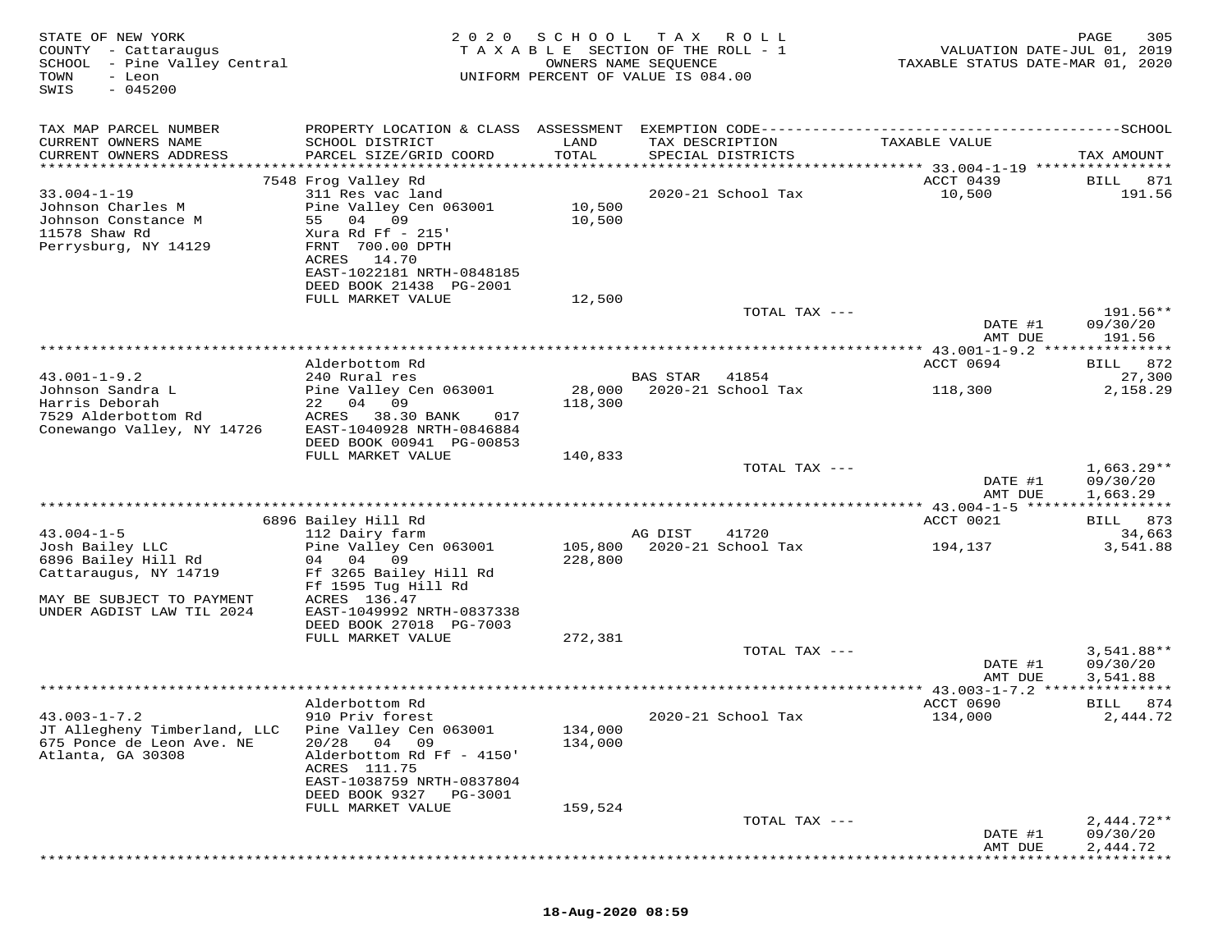STATE OF NEW YORK
COUNTY - Cattaraugus
SCHOOL - Pine Valley Central
TOWN - Leon
SWIS - 045200

2020 SCHOOL TAX ROLL
TAXABLE SECTION OF THE ROLL - 1
OWNERS NAME SEQUENCE
UNIFORM PERCENT OF VALUE IS 084.00

VALUATION DATE-JUL 01, 2019
TAXABLE STATUS DATE-MAR 01, 2020

| TAX MAP PARCEL NUMBER / CURRENT OWNERS NAME / CURRENT OWNERS ADDRESS | PROPERTY LOCATION & CLASS / SCHOOL DISTRICT / PARCEL SIZE/GRID COORD | ASSESSMENT LAND / TOTAL | EXEMPTION CODE / TAX DESCRIPTION / SPECIAL DISTRICTS | TAXABLE VALUE | TAX AMOUNT |
|---|---|---|---|---|---|
| | 7548 Frog Valley Rd | | | ACCT 0439 | BILL 871 |
| 33.004-1-19 | 311 Res vac land | | 2020-21 School Tax | 10,500 | 191.56 |
| Johnson Charles M | Pine Valley Cen 063001 | 10,500 | | | |
| Johnson Constance M | 55 04 09 | 10,500 | | | |
| 11578 Shaw Rd | Xura Rd Ff - 215' | | | | |
| Perrysburg, NY 14129 | FRNT 700.00 DPTH | | | | |
| | ACRES 14.70 | | | | |
| | EAST-1022181 NRTH-0848185 | | | | |
| | DEED BOOK 21438 PG-2001 | | | | |
| | FULL MARKET VALUE | 12,500 | | | |
| | | | TOTAL TAX --- | | 191.56** |
| | | | | DATE #1 | 09/30/20 |
| | | | | AMT DUE | 191.56 |
| | Alderbottom Rd | | | ACCT 0694 | BILL 872 |
| 43.001-1-9.2 | 240 Rural res | | BAS STAR 41854 | | 27,300 |
| Johnson Sandra L | Pine Valley Cen 063001 | 28,000 | 2020-21 School Tax | 118,300 | 2,158.29 |
| Harris Deborah | 22 04 09 | 118,300 | | | |
| 7529 Alderbottom Rd | ACRES 38.30 BANK 017 | | | | |
| Conewango Valley, NY 14726 | EAST-1040928 NRTH-0846884 | | | | |
| | DEED BOOK 00941 PG-00853 | | | | |
| | FULL MARKET VALUE | 140,833 | | | |
| | | | TOTAL TAX --- | | 1,663.29** |
| | | | | DATE #1 | 09/30/20 |
| | | | | AMT DUE | 1,663.29 |
| | 6896 Bailey Hill Rd | | | ACCT 0021 | BILL 873 |
| 43.004-1-5 | 112 Dairy farm | | AG DIST 41720 | | 34,663 |
| Josh Bailey LLC | Pine Valley Cen 063001 | 105,800 | 2020-21 School Tax | 194,137 | 3,541.88 |
| 6896 Bailey Hill Rd | 04 04 09 | 228,800 | | | |
| Cattaraugus, NY 14719 | Ff 3265 Bailey Hill Rd | | | | |
| | Ff 1595 Tug Hill Rd | | | | |
| MAY BE SUBJECT TO PAYMENT | ACRES 136.47 | | | | |
| UNDER AGDIST LAW TIL 2024 | EAST-1049992 NRTH-0837338 | | | | |
| | DEED BOOK 27018 PG-7003 | | | | |
| | FULL MARKET VALUE | 272,381 | | | |
| | | | TOTAL TAX --- | | 3,541.88** |
| | | | | DATE #1 | 09/30/20 |
| | | | | AMT DUE | 3,541.88 |
| | Alderbottom Rd | | | ACCT 0690 | BILL 874 |
| 43.003-1-7.2 | 910 Priv forest | | 2020-21 School Tax | 134,000 | 2,444.72 |
| JT Allegheny Timberland, LLC | Pine Valley Cen 063001 | 134,000 | | | |
| 675 Ponce de Leon Ave. NE | 20/28 04 09 | 134,000 | | | |
| Atlanta, GA 30308 | Alderbottom Rd Ff - 4150' | | | | |
| | ACRES 111.75 | | | | |
| | EAST-1038759 NRTH-0837804 | | | | |
| | DEED BOOK 9327 PG-3001 | | | | |
| | FULL MARKET VALUE | 159,524 | | | |
| | | | TOTAL TAX --- | | 2,444.72** |
| | | | | DATE #1 | 09/30/20 |
| | | | | AMT DUE | 2,444.72 |

18-Aug-2020 08:59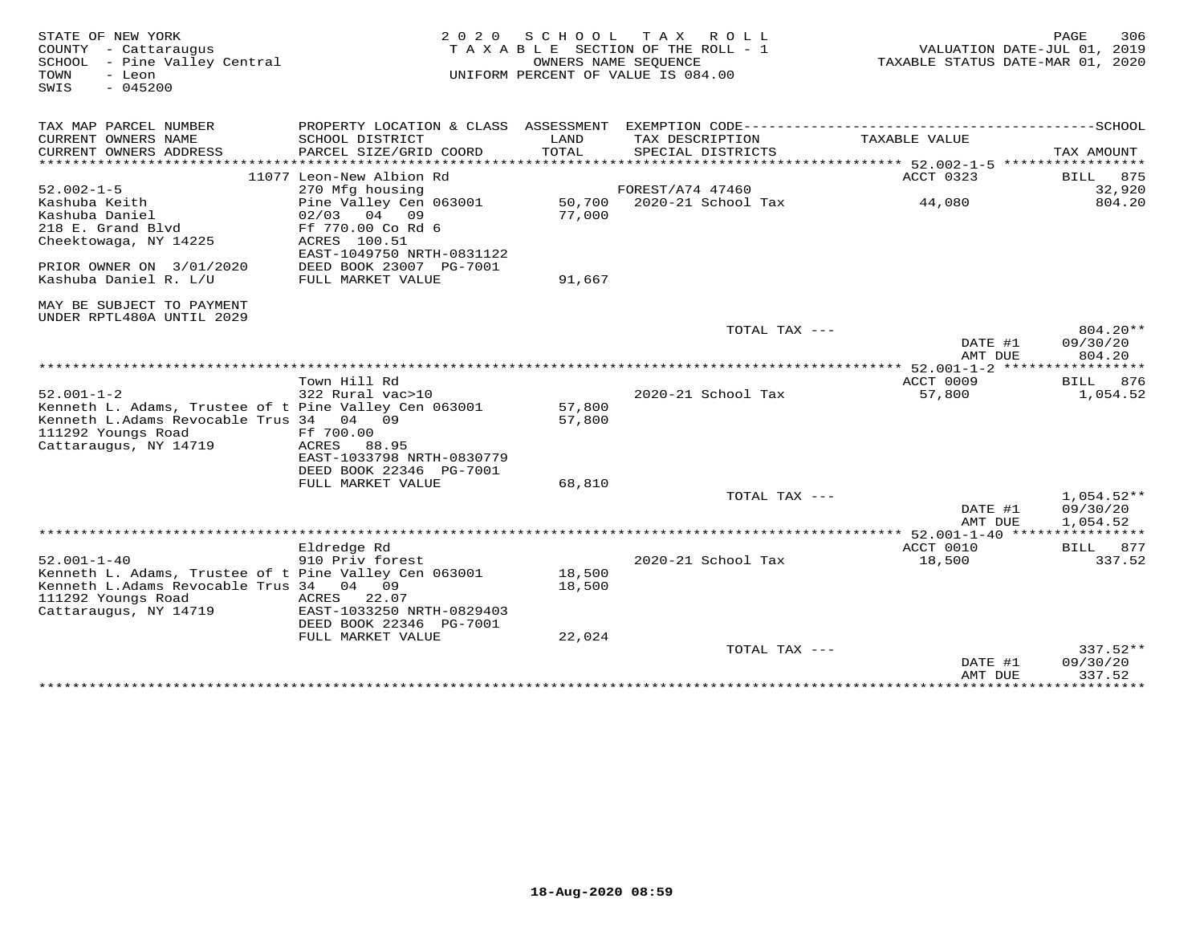STATE OF NEW YORK
COUNTY - Cattaraugus
SCHOOL - Pine Valley Central
TOWN - Leon
SWIS - 045200

2020 SCHOOL TAX ROLL
TAXABLE SECTION OF THE ROLL - 1
OWNERS NAME SEQUENCE
UNIFORM PERCENT OF VALUE IS 084.00

VALUATION DATE-JUL 01, 2019
TAXABLE STATUS DATE-MAR 01, 2020

| TAX MAP PARCEL NUMBER / CURRENT OWNERS NAME / CURRENT OWNERS ADDRESS | PROPERTY LOCATION & CLASS / SCHOOL DISTRICT / PARCEL SIZE/GRID COORD | ASSESSMENT LAND / TOTAL | EXEMPTION CODE / TAX DESCRIPTION / SPECIAL DISTRICTS | TAXABLE VALUE | SCHOOL TAX AMOUNT |
|---|---|---|---|---|---|
| | 11077 Leon-New Albion Rd | | | ACCT 0323 | BILL 875 |
| 52.002-1-5 | 270 Mfg housing | | FOREST/A74 47460 | | 32,920 |
| Kashuba Keith | Pine Valley Cen 063001 | 50,700 | 2020-21 School Tax | 44,080 | 804.20 |
| Kashuba Daniel | 02/03 04 09 | 77,000 | | | |
| 218 E. Grand Blvd | Ff 770.00 Co Rd 6 | | | | |
| Cheektowaga, NY 14225 | ACRES 100.51 | | | | |
| | EAST-1049750 NRTH-0831122 | | | | |
| PRIOR OWNER ON 3/01/2020 | DEED BOOK 23007 PG-7001 | | | | |
| Kashuba Daniel R. L/U | FULL MARKET VALUE | 91,667 | | | |
| MAY BE SUBJECT TO PAYMENT UNDER RPTL480A UNTIL 2029 | | | | | |
| | | | TOTAL TAX --- | | 804.20** |
| | | | | DATE #1 | 09/30/20 |
| | | | | AMT DUE | 804.20 |
| | Town Hill Rd | | | ACCT 0009 | BILL 876 |
| 52.001-1-2 | 322 Rural vac>10 | | 2020-21 School Tax | 57,800 | 1,054.52 |
| Kenneth L. Adams, Trustee of t | Pine Valley Cen 063001 | 57,800 | | | |
| Kenneth L.Adams Revocable Trus | 34 04 09 | 57,800 | | | |
| 111292 Youngs Road | Ff 700.00 | | | | |
| Cattaraugus, NY 14719 | ACRES 88.95 | | | | |
| | EAST-1033798 NRTH-0830779 | | | | |
| | DEED BOOK 22346 PG-7001 | | | | |
| | FULL MARKET VALUE | 68,810 | | | |
| | | | TOTAL TAX --- | | 1,054.52** |
| | | | | DATE #1 | 09/30/20 |
| | | | | AMT DUE | 1,054.52 |
| | Eldredge Rd | | | ACCT 0010 | BILL 877 |
| 52.001-1-40 | 910 Priv forest | | 2020-21 School Tax | 18,500 | 337.52 |
| Kenneth L. Adams, Trustee of t | Pine Valley Cen 063001 | 18,500 | | | |
| Kenneth L.Adams Revocable Trus | 34 04 09 | 18,500 | | | |
| 111292 Youngs Road | ACRES 22.07 | | | | |
| Cattaraugus, NY 14719 | EAST-1033250 NRTH-0829403 | | | | |
| | DEED BOOK 22346 PG-7001 | | | | |
| | FULL MARKET VALUE | 22,024 | | | |
| | | | TOTAL TAX --- | | 337.52** |
| | | | | DATE #1 | 09/30/20 |
| | | | | AMT DUE | 337.52 |

18-Aug-2020 08:59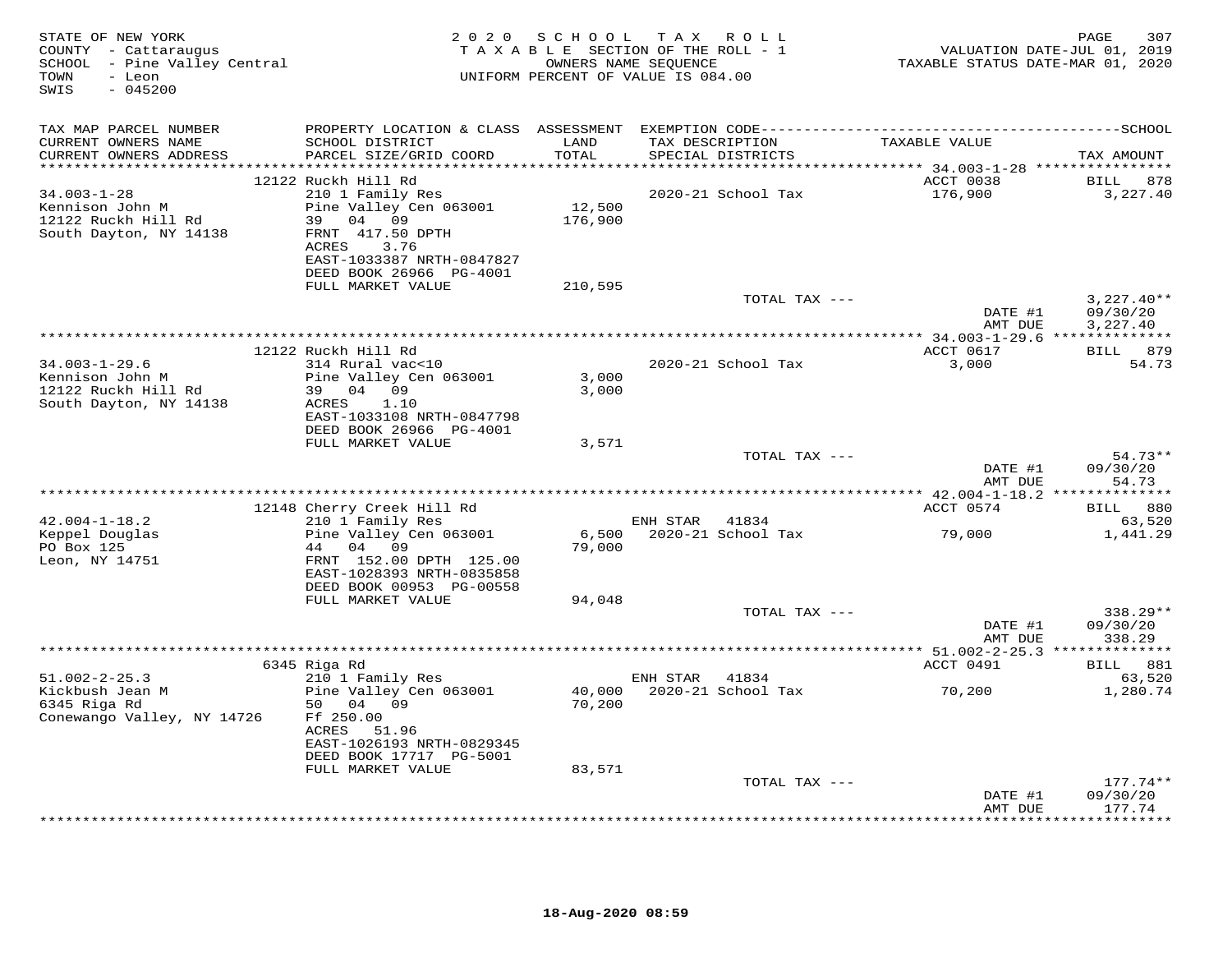STATE OF NEW YORK
COUNTY - Cattaraugus
SCHOOL - Pine Valley Central
TOWN - Leon
SWIS - 045200

2020 SCHOOL TAX ROLL
TAXABLE SECTION OF THE ROLL - 1
OWNERS NAME SEQUENCE
UNIFORM PERCENT OF VALUE IS 084.00

VALUATION DATE-JUL 01, 2019
TAXABLE STATUS DATE-MAR 01, 2020

| TAX MAP PARCEL NUMBER / CURRENT OWNERS NAME / CURRENT OWNERS ADDRESS | PROPERTY LOCATION & CLASS / SCHOOL DISTRICT / PARCEL SIZE/GRID COORD | ASSESSMENT LAND / TOTAL | EXEMPTION CODE / TAX DESCRIPTION / SPECIAL DISTRICTS | TAXABLE VALUE | TAX AMOUNT |
|---|---|---|---|---|---|
| 34.003-1-28 | 12122 Ruckh Hill Rd | | | ACCT 0038 | BILL 878 |
| Kennison John M | 210 1 Family Res | | 2020-21 School Tax | 176,900 | 3,227.40 |
| 12122 Ruckh Hill Rd | Pine Valley Cen 063001 | 12,500 | | | |
| South Dayton, NY 14138 | 39 04 09 | 176,900 | | | |
| | FRNT 417.50 DPTH | | | | |
| | ACRES 3.76 | | | | |
| | EAST-1033387 NRTH-0847827 | | | | |
| | DEED BOOK 26966 PG-4001 | | | | |
| | FULL MARKET VALUE | 210,595 | | | |
| | | | TOTAL TAX --- | | 3,227.40** |
| | | | | DATE #1 | 09/30/20 |
| | | | | AMT DUE | 3,227.40 |
| 34.003-1-29.6 | 12122 Ruckh Hill Rd | | | ACCT 0617 | BILL 879 |
| Kennison John M | 314 Rural vac<10 | | 2020-21 School Tax | 3,000 | 54.73 |
| 12122 Ruckh Hill Rd | Pine Valley Cen 063001 | 3,000 | | | |
| South Dayton, NY 14138 | 39 04 09 | 3,000 | | | |
| | ACRES 1.10 | | | | |
| | EAST-1033108 NRTH-0847798 | | | | |
| | DEED BOOK 26966 PG-4001 | | | | |
| | FULL MARKET VALUE | 3,571 | | | |
| | | | TOTAL TAX --- | | 54.73** |
| | | | | DATE #1 | 09/30/20 |
| | | | | AMT DUE | 54.73 |
| 42.004-1-18.2 | 12148 Cherry Creek Hill Rd | | | ACCT 0574 | BILL 880 |
| Keppel Douglas | 210 1 Family Res | | ENH STAR 41834 | | 63,520 |
| PO Box 125 | Pine Valley Cen 063001 | 6,500 | 2020-21 School Tax | 79,000 | 1,441.29 |
| Leon, NY 14751 | 44 04 09 | 79,000 | | | |
| | FRNT 152.00 DPTH 125.00 | | | | |
| | EAST-1028393 NRTH-0835858 | | | | |
| | DEED BOOK 00953 PG-00558 | | | | |
| | FULL MARKET VALUE | 94,048 | | | |
| | | | TOTAL TAX --- | | 338.29** |
| | | | | DATE #1 | 09/30/20 |
| | | | | AMT DUE | 338.29 |
| 51.002-2-25.3 | 6345 Riga Rd | | | ACCT 0491 | BILL 881 |
| Kickbush Jean M | 210 1 Family Res | | ENH STAR 41834 | | 63,520 |
| 6345 Riga Rd | Pine Valley Cen 063001 | 40,000 | 2020-21 School Tax | 70,200 | 1,280.74 |
| Conewango Valley, NY 14726 | 50 04 09 | 70,200 | | | |
| | Ff 250.00 | | | | |
| | ACRES 51.96 | | | | |
| | EAST-1026193 NRTH-0829345 | | | | |
| | DEED BOOK 17717 PG-5001 | | | | |
| | FULL MARKET VALUE | 83,571 | | | |
| | | | TOTAL TAX --- | | 177.74** |
| | | | | DATE #1 | 09/30/20 |
| | | | | AMT DUE | 177.74 |

18-Aug-2020 08:59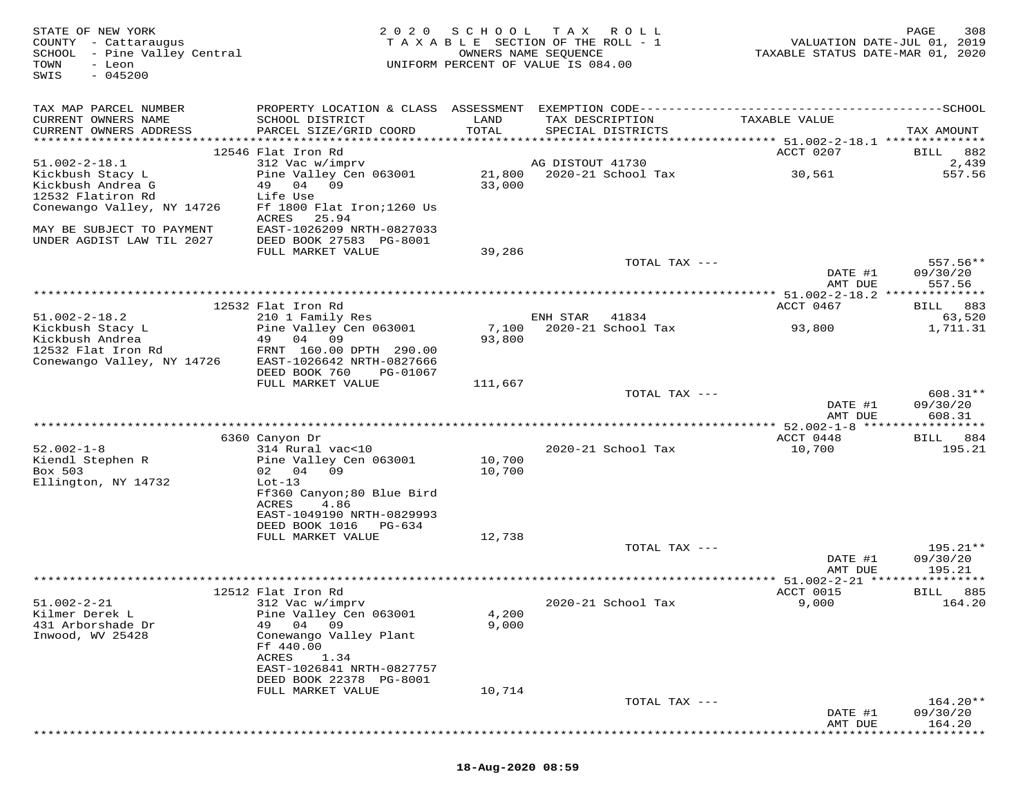STATE OF NEW YORK
COUNTY - Cattaraugus
SCHOOL - Pine Valley Central
TOWN - Leon
SWIS - 045200

2020 SCHOOL TAX ROLL
TAXABLE SECTION OF THE ROLL - 1
OWNERS NAME SEQUENCE
UNIFORM PERCENT OF VALUE IS 084.00

VALUATION DATE-JUL 01, 2019
TAXABLE STATUS DATE-MAR 01, 2020

| TAX MAP PARCEL NUMBER / CURRENT OWNERS NAME / CURRENT OWNERS ADDRESS | PROPERTY LOCATION & CLASS / SCHOOL DISTRICT / PARCEL SIZE/GRID COORD | ASSESSMENT LAND / TOTAL | EXEMPTION CODE / TAX DESCRIPTION / SPECIAL DISTRICTS | TAXABLE VALUE | TAX AMOUNT |
|---|---|---|---|---|---|
| | 12546 Flat Iron Rd | | | ACCT 0207 | BILL 882 |
| 51.002-2-18.1 | 312 Vac w/imprv | | AG DISTOUT 41730 | | 2,439 |
| Kickbush Stacy L | Pine Valley Cen 063001 | 21,800 | 2020-21 School Tax | 30,561 | 557.56 |
| Kickbush Andrea G | 49 04 09 | 33,000 | | | |
| 12532 Flatiron Rd | Life Use | | | | |
| Conewango Valley, NY 14726 | Ff 1800 Flat Iron;1260 Us | | | | |
| | ACRES 25.94 | | | | |
| MAY BE SUBJECT TO PAYMENT | EAST-1026209 NRTH-0827033 | | | | |
| UNDER AGDIST LAW TIL 2027 | DEED BOOK 27583 PG-8001 | | | | |
| | FULL MARKET VALUE | 39,286 | | | |
| | | | TOTAL TAX --- | | 557.56** |
| | | | | DATE #1 | 09/30/20 |
| | | | | AMT DUE | 557.56 |
| | 12532 Flat Iron Rd | | | ACCT 0467 | BILL 883 |
| 51.002-2-18.2 | 210 1 Family Res | | ENH STAR 41834 | | 63,520 |
| Kickbush Stacy L | Pine Valley Cen 063001 | 7,100 | 2020-21 School Tax | 93,800 | 1,711.31 |
| Kickbush Andrea | 49 04 09 | 93,800 | | | |
| 12532 Flat Iron Rd | FRNT 160.00 DPTH 290.00 | | | | |
| Conewango Valley, NY 14726 | EAST-1026642 NRTH-0827666 | | | | |
| | DEED BOOK 760 PG-01067 | | | | |
| | FULL MARKET VALUE | 111,667 | | | |
| | | | TOTAL TAX --- | | 608.31** |
| | | | | DATE #1 | 09/30/20 |
| | | | | AMT DUE | 608.31 |
| | 6360 Canyon Dr | | | ACCT 0448 | BILL 884 |
| 52.002-1-8 | 314 Rural vac<10 | | 2020-21 School Tax | 10,700 | 195.21 |
| Kiendl Stephen R | Pine Valley Cen 063001 | 10,700 | | | |
| Box 503 | 02 04 09 | 10,700 | | | |
| Ellington, NY 14732 | Lot-13 | | | | |
| | Ff360 Canyon;80 Blue Bird | | | | |
| | ACRES 4.86 | | | | |
| | EAST-1049190 NRTH-0829993 | | | | |
| | DEED BOOK 1016 PG-634 | | | | |
| | FULL MARKET VALUE | 12,738 | | | |
| | | | TOTAL TAX --- | | 195.21** |
| | | | | DATE #1 | 09/30/20 |
| | | | | AMT DUE | 195.21 |
| | 12512 Flat Iron Rd | | | ACCT 0015 | BILL 885 |
| 51.002-2-21 | 312 Vac w/imprv | | 2020-21 School Tax | 9,000 | 164.20 |
| Kilmer Derek L | Pine Valley Cen 063001 | 4,200 | | | |
| 431 Arborshade Dr | 49 04 09 | 9,000 | | | |
| Inwood, WV 25428 | Conewango Valley Plant | | | | |
| | Ff 440.00 | | | | |
| | ACRES 1.34 | | | | |
| | EAST-1026841 NRTH-0827757 | | | | |
| | DEED BOOK 22378 PG-8001 | | | | |
| | FULL MARKET VALUE | 10,714 | | | |
| | | | TOTAL TAX --- | | 164.20** |
| | | | | DATE #1 | 09/30/20 |
| | | | | AMT DUE | 164.20 |

18-Aug-2020 08:59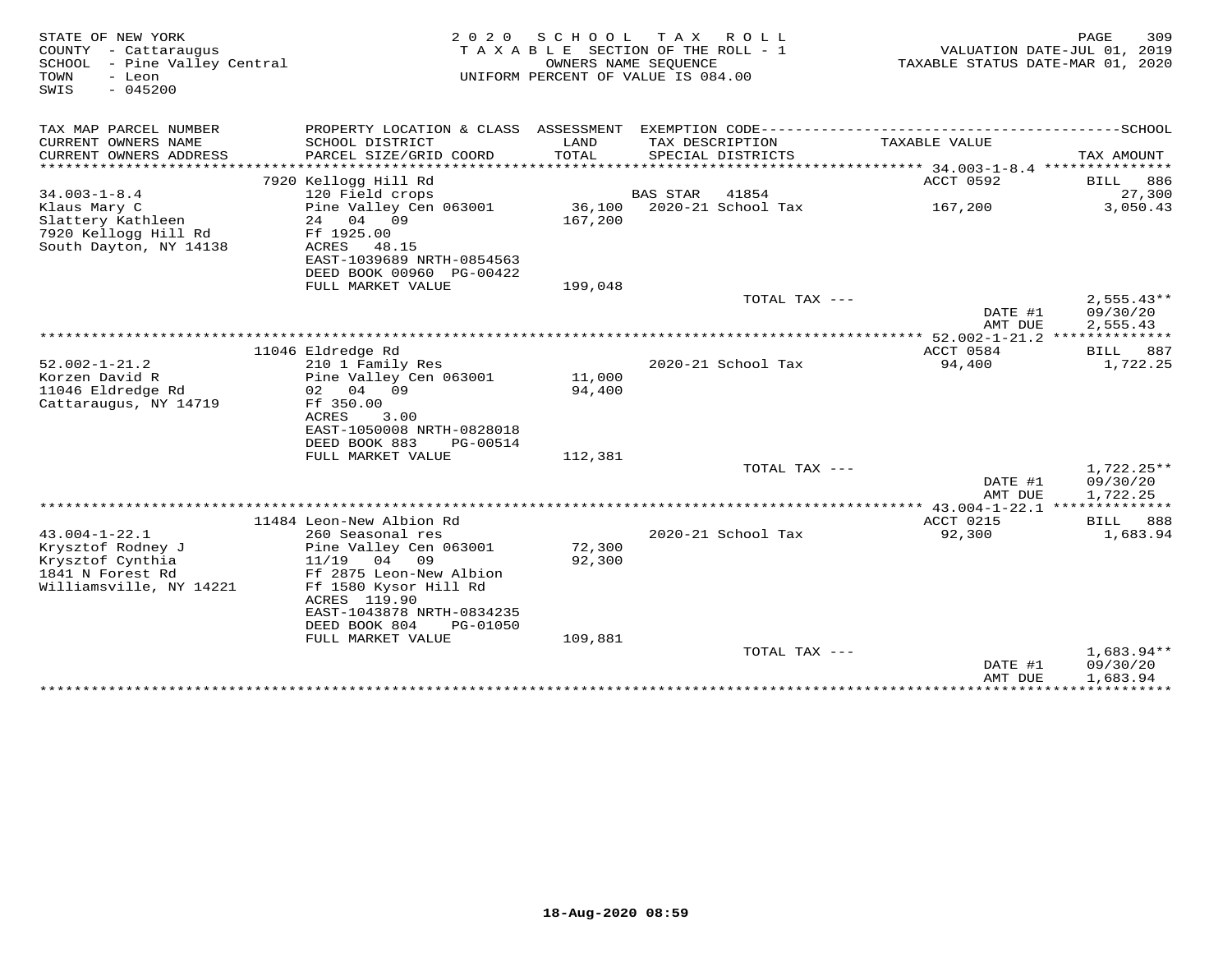STATE OF NEW YORK
COUNTY - Cattaraugus
SCHOOL - Pine Valley Central
TOWN - Leon
SWIS - 045200

2020 SCHOOL TAX ROLL
TAXABLE SECTION OF THE ROLL - 1
OWNERS NAME SEQUENCE
UNIFORM PERCENT OF VALUE IS 084.00

VALUATION DATE-JUL 01, 2019
TAXABLE STATUS DATE-MAR 01, 2020

| TAX MAP PARCEL NUMBER / CURRENT OWNERS NAME / CURRENT OWNERS ADDRESS | PROPERTY LOCATION & CLASS / SCHOOL DISTRICT / PARCEL SIZE/GRID COORD | ASSESSMENT LAND / TOTAL | EXEMPTION CODE / TAX DESCRIPTION / SPECIAL DISTRICTS | TAXABLE VALUE | SCHOOL TAX AMOUNT |
|---|---|---|---|---|---|
| | 7920 Kellogg Hill Rd | | | ACCT 0592 | BILL 886 |
| 34.003-1-8.4 | 120 Field crops | | BAS STAR 41854 | | 27,300 |
| Klaus Mary C | Pine Valley Cen 063001 | 36,100 | 2020-21 School Tax | 167,200 | 3,050.43 |
| Slattery Kathleen | 24 04 09 | 167,200 | | | |
| 7920 Kellogg Hill Rd | Ff 1925.00 | | | | |
| South Dayton, NY 14138 | ACRES 48.15 | | | | |
| | EAST-1039689 NRTH-0854563 | | | | |
| | DEED BOOK 00960 PG-00422 | | | | |
| | FULL MARKET VALUE | 199,048 | | | |
| | | | TOTAL TAX --- | | 2,555.43** |
| | | | | DATE #1 | 09/30/20 |
| | | | | AMT DUE | 2,555.43 |
| | 11046 Eldredge Rd | | | ACCT 0584 | BILL 887 |
| 52.002-1-21.2 | 210 1 Family Res | | 2020-21 School Tax | 94,400 | 1,722.25 |
| Korzen David R | Pine Valley Cen 063001 | 11,000 | | | |
| 11046 Eldredge Rd | 02 04 09 | 94,400 | | | |
| Cattaraugus, NY 14719 | Ff 350.00 | | | | |
| | ACRES 3.00 | | | | |
| | EAST-1050008 NRTH-0828018 | | | | |
| | DEED BOOK 883 PG-00514 | | | | |
| | FULL MARKET VALUE | 112,381 | | | |
| | | | TOTAL TAX --- | | 1,722.25** |
| | | | | DATE #1 | 09/30/20 |
| | | | | AMT DUE | 1,722.25 |
| | 11484 Leon-New Albion Rd | | | ACCT 0215 | BILL 888 |
| 43.004-1-22.1 | 260 Seasonal res | | 2020-21 School Tax | 92,300 | 1,683.94 |
| Krysztof Rodney J | Pine Valley Cen 063001 | 72,300 | | | |
| Krysztof Cynthia | 11/19 04 09 | 92,300 | | | |
| 1841 N Forest Rd | Ff 2875 Leon-New Albion | | | | |
| Williamsville, NY 14221 | Ff 1580 Kysor Hill Rd | | | | |
| | ACRES 119.90 | | | | |
| | EAST-1043878 NRTH-0834235 | | | | |
| | DEED BOOK 804 PG-01050 | | | | |
| | FULL MARKET VALUE | 109,881 | | | |
| | | | TOTAL TAX --- | | 1,683.94** |
| | | | | DATE #1 | 09/30/20 |
| | | | | AMT DUE | 1,683.94 |

18-Aug-2020 08:59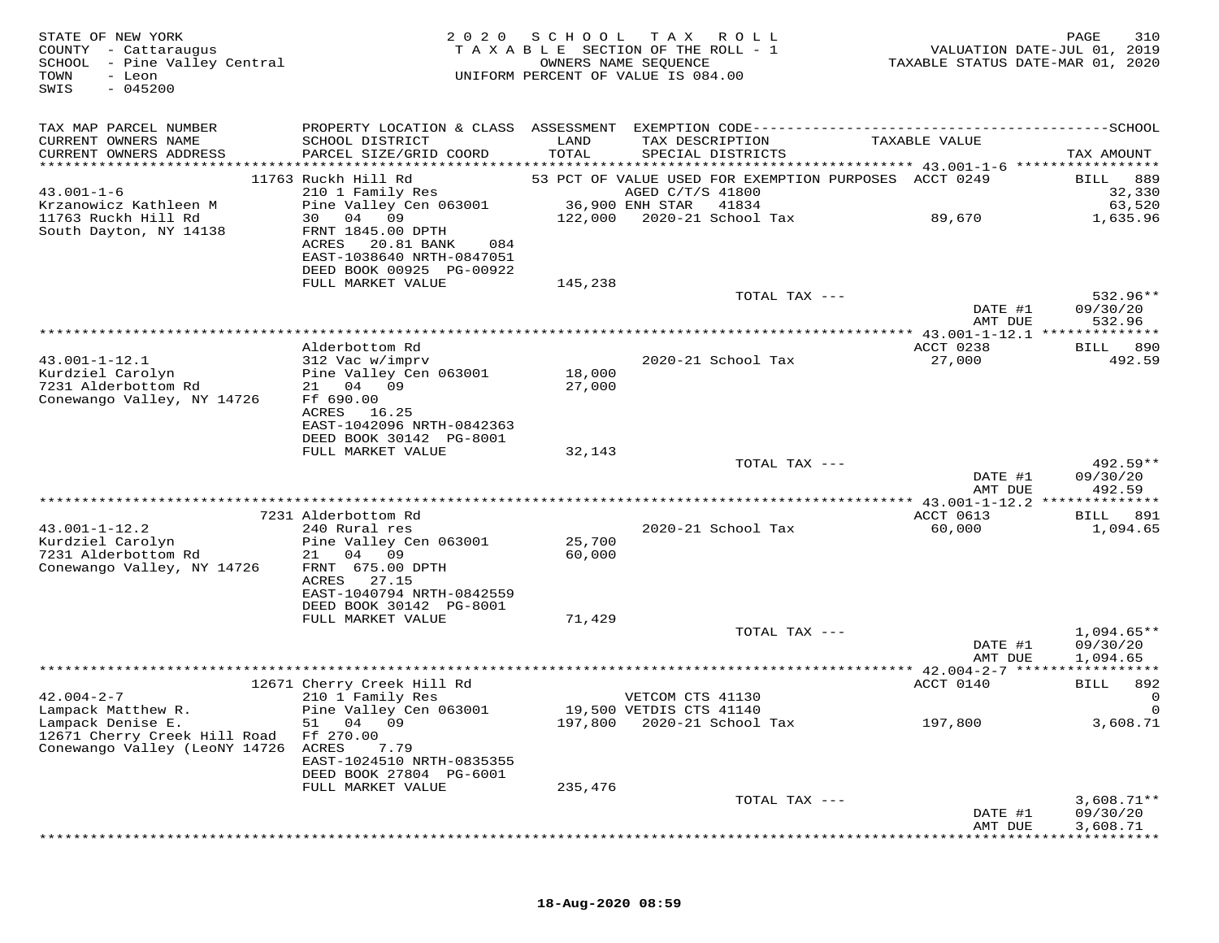STATE OF NEW YORK
COUNTY - Cattaraugus
SCHOOL - Pine Valley Central
TOWN - Leon
SWIS - 045200

2020 SCHOOL TAX ROLL
TAXABLE SECTION OF THE ROLL - 1
OWNERS NAME SEQUENCE
UNIFORM PERCENT OF VALUE IS 084.00

VALUATION DATE-JUL 01, 2019
TAXABLE STATUS DATE-MAR 01, 2020

| TAX MAP PARCEL NUMBER / CURRENT OWNERS NAME / CURRENT OWNERS ADDRESS | PROPERTY LOCATION & CLASS / SCHOOL DISTRICT / PARCEL SIZE/GRID COORD | ASSESSMENT LAND / TOTAL | EXEMPTION CODE / TAX DESCRIPTION / SPECIAL DISTRICTS | TAXABLE VALUE | TAX AMOUNT |
|---|---|---|---|---|---|
| **43.001-1-6** | 11763 Ruckh Hill Rd | | 53 PCT OF VALUE USED FOR EXEMPTION PURPOSES | ACCT 0249 | BILL 889 |
| Krzanowicz Kathleen M | 210 1 Family Res | | AGED C/T/S 41800 | | 32,330 |
| 11763 Ruckh Hill Rd | Pine Valley Cen 063001 | 36,900 | ENH STAR 41834 | | 63,520 |
| South Dayton, NY 14138 | 30 04 09 | 122,000 | 2020-21 School Tax | 89,670 | 1,635.96 |
| | FRNT 1845.00 DPTH | | | | |
| | ACRES 20.81 BANK 084 | | | | |
| | EAST-1038640 NRTH-0847051 | | | | |
| | DEED BOOK 00925 PG-00922 | | | | |
| | FULL MARKET VALUE | 145,238 | | | |
| | | | TOTAL TAX --- | | 532.96** |
| | | | | DATE #1 | 09/30/20 |
| | | | | AMT DUE | 532.96 |
| **43.001-1-12.1** | Alderbottom Rd | | | ACCT 0238 | BILL 890 |
| Kurdziel Carolyn | 312 Vac w/imprv | | 2020-21 School Tax | 27,000 | 492.59 |
| 7231 Alderbottom Rd | Pine Valley Cen 063001 | 18,000 | | | |
| Conewango Valley, NY 14726 | 21 04 09 | 27,000 | | | |
| | Ff 690.00 | | | | |
| | ACRES 16.25 | | | | |
| | EAST-1042096 NRTH-0842363 | | | | |
| | DEED BOOK 30142 PG-8001 | | | | |
| | FULL MARKET VALUE | 32,143 | | | |
| | | | TOTAL TAX --- | | 492.59** |
| | | | | DATE #1 | 09/30/20 |
| | | | | AMT DUE | 492.59 |
| **43.001-1-12.2** | 7231 Alderbottom Rd | | | ACCT 0613 | BILL 891 |
| Kurdziel Carolyn | 240 Rural res | | 2020-21 School Tax | 60,000 | 1,094.65 |
| 7231 Alderbottom Rd | Pine Valley Cen 063001 | 25,700 | | | |
| Conewango Valley, NY 14726 | 21 04 09 | 60,000 | | | |
| | FRNT 675.00 DPTH | | | | |
| | ACRES 27.15 | | | | |
| | EAST-1040794 NRTH-0842559 | | | | |
| | DEED BOOK 30142 PG-8001 | | | | |
| | FULL MARKET VALUE | 71,429 | | | |
| | | | TOTAL TAX --- | | 1,094.65** |
| | | | | DATE #1 | 09/30/20 |
| | | | | AMT DUE | 1,094.65 |
| **42.004-2-7** | 12671 Cherry Creek Hill Rd | | | ACCT 0140 | BILL 892 |
| Lampack Matthew R. | 210 1 Family Res | | VETCOM CTS 41130 | | 0 |
| Lampack Denise E. | Pine Valley Cen 063001 | 19,500 | VETDIS CTS 41140 | | 0 |
| 12671 Cherry Creek Hill Road | 51 04 09 | 197,800 | 2020-21 School Tax | 197,800 | 3,608.71 |
| Conewango Valley (LeoNY 14726 | Ff 270.00 | | | | |
| | ACRES 7.79 | | | | |
| | EAST-1024510 NRTH-0835355 | | | | |
| | DEED BOOK 27804 PG-6001 | | | | |
| | FULL MARKET VALUE | 235,476 | | | |
| | | | TOTAL TAX --- | | 3,608.71** |
| | | | | DATE #1 | 09/30/20 |
| | | | | AMT DUE | 3,608.71 |

18-Aug-2020 08:59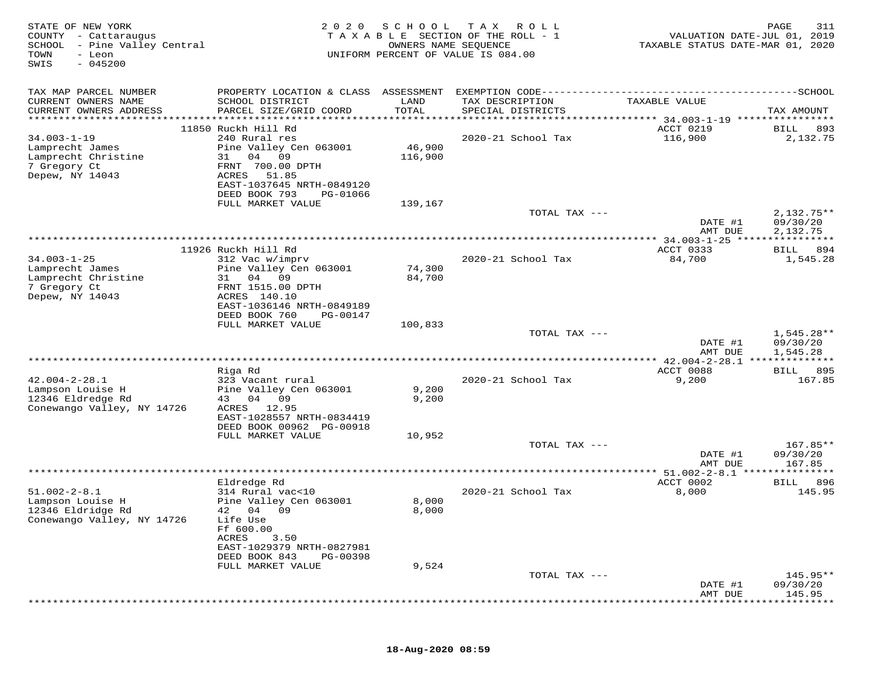STATE OF NEW YORK
COUNTY - Cattaraugus
SCHOOL - Pine Valley Central
TOWN - Leon
SWIS - 045200

2020 SCHOOL TAX ROLL
TAXABLE SECTION OF THE ROLL - 1
OWNERS NAME SEQUENCE
UNIFORM PERCENT OF VALUE IS 084.00

VALUATION DATE-JUL 01, 2019
TAXABLE STATUS DATE-MAR 01, 2020

| TAX MAP PARCEL NUMBER / CURRENT OWNERS NAME / CURRENT OWNERS ADDRESS | PROPERTY LOCATION & CLASS / SCHOOL DISTRICT / PARCEL SIZE/GRID COORD | ASSESSMENT LAND / TOTAL | EXEMPTION CODE / TAX DESCRIPTION / SPECIAL DISTRICTS | TAXABLE VALUE | TAX AMOUNT |
|---|---|---|---|---|---|
| | 11850 Ruckh Hill Rd | | | ACCT 0219 | BILL 893 |
| 34.003-1-19 | 240 Rural res | | 2020-21 School Tax | 116,900 | 2,132.75 |
| Lamprecht James | Pine Valley Cen 063001 | 46,900 | | | |
| Lamprecht Christine | 31 04 09 | 116,900 | | | |
| 7 Gregory Ct | FRNT 700.00 DPTH | | | | |
| Depew, NY 14043 | ACRES 51.85 | | | | |
| | EAST-1037645 NRTH-0849120 | | | | |
| | DEED BOOK 793 PG-01066 | | | | |
| | FULL MARKET VALUE | 139,167 | | | |
| | | | TOTAL TAX --- | | 2,132.75** |
| | | | | DATE #1 | 09/30/20 |
| | | | | AMT DUE | 2,132.75 |
| | 11926 Ruckh Hill Rd | | | ACCT 0333 | BILL 894 |
| 34.003-1-25 | 312 Vac w/imprv | | 2020-21 School Tax | 84,700 | 1,545.28 |
| Lamprecht James | Pine Valley Cen 063001 | 74,300 | | | |
| Lamprecht Christine | 31 04 09 | 84,700 | | | |
| 7 Gregory Ct | FRNT 1515.00 DPTH | | | | |
| Depew, NY 14043 | ACRES 140.10 | | | | |
| | EAST-1036146 NRTH-0849189 | | | | |
| | DEED BOOK 760 PG-00147 | | | | |
| | FULL MARKET VALUE | 100,833 | | | |
| | | | TOTAL TAX --- | | 1,545.28** |
| | | | | DATE #1 | 09/30/20 |
| | | | | AMT DUE | 1,545.28 |
| | Riga Rd | | | ACCT 0088 | BILL 895 |
| 42.004-2-28.1 | 323 Vacant rural | | 2020-21 School Tax | 9,200 | 167.85 |
| Lampson Louise H | Pine Valley Cen 063001 | 9,200 | | | |
| 12346 Eldredge Rd | 43 04 09 | 9,200 | | | |
| Conewango Valley, NY 14726 | ACRES 12.95 | | | | |
| | EAST-1028557 NRTH-0834419 | | | | |
| | DEED BOOK 00962 PG-00918 | | | | |
| | FULL MARKET VALUE | 10,952 | | | |
| | | | TOTAL TAX --- | | 167.85** |
| | | | | DATE #1 | 09/30/20 |
| | | | | AMT DUE | 167.85 |
| | Eldredge Rd | | | ACCT 0002 | BILL 896 |
| 51.002-2-8.1 | 314 Rural vac<10 | | 2020-21 School Tax | 8,000 | 145.95 |
| Lampson Louise H | Pine Valley Cen 063001 | 8,000 | | | |
| 12346 Eldridge Rd | 42 04 09 | 8,000 | | | |
| Conewango Valley, NY 14726 | Life Use | | | | |
| | Ff 600.00 | | | | |
| | ACRES 3.50 | | | | |
| | EAST-1029379 NRTH-0827981 | | | | |
| | DEED BOOK 843 PG-00398 | | | | |
| | FULL MARKET VALUE | 9,524 | | | |
| | | | TOTAL TAX --- | | 145.95** |
| | | | | DATE #1 | 09/30/20 |
| | | | | AMT DUE | 145.95 |

18-Aug-2020 08:59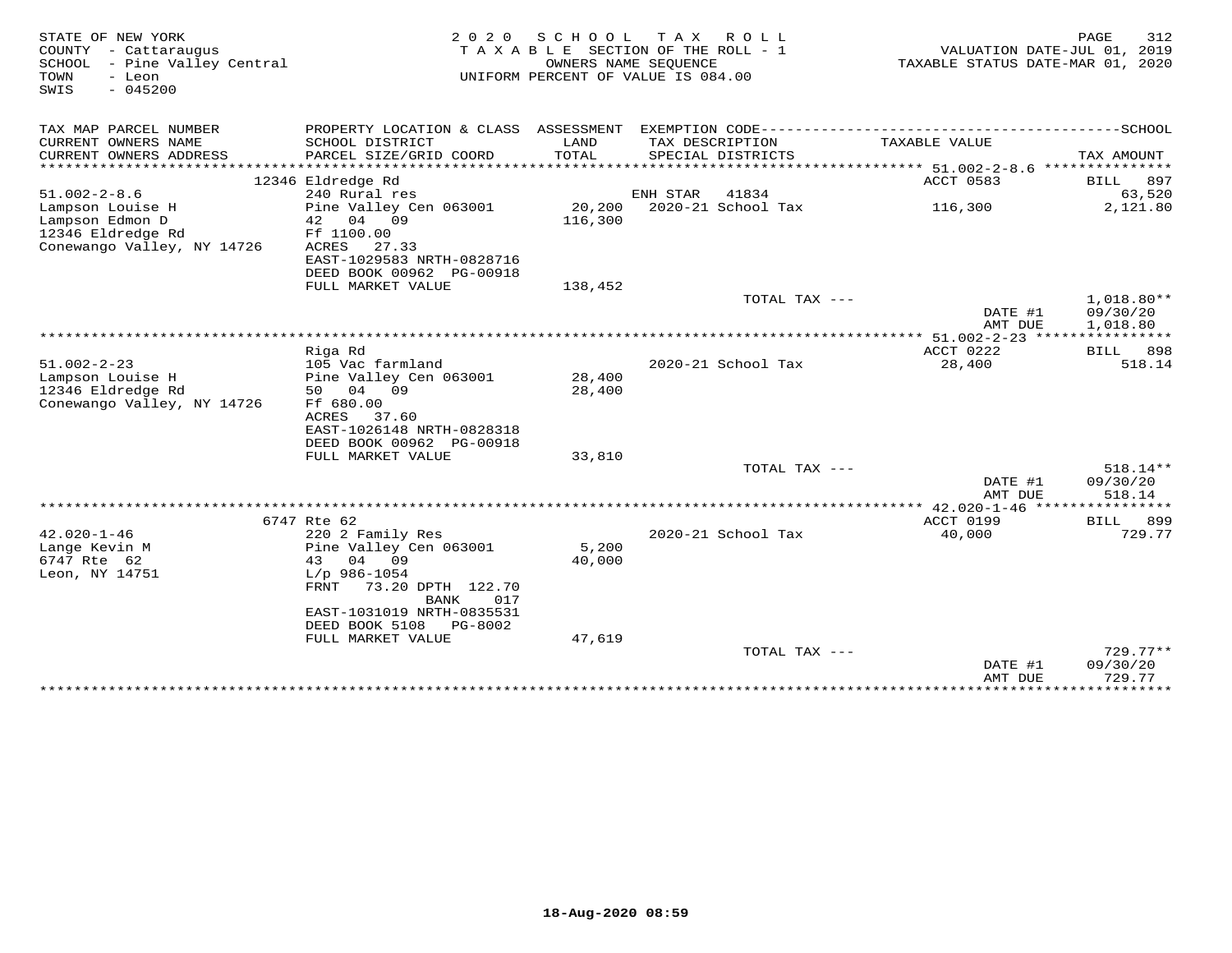STATE OF NEW YORK
COUNTY - Cattaraugus
SCHOOL - Pine Valley Central
TOWN - Leon
SWIS - 045200

2020 SCHOOL TAX ROLL
TAXABLE SECTION OF THE ROLL - 1
OWNERS NAME SEQUENCE
UNIFORM PERCENT OF VALUE IS 084.00

VALUATION DATE-JUL 01, 2019
TAXABLE STATUS DATE-MAR 01, 2020

| TAX MAP PARCEL NUMBER / CURRENT OWNERS NAME / CURRENT OWNERS ADDRESS | PROPERTY LOCATION & CLASS / SCHOOL DISTRICT / PARCEL SIZE/GRID COORD | ASSESSMENT LAND / TOTAL | EXEMPTION CODE / TAX DESCRIPTION / SPECIAL DISTRICTS | TAXABLE VALUE | TAX AMOUNT |
|---|---|---|---|---|---|
| 51.002-2-8.6 | 12346 Eldredge Rd | | | ACCT 0583 | BILL 897 |
| Lampson Louise H | 240 Rural res | | ENH STAR 41834 | | 63,520 |
| Lampson Edmon D | Pine Valley Cen 063001 | 20,200 | 2020-21 School Tax | 116,300 | 2,121.80 |
| 12346 Eldredge Rd | 42 04 09 | 116,300 | | | |
| Conewango Valley, NY 14726 | Ff 1100.00 | | | | |
| | ACRES 27.33 | | | | |
| | EAST-1029583 NRTH-0828716 | | | | |
| | DEED BOOK 00962 PG-00918 | | | | |
| | FULL MARKET VALUE | 138,452 | | | |
| | | | TOTAL TAX --- | | 1,018.80** |
| | | | | DATE #1 | 09/30/20 |
| | | | | AMT DUE | 1,018.80 |
| 51.002-2-23 | Riga Rd | | | ACCT 0222 | BILL 898 |
| Lampson Louise H | 105 Vac farmland | | 2020-21 School Tax | 28,400 | 518.14 |
| 12346 Eldredge Rd | Pine Valley Cen 063001 | 28,400 | | | |
| Conewango Valley, NY 14726 | 50 04 09 | 28,400 | | | |
| | Ff 680.00 | | | | |
| | ACRES 37.60 | | | | |
| | EAST-1026148 NRTH-0828318 | | | | |
| | DEED BOOK 00962 PG-00918 | | | | |
| | FULL MARKET VALUE | 33,810 | | | |
| | | | TOTAL TAX --- | | 518.14** |
| | | | | DATE #1 | 09/30/20 |
| | | | | AMT DUE | 518.14 |
| 42.020-1-46 | 6747 Rte 62 | | | ACCT 0199 | BILL 899 |
| Lange Kevin M | 220 2 Family Res | | 2020-21 School Tax | 40,000 | 729.77 |
| 6747 Rte 62 | Pine Valley Cen 063001 | 5,200 | | | |
| Leon, NY 14751 | 43 04 09 | 40,000 | | | |
| | L/p 986-1054 | | | | |
| | FRNT 73.20 DPTH 122.70 | | | | |
| | BANK 017 | | | | |
| | EAST-1031019 NRTH-0835531 | | | | |
| | DEED BOOK 5108 PG-8002 | | | | |
| | FULL MARKET VALUE | 47,619 | | | |
| | | | TOTAL TAX --- | | 729.77** |
| | | | | DATE #1 | 09/30/20 |
| | | | | AMT DUE | 729.77 |

18-Aug-2020 08:59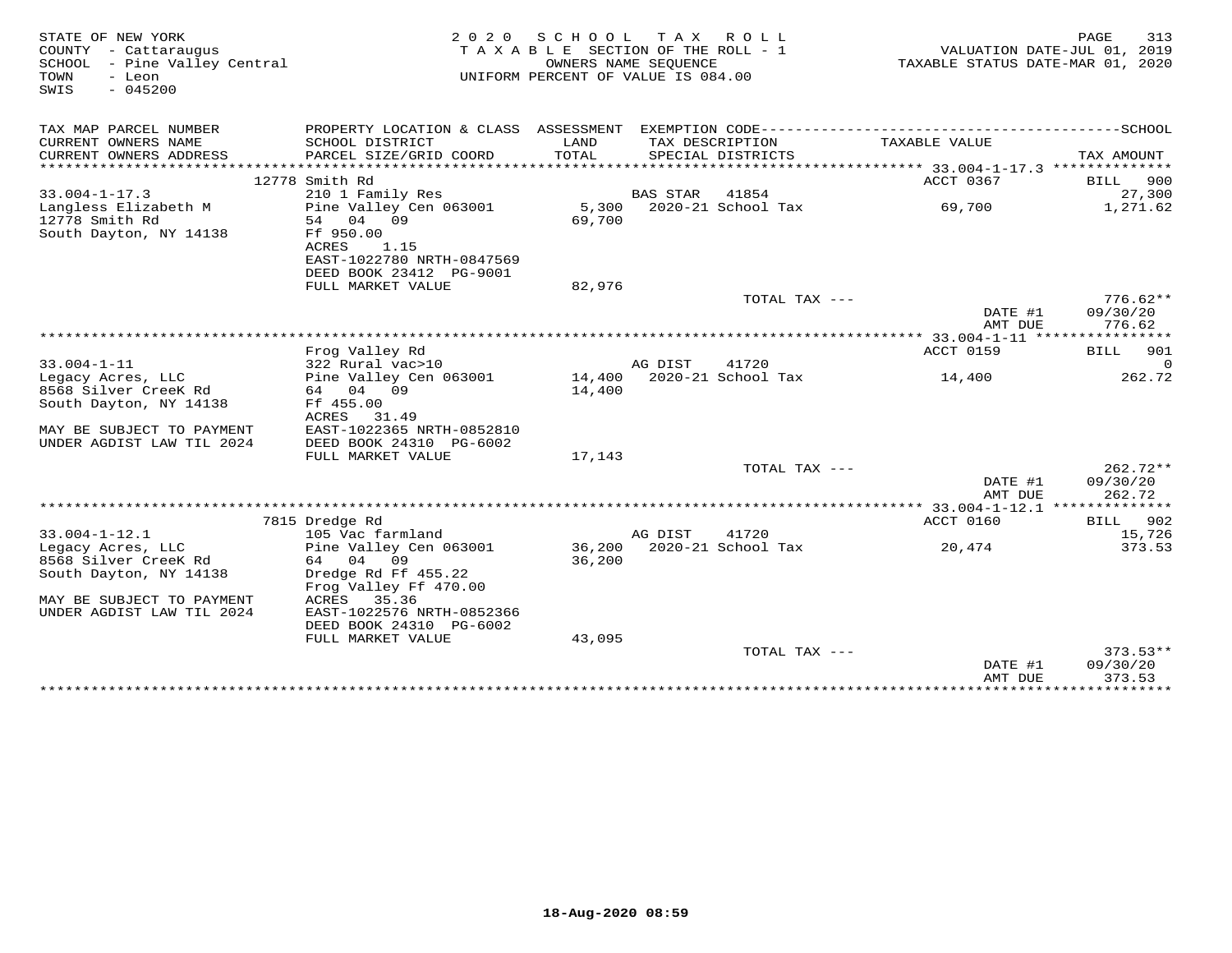STATE OF NEW YORK
COUNTY - Cattaraugus
SCHOOL - Pine Valley Central
TOWN - Leon
SWIS - 045200

2020 SCHOOL TAX ROLL
TAXABLE SECTION OF THE ROLL - 1
OWNERS NAME SEQUENCE
UNIFORM PERCENT OF VALUE IS 084.00

VALUATION DATE-JUL 01, 2019
TAXABLE STATUS DATE-MAR 01, 2020

| TAX MAP PARCEL NUMBER / CURRENT OWNERS NAME / CURRENT OWNERS ADDRESS | PROPERTY LOCATION & CLASS / SCHOOL DISTRICT / PARCEL SIZE/GRID COORD | ASSESSMENT LAND / TOTAL | EXEMPTION CODE / TAX DESCRIPTION / SPECIAL DISTRICTS | TAXABLE VALUE | SCHOOL TAX AMOUNT |
|---|---|---|---|---|---|
| **33.004-1-17.3** | 12778 Smith Rd | | | ACCT 0367 | BILL 900 |
| 33.004-1-17.3 | 210 1 Family Res | | BAS STAR 41854 | | 27,300 |
| Langless Elizabeth M | Pine Valley Cen 063001 | 5,300 | 2020-21 School Tax | 69,700 | 1,271.62 |
| 12778 Smith Rd | 54 04 09 | 69,700 | | | |
| South Dayton, NY 14138 | Ff 950.00 | | | | |
| | ACRES 1.15 | | | | |
| | EAST-1022780 NRTH-0847569 | | | | |
| | DEED BOOK 23412 PG-9001 | | | | |
| | FULL MARKET VALUE | 82,976 | | | |
| | | | TOTAL TAX --- | | 776.62** |
| | | | | DATE #1 | 09/30/20 |
| | | | | AMT DUE | 776.62 |
| **33.004-1-11** | Frog Valley Rd | | | ACCT 0159 | BILL 901 |
| 33.004-1-11 | 322 Rural vac>10 | | AG DIST 41720 | | 0 |
| Legacy Acres, LLC | Pine Valley Cen 063001 | 14,400 | 2020-21 School Tax | 14,400 | 262.72 |
| 8568 Silver CreeK Rd | 64 04 09 | 14,400 | | | |
| South Dayton, NY 14138 | Ff 455.00 | | | | |
| | ACRES 31.49 | | | | |
| MAY BE SUBJECT TO PAYMENT | EAST-1022365 NRTH-0852810 | | | | |
| UNDER AGDIST LAW TIL 2024 | DEED BOOK 24310 PG-6002 | | | | |
| | FULL MARKET VALUE | 17,143 | | | |
| | | | TOTAL TAX --- | | 262.72** |
| | | | | DATE #1 | 09/30/20 |
| | | | | AMT DUE | 262.72 |
| **33.004-1-12.1** | 7815 Dredge Rd | | | ACCT 0160 | BILL 902 |
| 33.004-1-12.1 | 105 Vac farmland | | AG DIST 41720 | | 15,726 |
| Legacy Acres, LLC | Pine Valley Cen 063001 | 36,200 | 2020-21 School Tax | 20,474 | 373.53 |
| 8568 Silver CreeK Rd | 64 04 09 | 36,200 | | | |
| South Dayton, NY 14138 | Dredge Rd Ff 455.22 | | | | |
| | Frog Valley Ff 470.00 | | | | |
| MAY BE SUBJECT TO PAYMENT | ACRES 35.36 | | | | |
| UNDER AGDIST LAW TIL 2024 | EAST-1022576 NRTH-0852366 | | | | |
| | DEED BOOK 24310 PG-6002 | | | | |
| | FULL MARKET VALUE | 43,095 | | | |
| | | | TOTAL TAX --- | | 373.53** |
| | | | | DATE #1 | 09/30/20 |
| | | | | AMT DUE | 373.53 |

18-Aug-2020 08:59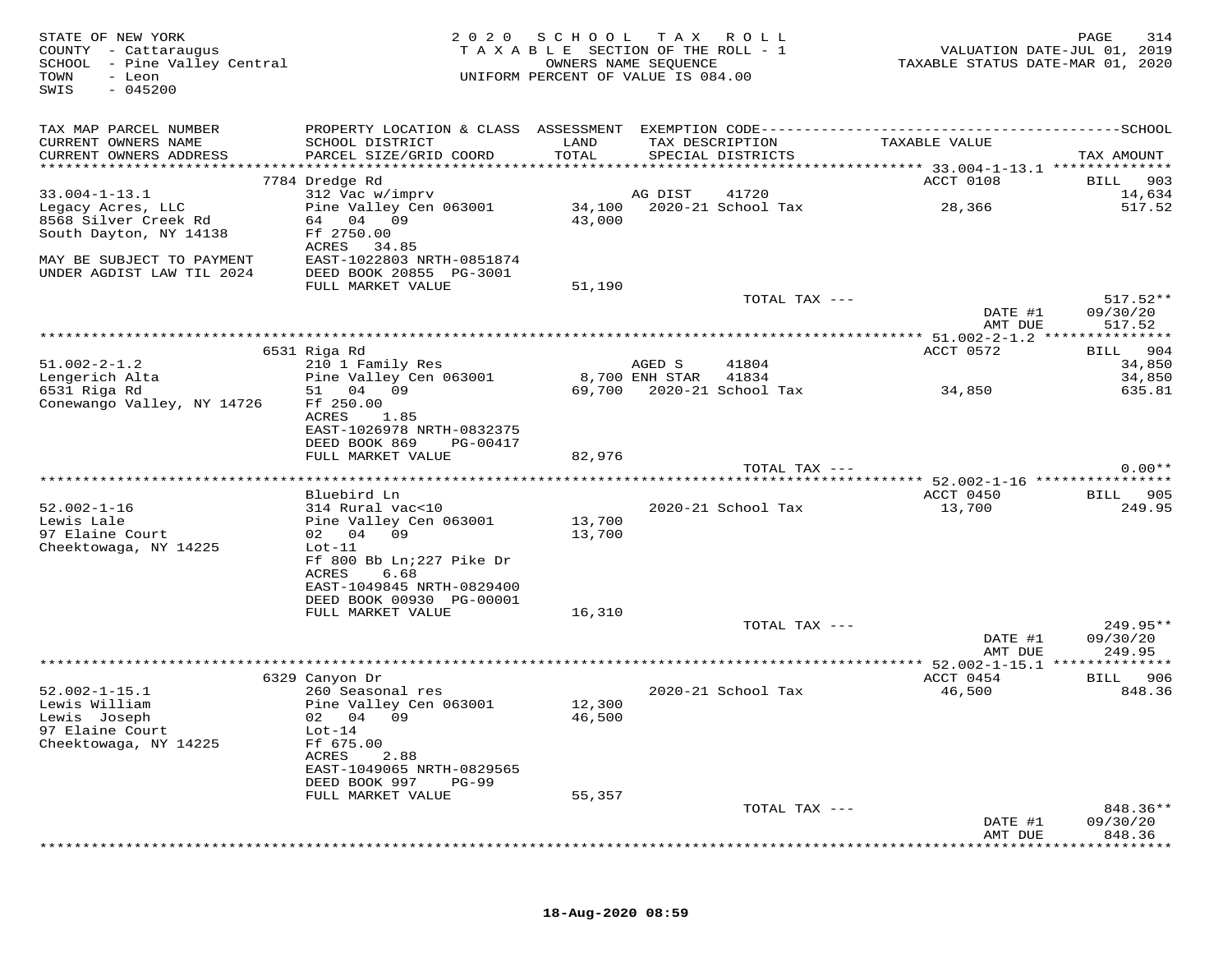STATE OF NEW YORK
COUNTY - Cattaraugus
SCHOOL - Pine Valley Central
TOWN - Leon
SWIS - 045200

2020 SCHOOL TAX ROLL
TAXABLE SECTION OF THE ROLL - 1
OWNERS NAME SEQUENCE
UNIFORM PERCENT OF VALUE IS 084.00

VALUATION DATE-JUL 01, 2019
TAXABLE STATUS DATE-MAR 01, 2020

| TAX MAP PARCEL NUMBER / CURRENT OWNERS NAME / CURRENT OWNERS ADDRESS | PROPERTY LOCATION & CLASS / SCHOOL DISTRICT / PARCEL SIZE/GRID COORD | ASSESSMENT LAND / TOTAL | EXEMPTION CODE / TAX DESCRIPTION / SPECIAL DISTRICTS | TAXABLE VALUE | TAX AMOUNT |
|---|---|---|---|---|---|
| **33.004-1-13.1** | 7784 Dredge Rd | | | ACCT 0108 | BILL 903 |
| Legacy Acres, LLC | 312 Vac w/imprv | | AG DIST 41720 | | 14,634 |
| 8568 Silver Creek Rd | Pine Valley Cen 063001 | 34,100 | 2020-21 School Tax | 28,366 | 517.52 |
| South Dayton, NY 14138 | 64 04 09 | 43,000 | | | |
| | Ff 2750.00 | | | | |
| MAY BE SUBJECT TO PAYMENT | ACRES 34.85 | | | | |
| UNDER AGDIST LAW TIL 2024 | EAST-1022803 NRTH-0851874 | | | | |
| | DEED BOOK 20855 PG-3001 | | | | |
| | FULL MARKET VALUE | 51,190 | | | |
| | | | TOTAL TAX --- | | 517.52** |
| | | | | DATE #1 | 09/30/20 |
| | | | | AMT DUE | 517.52 |
| **51.002-2-1.2** | 6531 Riga Rd | | | ACCT 0572 | BILL 904 |
| Lengerich Alta | 210 1 Family Res | | AGED S 41804 | | 34,850 |
| 6531 Riga Rd | Pine Valley Cen 063001 | 8,700 | ENH STAR 41834 | | 34,850 |
| Conewango Valley, NY 14726 | 51 04 09 | 69,700 | 2020-21 School Tax | 34,850 | 635.81 |
| | Ff 250.00 | | | | |
| | ACRES 1.85 | | | | |
| | EAST-1026978 NRTH-0832375 | | | | |
| | DEED BOOK 869 PG-00417 | | | | |
| | FULL MARKET VALUE | 82,976 | | | |
| | | | TOTAL TAX --- | | 0.00** |
| **52.002-1-16** | Bluebird Ln | | | ACCT 0450 | BILL 905 |
| Lewis Lale | 314 Rural vac<10 | | 2020-21 School Tax | 13,700 | 249.95 |
| 97 Elaine Court | Pine Valley Cen 063001 | 13,700 | | | |
| Cheektowaga, NY 14225 | 02 04 09 | 13,700 | | | |
| | Lot-11 | | | | |
| | Ff 800 Bb Ln;227 Pike Dr | | | | |
| | ACRES 6.68 | | | | |
| | EAST-1049845 NRTH-0829400 | | | | |
| | DEED BOOK 00930 PG-00001 | | | | |
| | FULL MARKET VALUE | 16,310 | | | |
| | | | TOTAL TAX --- | | 249.95** |
| | | | | DATE #1 | 09/30/20 |
| | | | | AMT DUE | 249.95 |
| **52.002-1-15.1** | 6329 Canyon Dr | | | ACCT 0454 | BILL 906 |
| Lewis William | 260 Seasonal res | | 2020-21 School Tax | 46,500 | 848.36 |
| Lewis Joseph | Pine Valley Cen 063001 | 12,300 | | | |
| 97 Elaine Court | 02 04 09 | 46,500 | | | |
| Cheektowaga, NY 14225 | Lot-14 | | | | |
| | Ff 675.00 | | | | |
| | ACRES 2.88 | | | | |
| | EAST-1049065 NRTH-0829565 | | | | |
| | DEED BOOK 997 PG-99 | | | | |
| | FULL MARKET VALUE | 55,357 | | | |
| | | | TOTAL TAX --- | | 848.36** |
| | | | | DATE #1 | 09/30/20 |
| | | | | AMT DUE | 848.36 |

18-Aug-2020 08:59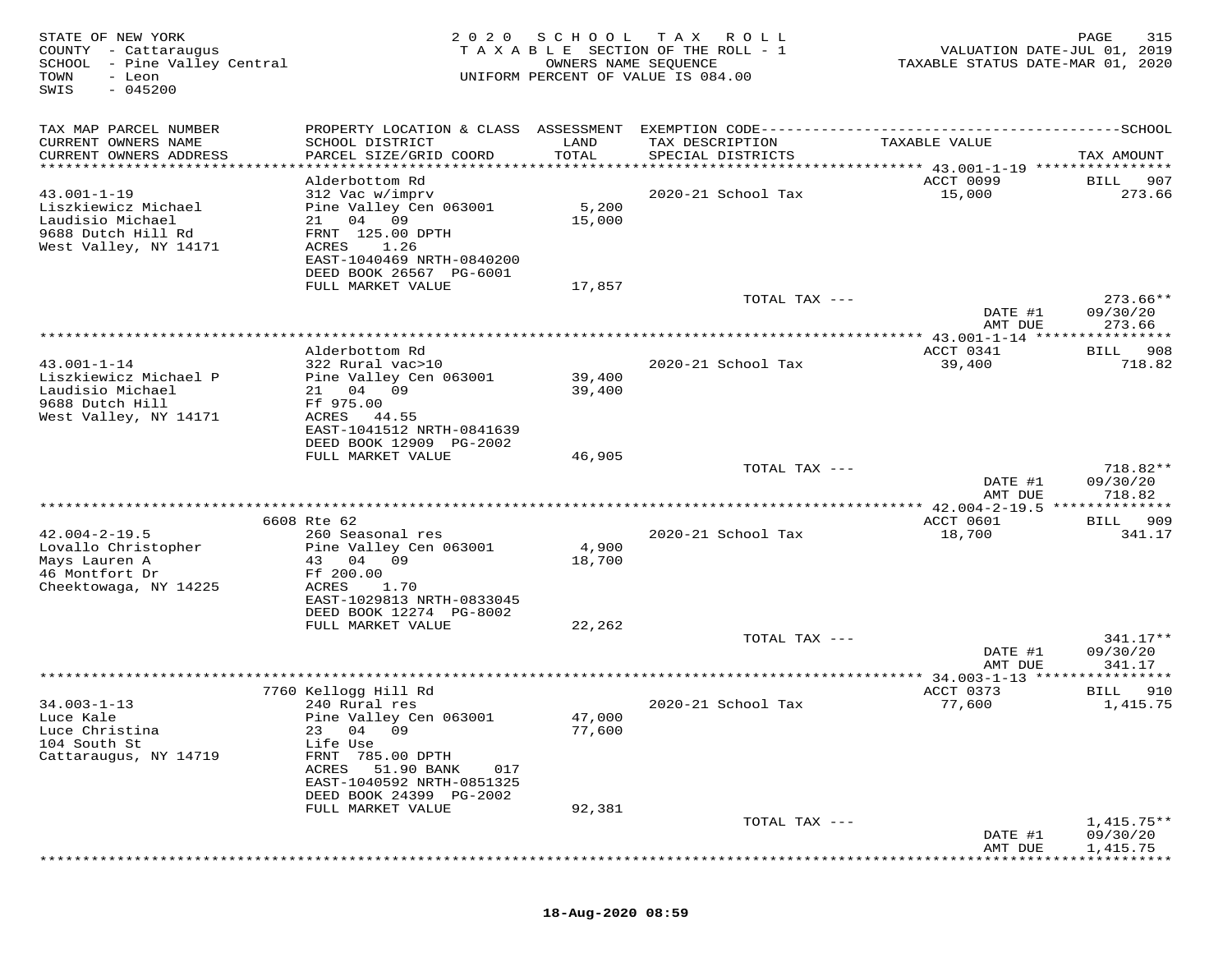STATE OF NEW YORK
COUNTY - Cattaraugus
SCHOOL - Pine Valley Central
TOWN - Leon
SWIS - 045200

2020 SCHOOL TAX ROLL
TAXABLE SECTION OF THE ROLL - 1
OWNERS NAME SEQUENCE
UNIFORM PERCENT OF VALUE IS 084.00

VALUATION DATE-JUL 01, 2019
TAXABLE STATUS DATE-MAR 01, 2020

| TAX MAP PARCEL NUMBER / CURRENT OWNERS NAME / CURRENT OWNERS ADDRESS | PROPERTY LOCATION & CLASS / SCHOOL DISTRICT / PARCEL SIZE/GRID COORD | ASSESSMENT LAND / TOTAL | EXEMPTION CODE / TAX DESCRIPTION / SPECIAL DISTRICTS | TAXABLE VALUE | TAX AMOUNT |
|---|---|---|---|---|---|
| 43.001-1-19 | Alderbottom Rd | | | ACCT 0099 | BILL 907 |
| 43.001-1-19 | 312 Vac w/imprv | | 2020-21 School Tax | 15,000 | 273.66 |
| Liszkiewicz Michael | Pine Valley Cen 063001 | 5,200 | | | |
| Laudisio Michael | 21 04 09 | 15,000 | | | |
| 9688 Dutch Hill Rd | FRNT 125.00 DPTH | | | | |
| West Valley, NY 14171 | ACRES 1.26 | | | | |
| | EAST-1040469 NRTH-0840200 | | | | |
| | DEED BOOK 26567 PG-6001 | | | | |
| | FULL MARKET VALUE | 17,857 | | | |
| | | | TOTAL TAX --- | | 273.66** |
| | | | | DATE #1 | 09/30/20 |
| | | | | AMT DUE | 273.66 |
| 43.001-1-14 | Alderbottom Rd | | | ACCT 0341 | BILL 908 |
| 43.001-1-14 | 322 Rural vac>10 | | 2020-21 School Tax | 39,400 | 718.82 |
| Liszkiewicz Michael P | Pine Valley Cen 063001 | 39,400 | | | |
| Laudisio Michael | 21 04 09 | 39,400 | | | |
| 9688 Dutch Hill | Ff 975.00 | | | | |
| West Valley, NY 14171 | ACRES 44.55 | | | | |
| | EAST-1041512 NRTH-0841639 | | | | |
| | DEED BOOK 12909 PG-2002 | | | | |
| | FULL MARKET VALUE | 46,905 | | | |
| | | | TOTAL TAX --- | | 718.82** |
| | | | | DATE #1 | 09/30/20 |
| | | | | AMT DUE | 718.82 |
| 42.004-2-19.5 | 6608 Rte 62 | | | ACCT 0601 | BILL 909 |
| 42.004-2-19.5 | 260 Seasonal res | | 2020-21 School Tax | 18,700 | 341.17 |
| Lovallo Christopher | Pine Valley Cen 063001 | 4,900 | | | |
| Mays Lauren A | 43 04 09 | 18,700 | | | |
| 46 Montfort Dr | Ff 200.00 | | | | |
| Cheektowaga, NY 14225 | ACRES 1.70 | | | | |
| | EAST-1029813 NRTH-0833045 | | | | |
| | DEED BOOK 12274 PG-8002 | | | | |
| | FULL MARKET VALUE | 22,262 | | | |
| | | | TOTAL TAX --- | | 341.17** |
| | | | | DATE #1 | 09/30/20 |
| | | | | AMT DUE | 341.17 |
| 34.003-1-13 | 7760 Kellogg Hill Rd | | | ACCT 0373 | BILL 910 |
| 34.003-1-13 | 240 Rural res | | 2020-21 School Tax | 77,600 | 1,415.75 |
| Luce Kale | Pine Valley Cen 063001 | 47,000 | | | |
| Luce Christina | 23 04 09 | 77,600 | | | |
| 104 South St | Life Use | | | | |
| Cattaraugus, NY 14719 | FRNT 785.00 DPTH | | | | |
| | ACRES 51.90 BANK 017 | | | | |
| | EAST-1040592 NRTH-0851325 | | | | |
| | DEED BOOK 24399 PG-2002 | | | | |
| | FULL MARKET VALUE | 92,381 | | | |
| | | | TOTAL TAX --- | | 1,415.75** |
| | | | | DATE #1 | 09/30/20 |
| | | | | AMT DUE | 1,415.75 |

18-Aug-2020 08:59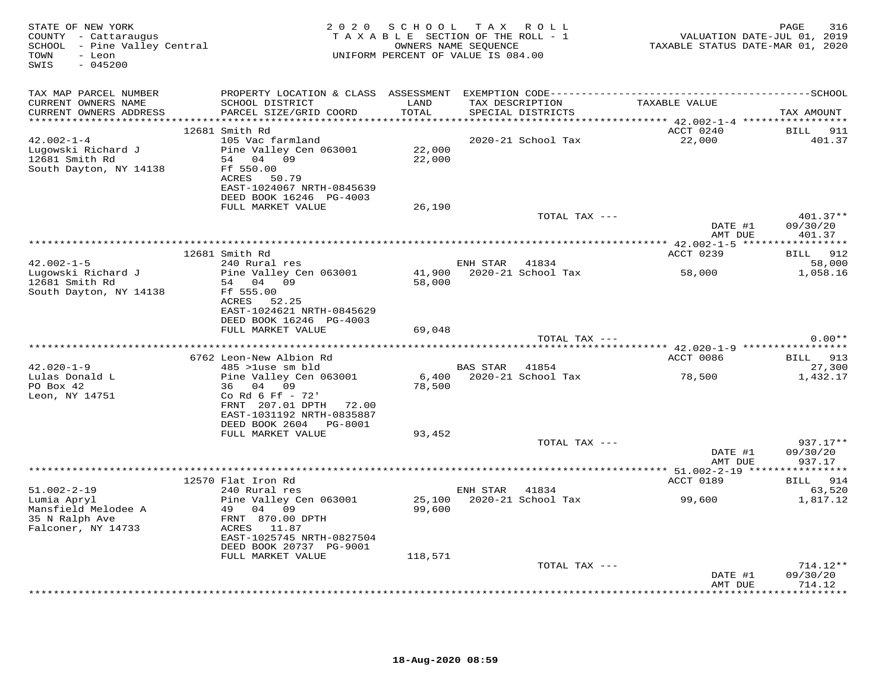STATE OF NEW YORK
COUNTY - Cattaraugus
SCHOOL - Pine Valley Central
TOWN - Leon
SWIS - 045200

2020 SCHOOL TAX ROLL
TAXABLE SECTION OF THE ROLL - 1
OWNERS NAME SEQUENCE
UNIFORM PERCENT OF VALUE IS 084.00

VALUATION DATE-JUL 01, 2019
TAXABLE STATUS DATE-MAR 01, 2020

| TAX MAP PARCEL NUMBER / CURRENT OWNERS NAME / CURRENT OWNERS ADDRESS | PROPERTY LOCATION & CLASS / SCHOOL DISTRICT / PARCEL SIZE/GRID COORD | ASSESSMENT LAND / TOTAL | EXEMPTION CODE / TAX DESCRIPTION / SPECIAL DISTRICTS | TAXABLE VALUE | TAX AMOUNT |
|---|---|---|---|---|---|
| 42.002-1-4 | 12681 Smith Rd | | | ACCT 0240 | BILL 911 |
| Lugowski Richard J | 105 Vac farmland | | 2020-21 School Tax | 22,000 | 401.37 |
| 12681 Smith Rd | Pine Valley Cen 063001 | 22,000 | | | |
| South Dayton, NY 14138 | 54 04 09 | 22,000 | | | |
| | Ff 550.00 | | | | |
| | ACRES 50.79 | | | | |
| | EAST-1024067 NRTH-0845639 | | | | |
| | DEED BOOK 16246 PG-4003 | | | | |
| | FULL MARKET VALUE | 26,190 | | | |
| | | | TOTAL TAX --- | | 401.37** |
| | | | | DATE #1 | 09/30/20 |
| | | | | AMT DUE | 401.37 |
| 42.002-1-5 | 12681 Smith Rd | | | ACCT 0239 | BILL 912 |
| Lugowski Richard J | 240 Rural res | | ENH STAR 41834 | | 58,000 |
| 12681 Smith Rd | Pine Valley Cen 063001 | 41,900 | 2020-21 School Tax | 58,000 | 1,058.16 |
| South Dayton, NY 14138 | 54 04 09 | 58,000 | | | |
| | Ff 555.00 | | | | |
| | ACRES 52.25 | | | | |
| | EAST-1024621 NRTH-0845629 | | | | |
| | DEED BOOK 16246 PG-4003 | | | | |
| | FULL MARKET VALUE | 69,048 | | | |
| | | | TOTAL TAX --- | | 0.00** |
| 42.020-1-9 | 6762 Leon-New Albion Rd | | | ACCT 0086 | BILL 913 |
| Lulas Donald L | 485 >1use sm bld | | BAS STAR 41854 | | 27,300 |
| PO Box 42 | Pine Valley Cen 063001 | 6,400 | 2020-21 School Tax | 78,500 | 1,432.17 |
| Leon, NY 14751 | 36 04 09 | 78,500 | | | |
| | Co Rd 6 Ff - 72' | | | | |
| | FRNT 207.01 DPTH 72.00 | | | | |
| | EAST-1031192 NRTH-0835887 | | | | |
| | DEED BOOK 2604 PG-8001 | | | | |
| | FULL MARKET VALUE | 93,452 | | | |
| | | | TOTAL TAX --- | | 937.17** |
| | | | | DATE #1 | 09/30/20 |
| | | | | AMT DUE | 937.17 |
| 51.002-2-19 | 12570 Flat Iron Rd | | | ACCT 0189 | BILL 914 |
| Lumia Apryl | 240 Rural res | | ENH STAR 41834 | | 63,520 |
| Mansfield Melodee A | Pine Valley Cen 063001 | 25,100 | 2020-21 School Tax | 99,600 | 1,817.12 |
| 35 N Ralph Ave | 49 04 09 | 99,600 | | | |
| Falconer, NY 14733 | FRNT 870.00 DPTH | | | | |
| | ACRES 11.87 | | | | |
| | EAST-1025745 NRTH-0827504 | | | | |
| | DEED BOOK 20737 PG-9001 | | | | |
| | FULL MARKET VALUE | 118,571 | | | |
| | | | TOTAL TAX --- | | 714.12** |
| | | | | DATE #1 | 09/30/20 |
| | | | | AMT DUE | 714.12 |

18-Aug-2020 08:59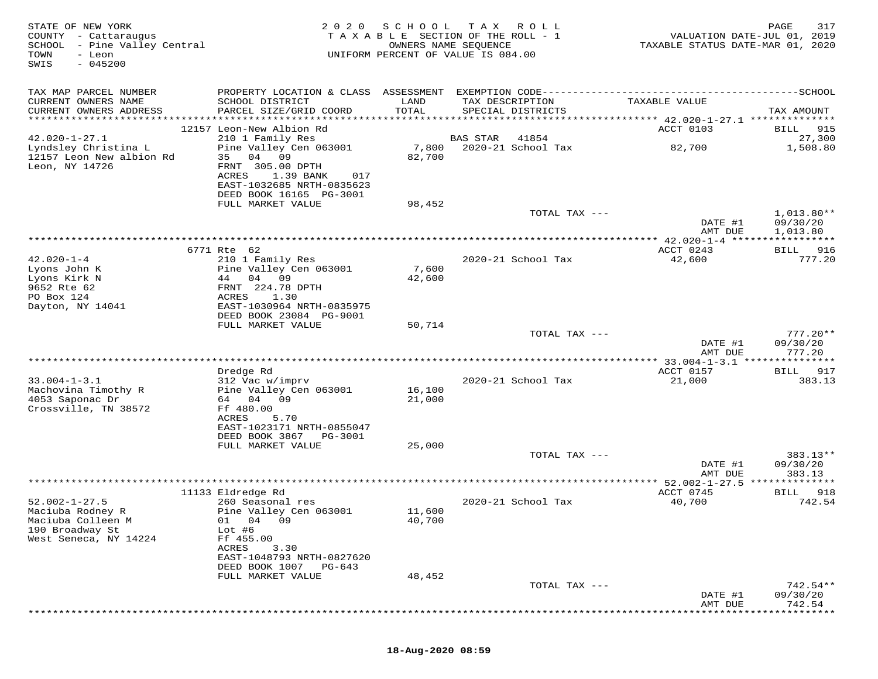STATE OF NEW YORK
COUNTY - Cattaraugus
SCHOOL - Pine Valley Central
TOWN - Leon
SWIS - 045200

2020 SCHOOL TAX ROLL
TAXABLE SECTION OF THE ROLL - 1
OWNERS NAME SEQUENCE
UNIFORM PERCENT OF VALUE IS 084.00

VALUATION DATE-JUL 01, 2019
TAXABLE STATUS DATE-MAR 01, 2020

| TAX MAP PARCEL NUMBER / CURRENT OWNERS NAME / CURRENT OWNERS ADDRESS | PROPERTY LOCATION & CLASS / SCHOOL DISTRICT / PARCEL SIZE/GRID COORD | ASSESSMENT LAND / TOTAL | EXEMPTION CODE / TAX DESCRIPTION / SPECIAL DISTRICTS | TAXABLE VALUE | TAX AMOUNT |
|---|---|---|---|---|---|
| 42.020-1-27.1 | 12157 Leon-New Albion Rd | | | ACCT 0103 | BILL 915 |
| Lyndsley Christina L | 210 1 Family Res | | BAS STAR 41854 | | 27,300 |
| 12157 Leon New albion Rd | Pine Valley Cen 063001 | 7,800 | 2020-21 School Tax | 82,700 | 1,508.80 |
| Leon, NY 14726 | 35 04 09 | 82,700 | | | |
| | FRNT 305.00 DPTH | | | | |
| | ACRES 1.39 BANK 017 | | | | |
| | EAST-1032685 NRTH-0835623 | | | | |
| | DEED BOOK 16165 PG-3001 | | | | |
| | FULL MARKET VALUE | 98,452 | | | |
| | | | TOTAL TAX --- | | 1,013.80** |
| | | | | DATE #1 | 09/30/20 |
| | | | | AMT DUE | 1,013.80 |
| 42.020-1-4 | 6771 Rte 62 | | | ACCT 0243 | BILL 916 |
| Lyons John K | 210 1 Family Res | | 2020-21 School Tax | 42,600 | 777.20 |
| Lyons Kirk N | Pine Valley Cen 063001 | 7,600 | | | |
| 9652 Rte 62 | 44 04 09 | 42,600 | | | |
| PO Box 124 | FRNT 224.78 DPTH | | | | |
| Dayton, NY 14041 | ACRES 1.30 | | | | |
| | EAST-1030964 NRTH-0835975 | | | | |
| | DEED BOOK 23084 PG-9001 | | | | |
| | FULL MARKET VALUE | 50,714 | | | |
| | | | TOTAL TAX --- | | 777.20** |
| | | | | DATE #1 | 09/30/20 |
| | | | | AMT DUE | 777.20 |
| 33.004-1-3.1 | Dredge Rd | | | ACCT 0157 | BILL 917 |
| Machovina Timothy R | 312 Vac w/imprv | | 2020-21 School Tax | 21,000 | 383.13 |
| 4053 Saponac Dr | Pine Valley Cen 063001 | 16,100 | | | |
| Crossville, TN 38572 | 64 04 09 | 21,000 | | | |
| | Ff 480.00 | | | | |
| | ACRES 5.70 | | | | |
| | EAST-1023171 NRTH-0855047 | | | | |
| | DEED BOOK 3867 PG-3001 | | | | |
| | FULL MARKET VALUE | 25,000 | | | |
| | | | TOTAL TAX --- | | 383.13** |
| | | | | DATE #1 | 09/30/20 |
| | | | | AMT DUE | 383.13 |
| 52.002-1-27.5 | 11133 Eldredge Rd | | | ACCT 0745 | BILL 918 |
| Maciuba Rodney R | 260 Seasonal res | | 2020-21 School Tax | 40,700 | 742.54 |
| Maciuba Colleen M | Pine Valley Cen 063001 | 11,600 | | | |
| 190 Broadway St | 01 04 09 | 40,700 | | | |
| West Seneca, NY 14224 | Lot #6 | | | | |
| | Ff 455.00 | | | | |
| | ACRES 3.30 | | | | |
| | EAST-1048793 NRTH-0827620 | | | | |
| | DEED BOOK 1007 PG-643 | | | | |
| | FULL MARKET VALUE | 48,452 | | | |
| | | | TOTAL TAX --- | | 742.54** |
| | | | | DATE #1 | 09/30/20 |
| | | | | AMT DUE | 742.54 |

18-Aug-2020 08:59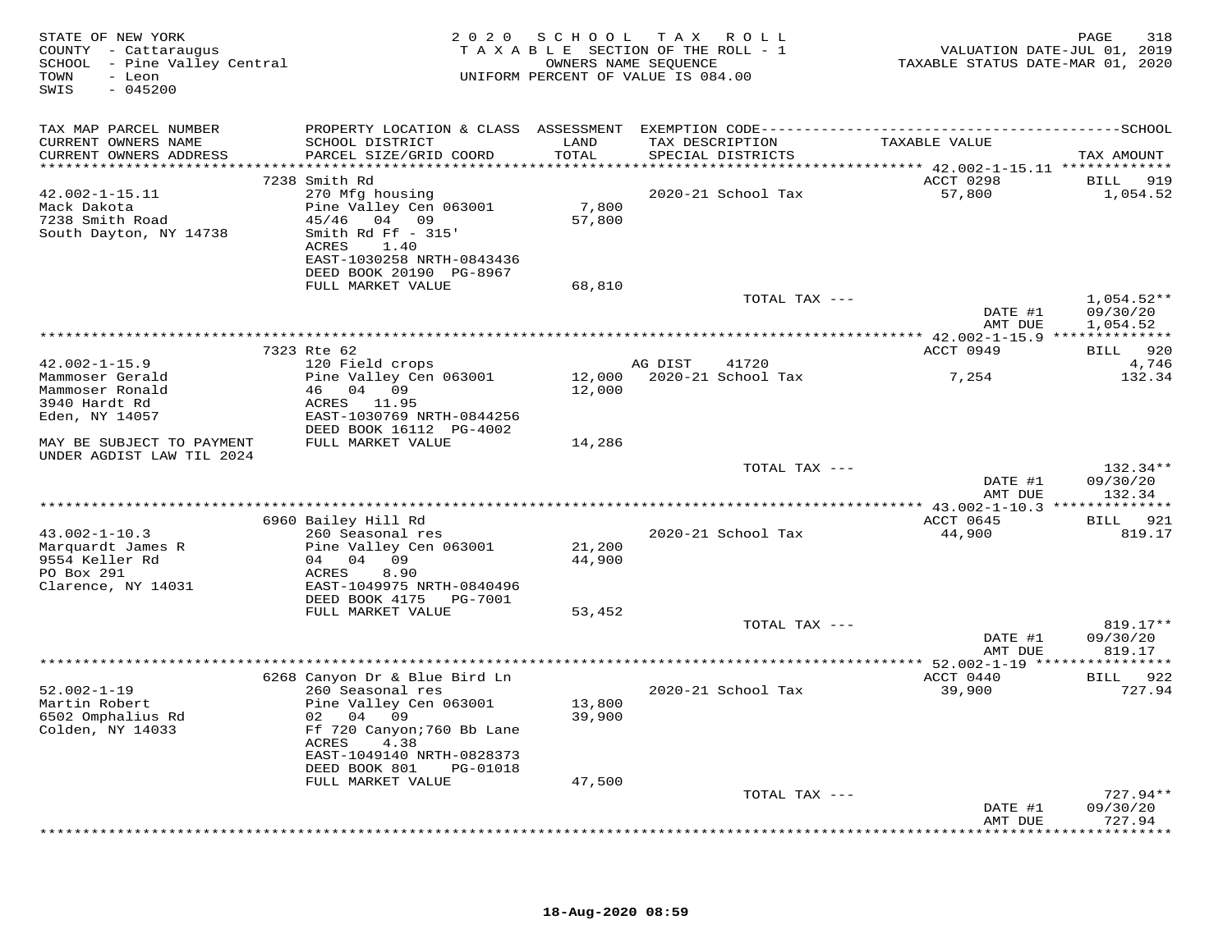STATE OF NEW YORK
COUNTY - Cattaraugus
SCHOOL - Pine Valley Central
TOWN - Leon
SWIS - 045200

2020 SCHOOL TAX ROLL
TAXABLE SECTION OF THE ROLL - 1
OWNERS NAME SEQUENCE
UNIFORM PERCENT OF VALUE IS 084.00

VALUATION DATE-JUL 01, 2019
TAXABLE STATUS DATE-MAR 01, 2020

| TAX MAP PARCEL NUMBER / CURRENT OWNERS NAME / CURRENT OWNERS ADDRESS | PROPERTY LOCATION & CLASS / SCHOOL DISTRICT / PARCEL SIZE/GRID COORD | ASSESSMENT LAND / TOTAL | EXEMPTION CODE / TAX DESCRIPTION / SPECIAL DISTRICTS | TAXABLE VALUE | TAX AMOUNT |
|---|---|---|---|---|---|
| 42.002-1-15.11 | 7238 Smith Rd | | | ACCT 0298 | BILL 919 |
| Mack Dakota | 270 Mfg housing | | 2020-21 School Tax | 57,800 | 1,054.52 |
| 7238 Smith Road | Pine Valley Cen 063001 | 7,800 | | | |
| South Dayton, NY 14738 | 45/46 04 09 | 57,800 | | | |
| | Smith Rd Ff - 315' | | | | |
| | ACRES 1.40 | | | | |
| | EAST-1030258 NRTH-0843436 | | | | |
| | DEED BOOK 20190 PG-8967 | | | | |
| | FULL MARKET VALUE | 68,810 | | | |
| | | | TOTAL TAX --- | | 1,054.52** |
| | | | | DATE #1 | 09/30/20 |
| | | | | AMT DUE | 1,054.52 |
| 42.002-1-15.9 | 7323 Rte 62 | | | ACCT 0949 | BILL 920 |
| Mammoser Gerald | 120 Field crops | | AG DIST 41720 | | 4,746 |
| Mammoser Ronald | Pine Valley Cen 063001 | 12,000 | 2020-21 School Tax | 7,254 | 132.34 |
| 3940 Hardt Rd | 46 04 09 | 12,000 | | | |
| Eden, NY 14057 | ACRES 11.95 | | | | |
| | EAST-1030769 NRTH-0844256 | | | | |
| | DEED BOOK 16112 PG-4002 | | | | |
| MAY BE SUBJECT TO PAYMENT UNDER AGDIST LAW TIL 2024 | FULL MARKET VALUE | 14,286 | | | |
| | | | TOTAL TAX --- | | 132.34** |
| | | | | DATE #1 | 09/30/20 |
| | | | | AMT DUE | 132.34 |
| 43.002-1-10.3 | 6960 Bailey Hill Rd | | | ACCT 0645 | BILL 921 |
| Marquardt James R | 260 Seasonal res | | 2020-21 School Tax | 44,900 | 819.17 |
| 9554 Keller Rd | Pine Valley Cen 063001 | 21,200 | | | |
| PO Box 291 | 04 04 09 | 44,900 | | | |
| Clarence, NY 14031 | ACRES 8.90 | | | | |
| | EAST-1049975 NRTH-0840496 | | | | |
| | DEED BOOK 4175 PG-7001 | | | | |
| | FULL MARKET VALUE | 53,452 | | | |
| | | | TOTAL TAX --- | | 819.17** |
| | | | | DATE #1 | 09/30/20 |
| | | | | AMT DUE | 819.17 |
| 52.002-1-19 | 6268 Canyon Dr & Blue Bird Ln | | | ACCT 0440 | BILL 922 |
| Martin Robert | 260 Seasonal res | | 2020-21 School Tax | 39,900 | 727.94 |
| 6502 Omphalius Rd | Pine Valley Cen 063001 | 13,800 | | | |
| Colden, NY 14033 | 02 04 09 | 39,900 | | | |
| | Ff 720 Canyon;760 Bb Lane | | | | |
| | ACRES 4.38 | | | | |
| | EAST-1049140 NRTH-0828373 | | | | |
| | DEED BOOK 801 PG-01018 | | | | |
| | FULL MARKET VALUE | 47,500 | | | |
| | | | TOTAL TAX --- | | 727.94** |
| | | | | DATE #1 | 09/30/20 |
| | | | | AMT DUE | 727.94 |

18-Aug-2020 08:59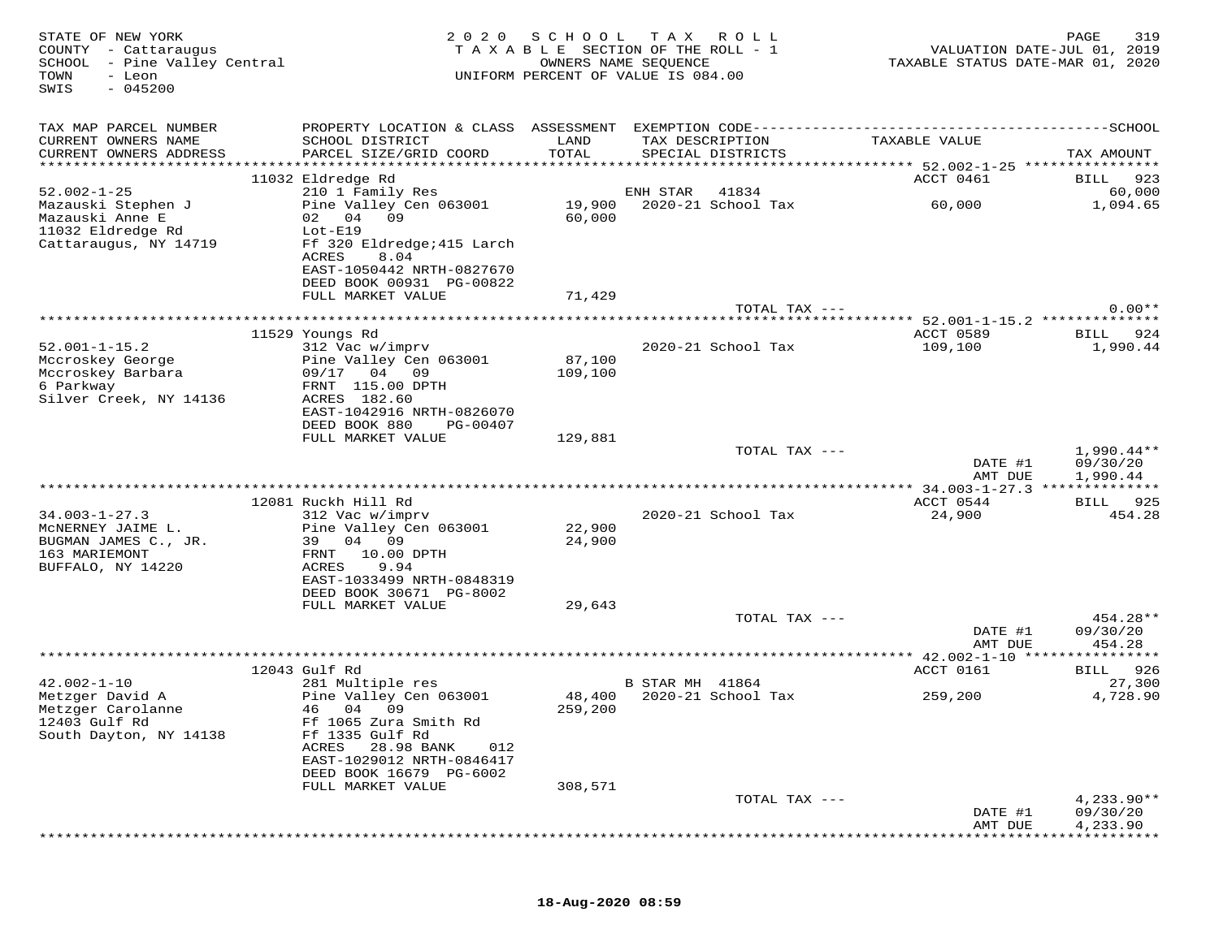STATE OF NEW YORK
COUNTY - Cattaraugus
SCHOOL - Pine Valley Central
TOWN - Leon
SWIS - 045200

2020 SCHOOL TAX ROLL
TAXABLE SECTION OF THE ROLL - 1
OWNERS NAME SEQUENCE
UNIFORM PERCENT OF VALUE IS 084.00

VALUATION DATE-JUL 01, 2019
TAXABLE STATUS DATE-MAR 01, 2020

| TAX MAP PARCEL NUMBER / CURRENT OWNERS NAME / CURRENT OWNERS ADDRESS | PROPERTY LOCATION & CLASS / SCHOOL DISTRICT / PARCEL SIZE/GRID COORD | ASSESSMENT LAND / TOTAL | EXEMPTION CODE / TAX DESCRIPTION / SPECIAL DISTRICTS | TAXABLE VALUE | TAX AMOUNT |
|---|---|---|---|---|---|
| 52.002-1-25 | 11032 Eldredge Rd | | | ACCT 0461 | BILL 923 |
| | 210 1 Family Res | | ENH STAR 41834 | | 60,000 |
| Mazauski Stephen J | Pine Valley Cen 063001 | 19,900 | 2020-21 School Tax | 60,000 | 1,094.65 |
| Mazauski Anne E | 02 04 09 | 60,000 | | | |
| 11032 Eldredge Rd | Lot-E19 | | | | |
| Cattaraugus, NY 14719 | Ff 320 Eldredge;415 Larch | | | | |
| | ACRES 8.04 | | | | |
| | EAST-1050442 NRTH-0827670 | | | | |
| | DEED BOOK 00931 PG-00822 | | | | |
| | FULL MARKET VALUE | 71,429 | | | |
| | | | TOTAL TAX --- | | 0.00** |
| 52.001-1-15.2 | 11529 Youngs Rd | | | ACCT 0589 | BILL 924 |
| | 312 Vac w/imprv | | 2020-21 School Tax | 109,100 | 1,990.44 |
| Mccroskey George | Pine Valley Cen 063001 | 87,100 | | | |
| Mccroskey Barbara | 09/17 04 09 | 109,100 | | | |
| 6 Parkway | FRNT 115.00 DPTH | | | | |
| Silver Creek, NY 14136 | ACRES 182.60 | | | | |
| | EAST-1042916 NRTH-0826070 | | | | |
| | DEED BOOK 880 PG-00407 | | | | |
| | FULL MARKET VALUE | 129,881 | | | |
| | | | TOTAL TAX --- | | 1,990.44** |
| | | | | DATE #1 | 09/30/20 |
| | | | | AMT DUE | 1,990.44 |
| 34.003-1-27.3 | 12081 Ruckh Hill Rd | | | ACCT 0544 | BILL 925 |
| | 312 Vac w/imprv | | 2020-21 School Tax | 24,900 | 454.28 |
| McNERNEY JAIME L. | Pine Valley Cen 063001 | 22,900 | | | |
| BUGMAN JAMES C., JR. | 39 04 09 | 24,900 | | | |
| 163 MARIEMONT | FRNT 10.00 DPTH | | | | |
| BUFFALO, NY 14220 | ACRES 9.94 | | | | |
| | EAST-1033499 NRTH-0848319 | | | | |
| | DEED BOOK 30671 PG-8002 | | | | |
| | FULL MARKET VALUE | 29,643 | | | |
| | | | TOTAL TAX --- | | 454.28** |
| | | | | DATE #1 | 09/30/20 |
| | | | | AMT DUE | 454.28 |
| 42.002-1-10 | 12043 Gulf Rd | | | ACCT 0161 | BILL 926 |
| | 281 Multiple res | | B STAR MH 41864 | | 27,300 |
| Metzger David A | Pine Valley Cen 063001 | 48,400 | 2020-21 School Tax | 259,200 | 4,728.90 |
| Metzger Carolanne | 46 04 09 | 259,200 | | | |
| 12403 Gulf Rd | Ff 1065 Zura Smith Rd | | | | |
| South Dayton, NY 14138 | Ff 1335 Gulf Rd | | | | |
| | ACRES 28.98 BANK 012 | | | | |
| | EAST-1029012 NRTH-0846417 | | | | |
| | DEED BOOK 16679 PG-6002 | | | | |
| | FULL MARKET VALUE | 308,571 | | | |
| | | | TOTAL TAX --- | | 4,233.90** |
| | | | | DATE #1 | 09/30/20 |
| | | | | AMT DUE | 4,233.90 |

18-Aug-2020 08:59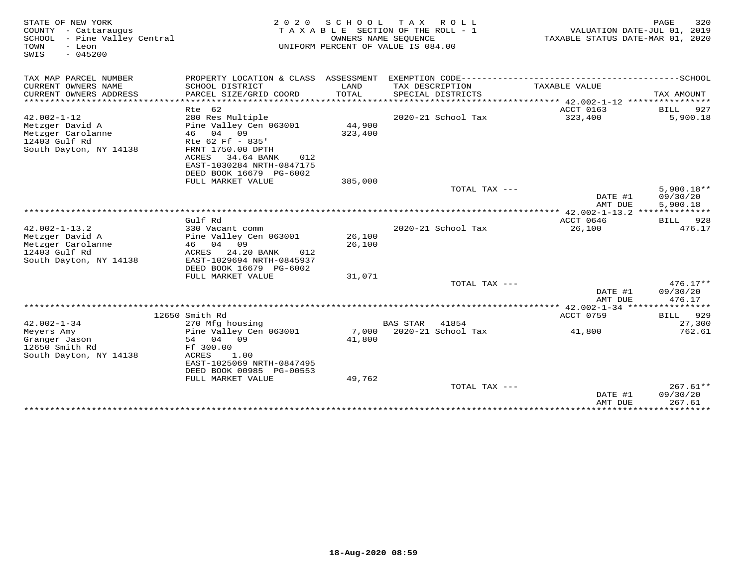STATE OF NEW YORK
COUNTY - Cattaraugus
SCHOOL - Pine Valley Central
TOWN - Leon
SWIS - 045200

2 0 2 0 S C H O O L T A X R O L L
T A X A B L E SECTION OF THE ROLL - 1
OWNERS NAME SEQUENCE
UNIFORM PERCENT OF VALUE IS 084.00

VALUATION DATE-JUL 01, 2019
TAXABLE STATUS DATE-MAR 01, 2020

| TAX MAP PARCEL NUMBER / CURRENT OWNERS NAME / CURRENT OWNERS ADDRESS | PROPERTY LOCATION & CLASS / SCHOOL DISTRICT / PARCEL SIZE/GRID COORD | ASSESSMENT LAND / TOTAL | EXEMPTION CODE / TAX DESCRIPTION / SPECIAL DISTRICTS | TAXABLE VALUE | TAX AMOUNT |
|---|---|---|---|---|---|
| | Rte 62 | | | ACCT 0163 | BILL 927 |
| 42.002-1-12 | 280 Res Multiple | | 2020-21 School Tax | 323,400 | 5,900.18 |
| Metzger David A | Pine Valley Cen 063001 | 44,900 | | | |
| Metzger Carolanne | 46 04 09 | 323,400 | | | |
| 12403 Gulf Rd | Rte 62 Ff - 835' | | | | |
| South Dayton, NY 14138 | FRNT 1750.00 DPTH | | | | |
| | ACRES 34.64 BANK 012 | | | | |
| | EAST-1030284 NRTH-0847175 | | | | |
| | DEED BOOK 16679 PG-6002 | | | | |
| | FULL MARKET VALUE | 385,000 | | | |
| | | | TOTAL TAX --- | | 5,900.18** |
| | | | | DATE #1 | 09/30/20 |
| | | | | AMT DUE | 5,900.18 |
| | Gulf Rd | | | ACCT 0646 | BILL 928 |
| 42.002-1-13.2 | 330 Vacant comm | | 2020-21 School Tax | 26,100 | 476.17 |
| Metzger David A | Pine Valley Cen 063001 | 26,100 | | | |
| Metzger Carolanne | 46 04 09 | 26,100 | | | |
| 12403 Gulf Rd | ACRES 24.20 BANK 012 | | | | |
| South Dayton, NY 14138 | EAST-1029694 NRTH-0845937 | | | | |
| | DEED BOOK 16679 PG-6002 | | | | |
| | FULL MARKET VALUE | 31,071 | | | |
| | | | TOTAL TAX --- | | 476.17** |
| | | | | DATE #1 | 09/30/20 |
| | | | | AMT DUE | 476.17 |
| | 12650 Smith Rd | | | ACCT 0759 | BILL 929 |
| 42.002-1-34 | 270 Mfg housing | | BAS STAR 41854 | | 27,300 |
| Meyers Amy | Pine Valley Cen 063001 | 7,000 | 2020-21 School Tax | 41,800 | 762.61 |
| Granger Jason | 54 04 09 | 41,800 | | | |
| 12650 Smith Rd | Ff 300.00 | | | | |
| South Dayton, NY 14138 | ACRES 1.00 | | | | |
| | EAST-1025069 NRTH-0847495 | | | | |
| | DEED BOOK 00985 PG-00553 | | | | |
| | FULL MARKET VALUE | 49,762 | | | |
| | | | TOTAL TAX --- | | 267.61** |
| | | | | DATE #1 | 09/30/20 |
| | | | | AMT DUE | 267.61 |

18-Aug-2020 08:59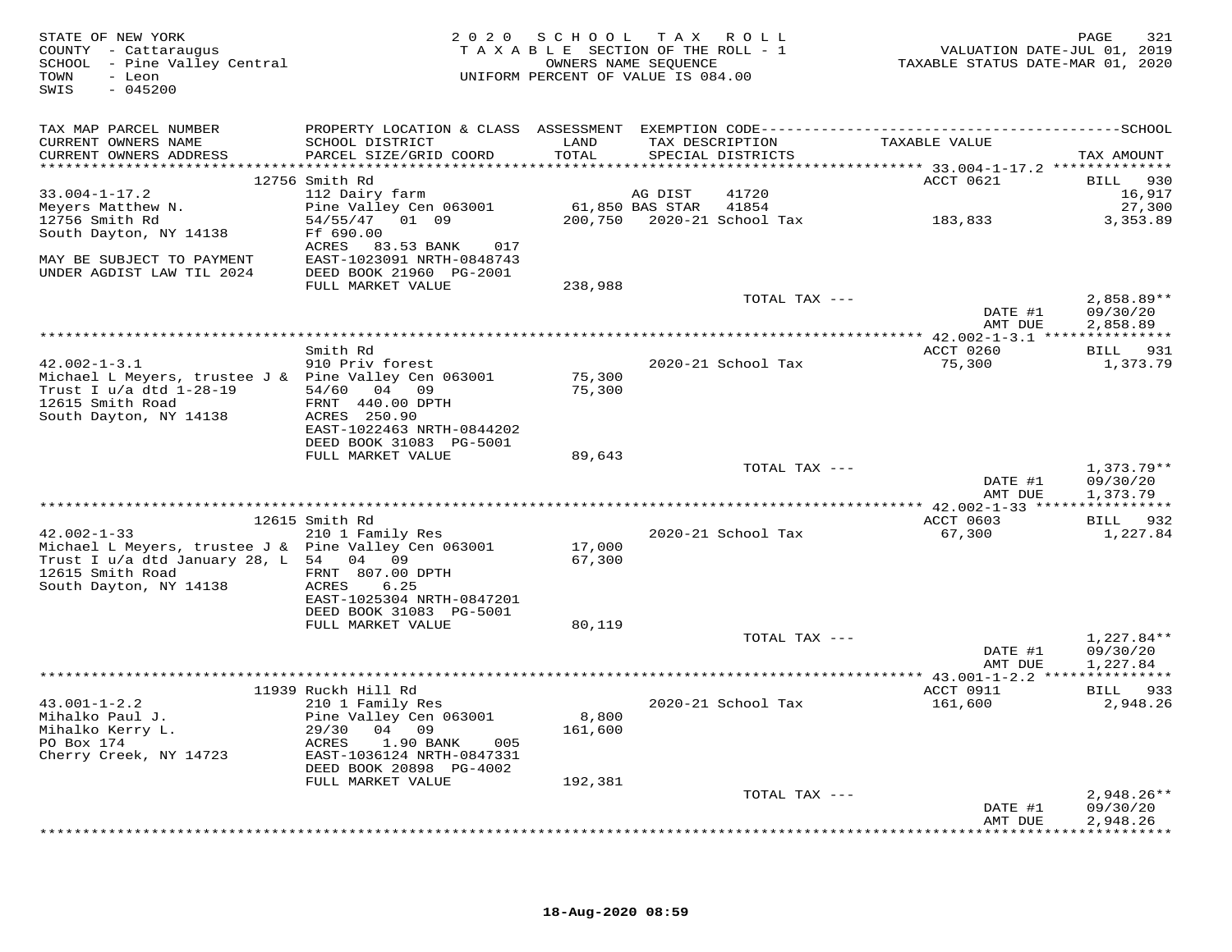STATE OF NEW YORK
COUNTY - Cattaraugus
SCHOOL - Pine Valley Central
TOWN - Leon
SWIS - 045200

2020 SCHOOL TAX ROLL
TAXABLE SECTION OF THE ROLL - 1
OWNERS NAME SEQUENCE
UNIFORM PERCENT OF VALUE IS 084.00

VALUATION DATE-JUL 01, 2019
TAXABLE STATUS DATE-MAR 01, 2020

```
TAX MAP PARCEL NUMBER          PROPERTY LOCATION & CLASS  ASSESSMENT  EXEMPTION CODE------------------------------------------------SCHOOL
CURRENT OWNERS NAME            SCHOOL DISTRICT              LAND      TAX DESCRIPTION              TAXABLE VALUE
CURRENT OWNERS ADDRESS         PARCEL SIZE/GRID COORD      TOTAL      SPECIAL DISTRICTS                                         TAX AMOUNT
******************************************************************************************** 33.004-1-17.2 **************
                  12756 Smith Rd                                                                 ACCT 0621          BILL  930
33.004-1-17.2                  112 Dairy farm                         AG DIST     41720                                  16,917
Meyers Matthew N.              Pine Valley Cen 063001       61,850 BAS STAR    41854                                  27,300
12756 Smith Rd                 54/55/47   01  09           200,750    2020-21 School Tax              183,833            3,353.89
South Dayton, NY 14138         Ff 690.00
                               ACRES   83.53 BANK     017
MAY BE SUBJECT TO PAYMENT      EAST-1023091 NRTH-0848743
UNDER AGDIST LAW TIL 2024      DEED BOOK 21960  PG-2001
                               FULL MARKET VALUE           238,988
                                                                    TOTAL TAX ---                                       2,858.89**
                                                                                                  DATE #1           09/30/20
                                                                                                  AMT DUE           2,858.89
******************************************************************************************** 42.002-1-3.1 ***************
                               Smith Rd                                                          ACCT 0260          BILL  931
42.002-1-3.1                   910 Priv forest                        2020-21 School Tax               75,300            1,373.79
Michael L Meyers, trustee J &  Pine Valley Cen 063001       75,300
Trust I u/a dtd 1-28-19        54/60   04  09               75,300
12615 Smith Road               FRNT  440.00 DPTH
South Dayton, NY 14138         ACRES  250.90
                               EAST-1022463 NRTH-0844202
                               DEED BOOK 31083  PG-5001
                               FULL MARKET VALUE            89,643
                                                                    TOTAL TAX ---                                       1,373.79**
                                                                                                  DATE #1           09/30/20
                                                                                                  AMT DUE           1,373.79
******************************************************************************************** 42.002-1-33 ****************
                  12615 Smith Rd                                                                 ACCT 0603          BILL  932
42.002-1-33                    210 1 Family Res                       2020-21 School Tax               67,300            1,227.84
Michael L Meyers, trustee J &  Pine Valley Cen 063001       17,000
Trust I u/a dtd January 28, L  54   04  09                  67,300
12615 Smith Road               FRNT  807.00 DPTH
South Dayton, NY 14138         ACRES    6.25
                               EAST-1025304 NRTH-0847201
                               DEED BOOK 31083  PG-5001
                               FULL MARKET VALUE            80,119
                                                                    TOTAL TAX ---                                       1,227.84**
                                                                                                  DATE #1           09/30/20
                                                                                                  AMT DUE           1,227.84
******************************************************************************************** 43.001-1-2.2 ***************
                  11939 Ruckh Hill Rd                                                            ACCT 0911          BILL  933
43.001-1-2.2                   210 1 Family Res                       2020-21 School Tax              161,600            2,948.26
Mihalko Paul J.                Pine Valley Cen 063001        8,800
Mihalko Kerry L.               29/30   04  09              161,600
PO Box 174                     ACRES    1.90 BANK     005
Cherry Creek, NY 14723         EAST-1036124 NRTH-0847331
                               DEED BOOK 20898  PG-4002
                               FULL MARKET VALUE           192,381
                                                                    TOTAL TAX ---                                       2,948.26**
                                                                                                  DATE #1           09/30/20
                                                                                                  AMT DUE           2,948.26
**************************************************************************************************************************
```

18-Aug-2020 08:59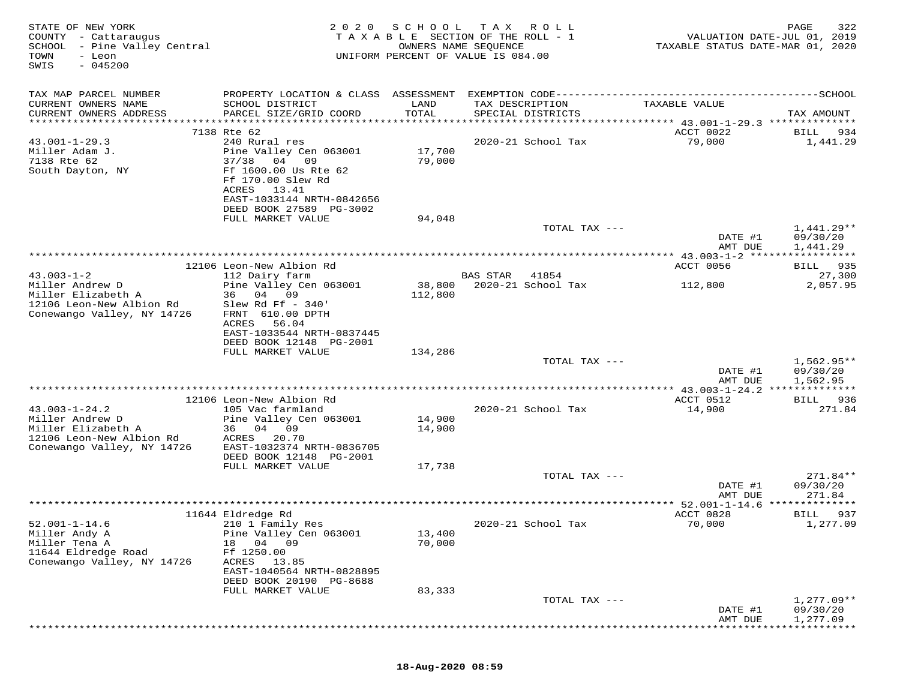STATE OF NEW YORK
COUNTY - Cattaraugus
SCHOOL - Pine Valley Central
TOWN - Leon
SWIS - 045200

2020 SCHOOL TAX ROLL
TAXABLE SECTION OF THE ROLL - 1
OWNERS NAME SEQUENCE
UNIFORM PERCENT OF VALUE IS 084.00

VALUATION DATE-JUL 01, 2019
TAXABLE STATUS DATE-MAR 01, 2020

| TAX MAP PARCEL NUMBER / CURRENT OWNERS NAME / CURRENT OWNERS ADDRESS | PROPERTY LOCATION & CLASS / SCHOOL DISTRICT / PARCEL SIZE/GRID COORD | ASSESSMENT LAND / TOTAL | EXEMPTION CODE / TAX DESCRIPTION / SPECIAL DISTRICTS | TAXABLE VALUE | SCHOOL TAX AMOUNT |
|---|---|---|---|---|---|
| 43.001-1-29.3 | 7138 Rte 62 | | | ACCT 0022 | BILL 934 |
| Miller Adam J. | 240 Rural res | | | | |
| 7138 Rte 62 | Pine Valley Cen 063001 | 17,700 | 2020-21 School Tax | 79,000 | 1,441.29 |
| South Dayton, NY | 37/38 04 09 | 79,000 | | | |
| | Ff 1600.00 Us Rte 62 | | | | |
| | Ff 170.00 Slew Rd | | | | |
| | ACRES 13.41 | | | | |
| | EAST-1033144 NRTH-0842656 | | | | |
| | DEED BOOK 27589 PG-3002 | | | | |
| | FULL MARKET VALUE | 94,048 | | | |
| | | | TOTAL TAX --- | | 1,441.29** |
| | | | | DATE #1 | 09/30/20 |
| | | | | AMT DUE | 1,441.29 |
| 43.003-1-2 | 12106 Leon-New Albion Rd | | | ACCT 0056 | BILL 935 |
| Miller Andrew D | 112 Dairy farm | | BAS STAR 41854 | | 27,300 |
| Miller Elizabeth A | Pine Valley Cen 063001 | 38,800 | 2020-21 School Tax | 112,800 | 2,057.95 |
| 12106 Leon-New Albion Rd | 36 04 09 | 112,800 | | | |
| Conewango Valley, NY 14726 | Slew Rd Ff - 340' | | | | |
| | FRNT 610.00 DPTH | | | | |
| | ACRES 56.04 | | | | |
| | EAST-1033544 NRTH-0837445 | | | | |
| | DEED BOOK 12148 PG-2001 | | | | |
| | FULL MARKET VALUE | 134,286 | | | |
| | | | TOTAL TAX --- | | 1,562.95** |
| | | | | DATE #1 | 09/30/20 |
| | | | | AMT DUE | 1,562.95 |
| 43.003-1-24.2 | 12106 Leon-New Albion Rd | | | ACCT 0512 | BILL 936 |
| Miller Andrew D | 105 Vac farmland | | | | |
| Miller Elizabeth A | Pine Valley Cen 063001 | 14,900 | 2020-21 School Tax | 14,900 | 271.84 |
| 12106 Leon-New Albion Rd | 36 04 09 | 14,900 | | | |
| Conewango Valley, NY 14726 | ACRES 20.70 | | | | |
| | EAST-1032374 NRTH-0836705 | | | | |
| | DEED BOOK 12148 PG-2001 | | | | |
| | FULL MARKET VALUE | 17,738 | | | |
| | | | TOTAL TAX --- | | 271.84** |
| | | | | DATE #1 | 09/30/20 |
| | | | | AMT DUE | 271.84 |
| 52.001-1-14.6 | 11644 Eldredge Rd | | | ACCT 0828 | BILL 937 |
| Miller Andy A | 210 1 Family Res | | | | |
| Miller Tena A | Pine Valley Cen 063001 | 13,400 | 2020-21 School Tax | 70,000 | 1,277.09 |
| 11644 Eldredge Road | 18 04 09 | 70,000 | | | |
| Conewango Valley, NY 14726 | Ff 1250.00 | | | | |
| | ACRES 13.85 | | | | |
| | EAST-1040564 NRTH-0828895 | | | | |
| | DEED BOOK 20190 PG-8688 | | | | |
| | FULL MARKET VALUE | 83,333 | | | |
| | | | TOTAL TAX --- | | 1,277.09** |
| | | | | DATE #1 | 09/30/20 |
| | | | | AMT DUE | 1,277.09 |

18-Aug-2020 08:59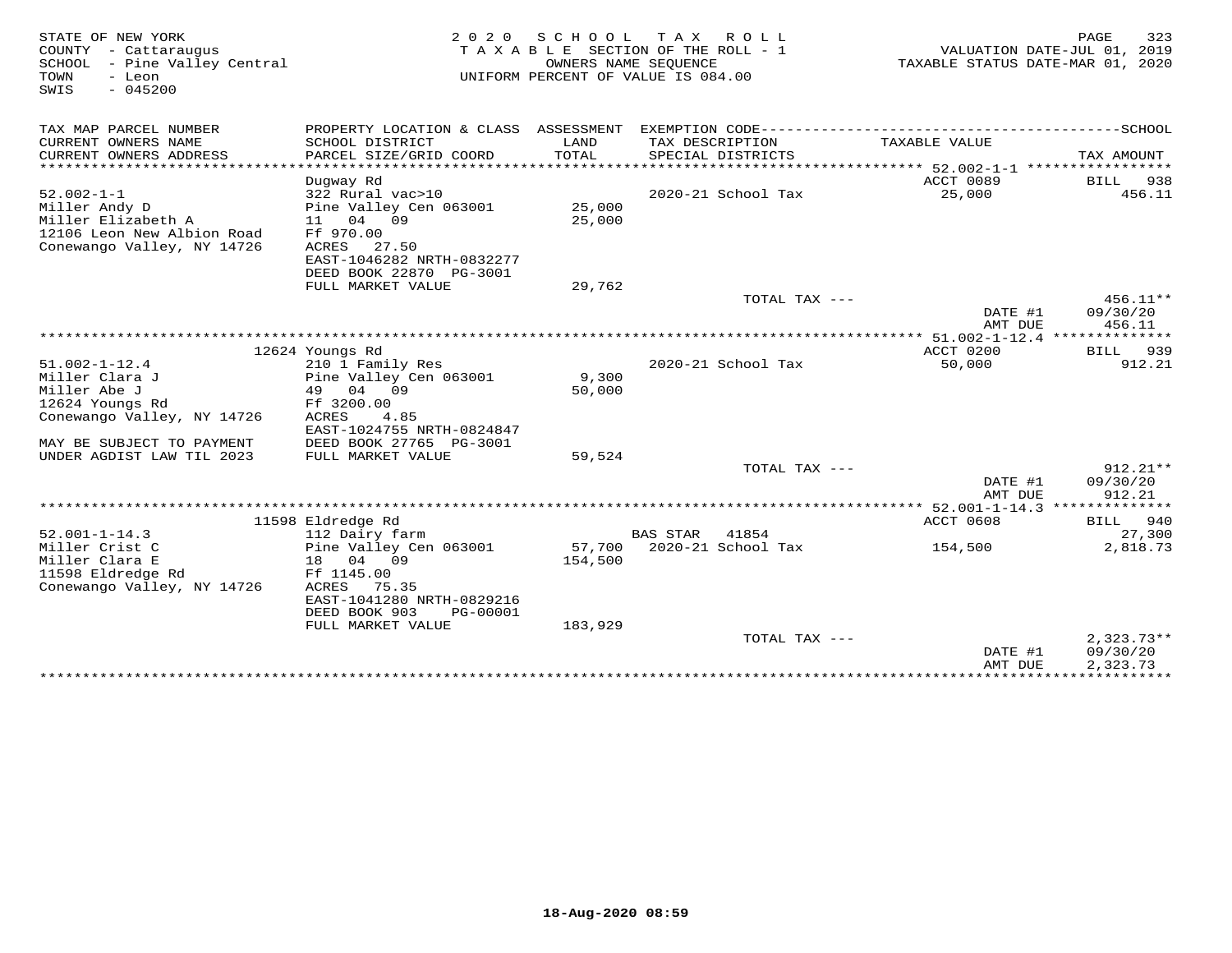STATE OF NEW YORK
COUNTY - Cattaraugus
SCHOOL - Pine Valley Central
TOWN - Leon
SWIS - 045200

2020 SCHOOL TAX ROLL
TAXABLE SECTION OF THE ROLL - 1
OWNERS NAME SEQUENCE
UNIFORM PERCENT OF VALUE IS 084.00

VALUATION DATE-JUL 01, 2019
TAXABLE STATUS DATE-MAR 01, 2020

| TAX MAP PARCEL NUMBER / CURRENT OWNERS NAME / CURRENT OWNERS ADDRESS | PROPERTY LOCATION & CLASS / SCHOOL DISTRICT / PARCEL SIZE/GRID COORD | ASSESSMENT LAND / TOTAL | EXEMPTION CODE / TAX DESCRIPTION / SPECIAL DISTRICTS | TAXABLE VALUE | TAX AMOUNT |
|---|---|---|---|---|---|
| | Dugway Rd | | | ACCT 0089 | BILL 938 |
| 52.002-1-1 | 322 Rural vac>10 | | 2020-21 School Tax | 25,000 | 456.11 |
| Miller Andy D | Pine Valley Cen 063001 | 25,000 | | | |
| Miller Elizabeth A | 11 04 09 | 25,000 | | | |
| 12106 Leon New Albion Road | Ff 970.00 | | | | |
| Conewango Valley, NY 14726 | ACRES 27.50 | | | | |
| | EAST-1046282 NRTH-0832277 | | | | |
| | DEED BOOK 22870 PG-3001 | | | | |
| | FULL MARKET VALUE | 29,762 | | | |
| | | | TOTAL TAX --- | | 456.11** |
| | | | | DATE #1 | 09/30/20 |
| | | | | AMT DUE | 456.11 |
| | 12624 Youngs Rd | | | ACCT 0200 | BILL 939 |
| 51.002-1-12.4 | 210 1 Family Res | | 2020-21 School Tax | 50,000 | 912.21 |
| Miller Clara J | Pine Valley Cen 063001 | 9,300 | | | |
| Miller Abe J | 49 04 09 | 50,000 | | | |
| 12624 Youngs Rd | Ff 3200.00 | | | | |
| Conewango Valley, NY 14726 | ACRES 4.85 | | | | |
| | EAST-1024755 NRTH-0824847 | | | | |
| MAY BE SUBJECT TO PAYMENT | DEED BOOK 27765 PG-3001 | | | | |
| UNDER AGDIST LAW TIL 2023 | FULL MARKET VALUE | 59,524 | | | |
| | | | TOTAL TAX --- | | 912.21** |
| | | | | DATE #1 | 09/30/20 |
| | | | | AMT DUE | 912.21 |
| | 11598 Eldredge Rd | | | ACCT 0608 | BILL 940 |
| 52.001-1-14.3 | 112 Dairy farm | | BAS STAR 41854 | | 27,300 |
| Miller Crist C | Pine Valley Cen 063001 | 57,700 | 2020-21 School Tax | 154,500 | 2,818.73 |
| Miller Clara E | 18 04 09 | 154,500 | | | |
| 11598 Eldredge Rd | Ff 1145.00 | | | | |
| Conewango Valley, NY 14726 | ACRES 75.35 | | | | |
| | EAST-1041280 NRTH-0829216 | | | | |
| | DEED BOOK 903 PG-00001 | | | | |
| | FULL MARKET VALUE | 183,929 | | | |
| | | | TOTAL TAX --- | | 2,323.73** |
| | | | | DATE #1 | 09/30/20 |
| | | | | AMT DUE | 2,323.73 |

18-Aug-2020 08:59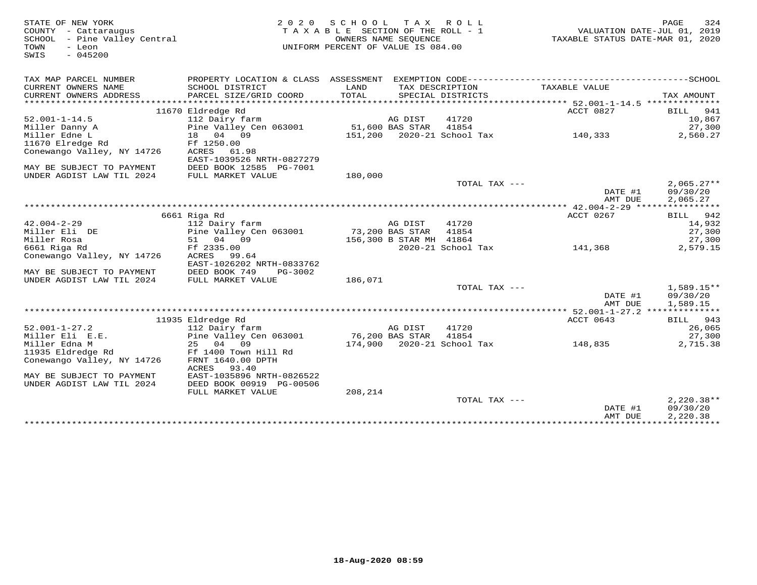STATE OF NEW YORK
COUNTY - Cattaraugus
SCHOOL - Pine Valley Central
TOWN - Leon
SWIS - 045200

2020 SCHOOL TAX ROLL
TAXABLE SECTION OF THE ROLL - 1
OWNERS NAME SEQUENCE
UNIFORM PERCENT OF VALUE IS 084.00

VALUATION DATE-JUL 01, 2019
TAXABLE STATUS DATE-MAR 01, 2020

| TAX MAP PARCEL NUMBER / CURRENT OWNERS NAME / CURRENT OWNERS ADDRESS | PROPERTY LOCATION & CLASS / SCHOOL DISTRICT / PARCEL SIZE/GRID COORD | ASSESSMENT LAND / TOTAL | EXEMPTION CODE / TAX DESCRIPTION / SPECIAL DISTRICTS | | TAXABLE VALUE | SCHOOL TAX AMOUNT |
|---|---|---|---|---|---|---|
| | 11670 Eldredge Rd | | | | ACCT 0827 | BILL 941 |
| 52.001-1-14.5 | 112 Dairy farm | | AG DIST | 41720 | | 10,867 |
| Miller Danny A | Pine Valley Cen 063001 | 51,600 | BAS STAR | 41854 | | 27,300 |
| Miller Edne L | 18 04 09 | 151,200 | 2020-21 School Tax | | 140,333 | 2,560.27 |
| 11670 Elredge Rd | Ff 1250.00 | | | | | |
| Conewango Valley, NY 14726 | ACRES 61.98 | | | | | |
| | EAST-1039526 NRTH-0827279 | | | | | |
| MAY BE SUBJECT TO PAYMENT | DEED BOOK 12585 PG-7001 | | | | | |
| UNDER AGDIST LAW TIL 2024 | FULL MARKET VALUE | 180,000 | | | | |
| | | | TOTAL TAX --- | | | 2,065.27** |
| | | | | | DATE #1 | 09/30/20 |
| | | | | | AMT DUE | 2,065.27 |
| | 6661 Riga Rd | | | | ACCT 0267 | BILL 942 |
| 42.004-2-29 | 112 Dairy farm | | AG DIST | 41720 | | 14,932 |
| Miller Eli DE | Pine Valley Cen 063001 | 73,200 | BAS STAR | 41854 | | 27,300 |
| Miller Rosa | 51 04 09 | 156,300 | B STAR MH | 41864 | | 27,300 |
| 6661 Riga Rd | Ff 2335.00 | | 2020-21 School Tax | | 141,368 | 2,579.15 |
| Conewango Valley, NY 14726 | ACRES 99.64 | | | | | |
| | EAST-1026202 NRTH-0833762 | | | | | |
| MAY BE SUBJECT TO PAYMENT | DEED BOOK 749 PG-3002 | | | | | |
| UNDER AGDIST LAW TIL 2024 | FULL MARKET VALUE | 186,071 | | | | |
| | | | TOTAL TAX --- | | | 1,589.15** |
| | | | | | DATE #1 | 09/30/20 |
| | | | | | AMT DUE | 1,589.15 |
| | 11935 Eldredge Rd | | | | ACCT 0643 | BILL 943 |
| 52.001-1-27.2 | 112 Dairy farm | | AG DIST | 41720 | | 26,065 |
| Miller Eli E.E. | Pine Valley Cen 063001 | 76,200 | BAS STAR | 41854 | | 27,300 |
| Miller Edna M | 25 04 09 | 174,900 | 2020-21 School Tax | | 148,835 | 2,715.38 |
| 11935 Eldredge Rd | Ff 1400 Town Hill Rd | | | | | |
| Conewango Valley, NY 14726 | FRNT 1640.00 DPTH | | | | | |
| | ACRES 93.40 | | | | | |
| MAY BE SUBJECT TO PAYMENT | EAST-1035896 NRTH-0826522 | | | | | |
| UNDER AGDIST LAW TIL 2024 | DEED BOOK 00919 PG-00506 | | | | | |
| | FULL MARKET VALUE | 208,214 | | | | |
| | | | TOTAL TAX --- | | | 2,220.38** |
| | | | | | DATE #1 | 09/30/20 |
| | | | | | AMT DUE | 2,220.38 |

18-Aug-2020 08:59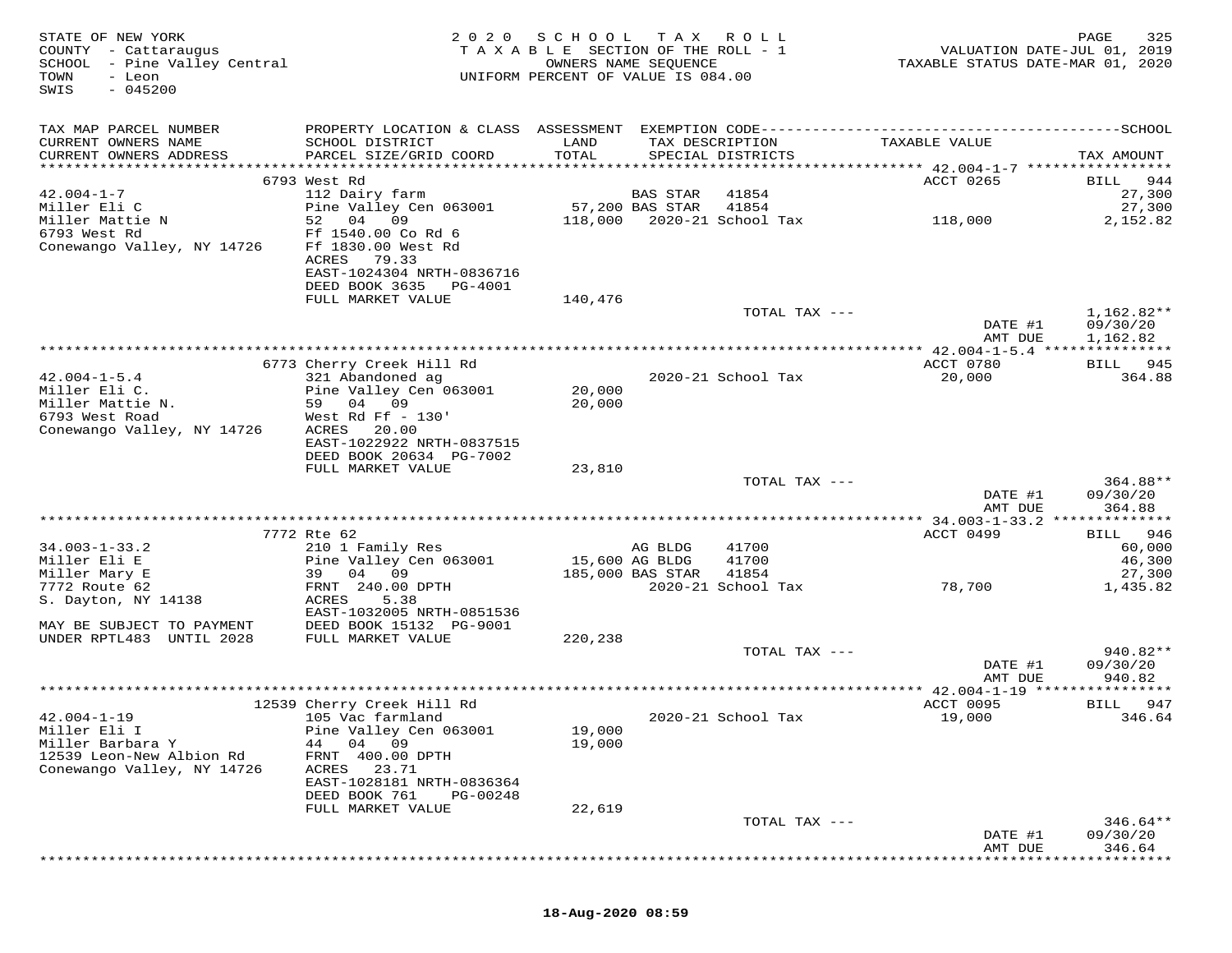STATE OF NEW YORK
COUNTY - Cattaraugus
SCHOOL - Pine Valley Central
TOWN - Leon
SWIS - 045200

2020 SCHOOL TAX ROLL
TAXABLE SECTION OF THE ROLL - 1
OWNERS NAME SEQUENCE
UNIFORM PERCENT OF VALUE IS 084.00

VALUATION DATE-JUL 01, 2019
TAXABLE STATUS DATE-MAR 01, 2020

| TAX MAP PARCEL NUMBER / CURRENT OWNERS NAME / CURRENT OWNERS ADDRESS | PROPERTY LOCATION & CLASS / SCHOOL DISTRICT / PARCEL SIZE/GRID COORD | ASSESSMENT LAND / TOTAL | EXEMPTION CODE / TAX DESCRIPTION / SPECIAL DISTRICTS | TAXABLE VALUE | TAX AMOUNT |
|---|---|---|---|---|---|
| **42.004-1-7** | 6793 West Rd | | | ACCT 0265 | BILL 944 |
| 42.004-1-7 | 112 Dairy farm | | BAS STAR 41854 | | 27,300 |
| Miller Eli C | Pine Valley Cen 063001 | 57,200 | BAS STAR 41854 | | 27,300 |
| Miller Mattie N | 52 04 09 | 118,000 | 2020-21 School Tax | 118,000 | 2,152.82 |
| 6793 West Rd | Ff 1540.00 Co Rd 6 | | | | |
| Conewango Valley, NY 14726 | Ff 1830.00 West Rd | | | | |
| | ACRES 79.33 | | | | |
| | EAST-1024304 NRTH-0836716 | | | | |
| | DEED BOOK 3635 PG-4001 | | | | |
| | FULL MARKET VALUE | 140,476 | | | |
| | | | TOTAL TAX --- | | 1,162.82** |
| | | | | DATE #1 | 09/30/20 |
| | | | | AMT DUE | 1,162.82 |
| **42.004-1-5.4** | 6773 Cherry Creek Hill Rd | | | ACCT 0780 | BILL 945 |
| 42.004-1-5.4 | 321 Abandoned ag | | 2020-21 School Tax | 20,000 | 364.88 |
| Miller Eli C. | Pine Valley Cen 063001 | 20,000 | | | |
| Miller Mattie N. | 59 04 09 | 20,000 | | | |
| 6793 West Road | West Rd Ff - 130' | | | | |
| Conewango Valley, NY 14726 | ACRES 20.00 | | | | |
| | EAST-1022922 NRTH-0837515 | | | | |
| | DEED BOOK 20634 PG-7002 | | | | |
| | FULL MARKET VALUE | 23,810 | | | |
| | | | TOTAL TAX --- | | 364.88** |
| | | | | DATE #1 | 09/30/20 |
| | | | | AMT DUE | 364.88 |
| **34.003-1-33.2** | 7772 Rte 62 | | | ACCT 0499 | BILL 946 |
| 34.003-1-33.2 | 210 1 Family Res | | AG BLDG 41700 | | 60,000 |
| Miller Eli E | Pine Valley Cen 063001 | 15,600 | AG BLDG 41700 | | 46,300 |
| Miller Mary E | 39 04 09 | 185,000 | BAS STAR 41854 | | 27,300 |
| 7772 Route 62 | FRNT 240.00 DPTH | | 2020-21 School Tax | 78,700 | 1,435.82 |
| S. Dayton, NY 14138 | ACRES 5.38 | | | | |
| | EAST-1032005 NRTH-0851536 | | | | |
| MAY BE SUBJECT TO PAYMENT | DEED BOOK 15132 PG-9001 | | | | |
| UNDER RPTL483 UNTIL 2028 | FULL MARKET VALUE | 220,238 | | | |
| | | | TOTAL TAX --- | | 940.82** |
| | | | | DATE #1 | 09/30/20 |
| | | | | AMT DUE | 940.82 |
| **42.004-1-19** | 12539 Cherry Creek Hill Rd | | | ACCT 0095 | BILL 947 |
| 42.004-1-19 | 105 Vac farmland | | 2020-21 School Tax | 19,000 | 346.64 |
| Miller Eli I | Pine Valley Cen 063001 | 19,000 | | | |
| Miller Barbara Y | 44 04 09 | 19,000 | | | |
| 12539 Leon-New Albion Rd | FRNT 400.00 DPTH | | | | |
| Conewango Valley, NY 14726 | ACRES 23.71 | | | | |
| | EAST-1028181 NRTH-0836364 | | | | |
| | DEED BOOK 761 PG-00248 | | | | |
| | FULL MARKET VALUE | 22,619 | | | |
| | | | TOTAL TAX --- | | 346.64** |
| | | | | DATE #1 | 09/30/20 |
| | | | | AMT DUE | 346.64 |

18-Aug-2020 08:59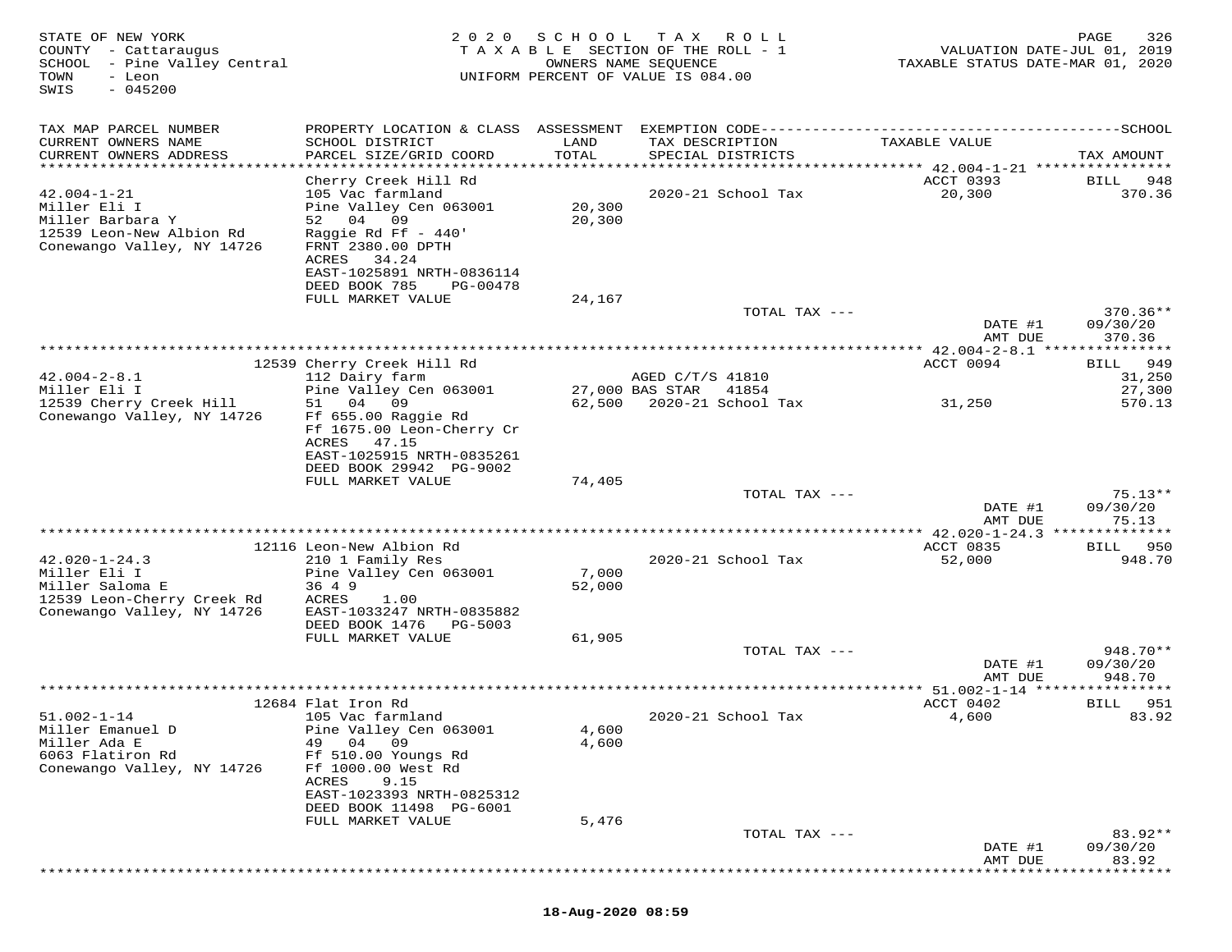STATE OF NEW YORK
COUNTY - Cattaraugus
SCHOOL - Pine Valley Central
TOWN - Leon
SWIS - 045200

2020 SCHOOL TAX ROLL
TAXABLE SECTION OF THE ROLL - 1
OWNERS NAME SEQUENCE
UNIFORM PERCENT OF VALUE IS 084.00

VALUATION DATE-JUL 01, 2019
TAXABLE STATUS DATE-MAR 01, 2020

| TAX MAP PARCEL NUMBER / CURRENT OWNERS NAME / CURRENT OWNERS ADDRESS | PROPERTY LOCATION & CLASS / SCHOOL DISTRICT / PARCEL SIZE/GRID COORD | ASSESSMENT LAND / TOTAL | EXEMPTION CODE / TAX DESCRIPTION / SPECIAL DISTRICTS | TAXABLE VALUE | SCHOOL TAX AMOUNT |
|---|---|---|---|---|---|
| 42.004-1-21 | Cherry Creek Hill Rd | | | ACCT 0393 | BILL 948 |
| Miller Eli I | 105 Vac farmland | | 2020-21 School Tax | 20,300 | 370.36 |
| Miller Barbara Y | Pine Valley Cen 063001 | 20,300 | | | |
| 12539 Leon-New Albion Rd | 52 04 09 | 20,300 | | | |
| Conewango Valley, NY 14726 | Raggie Rd Ff - 440' | | | | |
| | FRNT 2380.00 DPTH | | | | |
| | ACRES 34.24 | | | | |
| | EAST-1025891 NRTH-0836114 | | | | |
| | DEED BOOK 785 PG-00478 | | | | |
| | FULL MARKET VALUE | 24,167 | | | |
| | | | TOTAL TAX --- | | 370.36** |
| | | | | DATE #1 | 09/30/20 |
| | | | | AMT DUE | 370.36 |
| 42.004-2-8.1 | 12539 Cherry Creek Hill Rd | | | ACCT 0094 | BILL 949 |
| Miller Eli I | 112 Dairy farm | | AGED C/T/S 41810 | | 31,250 |
| 12539 Cherry Creek Hill | Pine Valley Cen 063001 | 27,000 | BAS STAR 41854 | | 27,300 |
| Conewango Valley, NY 14726 | 51 04 09 | 62,500 | 2020-21 School Tax | 31,250 | 570.13 |
| | Ff 655.00 Raggie Rd | | | | |
| | Ff 1675.00 Leon-Cherry Cr | | | | |
| | ACRES 47.15 | | | | |
| | EAST-1025915 NRTH-0835261 | | | | |
| | DEED BOOK 29942 PG-9002 | | | | |
| | FULL MARKET VALUE | 74,405 | | | |
| | | | TOTAL TAX --- | | 75.13** |
| | | | | DATE #1 | 09/30/20 |
| | | | | AMT DUE | 75.13 |
| 42.020-1-24.3 | 12116 Leon-New Albion Rd | | | ACCT 0835 | BILL 950 |
| Miller Eli I | 210 1 Family Res | | 2020-21 School Tax | 52,000 | 948.70 |
| Miller Saloma E | Pine Valley Cen 063001 | 7,000 | | | |
| 12539 Leon-Cherry Creek Rd | 36 4 9 | 52,000 | | | |
| Conewango Valley, NY 14726 | ACRES 1.00 | | | | |
| | EAST-1033247 NRTH-0835882 | | | | |
| | DEED BOOK 1476 PG-5003 | | | | |
| | FULL MARKET VALUE | 61,905 | | | |
| | | | TOTAL TAX --- | | 948.70** |
| | | | | DATE #1 | 09/30/20 |
| | | | | AMT DUE | 948.70 |
| 51.002-1-14 | 12684 Flat Iron Rd | | | ACCT 0402 | BILL 951 |
| Miller Emanuel D | 105 Vac farmland | | 2020-21 School Tax | 4,600 | 83.92 |
| Miller Ada E | Pine Valley Cen 063001 | 4,600 | | | |
| 6063 Flatiron Rd | 49 04 09 | 4,600 | | | |
| Conewango Valley, NY 14726 | Ff 510.00 Youngs Rd | | | | |
| | Ff 1000.00 West Rd | | | | |
| | ACRES 9.15 | | | | |
| | EAST-1023393 NRTH-0825312 | | | | |
| | DEED BOOK 11498 PG-6001 | | | | |
| | FULL MARKET VALUE | 5,476 | | | |
| | | | TOTAL TAX --- | | 83.92** |
| | | | | DATE #1 | 09/30/20 |
| | | | | AMT DUE | 83.92 |

18-Aug-2020 08:59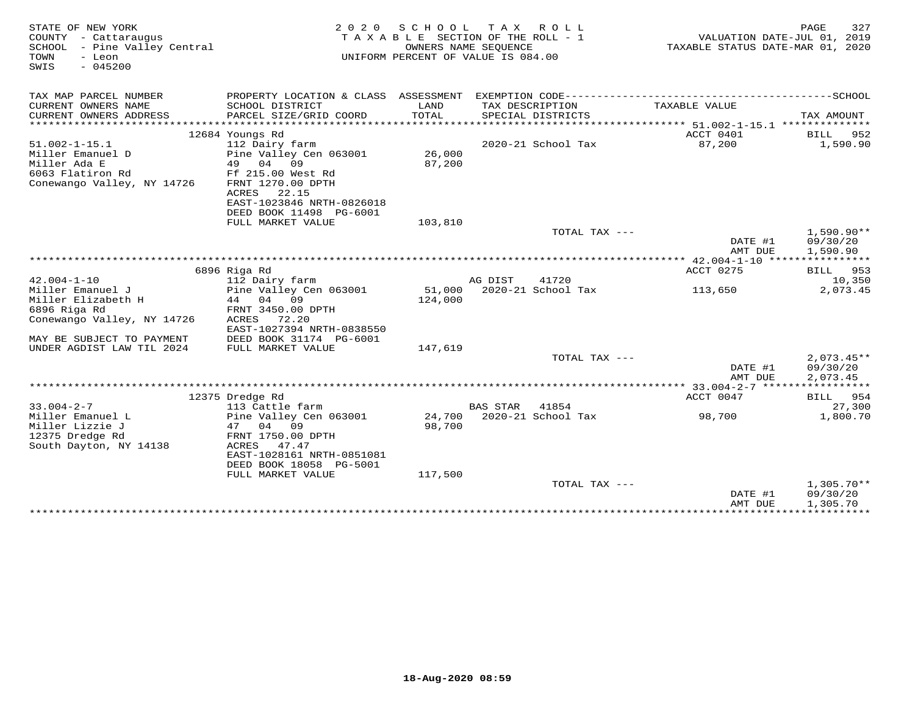STATE OF NEW YORK
COUNTY - Cattaraugus
SCHOOL - Pine Valley Central
TOWN - Leon
SWIS - 045200

2020 SCHOOL TAX ROLL
TAXABLE SECTION OF THE ROLL - 1
OWNERS NAME SEQUENCE
UNIFORM PERCENT OF VALUE IS 084.00

VALUATION DATE-JUL 01, 2019
TAXABLE STATUS DATE-MAR 01, 2020

| TAX MAP PARCEL NUMBER / CURRENT OWNERS NAME / CURRENT OWNERS ADDRESS | PROPERTY LOCATION & CLASS / SCHOOL DISTRICT / PARCEL SIZE/GRID COORD | ASSESSMENT LAND / TOTAL | EXEMPTION CODE / TAX DESCRIPTION / SPECIAL DISTRICTS | TAXABLE VALUE | TAX AMOUNT |
|---|---|---|---|---|---|
| | 12684 Youngs Rd | | | ACCT 0401 | BILL 952 |
| 51.002-1-15.1 | 112 Dairy farm | | 2020-21 School Tax | 87,200 | 1,590.90 |
| Miller Emanuel D | Pine Valley Cen 063001 | 26,000 | | | |
| Miller Ada E | 49 04 09 | 87,200 | | | |
| 6063 Flatiron Rd | Ff 215.00 West Rd | | | | |
| Conewango Valley, NY 14726 | FRNT 1270.00 DPTH | | | | |
| | ACRES 22.15 | | | | |
| | EAST-1023846 NRTH-0826018 | | | | |
| | DEED BOOK 11498 PG-6001 | | | | |
| | FULL MARKET VALUE | 103,810 | | | |
| | | | TOTAL TAX --- | | 1,590.90** |
| | | | | DATE #1 | 09/30/20 |
| | | | | AMT DUE | 1,590.90 |
| | 6896 Riga Rd | | | ACCT 0275 | BILL 953 |
| 42.004-1-10 | 112 Dairy farm | | AG DIST 41720 | | 10,350 |
| Miller Emanuel J | Pine Valley Cen 063001 | 51,000 | 2020-21 School Tax | 113,650 | 2,073.45 |
| Miller Elizabeth H | 44 04 09 | 124,000 | | | |
| 6896 Riga Rd | FRNT 3450.00 DPTH | | | | |
| Conewango Valley, NY 14726 | ACRES 72.20 | | | | |
| | EAST-1027394 NRTH-0838550 | | | | |
| MAY BE SUBJECT TO PAYMENT | DEED BOOK 31174 PG-6001 | | | | |
| UNDER AGDIST LAW TIL 2024 | FULL MARKET VALUE | 147,619 | | | |
| | | | TOTAL TAX --- | | 2,073.45** |
| | | | | DATE #1 | 09/30/20 |
| | | | | AMT DUE | 2,073.45 |
| | 12375 Dredge Rd | | | ACCT 0047 | BILL 954 |
| 33.004-2-7 | 113 Cattle farm | | BAS STAR 41854 | | 27,300 |
| Miller Emanuel L | Pine Valley Cen 063001 | 24,700 | 2020-21 School Tax | 98,700 | 1,800.70 |
| Miller Lizzie J | 47 04 09 | 98,700 | | | |
| 12375 Dredge Rd | FRNT 1750.00 DPTH | | | | |
| South Dayton, NY 14138 | ACRES 47.47 | | | | |
| | EAST-1028161 NRTH-0851081 | | | | |
| | DEED BOOK 18058 PG-5001 | | | | |
| | FULL MARKET VALUE | 117,500 | | | |
| | | | TOTAL TAX --- | | 1,305.70** |
| | | | | DATE #1 | 09/30/20 |
| | | | | AMT DUE | 1,305.70 |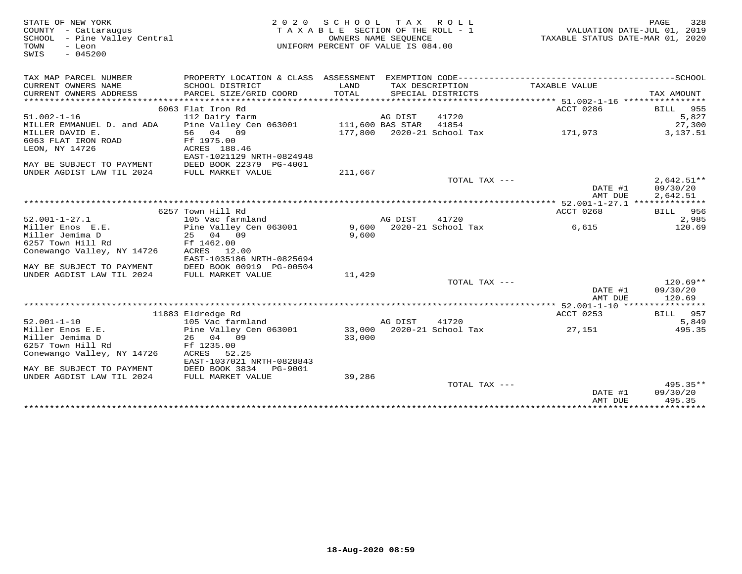STATE OF NEW YORK
COUNTY - Cattaraugus
SCHOOL - Pine Valley Central
TOWN - Leon
SWIS - 045200

2020 SCHOOL TAX ROLL
TAXABLE SECTION OF THE ROLL - 1
OWNERS NAME SEQUENCE
UNIFORM PERCENT OF VALUE IS 084.00

VALUATION DATE-JUL 01, 2019
TAXABLE STATUS DATE-MAR 01, 2020

| TAX MAP PARCEL NUMBER / CURRENT OWNERS NAME / CURRENT OWNERS ADDRESS | PROPERTY LOCATION & CLASS / SCHOOL DISTRICT / PARCEL SIZE/GRID COORD | ASSESSMENT LAND / TOTAL | EXEMPTION CODE / TAX DESCRIPTION / SPECIAL DISTRICTS | TAXABLE VALUE | TAX AMOUNT |
|---|---|---|---|---|---|
| | 6063 Flat Iron Rd | | | ACCT 0286 | BILL 955 |
| 51.002-1-16 | 112 Dairy farm | | AG DIST 41720 | | 5,827 |
| MILLER EMMANUEL D. and ADA | Pine Valley Cen 063001 | 111,600 | BAS STAR 41854 | | 27,300 |
| MILLER DAVID E. | 56 04 09 | 177,800 | 2020-21 School Tax | 171,973 | 3,137.51 |
| 6063 FLAT IRON ROAD | Ff 1975.00 | | | | |
| LEON, NY 14726 | ACRES 188.46 | | | | |
| | EAST-1021129 NRTH-0824948 | | | | |
| MAY BE SUBJECT TO PAYMENT | DEED BOOK 22379 PG-4001 | | | | |
| UNDER AGDIST LAW TIL 2024 | FULL MARKET VALUE | 211,667 | | | |
| | | | TOTAL TAX --- | | 2,642.51** |
| | | | | DATE #1 | 09/30/20 |
| | | | | AMT DUE | 2,642.51 |
| | 6257 Town Hill Rd | | | ACCT 0268 | BILL 956 |
| 52.001-1-27.1 | 105 Vac farmland | | AG DIST 41720 | | 2,985 |
| Miller Enos E.E. | Pine Valley Cen 063001 | 9,600 | 2020-21 School Tax | 6,615 | 120.69 |
| Miller Jemima D | 25 04 09 | 9,600 | | | |
| 6257 Town Hill Rd | Ff 1462.00 | | | | |
| Conewango Valley, NY 14726 | ACRES 12.00 | | | | |
| | EAST-1035186 NRTH-0825694 | | | | |
| MAY BE SUBJECT TO PAYMENT | DEED BOOK 00919 PG-00504 | | | | |
| UNDER AGDIST LAW TIL 2024 | FULL MARKET VALUE | 11,429 | | | |
| | | | TOTAL TAX --- | | 120.69** |
| | | | | DATE #1 | 09/30/20 |
| | | | | AMT DUE | 120.69 |
| | 11883 Eldredge Rd | | | ACCT 0253 | BILL 957 |
| 52.001-1-10 | 105 Vac farmland | | AG DIST 41720 | | 5,849 |
| Miller Enos E.E. | Pine Valley Cen 063001 | 33,000 | 2020-21 School Tax | 27,151 | 495.35 |
| Miller Jemima D | 26 04 09 | 33,000 | | | |
| 6257 Town Hill Rd | Ff 1235.00 | | | | |
| Conewango Valley, NY 14726 | ACRES 52.25 | | | | |
| | EAST-1037021 NRTH-0828843 | | | | |
| MAY BE SUBJECT TO PAYMENT | DEED BOOK 3834 PG-9001 | | | | |
| UNDER AGDIST LAW TIL 2024 | FULL MARKET VALUE | 39,286 | | | |
| | | | TOTAL TAX --- | | 495.35** |
| | | | | DATE #1 | 09/30/20 |
| | | | | AMT DUE | 495.35 |

18-Aug-2020 08:59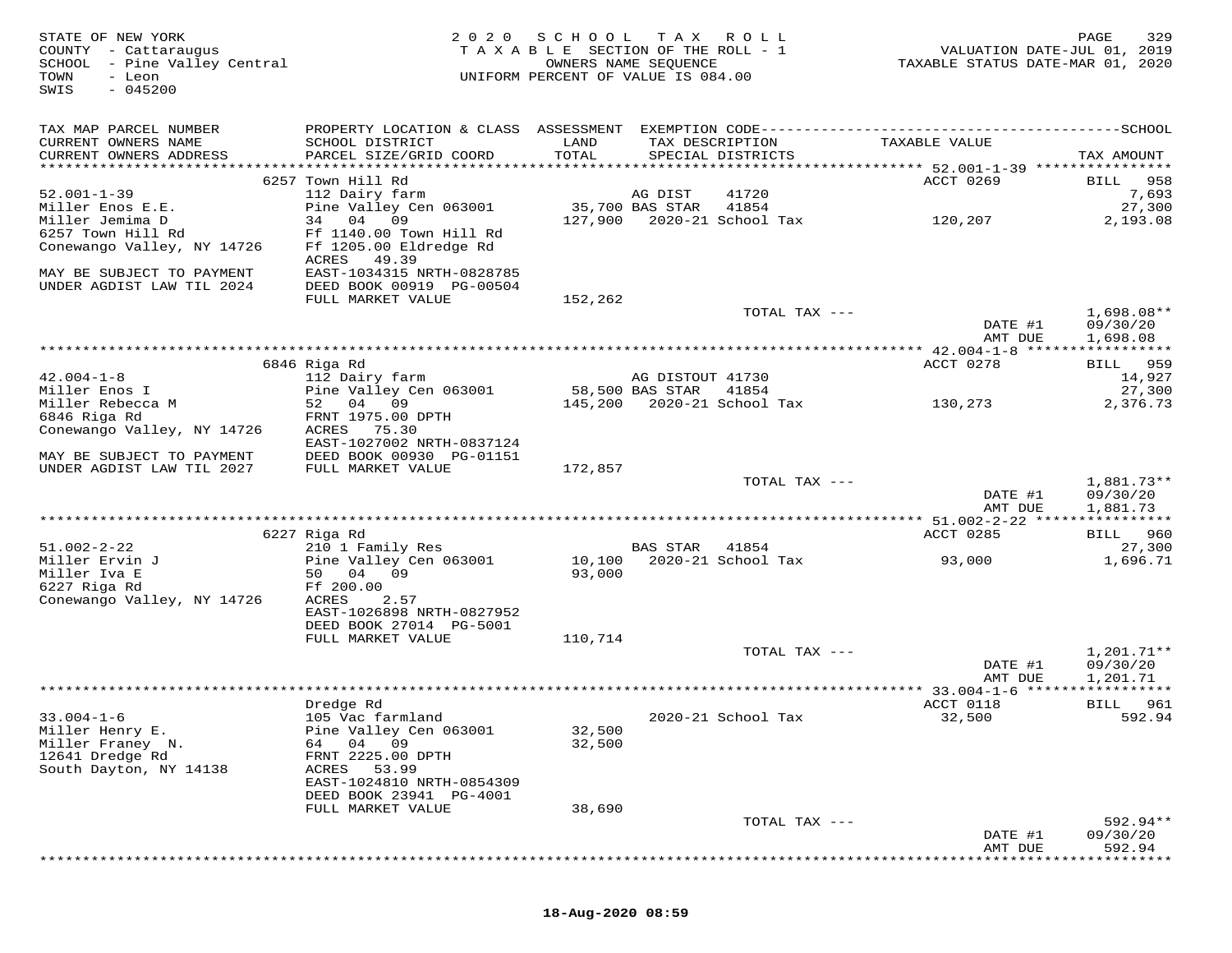STATE OF NEW YORK
COUNTY - Cattaraugus
SCHOOL - Pine Valley Central
TOWN - Leon
SWIS - 045200

2 0 2 0 S C H O O L T A X R O L L
T A X A B L E SECTION OF THE ROLL - 1
OWNERS NAME SEQUENCE
UNIFORM PERCENT OF VALUE IS 084.00

VALUATION DATE-JUL 01, 2019
TAXABLE STATUS DATE-MAR 01, 2020

```
TAX MAP PARCEL NUMBER          PROPERTY LOCATION & CLASS  ASSESSMENT  EXEMPTION CODE-------------------------------------------------SCHOOL
CURRENT OWNERS NAME            SCHOOL DISTRICT              LAND       TAX DESCRIPTION                TAXABLE VALUE
CURRENT OWNERS ADDRESS         PARCEL SIZE/GRID COORD       TOTAL      SPECIAL DISTRICTS                                          TAX AMOUNT
************************************************************************************************* 52.001-1-39 ****************
                    6257 Town Hill Rd                                                                 ACCT 0269          BILL   958
52.001-1-39                    112 Dairy farm                          AG DIST     41720                                     7,693
Miller Enos E.E.               Pine Valley Cen 063001       35,700 BAS STAR    41854                                        27,300
Miller Jemima D                34   04   09                127,900    2020-21 School Tax                120,207            2,193.08
6257 Town Hill Rd              Ff 1140.00 Town Hill Rd
Conewango Valley, NY 14726     Ff 1205.00 Eldredge Rd
                               ACRES    49.39
MAY BE SUBJECT TO PAYMENT      EAST-1034315 NRTH-0828785
UNDER AGDIST LAW TIL 2024      DEED BOOK 00919  PG-00504
                               FULL MARKET VALUE           152,262
                                                                        TOTAL TAX ---                                  1,698.08**
                                                                                                 DATE #1             09/30/20
                                                                                                 AMT DUE             1,698.08
************************************************************************************************* 42.004-1-8 *****************
                    6846 Riga Rd                                                                      ACCT 0278          BILL   959
42.004-1-8                     112 Dairy farm                          AG DISTOUT 41730                                     14,927
Miller Enos I                  Pine Valley Cen 063001       58,500 BAS STAR    41854                                        27,300
Miller Rebecca M               52   04   09                145,200    2020-21 School Tax                130,273            2,376.73
6846 Riga Rd                   FRNT 1975.00 DPTH
Conewango Valley, NY 14726     ACRES    75.30
                               EAST-1027002 NRTH-0837124
MAY BE SUBJECT TO PAYMENT      DEED BOOK 00930  PG-01151
UNDER AGDIST LAW TIL 2027      FULL MARKET VALUE           172,857
                                                                        TOTAL TAX ---                                  1,881.73**
                                                                                                 DATE #1             09/30/20
                                                                                                 AMT DUE             1,881.73
************************************************************************************************* 51.002-2-22 ****************
                    6227 Riga Rd                                                                      ACCT 0285          BILL   960
51.002-2-22                    210 1 Family Res                        BAS STAR    41854                                        27,300
Miller Ervin J                 Pine Valley Cen 063001       10,100    2020-21 School Tax                 93,000            1,696.71
Miller Iva E                   50   04   09                 93,000
6227 Riga Rd                   Ff 200.00
Conewango Valley, NY 14726     ACRES     2.57
                               EAST-1026898 NRTH-0827952
                               DEED BOOK 27014  PG-5001
                               FULL MARKET VALUE           110,714
                                                                        TOTAL TAX ---                                  1,201.71**
                                                                                                 DATE #1             09/30/20
                                                                                                 AMT DUE             1,201.71
************************************************************************************************* 33.004-1-6 *****************
                    Dredge Rd                                                                         ACCT 0118          BILL   961
33.004-1-6                     105 Vac farmland                           2020-21 School Tax                 32,500              592.94
Miller Henry E.                Pine Valley Cen 063001       32,500
Miller Franey  N.              64   04   09                 32,500
12641 Dredge Rd                FRNT 2225.00 DPTH
South Dayton, NY 14138         ACRES    53.99
                               EAST-1024810 NRTH-0854309
                               DEED BOOK 23941  PG-4001
                               FULL MARKET VALUE            38,690
                                                                        TOTAL TAX ---                                    592.94**
                                                                                                 DATE #1             09/30/20
                                                                                                 AMT DUE               592.94
*******************************************************************************************************************************
```

18-Aug-2020 08:59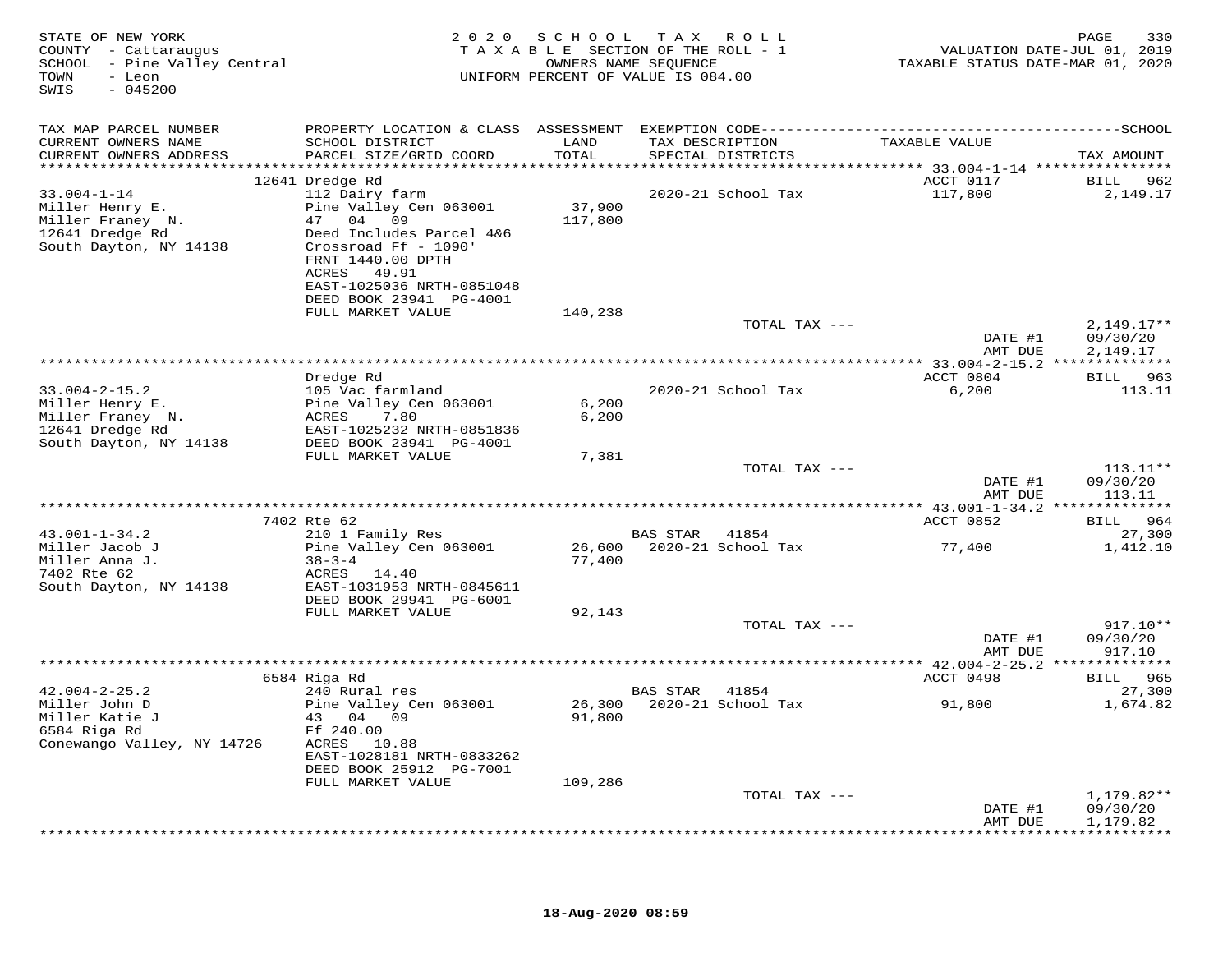STATE OF NEW YORK
COUNTY - Cattaraugus
SCHOOL - Pine Valley Central
TOWN - Leon
SWIS - 045200

2020 SCHOOL TAX ROLL
TAXABLE SECTION OF THE ROLL - 1
OWNERS NAME SEQUENCE
UNIFORM PERCENT OF VALUE IS 084.00

VALUATION DATE-JUL 01, 2019
TAXABLE STATUS DATE-MAR 01, 2020

| TAX MAP PARCEL NUMBER / CURRENT OWNERS NAME / CURRENT OWNERS ADDRESS | PROPERTY LOCATION & CLASS / SCHOOL DISTRICT / PARCEL SIZE/GRID COORD | ASSESSMENT LAND / TOTAL | EXEMPTION CODE / TAX DESCRIPTION / SPECIAL DISTRICTS | TAXABLE VALUE | TAX AMOUNT (SCHOOL) |
|---|---|---|---|---|---|
| 33.004-1-14 | 12641 Dredge Rd | | | ACCT 0117 | BILL 962 |
| Miller Henry E. | 112 Dairy farm | | 2020-21 School Tax | 117,800 | 2,149.17 |
| Miller Franey N. | Pine Valley Cen 063001 | 37,900 | | | |
| 12641 Dredge Rd | 47 04 09 | 117,800 | | | |
| South Dayton, NY 14138 | Deed Includes Parcel 4&6 | | | | |
| | Crossroad Ff - 1090' | | | | |
| | FRNT 1440.00 DPTH | | | | |
| | ACRES 49.91 | | | | |
| | EAST-1025036 NRTH-0851048 | | | | |
| | DEED BOOK 23941 PG-4001 | | | | |
| | FULL MARKET VALUE | 140,238 | | | |
| | | | TOTAL TAX --- | | 2,149.17** |
| | | | | DATE #1 | 09/30/20 |
| | | | | AMT DUE | 2,149.17 |
| 33.004-2-15.2 | Dredge Rd | | | ACCT 0804 | BILL 963 |
| Miller Henry E. | 105 Vac farmland | | 2020-21 School Tax | 6,200 | 113.11 |
| Miller Franey N. | Pine Valley Cen 063001 | 6,200 | | | |
| 12641 Dredge Rd | ACRES 7.80 | 6,200 | | | |
| South Dayton, NY 14138 | EAST-1025232 NRTH-0851836 | | | | |
| | DEED BOOK 23941 PG-4001 | | | | |
| | FULL MARKET VALUE | 7,381 | | | |
| | | | TOTAL TAX --- | | 113.11** |
| | | | | DATE #1 | 09/30/20 |
| | | | | AMT DUE | 113.11 |
| 43.001-1-34.2 | 7402 Rte 62 | | | ACCT 0852 | BILL 964 |
| Miller Jacob J | 210 1 Family Res | | BAS STAR 41854 | | 27,300 |
| Miller Anna J. | Pine Valley Cen 063001 | 26,600 | 2020-21 School Tax | 77,400 | 1,412.10 |
| 7402 Rte 62 | 38-3-4 | 77,400 | | | |
| South Dayton, NY 14138 | ACRES 14.40 | | | | |
| | EAST-1031953 NRTH-0845611 | | | | |
| | DEED BOOK 29941 PG-6001 | | | | |
| | FULL MARKET VALUE | 92,143 | | | |
| | | | TOTAL TAX --- | | 917.10** |
| | | | | DATE #1 | 09/30/20 |
| | | | | AMT DUE | 917.10 |
| 42.004-2-25.2 | 6584 Riga Rd | | | ACCT 0498 | BILL 965 |
| Miller John D | 240 Rural res | | BAS STAR 41854 | | 27,300 |
| Miller Katie J | Pine Valley Cen 063001 | 26,300 | 2020-21 School Tax | 91,800 | 1,674.82 |
| 6584 Riga Rd | 43 04 09 | 91,800 | | | |
| Conewango Valley, NY 14726 | Ff 240.00 | | | | |
| | ACRES 10.88 | | | | |
| | EAST-1028181 NRTH-0833262 | | | | |
| | DEED BOOK 25912 PG-7001 | | | | |
| | FULL MARKET VALUE | 109,286 | | | |
| | | | TOTAL TAX --- | | 1,179.82** |
| | | | | DATE #1 | 09/30/20 |
| | | | | AMT DUE | 1,179.82 |

18-Aug-2020 08:59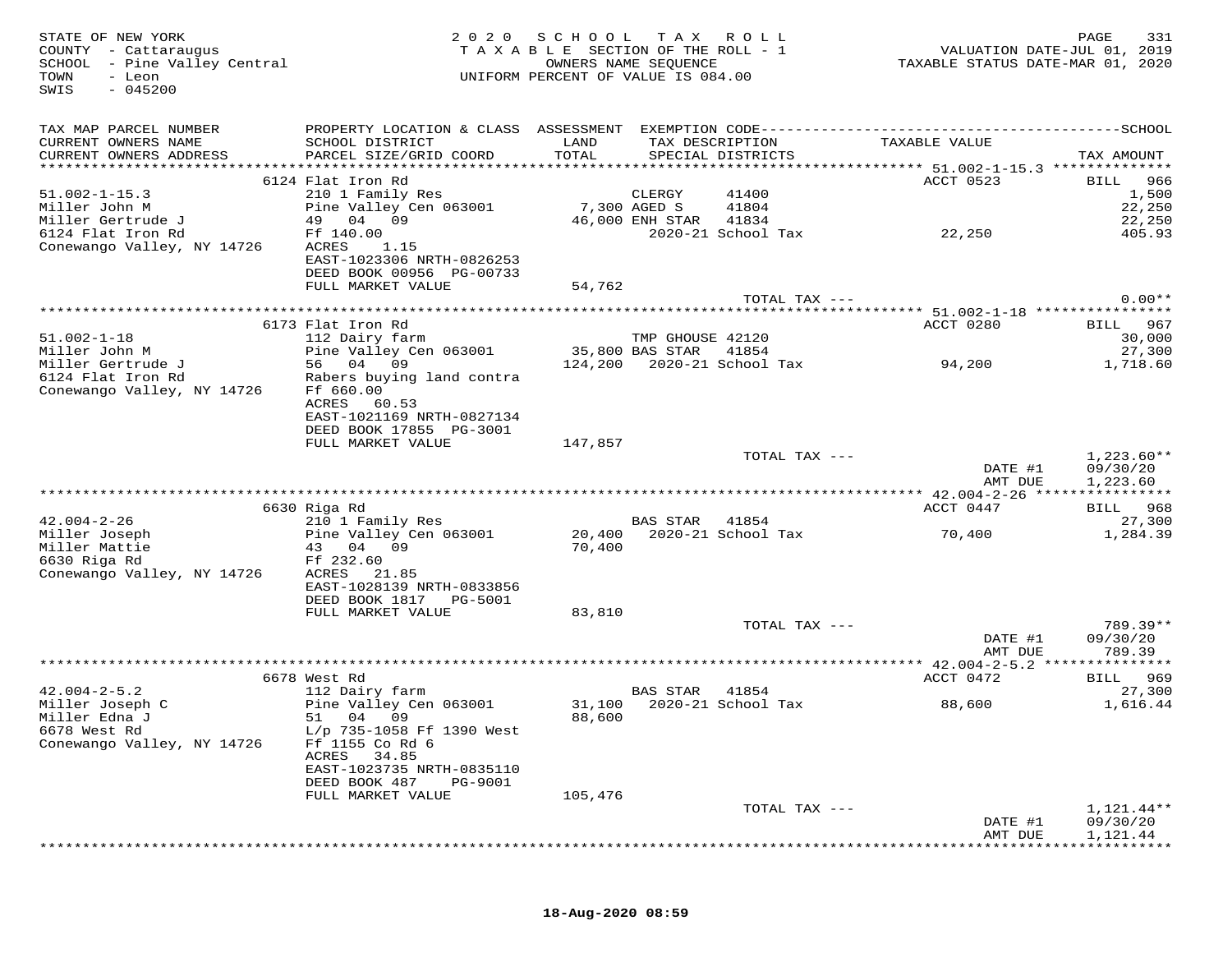STATE OF NEW YORK
COUNTY - Cattaraugus
SCHOOL - Pine Valley Central
TOWN - Leon
SWIS - 045200

2020 SCHOOL TAX ROLL
TAXABLE SECTION OF THE ROLL - 1
OWNERS NAME SEQUENCE
UNIFORM PERCENT OF VALUE IS 084.00

VALUATION DATE-JUL 01, 2019
TAXABLE STATUS DATE-MAR 01, 2020

| TAX MAP PARCEL NUMBER / CURRENT OWNERS NAME / CURRENT OWNERS ADDRESS | PROPERTY LOCATION & CLASS / SCHOOL DISTRICT / PARCEL SIZE/GRID COORD | ASSESSMENT LAND / TOTAL | EXEMPTION CODE / TAX DESCRIPTION / SPECIAL DISTRICTS | | TAXABLE VALUE | TAX AMOUNT |
|---|---|---|---|---|---|---|
| | 6124 Flat Iron Rd | | | | ACCT 0523 | BILL 966 |
| 51.002-1-15.3 | 210 1 Family Res | | CLERGY | 41400 | | 1,500 |
| Miller John M | Pine Valley Cen 063001 | 7,300 | AGED S | 41804 | | 22,250 |
| Miller Gertrude J | 49 04 09 | 46,000 | ENH STAR | 41834 | | 22,250 |
| 6124 Flat Iron Rd | Ff 140.00 | | 2020-21 School Tax | | 22,250 | 405.93 |
| Conewango Valley, NY 14726 | ACRES 1.15 | | | | | |
| | EAST-1023306 NRTH-0826253 | | | | | |
| | DEED BOOK 00956 PG-00733 | | | | | |
| | FULL MARKET VALUE | 54,762 | | | | |
| | | | TOTAL TAX --- | | | 0.00** |
| | 6173 Flat Iron Rd | | | | ACCT 0280 | BILL 967 |
| 51.002-1-18 | 112 Dairy farm | | TMP GHOUSE | 42120 | | 30,000 |
| Miller John M | Pine Valley Cen 063001 | 35,800 | BAS STAR | 41854 | | 27,300 |
| Miller Gertrude J | 56 04 09 | 124,200 | 2020-21 School Tax | | 94,200 | 1,718.60 |
| 6124 Flat Iron Rd | Rabers buying land contra | | | | | |
| Conewango Valley, NY 14726 | Ff 660.00 | | | | | |
| | ACRES 60.53 | | | | | |
| | EAST-1021169 NRTH-0827134 | | | | | |
| | DEED BOOK 17855 PG-3001 | | | | | |
| | FULL MARKET VALUE | 147,857 | | | | |
| | | | TOTAL TAX --- | | | 1,223.60** |
| | | | | | DATE #1 | 09/30/20 |
| | | | | | AMT DUE | 1,223.60 |
| | 6630 Riga Rd | | | | ACCT 0447 | BILL 968 |
| 42.004-2-26 | 210 1 Family Res | | BAS STAR | 41854 | | 27,300 |
| Miller Joseph | Pine Valley Cen 063001 | 20,400 | 2020-21 School Tax | | 70,400 | 1,284.39 |
| Miller Mattie | 43 04 09 | 70,400 | | | | |
| 6630 Riga Rd | Ff 232.60 | | | | | |
| Conewango Valley, NY 14726 | ACRES 21.85 | | | | | |
| | EAST-1028139 NRTH-0833856 | | | | | |
| | DEED BOOK 1817 PG-5001 | | | | | |
| | FULL MARKET VALUE | 83,810 | | | | |
| | | | TOTAL TAX --- | | | 789.39** |
| | | | | | DATE #1 | 09/30/20 |
| | | | | | AMT DUE | 789.39 |
| | 6678 West Rd | | | | ACCT 0472 | BILL 969 |
| 42.004-2-5.2 | 112 Dairy farm | | BAS STAR | 41854 | | 27,300 |
| Miller Joseph C | Pine Valley Cen 063001 | 31,100 | 2020-21 School Tax | | 88,600 | 1,616.44 |
| Miller Edna J | 51 04 09 | 88,600 | | | | |
| 6678 West Rd | L/p 735-1058 Ff 1390 West | | | | | |
| Conewango Valley, NY 14726 | Ff 1155 Co Rd 6 | | | | | |
| | ACRES 34.85 | | | | | |
| | EAST-1023735 NRTH-0835110 | | | | | |
| | DEED BOOK 487 PG-9001 | | | | | |
| | FULL MARKET VALUE | 105,476 | | | | |
| | | | TOTAL TAX --- | | | 1,121.44** |
| | | | | | DATE #1 | 09/30/20 |
| | | | | | AMT DUE | 1,121.44 |

18-Aug-2020 08:59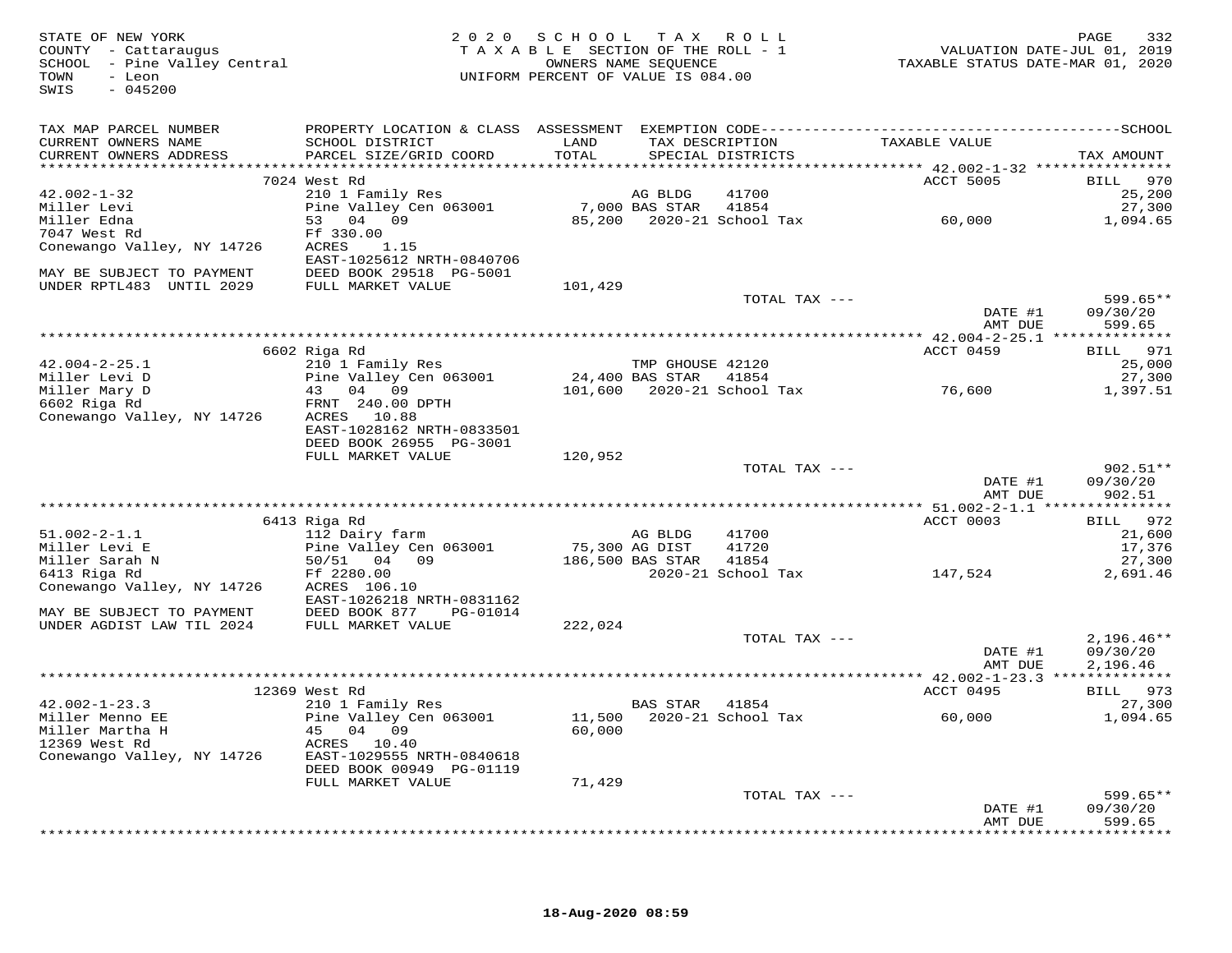STATE OF NEW YORK
COUNTY - Cattaraugus
SCHOOL - Pine Valley Central
TOWN - Leon
SWIS - 045200

2020 SCHOOL TAX ROLL
TAXABLE SECTION OF THE ROLL - 1
OWNERS NAME SEQUENCE
UNIFORM PERCENT OF VALUE IS 084.00

VALUATION DATE-JUL 01, 2019
TAXABLE STATUS DATE-MAR 01, 2020

| TAX MAP PARCEL NUMBER / CURRENT OWNERS NAME / CURRENT OWNERS ADDRESS | PROPERTY LOCATION & CLASS / SCHOOL DISTRICT / PARCEL SIZE/GRID COORD | ASSESSMENT LAND / TOTAL | EXEMPTION CODE / TAX DESCRIPTION / SPECIAL DISTRICTS | TAXABLE VALUE | TAX AMOUNT |
|---|---|---|---|---|---|
| **42.002-1-32** | 7024 West Rd | | | ACCT 5005 | BILL 970 |
| 42.002-1-32 | 210 1 Family Res | | AG BLDG 41700 | | 25,200 |
| Miller Levi | Pine Valley Cen 063001 | 7,000 | BAS STAR 41854 | | 27,300 |
| Miller Edna | 53 04 09 | 85,200 | 2020-21 School Tax | 60,000 | 1,094.65 |
| 7047 West Rd | Ff 330.00 | | | | |
| Conewango Valley, NY 14726 | ACRES 1.15 | | | | |
| | EAST-1025612 NRTH-0840706 | | | | |
| MAY BE SUBJECT TO PAYMENT | DEED BOOK 29518 PG-5001 | | | | |
| UNDER RPTL483 UNTIL 2029 | FULL MARKET VALUE | 101,429 | | | |
| | | | TOTAL TAX --- | | 599.65** |
| | | | | DATE #1 | 09/30/20 |
| | | | | AMT DUE | 599.65 |
| **42.004-2-25.1** | 6602 Riga Rd | | | ACCT 0459 | BILL 971 |
| 42.004-2-25.1 | 210 1 Family Res | | TMP GHOUSE 42120 | | 25,000 |
| Miller Levi D | Pine Valley Cen 063001 | 24,400 | BAS STAR 41854 | | 27,300 |
| Miller Mary D | 43 04 09 | 101,600 | 2020-21 School Tax | 76,600 | 1,397.51 |
| 6602 Riga Rd | FRNT 240.00 DPTH | | | | |
| Conewango Valley, NY 14726 | ACRES 10.88 | | | | |
| | EAST-1028162 NRTH-0833501 | | | | |
| | DEED BOOK 26955 PG-3001 | | | | |
| | FULL MARKET VALUE | 120,952 | | | |
| | | | TOTAL TAX --- | | 902.51** |
| | | | | DATE #1 | 09/30/20 |
| | | | | AMT DUE | 902.51 |
| **51.002-2-1.1** | 6413 Riga Rd | | | ACCT 0003 | BILL 972 |
| 51.002-2-1.1 | 112 Dairy farm | | AG BLDG 41700 | | 21,600 |
| Miller Levi E | Pine Valley Cen 063001 | 75,300 | AG DIST 41720 | | 17,376 |
| Miller Sarah N | 50/51 04 09 | 186,500 | BAS STAR 41854 | | 27,300 |
| 6413 Riga Rd | Ff 2280.00 | | 2020-21 School Tax | 147,524 | 2,691.46 |
| Conewango Valley, NY 14726 | ACRES 106.10 | | | | |
| | EAST-1026218 NRTH-0831162 | | | | |
| MAY BE SUBJECT TO PAYMENT | DEED BOOK 877 PG-01014 | | | | |
| UNDER AGDIST LAW TIL 2024 | FULL MARKET VALUE | 222,024 | | | |
| | | | TOTAL TAX --- | | 2,196.46** |
| | | | | DATE #1 | 09/30/20 |
| | | | | AMT DUE | 2,196.46 |
| **42.002-1-23.3** | 12369 West Rd | | | ACCT 0495 | BILL 973 |
| 42.002-1-23.3 | 210 1 Family Res | | BAS STAR 41854 | | 27,300 |
| Miller Menno EE | Pine Valley Cen 063001 | 11,500 | 2020-21 School Tax | 60,000 | 1,094.65 |
| Miller Martha H | 45 04 09 | 60,000 | | | |
| 12369 West Rd | ACRES 10.40 | | | | |
| Conewango Valley, NY 14726 | EAST-1029555 NRTH-0840618 | | | | |
| | DEED BOOK 00949 PG-01119 | | | | |
| | FULL MARKET VALUE | 71,429 | | | |
| | | | TOTAL TAX --- | | 599.65** |
| | | | | DATE #1 | 09/30/20 |
| | | | | AMT DUE | 599.65 |

18-Aug-2020 08:59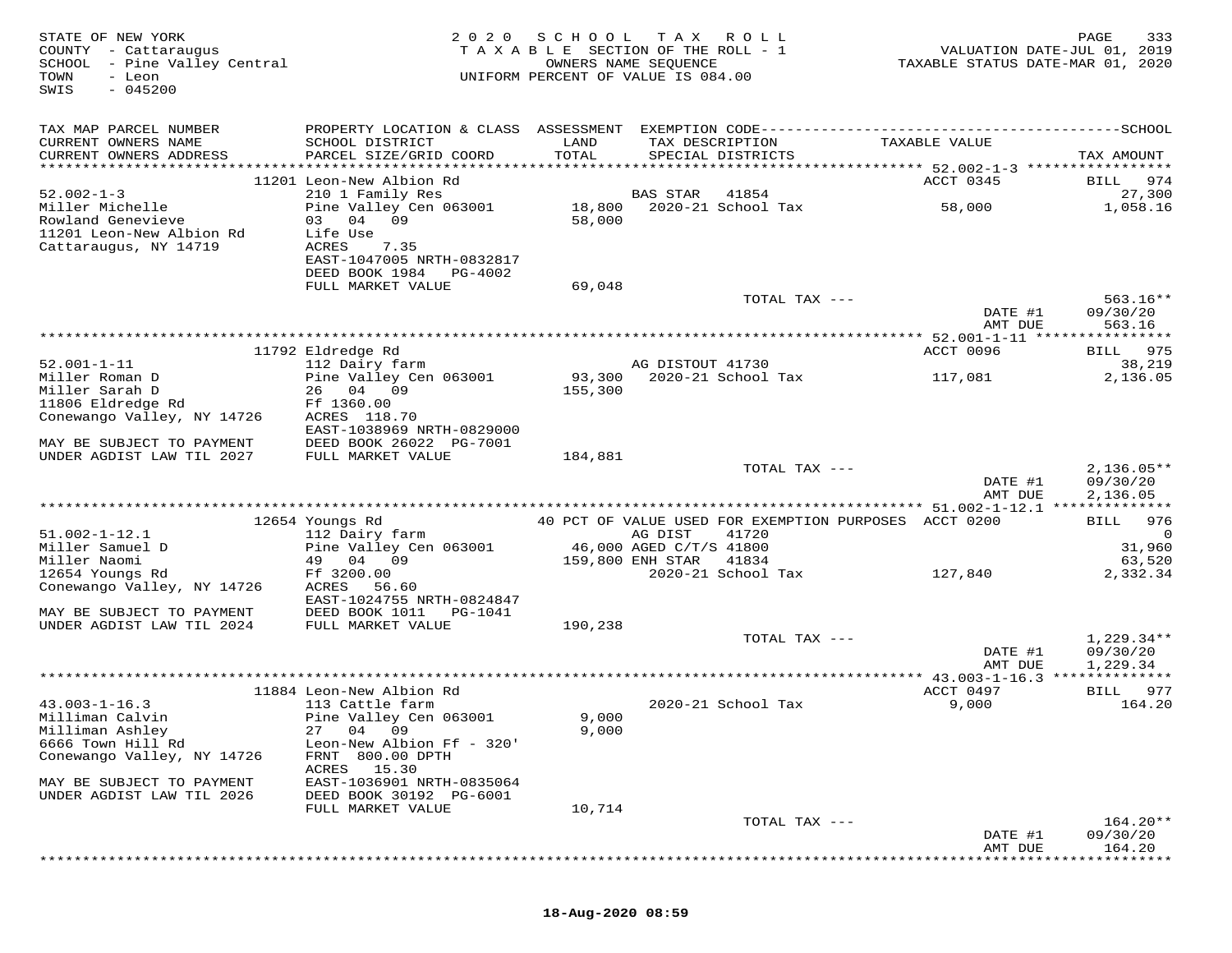STATE OF NEW YORK
COUNTY - Cattaraugus
SCHOOL - Pine Valley Central
TOWN - Leon
SWIS - 045200

2 0 2 0 S C H O O L T A X R O L L
T A X A B L E SECTION OF THE ROLL - 1
OWNERS NAME SEQUENCE
UNIFORM PERCENT OF VALUE IS 084.00

VALUATION DATE-JUL 01, 2019
TAXABLE STATUS DATE-MAR 01, 2020

| TAX MAP PARCEL NUMBER<br>CURRENT OWNERS NAME<br>CURRENT OWNERS ADDRESS | PROPERTY LOCATION & CLASS<br>SCHOOL DISTRICT<br>PARCEL SIZE/GRID COORD | ASSESSMENT<br>LAND<br>TOTAL | EXEMPTION CODE<br>TAX DESCRIPTION<br>SPECIAL DISTRICTS | TAXABLE VALUE | SCHOOL<br>TAX AMOUNT |
|---|---|---|---|---|---|
| | 11201 Leon-New Albion Rd | | | ACCT 0345 | BILL 974 |
| 52.002-1-3 | 210 1 Family Res | | BAS STAR 41854 | | 27,300 |
| Miller Michelle | Pine Valley Cen 063001 | 18,800 | 2020-21 School Tax | 58,000 | 1,058.16 |
| Rowland Genevieve | 03 04 09 | 58,000 | | | |
| 11201 Leon-New Albion Rd | Life Use | | | | |
| Cattaraugus, NY 14719 | ACRES 7.35 | | | | |
| | EAST-1047005 NRTH-0832817 | | | | |
| | DEED BOOK 1984 PG-4002 | | | | |
| | FULL MARKET VALUE | 69,048 | | | |
| | | | TOTAL TAX --- | | 563.16** |
| | | | | DATE #1 | 09/30/20 |
| | | | | AMT DUE | 563.16 |
| | 11792 Eldredge Rd | | | ACCT 0096 | BILL 975 |
| 52.001-1-11 | 112 Dairy farm | | AG DISTOUT 41730 | | 38,219 |
| Miller Roman D | Pine Valley Cen 063001 | 93,300 | 2020-21 School Tax | 117,081 | 2,136.05 |
| Miller Sarah D | 26 04 09 | 155,300 | | | |
| 11806 Eldredge Rd | Ff 1360.00 | | | | |
| Conewango Valley, NY 14726 | ACRES 118.70 | | | | |
| | EAST-1038969 NRTH-0829000 | | | | |
| MAY BE SUBJECT TO PAYMENT | DEED BOOK 26022 PG-7001 | | | | |
| UNDER AGDIST LAW TIL 2027 | FULL MARKET VALUE | 184,881 | | | |
| | | | TOTAL TAX --- | | 2,136.05** |
| | | | | DATE #1 | 09/30/20 |
| | | | | AMT DUE | 2,136.05 |
| | 12654 Youngs Rd | | 40 PCT OF VALUE USED FOR EXEMPTION PURPOSES | ACCT 0200 | BILL 976 |
| 51.002-1-12.1 | 112 Dairy farm | | AG DIST 41720 | | 0 |
| Miller Samuel D | Pine Valley Cen 063001 | 46,000 | AGED C/T/S 41800 | | 31,960 |
| Miller Naomi | 49 04 09 | 159,800 | ENH STAR 41834 | | 63,520 |
| 12654 Youngs Rd | Ff 3200.00 | | 2020-21 School Tax | 127,840 | 2,332.34 |
| Conewango Valley, NY 14726 | ACRES 56.60 | | | | |
| | EAST-1024755 NRTH-0824847 | | | | |
| MAY BE SUBJECT TO PAYMENT | DEED BOOK 1011 PG-1041 | | | | |
| UNDER AGDIST LAW TIL 2024 | FULL MARKET VALUE | 190,238 | | | |
| | | | TOTAL TAX --- | | 1,229.34** |
| | | | | DATE #1 | 09/30/20 |
| | | | | AMT DUE | 1,229.34 |
| | 11884 Leon-New Albion Rd | | | ACCT 0497 | BILL 977 |
| 43.003-1-16.3 | 113 Cattle farm | | 2020-21 School Tax | 9,000 | 164.20 |
| Milliman Calvin | Pine Valley Cen 063001 | 9,000 | | | |
| Milliman Ashley | 27 04 09 | 9,000 | | | |
| 6666 Town Hill Rd | Leon-New Albion Ff - 320' | | | | |
| Conewango Valley, NY 14726 | FRNT 800.00 DPTH | | | | |
| | ACRES 15.30 | | | | |
| MAY BE SUBJECT TO PAYMENT | EAST-1036901 NRTH-0835064 | | | | |
| UNDER AGDIST LAW TIL 2026 | DEED BOOK 30192 PG-6001 | | | | |
| | FULL MARKET VALUE | 10,714 | | | |
| | | | TOTAL TAX --- | | 164.20** |
| | | | | DATE #1 | 09/30/20 |
| | | | | AMT DUE | 164.20 |

18-Aug-2020 08:59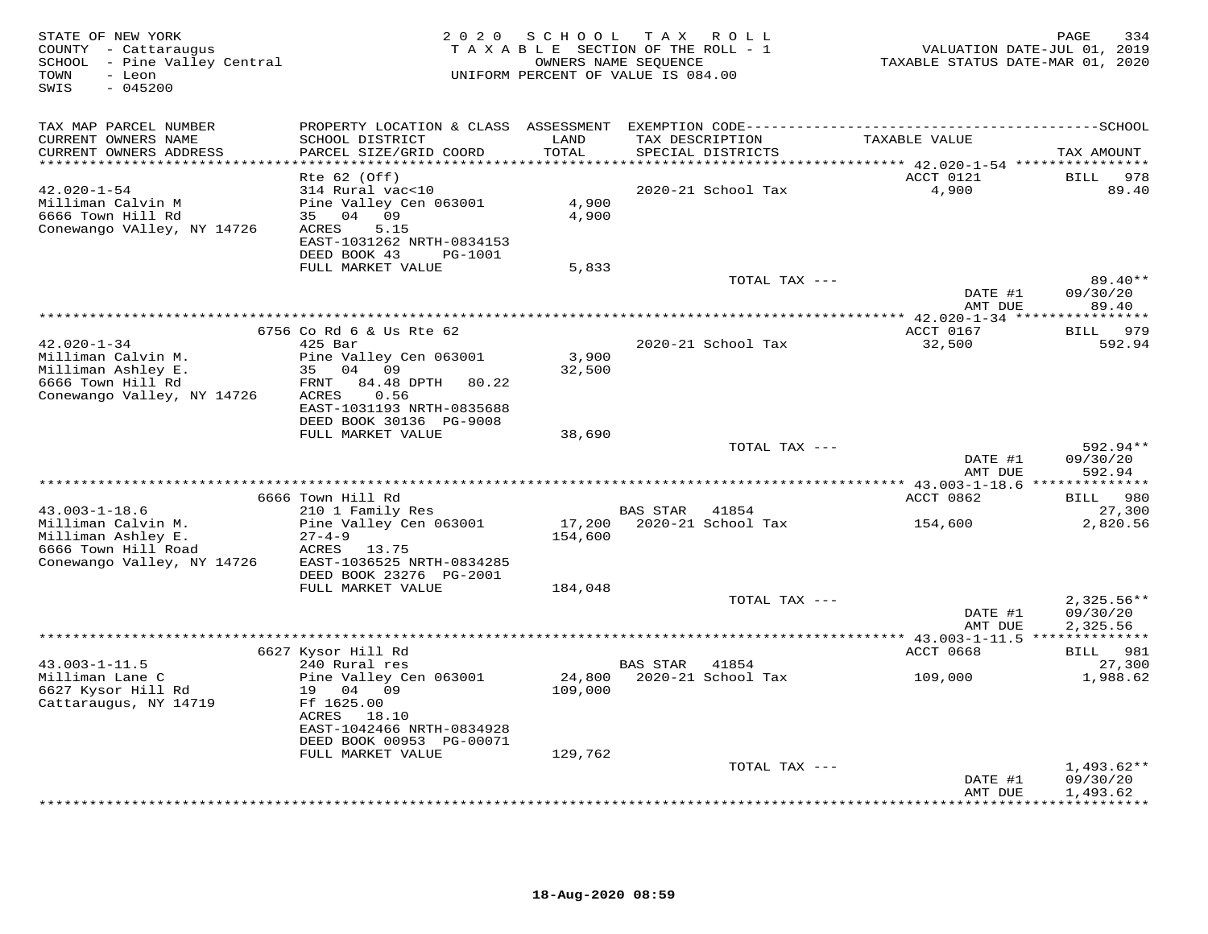STATE OF NEW YORK
COUNTY - Cattaraugus
SCHOOL - Pine Valley Central
TOWN - Leon
SWIS - 045200

2 0 2 0 S C H O O L T A X R O L L
T A X A B L E SECTION OF THE ROLL - 1
OWNERS NAME SEQUENCE
UNIFORM PERCENT OF VALUE IS 084.00

VALUATION DATE-JUL 01, 2019
TAXABLE STATUS DATE-MAR 01, 2020

| TAX MAP PARCEL NUMBER / CURRENT OWNERS NAME / CURRENT OWNERS ADDRESS | PROPERTY LOCATION & CLASS / SCHOOL DISTRICT / PARCEL SIZE/GRID COORD | ASSESSMENT LAND / TOTAL | EXEMPTION CODE / TAX DESCRIPTION / SPECIAL DISTRICTS | TAXABLE VALUE | SCHOOL TAX AMOUNT |
|---|---|---|---|---|---|
| 42.020-1-54 | Rte 62 (Off) | | | ACCT 0121 | BILL 978 |
| | 314 Rural vac<10 | | 2020-21 School Tax | 4,900 | 89.40 |
| Milliman Calvin M | Pine Valley Cen 063001 | 4,900 | | | |
| 6666 Town Hill Rd | 35 04 09 | 4,900 | | | |
| Conewango VAlley, NY 14726 | ACRES 5.15 | | | | |
| | EAST-1031262 NRTH-0834153 | | | | |
| | DEED BOOK 43 PG-1001 | | | | |
| | FULL MARKET VALUE | 5,833 | | | |
| | | | TOTAL TAX --- | | 89.40** |
| | | | | DATE #1 | 09/30/20 |
| | | | | AMT DUE | 89.40 |
| 42.020-1-34 | 6756 Co Rd 6 & Us Rte 62 | | | ACCT 0167 | BILL 979 |
| | 425 Bar | | 2020-21 School Tax | 32,500 | 592.94 |
| Milliman Calvin M. | Pine Valley Cen 063001 | 3,900 | | | |
| Milliman Ashley E. | 35 04 09 | 32,500 | | | |
| 6666 Town Hill Rd | FRNT 84.48 DPTH 80.22 | | | | |
| Conewango Valley, NY 14726 | ACRES 0.56 | | | | |
| | EAST-1031193 NRTH-0835688 | | | | |
| | DEED BOOK 30136 PG-9008 | | | | |
| | FULL MARKET VALUE | 38,690 | | | |
| | | | TOTAL TAX --- | | 592.94** |
| | | | | DATE #1 | 09/30/20 |
| | | | | AMT DUE | 592.94 |
| 43.003-1-18.6 | 6666 Town Hill Rd | | | ACCT 0862 | BILL 980 |
| | 210 1 Family Res | | BAS STAR 41854 | | 27,300 |
| Milliman Calvin M. | Pine Valley Cen 063001 | 17,200 | 2020-21 School Tax | 154,600 | 2,820.56 |
| Milliman Ashley E. | 27-4-9 | 154,600 | | | |
| 6666 Town Hill Road | ACRES 13.75 | | | | |
| Conewango Valley, NY 14726 | EAST-1036525 NRTH-0834285 | | | | |
| | DEED BOOK 23276 PG-2001 | | | | |
| | FULL MARKET VALUE | 184,048 | | | |
| | | | TOTAL TAX --- | | 2,325.56** |
| | | | | DATE #1 | 09/30/20 |
| | | | | AMT DUE | 2,325.56 |
| 43.003-1-11.5 | 6627 Kysor Hill Rd | | | ACCT 0668 | BILL 981 |
| | 240 Rural res | | BAS STAR 41854 | | 27,300 |
| Milliman Lane C | Pine Valley Cen 063001 | 24,800 | 2020-21 School Tax | 109,000 | 1,988.62 |
| 6627 Kysor Hill Rd | 19 04 09 | 109,000 | | | |
| Cattaraugus, NY 14719 | Ff 1625.00 | | | | |
| | ACRES 18.10 | | | | |
| | EAST-1042466 NRTH-0834928 | | | | |
| | DEED BOOK 00953 PG-00071 | | | | |
| | FULL MARKET VALUE | 129,762 | | | |
| | | | TOTAL TAX --- | | 1,493.62** |
| | | | | DATE #1 | 09/30/20 |
| | | | | AMT DUE | 1,493.62 |

18-Aug-2020 08:59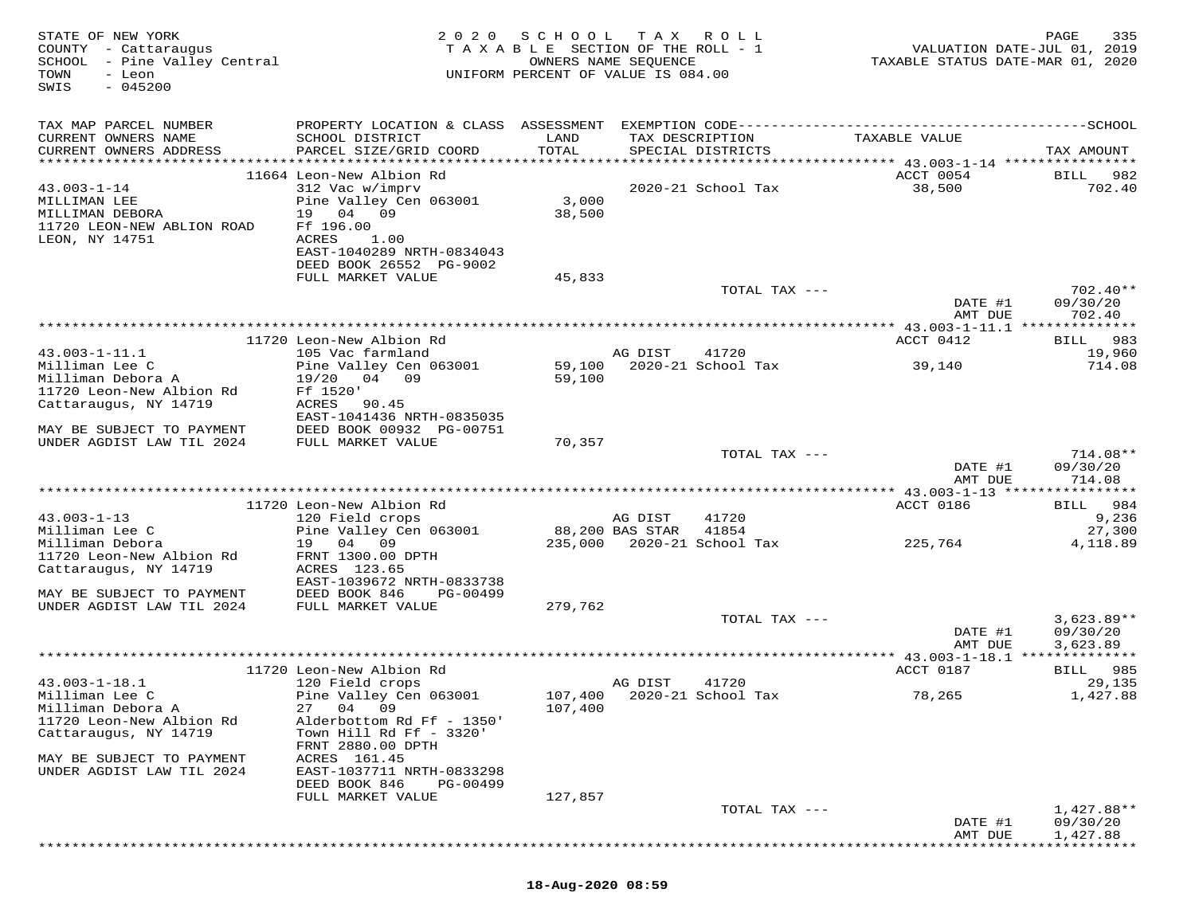STATE OF NEW YORK
COUNTY - Cattaraugus
SCHOOL - Pine Valley Central
TOWN - Leon
SWIS - 045200

2020 SCHOOL TAX ROLL
TAXABLE SECTION OF THE ROLL - 1
OWNERS NAME SEQUENCE
UNIFORM PERCENT OF VALUE IS 084.00

VALUATION DATE-JUL 01, 2019
TAXABLE STATUS DATE-MAR 01, 2020

| TAX MAP PARCEL NUMBER / CURRENT OWNERS NAME / CURRENT OWNERS ADDRESS | PROPERTY LOCATION & CLASS / SCHOOL DISTRICT / PARCEL SIZE/GRID COORD | ASSESSMENT LAND / TOTAL | EXEMPTION CODE / TAX DESCRIPTION / SPECIAL DISTRICTS | TAXABLE VALUE | SCHOOL TAX AMOUNT |
|---|---|---|---|---|---|
| 43.003-1-14 | 11664 Leon-New Albion Rd | | | ACCT 0054 | BILL 982 |
| MILLIMAN LEE | 312 Vac w/imprv | | 2020-21 School Tax | 38,500 | 702.40 |
| MILLIMAN DEBORA | Pine Valley Cen 063001 | 3,000 | | | |
| 11720 LEON-NEW ABLION ROAD | 19 04 09 | 38,500 | | | |
| LEON, NY 14751 | Ff 196.00 | | | | |
| | ACRES 1.00 | | | | |
| | EAST-1040289 NRTH-0834043 | | | | |
| | DEED BOOK 26552 PG-9002 | | | | |
| | FULL MARKET VALUE | 45,833 | | | |
| | | | TOTAL TAX --- | | 702.40** |
| | | | | DATE #1 | 09/30/20 |
| | | | | AMT DUE | 702.40 |
| 43.003-1-11.1 | 11720 Leon-New Albion Rd | | | ACCT 0412 | BILL 983 |
| Milliman Lee C | 105 Vac farmland | | AG DIST 41720 | | 19,960 |
| Milliman Debora A | Pine Valley Cen 063001 | 59,100 | 2020-21 School Tax | 39,140 | 714.08 |
| 11720 Leon-New Albion Rd | 19/20 04 09 | 59,100 | | | |
| Cattaraugus, NY 14719 | Ff 1520' | | | | |
| | ACRES 90.45 | | | | |
| MAY BE SUBJECT TO PAYMENT | EAST-1041436 NRTH-0835035 | | | | |
| UNDER AGDIST LAW TIL 2024 | DEED BOOK 00932 PG-00751 | | | | |
| | FULL MARKET VALUE | 70,357 | | | |
| | | | TOTAL TAX --- | | 714.08** |
| | | | | DATE #1 | 09/30/20 |
| | | | | AMT DUE | 714.08 |
| 43.003-1-13 | 11720 Leon-New Albion Rd | | | ACCT 0186 | BILL 984 |
| Milliman Lee C | 120 Field crops | | AG DIST 41720 | | 9,236 |
| Milliman Debora | Pine Valley Cen 063001 | 88,200 | BAS STAR 41854 | | 27,300 |
| 11720 Leon-New Albion Rd | 19 04 09 | 235,000 | 2020-21 School Tax | 225,764 | 4,118.89 |
| Cattaraugus, NY 14719 | FRNT 1300.00 DPTH | | | | |
| | ACRES 123.65 | | | | |
| MAY BE SUBJECT TO PAYMENT | EAST-1039672 NRTH-0833738 | | | | |
| UNDER AGDIST LAW TIL 2024 | DEED BOOK 846 PG-00499 | | | | |
| | FULL MARKET VALUE | 279,762 | | | |
| | | | TOTAL TAX --- | | 3,623.89** |
| | | | | DATE #1 | 09/30/20 |
| | | | | AMT DUE | 3,623.89 |
| 43.003-1-18.1 | 11720 Leon-New Albion Rd | | | ACCT 0187 | BILL 985 |
| Milliman Lee C | 120 Field crops | | AG DIST 41720 | | 29,135 |
| Milliman Debora A | Pine Valley Cen 063001 | 107,400 | 2020-21 School Tax | 78,265 | 1,427.88 |
| 11720 Leon-New Albion Rd | 27 04 09 | 107,400 | | | |
| Cattaraugus, NY 14719 | Alderbottom Rd Ff - 1350' | | | | |
| | Town Hill Rd Ff - 3320' | | | | |
| | FRNT 2880.00 DPTH | | | | |
| MAY BE SUBJECT TO PAYMENT | ACRES 161.45 | | | | |
| UNDER AGDIST LAW TIL 2024 | EAST-1037711 NRTH-0833298 | | | | |
| | DEED BOOK 846 PG-00499 | | | | |
| | FULL MARKET VALUE | 127,857 | | | |
| | | | TOTAL TAX --- | | 1,427.88** |
| | | | | DATE #1 | 09/30/20 |
| | | | | AMT DUE | 1,427.88 |

18-Aug-2020 08:59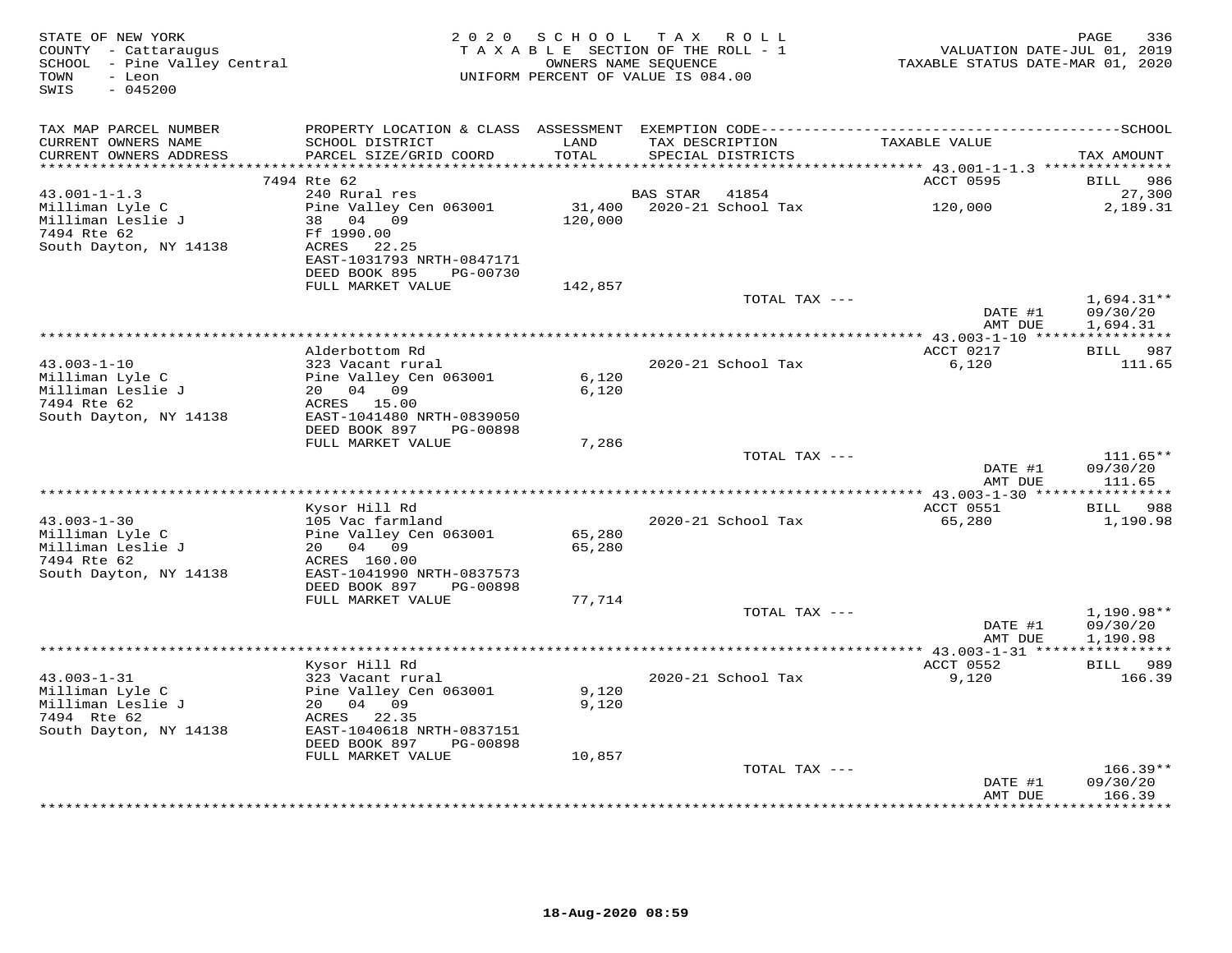STATE OF NEW YORK
COUNTY - Cattaraugus
SCHOOL - Pine Valley Central
TOWN - Leon
SWIS - 045200

2020 SCHOOL TAX ROLL
TAXABLE SECTION OF THE ROLL - 1
OWNERS NAME SEQUENCE
UNIFORM PERCENT OF VALUE IS 084.00

VALUATION DATE-JUL 01, 2019
TAXABLE STATUS DATE-MAR 01, 2020

| TAX MAP PARCEL NUMBER / CURRENT OWNERS NAME / CURRENT OWNERS ADDRESS | PROPERTY LOCATION & CLASS / SCHOOL DISTRICT / PARCEL SIZE/GRID COORD | ASSESSMENT LAND / TOTAL | EXEMPTION CODE / TAX DESCRIPTION / SPECIAL DISTRICTS | TAXABLE VALUE | SCHOOL TAX AMOUNT |
|---|---|---|---|---|---|
| **43.001-1-1.3** | 7494 Rte 62 | | | ACCT 0595 | BILL 986 |
| Milliman Lyle C | 240 Rural res | | BAS STAR 41854 | | 27,300 |
| Milliman Leslie J | Pine Valley Cen 063001 | 31,400 | 2020-21 School Tax | 120,000 | 2,189.31 |
| 7494 Rte 62 | 38 04 09 | 120,000 | | | |
| South Dayton, NY 14138 | Ff 1990.00 | | | | |
| | ACRES 22.25 | | | | |
| | EAST-1031793 NRTH-0847171 | | | | |
| | DEED BOOK 895 PG-00730 | | | | |
| | FULL MARKET VALUE | 142,857 | | | |
| | | | TOTAL TAX --- | | 1,694.31** |
| | | | | DATE #1 | 09/30/20 |
| | | | | AMT DUE | 1,694.31 |
| **43.003-1-10** | Alderbottom Rd | | | ACCT 0217 | BILL 987 |
| Milliman Lyle C | 323 Vacant rural | | 2020-21 School Tax | 6,120 | 111.65 |
| Milliman Leslie J | Pine Valley Cen 063001 | 6,120 | | | |
| 7494 Rte 62 | 20 04 09 | 6,120 | | | |
| South Dayton, NY 14138 | ACRES 15.00 | | | | |
| | EAST-1041480 NRTH-0839050 | | | | |
| | DEED BOOK 897 PG-00898 | | | | |
| | FULL MARKET VALUE | 7,286 | | | |
| | | | TOTAL TAX --- | | 111.65** |
| | | | | DATE #1 | 09/30/20 |
| | | | | AMT DUE | 111.65 |
| **43.003-1-30** | Kysor Hill Rd | | | ACCT 0551 | BILL 988 |
| Milliman Lyle C | 105 Vac farmland | | 2020-21 School Tax | 65,280 | 1,190.98 |
| Milliman Leslie J | Pine Valley Cen 063001 | 65,280 | | | |
| 7494 Rte 62 | 20 04 09 | 65,280 | | | |
| South Dayton, NY 14138 | ACRES 160.00 | | | | |
| | EAST-1041990 NRTH-0837573 | | | | |
| | DEED BOOK 897 PG-00898 | | | | |
| | FULL MARKET VALUE | 77,714 | | | |
| | | | TOTAL TAX --- | | 1,190.98** |
| | | | | DATE #1 | 09/30/20 |
| | | | | AMT DUE | 1,190.98 |
| **43.003-1-31** | Kysor Hill Rd | | | ACCT 0552 | BILL 989 |
| Milliman Lyle C | 323 Vacant rural | | 2020-21 School Tax | 9,120 | 166.39 |
| Milliman Leslie J | Pine Valley Cen 063001 | 9,120 | | | |
| 7494 Rte 62 | 20 04 09 | 9,120 | | | |
| South Dayton, NY 14138 | ACRES 22.35 | | | | |
| | EAST-1040618 NRTH-0837151 | | | | |
| | DEED BOOK 897 PG-00898 | | | | |
| | FULL MARKET VALUE | 10,857 | | | |
| | | | TOTAL TAX --- | | 166.39** |
| | | | | DATE #1 | 09/30/20 |
| | | | | AMT DUE | 166.39 |

18-Aug-2020 08:59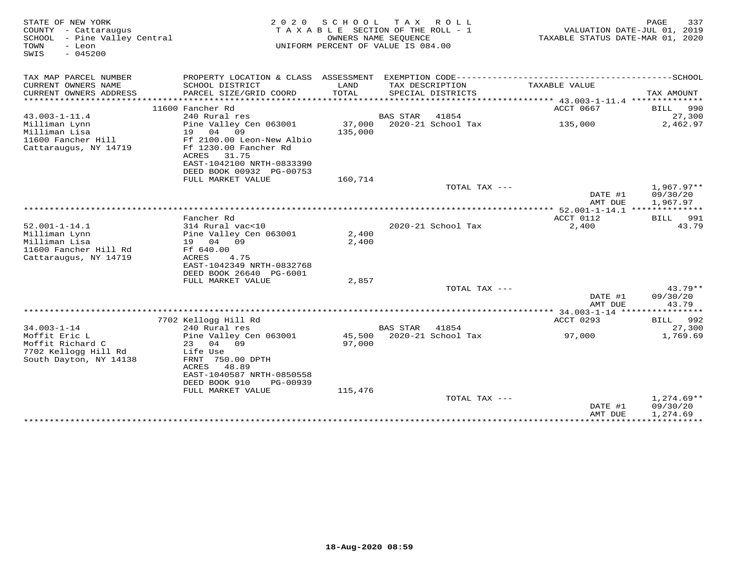STATE OF NEW YORK
COUNTY - Cattaraugus
SCHOOL - Pine Valley Central
TOWN - Leon
SWIS - 045200

2020 SCHOOL TAX ROLL
TAXABLE SECTION OF THE ROLL - 1
OWNERS NAME SEQUENCE
UNIFORM PERCENT OF VALUE IS 084.00

VALUATION DATE-JUL 01, 2019
TAXABLE STATUS DATE-MAR 01, 2020

| TAX MAP PARCEL NUMBER / CURRENT OWNERS NAME / CURRENT OWNERS ADDRESS | PROPERTY LOCATION & CLASS / SCHOOL DISTRICT / PARCEL SIZE/GRID COORD | ASSESSMENT LAND / TOTAL | EXEMPTION CODE / TAX DESCRIPTION / SPECIAL DISTRICTS | TAXABLE VALUE | SCHOOL TAX AMOUNT |
|---|---|---|---|---|---|
| | 11600 Fancher Rd | | | ACCT 0667 | BILL 990 |
| 43.003-1-11.4 | 240 Rural res | | BAS STAR 41854 | | 27,300 |
| Milliman Lynn | Pine Valley Cen 063001 | 37,000 | 2020-21 School Tax | 135,000 | 2,462.97 |
| Milliman Lisa | 19 04 09 | 135,000 | | | |
| 11600 Fancher Hill | Ff 2100.00 Leon-New Albio | | | | |
| Cattaraugus, NY 14719 | Ff 1230.00 Fancher Rd | | | | |
| | ACRES 31.75 | | | | |
| | EAST-1042100 NRTH-0833390 | | | | |
| | DEED BOOK 00932 PG-00753 | | | | |
| | FULL MARKET VALUE | 160,714 | | | |
| | | | TOTAL TAX --- | | 1,967.97** |
| | | | | DATE #1 | 09/30/20 |
| | | | | AMT DUE | 1,967.97 |
| | Fancher Rd | | | ACCT 0112 | BILL 991 |
| 52.001-1-14.1 | 314 Rural vac<10 | | 2020-21 School Tax | 2,400 | 43.79 |
| Milliman Lynn | Pine Valley Cen 063001 | 2,400 | | | |
| Milliman Lisa | 19 04 09 | 2,400 | | | |
| 11600 Fancher Hill Rd | Ff 640.00 | | | | |
| Cattaraugus, NY 14719 | ACRES 4.75 | | | | |
| | EAST-1042349 NRTH-0832768 | | | | |
| | DEED BOOK 26640 PG-6001 | | | | |
| | FULL MARKET VALUE | 2,857 | | | |
| | | | TOTAL TAX --- | | 43.79** |
| | | | | DATE #1 | 09/30/20 |
| | | | | AMT DUE | 43.79 |
| | 7702 Kellogg Hill Rd | | | ACCT 0293 | BILL 992 |
| 34.003-1-14 | 240 Rural res | | BAS STAR 41854 | | 27,300 |
| Moffit Eric L | Pine Valley Cen 063001 | 45,500 | 2020-21 School Tax | 97,000 | 1,769.69 |
| Moffit Richard C | 23 04 09 | 97,000 | | | |
| 7702 Kellogg Hill Rd | Life Use | | | | |
| South Dayton, NY 14138 | FRNT 750.00 DPTH | | | | |
| | ACRES 48.89 | | | | |
| | EAST-1040587 NRTH-0850558 | | | | |
| | DEED BOOK 910 PG-00939 | | | | |
| | FULL MARKET VALUE | 115,476 | | | |
| | | | TOTAL TAX --- | | 1,274.69** |
| | | | | DATE #1 | 09/30/20 |
| | | | | AMT DUE | 1,274.69 |

18-Aug-2020 08:59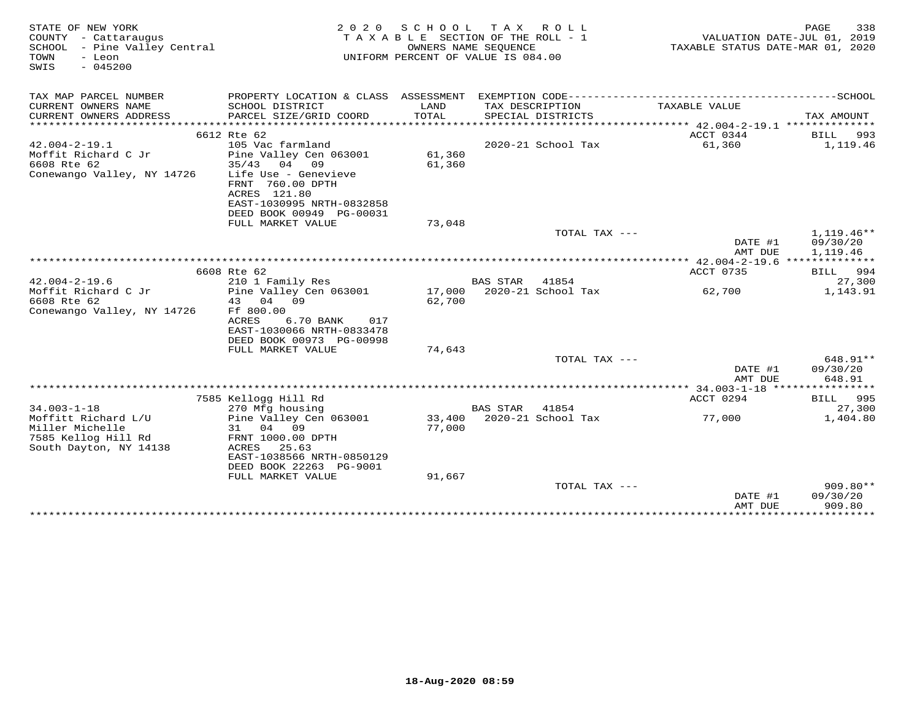STATE OF NEW YORK
COUNTY - Cattaraugus
SCHOOL - Pine Valley Central
TOWN - Leon
SWIS - 045200

2020 SCHOOL TAX ROLL
TAXABLE SECTION OF THE ROLL - 1
OWNERS NAME SEQUENCE
UNIFORM PERCENT OF VALUE IS 084.00

VALUATION DATE-JUL 01, 2019
TAXABLE STATUS DATE-MAR 01, 2020

| TAX MAP PARCEL NUMBER / CURRENT OWNERS NAME / CURRENT OWNERS ADDRESS | PROPERTY LOCATION & CLASS / SCHOOL DISTRICT / PARCEL SIZE/GRID COORD | ASSESSMENT LAND / TOTAL | EXEMPTION CODE / TAX DESCRIPTION / SPECIAL DISTRICTS | TAXABLE VALUE | TAX AMOUNT |
|---|---|---|---|---|---|
| | 6612 Rte 62 | | | ACCT 0344 | BILL 993 |
| 42.004-2-19.1 | 105 Vac farmland | | 2020-21 School Tax | 61,360 | 1,119.46 |
| Moffit Richard C Jr | Pine Valley Cen 063001 | 61,360 | | | |
| 6608 Rte 62 | 35/43 04 09 | 61,360 | | | |
| Conewango Valley, NY 14726 | Life Use - Genevieve | | | | |
| | FRNT 760.00 DPTH | | | | |
| | ACRES 121.80 | | | | |
| | EAST-1030995 NRTH-0832858 | | | | |
| | DEED BOOK 00949 PG-00031 | | | | |
| | FULL MARKET VALUE | 73,048 | | | |
| | | | TOTAL TAX --- | | 1,119.46** |
| | | | | DATE #1 | 09/30/20 |
| | | | | AMT DUE | 1,119.46 |
| | 6608 Rte 62 | | | ACCT 0735 | BILL 994 |
| 42.004-2-19.6 | 210 1 Family Res | | BAS STAR 41854 | | 27,300 |
| Moffit Richard C Jr | Pine Valley Cen 063001 | 17,000 | 2020-21 School Tax | 62,700 | 1,143.91 |
| 6608 Rte 62 | 43 04 09 | 62,700 | | | |
| Conewango Valley, NY 14726 | Ff 800.00 | | | | |
| | ACRES 6.70 BANK 017 | | | | |
| | EAST-1030066 NRTH-0833478 | | | | |
| | DEED BOOK 00973 PG-00998 | | | | |
| | FULL MARKET VALUE | 74,643 | | | |
| | | | TOTAL TAX --- | | 648.91** |
| | | | | DATE #1 | 09/30/20 |
| | | | | AMT DUE | 648.91 |
| | 7585 Kellogg Hill Rd | | | ACCT 0294 | BILL 995 |
| 34.003-1-18 | 270 Mfg housing | | BAS STAR 41854 | | 27,300 |
| Moffitt Richard L/U | Pine Valley Cen 063001 | 33,400 | 2020-21 School Tax | 77,000 | 1,404.80 |
| Miller Michelle | 31 04 09 | 77,000 | | | |
| 7585 Kellog Hill Rd | FRNT 1000.00 DPTH | | | | |
| South Dayton, NY 14138 | ACRES 25.63 | | | | |
| | EAST-1038566 NRTH-0850129 | | | | |
| | DEED BOOK 22263 PG-9001 | | | | |
| | FULL MARKET VALUE | 91,667 | | | |
| | | | TOTAL TAX --- | | 909.80** |
| | | | | DATE #1 | 09/30/20 |
| | | | | AMT DUE | 909.80 |

18-Aug-2020 08:59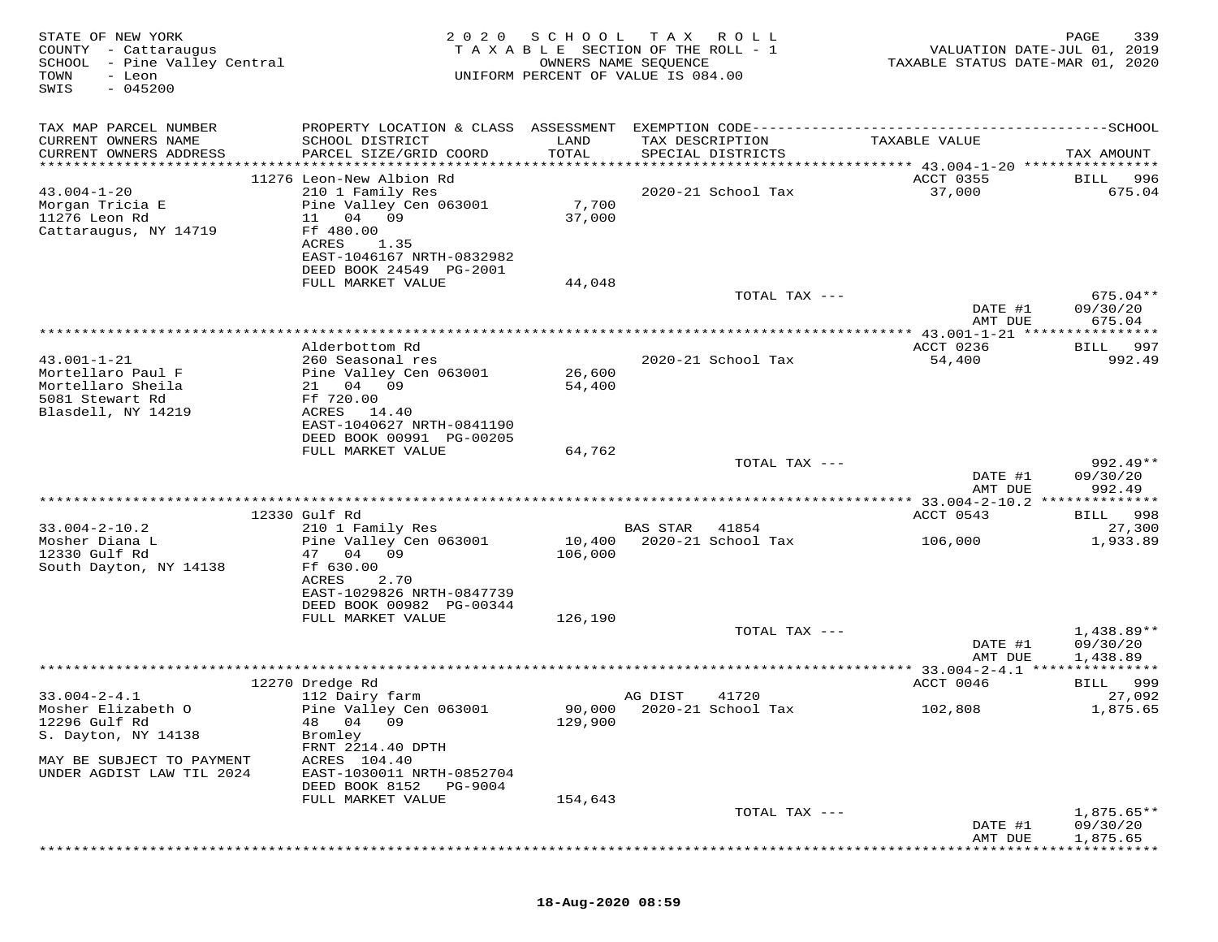STATE OF NEW YORK
COUNTY - Cattaraugus
SCHOOL - Pine Valley Central
TOWN - Leon
SWIS - 045200

2020 SCHOOL TAX ROLL
TAXABLE SECTION OF THE ROLL - 1
OWNERS NAME SEQUENCE
UNIFORM PERCENT OF VALUE IS 084.00

VALUATION DATE-JUL 01, 2019
TAXABLE STATUS DATE-MAR 01, 2020

| TAX MAP PARCEL NUMBER / CURRENT OWNERS NAME / CURRENT OWNERS ADDRESS | PROPERTY LOCATION & CLASS / SCHOOL DISTRICT / PARCEL SIZE/GRID COORD | ASSESSMENT LAND / TOTAL | EXEMPTION CODE / TAX DESCRIPTION / SPECIAL DISTRICTS | TAXABLE VALUE | TAX AMOUNT |
|---|---|---|---|---|---|
| 43.004-1-20 | 11276 Leon-New Albion Rd | | | ACCT 0355 | BILL 996 |
| Morgan Tricia E | 210 1 Family Res | | 2020-21 School Tax | 37,000 | 675.04 |
| 11276 Leon Rd | Pine Valley Cen 063001 | 7,700 | | | |
| Cattaraugus, NY 14719 | 11 04 09 | 37,000 | | | |
| | Ff 480.00 | | | | |
| | ACRES 1.35 | | | | |
| | EAST-1046167 NRTH-0832982 | | | | |
| | DEED BOOK 24549 PG-2001 | | | | |
| | FULL MARKET VALUE | 44,048 | | | |
| | | | TOTAL TAX --- | | 675.04** |
| | | | | DATE #1 | 09/30/20 |
| | | | | AMT DUE | 675.04 |
| 43.001-1-21 | Alderbottom Rd | | | ACCT 0236 | BILL 997 |
| Mortellaro Paul F | 260 Seasonal res | | 2020-21 School Tax | 54,400 | 992.49 |
| Mortellaro Sheila | Pine Valley Cen 063001 | 26,600 | | | |
| 5081 Stewart Rd | 21 04 09 | 54,400 | | | |
| Blasdell, NY 14219 | Ff 720.00 | | | | |
| | ACRES 14.40 | | | | |
| | EAST-1040627 NRTH-0841190 | | | | |
| | DEED BOOK 00991 PG-00205 | | | | |
| | FULL MARKET VALUE | 64,762 | | | |
| | | | TOTAL TAX --- | | 992.49** |
| | | | | DATE #1 | 09/30/20 |
| | | | | AMT DUE | 992.49 |
| 33.004-2-10.2 | 12330 Gulf Rd | | | ACCT 0543 | BILL 998 |
| Mosher Diana L | 210 1 Family Res | | BAS STAR 41854 | | 27,300 |
| 12330 Gulf Rd | Pine Valley Cen 063001 | 10,400 | 2020-21 School Tax | 106,000 | 1,933.89 |
| South Dayton, NY 14138 | 47 04 09 | 106,000 | | | |
| | Ff 630.00 | | | | |
| | ACRES 2.70 | | | | |
| | EAST-1029826 NRTH-0847739 | | | | |
| | DEED BOOK 00982 PG-00344 | | | | |
| | FULL MARKET VALUE | 126,190 | | | |
| | | | TOTAL TAX --- | | 1,438.89** |
| | | | | DATE #1 | 09/30/20 |
| | | | | AMT DUE | 1,438.89 |
| 33.004-2-4.1 | 12270 Dredge Rd | | | ACCT 0046 | BILL 999 |
| Mosher Elizabeth O | 112 Dairy farm | | AG DIST 41720 | | 27,092 |
| 12296 Gulf Rd | Pine Valley Cen 063001 | 90,000 | 2020-21 School Tax | 102,808 | 1,875.65 |
| S. Dayton, NY 14138 | 48 04 09 | 129,900 | | | |
| | Bromley | | | | |
| MAY BE SUBJECT TO PAYMENT | FRNT 2214.40 DPTH | | | | |
| UNDER AGDIST LAW TIL 2024 | ACRES 104.40 | | | | |
| | EAST-1030011 NRTH-0852704 | | | | |
| | DEED BOOK 8152 PG-9004 | | | | |
| | FULL MARKET VALUE | 154,643 | | | |
| | | | TOTAL TAX --- | | 1,875.65** |
| | | | | DATE #1 | 09/30/20 |
| | | | | AMT DUE | 1,875.65 |

18-Aug-2020 08:59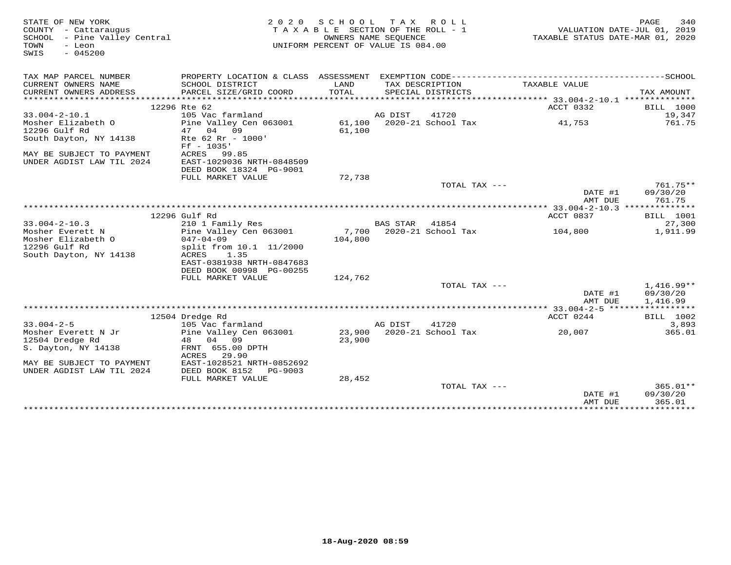STATE OF NEW YORK
COUNTY - Cattaraugus
SCHOOL - Pine Valley Central
TOWN - Leon
SWIS - 045200

2020 SCHOOL TAX ROLL
TAXABLE SECTION OF THE ROLL - 1
OWNERS NAME SEQUENCE
UNIFORM PERCENT OF VALUE IS 084.00

VALUATION DATE-JUL 01, 2019
TAXABLE STATUS DATE-MAR 01, 2020

| TAX MAP PARCEL NUMBER / CURRENT OWNERS NAME / CURRENT OWNERS ADDRESS | PROPERTY LOCATION & CLASS / SCHOOL DISTRICT / PARCEL SIZE/GRID COORD | ASSESSMENT LAND / TOTAL | EXEMPTION CODE / TAX DESCRIPTION / SPECIAL DISTRICTS | TAXABLE VALUE | TAX AMOUNT |
|---|---|---|---|---|---|
| | 12296 Rte 62 | | | ACCT 0332 | BILL 1000 |
| 33.004-2-10.1 | 105 Vac farmland | | AG DIST 41720 | | 19,347 |
| Mosher Elizabeth O | Pine Valley Cen 063001 | 61,100 | 2020-21 School Tax | 41,753 | 761.75 |
| 12296 Gulf Rd | 47 04 09 | 61,100 | | | |
| South Dayton, NY 14138 | Rte 62 Rr - 1000' | | | | |
| | Ff - 1035' | | | | |
| MAY BE SUBJECT TO PAYMENT | ACRES 99.85 | | | | |
| UNDER AGDIST LAW TIL 2024 | EAST-1029036 NRTH-0848509 | | | | |
| | DEED BOOK 18324 PG-9001 | | | | |
| | FULL MARKET VALUE | 72,738 | | | |
| | | | TOTAL TAX --- | | 761.75** |
| | | | | DATE #1 | 09/30/20 |
| | | | | AMT DUE | 761.75 |
| | 12296 Gulf Rd | | | ACCT 0837 | BILL 1001 |
| 33.004-2-10.3 | 210 1 Family Res | | BAS STAR 41854 | | 27,300 |
| Mosher Everett N | Pine Valley Cen 063001 | 7,700 | 2020-21 School Tax | 104,800 | 1,911.99 |
| Mosher Elizabeth O | 047-04-09 | 104,800 | | | |
| 12296 Gulf Rd | split from 10.1 11/2000 | | | | |
| South Dayton, NY 14138 | ACRES 1.35 | | | | |
| | EAST-0381938 NRTH-0847683 | | | | |
| | DEED BOOK 00998 PG-00255 | | | | |
| | FULL MARKET VALUE | 124,762 | | | |
| | | | TOTAL TAX --- | | 1,416.99** |
| | | | | DATE #1 | 09/30/20 |
| | | | | AMT DUE | 1,416.99 |
| | 12504 Dredge Rd | | | ACCT 0244 | BILL 1002 |
| 33.004-2-5 | 105 Vac farmland | | AG DIST 41720 | | 3,893 |
| Mosher Everett N Jr | Pine Valley Cen 063001 | 23,900 | 2020-21 School Tax | 20,007 | 365.01 |
| 12504 Dredge Rd | 48 04 09 | 23,900 | | | |
| S. Dayton, NY 14138 | FRNT 655.00 DPTH | | | | |
| | ACRES 29.90 | | | | |
| MAY BE SUBJECT TO PAYMENT | EAST-1028521 NRTH-0852692 | | | | |
| UNDER AGDIST LAW TIL 2024 | DEED BOOK 8152 PG-9003 | | | | |
| | FULL MARKET VALUE | 28,452 | | | |
| | | | TOTAL TAX --- | | 365.01** |
| | | | | DATE #1 | 09/30/20 |
| | | | | AMT DUE | 365.01 |

18-Aug-2020 08:59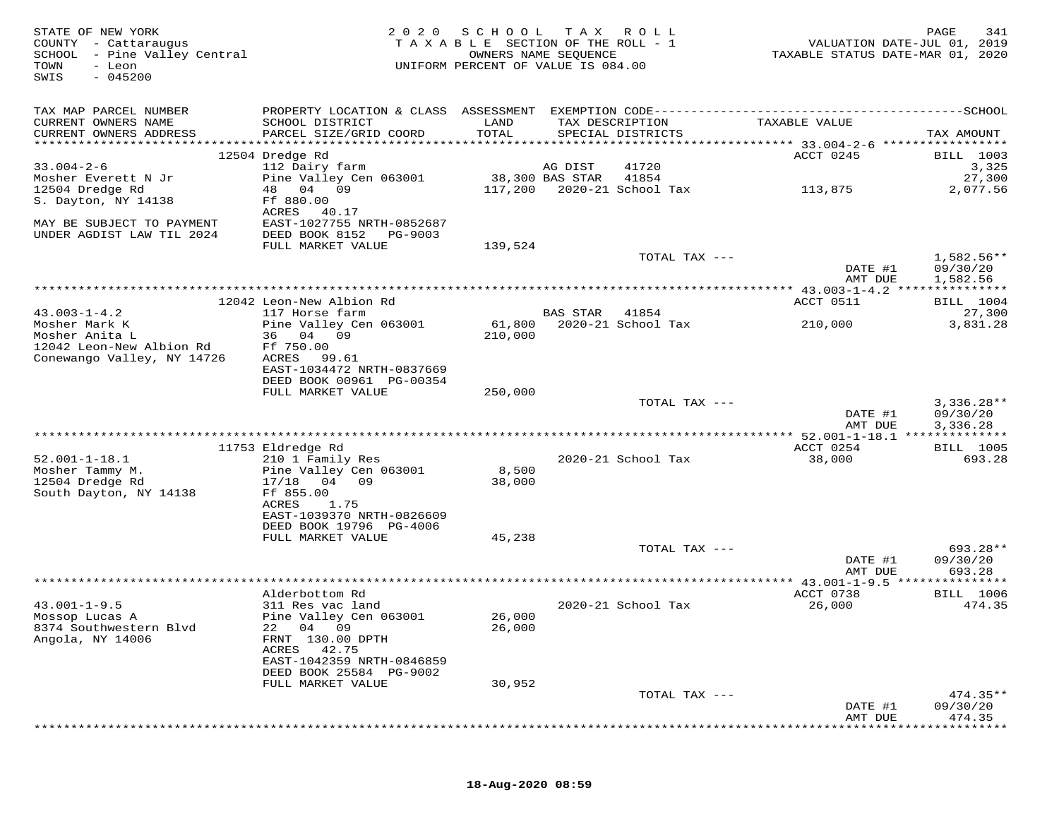STATE OF NEW YORK
COUNTY - Cattaraugus
SCHOOL - Pine Valley Central
TOWN - Leon
SWIS - 045200

2020 SCHOOL TAX ROLL
TAXABLE SECTION OF THE ROLL - 1
OWNERS NAME SEQUENCE
UNIFORM PERCENT OF VALUE IS 084.00

VALUATION DATE-JUL 01, 2019
TAXABLE STATUS DATE-MAR 01, 2020

| TAX MAP PARCEL NUMBER / CURRENT OWNERS NAME / CURRENT OWNERS ADDRESS | PROPERTY LOCATION & CLASS / SCHOOL DISTRICT / PARCEL SIZE/GRID COORD | ASSESSMENT LAND / TOTAL | EXEMPTION CODE / TAX DESCRIPTION / SPECIAL DISTRICTS | TAXABLE VALUE | TAX AMOUNT |
|---|---|---|---|---|---|
| **33.004-2-6** | 12504 Dredge Rd | | | ACCT 0245 | BILL 1003 |
| Mosher Everett N Jr | 112 Dairy farm | | AG DIST 41720 | | 3,325 |
| 12504 Dredge Rd | Pine Valley Cen 063001 | 38,300 | BAS STAR 41854 | | 27,300 |
| S. Dayton, NY 14138 | 48 04 09 | 117,200 | 2020-21 School Tax | 113,875 | 2,077.56 |
| MAY BE SUBJECT TO PAYMENT | Ff 880.00 | | | | |
| UNDER AGDIST LAW TIL 2024 | ACRES 40.17 | | | | |
| | EAST-1027755 NRTH-0852687 | | | | |
| | DEED BOOK 8152 PG-9003 | | | | |
| | FULL MARKET VALUE | 139,524 | | | |
| | | | TOTAL TAX --- | | 1,582.56** |
| | | | | DATE #1 | 09/30/20 |
| | | | | AMT DUE | 1,582.56 |
| **43.003-1-4.2** | 12042 Leon-New Albion Rd | | | ACCT 0511 | BILL 1004 |
| Mosher Mark K | 117 Horse farm | | BAS STAR 41854 | | 27,300 |
| Mosher Anita L | Pine Valley Cen 063001 | 61,800 | 2020-21 School Tax | 210,000 | 3,831.28 |
| 12042 Leon-New Albion Rd | 36 04 09 | 210,000 | | | |
| Conewango Valley, NY 14726 | Ff 750.00 | | | | |
| | ACRES 99.61 | | | | |
| | EAST-1034472 NRTH-0837669 | | | | |
| | DEED BOOK 00961 PG-00354 | | | | |
| | FULL MARKET VALUE | 250,000 | | | |
| | | | TOTAL TAX --- | | 3,336.28** |
| | | | | DATE #1 | 09/30/20 |
| | | | | AMT DUE | 3,336.28 |
| **52.001-1-18.1** | 11753 Eldredge Rd | | | ACCT 0254 | BILL 1005 |
| Mosher Tammy M. | 210 1 Family Res | | 2020-21 School Tax | 38,000 | 693.28 |
| 12504 Dredge Rd | Pine Valley Cen 063001 | 8,500 | | | |
| South Dayton, NY 14138 | 17/18 04 09 | 38,000 | | | |
| | Ff 855.00 | | | | |
| | ACRES 1.75 | | | | |
| | EAST-1039370 NRTH-0826609 | | | | |
| | DEED BOOK 19796 PG-4006 | | | | |
| | FULL MARKET VALUE | 45,238 | | | |
| | | | TOTAL TAX --- | | 693.28** |
| | | | | DATE #1 | 09/30/20 |
| | | | | AMT DUE | 693.28 |
| **43.001-1-9.5** | Alderbottom Rd | | | ACCT 0738 | BILL 1006 |
| Mossop Lucas A | 311 Res vac land | | 2020-21 School Tax | 26,000 | 474.35 |
| 8374 Southwestern Blvd | Pine Valley Cen 063001 | 26,000 | | | |
| Angola, NY 14006 | 22 04 09 | 26,000 | | | |
| | FRNT 130.00 DPTH | | | | |
| | ACRES 42.75 | | | | |
| | EAST-1042359 NRTH-0846859 | | | | |
| | DEED BOOK 25584 PG-9002 | | | | |
| | FULL MARKET VALUE | 30,952 | | | |
| | | | TOTAL TAX --- | | 474.35** |
| | | | | DATE #1 | 09/30/20 |
| | | | | AMT DUE | 474.35 |

18-Aug-2020 08:59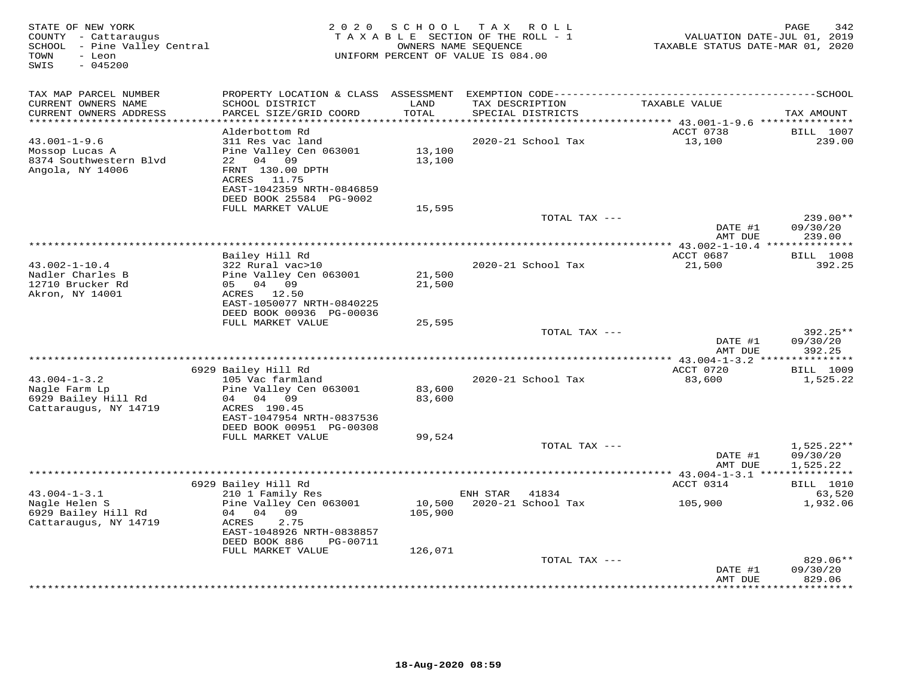STATE OF NEW YORK
COUNTY - Cattaraugus
SCHOOL - Pine Valley Central
TOWN - Leon
SWIS - 045200

2020 SCHOOL TAX ROLL
TAXABLE SECTION OF THE ROLL - 1
OWNERS NAME SEQUENCE
UNIFORM PERCENT OF VALUE IS 084.00

VALUATION DATE-JUL 01, 2019
TAXABLE STATUS DATE-MAR 01, 2020

| TAX MAP PARCEL NUMBER / CURRENT OWNERS NAME / CURRENT OWNERS ADDRESS | PROPERTY LOCATION & CLASS / SCHOOL DISTRICT / PARCEL SIZE/GRID COORD | ASSESSMENT LAND / TOTAL | EXEMPTION CODE / TAX DESCRIPTION / SPECIAL DISTRICTS | TAXABLE VALUE | TAX AMOUNT |
|---|---|---|---|---|---|
| **43.001-1-9.6** | Alderbottom Rd | | | ACCT 0738 | BILL 1007 |
| 43.001-1-9.6 | 311 Res vac land | | 2020-21 School Tax | 13,100 | 239.00 |
| Mossop Lucas A | Pine Valley Cen 063001 | 13,100 | | | |
| 8374 Southwestern Blvd | 22 04 09 | 13,100 | | | |
| Angola, NY 14006 | FRNT 130.00 DPTH | | | | |
| | ACRES 11.75 | | | | |
| | EAST-1042359 NRTH-0846859 | | | | |
| | DEED BOOK 25584 PG-9002 | | | | |
| | FULL MARKET VALUE | 15,595 | | | |
| | | | TOTAL TAX --- | | 239.00** |
| | | | | DATE #1 | 09/30/20 |
| | | | | AMT DUE | 239.00 |
| **43.002-1-10.4** | Bailey Hill Rd | | | ACCT 0687 | BILL 1008 |
| 43.002-1-10.4 | 322 Rural vac>10 | | 2020-21 School Tax | 21,500 | 392.25 |
| Nadler Charles B | Pine Valley Cen 063001 | 21,500 | | | |
| 12710 Brucker Rd | 05 04 09 | 21,500 | | | |
| Akron, NY 14001 | ACRES 12.50 | | | | |
| | EAST-1050077 NRTH-0840225 | | | | |
| | DEED BOOK 00936 PG-00036 | | | | |
| | FULL MARKET VALUE | 25,595 | | | |
| | | | TOTAL TAX --- | | 392.25** |
| | | | | DATE #1 | 09/30/20 |
| | | | | AMT DUE | 392.25 |
| **43.004-1-3.2** | 6929 Bailey Hill Rd | | | ACCT 0720 | BILL 1009 |
| 43.004-1-3.2 | 105 Vac farmland | | 2020-21 School Tax | 83,600 | 1,525.22 |
| Nagle Farm Lp | Pine Valley Cen 063001 | 83,600 | | | |
| 6929 Bailey Hill Rd | 04 04 09 | 83,600 | | | |
| Cattaraugus, NY 14719 | ACRES 190.45 | | | | |
| | EAST-1047954 NRTH-0837536 | | | | |
| | DEED BOOK 00951 PG-00308 | | | | |
| | FULL MARKET VALUE | 99,524 | | | |
| | | | TOTAL TAX --- | | 1,525.22** |
| | | | | DATE #1 | 09/30/20 |
| | | | | AMT DUE | 1,525.22 |
| **43.004-1-3.1** | 6929 Bailey Hill Rd | | | ACCT 0314 | BILL 1010 |
| 43.004-1-3.1 | 210 1 Family Res | | ENH STAR 41834 | | 63,520 |
| Nagle Helen S | Pine Valley Cen 063001 | 10,500 | 2020-21 School Tax | 105,900 | 1,932.06 |
| 6929 Bailey Hill Rd | 04 04 09 | 105,900 | | | |
| Cattaraugus, NY 14719 | ACRES 2.75 | | | | |
| | EAST-1048926 NRTH-0838857 | | | | |
| | DEED BOOK 886 PG-00711 | | | | |
| | FULL MARKET VALUE | 126,071 | | | |
| | | | TOTAL TAX --- | | 829.06** |
| | | | | DATE #1 | 09/30/20 |
| | | | | AMT DUE | 829.06 |

18-Aug-2020 08:59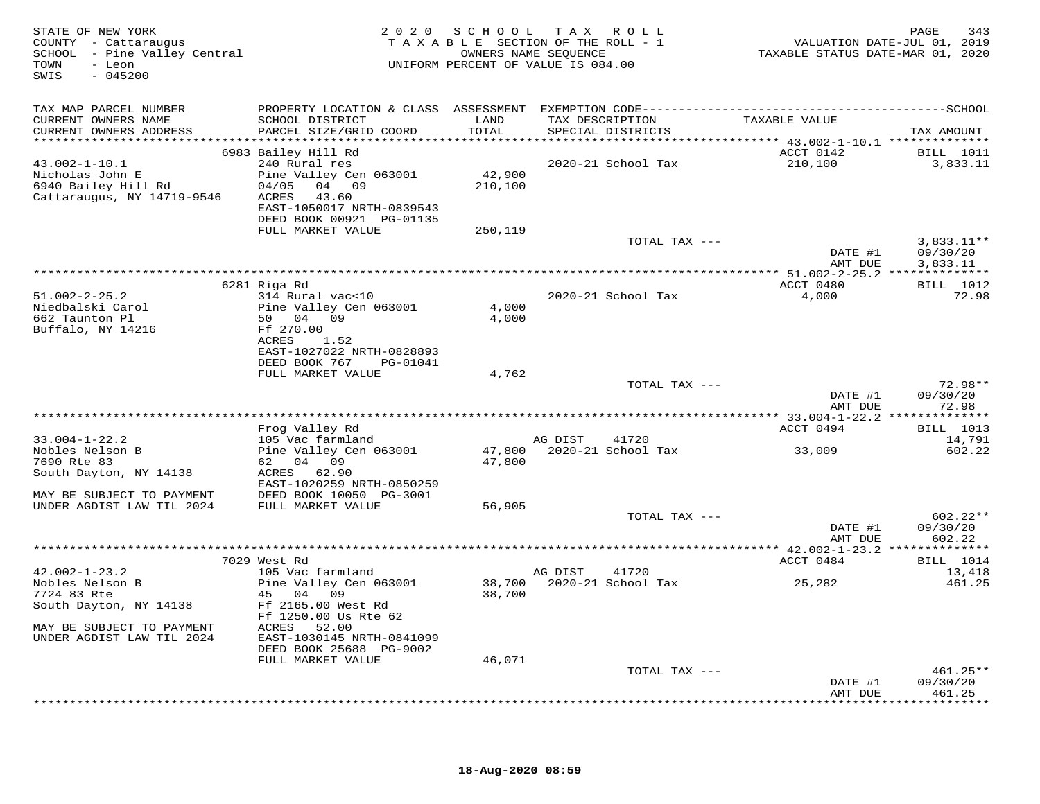STATE OF NEW YORK
COUNTY - Cattaraugus
SCHOOL - Pine Valley Central
TOWN - Leon
SWIS - 045200

2020 SCHOOL TAX ROLL
TAXABLE SECTION OF THE ROLL - 1
OWNERS NAME SEQUENCE
UNIFORM PERCENT OF VALUE IS 084.00

VALUATION DATE-JUL 01, 2019
TAXABLE STATUS DATE-MAR 01, 2020

| TAX MAP PARCEL NUMBER / CURRENT OWNERS NAME / CURRENT OWNERS ADDRESS | PROPERTY LOCATION & CLASS / SCHOOL DISTRICT / PARCEL SIZE/GRID COORD | ASSESSMENT LAND / TOTAL | EXEMPTION CODE / TAX DESCRIPTION / SPECIAL DISTRICTS | TAXABLE VALUE | TAX AMOUNT |
|---|---|---|---|---|---|
| | 6983 Bailey Hill Rd | | | ACCT 0142 | BILL 1011 |
| 43.002-1-10.1 | 240 Rural res | | 2020-21 School Tax | 210,100 | 3,833.11 |
| Nicholas John E | Pine Valley Cen 063001 | 42,900 | | | |
| 6940 Bailey Hill Rd | 04/05 04 09 | 210,100 | | | |
| Cattaraugus, NY 14719-9546 | ACRES 43.60 | | | | |
| | EAST-1050017 NRTH-0839543 | | | | |
| | DEED BOOK 00921 PG-01135 | | | | |
| | FULL MARKET VALUE | 250,119 | | | |
| | | | TOTAL TAX --- | | 3,833.11** |
| | | | | DATE #1 | 09/30/20 |
| | | | | AMT DUE | 3,833.11 |
| | 6281 Riga Rd | | | ACCT 0480 | BILL 1012 |
| 51.002-2-25.2 | 314 Rural vac<10 | | 2020-21 School Tax | 4,000 | 72.98 |
| Niedbalski Carol | Pine Valley Cen 063001 | 4,000 | | | |
| 662 Taunton Pl | 50 04 09 | 4,000 | | | |
| Buffalo, NY 14216 | Ff 270.00 | | | | |
| | ACRES 1.52 | | | | |
| | EAST-1027022 NRTH-0828893 | | | | |
| | DEED BOOK 767 PG-01041 | | | | |
| | FULL MARKET VALUE | 4,762 | | | |
| | | | TOTAL TAX --- | | 72.98** |
| | | | | DATE #1 | 09/30/20 |
| | | | | AMT DUE | 72.98 |
| | Frog Valley Rd | | | ACCT 0494 | BILL 1013 |
| 33.004-1-22.2 | 105 Vac farmland | | AG DIST 41720 | | 14,791 |
| Nobles Nelson B | Pine Valley Cen 063001 | 47,800 | 2020-21 School Tax | 33,009 | 602.22 |
| 7690 Rte 83 | 62 04 09 | 47,800 | | | |
| South Dayton, NY 14138 | ACRES 62.90 | | | | |
| | EAST-1020259 NRTH-0850259 | | | | |
| MAY BE SUBJECT TO PAYMENT | DEED BOOK 10050 PG-3001 | | | | |
| UNDER AGDIST LAW TIL 2024 | FULL MARKET VALUE | 56,905 | | | |
| | | | TOTAL TAX --- | | 602.22** |
| | | | | DATE #1 | 09/30/20 |
| | | | | AMT DUE | 602.22 |
| | 7029 West Rd | | | ACCT 0484 | BILL 1014 |
| 42.002-1-23.2 | 105 Vac farmland | | AG DIST 41720 | | 13,418 |
| Nobles Nelson B | Pine Valley Cen 063001 | 38,700 | 2020-21 School Tax | 25,282 | 461.25 |
| 7724 83 Rte | 45 04 09 | 38,700 | | | |
| South Dayton, NY 14138 | Ff 2165.00 West Rd | | | | |
| | Ff 1250.00 Us Rte 62 | | | | |
| MAY BE SUBJECT TO PAYMENT | ACRES 52.00 | | | | |
| UNDER AGDIST LAW TIL 2024 | EAST-1030145 NRTH-0841099 | | | | |
| | DEED BOOK 25688 PG-9002 | | | | |
| | FULL MARKET VALUE | 46,071 | | | |
| | | | TOTAL TAX --- | | 461.25** |
| | | | | DATE #1 | 09/30/20 |
| | | | | AMT DUE | 461.25 |

18-Aug-2020 08:59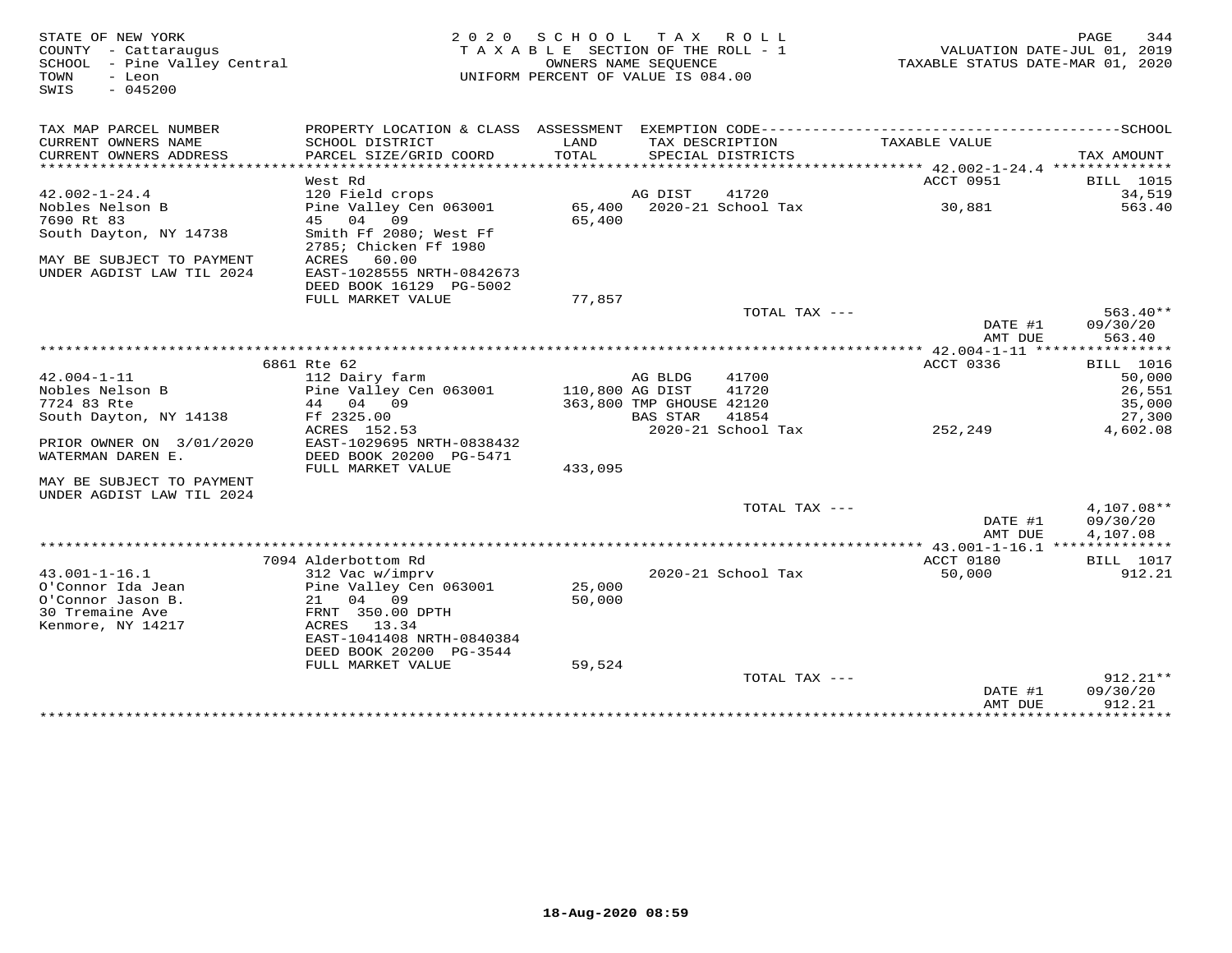STATE OF NEW YORK
COUNTY - Cattaraugus
SCHOOL - Pine Valley Central
TOWN - Leon
SWIS - 045200

2020 SCHOOL TAX ROLL
TAXABLE SECTION OF THE ROLL - 1
OWNERS NAME SEQUENCE
UNIFORM PERCENT OF VALUE IS 084.00

VALUATION DATE-JUL 01, 2019
TAXABLE STATUS DATE-MAR 01, 2020

| TAX MAP PARCEL NUMBER / CURRENT OWNERS NAME / CURRENT OWNERS ADDRESS | PROPERTY LOCATION & CLASS / SCHOOL DISTRICT / PARCEL SIZE/GRID COORD | ASSESSMENT LAND / TOTAL | EXEMPTION CODE / TAX DESCRIPTION / SPECIAL DISTRICTS | TAXABLE VALUE | SCHOOL TAX AMOUNT |
|---|---|---|---|---|---|
| | West Rd | | | ACCT 0951 | BILL 1015 |
| 42.002-1-24.4 | 120 Field crops | | AG DIST 41720 | | 34,519 |
| Nobles Nelson B | Pine Valley Cen 063001 | 65,400 | 2020-21 School Tax | 30,881 | 563.40 |
| 7690 Rt 83 | 45 04 09 | 65,400 | | | |
| South Dayton, NY 14738 | Smith Ff 2080; West Ff 2785; Chicken Ff 1980 | | | | |
| MAY BE SUBJECT TO PAYMENT | ACRES 60.00 | | | | |
| UNDER AGDIST LAW TIL 2024 | EAST-1028555 NRTH-0842673 | | | | |
| | DEED BOOK 16129 PG-5002 | | | | |
| | FULL MARKET VALUE | 77,857 | | | |
| | | | TOTAL TAX --- | | 563.40** |
| | | | | DATE #1 | 09/30/20 |
| | | | | AMT DUE | 563.40 |
| | 6861 Rte 62 | | | ACCT 0336 | BILL 1016 |
| 42.004-1-11 | 112 Dairy farm | | AG BLDG 41700 | | 50,000 |
| Nobles Nelson B | Pine Valley Cen 063001 | 110,800 | AG DIST 41720 | | 26,551 |
| 7724 83 Rte | 44 04 09 | 363,800 | TMP GHOUSE 42120 | | 35,000 |
| South Dayton, NY 14138 | Ff 2325.00 | | BAS STAR 41854 | | 27,300 |
| | ACRES 152.53 | | 2020-21 School Tax | 252,249 | 4,602.08 |
| PRIOR OWNER ON 3/01/2020 | EAST-1029695 NRTH-0838432 | | | | |
| WATERMAN DAREN E. | DEED BOOK 20200 PG-5471 | | | | |
| | FULL MARKET VALUE | 433,095 | | | |
| MAY BE SUBJECT TO PAYMENT | | | | | |
| UNDER AGDIST LAW TIL 2024 | | | | | |
| | | | TOTAL TAX --- | | 4,107.08** |
| | | | | DATE #1 | 09/30/20 |
| | | | | AMT DUE | 4,107.08 |
| | 7094 Alderbottom Rd | | | ACCT 0180 | BILL 1017 |
| 43.001-1-16.1 | 312 Vac w/imprv | | 2020-21 School Tax | 50,000 | 912.21 |
| O'Connor Ida Jean | Pine Valley Cen 063001 | 25,000 | | | |
| O'Connor Jason B. | 21 04 09 | 50,000 | | | |
| 30 Tremaine Ave | FRNT 350.00 DPTH | | | | |
| Kenmore, NY 14217 | ACRES 13.34 | | | | |
| | EAST-1041408 NRTH-0840384 | | | | |
| | DEED BOOK 20200 PG-3544 | | | | |
| | FULL MARKET VALUE | 59,524 | | | |
| | | | TOTAL TAX --- | | 912.21** |
| | | | | DATE #1 | 09/30/20 |
| | | | | AMT DUE | 912.21 |

18-Aug-2020 08:59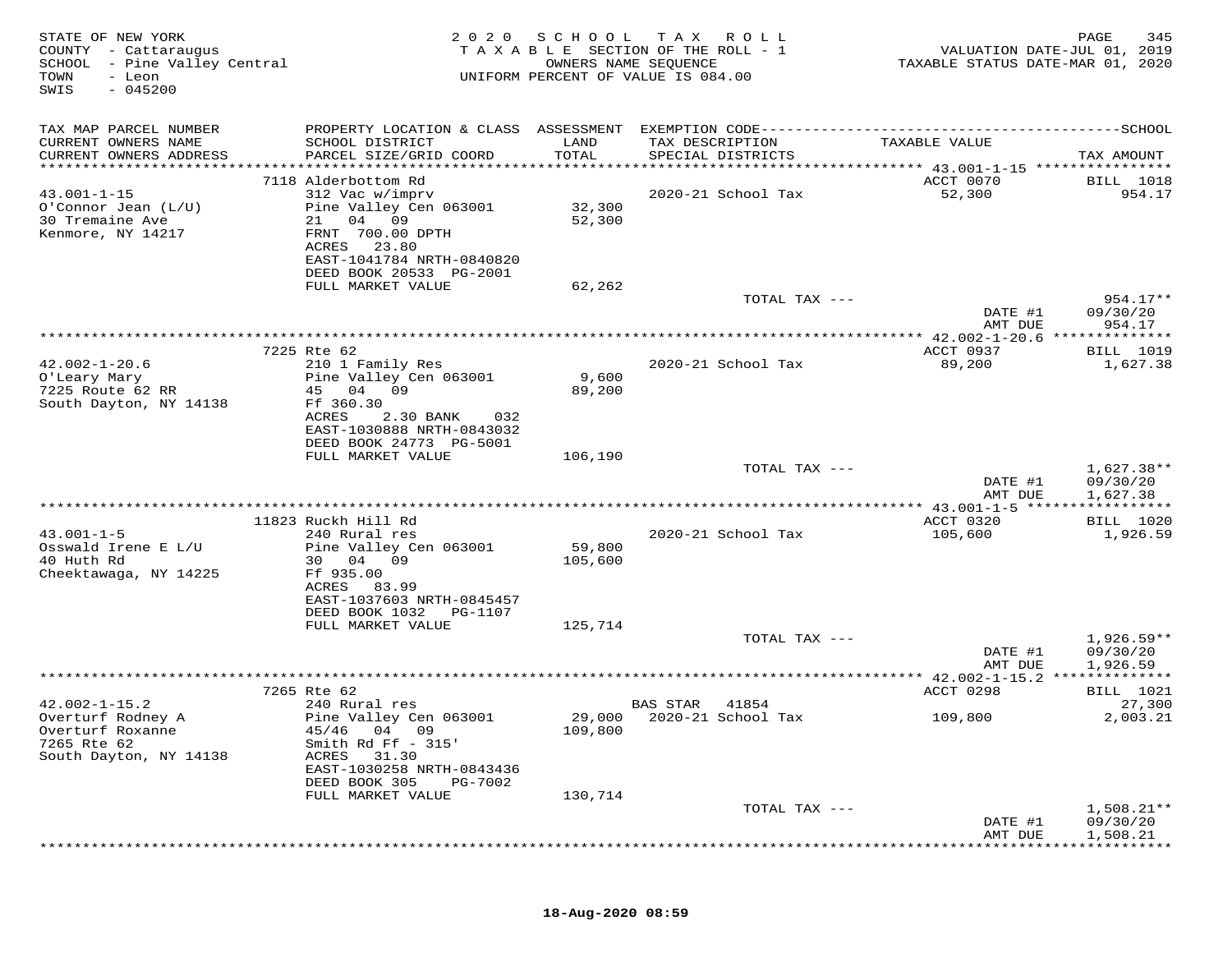STATE OF NEW YORK
COUNTY - Cattaraugus
SCHOOL - Pine Valley Central
TOWN - Leon
SWIS - 045200

2020 SCHOOL TAX ROLL
TAXABLE SECTION OF THE ROLL - 1
OWNERS NAME SEQUENCE
UNIFORM PERCENT OF VALUE IS 084.00

VALUATION DATE-JUL 01, 2019
TAXABLE STATUS DATE-MAR 01, 2020

| TAX MAP PARCEL NUMBER / CURRENT OWNERS NAME / CURRENT OWNERS ADDRESS | PROPERTY LOCATION & CLASS / SCHOOL DISTRICT / PARCEL SIZE/GRID COORD | ASSESSMENT LAND / TOTAL | EXEMPTION CODE / TAX DESCRIPTION / SPECIAL DISTRICTS | TAXABLE VALUE | TAX AMOUNT |
|---|---|---|---|---|---|
| **43.001-1-15** | 7118 Alderbottom Rd | | | ACCT 0070 | BILL 1018 |
| 43.001-1-15 | 312 Vac w/imprv | | 2020-21 School Tax | 52,300 | 954.17 |
| O'Connor Jean (L/U) | Pine Valley Cen 063001 | 32,300 | | | |
| 30 Tremaine Ave | 21 04 09 | 52,300 | | | |
| Kenmore, NY 14217 | FRNT 700.00 DPTH | | | | |
| | ACRES 23.80 | | | | |
| | EAST-1041784 NRTH-0840820 | | | | |
| | DEED BOOK 20533 PG-2001 | | | | |
| | FULL MARKET VALUE | 62,262 | | | |
| | | | TOTAL TAX --- | | 954.17** |
| | | | | DATE #1 | 09/30/20 |
| | | | | AMT DUE | 954.17 |
| **42.002-1-20.6** | 7225 Rte 62 | | | ACCT 0937 | BILL 1019 |
| 42.002-1-20.6 | 210 1 Family Res | | 2020-21 School Tax | 89,200 | 1,627.38 |
| O'Leary Mary | Pine Valley Cen 063001 | 9,600 | | | |
| 7225 Route 62 RR | 45 04 09 | 89,200 | | | |
| South Dayton, NY 14138 | Ff 360.30 | | | | |
| | ACRES 2.30 BANK 032 | | | | |
| | EAST-1030888 NRTH-0843032 | | | | |
| | DEED BOOK 24773 PG-5001 | | | | |
| | FULL MARKET VALUE | 106,190 | | | |
| | | | TOTAL TAX --- | | 1,627.38** |
| | | | | DATE #1 | 09/30/20 |
| | | | | AMT DUE | 1,627.38 |
| **43.001-1-5** | 11823 Ruckh Hill Rd | | | ACCT 0320 | BILL 1020 |
| 43.001-1-5 | 240 Rural res | | 2020-21 School Tax | 105,600 | 1,926.59 |
| Osswald Irene E L/U | Pine Valley Cen 063001 | 59,800 | | | |
| 40 Huth Rd | 30 04 09 | 105,600 | | | |
| Cheektawaga, NY 14225 | Ff 935.00 | | | | |
| | ACRES 83.99 | | | | |
| | EAST-1037603 NRTH-0845457 | | | | |
| | DEED BOOK 1032 PG-1107 | | | | |
| | FULL MARKET VALUE | 125,714 | | | |
| | | | TOTAL TAX --- | | 1,926.59** |
| | | | | DATE #1 | 09/30/20 |
| | | | | AMT DUE | 1,926.59 |
| **42.002-1-15.2** | 7265 Rte 62 | | | ACCT 0298 | BILL 1021 |
| 42.002-1-15.2 | 240 Rural res | | BAS STAR 41854 | | 27,300 |
| Overturf Rodney A | Pine Valley Cen 063001 | 29,000 | 2020-21 School Tax | 109,800 | 2,003.21 |
| Overturf Roxanne | 45/46 04 09 | 109,800 | | | |
| 7265 Rte 62 | Smith Rd Ff - 315' | | | | |
| South Dayton, NY 14138 | ACRES 31.30 | | | | |
| | EAST-1030258 NRTH-0843436 | | | | |
| | DEED BOOK 305 PG-7002 | | | | |
| | FULL MARKET VALUE | 130,714 | | | |
| | | | TOTAL TAX --- | | 1,508.21** |
| | | | | DATE #1 | 09/30/20 |
| | | | | AMT DUE | 1,508.21 |

18-Aug-2020 08:59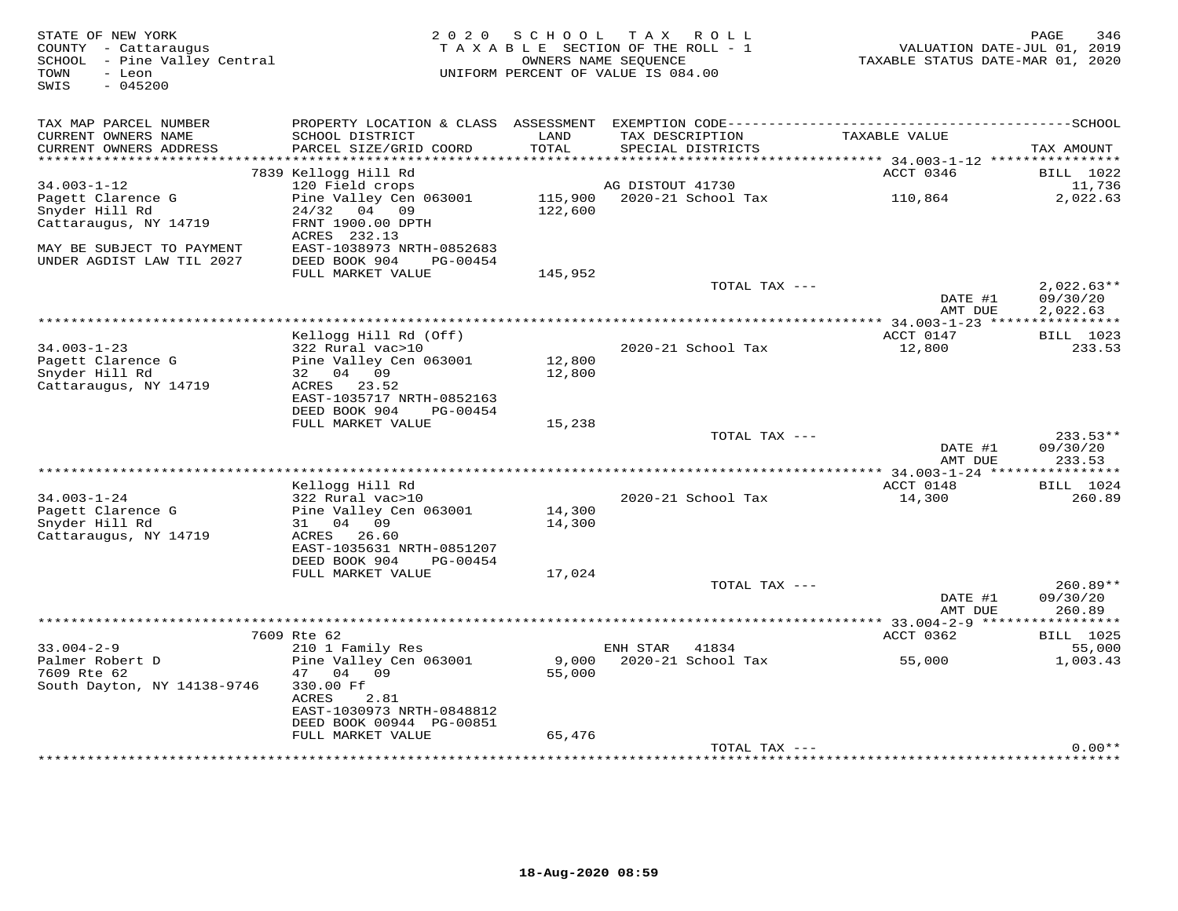STATE OF NEW YORK
COUNTY - Cattaraugus
SCHOOL - Pine Valley Central
TOWN - Leon
SWIS - 045200

2020 SCHOOL TAX ROLL
TAXABLE SECTION OF THE ROLL - 1
OWNERS NAME SEQUENCE
UNIFORM PERCENT OF VALUE IS 084.00

VALUATION DATE-JUL 01, 2019
TAXABLE STATUS DATE-MAR 01, 2020

| TAX MAP PARCEL NUMBER<br>CURRENT OWNERS NAME<br>CURRENT OWNERS ADDRESS | PROPERTY LOCATION & CLASS<br>SCHOOL DISTRICT<br>PARCEL SIZE/GRID COORD | ASSESSMENT<br>LAND<br>TOTAL | EXEMPTION CODE<br>TAX DESCRIPTION<br>SPECIAL DISTRICTS | TAXABLE VALUE | SCHOOL<br>TAX AMOUNT |
|---|---|---|---|---|---|
| | 7839 Kellogg Hill Rd | | | ACCT 0346 | BILL 1022 |
| 34.003-1-12 | 120 Field crops | | AG DISTOUT 41730 | | 11,736 |
| Pagett Clarence G | Pine Valley Cen 063001 | 115,900 | 2020-21 School Tax | 110,864 | 2,022.63 |
| Snyder Hill Rd | 24/32 04 09 | 122,600 | | | |
| Cattaraugus, NY 14719 | FRNT 1900.00 DPTH | | | | |
| | ACRES 232.13 | | | | |
| MAY BE SUBJECT TO PAYMENT | EAST-1038973 NRTH-0852683 | | | | |
| UNDER AGDIST LAW TIL 2027 | DEED BOOK 904 PG-00454 | | | | |
| | FULL MARKET VALUE | 145,952 | | | |
| | | | TOTAL TAX --- | | 2,022.63** |
| | | | | DATE #1 | 09/30/20 |
| | | | | AMT DUE | 2,022.63 |
| | Kellogg Hill Rd (Off) | | | ACCT 0147 | BILL 1023 |
| 34.003-1-23 | 322 Rural vac>10 | | 2020-21 School Tax | 12,800 | 233.53 |
| Pagett Clarence G | Pine Valley Cen 063001 | 12,800 | | | |
| Snyder Hill Rd | 32 04 09 | 12,800 | | | |
| Cattaraugus, NY 14719 | ACRES 23.52 | | | | |
| | EAST-1035717 NRTH-0852163 | | | | |
| | DEED BOOK 904 PG-00454 | | | | |
| | FULL MARKET VALUE | 15,238 | | | |
| | | | TOTAL TAX --- | | 233.53** |
| | | | | DATE #1 | 09/30/20 |
| | | | | AMT DUE | 233.53 |
| | Kellogg Hill Rd | | | ACCT 0148 | BILL 1024 |
| 34.003-1-24 | 322 Rural vac>10 | | 2020-21 School Tax | 14,300 | 260.89 |
| Pagett Clarence G | Pine Valley Cen 063001 | 14,300 | | | |
| Snyder Hill Rd | 31 04 09 | 14,300 | | | |
| Cattaraugus, NY 14719 | ACRES 26.60 | | | | |
| | EAST-1035631 NRTH-0851207 | | | | |
| | DEED BOOK 904 PG-00454 | | | | |
| | FULL MARKET VALUE | 17,024 | | | |
| | | | TOTAL TAX --- | | 260.89** |
| | | | | DATE #1 | 09/30/20 |
| | | | | AMT DUE | 260.89 |
| | 7609 Rte 62 | | | ACCT 0362 | BILL 1025 |
| 33.004-2-9 | 210 1 Family Res | | ENH STAR 41834 | | 55,000 |
| Palmer Robert D | Pine Valley Cen 063001 | 9,000 | 2020-21 School Tax | 55,000 | 1,003.43 |
| 7609 Rte 62 | 47 04 09 | 55,000 | | | |
| South Dayton, NY 14138-9746 | 330.00 Ff | | | | |
| | ACRES 2.81 | | | | |
| | EAST-1030973 NRTH-0848812 | | | | |
| | DEED BOOK 00944 PG-00851 | | | | |
| | FULL MARKET VALUE | 65,476 | | | |
| | | | TOTAL TAX --- | | 0.00** |

18-Aug-2020 08:59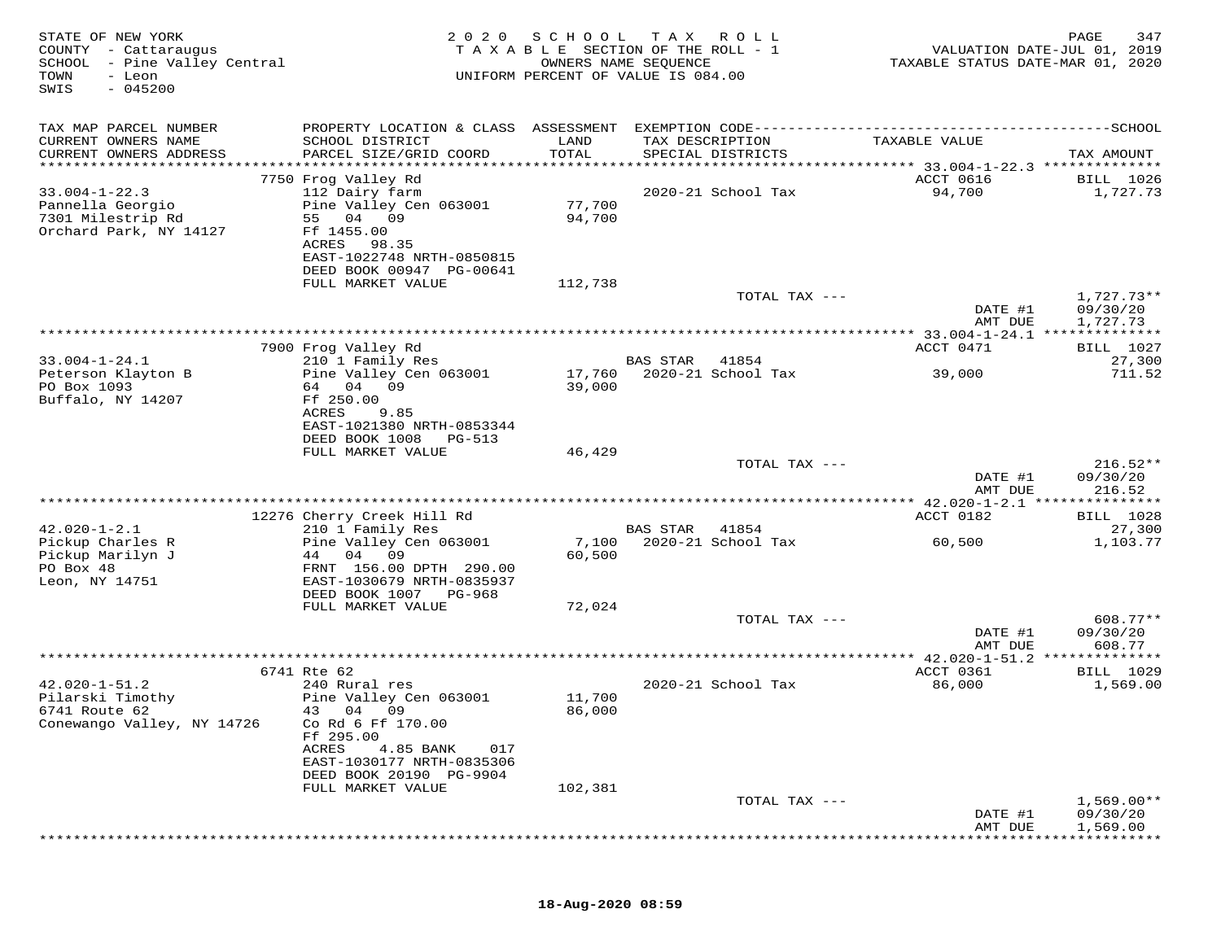STATE OF NEW YORK
COUNTY - Cattaraugus
SCHOOL - Pine Valley Central
TOWN - Leon
SWIS - 045200

2020 SCHOOL TAX ROLL
TAXABLE SECTION OF THE ROLL - 1
OWNERS NAME SEQUENCE
UNIFORM PERCENT OF VALUE IS 084.00

VALUATION DATE-JUL 01, 2019
TAXABLE STATUS DATE-MAR 01, 2020

| TAX MAP PARCEL NUMBER / CURRENT OWNERS NAME / CURRENT OWNERS ADDRESS | PROPERTY LOCATION & CLASS / SCHOOL DISTRICT / PARCEL SIZE/GRID COORD | ASSESSMENT LAND / TOTAL | EXEMPTION CODE / TAX DESCRIPTION / SPECIAL DISTRICTS | TAXABLE VALUE | TAX AMOUNT |
|---|---|---|---|---|---|
| 33.004-1-22.3 | 7750 Frog Valley Rd | | | ACCT 0616 | BILL 1026 |
| Pannella Georgio | 112 Dairy farm | | 2020-21 School Tax | 94,700 | 1,727.73 |
| 7301 Milestrip Rd | Pine Valley Cen 063001 | 77,700 | | | |
| Orchard Park, NY 14127 | 55 04 09 | 94,700 | | | |
| | Ff 1455.00 | | | | |
| | ACRES 98.35 | | | | |
| | EAST-1022748 NRTH-0850815 | | | | |
| | DEED BOOK 00947 PG-00641 | | | | |
| | FULL MARKET VALUE | 112,738 | | | |
| | | | TOTAL TAX --- | | 1,727.73** |
| | | | | DATE #1 | 09/30/20 |
| | | | | AMT DUE | 1,727.73 |
| 33.004-1-24.1 | 7900 Frog Valley Rd | | | ACCT 0471 | BILL 1027 |
| Peterson Klayton B | 210 1 Family Res | | BAS STAR 41854 | | 27,300 |
| PO Box 1093 | Pine Valley Cen 063001 | 17,760 | 2020-21 School Tax | 39,000 | 711.52 |
| Buffalo, NY 14207 | 64 04 09 | 39,000 | | | |
| | Ff 250.00 | | | | |
| | ACRES 9.85 | | | | |
| | EAST-1021380 NRTH-0853344 | | | | |
| | DEED BOOK 1008 PG-513 | | | | |
| | FULL MARKET VALUE | 46,429 | | | |
| | | | TOTAL TAX --- | | 216.52** |
| | | | | DATE #1 | 09/30/20 |
| | | | | AMT DUE | 216.52 |
| 42.020-1-2.1 | 12276 Cherry Creek Hill Rd | | | ACCT 0182 | BILL 1028 |
| Pickup Charles R | 210 1 Family Res | | BAS STAR 41854 | | 27,300 |
| Pickup Marilyn J | Pine Valley Cen 063001 | 7,100 | 2020-21 School Tax | 60,500 | 1,103.77 |
| PO Box 48 | 44 04 09 | 60,500 | | | |
| Leon, NY 14751 | FRNT 156.00 DPTH 290.00 | | | | |
| | EAST-1030679 NRTH-0835937 | | | | |
| | DEED BOOK 1007 PG-968 | | | | |
| | FULL MARKET VALUE | 72,024 | | | |
| | | | TOTAL TAX --- | | 608.77** |
| | | | | DATE #1 | 09/30/20 |
| | | | | AMT DUE | 608.77 |
| 42.020-1-51.2 | 6741 Rte 62 | | | ACCT 0361 | BILL 1029 |
| Pilarski Timothy | 240 Rural res | | 2020-21 School Tax | 86,000 | 1,569.00 |
| 6741 Route 62 | Pine Valley Cen 063001 | 11,700 | | | |
| Conewango Valley, NY 14726 | 43 04 09 | 86,000 | | | |
| | Co Rd 6 Ff 170.00 | | | | |
| | Ff 295.00 | | | | |
| | ACRES 4.85 BANK 017 | | | | |
| | EAST-1030177 NRTH-0835306 | | | | |
| | DEED BOOK 20190 PG-9904 | | | | |
| | FULL MARKET VALUE | 102,381 | | | |
| | | | TOTAL TAX --- | | 1,569.00** |
| | | | | DATE #1 | 09/30/20 |
| | | | | AMT DUE | 1,569.00 |

18-Aug-2020 08:59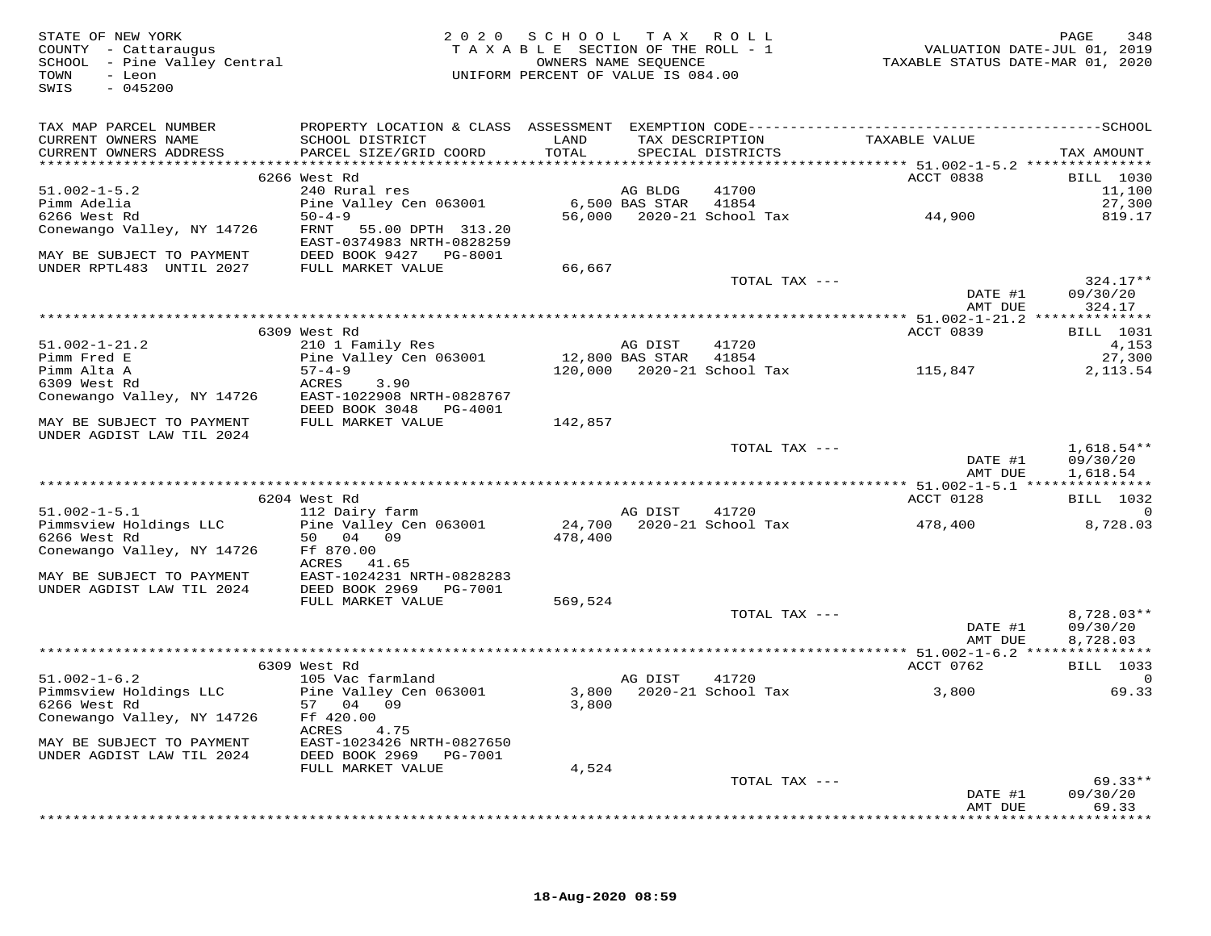STATE OF NEW YORK
COUNTY - Cattaraugus
SCHOOL - Pine Valley Central
TOWN - Leon
SWIS - 045200

2020 SCHOOL TAX ROLL
TAXABLE SECTION OF THE ROLL - 1
OWNERS NAME SEQUENCE
UNIFORM PERCENT OF VALUE IS 084.00

VALUATION DATE-JUL 01, 2019
TAXABLE STATUS DATE-MAR 01, 2020

| TAX MAP PARCEL NUMBER / CURRENT OWNERS NAME / CURRENT OWNERS ADDRESS | PROPERTY LOCATION & CLASS / SCHOOL DISTRICT / PARCEL SIZE/GRID COORD | ASSESSMENT LAND / TOTAL | EXEMPTION CODE / TAX DESCRIPTION / SPECIAL DISTRICTS | TAXABLE VALUE | SCHOOL TAX AMOUNT |
|---|---|---|---|---|---|
| | 6266 West Rd | | | ACCT 0838 | BILL 1030 |
| 51.002-1-5.2 | 240 Rural res | | AG BLDG 41700 | | 11,100 |
| Pimm Adelia | Pine Valley Cen 063001 | 6,500 | BAS STAR 41854 | | 27,300 |
| 6266 West Rd | 50-4-9 | 56,000 | 2020-21 School Tax | 44,900 | 819.17 |
| Conewango Valley, NY 14726 | FRNT 55.00 DPTH 313.20 | | | | |
| | EAST-0374983 NRTH-0828259 | | | | |
| MAY BE SUBJECT TO PAYMENT | DEED BOOK 9427 PG-8001 | | | | |
| UNDER RPTL483 UNTIL 2027 | FULL MARKET VALUE | 66,667 | | | |
| | | | TOTAL TAX --- | | 324.17** |
| | | | | DATE #1 | 09/30/20 |
| | | | | AMT DUE | 324.17 |
| | 6309 West Rd | | | ACCT 0839 | BILL 1031 |
| 51.002-1-21.2 | 210 1 Family Res | | AG DIST 41720 | | 4,153 |
| Pimm Fred E | Pine Valley Cen 063001 | 12,800 | BAS STAR 41854 | | 27,300 |
| Pimm Alta A | 57-4-9 | 120,000 | 2020-21 School Tax | 115,847 | 2,113.54 |
| 6309 West Rd | ACRES 3.90 | | | | |
| Conewango Valley, NY 14726 | EAST-1022908 NRTH-0828767 | | | | |
| | DEED BOOK 3048 PG-4001 | | | | |
| MAY BE SUBJECT TO PAYMENT | FULL MARKET VALUE | 142,857 | | | |
| UNDER AGDIST LAW TIL 2024 | | | | | |
| | | | TOTAL TAX --- | | 1,618.54** |
| | | | | DATE #1 | 09/30/20 |
| | | | | AMT DUE | 1,618.54 |
| | 6204 West Rd | | | ACCT 0128 | BILL 1032 |
| 51.002-1-5.1 | 112 Dairy farm | | AG DIST 41720 | | 0 |
| Pimmsview Holdings LLC | Pine Valley Cen 063001 | 24,700 | 2020-21 School Tax | 478,400 | 8,728.03 |
| 6266 West Rd | 50 04 09 | 478,400 | | | |
| Conewango Valley, NY 14726 | Ff 870.00 | | | | |
| | ACRES 41.65 | | | | |
| MAY BE SUBJECT TO PAYMENT | EAST-1024231 NRTH-0828283 | | | | |
| UNDER AGDIST LAW TIL 2024 | DEED BOOK 2969 PG-7001 | | | | |
| | FULL MARKET VALUE | 569,524 | | | |
| | | | TOTAL TAX --- | | 8,728.03** |
| | | | | DATE #1 | 09/30/20 |
| | | | | AMT DUE | 8,728.03 |
| | 6309 West Rd | | | ACCT 0762 | BILL 1033 |
| 51.002-1-6.2 | 105 Vac farmland | | AG DIST 41720 | | 0 |
| Pimmsview Holdings LLC | Pine Valley Cen 063001 | 3,800 | 2020-21 School Tax | 3,800 | 69.33 |
| 6266 West Rd | 57 04 09 | 3,800 | | | |
| Conewango Valley, NY 14726 | Ff 420.00 | | | | |
| | ACRES 4.75 | | | | |
| MAY BE SUBJECT TO PAYMENT | EAST-1023426 NRTH-0827650 | | | | |
| UNDER AGDIST LAW TIL 2024 | DEED BOOK 2969 PG-7001 | | | | |
| | FULL MARKET VALUE | 4,524 | | | |
| | | | TOTAL TAX --- | | 69.33** |
| | | | | DATE #1 | 09/30/20 |
| | | | | AMT DUE | 69.33 |

18-Aug-2020 08:59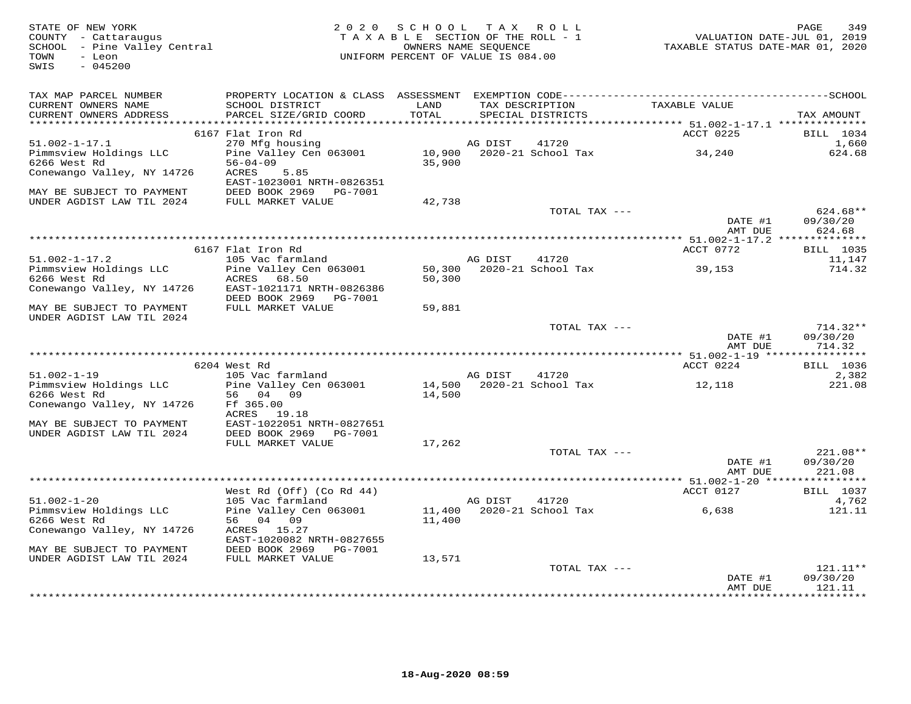STATE OF NEW YORK
COUNTY - Cattaraugus
SCHOOL - Pine Valley Central
TOWN - Leon
SWIS - 045200

2020 SCHOOL TAX ROLL
TAXABLE SECTION OF THE ROLL - 1
OWNERS NAME SEQUENCE
UNIFORM PERCENT OF VALUE IS 084.00

VALUATION DATE-JUL 01, 2019
TAXABLE STATUS DATE-MAR 01, 2020

| TAX MAP PARCEL NUMBER / CURRENT OWNERS NAME / CURRENT OWNERS ADDRESS | PROPERTY LOCATION & CLASS / SCHOOL DISTRICT / PARCEL SIZE/GRID COORD | ASSESSMENT LAND / TOTAL | EXEMPTION CODE / TAX DESCRIPTION / SPECIAL DISTRICTS | TAXABLE VALUE | TAX AMOUNT |
|---|---|---|---|---|---|
| | 6167 Flat Iron Rd | | | ACCT 0225 | BILL 1034 |
| 51.002-1-17.1 | 270 Mfg housing | | AG DIST 41720 | | 1,660 |
| Pimmsview Holdings LLC | Pine Valley Cen 063001 | 10,900 | 2020-21 School Tax | 34,240 | 624.68 |
| 6266 West Rd | 56-04-09 | 35,900 | | | |
| Conewango Valley, NY 14726 | ACRES 5.85 | | | | |
| | EAST-1023001 NRTH-0826351 | | | | |
| MAY BE SUBJECT TO PAYMENT | DEED BOOK 2969 PG-7001 | | | | |
| UNDER AGDIST LAW TIL 2024 | FULL MARKET VALUE | 42,738 | | | |
| | | | TOTAL TAX --- | | 624.68** |
| | | | | DATE #1 | 09/30/20 |
| | | | | AMT DUE | 624.68 |
| | 6167 Flat Iron Rd | | | ACCT 0772 | BILL 1035 |
| 51.002-1-17.2 | 105 Vac farmland | | AG DIST 41720 | | 11,147 |
| Pimmsview Holdings LLC | Pine Valley Cen 063001 | 50,300 | 2020-21 School Tax | 39,153 | 714.32 |
| 6266 West Rd | ACRES 68.50 | 50,300 | | | |
| Conewango Valley, NY 14726 | EAST-1021171 NRTH-0826386 | | | | |
| | DEED BOOK 2969 PG-7001 | | | | |
| MAY BE SUBJECT TO PAYMENT | FULL MARKET VALUE | 59,881 | | | |
| UNDER AGDIST LAW TIL 2024 | | | | | |
| | | | TOTAL TAX --- | | 714.32** |
| | | | | DATE #1 | 09/30/20 |
| | | | | AMT DUE | 714.32 |
| | 6204 West Rd | | | ACCT 0224 | BILL 1036 |
| 51.002-1-19 | 105 Vac farmland | | AG DIST 41720 | | 2,382 |
| Pimmsview Holdings LLC | Pine Valley Cen 063001 | 14,500 | 2020-21 School Tax | 12,118 | 221.08 |
| 6266 West Rd | 56 04 09 | 14,500 | | | |
| Conewango Valley, NY 14726 | Ff 365.00 | | | | |
| | ACRES 19.18 | | | | |
| MAY BE SUBJECT TO PAYMENT | EAST-1022051 NRTH-0827651 | | | | |
| UNDER AGDIST LAW TIL 2024 | DEED BOOK 2969 PG-7001 | | | | |
| | FULL MARKET VALUE | 17,262 | | | |
| | | | TOTAL TAX --- | | 221.08** |
| | | | | DATE #1 | 09/30/20 |
| | | | | AMT DUE | 221.08 |
| | West Rd (Off) (Co Rd 44) | | | ACCT 0127 | BILL 1037 |
| 51.002-1-20 | 105 Vac farmland | | AG DIST 41720 | | 4,762 |
| Pimmsview Holdings LLC | Pine Valley Cen 063001 | 11,400 | 2020-21 School Tax | 6,638 | 121.11 |
| 6266 West Rd | 56 04 09 | 11,400 | | | |
| Conewango Valley, NY 14726 | ACRES 15.27 | | | | |
| | EAST-1020082 NRTH-0827655 | | | | |
| MAY BE SUBJECT TO PAYMENT | DEED BOOK 2969 PG-7001 | | | | |
| UNDER AGDIST LAW TIL 2024 | FULL MARKET VALUE | 13,571 | | | |
| | | | TOTAL TAX --- | | 121.11** |
| | | | | DATE #1 | 09/30/20 |
| | | | | AMT DUE | 121.11 |

18-Aug-2020 08:59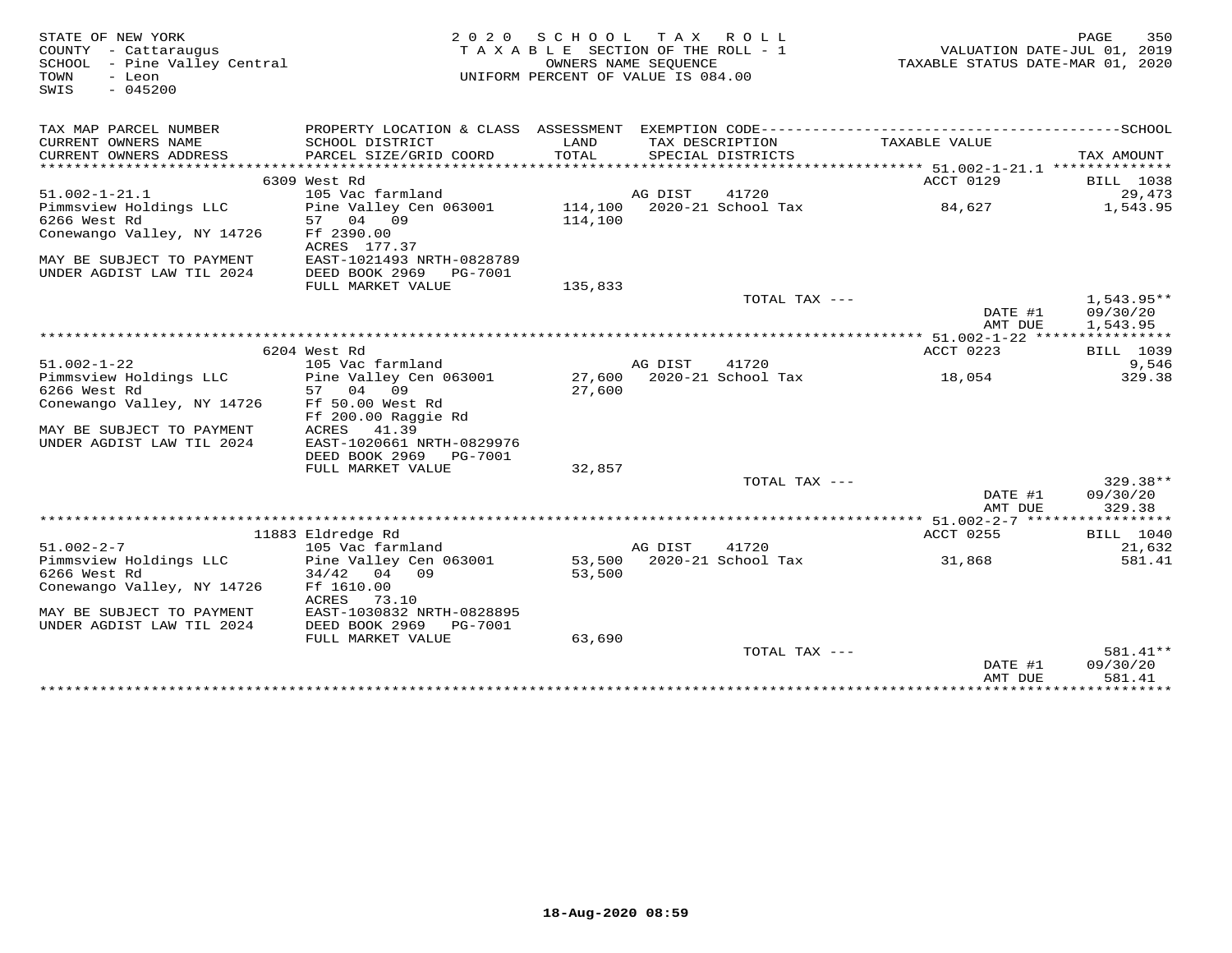STATE OF NEW YORK
COUNTY - Cattaraugus
SCHOOL - Pine Valley Central
TOWN - Leon
SWIS - 045200

2 0 2 0 S C H O O L T A X R O L L
T A X A B L E SECTION OF THE ROLL - 1
OWNERS NAME SEQUENCE
UNIFORM PERCENT OF VALUE IS 084.00

VALUATION DATE-JUL 01, 2019
TAXABLE STATUS DATE-MAR 01, 2020

| TAX MAP PARCEL NUMBER / CURRENT OWNERS NAME / CURRENT OWNERS ADDRESS | PROPERTY LOCATION & CLASS / SCHOOL DISTRICT / PARCEL SIZE/GRID COORD | ASSESSMENT LAND / TOTAL | EXEMPTION CODE / TAX DESCRIPTION / SPECIAL DISTRICTS | TAXABLE VALUE | SCHOOL TAX AMOUNT |
|---|---|---|---|---|---|
| | 6309 West Rd | | | ACCT 0129 | BILL 1038 |
| 51.002-1-21.1 | 105 Vac farmland | | AG DIST 41720 | | 29,473 |
| Pimmsview Holdings LLC | Pine Valley Cen 063001 | 114,100 | 2020-21 School Tax | 84,627 | 1,543.95 |
| 6266 West Rd | 57 04 09 | 114,100 | | | |
| Conewango Valley, NY 14726 | Ff 2390.00 | | | | |
| | ACRES 177.37 | | | | |
| MAY BE SUBJECT TO PAYMENT | EAST-1021493 NRTH-0828789 | | | | |
| UNDER AGDIST LAW TIL 2024 | DEED BOOK 2969 PG-7001 | | | | |
| | FULL MARKET VALUE | 135,833 | | | |
| | | | TOTAL TAX --- | | 1,543.95** |
| | | | | DATE #1 | 09/30/20 |
| | | | | AMT DUE | 1,543.95 |
| | 6204 West Rd | | | ACCT 0223 | BILL 1039 |
| 51.002-1-22 | 105 Vac farmland | | AG DIST 41720 | | 9,546 |
| Pimmsview Holdings LLC | Pine Valley Cen 063001 | 27,600 | 2020-21 School Tax | 18,054 | 329.38 |
| 6266 West Rd | 57 04 09 | 27,600 | | | |
| Conewango Valley, NY 14726 | Ff 50.00 West Rd | | | | |
| | Ff 200.00 Raggie Rd | | | | |
| MAY BE SUBJECT TO PAYMENT | ACRES 41.39 | | | | |
| UNDER AGDIST LAW TIL 2024 | EAST-1020661 NRTH-0829976 | | | | |
| | DEED BOOK 2969 PG-7001 | | | | |
| | FULL MARKET VALUE | 32,857 | | | |
| | | | TOTAL TAX --- | | 329.38** |
| | | | | DATE #1 | 09/30/20 |
| | | | | AMT DUE | 329.38 |
| | 11883 Eldredge Rd | | | ACCT 0255 | BILL 1040 |
| 51.002-2-7 | 105 Vac farmland | | AG DIST 41720 | | 21,632 |
| Pimmsview Holdings LLC | Pine Valley Cen 063001 | 53,500 | 2020-21 School Tax | 31,868 | 581.41 |
| 6266 West Rd | 34/42 04 09 | 53,500 | | | |
| Conewango Valley, NY 14726 | Ff 1610.00 | | | | |
| | ACRES 73.10 | | | | |
| MAY BE SUBJECT TO PAYMENT | EAST-1030832 NRTH-0828895 | | | | |
| UNDER AGDIST LAW TIL 2024 | DEED BOOK 2969 PG-7001 | | | | |
| | FULL MARKET VALUE | 63,690 | | | |
| | | | TOTAL TAX --- | | 581.41** |
| | | | | DATE #1 | 09/30/20 |
| | | | | AMT DUE | 581.41 |

18-Aug-2020 08:59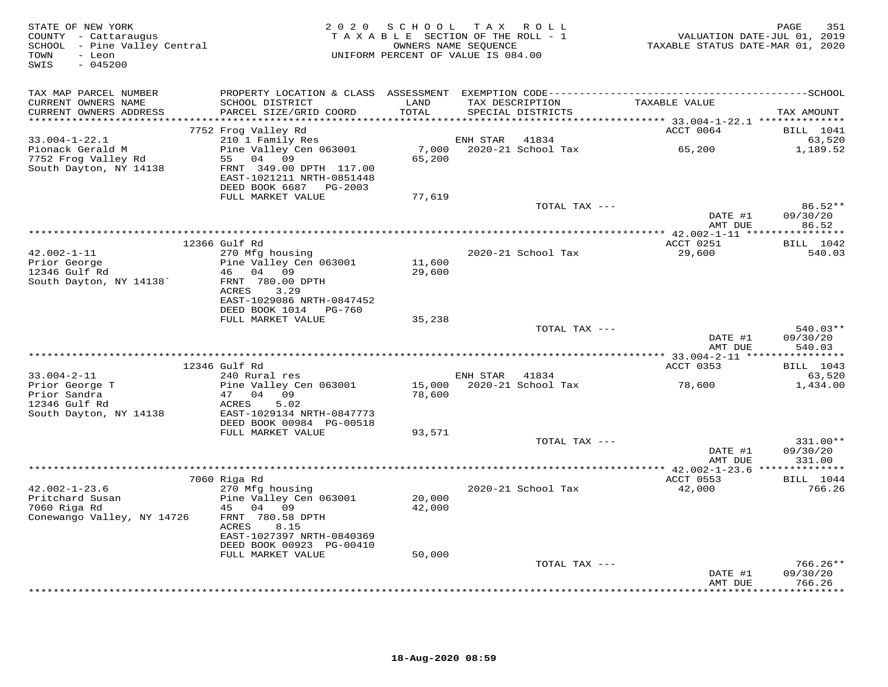STATE OF NEW YORK
COUNTY - Cattaraugus
SCHOOL - Pine Valley Central
TOWN - Leon
SWIS - 045200

2020 SCHOOL TAX ROLL
TAXABLE SECTION OF THE ROLL - 1
OWNERS NAME SEQUENCE
UNIFORM PERCENT OF VALUE IS 084.00

VALUATION DATE-JUL 01, 2019
TAXABLE STATUS DATE-MAR 01, 2020

| TAX MAP PARCEL NUMBER / CURRENT OWNERS NAME / CURRENT OWNERS ADDRESS | PROPERTY LOCATION & CLASS / SCHOOL DISTRICT / PARCEL SIZE/GRID COORD | ASSESSMENT LAND / TOTAL | EXEMPTION CODE / TAX DESCRIPTION / SPECIAL DISTRICTS | TAXABLE VALUE | TAX AMOUNT |
|---|---|---|---|---|---|
| 33.004-1-22.1 | 7752 Frog Valley Rd | | | ACCT 0064 | BILL 1041 |
| Pionack Gerald M | 210 1 Family Res | | ENH STAR 41834 | | 63,520 |
| 7752 Frog Valley Rd | Pine Valley Cen 063001 | 7,000 | 2020-21 School Tax | 65,200 | 1,189.52 |
| South Dayton, NY 14138 | 55 04 09 | 65,200 | | | |
| | FRNT 349.00 DPTH 117.00 | | | | |
| | EAST-1021211 NRTH-0851448 | | | | |
| | DEED BOOK 6687 PG-2003 | | | | |
| | FULL MARKET VALUE | 77,619 | | | |
| | | | TOTAL TAX --- | | 86.52** |
| | | | | DATE #1 | 09/30/20 |
| | | | | AMT DUE | 86.52 |
| 42.002-1-11 | 12366 Gulf Rd | | | ACCT 0251 | BILL 1042 |
| Prior George | 270 Mfg housing | | 2020-21 School Tax | 29,600 | 540.03 |
| 12346 Gulf Rd | Pine Valley Cen 063001 | 11,600 | | | |
| South Dayton, NY 14138` | 46 04 09 | 29,600 | | | |
| | FRNT 780.00 DPTH | | | | |
| | ACRES 3.29 | | | | |
| | EAST-1029086 NRTH-0847452 | | | | |
| | DEED BOOK 1014 PG-760 | | | | |
| | FULL MARKET VALUE | 35,238 | | | |
| | | | TOTAL TAX --- | | 540.03** |
| | | | | DATE #1 | 09/30/20 |
| | | | | AMT DUE | 540.03 |
| 33.004-2-11 | 12346 Gulf Rd | | | ACCT 0353 | BILL 1043 |
| Prior George T | 240 Rural res | | ENH STAR 41834 | | 63,520 |
| Prior Sandra | Pine Valley Cen 063001 | 15,000 | 2020-21 School Tax | 78,600 | 1,434.00 |
| 12346 Gulf Rd | 47 04 09 | 78,600 | | | |
| South Dayton, NY 14138 | ACRES 5.02 | | | | |
| | EAST-1029134 NRTH-0847773 | | | | |
| | DEED BOOK 00984 PG-00518 | | | | |
| | FULL MARKET VALUE | 93,571 | | | |
| | | | TOTAL TAX --- | | 331.00** |
| | | | | DATE #1 | 09/30/20 |
| | | | | AMT DUE | 331.00 |
| 42.002-1-23.6 | 7060 Riga Rd | | | ACCT 0553 | BILL 1044 |
| Pritchard Susan | 270 Mfg housing | | 2020-21 School Tax | 42,000 | 766.26 |
| 7060 Riga Rd | Pine Valley Cen 063001 | 20,000 | | | |
| Conewango Valley, NY 14726 | 45 04 09 | 42,000 | | | |
| | FRNT 780.58 DPTH | | | | |
| | ACRES 8.15 | | | | |
| | EAST-1027397 NRTH-0840369 | | | | |
| | DEED BOOK 00923 PG-00410 | | | | |
| | FULL MARKET VALUE | 50,000 | | | |
| | | | TOTAL TAX --- | | 766.26** |
| | | | | DATE #1 | 09/30/20 |
| | | | | AMT DUE | 766.26 |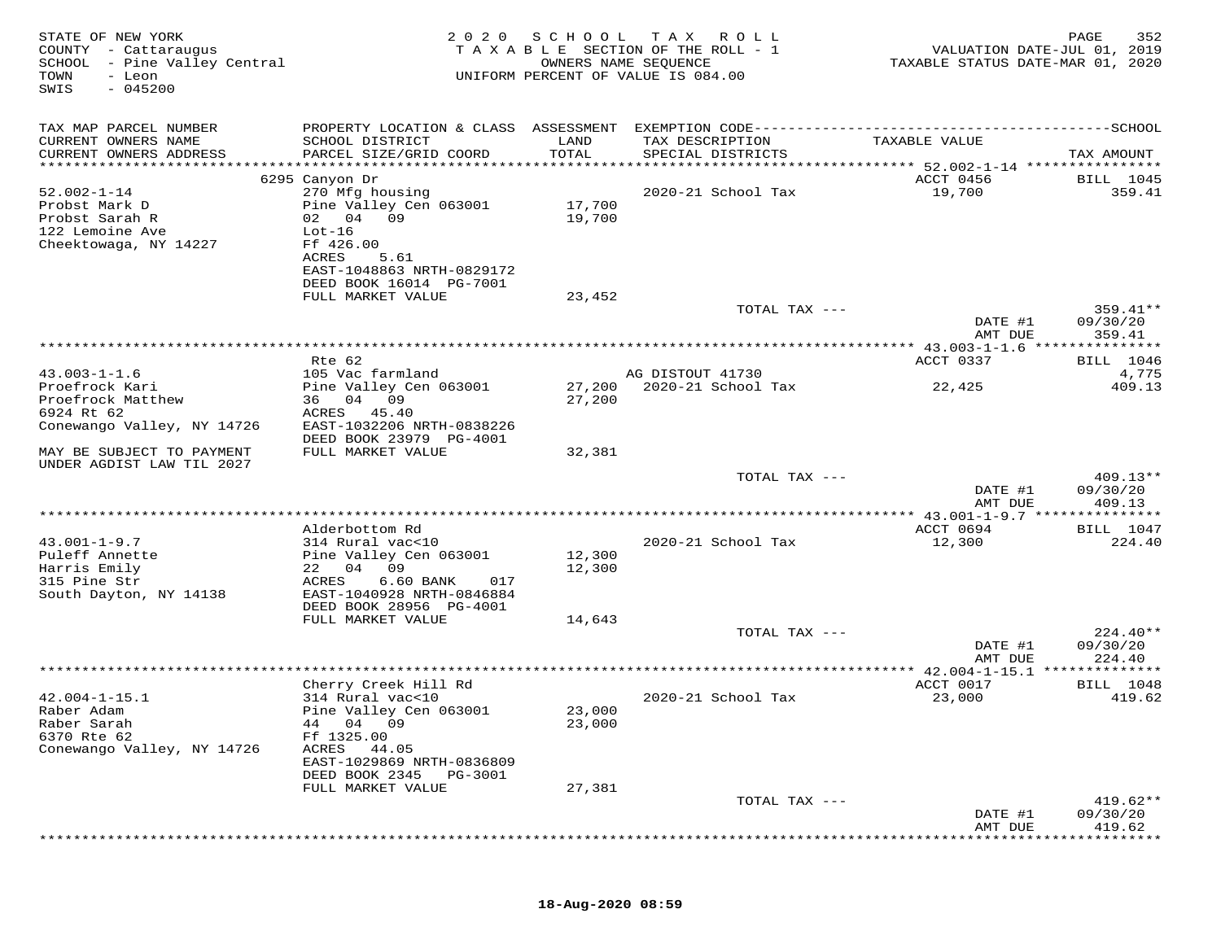STATE OF NEW YORK
COUNTY - Cattaraugus
SCHOOL - Pine Valley Central
TOWN - Leon
SWIS - 045200

2 0 2 0 S C H O O L T A X R O L L
T A X A B L E SECTION OF THE ROLL - 1
OWNERS NAME SEQUENCE
UNIFORM PERCENT OF VALUE IS 084.00

VALUATION DATE-JUL 01, 2019
TAXABLE STATUS DATE-MAR 01, 2020

| TAX MAP PARCEL NUMBER / CURRENT OWNERS NAME / CURRENT OWNERS ADDRESS | PROPERTY LOCATION & CLASS / SCHOOL DISTRICT / PARCEL SIZE/GRID COORD | ASSESSMENT LAND / TOTAL | EXEMPTION CODE / TAX DESCRIPTION / SPECIAL DISTRICTS | TAXABLE VALUE | SCHOOL TAX AMOUNT |
|---|---|---|---|---|---|
| 52.002-1-14 | 6295 Canyon Dr | | | ACCT 0456 | BILL 1045 |
| Probst Mark D | 270 Mfg housing | | 2020-21 School Tax | 19,700 | 359.41 |
| Probst Sarah R | Pine Valley Cen 063001 | 17,700 | | | |
| 122 Lemoine Ave | 02 04 09 | 19,700 | | | |
| Cheektowaga, NY 14227 | Lot-16 | | | | |
| | Ff 426.00 | | | | |
| | ACRES 5.61 | | | | |
| | EAST-1048863 NRTH-0829172 | | | | |
| | DEED BOOK 16014 PG-7001 | | | | |
| | FULL MARKET VALUE | 23,452 | | | |
| | | | TOTAL TAX --- | | 359.41** |
| | | | | DATE #1 | 09/30/20 |
| | | | | AMT DUE | 359.41 |
| 43.003-1-1.6 | Rte 62 | | | ACCT 0337 | BILL 1046 |
| Proefrock Kari | 105 Vac farmland | | AG DISTOUT 41730 | | 4,775 |
| Proefrock Matthew | Pine Valley Cen 063001 | 27,200 | 2020-21 School Tax | 22,425 | 409.13 |
| 6924 Rt 62 | 36 04 09 | 27,200 | | | |
| Conewango Valley, NY 14726 | ACRES 45.40 | | | | |
| | EAST-1032206 NRTH-0838226 | | | | |
| | DEED BOOK 23979 PG-4001 | | | | |
| MAY BE SUBJECT TO PAYMENT UNDER AGDIST LAW TIL 2027 | FULL MARKET VALUE | 32,381 | | | |
| | | | TOTAL TAX --- | | 409.13** |
| | | | | DATE #1 | 09/30/20 |
| | | | | AMT DUE | 409.13 |
| 43.001-1-9.7 | Alderbottom Rd | | | ACCT 0694 | BILL 1047 |
| Puleff Annette | 314 Rural vac<10 | | 2020-21 School Tax | 12,300 | 224.40 |
| Harris Emily | Pine Valley Cen 063001 | 12,300 | | | |
| 315 Pine Str | 22 04 09 | 12,300 | | | |
| South Dayton, NY 14138 | ACRES 6.60 BANK 017 | | | | |
| | EAST-1040928 NRTH-0846884 | | | | |
| | DEED BOOK 28956 PG-4001 | | | | |
| | FULL MARKET VALUE | 14,643 | | | |
| | | | TOTAL TAX --- | | 224.40** |
| | | | | DATE #1 | 09/30/20 |
| | | | | AMT DUE | 224.40 |
| 42.004-1-15.1 | Cherry Creek Hill Rd | | | ACCT 0017 | BILL 1048 |
| Raber Adam | 314 Rural vac<10 | | 2020-21 School Tax | 23,000 | 419.62 |
| Raber Sarah | Pine Valley Cen 063001 | 23,000 | | | |
| 6370 Rte 62 | 44 04 09 | 23,000 | | | |
| Conewango Valley, NY 14726 | Ff 1325.00 | | | | |
| | ACRES 44.05 | | | | |
| | EAST-1029869 NRTH-0836809 | | | | |
| | DEED BOOK 2345 PG-3001 | | | | |
| | FULL MARKET VALUE | 27,381 | | | |
| | | | TOTAL TAX --- | | 419.62** |
| | | | | DATE #1 | 09/30/20 |
| | | | | AMT DUE | 419.62 |

18-Aug-2020 08:59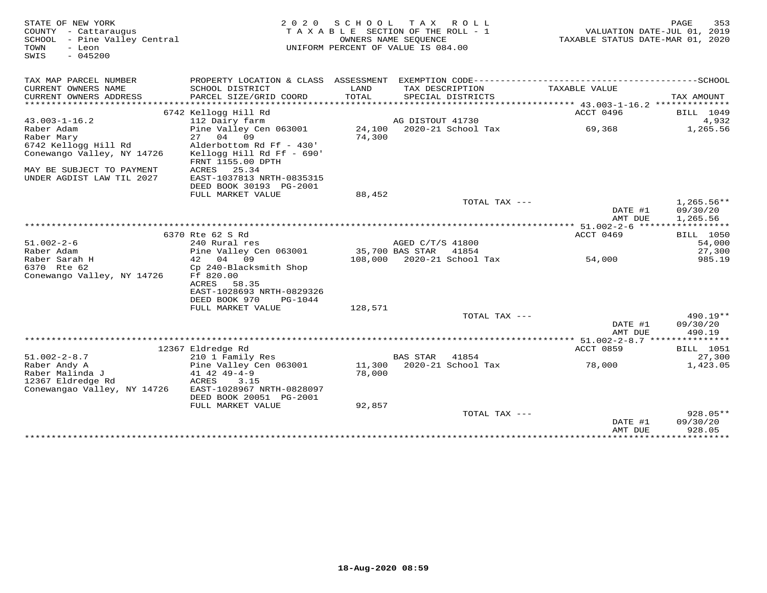STATE OF NEW YORK
COUNTY - Cattaraugus
SCHOOL - Pine Valley Central
TOWN - Leon
SWIS - 045200

2020 SCHOOL TAX ROLL
TAXABLE SECTION OF THE ROLL - 1
OWNERS NAME SEQUENCE
UNIFORM PERCENT OF VALUE IS 084.00

VALUATION DATE-JUL 01, 2019
TAXABLE STATUS DATE-MAR 01, 2020

| TAX MAP PARCEL NUMBER / CURRENT OWNERS NAME / CURRENT OWNERS ADDRESS | PROPERTY LOCATION & CLASS / SCHOOL DISTRICT / PARCEL SIZE/GRID COORD | ASSESSMENT LAND / TOTAL | EXEMPTION CODE / TAX DESCRIPTION / SPECIAL DISTRICTS | TAXABLE VALUE | SCHOOL / TAX AMOUNT |
|---|---|---|---|---|---|
| | 6742 Kellogg Hill Rd | | | ACCT 0496 | BILL 1049 |
| 43.003-1-16.2 | 112 Dairy farm | | AG DISTOUT 41730 | | 4,932 |
| Raber Adam | Pine Valley Cen 063001 | 24,100 | 2020-21 School Tax | 69,368 | 1,265.56 |
| Raber Mary | 27 04 09 | 74,300 | | | |
| 6742 Kellogg Hill Rd | Alderbottom Rd Ff - 430' | | | | |
| Conewango Valley, NY 14726 | Kellogg Hill Rd Ff - 690' | | | | |
| | FRNT 1155.00 DPTH | | | | |
| MAY BE SUBJECT TO PAYMENT | ACRES 25.34 | | | | |
| UNDER AGDIST LAW TIL 2027 | EAST-1037813 NRTH-0835315 | | | | |
| | DEED BOOK 30193 PG-2001 | | | | |
| | FULL MARKET VALUE | 88,452 | | | |
| | | | TOTAL TAX --- | | 1,265.56** |
| | | | | DATE #1 | 09/30/20 |
| | | | | AMT DUE | 1,265.56 |
| | 6370 Rte 62 S Rd | | | ACCT 0469 | BILL 1050 |
| 51.002-2-6 | 240 Rural res | | AGED C/T/S 41800 | | 54,000 |
| Raber Adam | Pine Valley Cen 063001 | 35,700 | BAS STAR 41854 | | 27,300 |
| Raber Sarah H | 42 04 09 | 108,000 | 2020-21 School Tax | 54,000 | 985.19 |
| 6370 Rte 62 | Cp 240-Blacksmith Shop | | | | |
| Conewango Valley, NY 14726 | Ff 820.00 | | | | |
| | ACRES 58.35 | | | | |
| | EAST-1028693 NRTH-0829326 | | | | |
| | DEED BOOK 970 PG-1044 | | | | |
| | FULL MARKET VALUE | 128,571 | | | |
| | | | TOTAL TAX --- | | 490.19** |
| | | | | DATE #1 | 09/30/20 |
| | | | | AMT DUE | 490.19 |
| | 12367 Eldredge Rd | | | ACCT 0859 | BILL 1051 |
| 51.002-2-8.7 | 210 1 Family Res | | BAS STAR 41854 | | 27,300 |
| Raber Andy A | Pine Valley Cen 063001 | 11,300 | 2020-21 School Tax | 78,000 | 1,423.05 |
| Raber Malinda J | 41 42 49-4-9 | 78,000 | | | |
| 12367 Eldredge Rd | ACRES 3.15 | | | | |
| Conewangao Valley, NY 14726 | EAST-1028967 NRTH-0828097 | | | | |
| | DEED BOOK 20051 PG-2001 | | | | |
| | FULL MARKET VALUE | 92,857 | | | |
| | | | TOTAL TAX --- | | 928.05** |
| | | | | DATE #1 | 09/30/20 |
| | | | | AMT DUE | 928.05 |

18-Aug-2020 08:59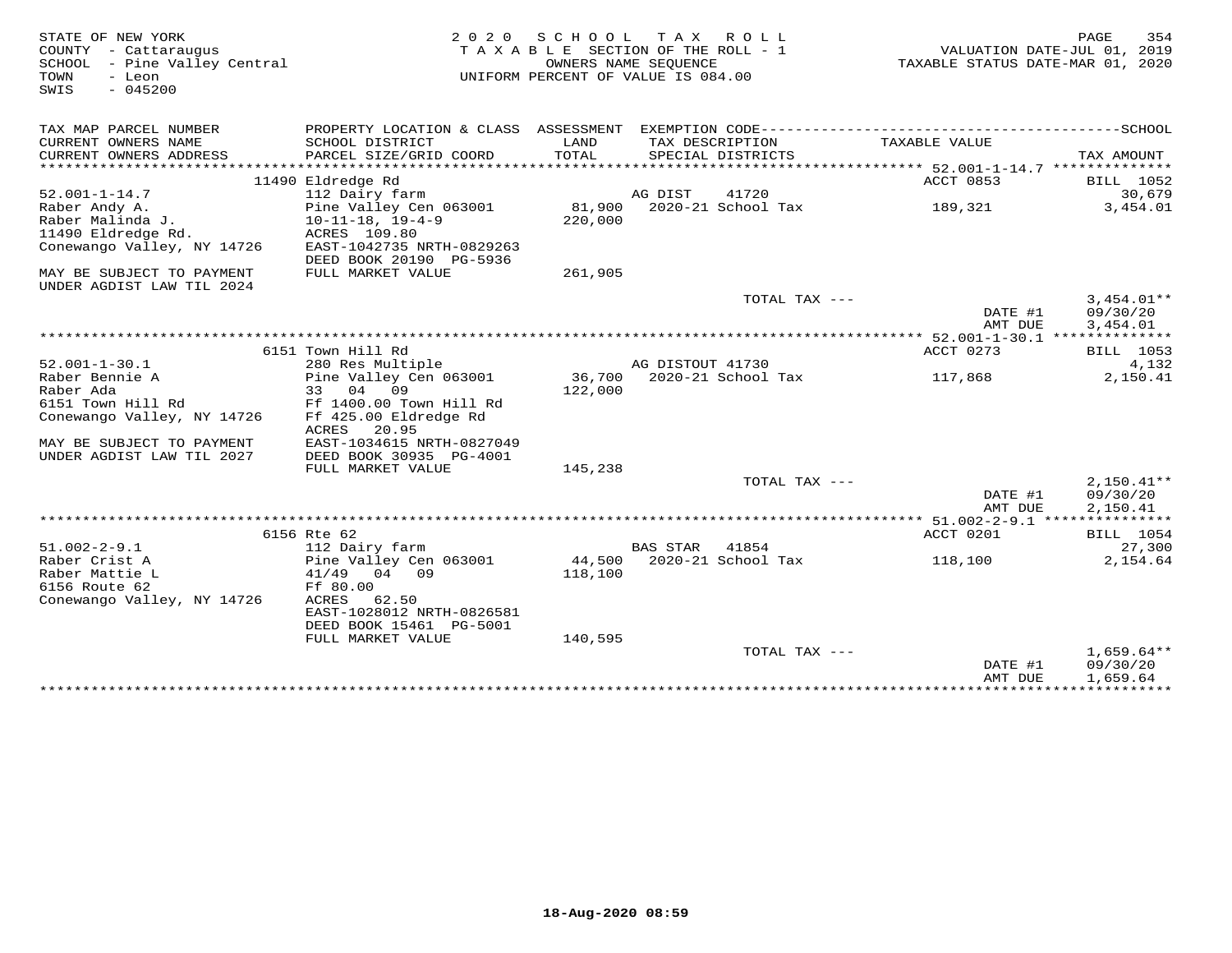STATE OF NEW YORK
COUNTY - Cattaraugus
SCHOOL - Pine Valley Central
TOWN - Leon
SWIS - 045200

2 0 2 0 S C H O O L T A X R O L L
T A X A B L E SECTION OF THE ROLL - 1
OWNERS NAME SEQUENCE
UNIFORM PERCENT OF VALUE IS 084.00

VALUATION DATE-JUL 01, 2019
TAXABLE STATUS DATE-MAR 01, 2020

| TAX MAP PARCEL NUMBER / CURRENT OWNERS NAME / CURRENT OWNERS ADDRESS | PROPERTY LOCATION & CLASS / SCHOOL DISTRICT / PARCEL SIZE/GRID COORD | ASSESSMENT LAND / TOTAL | EXEMPTION CODE / TAX DESCRIPTION / SPECIAL DISTRICTS | TAXABLE VALUE | TAX AMOUNT |
|---|---|---|---|---|---|
| | 11490 Eldredge Rd | | | ACCT 0853 | BILL 1052 |
| 52.001-1-14.7 | 112 Dairy farm | | AG DIST 41720 | | 30,679 |
| Raber Andy A. | Pine Valley Cen 063001 | 81,900 | 2020-21 School Tax | 189,321 | 3,454.01 |
| Raber Malinda J. | 10-11-18, 19-4-9 | 220,000 | | | |
| 11490 Eldredge Rd. | ACRES 109.80 | | | | |
| Conewango Valley, NY 14726 | EAST-1042735 NRTH-0829263 | | | | |
| | DEED BOOK 20190 PG-5936 | | | | |
| MAY BE SUBJECT TO PAYMENT | FULL MARKET VALUE | 261,905 | | | |
| UNDER AGDIST LAW TIL 2024 | | | | | |
| | | | TOTAL TAX --- | | 3,454.01** |
| | | | | DATE #1 | 09/30/20 |
| | | | | AMT DUE | 3,454.01 |
| | 6151 Town Hill Rd | | | ACCT 0273 | BILL 1053 |
| 52.001-1-30.1 | 280 Res Multiple | | AG DISTOUT 41730 | | 4,132 |
| Raber Bennie A | Pine Valley Cen 063001 | 36,700 | 2020-21 School Tax | 117,868 | 2,150.41 |
| Raber Ada | 33 04 09 | 122,000 | | | |
| 6151 Town Hill Rd | Ff 1400.00 Town Hill Rd | | | | |
| Conewango Valley, NY 14726 | Ff 425.00 Eldredge Rd | | | | |
| | ACRES 20.95 | | | | |
| MAY BE SUBJECT TO PAYMENT | EAST-1034615 NRTH-0827049 | | | | |
| UNDER AGDIST LAW TIL 2027 | DEED BOOK 30935 PG-4001 | | | | |
| | FULL MARKET VALUE | 145,238 | | | |
| | | | TOTAL TAX --- | | 2,150.41** |
| | | | | DATE #1 | 09/30/20 |
| | | | | AMT DUE | 2,150.41 |
| | 6156 Rte 62 | | | ACCT 0201 | BILL 1054 |
| 51.002-2-9.1 | 112 Dairy farm | | BAS STAR 41854 | | 27,300 |
| Raber Crist A | Pine Valley Cen 063001 | 44,500 | 2020-21 School Tax | 118,100 | 2,154.64 |
| Raber Mattie L | 41/49 04 09 | 118,100 | | | |
| 6156 Route 62 | Ff 80.00 | | | | |
| Conewango Valley, NY 14726 | ACRES 62.50 | | | | |
| | EAST-1028012 NRTH-0826581 | | | | |
| | DEED BOOK 15461 PG-5001 | | | | |
| | FULL MARKET VALUE | 140,595 | | | |
| | | | TOTAL TAX --- | | 1,659.64** |
| | | | | DATE #1 | 09/30/20 |
| | | | | AMT DUE | 1,659.64 |

18-Aug-2020 08:59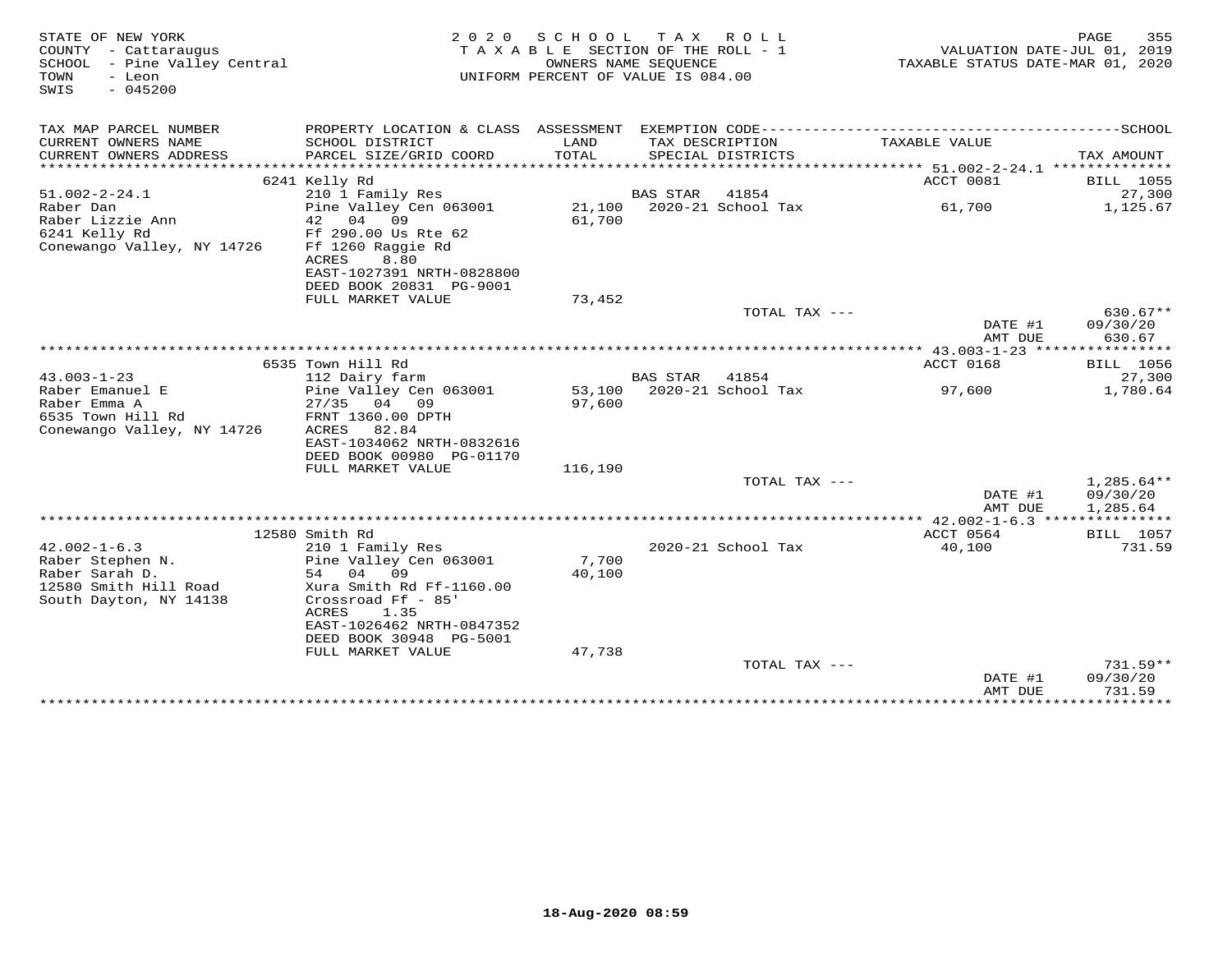STATE OF NEW YORK
COUNTY - Cattaraugus
SCHOOL - Pine Valley Central
TOWN - Leon
SWIS - 045200

2 0 2 0 S C H O O L T A X R O L L
T A X A B L E SECTION OF THE ROLL - 1
OWNERS NAME SEQUENCE
UNIFORM PERCENT OF VALUE IS 084.00

VALUATION DATE-JUL 01, 2019
TAXABLE STATUS DATE-MAR 01, 2020

| TAX MAP PARCEL NUMBER / CURRENT OWNERS NAME / CURRENT OWNERS ADDRESS | PROPERTY LOCATION & CLASS / SCHOOL DISTRICT / PARCEL SIZE/GRID COORD | ASSESSMENT LAND / TOTAL | EXEMPTION CODE / TAX DESCRIPTION / SPECIAL DISTRICTS | TAXABLE VALUE | TAX AMOUNT |
|---|---|---|---|---|---|
| | 6241 Kelly Rd | | | ACCT 0081 | BILL 1055 |
| 51.002-2-24.1 | 210 1 Family Res | | BAS STAR 41854 | | 27,300 |
| Raber Dan | Pine Valley Cen 063001 | 21,100 | 2020-21 School Tax | 61,700 | 1,125.67 |
| Raber Lizzie Ann | 42 04 09 | 61,700 | | | |
| 6241 Kelly Rd | Ff 290.00 Us Rte 62 | | | | |
| Conewango Valley, NY 14726 | Ff 1260 Raggie Rd | | | | |
| | ACRES 8.80 | | | | |
| | EAST-1027391 NRTH-0828800 | | | | |
| | DEED BOOK 20831 PG-9001 | | | | |
| | FULL MARKET VALUE | 73,452 | | | |
| | | | TOTAL TAX --- | | 630.67** |
| | | | | DATE #1 | 09/30/20 |
| | | | | AMT DUE | 630.67 |
| | 6535 Town Hill Rd | | | ACCT 0168 | BILL 1056 |
| 43.003-1-23 | 112 Dairy farm | | BAS STAR 41854 | | 27,300 |
| Raber Emanuel E | Pine Valley Cen 063001 | 53,100 | 2020-21 School Tax | 97,600 | 1,780.64 |
| Raber Emma A | 27/35 04 09 | 97,600 | | | |
| 6535 Town Hill Rd | FRNT 1360.00 DPTH | | | | |
| Conewango Valley, NY 14726 | ACRES 82.84 | | | | |
| | EAST-1034062 NRTH-0832616 | | | | |
| | DEED BOOK 00980 PG-01170 | | | | |
| | FULL MARKET VALUE | 116,190 | | | |
| | | | TOTAL TAX --- | | 1,285.64** |
| | | | | DATE #1 | 09/30/20 |
| | | | | AMT DUE | 1,285.64 |
| | 12580 Smith Rd | | | ACCT 0564 | BILL 1057 |
| 42.002-1-6.3 | 210 1 Family Res | | 2020-21 School Tax | 40,100 | 731.59 |
| Raber Stephen N. | Pine Valley Cen 063001 | 7,700 | | | |
| Raber Sarah D. | 54 04 09 | 40,100 | | | |
| 12580 Smith Hill Road | Xura Smith Rd Ff-1160.00 | | | | |
| South Dayton, NY 14138 | Crossroad Ff - 85' | | | | |
| | ACRES 1.35 | | | | |
| | EAST-1026462 NRTH-0847352 | | | | |
| | DEED BOOK 30948 PG-5001 | | | | |
| | FULL MARKET VALUE | 47,738 | | | |
| | | | TOTAL TAX --- | | 731.59** |
| | | | | DATE #1 | 09/30/20 |
| | | | | AMT DUE | 731.59 |

18-Aug-2020 08:59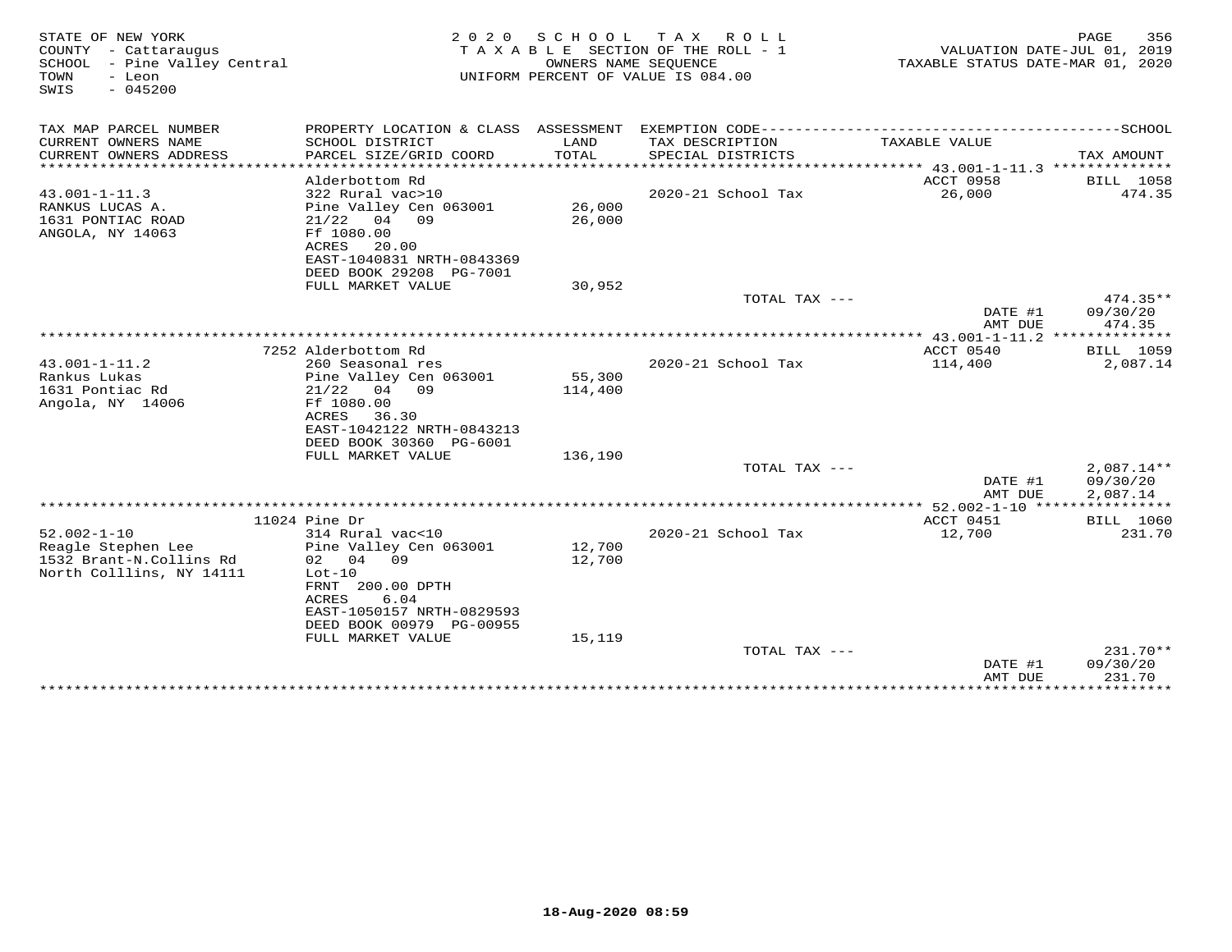STATE OF NEW YORK
COUNTY - Cattaraugus
SCHOOL - Pine Valley Central
TOWN - Leon
SWIS - 045200

2020 SCHOOL TAX ROLL
TAXABLE SECTION OF THE ROLL - 1
OWNERS NAME SEQUENCE
UNIFORM PERCENT OF VALUE IS 084.00

VALUATION DATE-JUL 01, 2019
TAXABLE STATUS DATE-MAR 01, 2020

| TAX MAP PARCEL NUMBER / CURRENT OWNERS NAME / CURRENT OWNERS ADDRESS | PROPERTY LOCATION & CLASS / SCHOOL DISTRICT / PARCEL SIZE/GRID COORD | ASSESSMENT LAND / TOTAL | EXEMPTION CODE / TAX DESCRIPTION / SPECIAL DISTRICTS | TAXABLE VALUE | TAX AMOUNT |
|---|---|---|---|---|---|
| 43.001-1-11.3 | Alderbottom Rd | | | ACCT 0958 | BILL 1058 |
| RANKUS LUCAS A. | 322 Rural vac>10 | | 2020-21 School Tax | 26,000 | 474.35 |
| 1631 PONTIAC ROAD | Pine Valley Cen 063001 | 26,000 | | | |
| ANGOLA, NY 14063 | 21/22 04 09 | 26,000 | | | |
| | Ff 1080.00 | | | | |
| | ACRES 20.00 | | | | |
| | EAST-1040831 NRTH-0843369 | | | | |
| | DEED BOOK 29208 PG-7001 | | | | |
| | FULL MARKET VALUE | 30,952 | | | |
| | | | TOTAL TAX --- | | 474.35** |
| | | | | DATE #1 | 09/30/20 |
| | | | | AMT DUE | 474.35 |
| 43.001-1-11.2 | 7252 Alderbottom Rd | | | ACCT 0540 | BILL 1059 |
| Rankus Lukas | 260 Seasonal res | | 2020-21 School Tax | 114,400 | 2,087.14 |
| 1631 Pontiac Rd | Pine Valley Cen 063001 | 55,300 | | | |
| Angola, NY 14006 | 21/22 04 09 | 114,400 | | | |
| | Ff 1080.00 | | | | |
| | ACRES 36.30 | | | | |
| | EAST-1042122 NRTH-0843213 | | | | |
| | DEED BOOK 30360 PG-6001 | | | | |
| | FULL MARKET VALUE | 136,190 | | | |
| | | | TOTAL TAX --- | | 2,087.14** |
| | | | | DATE #1 | 09/30/20 |
| | | | | AMT DUE | 2,087.14 |
| 52.002-1-10 | 11024 Pine Dr | | | ACCT 0451 | BILL 1060 |
| Reagle Stephen Lee | 314 Rural vac<10 | | 2020-21 School Tax | 12,700 | 231.70 |
| 1532 Brant-N.Collins Rd | Pine Valley Cen 063001 | 12,700 | | | |
| North Colllins, NY 14111 | 02 04 09 | 12,700 | | | |
| | Lot-10 | | | | |
| | FRNT 200.00 DPTH | | | | |
| | ACRES 6.04 | | | | |
| | EAST-1050157 NRTH-0829593 | | | | |
| | DEED BOOK 00979 PG-00955 | | | | |
| | FULL MARKET VALUE | 15,119 | | | |
| | | | TOTAL TAX --- | | 231.70** |
| | | | | DATE #1 | 09/30/20 |
| | | | | AMT DUE | 231.70 |

18-Aug-2020 08:59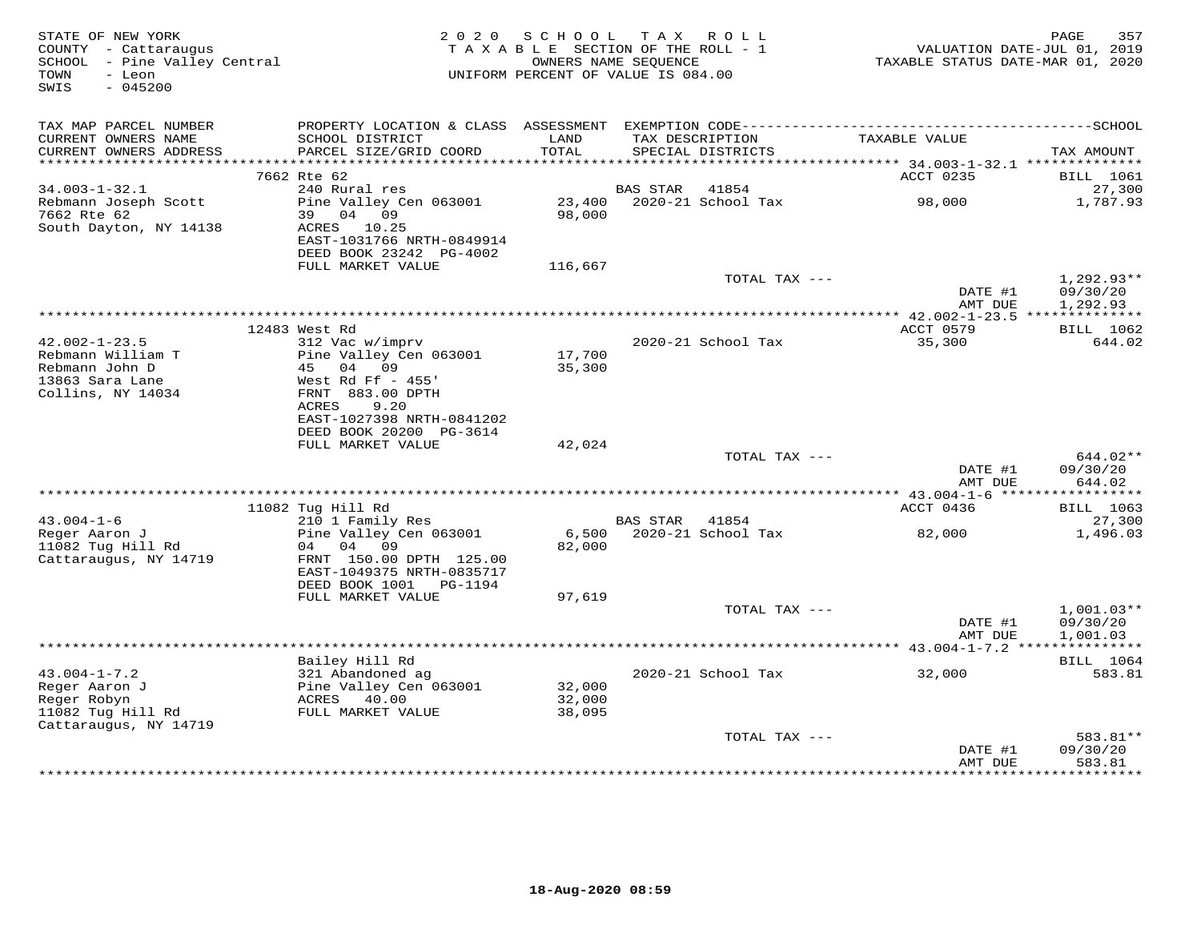STATE OF NEW YORK
COUNTY - Cattaraugus
SCHOOL - Pine Valley Central
TOWN - Leon
SWIS - 045200

2020 SCHOOL TAX ROLL
TAXABLE SECTION OF THE ROLL - 1
OWNERS NAME SEQUENCE
UNIFORM PERCENT OF VALUE IS 084.00

VALUATION DATE-JUL 01, 2019
TAXABLE STATUS DATE-MAR 01, 2020

| TAX MAP PARCEL NUMBER / CURRENT OWNERS NAME / CURRENT OWNERS ADDRESS | PROPERTY LOCATION & CLASS / SCHOOL DISTRICT / PARCEL SIZE/GRID COORD | ASSESSMENT LAND / TOTAL | EXEMPTION CODE / TAX DESCRIPTION / SPECIAL DISTRICTS | TAXABLE VALUE | SCHOOL TAX AMOUNT |
|---|---|---|---|---|---|
| | 7662 Rte 62 | | | ACCT 0235 | BILL 1061 |
| 34.003-1-32.1 | 240 Rural res | | BAS STAR 41854 | | 27,300 |
| Rebmann Joseph Scott | Pine Valley Cen 063001 | 23,400 | 2020-21 School Tax | 98,000 | 1,787.93 |
| 7662 Rte 62 | 39 04 09 | 98,000 | | | |
| South Dayton, NY 14138 | ACRES 10.25 | | | | |
| | EAST-1031766 NRTH-0849914 | | | | |
| | DEED BOOK 23242 PG-4002 | | | | |
| | FULL MARKET VALUE | 116,667 | | | |
| | | | TOTAL TAX --- | | 1,292.93** |
| | | | | DATE #1 | 09/30/20 |
| | | | | AMT DUE | 1,292.93 |
| | 12483 West Rd | | | ACCT 0579 | BILL 1062 |
| 42.002-1-23.5 | 312 Vac w/imprv | | 2020-21 School Tax | 35,300 | 644.02 |
| Rebmann William T | Pine Valley Cen 063001 | 17,700 | | | |
| Rebmann John D | 45 04 09 | 35,300 | | | |
| 13863 Sara Lane | West Rd Ff - 455' | | | | |
| Collins, NY 14034 | FRNT 883.00 DPTH | | | | |
| | ACRES 9.20 | | | | |
| | EAST-1027398 NRTH-0841202 | | | | |
| | DEED BOOK 20200 PG-3614 | | | | |
| | FULL MARKET VALUE | 42,024 | | | |
| | | | TOTAL TAX --- | | 644.02** |
| | | | | DATE #1 | 09/30/20 |
| | | | | AMT DUE | 644.02 |
| | 11082 Tug Hill Rd | | | ACCT 0436 | BILL 1063 |
| 43.004-1-6 | 210 1 Family Res | | BAS STAR 41854 | | 27,300 |
| Reger Aaron J | Pine Valley Cen 063001 | 6,500 | 2020-21 School Tax | 82,000 | 1,496.03 |
| 11082 Tug Hill Rd | 04 04 09 | 82,000 | | | |
| Cattaraugus, NY 14719 | FRNT 150.00 DPTH 125.00 | | | | |
| | EAST-1049375 NRTH-0835717 | | | | |
| | DEED BOOK 1001 PG-1194 | | | | |
| | FULL MARKET VALUE | 97,619 | | | |
| | | | TOTAL TAX --- | | 1,001.03** |
| | | | | DATE #1 | 09/30/20 |
| | | | | AMT DUE | 1,001.03 |
| | Bailey Hill Rd | | | | BILL 1064 |
| 43.004-1-7.2 | 321 Abandoned ag | | 2020-21 School Tax | 32,000 | 583.81 |
| Reger Aaron J | Pine Valley Cen 063001 | 32,000 | | | |
| Reger Robyn | ACRES 40.00 | 32,000 | | | |
| 11082 Tug Hill Rd | FULL MARKET VALUE | 38,095 | | | |
| Cattaraugus, NY 14719 | | | | | |
| | | | TOTAL TAX --- | | 583.81** |
| | | | | DATE #1 | 09/30/20 |
| | | | | AMT DUE | 583.81 |

18-Aug-2020 08:59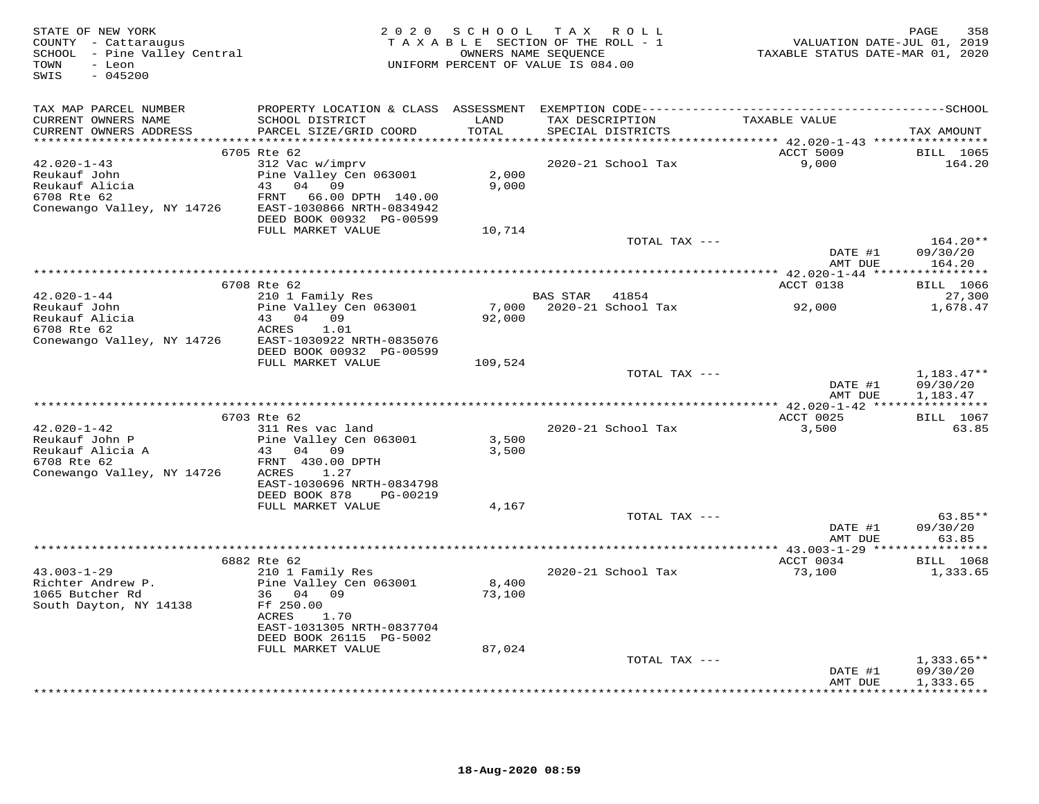STATE OF NEW YORK
COUNTY - Cattaraugus
SCHOOL - Pine Valley Central
TOWN - Leon
SWIS - 045200

2020 SCHOOL TAX ROLL
TAXABLE SECTION OF THE ROLL - 1
OWNERS NAME SEQUENCE
UNIFORM PERCENT OF VALUE IS 084.00

VALUATION DATE-JUL 01, 2019
TAXABLE STATUS DATE-MAR 01, 2020

| TAX MAP PARCEL NUMBER / CURRENT OWNERS NAME / CURRENT OWNERS ADDRESS | PROPERTY LOCATION & CLASS / SCHOOL DISTRICT / PARCEL SIZE/GRID COORD | ASSESSMENT LAND / TOTAL | EXEMPTION CODE / TAX DESCRIPTION / SPECIAL DISTRICTS | TAXABLE VALUE | TAX AMOUNT |
|---|---|---|---|---|---|
| | 6705 Rte 62 | | | ACCT 5009 | BILL 1065 |
| 42.020-1-43 | 312 Vac w/imprv | | 2020-21 School Tax | 9,000 | 164.20 |
| Reukauf John | Pine Valley Cen 063001 | 2,000 | | | |
| Reukauf Alicia | 43 04 09 | 9,000 | | | |
| 6708 Rte 62 | FRNT 66.00 DPTH 140.00 | | | | |
| Conewango Valley, NY 14726 | EAST-1030866 NRTH-0834942 | | | | |
| | DEED BOOK 00932 PG-00599 | | | | |
| | FULL MARKET VALUE | 10,714 | | | |
| | | | TOTAL TAX --- | | 164.20** |
| | | | | DATE #1 | 09/30/20 |
| | | | | AMT DUE | 164.20 |
| | 6708 Rte 62 | | | ACCT 0138 | BILL 1066 |
| 42.020-1-44 | 210 1 Family Res | | BAS STAR 41854 | | 27,300 |
| Reukauf John | Pine Valley Cen 063001 | 7,000 | 2020-21 School Tax | 92,000 | 1,678.47 |
| Reukauf Alicia | 43 04 09 | 92,000 | | | |
| 6708 Rte 62 | ACRES 1.01 | | | | |
| Conewango Valley, NY 14726 | EAST-1030922 NRTH-0835076 | | | | |
| | DEED BOOK 00932 PG-00599 | | | | |
| | FULL MARKET VALUE | 109,524 | | | |
| | | | TOTAL TAX --- | | 1,183.47** |
| | | | | DATE #1 | 09/30/20 |
| | | | | AMT DUE | 1,183.47 |
| | 6703 Rte 62 | | | ACCT 0025 | BILL 1067 |
| 42.020-1-42 | 311 Res vac land | | 2020-21 School Tax | 3,500 | 63.85 |
| Reukauf John P | Pine Valley Cen 063001 | 3,500 | | | |
| Reukauf Alicia A | 43 04 09 | 3,500 | | | |
| 6708 Rte 62 | FRNT 430.00 DPTH | | | | |
| Conewango Valley, NY 14726 | ACRES 1.27 | | | | |
| | EAST-1030696 NRTH-0834798 | | | | |
| | DEED BOOK 878 PG-00219 | | | | |
| | FULL MARKET VALUE | 4,167 | | | |
| | | | TOTAL TAX --- | | 63.85** |
| | | | | DATE #1 | 09/30/20 |
| | | | | AMT DUE | 63.85 |
| | 6882 Rte 62 | | | ACCT 0034 | BILL 1068 |
| 43.003-1-29 | 210 1 Family Res | | 2020-21 School Tax | 73,100 | 1,333.65 |
| Richter Andrew P. | Pine Valley Cen 063001 | 8,400 | | | |
| 1065 Butcher Rd | 36 04 09 | 73,100 | | | |
| South Dayton, NY 14138 | Ff 250.00 | | | | |
| | ACRES 1.70 | | | | |
| | EAST-1031305 NRTH-0837704 | | | | |
| | DEED BOOK 26115 PG-5002 | | | | |
| | FULL MARKET VALUE | 87,024 | | | |
| | | | TOTAL TAX --- | | 1,333.65** |
| | | | | DATE #1 | 09/30/20 |
| | | | | AMT DUE | 1,333.65 |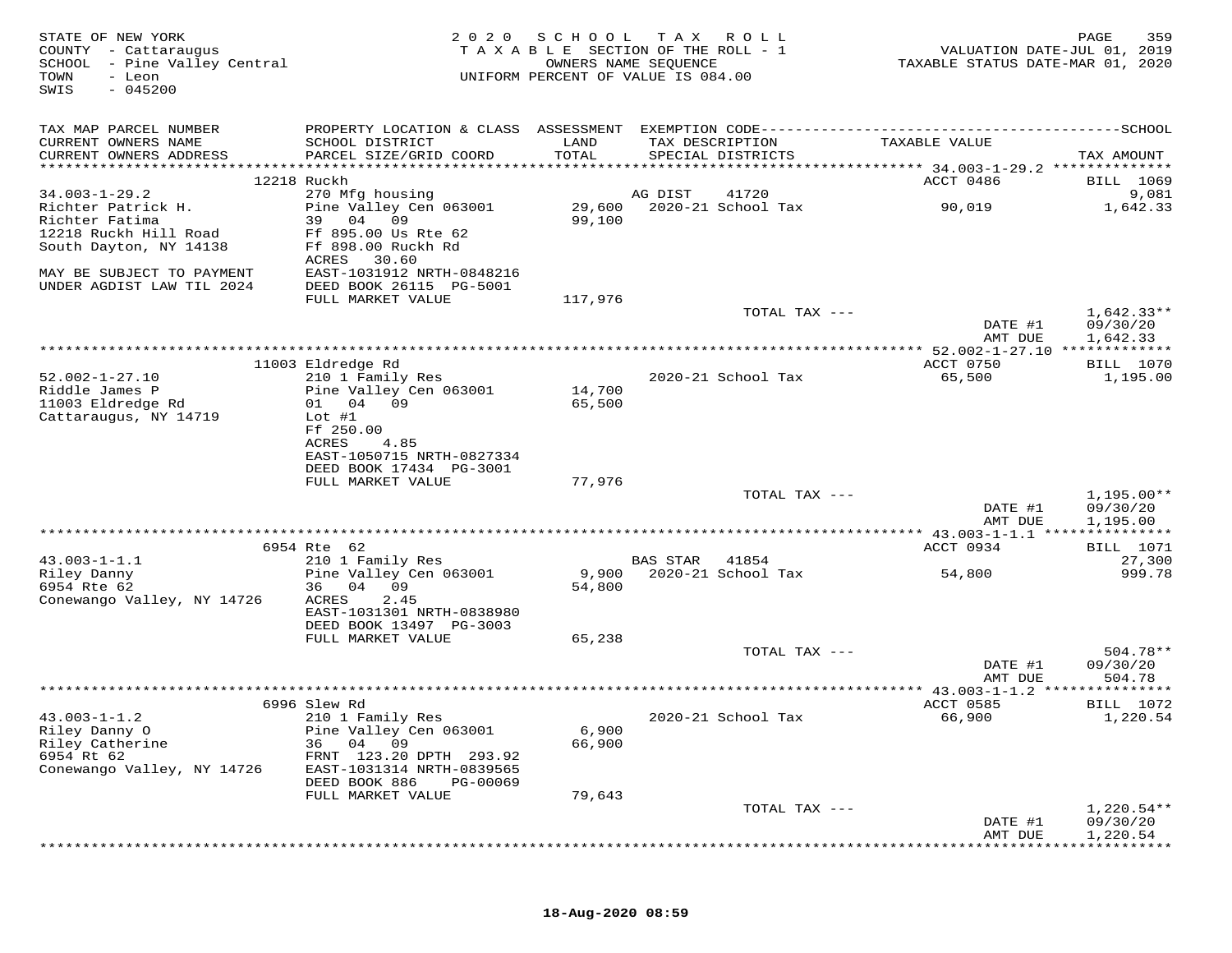STATE OF NEW YORK
COUNTY - Cattaraugus
SCHOOL - Pine Valley Central
TOWN - Leon
SWIS - 045200

2020 SCHOOL TAX ROLL
TAXABLE SECTION OF THE ROLL - 1
OWNERS NAME SEQUENCE
UNIFORM PERCENT OF VALUE IS 084.00

VALUATION DATE-JUL 01, 2019
TAXABLE STATUS DATE-MAR 01, 2020

| TAX MAP PARCEL NUMBER / CURRENT OWNERS NAME / CURRENT OWNERS ADDRESS | PROPERTY LOCATION & CLASS / SCHOOL DISTRICT / PARCEL SIZE/GRID COORD | ASSESSMENT LAND / TOTAL | EXEMPTION CODE / TAX DESCRIPTION / SPECIAL DISTRICTS | TAXABLE VALUE | TAX AMOUNT |
|---|---|---|---|---|---|
| 34.003-1-29.2 | 12218 Ruckh | | | ACCT 0486 | BILL 1069 |
| | 270 Mfg housing | | AG DIST 41720 | | 9,081 |
| Richter Patrick H. | Pine Valley Cen 063001 | 29,600 | 2020-21 School Tax | 90,019 | 1,642.33 |
| Richter Fatima | 39 04 09 | 99,100 | | | |
| 12218 Ruckh Hill Road | Ff 895.00 Us Rte 62 | | | | |
| South Dayton, NY 14138 | Ff 898.00 Ruckh Rd | | | | |
| | ACRES 30.60 | | | | |
| MAY BE SUBJECT TO PAYMENT | EAST-1031912 NRTH-0848216 | | | | |
| UNDER AGDIST LAW TIL 2024 | DEED BOOK 26115 PG-5001 | | | | |
| | FULL MARKET VALUE | 117,976 | | | |
| | | | TOTAL TAX --- | | 1,642.33** |
| | | | | DATE #1 | 09/30/20 |
| | | | | AMT DUE | 1,642.33 |
| 52.002-1-27.10 | 11003 Eldredge Rd | | | ACCT 0750 | BILL 1070 |
| | 210 1 Family Res | | 2020-21 School Tax | 65,500 | 1,195.00 |
| Riddle James P | Pine Valley Cen 063001 | 14,700 | | | |
| 11003 Eldredge Rd | 01 04 09 | 65,500 | | | |
| Cattaraugus, NY 14719 | Lot #1 | | | | |
| | Ff 250.00 | | | | |
| | ACRES 4.85 | | | | |
| | EAST-1050715 NRTH-0827334 | | | | |
| | DEED BOOK 17434 PG-3001 | | | | |
| | FULL MARKET VALUE | 77,976 | | | |
| | | | TOTAL TAX --- | | 1,195.00** |
| | | | | DATE #1 | 09/30/20 |
| | | | | AMT DUE | 1,195.00 |
| 43.003-1-1.1 | 6954 Rte 62 | | | ACCT 0934 | BILL 1071 |
| | 210 1 Family Res | | BAS STAR 41854 | | 27,300 |
| Riley Danny | Pine Valley Cen 063001 | 9,900 | 2020-21 School Tax | 54,800 | 999.78 |
| 6954 Rte 62 | 36 04 09 | 54,800 | | | |
| Conewango Valley, NY 14726 | ACRES 2.45 | | | | |
| | EAST-1031301 NRTH-0838980 | | | | |
| | DEED BOOK 13497 PG-3003 | | | | |
| | FULL MARKET VALUE | 65,238 | | | |
| | | | TOTAL TAX --- | | 504.78** |
| | | | | DATE #1 | 09/30/20 |
| | | | | AMT DUE | 504.78 |
| 43.003-1-1.2 | 6996 Slew Rd | | | ACCT 0585 | BILL 1072 |
| | 210 1 Family Res | | 2020-21 School Tax | 66,900 | 1,220.54 |
| Riley Danny O | Pine Valley Cen 063001 | 6,900 | | | |
| Riley Catherine | 36 04 09 | 66,900 | | | |
| 6954 Rt 62 | FRNT 123.20 DPTH 293.92 | | | | |
| Conewango Valley, NY 14726 | EAST-1031314 NRTH-0839565 | | | | |
| | DEED BOOK 886 PG-00069 | | | | |
| | FULL MARKET VALUE | 79,643 | | | |
| | | | TOTAL TAX --- | | 1,220.54** |
| | | | | DATE #1 | 09/30/20 |
| | | | | AMT DUE | 1,220.54 |

18-Aug-2020 08:59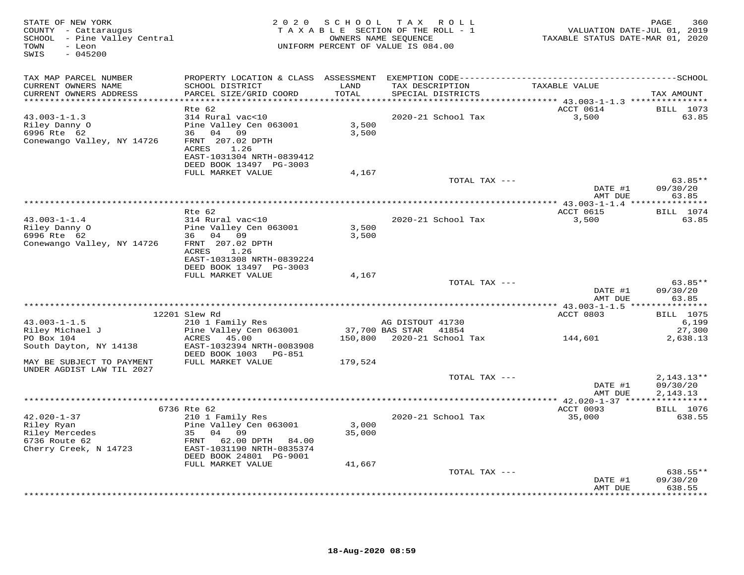STATE OF NEW YORK
COUNTY - Cattaraugus
SCHOOL - Pine Valley Central
TOWN - Leon
SWIS - 045200

2020 SCHOOL TAX ROLL
TAXABLE SECTION OF THE ROLL - 1
OWNERS NAME SEQUENCE
UNIFORM PERCENT OF VALUE IS 084.00

VALUATION DATE-JUL 01, 2019
TAXABLE STATUS DATE-MAR 01, 2020

| TAX MAP PARCEL NUMBER / CURRENT OWNERS NAME / CURRENT OWNERS ADDRESS | PROPERTY LOCATION & CLASS / SCHOOL DISTRICT / PARCEL SIZE/GRID COORD | ASSESSMENT LAND / TOTAL | EXEMPTION CODE / TAX DESCRIPTION / SPECIAL DISTRICTS | TAXABLE VALUE | TAX AMOUNT |
|---|---|---|---|---|---|
| | Rte 62 | | | ACCT 0614 | BILL 1073 |
| 43.003-1-1.3 | 314 Rural vac<10 | | 2020-21 School Tax | 3,500 | 63.85 |
| Riley Danny O | Pine Valley Cen 063001 | 3,500 | | | |
| 6996 Rte 62 | 36 04 09 | 3,500 | | | |
| Conewango Valley, NY 14726 | FRNT 207.02 DPTH | | | | |
| | ACRES 1.26 | | | | |
| | EAST-1031304 NRTH-0839412 | | | | |
| | DEED BOOK 13497 PG-3003 | | | | |
| | FULL MARKET VALUE | 4,167 | | | |
| | | | TOTAL TAX --- | | 63.85** |
| | | | | DATE #1 | 09/30/20 |
| | | | | AMT DUE | 63.85 |
| | Rte 62 | | | ACCT 0615 | BILL 1074 |
| 43.003-1-1.4 | 314 Rural vac<10 | | 2020-21 School Tax | 3,500 | 63.85 |
| Riley Danny O | Pine Valley Cen 063001 | 3,500 | | | |
| 6996 Rte 62 | 36 04 09 | 3,500 | | | |
| Conewango Valley, NY 14726 | FRNT 207.02 DPTH | | | | |
| | ACRES 1.26 | | | | |
| | EAST-1031308 NRTH-0839224 | | | | |
| | DEED BOOK 13497 PG-3003 | | | | |
| | FULL MARKET VALUE | 4,167 | | | |
| | | | TOTAL TAX --- | | 63.85** |
| | | | | DATE #1 | 09/30/20 |
| | | | | AMT DUE | 63.85 |
| | 12201 Slew Rd | | | ACCT 0803 | BILL 1075 |
| 43.003-1-1.5 | 210 1 Family Res | | AG DISTOUT 41730 | | 6,199 |
| Riley Michael J | Pine Valley Cen 063001 | 37,700 | BAS STAR 41854 | | 27,300 |
| PO Box 104 | ACRES 45.00 | 150,800 | 2020-21 School Tax | 144,601 | 2,638.13 |
| South Dayton, NY 14138 | EAST-1032394 NRTH-0083908 | | | | |
| | DEED BOOK 1003 PG-851 | | | | |
| MAY BE SUBJECT TO PAYMENT | FULL MARKET VALUE | 179,524 | | | |
| UNDER AGDIST LAW TIL 2027 | | | | | |
| | | | TOTAL TAX --- | | 2,143.13** |
| | | | | DATE #1 | 09/30/20 |
| | | | | AMT DUE | 2,143.13 |
| | 6736 Rte 62 | | | ACCT 0093 | BILL 1076 |
| 42.020-1-37 | 210 1 Family Res | | 2020-21 School Tax | 35,000 | 638.55 |
| Riley Ryan | Pine Valley Cen 063001 | 3,000 | | | |
| Riley Mercedes | 35 04 09 | 35,000 | | | |
| 6736 Route 62 | FRNT 62.00 DPTH 84.00 | | | | |
| Cherry Creek, N 14723 | EAST-1031190 NRTH-0835374 | | | | |
| | DEED BOOK 24801 PG-9001 | | | | |
| | FULL MARKET VALUE | 41,667 | | | |
| | | | TOTAL TAX --- | | 638.55** |
| | | | | DATE #1 | 09/30/20 |
| | | | | AMT DUE | 638.55 |

18-Aug-2020 08:59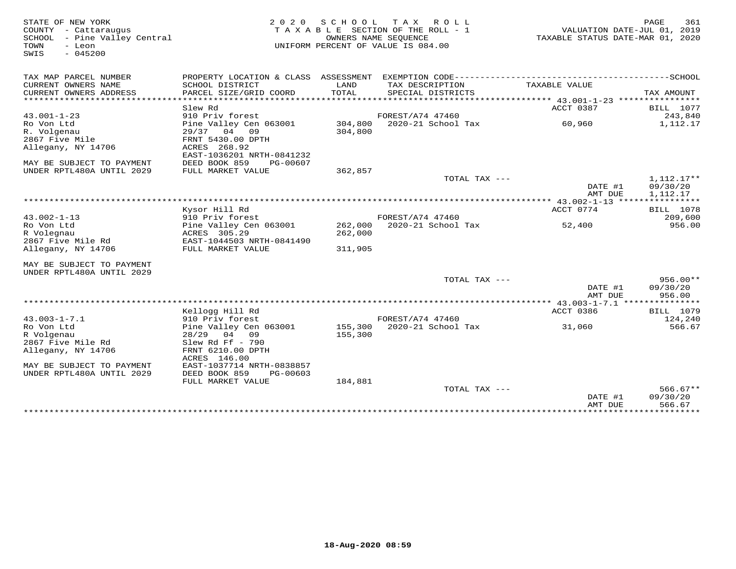STATE OF NEW YORK
COUNTY - Cattaraugus
SCHOOL - Pine Valley Central
TOWN - Leon
SWIS - 045200

2020 SCHOOL TAX ROLL
TAXABLE SECTION OF THE ROLL - 1
OWNERS NAME SEQUENCE
UNIFORM PERCENT OF VALUE IS 084.00

VALUATION DATE-JUL 01, 2019
TAXABLE STATUS DATE-MAR 01, 2020

| TAX MAP PARCEL NUMBER<br>CURRENT OWNERS NAME<br>CURRENT OWNERS ADDRESS | PROPERTY LOCATION & CLASS<br>SCHOOL DISTRICT<br>PARCEL SIZE/GRID COORD | ASSESSMENT<br>LAND<br>TOTAL | EXEMPTION CODE<br>TAX DESCRIPTION<br>SPECIAL DISTRICTS | TAXABLE VALUE | SCHOOL<br>TAX AMOUNT |
|---|---|---|---|---|---|
| | Slew Rd | | | ACCT 0387 | BILL 1077 |
| 43.001-1-23 | 910 Priv forest | | FOREST/A74 47460 | | 243,840 |
| Ro Von Ltd | Pine Valley Cen 063001 | 304,800 | 2020-21 School Tax | 60,960 | 1,112.17 |
| R. Volgenau | 29/37 04 09 | 304,800 | | | |
| 2867 Five Mile | FRNT 5430.00 DPTH | | | | |
| Allegany, NY 14706 | ACRES 268.92 | | | | |
| | EAST-1036201 NRTH-0841232 | | | | |
| MAY BE SUBJECT TO PAYMENT | DEED BOOK 859 PG-00607 | | | | |
| UNDER RPTL480A UNTIL 2029 | FULL MARKET VALUE | 362,857 | | | |
| | | | TOTAL TAX --- | | 1,112.17** |
| | | | | DATE #1 | 09/30/20 |
| | | | | AMT DUE | 1,112.17 |
| | Kysor Hill Rd | | | ACCT 0774 | BILL 1078 |
| 43.002-1-13 | 910 Priv forest | | FOREST/A74 47460 | | 209,600 |
| Ro Von Ltd | Pine Valley Cen 063001 | 262,000 | 2020-21 School Tax | 52,400 | 956.00 |
| R Volegnau | ACRES 305.29 | 262,000 | | | |
| 2867 Five Mile Rd | EAST-1044503 NRTH-0841490 | | | | |
| Allegany, NY 14706 | FULL MARKET VALUE | 311,905 | | | |
| MAY BE SUBJECT TO PAYMENT | | | | | |
| UNDER RPTL480A UNTIL 2029 | | | | | |
| | | | TOTAL TAX --- | | 956.00** |
| | | | | DATE #1 | 09/30/20 |
| | | | | AMT DUE | 956.00 |
| | Kellogg Hill Rd | | | ACCT 0386 | BILL 1079 |
| 43.003-1-7.1 | 910 Priv forest | | FOREST/A74 47460 | | 124,240 |
| Ro Von Ltd | Pine Valley Cen 063001 | 155,300 | 2020-21 School Tax | 31,060 | 566.67 |
| R Volgenau | 28/29 04 09 | 155,300 | | | |
| 2867 Five Mile Rd | Slew Rd Ff - 790 | | | | |
| Allegany, NY 14706 | FRNT 6210.00 DPTH | | | | |
| | ACRES 146.00 | | | | |
| MAY BE SUBJECT TO PAYMENT | EAST-1037714 NRTH-0838857 | | | | |
| UNDER RPTL480A UNTIL 2029 | DEED BOOK 859 PG-00603 | | | | |
| | FULL MARKET VALUE | 184,881 | | | |
| | | | TOTAL TAX --- | | 566.67** |
| | | | | DATE #1 | 09/30/20 |
| | | | | AMT DUE | 566.67 |

18-Aug-2020 08:59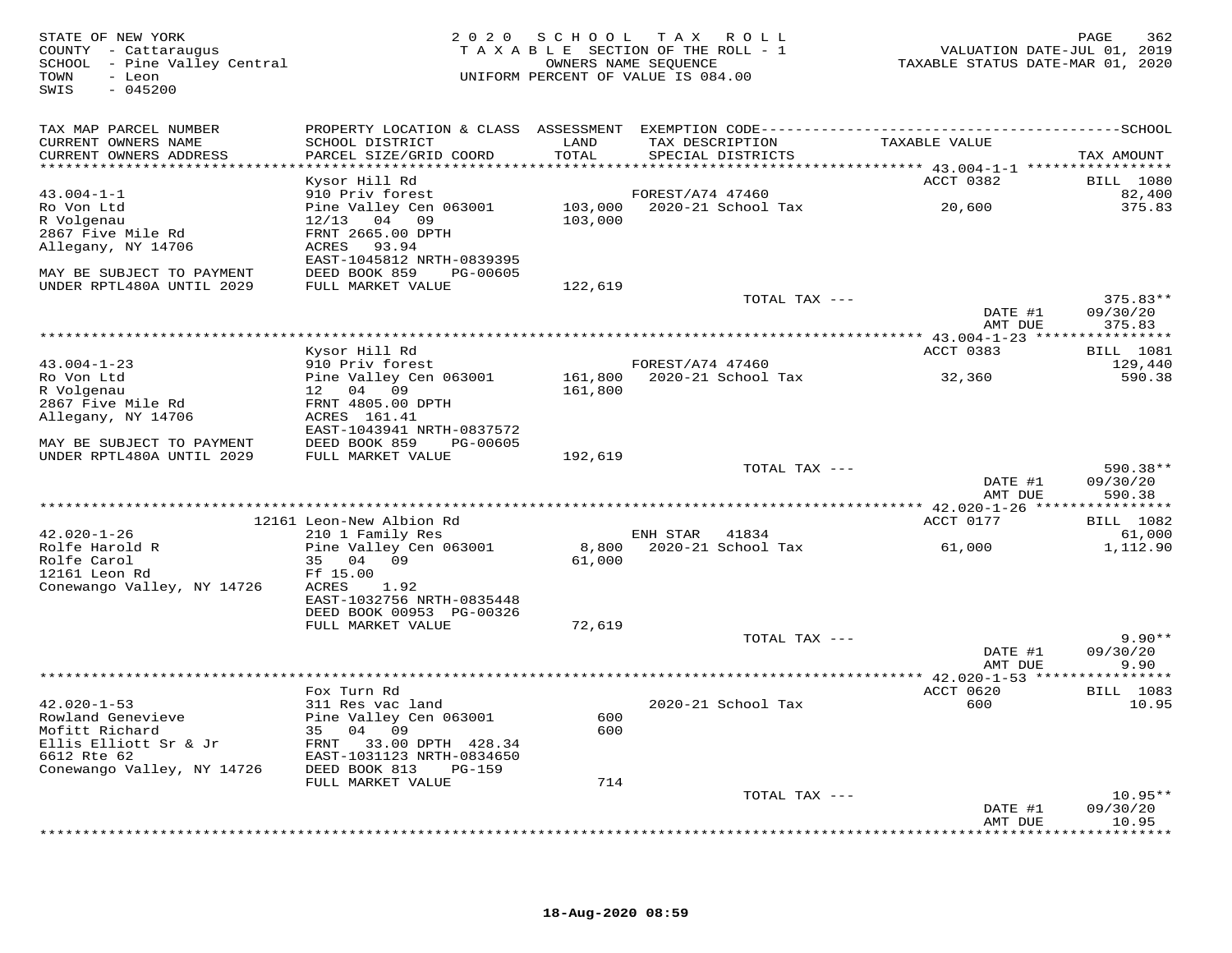STATE OF NEW YORK
COUNTY - Cattaraugus
SCHOOL - Pine Valley Central
TOWN - Leon
SWIS - 045200

2020 SCHOOL TAX ROLL
TAXABLE SECTION OF THE ROLL - 1
OWNERS NAME SEQUENCE
UNIFORM PERCENT OF VALUE IS 084.00

VALUATION DATE-JUL 01, 2019
TAXABLE STATUS DATE-MAR 01, 2020

| TAX MAP PARCEL NUMBER / CURRENT OWNERS NAME / CURRENT OWNERS ADDRESS | PROPERTY LOCATION & CLASS / SCHOOL DISTRICT / PARCEL SIZE/GRID COORD | ASSESSMENT LAND / TOTAL | EXEMPTION CODE / TAX DESCRIPTION / SPECIAL DISTRICTS | TAXABLE VALUE | SCHOOL TAX AMOUNT |
|---|---|---|---|---|---|
| | Kysor Hill Rd | | | ACCT 0382 | BILL 1080 |
| 43.004-1-1 | 910 Priv forest | | FOREST/A74 47460 | | 82,400 |
| Ro Von Ltd | Pine Valley Cen 063001 | 103,000 | 2020-21 School Tax | 20,600 | 375.83 |
| R Volgenau | 12/13 04 09 | 103,000 | | | |
| 2867 Five Mile Rd | FRNT 2665.00 DPTH | | | | |
| Allegany, NY 14706 | ACRES 93.94 | | | | |
| | EAST-1045812 NRTH-0839395 | | | | |
| MAY BE SUBJECT TO PAYMENT | DEED BOOK 859 PG-00605 | | | | |
| UNDER RPTL480A UNTIL 2029 | FULL MARKET VALUE | 122,619 | | | |
| | | | TOTAL TAX --- | | 375.83** |
| | | | | DATE #1 | 09/30/20 |
| | | | | AMT DUE | 375.83 |
| | Kysor Hill Rd | | | ACCT 0383 | BILL 1081 |
| 43.004-1-23 | 910 Priv forest | | FOREST/A74 47460 | | 129,440 |
| Ro Von Ltd | Pine Valley Cen 063001 | 161,800 | 2020-21 School Tax | 32,360 | 590.38 |
| R Volgenau | 12 04 09 | 161,800 | | | |
| 2867 Five Mile Rd | FRNT 4805.00 DPTH | | | | |
| Allegany, NY 14706 | ACRES 161.41 | | | | |
| | EAST-1043941 NRTH-0837572 | | | | |
| MAY BE SUBJECT TO PAYMENT | DEED BOOK 859 PG-00605 | | | | |
| UNDER RPTL480A UNTIL 2029 | FULL MARKET VALUE | 192,619 | | | |
| | | | TOTAL TAX --- | | 590.38** |
| | | | | DATE #1 | 09/30/20 |
| | | | | AMT DUE | 590.38 |
| | 12161 Leon-New Albion Rd | | | ACCT 0177 | BILL 1082 |
| 42.020-1-26 | 210 1 Family Res | | ENH STAR 41834 | | 61,000 |
| Rolfe Harold R | Pine Valley Cen 063001 | 8,800 | 2020-21 School Tax | 61,000 | 1,112.90 |
| Rolfe Carol | 35 04 09 | 61,000 | | | |
| 12161 Leon Rd | Ff 15.00 | | | | |
| Conewango Valley, NY 14726 | ACRES 1.92 | | | | |
| | EAST-1032756 NRTH-0835448 | | | | |
| | DEED BOOK 00953 PG-00326 | | | | |
| | FULL MARKET VALUE | 72,619 | | | |
| | | | TOTAL TAX --- | | 9.90** |
| | | | | DATE #1 | 09/30/20 |
| | | | | AMT DUE | 9.90 |
| | Fox Turn Rd | | | ACCT 0620 | BILL 1083 |
| 42.020-1-53 | 311 Res vac land | | 2020-21 School Tax | 600 | 10.95 |
| Rowland Genevieve | Pine Valley Cen 063001 | 600 | | | |
| Mofitt Richard | 35 04 09 | 600 | | | |
| Ellis Elliott Sr & Jr | FRNT 33.00 DPTH 428.34 | | | | |
| 6612 Rte 62 | EAST-1031123 NRTH-0834650 | | | | |
| Conewango Valley, NY 14726 | DEED BOOK 813 PG-159 | | | | |
| | FULL MARKET VALUE | 714 | | | |
| | | | TOTAL TAX --- | | 10.95** |
| | | | | DATE #1 | 09/30/20 |
| | | | | AMT DUE | 10.95 |

18-Aug-2020 08:59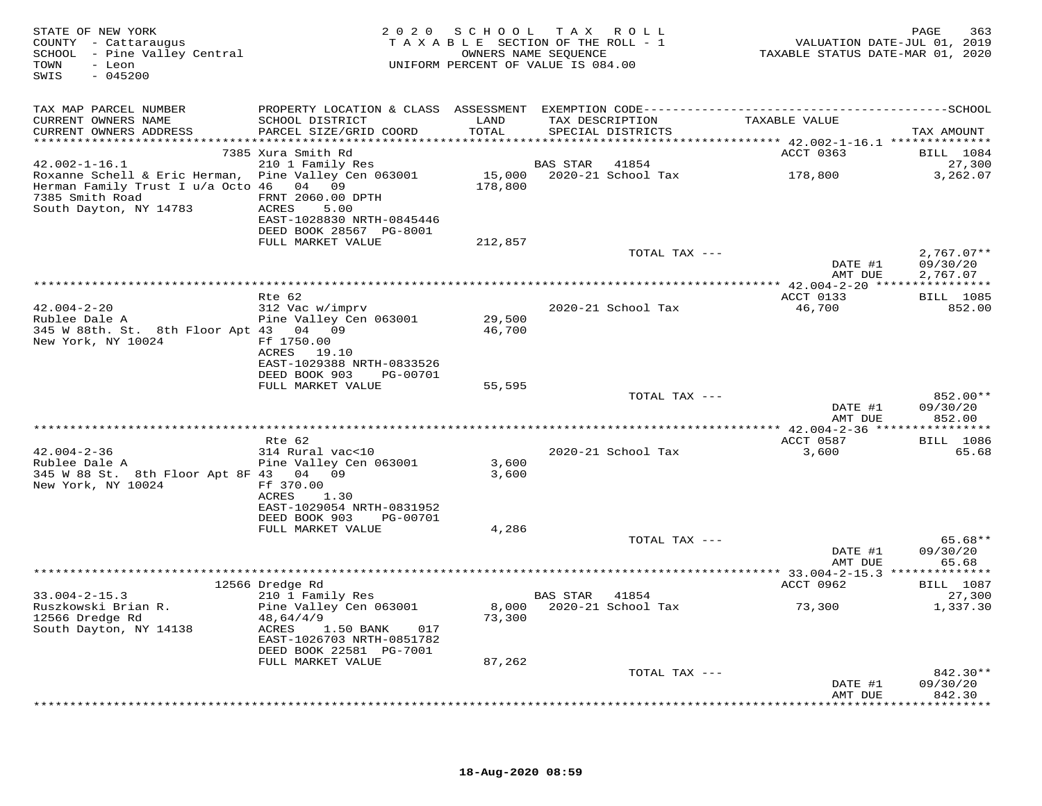STATE OF NEW YORK
COUNTY - Cattaraugus
SCHOOL - Pine Valley Central
TOWN - Leon
SWIS - 045200

2020 SCHOOL TAX ROLL
TAXABLE SECTION OF THE ROLL - 1
OWNERS NAME SEQUENCE
UNIFORM PERCENT OF VALUE IS 084.00

VALUATION DATE-JUL 01, 2019
TAXABLE STATUS DATE-MAR 01, 2020

| TAX MAP PARCEL NUMBER / CURRENT OWNERS NAME / CURRENT OWNERS ADDRESS | PROPERTY LOCATION & CLASS / SCHOOL DISTRICT / PARCEL SIZE/GRID COORD | ASSESSMENT LAND / TOTAL | EXEMPTION CODE / TAX DESCRIPTION / SPECIAL DISTRICTS | TAXABLE VALUE | TAX AMOUNT |
|---|---|---|---|---|---|
| | 7385 Xura Smith Rd | | | ACCT 0363 | BILL 1084 |
| 42.002-1-16.1 | 210 1 Family Res | | BAS STAR 41854 | | 27,300 |
| Roxanne Schell & Eric Herman, | Pine Valley Cen 063001 | 15,000 | 2020-21 School Tax | 178,800 | 3,262.07 |
| Herman Family Trust I u/a Octo | 46 04 09 | 178,800 | | | |
| 7385 Smith Road | FRNT 2060.00 DPTH | | | | |
| South Dayton, NY 14783 | ACRES 5.00 | | | | |
| | EAST-1028830 NRTH-0845446 | | | | |
| | DEED BOOK 28567 PG-8001 | | | | |
| | FULL MARKET VALUE | 212,857 | | | |
| | | | TOTAL TAX --- | | 2,767.07** |
| | | | | DATE #1 | 09/30/20 |
| | | | | AMT DUE | 2,767.07 |
| | Rte 62 | | | ACCT 0133 | BILL 1085 |
| 42.004-2-20 | 312 Vac w/imprv | | 2020-21 School Tax | 46,700 | 852.00 |
| Rublee Dale A | Pine Valley Cen 063001 | 29,500 | | | |
| 345 W 88th. St. 8th Floor Apt | 43 04 09 | 46,700 | | | |
| New York, NY 10024 | Ff 1750.00 | | | | |
| | ACRES 19.10 | | | | |
| | EAST-1029388 NRTH-0833526 | | | | |
| | DEED BOOK 903 PG-00701 | | | | |
| | FULL MARKET VALUE | 55,595 | | | |
| | | | TOTAL TAX --- | | 852.00** |
| | | | | DATE #1 | 09/30/20 |
| | | | | AMT DUE | 852.00 |
| | Rte 62 | | | ACCT 0587 | BILL 1086 |
| 42.004-2-36 | 314 Rural vac<10 | | 2020-21 School Tax | 3,600 | 65.68 |
| Rublee Dale A | Pine Valley Cen 063001 | 3,600 | | | |
| 345 W 88 St. 8th Floor Apt 8F | 43 04 09 | 3,600 | | | |
| New York, NY 10024 | Ff 370.00 | | | | |
| | ACRES 1.30 | | | | |
| | EAST-1029054 NRTH-0831952 | | | | |
| | DEED BOOK 903 PG-00701 | | | | |
| | FULL MARKET VALUE | 4,286 | | | |
| | | | TOTAL TAX --- | | 65.68** |
| | | | | DATE #1 | 09/30/20 |
| | | | | AMT DUE | 65.68 |
| | 12566 Dredge Rd | | | ACCT 0962 | BILL 1087 |
| 33.004-2-15.3 | 210 1 Family Res | | BAS STAR 41854 | | 27,300 |
| Ruszkowski Brian R. | Pine Valley Cen 063001 | 8,000 | 2020-21 School Tax | 73,300 | 1,337.30 |
| 12566 Dredge Rd | 48,64/4/9 | 73,300 | | | |
| South Dayton, NY 14138 | ACRES 1.50 BANK 017 | | | | |
| | EAST-1026703 NRTH-0851782 | | | | |
| | DEED BOOK 22581 PG-7001 | | | | |
| | FULL MARKET VALUE | 87,262 | | | |
| | | | TOTAL TAX --- | | 842.30** |
| | | | | DATE #1 | 09/30/20 |
| | | | | AMT DUE | 842.30 |

18-Aug-2020 08:59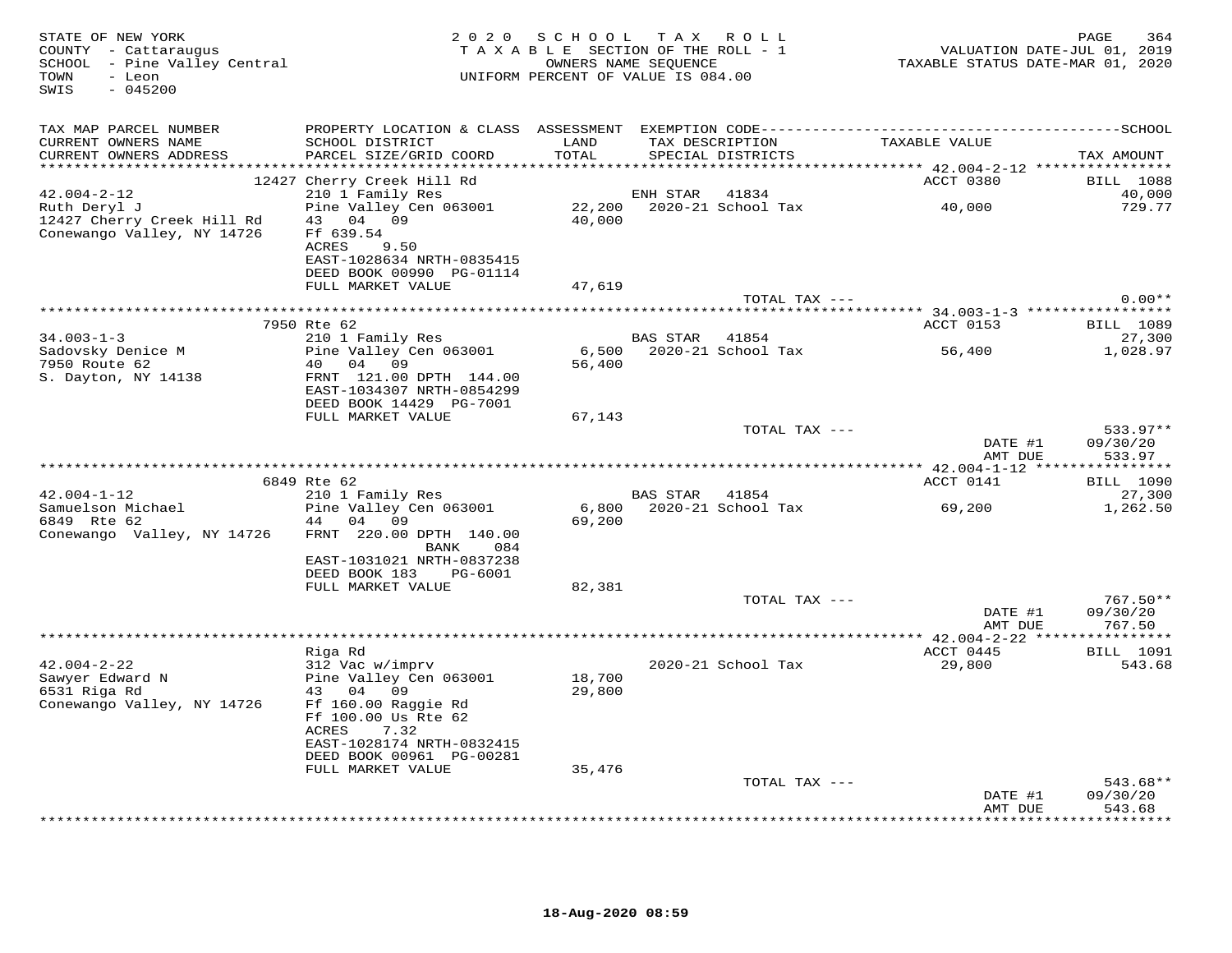STATE OF NEW YORK
COUNTY - Cattaraugus
SCHOOL - Pine Valley Central
TOWN - Leon
SWIS - 045200

2 0 2 0 S C H O O L T A X R O L L
T A X A B L E SECTION OF THE ROLL - 1
OWNERS NAME SEQUENCE
UNIFORM PERCENT OF VALUE IS 084.00

VALUATION DATE-JUL 01, 2019
TAXABLE STATUS DATE-MAR 01, 2020

| TAX MAP PARCEL NUMBER / CURRENT OWNERS NAME / CURRENT OWNERS ADDRESS | PROPERTY LOCATION & CLASS / SCHOOL DISTRICT / PARCEL SIZE/GRID COORD | ASSESSMENT LAND / TOTAL | EXEMPTION CODE / TAX DESCRIPTION / SPECIAL DISTRICTS | TAXABLE VALUE | TAX AMOUNT |
|---|---|---|---|---|---|
| 42.004-2-12 | 12427 Cherry Creek Hill Rd | | | ACCT 0380 | BILL 1088 |
| | 210 1 Family Res | | ENH STAR 41834 | | 40,000 |
| Ruth Deryl J | Pine Valley Cen 063001 | 22,200 | 2020-21 School Tax | 40,000 | 729.77 |
| 12427 Cherry Creek Hill Rd | 43 04 09 | 40,000 | | | |
| Conewango Valley, NY 14726 | Ff 639.54 | | | | |
| | ACRES 9.50 | | | | |
| | EAST-1028634 NRTH-0835415 | | | | |
| | DEED BOOK 00990 PG-01114 | | | | |
| | FULL MARKET VALUE | 47,619 | | | |
| | | | TOTAL TAX --- | | 0.00** |
| 34.003-1-3 | 7950 Rte 62 | | | ACCT 0153 | BILL 1089 |
| | 210 1 Family Res | | BAS STAR 41854 | | 27,300 |
| Sadovsky Denice M | Pine Valley Cen 063001 | 6,500 | 2020-21 School Tax | 56,400 | 1,028.97 |
| 7950 Route 62 | 40 04 09 | 56,400 | | | |
| S. Dayton, NY 14138 | FRNT 121.00 DPTH 144.00 | | | | |
| | EAST-1034307 NRTH-0854299 | | | | |
| | DEED BOOK 14429 PG-7001 | | | | |
| | FULL MARKET VALUE | 67,143 | | | |
| | | | TOTAL TAX --- | | 533.97** |
| | | | | DATE #1 | 09/30/20 |
| | | | | AMT DUE | 533.97 |
| 42.004-1-12 | 6849 Rte 62 | | | ACCT 0141 | BILL 1090 |
| | 210 1 Family Res | | BAS STAR 41854 | | 27,300 |
| Samuelson Michael | Pine Valley Cen 063001 | 6,800 | 2020-21 School Tax | 69,200 | 1,262.50 |
| 6849 Rte 62 | 44 04 09 | 69,200 | | | |
| Conewango Valley, NY 14726 | FRNT 220.00 DPTH 140.00 | | | | |
| | BANK 084 | | | | |
| | EAST-1031021 NRTH-0837238 | | | | |
| | DEED BOOK 183 PG-6001 | | | | |
| | FULL MARKET VALUE | 82,381 | | | |
| | | | TOTAL TAX --- | | 767.50** |
| | | | | DATE #1 | 09/30/20 |
| | | | | AMT DUE | 767.50 |
| 42.004-2-22 | Riga Rd | | | ACCT 0445 | BILL 1091 |
| | 312 Vac w/imprv | | 2020-21 School Tax | 29,800 | 543.68 |
| Sawyer Edward N | Pine Valley Cen 063001 | 18,700 | | | |
| 6531 Riga Rd | 43 04 09 | 29,800 | | | |
| Conewango Valley, NY 14726 | Ff 160.00 Raggie Rd | | | | |
| | Ff 100.00 Us Rte 62 | | | | |
| | ACRES 7.32 | | | | |
| | EAST-1028174 NRTH-0832415 | | | | |
| | DEED BOOK 00961 PG-00281 | | | | |
| | FULL MARKET VALUE | 35,476 | | | |
| | | | TOTAL TAX --- | | 543.68** |
| | | | | DATE #1 | 09/30/20 |
| | | | | AMT DUE | 543.68 |

18-Aug-2020 08:59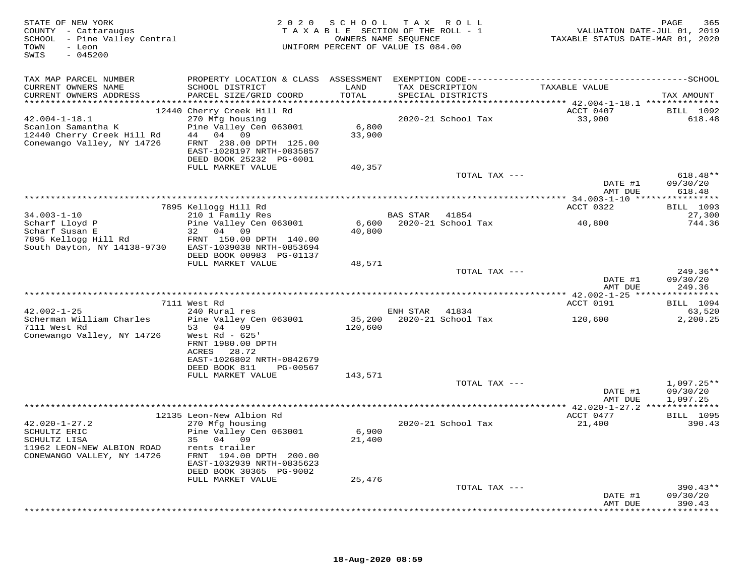STATE OF NEW YORK
COUNTY - Cattaraugus
SCHOOL - Pine Valley Central
TOWN - Leon
SWIS - 045200

2020 SCHOOL TAX ROLL
TAXABLE SECTION OF THE ROLL - 1
OWNERS NAME SEQUENCE
UNIFORM PERCENT OF VALUE IS 084.00

VALUATION DATE-JUL 01, 2019
TAXABLE STATUS DATE-MAR 01, 2020

| TAX MAP PARCEL NUMBER / CURRENT OWNERS NAME / CURRENT OWNERS ADDRESS | PROPERTY LOCATION & CLASS / SCHOOL DISTRICT / PARCEL SIZE/GRID COORD | ASSESSMENT LAND / TOTAL | EXEMPTION CODE / TAX DESCRIPTION / SPECIAL DISTRICTS | TAXABLE VALUE | TAX AMOUNT |
|---|---|---|---|---|---|
| | 12440 Cherry Creek Hill Rd | | | ACCT 0407 | BILL 1092 |
| 42.004-1-18.1 | 270 Mfg housing | | 2020-21 School Tax | 33,900 | 618.48 |
| Scanlon Samantha K | Pine Valley Cen 063001 | 6,800 | | | |
| 12440 Cherry Creek Hill Rd | 44 04 09 | 33,900 | | | |
| Conewango Valley, NY 14726 | FRNT 238.00 DPTH 125.00 | | | | |
| | EAST-1028197 NRTH-0835857 | | | | |
| | DEED BOOK 25232 PG-6001 | | | | |
| | FULL MARKET VALUE | 40,357 | | | |
| | | | TOTAL TAX --- | | 618.48** |
| | | | | DATE #1 | 09/30/20 |
| | | | | AMT DUE | 618.48 |
| | 7895 Kellogg Hill Rd | | | ACCT 0322 | BILL 1093 |
| 34.003-1-10 | 210 1 Family Res | | BAS STAR 41854 | | 27,300 |
| Scharf Lloyd P | Pine Valley Cen 063001 | 6,600 | 2020-21 School Tax | 40,800 | 744.36 |
| Scharf Susan E | 32 04 09 | 40,800 | | | |
| 7895 Kellogg Hill Rd | FRNT 150.00 DPTH 140.00 | | | | |
| South Dayton, NY 14138-9730 | EAST-1039038 NRTH-0853694 | | | | |
| | DEED BOOK 00983 PG-01137 | | | | |
| | FULL MARKET VALUE | 48,571 | | | |
| | | | TOTAL TAX --- | | 249.36** |
| | | | | DATE #1 | 09/30/20 |
| | | | | AMT DUE | 249.36 |
| | 7111 West Rd | | | ACCT 0191 | BILL 1094 |
| 42.002-1-25 | 240 Rural res | | ENH STAR 41834 | | 63,520 |
| Scherman William Charles | Pine Valley Cen 063001 | 35,200 | 2020-21 School Tax | 120,600 | 2,200.25 |
| 7111 West Rd | 53 04 09 | 120,600 | | | |
| Conewango Valley, NY 14726 | West Rd - 625' | | | | |
| | FRNT 1980.00 DPTH | | | | |
| | ACRES 28.72 | | | | |
| | EAST-1026802 NRTH-0842679 | | | | |
| | DEED BOOK 811 PG-00567 | | | | |
| | FULL MARKET VALUE | 143,571 | | | |
| | | | TOTAL TAX --- | | 1,097.25** |
| | | | | DATE #1 | 09/30/20 |
| | | | | AMT DUE | 1,097.25 |
| | 12135 Leon-New Albion Rd | | | ACCT 0477 | BILL 1095 |
| 42.020-1-27.2 | 270 Mfg housing | | 2020-21 School Tax | 21,400 | 390.43 |
| SCHULTZ ERIC | Pine Valley Cen 063001 | 6,900 | | | |
| SCHULTZ LISA | 35 04 09 | 21,400 | | | |
| 11962 LEON-NEW ALBION ROAD | rents trailer | | | | |
| CONEWANGO VALLEY, NY 14726 | FRNT 194.00 DPTH 200.00 | | | | |
| | EAST-1032939 NRTH-0835623 | | | | |
| | DEED BOOK 30365 PG-9002 | | | | |
| | FULL MARKET VALUE | 25,476 | | | |
| | | | TOTAL TAX --- | | 390.43** |
| | | | | DATE #1 | 09/30/20 |
| | | | | AMT DUE | 390.43 |

18-Aug-2020 08:59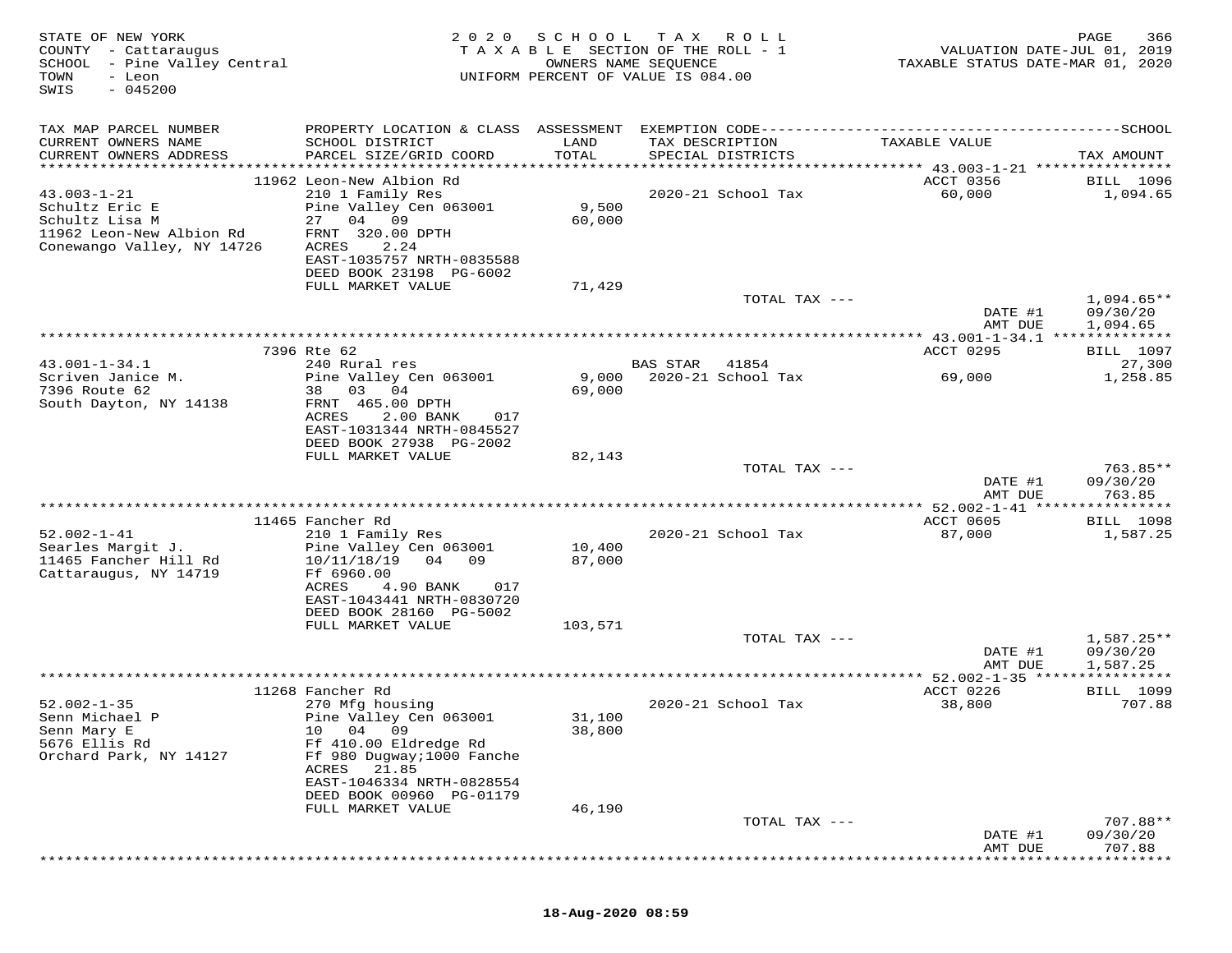STATE OF NEW YORK
COUNTY - Cattaraugus
SCHOOL - Pine Valley Central
TOWN - Leon
SWIS - 045200

2020 SCHOOL TAX ROLL
TAXABLE SECTION OF THE ROLL - 1
OWNERS NAME SEQUENCE
UNIFORM PERCENT OF VALUE IS 084.00

VALUATION DATE-JUL 01, 2019
TAXABLE STATUS DATE-MAR 01, 2020

| TAX MAP PARCEL NUMBER / CURRENT OWNERS NAME / CURRENT OWNERS ADDRESS | PROPERTY LOCATION & CLASS / SCHOOL DISTRICT / PARCEL SIZE/GRID COORD | ASSESSMENT LAND / TOTAL | EXEMPTION CODE / TAX DESCRIPTION / SPECIAL DISTRICTS | TAXABLE VALUE | TAX AMOUNT |
|---|---|---|---|---|---|
| | 11962 Leon-New Albion Rd | | | ACCT 0356 | BILL 1096 |
| 43.003-1-21 | 210 1 Family Res | | 2020-21 School Tax | 60,000 | 1,094.65 |
| Schultz Eric E | Pine Valley Cen 063001 | 9,500 | | | |
| Schultz Lisa M | 27 04 09 | 60,000 | | | |
| 11962 Leon-New Albion Rd | FRNT 320.00 DPTH | | | | |
| Conewango Valley, NY 14726 | ACRES 2.24 | | | | |
| | EAST-1035757 NRTH-0835588 | | | | |
| | DEED BOOK 23198 PG-6002 | | | | |
| | FULL MARKET VALUE | 71,429 | | | |
| | | | TOTAL TAX --- | | 1,094.65** |
| | | | | DATE #1 | 09/30/20 |
| | | | | AMT DUE | 1,094.65 |
| | 7396 Rte 62 | | | ACCT 0295 | BILL 1097 |
| 43.001-1-34.1 | 240 Rural res | | BAS STAR 41854 | | 27,300 |
| Scriven Janice M. | Pine Valley Cen 063001 | 9,000 | 2020-21 School Tax | 69,000 | 1,258.85 |
| 7396 Route 62 | 38 03 04 | 69,000 | | | |
| South Dayton, NY 14138 | FRNT 465.00 DPTH | | | | |
| | ACRES 2.00 BANK 017 | | | | |
| | EAST-1031344 NRTH-0845527 | | | | |
| | DEED BOOK 27938 PG-2002 | | | | |
| | FULL MARKET VALUE | 82,143 | | | |
| | | | TOTAL TAX --- | | 763.85** |
| | | | | DATE #1 | 09/30/20 |
| | | | | AMT DUE | 763.85 |
| | 11465 Fancher Rd | | | ACCT 0605 | BILL 1098 |
| 52.002-1-41 | 210 1 Family Res | | 2020-21 School Tax | 87,000 | 1,587.25 |
| Searles Margit J. | Pine Valley Cen 063001 | 10,400 | | | |
| 11465 Fancher Hill Rd | 10/11/18/19 04 09 | 87,000 | | | |
| Cattaraugus, NY 14719 | Ff 6960.00 | | | | |
| | ACRES 4.90 BANK 017 | | | | |
| | EAST-1043441 NRTH-0830720 | | | | |
| | DEED BOOK 28160 PG-5002 | | | | |
| | FULL MARKET VALUE | 103,571 | | | |
| | | | TOTAL TAX --- | | 1,587.25** |
| | | | | DATE #1 | 09/30/20 |
| | | | | AMT DUE | 1,587.25 |
| | 11268 Fancher Rd | | | ACCT 0226 | BILL 1099 |
| 52.002-1-35 | 270 Mfg housing | | 2020-21 School Tax | 38,800 | 707.88 |
| Senn Michael P | Pine Valley Cen 063001 | 31,100 | | | |
| Senn Mary E | 10 04 09 | 38,800 | | | |
| 5676 Ellis Rd | Ff 410.00 Eldredge Rd | | | | |
| Orchard Park, NY 14127 | Ff 980 Dugway;1000 Fanche | | | | |
| | ACRES 21.85 | | | | |
| | EAST-1046334 NRTH-0828554 | | | | |
| | DEED BOOK 00960 PG-01179 | | | | |
| | FULL MARKET VALUE | 46,190 | | | |
| | | | TOTAL TAX --- | | 707.88** |
| | | | | DATE #1 | 09/30/20 |
| | | | | AMT DUE | 707.88 |

18-Aug-2020 08:59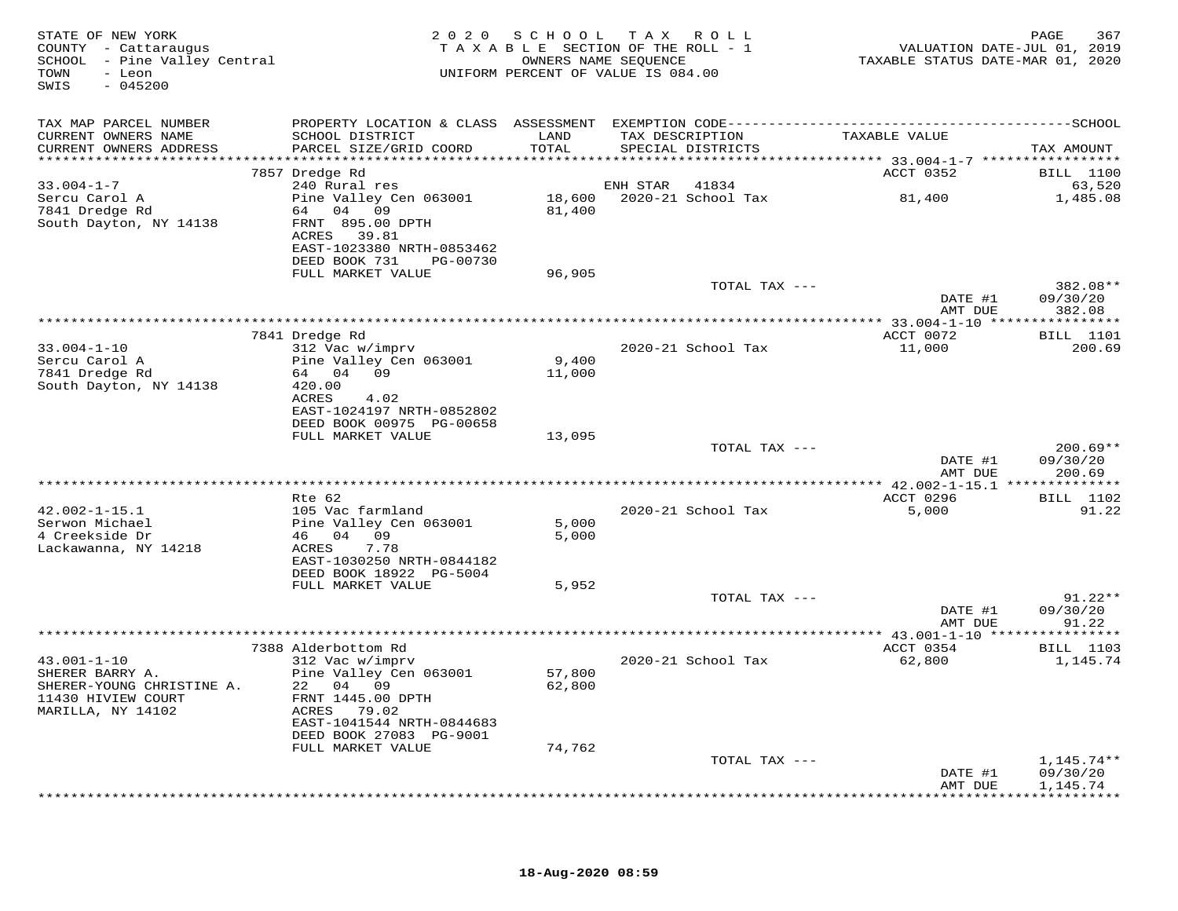STATE OF NEW YORK
COUNTY - Cattaraugus
SCHOOL - Pine Valley Central
TOWN - Leon
SWIS - 045200

2020 SCHOOL TAX ROLL
TAXABLE SECTION OF THE ROLL - 1
OWNERS NAME SEQUENCE
UNIFORM PERCENT OF VALUE IS 084.00

VALUATION DATE-JUL 01, 2019
TAXABLE STATUS DATE-MAR 01, 2020

| TAX MAP PARCEL NUMBER / CURRENT OWNERS NAME / CURRENT OWNERS ADDRESS | PROPERTY LOCATION & CLASS / SCHOOL DISTRICT / PARCEL SIZE/GRID COORD | ASSESSMENT LAND / TOTAL | EXEMPTION CODE / TAX DESCRIPTION / SPECIAL DISTRICTS | TAXABLE VALUE | TAX AMOUNT |
|---|---|---|---|---|---|
| 33.004-1-7 | 7857 Dredge Rd | | | ACCT 0352 | BILL 1100 |
| | 240 Rural res | | ENH STAR 41834 | | 63,520 |
| Sercu Carol A | Pine Valley Cen 063001 | 18,600 | 2020-21 School Tax | 81,400 | 1,485.08 |
| 7841 Dredge Rd | 64 04 09 | 81,400 | | | |
| South Dayton, NY 14138 | FRNT 895.00 DPTH | | | | |
| | ACRES 39.81 | | | | |
| | EAST-1023380 NRTH-0853462 | | | | |
| | DEED BOOK 731 PG-00730 | | | | |
| | FULL MARKET VALUE | 96,905 | | | |
| | | | TOTAL TAX --- | | 382.08** |
| | | | | DATE #1 | 09/30/20 |
| | | | | AMT DUE | 382.08 |
| 33.004-1-10 | 7841 Dredge Rd | | | ACCT 0072 | BILL 1101 |
| | 312 Vac w/imprv | | 2020-21 School Tax | 11,000 | 200.69 |
| Sercu Carol A | Pine Valley Cen 063001 | 9,400 | | | |
| 7841 Dredge Rd | 64 04 09 | 11,000 | | | |
| South Dayton, NY 14138 | 420.00 | | | | |
| | ACRES 4.02 | | | | |
| | EAST-1024197 NRTH-0852802 | | | | |
| | DEED BOOK 00975 PG-00658 | | | | |
| | FULL MARKET VALUE | 13,095 | | | |
| | | | TOTAL TAX --- | | 200.69** |
| | | | | DATE #1 | 09/30/20 |
| | | | | AMT DUE | 200.69 |
| 42.002-1-15.1 | Rte 62 | | | ACCT 0296 | BILL 1102 |
| | 105 Vac farmland | | 2020-21 School Tax | 5,000 | 91.22 |
| Serwon Michael | Pine Valley Cen 063001 | 5,000 | | | |
| 4 Creekside Dr | 46 04 09 | 5,000 | | | |
| Lackawanna, NY 14218 | ACRES 7.78 | | | | |
| | EAST-1030250 NRTH-0844182 | | | | |
| | DEED BOOK 18922 PG-5004 | | | | |
| | FULL MARKET VALUE | 5,952 | | | |
| | | | TOTAL TAX --- | | 91.22** |
| | | | | DATE #1 | 09/30/20 |
| | | | | AMT DUE | 91.22 |
| 43.001-1-10 | 7388 Alderbottom Rd | | | ACCT 0354 | BILL 1103 |
| | 312 Vac w/imprv | | 2020-21 School Tax | 62,800 | 1,145.74 |
| SHERER BARRY A. | Pine Valley Cen 063001 | 57,800 | | | |
| SHERER-YOUNG CHRISTINE A. | 22 04 09 | 62,800 | | | |
| 11430 HIVIEW COURT | FRNT 1445.00 DPTH | | | | |
| MARILLA, NY 14102 | ACRES 79.02 | | | | |
| | EAST-1041544 NRTH-0844683 | | | | |
| | DEED BOOK 27083 PG-9001 | | | | |
| | FULL MARKET VALUE | 74,762 | | | |
| | | | TOTAL TAX --- | | 1,145.74** |
| | | | | DATE #1 | 09/30/20 |
| | | | | AMT DUE | 1,145.74 |

18-Aug-2020 08:59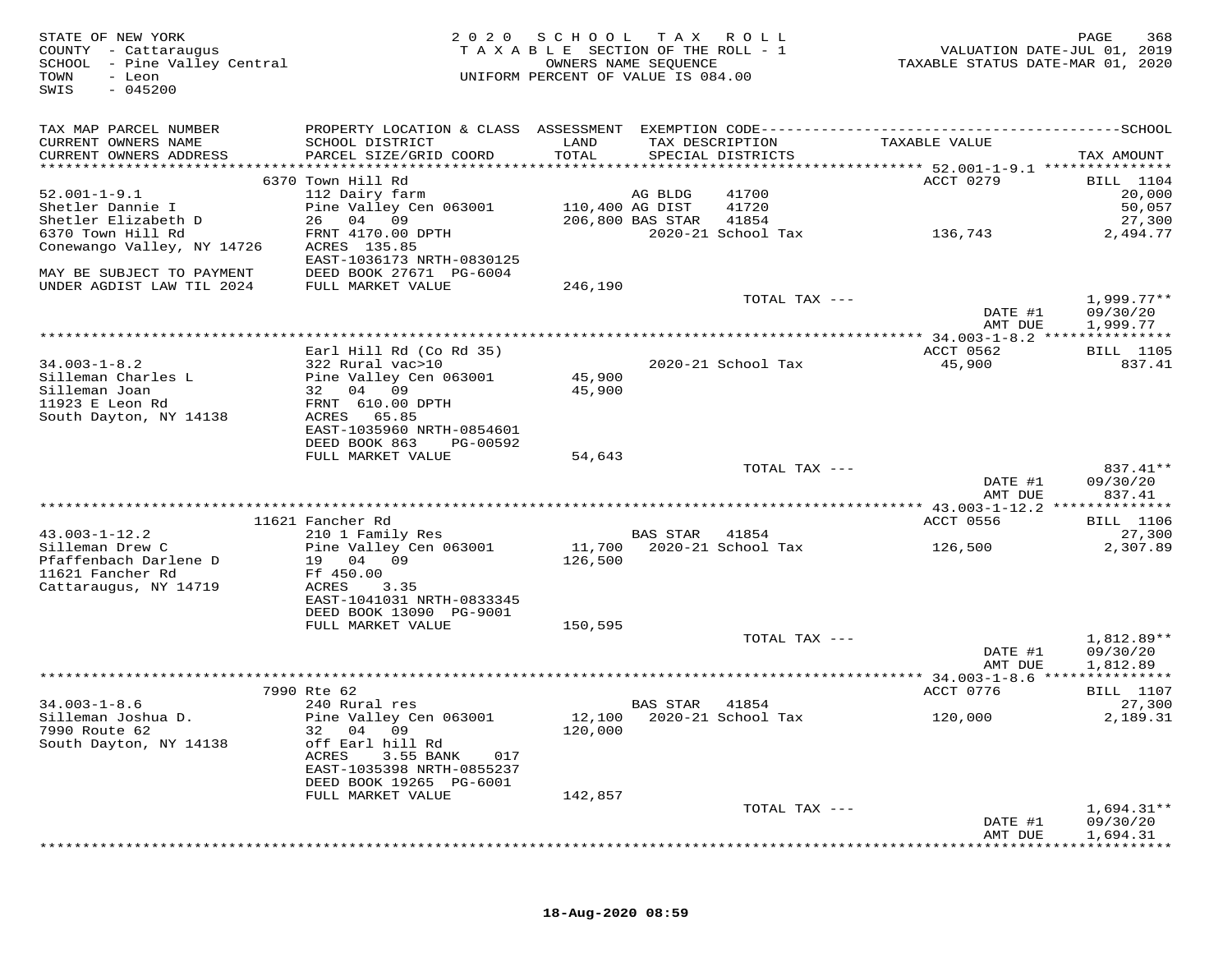STATE OF NEW YORK
COUNTY - Cattaraugus
SCHOOL - Pine Valley Central
TOWN - Leon
SWIS - 045200

2020 SCHOOL TAX ROLL
TAXABLE SECTION OF THE ROLL - 1
OWNERS NAME SEQUENCE
UNIFORM PERCENT OF VALUE IS 084.00

VALUATION DATE-JUL 01, 2019
TAXABLE STATUS DATE-MAR 01, 2020

| TAX MAP PARCEL NUMBER / CURRENT OWNERS NAME / CURRENT OWNERS ADDRESS | PROPERTY LOCATION & CLASS / SCHOOL DISTRICT / PARCEL SIZE/GRID COORD | ASSESSMENT LAND / TOTAL | EXEMPTION CODE / TAX DESCRIPTION / SPECIAL DISTRICTS | | TAXABLE VALUE | TAX AMOUNT |
|---|---|---|---|---|---|---|
| **52.001-1-9.1** | 6370 Town Hill Rd | | | | ACCT 0279 | BILL 1104 |
| Shetler Dannie I | 112 Dairy farm | | AG BLDG | 41700 | | 20,000 |
| Shetler Elizabeth D | Pine Valley Cen 063001 | 110,400 | AG DIST | 41720 | | 50,057 |
| 6370 Town Hill Rd | 26 04 09 | 206,800 | BAS STAR | 41854 | | 27,300 |
| Conewango Valley, NY 14726 | FRNT 4170.00 DPTH | | 2020-21 School Tax | | 136,743 | 2,494.77 |
| | ACRES 135.85 | | | | | |
| MAY BE SUBJECT TO PAYMENT | EAST-1036173 NRTH-0830125 | | | | | |
| UNDER AGDIST LAW TIL 2024 | DEED BOOK 27671 PG-6004 | | | | | |
| | FULL MARKET VALUE | 246,190 | | | | |
| | | | TOTAL TAX --- | | | 1,999.77** |
| | | | | | DATE #1 | 09/30/20 |
| | | | | | AMT DUE | 1,999.77 |
| **34.003-1-8.2** | Earl Hill Rd (Co Rd 35) | | | | ACCT 0562 | BILL 1105 |
| Silleman Charles L | 322 Rural vac>10 | | 2020-21 School Tax | | 45,900 | 837.41 |
| Silleman Joan | Pine Valley Cen 063001 | 45,900 | | | | |
| 11923 E Leon Rd | 32 04 09 | 45,900 | | | | |
| South Dayton, NY 14138 | FRNT 610.00 DPTH | | | | | |
| | ACRES 65.85 | | | | | |
| | EAST-1035960 NRTH-0854601 | | | | | |
| | DEED BOOK 863 PG-00592 | | | | | |
| | FULL MARKET VALUE | 54,643 | | | | |
| | | | TOTAL TAX --- | | | 837.41** |
| | | | | | DATE #1 | 09/30/20 |
| | | | | | AMT DUE | 837.41 |
| **43.003-1-12.2** | 11621 Fancher Rd | | | | ACCT 0556 | BILL 1106 |
| Silleman Drew C | 210 1 Family Res | | BAS STAR | 41854 | | 27,300 |
| Pfaffenbach Darlene D | Pine Valley Cen 063001 | 11,700 | 2020-21 School Tax | | 126,500 | 2,307.89 |
| 11621 Fancher Rd | 19 04 09 | 126,500 | | | | |
| Cattaraugus, NY 14719 | Ff 450.00 | | | | | |
| | ACRES 3.35 | | | | | |
| | EAST-1041031 NRTH-0833345 | | | | | |
| | DEED BOOK 13090 PG-9001 | | | | | |
| | FULL MARKET VALUE | 150,595 | | | | |
| | | | TOTAL TAX --- | | | 1,812.89** |
| | | | | | DATE #1 | 09/30/20 |
| | | | | | AMT DUE | 1,812.89 |
| **34.003-1-8.6** | 7990 Rte 62 | | | | ACCT 0776 | BILL 1107 |
| Silleman Joshua D. | 240 Rural res | | BAS STAR | 41854 | | 27,300 |
| 7990 Route 62 | Pine Valley Cen 063001 | 12,100 | 2020-21 School Tax | | 120,000 | 2,189.31 |
| South Dayton, NY 14138 | 32 04 09 | 120,000 | | | | |
| | off Earl hill Rd | | | | | |
| | ACRES 3.55 BANK 017 | | | | | |
| | EAST-1035398 NRTH-0855237 | | | | | |
| | DEED BOOK 19265 PG-6001 | | | | | |
| | FULL MARKET VALUE | 142,857 | | | | |
| | | | TOTAL TAX --- | | | 1,694.31** |
| | | | | | DATE #1 | 09/30/20 |
| | | | | | AMT DUE | 1,694.31 |

18-Aug-2020 08:59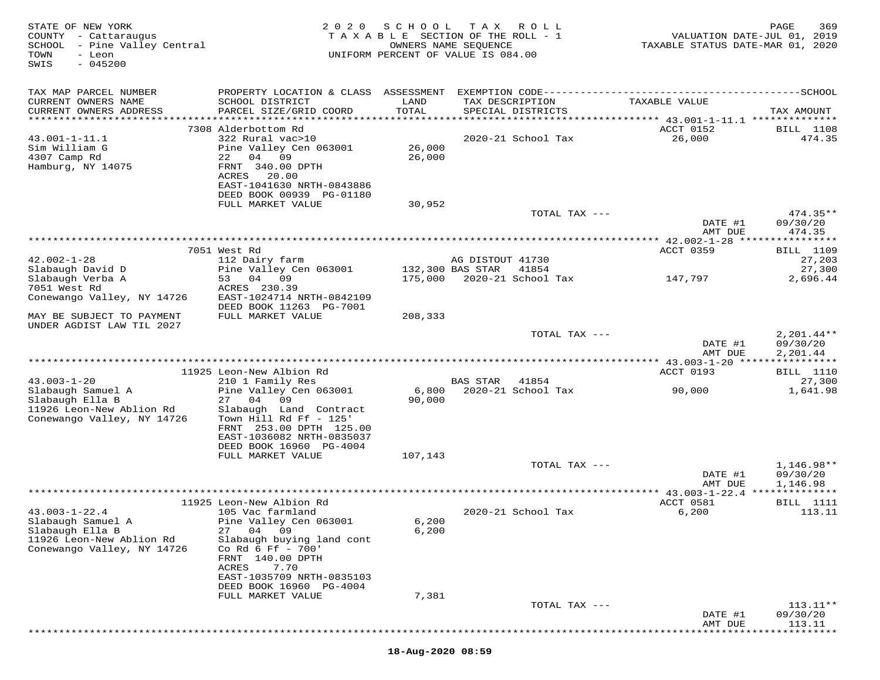STATE OF NEW YORK
COUNTY - Cattaraugus
SCHOOL - Pine Valley Central
TOWN - Leon
SWIS - 045200

2020 SCHOOL TAX ROLL
TAXABLE SECTION OF THE ROLL - 1
OWNERS NAME SEQUENCE
UNIFORM PERCENT OF VALUE IS 084.00

VALUATION DATE-JUL 01, 2019
TAXABLE STATUS DATE-MAR 01, 2020

| TAX MAP PARCEL NUMBER / CURRENT OWNERS NAME / CURRENT OWNERS ADDRESS | PROPERTY LOCATION & CLASS / SCHOOL DISTRICT / PARCEL SIZE/GRID COORD | ASSESSMENT LAND / TOTAL | EXEMPTION CODE / TAX DESCRIPTION / SPECIAL DISTRICTS | TAXABLE VALUE | TAX AMOUNT |
|---|---|---|---|---|---|
| | 7308 Alderbottom Rd | | | ACCT 0152 | BILL 1108 |
| 43.001-1-11.1 | 322 Rural vac>10 | | 2020-21 School Tax | 26,000 | 474.35 |
| Sim William G | Pine Valley Cen 063001 | 26,000 | | | |
| 4307 Camp Rd | 22 04 09 | 26,000 | | | |
| Hamburg, NY 14075 | FRNT 340.00 DPTH | | | | |
| | ACRES 20.00 | | | | |
| | EAST-1041630 NRTH-0843886 | | | | |
| | DEED BOOK 00939 PG-01180 | | | | |
| | FULL MARKET VALUE | 30,952 | | | |
| | | | TOTAL TAX --- | | 474.35** |
| | | | | DATE #1 | 09/30/20 |
| | | | | AMT DUE | 474.35 |
| | 7051 West Rd | | | ACCT 0359 | BILL 1109 |
| 42.002-1-28 | 112 Dairy farm | | AG DISTOUT 41730 | | 27,203 |
| Slabaugh David D | Pine Valley Cen 063001 | 132,300 | BAS STAR 41854 | | 27,300 |
| Slabaugh Verba A | 53 04 09 | 175,000 | 2020-21 School Tax | 147,797 | 2,696.44 |
| 7051 West Rd | ACRES 230.39 | | | | |
| Conewango Valley, NY 14726 | EAST-1024714 NRTH-0842109 | | | | |
| | DEED BOOK 11263 PG-7001 | | | | |
| MAY BE SUBJECT TO PAYMENT | FULL MARKET VALUE | 208,333 | | | |
| UNDER AGDIST LAW TIL 2027 | | | | | |
| | | | TOTAL TAX --- | | 2,201.44** |
| | | | | DATE #1 | 09/30/20 |
| | | | | AMT DUE | 2,201.44 |
| | 11925 Leon-New Albion Rd | | | ACCT 0193 | BILL 1110 |
| 43.003-1-20 | 210 1 Family Res | | BAS STAR 41854 | | 27,300 |
| Slabaugh Samuel A | Pine Valley Cen 063001 | 6,800 | 2020-21 School Tax | 90,000 | 1,641.98 |
| Slabaugh Ella B | 27 04 09 | 90,000 | | | |
| 11926 Leon-New Ablion Rd | Slabaugh Land Contract | | | | |
| Conewango Valley, NY 14726 | Town Hill Rd Ff - 125' | | | | |
| | FRNT 253.00 DPTH 125.00 | | | | |
| | EAST-1036082 NRTH-0835037 | | | | |
| | DEED BOOK 16960 PG-4004 | | | | |
| | FULL MARKET VALUE | 107,143 | | | |
| | | | TOTAL TAX --- | | 1,146.98** |
| | | | | DATE #1 | 09/30/20 |
| | | | | AMT DUE | 1,146.98 |
| | 11925 Leon-New Albion Rd | | | ACCT 0581 | BILL 1111 |
| 43.003-1-22.4 | 105 Vac farmland | | 2020-21 School Tax | 6,200 | 113.11 |
| Slabaugh Samuel A | Pine Valley Cen 063001 | 6,200 | | | |
| Slabaugh Ella B | 27 04 09 | 6,200 | | | |
| 11926 Leon-New Ablion Rd | Slabaugh buying land cont | | | | |
| Conewango Valley, NY 14726 | Co Rd 6 Ff - 700' | | | | |
| | FRNT 140.00 DPTH | | | | |
| | ACRES 7.70 | | | | |
| | EAST-1035709 NRTH-0835103 | | | | |
| | DEED BOOK 16960 PG-4004 | | | | |
| | FULL MARKET VALUE | 7,381 | | | |
| | | | TOTAL TAX --- | | 113.11** |
| | | | | DATE #1 | 09/30/20 |
| | | | | AMT DUE | 113.11 |

18-Aug-2020 08:59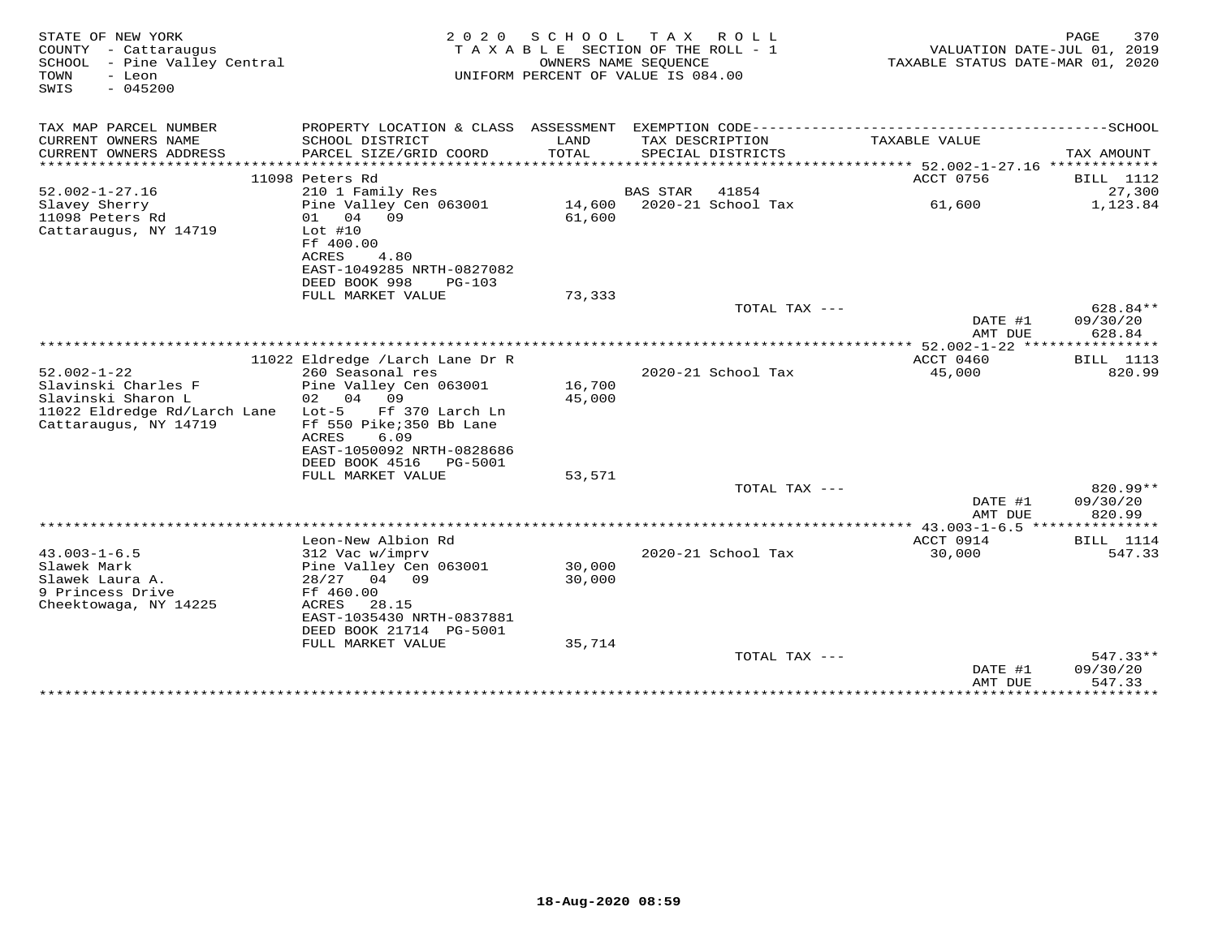STATE OF NEW YORK
COUNTY - Cattaraugus
SCHOOL - Pine Valley Central
TOWN - Leon
SWIS - 045200

2 0 2 0 S C H O O L T A X R O L L
T A X A B L E SECTION OF THE ROLL - 1
OWNERS NAME SEQUENCE
UNIFORM PERCENT OF VALUE IS 084.00

VALUATION DATE-JUL 01, 2019
TAXABLE STATUS DATE-MAR 01, 2020

| TAX MAP PARCEL NUMBER / CURRENT OWNERS NAME / CURRENT OWNERS ADDRESS | PROPERTY LOCATION & CLASS / SCHOOL DISTRICT / PARCEL SIZE/GRID COORD | ASSESSMENT LAND / TOTAL | EXEMPTION CODE / TAX DESCRIPTION / SPECIAL DISTRICTS | TAXABLE VALUE | SCHOOL TAX AMOUNT |
|---|---|---|---|---|---|
| | 11098 Peters Rd | | | ACCT 0756 | BILL 1112 |
| 52.002-1-27.16 | 210 1 Family Res | | BAS STAR 41854 | | 27,300 |
| Slavey Sherry | Pine Valley Cen 063001 | 14,600 | 2020-21 School Tax | 61,600 | 1,123.84 |
| 11098 Peters Rd | 01 04 09 | 61,600 | | | |
| Cattaraugus, NY 14719 | Lot #10 | | | | |
| | Ff 400.00 | | | | |
| | ACRES 4.80 | | | | |
| | EAST-1049285 NRTH-0827082 | | | | |
| | DEED BOOK 998 PG-103 | | | | |
| | FULL MARKET VALUE | 73,333 | | | |
| | | | TOTAL TAX --- | | 628.84** |
| | | | | DATE #1 | 09/30/20 |
| | | | | AMT DUE | 628.84 |
| | 11022 Eldredge /Larch Lane Dr R | | | ACCT 0460 | BILL 1113 |
| 52.002-1-22 | 260 Seasonal res | | 2020-21 School Tax | 45,000 | 820.99 |
| Slavinski Charles F | Pine Valley Cen 063001 | 16,700 | | | |
| Slavinski Sharon L | 02 04 09 | 45,000 | | | |
| 11022 Eldredge Rd/Larch Lane | Lot-5 Ff 370 Larch Ln | | | | |
| Cattaraugus, NY 14719 | Ff 550 Pike;350 Bb Lane | | | | |
| | ACRES 6.09 | | | | |
| | EAST-1050092 NRTH-0828686 | | | | |
| | DEED BOOK 4516 PG-5001 | | | | |
| | FULL MARKET VALUE | 53,571 | | | |
| | | | TOTAL TAX --- | | 820.99** |
| | | | | DATE #1 | 09/30/20 |
| | | | | AMT DUE | 820.99 |
| | Leon-New Albion Rd | | | ACCT 0914 | BILL 1114 |
| 43.003-1-6.5 | 312 Vac w/imprv | | 2020-21 School Tax | 30,000 | 547.33 |
| Slawek Mark | Pine Valley Cen 063001 | 30,000 | | | |
| Slawek Laura A. | 28/27 04 09 | 30,000 | | | |
| 9 Princess Drive | Ff 460.00 | | | | |
| Cheektowaga, NY 14225 | ACRES 28.15 | | | | |
| | EAST-1035430 NRTH-0837881 | | | | |
| | DEED BOOK 21714 PG-5001 | | | | |
| | FULL MARKET VALUE | 35,714 | | | |
| | | | TOTAL TAX --- | | 547.33** |
| | | | | DATE #1 | 09/30/20 |
| | | | | AMT DUE | 547.33 |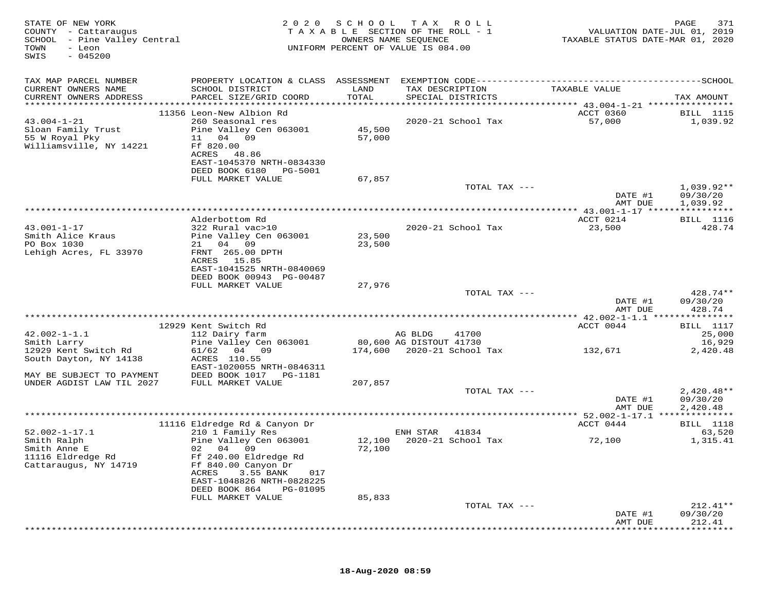STATE OF NEW YORK
COUNTY - Cattaraugus
SCHOOL - Pine Valley Central
TOWN - Leon
SWIS - 045200

2020 SCHOOL TAX ROLL
TAXABLE SECTION OF THE ROLL - 1
OWNERS NAME SEQUENCE
UNIFORM PERCENT OF VALUE IS 084.00

VALUATION DATE-JUL 01, 2019
TAXABLE STATUS DATE-MAR 01, 2020

| TAX MAP PARCEL NUMBER / CURRENT OWNERS NAME / CURRENT OWNERS ADDRESS | PROPERTY LOCATION & CLASS / SCHOOL DISTRICT / PARCEL SIZE/GRID COORD | ASSESSMENT LAND / TOTAL | EXEMPTION CODE / TAX DESCRIPTION / SPECIAL DISTRICTS | TAXABLE VALUE | TAX AMOUNT |
|---|---|---|---|---|---|
| 43.004-1-21 | 11356 Leon-New Albion Rd | | | ACCT 0360 | BILL 1115 |
| | 260 Seasonal res | | 2020-21 School Tax | 57,000 | 1,039.92 |
| Sloan Family Trust | Pine Valley Cen 063001 | 45,500 | | | |
| 55 W Royal Pky | 11 04 09 | 57,000 | | | |
| Williamsville, NY 14221 | Ff 820.00 | | | | |
| | ACRES 48.86 | | | | |
| | EAST-1045370 NRTH-0834330 | | | | |
| | DEED BOOK 6180 PG-5001 | | | | |
| | FULL MARKET VALUE | 67,857 | | | |
| | | | TOTAL TAX --- | | 1,039.92** |
| | | | | DATE #1 | 09/30/20 |
| | | | | AMT DUE | 1,039.92 |
| 43.001-1-17 | Alderbottom Rd | | | ACCT 0214 | BILL 1116 |
| | 322 Rural vac>10 | | 2020-21 School Tax | 23,500 | 428.74 |
| Smith Alice Kraus | Pine Valley Cen 063001 | 23,500 | | | |
| PO Box 1030 | 21 04 09 | 23,500 | | | |
| Lehigh Acres, FL 33970 | FRNT 265.00 DPTH | | | | |
| | ACRES 15.85 | | | | |
| | EAST-1041525 NRTH-0840069 | | | | |
| | DEED BOOK 00943 PG-00487 | | | | |
| | FULL MARKET VALUE | 27,976 | | | |
| | | | TOTAL TAX --- | | 428.74** |
| | | | | DATE #1 | 09/30/20 |
| | | | | AMT DUE | 428.74 |
| 42.002-1-1.1 | 12929 Kent Switch Rd | | | ACCT 0044 | BILL 1117 |
| | 112 Dairy farm | | AG BLDG 41700 | | 25,000 |
| Smith Larry | Pine Valley Cen 063001 | 80,600 | AG DISTOUT 41730 | | 16,929 |
| 12929 Kent Switch Rd | 61/62 04 09 | 174,600 | 2020-21 School Tax | 132,671 | 2,420.48 |
| South Dayton, NY 14138 | ACRES 110.55 | | | | |
| | EAST-1020055 NRTH-0846311 | | | | |
| MAY BE SUBJECT TO PAYMENT | DEED BOOK 1017 PG-1181 | | | | |
| UNDER AGDIST LAW TIL 2027 | FULL MARKET VALUE | 207,857 | | | |
| | | | TOTAL TAX --- | | 2,420.48** |
| | | | | DATE #1 | 09/30/20 |
| | | | | AMT DUE | 2,420.48 |
| 52.002-1-17.1 | 11116 Eldredge Rd & Canyon Dr | | | ACCT 0444 | BILL 1118 |
| | 210 1 Family Res | | ENH STAR 41834 | | 63,520 |
| Smith Ralph | Pine Valley Cen 063001 | 12,100 | 2020-21 School Tax | 72,100 | 1,315.41 |
| Smith Anne E | 02 04 09 | 72,100 | | | |
| 11116 Eldredge Rd | Ff 240.00 Eldredge Rd | | | | |
| Cattaraugus, NY 14719 | Ff 840.00 Canyon Dr | | | | |
| | ACRES 3.55 BANK 017 | | | | |
| | EAST-1048826 NRTH-0828225 | | | | |
| | DEED BOOK 864 PG-01095 | | | | |
| | FULL MARKET VALUE | 85,833 | | | |
| | | | TOTAL TAX --- | | 212.41** |
| | | | | DATE #1 | 09/30/20 |
| | | | | AMT DUE | 212.41 |

18-Aug-2020 08:59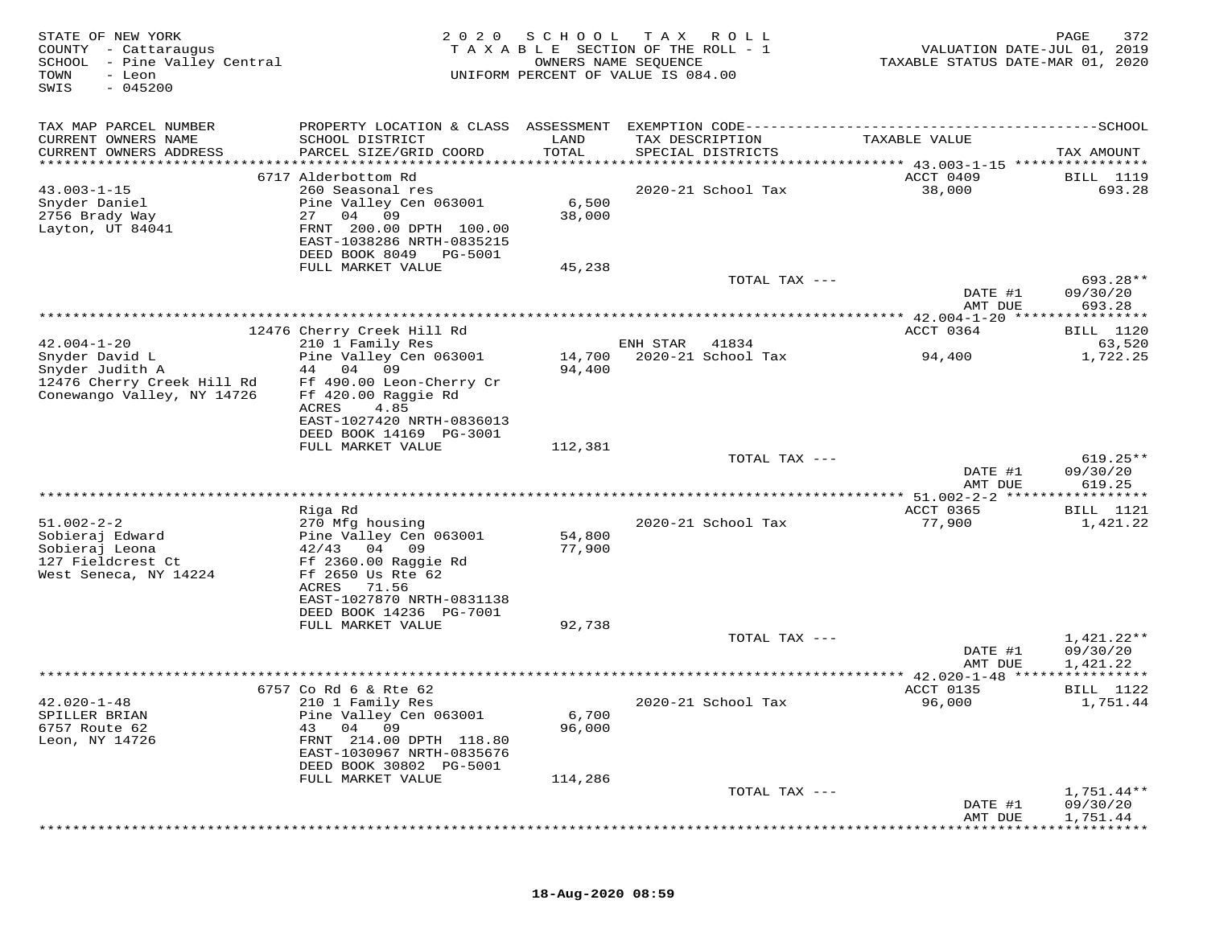STATE OF NEW YORK
COUNTY - Cattaraugus
SCHOOL - Pine Valley Central
TOWN - Leon
SWIS - 045200

2020 SCHOOL TAX ROLL
TAXABLE SECTION OF THE ROLL - 1
OWNERS NAME SEQUENCE
UNIFORM PERCENT OF VALUE IS 084.00

VALUATION DATE-JUL 01, 2019
TAXABLE STATUS DATE-MAR 01, 2020

| TAX MAP PARCEL NUMBER / CURRENT OWNERS NAME / CURRENT OWNERS ADDRESS | PROPERTY LOCATION & CLASS / SCHOOL DISTRICT / PARCEL SIZE/GRID COORD | ASSESSMENT LAND / TOTAL | EXEMPTION CODE / TAX DESCRIPTION / SPECIAL DISTRICTS | TAXABLE VALUE | TAX AMOUNT |
|---|---|---|---|---|---|
| | 6717 Alderbottom Rd | | | ACCT 0409 | BILL 1119 |
| 43.003-1-15 | 260 Seasonal res | | 2020-21 School Tax | 38,000 | 693.28 |
| Snyder Daniel | Pine Valley Cen 063001 | 6,500 | | | |
| 2756 Brady Way | 27 04 09 | 38,000 | | | |
| Layton, UT 84041 | FRNT 200.00 DPTH 100.00 | | | | |
| | EAST-1038286 NRTH-0835215 | | | | |
| | DEED BOOK 8049 PG-5001 | | | | |
| | FULL MARKET VALUE | 45,238 | | | |
| | | | TOTAL TAX --- | | 693.28** |
| | | | | DATE #1 | 09/30/20 |
| | | | | AMT DUE | 693.28 |
| | 12476 Cherry Creek Hill Rd | | | ACCT 0364 | BILL 1120 |
| 42.004-1-20 | 210 1 Family Res | | ENH STAR 41834 | | 63,520 |
| Snyder David L | Pine Valley Cen 063001 | 14,700 | 2020-21 School Tax | 94,400 | 1,722.25 |
| Snyder Judith A | 44 04 09 | 94,400 | | | |
| 12476 Cherry Creek Hill Rd | Ff 490.00 Leon-Cherry Cr | | | | |
| Conewango Valley, NY 14726 | Ff 420.00 Raggie Rd | | | | |
| | ACRES 4.85 | | | | |
| | EAST-1027420 NRTH-0836013 | | | | |
| | DEED BOOK 14169 PG-3001 | | | | |
| | FULL MARKET VALUE | 112,381 | | | |
| | | | TOTAL TAX --- | | 619.25** |
| | | | | DATE #1 | 09/30/20 |
| | | | | AMT DUE | 619.25 |
| | Riga Rd | | | ACCT 0365 | BILL 1121 |
| 51.002-2-2 | 270 Mfg housing | | 2020-21 School Tax | 77,900 | 1,421.22 |
| Sobieraj Edward | Pine Valley Cen 063001 | 54,800 | | | |
| Sobieraj Leona | 42/43 04 09 | 77,900 | | | |
| 127 Fieldcrest Ct | Ff 2360.00 Raggie Rd | | | | |
| West Seneca, NY 14224 | Ff 2650 Us Rte 62 | | | | |
| | ACRES 71.56 | | | | |
| | EAST-1027870 NRTH-0831138 | | | | |
| | DEED BOOK 14236 PG-7001 | | | | |
| | FULL MARKET VALUE | 92,738 | | | |
| | | | TOTAL TAX --- | | 1,421.22** |
| | | | | DATE #1 | 09/30/20 |
| | | | | AMT DUE | 1,421.22 |
| | 6757 Co Rd 6 & Rte 62 | | | ACCT 0135 | BILL 1122 |
| 42.020-1-48 | 210 1 Family Res | | 2020-21 School Tax | 96,000 | 1,751.44 |
| SPILLER BRIAN | Pine Valley Cen 063001 | 6,700 | | | |
| 6757 Route 62 | 43 04 09 | 96,000 | | | |
| Leon, NY 14726 | FRNT 214.00 DPTH 118.80 | | | | |
| | EAST-1030967 NRTH-0835676 | | | | |
| | DEED BOOK 30802 PG-5001 | | | | |
| | FULL MARKET VALUE | 114,286 | | | |
| | | | TOTAL TAX --- | | 1,751.44** |
| | | | | DATE #1 | 09/30/20 |
| | | | | AMT DUE | 1,751.44 |

18-Aug-2020 08:59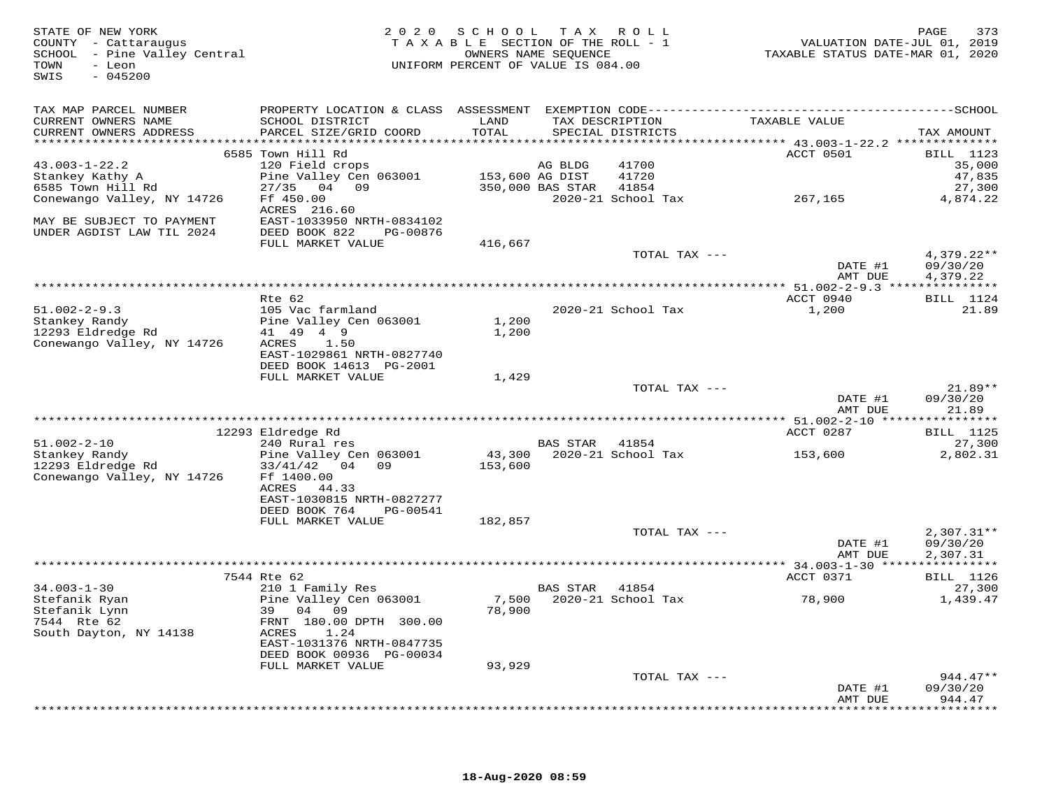STATE OF NEW YORK
COUNTY - Cattaraugus
SCHOOL - Pine Valley Central
TOWN - Leon
SWIS - 045200

2 0 2 0 S C H O O L T A X R O L L
T A X A B L E SECTION OF THE ROLL - 1
OWNERS NAME SEQUENCE
UNIFORM PERCENT OF VALUE IS 084.00

VALUATION DATE-JUL 01, 2019
TAXABLE STATUS DATE-MAR 01, 2020

| TAX MAP PARCEL NUMBER / CURRENT OWNERS NAME / CURRENT OWNERS ADDRESS | PROPERTY LOCATION & CLASS / SCHOOL DISTRICT / PARCEL SIZE/GRID COORD | ASSESSMENT LAND / TOTAL | EXEMPTION CODE / TAX DESCRIPTION / SPECIAL DISTRICTS | | TAXABLE VALUE | TAX AMOUNT |
|---|---|---|---|---|---|---|
| | 6585 Town Hill Rd | | | | ACCT 0501 | BILL 1123 |
| 43.003-1-22.2 | 120 Field crops | | AG BLDG | 41700 | | 35,000 |
| Stankey Kathy A | Pine Valley Cen 063001 | 153,600 | AG DIST | 41720 | | 47,835 |
| 6585 Town Hill Rd | 27/35 04 09 | 350,000 | BAS STAR | 41854 | | 27,300 |
| Conewango Valley, NY 14726 | Ff 450.00 | | 2020-21 School Tax | | 267,165 | 4,874.22 |
| | ACRES 216.60 | | | | | |
| MAY BE SUBJECT TO PAYMENT | EAST-1033950 NRTH-0834102 | | | | | |
| UNDER AGDIST LAW TIL 2024 | DEED BOOK 822 PG-00876 | | | | | |
| | FULL MARKET VALUE | 416,667 | | | | |
| | | | TOTAL TAX --- | | | 4,379.22** |
| | | | | | DATE #1 | 09/30/20 |
| | | | | | AMT DUE | 4,379.22 |
| | Rte 62 | | | | ACCT 0940 | BILL 1124 |
| 51.002-2-9.3 | 105 Vac farmland | | 2020-21 School Tax | | 1,200 | 21.89 |
| Stankey Randy | Pine Valley Cen 063001 | 1,200 | | | | |
| 12293 Eldredge Rd | 41 49 4 9 | 1,200 | | | | |
| Conewango Valley, NY 14726 | ACRES 1.50 | | | | | |
| | EAST-1029861 NRTH-0827740 | | | | | |
| | DEED BOOK 14613 PG-2001 | | | | | |
| | FULL MARKET VALUE | 1,429 | | | | |
| | | | TOTAL TAX --- | | | 21.89** |
| | | | | | DATE #1 | 09/30/20 |
| | | | | | AMT DUE | 21.89 |
| | 12293 Eldredge Rd | | | | ACCT 0287 | BILL 1125 |
| 51.002-2-10 | 240 Rural res | | BAS STAR | 41854 | | 27,300 |
| Stankey Randy | Pine Valley Cen 063001 | 43,300 | 2020-21 School Tax | | 153,600 | 2,802.31 |
| 12293 Eldredge Rd | 33/41/42 04 09 | 153,600 | | | | |
| Conewango Valley, NY 14726 | Ff 1400.00 | | | | | |
| | ACRES 44.33 | | | | | |
| | EAST-1030815 NRTH-0827277 | | | | | |
| | DEED BOOK 764 PG-00541 | | | | | |
| | FULL MARKET VALUE | 182,857 | | | | |
| | | | TOTAL TAX --- | | | 2,307.31** |
| | | | | | DATE #1 | 09/30/20 |
| | | | | | AMT DUE | 2,307.31 |
| | 7544 Rte 62 | | | | ACCT 0371 | BILL 1126 |
| 34.003-1-30 | 210 1 Family Res | | BAS STAR | 41854 | | 27,300 |
| Stefanik Ryan | Pine Valley Cen 063001 | 7,500 | 2020-21 School Tax | | 78,900 | 1,439.47 |
| Stefanik Lynn | 39 04 09 | 78,900 | | | | |
| 7544 Rte 62 | FRNT 180.00 DPTH 300.00 | | | | | |
| South Dayton, NY 14138 | ACRES 1.24 | | | | | |
| | EAST-1031376 NRTH-0847735 | | | | | |
| | DEED BOOK 00936 PG-00034 | | | | | |
| | FULL MARKET VALUE | 93,929 | | | | |
| | | | TOTAL TAX --- | | | 944.47** |
| | | | | | DATE #1 | 09/30/20 |
| | | | | | AMT DUE | 944.47 |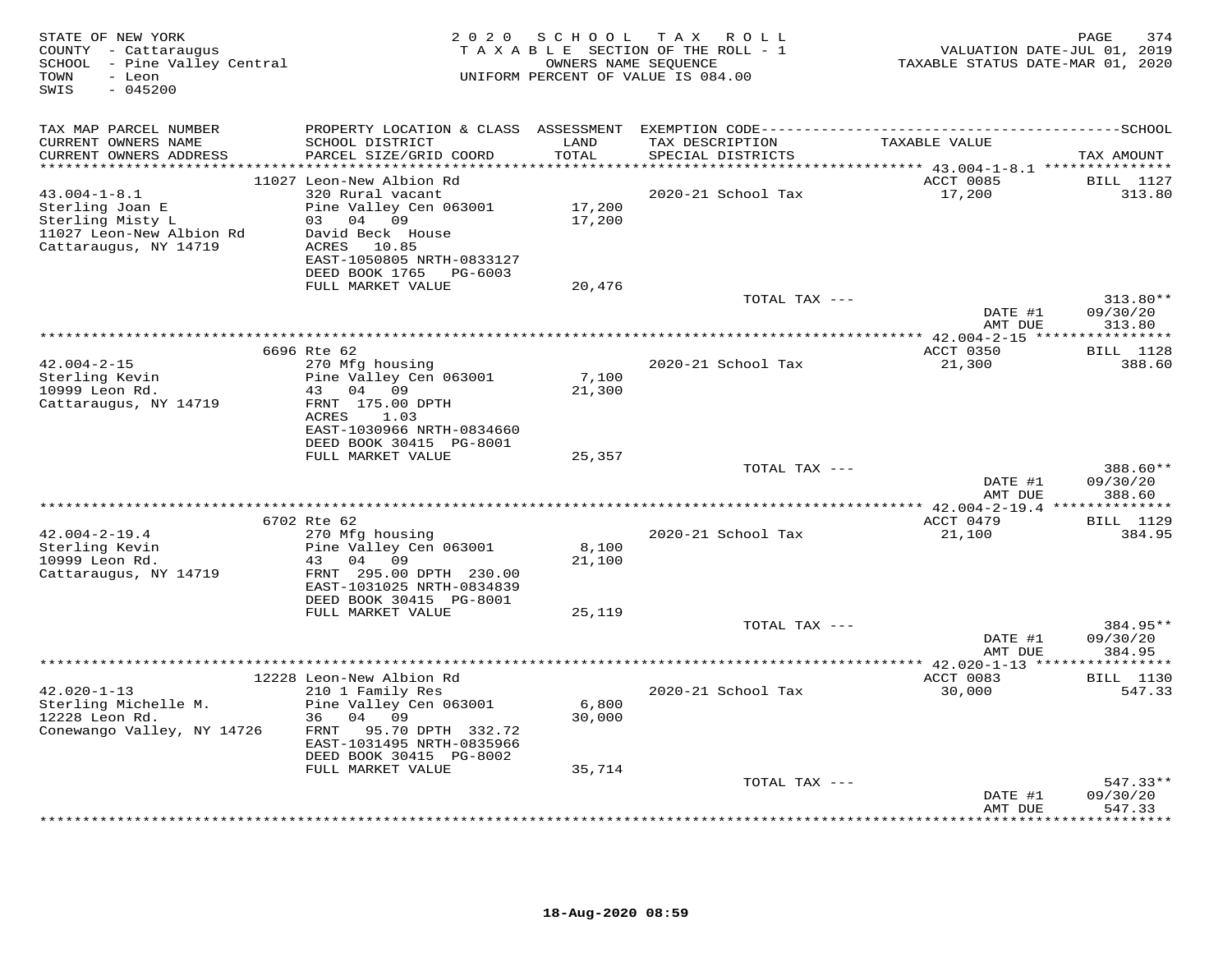STATE OF NEW YORK
COUNTY - Cattaraugus
SCHOOL - Pine Valley Central
TOWN - Leon
SWIS - 045200

2020 SCHOOL TAX ROLL
TAXABLE SECTION OF THE ROLL - 1
OWNERS NAME SEQUENCE
UNIFORM PERCENT OF VALUE IS 084.00

VALUATION DATE-JUL 01, 2019
TAXABLE STATUS DATE-MAR 01, 2020

| TAX MAP PARCEL NUMBER / CURRENT OWNERS NAME / CURRENT OWNERS ADDRESS | PROPERTY LOCATION & CLASS / SCHOOL DISTRICT / PARCEL SIZE/GRID COORD | ASSESSMENT LAND / TOTAL | EXEMPTION CODE / TAX DESCRIPTION / SPECIAL DISTRICTS | TAXABLE VALUE | TAX AMOUNT |
|---|---|---|---|---|---|
| 43.004-1-8.1 | 11027 Leon-New Albion Rd | | | ACCT 0085 | BILL 1127 |
| Sterling Joan E | 320 Rural vacant | | 2020-21 School Tax | 17,200 | 313.80 |
| Sterling Misty L | Pine Valley Cen 063001 | 17,200 | | | |
| 11027 Leon-New Albion Rd | 03 04 09 | 17,200 | | | |
| Cattaraugus, NY 14719 | David Beck House | | | | |
| | ACRES 10.85 | | | | |
| | EAST-1050805 NRTH-0833127 | | | | |
| | DEED BOOK 1765 PG-6003 | | | | |
| | FULL MARKET VALUE | 20,476 | | | |
| | | | TOTAL TAX --- | | 313.80** |
| | | | | DATE #1 | 09/30/20 |
| | | | | AMT DUE | 313.80 |
| 42.004-2-15 | 6696 Rte 62 | | | ACCT 0350 | BILL 1128 |
| Sterling Kevin | 270 Mfg housing | | 2020-21 School Tax | 21,300 | 388.60 |
| 10999 Leon Rd. | Pine Valley Cen 063001 | 7,100 | | | |
| Cattaraugus, NY 14719 | 43 04 09 | 21,300 | | | |
| | FRNT 175.00 DPTH | | | | |
| | ACRES 1.03 | | | | |
| | EAST-1030966 NRTH-0834660 | | | | |
| | DEED BOOK 30415 PG-8001 | | | | |
| | FULL MARKET VALUE | 25,357 | | | |
| | | | TOTAL TAX --- | | 388.60** |
| | | | | DATE #1 | 09/30/20 |
| | | | | AMT DUE | 388.60 |
| 42.004-2-19.4 | 6702 Rte 62 | | | ACCT 0479 | BILL 1129 |
| Sterling Kevin | 270 Mfg housing | | 2020-21 School Tax | 21,100 | 384.95 |
| 10999 Leon Rd. | Pine Valley Cen 063001 | 8,100 | | | |
| Cattaraugus, NY 14719 | 43 04 09 | 21,100 | | | |
| | FRNT 295.00 DPTH 230.00 | | | | |
| | EAST-1031025 NRTH-0834839 | | | | |
| | DEED BOOK 30415 PG-8001 | | | | |
| | FULL MARKET VALUE | 25,119 | | | |
| | | | TOTAL TAX --- | | 384.95** |
| | | | | DATE #1 | 09/30/20 |
| | | | | AMT DUE | 384.95 |
| 42.020-1-13 | 12228 Leon-New Albion Rd | | | ACCT 0083 | BILL 1130 |
| Sterling Michelle M. | 210 1 Family Res | | 2020-21 School Tax | 30,000 | 547.33 |
| 12228 Leon Rd. | Pine Valley Cen 063001 | 6,800 | | | |
| Conewango Valley, NY 14726 | 36 04 09 | 30,000 | | | |
| | FRNT 95.70 DPTH 332.72 | | | | |
| | EAST-1031495 NRTH-0835966 | | | | |
| | DEED BOOK 30415 PG-8002 | | | | |
| | FULL MARKET VALUE | 35,714 | | | |
| | | | TOTAL TAX --- | | 547.33** |
| | | | | DATE #1 | 09/30/20 |
| | | | | AMT DUE | 547.33 |

18-Aug-2020 08:59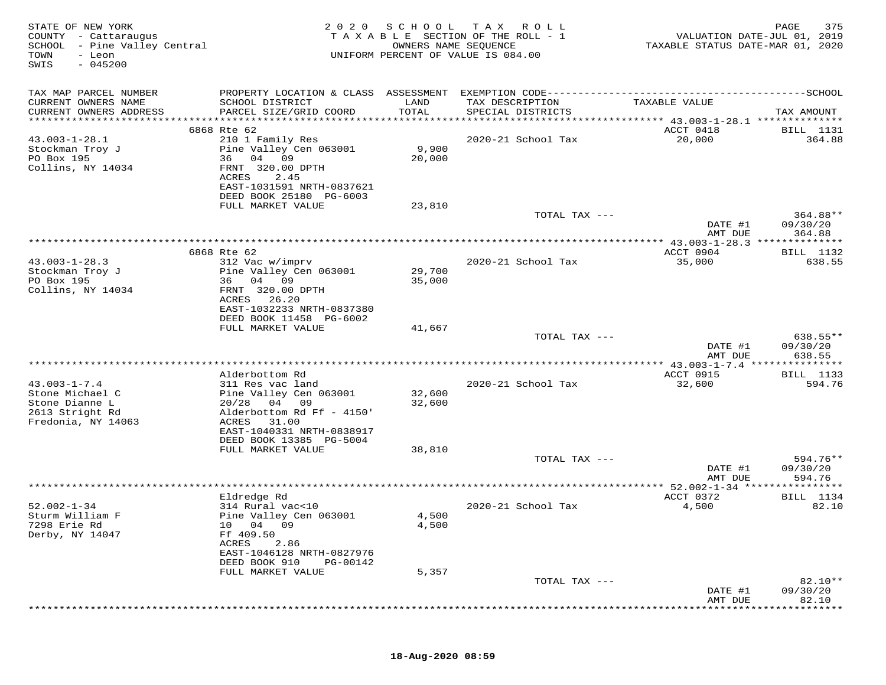STATE OF NEW YORK
COUNTY - Cattaraugus
SCHOOL - Pine Valley Central
TOWN - Leon
SWIS - 045200

2020 SCHOOL TAX ROLL
TAXABLE SECTION OF THE ROLL - 1
OWNERS NAME SEQUENCE
UNIFORM PERCENT OF VALUE IS 084.00

VALUATION DATE-JUL 01, 2019
TAXABLE STATUS DATE-MAR 01, 2020

| TAX MAP PARCEL NUMBER / CURRENT OWNERS NAME / CURRENT OWNERS ADDRESS | PROPERTY LOCATION & CLASS / SCHOOL DISTRICT / PARCEL SIZE/GRID COORD | ASSESSMENT LAND / TOTAL | EXEMPTION CODE / TAX DESCRIPTION / SPECIAL DISTRICTS | TAXABLE VALUE | TAX AMOUNT |
|---|---|---|---|---|---|
| | 6868 Rte 62 | | | ACCT 0418 | BILL 1131 |
| 43.003-1-28.1 | 210 1 Family Res | | 2020-21 School Tax | 20,000 | 364.88 |
| Stockman Troy J | Pine Valley Cen 063001 | 9,900 | | | |
| PO Box 195 | 36 04 09 | 20,000 | | | |
| Collins, NY 14034 | FRNT 320.00 DPTH | | | | |
| | ACRES 2.45 | | | | |
| | EAST-1031591 NRTH-0837621 | | | | |
| | DEED BOOK 25180 PG-6003 | | | | |
| | FULL MARKET VALUE | 23,810 | | | |
| | | | TOTAL TAX --- | | 364.88** |
| | | | | DATE #1 | 09/30/20 |
| | | | | AMT DUE | 364.88 |
| | 6868 Rte 62 | | | ACCT 0904 | BILL 1132 |
| 43.003-1-28.3 | 312 Vac w/imprv | | 2020-21 School Tax | 35,000 | 638.55 |
| Stockman Troy J | Pine Valley Cen 063001 | 29,700 | | | |
| PO Box 195 | 36 04 09 | 35,000 | | | |
| Collins, NY 14034 | FRNT 320.00 DPTH | | | | |
| | ACRES 26.20 | | | | |
| | EAST-1032233 NRTH-0837380 | | | | |
| | DEED BOOK 11458 PG-6002 | | | | |
| | FULL MARKET VALUE | 41,667 | | | |
| | | | TOTAL TAX --- | | 638.55** |
| | | | | DATE #1 | 09/30/20 |
| | | | | AMT DUE | 638.55 |
| | Alderbottom Rd | | | ACCT 0915 | BILL 1133 |
| 43.003-1-7.4 | 311 Res vac land | | 2020-21 School Tax | 32,600 | 594.76 |
| Stone Michael C | Pine Valley Cen 063001 | 32,600 | | | |
| Stone Dianne L | 20/28 04 09 | 32,600 | | | |
| 2613 Stright Rd | Alderbottom Rd Ff - 4150' | | | | |
| Fredonia, NY 14063 | ACRES 31.00 | | | | |
| | EAST-1040331 NRTH-0838917 | | | | |
| | DEED BOOK 13385 PG-5004 | | | | |
| | FULL MARKET VALUE | 38,810 | | | |
| | | | TOTAL TAX --- | | 594.76** |
| | | | | DATE #1 | 09/30/20 |
| | | | | AMT DUE | 594.76 |
| | Eldredge Rd | | | ACCT 0372 | BILL 1134 |
| 52.002-1-34 | 314 Rural vac<10 | | 2020-21 School Tax | 4,500 | 82.10 |
| Sturm William F | Pine Valley Cen 063001 | 4,500 | | | |
| 7298 Erie Rd | 10 04 09 | 4,500 | | | |
| Derby, NY 14047 | Ff 409.50 | | | | |
| | ACRES 2.86 | | | | |
| | EAST-1046128 NRTH-0827976 | | | | |
| | DEED BOOK 910 PG-00142 | | | | |
| | FULL MARKET VALUE | 5,357 | | | |
| | | | TOTAL TAX --- | | 82.10** |
| | | | | DATE #1 | 09/30/20 |
| | | | | AMT DUE | 82.10 |

18-Aug-2020 08:59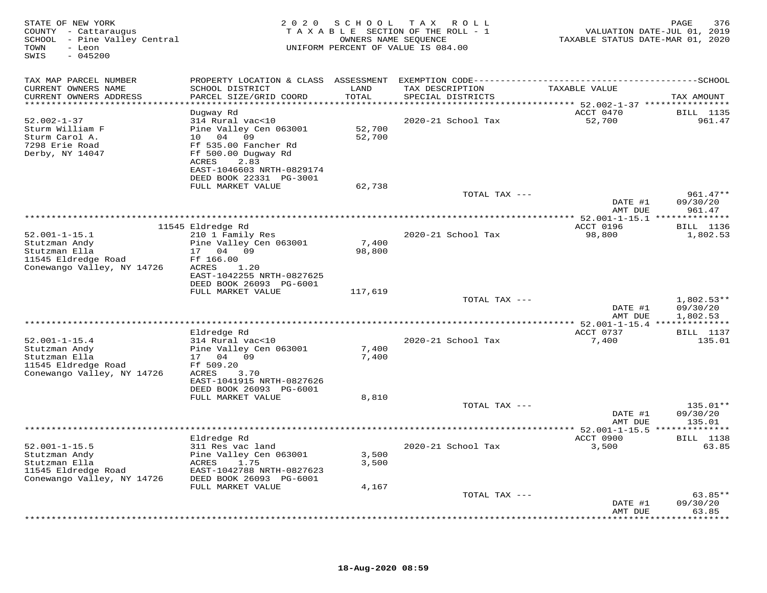STATE OF NEW YORK
COUNTY - Cattaraugus
SCHOOL - Pine Valley Central
TOWN - Leon
SWIS - 045200

2 0 2 0 S C H O O L T A X R O L L
T A X A B L E SECTION OF THE ROLL - 1
OWNERS NAME SEQUENCE
UNIFORM PERCENT OF VALUE IS 084.00

VALUATION DATE-JUL 01, 2019
TAXABLE STATUS DATE-MAR 01, 2020

| TAX MAP PARCEL NUMBER / CURRENT OWNERS NAME / CURRENT OWNERS ADDRESS | PROPERTY LOCATION & CLASS / SCHOOL DISTRICT / PARCEL SIZE/GRID COORD | ASSESSMENT LAND / TOTAL | EXEMPTION CODE / TAX DESCRIPTION / SPECIAL DISTRICTS | TAXABLE VALUE | SCHOOL TAX AMOUNT |
|---|---|---|---|---|---|
| 52.002-1-37 | Dugway Rd | | | ACCT 0470 | BILL 1135 |
| Sturm William F | 314 Rural vac<10 | | 2020-21 School Tax | 52,700 | 961.47 |
| Sturm Carol A. | Pine Valley Cen 063001 | 52,700 | | | |
| 7298 Erie Road | 10 04 09 | 52,700 | | | |
| Derby, NY 14047 | Ff 535.00 Fancher Rd | | | | |
| | Ff 500.00 Dugway Rd | | | | |
| | ACRES 2.83 | | | | |
| | EAST-1046603 NRTH-0829174 | | | | |
| | DEED BOOK 22331 PG-3001 | | | | |
| | FULL MARKET VALUE | 62,738 | | | |
| | | | TOTAL TAX --- | | 961.47** |
| | | | | DATE #1 | 09/30/20 |
| | | | | AMT DUE | 961.47 |
| 52.001-1-15.1 | 11545 Eldredge Rd | | | ACCT 0196 | BILL 1136 |
| Stutzman Andy | 210 1 Family Res | | 2020-21 School Tax | 98,800 | 1,802.53 |
| Stutzman Ella | Pine Valley Cen 063001 | 7,400 | | | |
| 11545 Eldredge Road | 17 04 09 | 98,800 | | | |
| Conewango Valley, NY 14726 | Ff 166.00 | | | | |
| | ACRES 1.20 | | | | |
| | EAST-1042255 NRTH-0827625 | | | | |
| | DEED BOOK 26093 PG-6001 | | | | |
| | FULL MARKET VALUE | 117,619 | | | |
| | | | TOTAL TAX --- | | 1,802.53** |
| | | | | DATE #1 | 09/30/20 |
| | | | | AMT DUE | 1,802.53 |
| 52.001-1-15.4 | Eldredge Rd | | | ACCT 0737 | BILL 1137 |
| Stutzman Andy | 314 Rural vac<10 | | 2020-21 School Tax | 7,400 | 135.01 |
| Stutzman Ella | Pine Valley Cen 063001 | 7,400 | | | |
| 11545 Eldredge Road | 17 04 09 | 7,400 | | | |
| Conewango Valley, NY 14726 | Ff 509.20 | | | | |
| | ACRES 3.70 | | | | |
| | EAST-1041915 NRTH-0827626 | | | | |
| | DEED BOOK 26093 PG-6001 | | | | |
| | FULL MARKET VALUE | 8,810 | | | |
| | | | TOTAL TAX --- | | 135.01** |
| | | | | DATE #1 | 09/30/20 |
| | | | | AMT DUE | 135.01 |
| 52.001-1-15.5 | Eldredge Rd | | | ACCT 0900 | BILL 1138 |
| Stutzman Andy | 311 Res vac land | | 2020-21 School Tax | 3,500 | 63.85 |
| Stutzman Ella | Pine Valley Cen 063001 | 3,500 | | | |
| 11545 Eldredge Road | ACRES 1.75 | 3,500 | | | |
| Conewango Valley, NY 14726 | EAST-1042788 NRTH-0827623 | | | | |
| | DEED BOOK 26093 PG-6001 | | | | |
| | FULL MARKET VALUE | 4,167 | | | |
| | | | TOTAL TAX --- | | 63.85** |
| | | | | DATE #1 | 09/30/20 |
| | | | | AMT DUE | 63.85 |

18-Aug-2020 08:59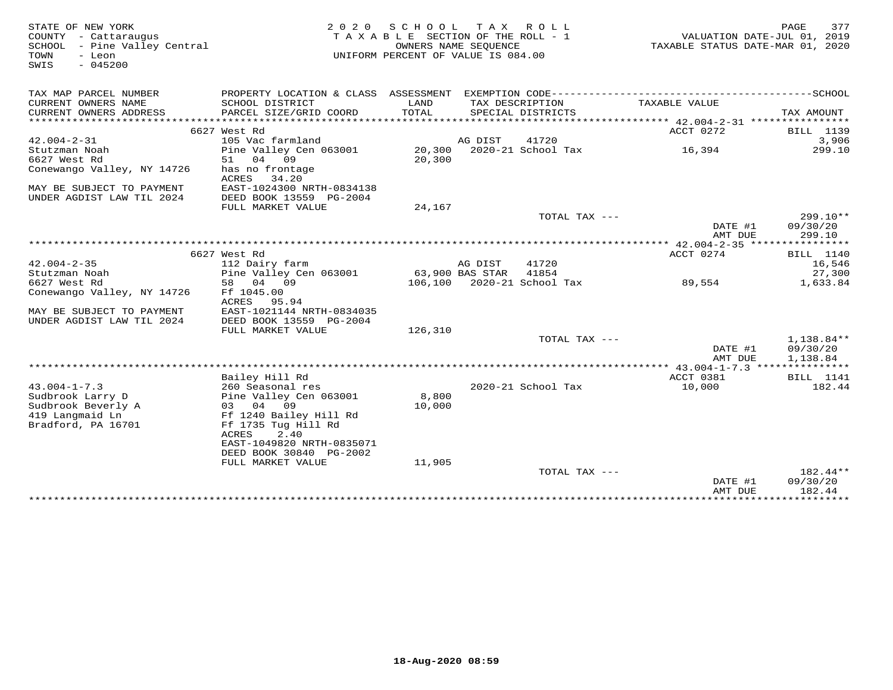STATE OF NEW YORK — 2020 SCHOOL TAX ROLL
COUNTY - Cattaraugus — TAXABLE SECTION OF THE ROLL - 1 — VALUATION DATE-JUL 01, 2019
SCHOOL - Pine Valley Central — OWNERS NAME SEQUENCE — TAXABLE STATUS DATE-MAR 01, 2020
TOWN - Leon — UNIFORM PERCENT OF VALUE IS 084.00
SWIS - 045200

| TAX MAP PARCEL NUMBER / CURRENT OWNERS NAME / CURRENT OWNERS ADDRESS | PROPERTY LOCATION & CLASS / SCHOOL DISTRICT / PARCEL SIZE/GRID COORD | ASSESSMENT LAND / TOTAL | EXEMPTION CODE / TAX DESCRIPTION / SPECIAL DISTRICTS | TAXABLE VALUE | TAX AMOUNT |
|---|---|---|---|---|---|
| | 6627 West Rd | | | ACCT 0272 | BILL 1139 |
| 42.004-2-31 | 105 Vac farmland | | AG DIST 41720 | | 3,906 |
| Stutzman Noah | Pine Valley Cen 063001 | 20,300 | 2020-21 School Tax | 16,394 | 299.10 |
| 6627 West Rd | 51 04 09 | 20,300 | | | |
| Conewango Valley, NY 14726 | has no frontage | | | | |
| | ACRES 34.20 | | | | |
| MAY BE SUBJECT TO PAYMENT | EAST-1024300 NRTH-0834138 | | | | |
| UNDER AGDIST LAW TIL 2024 | DEED BOOK 13559 PG-2004 | | | | |
| | FULL MARKET VALUE | 24,167 | | | |
| | | | TOTAL TAX --- | | 299.10** |
| | | | | DATE #1 | 09/30/20 |
| | | | | AMT DUE | 299.10 |
| | 6627 West Rd | | | ACCT 0274 | BILL 1140 |
| 42.004-2-35 | 112 Dairy farm | | AG DIST 41720 | | 16,546 |
| Stutzman Noah | Pine Valley Cen 063001 | 63,900 | BAS STAR 41854 | | 27,300 |
| 6627 West Rd | 58 04 09 | 106,100 | 2020-21 School Tax | 89,554 | 1,633.84 |
| Conewango Valley, NY 14726 | Ff 1045.00 | | | | |
| | ACRES 95.94 | | | | |
| MAY BE SUBJECT TO PAYMENT | EAST-1021144 NRTH-0834035 | | | | |
| UNDER AGDIST LAW TIL 2024 | DEED BOOK 13559 PG-2004 | | | | |
| | FULL MARKET VALUE | 126,310 | | | |
| | | | TOTAL TAX --- | | 1,138.84** |
| | | | | DATE #1 | 09/30/20 |
| | | | | AMT DUE | 1,138.84 |
| | Bailey Hill Rd | | | ACCT 0381 | BILL 1141 |
| 43.004-1-7.3 | 260 Seasonal res | | 2020-21 School Tax | 10,000 | 182.44 |
| Sudbrook Larry D | Pine Valley Cen 063001 | 8,800 | | | |
| Sudbrook Beverly A | 03 04 09 | 10,000 | | | |
| 419 Langmaid Ln | Ff 1240 Bailey Hill Rd | | | | |
| Bradford, PA 16701 | Ff 1735 Tug Hill Rd | | | | |
| | ACRES 2.40 | | | | |
| | EAST-1049820 NRTH-0835071 | | | | |
| | DEED BOOK 30840 PG-2002 | | | | |
| | FULL MARKET VALUE | 11,905 | | | |
| | | | TOTAL TAX --- | | 182.44** |
| | | | | DATE #1 | 09/30/20 |
| | | | | AMT DUE | 182.44 |

18-Aug-2020 08:59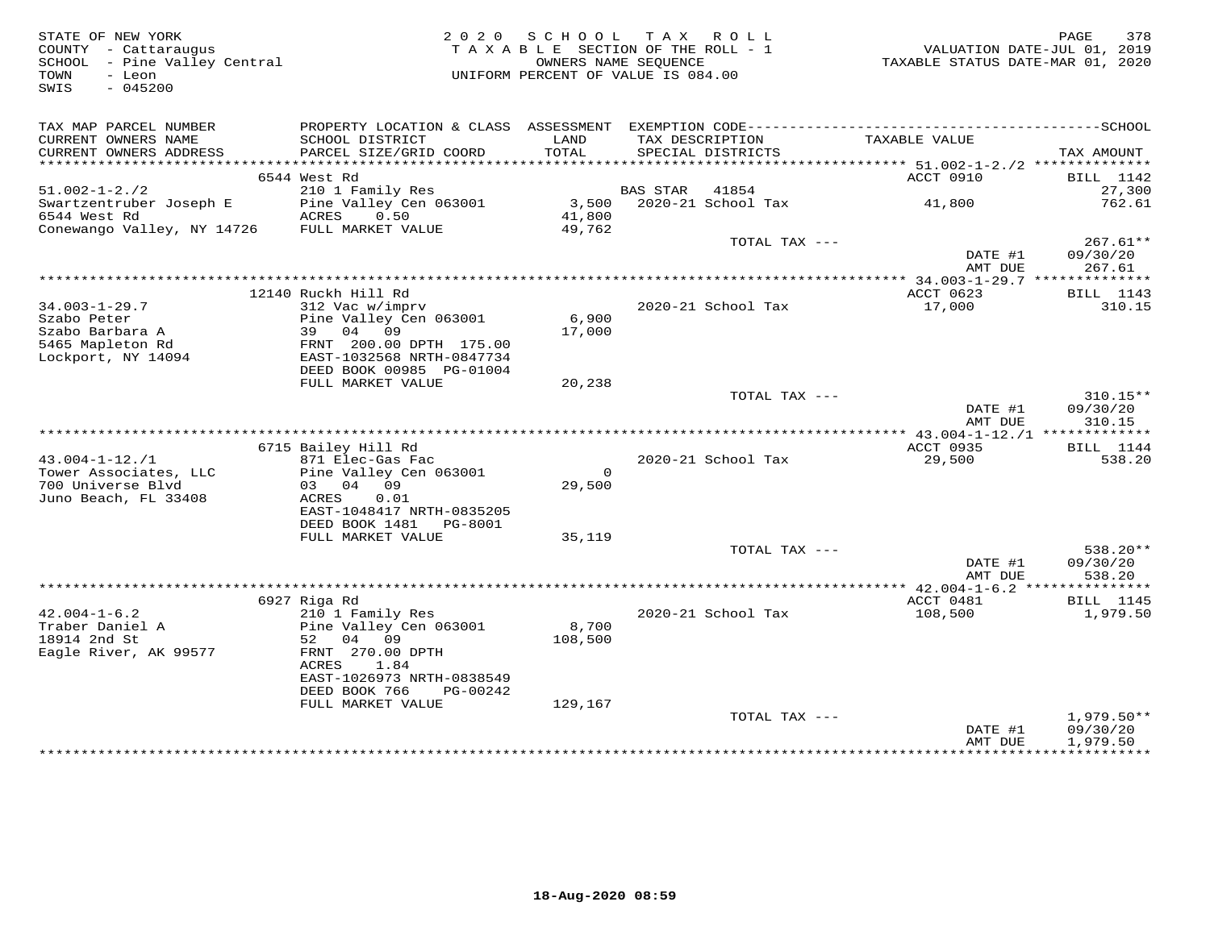STATE OF NEW YORK
COUNTY - Cattaraugus
SCHOOL - Pine Valley Central
TOWN - Leon
SWIS - 045200

2020 SCHOOL TAX ROLL
TAXABLE SECTION OF THE ROLL - 1
OWNERS NAME SEQUENCE
UNIFORM PERCENT OF VALUE IS 084.00

VALUATION DATE-JUL 01, 2019
TAXABLE STATUS DATE-MAR 01, 2020

| TAX MAP PARCEL NUMBER / CURRENT OWNERS NAME / CURRENT OWNERS ADDRESS | PROPERTY LOCATION & CLASS / SCHOOL DISTRICT / PARCEL SIZE/GRID COORD | ASSESSMENT LAND / TOTAL | EXEMPTION CODE / TAX DESCRIPTION / SPECIAL DISTRICTS | TAXABLE VALUE | TAX AMOUNT |
|---|---|---|---|---|---|
| 51.002-1-2./2 | 6544 West Rd | | | ACCT 0910 | BILL 1142 |
| 51.002-1-2./2 | 210 1 Family Res | | BAS STAR 41854 | | 27,300 |
| Swartzentruber Joseph E | Pine Valley Cen 063001 | 3,500 | 2020-21 School Tax | 41,800 | 762.61 |
| 6544 West Rd | ACRES 0.50 | 41,800 | | | |
| Conewango Valley, NY 14726 | FULL MARKET VALUE | 49,762 | | | |
| | | | TOTAL TAX --- | | 267.61** |
| | | | | DATE #1 | 09/30/20 |
| | | | | AMT DUE | 267.61 |
| 34.003-1-29.7 | 12140 Ruckh Hill Rd | | | ACCT 0623 | BILL 1143 |
| 34.003-1-29.7 | 312 Vac w/imprv | | 2020-21 School Tax | 17,000 | 310.15 |
| Szabo Peter | Pine Valley Cen 063001 | 6,900 | | | |
| Szabo Barbara A | 39 04 09 | 17,000 | | | |
| 5465 Mapleton Rd | FRNT 200.00 DPTH 175.00 | | | | |
| Lockport, NY 14094 | EAST-1032568 NRTH-0847734 | | | | |
| | DEED BOOK 00985 PG-01004 | | | | |
| | FULL MARKET VALUE | 20,238 | | | |
| | | | TOTAL TAX --- | | 310.15** |
| | | | | DATE #1 | 09/30/20 |
| | | | | AMT DUE | 310.15 |
| 43.004-1-12./1 | 6715 Bailey Hill Rd | | | ACCT 0935 | BILL 1144 |
| 43.004-1-12./1 | 871 Elec-Gas Fac | | 2020-21 School Tax | 29,500 | 538.20 |
| Tower Associates, LLC | Pine Valley Cen 063001 | 0 | | | |
| 700 Universe Blvd | 03 04 09 | 29,500 | | | |
| Juno Beach, FL 33408 | ACRES 0.01 | | | | |
| | EAST-1048417 NRTH-0835205 | | | | |
| | DEED BOOK 1481 PG-8001 | | | | |
| | FULL MARKET VALUE | 35,119 | | | |
| | | | TOTAL TAX --- | | 538.20** |
| | | | | DATE #1 | 09/30/20 |
| | | | | AMT DUE | 538.20 |
| 42.004-1-6.2 | 6927 Riga Rd | | | ACCT 0481 | BILL 1145 |
| 42.004-1-6.2 | 210 1 Family Res | | 2020-21 School Tax | 108,500 | 1,979.50 |
| Traber Daniel A | Pine Valley Cen 063001 | 8,700 | | | |
| 18914 2nd St | 52 04 09 | 108,500 | | | |
| Eagle River, AK 99577 | FRNT 270.00 DPTH | | | | |
| | ACRES 1.84 | | | | |
| | EAST-1026973 NRTH-0838549 | | | | |
| | DEED BOOK 766 PG-00242 | | | | |
| | FULL MARKET VALUE | 129,167 | | | |
| | | | TOTAL TAX --- | | 1,979.50** |
| | | | | DATE #1 | 09/30/20 |
| | | | | AMT DUE | 1,979.50 |

18-Aug-2020 08:59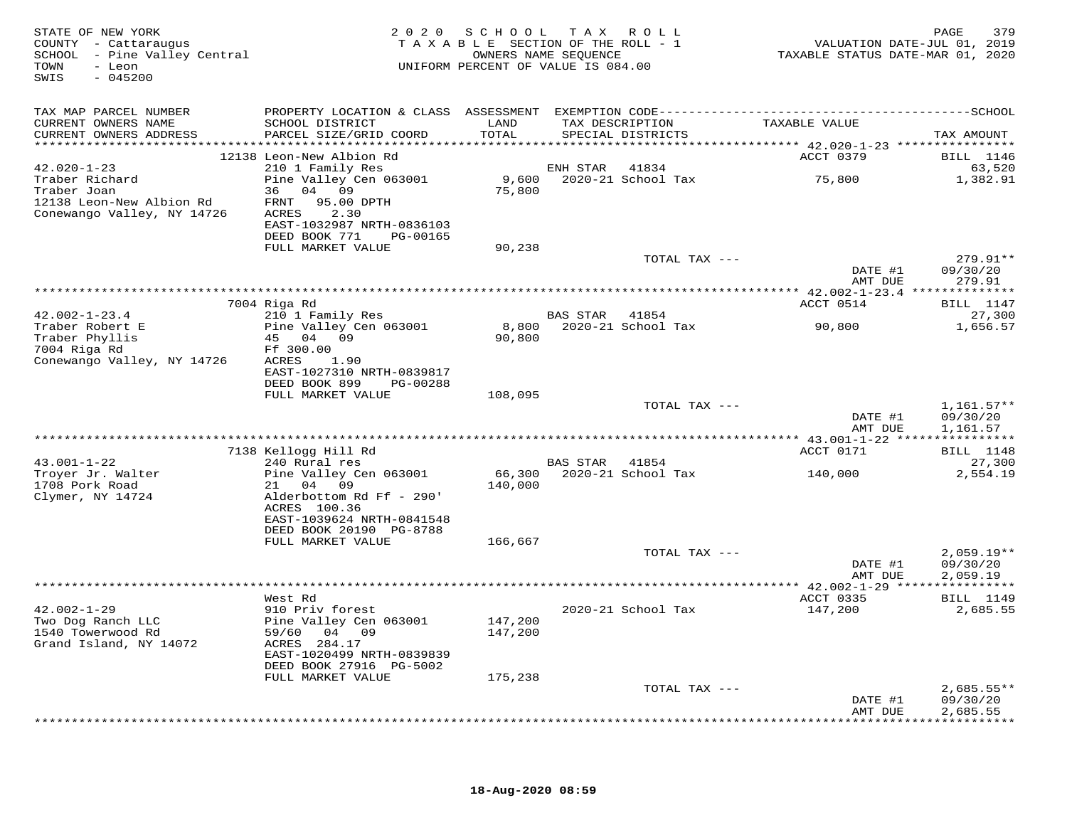STATE OF NEW YORK
COUNTY - Cattaraugus
SCHOOL - Pine Valley Central
TOWN - Leon
SWIS - 045200

2020 SCHOOL TAX ROLL
TAXABLE SECTION OF THE ROLL - 1
OWNERS NAME SEQUENCE
UNIFORM PERCENT OF VALUE IS 084.00

VALUATION DATE-JUL 01, 2019
TAXABLE STATUS DATE-MAR 01, 2020

| TAX MAP PARCEL NUMBER / CURRENT OWNERS NAME / CURRENT OWNERS ADDRESS | PROPERTY LOCATION & CLASS / SCHOOL DISTRICT / PARCEL SIZE/GRID COORD | ASSESSMENT LAND / TOTAL | EXEMPTION CODE / TAX DESCRIPTION / SPECIAL DISTRICTS | TAXABLE VALUE | TAX AMOUNT |
|---|---|---|---|---|---|
| | 12138 Leon-New Albion Rd | | | ACCT 0379 | BILL 1146 |
| 42.020-1-23 | 210 1 Family Res | | ENH STAR 41834 | | 63,520 |
| Traber Richard | Pine Valley Cen 063001 | 9,600 | 2020-21 School Tax | 75,800 | 1,382.91 |
| Traber Joan | 36 04 09 | 75,800 | | | |
| 12138 Leon-New Albion Rd | FRNT 95.00 DPTH | | | | |
| Conewango Valley, NY 14726 | ACRES 2.30 | | | | |
| | EAST-1032987 NRTH-0836103 | | | | |
| | DEED BOOK 771 PG-00165 | | | | |
| | FULL MARKET VALUE | 90,238 | | | |
| | | | TOTAL TAX --- | | 279.91** |
| | | | | DATE #1 | 09/30/20 |
| | | | | AMT DUE | 279.91 |
| | 7004 Riga Rd | | | ACCT 0514 | BILL 1147 |
| 42.002-1-23.4 | 210 1 Family Res | | BAS STAR 41854 | | 27,300 |
| Traber Robert E | Pine Valley Cen 063001 | 8,800 | 2020-21 School Tax | 90,800 | 1,656.57 |
| Traber Phyllis | 45 04 09 | 90,800 | | | |
| 7004 Riga Rd | Ff 300.00 | | | | |
| Conewango Valley, NY 14726 | ACRES 1.90 | | | | |
| | EAST-1027310 NRTH-0839817 | | | | |
| | DEED BOOK 899 PG-00288 | | | | |
| | FULL MARKET VALUE | 108,095 | | | |
| | | | TOTAL TAX --- | | 1,161.57** |
| | | | | DATE #1 | 09/30/20 |
| | | | | AMT DUE | 1,161.57 |
| | 7138 Kellogg Hill Rd | | | ACCT 0171 | BILL 1148 |
| 43.001-1-22 | 240 Rural res | | BAS STAR 41854 | | 27,300 |
| Troyer Jr. Walter | Pine Valley Cen 063001 | 66,300 | 2020-21 School Tax | 140,000 | 2,554.19 |
| 1708 Pork Road | 21 04 09 | 140,000 | | | |
| Clymer, NY 14724 | Alderbottom Rd Ff - 290' | | | | |
| | ACRES 100.36 | | | | |
| | EAST-1039624 NRTH-0841548 | | | | |
| | DEED BOOK 20190 PG-8788 | | | | |
| | FULL MARKET VALUE | 166,667 | | | |
| | | | TOTAL TAX --- | | 2,059.19** |
| | | | | DATE #1 | 09/30/20 |
| | | | | AMT DUE | 2,059.19 |
| | West Rd | | | ACCT 0335 | BILL 1149 |
| 42.002-1-29 | 910 Priv forest | | 2020-21 School Tax | 147,200 | 2,685.55 |
| Two Dog Ranch LLC | Pine Valley Cen 063001 | 147,200 | | | |
| 1540 Towerwood Rd | 59/60 04 09 | 147,200 | | | |
| Grand Island, NY 14072 | ACRES 284.17 | | | | |
| | EAST-1020499 NRTH-0839839 | | | | |
| | DEED BOOK 27916 PG-5002 | | | | |
| | FULL MARKET VALUE | 175,238 | | | |
| | | | TOTAL TAX --- | | 2,685.55** |
| | | | | DATE #1 | 09/30/20 |
| | | | | AMT DUE | 2,685.55 |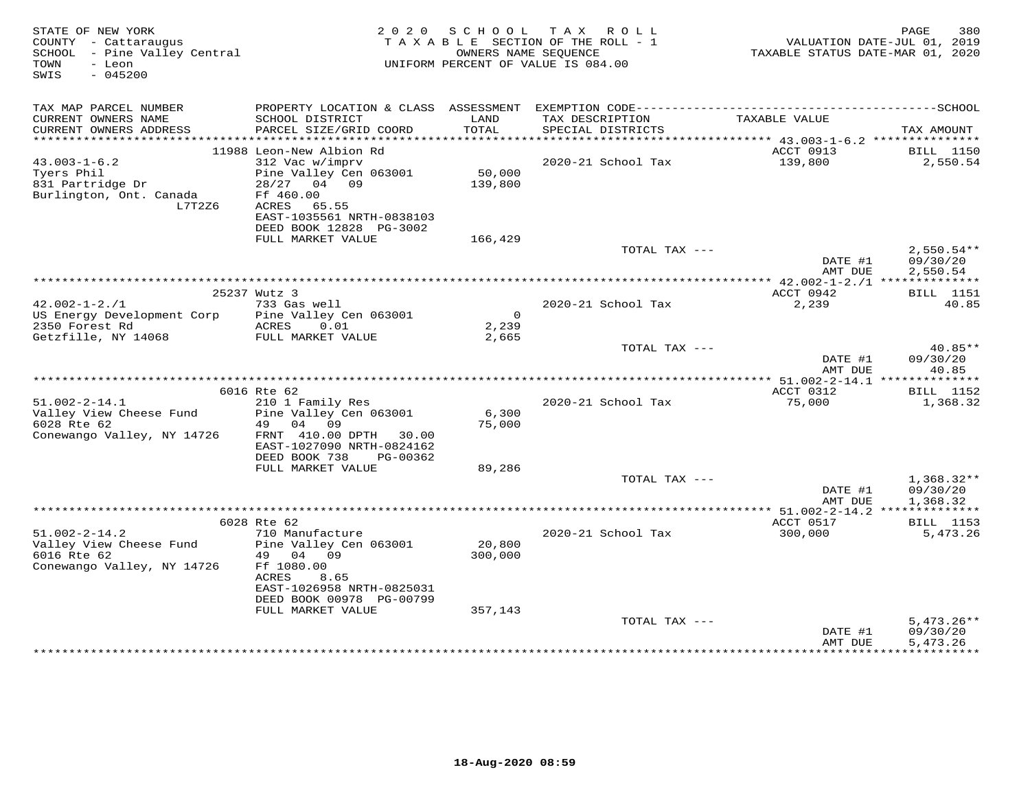STATE OF NEW YORK
COUNTY - Cattaraugus
SCHOOL - Pine Valley Central
TOWN - Leon
SWIS - 045200

2020 SCHOOL TAX ROLL
TAXABLE SECTION OF THE ROLL - 1
OWNERS NAME SEQUENCE
UNIFORM PERCENT OF VALUE IS 084.00

VALUATION DATE-JUL 01, 2019
TAXABLE STATUS DATE-MAR 01, 2020

| TAX MAP PARCEL NUMBER / CURRENT OWNERS NAME / CURRENT OWNERS ADDRESS | PROPERTY LOCATION & CLASS / SCHOOL DISTRICT / PARCEL SIZE/GRID COORD | ASSESSMENT LAND / TOTAL | EXEMPTION CODE / TAX DESCRIPTION / SPECIAL DISTRICTS | TAXABLE VALUE | TAX AMOUNT (SCHOOL) |
|---|---|---|---|---|---|
| 43.003-1-6.2 | 11988 Leon-New Albion Rd | | | ACCT 0913 | BILL 1150 |
| 43.003-1-6.2 | 312 Vac w/imprv | | 2020-21 School Tax | 139,800 | 2,550.54 |
| Tyers Phil | Pine Valley Cen 063001 | 50,000 | | | |
| 831 Partridge Dr | 28/27 04 09 | 139,800 | | | |
| Burlington, Ont. Canada L7T2Z6 | Ff 460.00 | | | | |
| | ACRES 65.55 | | | | |
| | EAST-1035561 NRTH-0838103 | | | | |
| | DEED BOOK 12828 PG-3002 | | | | |
| | FULL MARKET VALUE | 166,429 | | | |
| | | | TOTAL TAX --- | | 2,550.54** |
| | | | | DATE #1 | 09/30/20 |
| | | | | AMT DUE | 2,550.54 |
| 42.002-1-2./1 | 25237 Wutz 3 | | | ACCT 0942 | BILL 1151 |
| 42.002-1-2./1 | 733 Gas well | | 2020-21 School Tax | 2,239 | 40.85 |
| US Energy Development Corp | Pine Valley Cen 063001 | 0 | | | |
| 2350 Forest Rd | ACRES 0.01 | 2,239 | | | |
| Getzfille, NY 14068 | FULL MARKET VALUE | 2,665 | | | |
| | | | TOTAL TAX --- | | 40.85** |
| | | | | DATE #1 | 09/30/20 |
| | | | | AMT DUE | 40.85 |
| 51.002-2-14.1 | 6016 Rte 62 | | | ACCT 0312 | BILL 1152 |
| 51.002-2-14.1 | 210 1 Family Res | | 2020-21 School Tax | 75,000 | 1,368.32 |
| Valley View Cheese Fund | Pine Valley Cen 063001 | 6,300 | | | |
| 6028 Rte 62 | 49 04 09 | 75,000 | | | |
| Conewango Valley, NY 14726 | FRNT 410.00 DPTH 30.00 | | | | |
| | EAST-1027090 NRTH-0824162 | | | | |
| | DEED BOOK 738 PG-00362 | | | | |
| | FULL MARKET VALUE | 89,286 | | | |
| | | | TOTAL TAX --- | | 1,368.32** |
| | | | | DATE #1 | 09/30/20 |
| | | | | AMT DUE | 1,368.32 |
| 51.002-2-14.2 | 6028 Rte 62 | | | ACCT 0517 | BILL 1153 |
| 51.002-2-14.2 | 710 Manufacture | | 2020-21 School Tax | 300,000 | 5,473.26 |
| Valley View Cheese Fund | Pine Valley Cen 063001 | 20,800 | | | |
| 6016 Rte 62 | 49 04 09 | 300,000 | | | |
| Conewango Valley, NY 14726 | Ff 1080.00 | | | | |
| | ACRES 8.65 | | | | |
| | EAST-1026958 NRTH-0825031 | | | | |
| | DEED BOOK 00978 PG-00799 | | | | |
| | FULL MARKET VALUE | 357,143 | | | |
| | | | TOTAL TAX --- | | 5,473.26** |
| | | | | DATE #1 | 09/30/20 |
| | | | | AMT DUE | 5,473.26 |

18-Aug-2020 08:59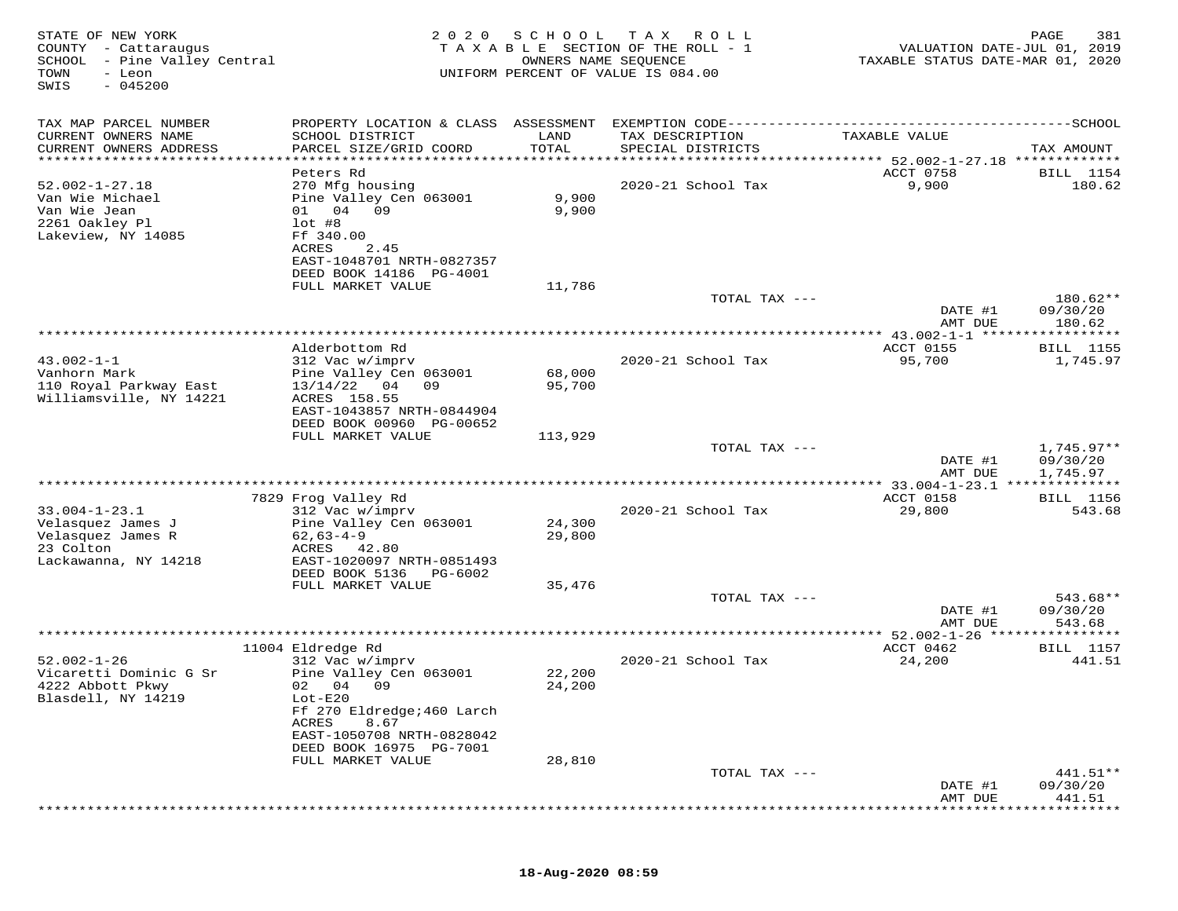STATE OF NEW YORK
COUNTY - Cattaraugus
SCHOOL - Pine Valley Central
TOWN - Leon
SWIS - 045200

2020 SCHOOL TAX ROLL
TAXABLE SECTION OF THE ROLL - 1
OWNERS NAME SEQUENCE
UNIFORM PERCENT OF VALUE IS 084.00

VALUATION DATE-JUL 01, 2019
TAXABLE STATUS DATE-MAR 01, 2020

| TAX MAP PARCEL NUMBER / CURRENT OWNERS NAME / CURRENT OWNERS ADDRESS | PROPERTY LOCATION & CLASS / SCHOOL DISTRICT / PARCEL SIZE/GRID COORD | ASSESSMENT LAND / TOTAL | EXEMPTION CODE / TAX DESCRIPTION / SPECIAL DISTRICTS | TAXABLE VALUE | SCHOOL TAX AMOUNT |
|---|---|---|---|---|---|
| 52.002-1-27.18 | Peters Rd | | | ACCT 0758 | BILL 1154 |
| Van Wie Michael | 270 Mfg housing | | 2020-21 School Tax | 9,900 | 180.62 |
| Van Wie Jean | Pine Valley Cen 063001 | 9,900 | | | |
| 2261 Oakley Pl | 01 04 09 | 9,900 | | | |
| Lakeview, NY 14085 | lot #8 | | | | |
| | Ff 340.00 | | | | |
| | ACRES 2.45 | | | | |
| | EAST-1048701 NRTH-0827357 | | | | |
| | DEED BOOK 14186 PG-4001 | | | | |
| | FULL MARKET VALUE | 11,786 | | | |
| | | | TOTAL TAX --- | | 180.62** |
| | | | | DATE #1 | 09/30/20 |
| | | | | AMT DUE | 180.62 |
| 43.002-1-1 | Alderbottom Rd | | | ACCT 0155 | BILL 1155 |
| Vanhorn Mark | 312 Vac w/imprv | | 2020-21 School Tax | 95,700 | 1,745.97 |
| 110 Royal Parkway East | Pine Valley Cen 063001 | 68,000 | | | |
| Williamsville, NY 14221 | 13/14/22 04 09 | 95,700 | | | |
| | ACRES 158.55 | | | | |
| | EAST-1043857 NRTH-0844904 | | | | |
| | DEED BOOK 00960 PG-00652 | | | | |
| | FULL MARKET VALUE | 113,929 | | | |
| | | | TOTAL TAX --- | | 1,745.97** |
| | | | | DATE #1 | 09/30/20 |
| | | | | AMT DUE | 1,745.97 |
| 33.004-1-23.1 | 7829 Frog Valley Rd | | | ACCT 0158 | BILL 1156 |
| Velasquez James J | 312 Vac w/imprv | | 2020-21 School Tax | 29,800 | 543.68 |
| Velasquez James R | Pine Valley Cen 063001 | 24,300 | | | |
| 23 Colton | 62,63-4-9 | 29,800 | | | |
| Lackawanna, NY 14218 | ACRES 42.80 | | | | |
| | EAST-1020097 NRTH-0851493 | | | | |
| | DEED BOOK 5136 PG-6002 | | | | |
| | FULL MARKET VALUE | 35,476 | | | |
| | | | TOTAL TAX --- | | 543.68** |
| | | | | DATE #1 | 09/30/20 |
| | | | | AMT DUE | 543.68 |
| 52.002-1-26 | 11004 Eldredge Rd | | | ACCT 0462 | BILL 1157 |
| Vicaretti Dominic G Sr | 312 Vac w/imprv | | 2020-21 School Tax | 24,200 | 441.51 |
| 4222 Abbott Pkwy | Pine Valley Cen 063001 | 22,200 | | | |
| Blasdell, NY 14219 | 02 04 09 | 24,200 | | | |
| | Lot-E20 | | | | |
| | Ff 270 Eldredge;460 Larch | | | | |
| | ACRES 8.67 | | | | |
| | EAST-1050708 NRTH-0828042 | | | | |
| | DEED BOOK 16975 PG-7001 | | | | |
| | FULL MARKET VALUE | 28,810 | | | |
| | | | TOTAL TAX --- | | 441.51** |
| | | | | DATE #1 | 09/30/20 |
| | | | | AMT DUE | 441.51 |

18-Aug-2020 08:59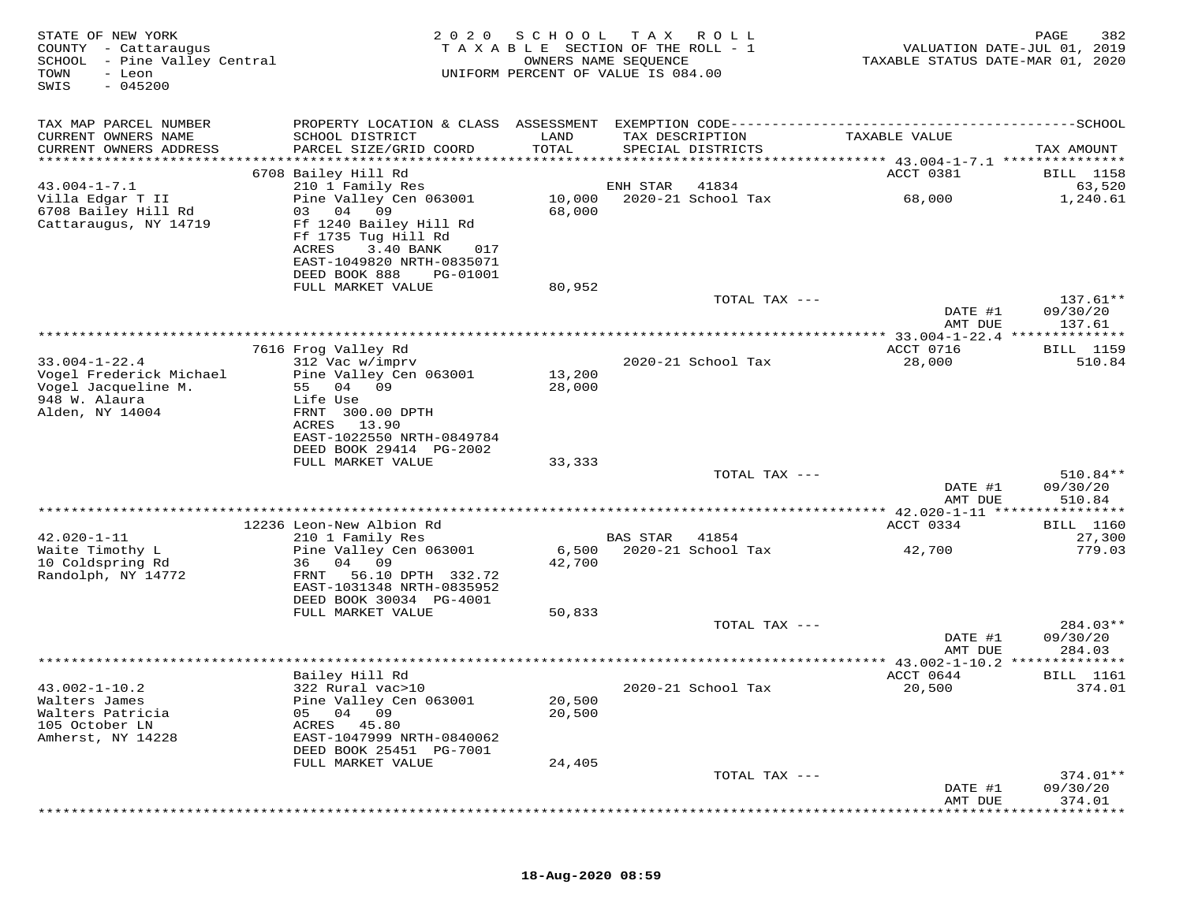STATE OF NEW YORK | 2020 SCHOOL TAX ROLL | VALUATION DATE-JUL 01, 2019
COUNTY - Cattaraugus | TAXABLE SECTION OF THE ROLL - 1 | TAXABLE STATUS DATE-MAR 01, 2020
SCHOOL - Pine Valley Central | OWNERS NAME SEQUENCE
TOWN - Leon | UNIFORM PERCENT OF VALUE IS 084.00
SWIS - 045200

| TAX MAP PARCEL NUMBER / CURRENT OWNERS NAME / CURRENT OWNERS ADDRESS | PROPERTY LOCATION & CLASS / SCHOOL DISTRICT / PARCEL SIZE/GRID COORD | ASSESSMENT LAND / TOTAL | EXEMPTION CODE / TAX DESCRIPTION / SPECIAL DISTRICTS | TAXABLE VALUE | SCHOOL TAX AMOUNT |
|---|---|---|---|---|---|
| 43.004-1-7.1 | 6708 Bailey Hill Rd | | | ACCT 0381 | BILL 1158 |
| Villa Edgar T II | 210 1 Family Res | | ENH STAR 41834 | | 63,520 |
| 6708 Bailey Hill Rd | Pine Valley Cen 063001 | 10,000 | 2020-21 School Tax | 68,000 | 1,240.61 |
| Cattaraugus, NY 14719 | 03 04 09 | 68,000 | | | |
| | Ff 1240 Bailey Hill Rd | | | | |
| | Ff 1735 Tug Hill Rd | | | | |
| | ACRES 3.40 BANK 017 | | | | |
| | EAST-1049820 NRTH-0835071 | | | | |
| | DEED BOOK 888 PG-01001 | | | | |
| | FULL MARKET VALUE | 80,952 | | | |
| | | | TOTAL TAX --- | | 137.61** |
| | | | | DATE #1 | 09/30/20 |
| | | | | AMT DUE | 137.61 |
| 33.004-1-22.4 | 7616 Frog Valley Rd | | | ACCT 0716 | BILL 1159 |
| Vogel Frederick Michael | 312 Vac w/imprv | | 2020-21 School Tax | 28,000 | 510.84 |
| Vogel Jacqueline M. | Pine Valley Cen 063001 | 13,200 | | | |
| 948 W. Alaura | 55 04 09 | 28,000 | | | |
| Alden, NY 14004 | Life Use | | | | |
| | FRNT 300.00 DPTH | | | | |
| | ACRES 13.90 | | | | |
| | EAST-1022550 NRTH-0849784 | | | | |
| | DEED BOOK 29414 PG-2002 | | | | |
| | FULL MARKET VALUE | 33,333 | | | |
| | | | TOTAL TAX --- | | 510.84** |
| | | | | DATE #1 | 09/30/20 |
| | | | | AMT DUE | 510.84 |
| 42.020-1-11 | 12236 Leon-New Albion Rd | | | ACCT 0334 | BILL 1160 |
| Waite Timothy L | 210 1 Family Res | | BAS STAR 41854 | | 27,300 |
| 10 Coldspring Rd | Pine Valley Cen 063001 | 6,500 | 2020-21 School Tax | 42,700 | 779.03 |
| Randolph, NY 14772 | 36 04 09 | 42,700 | | | |
| | FRNT 56.10 DPTH 332.72 | | | | |
| | EAST-1031348 NRTH-0835952 | | | | |
| | DEED BOOK 30034 PG-4001 | | | | |
| | FULL MARKET VALUE | 50,833 | | | |
| | | | TOTAL TAX --- | | 284.03** |
| | | | | DATE #1 | 09/30/20 |
| | | | | AMT DUE | 284.03 |
| 43.002-1-10.2 | Bailey Hill Rd | | | ACCT 0644 | BILL 1161 |
| Walters James | 322 Rural vac>10 | | 2020-21 School Tax | 20,500 | 374.01 |
| Walters Patricia | Pine Valley Cen 063001 | 20,500 | | | |
| 105 October LN | 05 04 09 | 20,500 | | | |
| Amherst, NY 14228 | ACRES 45.80 | | | | |
| | EAST-1047999 NRTH-0840062 | | | | |
| | DEED BOOK 25451 PG-7001 | | | | |
| | FULL MARKET VALUE | 24,405 | | | |
| | | | TOTAL TAX --- | | 374.01** |
| | | | | DATE #1 | 09/30/20 |
| | | | | AMT DUE | 374.01 |

18-Aug-2020 08:59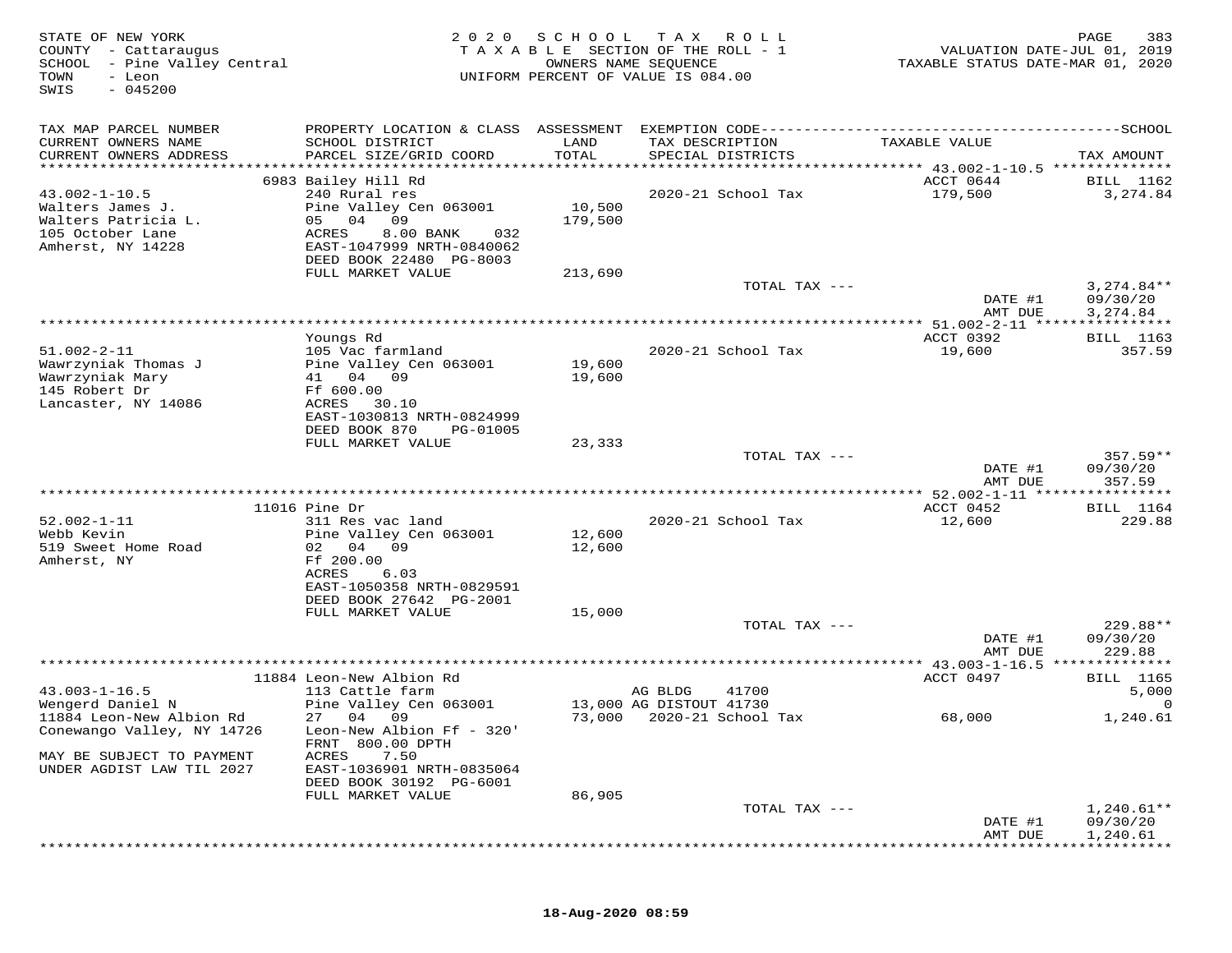STATE OF NEW YORK
COUNTY - Cattaraugus
SCHOOL - Pine Valley Central
TOWN - Leon
SWIS - 045200

2020 SCHOOL TAX ROLL
TAXABLE SECTION OF THE ROLL - 1
OWNERS NAME SEQUENCE
UNIFORM PERCENT OF VALUE IS 084.00

VALUATION DATE-JUL 01, 2019
TAXABLE STATUS DATE-MAR 01, 2020

| TAX MAP PARCEL NUMBER / CURRENT OWNERS NAME / CURRENT OWNERS ADDRESS | PROPERTY LOCATION & CLASS / SCHOOL DISTRICT / PARCEL SIZE/GRID COORD | ASSESSMENT LAND / TOTAL | EXEMPTION CODE / TAX DESCRIPTION / SPECIAL DISTRICTS | TAXABLE VALUE | TAX AMOUNT |
|---|---|---|---|---|---|
| 43.002-1-10.5 | 6983 Bailey Hill Rd | | | ACCT 0644 | BILL 1162 |
| Walters James J. | 240 Rural res | | 2020-21 School Tax | 179,500 | 3,274.84 |
| Walters Patricia L. | Pine Valley Cen 063001 | 10,500 | | | |
| 105 October Lane | 05 04 09 | 179,500 | | | |
| Amherst, NY 14228 | ACRES 8.00 BANK 032 | | | | |
| | EAST-1047999 NRTH-0840062 | | | | |
| | DEED BOOK 22480 PG-8003 | | | | |
| | FULL MARKET VALUE | 213,690 | | | |
| | | | TOTAL TAX --- | | 3,274.84** |
| | | | | DATE #1 | 09/30/20 |
| | | | | AMT DUE | 3,274.84 |
| 51.002-2-11 | Youngs Rd | | | ACCT 0392 | BILL 1163 |
| Wawrzyniak Thomas J | 105 Vac farmland | | 2020-21 School Tax | 19,600 | 357.59 |
| Wawrzyniak Mary | Pine Valley Cen 063001 | 19,600 | | | |
| 145 Robert Dr | 41 04 09 | 19,600 | | | |
| Lancaster, NY 14086 | Ff 600.00 | | | | |
| | ACRES 30.10 | | | | |
| | EAST-1030813 NRTH-0824999 | | | | |
| | DEED BOOK 870 PG-01005 | | | | |
| | FULL MARKET VALUE | 23,333 | | | |
| | | | TOTAL TAX --- | | 357.59** |
| | | | | DATE #1 | 09/30/20 |
| | | | | AMT DUE | 357.59 |
| 52.002-1-11 | 11016 Pine Dr | | | ACCT 0452 | BILL 1164 |
| Webb Kevin | 311 Res vac land | | 2020-21 School Tax | 12,600 | 229.88 |
| 519 Sweet Home Road | Pine Valley Cen 063001 | 12,600 | | | |
| Amherst, NY | 02 04 09 | 12,600 | | | |
| | Ff 200.00 | | | | |
| | ACRES 6.03 | | | | |
| | EAST-1050358 NRTH-0829591 | | | | |
| | DEED BOOK 27642 PG-2001 | | | | |
| | FULL MARKET VALUE | 15,000 | | | |
| | | | TOTAL TAX --- | | 229.88** |
| | | | | DATE #1 | 09/30/20 |
| | | | | AMT DUE | 229.88 |
| 43.003-1-16.5 | 11884 Leon-New Albion Rd | | | ACCT 0497 | BILL 1165 |
| Wengerd Daniel N | 113 Cattle farm | | AG BLDG 41700 | | 5,000 |
| 11884 Leon-New Albion Rd | Pine Valley Cen 063001 | 13,000 | AG DISTOUT 41730 | | 0 |
| Conewango Valley, NY 14726 | 27 04 09 | 73,000 | 2020-21 School Tax | 68,000 | 1,240.61 |
| | Leon-New Albion Ff - 320' | | | | |
| MAY BE SUBJECT TO PAYMENT | FRNT 800.00 DPTH | | | | |
| UNDER AGDIST LAW TIL 2027 | ACRES 7.50 | | | | |
| | EAST-1036901 NRTH-0835064 | | | | |
| | DEED BOOK 30192 PG-6001 | | | | |
| | FULL MARKET VALUE | 86,905 | | | |
| | | | TOTAL TAX --- | | 1,240.61** |
| | | | | DATE #1 | 09/30/20 |
| | | | | AMT DUE | 1,240.61 |

18-Aug-2020 08:59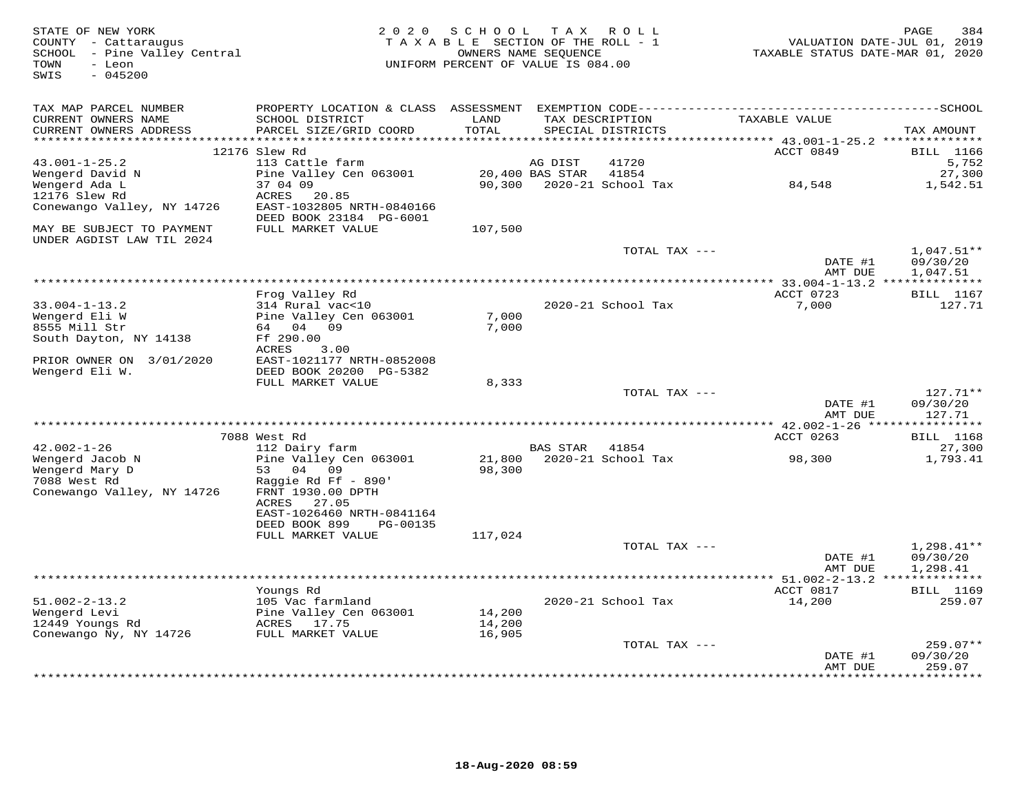STATE OF NEW YORK
COUNTY - Cattaraugus
SCHOOL - Pine Valley Central
TOWN - Leon
SWIS - 045200

2 0 2 0 S C H O O L T A X R O L L
T A X A B L E SECTION OF THE ROLL - 1
OWNERS NAME SEQUENCE
UNIFORM PERCENT OF VALUE IS 084.00

VALUATION DATE-JUL 01, 2019
TAXABLE STATUS DATE-MAR 01, 2020

| TAX MAP PARCEL NUMBER / CURRENT OWNERS NAME / CURRENT OWNERS ADDRESS | PROPERTY LOCATION & CLASS / SCHOOL DISTRICT / PARCEL SIZE/GRID COORD | ASSESSMENT LAND / TOTAL | EXEMPTION CODE / TAX DESCRIPTION / SPECIAL DISTRICTS | TAXABLE VALUE | SCHOOL TAX AMOUNT |
|---|---|---|---|---|---|
| | 12176 Slew Rd | | | ACCT 0849 | BILL 1166 |
| 43.001-1-25.2 | 113 Cattle farm | | AG DIST 41720 | | 5,752 |
| Wengerd David N | Pine Valley Cen 063001 | 20,400 | BAS STAR 41854 | | 27,300 |
| Wengerd Ada L | 37 04 09 | 90,300 | 2020-21 School Tax | 84,548 | 1,542.51 |
| 12176 Slew Rd | ACRES 20.85 | | | | |
| Conewango Valley, NY 14726 | EAST-1032805 NRTH-0840166 | | | | |
| | DEED BOOK 23184 PG-6001 | | | | |
| MAY BE SUBJECT TO PAYMENT UNDER AGDIST LAW TIL 2024 | FULL MARKET VALUE | 107,500 | | | |
| | | | TOTAL TAX --- | | 1,047.51** |
| | | | | DATE #1 | 09/30/20 |
| | | | | AMT DUE | 1,047.51 |
| | Frog Valley Rd | | | ACCT 0723 | BILL 1167 |
| 33.004-1-13.2 | 314 Rural vac<10 | | 2020-21 School Tax | 7,000 | 127.71 |
| Wengerd Eli W | Pine Valley Cen 063001 | 7,000 | | | |
| 8555 Mill Str | 64 04 09 | 7,000 | | | |
| South Dayton, NY 14138 | Ff 290.00 | | | | |
| | ACRES 3.00 | | | | |
| PRIOR OWNER ON 3/01/2020 | EAST-1021177 NRTH-0852008 | | | | |
| Wengerd Eli W. | DEED BOOK 20200 PG-5382 | | | | |
| | FULL MARKET VALUE | 8,333 | | | |
| | | | TOTAL TAX --- | | 127.71** |
| | | | | DATE #1 | 09/30/20 |
| | | | | AMT DUE | 127.71 |
| | 7088 West Rd | | | ACCT 0263 | BILL 1168 |
| 42.002-1-26 | 112 Dairy farm | | BAS STAR 41854 | | 27,300 |
| Wengerd Jacob N | Pine Valley Cen 063001 | 21,800 | 2020-21 School Tax | 98,300 | 1,793.41 |
| Wengerd Mary D | 53 04 09 | 98,300 | | | |
| 7088 West Rd | Raggie Rd Ff - 890' | | | | |
| Conewango Valley, NY 14726 | FRNT 1930.00 DPTH | | | | |
| | ACRES 27.05 | | | | |
| | EAST-1026460 NRTH-0841164 | | | | |
| | DEED BOOK 899 PG-00135 | | | | |
| | FULL MARKET VALUE | 117,024 | | | |
| | | | TOTAL TAX --- | | 1,298.41** |
| | | | | DATE #1 | 09/30/20 |
| | | | | AMT DUE | 1,298.41 |
| | Youngs Rd | | | ACCT 0817 | BILL 1169 |
| 51.002-2-13.2 | 105 Vac farmland | | 2020-21 School Tax | 14,200 | 259.07 |
| Wengerd Levi | Pine Valley Cen 063001 | 14,200 | | | |
| 12449 Youngs Rd | ACRES 17.75 | 14,200 | | | |
| Conewango Ny, NY 14726 | FULL MARKET VALUE | 16,905 | | | |
| | | | TOTAL TAX --- | | 259.07** |
| | | | | DATE #1 | 09/30/20 |
| | | | | AMT DUE | 259.07 |

18-Aug-2020 08:59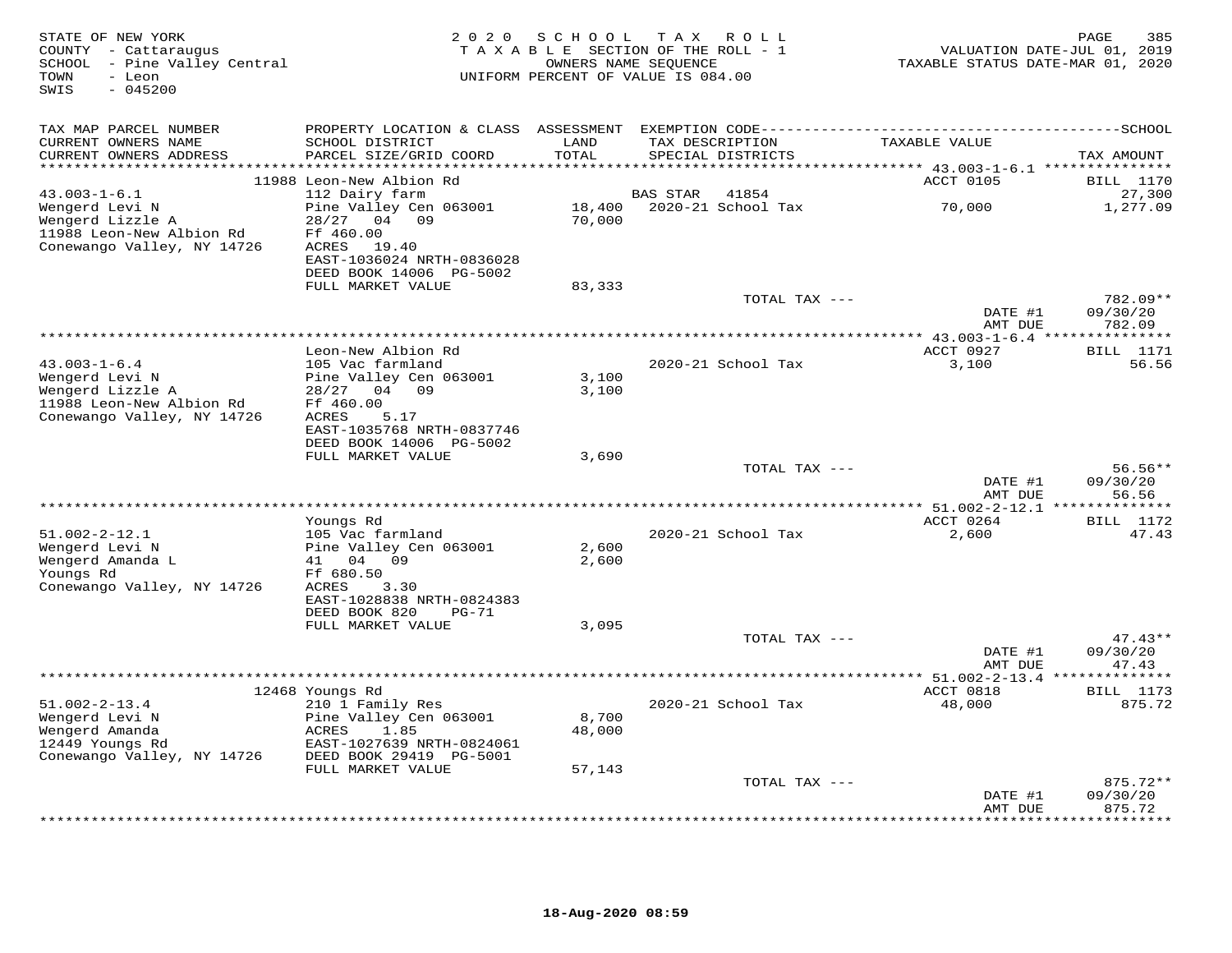STATE OF NEW YORK
COUNTY - Cattaraugus
SCHOOL - Pine Valley Central
TOWN - Leon
SWIS - 045200

2 0 2 0 S C H O O L T A X R O L L
T A X A B L E SECTION OF THE ROLL - 1
OWNERS NAME SEQUENCE
UNIFORM PERCENT OF VALUE IS 084.00

VALUATION DATE-JUL 01, 2019
TAXABLE STATUS DATE-MAR 01, 2020

| TAX MAP PARCEL NUMBER / CURRENT OWNERS NAME / CURRENT OWNERS ADDRESS | PROPERTY LOCATION & CLASS / SCHOOL DISTRICT / PARCEL SIZE/GRID COORD | ASSESSMENT LAND / TOTAL | EXEMPTION CODE / TAX DESCRIPTION / SPECIAL DISTRICTS | TAXABLE VALUE | SCHOOL TAX AMOUNT |
|---|---|---|---|---|---|
| | 11988 Leon-New Albion Rd | | | ACCT 0105 | BILL 1170 |
| 43.003-1-6.1 | 112 Dairy farm | | BAS STAR 41854 | | 27,300 |
| Wengerd Levi N | Pine Valley Cen 063001 | 18,400 | 2020-21 School Tax | 70,000 | 1,277.09 |
| Wengerd Lizzle A | 28/27 04 09 | 70,000 | | | |
| 11988 Leon-New Albion Rd | Ff 460.00 | | | | |
| Conewango Valley, NY 14726 | ACRES 19.40 | | | | |
| | EAST-1036024 NRTH-0836028 | | | | |
| | DEED BOOK 14006 PG-5002 | | | | |
| | FULL MARKET VALUE | 83,333 | | | |
| | | | TOTAL TAX --- | | 782.09** |
| | | | | DATE #1 | 09/30/20 |
| | | | | AMT DUE | 782.09 |
| | Leon-New Albion Rd | | | ACCT 0927 | BILL 1171 |
| 43.003-1-6.4 | 105 Vac farmland | | 2020-21 School Tax | 3,100 | 56.56 |
| Wengerd Levi N | Pine Valley Cen 063001 | 3,100 | | | |
| Wengerd Lizzle A | 28/27 04 09 | 3,100 | | | |
| 11988 Leon-New Albion Rd | Ff 460.00 | | | | |
| Conewango Valley, NY 14726 | ACRES 5.17 | | | | |
| | EAST-1035768 NRTH-0837746 | | | | |
| | DEED BOOK 14006 PG-5002 | | | | |
| | FULL MARKET VALUE | 3,690 | | | |
| | | | TOTAL TAX --- | | 56.56** |
| | | | | DATE #1 | 09/30/20 |
| | | | | AMT DUE | 56.56 |
| | Youngs Rd | | | ACCT 0264 | BILL 1172 |
| 51.002-2-12.1 | 105 Vac farmland | | 2020-21 School Tax | 2,600 | 47.43 |
| Wengerd Levi N | Pine Valley Cen 063001 | 2,600 | | | |
| Wengerd Amanda L | 41 04 09 | 2,600 | | | |
| Youngs Rd | Ff 680.50 | | | | |
| Conewango Valley, NY 14726 | ACRES 3.30 | | | | |
| | EAST-1028838 NRTH-0824383 | | | | |
| | DEED BOOK 820 PG-71 | | | | |
| | FULL MARKET VALUE | 3,095 | | | |
| | | | TOTAL TAX --- | | 47.43** |
| | | | | DATE #1 | 09/30/20 |
| | | | | AMT DUE | 47.43 |
| | 12468 Youngs Rd | | | ACCT 0818 | BILL 1173 |
| 51.002-2-13.4 | 210 1 Family Res | | 2020-21 School Tax | 48,000 | 875.72 |
| Wengerd Levi N | Pine Valley Cen 063001 | 8,700 | | | |
| Wengerd Amanda | ACRES 1.85 | 48,000 | | | |
| 12449 Youngs Rd | EAST-1027639 NRTH-0824061 | | | | |
| Conewango Valley, NY 14726 | DEED BOOK 29419 PG-5001 | | | | |
| | FULL MARKET VALUE | 57,143 | | | |
| | | | TOTAL TAX --- | | 875.72** |
| | | | | DATE #1 | 09/30/20 |
| | | | | AMT DUE | 875.72 |

18-Aug-2020 08:59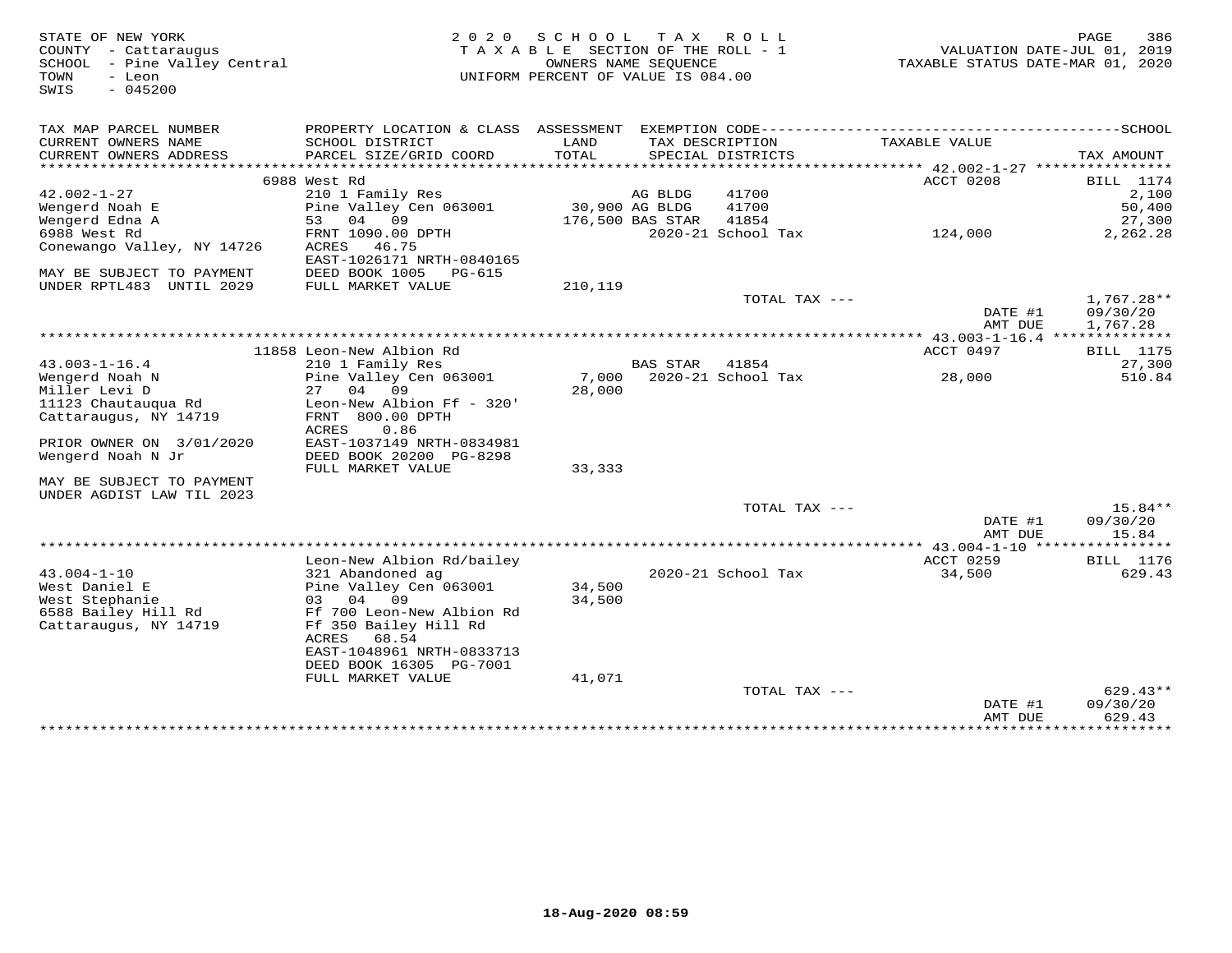STATE OF NEW YORK
COUNTY - Cattaraugus
SCHOOL - Pine Valley Central
TOWN - Leon
SWIS - 045200

2020 SCHOOL TAX ROLL
TAXABLE SECTION OF THE ROLL - 1
OWNERS NAME SEQUENCE
UNIFORM PERCENT OF VALUE IS 084.00

VALUATION DATE-JUL 01, 2019
TAXABLE STATUS DATE-MAR 01, 2020

| TAX MAP PARCEL NUMBER<br>CURRENT OWNERS NAME<br>CURRENT OWNERS ADDRESS | PROPERTY LOCATION & CLASS<br>SCHOOL DISTRICT<br>PARCEL SIZE/GRID COORD | ASSESSMENT<br>LAND<br>TOTAL | EXEMPTION CODE<br>TAX DESCRIPTION<br>SPECIAL DISTRICTS | | TAXABLE VALUE | SCHOOL<br>TAX AMOUNT |
|---|---|---|---|---|---|---|
| | 6988 West Rd | | | | ACCT 0208 | BILL 1174 |
| 42.002-1-27 | 210 1 Family Res | | AG BLDG | 41700 | | 2,100 |
| Wengerd Noah E | Pine Valley Cen 063001 | 30,900 | AG BLDG | 41700 | | 50,400 |
| Wengerd Edna A | 53 04 09 | 176,500 | BAS STAR | 41854 | | 27,300 |
| 6988 West Rd | FRNT 1090.00 DPTH | | 2020-21 School Tax | | 124,000 | 2,262.28 |
| Conewango Valley, NY 14726 | ACRES 46.75 | | | | | |
| | EAST-1026171 NRTH-0840165 | | | | | |
| MAY BE SUBJECT TO PAYMENT | DEED BOOK 1005 PG-615 | | | | | |
| UNDER RPTL483 UNTIL 2029 | FULL MARKET VALUE | 210,119 | | | | |
| | | | TOTAL TAX --- | | | 1,767.28** |
| | | | | | DATE #1 | 09/30/20 |
| | | | | | AMT DUE | 1,767.28 |
| | 11858 Leon-New Albion Rd | | | | ACCT 0497 | BILL 1175 |
| 43.003-1-16.4 | 210 1 Family Res | | BAS STAR | 41854 | | 27,300 |
| Wengerd Noah N | Pine Valley Cen 063001 | 7,000 | 2020-21 School Tax | | 28,000 | 510.84 |
| Miller Levi D | 27 04 09 | 28,000 | | | | |
| 11123 Chautauqua Rd | Leon-New Albion Ff - 320' | | | | | |
| Cattaraugus, NY 14719 | FRNT 800.00 DPTH | | | | | |
| | ACRES 0.86 | | | | | |
| PRIOR OWNER ON 3/01/2020 | EAST-1037149 NRTH-0834981 | | | | | |
| Wengerd Noah N Jr | DEED BOOK 20200 PG-8298 | | | | | |
| | FULL MARKET VALUE | 33,333 | | | | |
| MAY BE SUBJECT TO PAYMENT | | | | | | |
| UNDER AGDIST LAW TIL 2023 | | | | | | |
| | | | TOTAL TAX --- | | | 15.84** |
| | | | | | DATE #1 | 09/30/20 |
| | | | | | AMT DUE | 15.84 |
| | Leon-New Albion Rd/bailey | | | | ACCT 0259 | BILL 1176 |
| 43.004-1-10 | 321 Abandoned ag | | 2020-21 School Tax | | 34,500 | 629.43 |
| West Daniel E | Pine Valley Cen 063001 | 34,500 | | | | |
| West Stephanie | 03 04 09 | 34,500 | | | | |
| 6588 Bailey Hill Rd | Ff 700 Leon-New Albion Rd | | | | | |
| Cattaraugus, NY 14719 | Ff 350 Bailey Hill Rd | | | | | |
| | ACRES 68.54 | | | | | |
| | EAST-1048961 NRTH-0833713 | | | | | |
| | DEED BOOK 16305 PG-7001 | | | | | |
| | FULL MARKET VALUE | 41,071 | | | | |
| | | | TOTAL TAX --- | | | 629.43** |
| | | | | | DATE #1 | 09/30/20 |
| | | | | | AMT DUE | 629.43 |

18-Aug-2020 08:59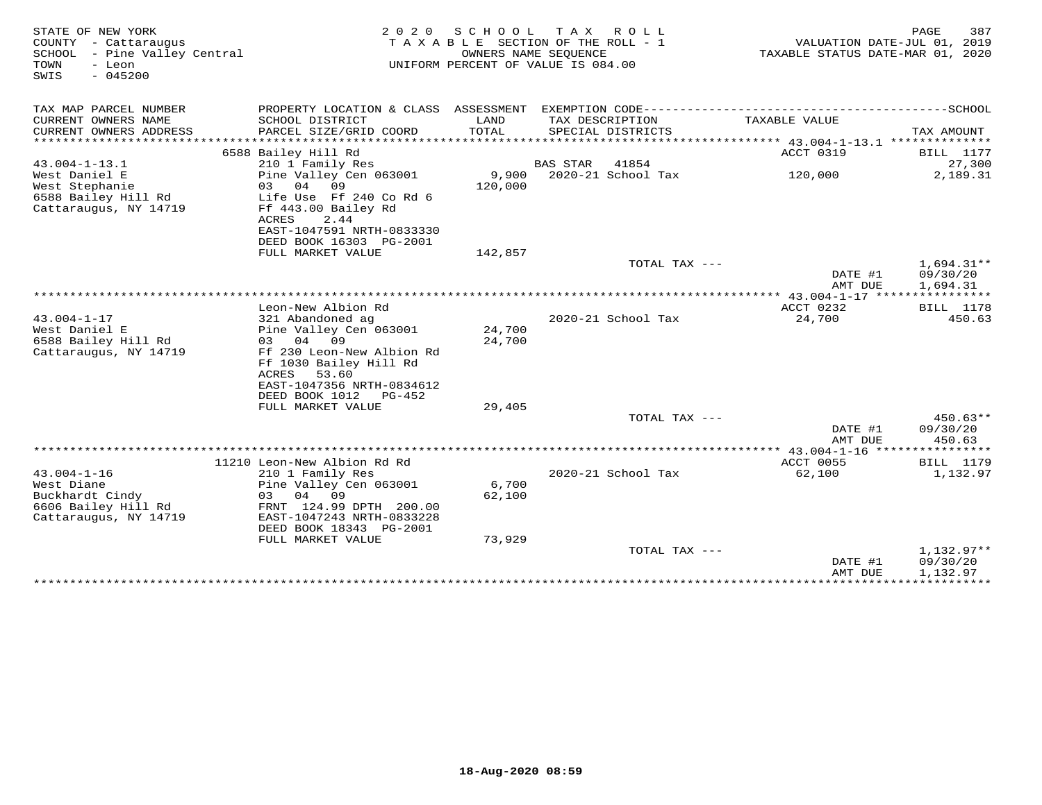STATE OF NEW YORK
COUNTY - Cattaraugus
SCHOOL - Pine Valley Central
TOWN - Leon
SWIS - 045200

2020 SCHOOL TAX ROLL
TAXABLE SECTION OF THE ROLL - 1
OWNERS NAME SEQUENCE
UNIFORM PERCENT OF VALUE IS 084.00

VALUATION DATE-JUL 01, 2019
TAXABLE STATUS DATE-MAR 01, 2020

| TAX MAP PARCEL NUMBER / CURRENT OWNERS NAME / CURRENT OWNERS ADDRESS | PROPERTY LOCATION & CLASS / SCHOOL DISTRICT / PARCEL SIZE/GRID COORD | ASSESSMENT LAND / TOTAL | EXEMPTION CODE / TAX DESCRIPTION / SPECIAL DISTRICTS | TAXABLE VALUE | SCHOOL TAX AMOUNT |
|---|---|---|---|---|---|
| | 6588 Bailey Hill Rd | | | ACCT 0319 | BILL 1177 |
| 43.004-1-13.1 | 210 1 Family Res | | BAS STAR 41854 | | 27,300 |
| West Daniel E | Pine Valley Cen 063001 | 9,900 | 2020-21 School Tax | 120,000 | 2,189.31 |
| West Stephanie | 03 04 09 | 120,000 | | | |
| 6588 Bailey Hill Rd | Life Use Ff 240 Co Rd 6 | | | | |
| Cattaraugus, NY 14719 | Ff 443.00 Bailey Rd | | | | |
| | ACRES 2.44 | | | | |
| | EAST-1047591 NRTH-0833330 | | | | |
| | DEED BOOK 16303 PG-2001 | | | | |
| | FULL MARKET VALUE | 142,857 | | | |
| | | | TOTAL TAX --- | | 1,694.31** |
| | | | | DATE #1 | 09/30/20 |
| | | | | AMT DUE | 1,694.31 |
| | Leon-New Albion Rd | | | ACCT 0232 | BILL 1178 |
| 43.004-1-17 | 321 Abandoned ag | | 2020-21 School Tax | 24,700 | 450.63 |
| West Daniel E | Pine Valley Cen 063001 | 24,700 | | | |
| 6588 Bailey Hill Rd | 03 04 09 | 24,700 | | | |
| Cattaraugus, NY 14719 | Ff 230 Leon-New Albion Rd | | | | |
| | Ff 1030 Bailey Hill Rd | | | | |
| | ACRES 53.60 | | | | |
| | EAST-1047356 NRTH-0834612 | | | | |
| | DEED BOOK 1012 PG-452 | | | | |
| | FULL MARKET VALUE | 29,405 | | | |
| | | | TOTAL TAX --- | | 450.63** |
| | | | | DATE #1 | 09/30/20 |
| | | | | AMT DUE | 450.63 |
| | 11210 Leon-New Albion Rd Rd | | | ACCT 0055 | BILL 1179 |
| 43.004-1-16 | 210 1 Family Res | | 2020-21 School Tax | 62,100 | 1,132.97 |
| West Diane | Pine Valley Cen 063001 | 6,700 | | | |
| Buckhardt Cindy | 03 04 09 | 62,100 | | | |
| 6606 Bailey Hill Rd | FRNT 124.99 DPTH 200.00 | | | | |
| Cattaraugus, NY 14719 | EAST-1047243 NRTH-0833228 | | | | |
| | DEED BOOK 18343 PG-2001 | | | | |
| | FULL MARKET VALUE | 73,929 | | | |
| | | | TOTAL TAX --- | | 1,132.97** |
| | | | | DATE #1 | 09/30/20 |
| | | | | AMT DUE | 1,132.97 |

18-Aug-2020 08:59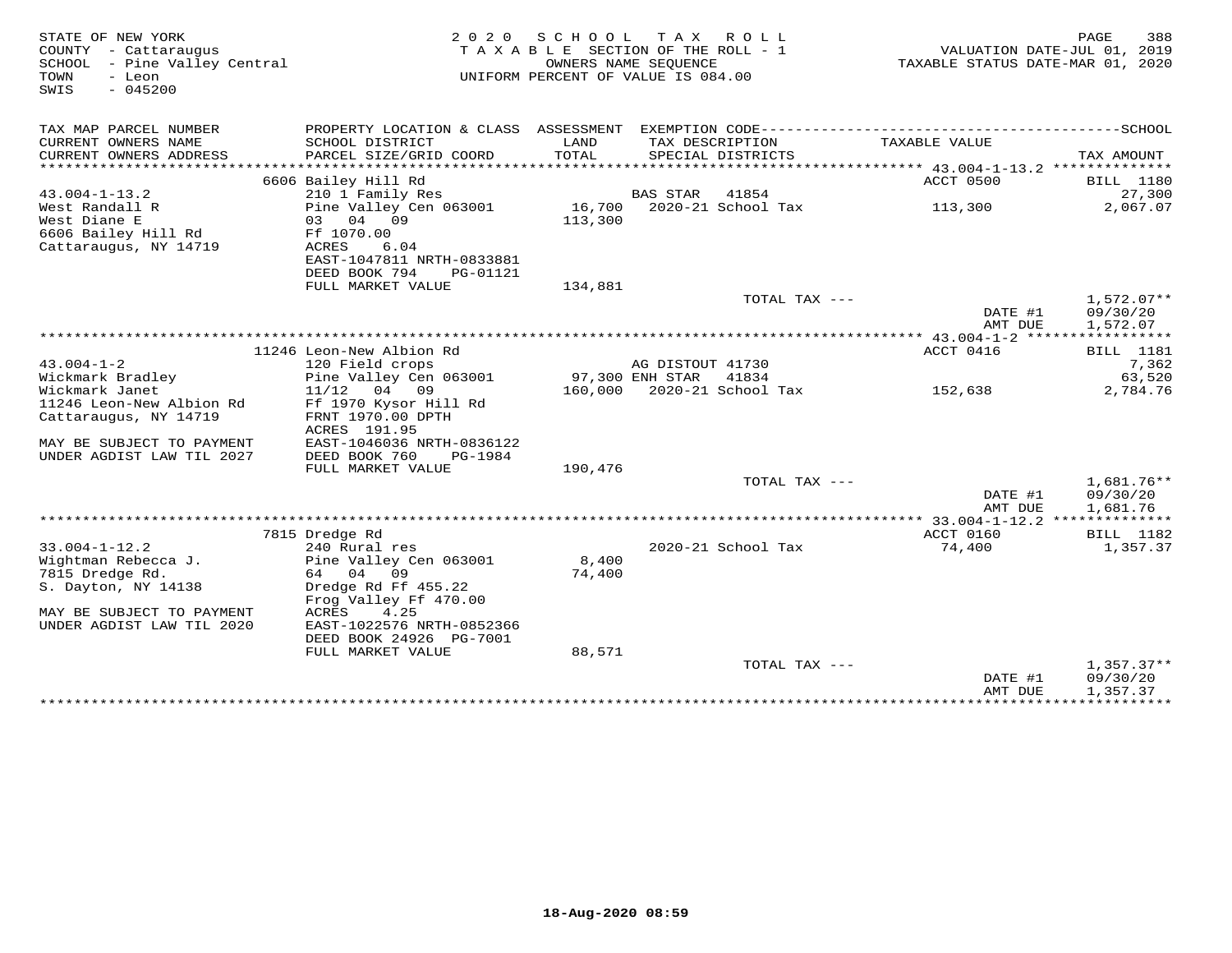STATE OF NEW YORK
COUNTY - Cattaraugus
SCHOOL - Pine Valley Central
TOWN - Leon
SWIS - 045200

2020 SCHOOL TAX ROLL
TAXABLE SECTION OF THE ROLL - 1
OWNERS NAME SEQUENCE
UNIFORM PERCENT OF VALUE IS 084.00

VALUATION DATE-JUL 01, 2019
TAXABLE STATUS DATE-MAR 01, 2020

| TAX MAP PARCEL NUMBER / CURRENT OWNERS NAME / CURRENT OWNERS ADDRESS | PROPERTY LOCATION & CLASS / SCHOOL DISTRICT / PARCEL SIZE/GRID COORD | ASSESSMENT LAND / TOTAL | EXEMPTION CODE / TAX DESCRIPTION / SPECIAL DISTRICTS | TAXABLE VALUE | TAX AMOUNT |
|---|---|---|---|---|---|
| | 6606 Bailey Hill Rd | | | ACCT 0500 | BILL 1180 |
| 43.004-1-13.2 | 210 1 Family Res | | BAS STAR 41854 | | 27,300 |
| West Randall R | Pine Valley Cen 063001 | 16,700 | 2020-21 School Tax | 113,300 | 2,067.07 |
| West Diane E | 03 04 09 | 113,300 | | | |
| 6606 Bailey Hill Rd | Ff 1070.00 | | | | |
| Cattaraugus, NY 14719 | ACRES 6.04 | | | | |
| | EAST-1047811 NRTH-0833881 | | | | |
| | DEED BOOK 794 PG-01121 | | | | |
| | FULL MARKET VALUE | 134,881 | | | |
| | | | TOTAL TAX --- | | 1,572.07** |
| | | | | DATE #1 | 09/30/20 |
| | | | | AMT DUE | 1,572.07 |
| | 11246 Leon-New Albion Rd | | | ACCT 0416 | BILL 1181 |
| 43.004-1-2 | 120 Field crops | | AG DISTOUT 41730 | | 7,362 |
| Wickmark Bradley | Pine Valley Cen 063001 | 97,300 | ENH STAR 41834 | | 63,520 |
| Wickmark Janet | 11/12 04 09 | 160,000 | 2020-21 School Tax | 152,638 | 2,784.76 |
| 11246 Leon-New Albion Rd | Ff 1970 Kysor Hill Rd | | | | |
| Cattaraugus, NY 14719 | FRNT 1970.00 DPTH | | | | |
| | ACRES 191.95 | | | | |
| MAY BE SUBJECT TO PAYMENT | EAST-1046036 NRTH-0836122 | | | | |
| UNDER AGDIST LAW TIL 2027 | DEED BOOK 760 PG-1984 | | | | |
| | FULL MARKET VALUE | 190,476 | | | |
| | | | TOTAL TAX --- | | 1,681.76** |
| | | | | DATE #1 | 09/30/20 |
| | | | | AMT DUE | 1,681.76 |
| | 7815 Dredge Rd | | | ACCT 0160 | BILL 1182 |
| 33.004-1-12.2 | 240 Rural res | | 2020-21 School Tax | 74,400 | 1,357.37 |
| Wightman Rebecca J. | Pine Valley Cen 063001 | 8,400 | | | |
| 7815 Dredge Rd. | 64 04 09 | 74,400 | | | |
| S. Dayton, NY 14138 | Dredge Rd Ff 455.22 | | | | |
| | Frog Valley Ff 470.00 | | | | |
| MAY BE SUBJECT TO PAYMENT | ACRES 4.25 | | | | |
| UNDER AGDIST LAW TIL 2020 | EAST-1022576 NRTH-0852366 | | | | |
| | DEED BOOK 24926 PG-7001 | | | | |
| | FULL MARKET VALUE | 88,571 | | | |
| | | | TOTAL TAX --- | | 1,357.37** |
| | | | | DATE #1 | 09/30/20 |
| | | | | AMT DUE | 1,357.37 |

18-Aug-2020 08:59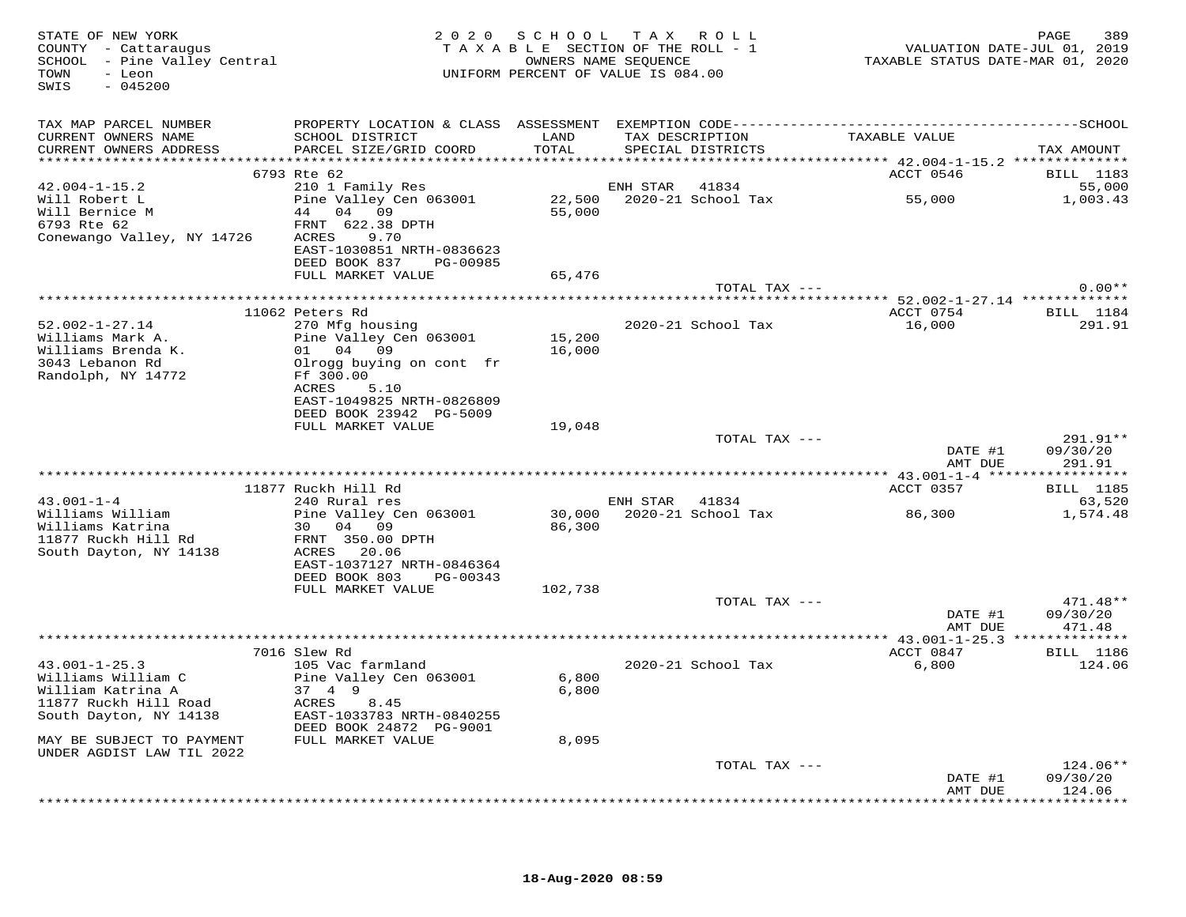STATE OF NEW YORK
COUNTY - Cattaraugus
SCHOOL - Pine Valley Central
TOWN - Leon
SWIS - 045200

2020 SCHOOL TAX ROLL
TAXABLE SECTION OF THE ROLL - 1
OWNERS NAME SEQUENCE
UNIFORM PERCENT OF VALUE IS 084.00

VALUATION DATE-JUL 01, 2019
TAXABLE STATUS DATE-MAR 01, 2020

| TAX MAP PARCEL NUMBER / CURRENT OWNERS NAME / CURRENT OWNERS ADDRESS | PROPERTY LOCATION & CLASS / SCHOOL DISTRICT / PARCEL SIZE/GRID COORD | ASSESSMENT LAND / TOTAL | EXEMPTION CODE / TAX DESCRIPTION / SPECIAL DISTRICTS | TAXABLE VALUE | TAX AMOUNT |
|---|---|---|---|---|---|
| | 6793 Rte 62 | | | ACCT 0546 | BILL 1183 |
| 42.004-1-15.2 | 210 1 Family Res | | ENH STAR 41834 | | 55,000 |
| Will Robert L | Pine Valley Cen 063001 | 22,500 | 2020-21 School Tax | 55,000 | 1,003.43 |
| Will Bernice M | 44 04 09 | 55,000 | | | |
| 6793 Rte 62 | FRNT 622.38 DPTH | | | | |
| Conewango Valley, NY 14726 | ACRES 9.70 | | | | |
| | EAST-1030851 NRTH-0836623 | | | | |
| | DEED BOOK 837 PG-00985 | | | | |
| | FULL MARKET VALUE | 65,476 | | | |
| | | | TOTAL TAX --- | | 0.00** |
| | 11062 Peters Rd | | | ACCT 0754 | BILL 1184 |
| 52.002-1-27.14 | 270 Mfg housing | | 2020-21 School Tax | 16,000 | 291.91 |
| Williams Mark A. | Pine Valley Cen 063001 | 15,200 | | | |
| Williams Brenda K. | 01 04 09 | 16,000 | | | |
| 3043 Lebanon Rd | Olrogg buying on cont fr | | | | |
| Randolph, NY 14772 | Ff 300.00 | | | | |
| | ACRES 5.10 | | | | |
| | EAST-1049825 NRTH-0826809 | | | | |
| | DEED BOOK 23942 PG-5009 | | | | |
| | FULL MARKET VALUE | 19,048 | | | |
| | | | TOTAL TAX --- | | 291.91** |
| | | | | DATE #1 | 09/30/20 |
| | | | | AMT DUE | 291.91 |
| | 11877 Ruckh Hill Rd | | | ACCT 0357 | BILL 1185 |
| 43.001-1-4 | 240 Rural res | | ENH STAR 41834 | | 63,520 |
| Williams William | Pine Valley Cen 063001 | 30,000 | 2020-21 School Tax | 86,300 | 1,574.48 |
| Williams Katrina | 30 04 09 | 86,300 | | | |
| 11877 Ruckh Hill Rd | FRNT 350.00 DPTH | | | | |
| South Dayton, NY 14138 | ACRES 20.06 | | | | |
| | EAST-1037127 NRTH-0846364 | | | | |
| | DEED BOOK 803 PG-00343 | | | | |
| | FULL MARKET VALUE | 102,738 | | | |
| | | | TOTAL TAX --- | | 471.48** |
| | | | | DATE #1 | 09/30/20 |
| | | | | AMT DUE | 471.48 |
| | 7016 Slew Rd | | | ACCT 0847 | BILL 1186 |
| 43.001-1-25.3 | 105 Vac farmland | | 2020-21 School Tax | 6,800 | 124.06 |
| Williams William C | Pine Valley Cen 063001 | 6,800 | | | |
| William Katrina A | 37 4 9 | 6,800 | | | |
| 11877 Ruckh Hill Road | ACRES 8.45 | | | | |
| South Dayton, NY 14138 | EAST-1033783 NRTH-0840255 | | | | |
| | DEED BOOK 24872 PG-9001 | | | | |
| MAY BE SUBJECT TO PAYMENT UNDER AGDIST LAW TIL 2022 | FULL MARKET VALUE | 8,095 | | | |
| | | | TOTAL TAX --- | | 124.06** |
| | | | | DATE #1 | 09/30/20 |
| | | | | AMT DUE | 124.06 |

18-Aug-2020 08:59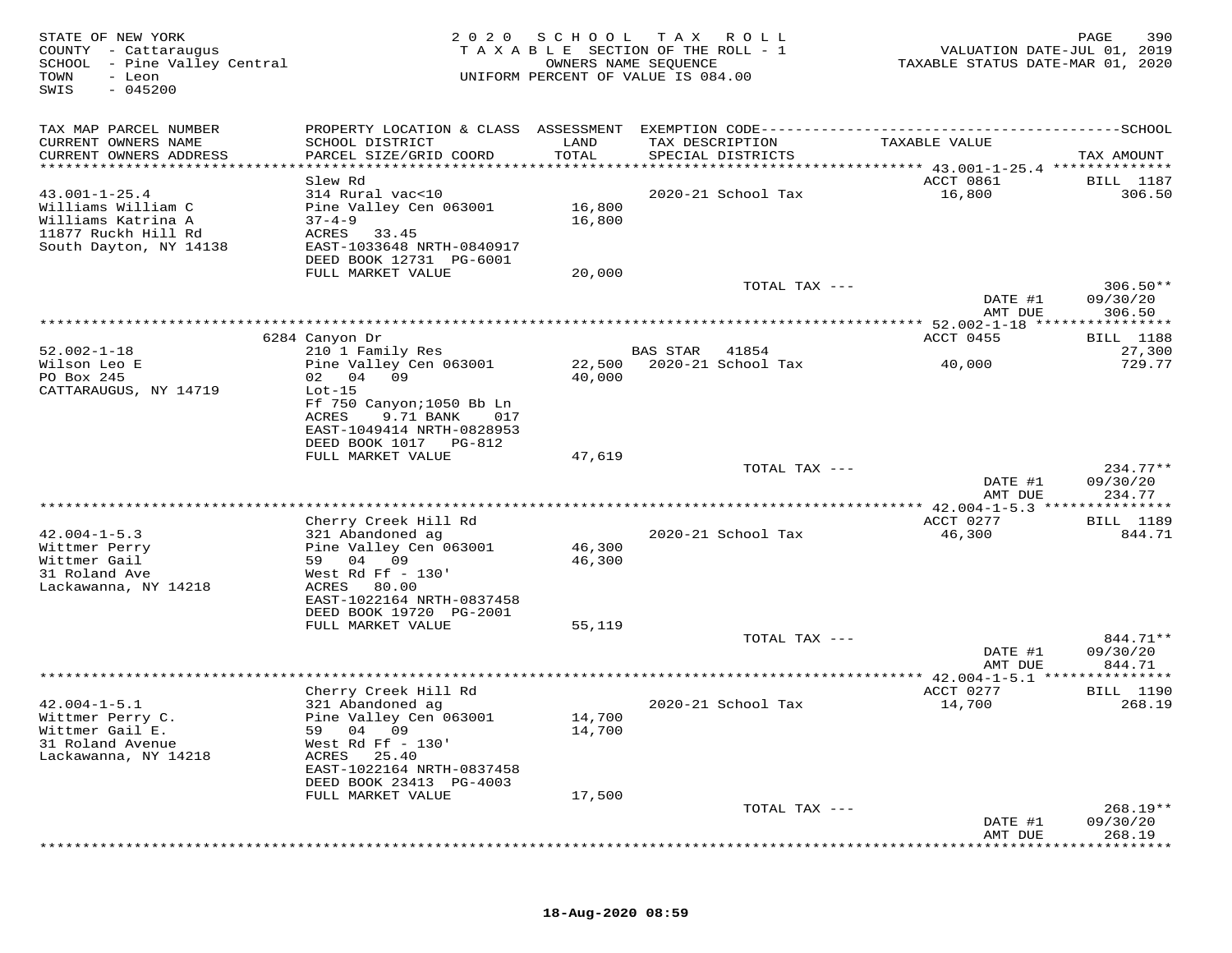STATE OF NEW YORK
COUNTY - Cattaraugus
SCHOOL - Pine Valley Central
TOWN - Leon
SWIS - 045200

2020 SCHOOL TAX ROLL
TAXABLE SECTION OF THE ROLL - 1
OWNERS NAME SEQUENCE
UNIFORM PERCENT OF VALUE IS 084.00

VALUATION DATE-JUL 01, 2019
TAXABLE STATUS DATE-MAR 01, 2020

| TAX MAP PARCEL NUMBER / CURRENT OWNERS NAME / CURRENT OWNERS ADDRESS | PROPERTY LOCATION & CLASS / SCHOOL DISTRICT / PARCEL SIZE/GRID COORD | ASSESSMENT LAND / TOTAL | EXEMPTION CODE / TAX DESCRIPTION / SPECIAL DISTRICTS | TAXABLE VALUE | TAX AMOUNT |
|---|---|---|---|---|---|
| 43.001-1-25.4 | Slew Rd | | | ACCT 0861 | BILL 1187 |
| Williams William C | 314 Rural vac<10 | | 2020-21 School Tax | 16,800 | 306.50 |
| Williams Katrina A | Pine Valley Cen 063001 | 16,800 | | | |
| 11877 Ruckh Hill Rd | 37-4-9 | 16,800 | | | |
| South Dayton, NY 14138 | ACRES 33.45 | | | | |
| | EAST-1033648 NRTH-0840917 | | | | |
| | DEED BOOK 12731 PG-6001 | | | | |
| | FULL MARKET VALUE | 20,000 | | | |
| | | | TOTAL TAX --- | | 306.50** |
| | | | | DATE #1 | 09/30/20 |
| | | | | AMT DUE | 306.50 |
| 52.002-1-18 | 6284 Canyon Dr | | | ACCT 0455 | BILL 1188 |
| Wilson Leo E | 210 1 Family Res | | BAS STAR 41854 | | 27,300 |
| PO Box 245 | Pine Valley Cen 063001 | 22,500 | 2020-21 School Tax | 40,000 | 729.77 |
| CATTARAUGUS, NY 14719 | 02 04 09 | 40,000 | | | |
| | Lot-15 | | | | |
| | Ff 750 Canyon;1050 Bb Ln | | | | |
| | ACRES 9.71 BANK 017 | | | | |
| | EAST-1049414 NRTH-0828953 | | | | |
| | DEED BOOK 1017 PG-812 | | | | |
| | FULL MARKET VALUE | 47,619 | | | |
| | | | TOTAL TAX --- | | 234.77** |
| | | | | DATE #1 | 09/30/20 |
| | | | | AMT DUE | 234.77 |
| 42.004-1-5.3 | Cherry Creek Hill Rd | | | ACCT 0277 | BILL 1189 |
| Wittmer Perry | 321 Abandoned ag | | 2020-21 School Tax | 46,300 | 844.71 |
| Wittmer Gail | Pine Valley Cen 063001 | 46,300 | | | |
| 31 Roland Ave | 59 04 09 | 46,300 | | | |
| Lackawanna, NY 14218 | West Rd Ff - 130' | | | | |
| | ACRES 80.00 | | | | |
| | EAST-1022164 NRTH-0837458 | | | | |
| | DEED BOOK 19720 PG-2001 | | | | |
| | FULL MARKET VALUE | 55,119 | | | |
| | | | TOTAL TAX --- | | 844.71** |
| | | | | DATE #1 | 09/30/20 |
| | | | | AMT DUE | 844.71 |
| 42.004-1-5.1 | Cherry Creek Hill Rd | | | ACCT 0277 | BILL 1190 |
| Wittmer Perry C. | 321 Abandoned ag | | 2020-21 School Tax | 14,700 | 268.19 |
| Wittmer Gail E. | Pine Valley Cen 063001 | 14,700 | | | |
| 31 Roland Avenue | 59 04 09 | 14,700 | | | |
| Lackawanna, NY 14218 | West Rd Ff - 130' | | | | |
| | ACRES 25.40 | | | | |
| | EAST-1022164 NRTH-0837458 | | | | |
| | DEED BOOK 23413 PG-4003 | | | | |
| | FULL MARKET VALUE | 17,500 | | | |
| | | | TOTAL TAX --- | | 268.19** |
| | | | | DATE #1 | 09/30/20 |
| | | | | AMT DUE | 268.19 |

18-Aug-2020 08:59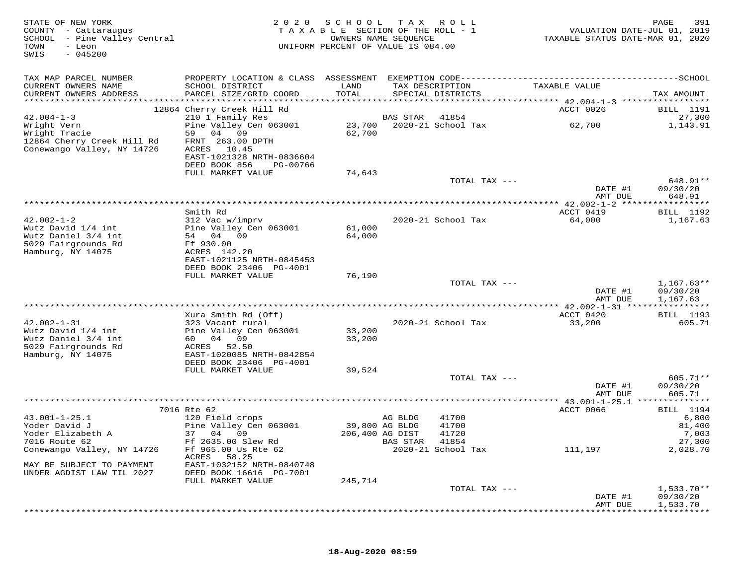STATE OF NEW YORK
COUNTY - Cattaraugus
SCHOOL - Pine Valley Central
TOWN - Leon
SWIS - 045200

2020 SCHOOL TAX ROLL
TAXABLE SECTION OF THE ROLL - 1
OWNERS NAME SEQUENCE
UNIFORM PERCENT OF VALUE IS 084.00

VALUATION DATE-JUL 01, 2019
TAXABLE STATUS DATE-MAR 01, 2020

| TAX MAP PARCEL NUMBER / CURRENT OWNERS NAME / CURRENT OWNERS ADDRESS | PROPERTY LOCATION & CLASS / SCHOOL DISTRICT / PARCEL SIZE/GRID COORD | ASSESSMENT LAND / TOTAL | EXEMPTION CODE / TAX DESCRIPTION / SPECIAL DISTRICTS | | TAXABLE VALUE | TAX AMOUNT |
|---|---|---|---|---|---|---|
| **42.004-1-3** | 12864 Cherry Creek Hill Rd | | | | ACCT 0026 | BILL 1191 |
| 42.004-1-3 | 210 1 Family Res | | BAS STAR | 41854 | | 27,300 |
| Wright Vern | Pine Valley Cen 063001 | 23,700 | 2020-21 School Tax | | 62,700 | 1,143.91 |
| Wright Tracie | 59 04 09 | 62,700 | | | | |
| 12864 Cherry Creek Hill Rd | FRNT 263.00 DPTH | | | | | |
| Conewango Valley, NY 14726 | ACRES 10.45 | | | | | |
| | EAST-1021328 NRTH-0836604 | | | | | |
| | DEED BOOK 856 PG-00766 | | | | | |
| | FULL MARKET VALUE | 74,643 | | | | |
| | | | TOTAL TAX --- | | | 648.91** |
| | | | | | DATE #1 | 09/30/20 |
| | | | | | AMT DUE | 648.91 |
| **42.002-1-2** | Smith Rd | | | | ACCT 0419 | BILL 1192 |
| 42.002-1-2 | 312 Vac w/imprv | | 2020-21 School Tax | | 64,000 | 1,167.63 |
| Wutz David 1/4 int | Pine Valley Cen 063001 | 61,000 | | | | |
| Wutz Daniel 3/4 int | 54 04 09 | 64,000 | | | | |
| 5029 Fairgrounds Rd | Ff 930.00 | | | | | |
| Hamburg, NY 14075 | ACRES 142.20 | | | | | |
| | EAST-1021125 NRTH-0845453 | | | | | |
| | DEED BOOK 23406 PG-4001 | | | | | |
| | FULL MARKET VALUE | 76,190 | | | | |
| | | | TOTAL TAX --- | | | 1,167.63** |
| | | | | | DATE #1 | 09/30/20 |
| | | | | | AMT DUE | 1,167.63 |
| **42.002-1-31** | Xura Smith Rd (Off) | | | | ACCT 0420 | BILL 1193 |
| 42.002-1-31 | 323 Vacant rural | | 2020-21 School Tax | | 33,200 | 605.71 |
| Wutz David 1/4 int | Pine Valley Cen 063001 | 33,200 | | | | |
| Wutz Daniel 3/4 int | 60 04 09 | 33,200 | | | | |
| 5029 Fairgrounds Rd | ACRES 52.50 | | | | | |
| Hamburg, NY 14075 | EAST-1020085 NRTH-0842854 | | | | | |
| | DEED BOOK 23406 PG-4001 | | | | | |
| | FULL MARKET VALUE | 39,524 | | | | |
| | | | TOTAL TAX --- | | | 605.71** |
| | | | | | DATE #1 | 09/30/20 |
| | | | | | AMT DUE | 605.71 |
| **43.001-1-25.1** | 7016 Rte 62 | | | | ACCT 0066 | BILL 1194 |
| 43.001-1-25.1 | 120 Field crops | | AG BLDG | 41700 | | 6,800 |
| Yoder David J | Pine Valley Cen 063001 | 39,800 | AG BLDG | 41700 | | 81,400 |
| Yoder Elizabeth A | 37 04 09 | 206,400 | AG DIST | 41720 | | 7,003 |
| 7016 Route 62 | Ff 2635.00 Slew Rd | | BAS STAR | 41854 | | 27,300 |
| Conewango Valley, NY 14726 | Ff 965.00 Us Rte 62 | | 2020-21 School Tax | | 111,197 | 2,028.70 |
| | ACRES 58.25 | | | | | |
| MAY BE SUBJECT TO PAYMENT | EAST-1032152 NRTH-0840748 | | | | | |
| UNDER AGDIST LAW TIL 2027 | DEED BOOK 16616 PG-7001 | | | | | |
| | FULL MARKET VALUE | 245,714 | | | | |
| | | | TOTAL TAX --- | | | 1,533.70** |
| | | | | | DATE #1 | 09/30/20 |
| | | | | | AMT DUE | 1,533.70 |

18-Aug-2020 08:59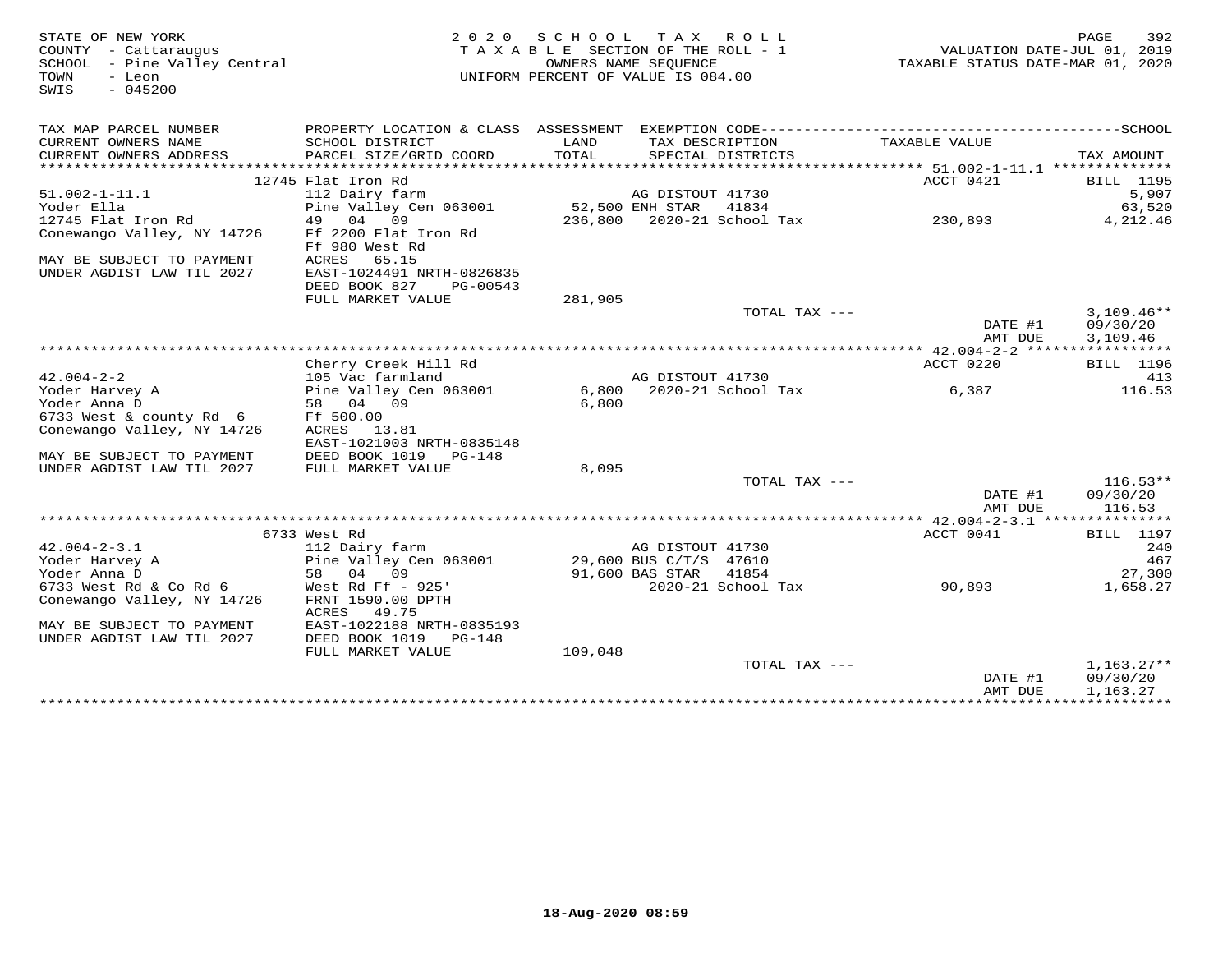STATE OF NEW YORK
COUNTY - Cattaraugus
SCHOOL - Pine Valley Central
TOWN - Leon
SWIS - 045200

2020 SCHOOL TAX ROLL
TAXABLE SECTION OF THE ROLL - 1
OWNERS NAME SEQUENCE
UNIFORM PERCENT OF VALUE IS 084.00

VALUATION DATE-JUL 01, 2019
TAXABLE STATUS DATE-MAR 01, 2020

| TAX MAP PARCEL NUMBER / CURRENT OWNERS NAME / CURRENT OWNERS ADDRESS | PROPERTY LOCATION & CLASS / SCHOOL DISTRICT / PARCEL SIZE/GRID COORD | ASSESSMENT LAND / TOTAL | EXEMPTION CODE / TAX DESCRIPTION / SPECIAL DISTRICTS | TAXABLE VALUE | TAX AMOUNT |
|---|---|---|---|---|---|
| | 12745 Flat Iron Rd | | | ACCT 0421 | BILL 1195 |
| 51.002-1-11.1 | 112 Dairy farm | | AG DISTOUT 41730 | | 5,907 |
| Yoder Ella | Pine Valley Cen 063001 | 52,500 | ENH STAR 41834 | | 63,520 |
| 12745 Flat Iron Rd | 49 04 09 | 236,800 | 2020-21 School Tax | 230,893 | 4,212.46 |
| Conewango Valley, NY 14726 | Ff 2200 Flat Iron Rd | | | | |
| | Ff 980 West Rd | | | | |
| MAY BE SUBJECT TO PAYMENT | ACRES 65.15 | | | | |
| UNDER AGDIST LAW TIL 2027 | EAST-1024491 NRTH-0826835 | | | | |
| | DEED BOOK 827 PG-00543 | | | | |
| | FULL MARKET VALUE | 281,905 | | | |
| | | | TOTAL TAX --- | | 3,109.46** |
| | | | | DATE #1 | 09/30/20 |
| | | | | AMT DUE | 3,109.46 |
| | Cherry Creek Hill Rd | | | ACCT 0220 | BILL 1196 |
| 42.004-2-2 | 105 Vac farmland | | AG DISTOUT 41730 | | 413 |
| Yoder Harvey A | Pine Valley Cen 063001 | 6,800 | 2020-21 School Tax | 6,387 | 116.53 |
| Yoder Anna D | 58 04 09 | 6,800 | | | |
| 6733 West & county Rd 6 | Ff 500.00 | | | | |
| Conewango Valley, NY 14726 | ACRES 13.81 | | | | |
| | EAST-1021003 NRTH-0835148 | | | | |
| MAY BE SUBJECT TO PAYMENT | DEED BOOK 1019 PG-148 | | | | |
| UNDER AGDIST LAW TIL 2027 | FULL MARKET VALUE | 8,095 | | | |
| | | | TOTAL TAX --- | | 116.53** |
| | | | | DATE #1 | 09/30/20 |
| | | | | AMT DUE | 116.53 |
| | 6733 West Rd | | | ACCT 0041 | BILL 1197 |
| 42.004-2-3.1 | 112 Dairy farm | | AG DISTOUT 41730 | | 240 |
| Yoder Harvey A | Pine Valley Cen 063001 | 29,600 | BUS C/T/S 47610 | | 467 |
| Yoder Anna D | 58 04 09 | 91,600 | BAS STAR 41854 | | 27,300 |
| 6733 West Rd & Co Rd 6 | West Rd Ff - 925' | | 2020-21 School Tax | 90,893 | 1,658.27 |
| Conewango Valley, NY 14726 | FRNT 1590.00 DPTH | | | | |
| | ACRES 49.75 | | | | |
| MAY BE SUBJECT TO PAYMENT | EAST-1022188 NRTH-0835193 | | | | |
| UNDER AGDIST LAW TIL 2027 | DEED BOOK 1019 PG-148 | | | | |
| | FULL MARKET VALUE | 109,048 | | | |
| | | | TOTAL TAX --- | | 1,163.27** |
| | | | | DATE #1 | 09/30/20 |
| | | | | AMT DUE | 1,163.27 |

18-Aug-2020 08:59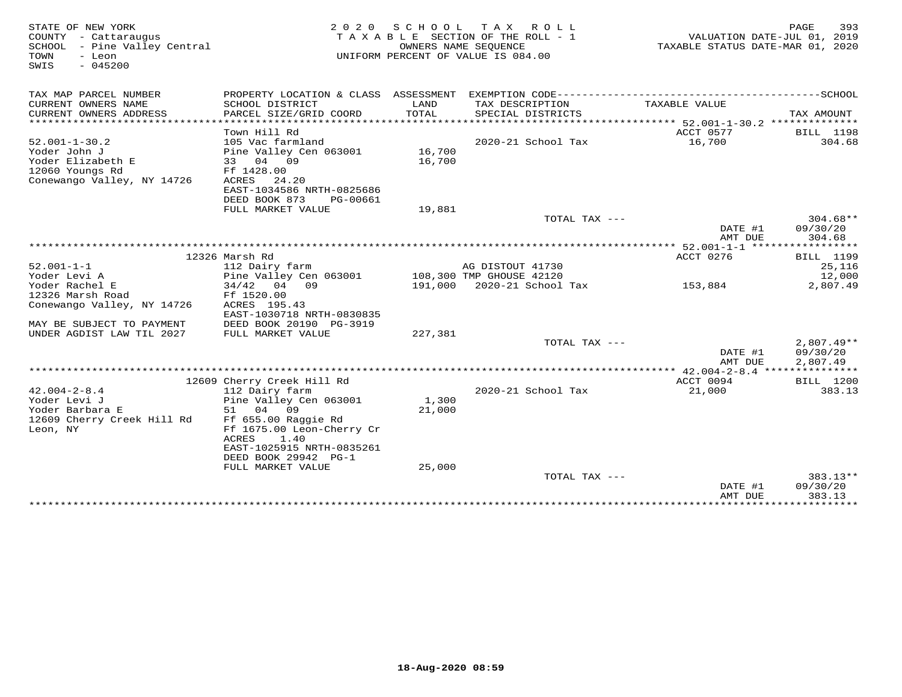STATE OF NEW YORK
COUNTY - Cattaraugus
SCHOOL - Pine Valley Central
TOWN - Leon
SWIS - 045200

2020 SCHOOL TAX ROLL
TAXABLE SECTION OF THE ROLL - 1
OWNERS NAME SEQUENCE
UNIFORM PERCENT OF VALUE IS 084.00

VALUATION DATE-JUL 01, 2019
TAXABLE STATUS DATE-MAR 01, 2020

| TAX MAP PARCEL NUMBER / CURRENT OWNERS NAME / CURRENT OWNERS ADDRESS | PROPERTY LOCATION & CLASS / SCHOOL DISTRICT / PARCEL SIZE/GRID COORD | ASSESSMENT LAND / TOTAL | EXEMPTION CODE / TAX DESCRIPTION / SPECIAL DISTRICTS | TAXABLE VALUE | TAX AMOUNT |
|---|---|---|---|---|---|
| **52.001-1-30.2** | Town Hill Rd | | | ACCT 0577 | BILL 1198 |
| 52.001-1-30.2 | 105 Vac farmland | | 2020-21 School Tax | 16,700 | 304.68 |
| Yoder John J | Pine Valley Cen 063001 | 16,700 | | | |
| Yoder Elizabeth E | 33 04 09 | 16,700 | | | |
| 12060 Youngs Rd | Ff 1428.00 | | | | |
| Conewango Valley, NY 14726 | ACRES 24.20 | | | | |
| | EAST-1034586 NRTH-0825686 | | | | |
| | DEED BOOK 873 PG-00661 | | | | |
| | FULL MARKET VALUE | 19,881 | | | |
| | | | TOTAL TAX --- | | 304.68** |
| | | | | DATE #1 | 09/30/20 |
| | | | | AMT DUE | 304.68 |
| **52.001-1-1** | 12326 Marsh Rd | | | ACCT 0276 | BILL 1199 |
| 52.001-1-1 | 112 Dairy farm | | AG DISTOUT 41730 | | 25,116 |
| Yoder Levi A | Pine Valley Cen 063001 | 108,300 | TMP GHOUSE 42120 | | 12,000 |
| Yoder Rachel E | 34/42 04 09 | 191,000 | 2020-21 School Tax | 153,884 | 2,807.49 |
| 12326 Marsh Road | Ff 1520.00 | | | | |
| Conewango Valley, NY 14726 | ACRES 195.43 | | | | |
| | EAST-1030718 NRTH-0830835 | | | | |
| MAY BE SUBJECT TO PAYMENT | DEED BOOK 20190 PG-3919 | | | | |
| UNDER AGDIST LAW TIL 2027 | FULL MARKET VALUE | 227,381 | | | |
| | | | TOTAL TAX --- | | 2,807.49** |
| | | | | DATE #1 | 09/30/20 |
| | | | | AMT DUE | 2,807.49 |
| **42.004-2-8.4** | 12609 Cherry Creek Hill Rd | | | ACCT 0094 | BILL 1200 |
| 42.004-2-8.4 | 112 Dairy farm | | 2020-21 School Tax | 21,000 | 383.13 |
| Yoder Levi J | Pine Valley Cen 063001 | 1,300 | | | |
| Yoder Barbara E | 51 04 09 | 21,000 | | | |
| 12609 Cherry Creek Hill Rd | Ff 655.00 Raggie Rd | | | | |
| Leon, NY | Ff 1675.00 Leon-Cherry Cr | | | | |
| | ACRES 1.40 | | | | |
| | EAST-1025915 NRTH-0835261 | | | | |
| | DEED BOOK 29942 PG-1 | | | | |
| | FULL MARKET VALUE | 25,000 | | | |
| | | | TOTAL TAX --- | | 383.13** |
| | | | | DATE #1 | 09/30/20 |
| | | | | AMT DUE | 383.13 |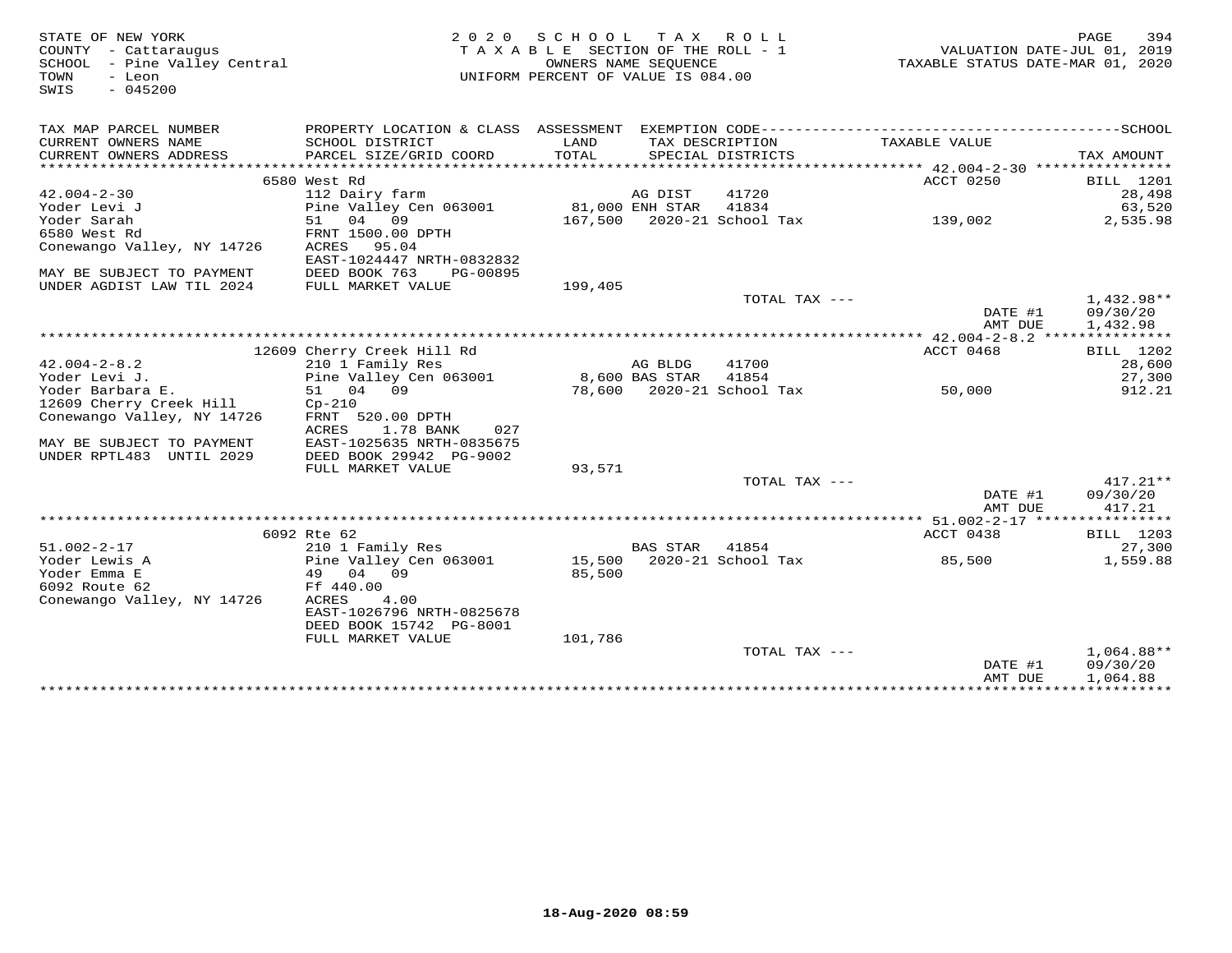STATE OF NEW YORK
COUNTY - Cattaraugus
SCHOOL - Pine Valley Central
TOWN - Leon
SWIS - 045200

2020 SCHOOL TAX ROLL
TAXABLE SECTION OF THE ROLL - 1
OWNERS NAME SEQUENCE
UNIFORM PERCENT OF VALUE IS 084.00

VALUATION DATE-JUL 01, 2019
TAXABLE STATUS DATE-MAR 01, 2020

| TAX MAP PARCEL NUMBER / CURRENT OWNERS NAME / CURRENT OWNERS ADDRESS | PROPERTY LOCATION & CLASS / SCHOOL DISTRICT / PARCEL SIZE/GRID COORD | ASSESSMENT LAND / TOTAL | EXEMPTION CODE / TAX DESCRIPTION / SPECIAL DISTRICTS | | TAXABLE VALUE | | TAX AMOUNT (SCHOOL) |
|---|---|---|---|---|---|---|---|
| **42.004-2-30** | 6580 West Rd | | | | ACCT 0250 | | BILL 1201 |
| 42.004-2-30 | 112 Dairy farm | | AG DIST | 41720 | | | 28,498 |
| Yoder Levi J | Pine Valley Cen 063001 | 81,000 | ENH STAR | 41834 | | | 63,520 |
| Yoder Sarah | 51 04 09 | 167,500 | 2020-21 School Tax | | 139,002 | | 2,535.98 |
| 6580 West Rd | FRNT 1500.00 DPTH | | | | | | |
| Conewango Valley, NY 14726 | ACRES 95.04 | | | | | | |
| | EAST-1024447 NRTH-0832832 | | | | | | |
| MAY BE SUBJECT TO PAYMENT | DEED BOOK 763 PG-00895 | | | | | | |
| UNDER AGDIST LAW TIL 2024 | FULL MARKET VALUE | 199,405 | | | | | |
| | | | TOTAL TAX --- | | | | 1,432.98** |
| | | | | | | DATE #1 | 09/30/20 |
| | | | | | | AMT DUE | 1,432.98 |
| **42.004-2-8.2** | 12609 Cherry Creek Hill Rd | | | | ACCT 0468 | | BILL 1202 |
| 42.004-2-8.2 | 210 1 Family Res | | AG BLDG | 41700 | | | 28,600 |
| Yoder Levi J. | Pine Valley Cen 063001 | 8,600 | BAS STAR | 41854 | | | 27,300 |
| Yoder Barbara E. | 51 04 09 | 78,600 | 2020-21 School Tax | | 50,000 | | 912.21 |
| 12609 Cherry Creek Hill | Cp-210 | | | | | | |
| Conewango Valley, NY 14726 | FRNT 520.00 DPTH | | | | | | |
| | ACRES 1.78 BANK 027 | | | | | | |
| MAY BE SUBJECT TO PAYMENT | EAST-1025635 NRTH-0835675 | | | | | | |
| UNDER RPTL483 UNTIL 2029 | DEED BOOK 29942 PG-9002 | | | | | | |
| | FULL MARKET VALUE | 93,571 | | | | | |
| | | | TOTAL TAX --- | | | | 417.21** |
| | | | | | | DATE #1 | 09/30/20 |
| | | | | | | AMT DUE | 417.21 |
| **51.002-2-17** | 6092 Rte 62 | | | | ACCT 0438 | | BILL 1203 |
| 51.002-2-17 | 210 1 Family Res | | BAS STAR | 41854 | | | 27,300 |
| Yoder Lewis A | Pine Valley Cen 063001 | 15,500 | 2020-21 School Tax | | 85,500 | | 1,559.88 |
| Yoder Emma E | 49 04 09 | 85,500 | | | | | |
| 6092 Route 62 | Ff 440.00 | | | | | | |
| Conewango Valley, NY 14726 | ACRES 4.00 | | | | | | |
| | EAST-1026796 NRTH-0825678 | | | | | | |
| | DEED BOOK 15742 PG-8001 | | | | | | |
| | FULL MARKET VALUE | 101,786 | | | | | |
| | | | TOTAL TAX --- | | | | 1,064.88** |
| | | | | | | DATE #1 | 09/30/20 |
| | | | | | | AMT DUE | 1,064.88 |

18-Aug-2020 08:59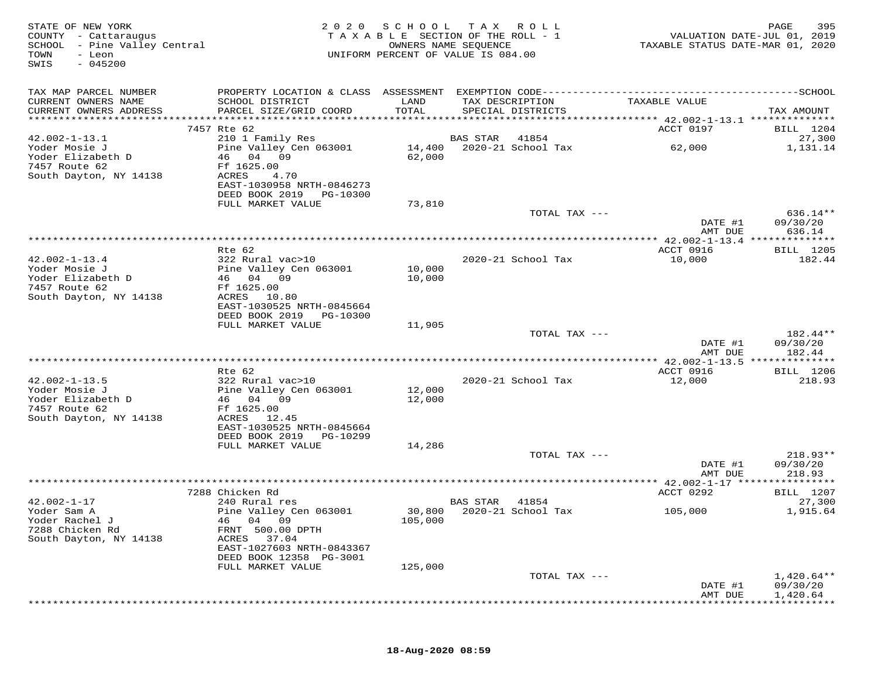STATE OF NEW YORK
COUNTY - Cattaraugus
SCHOOL - Pine Valley Central
TOWN - Leon
SWIS - 045200

2020 SCHOOL TAX ROLL
TAXABLE SECTION OF THE ROLL - 1
OWNERS NAME SEQUENCE
UNIFORM PERCENT OF VALUE IS 084.00

VALUATION DATE-JUL 01, 2019
TAXABLE STATUS DATE-MAR 01, 2020

| TAX MAP PARCEL NUMBER / CURRENT OWNERS NAME / CURRENT OWNERS ADDRESS | PROPERTY LOCATION & CLASS / SCHOOL DISTRICT / PARCEL SIZE/GRID COORD | ASSESSMENT LAND / TOTAL | EXEMPTION CODE / TAX DESCRIPTION / SPECIAL DISTRICTS | TAXABLE VALUE | SCHOOL TAX AMOUNT |
|---|---|---|---|---|---|
| **42.002-1-13.1** | 7457 Rte 62 | | | ACCT 0197 | BILL 1204 |
| 42.002-1-13.1 | 210 1 Family Res | | BAS STAR 41854 | | 27,300 |
| Yoder Mosie J | Pine Valley Cen 063001 | 14,400 | 2020-21 School Tax | 62,000 | 1,131.14 |
| Yoder Elizabeth D | 46 04 09 | 62,000 | | | |
| 7457 Route 62 | Ff 1625.00 | | | | |
| South Dayton, NY 14138 | ACRES 4.70 | | | | |
| | EAST-1030958 NRTH-0846273 | | | | |
| | DEED BOOK 2019 PG-10300 | | | | |
| | FULL MARKET VALUE | 73,810 | | | |
| | | | TOTAL TAX --- | | 636.14** |
| | | | | DATE #1 | 09/30/20 |
| | | | | AMT DUE | 636.14 |
| **42.002-1-13.4** | Rte 62 | | | ACCT 0916 | BILL 1205 |
| 42.002-1-13.4 | 322 Rural vac>10 | | 2020-21 School Tax | 10,000 | 182.44 |
| Yoder Mosie J | Pine Valley Cen 063001 | 10,000 | | | |
| Yoder Elizabeth D | 46 04 09 | 10,000 | | | |
| 7457 Route 62 | Ff 1625.00 | | | | |
| South Dayton, NY 14138 | ACRES 10.80 | | | | |
| | EAST-1030525 NRTH-0845664 | | | | |
| | DEED BOOK 2019 PG-10300 | | | | |
| | FULL MARKET VALUE | 11,905 | | | |
| | | | TOTAL TAX --- | | 182.44** |
| | | | | DATE #1 | 09/30/20 |
| | | | | AMT DUE | 182.44 |
| **42.002-1-13.5** | Rte 62 | | | ACCT 0916 | BILL 1206 |
| 42.002-1-13.5 | 322 Rural vac>10 | | 2020-21 School Tax | 12,000 | 218.93 |
| Yoder Mosie J | Pine Valley Cen 063001 | 12,000 | | | |
| Yoder Elizabeth D | 46 04 09 | 12,000 | | | |
| 7457 Route 62 | Ff 1625.00 | | | | |
| South Dayton, NY 14138 | ACRES 12.45 | | | | |
| | EAST-1030525 NRTH-0845664 | | | | |
| | DEED BOOK 2019 PG-10299 | | | | |
| | FULL MARKET VALUE | 14,286 | | | |
| | | | TOTAL TAX --- | | 218.93** |
| | | | | DATE #1 | 09/30/20 |
| | | | | AMT DUE | 218.93 |
| **42.002-1-17** | 7288 Chicken Rd | | | ACCT 0292 | BILL 1207 |
| 42.002-1-17 | 240 Rural res | | BAS STAR 41854 | | 27,300 |
| Yoder Sam A | Pine Valley Cen 063001 | 30,800 | 2020-21 School Tax | 105,000 | 1,915.64 |
| Yoder Rachel J | 46 04 09 | 105,000 | | | |
| 7288 Chicken Rd | FRNT 500.00 DPTH | | | | |
| South Dayton, NY 14138 | ACRES 37.04 | | | | |
| | EAST-1027603 NRTH-0843367 | | | | |
| | DEED BOOK 12358 PG-3001 | | | | |
| | FULL MARKET VALUE | 125,000 | | | |
| | | | TOTAL TAX --- | | 1,420.64** |
| | | | | DATE #1 | 09/30/20 |
| | | | | AMT DUE | 1,420.64 |

18-Aug-2020 08:59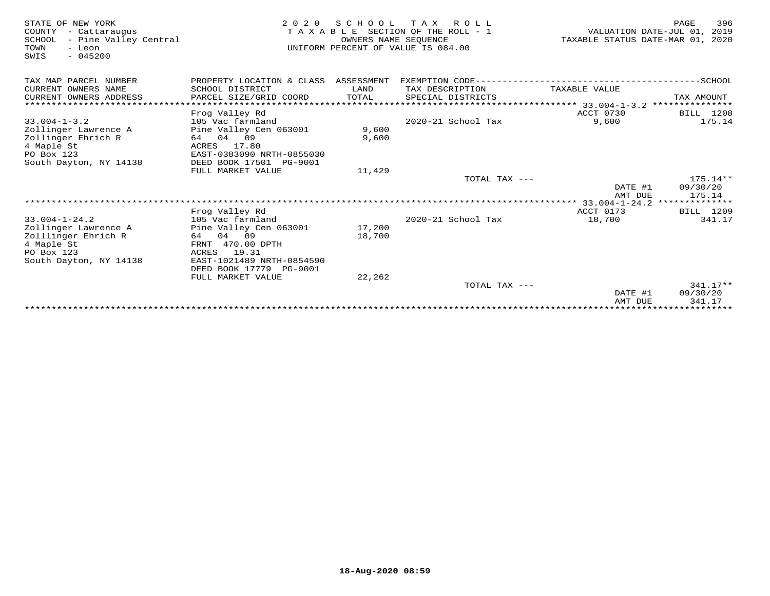STATE OF NEW YORK
COUNTY - Cattaraugus
SCHOOL - Pine Valley Central
TOWN - Leon
SWIS - 045200

2 0 2 0 S C H O O L T A X R O L L
T A X A B L E SECTION OF THE ROLL - 1
OWNERS NAME SEQUENCE
UNIFORM PERCENT OF VALUE IS 084.00

VALUATION DATE-JUL 01, 2019
TAXABLE STATUS DATE-MAR 01, 2020

| TAX MAP PARCEL NUMBER / CURRENT OWNERS NAME / CURRENT OWNERS ADDRESS | PROPERTY LOCATION & CLASS / SCHOOL DISTRICT / PARCEL SIZE/GRID COORD | ASSESSMENT LAND / TOTAL | EXEMPTION CODE / TAX DESCRIPTION / SPECIAL DISTRICTS | TAXABLE VALUE | TAX AMOUNT |
|---|---|---|---|---|---|
| | Frog Valley Rd | | | ACCT 0730 | BILL 1208 |
| 33.004-1-3.2 | 105 Vac farmland | | 2020-21 School Tax | 9,600 | 175.14 |
| Zollinger Lawrence A | Pine Valley Cen 063001 | 9,600 | | | |
| Zollinger Ehrich R | 64 04 09 | 9,600 | | | |
| 4 Maple St | ACRES 17.80 | | | | |
| PO Box 123 | EAST-0383090 NRTH-0855030 | | | | |
| South Dayton, NY 14138 | DEED BOOK 17501 PG-9001 | | | | |
| | FULL MARKET VALUE | 11,429 | | | |
| | | | TOTAL TAX --- | | 175.14** |
| | | | | DATE #1 | 09/30/20 |
| | | | | AMT DUE | 175.14 |
| | Frog Valley Rd | | | ACCT 0173 | BILL 1209 |
| 33.004-1-24.2 | 105 Vac farmland | | 2020-21 School Tax | 18,700 | 341.17 |
| Zollinger Lawrence A | Pine Valley Cen 063001 | 17,200 | | | |
| Zolllinger Ehrich R | 64 04 09 | 18,700 | | | |
| 4 Maple St | FRNT 470.00 DPTH | | | | |
| PO Box 123 | ACRES 19.31 | | | | |
| South Dayton, NY 14138 | EAST-1021489 NRTH-0854590 | | | | |
| | DEED BOOK 17779 PG-9001 | | | | |
| | FULL MARKET VALUE | 22,262 | | | |
| | | | TOTAL TAX --- | | 341.17** |
| | | | | DATE #1 | 09/30/20 |
| | | | | AMT DUE | 341.17 |

18-Aug-2020 08:59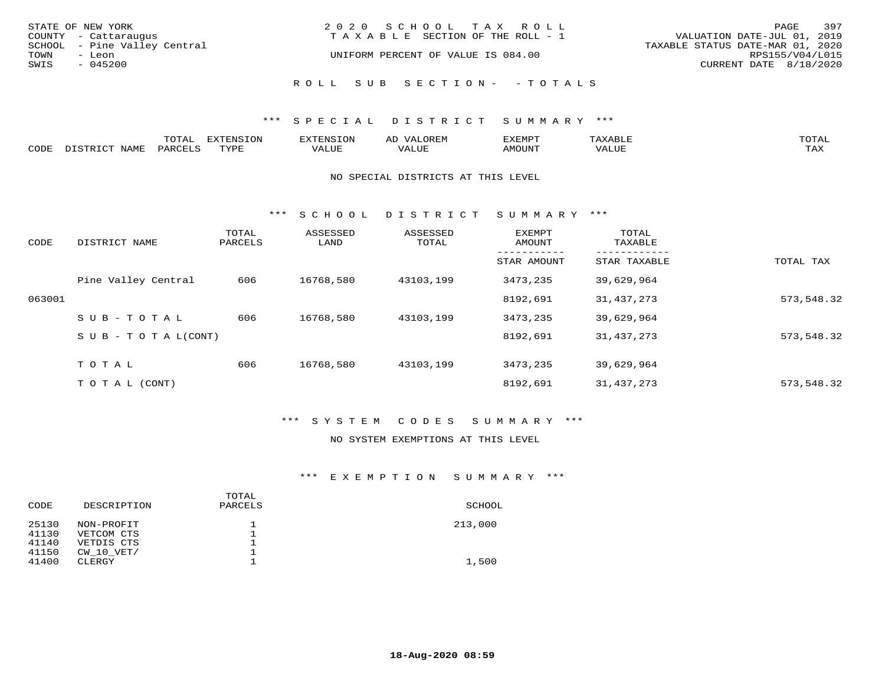STATE OF NEW YORK
COUNTY - Cattaraugus
SCHOOL - Pine Valley Central
TOWN - Leon
SWIS - 045200

2020 SCHOOL TAX ROLL
TAXABLE SECTION OF THE ROLL - 1
UNIFORM PERCENT OF VALUE IS 084.00

VALUATION DATE-JUL 01, 2019
TAXABLE STATUS DATE-MAR 01, 2020
RPS155/V04/L015
CURRENT DATE 8/18/2020

ROLL SUB SECTION- - TOTALS

*** SPECIAL DISTRICT SUMMARY ***

| CODE | DISTRICT NAME | TOTAL PARCELS | EXTENSION TYPE | EXTENSION VALUE | AD VALOREM VALUE | EXEMPT AMOUNT | TAXABLE VALUE | TOTAL TAX |
|---|---|---|---|---|---|---|---|---|

NO SPECIAL DISTRICTS AT THIS LEVEL

*** SCHOOL DISTRICT SUMMARY ***

| CODE | DISTRICT NAME | TOTAL PARCELS | ASSESSED LAND | ASSESSED TOTAL | EXEMPT AMOUNT / STAR AMOUNT | TOTAL TAXABLE / STAR TAXABLE | TOTAL TAX |
|---|---|---|---|---|---|---|---|
| | Pine Valley Central | 606 | 16768,580 | 43103,199 | 3473,235 | 39,629,964 | |
| 063001 | | | | | 8192,691 | 31,437,273 | 573,548.32 |
| | SUB-TOTAL | 606 | 16768,580 | 43103,199 | 3473,235 | 39,629,964 | |
| | SUB-TOTAL(CONT) | | | | 8192,691 | 31,437,273 | 573,548.32 |
| | TOTAL | 606 | 16768,580 | 43103,199 | 3473,235 | 39,629,964 | |
| | TOTAL (CONT) | | | | 8192,691 | 31,437,273 | 573,548.32 |

*** SYSTEM CODES SUMMARY ***

NO SYSTEM EXEMPTIONS AT THIS LEVEL

*** EXEMPTION SUMMARY ***

| CODE | DESCRIPTION | TOTAL PARCELS | SCHOOL |
|---|---|---|---|
| 25130 | NON-PROFIT | 1 | 213,000 |
| 41130 | VETCOM CTS | 1 | |
| 41140 | VETDIS CTS | 1 | |
| 41150 | CW_10_VET/ | 1 | |
| 41400 | CLERGY | 1 | 1,500 |

18-Aug-2020 08:59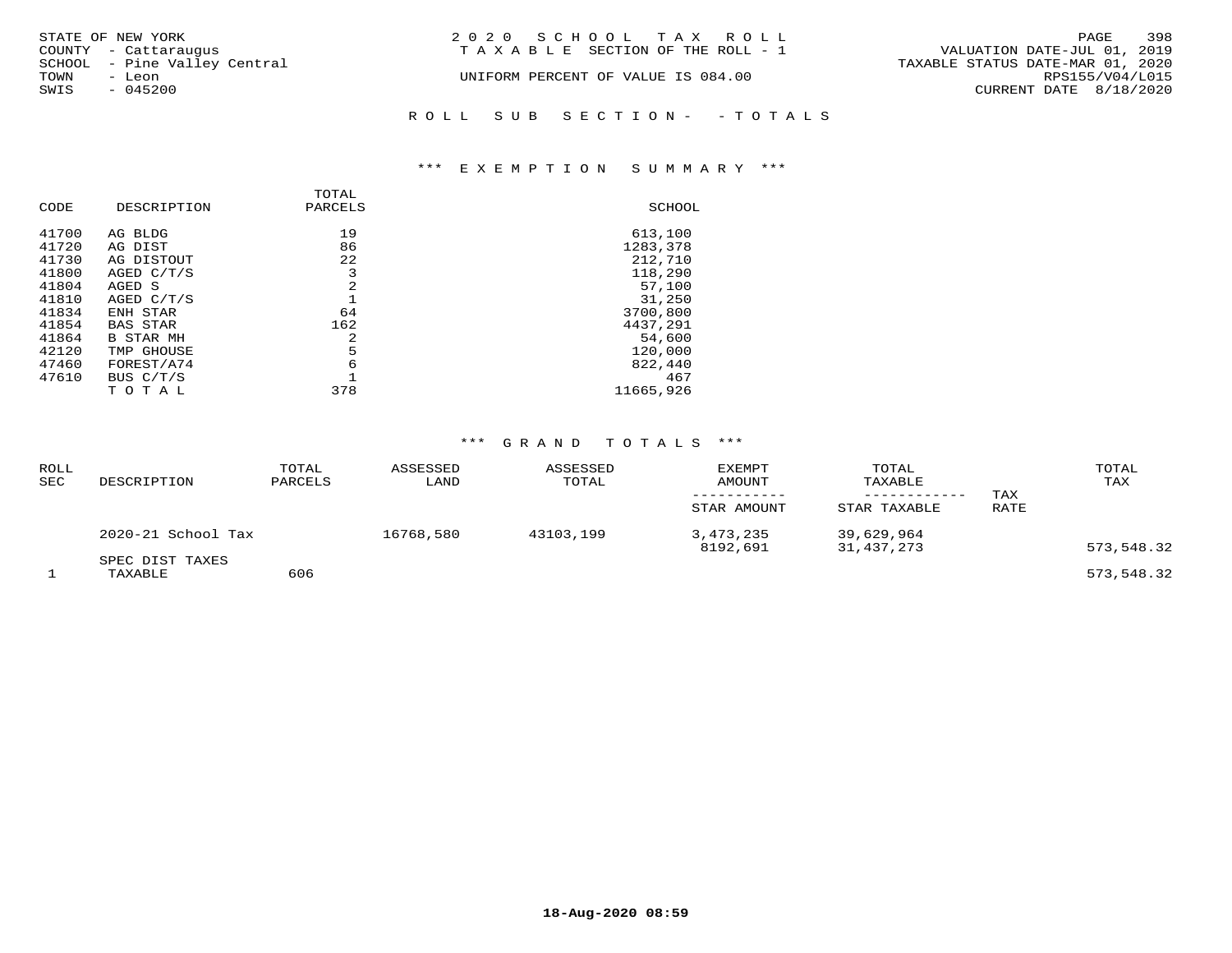STATE OF NEW YORK
COUNTY - Cattaraugus
SCHOOL - Pine Valley Central
TOWN - Leon
SWIS - 045200

2020 SCHOOL TAX ROLL
TAXABLE SECTION OF THE ROLL - 1

UNIFORM PERCENT OF VALUE IS 084.00

VALUATION DATE-JUL 01, 2019
TAXABLE STATUS DATE-MAR 01, 2020
RPS155/V04/L015
CURRENT DATE 8/18/2020

## ROLL SUB SECTION- - TOTALS

### *** EXEMPTION SUMMARY ***

| CODE | DESCRIPTION | TOTAL PARCELS | SCHOOL |
|---|---|---|---|
| 41700 | AG BLDG | 19 | 613,100 |
| 41720 | AG DIST | 86 | 1283,378 |
| 41730 | AG DISTOUT | 22 | 212,710 |
| 41800 | AGED C/T/S | 3 | 118,290 |
| 41804 | AGED S | 2 | 57,100 |
| 41810 | AGED C/T/S | 1 | 31,250 |
| 41834 | ENH STAR | 64 | 3700,800 |
| 41854 | BAS STAR | 162 | 4437,291 |
| 41864 | B STAR MH | 2 | 54,600 |
| 42120 | TMP GHOUSE | 5 | 120,000 |
| 47460 | FOREST/A74 | 6 | 822,440 |
| 47610 | BUS C/T/S | 1 | 467 |
| | T O T A L | 378 | 11665,926 |

### *** GRAND TOTALS ***

| ROLL SEC | DESCRIPTION | TOTAL PARCELS | ASSESSED LAND | ASSESSED TOTAL | EXEMPT AMOUNT / STAR AMOUNT | TOTAL TAXABLE / STAR TAXABLE | TAX RATE | TOTAL TAX |
|---|---|---|---|---|---|---|---|---|
| | 2020-21 School Tax | | 16768,580 | 43103,199 | 3,473,235 | 39,629,964 | | |
| | | | | | 8192,691 | 31,437,273 | | 573,548.32 |
| | SPEC DIST TAXES | | | | | | | |
| 1 | TAXABLE | 606 | | | | | | 573,548.32 |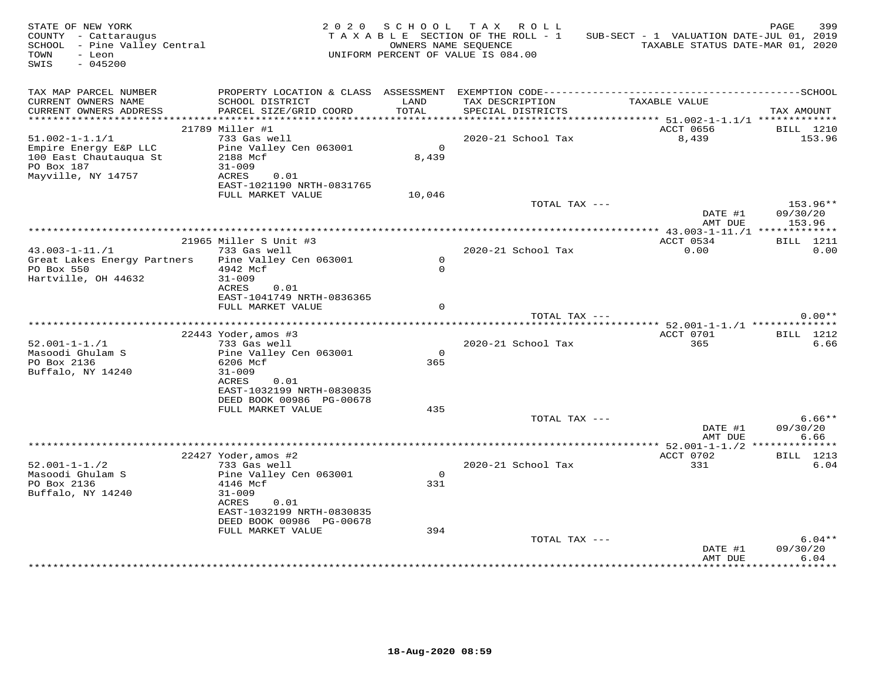STATE OF NEW YORK
COUNTY - Cattaraugus
SCHOOL - Pine Valley Central
TOWN - Leon
SWIS - 045200

2020 SCHOOL TAX ROLL
TAXABLE SECTION OF THE ROLL - 1
OWNERS NAME SEQUENCE
UNIFORM PERCENT OF VALUE IS 084.00

SUB-SECT - 1 VALUATION DATE-JUL 01, 2019
TAXABLE STATUS DATE-MAR 01, 2020

| TAX MAP PARCEL NUMBER / CURRENT OWNERS NAME / CURRENT OWNERS ADDRESS | PROPERTY LOCATION & CLASS / SCHOOL DISTRICT / PARCEL SIZE/GRID COORD | ASSESSMENT LAND / TOTAL | EXEMPTION CODE / TAX DESCRIPTION / SPECIAL DISTRICTS | TAXABLE VALUE | TAX AMOUNT |
|---|---|---|---|---|---|
| | 21789 Miller #1 | | | ACCT 0656 | BILL 1210 |
| 51.002-1-1.1/1 | 733 Gas well | | 2020-21 School Tax | 8,439 | 153.96 |
| Empire Energy E&P LLC | Pine Valley Cen 063001 | 0 | | | |
| 100 East Chautauqua St | 2188 Mcf | 8,439 | | | |
| PO Box 187 | 31-009 | | | | |
| Mayville, NY 14757 | ACRES 0.01 | | | | |
| | EAST-1021190 NRTH-0831765 | | | | |
| | FULL MARKET VALUE | 10,046 | | | |
| | | | TOTAL TAX --- | | 153.96** |
| | | | | DATE #1 | 09/30/20 |
| | | | | AMT DUE | 153.96 |
| | 21965 Miller S Unit #3 | | | ACCT 0534 | BILL 1211 |
| 43.003-1-11./1 | 733 Gas well | | 2020-21 School Tax | 0.00 | 0.00 |
| Great Lakes Energy Partners | Pine Valley Cen 063001 | 0 | | | |
| PO Box 550 | 4942 Mcf | 0 | | | |
| Hartville, OH 44632 | 31-009 | | | | |
| | ACRES 0.01 | | | | |
| | EAST-1041749 NRTH-0836365 | | | | |
| | FULL MARKET VALUE | 0 | | | |
| | | | TOTAL TAX --- | | 0.00** |
| | 22443 Yoder,amos #3 | | | ACCT 0701 | BILL 1212 |
| 52.001-1-1./1 | 733 Gas well | | 2020-21 School Tax | 365 | 6.66 |
| Masoodi Ghulam S | Pine Valley Cen 063001 | 0 | | | |
| PO Box 2136 | 6206 Mcf | 365 | | | |
| Buffalo, NY 14240 | 31-009 | | | | |
| | ACRES 0.01 | | | | |
| | EAST-1032199 NRTH-0830835 | | | | |
| | DEED BOOK 00986 PG-00678 | | | | |
| | FULL MARKET VALUE | 435 | | | |
| | | | TOTAL TAX --- | | 6.66** |
| | | | | DATE #1 | 09/30/20 |
| | | | | AMT DUE | 6.66 |
| | 22427 Yoder,amos #2 | | | ACCT 0702 | BILL 1213 |
| 52.001-1-1./2 | 733 Gas well | | 2020-21 School Tax | 331 | 6.04 |
| Masoodi Ghulam S | Pine Valley Cen 063001 | 0 | | | |
| PO Box 2136 | 4146 Mcf | 331 | | | |
| Buffalo, NY 14240 | 31-009 | | | | |
| | ACRES 0.01 | | | | |
| | EAST-1032199 NRTH-0830835 | | | | |
| | DEED BOOK 00986 PG-00678 | | | | |
| | FULL MARKET VALUE | 394 | | | |
| | | | TOTAL TAX --- | | 6.04** |
| | | | | DATE #1 | 09/30/20 |
| | | | | AMT DUE | 6.04 |

18-Aug-2020 08:59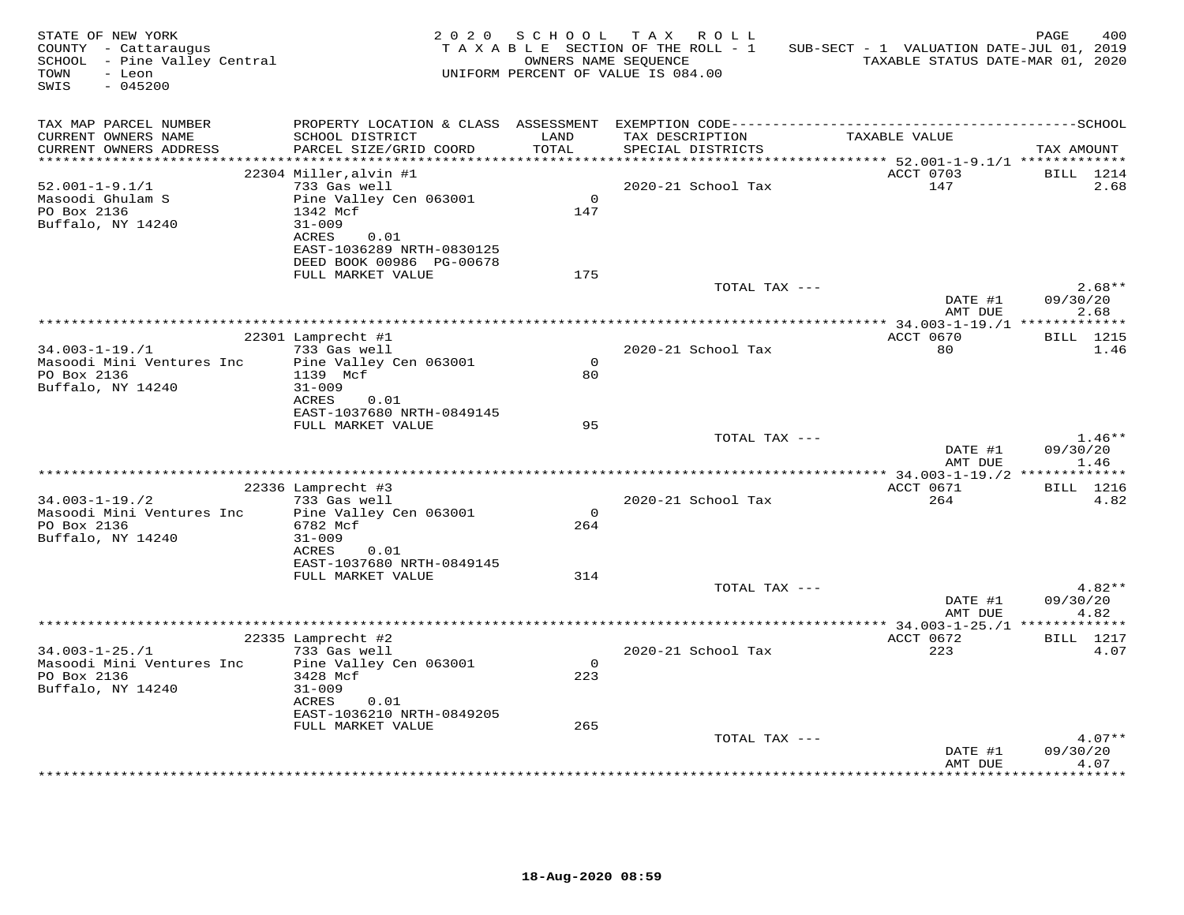STATE OF NEW YORK  
COUNTY - Cattaraugus  
SCHOOL - Pine Valley Central  
TOWN - Leon  
SWIS - 045200

2 0 2 0 S C H O O L T A X R O L L  
T A X A B L E SECTION OF THE ROLL - 1  
OWNERS NAME SEQUENCE  
UNIFORM PERCENT OF VALUE IS 084.00

SUB-SECT - 1 VALUATION DATE-JUL 01, 2019  
TAXABLE STATUS DATE-MAR 01, 2020

| TAX MAP PARCEL NUMBER / CURRENT OWNERS NAME / CURRENT OWNERS ADDRESS | PROPERTY LOCATION & CLASS / SCHOOL DISTRICT / PARCEL SIZE/GRID COORD | ASSESSMENT LAND / TOTAL | EXEMPTION CODE / TAX DESCRIPTION / SPECIAL DISTRICTS | TAXABLE VALUE | SCHOOL TAX AMOUNT |
|---|---|---|---|---|---|
| 52.001-1-9.1/1 | 22304 Miller,alvin #1 | | | ACCT 0703 | BILL 1214 |
| Masoodi Ghulam S | 733 Gas well | | 2020-21 School Tax | 147 | 2.68 |
| PO Box 2136 | Pine Valley Cen 063001 | 0 | | | |
| Buffalo, NY 14240 | 1342 Mcf | 147 | | | |
| | 31-009 | | | | |
| | ACRES 0.01 | | | | |
| | EAST-1036289 NRTH-0830125 | | | | |
| | DEED BOOK 00986 PG-00678 | | | | |
| | FULL MARKET VALUE | 175 | | | |
| | | | TOTAL TAX --- | | 2.68** |
| | | | | DATE #1 | 09/30/20 |
| | | | | AMT DUE | 2.68 |
| 34.003-1-19./1 | 22301 Lamprecht #1 | | | ACCT 0670 | BILL 1215 |
| Masoodi Mini Ventures Inc | 733 Gas well | | 2020-21 School Tax | 80 | 1.46 |
| PO Box 2136 | Pine Valley Cen 063001 | 0 | | | |
| Buffalo, NY 14240 | 1139 Mcf | 80 | | | |
| | 31-009 | | | | |
| | ACRES 0.01 | | | | |
| | EAST-1037680 NRTH-0849145 | | | | |
| | FULL MARKET VALUE | 95 | | | |
| | | | TOTAL TAX --- | | 1.46** |
| | | | | DATE #1 | 09/30/20 |
| | | | | AMT DUE | 1.46 |
| 34.003-1-19./2 | 22336 Lamprecht #3 | | | ACCT 0671 | BILL 1216 |
| Masoodi Mini Ventures Inc | 733 Gas well | | 2020-21 School Tax | 264 | 4.82 |
| PO Box 2136 | Pine Valley Cen 063001 | 0 | | | |
| Buffalo, NY 14240 | 6782 Mcf | 264 | | | |
| | 31-009 | | | | |
| | ACRES 0.01 | | | | |
| | EAST-1037680 NRTH-0849145 | | | | |
| | FULL MARKET VALUE | 314 | | | |
| | | | TOTAL TAX --- | | 4.82** |
| | | | | DATE #1 | 09/30/20 |
| | | | | AMT DUE | 4.82 |
| 34.003-1-25./1 | 22335 Lamprecht #2 | | | ACCT 0672 | BILL 1217 |
| Masoodi Mini Ventures Inc | 733 Gas well | | 2020-21 School Tax | 223 | 4.07 |
| PO Box 2136 | Pine Valley Cen 063001 | 0 | | | |
| Buffalo, NY 14240 | 3428 Mcf | 223 | | | |
| | 31-009 | | | | |
| | ACRES 0.01 | | | | |
| | EAST-1036210 NRTH-0849205 | | | | |
| | FULL MARKET VALUE | 265 | | | |
| | | | TOTAL TAX --- | | 4.07** |
| | | | | DATE #1 | 09/30/20 |
| | | | | AMT DUE | 4.07 |

18-Aug-2020 08:59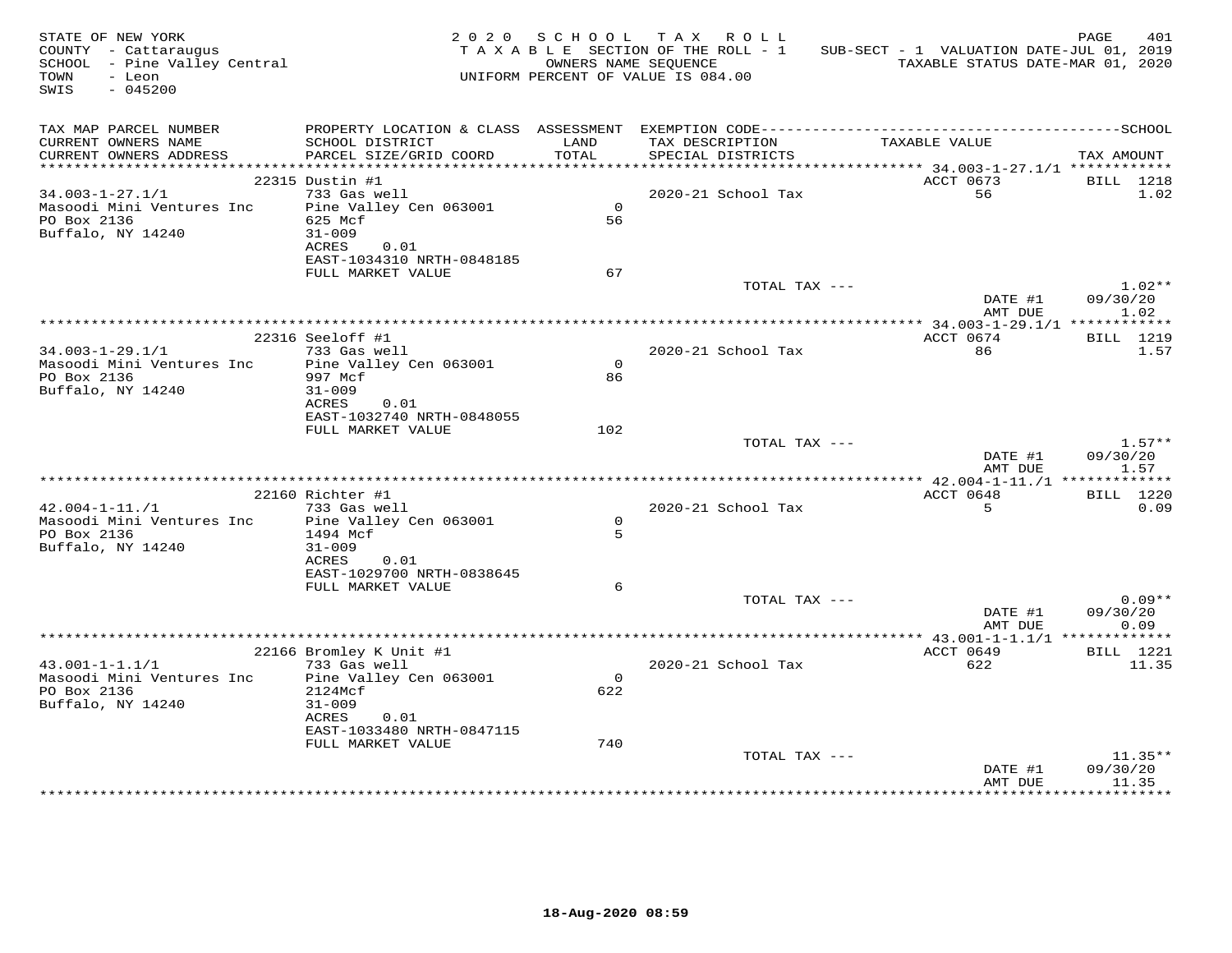STATE OF NEW YORK
COUNTY - Cattaraugus
SCHOOL - Pine Valley Central
TOWN - Leon
SWIS - 045200

2020 SCHOOL TAX ROLL
TAXABLE SECTION OF THE ROLL - 1
OWNERS NAME SEQUENCE
UNIFORM PERCENT OF VALUE IS 084.00

SUB-SECT - 1 VALUATION DATE-JUL 01, 2019
TAXABLE STATUS DATE-MAR 01, 2020

| TAX MAP PARCEL NUMBER / CURRENT OWNERS NAME / CURRENT OWNERS ADDRESS | PROPERTY LOCATION & CLASS / SCHOOL DISTRICT / PARCEL SIZE/GRID COORD | ASSESSMENT LAND / TOTAL | EXEMPTION CODE / TAX DESCRIPTION / SPECIAL DISTRICTS | TAXABLE VALUE | TAX AMOUNT |
|---|---|---|---|---|---|
| 34.003-1-27.1/1 | 22315 Dustin #1 | | | ACCT 0673 | BILL 1218 |
| Masoodi Mini Ventures Inc | 733 Gas well | | 2020-21 School Tax | 56 | 1.02 |
| PO Box 2136 | Pine Valley Cen 063001 | 0 | | | |
| Buffalo, NY 14240 | 625 Mcf | 56 | | | |
| | 31-009 | | | | |
| | ACRES 0.01 | | | | |
| | EAST-1034310 NRTH-0848185 | | | | |
| | FULL MARKET VALUE | 67 | | | |
| | | | TOTAL TAX --- | | 1.02** |
| | | | | DATE #1 | 09/30/20 |
| | | | | AMT DUE | 1.02 |
| 34.003-1-29.1/1 | 22316 Seeloff #1 | | | ACCT 0674 | BILL 1219 |
| Masoodi Mini Ventures Inc | 733 Gas well | | 2020-21 School Tax | 86 | 1.57 |
| PO Box 2136 | Pine Valley Cen 063001 | 0 | | | |
| Buffalo, NY 14240 | 997 Mcf | 86 | | | |
| | 31-009 | | | | |
| | ACRES 0.01 | | | | |
| | EAST-1032740 NRTH-0848055 | | | | |
| | FULL MARKET VALUE | 102 | | | |
| | | | TOTAL TAX --- | | 1.57** |
| | | | | DATE #1 | 09/30/20 |
| | | | | AMT DUE | 1.57 |
| 42.004-1-11./1 | 22160 Richter #1 | | | ACCT 0648 | BILL 1220 |
| Masoodi Mini Ventures Inc | 733 Gas well | | 2020-21 School Tax | 5 | 0.09 |
| PO Box 2136 | Pine Valley Cen 063001 | 0 | | | |
| Buffalo, NY 14240 | 1494 Mcf | 5 | | | |
| | 31-009 | | | | |
| | ACRES 0.01 | | | | |
| | EAST-1029700 NRTH-0838645 | | | | |
| | FULL MARKET VALUE | 6 | | | |
| | | | TOTAL TAX --- | | 0.09** |
| | | | | DATE #1 | 09/30/20 |
| | | | | AMT DUE | 0.09 |
| 43.001-1-1.1/1 | 22166 Bromley K Unit #1 | | | ACCT 0649 | BILL 1221 |
| Masoodi Mini Ventures Inc | 733 Gas well | | 2020-21 School Tax | 622 | 11.35 |
| PO Box 2136 | Pine Valley Cen 063001 | 0 | | | |
| Buffalo, NY 14240 | 2124Mcf | 622 | | | |
| | 31-009 | | | | |
| | ACRES 0.01 | | | | |
| | EAST-1033480 NRTH-0847115 | | | | |
| | FULL MARKET VALUE | 740 | | | |
| | | | TOTAL TAX --- | | 11.35** |
| | | | | DATE #1 | 09/30/20 |
| | | | | AMT DUE | 11.35 |

18-Aug-2020 08:59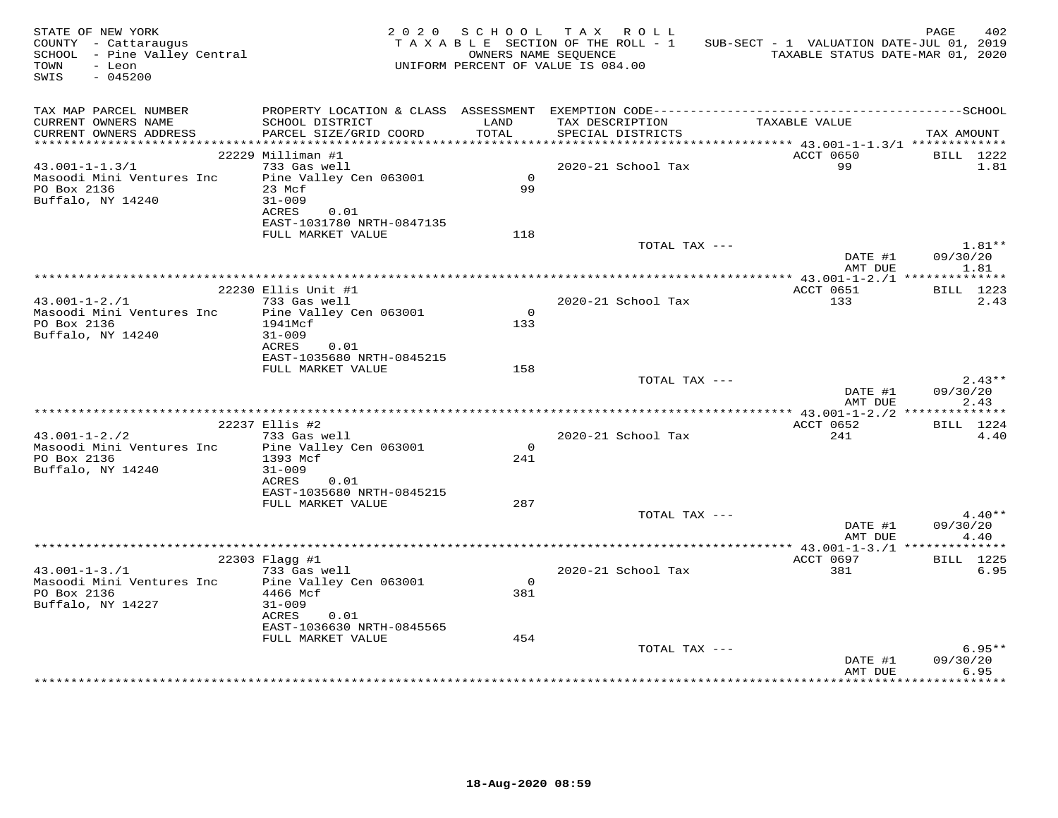STATE OF NEW YORK
COUNTY - Cattaraugus
SCHOOL - Pine Valley Central
TOWN - Leon
SWIS - 045200

2 0 2 0 S C H O O L T A X R O L L
T A X A B L E SECTION OF THE ROLL - 1
OWNERS NAME SEQUENCE
UNIFORM PERCENT OF VALUE IS 084.00

SUB-SECT - 1 VALUATION DATE-JUL 01, 2019
TAXABLE STATUS DATE-MAR 01, 2020

| TAX MAP PARCEL NUMBER / CURRENT OWNERS NAME / CURRENT OWNERS ADDRESS | PROPERTY LOCATION & CLASS / SCHOOL DISTRICT / PARCEL SIZE/GRID COORD | ASSESSMENT LAND / TOTAL | EXEMPTION CODE / TAX DESCRIPTION / SPECIAL DISTRICTS | TAXABLE VALUE | SCHOOL TAX AMOUNT |
|---|---|---|---|---|---|
| 43.001-1-1.3/1 | 22229 Milliman #1 | | | ACCT 0650 | BILL 1222 |
| Masoodi Mini Ventures Inc | 733 Gas well | | 2020-21 School Tax | 99 | 1.81 |
| PO Box 2136 | Pine Valley Cen 063001 | 0 | | | |
| Buffalo, NY 14240 | 23 Mcf | 99 | | | |
| | 31-009 | | | | |
| | ACRES 0.01 | | | | |
| | EAST-1031780 NRTH-0847135 | | | | |
| | FULL MARKET VALUE | 118 | | | |
| | | | TOTAL TAX --- | | 1.81** |
| | | | | DATE #1 | 09/30/20 |
| | | | | AMT DUE | 1.81 |
| 43.001-1-2./1 | 22230 Ellis Unit #1 | | | ACCT 0651 | BILL 1223 |
| Masoodi Mini Ventures Inc | 733 Gas well | | 2020-21 School Tax | 133 | 2.43 |
| PO Box 2136 | Pine Valley Cen 063001 | 0 | | | |
| Buffalo, NY 14240 | 1941Mcf | 133 | | | |
| | 31-009 | | | | |
| | ACRES 0.01 | | | | |
| | EAST-1035680 NRTH-0845215 | | | | |
| | FULL MARKET VALUE | 158 | | | |
| | | | TOTAL TAX --- | | 2.43** |
| | | | | DATE #1 | 09/30/20 |
| | | | | AMT DUE | 2.43 |
| 43.001-1-2./2 | 22237 Ellis #2 | | | ACCT 0652 | BILL 1224 |
| Masoodi Mini Ventures Inc | 733 Gas well | | 2020-21 School Tax | 241 | 4.40 |
| PO Box 2136 | Pine Valley Cen 063001 | 0 | | | |
| Buffalo, NY 14240 | 1393 Mcf | 241 | | | |
| | 31-009 | | | | |
| | ACRES 0.01 | | | | |
| | EAST-1035680 NRTH-0845215 | | | | |
| | FULL MARKET VALUE | 287 | | | |
| | | | TOTAL TAX --- | | 4.40** |
| | | | | DATE #1 | 09/30/20 |
| | | | | AMT DUE | 4.40 |
| 43.001-1-3./1 | 22303 Flagg #1 | | | ACCT 0697 | BILL 1225 |
| Masoodi Mini Ventures Inc | 733 Gas well | | 2020-21 School Tax | 381 | 6.95 |
| PO Box 2136 | Pine Valley Cen 063001 | 0 | | | |
| Buffalo, NY 14227 | 4466 Mcf | 381 | | | |
| | 31-009 | | | | |
| | ACRES 0.01 | | | | |
| | EAST-1036630 NRTH-0845565 | | | | |
| | FULL MARKET VALUE | 454 | | | |
| | | | TOTAL TAX --- | | 6.95** |
| | | | | DATE #1 | 09/30/20 |
| | | | | AMT DUE | 6.95 |

18-Aug-2020 08:59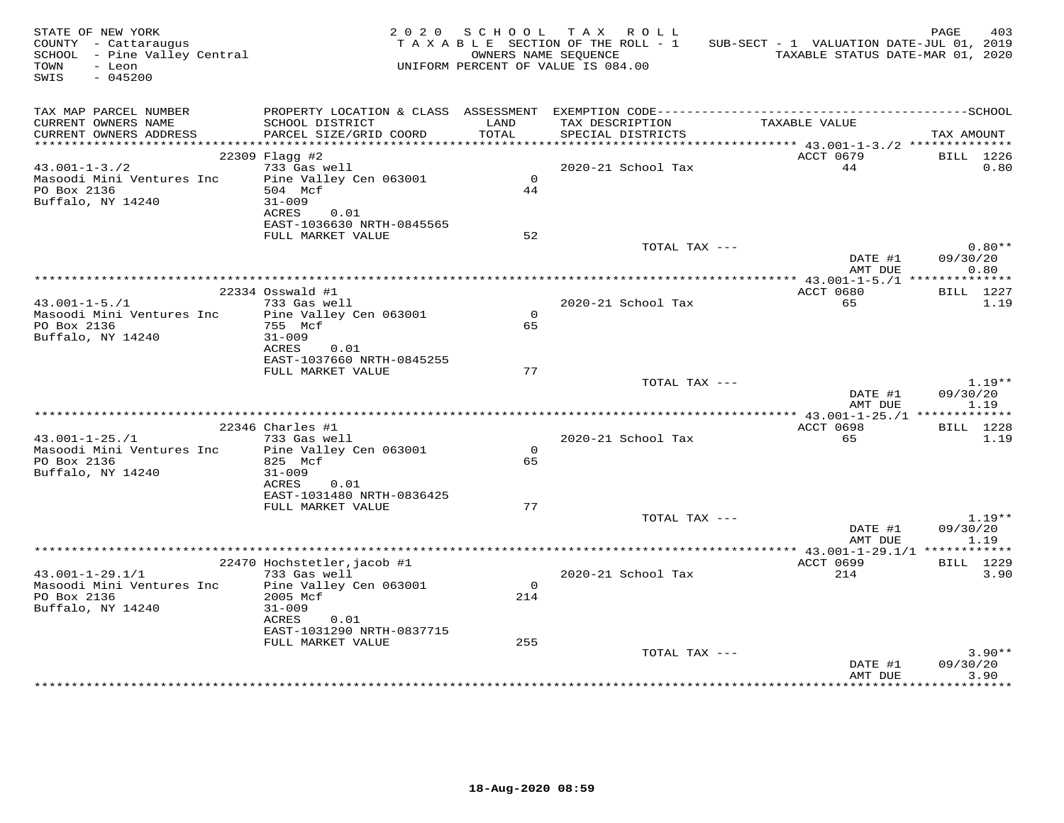STATE OF NEW YORK
COUNTY - Cattaraugus
SCHOOL - Pine Valley Central
TOWN - Leon
SWIS - 045200

2 0 2 0 S C H O O L T A X R O L L
T A X A B L E SECTION OF THE ROLL - 1
OWNERS NAME SEQUENCE
UNIFORM PERCENT OF VALUE IS 084.00

SUB-SECT - 1 VALUATION DATE-JUL 01, 2019
TAXABLE STATUS DATE-MAR 01, 2020

| TAX MAP PARCEL NUMBER / CURRENT OWNERS NAME / CURRENT OWNERS ADDRESS | PROPERTY LOCATION & CLASS / SCHOOL DISTRICT / PARCEL SIZE/GRID COORD | ASSESSMENT LAND / TOTAL | EXEMPTION CODE / TAX DESCRIPTION / SPECIAL DISTRICTS | TAXABLE VALUE | SCHOOL TAX AMOUNT |
|---|---|---|---|---|---|
| 43.001-1-3./2 | 22309 Flagg #2 | | | ACCT 0679 | BILL 1226 |
| 43.001-1-3./2 | 733 Gas well | | 2020-21 School Tax | 44 | 0.80 |
| Masoodi Mini Ventures Inc | Pine Valley Cen 063001 | 0 | | | |
| PO Box 2136 | 504 Mcf | 44 | | | |
| Buffalo, NY 14240 | 31-009 | | | | |
| | ACRES 0.01 | | | | |
| | EAST-1036630 NRTH-0845565 | | | | |
| | FULL MARKET VALUE | 52 | | | |
| | | | TOTAL TAX --- | | 0.80** |
| | | | | DATE #1 | 09/30/20 |
| | | | | AMT DUE | 0.80 |
| 43.001-1-5./1 | 22334 Osswald #1 | | | ACCT 0680 | BILL 1227 |
| 43.001-1-5./1 | 733 Gas well | | 2020-21 School Tax | 65 | 1.19 |
| Masoodi Mini Ventures Inc | Pine Valley Cen 063001 | 0 | | | |
| PO Box 2136 | 755 Mcf | 65 | | | |
| Buffalo, NY 14240 | 31-009 | | | | |
| | ACRES 0.01 | | | | |
| | EAST-1037660 NRTH-0845255 | | | | |
| | FULL MARKET VALUE | 77 | | | |
| | | | TOTAL TAX --- | | 1.19** |
| | | | | DATE #1 | 09/30/20 |
| | | | | AMT DUE | 1.19 |
| 43.001-1-25./1 | 22346 Charles #1 | | | ACCT 0698 | BILL 1228 |
| 43.001-1-25./1 | 733 Gas well | | 2020-21 School Tax | 65 | 1.19 |
| Masoodi Mini Ventures Inc | Pine Valley Cen 063001 | 0 | | | |
| PO Box 2136 | 825 Mcf | 65 | | | |
| Buffalo, NY 14240 | 31-009 | | | | |
| | ACRES 0.01 | | | | |
| | EAST-1031480 NRTH-0836425 | | | | |
| | FULL MARKET VALUE | 77 | | | |
| | | | TOTAL TAX --- | | 1.19** |
| | | | | DATE #1 | 09/30/20 |
| | | | | AMT DUE | 1.19 |
| 43.001-1-29.1/1 | 22470 Hochstetler,jacob #1 | | | ACCT 0699 | BILL 1229 |
| 43.001-1-29.1/1 | 733 Gas well | | 2020-21 School Tax | 214 | 3.90 |
| Masoodi Mini Ventures Inc | Pine Valley Cen 063001 | 0 | | | |
| PO Box 2136 | 2005 Mcf | 214 | | | |
| Buffalo, NY 14240 | 31-009 | | | | |
| | ACRES 0.01 | | | | |
| | EAST-1031290 NRTH-0837715 | | | | |
| | FULL MARKET VALUE | 255 | | | |
| | | | TOTAL TAX --- | | 3.90** |
| | | | | DATE #1 | 09/30/20 |
| | | | | AMT DUE | 3.90 |

18-Aug-2020 08:59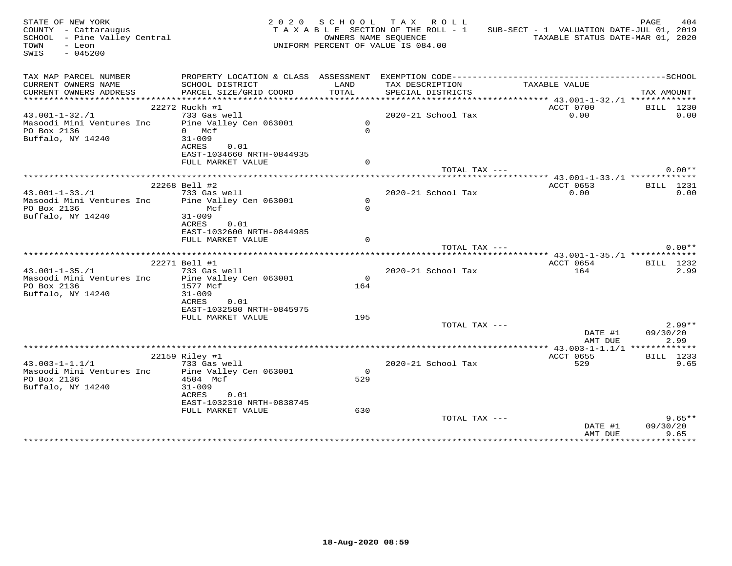STATE OF NEW YORK
COUNTY - Cattaraugus
SCHOOL - Pine Valley Central
TOWN - Leon
SWIS - 045200

2020 SCHOOL TAX ROLL
TAXABLE SECTION OF THE ROLL - 1
OWNERS NAME SEQUENCE
UNIFORM PERCENT OF VALUE IS 084.00

SUB-SECT - 1 VALUATION DATE-JUL 01, 2019
TAXABLE STATUS DATE-MAR 01, 2020

| TAX MAP PARCEL NUMBER / CURRENT OWNERS NAME / CURRENT OWNERS ADDRESS | PROPERTY LOCATION & CLASS / SCHOOL DISTRICT / PARCEL SIZE/GRID COORD | ASSESSMENT LAND / TOTAL | EXEMPTION CODE / TAX DESCRIPTION / SPECIAL DISTRICTS | TAXABLE VALUE | SCHOOL TAX AMOUNT |
|---|---|---|---|---|---|
| **43.001-1-32./1** | 22272 Ruckh #1 | | | ACCT 0700 | BILL 1230 |
| 43.001-1-32./1 | 733 Gas well | | 2020-21 School Tax | 0.00 | 0.00 |
| Masoodi Mini Ventures Inc | Pine Valley Cen 063001 | 0 | | | |
| PO Box 2136 | 0 Mcf | 0 | | | |
| Buffalo, NY 14240 | 31-009 | | | | |
| | ACRES 0.01 | | | | |
| | EAST-1034660 NRTH-0844935 | | | | |
| | FULL MARKET VALUE | 0 | | | |
| | | | TOTAL TAX --- | | 0.00** |
| **43.001-1-33./1** | 22268 Bell #2 | | | ACCT 0653 | BILL 1231 |
| 43.001-1-33./1 | 733 Gas well | | 2020-21 School Tax | 0.00 | 0.00 |
| Masoodi Mini Ventures Inc | Pine Valley Cen 063001 | 0 | | | |
| PO Box 2136 | Mcf | 0 | | | |
| Buffalo, NY 14240 | 31-009 | | | | |
| | ACRES 0.01 | | | | |
| | EAST-1032600 NRTH-0844985 | | | | |
| | FULL MARKET VALUE | 0 | | | |
| | | | TOTAL TAX --- | | 0.00** |
| **43.001-1-35./1** | 22271 Bell #1 | | | ACCT 0654 | BILL 1232 |
| 43.001-1-35./1 | 733 Gas well | | 2020-21 School Tax | 164 | 2.99 |
| Masoodi Mini Ventures Inc | Pine Valley Cen 063001 | 0 | | | |
| PO Box 2136 | 1577 Mcf | 164 | | | |
| Buffalo, NY 14240 | 31-009 | | | | |
| | ACRES 0.01 | | | | |
| | EAST-1032580 NRTH-0845975 | | | | |
| | FULL MARKET VALUE | 195 | | | |
| | | | TOTAL TAX --- | | 2.99** |
| | | | | DATE #1 | 09/30/20 |
| | | | | AMT DUE | 2.99 |
| **43.003-1-1.1/1** | 22159 Riley #1 | | | ACCT 0655 | BILL 1233 |
| 43.003-1-1.1/1 | 733 Gas well | | 2020-21 School Tax | 529 | 9.65 |
| Masoodi Mini Ventures Inc | Pine Valley Cen 063001 | 0 | | | |
| PO Box 2136 | 4504 Mcf | 529 | | | |
| Buffalo, NY 14240 | 31-009 | | | | |
| | ACRES 0.01 | | | | |
| | EAST-1032310 NRTH-0838745 | | | | |
| | FULL MARKET VALUE | 630 | | | |
| | | | TOTAL TAX --- | | 9.65** |
| | | | | DATE #1 | 09/30/20 |
| | | | | AMT DUE | 9.65 |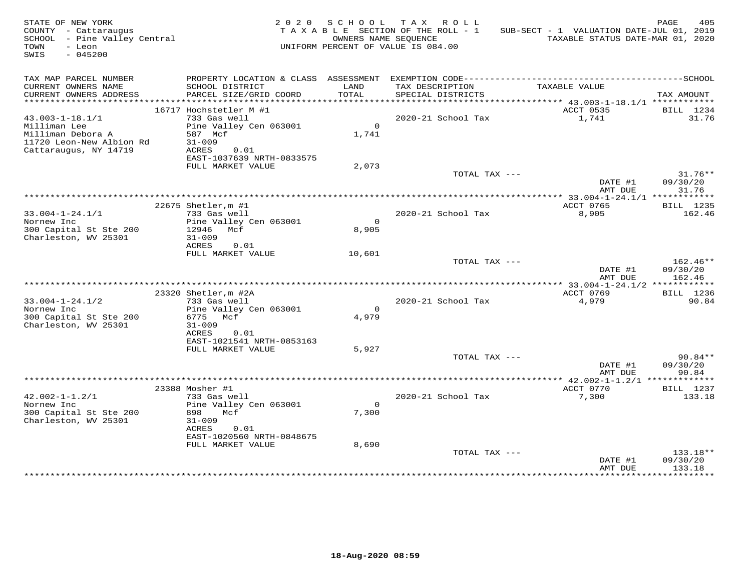STATE OF NEW YORK
COUNTY - Cattaraugus
SCHOOL - Pine Valley Central
TOWN - Leon
SWIS - 045200

2020 SCHOOL TAX ROLL
TAXABLE SECTION OF THE ROLL - 1
OWNERS NAME SEQUENCE
UNIFORM PERCENT OF VALUE IS 084.00

SUB-SECT - 1 VALUATION DATE-JUL 01, 2019
TAXABLE STATUS DATE-MAR 01, 2020

| TAX MAP PARCEL NUMBER / CURRENT OWNERS NAME / CURRENT OWNERS ADDRESS | PROPERTY LOCATION & CLASS / SCHOOL DISTRICT / PARCEL SIZE/GRID COORD | ASSESSMENT LAND / TOTAL | EXEMPTION CODE / TAX DESCRIPTION / SPECIAL DISTRICTS | TAXABLE VALUE | SCHOOL TAX AMOUNT |
|---|---|---|---|---|---|
| 43.003-1-18.1/1 | 16717 Hochstetler M #1 | | | ACCT 0535 | BILL 1234 |
| Milliman Lee | 733 Gas well | | 2020-21 School Tax | 1,741 | 31.76 |
| Milliman Debora A | Pine Valley Cen 063001 | 0 | | | |
| 11720 Leon-New Albion Rd | 587 Mcf | 1,741 | | | |
| Cattaraugus, NY 14719 | 31-009 | | | | |
| | ACRES 0.01 | | | | |
| | EAST-1037639 NRTH-0833575 | | | | |
| | FULL MARKET VALUE | 2,073 | | | |
| | | | TOTAL TAX --- | | 31.76** |
| | | | | DATE #1 | 09/30/20 |
| | | | | AMT DUE | 31.76 |
| 33.004-1-24.1/1 | 22675 Shetler,m #1 | | | ACCT 0765 | BILL 1235 |
| Nornew Inc | 733 Gas well | | 2020-21 School Tax | 8,905 | 162.46 |
| 300 Capital St Ste 200 | Pine Valley Cen 063001 | 0 | | | |
| Charleston, WV 25301 | 12946 Mcf | 8,905 | | | |
| | 31-009 | | | | |
| | ACRES 0.01 | | | | |
| | FULL MARKET VALUE | 10,601 | | | |
| | | | TOTAL TAX --- | | 162.46** |
| | | | | DATE #1 | 09/30/20 |
| | | | | AMT DUE | 162.46 |
| 33.004-1-24.1/2 | 23320 Shetler,m #2A | | | ACCT 0769 | BILL 1236 |
| Nornew Inc | 733 Gas well | | 2020-21 School Tax | 4,979 | 90.84 |
| 300 Capital St Ste 200 | Pine Valley Cen 063001 | 0 | | | |
| Charleston, WV 25301 | 6775 Mcf | 4,979 | | | |
| | 31-009 | | | | |
| | ACRES 0.01 | | | | |
| | EAST-1021541 NRTH-0853163 | | | | |
| | FULL MARKET VALUE | 5,927 | | | |
| | | | TOTAL TAX --- | | 90.84** |
| | | | | DATE #1 | 09/30/20 |
| | | | | AMT DUE | 90.84 |
| 42.002-1-1.2/1 | 23388 Mosher #1 | | | ACCT 0770 | BILL 1237 |
| Nornew Inc | 733 Gas well | | 2020-21 School Tax | 7,300 | 133.18 |
| 300 Capital St Ste 200 | Pine Valley Cen 063001 | 0 | | | |
| Charleston, WV 25301 | 898 Mcf | 7,300 | | | |
| | 31-009 | | | | |
| | ACRES 0.01 | | | | |
| | EAST-1020560 NRTH-0848675 | | | | |
| | FULL MARKET VALUE | 8,690 | | | |
| | | | TOTAL TAX --- | | 133.18** |
| | | | | DATE #1 | 09/30/20 |
| | | | | AMT DUE | 133.18 |

18-Aug-2020 08:59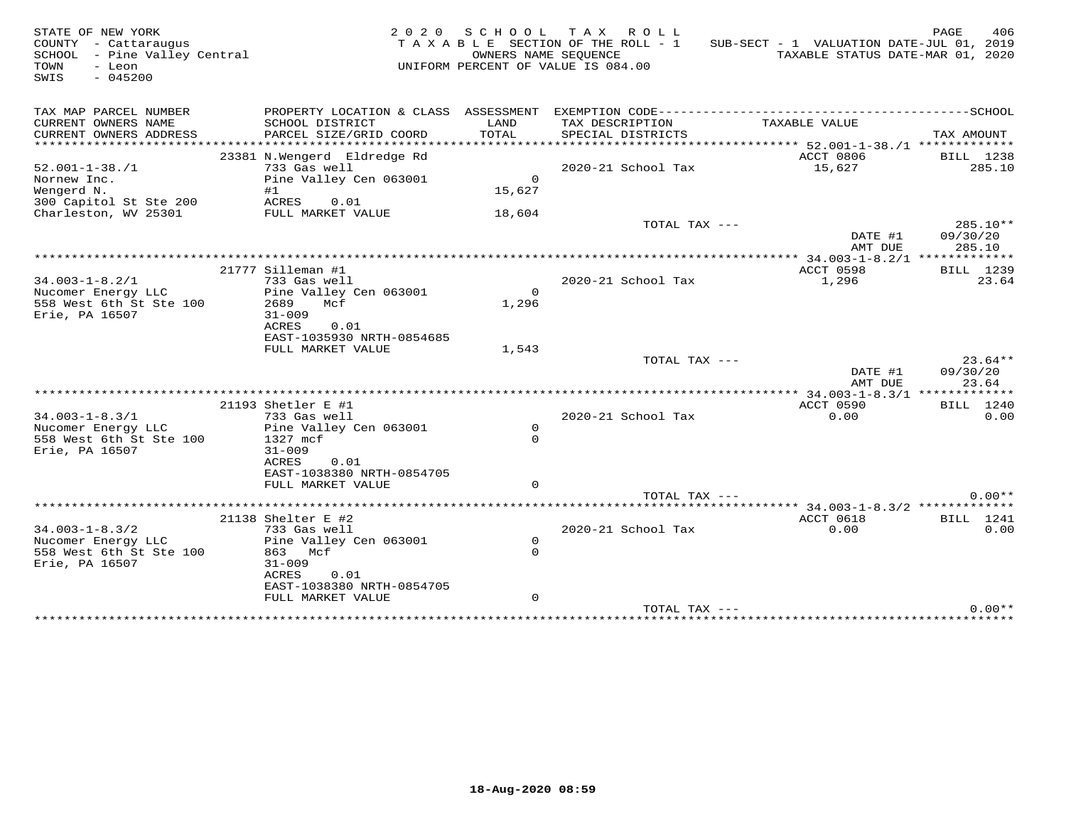STATE OF NEW YORK
COUNTY - Cattaraugus
SCHOOL - Pine Valley Central
TOWN - Leon
SWIS - 045200

2020 SCHOOL TAX ROLL
TAXABLE SECTION OF THE ROLL - 1
OWNERS NAME SEQUENCE
UNIFORM PERCENT OF VALUE IS 084.00

SUB-SECT - 1 VALUATION DATE-JUL 01, 2019
TAXABLE STATUS DATE-MAR 01, 2020

| TAX MAP PARCEL NUMBER / CURRENT OWNERS NAME / CURRENT OWNERS ADDRESS | PROPERTY LOCATION & CLASS / SCHOOL DISTRICT / PARCEL SIZE/GRID COORD | ASSESSMENT LAND / TOTAL | EXEMPTION CODE / TAX DESCRIPTION / SPECIAL DISTRICTS | TAXABLE VALUE | SCHOOL TAX AMOUNT |
|---|---|---|---|---|---|
| 52.001-1-38./1 | 23381 N.Wengerd Eldredge Rd | | | ACCT 0806 | BILL 1238 |
| 52.001-1-38./1 | 733 Gas well | | 2020-21 School Tax | 15,627 | 285.10 |
| Nornew Inc. | Pine Valley Cen 063001 | 0 | | | |
| Wengerd N. | #1 | 15,627 | | | |
| 300 Capitol St Ste 200 | ACRES 0.01 | | | | |
| Charleston, WV 25301 | FULL MARKET VALUE | 18,604 | | | |
| | | | TOTAL TAX --- | | 285.10** |
| | | | | DATE #1 | 09/30/20 |
| | | | | AMT DUE | 285.10 |
| 34.003-1-8.2/1 | 21777 Silleman #1 | | | ACCT 0598 | BILL 1239 |
| 34.003-1-8.2/1 | 733 Gas well | | 2020-21 School Tax | 1,296 | 23.64 |
| Nucomer Energy LLC | Pine Valley Cen 063001 | 0 | | | |
| 558 West 6th St Ste 100 | 2689 Mcf | 1,296 | | | |
| Erie, PA 16507 | 31-009 | | | | |
| | ACRES 0.01 | | | | |
| | EAST-1035930 NRTH-0854685 | | | | |
| | FULL MARKET VALUE | 1,543 | | | |
| | | | TOTAL TAX --- | | 23.64** |
| | | | | DATE #1 | 09/30/20 |
| | | | | AMT DUE | 23.64 |
| 34.003-1-8.3/1 | 21193 Shetler E #1 | | | ACCT 0590 | BILL 1240 |
| 34.003-1-8.3/1 | 733 Gas well | | 2020-21 School Tax | 0.00 | 0.00 |
| Nucomer Energy LLC | Pine Valley Cen 063001 | 0 | | | |
| 558 West 6th St Ste 100 | 1327 mcf | 0 | | | |
| Erie, PA 16507 | 31-009 | | | | |
| | ACRES 0.01 | | | | |
| | EAST-1038380 NRTH-0854705 | | | | |
| | FULL MARKET VALUE | 0 | | | |
| | | | TOTAL TAX --- | | 0.00** |
| 34.003-1-8.3/2 | 21138 Shelter E #2 | | | ACCT 0618 | BILL 1241 |
| 34.003-1-8.3/2 | 733 Gas well | | 2020-21 School Tax | 0.00 | 0.00 |
| Nucomer Energy LLC | Pine Valley Cen 063001 | 0 | | | |
| 558 West 6th St Ste 100 | 863 Mcf | 0 | | | |
| Erie, PA 16507 | 31-009 | | | | |
| | ACRES 0.01 | | | | |
| | EAST-1038380 NRTH-0854705 | | | | |
| | FULL MARKET VALUE | 0 | | | |
| | | | TOTAL TAX --- | | 0.00** |

18-Aug-2020 08:59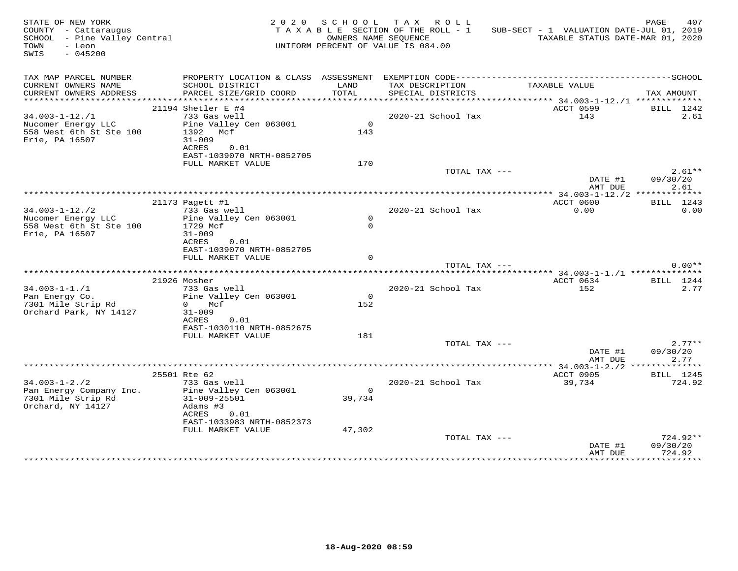STATE OF NEW YORK
COUNTY - Cattaraugus
SCHOOL - Pine Valley Central
TOWN - Leon
SWIS - 045200

2 0 2 0 S C H O O L T A X R O L L
T A X A B L E SECTION OF THE ROLL - 1
OWNERS NAME SEQUENCE
UNIFORM PERCENT OF VALUE IS 084.00

SUB-SECT - 1 VALUATION DATE-JUL 01, 2019
TAXABLE STATUS DATE-MAR 01, 2020

| TAX MAP PARCEL NUMBER / CURRENT OWNERS NAME / CURRENT OWNERS ADDRESS | PROPERTY LOCATION & CLASS / SCHOOL DISTRICT / PARCEL SIZE/GRID COORD | ASSESSMENT LAND / TOTAL | EXEMPTION CODE / TAX DESCRIPTION / SPECIAL DISTRICTS | TAXABLE VALUE | TAX AMOUNT |
|---|---|---|---|---|---|
| 34.003-1-12./1 | 21194 Shetler E #4 | | | ACCT 0599 | BILL 1242 |
| Nucomer Energy LLC | 733 Gas well | | 2020-21 School Tax | 143 | 2.61 |
| 558 West 6th St Ste 100 | Pine Valley Cen 063001 | 0 | | | |
| Erie, PA 16507 | 1392 Mcf | 143 | | | |
| | 31-009 | | | | |
| | ACRES 0.01 | | | | |
| | EAST-1039070 NRTH-0852705 | | | | |
| | FULL MARKET VALUE | 170 | | | |
| | | | TOTAL TAX --- | | 2.61** |
| | | | | DATE #1 | 09/30/20 |
| | | | | AMT DUE | 2.61 |
| 34.003-1-12./2 | 21173 Pagett #1 | | | ACCT 0600 | BILL 1243 |
| Nucomer Energy LLC | 733 Gas well | | 2020-21 School Tax | 0.00 | 0.00 |
| 558 West 6th St Ste 100 | Pine Valley Cen 063001 | 0 | | | |
| Erie, PA 16507 | 1729 Mcf | 0 | | | |
| | 31-009 | | | | |
| | ACRES 0.01 | | | | |
| | EAST-1039070 NRTH-0852705 | | | | |
| | FULL MARKET VALUE | 0 | | | |
| | | | TOTAL TAX --- | | 0.00** |
| 34.003-1-1./1 | 21926 Mosher | | | ACCT 0634 | BILL 1244 |
| Pan Energy Co. | 733 Gas well | | 2020-21 School Tax | 152 | 2.77 |
| 7301 Mile Strip Rd | Pine Valley Cen 063001 | 0 | | | |
| Orchard Park, NY 14127 | 0 Mcf | 152 | | | |
| | 31-009 | | | | |
| | ACRES 0.01 | | | | |
| | EAST-1030110 NRTH-0852675 | | | | |
| | FULL MARKET VALUE | 181 | | | |
| | | | TOTAL TAX --- | | 2.77** |
| | | | | DATE #1 | 09/30/20 |
| | | | | AMT DUE | 2.77 |
| 34.003-1-2./2 | 25501 Rte 62 | | | ACCT 0905 | BILL 1245 |
| Pan Energy Company Inc. | 733 Gas well | | 2020-21 School Tax | 39,734 | 724.92 |
| 7301 Mile Strip Rd | Pine Valley Cen 063001 | 0 | | | |
| Orchard, NY 14127 | 31-009-25501 | 39,734 | | | |
| | Adams #3 | | | | |
| | ACRES 0.01 | | | | |
| | EAST-1033983 NRTH-0852373 | | | | |
| | FULL MARKET VALUE | 47,302 | | | |
| | | | TOTAL TAX --- | | 724.92** |
| | | | | DATE #1 | 09/30/20 |
| | | | | AMT DUE | 724.92 |

18-Aug-2020 08:59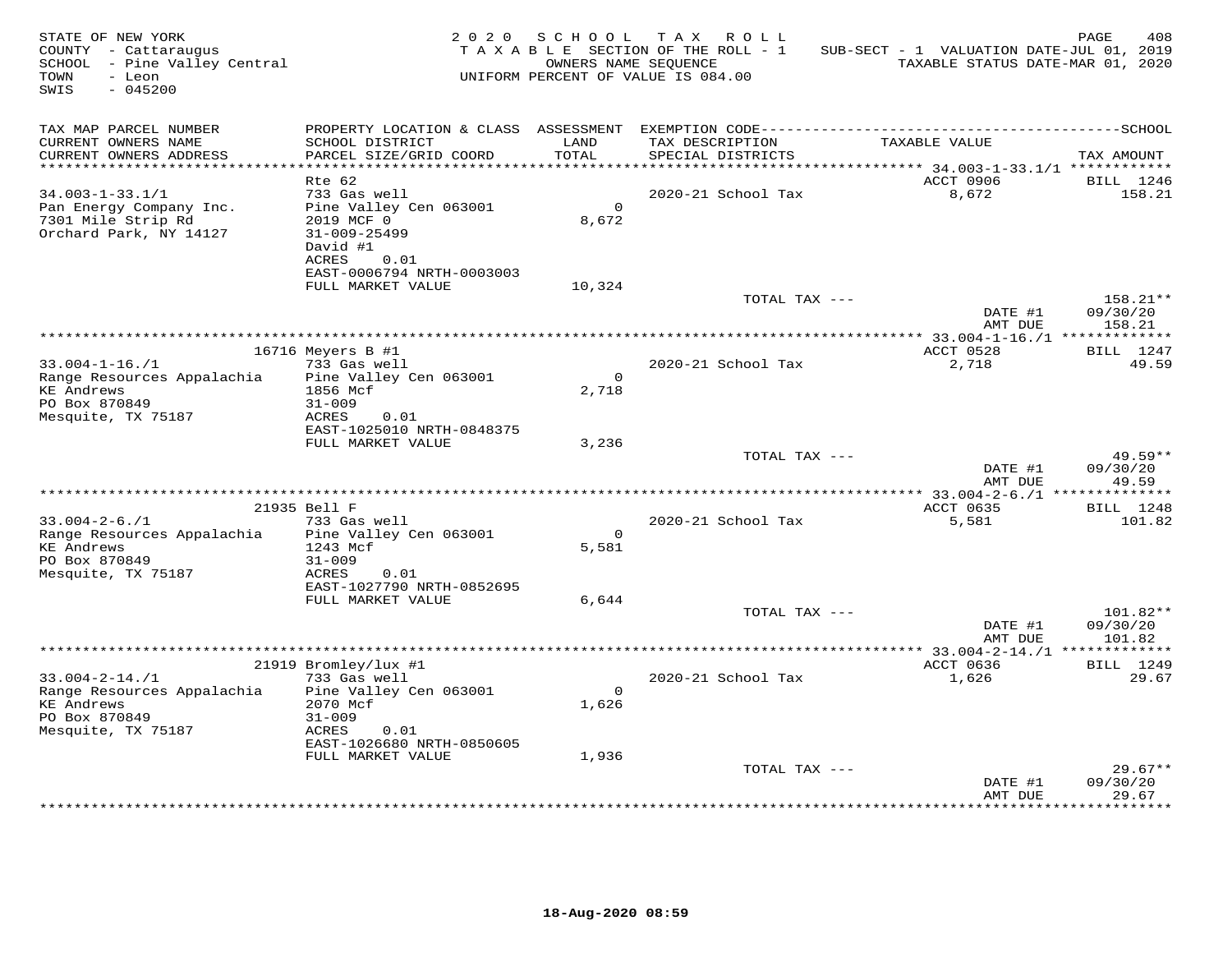STATE OF NEW YORK
COUNTY - Cattaraugus
SCHOOL - Pine Valley Central
TOWN - Leon
SWIS - 045200

2 0 2 0 S C H O O L T A X R O L L
T A X A B L E SECTION OF THE ROLL - 1
OWNERS NAME SEQUENCE
UNIFORM PERCENT OF VALUE IS 084.00

SUB-SECT - 1 VALUATION DATE-JUL 01, 2019
TAXABLE STATUS DATE-MAR 01, 2020

| TAX MAP PARCEL NUMBER / CURRENT OWNERS NAME / CURRENT OWNERS ADDRESS | PROPERTY LOCATION & CLASS / SCHOOL DISTRICT / PARCEL SIZE/GRID COORD | ASSESSMENT LAND / TOTAL | EXEMPTION CODE / TAX DESCRIPTION / SPECIAL DISTRICTS | TAXABLE VALUE | TAX AMOUNT |
|---|---|---|---|---|---|
| 34.003-1-33.1/1 | Rte 62 | | | ACCT 0906 | BILL 1246 |
| Pan Energy Company Inc. | 733 Gas well | | 2020-21 School Tax | 8,672 | 158.21 |
| 7301 Mile Strip Rd | Pine Valley Cen 063001 | 0 | | | |
| Orchard Park, NY 14127 | 2019 MCF 0 | 8,672 | | | |
| | 31-009-25499 | | | | |
| | David #1 | | | | |
| | ACRES 0.01 | | | | |
| | EAST-0006794 NRTH-0003003 | | | | |
| | FULL MARKET VALUE | 10,324 | | | |
| | | | TOTAL TAX --- | | 158.21** |
| | | | | DATE #1 | 09/30/20 |
| | | | | AMT DUE | 158.21 |
| 33.004-1-16./1 | 16716 Meyers B #1 | | | ACCT 0528 | BILL 1247 |
| Range Resources Appalachia | 733 Gas well | | 2020-21 School Tax | 2,718 | 49.59 |
| KE Andrews | Pine Valley Cen 063001 | 0 | | | |
| PO Box 870849 | 1856 Mcf | 2,718 | | | |
| Mesquite, TX 75187 | 31-009 | | | | |
| | ACRES 0.01 | | | | |
| | EAST-1025010 NRTH-0848375 | | | | |
| | FULL MARKET VALUE | 3,236 | | | |
| | | | TOTAL TAX --- | | 49.59** |
| | | | | DATE #1 | 09/30/20 |
| | | | | AMT DUE | 49.59 |
| 33.004-2-6./1 | 21935 Bell F | | | ACCT 0635 | BILL 1248 |
| Range Resources Appalachia | 733 Gas well | | 2020-21 School Tax | 5,581 | 101.82 |
| KE Andrews | Pine Valley Cen 063001 | 0 | | | |
| PO Box 870849 | 1243 Mcf | 5,581 | | | |
| Mesquite, TX 75187 | 31-009 | | | | |
| | ACRES 0.01 | | | | |
| | EAST-1027790 NRTH-0852695 | | | | |
| | FULL MARKET VALUE | 6,644 | | | |
| | | | TOTAL TAX --- | | 101.82** |
| | | | | DATE #1 | 09/30/20 |
| | | | | AMT DUE | 101.82 |
| 33.004-2-14./1 | 21919 Bromley/lux #1 | | | ACCT 0636 | BILL 1249 |
| Range Resources Appalachia | 733 Gas well | | 2020-21 School Tax | 1,626 | 29.67 |
| KE Andrews | Pine Valley Cen 063001 | 0 | | | |
| PO Box 870849 | 2070 Mcf | 1,626 | | | |
| Mesquite, TX 75187 | 31-009 | | | | |
| | ACRES 0.01 | | | | |
| | EAST-1026680 NRTH-0850605 | | | | |
| | FULL MARKET VALUE | 1,936 | | | |
| | | | TOTAL TAX --- | | 29.67** |
| | | | | DATE #1 | 09/30/20 |
| | | | | AMT DUE | 29.67 |

18-Aug-2020 08:59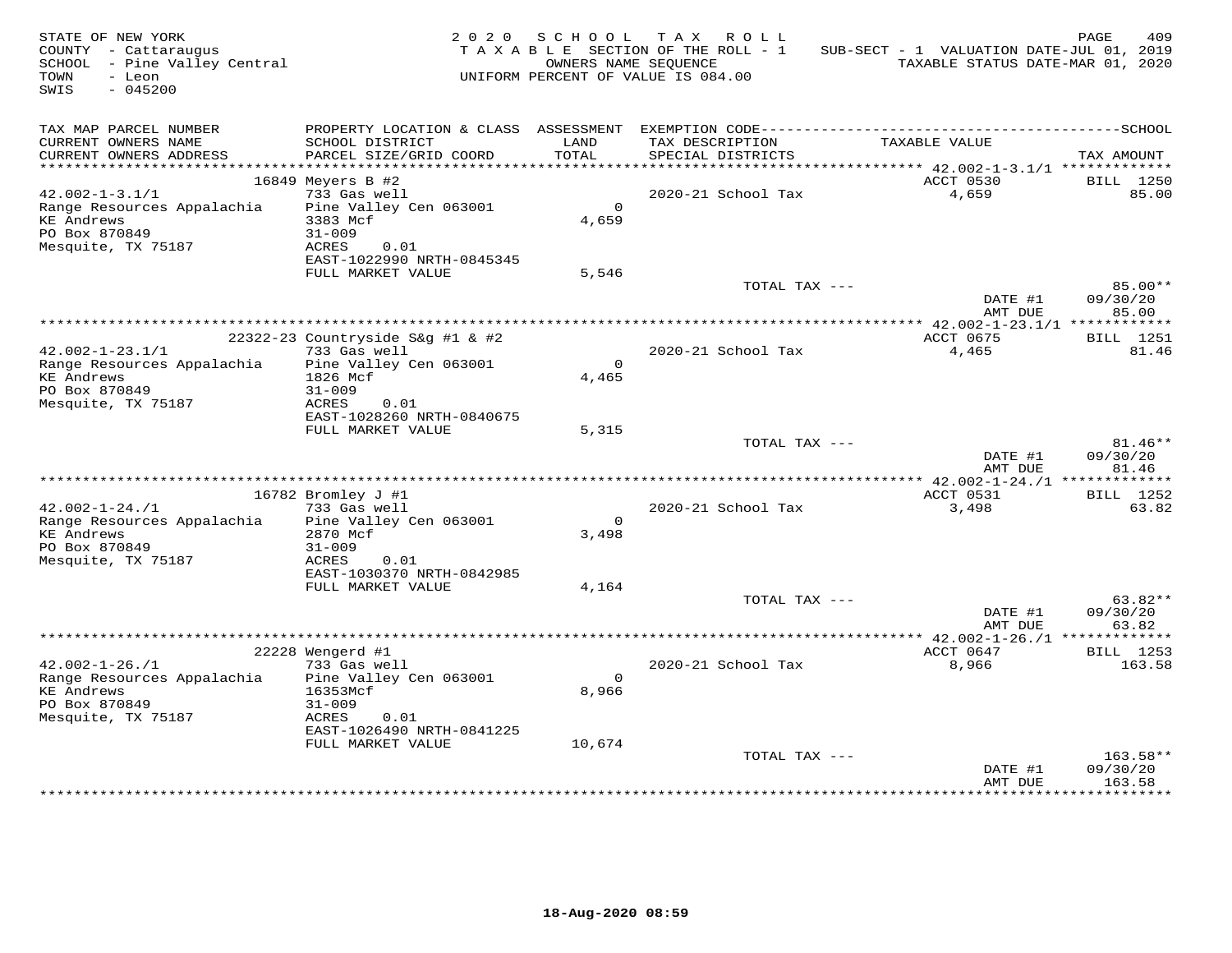STATE OF NEW YORK
COUNTY - Cattaraugus
SCHOOL - Pine Valley Central
TOWN - Leon
SWIS - 045200

2020 SCHOOL TAX ROLL
TAXABLE SECTION OF THE ROLL - 1
OWNERS NAME SEQUENCE
UNIFORM PERCENT OF VALUE IS 084.00

SUB-SECT - 1 VALUATION DATE-JUL 01, 2019
TAXABLE STATUS DATE-MAR 01, 2020

| TAX MAP PARCEL NUMBER / CURRENT OWNERS NAME / CURRENT OWNERS ADDRESS | PROPERTY LOCATION & CLASS / SCHOOL DISTRICT / PARCEL SIZE/GRID COORD | ASSESSMENT LAND / TOTAL | EXEMPTION CODE / TAX DESCRIPTION / SPECIAL DISTRICTS | TAXABLE VALUE | SCHOOL TAX AMOUNT |
|---|---|---|---|---|---|
| | 16849 Meyers B #2 | | | ACCT 0530 | BILL 1250 |
| 42.002-1-3.1/1 | 733 Gas well | | 2020-21 School Tax | 4,659 | 85.00 |
| Range Resources Appalachia | Pine Valley Cen 063001 | 0 | | | |
| KE Andrews | 3383 Mcf | 4,659 | | | |
| PO Box 870849 | 31-009 | | | | |
| Mesquite, TX 75187 | ACRES 0.01 | | | | |
| | EAST-1022990 NRTH-0845345 | | | | |
| | FULL MARKET VALUE | 5,546 | | | |
| | | | TOTAL TAX --- | | 85.00** |
| | | | | DATE #1 | 09/30/20 |
| | | | | AMT DUE | 85.00 |
| | 22322-23 Countryside S&g #1 & #2 | | | ACCT 0675 | BILL 1251 |
| 42.002-1-23.1/1 | 733 Gas well | | 2020-21 School Tax | 4,465 | 81.46 |
| Range Resources Appalachia | Pine Valley Cen 063001 | 0 | | | |
| KE Andrews | 1826 Mcf | 4,465 | | | |
| PO Box 870849 | 31-009 | | | | |
| Mesquite, TX 75187 | ACRES 0.01 | | | | |
| | EAST-1028260 NRTH-0840675 | | | | |
| | FULL MARKET VALUE | 5,315 | | | |
| | | | TOTAL TAX --- | | 81.46** |
| | | | | DATE #1 | 09/30/20 |
| | | | | AMT DUE | 81.46 |
| | 16782 Bromley J #1 | | | ACCT 0531 | BILL 1252 |
| 42.002-1-24./1 | 733 Gas well | | 2020-21 School Tax | 3,498 | 63.82 |
| Range Resources Appalachia | Pine Valley Cen 063001 | 0 | | | |
| KE Andrews | 2870 Mcf | 3,498 | | | |
| PO Box 870849 | 31-009 | | | | |
| Mesquite, TX 75187 | ACRES 0.01 | | | | |
| | EAST-1030370 NRTH-0842985 | | | | |
| | FULL MARKET VALUE | 4,164 | | | |
| | | | TOTAL TAX --- | | 63.82** |
| | | | | DATE #1 | 09/30/20 |
| | | | | AMT DUE | 63.82 |
| | 22228 Wengerd #1 | | | ACCT 0647 | BILL 1253 |
| 42.002-1-26./1 | 733 Gas well | | 2020-21 School Tax | 8,966 | 163.58 |
| Range Resources Appalachia | Pine Valley Cen 063001 | 0 | | | |
| KE Andrews | 16353Mcf | 8,966 | | | |
| PO Box 870849 | 31-009 | | | | |
| Mesquite, TX 75187 | ACRES 0.01 | | | | |
| | EAST-1026490 NRTH-0841225 | | | | |
| | FULL MARKET VALUE | 10,674 | | | |
| | | | TOTAL TAX --- | | 163.58** |
| | | | | DATE #1 | 09/30/20 |
| | | | | AMT DUE | 163.58 |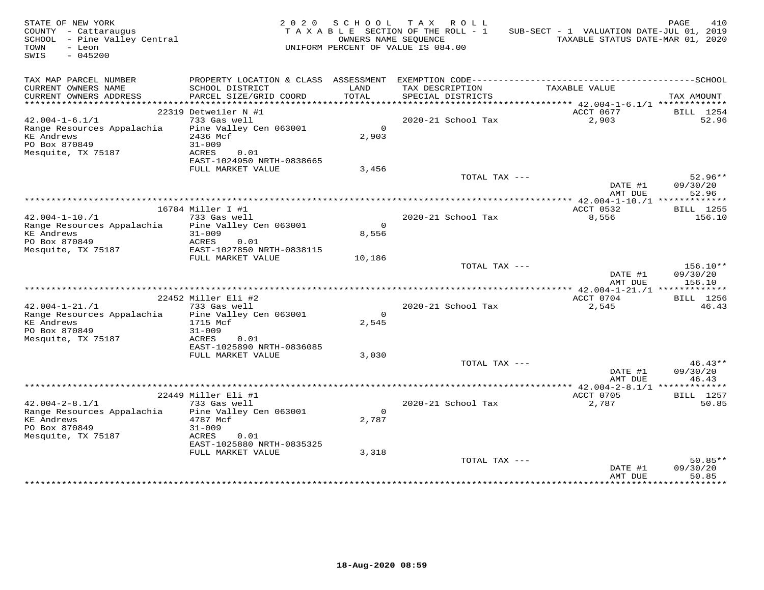STATE OF NEW YORK
COUNTY - Cattaraugus
SCHOOL - Pine Valley Central
TOWN - Leon
SWIS - 045200

2020 SCHOOL TAX ROLL
TAXABLE SECTION OF THE ROLL - 1
OWNERS NAME SEQUENCE
UNIFORM PERCENT OF VALUE IS 084.00

SUB-SECT - 1 VALUATION DATE-JUL 01, 2019
TAXABLE STATUS DATE-MAR 01, 2020

| TAX MAP PARCEL NUMBER / CURRENT OWNERS NAME / CURRENT OWNERS ADDRESS | PROPERTY LOCATION & CLASS / SCHOOL DISTRICT / PARCEL SIZE/GRID COORD | ASSESSMENT LAND / TOTAL | EXEMPTION CODE / TAX DESCRIPTION / SPECIAL DISTRICTS | TAXABLE VALUE | TAX AMOUNT |
|---|---|---|---|---|---|
| **42.004-1-6.1/1** | 22319 Detweiler N #1 | | | ACCT 0677 | BILL 1254 |
| Range Resources Appalachia | 733 Gas well | | | | |
| KE Andrews | Pine Valley Cen 063001 | 0 | 2020-21 School Tax | 2,903 | 52.96 |
| PO Box 870849 | 2436 Mcf | 2,903 | | | |
| Mesquite, TX 75187 | 31-009 | | | | |
| | ACRES 0.01 | | | | |
| | EAST-1024950 NRTH-0838665 | | | | |
| | FULL MARKET VALUE | 3,456 | | | |
| | | | TOTAL TAX --- | | 52.96** |
| | | | | DATE #1 | 09/30/20 |
| | | | | AMT DUE | 52.96 |
| **42.004-1-10./1** | 16784 Miller I #1 | | | ACCT 0532 | BILL 1255 |
| Range Resources Appalachia | 733 Gas well | | | | |
| KE Andrews | Pine Valley Cen 063001 | 0 | 2020-21 School Tax | 8,556 | 156.10 |
| PO Box 870849 | 31-009 | 8,556 | | | |
| Mesquite, TX 75187 | ACRES 0.01 | | | | |
| | EAST-1027850 NRTH-0838115 | | | | |
| | FULL MARKET VALUE | 10,186 | | | |
| | | | TOTAL TAX --- | | 156.10** |
| | | | | DATE #1 | 09/30/20 |
| | | | | AMT DUE | 156.10 |
| **42.004-1-21./1** | 22452 Miller Eli #2 | | | ACCT 0704 | BILL 1256 |
| Range Resources Appalachia | 733 Gas well | | | | |
| KE Andrews | Pine Valley Cen 063001 | 0 | 2020-21 School Tax | 2,545 | 46.43 |
| PO Box 870849 | 1715 Mcf | 2,545 | | | |
| Mesquite, TX 75187 | 31-009 | | | | |
| | ACRES 0.01 | | | | |
| | EAST-1025890 NRTH-0836085 | | | | |
| | FULL MARKET VALUE | 3,030 | | | |
| | | | TOTAL TAX --- | | 46.43** |
| | | | | DATE #1 | 09/30/20 |
| | | | | AMT DUE | 46.43 |
| **42.004-2-8.1/1** | 22449 Miller Eli #1 | | | ACCT 0705 | BILL 1257 |
| Range Resources Appalachia | 733 Gas well | | | | |
| KE Andrews | Pine Valley Cen 063001 | 0 | 2020-21 School Tax | 2,787 | 50.85 |
| PO Box 870849 | 4787 Mcf | 2,787 | | | |
| Mesquite, TX 75187 | 31-009 | | | | |
| | ACRES 0.01 | | | | |
| | EAST-1025880 NRTH-0835325 | | | | |
| | FULL MARKET VALUE | 3,318 | | | |
| | | | TOTAL TAX --- | | 50.85** |
| | | | | DATE #1 | 09/30/20 |
| | | | | AMT DUE | 50.85 |

18-Aug-2020 08:59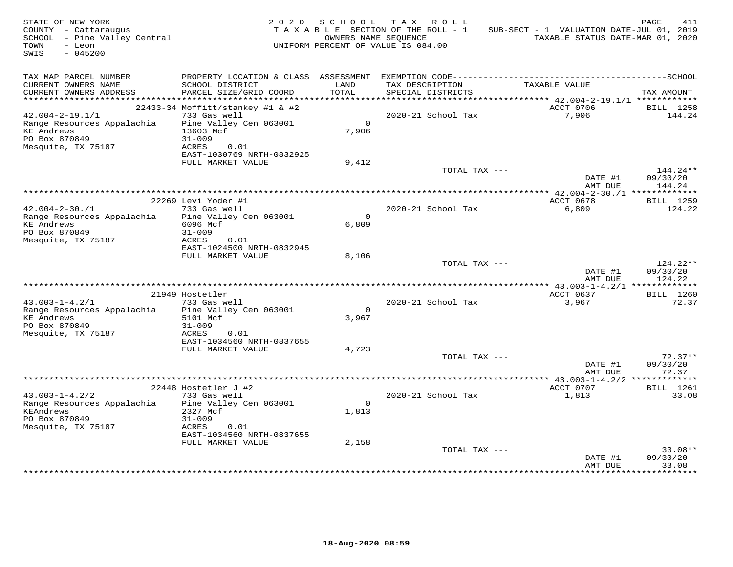STATE OF NEW YORK
COUNTY - Cattaraugus
SCHOOL - Pine Valley Central
TOWN - Leon
SWIS - 045200

2 0 2 0 S C H O O L T A X R O L L
T A X A B L E SECTION OF THE ROLL - 1
OWNERS NAME SEQUENCE
UNIFORM PERCENT OF VALUE IS 084.00

SUB-SECT - 1 VALUATION DATE-JUL 01, 2019
TAXABLE STATUS DATE-MAR 01, 2020

| TAX MAP PARCEL NUMBER<br>CURRENT OWNERS NAME<br>CURRENT OWNERS ADDRESS | PROPERTY LOCATION & CLASS<br>SCHOOL DISTRICT<br>PARCEL SIZE/GRID COORD | ASSESSMENT<br>LAND<br>TOTAL | EXEMPTION CODE<br>TAX DESCRIPTION<br>SPECIAL DISTRICTS | TAXABLE VALUE | TAX AMOUNT |
|---|---|---|---|---|---|
| 42.004-2-19.1/1 | 22433-34 Moffitt/stankey #1 & #2 | | | ACCT 0706 | BILL 1258 |
| Range Resources Appalachia | 733 Gas well | | 2020-21 School Tax | 7,906 | 144.24 |
| KE Andrews | Pine Valley Cen 063001 | 0 | | | |
| PO Box 870849 | 13603 Mcf | 7,906 | | | |
| Mesquite, TX 75187 | 31-009 | | | | |
| | ACRES 0.01 | | | | |
| | EAST-1030769 NRTH-0832925 | | | | |
| | FULL MARKET VALUE | 9,412 | | | |
| | | | TOTAL TAX --- | | 144.24** |
| | | | | DATE #1 | 09/30/20 |
| | | | | AMT DUE | 144.24 |
| 42.004-2-30./1 | 22269 Levi Yoder #1 | | | ACCT 0678 | BILL 1259 |
| Range Resources Appalachia | 733 Gas well | | 2020-21 School Tax | 6,809 | 124.22 |
| KE Andrews | Pine Valley Cen 063001 | 0 | | | |
| PO Box 870849 | 6096 Mcf | 6,809 | | | |
| Mesquite, TX 75187 | 31-009 | | | | |
| | ACRES 0.01 | | | | |
| | EAST-1024500 NRTH-0832945 | | | | |
| | FULL MARKET VALUE | 8,106 | | | |
| | | | TOTAL TAX --- | | 124.22** |
| | | | | DATE #1 | 09/30/20 |
| | | | | AMT DUE | 124.22 |
| 43.003-1-4.2/1 | 21949 Hostetler | | | ACCT 0637 | BILL 1260 |
| Range Resources Appalachia | 733 Gas well | | 2020-21 School Tax | 3,967 | 72.37 |
| KE Andrews | Pine Valley Cen 063001 | 0 | | | |
| PO Box 870849 | 5101 Mcf | 3,967 | | | |
| Mesquite, TX 75187 | 31-009 | | | | |
| | ACRES 0.01 | | | | |
| | EAST-1034560 NRTH-0837655 | | | | |
| | FULL MARKET VALUE | 4,723 | | | |
| | | | TOTAL TAX --- | | 72.37** |
| | | | | DATE #1 | 09/30/20 |
| | | | | AMT DUE | 72.37 |
| 43.003-1-4.2/2 | 22448 Hostetler J #2 | | | ACCT 0707 | BILL 1261 |
| Range Resources Appalachia | 733 Gas well | | 2020-21 School Tax | 1,813 | 33.08 |
| KEAndrews | Pine Valley Cen 063001 | 0 | | | |
| PO Box 870849 | 2327 Mcf | 1,813 | | | |
| Mesquite, TX 75187 | 31-009 | | | | |
| | ACRES 0.01 | | | | |
| | EAST-1034560 NRTH-0837655 | | | | |
| | FULL MARKET VALUE | 2,158 | | | |
| | | | TOTAL TAX --- | | 33.08** |
| | | | | DATE #1 | 09/30/20 |
| | | | | AMT DUE | 33.08 |

18-Aug-2020 08:59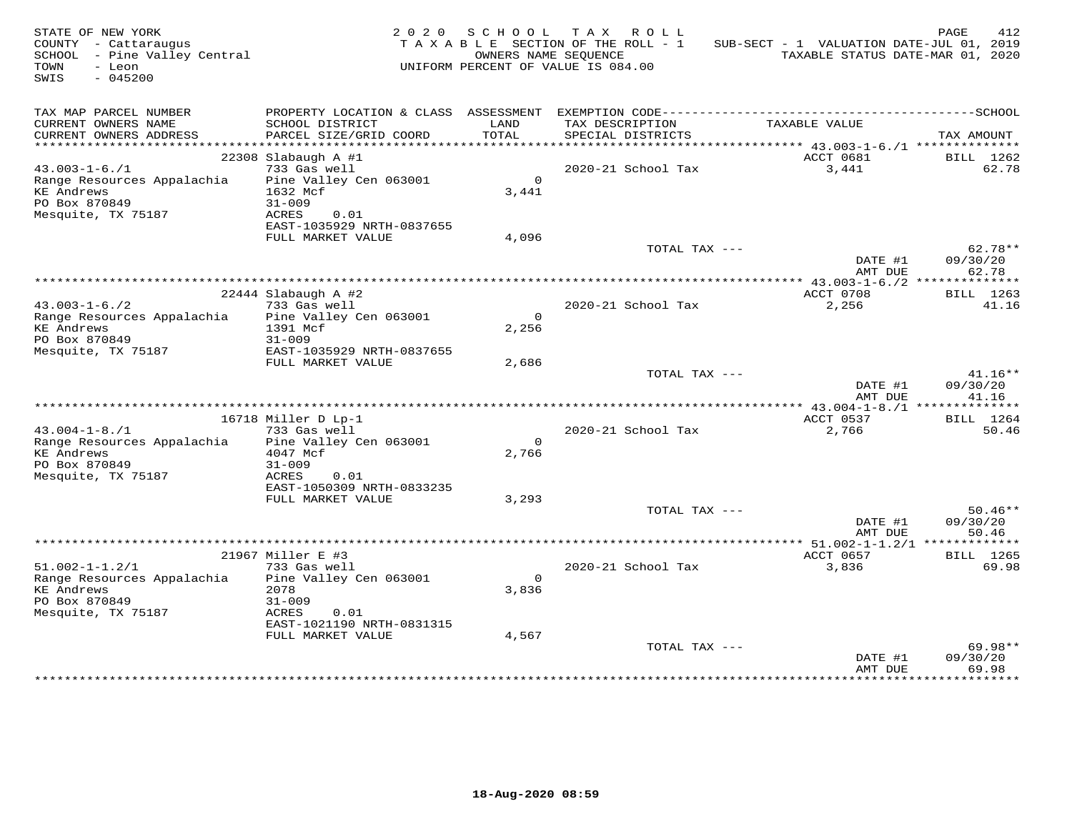STATE OF NEW YORK
COUNTY - Cattaraugus
SCHOOL - Pine Valley Central
TOWN - Leon
SWIS - 045200

2020 SCHOOL TAX ROLL
TAXABLE SECTION OF THE ROLL - 1
OWNERS NAME SEQUENCE
UNIFORM PERCENT OF VALUE IS 084.00

SUB-SECT - 1 VALUATION DATE-JUL 01, 2019
TAXABLE STATUS DATE-MAR 01, 2020

| TAX MAP PARCEL NUMBER / CURRENT OWNERS NAME / CURRENT OWNERS ADDRESS | PROPERTY LOCATION & CLASS / SCHOOL DISTRICT / PARCEL SIZE/GRID COORD | ASSESSMENT LAND / TOTAL | EXEMPTION CODE / TAX DESCRIPTION / SPECIAL DISTRICTS | TAXABLE VALUE | SCHOOL TAX AMOUNT |
|---|---|---|---|---|---|
| 43.003-1-6./1 | 22308 Slabaugh A #1 | | | ACCT 0681 | BILL 1262 |
| Range Resources Appalachia | 733 Gas well | | 2020-21 School Tax | 3,441 | 62.78 |
| KE Andrews | Pine Valley Cen 063001 | 0 | | | |
| PO Box 870849 | 1632 Mcf | 3,441 | | | |
| Mesquite, TX 75187 | 31-009 | | | | |
| | ACRES 0.01 | | | | |
| | EAST-1035929 NRTH-0837655 | | | | |
| | FULL MARKET VALUE | 4,096 | | | |
| | | | TOTAL TAX --- | | 62.78** |
| | | | | DATE #1 | 09/30/20 |
| | | | | AMT DUE | 62.78 |
| 43.003-1-6./2 | 22444 Slabaugh A #2 | | | ACCT 0708 | BILL 1263 |
| Range Resources Appalachia | 733 Gas well | | 2020-21 School Tax | 2,256 | 41.16 |
| KE Andrews | Pine Valley Cen 063001 | 0 | | | |
| PO Box 870849 | 1391 Mcf | 2,256 | | | |
| Mesquite, TX 75187 | 31-009 | | | | |
| | EAST-1035929 NRTH-0837655 | | | | |
| | FULL MARKET VALUE | 2,686 | | | |
| | | | TOTAL TAX --- | | 41.16** |
| | | | | DATE #1 | 09/30/20 |
| | | | | AMT DUE | 41.16 |
| 43.004-1-8./1 | 16718 Miller D Lp-1 | | | ACCT 0537 | BILL 1264 |
| Range Resources Appalachia | 733 Gas well | | 2020-21 School Tax | 2,766 | 50.46 |
| KE Andrews | Pine Valley Cen 063001 | 0 | | | |
| PO Box 870849 | 4047 Mcf | 2,766 | | | |
| Mesquite, TX 75187 | 31-009 | | | | |
| | ACRES 0.01 | | | | |
| | EAST-1050309 NRTH-0833235 | | | | |
| | FULL MARKET VALUE | 3,293 | | | |
| | | | TOTAL TAX --- | | 50.46** |
| | | | | DATE #1 | 09/30/20 |
| | | | | AMT DUE | 50.46 |
| 51.002-1-1.2/1 | 21967 Miller E #3 | | | ACCT 0657 | BILL 1265 |
| Range Resources Appalachia | 733 Gas well | | 2020-21 School Tax | 3,836 | 69.98 |
| KE Andrews | Pine Valley Cen 063001 | 0 | | | |
| PO Box 870849 | 2078 | 3,836 | | | |
| Mesquite, TX 75187 | 31-009 | | | | |
| | ACRES 0.01 | | | | |
| | EAST-1021190 NRTH-0831315 | | | | |
| | FULL MARKET VALUE | 4,567 | | | |
| | | | TOTAL TAX --- | | 69.98** |
| | | | | DATE #1 | 09/30/20 |
| | | | | AMT DUE | 69.98 |

18-Aug-2020 08:59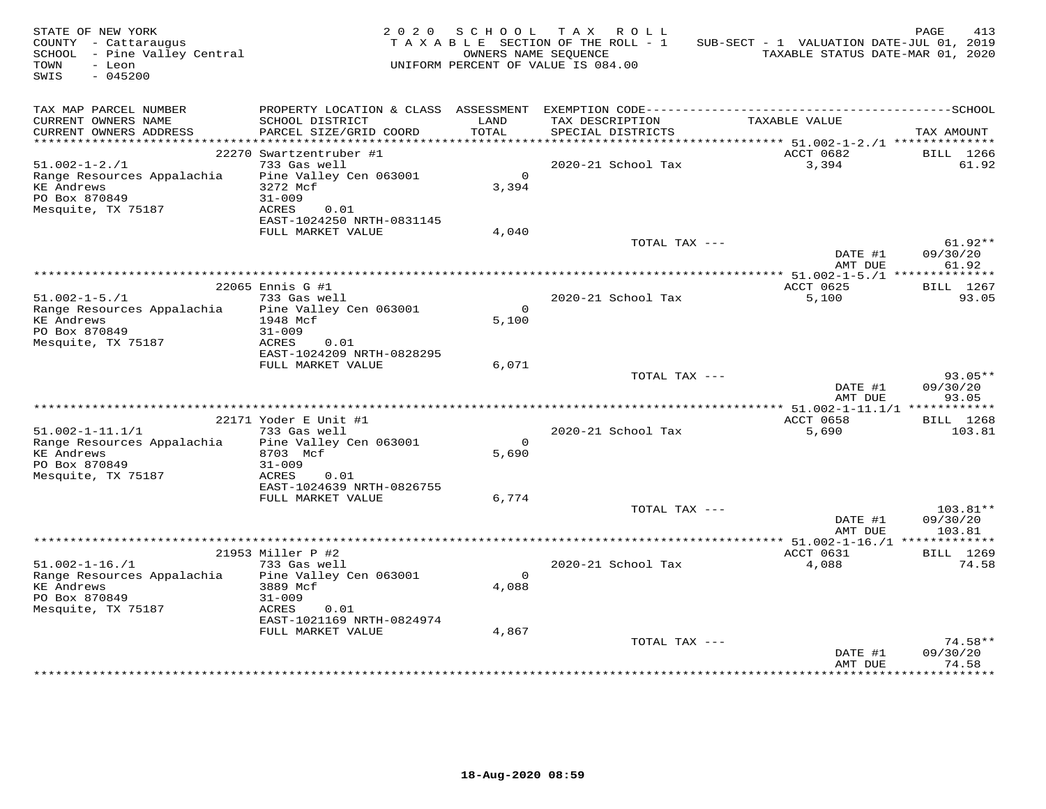STATE OF NEW YORK
COUNTY - Cattaraugus
SCHOOL - Pine Valley Central
TOWN - Leon
SWIS - 045200

2020 SCHOOL TAX ROLL
TAXABLE SECTION OF THE ROLL - 1
OWNERS NAME SEQUENCE
UNIFORM PERCENT OF VALUE IS 084.00

SUB-SECT - 1 VALUATION DATE-JUL 01, 2019
TAXABLE STATUS DATE-MAR 01, 2020

| TAX MAP PARCEL NUMBER / CURRENT OWNERS NAME / CURRENT OWNERS ADDRESS | PROPERTY LOCATION & CLASS / SCHOOL DISTRICT / PARCEL SIZE/GRID COORD | ASSESSMENT LAND / TOTAL | EXEMPTION CODE / TAX DESCRIPTION / SPECIAL DISTRICTS | TAXABLE VALUE | TAX AMOUNT |
|---|---|---|---|---|---|
| 51.002-1-2./1 | 22270 Swartzentruber #1 | | | ACCT 0682 | BILL 1266 |
| Range Resources Appalachia | 733 Gas well | | 2020-21 School Tax | 3,394 | 61.92 |
| KE Andrews | Pine Valley Cen 063001 | 0 | | | |
| PO Box 870849 | 3272 Mcf | 3,394 | | | |
| Mesquite, TX 75187 | 31-009 | | | | |
| | ACRES 0.01 | | | | |
| | EAST-1024250 NRTH-0831145 | | | | |
| | FULL MARKET VALUE | 4,040 | | | |
| | | | TOTAL TAX --- | | 61.92** |
| | | | | DATE #1 | 09/30/20 |
| | | | | AMT DUE | 61.92 |
| 51.002-1-5./1 | 22065 Ennis G #1 | | | ACCT 0625 | BILL 1267 |
| Range Resources Appalachia | 733 Gas well | | 2020-21 School Tax | 5,100 | 93.05 |
| KE Andrews | Pine Valley Cen 063001 | 0 | | | |
| PO Box 870849 | 1948 Mcf | 5,100 | | | |
| Mesquite, TX 75187 | 31-009 | | | | |
| | ACRES 0.01 | | | | |
| | EAST-1024209 NRTH-0828295 | | | | |
| | FULL MARKET VALUE | 6,071 | | | |
| | | | TOTAL TAX --- | | 93.05** |
| | | | | DATE #1 | 09/30/20 |
| | | | | AMT DUE | 93.05 |
| 51.002-1-11.1/1 | 22171 Yoder E Unit #1 | | | ACCT 0658 | BILL 1268 |
| Range Resources Appalachia | 733 Gas well | | 2020-21 School Tax | 5,690 | 103.81 |
| KE Andrews | Pine Valley Cen 063001 | 0 | | | |
| PO Box 870849 | 8703 Mcf | 5,690 | | | |
| Mesquite, TX 75187 | 31-009 | | | | |
| | ACRES 0.01 | | | | |
| | EAST-1024639 NRTH-0826755 | | | | |
| | FULL MARKET VALUE | 6,774 | | | |
| | | | TOTAL TAX --- | | 103.81** |
| | | | | DATE #1 | 09/30/20 |
| | | | | AMT DUE | 103.81 |
| 51.002-1-16./1 | 21953 Miller P #2 | | | ACCT 0631 | BILL 1269 |
| Range Resources Appalachia | 733 Gas well | | 2020-21 School Tax | 4,088 | 74.58 |
| KE Andrews | Pine Valley Cen 063001 | 0 | | | |
| PO Box 870849 | 3889 Mcf | 4,088 | | | |
| Mesquite, TX 75187 | 31-009 | | | | |
| | ACRES 0.01 | | | | |
| | EAST-1021169 NRTH-0824974 | | | | |
| | FULL MARKET VALUE | 4,867 | | | |
| | | | TOTAL TAX --- | | 74.58** |
| | | | | DATE #1 | 09/30/20 |
| | | | | AMT DUE | 74.58 |

18-Aug-2020 08:59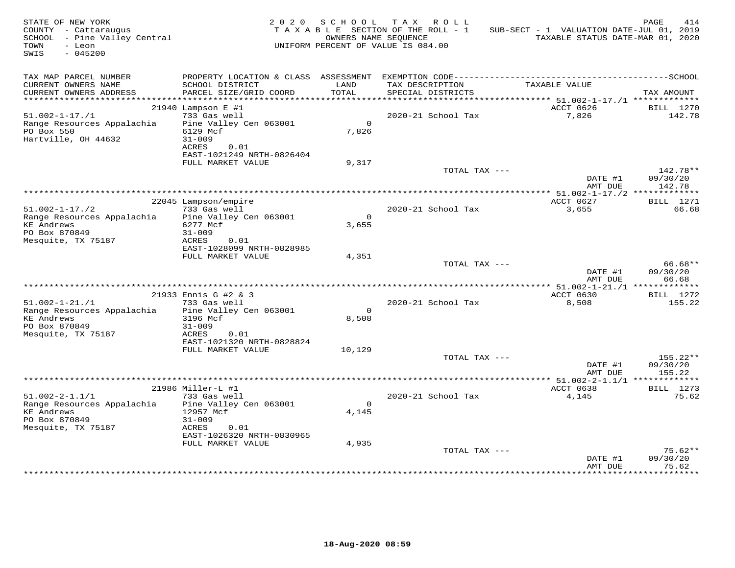STATE OF NEW YORK
COUNTY - Cattaraugus
SCHOOL - Pine Valley Central
TOWN - Leon
SWIS - 045200

2020 SCHOOL TAX ROLL
TAXABLE SECTION OF THE ROLL - 1
OWNERS NAME SEQUENCE
UNIFORM PERCENT OF VALUE IS 084.00

SUB-SECT - 1 VALUATION DATE-JUL 01, 2019
TAXABLE STATUS DATE-MAR 01, 2020

| TAX MAP PARCEL NUMBER / CURRENT OWNERS NAME / CURRENT OWNERS ADDRESS | PROPERTY LOCATION & CLASS / SCHOOL DISTRICT / PARCEL SIZE/GRID COORD | ASSESSMENT LAND / TOTAL | EXEMPTION CODE / TAX DESCRIPTION / SPECIAL DISTRICTS | TAXABLE VALUE | TAX AMOUNT |
|---|---|---|---|---|---|
| | 21940 Lampson E #1 | | | ACCT 0626 | BILL 1270 |
| 51.002-1-17./1 | 733 Gas well | | 2020-21 School Tax | 7,826 | 142.78 |
| Range Resources Appalachia | Pine Valley Cen 063001 | 0 | | | |
| PO Box 550 | 6129 Mcf | 7,826 | | | |
| Hartville, OH 44632 | 31-009 | | | | |
| | ACRES 0.01 | | | | |
| | EAST-1021249 NRTH-0826404 | | | | |
| | FULL MARKET VALUE | 9,317 | | | |
| | | | TOTAL TAX --- | | 142.78** |
| | | | | DATE #1 | 09/30/20 |
| | | | | AMT DUE | 142.78 |
| | 22045 Lampson/empire | | | ACCT 0627 | BILL 1271 |
| 51.002-1-17./2 | 733 Gas well | | 2020-21 School Tax | 3,655 | 66.68 |
| Range Resources Appalachia | Pine Valley Cen 063001 | 0 | | | |
| KE Andrews | 6277 Mcf | 3,655 | | | |
| PO Box 870849 | 31-009 | | | | |
| Mesquite, TX 75187 | ACRES 0.01 | | | | |
| | EAST-1028099 NRTH-0828985 | | | | |
| | FULL MARKET VALUE | 4,351 | | | |
| | | | TOTAL TAX --- | | 66.68** |
| | | | | DATE #1 | 09/30/20 |
| | | | | AMT DUE | 66.68 |
| | 21933 Ennis G #2 & 3 | | | ACCT 0630 | BILL 1272 |
| 51.002-1-21./1 | 733 Gas well | | 2020-21 School Tax | 8,508 | 155.22 |
| Range Resources Appalachia | Pine Valley Cen 063001 | 0 | | | |
| KE Andrews | 3196 Mcf | 8,508 | | | |
| PO Box 870849 | 31-009 | | | | |
| Mesquite, TX 75187 | ACRES 0.01 | | | | |
| | EAST-1021320 NRTH-0828824 | | | | |
| | FULL MARKET VALUE | 10,129 | | | |
| | | | TOTAL TAX --- | | 155.22** |
| | | | | DATE #1 | 09/30/20 |
| | | | | AMT DUE | 155.22 |
| | 21986 Miller-L #1 | | | ACCT 0638 | BILL 1273 |
| 51.002-2-1.1/1 | 733 Gas well | | 2020-21 School Tax | 4,145 | 75.62 |
| Range Resources Appalachia | Pine Valley Cen 063001 | 0 | | | |
| KE Andrews | 12957 Mcf | 4,145 | | | |
| PO Box 870849 | 31-009 | | | | |
| Mesquite, TX 75187 | ACRES 0.01 | | | | |
| | EAST-1026320 NRTH-0830965 | | | | |
| | FULL MARKET VALUE | 4,935 | | | |
| | | | TOTAL TAX --- | | 75.62** |
| | | | | DATE #1 | 09/30/20 |
| | | | | AMT DUE | 75.62 |

18-Aug-2020 08:59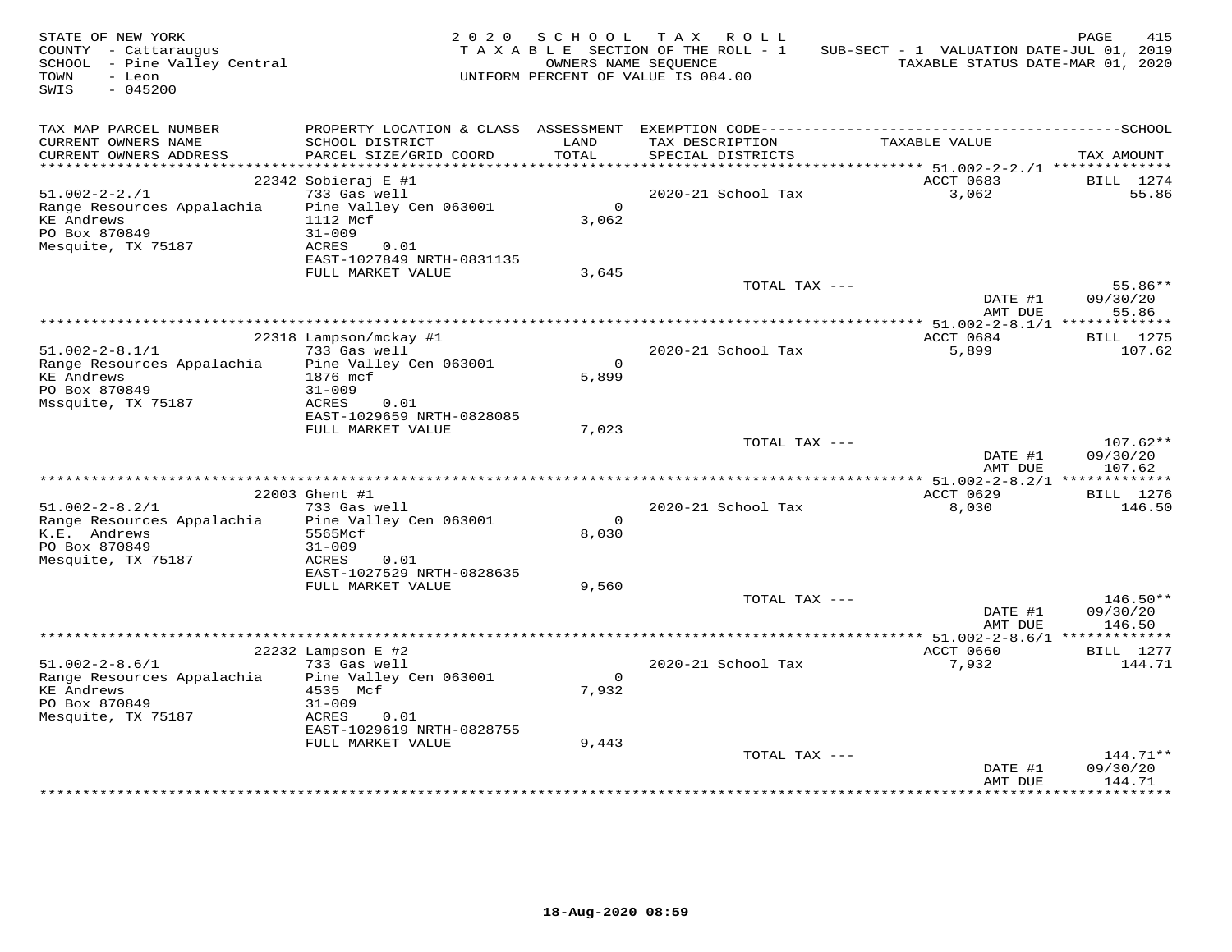STATE OF NEW YORK
COUNTY - Cattaraugus
SCHOOL - Pine Valley Central
TOWN - Leon
SWIS - 045200

2020 SCHOOL TAX ROLL
TAXABLE SECTION OF THE ROLL - 1
OWNERS NAME SEQUENCE
UNIFORM PERCENT OF VALUE IS 084.00

SUB-SECT - 1 VALUATION DATE-JUL 01, 2019
TAXABLE STATUS DATE-MAR 01, 2020

| TAX MAP PARCEL NUMBER / CURRENT OWNERS NAME / CURRENT OWNERS ADDRESS | PROPERTY LOCATION & CLASS / SCHOOL DISTRICT / PARCEL SIZE/GRID COORD | ASSESSMENT LAND / TOTAL | EXEMPTION CODE / TAX DESCRIPTION / SPECIAL DISTRICTS | TAXABLE VALUE | TAX AMOUNT |
|---|---|---|---|---|---|
| | 22342 Sobieraj E #1 | | | ACCT 0683 | BILL 1274 |
| 51.002-2-2./1 | 733 Gas well | | 2020-21 School Tax | 3,062 | 55.86 |
| Range Resources Appalachia | Pine Valley Cen 063001 | 0 | | | |
| KE Andrews | 1112 Mcf | 3,062 | | | |
| PO Box 870849 | 31-009 | | | | |
| Mesquite, TX 75187 | ACRES 0.01 | | | | |
| | EAST-1027849 NRTH-0831135 | | | | |
| | FULL MARKET VALUE | 3,645 | | | |
| | | | TOTAL TAX --- | | 55.86** |
| | | | | DATE #1 | 09/30/20 |
| | | | | AMT DUE | 55.86 |
| | 22318 Lampson/mckay #1 | | | ACCT 0684 | BILL 1275 |
| 51.002-2-8.1/1 | 733 Gas well | | 2020-21 School Tax | 5,899 | 107.62 |
| Range Resources Appalachia | Pine Valley Cen 063001 | 0 | | | |
| KE Andrews | 1876 mcf | 5,899 | | | |
| PO Box 870849 | 31-009 | | | | |
| Mssquite, TX 75187 | ACRES 0.01 | | | | |
| | EAST-1029659 NRTH-0828085 | | | | |
| | FULL MARKET VALUE | 7,023 | | | |
| | | | TOTAL TAX --- | | 107.62** |
| | | | | DATE #1 | 09/30/20 |
| | | | | AMT DUE | 107.62 |
| | 22003 Ghent #1 | | | ACCT 0629 | BILL 1276 |
| 51.002-2-8.2/1 | 733 Gas well | | 2020-21 School Tax | 8,030 | 146.50 |
| Range Resources Appalachia | Pine Valley Cen 063001 | 0 | | | |
| K.E. Andrews | 5565Mcf | 8,030 | | | |
| PO Box 870849 | 31-009 | | | | |
| Mesquite, TX 75187 | ACRES 0.01 | | | | |
| | EAST-1027529 NRTH-0828635 | | | | |
| | FULL MARKET VALUE | 9,560 | | | |
| | | | TOTAL TAX --- | | 146.50** |
| | | | | DATE #1 | 09/30/20 |
| | | | | AMT DUE | 146.50 |
| | 22232 Lampson E #2 | | | ACCT 0660 | BILL 1277 |
| 51.002-2-8.6/1 | 733 Gas well | | 2020-21 School Tax | 7,932 | 144.71 |
| Range Resources Appalachia | Pine Valley Cen 063001 | 0 | | | |
| KE Andrews | 4535 Mcf | 7,932 | | | |
| PO Box 870849 | 31-009 | | | | |
| Mesquite, TX 75187 | ACRES 0.01 | | | | |
| | EAST-1029619 NRTH-0828755 | | | | |
| | FULL MARKET VALUE | 9,443 | | | |
| | | | TOTAL TAX --- | | 144.71** |
| | | | | DATE #1 | 09/30/20 |
| | | | | AMT DUE | 144.71 |

18-Aug-2020 08:59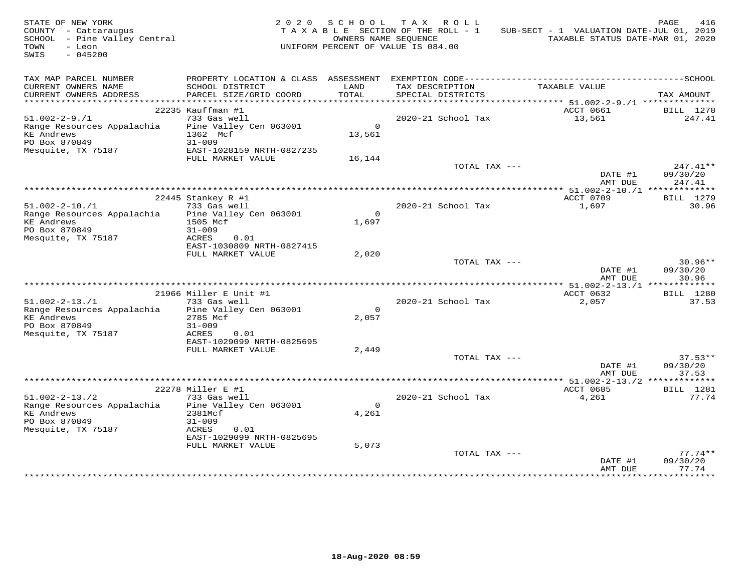STATE OF NEW YORK
COUNTY - Cattaraugus
SCHOOL - Pine Valley Central
TOWN - Leon
SWIS - 045200

2020 SCHOOL TAX ROLL
TAXABLE SECTION OF THE ROLL - 1
OWNERS NAME SEQUENCE
UNIFORM PERCENT OF VALUE IS 084.00

SUB-SECT - 1 VALUATION DATE-JUL 01, 2019
TAXABLE STATUS DATE-MAR 01, 2020

| TAX MAP PARCEL NUMBER / CURRENT OWNERS NAME / CURRENT OWNERS ADDRESS | PROPERTY LOCATION & CLASS / SCHOOL DISTRICT / PARCEL SIZE/GRID COORD | ASSESSMENT LAND / TOTAL | EXEMPTION CODE / TAX DESCRIPTION / SPECIAL DISTRICTS | TAXABLE VALUE | TAX AMOUNT |
|---|---|---|---|---|---|
| 51.002-2-9./1 | 22235 Kauffman #1 | | | ACCT 0661 | BILL 1278 |
| 51.002-2-9./1 | 733 Gas well | | 2020-21 School Tax | 13,561 | 247.41 |
| Range Resources Appalachia | Pine Valley Cen 063001 | 0 | | | |
| KE Andrews | 1362 Mcf | 13,561 | | | |
| PO Box 870849 | 31-009 | | | | |
| Mesquite, TX 75187 | EAST-1028159 NRTH-0827235 | | | | |
| | FULL MARKET VALUE | 16,144 | | | |
| | | | TOTAL TAX --- | | 247.41** |
| | | | | DATE #1 | 09/30/20 |
| | | | | AMT DUE | 247.41 |
| 51.002-2-10./1 | 22445 Stankey R #1 | | | ACCT 0709 | BILL 1279 |
| 51.002-2-10./1 | 733 Gas well | | 2020-21 School Tax | 1,697 | 30.96 |
| Range Resources Appalachia | Pine Valley Cen 063001 | 0 | | | |
| KE Andrews | 1505 Mcf | 1,697 | | | |
| PO Box 870849 | 31-009 | | | | |
| Mesquite, TX 75187 | ACRES 0.01 | | | | |
| | EAST-1030809 NRTH-0827415 | | | | |
| | FULL MARKET VALUE | 2,020 | | | |
| | | | TOTAL TAX --- | | 30.96** |
| | | | | DATE #1 | 09/30/20 |
| | | | | AMT DUE | 30.96 |
| 51.002-2-13./1 | 21966 Miller E Unit #1 | | | ACCT 0632 | BILL 1280 |
| 51.002-2-13./1 | 733 Gas well | | 2020-21 School Tax | 2,057 | 37.53 |
| Range Resources Appalachia | Pine Valley Cen 063001 | 0 | | | |
| KE Andrews | 2785 Mcf | 2,057 | | | |
| PO Box 870849 | 31-009 | | | | |
| Mesquite, TX 75187 | ACRES 0.01 | | | | |
| | EAST-1029099 NRTH-0825695 | | | | |
| | FULL MARKET VALUE | 2,449 | | | |
| | | | TOTAL TAX --- | | 37.53** |
| | | | | DATE #1 | 09/30/20 |
| | | | | AMT DUE | 37.53 |
| 51.002-2-13./2 | 22278 Miller E #1 | | | ACCT 0685 | BILL 1281 |
| 51.002-2-13./2 | 733 Gas well | | 2020-21 School Tax | 4,261 | 77.74 |
| Range Resources Appalachia | Pine Valley Cen 063001 | 0 | | | |
| KE Andrews | 2381Mcf | 4,261 | | | |
| PO Box 870849 | 31-009 | | | | |
| Mesquite, TX 75187 | ACRES 0.01 | | | | |
| | EAST-1029099 NRTH-0825695 | | | | |
| | FULL MARKET VALUE | 5,073 | | | |
| | | | TOTAL TAX --- | | 77.74** |
| | | | | DATE #1 | 09/30/20 |
| | | | | AMT DUE | 77.74 |

18-Aug-2020 08:59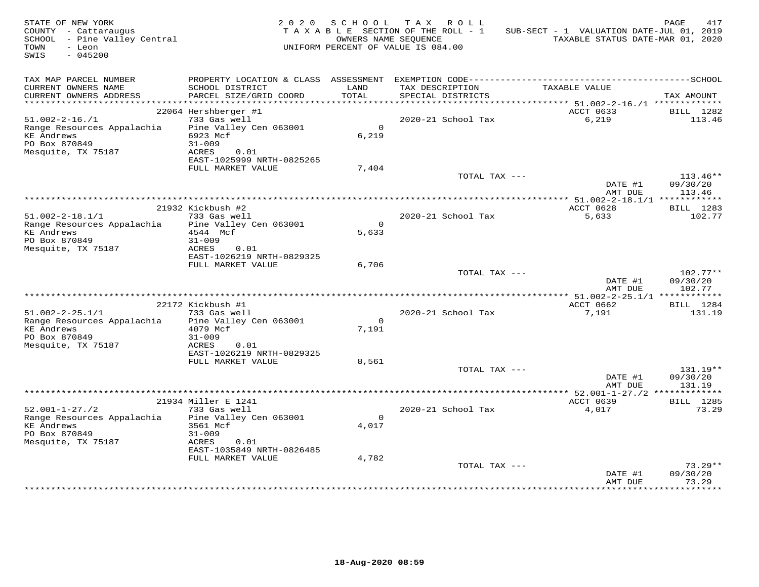STATE OF NEW YORK
COUNTY - Cattaraugus
SCHOOL - Pine Valley Central
TOWN - Leon
SWIS - 045200

2020 SCHOOL TAX ROLL
TAXABLE SECTION OF THE ROLL - 1
OWNERS NAME SEQUENCE
UNIFORM PERCENT OF VALUE IS 084.00

SUB-SECT - 1 VALUATION DATE-JUL 01, 2019
TAXABLE STATUS DATE-MAR 01, 2020

| TAX MAP PARCEL NUMBER / CURRENT OWNERS NAME / CURRENT OWNERS ADDRESS | PROPERTY LOCATION & CLASS / SCHOOL DISTRICT / PARCEL SIZE/GRID COORD | ASSESSMENT LAND / TOTAL | EXEMPTION CODE / TAX DESCRIPTION / SPECIAL DISTRICTS | TAXABLE VALUE | TAX AMOUNT |
|---|---|---|---|---|---|
| 51.002-2-16./1 | 22064 Hershberger #1 | | | ACCT 0633 | BILL 1282 |
| Range Resources Appalachia | 733 Gas well | | 2020-21 School Tax | 6,219 | 113.46 |
| KE Andrews | Pine Valley Cen 063001 | 0 | | | |
| PO Box 870849 | 6923 Mcf | 6,219 | | | |
| Mesquite, TX 75187 | 31-009 | | | | |
| | ACRES 0.01 | | | | |
| | EAST-1025999 NRTH-0825265 | | | | |
| | FULL MARKET VALUE | 7,404 | | | |
| | | | TOTAL TAX --- | | 113.46** |
| | | | | DATE #1 | 09/30/20 |
| | | | | AMT DUE | 113.46 |
| 51.002-2-18.1/1 | 21932 Kickbush #2 | | | ACCT 0628 | BILL 1283 |
| Range Resources Appalachia | 733 Gas well | | 2020-21 School Tax | 5,633 | 102.77 |
| KE Andrews | Pine Valley Cen 063001 | 0 | | | |
| PO Box 870849 | 4544 Mcf | 5,633 | | | |
| Mesquite, TX 75187 | 31-009 | | | | |
| | ACRES 0.01 | | | | |
| | EAST-1026219 NRTH-0829325 | | | | |
| | FULL MARKET VALUE | 6,706 | | | |
| | | | TOTAL TAX --- | | 102.77** |
| | | | | DATE #1 | 09/30/20 |
| | | | | AMT DUE | 102.77 |
| 51.002-2-25.1/1 | 22172 Kickbush #1 | | | ACCT 0662 | BILL 1284 |
| Range Resources Appalachia | 733 Gas well | | 2020-21 School Tax | 7,191 | 131.19 |
| KE Andrews | Pine Valley Cen 063001 | 0 | | | |
| PO Box 870849 | 4079 Mcf | 7,191 | | | |
| Mesquite, TX 75187 | 31-009 | | | | |
| | ACRES 0.01 | | | | |
| | EAST-1026219 NRTH-0829325 | | | | |
| | FULL MARKET VALUE | 8,561 | | | |
| | | | TOTAL TAX --- | | 131.19** |
| | | | | DATE #1 | 09/30/20 |
| | | | | AMT DUE | 131.19 |
| 52.001-1-27./2 | 21934 Miller E 1241 | | | ACCT 0639 | BILL 1285 |
| Range Resources Appalachia | 733 Gas well | | 2020-21 School Tax | 4,017 | 73.29 |
| KE Andrews | Pine Valley Cen 063001 | 0 | | | |
| PO Box 870849 | 3561 Mcf | 4,017 | | | |
| Mesquite, TX 75187 | 31-009 | | | | |
| | ACRES 0.01 | | | | |
| | EAST-1035849 NRTH-0826485 | | | | |
| | FULL MARKET VALUE | 4,782 | | | |
| | | | TOTAL TAX --- | | 73.29** |
| | | | | DATE #1 | 09/30/20 |
| | | | | AMT DUE | 73.29 |

18-Aug-2020 08:59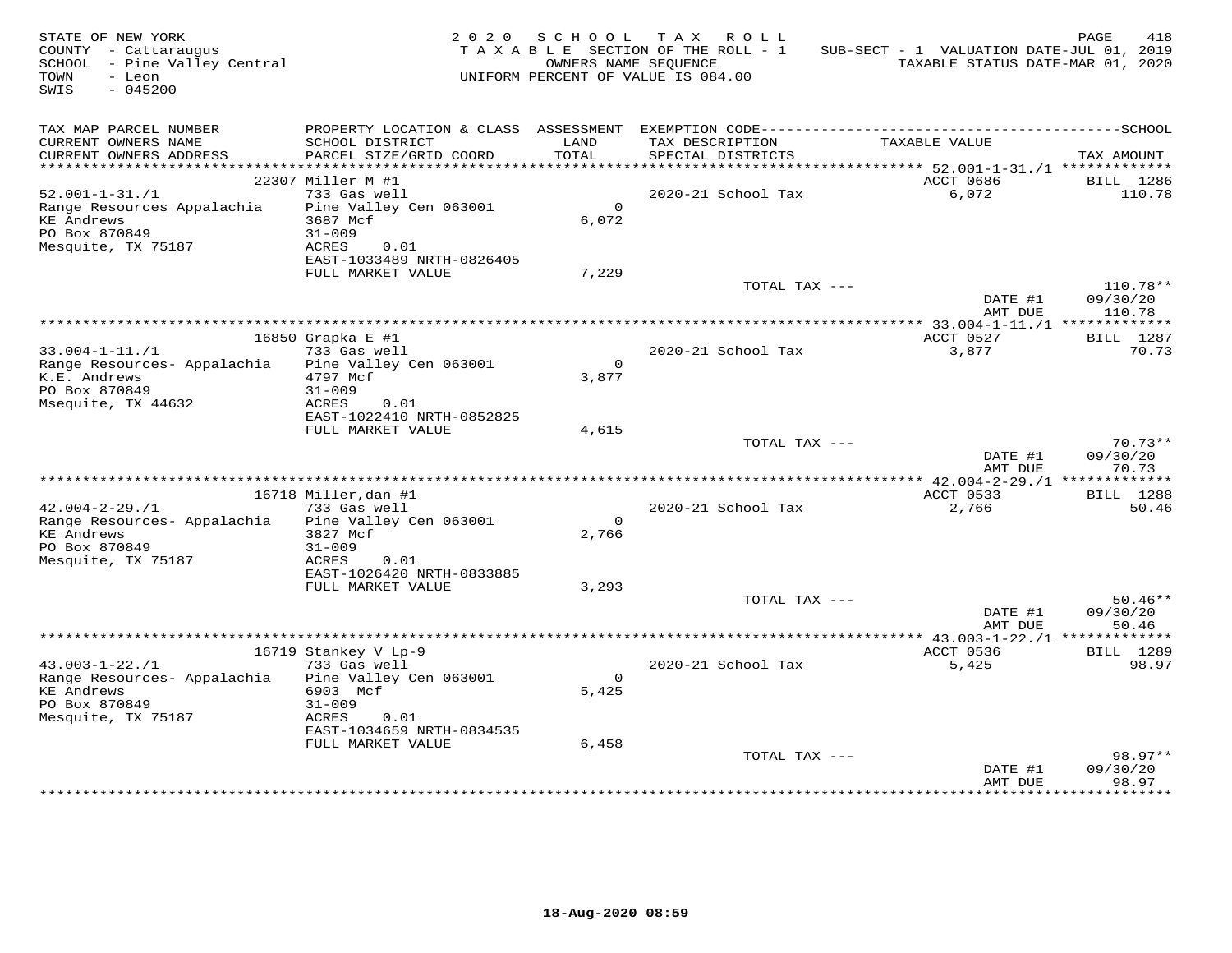STATE OF NEW YORK
COUNTY - Cattaraugus
SCHOOL - Pine Valley Central
TOWN - Leon
SWIS - 045200

2020 SCHOOL TAX ROLL
TAXABLE SECTION OF THE ROLL - 1
OWNERS NAME SEQUENCE
UNIFORM PERCENT OF VALUE IS 084.00

SUB-SECT - 1 VALUATION DATE-JUL 01, 2019
TAXABLE STATUS DATE-MAR 01, 2020

| TAX MAP PARCEL NUMBER / CURRENT OWNERS NAME / CURRENT OWNERS ADDRESS | PROPERTY LOCATION & CLASS / SCHOOL DISTRICT / PARCEL SIZE/GRID COORD | ASSESSMENT LAND / TOTAL | EXEMPTION CODE / TAX DESCRIPTION / SPECIAL DISTRICTS | TAXABLE VALUE | SCHOOL TAX AMOUNT |
|---|---|---|---|---|---|
| | 22307 Miller M #1 | | | ACCT 0686 | BILL 1286 |
| 52.001-1-31./1 | 733 Gas well | | 2020-21 School Tax | 6,072 | 110.78 |
| Range Resources Appalachia | Pine Valley Cen 063001 | 0 | | | |
| KE Andrews | 3687 Mcf | 6,072 | | | |
| PO Box 870849 | 31-009 | | | | |
| Mesquite, TX 75187 | ACRES 0.01 | | | | |
| | EAST-1033489 NRTH-0826405 | | | | |
| | FULL MARKET VALUE | 7,229 | | | |
| | | | TOTAL TAX --- | | 110.78** |
| | | | | DATE #1 | 09/30/20 |
| | | | | AMT DUE | 110.78 |
| | 16850 Grapka E #1 | | | ACCT 0527 | BILL 1287 |
| 33.004-1-11./1 | 733 Gas well | | 2020-21 School Tax | 3,877 | 70.73 |
| Range Resources- Appalachia | Pine Valley Cen 063001 | 0 | | | |
| K.E. Andrews | 4797 Mcf | 3,877 | | | |
| PO Box 870849 | 31-009 | | | | |
| Msequite, TX 44632 | ACRES 0.01 | | | | |
| | EAST-1022410 NRTH-0852825 | | | | |
| | FULL MARKET VALUE | 4,615 | | | |
| | | | TOTAL TAX --- | | 70.73** |
| | | | | DATE #1 | 09/30/20 |
| | | | | AMT DUE | 70.73 |
| | 16718 Miller,dan #1 | | | ACCT 0533 | BILL 1288 |
| 42.004-2-29./1 | 733 Gas well | | 2020-21 School Tax | 2,766 | 50.46 |
| Range Resources- Appalachia | Pine Valley Cen 063001 | 0 | | | |
| KE Andrews | 3827 Mcf | 2,766 | | | |
| PO Box 870849 | 31-009 | | | | |
| Mesquite, TX 75187 | ACRES 0.01 | | | | |
| | EAST-1026420 NRTH-0833885 | | | | |
| | FULL MARKET VALUE | 3,293 | | | |
| | | | TOTAL TAX --- | | 50.46** |
| | | | | DATE #1 | 09/30/20 |
| | | | | AMT DUE | 50.46 |
| | 16719 Stankey V Lp-9 | | | ACCT 0536 | BILL 1289 |
| 43.003-1-22./1 | 733 Gas well | | 2020-21 School Tax | 5,425 | 98.97 |
| Range Resources- Appalachia | Pine Valley Cen 063001 | 0 | | | |
| KE Andrews | 6903 Mcf | 5,425 | | | |
| PO Box 870849 | 31-009 | | | | |
| Mesquite, TX 75187 | ACRES 0.01 | | | | |
| | EAST-1034659 NRTH-0834535 | | | | |
| | FULL MARKET VALUE | 6,458 | | | |
| | | | TOTAL TAX --- | | 98.97** |
| | | | | DATE #1 | 09/30/20 |
| | | | | AMT DUE | 98.97 |

18-Aug-2020 08:59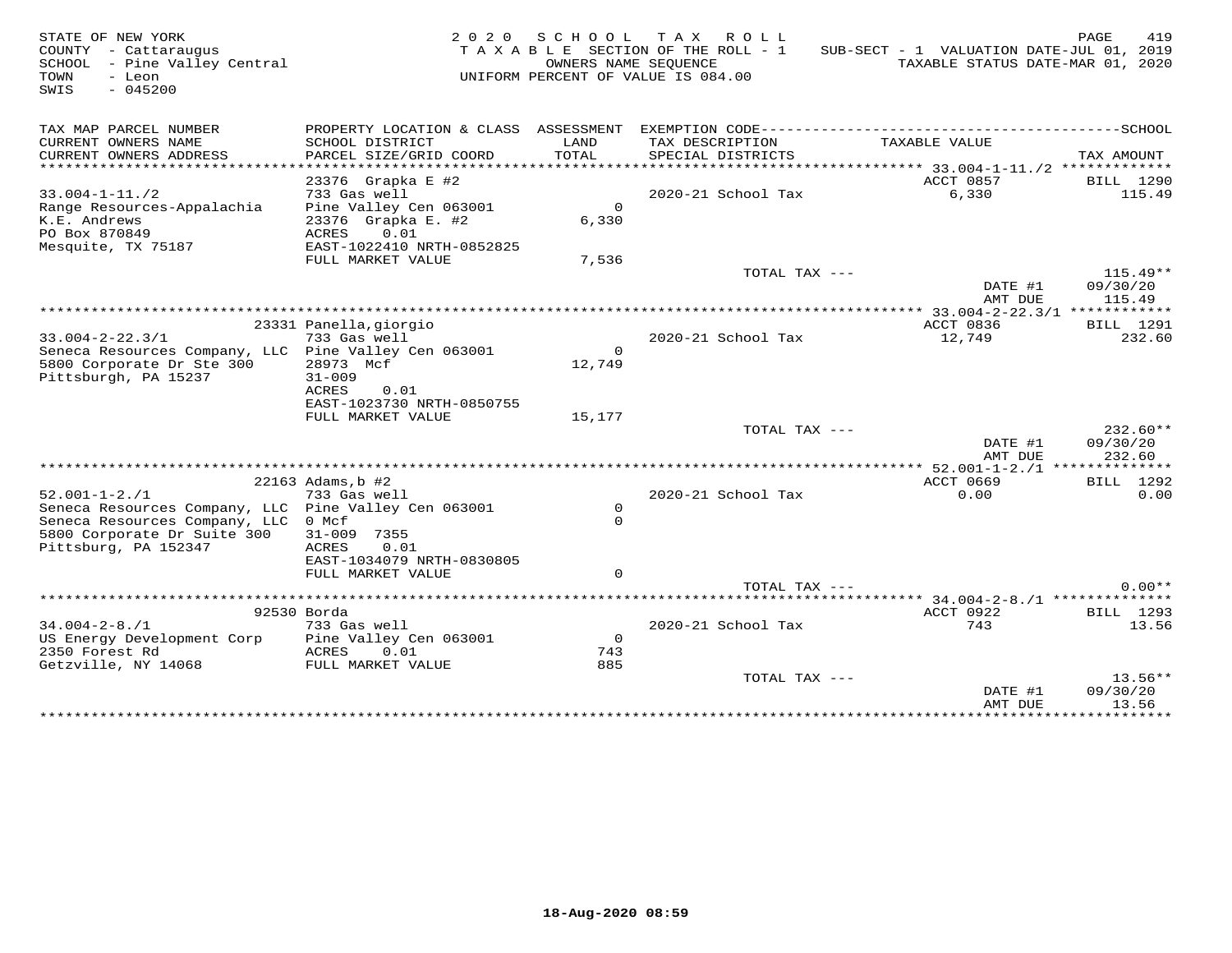STATE OF NEW YORK
COUNTY - Cattaraugus
SCHOOL - Pine Valley Central
TOWN - Leon
SWIS - 045200

2020 SCHOOL TAX ROLL
TAXABLE SECTION OF THE ROLL - 1
OWNERS NAME SEQUENCE
UNIFORM PERCENT OF VALUE IS 084.00

SUB-SECT - 1 VALUATION DATE-JUL 01, 2019
TAXABLE STATUS DATE-MAR 01, 2020

| TAX MAP PARCEL NUMBER / CURRENT OWNERS NAME / CURRENT OWNERS ADDRESS | PROPERTY LOCATION & CLASS / SCHOOL DISTRICT / PARCEL SIZE/GRID COORD | ASSESSMENT LAND / TOTAL | EXEMPTION CODE / TAX DESCRIPTION / SPECIAL DISTRICTS | TAXABLE VALUE | TAX AMOUNT |
|---|---|---|---|---|---|
| 33.004-1-11./2 | 23376 Grapka E #2 | | | ACCT 0857 | BILL 1290 |
| Range Resources-Appalachia | 733 Gas well | | 2020-21 School Tax | 6,330 | 115.49 |
| K.E. Andrews | Pine Valley Cen 063001 | 0 | | | |
| PO Box 870849 | 23376 Grapka E. #2 | 6,330 | | | |
| Mesquite, TX 75187 | ACRES 0.01 | | | | |
| | EAST-1022410 NRTH-0852825 | | | | |
| | FULL MARKET VALUE | 7,536 | | | |
| | | | TOTAL TAX --- | | 115.49** |
| | | | | DATE #1 | 09/30/20 |
| | | | | AMT DUE | 115.49 |
| 33.004-2-22.3/1 | 23331 Panella,giorgio | | | ACCT 0836 | BILL 1291 |
| Seneca Resources Company, LLC | 733 Gas well | | 2020-21 School Tax | 12,749 | 232.60 |
| 5800 Corporate Dr Ste 300 | Pine Valley Cen 063001 | 0 | | | |
| Pittsburgh, PA 15237 | 28973 Mcf | 12,749 | | | |
| | 31-009 | | | | |
| | ACRES 0.01 | | | | |
| | EAST-1023730 NRTH-0850755 | | | | |
| | FULL MARKET VALUE | 15,177 | | | |
| | | | TOTAL TAX --- | | 232.60** |
| | | | | DATE #1 | 09/30/20 |
| | | | | AMT DUE | 232.60 |
| 52.001-1-2./1 | 22163 Adams,b #2 | | | ACCT 0669 | BILL 1292 |
| Seneca Resources Company, LLC | 733 Gas well | | 2020-21 School Tax | 0.00 | 0.00 |
| Seneca Resources Company, LLC | Pine Valley Cen 063001 | 0 | | | |
| 5800 Corporate Dr Suite 300 | 0 Mcf | 0 | | | |
| Pittsburg, PA 152347 | 31-009 7355 | | | | |
| | ACRES 0.01 | | | | |
| | EAST-1034079 NRTH-0830805 | | | | |
| | FULL MARKET VALUE | 0 | | | |
| | | | TOTAL TAX --- | | 0.00** |
| 34.004-2-8./1 | 92530 Borda | | | ACCT 0922 | BILL 1293 |
| US Energy Development Corp | 733 Gas well | | 2020-21 School Tax | 743 | 13.56 |
| 2350 Forest Rd | Pine Valley Cen 063001 | 0 | | | |
| Getzville, NY 14068 | ACRES 0.01 | 743 | | | |
| | FULL MARKET VALUE | 885 | | | |
| | | | TOTAL TAX --- | | 13.56** |
| | | | | DATE #1 | 09/30/20 |
| | | | | AMT DUE | 13.56 |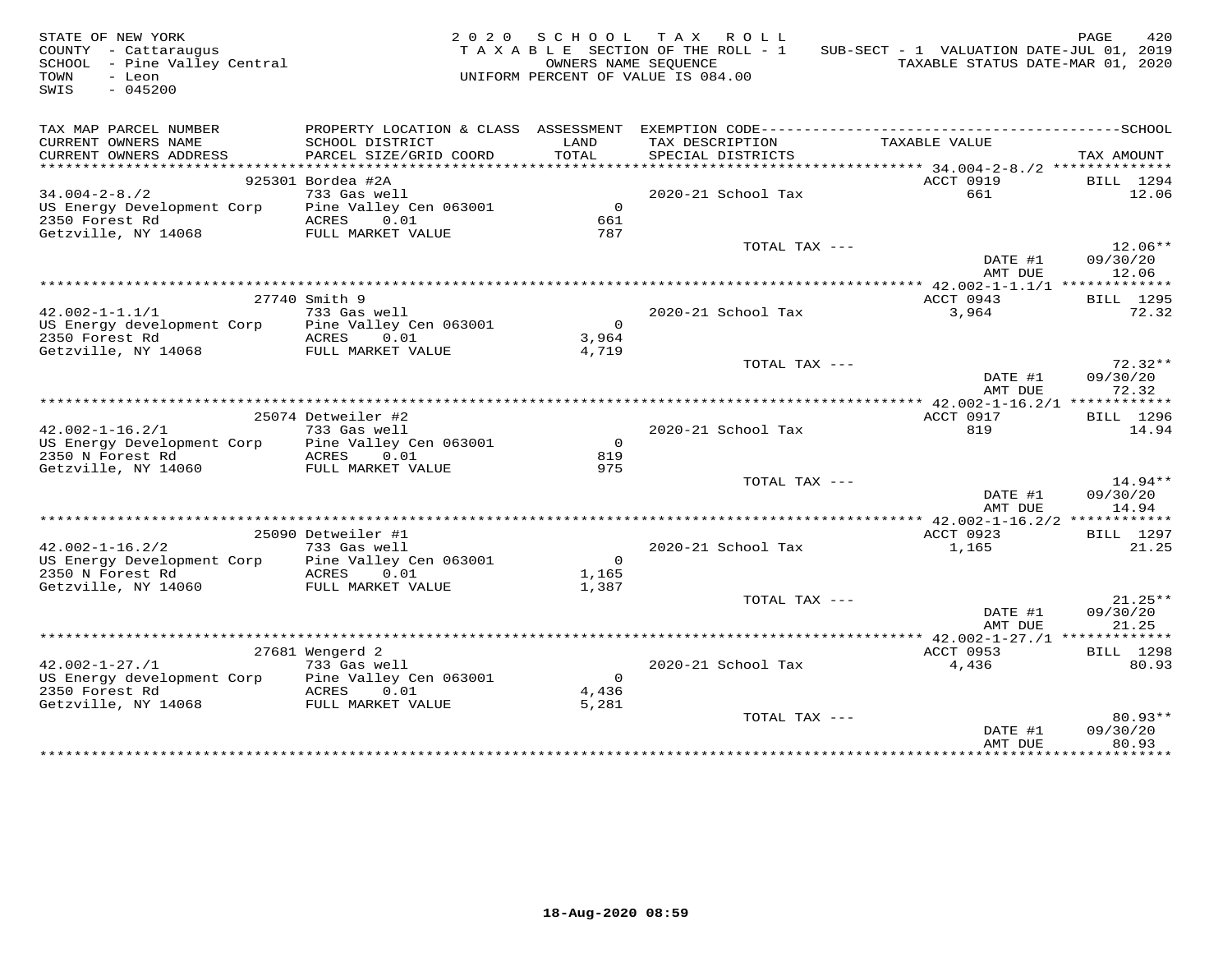STATE OF NEW YORK
COUNTY - Cattaraugus
SCHOOL - Pine Valley Central
TOWN - Leon
SWIS - 045200

2020 SCHOOL TAX ROLL
TAXABLE SECTION OF THE ROLL - 1
OWNERS NAME SEQUENCE
UNIFORM PERCENT OF VALUE IS 084.00

SUB-SECT - 1 VALUATION DATE-JUL 01, 2019
TAXABLE STATUS DATE-MAR 01, 2020

| TAX MAP PARCEL NUMBER / CURRENT OWNERS NAME / CURRENT OWNERS ADDRESS | PROPERTY LOCATION & CLASS / SCHOOL DISTRICT / PARCEL SIZE/GRID COORD | ASSESSMENT LAND / TOTAL | EXEMPTION CODE / TAX DESCRIPTION / SPECIAL DISTRICTS | TAXABLE VALUE | TAX AMOUNT |
|---|---|---|---|---|---|
| 34.004-2-8./2 | 925301 Bordea #2A | | | ACCT 0919 | BILL 1294 |
| 34.004-2-8./2 | 733 Gas well | | 2020-21 School Tax | 661 | 12.06 |
| US Energy Development Corp | Pine Valley Cen 063001 | 0 | | | |
| 2350 Forest Rd | ACRES 0.01 | 661 | | | |
| Getzville, NY 14068 | FULL MARKET VALUE | 787 | | | |
| | | | TOTAL TAX --- | | 12.06** |
| | | | | DATE #1 | 09/30/20 |
| | | | | AMT DUE | 12.06 |
| 42.002-1-1.1/1 | 27740 Smith 9 | | | ACCT 0943 | BILL 1295 |
| 42.002-1-1.1/1 | 733 Gas well | | 2020-21 School Tax | 3,964 | 72.32 |
| US Energy development Corp | Pine Valley Cen 063001 | 0 | | | |
| 2350 Forest Rd | ACRES 0.01 | 3,964 | | | |
| Getzville, NY 14068 | FULL MARKET VALUE | 4,719 | | | |
| | | | TOTAL TAX --- | | 72.32** |
| | | | | DATE #1 | 09/30/20 |
| | | | | AMT DUE | 72.32 |
| 42.002-1-16.2/1 | 25074 Detweiler #2 | | | ACCT 0917 | BILL 1296 |
| 42.002-1-16.2/1 | 733 Gas well | | 2020-21 School Tax | 819 | 14.94 |
| US Energy Development Corp | Pine Valley Cen 063001 | 0 | | | |
| 2350 N Forest Rd | ACRES 0.01 | 819 | | | |
| Getzville, NY 14060 | FULL MARKET VALUE | 975 | | | |
| | | | TOTAL TAX --- | | 14.94** |
| | | | | DATE #1 | 09/30/20 |
| | | | | AMT DUE | 14.94 |
| 42.002-1-16.2/2 | 25090 Detweiler #1 | | | ACCT 0923 | BILL 1297 |
| 42.002-1-16.2/2 | 733 Gas well | | 2020-21 School Tax | 1,165 | 21.25 |
| US Energy Development Corp | Pine Valley Cen 063001 | 0 | | | |
| 2350 N Forest Rd | ACRES 0.01 | 1,165 | | | |
| Getzville, NY 14060 | FULL MARKET VALUE | 1,387 | | | |
| | | | TOTAL TAX --- | | 21.25** |
| | | | | DATE #1 | 09/30/20 |
| | | | | AMT DUE | 21.25 |
| 42.002-1-27./1 | 27681 Wengerd 2 | | | ACCT 0953 | BILL 1298 |
| 42.002-1-27./1 | 733 Gas well | | 2020-21 School Tax | 4,436 | 80.93 |
| US Energy development Corp | Pine Valley Cen 063001 | 0 | | | |
| 2350 Forest Rd | ACRES 0.01 | 4,436 | | | |
| Getzville, NY 14068 | FULL MARKET VALUE | 5,281 | | | |
| | | | TOTAL TAX --- | | 80.93** |
| | | | | DATE #1 | 09/30/20 |
| | | | | AMT DUE | 80.93 |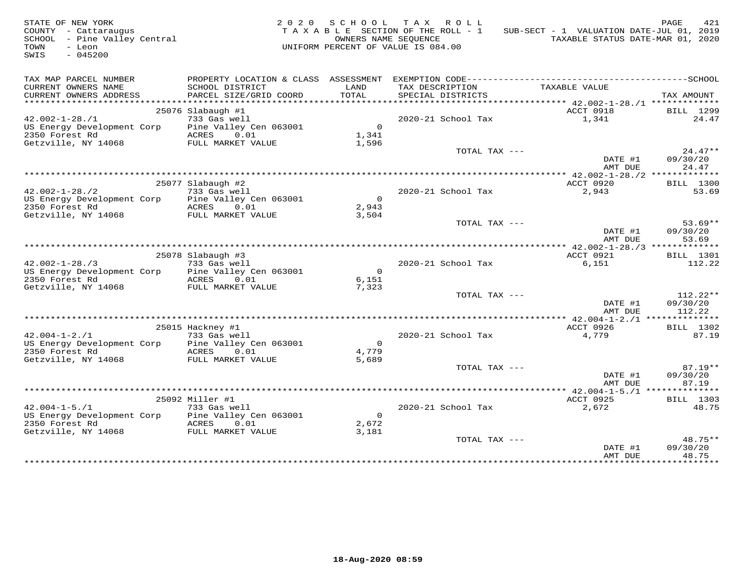STATE OF NEW YORK
COUNTY - Cattaraugus
SCHOOL - Pine Valley Central
TOWN - Leon
SWIS - 045200

2 0 2 0 S C H O O L T A X R O L L
T A X A B L E SECTION OF THE ROLL - 1
OWNERS NAME SEQUENCE
UNIFORM PERCENT OF VALUE IS 084.00

SUB-SECT - 1 VALUATION DATE-JUL 01, 2019
TAXABLE STATUS DATE-MAR 01, 2020

| TAX MAP PARCEL NUMBER / CURRENT OWNERS NAME / CURRENT OWNERS ADDRESS | PROPERTY LOCATION & CLASS / SCHOOL DISTRICT / PARCEL SIZE/GRID COORD | ASSESSMENT LAND / TOTAL | EXEMPTION CODE / TAX DESCRIPTION / SPECIAL DISTRICTS | TAXABLE VALUE | TAX AMOUNT |
|---|---|---|---|---|---|
| 42.002-1-28./1 | 25076 Slabaugh #1 | | | ACCT 0918 | BILL 1299 |
| | 733 Gas well | | 2020-21 School Tax | 1,341 | 24.47 |
| US Energy Development Corp | Pine Valley Cen 063001 | 0 | | | |
| 2350 Forest Rd | ACRES 0.01 | 1,341 | | | |
| Getzville, NY 14068 | FULL MARKET VALUE | 1,596 | | | |
| | | | TOTAL TAX --- | | 24.47** |
| | | | | DATE #1 | 09/30/20 |
| | | | | AMT DUE | 24.47 |
| 42.002-1-28./2 | 25077 Slabaugh #2 | | | ACCT 0920 | BILL 1300 |
| | 733 Gas well | | 2020-21 School Tax | 2,943 | 53.69 |
| US Energy Development Corp | Pine Valley Cen 063001 | 0 | | | |
| 2350 Forest Rd | ACRES 0.01 | 2,943 | | | |
| Getzville, NY 14068 | FULL MARKET VALUE | 3,504 | | | |
| | | | TOTAL TAX --- | | 53.69** |
| | | | | DATE #1 | 09/30/20 |
| | | | | AMT DUE | 53.69 |
| 42.002-1-28./3 | 25078 Slabaugh #3 | | | ACCT 0921 | BILL 1301 |
| | 733 Gas well | | 2020-21 School Tax | 6,151 | 112.22 |
| US Energy Development Corp | Pine Valley Cen 063001 | 0 | | | |
| 2350 Forest Rd | ACRES 0.01 | 6,151 | | | |
| Getzville, NY 14068 | FULL MARKET VALUE | 7,323 | | | |
| | | | TOTAL TAX --- | | 112.22** |
| | | | | DATE #1 | 09/30/20 |
| | | | | AMT DUE | 112.22 |
| 42.004-1-2./1 | 25015 Hackney #1 | | | ACCT 0926 | BILL 1302 |
| | 733 Gas well | | 2020-21 School Tax | 4,779 | 87.19 |
| US Energy Development Corp | Pine Valley Cen 063001 | 0 | | | |
| 2350 Forest Rd | ACRES 0.01 | 4,779 | | | |
| Getzville, NY 14068 | FULL MARKET VALUE | 5,689 | | | |
| | | | TOTAL TAX --- | | 87.19** |
| | | | | DATE #1 | 09/30/20 |
| | | | | AMT DUE | 87.19 |
| 42.004-1-5./1 | 25092 Miller #1 | | | ACCT 0925 | BILL 1303 |
| | 733 Gas well | | 2020-21 School Tax | 2,672 | 48.75 |
| US Energy Development Corp | Pine Valley Cen 063001 | 0 | | | |
| 2350 Forest Rd | ACRES 0.01 | 2,672 | | | |
| Getzville, NY 14068 | FULL MARKET VALUE | 3,181 | | | |
| | | | TOTAL TAX --- | | 48.75** |
| | | | | DATE #1 | 09/30/20 |
| | | | | AMT DUE | 48.75 |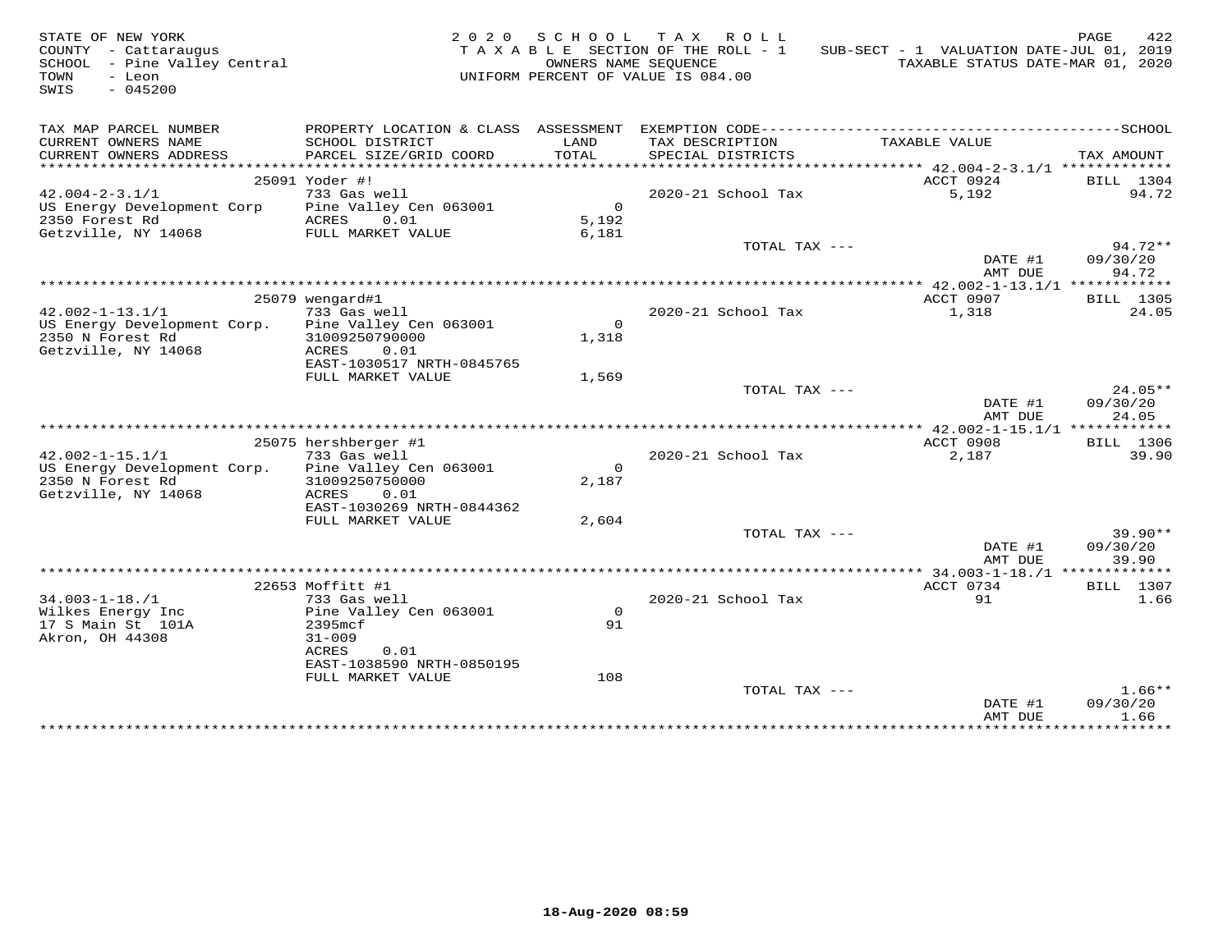STATE OF NEW YORK
COUNTY - Cattaraugus
SCHOOL - Pine Valley Central
TOWN - Leon
SWIS - 045200

2020 SCHOOL TAX ROLL
TAXABLE SECTION OF THE ROLL - 1
OWNERS NAME SEQUENCE
UNIFORM PERCENT OF VALUE IS 084.00

SUB-SECT - 1 VALUATION DATE-JUL 01, 2019
TAXABLE STATUS DATE-MAR 01, 2020

| TAX MAP PARCEL NUMBER / CURRENT OWNERS NAME / CURRENT OWNERS ADDRESS | PROPERTY LOCATION & CLASS / SCHOOL DISTRICT / PARCEL SIZE/GRID COORD | ASSESSMENT LAND / TOTAL | EXEMPTION CODE / TAX DESCRIPTION / SPECIAL DISTRICTS | TAXABLE VALUE | TAX AMOUNT |
|---|---|---|---|---|---|
| **42.004-2-3.1/1** | 25091 Yoder #! | | | ACCT 0924 | BILL 1304 |
| 42.004-2-3.1/1 | 733 Gas well | | 2020-21 School Tax | 5,192 | 94.72 |
| US Energy Development Corp | Pine Valley Cen 063001 | 0 | | | |
| 2350 Forest Rd | ACRES 0.01 | 5,192 | | | |
| Getzville, NY 14068 | FULL MARKET VALUE | 6,181 | | | |
| | | | TOTAL TAX --- | | 94.72** |
| | | | | DATE #1 | 09/30/20 |
| | | | | AMT DUE | 94.72 |
| **42.002-1-13.1/1** | 25079 wengard#1 | | | ACCT 0907 | BILL 1305 |
| 42.002-1-13.1/1 | 733 Gas well | | 2020-21 School Tax | 1,318 | 24.05 |
| US Energy Development Corp. | Pine Valley Cen 063001 | 0 | | | |
| 2350 N Forest Rd | 31009250790000 | 1,318 | | | |
| Getzville, NY 14068 | ACRES 0.01 | | | | |
| | EAST-1030517 NRTH-0845765 | | | | |
| | FULL MARKET VALUE | 1,569 | | | |
| | | | TOTAL TAX --- | | 24.05** |
| | | | | DATE #1 | 09/30/20 |
| | | | | AMT DUE | 24.05 |
| **42.002-1-15.1/1** | 25075 hershberger #1 | | | ACCT 0908 | BILL 1306 |
| 42.002-1-15.1/1 | 733 Gas well | | 2020-21 School Tax | 2,187 | 39.90 |
| US Energy Development Corp. | Pine Valley Cen 063001 | 0 | | | |
| 2350 N Forest Rd | 31009250750000 | 2,187 | | | |
| Getzville, NY 14068 | ACRES 0.01 | | | | |
| | EAST-1030269 NRTH-0844362 | | | | |
| | FULL MARKET VALUE | 2,604 | | | |
| | | | TOTAL TAX --- | | 39.90** |
| | | | | DATE #1 | 09/30/20 |
| | | | | AMT DUE | 39.90 |
| **34.003-1-18./1** | 22653 Moffitt #1 | | | ACCT 0734 | BILL 1307 |
| 34.003-1-18./1 | 733 Gas well | | 2020-21 School Tax | 91 | 1.66 |
| Wilkes Energy Inc | Pine Valley Cen 063001 | 0 | | | |
| 17 S Main St 101A | 2395mcf | 91 | | | |
| Akron, OH 44308 | 31-009 | | | | |
| | ACRES 0.01 | | | | |
| | EAST-1038590 NRTH-0850195 | | | | |
| | FULL MARKET VALUE | 108 | | | |
| | | | TOTAL TAX --- | | 1.66** |
| | | | | DATE #1 | 09/30/20 |
| | | | | AMT DUE | 1.66 |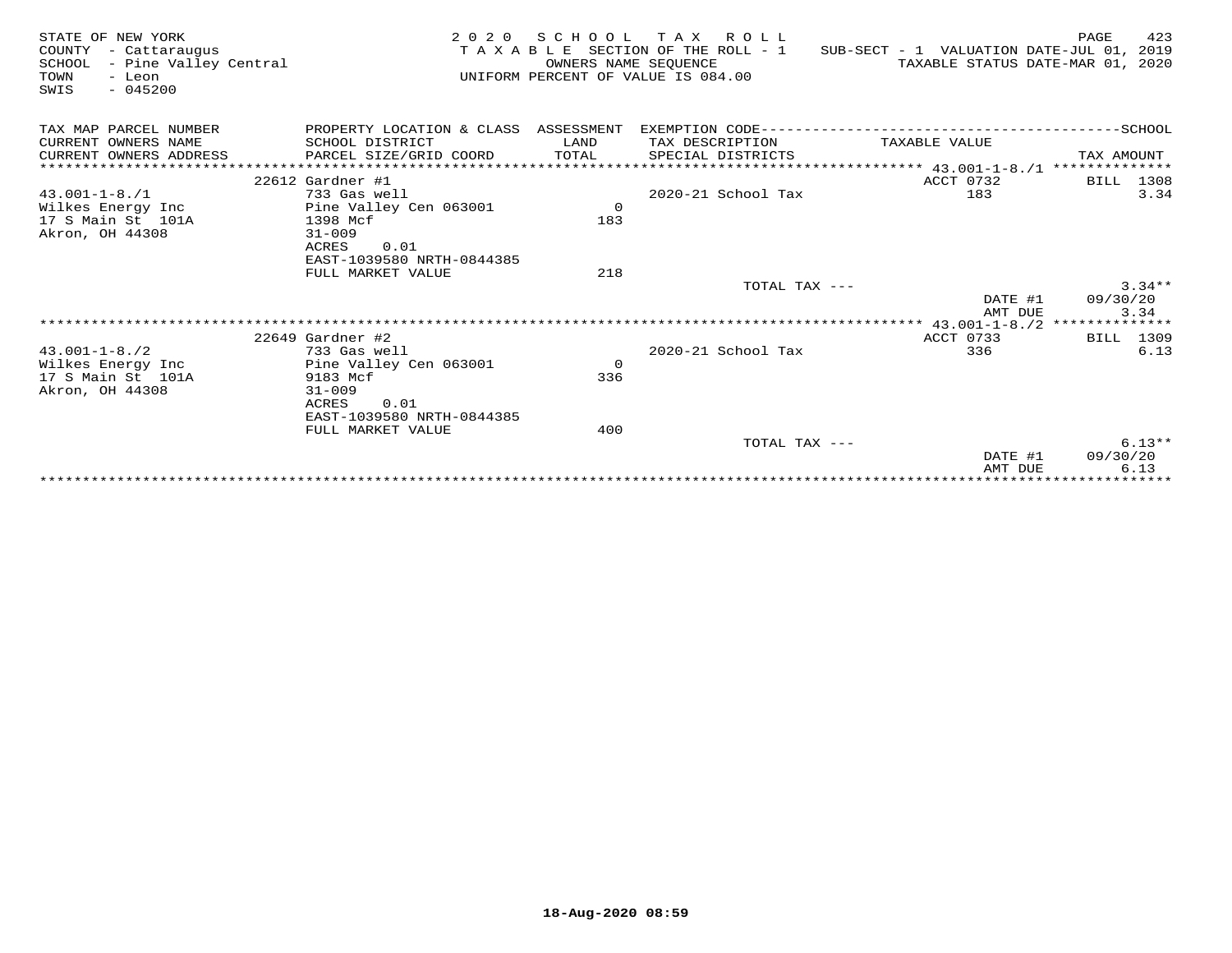STATE OF NEW YORK
COUNTY - Cattaraugus
SCHOOL - Pine Valley Central
TOWN - Leon
SWIS - 045200

2 0 2 0 S C H O O L T A X R O L L
T A X A B L E SECTION OF THE ROLL - 1
OWNERS NAME SEQUENCE
UNIFORM PERCENT OF VALUE IS 084.00

SUB-SECT - 1 VALUATION DATE-JUL 01, 2019
TAXABLE STATUS DATE-MAR 01, 2020

| TAX MAP PARCEL NUMBER<br>CURRENT OWNERS NAME<br>CURRENT OWNERS ADDRESS | PROPERTY LOCATION & CLASS<br>SCHOOL DISTRICT<br>PARCEL SIZE/GRID COORD | ASSESSMENT<br>LAND<br>TOTAL | EXEMPTION CODE----SCHOOL<br>TAX DESCRIPTION<br>SPECIAL DISTRICTS | TAXABLE VALUE | TAX AMOUNT |
|---|---|---|---|---|---|
| 43.001-1-8./1 | 22612 Gardner #1 | | | ACCT 0732 | BILL 1308 |
| 43.001-1-8./1 | 733 Gas well | | 2020-21 School Tax | 183 | 3.34 |
| Wilkes Energy Inc | Pine Valley Cen 063001 | 0 | | | |
| 17 S Main St 101A | 1398 Mcf | 183 | | | |
| Akron, OH 44308 | 31-009 | | | | |
| | ACRES 0.01 | | | | |
| | EAST-1039580 NRTH-0844385 | | | | |
| | FULL MARKET VALUE | 218 | | | |
| | | | TOTAL TAX --- | | 3.34** |
| | | | | DATE #1 | 09/30/20 |
| | | | | AMT DUE | 3.34 |
| 43.001-1-8./2 | 22649 Gardner #2 | | | ACCT 0733 | BILL 1309 |
| 43.001-1-8./2 | 733 Gas well | | 2020-21 School Tax | 336 | 6.13 |
| Wilkes Energy Inc | Pine Valley Cen 063001 | 0 | | | |
| 17 S Main St 101A | 9183 Mcf | 336 | | | |
| Akron, OH 44308 | 31-009 | | | | |
| | ACRES 0.01 | | | | |
| | EAST-1039580 NRTH-0844385 | | | | |
| | FULL MARKET VALUE | 400 | | | |
| | | | TOTAL TAX --- | | 6.13** |
| | | | | DATE #1 | 09/30/20 |
| | | | | AMT DUE | 6.13 |

18-Aug-2020 08:59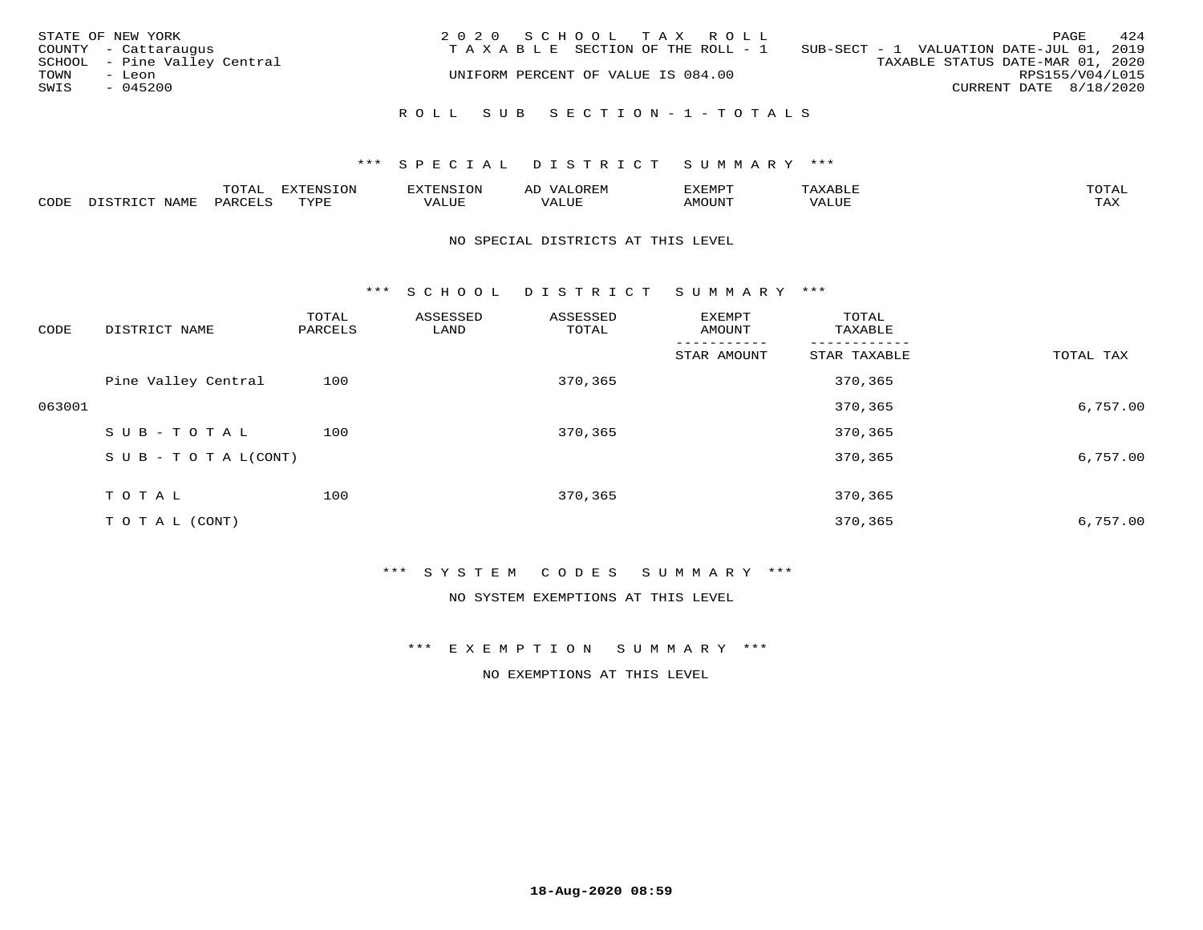STATE OF NEW YORK
COUNTY - Cattaraugus
SCHOOL - Pine Valley Central
TOWN - Leon
SWIS - 045200

2020 SCHOOL TAX ROLL
TAXABLE SECTION OF THE ROLL - 1
UNIFORM PERCENT OF VALUE IS 084.00

SUB-SECT - 1 VALUATION DATE-JUL 01, 2019
TAXABLE STATUS DATE-MAR 01, 2020
RPS155/V04/L015
CURRENT DATE 8/18/2020

ROLL SUB SECTION-1-TOTALS

*** SPECIAL DISTRICT SUMMARY ***

| CODE | DISTRICT NAME | TOTAL PARCELS | EXTENSION TYPE | EXTENSION VALUE | AD VALOREM VALUE | EXEMPT AMOUNT | TAXABLE VALUE | TOTAL TAX |
|---|---|---|---|---|---|---|---|---|

NO SPECIAL DISTRICTS AT THIS LEVEL

*** SCHOOL DISTRICT SUMMARY ***

| CODE | DISTRICT NAME | TOTAL PARCELS | ASSESSED LAND | ASSESSED TOTAL | EXEMPT AMOUNT / STAR AMOUNT | TOTAL TAXABLE / STAR TAXABLE | TOTAL TAX |
|---|---|---|---|---|---|---|---|
| | Pine Valley Central | 100 | | 370,365 | | 370,365 | |
| 063001 | | | | | | 370,365 | 6,757.00 |
| | SUB-TOTAL | 100 | | 370,365 | | 370,365 | |
| | SUB-TOTAL(CONT) | | | | | 370,365 | 6,757.00 |
| | TOTAL | 100 | | 370,365 | | 370,365 | |
| | TOTAL (CONT) | | | | | 370,365 | 6,757.00 |

*** SYSTEM CODES SUMMARY ***

NO SYSTEM EXEMPTIONS AT THIS LEVEL

*** EXEMPTION SUMMARY ***

NO EXEMPTIONS AT THIS LEVEL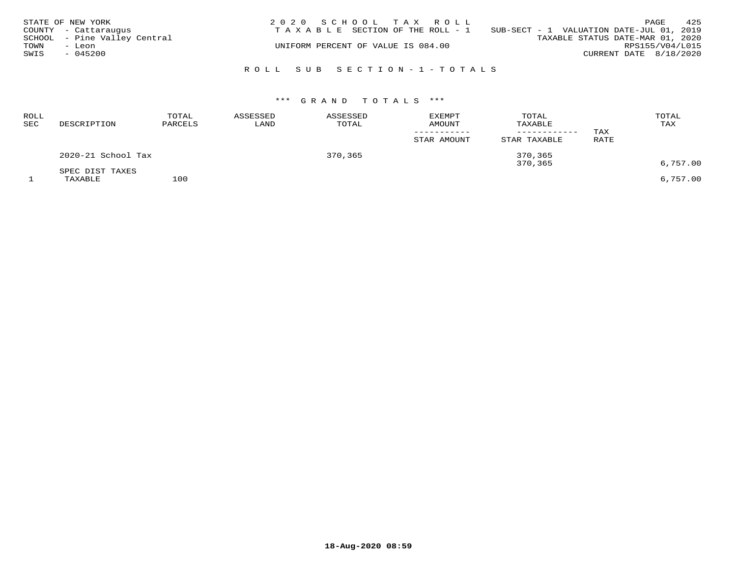STATE OF NEW YORK
COUNTY - Cattaraugus
SCHOOL - Pine Valley Central
TOWN - Leon
SWIS - 045200

2020 SCHOOL TAX ROLL
TAXABLE SECTION OF THE ROLL - 1
UNIFORM PERCENT OF VALUE IS 084.00

SUB-SECT - 1 VALUATION DATE-JUL 01, 2019
TAXABLE STATUS DATE-MAR 01, 2020
RPS155/V04/L015
CURRENT DATE 8/18/2020

## ROLL SUB SECTION-1-TOTALS

### *** GRAND TOTALS ***

| ROLL SEC | DESCRIPTION | TOTAL PARCELS | ASSESSED LAND | ASSESSED TOTAL | EXEMPT AMOUNT / STAR AMOUNT | TOTAL TAXABLE / STAR TAXABLE | TAX RATE | TOTAL TAX |
|---|---|---|---|---|---|---|---|---|
| | 2020-21 School Tax | | | 370,365 | | 370,365 | | |
| | | | | | | 370,365 | | 6,757.00 |
| | SPEC DIST TAXES | | | | | | | |
| 1 | TAXABLE | 100 | | | | | | 6,757.00 |

18-Aug-2020 08:59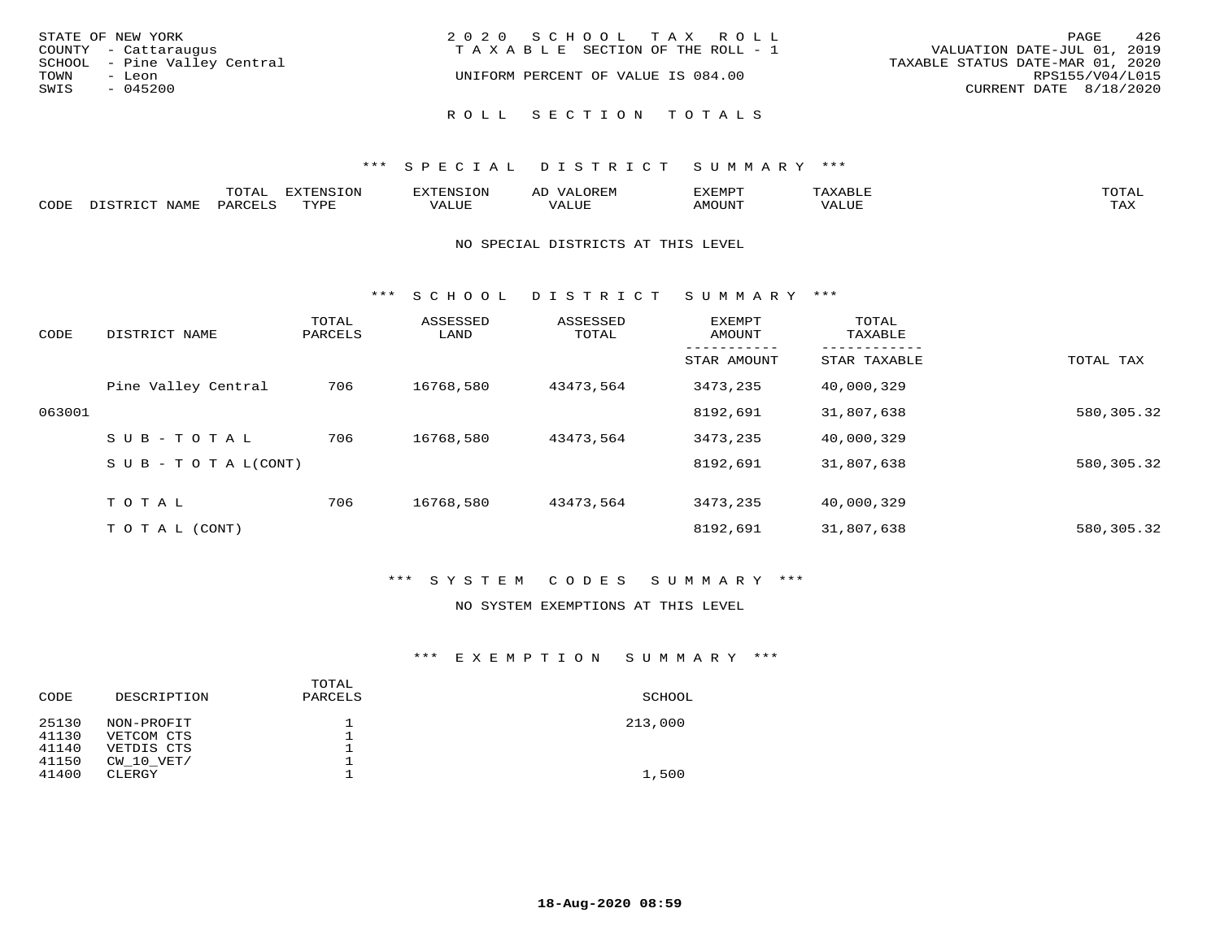STATE OF NEW YORK
COUNTY - Cattaraugus
SCHOOL - Pine Valley Central
TOWN - Leon
SWIS - 045200

2 0 2 0 S C H O O L T A X R O L L
T A X A B L E SECTION OF THE ROLL - 1
UNIFORM PERCENT OF VALUE IS 084.00

VALUATION DATE-JUL 01, 2019
TAXABLE STATUS DATE-MAR 01, 2020
RPS155/V04/L015
CURRENT DATE 8/18/2020

## R O L L S E C T I O N T O T A L S

### \*\*\* S P E C I A L D I S T R I C T S U M M A R Y \*\*\*

| CODE | DISTRICT NAME | TOTAL PARCELS | EXTENSION TYPE | EXTENSION VALUE | AD VALOREM VALUE | EXEMPT AMOUNT | TAXABLE VALUE | TOTAL TAX |
|---|---|---|---|---|---|---|---|---|

NO SPECIAL DISTRICTS AT THIS LEVEL

### \*\*\* S C H O O L D I S T R I C T S U M M A R Y \*\*\*

| CODE | DISTRICT NAME | TOTAL PARCELS | ASSESSED LAND | ASSESSED TOTAL | EXEMPT AMOUNT / STAR AMOUNT | TOTAL TAXABLE / STAR TAXABLE | TOTAL TAX |
|---|---|---|---|---|---|---|---|
| | Pine Valley Central | 706 | 16768,580 | 43473,564 | 3473,235 | 40,000,329 | |
| 063001 | | | | | 8192,691 | 31,807,638 | 580,305.32 |
| | S U B - T O T A L | 706 | 16768,580 | 43473,564 | 3473,235 | 40,000,329 | |
| | S U B - T O T A L(CONT) | | | | 8192,691 | 31,807,638 | 580,305.32 |
| | T O T A L | 706 | 16768,580 | 43473,564 | 3473,235 | 40,000,329 | |
| | T O T A L (CONT) | | | | 8192,691 | 31,807,638 | 580,305.32 |

### \*\*\* S Y S T E M C O D E S S U M M A R Y \*\*\*

NO SYSTEM EXEMPTIONS AT THIS LEVEL

### \*\*\* E X E M P T I O N S U M M A R Y \*\*\*

| CODE | DESCRIPTION | TOTAL PARCELS | SCHOOL |
|---|---|---|---|
| 25130 | NON-PROFIT | 1 | 213,000 |
| 41130 | VETCOM CTS | 1 | |
| 41140 | VETDIS CTS | 1 | |
| 41150 | CW_10_VET/ | 1 | |
| 41400 | CLERGY | 1 | 1,500 |

18-Aug-2020 08:59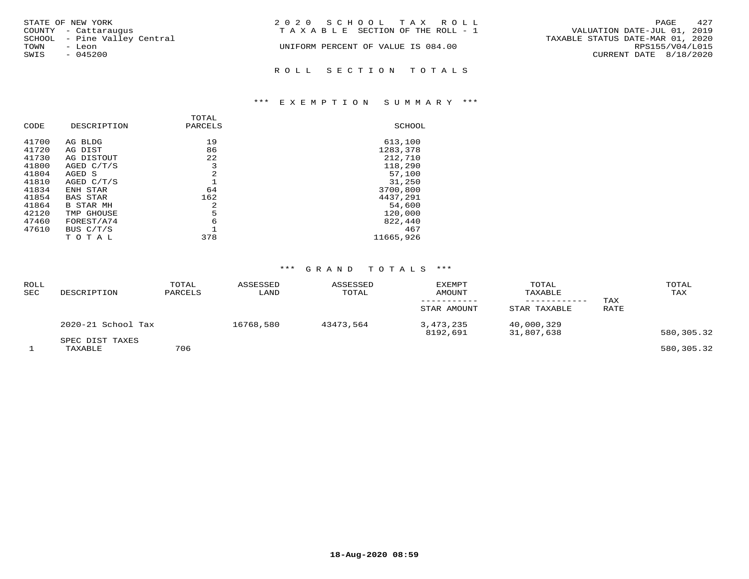STATE OF NEW YORK
COUNTY - Cattaraugus
SCHOOL - Pine Valley Central
TOWN - Leon
SWIS - 045200

2020 SCHOOL TAX ROLL
TAXABLE SECTION OF THE ROLL - 1
UNIFORM PERCENT OF VALUE IS 084.00

VALUATION DATE-JUL 01, 2019
TAXABLE STATUS DATE-MAR 01, 2020
RPS155/V04/L015
CURRENT DATE 8/18/2020

## ROLL SECTION TOTALS

### *** EXEMPTION SUMMARY ***

| CODE | DESCRIPTION | TOTAL PARCELS | SCHOOL |
|---|---|---|---|
| 41700 | AG BLDG | 19 | 613,100 |
| 41720 | AG DIST | 86 | 1283,378 |
| 41730 | AG DISTOUT | 22 | 212,710 |
| 41800 | AGED C/T/S | 3 | 118,290 |
| 41804 | AGED S | 2 | 57,100 |
| 41810 | AGED C/T/S | 1 | 31,250 |
| 41834 | ENH STAR | 64 | 3700,800 |
| 41854 | BAS STAR | 162 | 4437,291 |
| 41864 | B STAR MH | 2 | 54,600 |
| 42120 | TMP GHOUSE | 5 | 120,000 |
| 47460 | FOREST/A74 | 6 | 822,440 |
| 47610 | BUS C/T/S | 1 | 467 |
| | TOTAL | 378 | 11665,926 |

### *** GRAND TOTALS ***

| ROLL SEC | DESCRIPTION | TOTAL PARCELS | ASSESSED LAND | ASSESSED TOTAL | EXEMPT AMOUNT / STAR AMOUNT | TOTAL TAXABLE / STAR TAXABLE | TAX RATE | TOTAL TAX |
|---|---|---|---|---|---|---|---|---|
| | 2020-21 School Tax | | 16768,580 | 43473,564 | 3,473,235 | 40,000,329 | | |
| | | | | | 8192,691 | 31,807,638 | | 580,305.32 |
| | SPEC DIST TAXES | | | | | | | |
| 1 | TAXABLE | 706 | | | | | | 580,305.32 |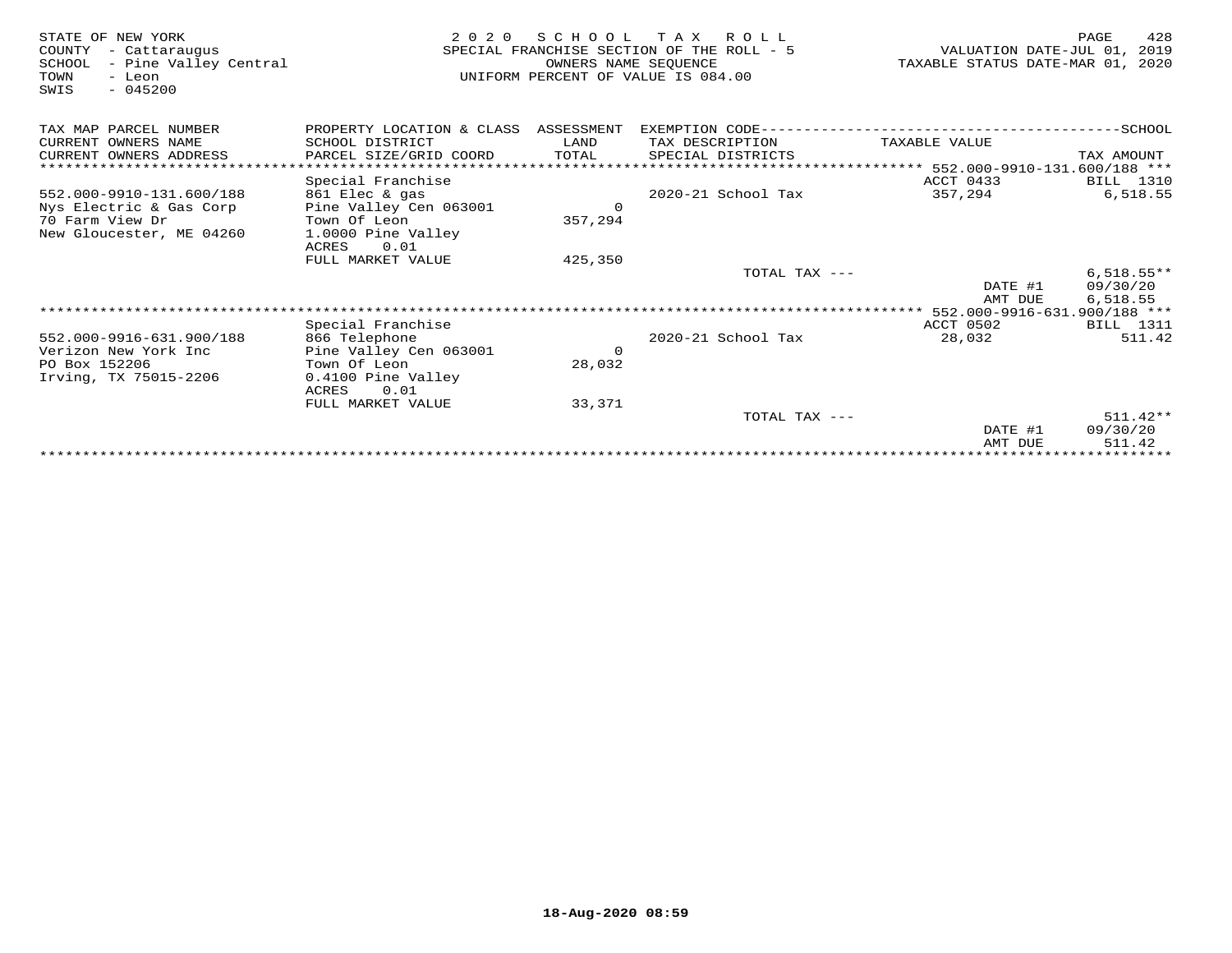STATE OF NEW YORK
COUNTY - Cattaraugus
SCHOOL - Pine Valley Central
TOWN - Leon
SWIS - 045200

2 0 2 0 S C H O O L T A X R O L L
SPECIAL FRANCHISE SECTION OF THE ROLL - 5
OWNERS NAME SEQUENCE
UNIFORM PERCENT OF VALUE IS 084.00

VALUATION DATE-JUL 01, 2019
TAXABLE STATUS DATE-MAR 01, 2020

| TAX MAP PARCEL NUMBER / CURRENT OWNERS NAME / CURRENT OWNERS ADDRESS | PROPERTY LOCATION & CLASS / SCHOOL DISTRICT / PARCEL SIZE/GRID COORD | ASSESSMENT LAND / TOTAL | EXEMPTION CODE / TAX DESCRIPTION / SPECIAL DISTRICTS | TAXABLE VALUE | SCHOOL TAX AMOUNT |
|---|---|---|---|---|---|
| | | | | 552.000-9910-131.600/188 | |
| | Special Franchise | | | ACCT 0433 | BILL 1310 |
| 552.000-9910-131.600/188 | 861 Elec & gas | | 2020-21 School Tax | 357,294 | 6,518.55 |
| Nys Electric & Gas Corp | Pine Valley Cen 063001 | 0 | | | |
| 70 Farm View Dr | Town Of Leon | 357,294 | | | |
| New Gloucester, ME 04260 | 1.0000 Pine Valley | | | | |
| | ACRES 0.01 | | | | |
| | FULL MARKET VALUE | 425,350 | | | |
| | | | TOTAL TAX --- | | 6,518.55** |
| | | | | DATE #1 | 09/30/20 |
| | | | | AMT DUE | 6,518.55 |
| | | | | 552.000-9916-631.900/188 | |
| | Special Franchise | | | ACCT 0502 | BILL 1311 |
| 552.000-9916-631.900/188 | 866 Telephone | | 2020-21 School Tax | 28,032 | 511.42 |
| Verizon New York Inc | Pine Valley Cen 063001 | 0 | | | |
| PO Box 152206 | Town Of Leon | 28,032 | | | |
| Irving, TX 75015-2206 | 0.4100 Pine Valley | | | | |
| | ACRES 0.01 | | | | |
| | FULL MARKET VALUE | 33,371 | | | |
| | | | TOTAL TAX --- | | 511.42** |
| | | | | DATE #1 | 09/30/20 |
| | | | | AMT DUE | 511.42 |

18-Aug-2020 08:59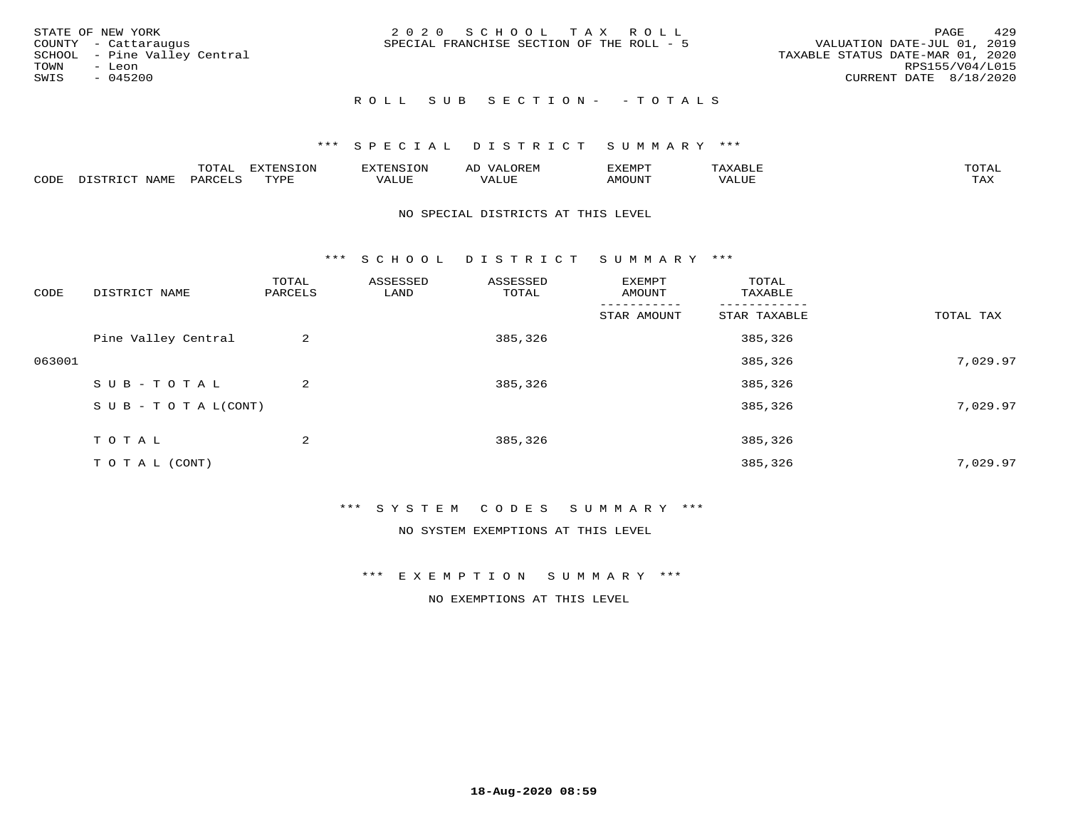STATE OF NEW YORK
COUNTY - Cattaraugus
SCHOOL - Pine Valley Central
TOWN - Leon
SWIS - 045200

2 0 2 0 S C H O O L T A X R O L L
SPECIAL FRANCHISE SECTION OF THE ROLL - 5

VALUATION DATE-JUL 01, 2019
TAXABLE STATUS DATE-MAR 01, 2020
RPS155/V04/L015
CURRENT DATE 8/18/2020

R O L L S U B S E C T I O N - - T O T A L S

\*\*\* S P E C I A L D I S T R I C T S U M M A R Y \*\*\*

| CODE | DISTRICT NAME | TOTAL PARCELS | EXTENSION TYPE | EXTENSION VALUE | AD VALOREM VALUE | EXEMPT AMOUNT | TAXABLE VALUE | TOTAL TAX |
|---|---|---|---|---|---|---|---|---|

NO SPECIAL DISTRICTS AT THIS LEVEL

\*\*\* S C H O O L D I S T R I C T S U M M A R Y \*\*\*

| CODE | DISTRICT NAME | TOTAL PARCELS | ASSESSED LAND | ASSESSED TOTAL | EXEMPT AMOUNT / STAR AMOUNT | TOTAL TAXABLE / STAR TAXABLE | TOTAL TAX |
|---|---|---|---|---|---|---|---|
| | Pine Valley Central | 2 | | 385,326 | | 385,326 | |
| 063001 | | | | | | 385,326 | 7,029.97 |
| | S U B - T O T A L | 2 | | 385,326 | | 385,326 | |
| | S U B - T O T A L(CONT) | | | | | 385,326 | 7,029.97 |
| | T O T A L | 2 | | 385,326 | | 385,326 | |
| | T O T A L (CONT) | | | | | 385,326 | 7,029.97 |

\*\*\* S Y S T E M C O D E S S U M M A R Y \*\*\*

NO SYSTEM EXEMPTIONS AT THIS LEVEL

\*\*\* E X E M P T I O N S U M M A R Y \*\*\*

NO EXEMPTIONS AT THIS LEVEL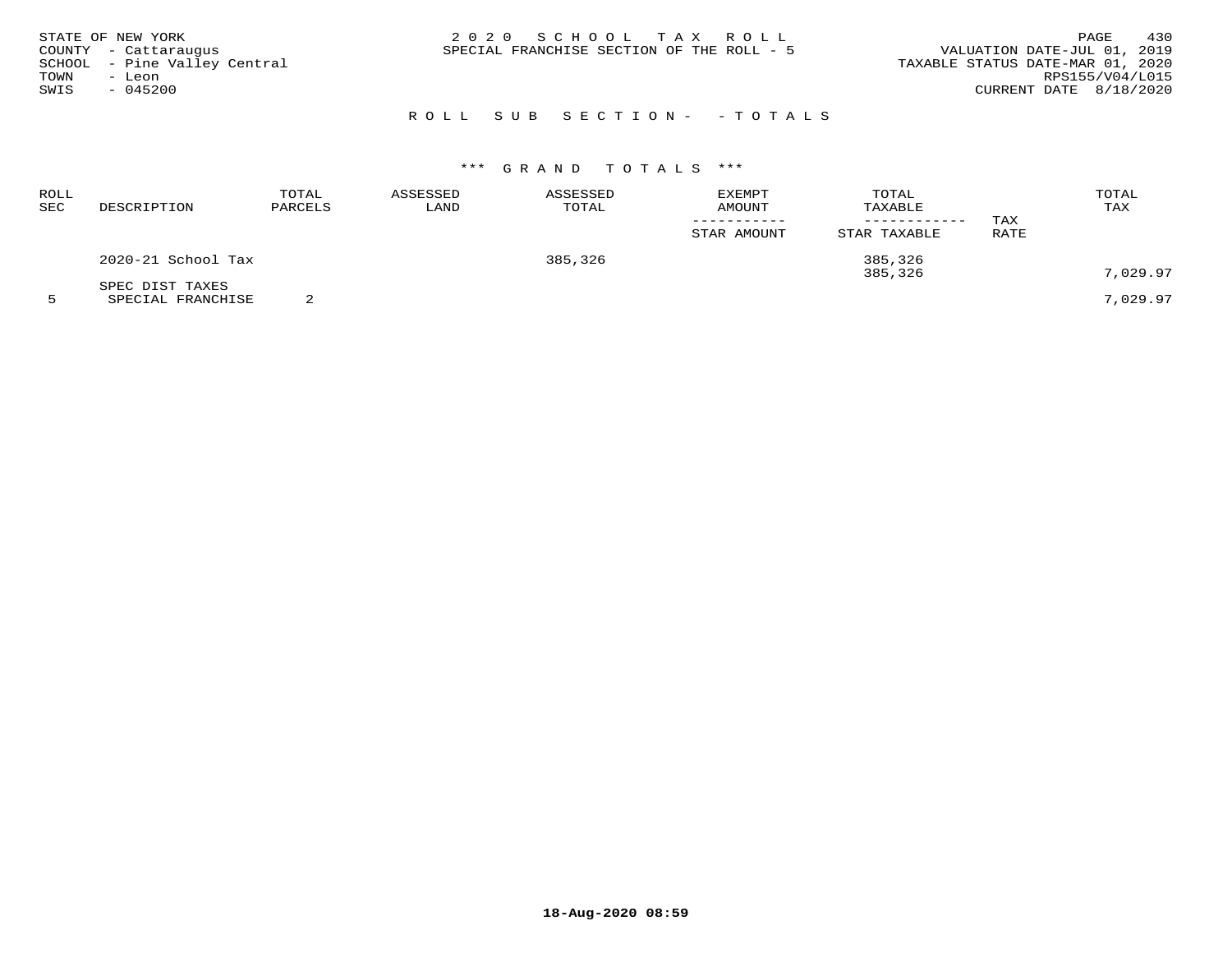STATE OF NEW YORK
COUNTY - Cattaraugus
SCHOOL - Pine Valley Central
TOWN - Leon
SWIS - 045200

2 0 2 0 S C H O O L T A X R O L L
SPECIAL FRANCHISE SECTION OF THE ROLL - 5

VALUATION DATE-JUL 01, 2019
TAXABLE STATUS DATE-MAR 01, 2020
RPS155/V04/L015
CURRENT DATE 8/18/2020

R O L L S U B S E C T I O N - - T O T A L S

*** G R A N D T O T A L S ***

| ROLL SEC | DESCRIPTION | TOTAL PARCELS | ASSESSED LAND | ASSESSED TOTAL | EXEMPT AMOUNT / STAR AMOUNT | TOTAL TAXABLE / STAR TAXABLE | TAX RATE | TOTAL TAX |
|---|---|---|---|---|---|---|---|---|
| | 2020-21 School Tax | | | 385,326 | | 385,326 | | |
| | | | | | | 385,326 | | 7,029.97 |
| | SPEC DIST TAXES | | | | | | | |
| 5 | SPECIAL FRANCHISE | 2 | | | | | | 7,029.97 |

18-Aug-2020 08:59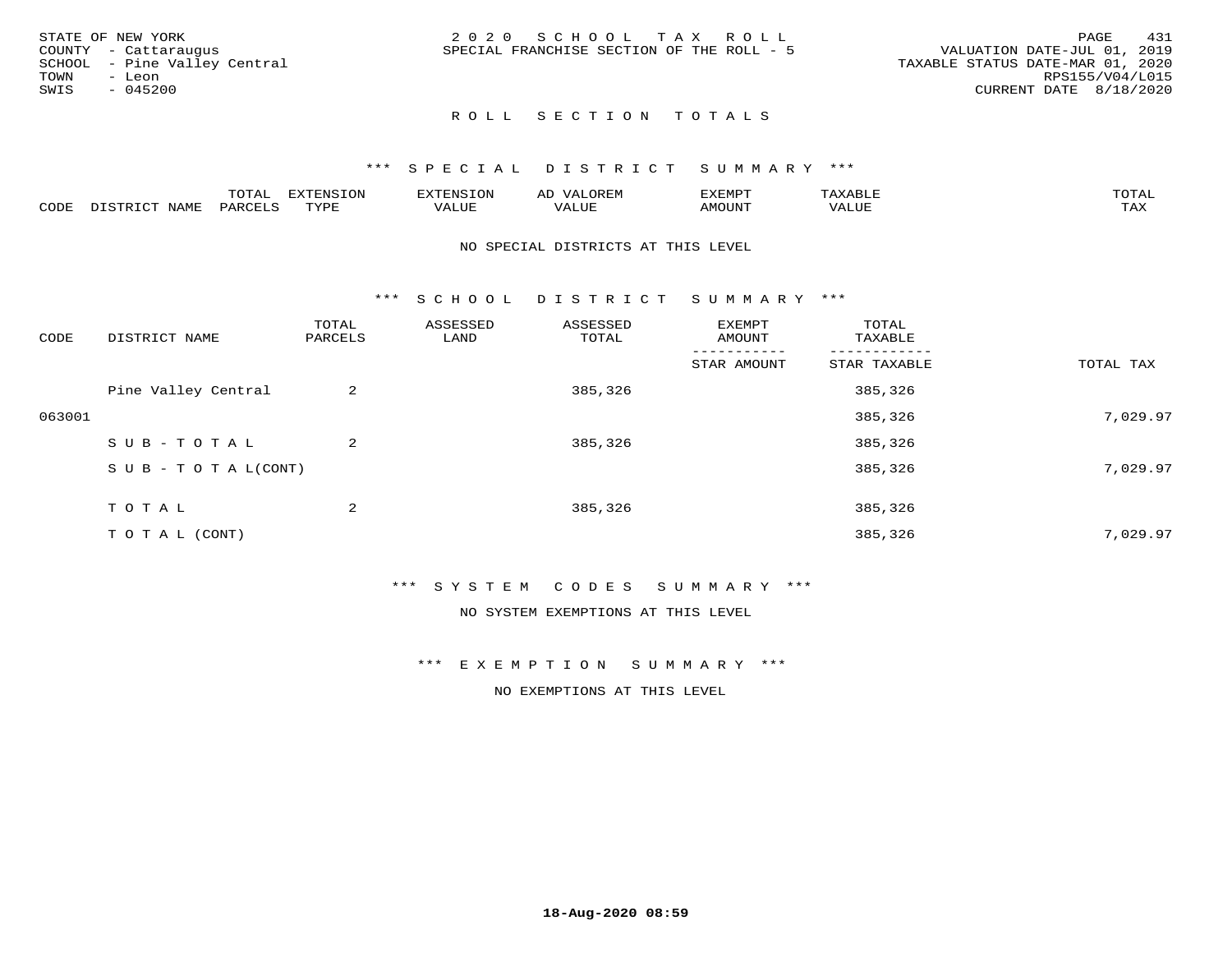STATE OF NEW YORK
COUNTY - Cattaraugus
SCHOOL - Pine Valley Central
TOWN - Leon
SWIS - 045200

2 0 2 0 S C H O O L T A X R O L L
SPECIAL FRANCHISE SECTION OF THE ROLL - 5

VALUATION DATE-JUL 01, 2019
TAXABLE STATUS DATE-MAR 01, 2020
RPS155/V04/L015
CURRENT DATE 8/18/2020

## R O L L S E C T I O N T O T A L S

### *** S P E C I A L D I S T R I C T S U M M A R Y ***

| CODE | DISTRICT NAME | TOTAL PARCELS | EXTENSION TYPE | EXTENSION VALUE | AD VALOREM VALUE | EXEMPT AMOUNT | TAXABLE VALUE | TOTAL TAX |
|---|---|---|---|---|---|---|---|---|

NO SPECIAL DISTRICTS AT THIS LEVEL

### *** S C H O O L D I S T R I C T S U M M A R Y ***

| CODE | DISTRICT NAME | TOTAL PARCELS | ASSESSED LAND | ASSESSED TOTAL | EXEMPT AMOUNT / STAR AMOUNT | TOTAL TAXABLE / STAR TAXABLE | TOTAL TAX |
|---|---|---|---|---|---|---|---|
| | Pine Valley Central | 2 | | 385,326 | | 385,326 | |
| 063001 | | | | | | 385,326 | 7,029.97 |
| | S U B - T O T A L | 2 | | 385,326 | | 385,326 | |
| | S U B - T O T A L(CONT) | | | | | 385,326 | 7,029.97 |
| | T O T A L | 2 | | 385,326 | | 385,326 | |
| | T O T A L (CONT) | | | | | 385,326 | 7,029.97 |

### *** S Y S T E M C O D E S S U M M A R Y ***

NO SYSTEM EXEMPTIONS AT THIS LEVEL

### *** E X E M P T I O N S U M M A R Y ***

NO EXEMPTIONS AT THIS LEVEL

18-Aug-2020 08:59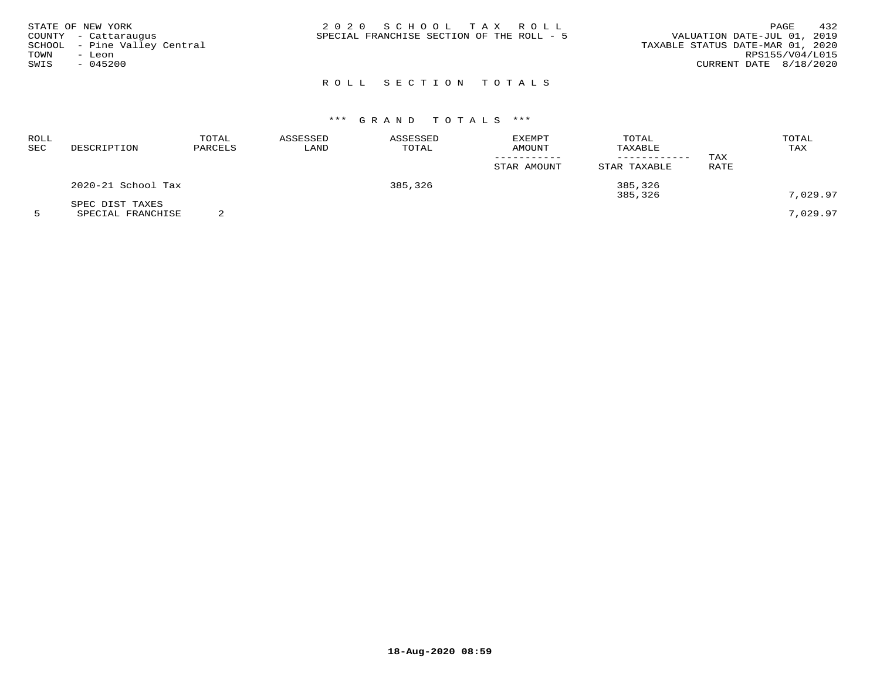STATE OF NEW YORK
COUNTY - Cattaraugus
SCHOOL - Pine Valley Central
TOWN - Leon
SWIS - 045200

2020 SCHOOL TAX ROLL
SPECIAL FRANCHISE SECTION OF THE ROLL - 5

VALUATION DATE-JUL 01, 2019
TAXABLE STATUS DATE-MAR 01, 2020
RPS155/V04/L015
CURRENT DATE 8/18/2020

## ROLL SECTION TOTALS

### *** GRAND TOTALS ***

| ROLL SEC | DESCRIPTION | TOTAL PARCELS | ASSESSED LAND | ASSESSED TOTAL | EXEMPT AMOUNT / STAR AMOUNT | TOTAL TAXABLE / STAR TAXABLE | TAX RATE | TOTAL TAX |
|---|---|---|---|---|---|---|---|---|
| | 2020-21 School Tax | | | 385,326 | | 385,326 | | |
| | | | | | | 385,326 | | 7,029.97 |
| | SPEC DIST TAXES | | | | | | | |
| 5 | SPECIAL FRANCHISE | 2 | | | | | | 7,029.97 |

18-Aug-2020 08:59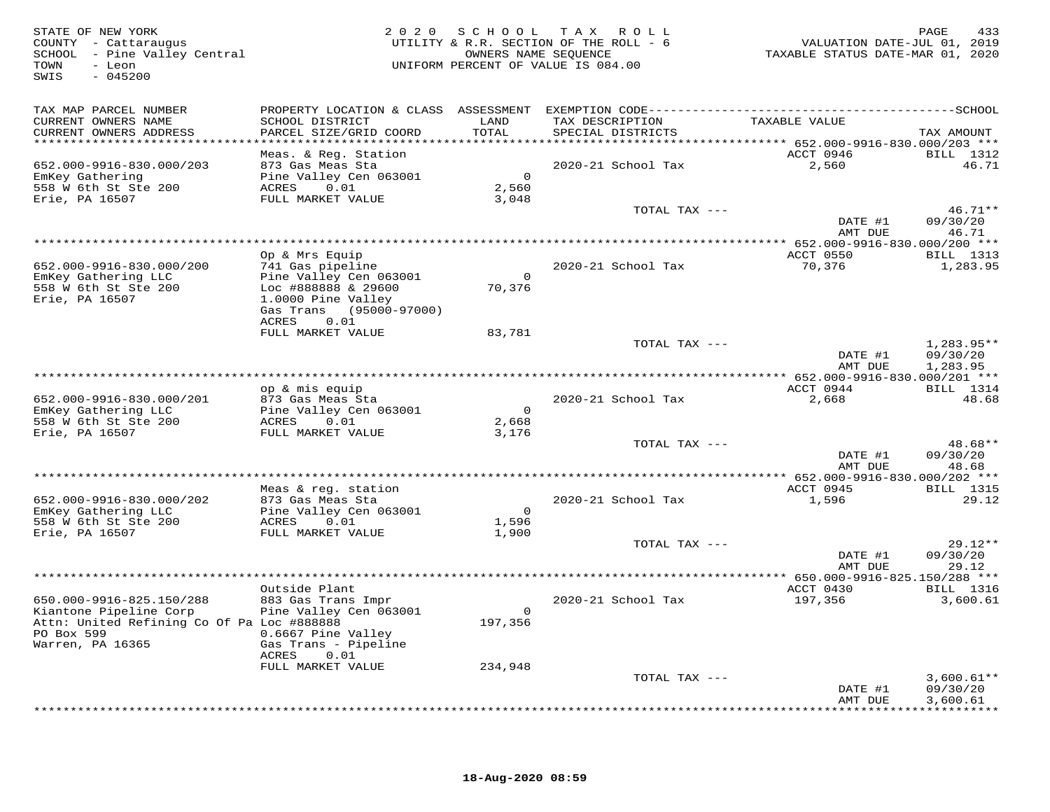STATE OF NEW YORK
COUNTY - Cattaraugus
SCHOOL - Pine Valley Central
TOWN - Leon
SWIS - 045200

2020 SCHOOL TAX ROLL
UTILITY & R.R. SECTION OF THE ROLL - 6
OWNERS NAME SEQUENCE
UNIFORM PERCENT OF VALUE IS 084.00

VALUATION DATE-JUL 01, 2019
TAXABLE STATUS DATE-MAR 01, 2020

| TAX MAP PARCEL NUMBER / CURRENT OWNERS NAME / CURRENT OWNERS ADDRESS | PROPERTY LOCATION & CLASS / SCHOOL DISTRICT / PARCEL SIZE/GRID COORD | ASSESSMENT LAND / TOTAL | EXEMPTION CODE / TAX DESCRIPTION / SPECIAL DISTRICTS | TAXABLE VALUE | SCHOOL TAX AMOUNT |
|---|---|---|---|---|---|
| **652.000-9916-830.000/203** | Meas. & Reg. Station | | | ACCT 0946 | BILL 1312 |
| 652.000-9916-830.000/203 | 873 Gas Meas Sta | | 2020-21 School Tax | 2,560 | 46.71 |
| EmKey Gathering | Pine Valley Cen 063001 | 0 | | | |
| 558 W 6th St Ste 200 | ACRES 0.01 | 2,560 | | | |
| Erie, PA 16507 | FULL MARKET VALUE | 3,048 | | | |
| | | | TOTAL TAX --- | | 46.71** |
| | | | | DATE #1 | 09/30/20 |
| | | | | AMT DUE | 46.71 |
| **652.000-9916-830.000/200** | Op & Mrs Equip | | | ACCT 0550 | BILL 1313 |
| 652.000-9916-830.000/200 | 741 Gas pipeline | | 2020-21 School Tax | 70,376 | 1,283.95 |
| EmKey Gathering LLC | Pine Valley Cen 063001 | 0 | | | |
| 558 W 6th St Ste 200 | Loc #888888 & 29600 | 70,376 | | | |
| Erie, PA 16507 | 1.0000 Pine Valley | | | | |
| | Gas Trans (95000-97000) | | | | |
| | ACRES 0.01 | | | | |
| | FULL MARKET VALUE | 83,781 | | | |
| | | | TOTAL TAX --- | | 1,283.95** |
| | | | | DATE #1 | 09/30/20 |
| | | | | AMT DUE | 1,283.95 |
| **652.000-9916-830.000/201** | op & mis equip | | | ACCT 0944 | BILL 1314 |
| 652.000-9916-830.000/201 | 873 Gas Meas Sta | | 2020-21 School Tax | 2,668 | 48.68 |
| EmKey Gathering LLC | Pine Valley Cen 063001 | 0 | | | |
| 558 W 6th St Ste 200 | ACRES 0.01 | 2,668 | | | |
| Erie, PA 16507 | FULL MARKET VALUE | 3,176 | | | |
| | | | TOTAL TAX --- | | 48.68** |
| | | | | DATE #1 | 09/30/20 |
| | | | | AMT DUE | 48.68 |
| **652.000-9916-830.000/202** | Meas & reg. station | | | ACCT 0945 | BILL 1315 |
| 652.000-9916-830.000/202 | 873 Gas Meas Sta | | 2020-21 School Tax | 1,596 | 29.12 |
| EmKey Gathering LLC | Pine Valley Cen 063001 | 0 | | | |
| 558 W 6th St Ste 200 | ACRES 0.01 | 1,596 | | | |
| Erie, PA 16507 | FULL MARKET VALUE | 1,900 | | | |
| | | | TOTAL TAX --- | | 29.12** |
| | | | | DATE #1 | 09/30/20 |
| | | | | AMT DUE | 29.12 |
| **650.000-9916-825.150/288** | Outside Plant | | | ACCT 0430 | BILL 1316 |
| 650.000-9916-825.150/288 | 883 Gas Trans Impr | | 2020-21 School Tax | 197,356 | 3,600.61 |
| Kiantone Pipeline Corp | Pine Valley Cen 063001 | 0 | | | |
| Attn: United Refining Co Of Pa | Loc #888888 | 197,356 | | | |
| PO Box 599 | 0.6667 Pine Valley | | | | |
| Warren, PA 16365 | Gas Trans - Pipeline | | | | |
| | ACRES 0.01 | | | | |
| | FULL MARKET VALUE | 234,948 | | | |
| | | | TOTAL TAX --- | | 3,600.61** |
| | | | | DATE #1 | 09/30/20 |
| | | | | AMT DUE | 3,600.61 |

18-Aug-2020 08:59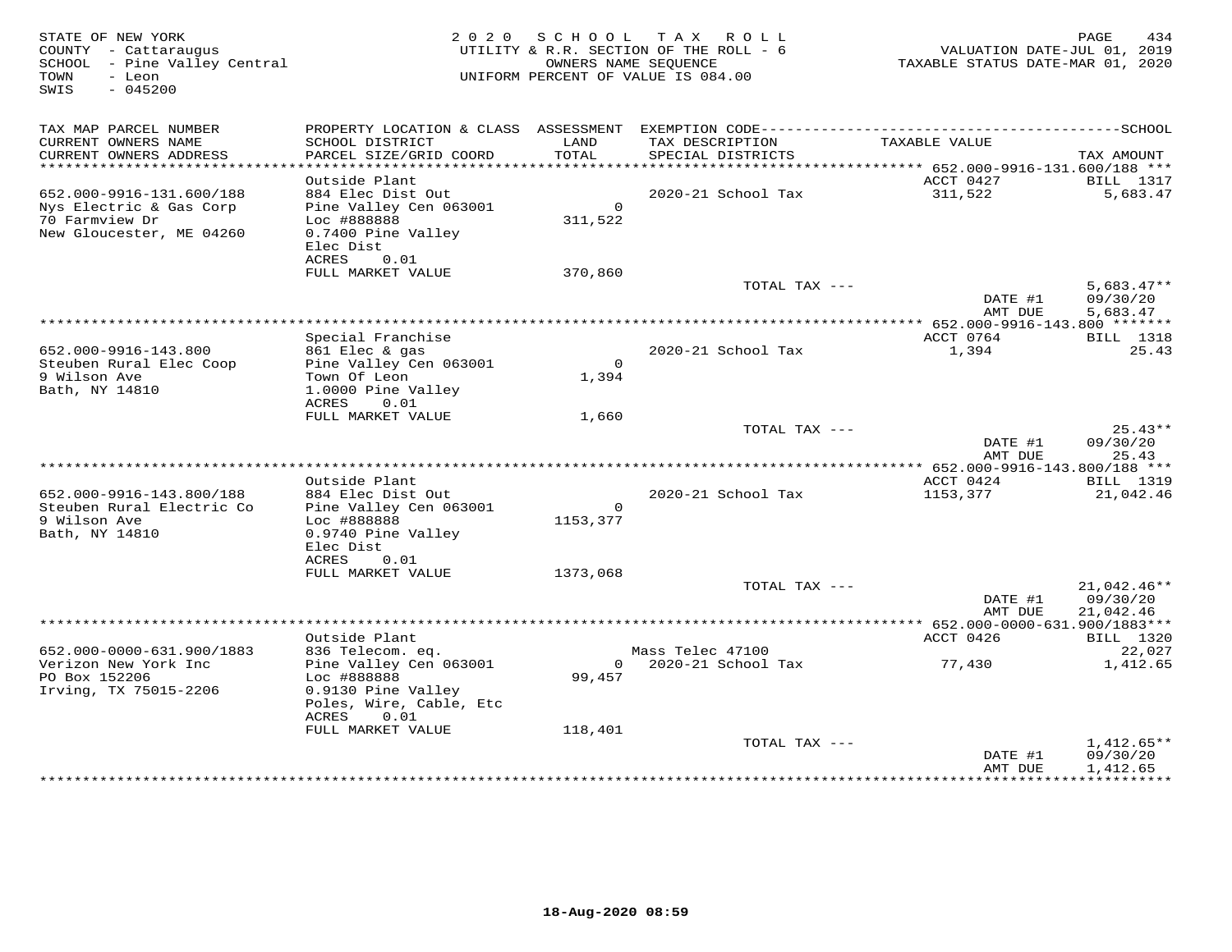STATE OF NEW YORK
COUNTY - Cattaraugus
SCHOOL - Pine Valley Central
TOWN - Leon
SWIS - 045200

2 0 2 0 S C H O O L T A X R O L L
UTILITY & R.R. SECTION OF THE ROLL - 6
OWNERS NAME SEQUENCE
UNIFORM PERCENT OF VALUE IS 084.00

VALUATION DATE-JUL 01, 2019
TAXABLE STATUS DATE-MAR 01, 2020

| TAX MAP PARCEL NUMBER / CURRENT OWNERS NAME / CURRENT OWNERS ADDRESS | PROPERTY LOCATION & CLASS / SCHOOL DISTRICT / PARCEL SIZE/GRID COORD | ASSESSMENT LAND / TOTAL | EXEMPTION CODE / TAX DESCRIPTION / SPECIAL DISTRICTS | TAXABLE VALUE | TAX AMOUNT |
|---|---|---|---|---|---|
| **652.000-9916-131.600/188** | Outside Plant | | | ACCT 0427 | BILL 1317 |
| 652.000-9916-131.600/188 | 884 Elec Dist Out | | 2020-21 School Tax | 311,522 | 5,683.47 |
| Nys Electric & Gas Corp | Pine Valley Cen 063001 | 0 | | | |
| 70 Farmview Dr | Loc #888888 | 311,522 | | | |
| New Gloucester, ME 04260 | 0.7400 Pine Valley | | | | |
| | Elec Dist | | | | |
| | ACRES 0.01 | | | | |
| | FULL MARKET VALUE | 370,860 | | | |
| | | | TOTAL TAX --- | | 5,683.47** |
| | | | | DATE #1 | 09/30/20 |
| | | | | AMT DUE | 5,683.47 |
| **652.000-9916-143.800** | Special Franchise | | | ACCT 0764 | BILL 1318 |
| 652.000-9916-143.800 | 861 Elec & gas | | 2020-21 School Tax | 1,394 | 25.43 |
| Steuben Rural Elec Coop | Pine Valley Cen 063001 | 0 | | | |
| 9 Wilson Ave | Town Of Leon | 1,394 | | | |
| Bath, NY 14810 | 1.0000 Pine Valley | | | | |
| | ACRES 0.01 | | | | |
| | FULL MARKET VALUE | 1,660 | | | |
| | | | TOTAL TAX --- | | 25.43** |
| | | | | DATE #1 | 09/30/20 |
| | | | | AMT DUE | 25.43 |
| **652.000-9916-143.800/188** | Outside Plant | | | ACCT 0424 | BILL 1319 |
| 652.000-9916-143.800/188 | 884 Elec Dist Out | | 2020-21 School Tax | 1153,377 | 21,042.46 |
| Steuben Rural Electric Co | Pine Valley Cen 063001 | 0 | | | |
| 9 Wilson Ave | Loc #888888 | 1153,377 | | | |
| Bath, NY 14810 | 0.9740 Pine Valley | | | | |
| | Elec Dist | | | | |
| | ACRES 0.01 | | | | |
| | FULL MARKET VALUE | 1373,068 | | | |
| | | | TOTAL TAX --- | | 21,042.46** |
| | | | | DATE #1 | 09/30/20 |
| | | | | AMT DUE | 21,042.46 |
| **652.000-0000-631.900/1883** | Outside Plant | | | ACCT 0426 | BILL 1320 |
| 652.000-0000-631.900/1883 | 836 Telecom. eq. | | Mass Telec 47100 | | 22,027 |
| Verizon New York Inc | Pine Valley Cen 063001 | 0 | 2020-21 School Tax | 77,430 | 1,412.65 |
| PO Box 152206 | Loc #888888 | 99,457 | | | |
| Irving, TX 75015-2206 | 0.9130 Pine Valley | | | | |
| | Poles, Wire, Cable, Etc | | | | |
| | ACRES 0.01 | | | | |
| | FULL MARKET VALUE | 118,401 | | | |
| | | | TOTAL TAX --- | | 1,412.65** |
| | | | | DATE #1 | 09/30/20 |
| | | | | AMT DUE | 1,412.65 |

18-Aug-2020 08:59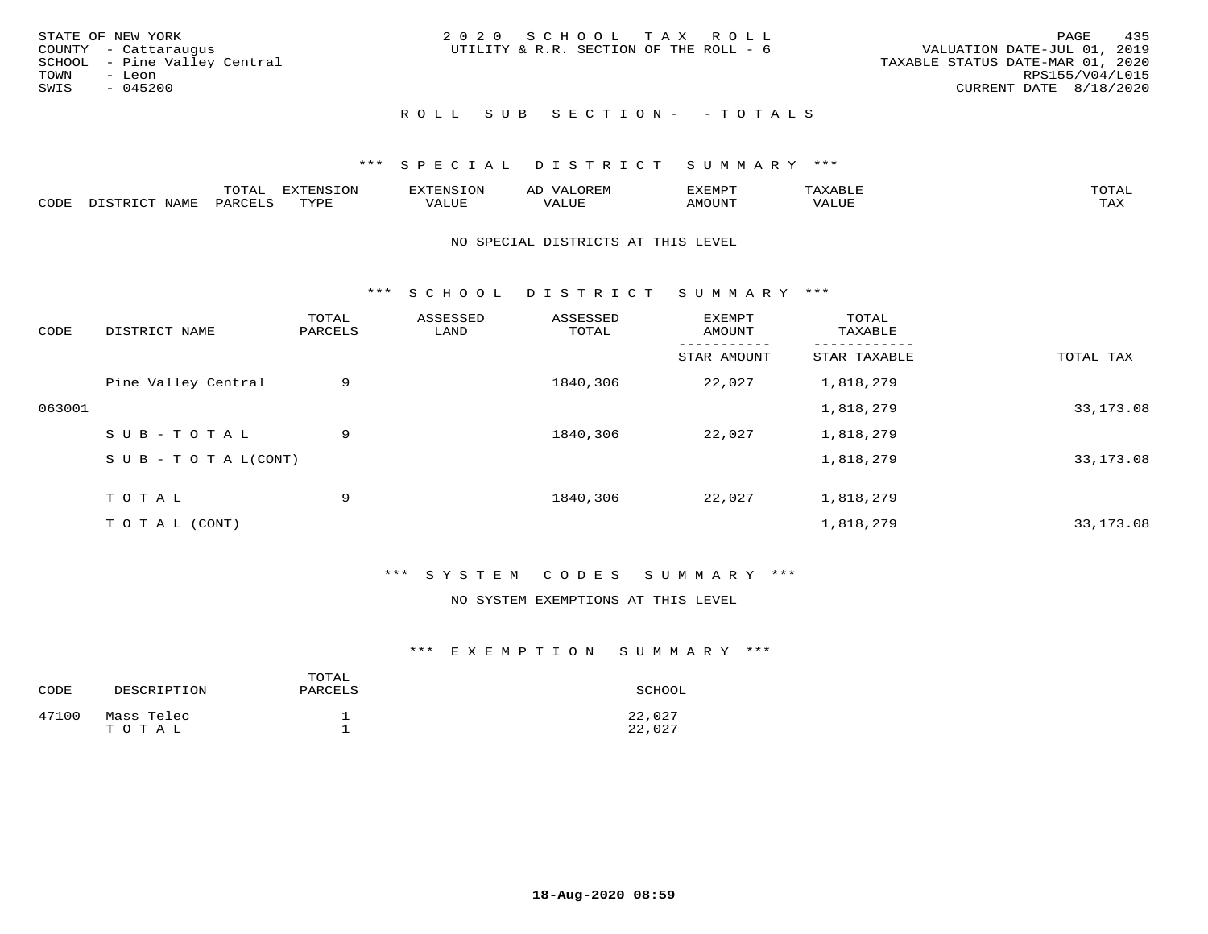STATE OF NEW YORK
COUNTY - Cattaraugus
SCHOOL - Pine Valley Central
TOWN - Leon
SWIS - 045200

2020 SCHOOL TAX ROLL
UTILITY & R.R. SECTION OF THE ROLL - 6

VALUATION DATE-JUL 01, 2019
TAXABLE STATUS DATE-MAR 01, 2020
RPS155/V04/L015
CURRENT DATE 8/18/2020

## ROLL SUB SECTION- - TOTALS

### *** SPECIAL DISTRICT SUMMARY ***

| CODE | DISTRICT NAME | TOTAL PARCELS | EXTENSION TYPE | EXTENSION VALUE | AD VALOREM VALUE | EXEMPT AMOUNT | TAXABLE VALUE | TOTAL TAX |
|---|---|---|---|---|---|---|---|---|

NO SPECIAL DISTRICTS AT THIS LEVEL

### *** SCHOOL DISTRICT SUMMARY ***

| CODE | DISTRICT NAME | TOTAL PARCELS | ASSESSED LAND | ASSESSED TOTAL | EXEMPT AMOUNT / STAR AMOUNT | TOTAL TAXABLE / STAR TAXABLE | TOTAL TAX |
|---|---|---|---|---|---|---|---|
| | Pine Valley Central | 9 | | 1840,306 | 22,027 | 1,818,279 | |
| 063001 | | | | | | 1,818,279 | 33,173.08 |
| | SUB-TOTAL | 9 | | 1840,306 | 22,027 | 1,818,279 | |
| | SUB-TOTAL(CONT) | | | | | 1,818,279 | 33,173.08 |
| | TOTAL | 9 | | 1840,306 | 22,027 | 1,818,279 | |
| | TOTAL (CONT) | | | | | 1,818,279 | 33,173.08 |

### *** SYSTEM CODES SUMMARY ***

NO SYSTEM EXEMPTIONS AT THIS LEVEL

### *** EXEMPTION SUMMARY ***

| CODE | DESCRIPTION | TOTAL PARCELS | SCHOOL |
|---|---|---|---|
| 47100 | Mass Telec | 1 | 22,027 |
| | TOTAL | 1 | 22,027 |

18-Aug-2020 08:59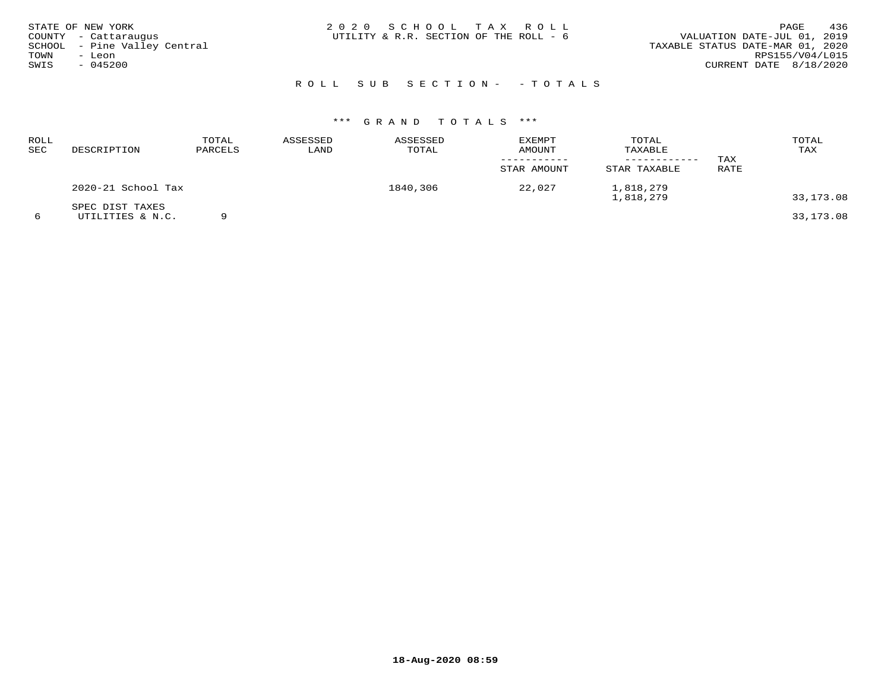STATE OF NEW YORK
COUNTY - Cattaraugus
SCHOOL - Pine Valley Central
TOWN - Leon
SWIS - 045200

2020 SCHOOL TAX ROLL
UTILITY & R.R. SECTION OF THE ROLL - 6

VALUATION DATE-JUL 01, 2019
TAXABLE STATUS DATE-MAR 01, 2020
RPS155/V04/L015
CURRENT DATE 8/18/2020

ROLL SUB SECTION- - TOTALS

*** GRAND TOTALS ***

| ROLL SEC | DESCRIPTION | TOTAL PARCELS | ASSESSED LAND | ASSESSED TOTAL | EXEMPT AMOUNT / STAR AMOUNT | TOTAL TAXABLE / STAR TAXABLE | TAX RATE | TOTAL TAX |
|---|---|---|---|---|---|---|---|---|
| | 2020-21 School Tax | | | 1840,306 | 22,027 | 1,818,279 | | |
| | | | | | | 1,818,279 | | 33,173.08 |
| | SPEC DIST TAXES | | | | | | | |
| 6 | UTILITIES & N.C. | 9 | | | | | | 33,173.08 |

18-Aug-2020 08:59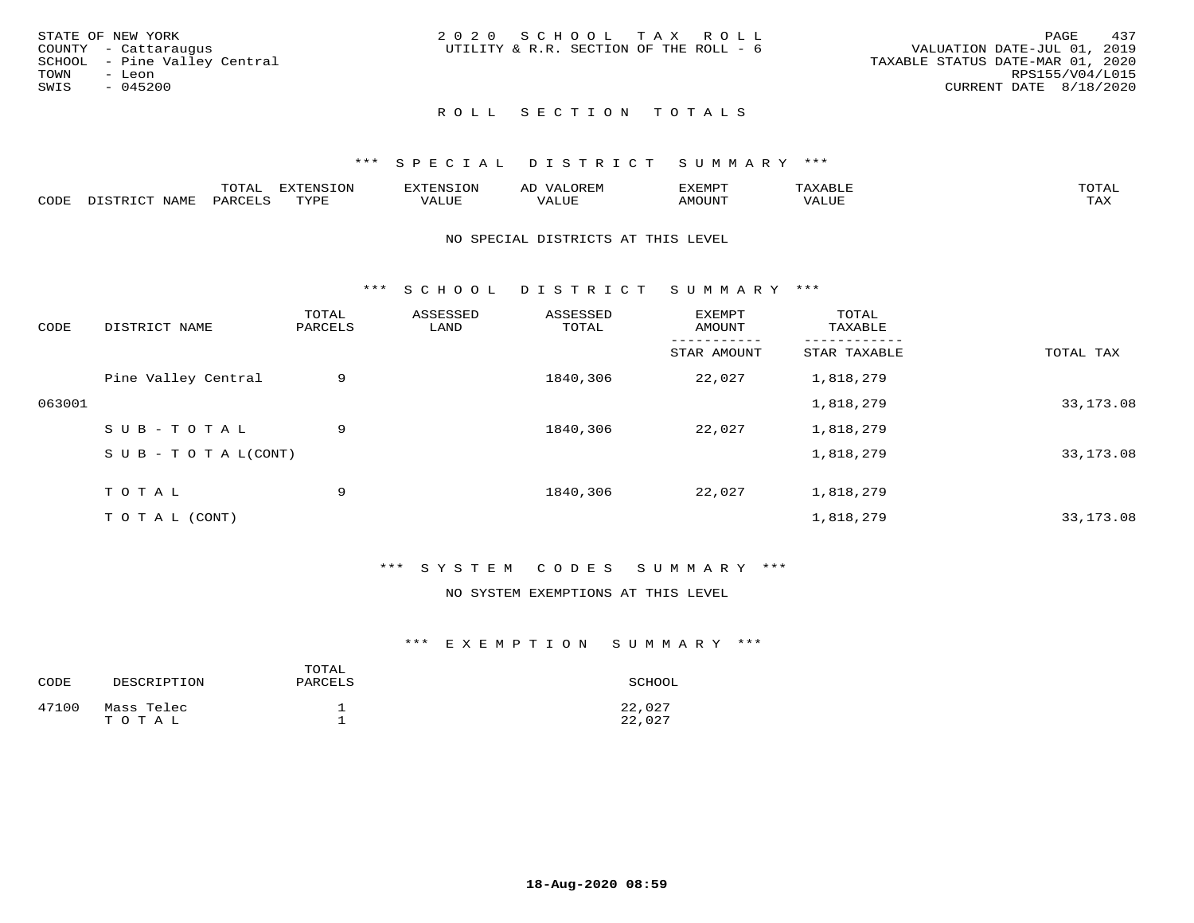STATE OF NEW YORK
COUNTY - Cattaraugus
SCHOOL - Pine Valley Central
TOWN - Leon
SWIS - 045200

2 0 2 0 S C H O O L T A X R O L L
UTILITY & R.R. SECTION OF THE ROLL - 6

VALUATION DATE-JUL 01, 2019
TAXABLE STATUS DATE-MAR 01, 2020
RPS155/V04/L015
CURRENT DATE 8/18/2020

## R O L L S E C T I O N T O T A L S

### *** S P E C I A L D I S T R I C T S U M M A R Y ***

| CODE | DISTRICT NAME | TOTAL PARCELS | EXTENSION TYPE | EXTENSION VALUE | AD VALOREM VALUE | EXEMPT AMOUNT | TAXABLE VALUE | TOTAL TAX |
|---|---|---|---|---|---|---|---|---|

NO SPECIAL DISTRICTS AT THIS LEVEL

### *** S C H O O L D I S T R I C T S U M M A R Y ***

| CODE | DISTRICT NAME | TOTAL PARCELS | ASSESSED LAND | ASSESSED TOTAL | EXEMPT AMOUNT / STAR AMOUNT | TOTAL TAXABLE / STAR TAXABLE | TOTAL TAX |
|---|---|---|---|---|---|---|---|
| | Pine Valley Central | 9 | | 1840,306 | 22,027 | 1,818,279 | |
| 063001 | | | | | | 1,818,279 | 33,173.08 |
| | S U B - T O T A L | 9 | | 1840,306 | 22,027 | 1,818,279 | |
| | S U B - T O T A L(CONT) | | | | | 1,818,279 | 33,173.08 |
| | T O T A L | 9 | | 1840,306 | 22,027 | 1,818,279 | |
| | T O T A L (CONT) | | | | | 1,818,279 | 33,173.08 |

### *** S Y S T E M C O D E S S U M M A R Y ***

NO SYSTEM EXEMPTIONS AT THIS LEVEL

### *** E X E M P T I O N S U M M A R Y ***

| CODE | DESCRIPTION | TOTAL PARCELS | SCHOOL |
|---|---|---|---|
| 47100 | Mass Telec | 1 | 22,027 |
| | T O T A L | 1 | 22,027 |

18-Aug-2020 08:59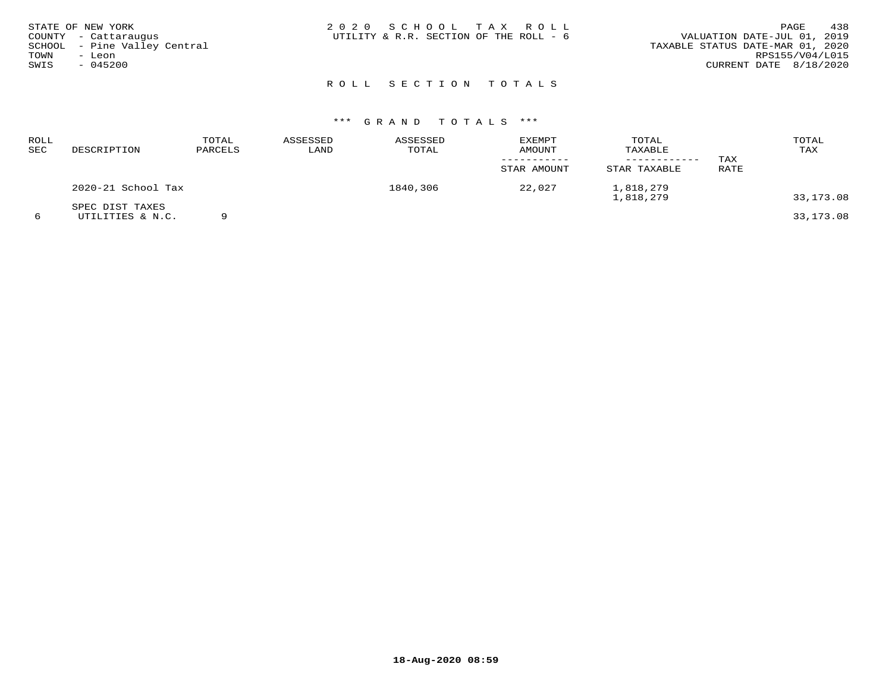STATE OF NEW YORK
COUNTY - Cattaraugus
SCHOOL - Pine Valley Central
TOWN - Leon
SWIS - 045200

2020 SCHOOL TAX ROLL
UTILITY & R.R. SECTION OF THE ROLL - 6

VALUATION DATE-JUL 01, 2019
TAXABLE STATUS DATE-MAR 01, 2020
RPS155/V04/L015
CURRENT DATE 8/18/2020

## ROLL SECTION TOTALS

### *** GRAND TOTALS ***

| ROLL SEC | DESCRIPTION | TOTAL PARCELS | ASSESSED LAND | ASSESSED TOTAL | EXEMPT AMOUNT / STAR AMOUNT | TOTAL TAXABLE / STAR TAXABLE | TAX RATE | TOTAL TAX |
|---|---|---|---|---|---|---|---|---|
| | 2020-21 School Tax | | | 1840,306 | 22,027 | 1,818,279 | | |
| | | | | | | 1,818,279 | | 33,173.08 |
| | SPEC DIST TAXES | | | | | | | |
| 6 | UTILITIES & N.C. | 9 | | | | | | 33,173.08 |

18-Aug-2020 08:59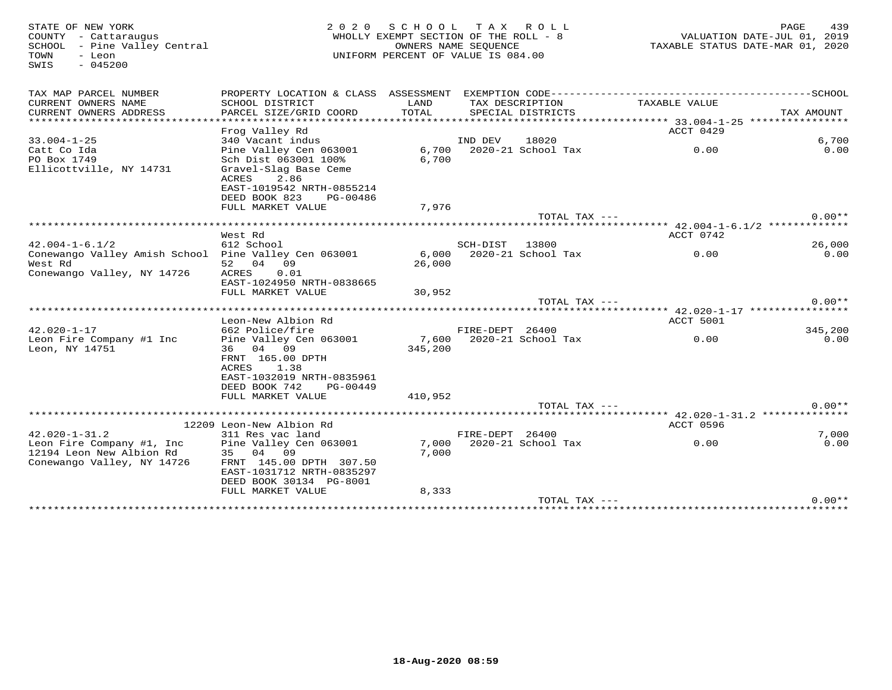STATE OF NEW YORK
COUNTY - Cattaraugus
SCHOOL - Pine Valley Central
TOWN - Leon
SWIS - 045200

2020 SCHOOL TAX ROLL
WHOLLY EXEMPT SECTION OF THE ROLL - 8
OWNERS NAME SEQUENCE
UNIFORM PERCENT OF VALUE IS 084.00

VALUATION DATE-JUL 01, 2019
TAXABLE STATUS DATE-MAR 01, 2020

| TAX MAP PARCEL NUMBER / CURRENT OWNERS NAME / CURRENT OWNERS ADDRESS | PROPERTY LOCATION & CLASS / SCHOOL DISTRICT / PARCEL SIZE/GRID COORD | ASSESSMENT LAND / TOTAL | EXEMPTION CODE / TAX DESCRIPTION / SPECIAL DISTRICTS | TAXABLE VALUE | SCHOOL / TAX AMOUNT |
|---|---|---|---|---|---|
| **33.004-1-25** | Frog Valley Rd | | | ACCT 0429 | |
| 33.004-1-25 | 340 Vacant indus | | IND DEV 18020 | | 6,700 |
| Catt Co Ida | Pine Valley Cen 063001 | 6,700 | 2020-21 School Tax | 0.00 | 0.00 |
| PO Box 1749 | Sch Dist 063001 100% | 6,700 | | | |
| Ellicottville, NY 14731 | Gravel-Slag Base Ceme | | | | |
| | ACRES 2.86 | | | | |
| | EAST-1019542 NRTH-0855214 | | | | |
| | DEED BOOK 823 PG-00486 | | | | |
| | FULL MARKET VALUE | 7,976 | | | |
| | | | TOTAL TAX --- | | 0.00** |
| **42.004-1-6.1/2** | West Rd | | | ACCT 0742 | |
| 42.004-1-6.1/2 | 612 School | | SCH-DIST 13800 | | 26,000 |
| Conewango Valley Amish School | Pine Valley Cen 063001 | 6,000 | 2020-21 School Tax | 0.00 | 0.00 |
| West Rd | 52 04 09 | 26,000 | | | |
| Conewango Valley, NY 14726 | ACRES 0.01 | | | | |
| | EAST-1024950 NRTH-0838665 | | | | |
| | FULL MARKET VALUE | 30,952 | | | |
| | | | TOTAL TAX --- | | 0.00** |
| **42.020-1-17** | Leon-New Albion Rd | | | ACCT 5001 | |
| 42.020-1-17 | 662 Police/fire | | FIRE-DEPT 26400 | | 345,200 |
| Leon Fire Company #1 Inc | Pine Valley Cen 063001 | 7,600 | 2020-21 School Tax | 0.00 | 0.00 |
| Leon, NY 14751 | 36 04 09 | 345,200 | | | |
| | FRNT 165.00 DPTH | | | | |
| | ACRES 1.38 | | | | |
| | EAST-1032019 NRTH-0835961 | | | | |
| | DEED BOOK 742 PG-00449 | | | | |
| | FULL MARKET VALUE | 410,952 | | | |
| | | | TOTAL TAX --- | | 0.00** |
| **42.020-1-31.2** | 12209 Leon-New Albion Rd | | | ACCT 0596 | |
| 42.020-1-31.2 | 311 Res vac land | | FIRE-DEPT 26400 | | 7,000 |
| Leon Fire Company #1, Inc | Pine Valley Cen 063001 | 7,000 | 2020-21 School Tax | 0.00 | 0.00 |
| 12194 Leon New Albion Rd | 35 04 09 | 7,000 | | | |
| Conewango Valley, NY 14726 | FRNT 145.00 DPTH 307.50 | | | | |
| | EAST-1031712 NRTH-0835297 | | | | |
| | DEED BOOK 30134 PG-8001 | | | | |
| | FULL MARKET VALUE | 8,333 | | | |
| | | | TOTAL TAX --- | | 0.00** |

18-Aug-2020 08:59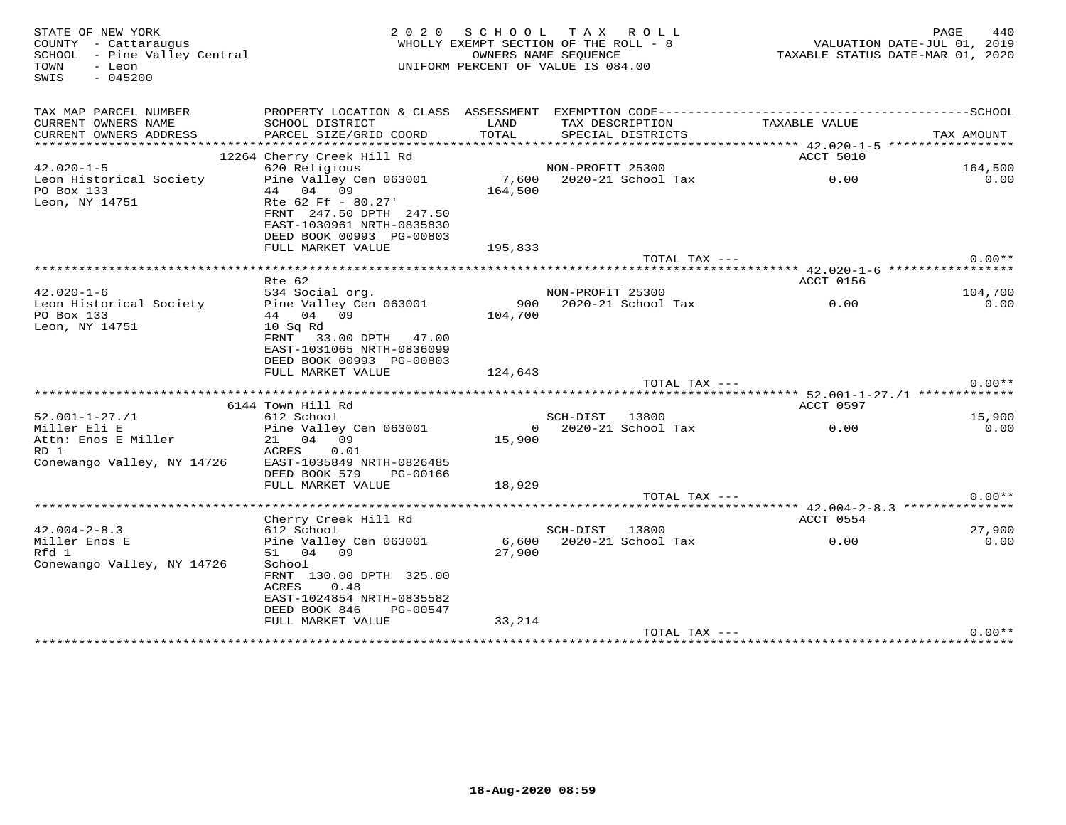STATE OF NEW YORK
COUNTY - Cattaraugus
SCHOOL - Pine Valley Central
TOWN - Leon
SWIS - 045200

2 0 2 0 S C H O O L T A X R O L L
WHOLLY EXEMPT SECTION OF THE ROLL - 8
OWNERS NAME SEQUENCE
UNIFORM PERCENT OF VALUE IS 084.00

VALUATION DATE-JUL 01, 2019
TAXABLE STATUS DATE-MAR 01, 2020

| TAX MAP PARCEL NUMBER / CURRENT OWNERS NAME / CURRENT OWNERS ADDRESS | PROPERTY LOCATION & CLASS / SCHOOL DISTRICT / PARCEL SIZE/GRID COORD | ASSESSMENT LAND / TOTAL | EXEMPTION CODE / TAX DESCRIPTION / SPECIAL DISTRICTS | TAXABLE VALUE | SCHOOL / TAX AMOUNT |
|---|---|---|---|---|---|
| | 12264 Cherry Creek Hill Rd | | | ACCT 5010 | |
| 42.020-1-5 | 620 Religious | | NON-PROFIT 25300 | | 164,500 |
| Leon Historical Society | Pine Valley Cen 063001 | 7,600 | 2020-21 School Tax | 0.00 | 0.00 |
| PO Box 133 | 44 04 09 | 164,500 | | | |
| Leon, NY 14751 | Rte 62 Ff - 80.27' | | | | |
| | FRNT 247.50 DPTH 247.50 | | | | |
| | EAST-1030961 NRTH-0835830 | | | | |
| | DEED BOOK 00993 PG-00803 | | | | |
| | FULL MARKET VALUE | 195,833 | | | |
| | | | TOTAL TAX --- | | 0.00** |
| | Rte 62 | | | ACCT 0156 | |
| 42.020-1-6 | 534 Social org. | | NON-PROFIT 25300 | | 104,700 |
| Leon Historical Society | Pine Valley Cen 063001 | 900 | 2020-21 School Tax | 0.00 | 0.00 |
| PO Box 133 | 44 04 09 | 104,700 | | | |
| Leon, NY 14751 | 10 Sq Rd | | | | |
| | FRNT 33.00 DPTH 47.00 | | | | |
| | EAST-1031065 NRTH-0836099 | | | | |
| | DEED BOOK 00993 PG-00803 | | | | |
| | FULL MARKET VALUE | 124,643 | | | |
| | | | TOTAL TAX --- | | 0.00** |
| | 6144 Town Hill Rd | | | ACCT 0597 | |
| 52.001-1-27./1 | 612 School | | SCH-DIST 13800 | | 15,900 |
| Miller Eli E | Pine Valley Cen 063001 | 0 | 2020-21 School Tax | 0.00 | 0.00 |
| Attn: Enos E Miller | 21 04 09 | 15,900 | | | |
| RD 1 | ACRES 0.01 | | | | |
| Conewango Valley, NY 14726 | EAST-1035849 NRTH-0826485 | | | | |
| | DEED BOOK 579 PG-00166 | | | | |
| | FULL MARKET VALUE | 18,929 | | | |
| | | | TOTAL TAX --- | | 0.00** |
| | Cherry Creek Hill Rd | | | ACCT 0554 | |
| 42.004-2-8.3 | 612 School | | SCH-DIST 13800 | | 27,900 |
| Miller Enos E | Pine Valley Cen 063001 | 6,600 | 2020-21 School Tax | 0.00 | 0.00 |
| Rfd 1 | 51 04 09 | 27,900 | | | |
| Conewango Valley, NY 14726 | School | | | | |
| | FRNT 130.00 DPTH 325.00 | | | | |
| | ACRES 0.48 | | | | |
| | EAST-1024854 NRTH-0835582 | | | | |
| | DEED BOOK 846 PG-00547 | | | | |
| | FULL MARKET VALUE | 33,214 | | | |
| | | | TOTAL TAX --- | | 0.00** |

18-Aug-2020 08:59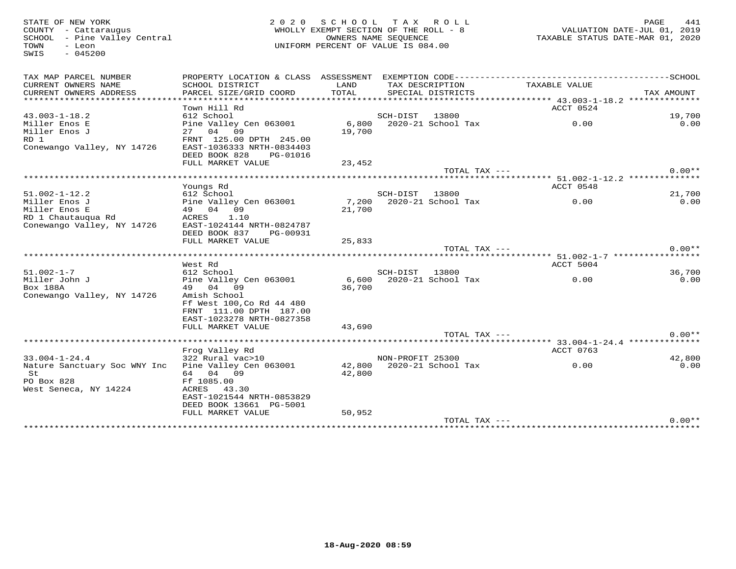STATE OF NEW YORK
COUNTY - Cattaraugus
SCHOOL - Pine Valley Central
TOWN - Leon
SWIS - 045200

2020 SCHOOL TAX ROLL
WHOLLY EXEMPT SECTION OF THE ROLL - 8
OWNERS NAME SEQUENCE
UNIFORM PERCENT OF VALUE IS 084.00

VALUATION DATE-JUL 01, 2019
TAXABLE STATUS DATE-MAR 01, 2020

| TAX MAP PARCEL NUMBER / CURRENT OWNERS NAME / CURRENT OWNERS ADDRESS | PROPERTY LOCATION & CLASS / SCHOOL DISTRICT / PARCEL SIZE/GRID COORD | ASSESSMENT LAND / TOTAL | EXEMPTION CODE / TAX DESCRIPTION / SPECIAL DISTRICTS | TAXABLE VALUE | SCHOOL / TAX AMOUNT |
|---|---|---|---|---|---|
| 43.003-1-18.2 | Town Hill Rd | | | ACCT 0524 | |
| | 612 School | | SCH-DIST 13800 | | 19,700 |
| Miller Enos E | Pine Valley Cen 063001 | 6,800 | 2020-21 School Tax | 0.00 | 0.00 |
| Miller Enos J | 27 04 09 | 19,700 | | | |
| RD 1 | FRNT 125.00 DPTH 245.00 | | | | |
| Conewango Valley, NY 14726 | EAST-1036333 NRTH-0834403 | | | | |
| | DEED BOOK 828 PG-01016 | | | | |
| | FULL MARKET VALUE | 23,452 | | | |
| | | | TOTAL TAX --- | | 0.00** |
| 51.002-1-12.2 | Youngs Rd | | | ACCT 0548 | |
| | 612 School | | SCH-DIST 13800 | | 21,700 |
| Miller Enos J | Pine Valley Cen 063001 | 7,200 | 2020-21 School Tax | 0.00 | 0.00 |
| Miller Enos E | 49 04 09 | 21,700 | | | |
| RD 1 Chautauqua Rd | ACRES 1.10 | | | | |
| Conewango Valley, NY 14726 | EAST-1024144 NRTH-0824787 | | | | |
| | DEED BOOK 837 PG-00931 | | | | |
| | FULL MARKET VALUE | 25,833 | | | |
| | | | TOTAL TAX --- | | 0.00** |
| 51.002-1-7 | West Rd | | | ACCT 5004 | |
| | 612 School | | SCH-DIST 13800 | | 36,700 |
| Miller John J | Pine Valley Cen 063001 | 6,600 | 2020-21 School Tax | 0.00 | 0.00 |
| Box 188A | 49 04 09 | 36,700 | | | |
| Conewango Valley, NY 14726 | Amish School | | | | |
| | Ff West 100,Co Rd 44 480 | | | | |
| | FRNT 111.00 DPTH 187.00 | | | | |
| | EAST-1023278 NRTH-0827358 | | | | |
| | FULL MARKET VALUE | 43,690 | | | |
| | | | TOTAL TAX --- | | 0.00** |
| 33.004-1-24.4 | Frog Valley Rd | | | ACCT 0763 | |
| | 322 Rural vac>10 | | NON-PROFIT 25300 | | 42,800 |
| Nature Sanctuary Soc WNY Inc | Pine Valley Cen 063001 | 42,800 | 2020-21 School Tax | 0.00 | 0.00 |
| St | 64 04 09 | 42,800 | | | |
| PO Box 828 | Ff 1085.00 | | | | |
| West Seneca, NY 14224 | ACRES 43.30 | | | | |
| | EAST-1021544 NRTH-0853829 | | | | |
| | DEED BOOK 13661 PG-5001 | | | | |
| | FULL MARKET VALUE | 50,952 | | | |
| | | | TOTAL TAX --- | | 0.00** |

18-Aug-2020 08:59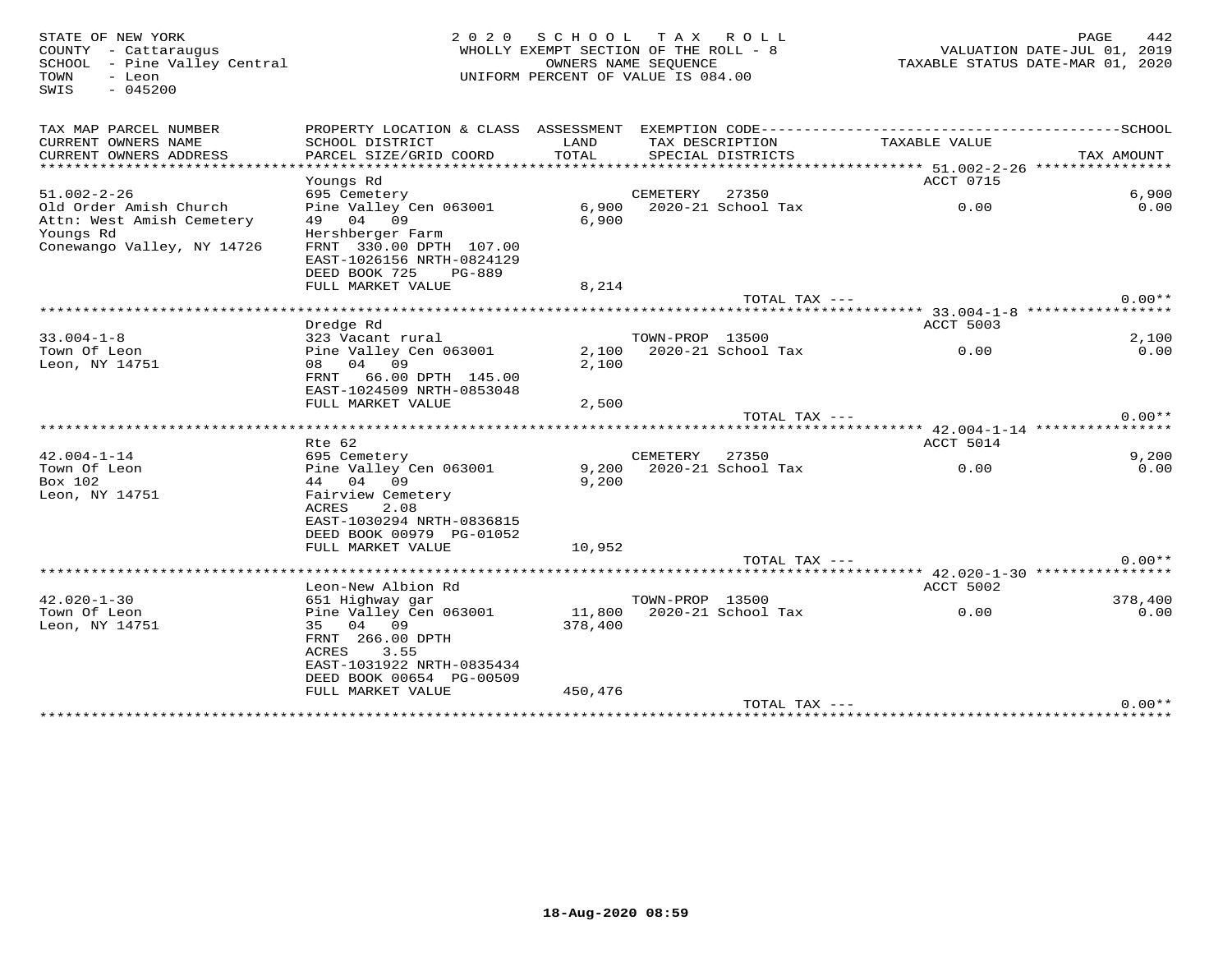STATE OF NEW YORK
COUNTY - Cattaraugus
SCHOOL - Pine Valley Central
TOWN - Leon
SWIS - 045200

2 0 2 0 S C H O O L T A X R O L L
WHOLLY EXEMPT SECTION OF THE ROLL - 8
OWNERS NAME SEQUENCE
UNIFORM PERCENT OF VALUE IS 084.00

VALUATION DATE-JUL 01, 2019
TAXABLE STATUS DATE-MAR 01, 2020

| TAX MAP PARCEL NUMBER / CURRENT OWNERS NAME / CURRENT OWNERS ADDRESS | PROPERTY LOCATION & CLASS / SCHOOL DISTRICT / PARCEL SIZE/GRID COORD | ASSESSMENT LAND / TOTAL | EXEMPTION CODE / TAX DESCRIPTION / SPECIAL DISTRICTS | TAXABLE VALUE | SCHOOL / TAX AMOUNT |
|---|---|---|---|---|---|
| 51.002-2-26 | Youngs Rd | | | ACCT 0715 | |
| 51.002-2-26 | 695 Cemetery | | CEMETERY 27350 | | 6,900 |
| Old Order Amish Church | Pine Valley Cen 063001 | 6,900 | 2020-21 School Tax | 0.00 | 0.00 |
| Attn: West Amish Cemetery | 49 04 09 | 6,900 | | | |
| Youngs Rd | Hershberger Farm | | | | |
| Conewango Valley, NY 14726 | FRNT 330.00 DPTH 107.00 | | | | |
| | EAST-1026156 NRTH-0824129 | | | | |
| | DEED BOOK 725 PG-889 | | | | |
| | FULL MARKET VALUE | 8,214 | | | |
| | | | TOTAL TAX --- | | 0.00** |
| 33.004-1-8 | Dredge Rd | | | ACCT 5003 | |
| 33.004-1-8 | 323 Vacant rural | | TOWN-PROP 13500 | | 2,100 |
| Town Of Leon | Pine Valley Cen 063001 | 2,100 | 2020-21 School Tax | 0.00 | 0.00 |
| Leon, NY 14751 | 08 04 09 | 2,100 | | | |
| | FRNT 66.00 DPTH 145.00 | | | | |
| | EAST-1024509 NRTH-0853048 | | | | |
| | FULL MARKET VALUE | 2,500 | | | |
| | | | TOTAL TAX --- | | 0.00** |
| 42.004-1-14 | Rte 62 | | | ACCT 5014 | |
| 42.004-1-14 | 695 Cemetery | | CEMETERY 27350 | | 9,200 |
| Town Of Leon | Pine Valley Cen 063001 | 9,200 | 2020-21 School Tax | 0.00 | 0.00 |
| Box 102 | 44 04 09 | 9,200 | | | |
| Leon, NY 14751 | Fairview Cemetery | | | | |
| | ACRES 2.08 | | | | |
| | EAST-1030294 NRTH-0836815 | | | | |
| | DEED BOOK 00979 PG-01052 | | | | |
| | FULL MARKET VALUE | 10,952 | | | |
| | | | TOTAL TAX --- | | 0.00** |
| 42.020-1-30 | Leon-New Albion Rd | | | ACCT 5002 | |
| 42.020-1-30 | 651 Highway gar | | TOWN-PROP 13500 | | 378,400 |
| Town Of Leon | Pine Valley Cen 063001 | 11,800 | 2020-21 School Tax | 0.00 | 0.00 |
| Leon, NY 14751 | 35 04 09 | 378,400 | | | |
| | FRNT 266.00 DPTH | | | | |
| | ACRES 3.55 | | | | |
| | EAST-1031922 NRTH-0835434 | | | | |
| | DEED BOOK 00654 PG-00509 | | | | |
| | FULL MARKET VALUE | 450,476 | | | |
| | | | TOTAL TAX --- | | 0.00** |

18-Aug-2020 08:59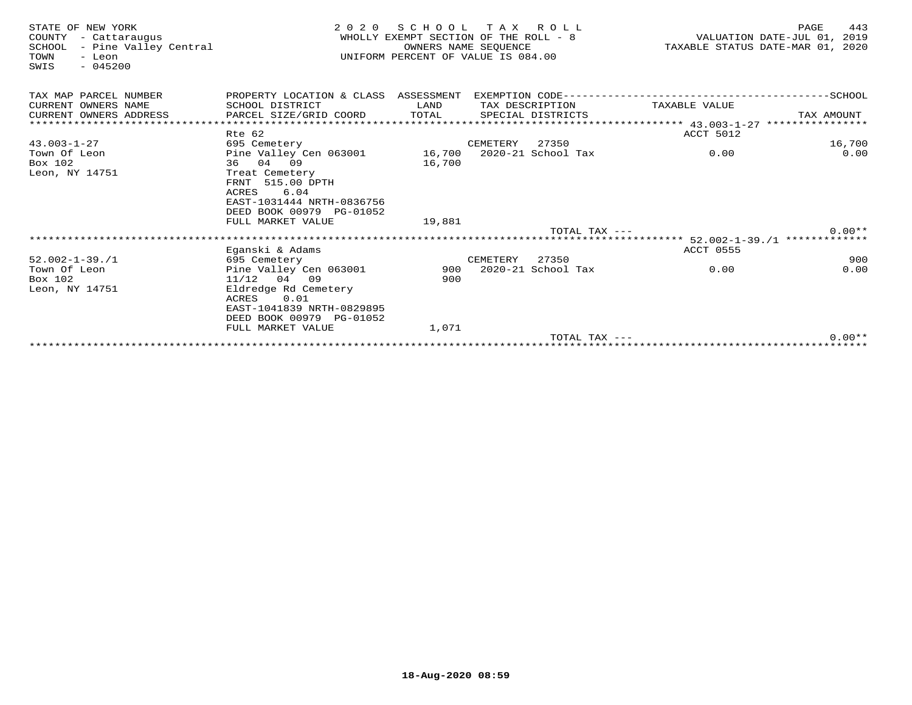STATE OF NEW YORK
COUNTY - Cattaraugus
SCHOOL - Pine Valley Central
TOWN - Leon
SWIS - 045200

2020 SCHOOL TAX ROLL
WHOLLY EXEMPT SECTION OF THE ROLL - 8
OWNERS NAME SEQUENCE
UNIFORM PERCENT OF VALUE IS 084.00

VALUATION DATE-JUL 01, 2019
TAXABLE STATUS DATE-MAR 01, 2020

| TAX MAP PARCEL NUMBER<br>CURRENT OWNERS NAME<br>CURRENT OWNERS ADDRESS | PROPERTY LOCATION & CLASS<br>SCHOOL DISTRICT<br>PARCEL SIZE/GRID COORD | ASSESSMENT<br>LAND<br>TOTAL | EXEMPTION CODE<br>TAX DESCRIPTION<br>SPECIAL DISTRICTS | TAXABLE VALUE | SCHOOL<br>TAX AMOUNT |
|---|---|---|---|---|---|
| 43.003-1-27 | Rte 62 | | | ACCT 5012 | |
| 43.003-1-27 | 695 Cemetery | | CEMETERY 27350 | | 16,700 |
| Town Of Leon | Pine Valley Cen 063001 | 16,700 | 2020-21 School Tax | 0.00 | 0.00 |
| Box 102 | 36 04 09 | 16,700 | | | |
| Leon, NY 14751 | Treat Cemetery | | | | |
| | FRNT 515.00 DPTH | | | | |
| | ACRES 6.04 | | | | |
| | EAST-1031444 NRTH-0836756 | | | | |
| | DEED BOOK 00979 PG-01052 | | | | |
| | FULL MARKET VALUE | 19,881 | | | |
| | | | TOTAL TAX --- | | 0.00** |
| 52.002-1-39./1 | Eganski & Adams | | | ACCT 0555 | |
| 52.002-1-39./1 | 695 Cemetery | | CEMETERY 27350 | | 900 |
| Town Of Leon | Pine Valley Cen 063001 | 900 | 2020-21 School Tax | 0.00 | 0.00 |
| Box 102 | 11/12 04 09 | 900 | | | |
| Leon, NY 14751 | Eldredge Rd Cemetery | | | | |
| | ACRES 0.01 | | | | |
| | EAST-1041839 NRTH-0829895 | | | | |
| | DEED BOOK 00979 PG-01052 | | | | |
| | FULL MARKET VALUE | 1,071 | | | |
| | | | TOTAL TAX --- | | 0.00** |

18-Aug-2020 08:59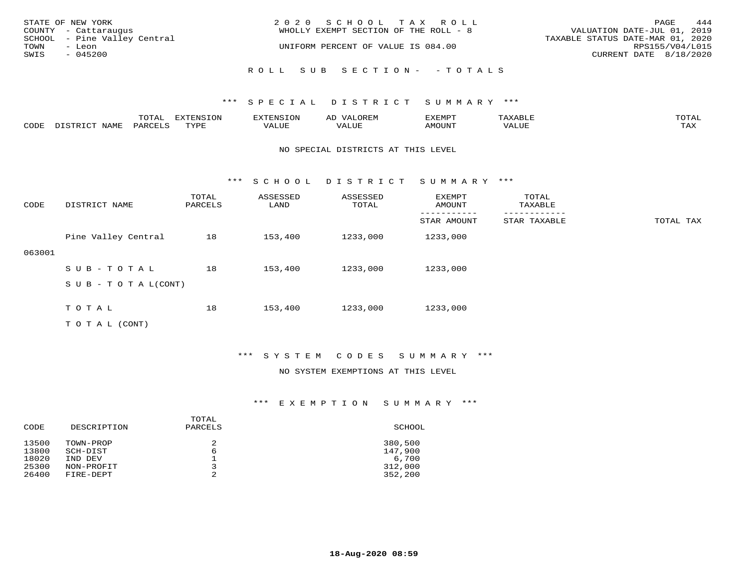STATE OF NEW YORK
COUNTY - Cattaraugus
SCHOOL - Pine Valley Central
TOWN - Leon
SWIS - 045200

2020 SCHOOL TAX ROLL
WHOLLY EXEMPT SECTION OF THE ROLL - 8
UNIFORM PERCENT OF VALUE IS 084.00

VALUATION DATE-JUL 01, 2019
TAXABLE STATUS DATE-MAR 01, 2020
RPS155/V04/L015
CURRENT DATE 8/18/2020

ROLL SUB SECTION- - TOTALS

### *** SPECIAL DISTRICT SUMMARY ***

| CODE | DISTRICT NAME | TOTAL PARCELS | EXTENSION TYPE | EXTENSION VALUE | AD VALOREM VALUE | EXEMPT AMOUNT | TAXABLE VALUE | TOTAL TAX |
|---|---|---|---|---|---|---|---|---|

NO SPECIAL DISTRICTS AT THIS LEVEL

### *** SCHOOL DISTRICT SUMMARY ***

| CODE | DISTRICT NAME | TOTAL PARCELS | ASSESSED LAND | ASSESSED TOTAL | EXEMPT AMOUNT / STAR AMOUNT | TOTAL TAXABLE / STAR TAXABLE | TOTAL TAX |
|---|---|---|---|---|---|---|---|
| 063001 | Pine Valley Central | 18 | 153,400 | 1233,000 | 1233,000 | | |
| | SUB-TOTAL | 18 | 153,400 | 1233,000 | 1233,000 | | |
| | SUB-TOTAL(CONT) | | | | | | |
| | TOTAL | 18 | 153,400 | 1233,000 | 1233,000 | | |
| | TOTAL (CONT) | | | | | | |

### *** SYSTEM CODES SUMMARY ***

NO SYSTEM EXEMPTIONS AT THIS LEVEL

### *** EXEMPTION SUMMARY ***

| CODE | DESCRIPTION | TOTAL PARCELS | SCHOOL |
|---|---|---|---|
| 13500 | TOWN-PROP | 2 | 380,500 |
| 13800 | SCH-DIST | 6 | 147,900 |
| 18020 | IND DEV | 1 | 6,700 |
| 25300 | NON-PROFIT | 3 | 312,000 |
| 26400 | FIRE-DEPT | 2 | 352,200 |

18-Aug-2020 08:59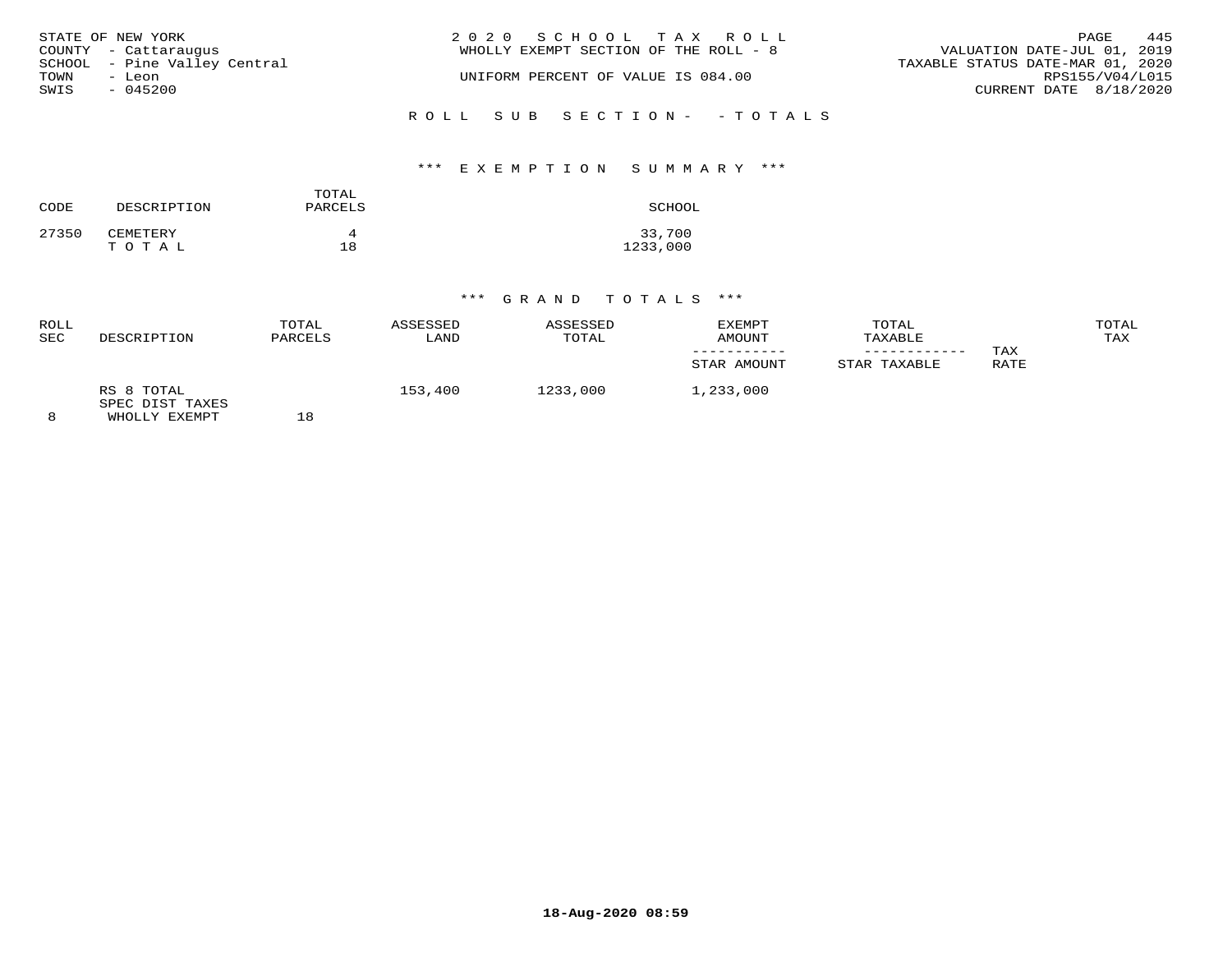STATE OF NEW YORK
COUNTY - Cattaraugus
SCHOOL - Pine Valley Central
TOWN - Leon
SWIS - 045200

2020 SCHOOL TAX ROLL
WHOLLY EXEMPT SECTION OF THE ROLL - 8

UNIFORM PERCENT OF VALUE IS 084.00

VALUATION DATE-JUL 01, 2019
TAXABLE STATUS DATE-MAR 01, 2020
RPS155/V04/L015
CURRENT DATE 8/18/2020

## ROLL SUB SECTION- - TOTALS

### *** EXEMPTION SUMMARY ***

| CODE | DESCRIPTION | TOTAL PARCELS | SCHOOL |
|---|---|---|---|
| 27350 | CEMETERY | 4 | 33,700 |
| | T O T A L | 18 | 1233,000 |

### *** GRAND TOTALS ***

| ROLL SEC | DESCRIPTION | TOTAL PARCELS | ASSESSED LAND | ASSESSED TOTAL | EXEMPT AMOUNT / STAR AMOUNT | TOTAL TAXABLE / STAR TAXABLE | TAX RATE | TOTAL TAX |
|---|---|---|---|---|---|---|---|---|
| 8 | RS 8 TOTAL<br>SPEC DIST TAXES<br>WHOLLY EXEMPT | 18 | 153,400 | 1233,000 | 1,233,000 | | | |

18-Aug-2020 08:59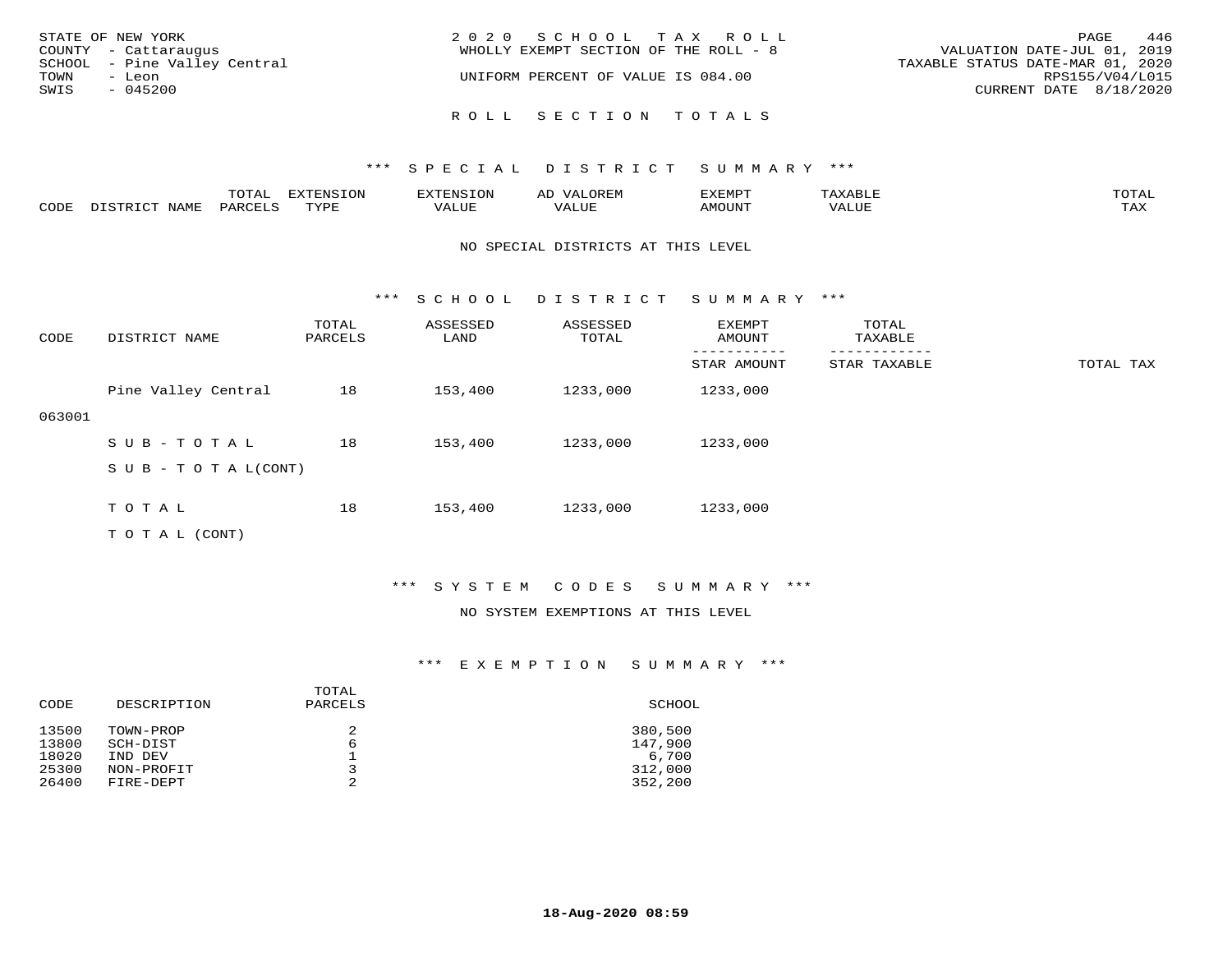STATE OF NEW YORK
COUNTY - Cattaraugus
SCHOOL - Pine Valley Central
TOWN - Leon
SWIS - 045200

2020 SCHOOL TAX ROLL
WHOLLY EXEMPT SECTION OF THE ROLL - 8

UNIFORM PERCENT OF VALUE IS 084.00

VALUATION DATE-JUL 01, 2019
TAXABLE STATUS DATE-MAR 01, 2020
RPS155/V04/L015
CURRENT DATE 8/18/2020

## ROLL SECTION TOTALS

### *** SPECIAL DISTRICT SUMMARY ***

| CODE | DISTRICT NAME | TOTAL PARCELS | EXTENSION TYPE | EXTENSION VALUE | AD VALOREM VALUE | EXEMPT AMOUNT | TAXABLE VALUE | TOTAL TAX |
|---|---|---|---|---|---|---|---|---|

NO SPECIAL DISTRICTS AT THIS LEVEL

### *** SCHOOL DISTRICT SUMMARY ***

| CODE | DISTRICT NAME | TOTAL PARCELS | ASSESSED LAND | ASSESSED TOTAL | EXEMPT AMOUNT / STAR AMOUNT | TOTAL TAXABLE / STAR TAXABLE | TOTAL TAX |
|---|---|---|---|---|---|---|---|
| 063001 | Pine Valley Central | 18 | 153,400 | 1233,000 | 1233,000 | | |
| | SUB-TOTAL | 18 | 153,400 | 1233,000 | 1233,000 | | |
| | SUB-TOTAL(CONT) | | | | | | |
| | TOTAL | 18 | 153,400 | 1233,000 | 1233,000 | | |
| | TOTAL (CONT) | | | | | | |

### *** SYSTEM CODES SUMMARY ***

NO SYSTEM EXEMPTIONS AT THIS LEVEL

### *** EXEMPTION SUMMARY ***

| CODE | DESCRIPTION | TOTAL PARCELS | SCHOOL |
|---|---|---|---|
| 13500 | TOWN-PROP | 2 | 380,500 |
| 13800 | SCH-DIST | 6 | 147,900 |
| 18020 | IND DEV | 1 | 6,700 |
| 25300 | NON-PROFIT | 3 | 312,000 |
| 26400 | FIRE-DEPT | 2 | 352,200 |

18-Aug-2020 08:59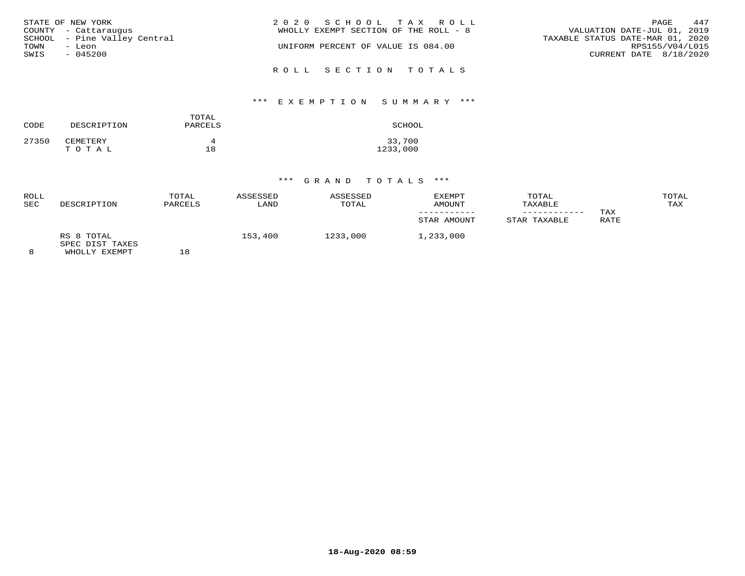STATE OF NEW YORK
COUNTY - Cattaraugus
SCHOOL - Pine Valley Central
TOWN - Leon
SWIS - 045200

2 0 2 0 S C H O O L T A X R O L L
WHOLLY EXEMPT SECTION OF THE ROLL - 8

UNIFORM PERCENT OF VALUE IS 084.00

VALUATION DATE-JUL 01, 2019
TAXABLE STATUS DATE-MAR 01, 2020
RPS155/V04/L015
CURRENT DATE 8/18/2020

R O L L S E C T I O N T O T A L S

*** E X E M P T I O N S U M M A R Y ***

| CODE | DESCRIPTION | TOTAL PARCELS | SCHOOL |
|---|---|---|---|
| 27350 | CEMETERY | 4 | 33,700 |
| | T O T A L | 18 | 1233,000 |

*** G R A N D T O T A L S ***

| ROLL SEC | DESCRIPTION | TOTAL PARCELS | ASSESSED LAND | ASSESSED TOTAL | EXEMPT AMOUNT / STAR AMOUNT | TOTAL TAXABLE / STAR TAXABLE | TAX RATE | TOTAL TAX |
|---|---|---|---|---|---|---|---|---|
| | RS 8 TOTAL | | 153,400 | 1233,000 | 1,233,000 | | | |
| | SPEC DIST TAXES | | | | | | | |
| 8 | WHOLLY EXEMPT | 18 | | | | | | |

18-Aug-2020 08:59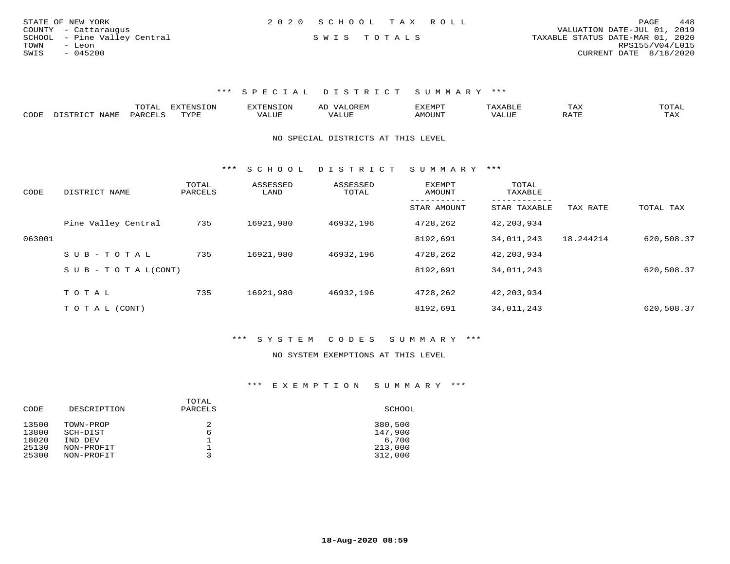STATE OF NEW YORK
COUNTY - Cattaraugus
SCHOOL - Pine Valley Central
TOWN - Leon
SWIS - 045200

2020 SCHOOL TAX ROLL

SWIS TOTALS

VALUATION DATE-JUL 01, 2019
TAXABLE STATUS DATE-MAR 01, 2020
RPS155/V04/L015
CURRENT DATE 8/18/2020

### *** SPECIAL DISTRICT SUMMARY ***

| CODE | DISTRICT NAME | TOTAL PARCELS | EXTENSION TYPE | EXTENSION VALUE | AD VALOREM VALUE | EXEMPT AMOUNT | TAXABLE VALUE | TAX RATE | TOTAL TAX |
|---|---|---|---|---|---|---|---|---|---|

NO SPECIAL DISTRICTS AT THIS LEVEL

### *** SCHOOL DISTRICT SUMMARY ***

| CODE | DISTRICT NAME | TOTAL PARCELS | ASSESSED LAND | ASSESSED TOTAL | EXEMPT AMOUNT / STAR AMOUNT | TOTAL TAXABLE / STAR TAXABLE | TAX RATE | TOTAL TAX |
|---|---|---|---|---|---|---|---|---|
| | Pine Valley Central | 735 | 16921,980 | 46932,196 | 4728,262 | 42,203,934 | | |
| 063001 | | | | | 8192,691 | 34,011,243 | 18.244214 | 620,508.37 |
| | SUB-TOTAL | 735 | 16921,980 | 46932,196 | 4728,262 | 42,203,934 | | |
| | SUB-TOTAL(CONT) | | | | 8192,691 | 34,011,243 | | 620,508.37 |
| | TOTAL | 735 | 16921,980 | 46932,196 | 4728,262 | 42,203,934 | | |
| | TOTAL (CONT) | | | | 8192,691 | 34,011,243 | | 620,508.37 |

### *** SYSTEM CODES SUMMARY ***

NO SYSTEM EXEMPTIONS AT THIS LEVEL

### *** EXEMPTION SUMMARY ***

| CODE | DESCRIPTION | TOTAL PARCELS | SCHOOL |
|---|---|---|---|
| 13500 | TOWN-PROP | 2 | 380,500 |
| 13800 | SCH-DIST | 6 | 147,900 |
| 18020 | IND DEV | 1 | 6,700 |
| 25130 | NON-PROFIT | 1 | 213,000 |
| 25300 | NON-PROFIT | 3 | 312,000 |

18-Aug-2020 08:59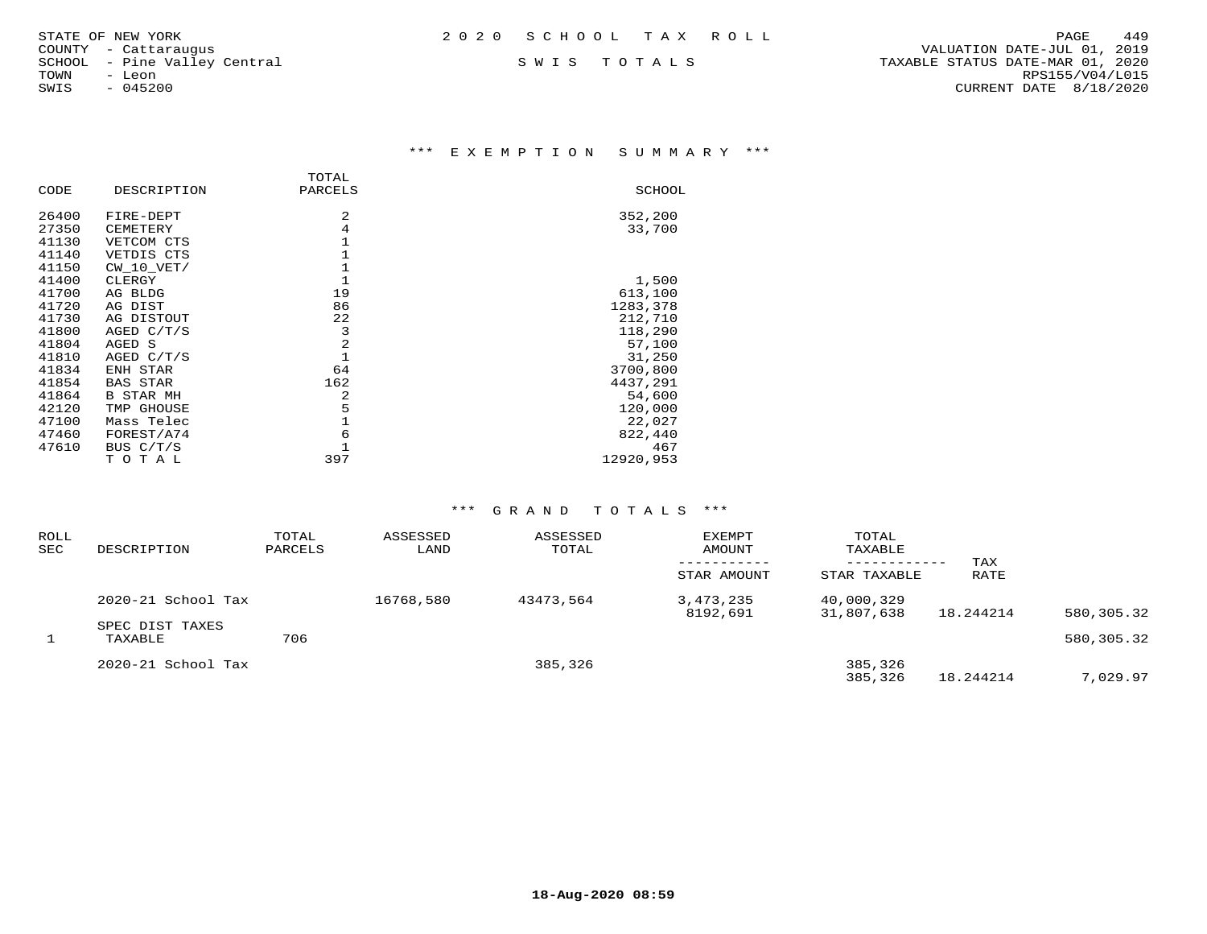STATE OF NEW YORK
COUNTY - Cattaraugus
SCHOOL - Pine Valley Central
TOWN - Leon
SWIS - 045200

2020 SCHOOL TAX ROLL

SWIS TOTALS

VALUATION DATE-JUL 01, 2019
TAXABLE STATUS DATE-MAR 01, 2020
RPS155/V04/L015
CURRENT DATE 8/18/2020

## *** EXEMPTION SUMMARY ***

| CODE | DESCRIPTION | TOTAL PARCELS | SCHOOL |
|---|---|---|---|
| 26400 | FIRE-DEPT | 2 | 352,200 |
| 27350 | CEMETERY | 4 | 33,700 |
| 41130 | VETCOM CTS | 1 | |
| 41140 | VETDIS CTS | 1 | |
| 41150 | CW_10_VET/ | 1 | |
| 41400 | CLERGY | 1 | 1,500 |
| 41700 | AG BLDG | 19 | 613,100 |
| 41720 | AG DIST | 86 | 1283,378 |
| 41730 | AG DISTOUT | 22 | 212,710 |
| 41800 | AGED C/T/S | 3 | 118,290 |
| 41804 | AGED S | 2 | 57,100 |
| 41810 | AGED C/T/S | 1 | 31,250 |
| 41834 | ENH STAR | 64 | 3700,800 |
| 41854 | BAS STAR | 162 | 4437,291 |
| 41864 | B STAR MH | 2 | 54,600 |
| 42120 | TMP GHOUSE | 5 | 120,000 |
| 47100 | Mass Telec | 1 | 22,027 |
| 47460 | FOREST/A74 | 6 | 822,440 |
| 47610 | BUS C/T/S | 1 | 467 |
| | TOTAL | 397 | 12920,953 |

## *** GRAND TOTALS ***

| ROLL SEC | DESCRIPTION | TOTAL PARCELS | ASSESSED LAND | ASSESSED TOTAL | EXEMPT AMOUNT / STAR AMOUNT | TOTAL TAXABLE / STAR TAXABLE | TAX RATE | |
|---|---|---|---|---|---|---|---|---|
| | 2020-21 School Tax | | 16768,580 | 43473,564 | 3,473,235 | 40,000,329 | | |
| | | | | | 8192,691 | 31,807,638 | 18.244214 | 580,305.32 |
| | SPEC DIST TAXES | | | | | | | |
| 1 | TAXABLE | 706 | | | | | | 580,305.32 |
| | 2020-21 School Tax | | | 385,326 | | 385,326 | | |
| | | | | | | 385,326 | 18.244214 | 7,029.97 |

18-Aug-2020 08:59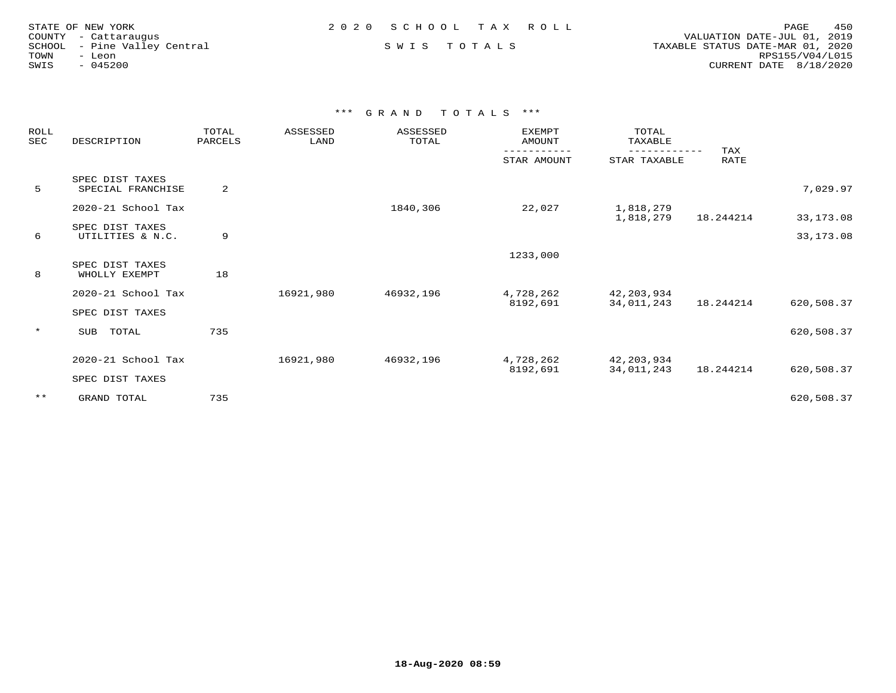STATE OF NEW YORK
COUNTY - Cattaraugus
SCHOOL - Pine Valley Central
TOWN - Leon
SWIS - 045200

2020 SCHOOL TAX ROLL

SWIS TOTALS

VALUATION DATE-JUL 01, 2019
TAXABLE STATUS DATE-MAR 01, 2020
RPS155/V04/L015
CURRENT DATE 8/18/2020

### *** GRAND TOTALS ***

| ROLL SEC | DESCRIPTION | TOTAL PARCELS | ASSESSED LAND | ASSESSED TOTAL | EXEMPT AMOUNT / STAR AMOUNT | TOTAL TAXABLE / STAR TAXABLE | TAX RATE | |
|---|---|---|---|---|---|---|---|---|
| 5 | SPEC DIST TAXES SPECIAL FRANCHISE | 2 | | | | | | 7,029.97 |
| | 2020-21 School Tax | | | 1840,306 | 22,027 | 1,818,279 | | |
| | | | | | | 1,818,279 | 18.244214 | 33,173.08 |
| 6 | SPEC DIST TAXES UTILITIES & N.C. | 9 | | | | | | 33,173.08 |
| | | | | | 1233,000 | | | |
| 8 | SPEC DIST TAXES WHOLLY EXEMPT | 18 | | | | | | |
| | 2020-21 School Tax | | 16921,980 | 46932,196 | 4,728,262 | 42,203,934 | | |
| | | | | | 8192,691 | 34,011,243 | 18.244214 | 620,508.37 |
| | SPEC DIST TAXES | | | | | | | |
| * | SUB TOTAL | 735 | | | | | | 620,508.37 |
| | 2020-21 School Tax | | 16921,980 | 46932,196 | 4,728,262 | 42,203,934 | | |
| | | | | | 8192,691 | 34,011,243 | 18.244214 | 620,508.37 |
| | SPEC DIST TAXES | | | | | | | |
| ** | GRAND TOTAL | 735 | | | | | | 620,508.37 |

18-Aug-2020 08:59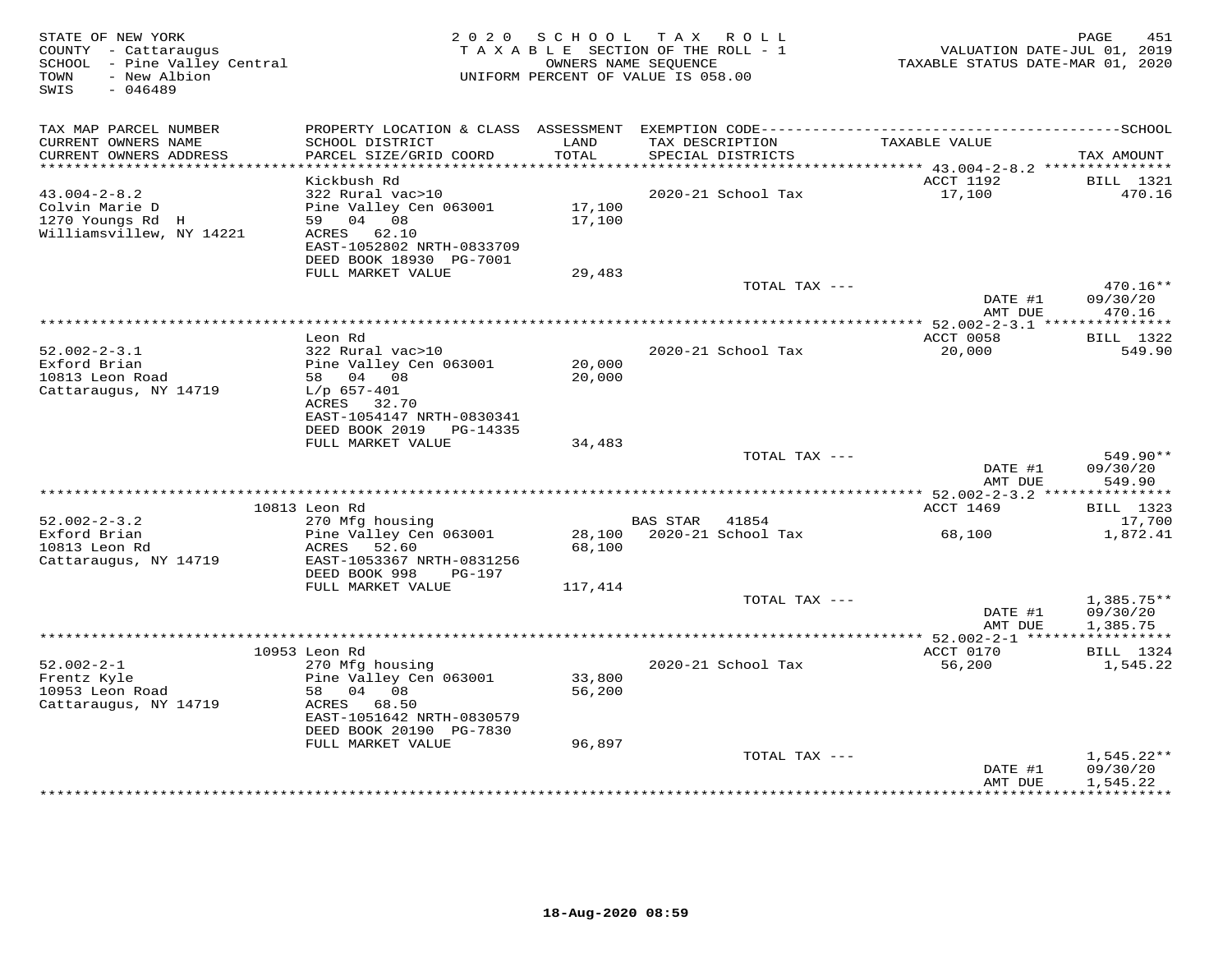STATE OF NEW YORK
COUNTY - Cattaraugus
SCHOOL - Pine Valley Central
TOWN - New Albion
SWIS - 046489

2020 SCHOOL TAX ROLL
TAXABLE SECTION OF THE ROLL - 1
OWNERS NAME SEQUENCE
UNIFORM PERCENT OF VALUE IS 058.00

VALUATION DATE-JUL 01, 2019
TAXABLE STATUS DATE-MAR 01, 2020

| TAX MAP PARCEL NUMBER / CURRENT OWNERS NAME / CURRENT OWNERS ADDRESS | PROPERTY LOCATION & CLASS / SCHOOL DISTRICT / PARCEL SIZE/GRID COORD | ASSESSMENT LAND / TOTAL | EXEMPTION CODE / TAX DESCRIPTION / SPECIAL DISTRICTS | TAXABLE VALUE | SCHOOL TAX AMOUNT |
|---|---|---|---|---|---|
| 43.004-2-8.2 | Kickbush Rd | | | ACCT 1192 | BILL 1321 |
| Colvin Marie D | 322 Rural vac>10 | | 2020-21 School Tax | 17,100 | 470.16 |
| 1270 Youngs Rd H | Pine Valley Cen 063001 | 17,100 | | | |
| Williamsville, NY 14221 | 59 04 08 | 17,100 | | | |
| | ACRES 62.10 | | | | |
| | EAST-1052802 NRTH-0833709 | | | | |
| | DEED BOOK 18930 PG-7001 | | | | |
| | FULL MARKET VALUE | 29,483 | | | |
| | | | TOTAL TAX --- | | 470.16** |
| | | | | DATE #1 | 09/30/20 |
| | | | | AMT DUE | 470.16 |
| 52.002-2-3.1 | Leon Rd | | | ACCT 0058 | BILL 1322 |
| Exford Brian | 322 Rural vac>10 | | 2020-21 School Tax | 20,000 | 549.90 |
| 10813 Leon Road | Pine Valley Cen 063001 | 20,000 | | | |
| Cattaraugus, NY 14719 | 58 04 08 | 20,000 | | | |
| | L/p 657-401 | | | | |
| | ACRES 32.70 | | | | |
| | EAST-1054147 NRTH-0830341 | | | | |
| | DEED BOOK 2019 PG-14335 | | | | |
| | FULL MARKET VALUE | 34,483 | | | |
| | | | TOTAL TAX --- | | 549.90** |
| | | | | DATE #1 | 09/30/20 |
| | | | | AMT DUE | 549.90 |
| 52.002-2-3.2 | 10813 Leon Rd | | | ACCT 1469 | BILL 1323 |
| Exford Brian | 270 Mfg housing | | BAS STAR 41854 | | 17,700 |
| 10813 Leon Rd | Pine Valley Cen 063001 | 28,100 | 2020-21 School Tax | 68,100 | 1,872.41 |
| Cattaraugus, NY 14719 | ACRES 52.60 | 68,100 | | | |
| | EAST-1053367 NRTH-0831256 | | | | |
| | DEED BOOK 998 PG-197 | | | | |
| | FULL MARKET VALUE | 117,414 | | | |
| | | | TOTAL TAX --- | | 1,385.75** |
| | | | | DATE #1 | 09/30/20 |
| | | | | AMT DUE | 1,385.75 |
| 52.002-2-1 | 10953 Leon Rd | | | ACCT 0170 | BILL 1324 |
| Frentz Kyle | 270 Mfg housing | | 2020-21 School Tax | 56,200 | 1,545.22 |
| 10953 Leon Road | Pine Valley Cen 063001 | 33,800 | | | |
| Cattaraugus, NY 14719 | 58 04 08 | 56,200 | | | |
| | ACRES 68.50 | | | | |
| | EAST-1051642 NRTH-0830579 | | | | |
| | DEED BOOK 20190 PG-7830 | | | | |
| | FULL MARKET VALUE | 96,897 | | | |
| | | | TOTAL TAX --- | | 1,545.22** |
| | | | | DATE #1 | 09/30/20 |
| | | | | AMT DUE | 1,545.22 |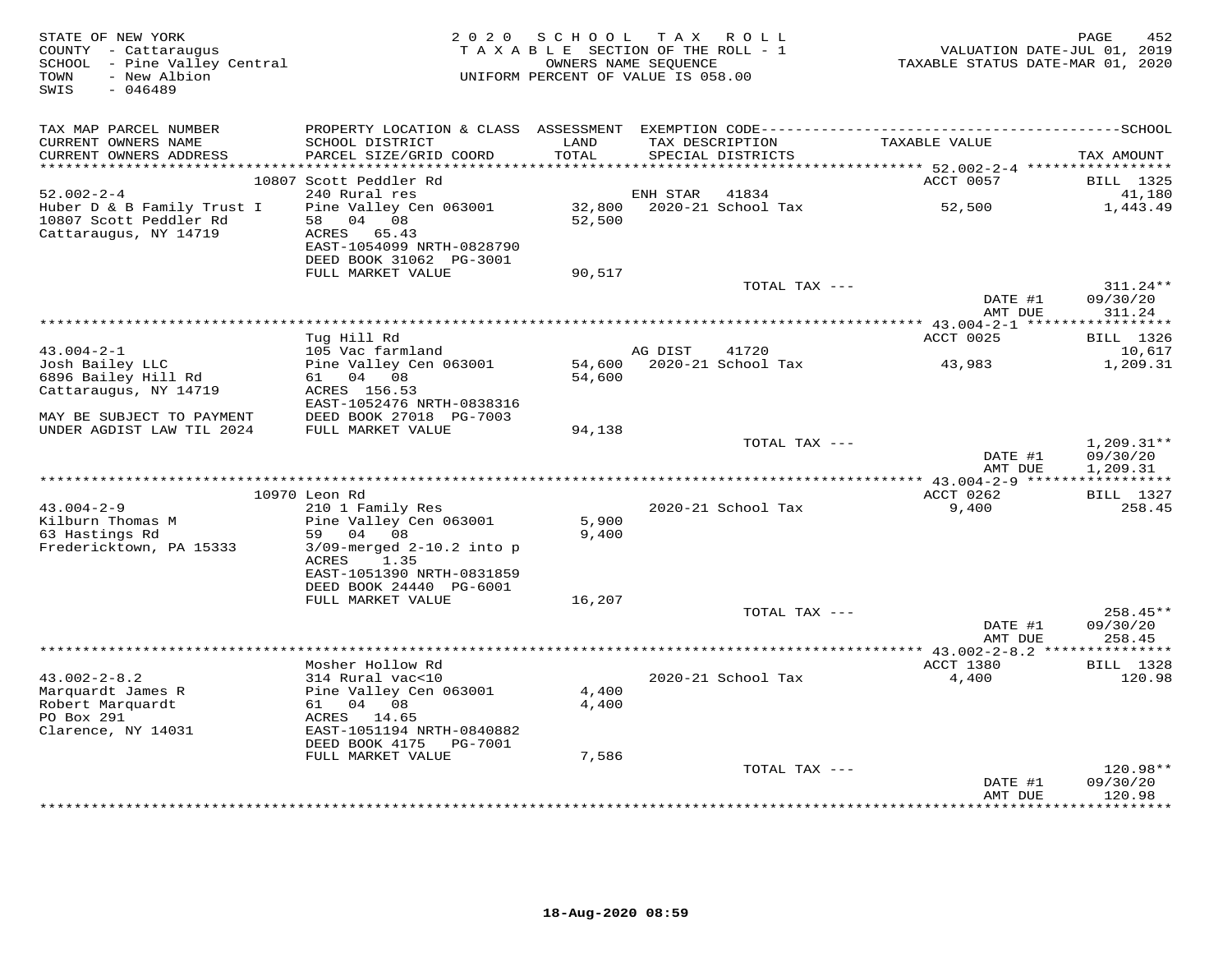STATE OF NEW YORK
COUNTY - Cattaraugus
SCHOOL - Pine Valley Central
TOWN - New Albion
SWIS - 046489

2020 SCHOOL TAX ROLL
TAXABLE SECTION OF THE ROLL - 1
OWNERS NAME SEQUENCE
UNIFORM PERCENT OF VALUE IS 058.00

VALUATION DATE-JUL 01, 2019
TAXABLE STATUS DATE-MAR 01, 2020

| TAX MAP PARCEL NUMBER / CURRENT OWNERS NAME / CURRENT OWNERS ADDRESS | PROPERTY LOCATION & CLASS / SCHOOL DISTRICT / PARCEL SIZE/GRID COORD | ASSESSMENT LAND / TOTAL | EXEMPTION CODE / TAX DESCRIPTION / SPECIAL DISTRICTS | TAXABLE VALUE | TAX AMOUNT |
|---|---|---|---|---|---|
| | 10807 Scott Peddler Rd | | | ACCT 0057 | BILL 1325 |
| 52.002-2-4 | 240 Rural res | | ENH STAR 41834 | | 41,180 |
| Huber D & B Family Trust I | Pine Valley Cen 063001 | 32,800 | 2020-21 School Tax | 52,500 | 1,443.49 |
| 10807 Scott Peddler Rd | 58 04 08 | 52,500 | | | |
| Cattaraugus, NY 14719 | ACRES 65.43 | | | | |
| | EAST-1054099 NRTH-0828790 | | | | |
| | DEED BOOK 31062 PG-3001 | | | | |
| | FULL MARKET VALUE | 90,517 | | | |
| | | | TOTAL TAX --- | | 311.24** |
| | | | | DATE #1 | 09/30/20 |
| | | | | AMT DUE | 311.24 |
| | Tug Hill Rd | | | ACCT 0025 | BILL 1326 |
| 43.004-2-1 | 105 Vac farmland | | AG DIST 41720 | | 10,617 |
| Josh Bailey LLC | Pine Valley Cen 063001 | 54,600 | 2020-21 School Tax | 43,983 | 1,209.31 |
| 6896 Bailey Hill Rd | 61 04 08 | 54,600 | | | |
| Cattaraugus, NY 14719 | ACRES 156.53 | | | | |
| | EAST-1052476 NRTH-0838316 | | | | |
| MAY BE SUBJECT TO PAYMENT | DEED BOOK 27018 PG-7003 | | | | |
| UNDER AGDIST LAW TIL 2024 | FULL MARKET VALUE | 94,138 | | | |
| | | | TOTAL TAX --- | | 1,209.31** |
| | | | | DATE #1 | 09/30/20 |
| | | | | AMT DUE | 1,209.31 |
| | 10970 Leon Rd | | | ACCT 0262 | BILL 1327 |
| 43.004-2-9 | 210 1 Family Res | | 2020-21 School Tax | 9,400 | 258.45 |
| Kilburn Thomas M | Pine Valley Cen 063001 | 5,900 | | | |
| 63 Hastings Rd | 59 04 08 | 9,400 | | | |
| Fredericktown, PA 15333 | 3/09-merged 2-10.2 into p | | | | |
| | ACRES 1.35 | | | | |
| | EAST-1051390 NRTH-0831859 | | | | |
| | DEED BOOK 24440 PG-6001 | | | | |
| | FULL MARKET VALUE | 16,207 | | | |
| | | | TOTAL TAX --- | | 258.45** |
| | | | | DATE #1 | 09/30/20 |
| | | | | AMT DUE | 258.45 |
| | Mosher Hollow Rd | | | ACCT 1380 | BILL 1328 |
| 43.002-2-8.2 | 314 Rural vac<10 | | 2020-21 School Tax | 4,400 | 120.98 |
| Marquardt James R | Pine Valley Cen 063001 | 4,400 | | | |
| Robert Marquardt | 61 04 08 | 4,400 | | | |
| PO Box 291 | ACRES 14.65 | | | | |
| Clarence, NY 14031 | EAST-1051194 NRTH-0840882 | | | | |
| | DEED BOOK 4175 PG-7001 | | | | |
| | FULL MARKET VALUE | 7,586 | | | |
| | | | TOTAL TAX --- | | 120.98** |
| | | | | DATE #1 | 09/30/20 |
| | | | | AMT DUE | 120.98 |

18-Aug-2020 08:59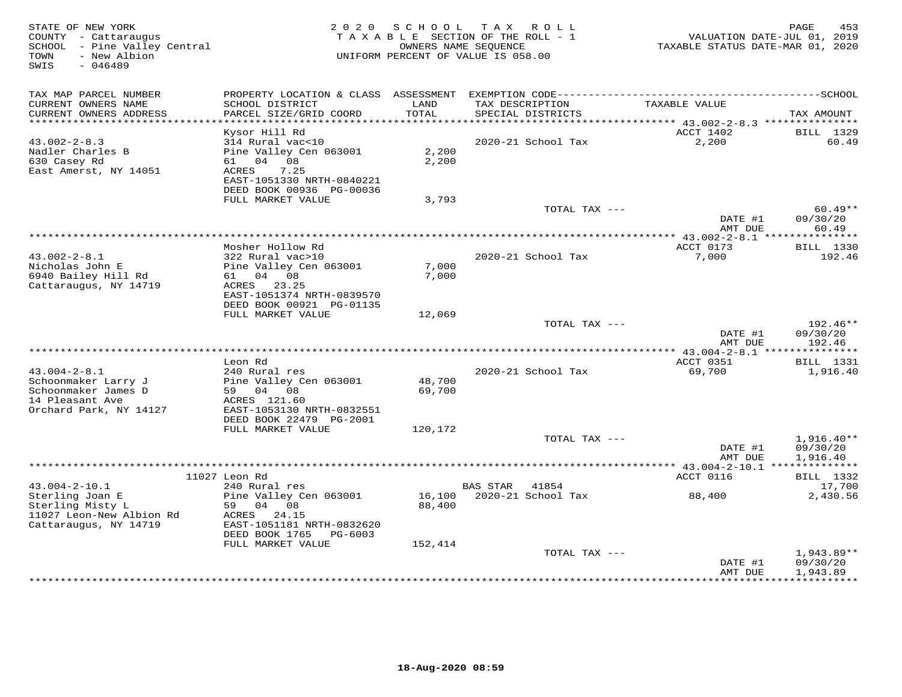STATE OF NEW YORK
COUNTY - Cattaraugus
SCHOOL - Pine Valley Central
TOWN - New Albion
SWIS - 046489

2 0 2 0 S C H O O L T A X R O L L
T A X A B L E SECTION OF THE ROLL - 1
OWNERS NAME SEQUENCE
UNIFORM PERCENT OF VALUE IS 058.00

VALUATION DATE-JUL 01, 2019
TAXABLE STATUS DATE-MAR 01, 2020

| TAX MAP PARCEL NUMBER / CURRENT OWNERS NAME / CURRENT OWNERS ADDRESS | PROPERTY LOCATION & CLASS / SCHOOL DISTRICT / PARCEL SIZE/GRID COORD | ASSESSMENT LAND / TOTAL | EXEMPTION CODE / TAX DESCRIPTION / SPECIAL DISTRICTS | TAXABLE VALUE | TAX AMOUNT |
|---|---|---|---|---|---|
| 43.002-2-8.3 | Kysor Hill Rd | | | ACCT 1402 | BILL 1329 |
| Nadler Charles B | 314 Rural vac<10 | | 2020-21 School Tax | 2,200 | 60.49 |
| 630 Casey Rd | Pine Valley Cen 063001 | 2,200 | | | |
| East Amerst, NY 14051 | 61 04 08 | 2,200 | | | |
| | ACRES 7.25 | | | | |
| | EAST-1051330 NRTH-0840221 | | | | |
| | DEED BOOK 00936 PG-00036 | | | | |
| | FULL MARKET VALUE | 3,793 | | | |
| | | | TOTAL TAX --- | | 60.49** |
| | | | | DATE #1 | 09/30/20 |
| | | | | AMT DUE | 60.49 |
| 43.002-2-8.1 | Mosher Hollow Rd | | | ACCT 0173 | BILL 1330 |
| Nicholas John E | 322 Rural vac>10 | | 2020-21 School Tax | 7,000 | 192.46 |
| 6940 Bailey Hill Rd | Pine Valley Cen 063001 | 7,000 | | | |
| Cattaraugus, NY 14719 | 61 04 08 | 7,000 | | | |
| | ACRES 23.25 | | | | |
| | EAST-1051374 NRTH-0839570 | | | | |
| | DEED BOOK 00921 PG-01135 | | | | |
| | FULL MARKET VALUE | 12,069 | | | |
| | | | TOTAL TAX --- | | 192.46** |
| | | | | DATE #1 | 09/30/20 |
| | | | | AMT DUE | 192.46 |
| 43.004-2-8.1 | Leon Rd | | | ACCT 0351 | BILL 1331 |
| Schoonmaker Larry J | 240 Rural res | | 2020-21 School Tax | 69,700 | 1,916.40 |
| Schoonmaker James D | Pine Valley Cen 063001 | 48,700 | | | |
| 14 Pleasant Ave | 59 04 08 | 69,700 | | | |
| Orchard Park, NY 14127 | ACRES 121.60 | | | | |
| | EAST-1053130 NRTH-0832551 | | | | |
| | DEED BOOK 22479 PG-2001 | | | | |
| | FULL MARKET VALUE | 120,172 | | | |
| | | | TOTAL TAX --- | | 1,916.40** |
| | | | | DATE #1 | 09/30/20 |
| | | | | AMT DUE | 1,916.40 |
| 43.004-2-10.1 | 11027 Leon Rd | | | ACCT 0116 | BILL 1332 |
| Sterling Joan E | 240 Rural res | | BAS STAR 41854 | | 17,700 |
| Sterling Misty L | Pine Valley Cen 063001 | 16,100 | 2020-21 School Tax | 88,400 | 2,430.56 |
| 11027 Leon-New Albion Rd | 59 04 08 | 88,400 | | | |
| Cattaraugus, NY 14719 | ACRES 24.15 | | | | |
| | EAST-1051181 NRTH-0832620 | | | | |
| | DEED BOOK 1765 PG-6003 | | | | |
| | FULL MARKET VALUE | 152,414 | | | |
| | | | TOTAL TAX --- | | 1,943.89** |
| | | | | DATE #1 | 09/30/20 |
| | | | | AMT DUE | 1,943.89 |

18-Aug-2020 08:59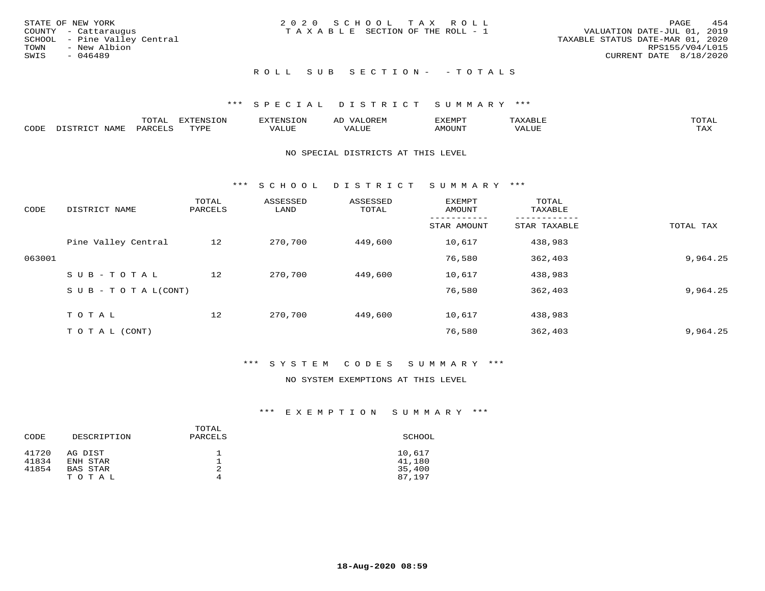STATE OF NEW YORK
COUNTY - Cattaraugus
SCHOOL - Pine Valley Central
TOWN - New Albion
SWIS - 046489

2020 SCHOOL TAX ROLL
TAXABLE SECTION OF THE ROLL - 1

VALUATION DATE-JUL 01, 2019
TAXABLE STATUS DATE-MAR 01, 2020
RPS155/V04/L015
CURRENT DATE 8/18/2020

## ROLL SUB SECTION- - TOTALS

### *** SPECIAL DISTRICT SUMMARY ***

| CODE | DISTRICT NAME | TOTAL PARCELS | EXTENSION TYPE | EXTENSION VALUE | AD VALOREM VALUE | EXEMPT AMOUNT | TAXABLE VALUE | TOTAL TAX |
|---|---|---|---|---|---|---|---|---|

NO SPECIAL DISTRICTS AT THIS LEVEL

### *** SCHOOL DISTRICT SUMMARY ***

| CODE | DISTRICT NAME | TOTAL PARCELS | ASSESSED LAND | ASSESSED TOTAL | EXEMPT AMOUNT / STAR AMOUNT | TOTAL TAXABLE / STAR TAXABLE | TOTAL TAX |
|---|---|---|---|---|---|---|---|
| | Pine Valley Central | 12 | 270,700 | 449,600 | 10,617 | 438,983 | |
| 063001 | | | | | 76,580 | 362,403 | 9,964.25 |
| | SUB-TOTAL | 12 | 270,700 | 449,600 | 10,617 | 438,983 | |
| | SUB-TOTAL(CONT) | | | | 76,580 | 362,403 | 9,964.25 |
| | TOTAL | 12 | 270,700 | 449,600 | 10,617 | 438,983 | |
| | TOTAL (CONT) | | | | 76,580 | 362,403 | 9,964.25 |

### *** SYSTEM CODES SUMMARY ***

NO SYSTEM EXEMPTIONS AT THIS LEVEL

### *** EXEMPTION SUMMARY ***

| CODE | DESCRIPTION | TOTAL PARCELS | SCHOOL |
|---|---|---|---|
| 41720 | AG DIST | 1 | 10,617 |
| 41834 | ENH STAR | 1 | 41,180 |
| 41854 | BAS STAR | 2 | 35,400 |
| | TOTAL | 4 | 87,197 |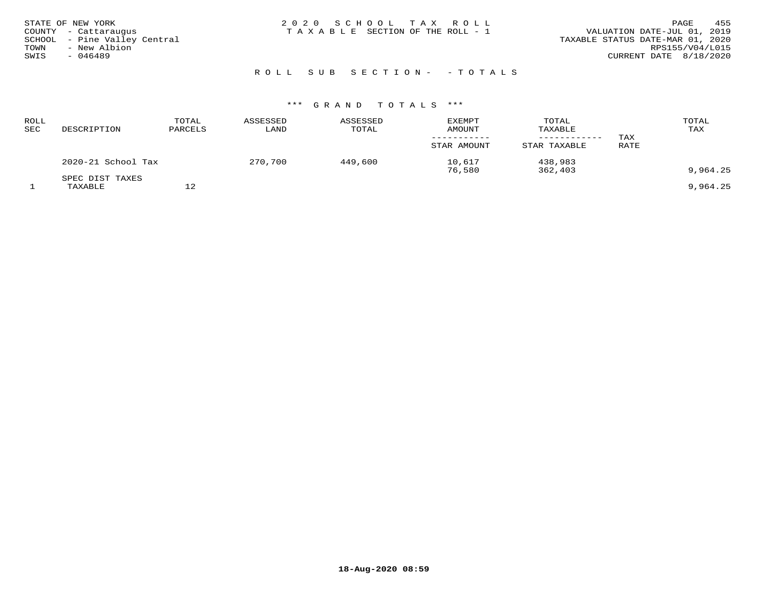STATE OF NEW YORK
COUNTY - Cattaraugus
SCHOOL - Pine Valley Central
TOWN - New Albion
SWIS - 046489

2020 SCHOOL TAX ROLL
TAXABLE SECTION OF THE ROLL - 1

VALUATION DATE-JUL 01, 2019
TAXABLE STATUS DATE-MAR 01, 2020
RPS155/V04/L015
CURRENT DATE 8/18/2020

ROLL SUB SECTION- - TOTALS

*** GRAND TOTALS ***

| ROLL SEC | DESCRIPTION | TOTAL PARCELS | ASSESSED LAND | ASSESSED TOTAL | EXEMPT AMOUNT / STAR AMOUNT | TOTAL TAXABLE / STAR TAXABLE | TAX RATE | TOTAL TAX |
|---|---|---|---|---|---|---|---|---|
| | 2020-21 School Tax | | 270,700 | 449,600 | 10,617 | 438,983 | | |
| | | | | | 76,580 | 362,403 | | 9,964.25 |
| | SPEC DIST TAXES | | | | | | | |
| 1 | TAXABLE | 12 | | | | | | 9,964.25 |

18-Aug-2020 08:59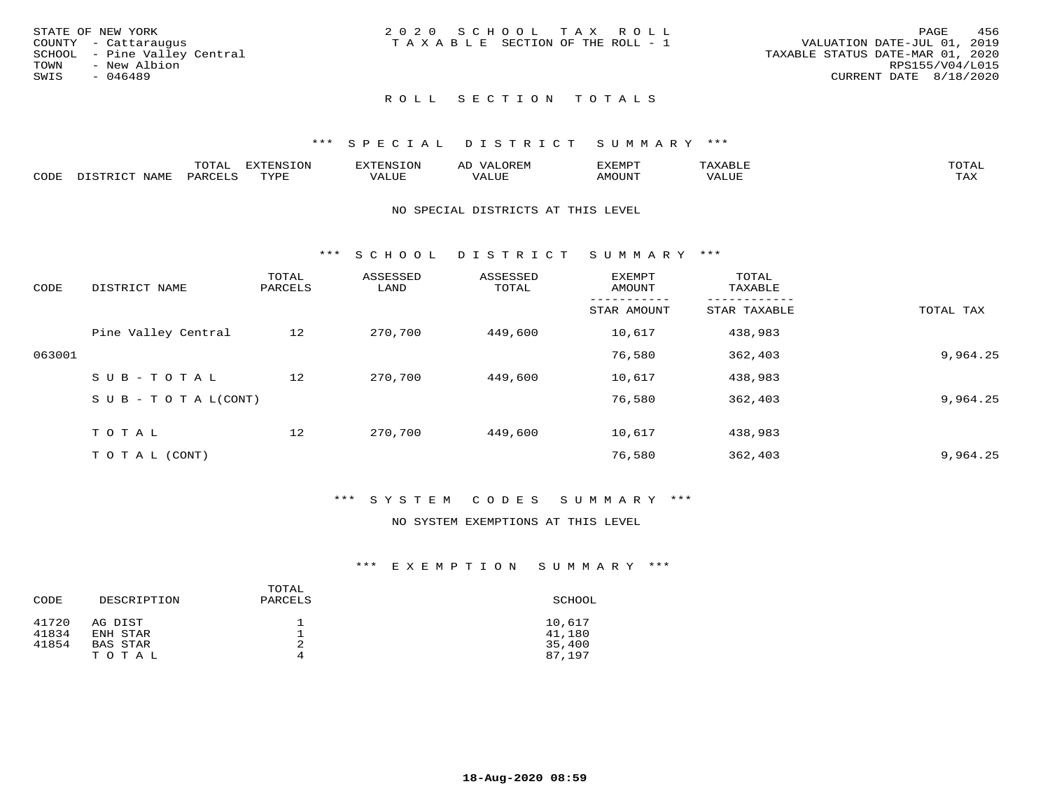STATE OF NEW YORK
COUNTY - Cattaraugus
SCHOOL - Pine Valley Central
TOWN - New Albion
SWIS - 046489

2020 SCHOOL TAX ROLL
TAXABLE SECTION OF THE ROLL - 1

VALUATION DATE-JUL 01, 2019
TAXABLE STATUS DATE-MAR 01, 2020
RPS155/V04/L015
CURRENT DATE 8/18/2020

## ROLL SECTION TOTALS

### *** SPECIAL DISTRICT SUMMARY ***

| CODE | DISTRICT NAME | TOTAL PARCELS | EXTENSION TYPE | EXTENSION VALUE | AD VALOREM VALUE | EXEMPT AMOUNT | TAXABLE VALUE | TOTAL TAX |
|---|---|---|---|---|---|---|---|---|

NO SPECIAL DISTRICTS AT THIS LEVEL

### *** SCHOOL DISTRICT SUMMARY ***

| CODE | DISTRICT NAME | TOTAL PARCELS | ASSESSED LAND | ASSESSED TOTAL | EXEMPT AMOUNT / STAR AMOUNT | TOTAL TAXABLE / STAR TAXABLE | TOTAL TAX |
|---|---|---|---|---|---|---|---|
| | Pine Valley Central | 12 | 270,700 | 449,600 | 10,617 | 438,983 | |
| 063001 | | | | | 76,580 | 362,403 | 9,964.25 |
| | SUB-TOTAL | 12 | 270,700 | 449,600 | 10,617 | 438,983 | |
| | SUB-TOTAL(CONT) | | | | 76,580 | 362,403 | 9,964.25 |
| | TOTAL | 12 | 270,700 | 449,600 | 10,617 | 438,983 | |
| | TOTAL (CONT) | | | | 76,580 | 362,403 | 9,964.25 |

### *** SYSTEM CODES SUMMARY ***

NO SYSTEM EXEMPTIONS AT THIS LEVEL

### *** EXEMPTION SUMMARY ***

| CODE | DESCRIPTION | TOTAL PARCELS | SCHOOL |
|---|---|---|---|
| 41720 | AG DIST | 1 | 10,617 |
| 41834 | ENH STAR | 1 | 41,180 |
| 41854 | BAS STAR | 2 | 35,400 |
| | TOTAL | 4 | 87,197 |

18-Aug-2020 08:59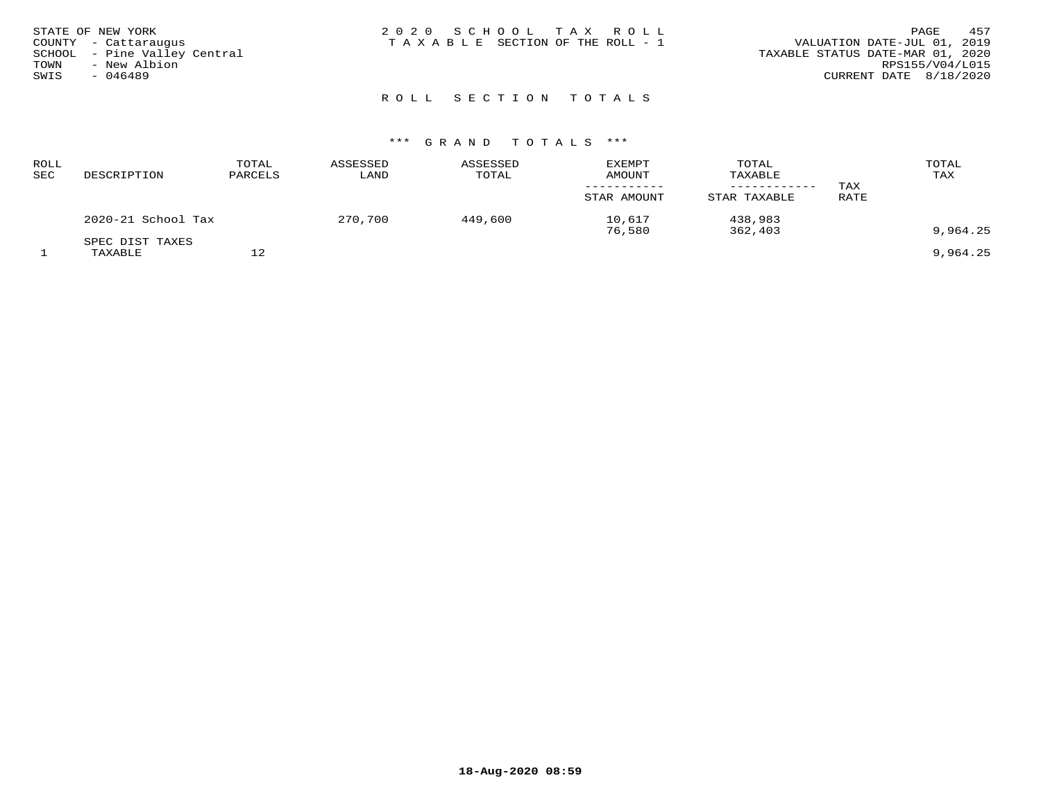STATE OF NEW YORK
COUNTY - Cattaraugus
SCHOOL - Pine Valley Central
TOWN - New Albion
SWIS - 046489

2 0 2 0 S C H O O L T A X R O L L
T A X A B L E SECTION OF THE ROLL - 1

VALUATION DATE-JUL 01, 2019
TAXABLE STATUS DATE-MAR 01, 2020
RPS155/V04/L015
CURRENT DATE 8/18/2020

## R O L L S E C T I O N T O T A L S

### *** G R A N D T O T A L S ***

| ROLL SEC | DESCRIPTION | TOTAL PARCELS | ASSESSED LAND | ASSESSED TOTAL | EXEMPT AMOUNT / STAR AMOUNT | TOTAL TAXABLE / STAR TAXABLE | TAX RATE | TOTAL TAX |
|---|---|---|---|---|---|---|---|---|
| | 2020-21 School Tax | | 270,700 | 449,600 | 10,617 | 438,983 | | |
| | | | | | 76,580 | 362,403 | | 9,964.25 |
| | SPEC DIST TAXES | | | | | | | |
| 1 | TAXABLE | 12 | | | | | | 9,964.25 |

18-Aug-2020 08:59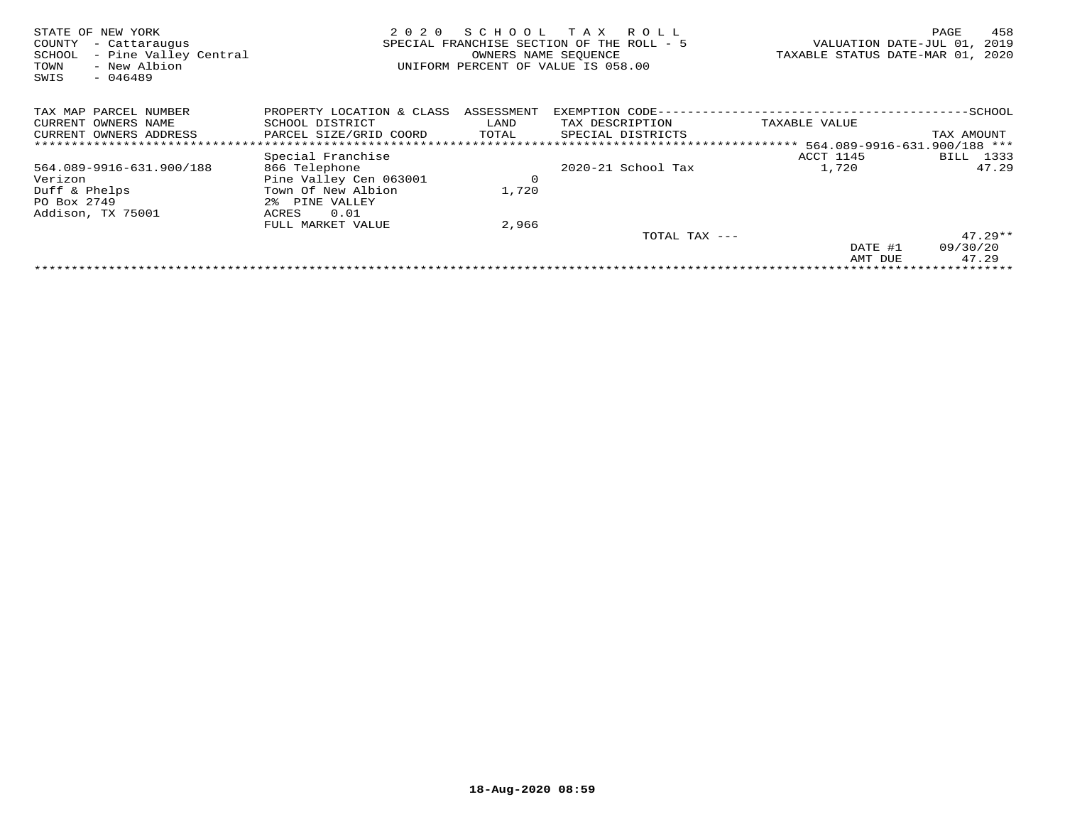STATE OF NEW YORK
COUNTY - Cattaraugus
SCHOOL - Pine Valley Central
TOWN - New Albion
SWIS - 046489

2 0 2 0 S C H O O L T A X R O L L
SPECIAL FRANCHISE SECTION OF THE ROLL - 5
OWNERS NAME SEQUENCE
UNIFORM PERCENT OF VALUE IS 058.00

VALUATION DATE-JUL 01, 2019
TAXABLE STATUS DATE-MAR 01, 2020

| TAX MAP PARCEL NUMBER<br>CURRENT OWNERS NAME<br>CURRENT OWNERS ADDRESS | PROPERTY LOCATION & CLASS<br>SCHOOL DISTRICT<br>PARCEL SIZE/GRID COORD | ASSESSMENT<br>LAND<br>TOTAL | EXEMPTION CODE<br>TAX DESCRIPTION<br>SPECIAL DISTRICTS | TAXABLE VALUE | SCHOOL<br>TAX AMOUNT |
|---|---|---|---|---|---|
| | | | | 564.089-9916-631.900/188 | |
| | Special Franchise | | | ACCT 1145 | BILL 1333 |
| 564.089-9916-631.900/188 | 866 Telephone | | 2020-21 School Tax | 1,720 | 47.29 |
| Verizon | Pine Valley Cen 063001 | 0 | | | |
| Duff & Phelps | Town Of New Albion | 1,720 | | | |
| PO Box 2749 | 2% PINE VALLEY | | | | |
| Addison, TX 75001 | ACRES 0.01 | | | | |
| | FULL MARKET VALUE | 2,966 | | | |
| | | | TOTAL TAX --- | | 47.29** |
| | | | | DATE #1 | 09/30/20 |
| | | | | AMT DUE | 47.29 |

18-Aug-2020 08:59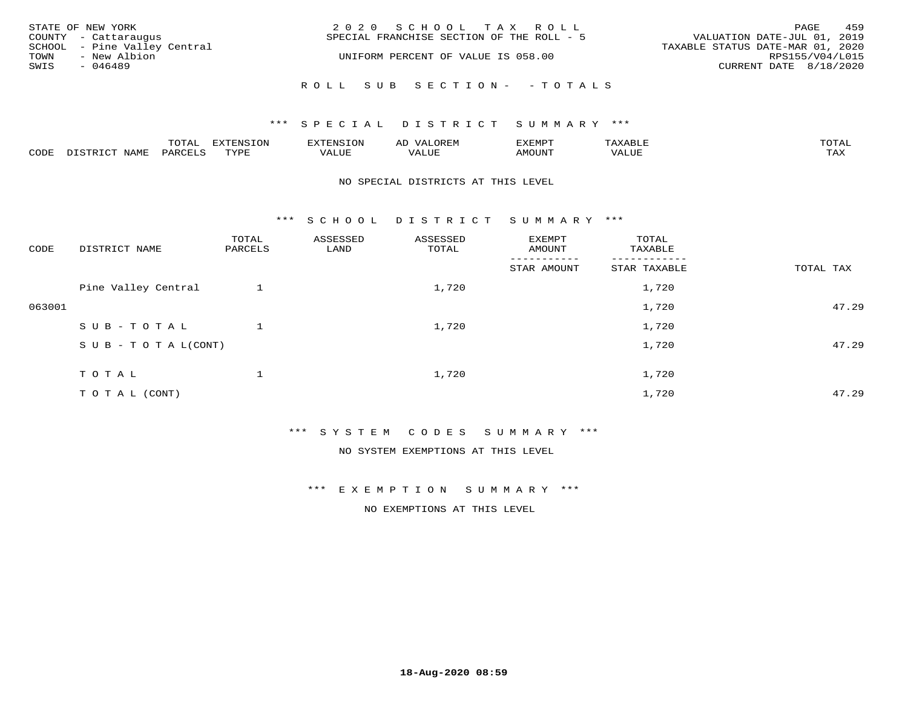STATE OF NEW YORK
COUNTY - Cattaraugus
SCHOOL - Pine Valley Central
TOWN - New Albion
SWIS - 046489

2020 SCHOOL TAX ROLL
SPECIAL FRANCHISE SECTION OF THE ROLL - 5
UNIFORM PERCENT OF VALUE IS 058.00

VALUATION DATE-JUL 01, 2019
TAXABLE STATUS DATE-MAR 01, 2020
RPS155/V04/L015
CURRENT DATE 8/18/2020

ROLL SUB SECTION- - TOTALS

*** SPECIAL DISTRICT SUMMARY ***

| CODE | DISTRICT NAME | TOTAL PARCELS | EXTENSION TYPE | EXTENSION VALUE | AD VALOREM VALUE | EXEMPT AMOUNT | TAXABLE VALUE | TOTAL TAX |
|---|---|---|---|---|---|---|---|---|

NO SPECIAL DISTRICTS AT THIS LEVEL

*** SCHOOL DISTRICT SUMMARY ***

| CODE | DISTRICT NAME | TOTAL PARCELS | ASSESSED LAND | ASSESSED TOTAL | EXEMPT AMOUNT / STAR AMOUNT | TOTAL TAXABLE / STAR TAXABLE | TOTAL TAX |
|---|---|---|---|---|---|---|---|
| | Pine Valley Central | 1 | | 1,720 | | 1,720 | |
| 063001 | | | | | | 1,720 | 47.29 |
| | SUB-TOTAL | 1 | | 1,720 | | 1,720 | |
| | SUB-TOTAL(CONT) | | | | | 1,720 | 47.29 |
| | TOTAL | 1 | | 1,720 | | 1,720 | |
| | TOTAL (CONT) | | | | | 1,720 | 47.29 |

*** SYSTEM CODES SUMMARY ***

NO SYSTEM EXEMPTIONS AT THIS LEVEL

*** EXEMPTION SUMMARY ***

NO EXEMPTIONS AT THIS LEVEL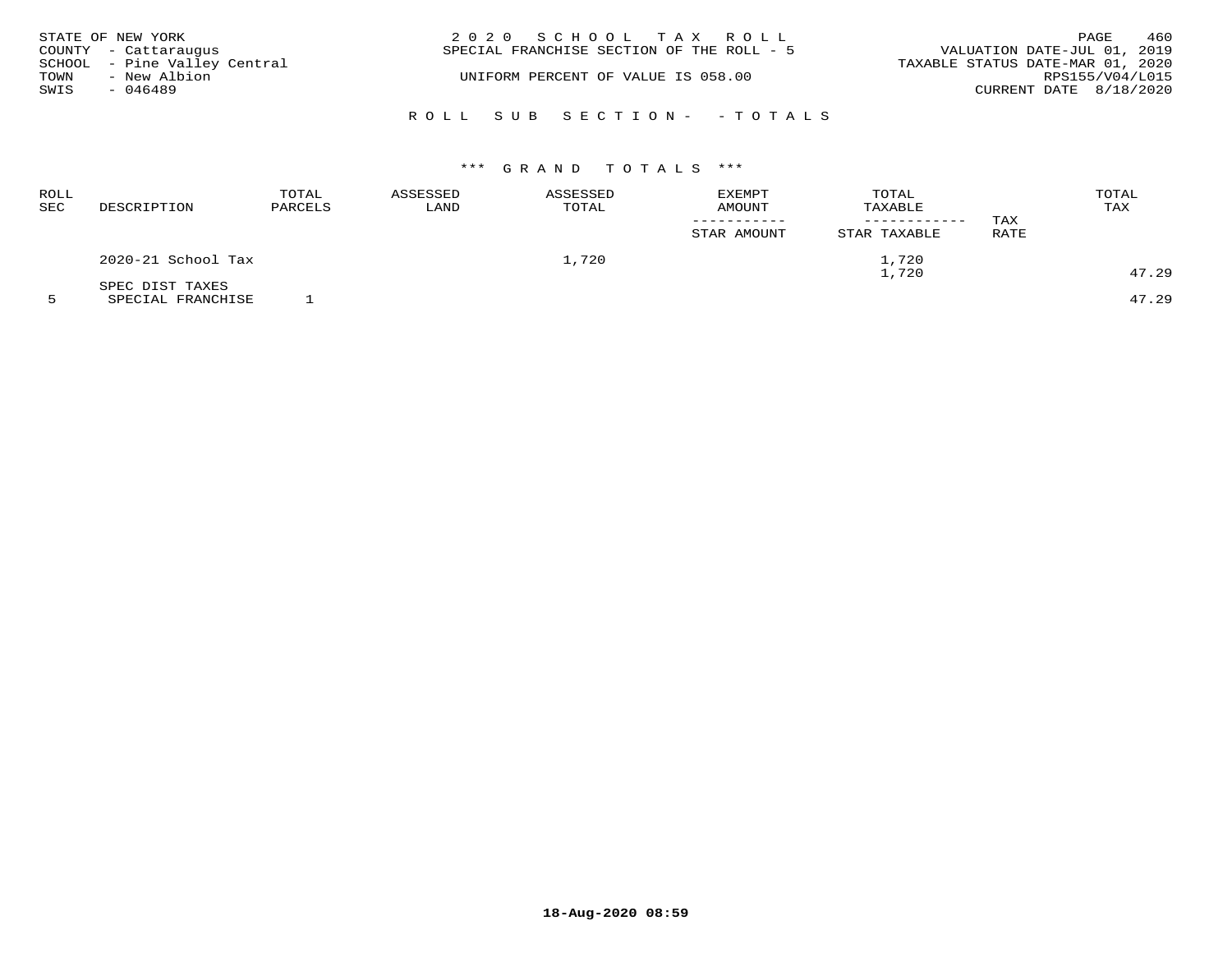STATE OF NEW YORK
COUNTY - Cattaraugus
SCHOOL - Pine Valley Central
TOWN - New Albion
SWIS - 046489

2020 SCHOOL TAX ROLL
SPECIAL FRANCHISE SECTION OF THE ROLL - 5

UNIFORM PERCENT OF VALUE IS 058.00

VALUATION DATE-JUL 01, 2019
TAXABLE STATUS DATE-MAR 01, 2020
RPS155/V04/L015
CURRENT DATE 8/18/2020

## ROLL SUB SECTION- - TOTALS

### *** GRAND TOTALS ***

| ROLL SEC | DESCRIPTION | TOTAL PARCELS | ASSESSED LAND | ASSESSED TOTAL | EXEMPT AMOUNT / STAR AMOUNT | TOTAL TAXABLE / STAR TAXABLE | TAX RATE | TOTAL TAX |
|---|---|---|---|---|---|---|---|---|
| | 2020-21 School Tax | | | 1,720 | | 1,720 | | |
| | | | | | | 1,720 | | 47.29 |
| | SPEC DIST TAXES | | | | | | | |
| 5 | SPECIAL FRANCHISE | 1 | | | | | | 47.29 |

18-Aug-2020 08:59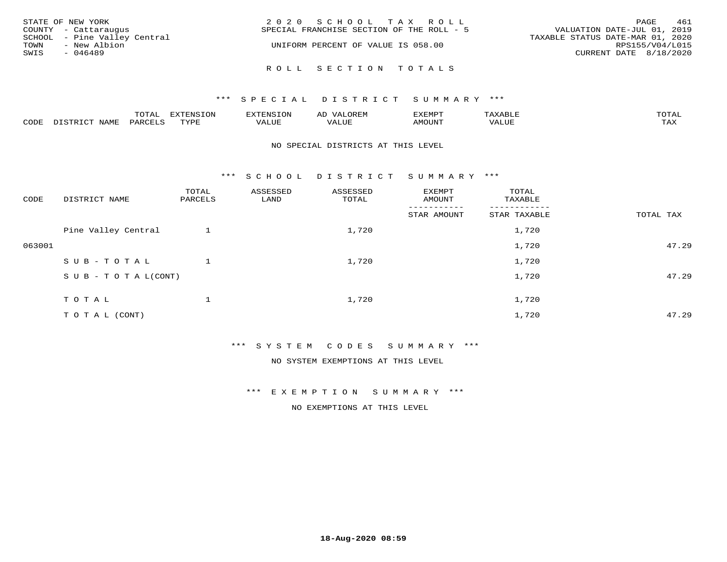STATE OF NEW YORK
COUNTY - Cattaraugus
SCHOOL - Pine Valley Central
TOWN - New Albion
SWIS - 046489

2020 SCHOOL TAX ROLL
SPECIAL FRANCHISE SECTION OF THE ROLL - 5
UNIFORM PERCENT OF VALUE IS 058.00

VALUATION DATE-JUL 01, 2019
TAXABLE STATUS DATE-MAR 01, 2020
RPS155/V04/L015
CURRENT DATE 8/18/2020

## ROLL SECTION TOTALS

### *** SPECIAL DISTRICT SUMMARY ***

| CODE | DISTRICT NAME | TOTAL PARCELS | EXTENSION TYPE | EXTENSION VALUE | AD VALOREM VALUE | EXEMPT AMOUNT | TAXABLE VALUE | TOTAL TAX |
|---|---|---|---|---|---|---|---|---|

NO SPECIAL DISTRICTS AT THIS LEVEL

### *** SCHOOL DISTRICT SUMMARY ***

| CODE | DISTRICT NAME | TOTAL PARCELS | ASSESSED LAND | ASSESSED TOTAL | EXEMPT AMOUNT / STAR AMOUNT | TOTAL TAXABLE / STAR TAXABLE | TOTAL TAX |
|---|---|---|---|---|---|---|---|
| | Pine Valley Central | 1 | | 1,720 | | 1,720 | |
| 063001 | | | | | | 1,720 | 47.29 |
| | SUB-TOTAL | 1 | | 1,720 | | 1,720 | |
| | SUB-TOTAL(CONT) | | | | | 1,720 | 47.29 |
| | TOTAL | 1 | | 1,720 | | 1,720 | |
| | TOTAL (CONT) | | | | | 1,720 | 47.29 |

### *** SYSTEM CODES SUMMARY ***

NO SYSTEM EXEMPTIONS AT THIS LEVEL

### *** EXEMPTION SUMMARY ***

NO EXEMPTIONS AT THIS LEVEL

18-Aug-2020 08:59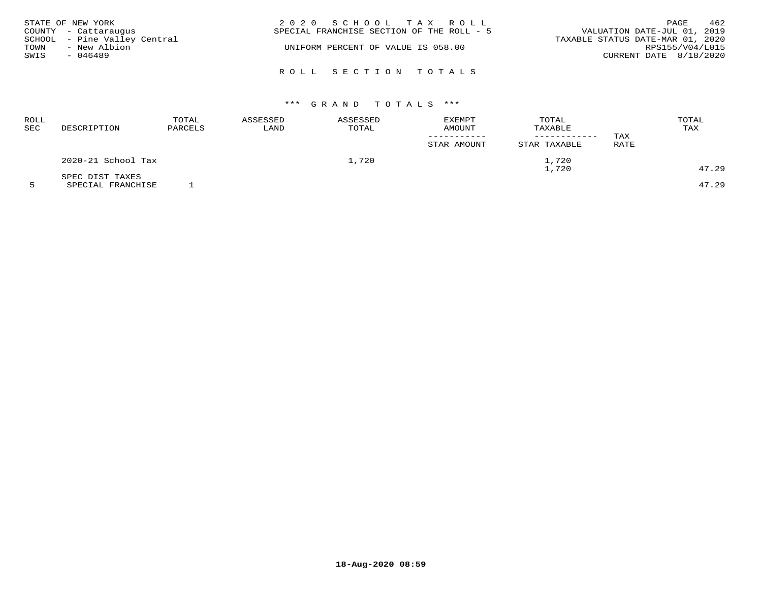STATE OF NEW YORK
COUNTY - Cattaraugus
SCHOOL - Pine Valley Central
TOWN - New Albion
SWIS - 046489

# 2020 SCHOOL TAX ROLL

SPECIAL FRANCHISE SECTION OF THE ROLL - 5

UNIFORM PERCENT OF VALUE IS 058.00

VALUATION DATE-JUL 01, 2019
TAXABLE STATUS DATE-MAR 01, 2020
RPS155/V04/L015
CURRENT DATE 8/18/2020

## ROLL SECTION TOTALS

### *** GRAND TOTALS ***

| ROLL SEC | DESCRIPTION | TOTAL PARCELS | ASSESSED LAND | ASSESSED TOTAL | EXEMPT AMOUNT / STAR AMOUNT | TOTAL TAXABLE / STAR TAXABLE | TAX RATE | TOTAL TAX |
|---|---|---|---|---|---|---|---|---|
| | 2020-21 School Tax | | | 1,720 | | 1,720 | | |
| | | | | | | 1,720 | | 47.29 |
| | SPEC DIST TAXES | | | | | | | |
| 5 | SPECIAL FRANCHISE | 1 | | | | | | 47.29 |

18-Aug-2020 08:59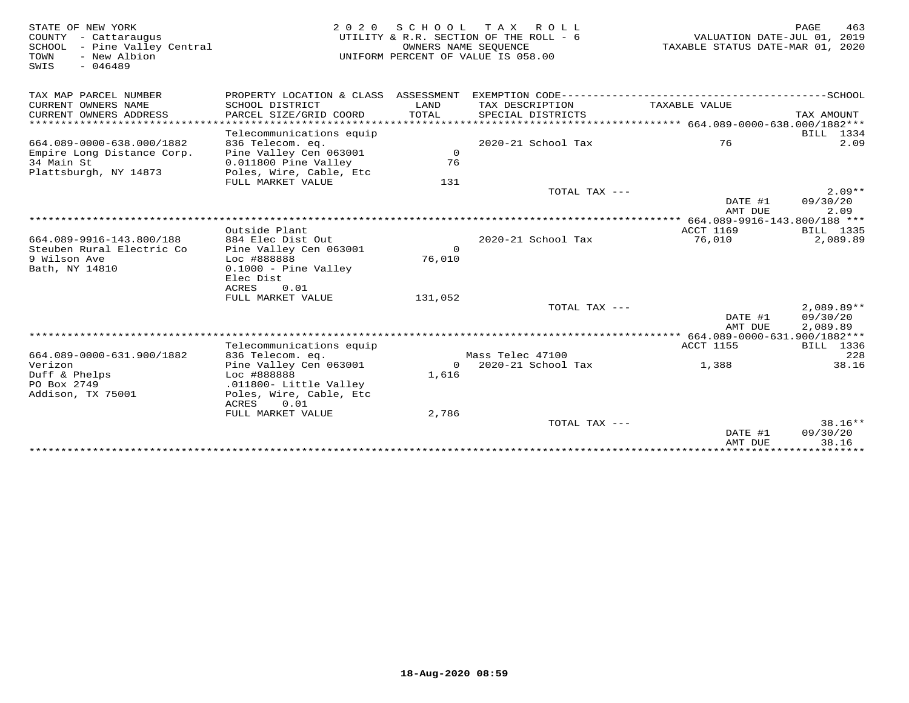STATE OF NEW YORK
COUNTY - Cattaraugus
SCHOOL - Pine Valley Central
TOWN - New Albion
SWIS - 046489

2020 SCHOOL TAX ROLL
UTILITY & R.R. SECTION OF THE ROLL - 6
OWNERS NAME SEQUENCE
UNIFORM PERCENT OF VALUE IS 058.00

VALUATION DATE-JUL 01, 2019
TAXABLE STATUS DATE-MAR 01, 2020

| TAX MAP PARCEL NUMBER / CURRENT OWNERS NAME / CURRENT OWNERS ADDRESS | PROPERTY LOCATION & CLASS / SCHOOL DISTRICT / PARCEL SIZE/GRID COORD | ASSESSMENT LAND / TOTAL | EXEMPTION CODE / TAX DESCRIPTION / SPECIAL DISTRICTS | TAXABLE VALUE | TAX AMOUNT |
|---|---|---|---|---|---|
| **664.089-0000-638.000/1882** | Telecommunications equip | | | | BILL 1334 |
| 664.089-0000-638.000/1882 | 836 Telecom. eq. | | 2020-21 School Tax | 76 | 2.09 |
| Empire Long Distance Corp. | Pine Valley Cen 063001 | 0 | | | |
| 34 Main St | 0.011800 Pine Valley | 76 | | | |
| Plattsburgh, NY 14873 | Poles, Wire, Cable, Etc | | | | |
| | FULL MARKET VALUE | 131 | | | |
| | | | TOTAL TAX --- | | 2.09** |
| | | | | DATE #1 | 09/30/20 |
| | | | | AMT DUE | 2.09 |
| **664.089-9916-143.800/188** | Outside Plant | | | ACCT 1169 | BILL 1335 |
| 664.089-9916-143.800/188 | 884 Elec Dist Out | | 2020-21 School Tax | 76,010 | 2,089.89 |
| Steuben Rural Electric Co | Pine Valley Cen 063001 | 0 | | | |
| 9 Wilson Ave | Loc #888888 | 76,010 | | | |
| Bath, NY 14810 | 0.1000 - Pine Valley | | | | |
| | Elec Dist | | | | |
| | ACRES 0.01 | | | | |
| | FULL MARKET VALUE | 131,052 | | | |
| | | | TOTAL TAX --- | | 2,089.89** |
| | | | | DATE #1 | 09/30/20 |
| | | | | AMT DUE | 2,089.89 |
| **664.089-0000-631.900/1882** | Telecommunications equip | | | ACCT 1155 | BILL 1336 |
| 664.089-0000-631.900/1882 | 836 Telecom. eq. | | Mass Telec 47100 | | 228 |
| Verizon | Pine Valley Cen 063001 | 0 | 2020-21 School Tax | 1,388 | 38.16 |
| Duff & Phelps | Loc #888888 | 1,616 | | | |
| PO Box 2749 | .011800- Little Valley | | | | |
| Addison, TX 75001 | Poles, Wire, Cable, Etc | | | | |
| | ACRES 0.01 | | | | |
| | FULL MARKET VALUE | 2,786 | | | |
| | | | TOTAL TAX --- | | 38.16** |
| | | | | DATE #1 | 09/30/20 |
| | | | | AMT DUE | 38.16 |

18-Aug-2020 08:59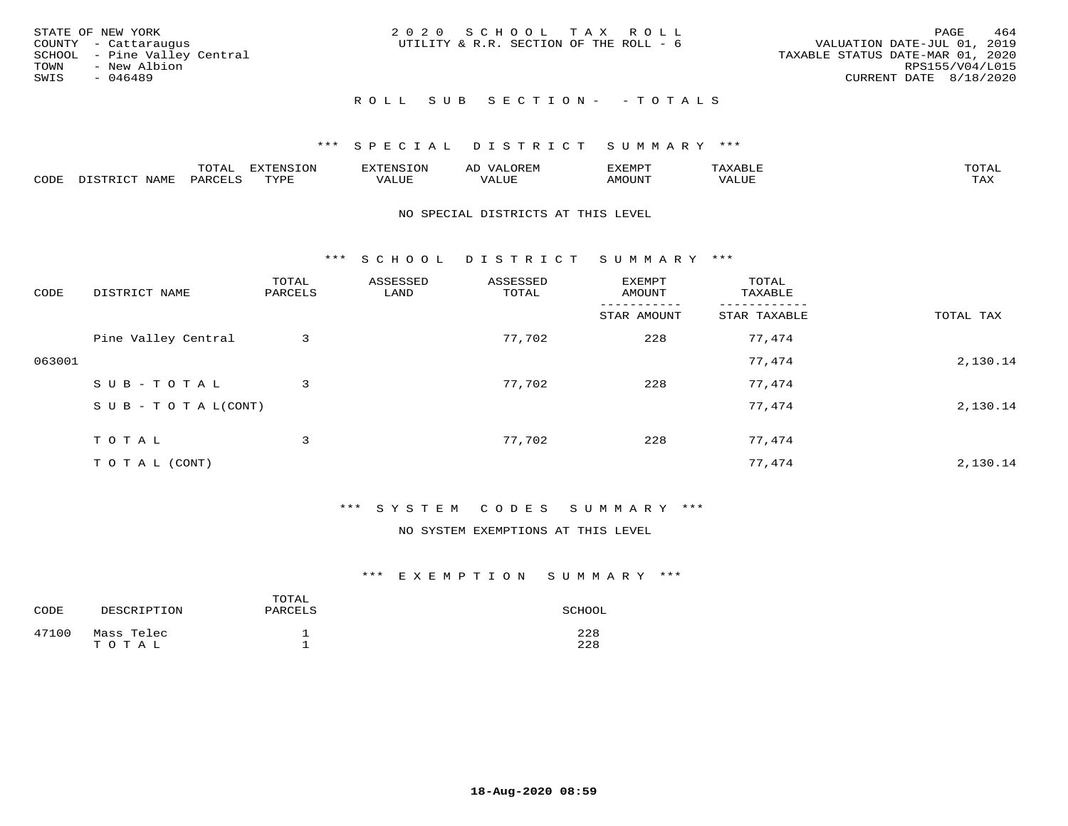STATE OF NEW YORK
COUNTY - Cattaraugus
SCHOOL - Pine Valley Central
TOWN - New Albion
SWIS - 046489

2 0 2 0 S C H O O L T A X R O L L
UTILITY & R.R. SECTION OF THE ROLL - 6

VALUATION DATE-JUL 01, 2019
TAXABLE STATUS DATE-MAR 01, 2020
RPS155/V04/L015
CURRENT DATE 8/18/2020

## R O L L S U B S E C T I O N - - T O T A L S

### *** S P E C I A L D I S T R I C T S U M M A R Y ***

| CODE | DISTRICT NAME | TOTAL PARCELS | EXTENSION TYPE | EXTENSION VALUE | AD VALOREM VALUE | EXEMPT AMOUNT | TAXABLE VALUE | TOTAL TAX |
|---|---|---|---|---|---|---|---|---|

NO SPECIAL DISTRICTS AT THIS LEVEL

### *** S C H O O L D I S T R I C T S U M M A R Y ***

| CODE | DISTRICT NAME | TOTAL PARCELS | ASSESSED LAND | ASSESSED TOTAL | EXEMPT AMOUNT / STAR AMOUNT | TOTAL TAXABLE / STAR TAXABLE | TOTAL TAX |
|---|---|---|---|---|---|---|---|
| | Pine Valley Central | 3 | | 77,702 | 228 | 77,474 | |
| 063001 | | | | | | 77,474 | 2,130.14 |
| | S U B - T O T A L | 3 | | 77,702 | 228 | 77,474 | |
| | S U B - T O T A L(CONT) | | | | | 77,474 | 2,130.14 |
| | T O T A L | 3 | | 77,702 | 228 | 77,474 | |
| | T O T A L (CONT) | | | | | 77,474 | 2,130.14 |

### *** S Y S T E M C O D E S S U M M A R Y ***

NO SYSTEM EXEMPTIONS AT THIS LEVEL

### *** E X E M P T I O N S U M M A R Y ***

| CODE | DESCRIPTION | TOTAL PARCELS | SCHOOL |
|---|---|---|---|
| 47100 | Mass Telec | 1 | 228 |
| | T O T A L | 1 | 228 |

18-Aug-2020 08:59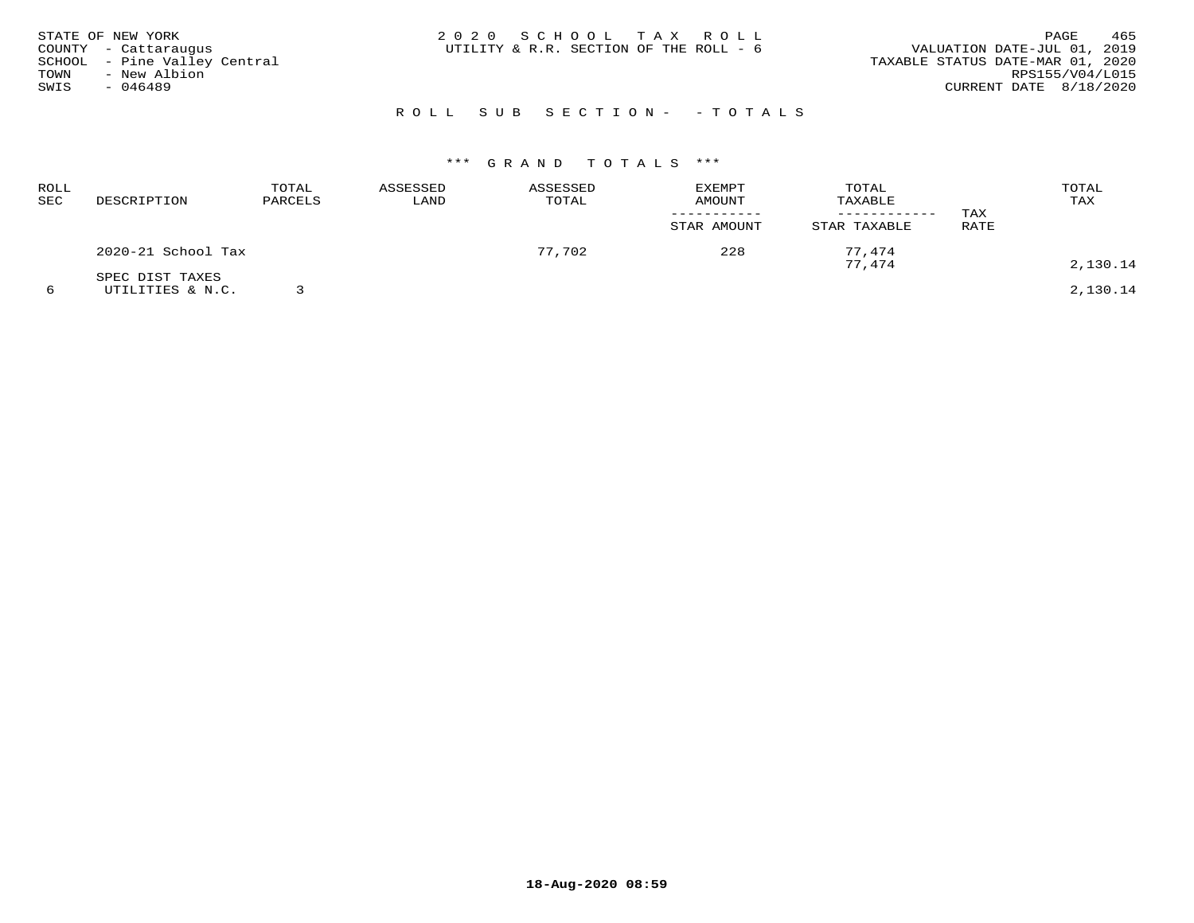STATE OF NEW YORK
COUNTY - Cattaraugus
SCHOOL - Pine Valley Central
TOWN - New Albion
SWIS - 046489

2020 SCHOOL TAX ROLL
UTILITY & R.R. SECTION OF THE ROLL - 6

VALUATION DATE-JUL 01, 2019
TAXABLE STATUS DATE-MAR 01, 2020
RPS155/V04/L015
CURRENT DATE 8/18/2020

ROLL SUB SECTION- - TOTALS

*** GRAND TOTALS ***

| ROLL SEC | DESCRIPTION | TOTAL PARCELS | ASSESSED LAND | ASSESSED TOTAL | EXEMPT AMOUNT / STAR AMOUNT | TOTAL TAXABLE / STAR TAXABLE | TAX RATE | TOTAL TAX |
|---|---|---|---|---|---|---|---|---|
| | 2020-21 School Tax | | | 77,702 | 228 | 77,474 | | |
| | | | | | | 77,474 | | 2,130.14 |
| | SPEC DIST TAXES | | | | | | | |
| 6 | UTILITIES & N.C. | 3 | | | | | | 2,130.14 |

18-Aug-2020 08:59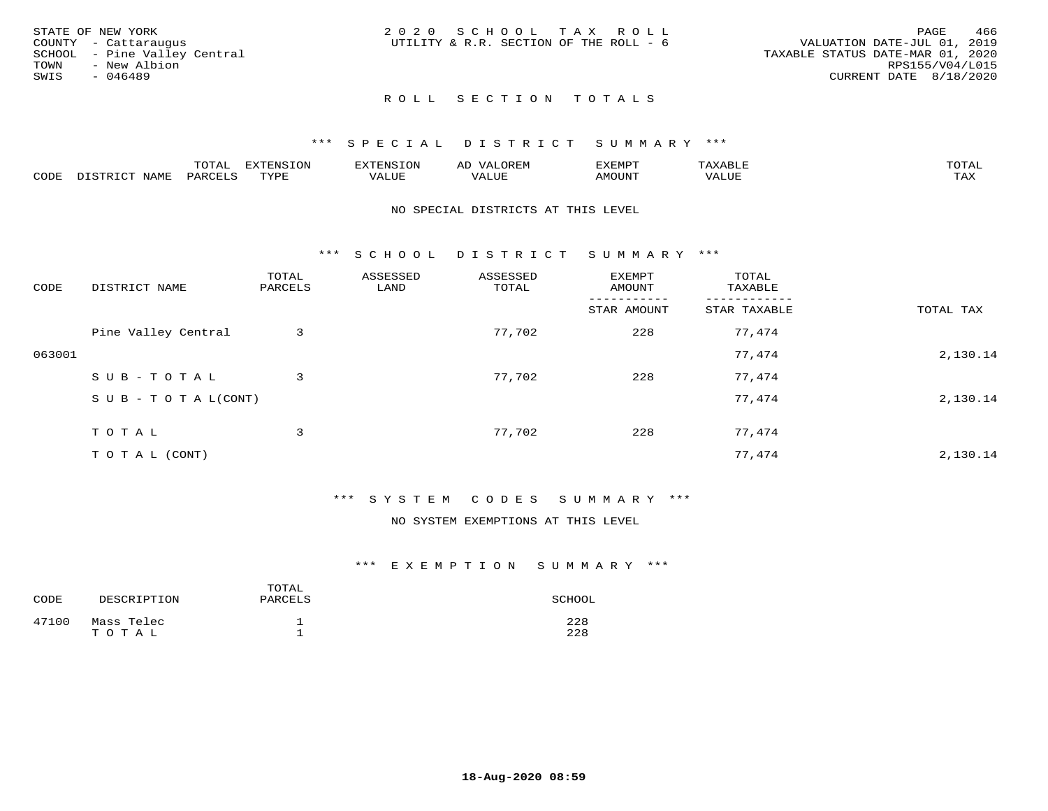STATE OF NEW YORK
COUNTY - Cattaraugus
SCHOOL - Pine Valley Central
TOWN - New Albion
SWIS - 046489

2020 SCHOOL TAX ROLL
UTILITY & R.R. SECTION OF THE ROLL - 6

VALUATION DATE-JUL 01, 2019
TAXABLE STATUS DATE-MAR 01, 2020
RPS155/V04/L015
CURRENT DATE 8/18/2020

## ROLL SECTION TOTALS

### *** SPECIAL DISTRICT SUMMARY ***

| CODE | DISTRICT NAME | TOTAL PARCELS | EXTENSION TYPE | EXTENSION VALUE | AD VALOREM VALUE | EXEMPT AMOUNT | TAXABLE VALUE | TOTAL TAX |
|---|---|---|---|---|---|---|---|---|

NO SPECIAL DISTRICTS AT THIS LEVEL

### *** SCHOOL DISTRICT SUMMARY ***

| CODE | DISTRICT NAME | TOTAL PARCELS | ASSESSED LAND | ASSESSED TOTAL | EXEMPT AMOUNT / STAR AMOUNT | TOTAL TAXABLE / STAR TAXABLE | TOTAL TAX |
|---|---|---|---|---|---|---|---|
| | Pine Valley Central | 3 | | 77,702 | 228 | 77,474 | |
| 063001 | | | | | | 77,474 | 2,130.14 |
| | SUB-TOTAL | 3 | | 77,702 | 228 | 77,474 | |
| | SUB-TOTAL(CONT) | | | | | 77,474 | 2,130.14 |
| | TOTAL | 3 | | 77,702 | 228 | 77,474 | |
| | TOTAL (CONT) | | | | | 77,474 | 2,130.14 |

### *** SYSTEM CODES SUMMARY ***

NO SYSTEM EXEMPTIONS AT THIS LEVEL

### *** EXEMPTION SUMMARY ***

| CODE | DESCRIPTION | TOTAL PARCELS | SCHOOL |
|---|---|---|---|
| 47100 | Mass Telec | 1 | 228 |
| | TOTAL | 1 | 228 |

18-Aug-2020 08:59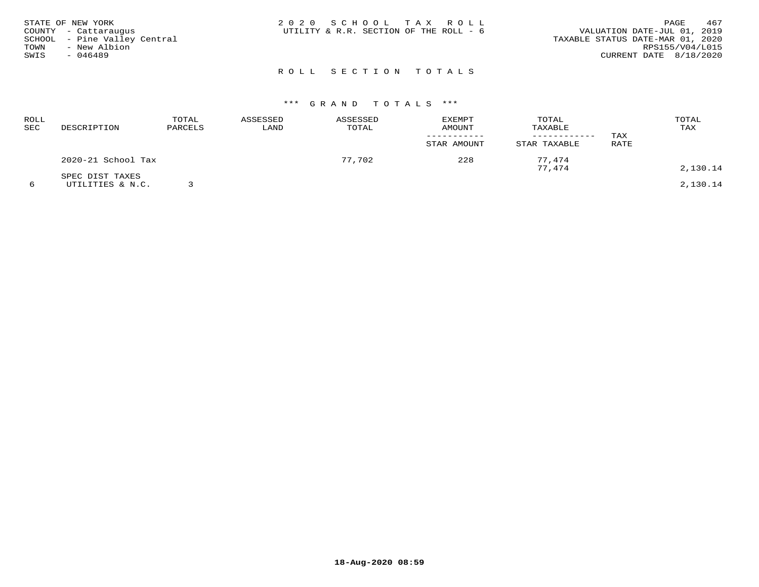STATE OF NEW YORK
COUNTY - Cattaraugus
SCHOOL - Pine Valley Central
TOWN - New Albion
SWIS - 046489

# 2020 SCHOOL TAX ROLL

UTILITY & R.R. SECTION OF THE ROLL - 6

VALUATION DATE-JUL 01, 2019
TAXABLE STATUS DATE-MAR 01, 2020
RPS155/V04/L015
CURRENT DATE 8/18/2020

## ROLL SECTION TOTALS

### *** GRAND TOTALS ***

| ROLL SEC | DESCRIPTION | TOTAL PARCELS | ASSESSED LAND | ASSESSED TOTAL | EXEMPT AMOUNT / STAR AMOUNT | TOTAL TAXABLE / STAR TAXABLE | TAX RATE | TOTAL TAX |
|---|---|---|---|---|---|---|---|---|
| | 2020-21 School Tax | | | 77,702 | 228 | 77,474 | | |
| | | | | | | 77,474 | | 2,130.14 |
| | SPEC DIST TAXES | | | | | | | |
| 6 | UTILITIES & N.C. | 3 | | | | | | 2,130.14 |

18-Aug-2020 08:59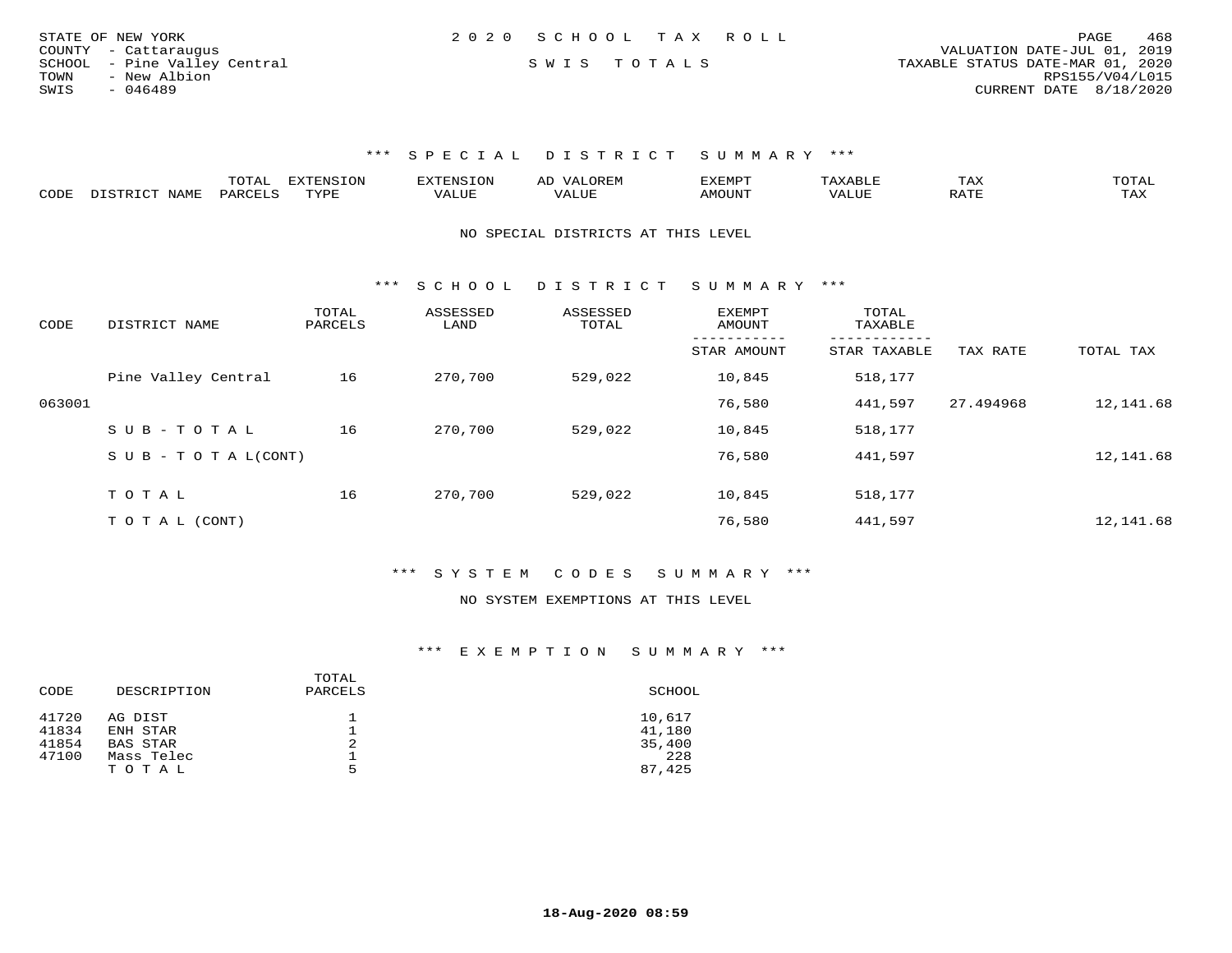STATE OF NEW YORK
COUNTY - Cattaraugus
SCHOOL - Pine Valley Central
TOWN - New Albion
SWIS - 046489

2020 SCHOOL TAX ROLL

SWIS TOTALS

VALUATION DATE-JUL 01, 2019
TAXABLE STATUS DATE-MAR 01, 2020
RPS155/V04/L015
CURRENT DATE 8/18/2020

### *** SPECIAL DISTRICT SUMMARY ***

| CODE | DISTRICT NAME | TOTAL PARCELS | EXTENSION TYPE | EXTENSION VALUE | AD VALOREM VALUE | EXEMPT AMOUNT | TAXABLE VALUE | TAX RATE | TOTAL TAX |
|---|---|---|---|---|---|---|---|---|---|

NO SPECIAL DISTRICTS AT THIS LEVEL

### *** SCHOOL DISTRICT SUMMARY ***

| CODE | DISTRICT NAME | TOTAL PARCELS | ASSESSED LAND | ASSESSED TOTAL | EXEMPT AMOUNT / STAR AMOUNT | TOTAL TAXABLE / STAR TAXABLE | TAX RATE | TOTAL TAX |
|---|---|---|---|---|---|---|---|---|
| | Pine Valley Central | 16 | 270,700 | 529,022 | 10,845 | 518,177 | | |
| 063001 | | | | | 76,580 | 441,597 | 27.494968 | 12,141.68 |
| | SUB-TOTAL | 16 | 270,700 | 529,022 | 10,845 | 518,177 | | |
| | SUB-TOTAL(CONT) | | | | 76,580 | 441,597 | | 12,141.68 |
| | TOTAL | 16 | 270,700 | 529,022 | 10,845 | 518,177 | | |
| | TOTAL (CONT) | | | | 76,580 | 441,597 | | 12,141.68 |

### *** SYSTEM CODES SUMMARY ***

NO SYSTEM EXEMPTIONS AT THIS LEVEL

### *** EXEMPTION SUMMARY ***

| CODE | DESCRIPTION | TOTAL PARCELS | SCHOOL |
|---|---|---|---|
| 41720 | AG DIST | 1 | 10,617 |
| 41834 | ENH STAR | 1 | 41,180 |
| 41854 | BAS STAR | 2 | 35,400 |
| 47100 | Mass Telec | 1 | 228 |
| | TOTAL | 5 | 87,425 |

18-Aug-2020 08:59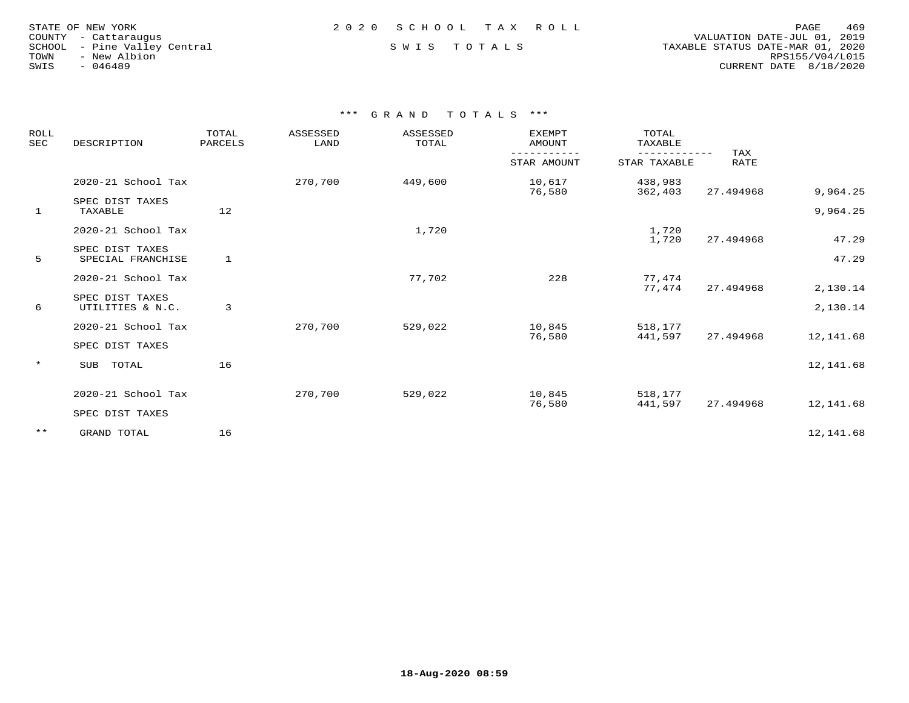STATE OF NEW YORK
COUNTY - Cattaraugus
SCHOOL - Pine Valley Central
TOWN - New Albion
SWIS - 046489

2020 SCHOOL TAX ROLL

SWIS TOTALS

VALUATION DATE-JUL 01, 2019
TAXABLE STATUS DATE-MAR 01, 2020
RPS155/V04/L015
CURRENT DATE 8/18/2020

### *** GRAND TOTALS ***

| ROLL SEC | DESCRIPTION | TOTAL PARCELS | ASSESSED LAND | ASSESSED TOTAL | EXEMPT AMOUNT / STAR AMOUNT | TOTAL TAXABLE / STAR TAXABLE | TAX RATE | |
|---|---|---|---|---|---|---|---|---|
| | 2020-21 School Tax | | 270,700 | 449,600 | 10,617 | 438,983 | | |
| | | | | | 76,580 | 362,403 | 27.494968 | 9,964.25 |
| | SPEC DIST TAXES | | | | | | | |
| 1 | TAXABLE | 12 | | | | | | 9,964.25 |
| | 2020-21 School Tax | | | 1,720 | | 1,720 | | |
| | | | | | | 1,720 | 27.494968 | 47.29 |
| | SPEC DIST TAXES | | | | | | | |
| 5 | SPECIAL FRANCHISE | 1 | | | | | | 47.29 |
| | 2020-21 School Tax | | | 77,702 | 228 | 77,474 | | |
| | | | | | | 77,474 | 27.494968 | 2,130.14 |
| | SPEC DIST TAXES | | | | | | | |
| 6 | UTILITIES & N.C. | 3 | | | | | | 2,130.14 |
| | 2020-21 School Tax | | 270,700 | 529,022 | 10,845 | 518,177 | | |
| | | | | | 76,580 | 441,597 | 27.494968 | 12,141.68 |
| | SPEC DIST TAXES | | | | | | | |
| * | SUB TOTAL | 16 | | | | | | 12,141.68 |
| | 2020-21 School Tax | | 270,700 | 529,022 | 10,845 | 518,177 | | |
| | | | | | 76,580 | 441,597 | 27.494968 | 12,141.68 |
| | SPEC DIST TAXES | | | | | | | |
| ** | GRAND TOTAL | 16 | | | | | | 12,141.68 |

18-Aug-2020 08:59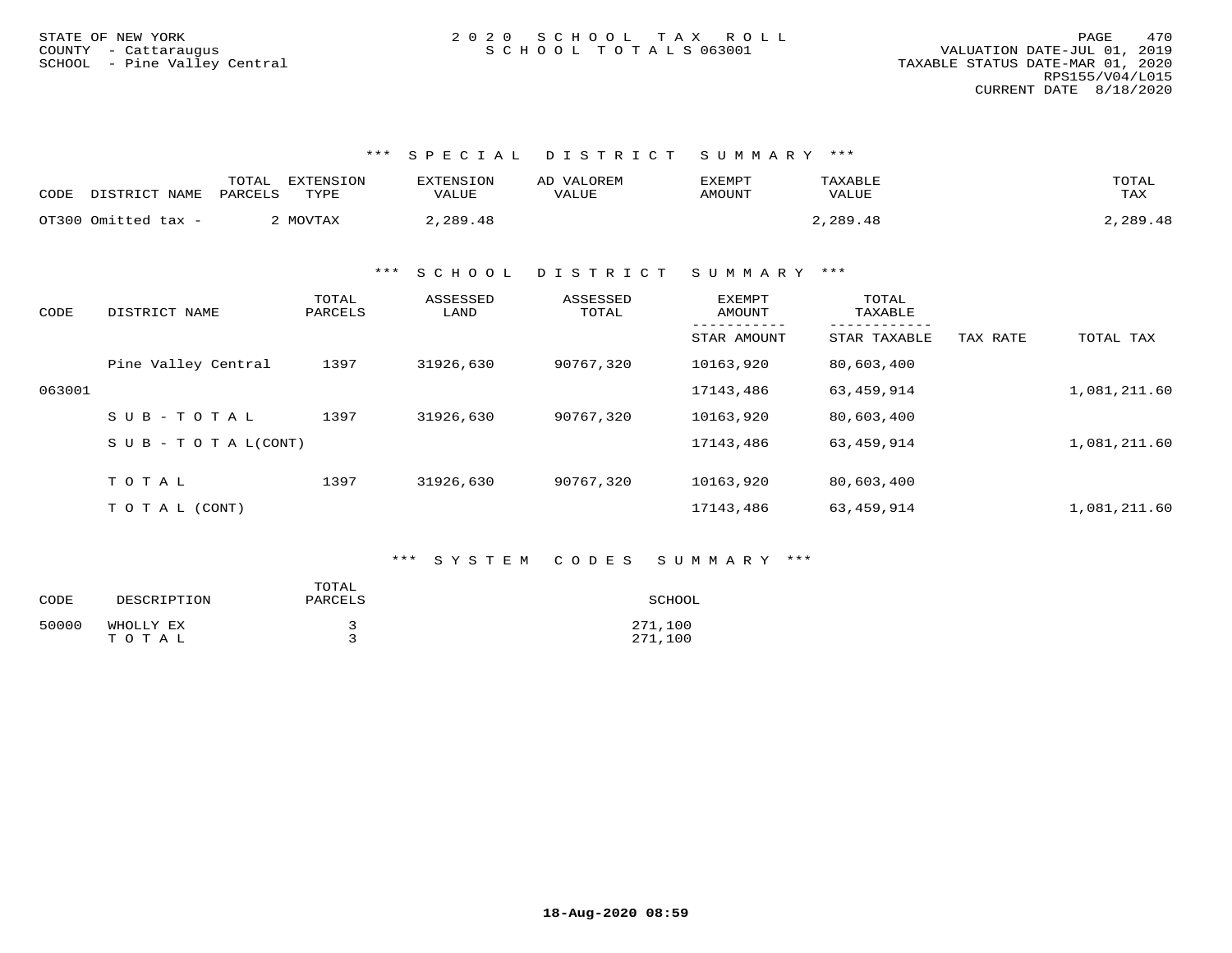STATE OF NEW YORK
COUNTY - Cattaraugus
SCHOOL - Pine Valley Central

2 0 2 0 S C H O O L T A X R O L L
S C H O O L T O T A L S 063001

VALUATION DATE-JUL 01, 2019
TAXABLE STATUS DATE-MAR 01, 2020
RPS155/V04/L015
CURRENT DATE 8/18/2020

### *** S P E C I A L D I S T R I C T S U M M A R Y ***

| CODE | DISTRICT NAME | TOTAL PARCELS | EXTENSION TYPE | EXTENSION VALUE | AD VALOREM VALUE | EXEMPT AMOUNT | TAXABLE VALUE | TOTAL TAX |
|---|---|---|---|---|---|---|---|---|
| OT300 | Omitted tax - | 2 | MOVTAX | 2,289.48 | | | 2,289.48 | 2,289.48 |

### *** S C H O O L D I S T R I C T S U M M A R Y ***

| CODE | DISTRICT NAME | TOTAL PARCELS | ASSESSED LAND | ASSESSED TOTAL | EXEMPT AMOUNT / STAR AMOUNT | TOTAL TAXABLE / STAR TAXABLE | TAX RATE | TOTAL TAX |
|---|---|---|---|---|---|---|---|---|
| | Pine Valley Central | 1397 | 31926,630 | 90767,320 | 10163,920 | 80,603,400 | | |
| 063001 | | | | | 17143,486 | 63,459,914 | | 1,081,211.60 |
| | S U B - T O T A L | 1397 | 31926,630 | 90767,320 | 10163,920 | 80,603,400 | | |
| | S U B - T O T A L(CONT) | | | | 17143,486 | 63,459,914 | | 1,081,211.60 |
| | T O T A L | 1397 | 31926,630 | 90767,320 | 10163,920 | 80,603,400 | | |
| | T O T A L (CONT) | | | | 17143,486 | 63,459,914 | | 1,081,211.60 |

### *** S Y S T E M C O D E S S U M M A R Y ***

| CODE | DESCRIPTION | TOTAL PARCELS | SCHOOL |
|---|---|---|---|
| 50000 | WHOLLY EX | 3 | 271,100 |
| | T O T A L | 3 | 271,100 |

18-Aug-2020 08:59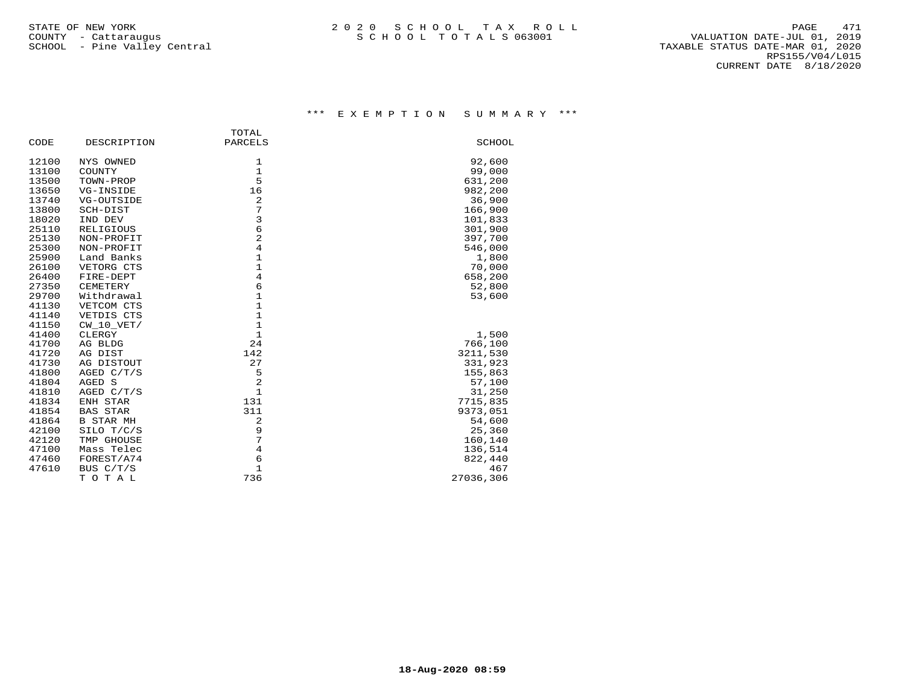STATE OF NEW YORK
COUNTY - Cattaraugus
SCHOOL - Pine Valley Central

# 2020 SCHOOL TAX ROLL
## SCHOOL TOTALS 063001

VALUATION DATE-JUL 01, 2019
TAXABLE STATUS DATE-MAR 01, 2020
RPS155/V04/L015
CURRENT DATE 8/18/2020

### *** EXEMPTION SUMMARY ***

| CODE | DESCRIPTION | TOTAL PARCELS | SCHOOL |
|---|---|---|---|
| 12100 | NYS OWNED | 1 | 92,600 |
| 13100 | COUNTY | 1 | 99,000 |
| 13500 | TOWN-PROP | 5 | 631,200 |
| 13650 | VG-INSIDE | 16 | 982,200 |
| 13740 | VG-OUTSIDE | 2 | 36,900 |
| 13800 | SCH-DIST | 7 | 166,900 |
| 18020 | IND DEV | 3 | 101,833 |
| 25110 | RELIGIOUS | 6 | 301,900 |
| 25130 | NON-PROFIT | 2 | 397,700 |
| 25300 | NON-PROFIT | 4 | 546,000 |
| 25900 | Land Banks | 1 | 1,800 |
| 26100 | VETORG CTS | 1 | 70,000 |
| 26400 | FIRE-DEPT | 4 | 658,200 |
| 27350 | CEMETERY | 6 | 52,800 |
| 29700 | Withdrawal | 1 | 53,600 |
| 41130 | VETCOM CTS | 1 | |
| 41140 | VETDIS CTS | 1 | |
| 41150 | CW_10_VET/ | 1 | |
| 41400 | CLERGY | 1 | 1,500 |
| 41700 | AG BLDG | 24 | 766,100 |
| 41720 | AG DIST | 142 | 3211,530 |
| 41730 | AG DISTOUT | 27 | 331,923 |
| 41800 | AGED C/T/S | 5 | 155,863 |
| 41804 | AGED S | 2 | 57,100 |
| 41810 | AGED C/T/S | 1 | 31,250 |
| 41834 | ENH STAR | 131 | 7715,835 |
| 41854 | BAS STAR | 311 | 9373,051 |
| 41864 | B STAR MH | 2 | 54,600 |
| 42100 | SILO T/C/S | 9 | 25,360 |
| 42120 | TMP GHOUSE | 7 | 160,140 |
| 47100 | Mass Telec | 4 | 136,514 |
| 47460 | FOREST/A74 | 6 | 822,440 |
| 47610 | BUS C/T/S | 1 | 467 |
| | TOTAL | 736 | 27036,306 |

18-Aug-2020 08:59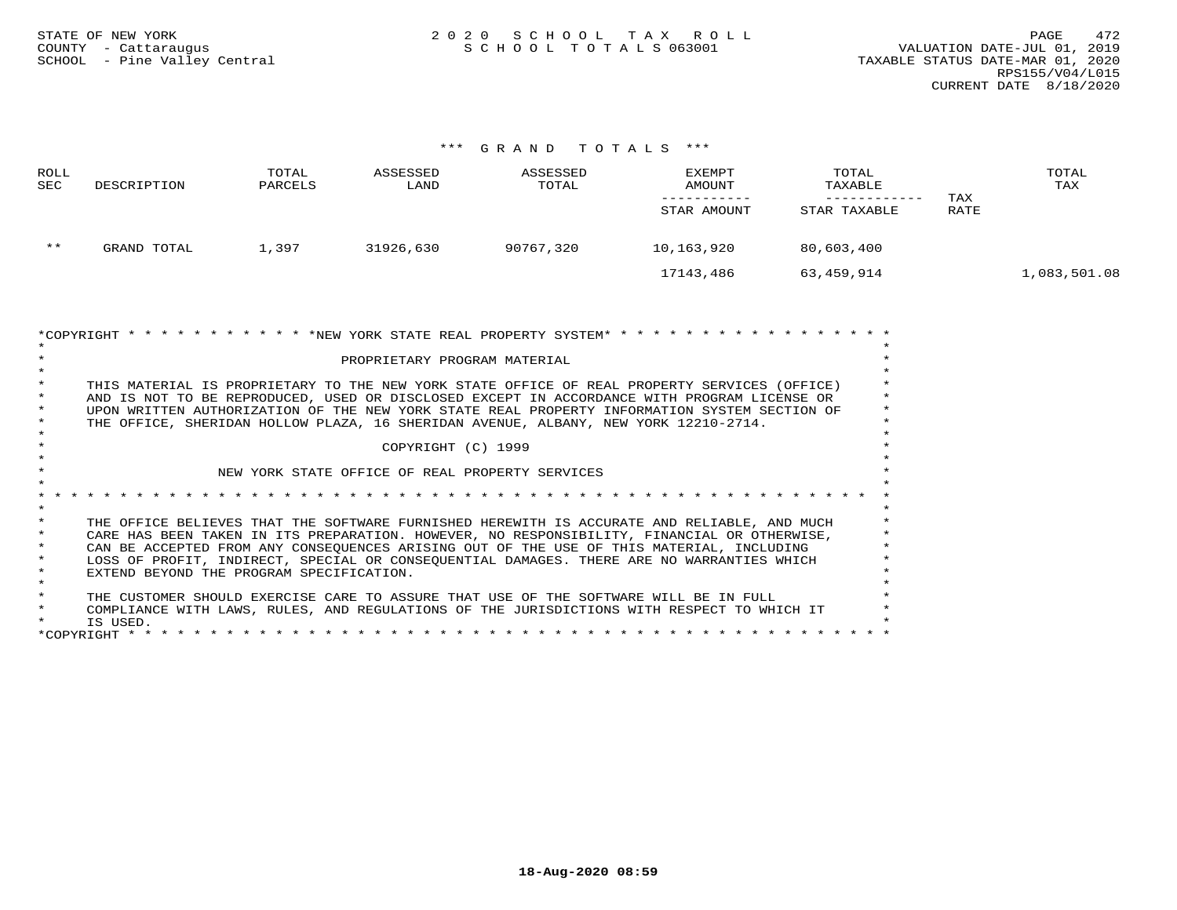STATE OF NEW YORK
COUNTY - Cattaraugus
SCHOOL - Pine Valley Central

2 0 2 0 S C H O O L T A X R O L L
S C H O O L T O T A L S 063001

VALUATION DATE-JUL 01, 2019
TAXABLE STATUS DATE-MAR 01, 2020
RPS155/V04/L015
CURRENT DATE 8/18/2020

*** G R A N D T O T A L S ***

| ROLL SEC | DESCRIPTION | TOTAL PARCELS | ASSESSED LAND | ASSESSED TOTAL | EXEMPT AMOUNT / STAR AMOUNT | TOTAL TAXABLE / STAR TAXABLE | TAX RATE | TOTAL TAX |
|---|---|---|---|---|---|---|---|---|
| ** | GRAND TOTAL | 1,397 | 31926,630 | 90767,320 | 10,163,920 | 80,603,400 | | |
| | | | | | 17143,486 | 63,459,914 | | 1,083,501.08 |

```
*COPYRIGHT * * * * * * * * * * * *NEW YORK STATE REAL PROPERTY SYSTEM* * * * * * * * * * * * * * * * * * *
*                                                                                                       *
*                                  PROPRIETARY PROGRAM MATERIAL                                         *
*                                                                                                       *
*     THIS MATERIAL IS PROPRIETARY TO THE NEW YORK STATE OFFICE OF REAL PROPERTY SERVICES (OFFICE)      *
*     AND IS NOT TO BE REPRODUCED, USED OR DISCLOSED EXCEPT IN ACCORDANCE WITH PROGRAM LICENSE OR       *
*     UPON WRITTEN AUTHORIZATION OF THE NEW YORK STATE REAL PROPERTY INFORMATION SYSTEM SECTION OF      *
*     THE OFFICE, SHERIDAN HOLLOW PLAZA, 16 SHERIDAN AVENUE, ALBANY, NEW YORK 12210-2714.               *
*                                                                                                       *
*                                      COPYRIGHT (C) 1999                                               *
*                                                                                                       *
*                       NEW YORK STATE OFFICE OF REAL PROPERTY SERVICES                                 *
*                                                                                                       *
* * * * * * * * * * * * * * * * * * * * * * * * * * * * * * * * * * * * * * * * * * * * * * * * * * * *
*                                                                                                       *
*     THE OFFICE BELIEVES THAT THE SOFTWARE FURNISHED HEREWITH IS ACCURATE AND RELIABLE, AND MUCH        *
*     CARE HAS BEEN TAKEN IN ITS PREPARATION. HOWEVER, NO RESPONSIBILITY, FINANCIAL OR OTHERWISE,       *
*     CAN BE ACCEPTED FROM ANY CONSEQUENCES ARISING OUT OF THE USE OF THIS MATERIAL, INCLUDING          *
*     LOSS OF PROFIT, INDIRECT, SPECIAL OR CONSEQUENTIAL DAMAGES. THERE ARE NO WARRANTIES WHICH         *
*     EXTEND BEYOND THE PROGRAM SPECIFICATION.                                                          *
*                                                                                                       *
*     THE CUSTOMER SHOULD EXERCISE CARE TO ASSURE THAT USE OF THE SOFTWARE WILL BE IN FULL              *
*     COMPLIANCE WITH LAWS, RULES, AND REGULATIONS OF THE JURISDICTIONS WITH RESPECT TO WHICH IT        *
*     IS USED.                                                                                          *
*COPYRIGHT * * * * * * * * * * * * * * * * * * * * * * * * * * * * * * * * * * * * * * * * * * * * * *
```

18-Aug-2020 08:59